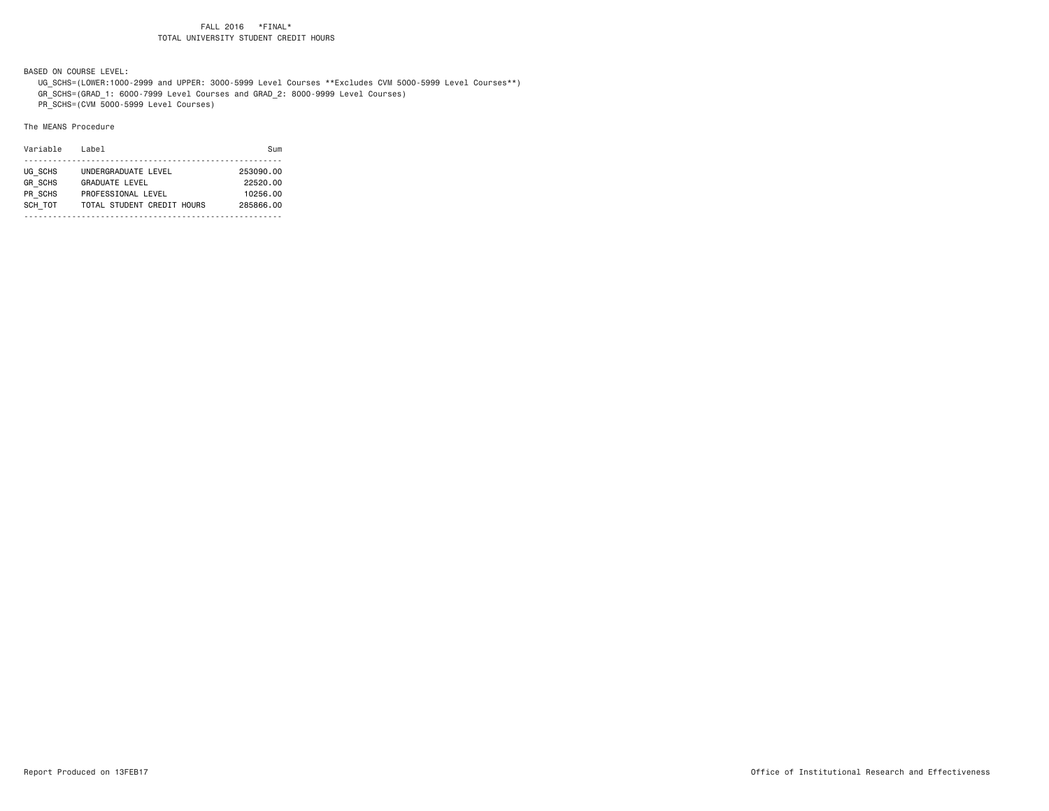# FALL 2016 *FINAL*
## TOTAL UNIVERSITY STUDENT CREDIT HOURS

BASED ON COURSE LEVEL:

UG_SCHS=(LOWER:1000-2999 and UPPER: 3000-5999 Level Courses **Excludes CVM 5000-5999 Level Courses**)

GR_SCHS=(GRAD_1: 6000-7999 Level Courses and GRAD_2: 8000-9999 Level Courses)

PR_SCHS=(CVM 5000-5999 Level Courses)

The MEANS Procedure

| Variable | Label | Sum |
|---|---|---|
| UG_SCHS | UNDERGRADUATE LEVEL | 253090.00 |
| GR_SCHS | GRADUATE LEVEL | 22520.00 |
| PR_SCHS | PROFESSIONAL LEVEL | 10256.00 |
| SCH_TOT | TOTAL STUDENT CREDIT HOURS | 285866.00 |

Report Produced on 13FEB17

Office of Institutional Research and Effectiveness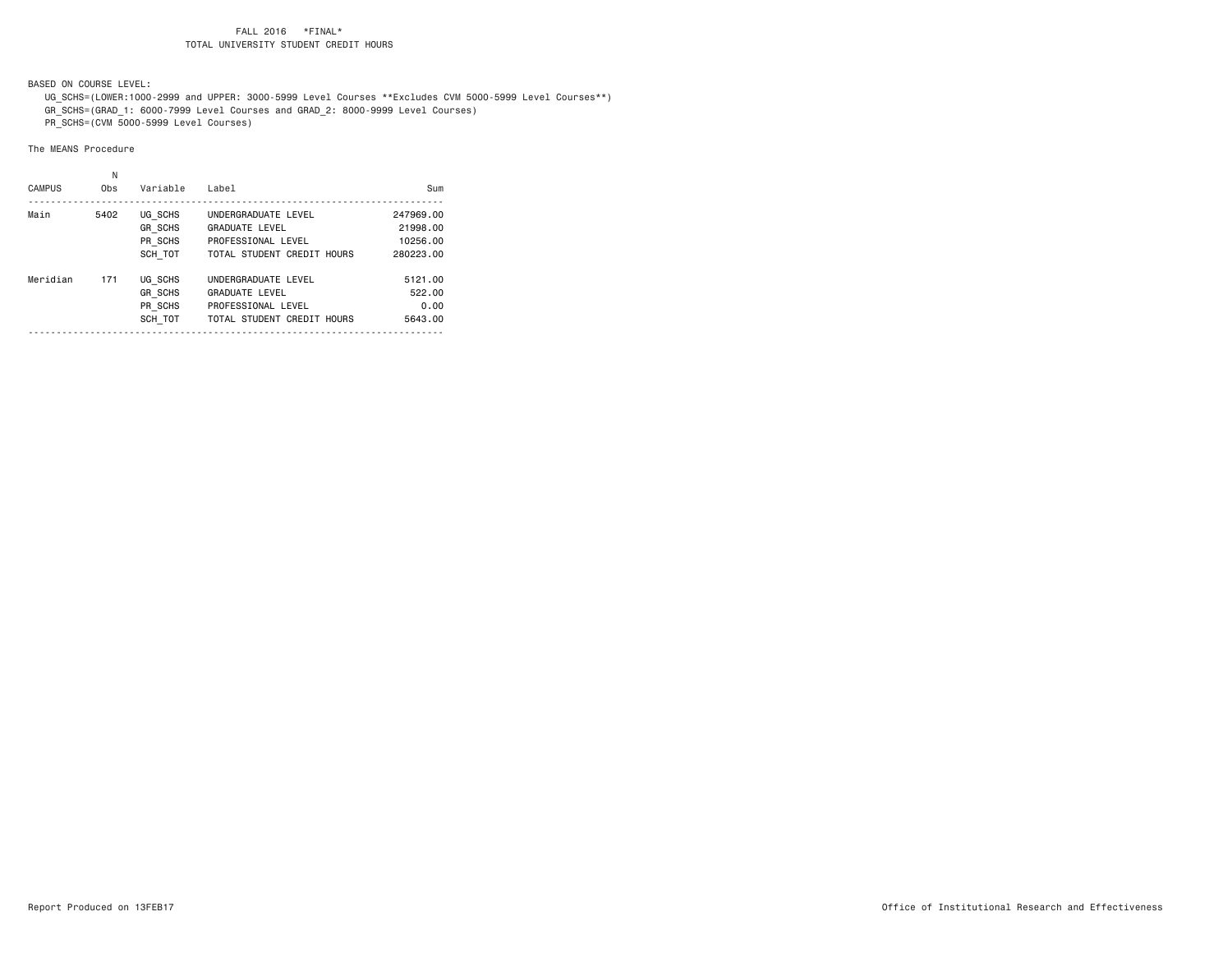FALL 2016 *FINAL*
TOTAL UNIVERSITY STUDENT CREDIT HOURS

BASED ON COURSE LEVEL:

UG_SCHS=(LOWER:1000-2999 and UPPER: 3000-5999 Level Courses **Excludes CVM 5000-5999 Level Courses**)
GR_SCHS=(GRAD_1: 6000-7999 Level Courses and GRAD_2: 8000-9999 Level Courses)
PR_SCHS=(CVM 5000-5999 Level Courses)

The MEANS Procedure

| CAMPUS | N Obs | Variable | Label | Sum |
|---|---|---|---|---|
| Main | 5402 | UG_SCHS | UNDERGRADUATE LEVEL | 247969.00 |
| | | GR_SCHS | GRADUATE LEVEL | 21998.00 |
| | | PR_SCHS | PROFESSIONAL LEVEL | 10256.00 |
| | | SCH_TOT | TOTAL STUDENT CREDIT HOURS | 280223.00 |
| Meridian | 171 | UG_SCHS | UNDERGRADUATE LEVEL | 5121.00 |
| | | GR_SCHS | GRADUATE LEVEL | 522.00 |
| | | PR_SCHS | PROFESSIONAL LEVEL | 0.00 |
| | | SCH_TOT | TOTAL STUDENT CREDIT HOURS | 5643.00 |

Report Produced on 13FEB17

Office of Institutional Research and Effectiveness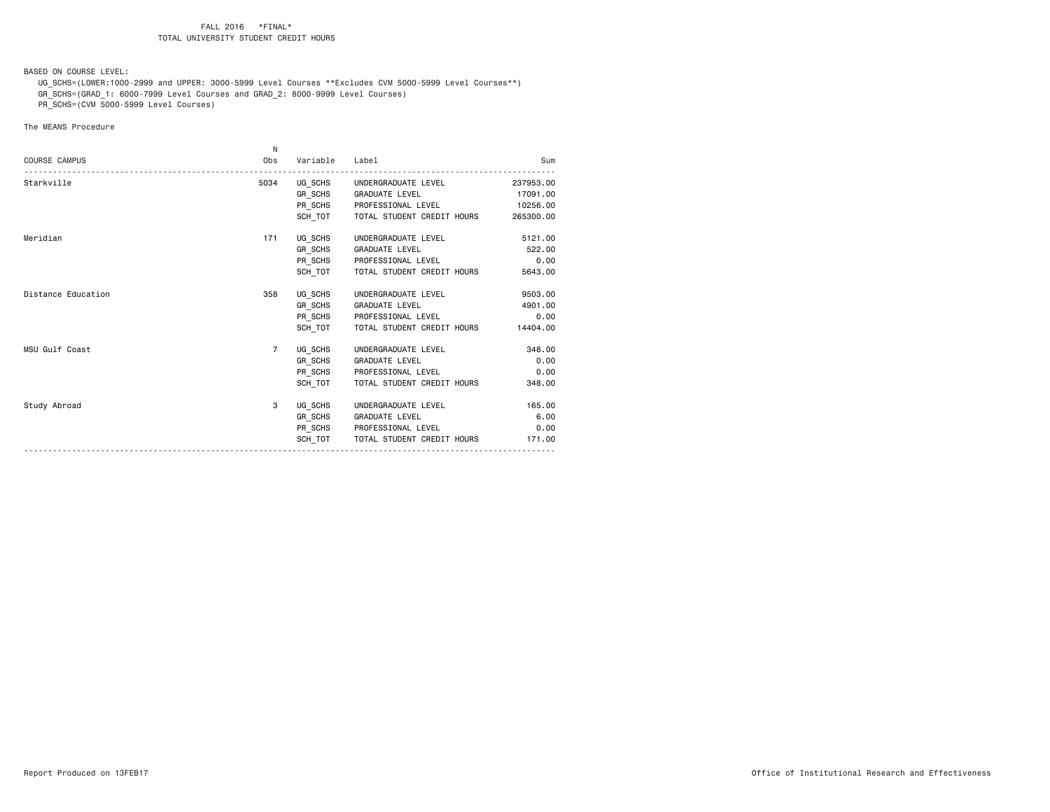FALL 2016 *FINAL*
TOTAL UNIVERSITY STUDENT CREDIT HOURS

BASED ON COURSE LEVEL:

UG_SCHS=(LOWER:1000-2999 and UPPER: 3000-5999 Level Courses **Excludes CVM 5000-5999 Level Courses**)
GR_SCHS=(GRAD_1: 6000-7999 Level Courses and GRAD_2: 8000-9999 Level Courses)
PR_SCHS=(CVM 5000-5999 Level Courses)

The MEANS Procedure

| COURSE CAMPUS | N Obs | Variable | Label | Sum |
|---|---|---|---|---|
| Starkville | 5034 | UG_SCHS | UNDERGRADUATE LEVEL | 237953.00 |
| | | GR_SCHS | GRADUATE LEVEL | 17091.00 |
| | | PR_SCHS | PROFESSIONAL LEVEL | 10256.00 |
| | | SCH_TOT | TOTAL STUDENT CREDIT HOURS | 265300.00 |
| Meridian | 171 | UG_SCHS | UNDERGRADUATE LEVEL | 5121.00 |
| | | GR_SCHS | GRADUATE LEVEL | 522.00 |
| | | PR_SCHS | PROFESSIONAL LEVEL | 0.00 |
| | | SCH_TOT | TOTAL STUDENT CREDIT HOURS | 5643.00 |
| Distance Education | 358 | UG_SCHS | UNDERGRADUATE LEVEL | 9503.00 |
| | | GR_SCHS | GRADUATE LEVEL | 4901.00 |
| | | PR_SCHS | PROFESSIONAL LEVEL | 0.00 |
| | | SCH_TOT | TOTAL STUDENT CREDIT HOURS | 14404.00 |
| MSU Gulf Coast | 7 | UG_SCHS | UNDERGRADUATE LEVEL | 348.00 |
| | | GR_SCHS | GRADUATE LEVEL | 0.00 |
| | | PR_SCHS | PROFESSIONAL LEVEL | 0.00 |
| | | SCH_TOT | TOTAL STUDENT CREDIT HOURS | 348.00 |
| Study Abroad | 3 | UG_SCHS | UNDERGRADUATE LEVEL | 165.00 |
| | | GR_SCHS | GRADUATE LEVEL | 6.00 |
| | | PR_SCHS | PROFESSIONAL LEVEL | 0.00 |
| | | SCH_TOT | TOTAL STUDENT CREDIT HOURS | 171.00 |

Report Produced on 13FEB17

Office of Institutional Research and Effectiveness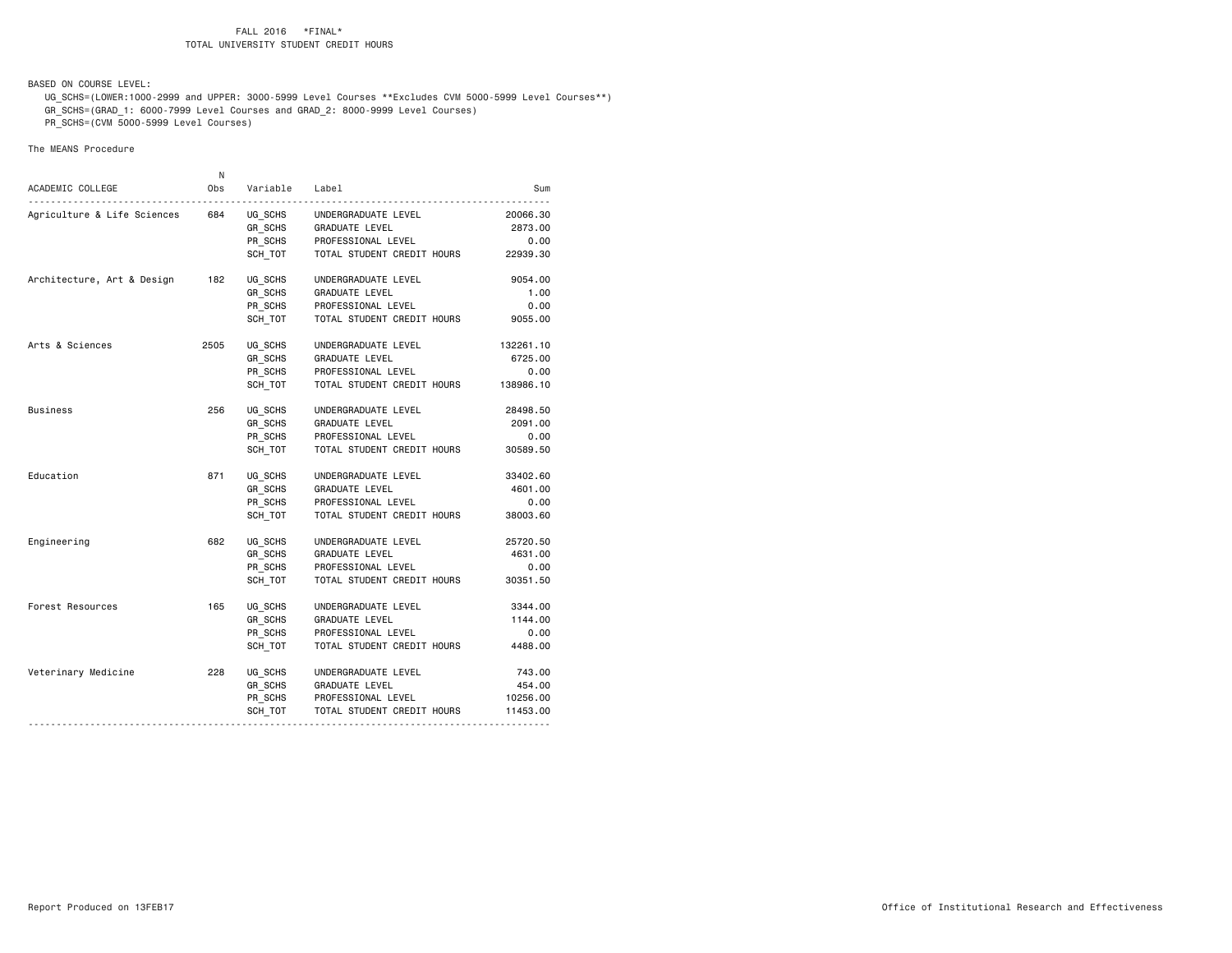FALL 2016 *FINAL*

TOTAL UNIVERSITY STUDENT CREDIT HOURS

BASED ON COURSE LEVEL:

UG_SCHS=(LOWER:1000-2999 and UPPER: 3000-5999 Level Courses **Excludes CVM 5000-5999 Level Courses**)

GR_SCHS=(GRAD_1: 6000-7999 Level Courses and GRAD_2: 8000-9999 Level Courses)

PR_SCHS=(CVM 5000-5999 Level Courses)

The MEANS Procedure

| ACADEMIC COLLEGE | N Obs | Variable | Label | Sum |
|---|---|---|---|---|
| Agriculture & Life Sciences | 684 | UG_SCHS | UNDERGRADUATE LEVEL | 20066.30 |
| | | GR_SCHS | GRADUATE LEVEL | 2873.00 |
| | | PR_SCHS | PROFESSIONAL LEVEL | 0.00 |
| | | SCH_TOT | TOTAL STUDENT CREDIT HOURS | 22939.30 |
| Architecture, Art & Design | 182 | UG_SCHS | UNDERGRADUATE LEVEL | 9054.00 |
| | | GR_SCHS | GRADUATE LEVEL | 1.00 |
| | | PR_SCHS | PROFESSIONAL LEVEL | 0.00 |
| | | SCH_TOT | TOTAL STUDENT CREDIT HOURS | 9055.00 |
| Arts & Sciences | 2505 | UG_SCHS | UNDERGRADUATE LEVEL | 132261.10 |
| | | GR_SCHS | GRADUATE LEVEL | 6725.00 |
| | | PR_SCHS | PROFESSIONAL LEVEL | 0.00 |
| | | SCH_TOT | TOTAL STUDENT CREDIT HOURS | 138986.10 |
| Business | 256 | UG_SCHS | UNDERGRADUATE LEVEL | 28498.50 |
| | | GR_SCHS | GRADUATE LEVEL | 2091.00 |
| | | PR_SCHS | PROFESSIONAL LEVEL | 0.00 |
| | | SCH_TOT | TOTAL STUDENT CREDIT HOURS | 30589.50 |
| Education | 871 | UG_SCHS | UNDERGRADUATE LEVEL | 33402.60 |
| | | GR_SCHS | GRADUATE LEVEL | 4601.00 |
| | | PR_SCHS | PROFESSIONAL LEVEL | 0.00 |
| | | SCH_TOT | TOTAL STUDENT CREDIT HOURS | 38003.60 |
| Engineering | 682 | UG_SCHS | UNDERGRADUATE LEVEL | 25720.50 |
| | | GR_SCHS | GRADUATE LEVEL | 4631.00 |
| | | PR_SCHS | PROFESSIONAL LEVEL | 0.00 |
| | | SCH_TOT | TOTAL STUDENT CREDIT HOURS | 30351.50 |
| Forest Resources | 165 | UG_SCHS | UNDERGRADUATE LEVEL | 3344.00 |
| | | GR_SCHS | GRADUATE LEVEL | 1144.00 |
| | | PR_SCHS | PROFESSIONAL LEVEL | 0.00 |
| | | SCH_TOT | TOTAL STUDENT CREDIT HOURS | 4488.00 |
| Veterinary Medicine | 228 | UG_SCHS | UNDERGRADUATE LEVEL | 743.00 |
| | | GR_SCHS | GRADUATE LEVEL | 454.00 |
| | | PR_SCHS | PROFESSIONAL LEVEL | 10256.00 |
| | | SCH_TOT | TOTAL STUDENT CREDIT HOURS | 11453.00 |

Report Produced on 13FEB17

Office of Institutional Research and Effectiveness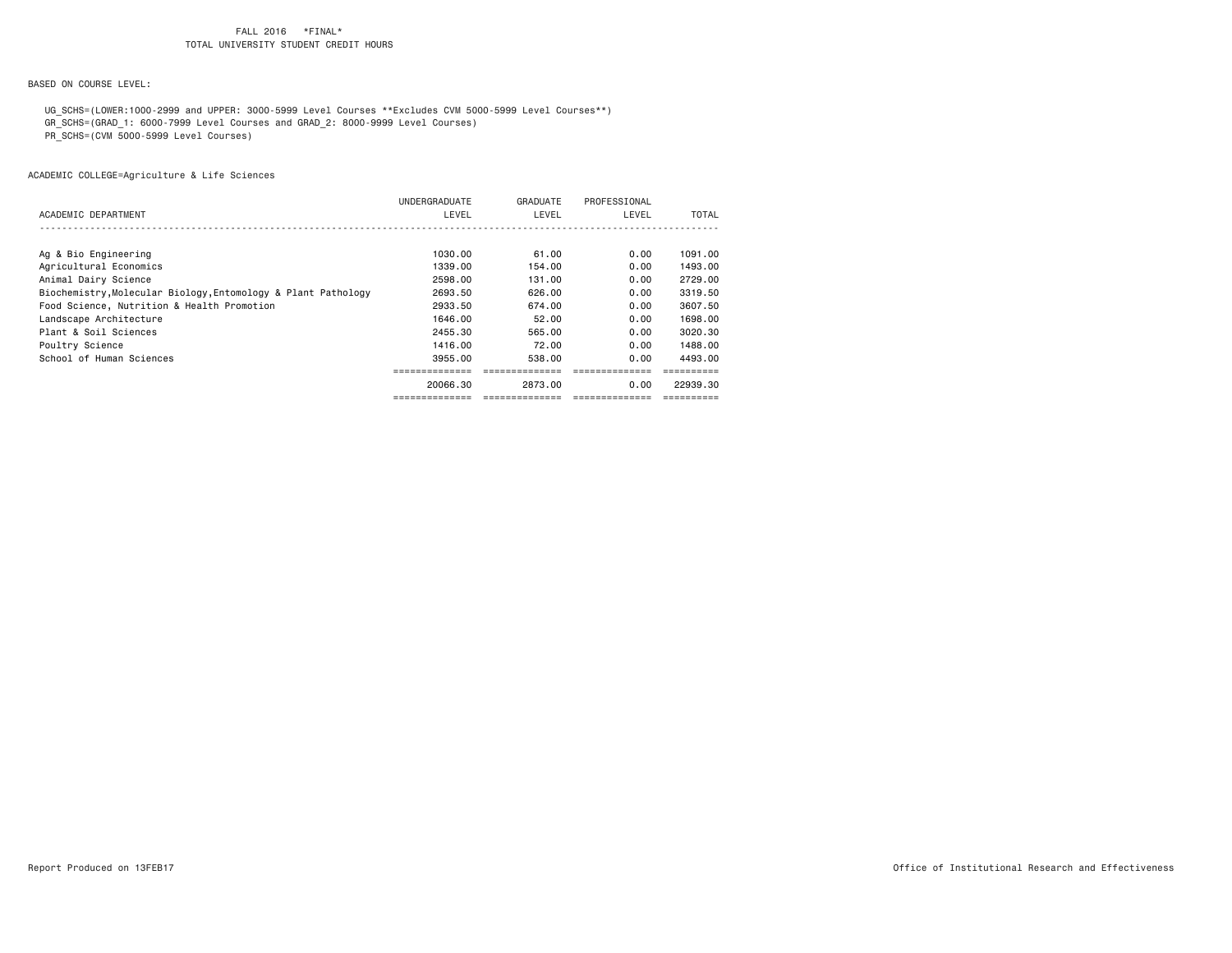FALL 2016 *FINAL*
TOTAL UNIVERSITY STUDENT CREDIT HOURS

BASED ON COURSE LEVEL:

UG_SCHS=(LOWER:1000-2999 and UPPER: 3000-5999 Level Courses **Excludes CVM 5000-5999 Level Courses**)
GR_SCHS=(GRAD_1: 6000-7999 Level Courses and GRAD_2: 8000-9999 Level Courses)
PR_SCHS=(CVM 5000-5999 Level Courses)

ACADEMIC COLLEGE=Agriculture & Life Sciences

| ACADEMIC DEPARTMENT | UNDERGRADUATE LEVEL | GRADUATE LEVEL | PROFESSIONAL LEVEL | TOTAL |
|---|---|---|---|---|
| Ag & Bio Engineering | 1030.00 | 61.00 | 0.00 | 1091.00 |
| Agricultural Economics | 1339.00 | 154.00 | 0.00 | 1493.00 |
| Animal Dairy Science | 2598.00 | 131.00 | 0.00 | 2729.00 |
| Biochemistry,Molecular Biology,Entomology & Plant Pathology | 2693.50 | 626.00 | 0.00 | 3319.50 |
| Food Science, Nutrition & Health Promotion | 2933.50 | 674.00 | 0.00 | 3607.50 |
| Landscape Architecture | 1646.00 | 52.00 | 0.00 | 1698.00 |
| Plant & Soil Sciences | 2455.30 | 565.00 | 0.00 | 3020.30 |
| Poultry Science | 1416.00 | 72.00 | 0.00 | 1488.00 |
| School of Human Sciences | 3955.00 | 538.00 | 0.00 | 4493.00 |
| | 20066.30 | 2873.00 | 0.00 | 22939.30 |

Report Produced on 13FEB17

Office of Institutional Research and Effectiveness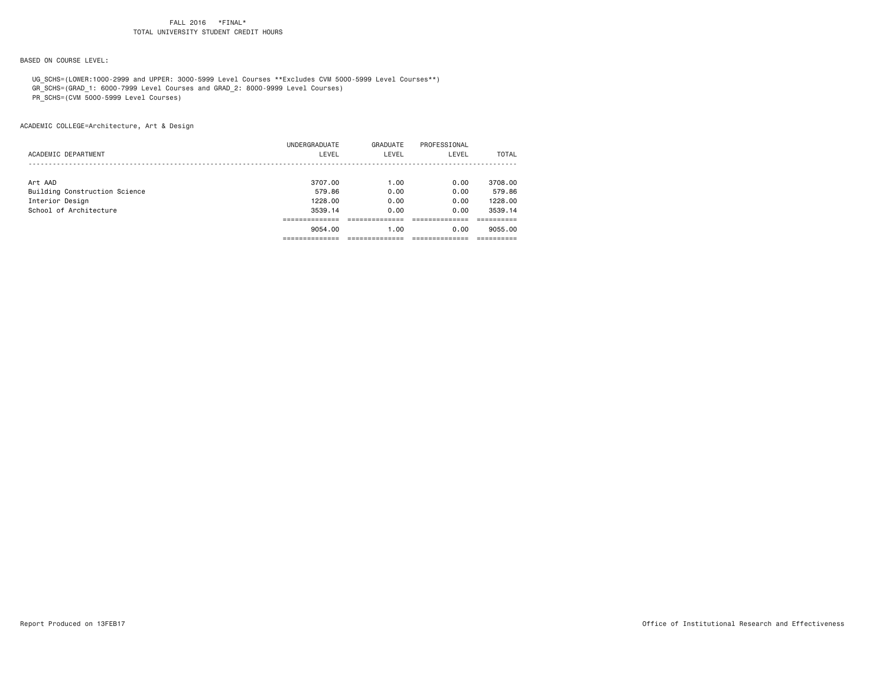FALL 2016 *FINAL*
TOTAL UNIVERSITY STUDENT CREDIT HOURS

BASED ON COURSE LEVEL:

UG_SCHS=(LOWER:1000-2999 and UPPER: 3000-5999 Level Courses **Excludes CVM 5000-5999 Level Courses**)
GR_SCHS=(GRAD_1: 6000-7999 Level Courses and GRAD_2: 8000-9999 Level Courses)
PR_SCHS=(CVM 5000-5999 Level Courses)

ACADEMIC COLLEGE=Architecture, Art & Design

| ACADEMIC DEPARTMENT | UNDERGRADUATE LEVEL | GRADUATE LEVEL | PROFESSIONAL LEVEL | TOTAL |
|---|---|---|---|---|
| Art AAD | 3707.00 | 1.00 | 0.00 | 3708.00 |
| Building Construction Science | 579.86 | 0.00 | 0.00 | 579.86 |
| Interior Design | 1228.00 | 0.00 | 0.00 | 1228.00 |
| School of Architecture | 3539.14 | 0.00 | 0.00 | 3539.14 |
| | 9054.00 | 1.00 | 0.00 | 9055.00 |

Report Produced on 13FEB17

Office of Institutional Research and Effectiveness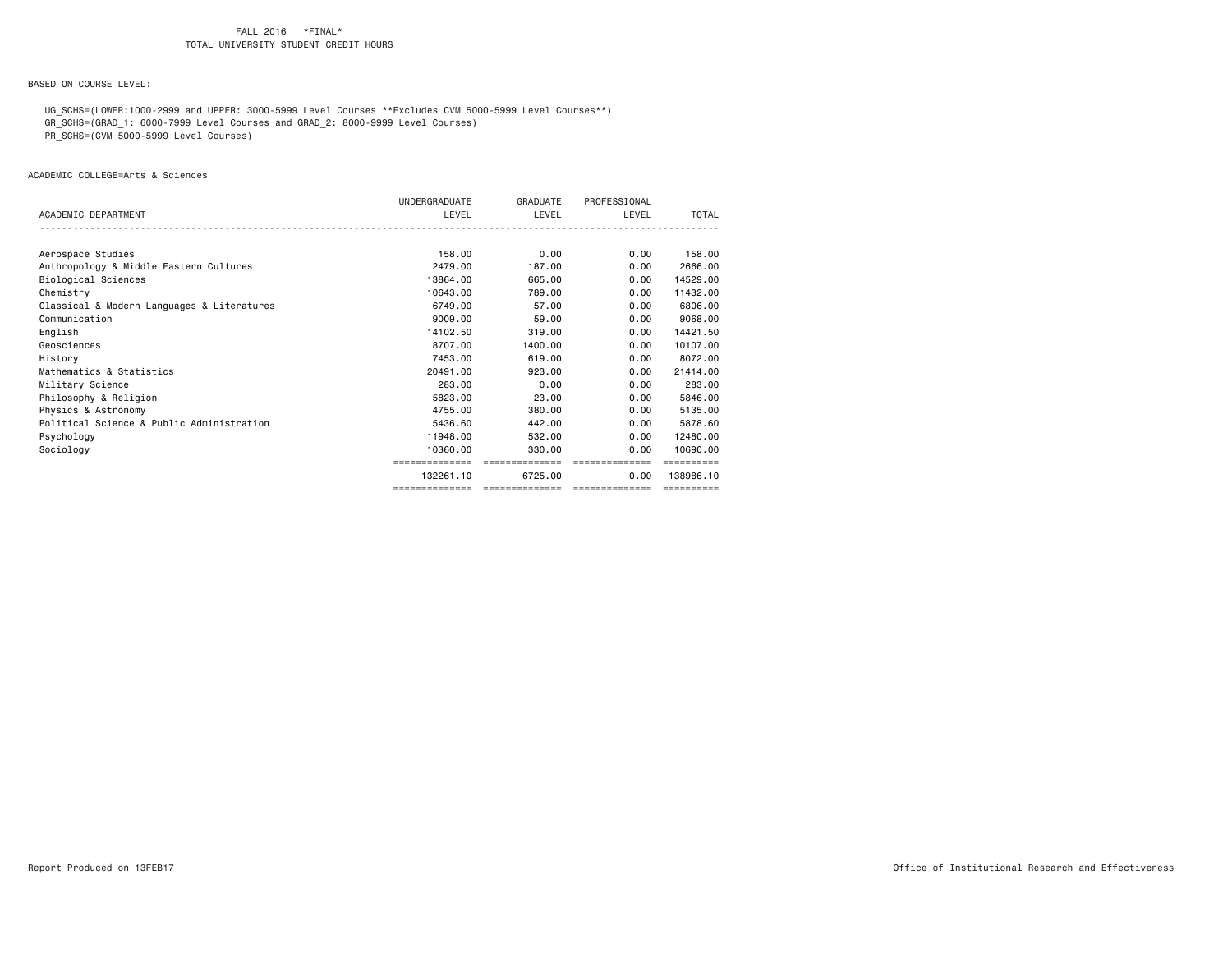FALL 2016 \*FINAL\*
TOTAL UNIVERSITY STUDENT CREDIT HOURS

BASED ON COURSE LEVEL:

UG_SCHS=(LOWER:1000-2999 and UPPER: 3000-5999 Level Courses **Excludes CVM 5000-5999 Level Courses**)
GR_SCHS=(GRAD_1: 6000-7999 Level Courses and GRAD_2: 8000-9999 Level Courses)
PR_SCHS=(CVM 5000-5999 Level Courses)

ACADEMIC COLLEGE=Arts & Sciences

| ACADEMIC DEPARTMENT | UNDERGRADUATE LEVEL | GRADUATE LEVEL | PROFESSIONAL LEVEL | TOTAL |
|---|---|---|---|---|
| Aerospace Studies | 158.00 | 0.00 | 0.00 | 158.00 |
| Anthropology & Middle Eastern Cultures | 2479.00 | 187.00 | 0.00 | 2666.00 |
| Biological Sciences | 13864.00 | 665.00 | 0.00 | 14529.00 |
| Chemistry | 10643.00 | 789.00 | 0.00 | 11432.00 |
| Classical & Modern Languages & Literatures | 6749.00 | 57.00 | 0.00 | 6806.00 |
| Communication | 9009.00 | 59.00 | 0.00 | 9068.00 |
| English | 14102.50 | 319.00 | 0.00 | 14421.50 |
| Geosciences | 8707.00 | 1400.00 | 0.00 | 10107.00 |
| History | 7453.00 | 619.00 | 0.00 | 8072.00 |
| Mathematics & Statistics | 20491.00 | 923.00 | 0.00 | 21414.00 |
| Military Science | 283.00 | 0.00 | 0.00 | 283.00 |
| Philosophy & Religion | 5823.00 | 23.00 | 0.00 | 5846.00 |
| Physics & Astronomy | 4755.00 | 380.00 | 0.00 | 5135.00 |
| Political Science & Public Administration | 5436.60 | 442.00 | 0.00 | 5878.60 |
| Psychology | 11948.00 | 532.00 | 0.00 | 12480.00 |
| Sociology | 10360.00 | 330.00 | 0.00 | 10690.00 |
| | 132261.10 | 6725.00 | 0.00 | 138986.10 |

Report Produced on 13FEB17

Office of Institutional Research and Effectiveness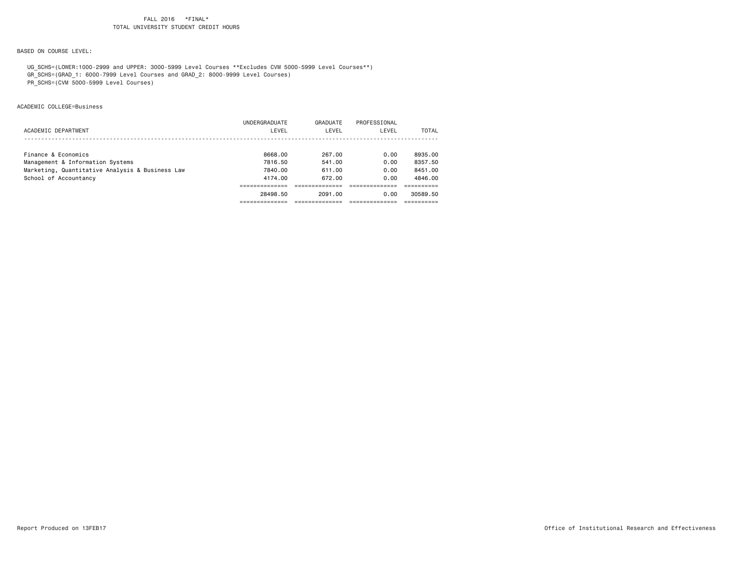FALL 2016 *FINAL*
TOTAL UNIVERSITY STUDENT CREDIT HOURS

BASED ON COURSE LEVEL:

UG_SCHS=(LOWER:1000-2999 and UPPER: 3000-5999 Level Courses **Excludes CVM 5000-5999 Level Courses**)
GR_SCHS=(GRAD_1: 6000-7999 Level Courses and GRAD_2: 8000-9999 Level Courses)
PR_SCHS=(CVM 5000-5999 Level Courses)

ACADEMIC COLLEGE=Business

| ACADEMIC DEPARTMENT | UNDERGRADUATE LEVEL | GRADUATE LEVEL | PROFESSIONAL LEVEL | TOTAL |
|---|---|---|---|---|
| Finance & Economics | 8668.00 | 267.00 | 0.00 | 8935.00 |
| Management & Information Systems | 7816.50 | 541.00 | 0.00 | 8357.50 |
| Marketing, Quantitative Analysis & Business Law | 7840.00 | 611.00 | 0.00 | 8451.00 |
| School of Accountancy | 4174.00 | 672.00 | 0.00 | 4846.00 |
| | 28498.50 | 2091.00 | 0.00 | 30589.50 |

Report Produced on 13FEB17

Office of Institutional Research and Effectiveness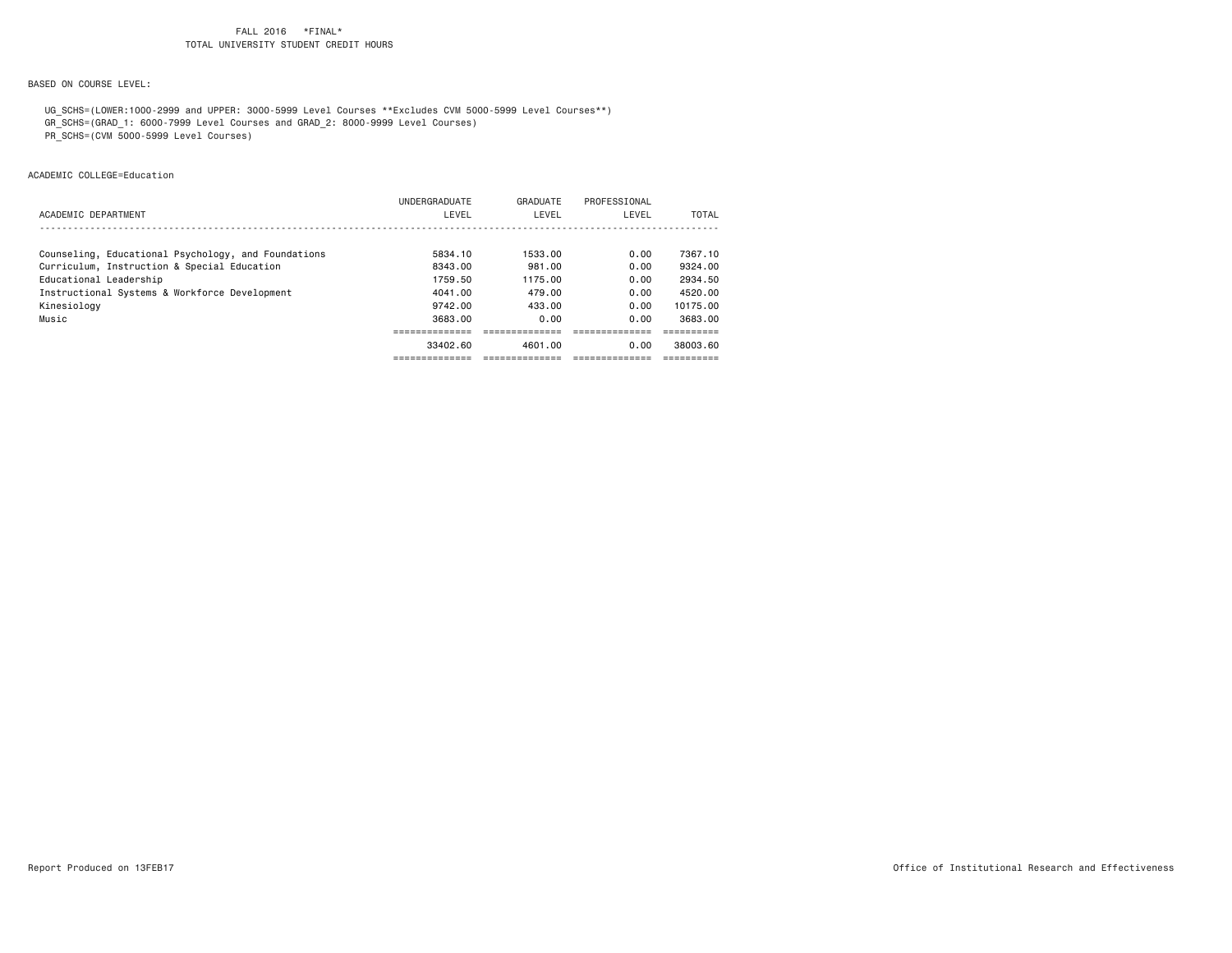FALL 2016 *FINAL*
TOTAL UNIVERSITY STUDENT CREDIT HOURS

BASED ON COURSE LEVEL:

UG_SCHS=(LOWER:1000-2999 and UPPER: 3000-5999 Level Courses **Excludes CVM 5000-5999 Level Courses**)
GR_SCHS=(GRAD_1: 6000-7999 Level Courses and GRAD_2: 8000-9999 Level Courses)
PR_SCHS=(CVM 5000-5999 Level Courses)

ACADEMIC COLLEGE=Education

| ACADEMIC DEPARTMENT | UNDERGRADUATE LEVEL | GRADUATE LEVEL | PROFESSIONAL LEVEL | TOTAL |
|---|---|---|---|---|
| Counseling, Educational Psychology, and Foundations | 5834.10 | 1533.00 | 0.00 | 7367.10 |
| Curriculum, Instruction & Special Education | 8343.00 | 981.00 | 0.00 | 9324.00 |
| Educational Leadership | 1759.50 | 1175.00 | 0.00 | 2934.50 |
| Instructional Systems & Workforce Development | 4041.00 | 479.00 | 0.00 | 4520.00 |
| Kinesiology | 9742.00 | 433.00 | 0.00 | 10175.00 |
| Music | 3683.00 | 0.00 | 0.00 | 3683.00 |
| | 33402.60 | 4601.00 | 0.00 | 38003.60 |

Report Produced on 13FEB17

Office of Institutional Research and Effectiveness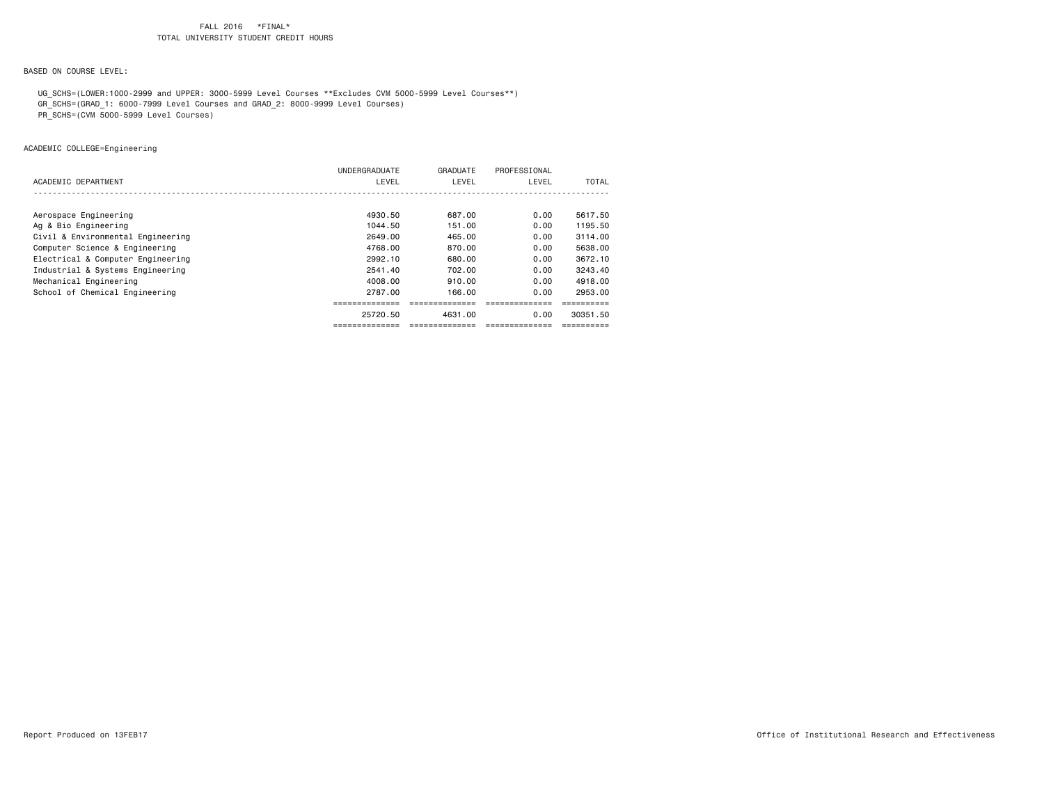FALL 2016 \*FINAL\*
TOTAL UNIVERSITY STUDENT CREDIT HOURS

BASED ON COURSE LEVEL:

UG_SCHS=(LOWER:1000-2999 and UPPER: 3000-5999 Level Courses **Excludes CVM 5000-5999 Level Courses**)
GR_SCHS=(GRAD_1: 6000-7999 Level Courses and GRAD_2: 8000-9999 Level Courses)
PR_SCHS=(CVM 5000-5999 Level Courses)

ACADEMIC COLLEGE=Engineering

| ACADEMIC DEPARTMENT | UNDERGRADUATE LEVEL | GRADUATE LEVEL | PROFESSIONAL LEVEL | TOTAL |
|---|---|---|---|---|
| Aerospace Engineering | 4930.50 | 687.00 | 0.00 | 5617.50 |
| Ag & Bio Engineering | 1044.50 | 151.00 | 0.00 | 1195.50 |
| Civil & Environmental Engineering | 2649.00 | 465.00 | 0.00 | 3114.00 |
| Computer Science & Engineering | 4768.00 | 870.00 | 0.00 | 5638.00 |
| Electrical & Computer Engineering | 2992.10 | 680.00 | 0.00 | 3672.10 |
| Industrial & Systems Engineering | 2541.40 | 702.00 | 0.00 | 3243.40 |
| Mechanical Engineering | 4008.00 | 910.00 | 0.00 | 4918.00 |
| School of Chemical Engineering | 2787.00 | 166.00 | 0.00 | 2953.00 |
| | 25720.50 | 4631.00 | 0.00 | 30351.50 |

Report Produced on 13FEB17

Office of Institutional Research and Effectiveness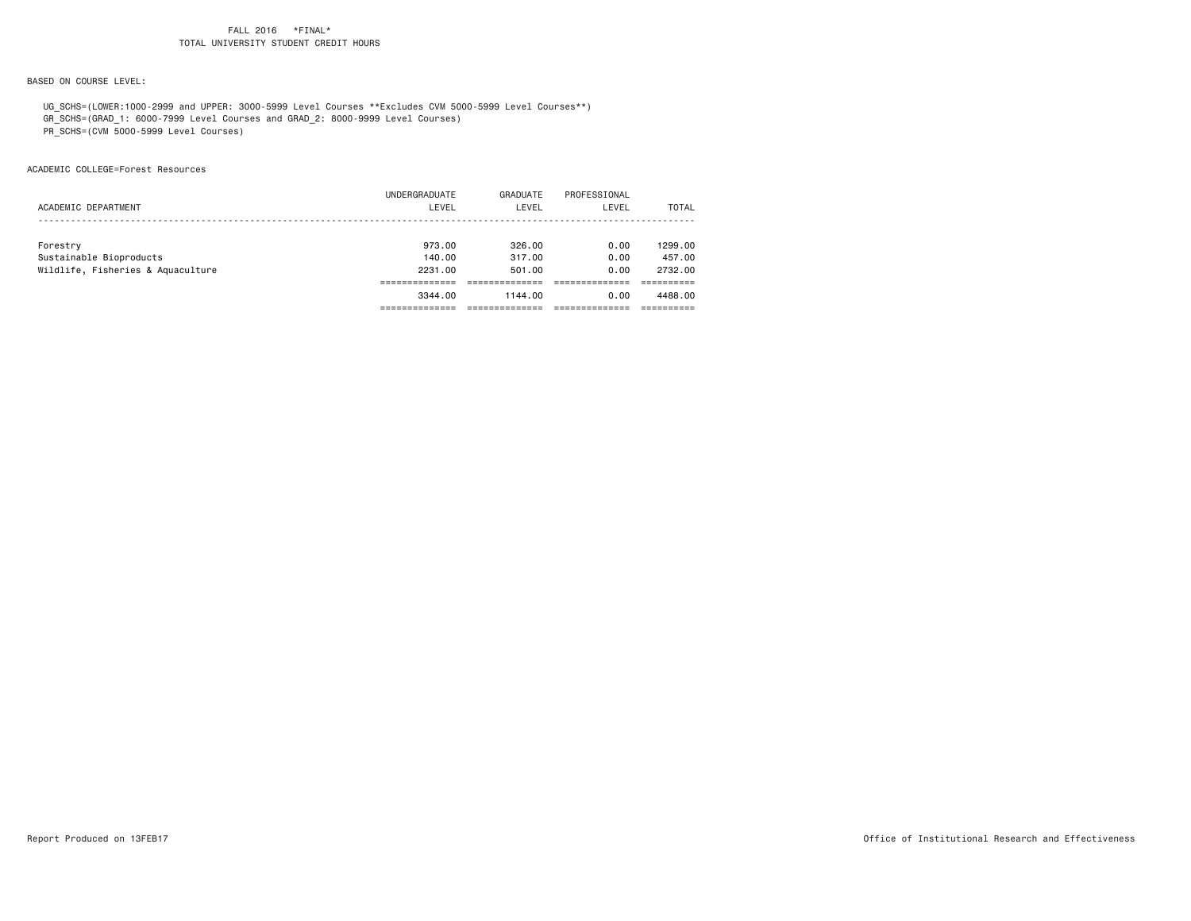FALL 2016 *FINAL*
TOTAL UNIVERSITY STUDENT CREDIT HOURS

BASED ON COURSE LEVEL:

UG_SCHS=(LOWER:1000-2999 and UPPER: 3000-5999 Level Courses **Excludes CVM 5000-5999 Level Courses**)
GR_SCHS=(GRAD_1: 6000-7999 Level Courses and GRAD_2: 8000-9999 Level Courses)
PR_SCHS=(CVM 5000-5999 Level Courses)

ACADEMIC COLLEGE=Forest Resources

| ACADEMIC DEPARTMENT | UNDERGRADUATE LEVEL | GRADUATE LEVEL | PROFESSIONAL LEVEL | TOTAL |
|---|---|---|---|---|
| Forestry | 973.00 | 326.00 | 0.00 | 1299.00 |
| Sustainable Bioproducts | 140.00 | 317.00 | 0.00 | 457.00 |
| Wildlife, Fisheries & Aquaculture | 2231.00 | 501.00 | 0.00 | 2732.00 |
| | 3344.00 | 1144.00 | 0.00 | 4488.00 |

Report Produced on 13FEB17

Office of Institutional Research and Effectiveness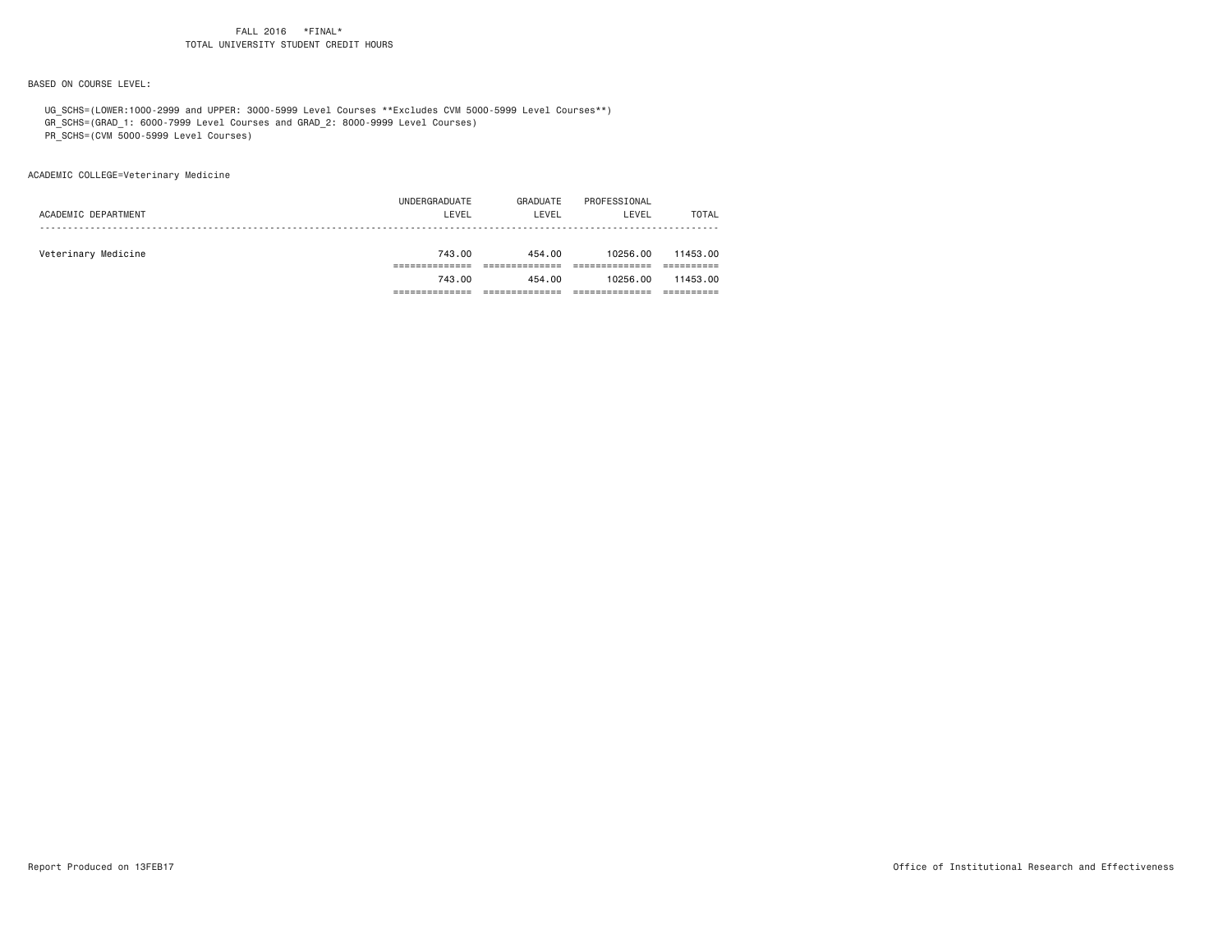FALL 2016 \*FINAL\*
TOTAL UNIVERSITY STUDENT CREDIT HOURS

BASED ON COURSE LEVEL:

UG_SCHS=(LOWER:1000-2999 and UPPER: 3000-5999 Level Courses **Excludes CVM 5000-5999 Level Courses**)
GR_SCHS=(GRAD_1: 6000-7999 Level Courses and GRAD_2: 8000-9999 Level Courses)
PR_SCHS=(CVM 5000-5999 Level Courses)

ACADEMIC COLLEGE=Veterinary Medicine

| ACADEMIC DEPARTMENT | UNDERGRADUATE LEVEL | GRADUATE LEVEL | PROFESSIONAL LEVEL | TOTAL |
|---|---|---|---|---|
| Veterinary Medicine | 743.00 | 454.00 | 10256.00 | 11453.00 |
| | 743.00 | 454.00 | 10256.00 | 11453.00 |

Report Produced on 13FEB17

Office of Institutional Research and Effectiveness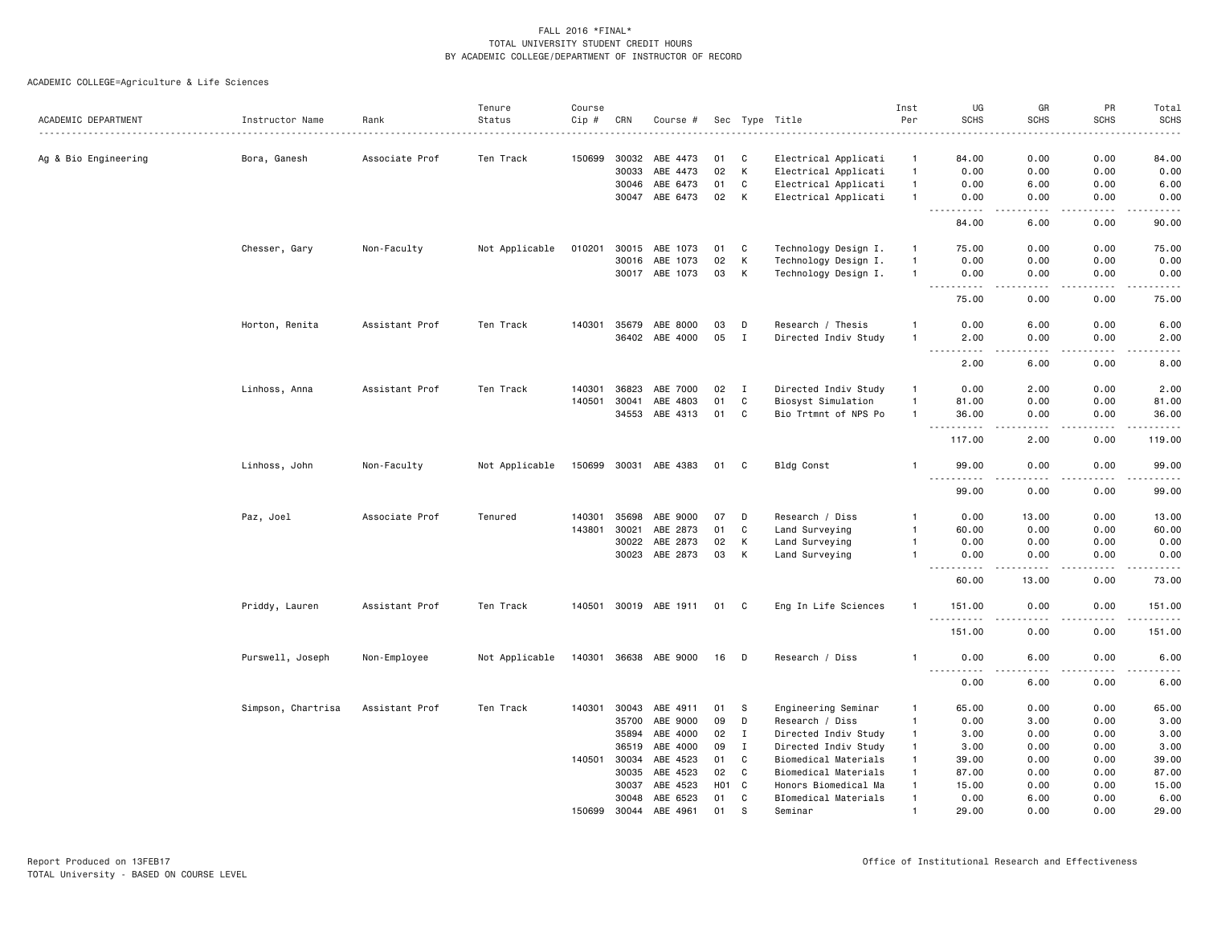FALL 2016 *FINAL*
TOTAL UNIVERSITY STUDENT CREDIT HOURS
BY ACADEMIC COLLEGE/DEPARTMENT OF INSTRUCTOR OF RECORD

ACADEMIC COLLEGE=Agriculture & Life Sciences

| ACADEMIC DEPARTMENT | Instructor Name | Rank | Tenure Status | Course Cip # | CRN | Course # | Sec | Type | Title | Inst Per | UG SCHS | GR SCHS | PR SCHS | Total SCHS |
|---|---|---|---|---|---|---|---|---|---|---|---|---|---|---|
| Ag & Bio Engineering | Bora, Ganesh | Associate Prof | Ten Track | 150699 | 30032 | ABE 4473 | 01 | C | Electrical Applicati | 1 | 84.00 | 0.00 | 0.00 | 84.00 |
| | | | | | 30033 | ABE 4473 | 02 | K | Electrical Applicati | 1 | 0.00 | 0.00 | 0.00 | 0.00 |
| | | | | | 30046 | ABE 6473 | 01 | C | Electrical Applicati | 1 | 0.00 | 6.00 | 0.00 | 6.00 |
| | | | | | 30047 | ABE 6473 | 02 | K | Electrical Applicati | 1 | 0.00 | 0.00 | 0.00 | 0.00 |
| | | | | | | | | | | | 84.00 | 6.00 | 0.00 | 90.00 |
| | Chesser, Gary | Non-Faculty | Not Applicable | 010201 | 30015 | ABE 1073 | 01 | C | Technology Design I. | 1 | 75.00 | 0.00 | 0.00 | 75.00 |
| | | | | | 30016 | ABE 1073 | 02 | K | Technology Design I. | 1 | 0.00 | 0.00 | 0.00 | 0.00 |
| | | | | | 30017 | ABE 1073 | 03 | K | Technology Design I. | 1 | 0.00 | 0.00 | 0.00 | 0.00 |
| | | | | | | | | | | | 75.00 | 0.00 | 0.00 | 75.00 |
| | Horton, Renita | Assistant Prof | Ten Track | 140301 | 35679 | ABE 8000 | 03 | D | Research / Thesis | 1 | 0.00 | 6.00 | 0.00 | 6.00 |
| | | | | | 36402 | ABE 4000 | 05 | I | Directed Indiv Study | 1 | 2.00 | 0.00 | 0.00 | 2.00 |
| | | | | | | | | | | | 2.00 | 6.00 | 0.00 | 8.00 |
| | Linhoss, Anna | Assistant Prof | Ten Track | 140301 | 36823 | ABE 7000 | 02 | I | Directed Indiv Study | 1 | 0.00 | 2.00 | 0.00 | 2.00 |
| | | | | 140501 | 30041 | ABE 4803 | 01 | C | Biosyst Simulation | 1 | 81.00 | 0.00 | 0.00 | 81.00 |
| | | | | | 34553 | ABE 4313 | 01 | C | Bio Trtmnt of NPS Po | 1 | 36.00 | 0.00 | 0.00 | 36.00 |
| | | | | | | | | | | | 117.00 | 2.00 | 0.00 | 119.00 |
| | Linhoss, John | Non-Faculty | Not Applicable | 150699 | 30031 | ABE 4383 | 01 | C | Bldg Const | 1 | 99.00 | 0.00 | 0.00 | 99.00 |
| | | | | | | | | | | | 99.00 | 0.00 | 0.00 | 99.00 |
| | Paz, Joel | Associate Prof | Tenured | 140301 | 35698 | ABE 9000 | 07 | D | Research / Diss | 1 | 0.00 | 13.00 | 0.00 | 13.00 |
| | | | | 143801 | 30021 | ABE 2873 | 01 | C | Land Surveying | 1 | 60.00 | 0.00 | 0.00 | 60.00 |
| | | | | | 30022 | ABE 2873 | 02 | K | Land Surveying | 1 | 0.00 | 0.00 | 0.00 | 0.00 |
| | | | | | 30023 | ABE 2873 | 03 | K | Land Surveying | 1 | 0.00 | 0.00 | 0.00 | 0.00 |
| | | | | | | | | | | | 60.00 | 13.00 | 0.00 | 73.00 |
| | Priddy, Lauren | Assistant Prof | Ten Track | 140501 | 30019 | ABE 1911 | 01 | C | Eng In Life Sciences | 1 | 151.00 | 0.00 | 0.00 | 151.00 |
| | | | | | | | | | | | 151.00 | 0.00 | 0.00 | 151.00 |
| | Purswell, Joseph | Non-Employee | Not Applicable | 140301 | 36638 | ABE 9000 | 16 | D | Research / Diss | 1 | 0.00 | 6.00 | 0.00 | 6.00 |
| | | | | | | | | | | | 0.00 | 6.00 | 0.00 | 6.00 |
| | Simpson, Chartrisa | Assistant Prof | Ten Track | 140301 | 30043 | ABE 4911 | 01 | S | Engineering Seminar | 1 | 65.00 | 0.00 | 0.00 | 65.00 |
| | | | | | 35700 | ABE 9000 | 09 | D | Research / Diss | 1 | 0.00 | 3.00 | 0.00 | 3.00 |
| | | | | | 35894 | ABE 4000 | 02 | I | Directed Indiv Study | 1 | 3.00 | 0.00 | 0.00 | 3.00 |
| | | | | | 36519 | ABE 4000 | 09 | I | Directed Indiv Study | 1 | 3.00 | 0.00 | 0.00 | 3.00 |
| | | | | 140501 | 30034 | ABE 4523 | 01 | C | Biomedical Materials | 1 | 39.00 | 0.00 | 0.00 | 39.00 |
| | | | | | 30035 | ABE 4523 | 02 | C | Biomedical Materials | 1 | 87.00 | 0.00 | 0.00 | 87.00 |
| | | | | | 30037 | ABE 4523 | H01 | C | Honors Biomedical Ma | 1 | 15.00 | 0.00 | 0.00 | 15.00 |
| | | | | | 30048 | ABE 6523 | 01 | C | BIomedical Materials | 1 | 0.00 | 6.00 | 0.00 | 6.00 |
| | | | | 150699 | 30044 | ABE 4961 | 01 | S | Seminar | 1 | 29.00 | 0.00 | 0.00 | 29.00 |

Report Produced on 13FEB17
TOTAL University - BASED ON COURSE LEVEL

Office of Institutional Research and Effectiveness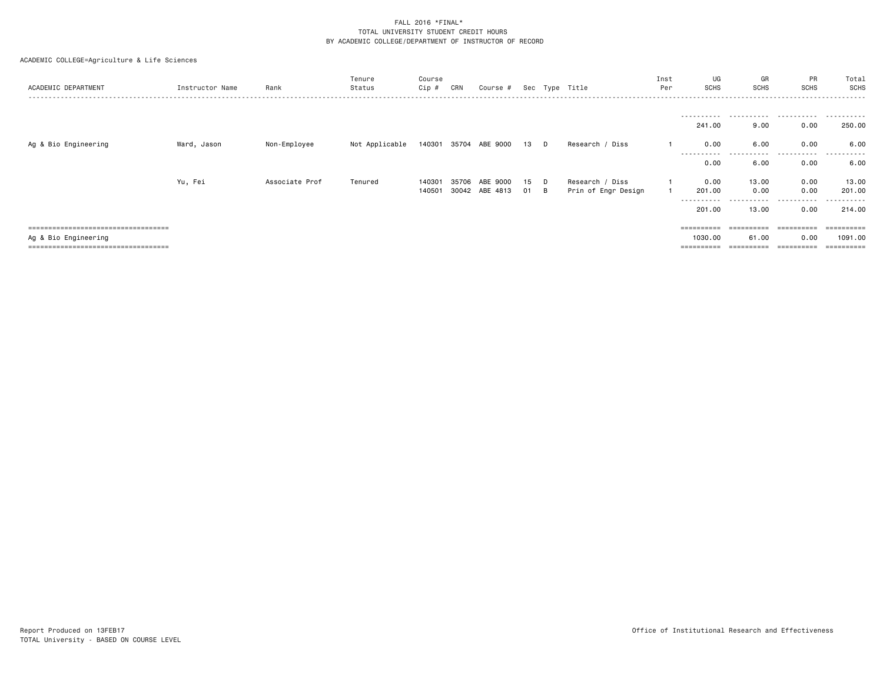FALL 2016 *FINAL*
TOTAL UNIVERSITY STUDENT CREDIT HOURS
BY ACADEMIC COLLEGE/DEPARTMENT OF INSTRUCTOR OF RECORD

ACADEMIC COLLEGE=Agriculture & Life Sciences

| ACADEMIC DEPARTMENT | Instructor Name | Rank | Tenure Status | Course Cip # | CRN | Course # | Sec | Type | Title | Inst Per | UG SCHS | GR SCHS | PR SCHS | Total SCHS |
|---|---|---|---|---|---|---|---|---|---|---|---|---|---|---|
| | | | | | | | | | | | 241.00 | 9.00 | 0.00 | 250.00 |
| Ag & Bio Engineering | Ward, Jason | Non-Employee | Not Applicable | 140301 | 35704 | ABE 9000 | 13 | D | Research / Diss | 1 | 0.00 | 6.00 | 0.00 | 6.00 |
| | | | | | | | | | | | 0.00 | 6.00 | 0.00 | 6.00 |
| | Yu, Fei | Associate Prof | Tenured | 140301 | 35706 | ABE 9000 | 15 | D | Research / Diss | 1 | 0.00 | 13.00 | 0.00 | 13.00 |
| | | | | 140501 | 30042 | ABE 4813 | 01 | B | Prin of Engr Design | 1 | 201.00 | 0.00 | 0.00 | 201.00 |
| | | | | | | | | | | | 201.00 | 13.00 | 0.00 | 214.00 |
| Ag & Bio Engineering | | | | | | | | | | | 1030.00 | 61.00 | 0.00 | 1091.00 |

Report Produced on 13FEB17
TOTAL University - BASED ON COURSE LEVEL

Office of Institutional Research and Effectiveness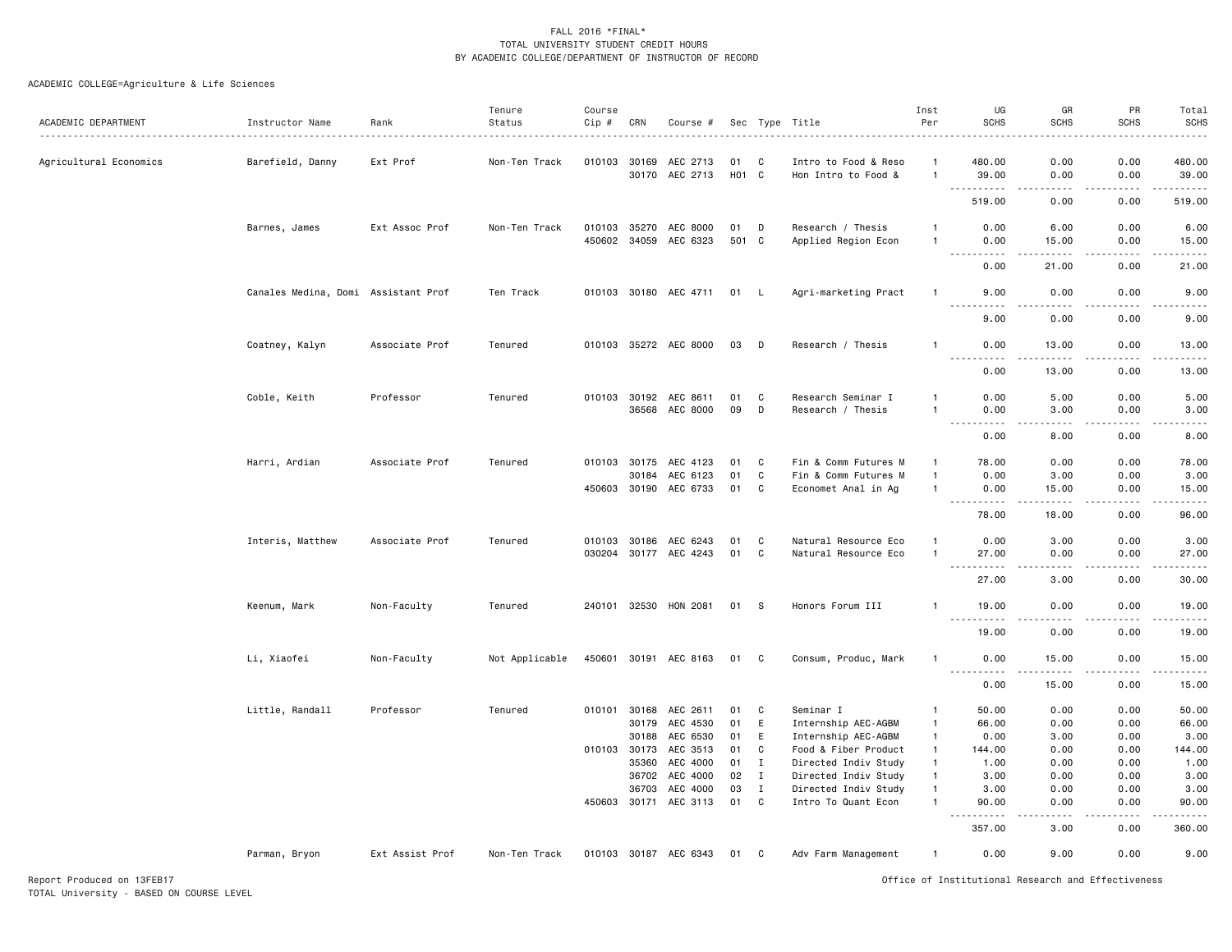FALL 2016 *FINAL*
TOTAL UNIVERSITY STUDENT CREDIT HOURS
BY ACADEMIC COLLEGE/DEPARTMENT OF INSTRUCTOR OF RECORD

ACADEMIC COLLEGE=Agriculture & Life Sciences

| ACADEMIC DEPARTMENT | Instructor Name | Rank | Tenure Status | Course Cip # | CRN | Course # | Sec | Type | Title | Inst Per | UG SCHS | GR SCHS | PR SCHS | Total SCHS |
|---|---|---|---|---|---|---|---|---|---|---|---|---|---|---|
| Agricultural Economics | Barefield, Danny | Ext Prof | Non-Ten Track | 010103 | 30169 | AEC 2713 | 01 | C | Intro to Food & Reso | 1 | 480.00 | 0.00 | 0.00 | 480.00 |
| | | | | | 30170 | AEC 2713 | H01 | C | Hon Intro to Food & | 1 | 39.00 | 0.00 | 0.00 | 39.00 |
| | | | | | | | | | | | 519.00 | 0.00 | 0.00 | 519.00 |
| | Barnes, James | Ext Assoc Prof | Non-Ten Track | 010103 | 35270 | AEC 8000 | 01 | D | Research / Thesis | 1 | 0.00 | 6.00 | 0.00 | 6.00 |
| | | | | 450602 | 34059 | AEC 6323 | 501 | C | Applied Region Econ | 1 | 0.00 | 15.00 | 0.00 | 15.00 |
| | | | | | | | | | | | 0.00 | 21.00 | 0.00 | 21.00 |
| | Canales Medina, Domi | Assistant Prof | Ten Track | 010103 | 30180 | AEC 4711 | 01 | L | Agri-marketing Pract | 1 | 9.00 | 0.00 | 0.00 | 9.00 |
| | | | | | | | | | | | 9.00 | 0.00 | 0.00 | 9.00 |
| | Coatney, Kalyn | Associate Prof | Tenured | 010103 | 35272 | AEC 8000 | 03 | D | Research / Thesis | 1 | 0.00 | 13.00 | 0.00 | 13.00 |
| | | | | | | | | | | | 0.00 | 13.00 | 0.00 | 13.00 |
| | Coble, Keith | Professor | Tenured | 010103 | 30192 | AEC 8611 | 01 | C | Research Seminar I | 1 | 0.00 | 5.00 | 0.00 | 5.00 |
| | | | | | 36568 | AEC 8000 | 09 | D | Research / Thesis | 1 | 0.00 | 3.00 | 0.00 | 3.00 |
| | | | | | | | | | | | 0.00 | 8.00 | 0.00 | 8.00 |
| | Harri, Ardian | Associate Prof | Tenured | 010103 | 30175 | AEC 4123 | 01 | C | Fin & Comm Futures M | 1 | 78.00 | 0.00 | 0.00 | 78.00 |
| | | | | | 30184 | AEC 6123 | 01 | C | Fin & Comm Futures M | 1 | 0.00 | 3.00 | 0.00 | 3.00 |
| | | | | 450603 | 30190 | AEC 6733 | 01 | C | Economet Anal in Ag | 1 | 0.00 | 15.00 | 0.00 | 15.00 |
| | | | | | | | | | | | 78.00 | 18.00 | 0.00 | 96.00 |
| | Interis, Matthew | Associate Prof | Tenured | 010103 | 30186 | AEC 6243 | 01 | C | Natural Resource Eco | 1 | 0.00 | 3.00 | 0.00 | 3.00 |
| | | | | 030204 | 30177 | AEC 4243 | 01 | C | Natural Resource Eco | 1 | 27.00 | 0.00 | 0.00 | 27.00 |
| | | | | | | | | | | | 27.00 | 3.00 | 0.00 | 30.00 |
| | Keenum, Mark | Non-Faculty | Tenured | 240101 | 32530 | HON 2081 | 01 | S | Honors Forum III | 1 | 19.00 | 0.00 | 0.00 | 19.00 |
| | | | | | | | | | | | 19.00 | 0.00 | 0.00 | 19.00 |
| | Li, Xiaofei | Non-Faculty | Not Applicable | 450601 | 30191 | AEC 8163 | 01 | C | Consum, Produc, Mark | 1 | 0.00 | 15.00 | 0.00 | 15.00 |
| | | | | | | | | | | | 0.00 | 15.00 | 0.00 | 15.00 |
| | Little, Randall | Professor | Tenured | 010101 | 30168 | AEC 2611 | 01 | C | Seminar I | 1 | 50.00 | 0.00 | 0.00 | 50.00 |
| | | | | | 30179 | AEC 4530 | 01 | E | Internship AEC-AGBM | 1 | 66.00 | 0.00 | 0.00 | 66.00 |
| | | | | | 30188 | AEC 6530 | 01 | E | Internship AEC-AGBM | 1 | 0.00 | 3.00 | 0.00 | 3.00 |
| | | | | 010103 | 30173 | AEC 3513 | 01 | C | Food & Fiber Product | 1 | 144.00 | 0.00 | 0.00 | 144.00 |
| | | | | | 35360 | AEC 4000 | 01 | I | Directed Indiv Study | 1 | 1.00 | 0.00 | 0.00 | 1.00 |
| | | | | | 36702 | AEC 4000 | 02 | I | Directed Indiv Study | 1 | 3.00 | 0.00 | 0.00 | 3.00 |
| | | | | | 36703 | AEC 4000 | 03 | I | Directed Indiv Study | 1 | 3.00 | 0.00 | 0.00 | 3.00 |
| | | | | 450603 | 30171 | AEC 3113 | 01 | C | Intro To Quant Econ | 1 | 90.00 | 0.00 | 0.00 | 90.00 |
| | | | | | | | | | | | 357.00 | 3.00 | 0.00 | 360.00 |
| | Parman, Bryon | Ext Assist Prof | Non-Ten Track | 010103 | 30187 | AEC 6343 | 01 | C | Adv Farm Management | 1 | 0.00 | 9.00 | 0.00 | 9.00 |

Report Produced on 13FEB17
TOTAL University - BASED ON COURSE LEVEL

Office of Institutional Research and Effectiveness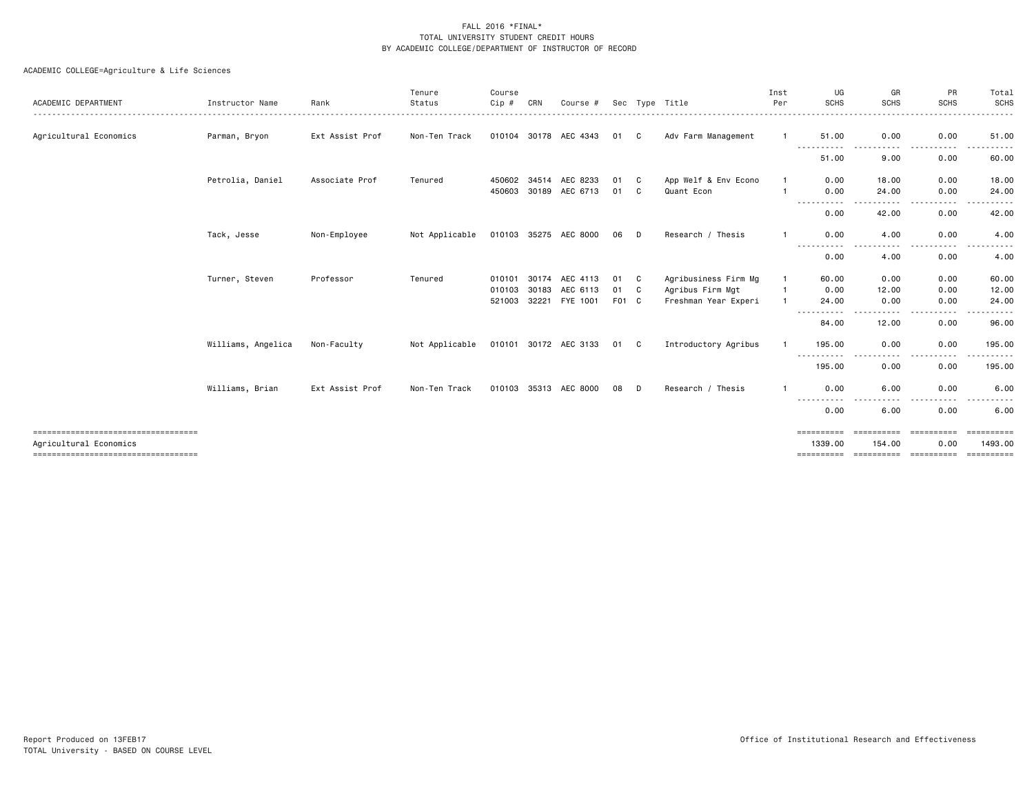FALL 2016 *FINAL*
TOTAL UNIVERSITY STUDENT CREDIT HOURS
BY ACADEMIC COLLEGE/DEPARTMENT OF INSTRUCTOR OF RECORD

ACADEMIC COLLEGE=Agriculture & Life Sciences

| ACADEMIC DEPARTMENT | Instructor Name | Rank | Tenure Status | Course Cip # | CRN | Course # | Sec | Type | Title | Inst Per | UG SCHS | GR SCHS | PR SCHS | Total SCHS |
|---|---|---|---|---|---|---|---|---|---|---|---|---|---|---|
| Agricultural Economics | Parman, Bryon | Ext Assist Prof | Non-Ten Track | 010104 | 30178 | AEC 4343 | 01 | C | Adv Farm Management | 1 | 51.00 | 0.00 | 0.00 | 51.00 |
| | | | | | | | | | | | 51.00 | 9.00 | 0.00 | 60.00 |
| | Petrolia, Daniel | Associate Prof | Tenured | 450602 | 34514 | AEC 8233 | 01 | C | App Welf & Env Econo | 1 | 0.00 | 18.00 | 0.00 | 18.00 |
| | | | | 450603 | 30189 | AEC 6713 | 01 | C | Quant Econ | 1 | 0.00 | 24.00 | 0.00 | 24.00 |
| | | | | | | | | | | | 0.00 | 42.00 | 0.00 | 42.00 |
| | Tack, Jesse | Non-Employee | Not Applicable | 010103 | 35275 | AEC 8000 | 06 | D | Research / Thesis | 1 | 0.00 | 4.00 | 0.00 | 4.00 |
| | | | | | | | | | | | 0.00 | 4.00 | 0.00 | 4.00 |
| | Turner, Steven | Professor | Tenured | 010101 | 30174 | AEC 4113 | 01 | C | Agribusiness Firm Mg | 1 | 60.00 | 0.00 | 0.00 | 60.00 |
| | | | | 010103 | 30183 | AEC 6113 | 01 | C | Agribus Firm Mgt | 1 | 0.00 | 12.00 | 0.00 | 12.00 |
| | | | | 521003 | 32221 | FYE 1001 | F01 | C | Freshman Year Experi | 1 | 24.00 | 0.00 | 0.00 | 24.00 |
| | | | | | | | | | | | 84.00 | 12.00 | 0.00 | 96.00 |
| | Williams, Angelica | Non-Faculty | Not Applicable | 010101 | 30172 | AEC 3133 | 01 | C | Introductory Agribus | 1 | 195.00 | 0.00 | 0.00 | 195.00 |
| | | | | | | | | | | | 195.00 | 0.00 | 0.00 | 195.00 |
| | Williams, Brian | Ext Assist Prof | Non-Ten Track | 010103 | 35313 | AEC 8000 | 08 | D | Research / Thesis | 1 | 0.00 | 6.00 | 0.00 | 6.00 |
| | | | | | | | | | | | 0.00 | 6.00 | 0.00 | 6.00 |
| Agricultural Economics | | | | | | | | | | | 1339.00 | 154.00 | 0.00 | 1493.00 |

Report Produced on 13FEB17
TOTAL University - BASED ON COURSE LEVEL

Office of Institutional Research and Effectiveness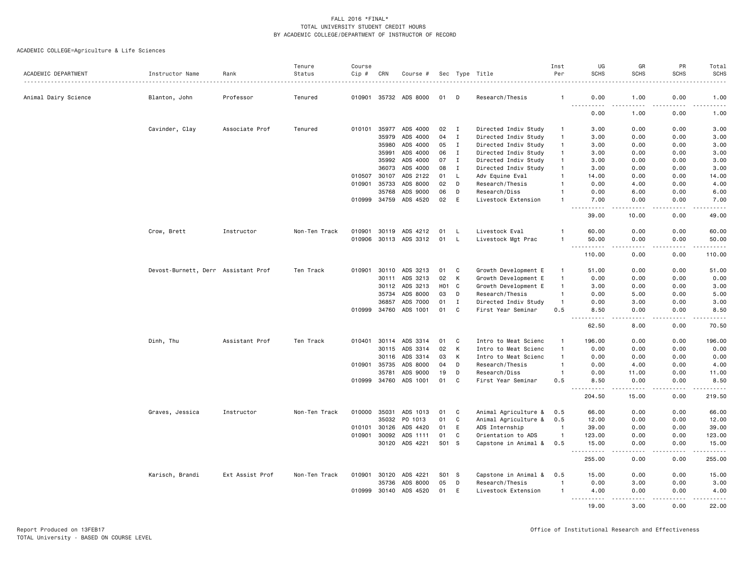FALL 2016 *FINAL*
TOTAL UNIVERSITY STUDENT CREDIT HOURS
BY ACADEMIC COLLEGE/DEPARTMENT OF INSTRUCTOR OF RECORD

ACADEMIC COLLEGE=Agriculture & Life Sciences

| ACADEMIC DEPARTMENT | Instructor Name | Rank | Tenure Status | Course Cip # | CRN | Course # | Sec | Type | Title | Inst Per | UG SCHS | GR SCHS | PR SCHS | Total SCHS |
|---|---|---|---|---|---|---|---|---|---|---|---|---|---|---|
| Animal Dairy Science | Blanton, John | Professor | Tenured | 010901 | 35732 | ADS 8000 | 01 | D | Research/Thesis | 1 | 0.00 | 1.00 | 0.00 | 1.00 |
| | | | | | | | | | | | 0.00 | 1.00 | 0.00 | 1.00 |
| | Cavinder, Clay | Associate Prof | Tenured | 010101 | 35977 | ADS 4000 | 02 | I | Directed Indiv Study | 1 | 3.00 | 0.00 | 0.00 | 3.00 |
| | | | | | 35979 | ADS 4000 | 04 | I | Directed Indiv Study | 1 | 3.00 | 0.00 | 0.00 | 3.00 |
| | | | | | 35980 | ADS 4000 | 05 | I | Directed Indiv Study | 1 | 3.00 | 0.00 | 0.00 | 3.00 |
| | | | | | 35991 | ADS 4000 | 06 | I | Directed Indiv Study | 1 | 3.00 | 0.00 | 0.00 | 3.00 |
| | | | | | 35992 | ADS 4000 | 07 | I | Directed Indiv Study | 1 | 3.00 | 0.00 | 0.00 | 3.00 |
| | | | | | 36073 | ADS 4000 | 08 | I | Directed Indiv Study | 1 | 3.00 | 0.00 | 0.00 | 3.00 |
| | | | | 010507 | 30107 | ADS 2122 | 01 | L | Adv Equine Eval | 1 | 14.00 | 0.00 | 0.00 | 14.00 |
| | | | | 010901 | 35733 | ADS 8000 | 02 | D | Research/Thesis | 1 | 0.00 | 4.00 | 0.00 | 4.00 |
| | | | | | 35768 | ADS 9000 | 06 | D | Research/Diss | 1 | 0.00 | 6.00 | 0.00 | 6.00 |
| | | | | 010999 | 34759 | ADS 4520 | 02 | E | Livestock Extension | 1 | 7.00 | 0.00 | 0.00 | 7.00 |
| | | | | | | | | | | | 39.00 | 10.00 | 0.00 | 49.00 |
| | Crow, Brett | Instructor | Non-Ten Track | 010901 | 30119 | ADS 4212 | 01 | L | Livestock Eval | 1 | 60.00 | 0.00 | 0.00 | 60.00 |
| | | | | 010906 | 30113 | ADS 3312 | 01 | L | Livestock Mgt Prac | 1 | 50.00 | 0.00 | 0.00 | 50.00 |
| | | | | | | | | | | | 110.00 | 0.00 | 0.00 | 110.00 |
| | Devost-Burnett, Derr | Assistant Prof | Ten Track | 010901 | 30110 | ADS 3213 | 01 | C | Growth Development E | 1 | 51.00 | 0.00 | 0.00 | 51.00 |
| | | | | | 30111 | ADS 3213 | 02 | K | Growth Development E | 1 | 0.00 | 0.00 | 0.00 | 0.00 |
| | | | | | 30112 | ADS 3213 | H01 | C | Growth Development E | 1 | 3.00 | 0.00 | 0.00 | 3.00 |
| | | | | | 35734 | ADS 8000 | 03 | D | Research/Thesis | 1 | 0.00 | 5.00 | 0.00 | 5.00 |
| | | | | | 36857 | ADS 7000 | 01 | I | Directed Indiv Study | 1 | 0.00 | 3.00 | 0.00 | 3.00 |
| | | | | 010999 | 34760 | ADS 1001 | 01 | C | First Year Seminar | 0.5 | 8.50 | 0.00 | 0.00 | 8.50 |
| | | | | | | | | | | | 62.50 | 8.00 | 0.00 | 70.50 |
| | Dinh, Thu | Assistant Prof | Ten Track | 010401 | 30114 | ADS 3314 | 01 | C | Intro to Meat Scienc | 1 | 196.00 | 0.00 | 0.00 | 196.00 |
| | | | | | 30115 | ADS 3314 | 02 | K | Intro to Meat Scienc | 1 | 0.00 | 0.00 | 0.00 | 0.00 |
| | | | | | 30116 | ADS 3314 | 03 | K | Intro to Meat Scienc | 1 | 0.00 | 0.00 | 0.00 | 0.00 |
| | | | | 010901 | 35735 | ADS 8000 | 04 | D | Research/Thesis | 1 | 0.00 | 4.00 | 0.00 | 4.00 |
| | | | | | 35781 | ADS 9000 | 19 | D | Research/Diss | 1 | 0.00 | 11.00 | 0.00 | 11.00 |
| | | | | 010999 | 34760 | ADS 1001 | 01 | C | First Year Seminar | 0.5 | 8.50 | 0.00 | 0.00 | 8.50 |
| | | | | | | | | | | | 204.50 | 15.00 | 0.00 | 219.50 |
| | Graves, Jessica | Instructor | Non-Ten Track | 010000 | 35031 | ADS 1013 | 01 | C | Animal Agriculture & | 0.5 | 66.00 | 0.00 | 0.00 | 66.00 |
| | | | | | 35032 | PO 1013 | 01 | C | Animal Agriculture & | 0.5 | 12.00 | 0.00 | 0.00 | 12.00 |
| | | | | 010101 | 30126 | ADS 4420 | 01 | E | ADS Internship | 1 | 39.00 | 0.00 | 0.00 | 39.00 |
| | | | | 010901 | 30092 | ADS 1111 | 01 | C | Orientation to ADS | 1 | 123.00 | 0.00 | 0.00 | 123.00 |
| | | | | | 30120 | ADS 4221 | S01 | S | Capstone in Animal & | 0.5 | 15.00 | 0.00 | 0.00 | 15.00 |
| | | | | | | | | | | | 255.00 | 0.00 | 0.00 | 255.00 |
| | Karisch, Brandi | Ext Assist Prof | Non-Ten Track | 010901 | 30120 | ADS 4221 | S01 | S | Capstone in Animal & | 0.5 | 15.00 | 0.00 | 0.00 | 15.00 |
| | | | | | 35736 | ADS 8000 | 05 | D | Research/Thesis | 1 | 0.00 | 3.00 | 0.00 | 3.00 |
| | | | | 010999 | 30140 | ADS 4520 | 01 | E | Livestock Extension | 1 | 4.00 | 0.00 | 0.00 | 4.00 |
| | | | | | | | | | | | 19.00 | 3.00 | 0.00 | 22.00 |

Report Produced on 13FEB17 — Office of Institutional Research and Effectiveness
TOTAL University - BASED ON COURSE LEVEL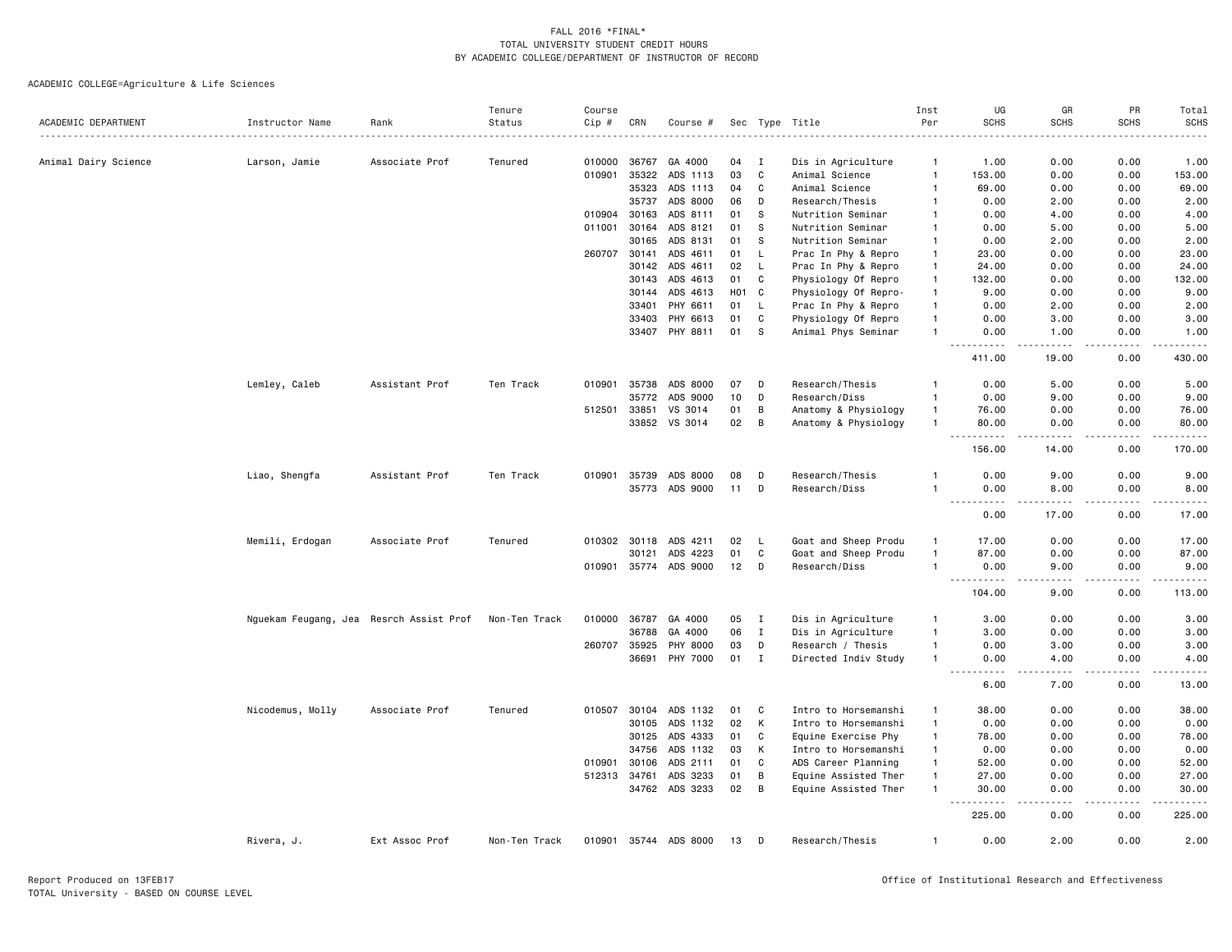FALL 2016 *FINAL*
TOTAL UNIVERSITY STUDENT CREDIT HOURS
BY ACADEMIC COLLEGE/DEPARTMENT OF INSTRUCTOR OF RECORD

ACADEMIC COLLEGE=Agriculture & Life Sciences

| ACADEMIC DEPARTMENT | Instructor Name | Rank | Tenure Status | Course Cip # | CRN | Course # | Sec | Type | Title | Inst Per | UG SCHS | GR SCHS | PR SCHS | Total SCHS |
|---|---|---|---|---|---|---|---|---|---|---|---|---|---|---|
| Animal Dairy Science | Larson, Jamie | Associate Prof | Tenured | 010000 | 36767 | GA 4000 | 04 | I | Dis in Agriculture | 1 | 1.00 | 0.00 | 0.00 | 1.00 |
| | | | | 010901 | 35322 | ADS 1113 | 03 | C | Animal Science | 1 | 153.00 | 0.00 | 0.00 | 153.00 |
| | | | | | 35323 | ADS 1113 | 04 | C | Animal Science | 1 | 69.00 | 0.00 | 0.00 | 69.00 |
| | | | | | 35737 | ADS 8000 | 06 | D | Research/Thesis | 1 | 0.00 | 2.00 | 0.00 | 2.00 |
| | | | | 010904 | 30163 | ADS 8111 | 01 | S | Nutrition Seminar | 1 | 0.00 | 4.00 | 0.00 | 4.00 |
| | | | | 011001 | 30164 | ADS 8121 | 01 | S | Nutrition Seminar | 1 | 0.00 | 5.00 | 0.00 | 5.00 |
| | | | | | 30165 | ADS 8131 | 01 | S | Nutrition Seminar | 1 | 0.00 | 2.00 | 0.00 | 2.00 |
| | | | | 260707 | 30141 | ADS 4611 | 01 | L | Prac In Phy & Repro | 1 | 23.00 | 0.00 | 0.00 | 23.00 |
| | | | | | 30142 | ADS 4611 | 02 | L | Prac In Phy & Repro | 1 | 24.00 | 0.00 | 0.00 | 24.00 |
| | | | | | 30143 | ADS 4613 | 01 | C | Physiology Of Repro | 1 | 132.00 | 0.00 | 0.00 | 132.00 |
| | | | | | 30144 | ADS 4613 | H01 | C | Physiology Of Repro- | 1 | 9.00 | 0.00 | 0.00 | 9.00 |
| | | | | | 33401 | PHY 6611 | 01 | L | Prac In Phy & Repro | 1 | 0.00 | 2.00 | 0.00 | 2.00 |
| | | | | | 33403 | PHY 6613 | 01 | C | Physiology Of Repro | 1 | 0.00 | 3.00 | 0.00 | 3.00 |
| | | | | | 33407 | PHY 8811 | 01 | S | Animal Phys Seminar | 1 | 0.00 | 1.00 | 0.00 | 1.00 |
| | | | | | | | | | | | 411.00 | 19.00 | 0.00 | 430.00 |
| | Lemley, Caleb | Assistant Prof | Ten Track | 010901 | 35738 | ADS 8000 | 07 | D | Research/Thesis | 1 | 0.00 | 5.00 | 0.00 | 5.00 |
| | | | | | 35772 | ADS 9000 | 10 | D | Research/Diss | 1 | 0.00 | 9.00 | 0.00 | 9.00 |
| | | | | 512501 | 33851 | VS 3014 | 01 | B | Anatomy & Physiology | 1 | 76.00 | 0.00 | 0.00 | 76.00 |
| | | | | | 33852 | VS 3014 | 02 | B | Anatomy & Physiology | 1 | 80.00 | 0.00 | 0.00 | 80.00 |
| | | | | | | | | | | | 156.00 | 14.00 | 0.00 | 170.00 |
| | Liao, Shengfa | Assistant Prof | Ten Track | 010901 | 35739 | ADS 8000 | 08 | D | Research/Thesis | 1 | 0.00 | 9.00 | 0.00 | 9.00 |
| | | | | | 35773 | ADS 9000 | 11 | D | Research/Diss | 1 | 0.00 | 8.00 | 0.00 | 8.00 |
| | | | | | | | | | | | 0.00 | 17.00 | 0.00 | 17.00 |
| | Memili, Erdogan | Associate Prof | Tenured | 010302 | 30118 | ADS 4211 | 02 | L | Goat and Sheep Produ | 1 | 17.00 | 0.00 | 0.00 | 17.00 |
| | | | | | 30121 | ADS 4223 | 01 | C | Goat and Sheep Produ | 1 | 87.00 | 0.00 | 0.00 | 87.00 |
| | | | | 010901 | 35774 | ADS 9000 | 12 | D | Research/Diss | 1 | 0.00 | 9.00 | 0.00 | 9.00 |
| | | | | | | | | | | | 104.00 | 9.00 | 0.00 | 113.00 |
| | Nguekam Feugang, Jea | Resrch Assist Prof | Non-Ten Track | 010000 | 36787 | GA 4000 | 05 | I | Dis in Agriculture | 1 | 3.00 | 0.00 | 0.00 | 3.00 |
| | | | | | 36788 | GA 4000 | 06 | I | Dis in Agriculture | 1 | 3.00 | 0.00 | 0.00 | 3.00 |
| | | | | 260707 | 35925 | PHY 8000 | 03 | D | Research / Thesis | 1 | 0.00 | 3.00 | 0.00 | 3.00 |
| | | | | | 36691 | PHY 7000 | 01 | I | Directed Indiv Study | 1 | 0.00 | 4.00 | 0.00 | 4.00 |
| | | | | | | | | | | | 6.00 | 7.00 | 0.00 | 13.00 |
| | Nicodemus, Molly | Associate Prof | Tenured | 010507 | 30104 | ADS 1132 | 01 | C | Intro to Horsemanshi | 1 | 38.00 | 0.00 | 0.00 | 38.00 |
| | | | | | 30105 | ADS 1132 | 02 | K | Intro to Horsemanshi | 1 | 0.00 | 0.00 | 0.00 | 0.00 |
| | | | | | 30125 | ADS 4333 | 01 | C | Equine Exercise Phy | 1 | 78.00 | 0.00 | 0.00 | 78.00 |
| | | | | | 34756 | ADS 1132 | 03 | K | Intro to Horsemanshi | 1 | 0.00 | 0.00 | 0.00 | 0.00 |
| | | | | 010901 | 30106 | ADS 2111 | 01 | C | ADS Career Planning | 1 | 52.00 | 0.00 | 0.00 | 52.00 |
| | | | | 512313 | 34761 | ADS 3233 | 01 | B | Equine Assisted Ther | 1 | 27.00 | 0.00 | 0.00 | 27.00 |
| | | | | | 34762 | ADS 3233 | 02 | B | Equine Assisted Ther | 1 | 30.00 | 0.00 | 0.00 | 30.00 |
| | | | | | | | | | | | 225.00 | 0.00 | 0.00 | 225.00 |
| | Rivera, J. | Ext Assoc Prof | Non-Ten Track | 010901 | 35744 | ADS 8000 | 13 | D | Research/Thesis | 1 | 0.00 | 2.00 | 0.00 | 2.00 |

Report Produced on 13FEB17
TOTAL University - BASED ON COURSE LEVEL

Office of Institutional Research and Effectiveness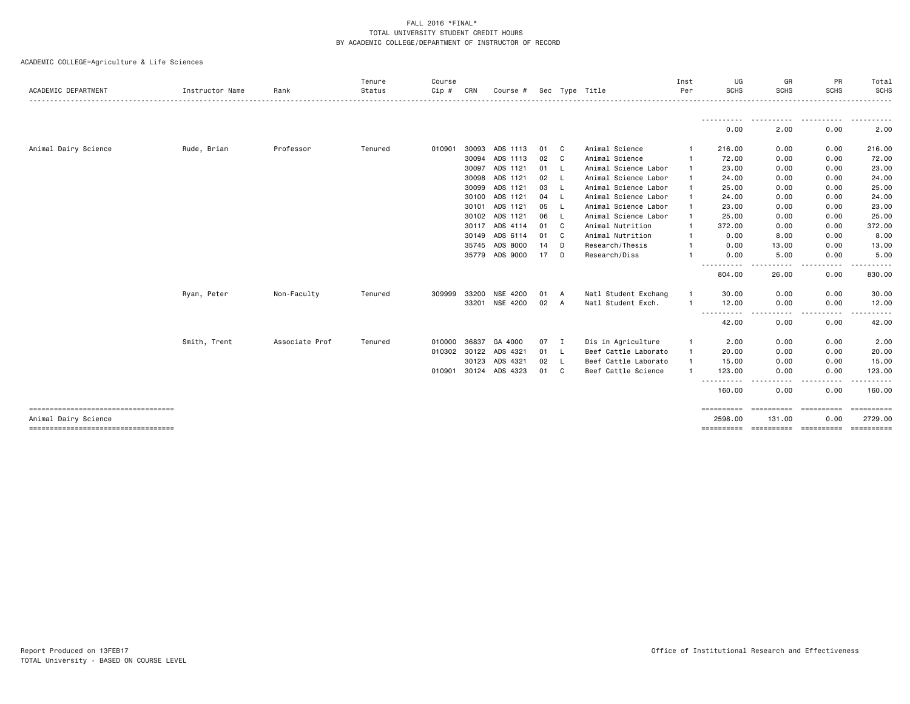FALL 2016 *FINAL*
TOTAL UNIVERSITY STUDENT CREDIT HOURS
BY ACADEMIC COLLEGE/DEPARTMENT OF INSTRUCTOR OF RECORD

ACADEMIC COLLEGE=Agriculture & Life Sciences

| ACADEMIC DEPARTMENT | Instructor Name | Rank | Tenure Status | Course Cip # | CRN | Course # | Sec | Type | Title | Inst Per | UG SCHS | GR SCHS | PR SCHS | Total SCHS |
|---|---|---|---|---|---|---|---|---|---|---|---|---|---|---|
| | | | | | | | | | | | 0.00 | 2.00 | 0.00 | 2.00 |
| Animal Dairy Science | Rude, Brian | Professor | Tenured | 010901 | 30093 | ADS 1113 | 01 | C | Animal Science | 1 | 216.00 | 0.00 | 0.00 | 216.00 |
| | | | | | 30094 | ADS 1113 | 02 | C | Animal Science | 1 | 72.00 | 0.00 | 0.00 | 72.00 |
| | | | | | 30097 | ADS 1121 | 01 | L | Animal Science Labor | 1 | 23.00 | 0.00 | 0.00 | 23.00 |
| | | | | | 30098 | ADS 1121 | 02 | L | Animal Science Labor | 1 | 24.00 | 0.00 | 0.00 | 24.00 |
| | | | | | 30099 | ADS 1121 | 03 | L | Animal Science Labor | 1 | 25.00 | 0.00 | 0.00 | 25.00 |
| | | | | | 30100 | ADS 1121 | 04 | L | Animal Science Labor | 1 | 24.00 | 0.00 | 0.00 | 24.00 |
| | | | | | 30101 | ADS 1121 | 05 | L | Animal Science Labor | 1 | 23.00 | 0.00 | 0.00 | 23.00 |
| | | | | | 30102 | ADS 1121 | 06 | L | Animal Science Labor | 1 | 25.00 | 0.00 | 0.00 | 25.00 |
| | | | | | 30117 | ADS 4114 | 01 | C | Animal Nutrition | 1 | 372.00 | 0.00 | 0.00 | 372.00 |
| | | | | | 30149 | ADS 6114 | 01 | C | Animal Nutrition | 1 | 0.00 | 8.00 | 0.00 | 8.00 |
| | | | | | 35745 | ADS 8000 | 14 | D | Research/Thesis | 1 | 0.00 | 13.00 | 0.00 | 13.00 |
| | | | | | 35779 | ADS 9000 | 17 | D | Research/Diss | 1 | 0.00 | 5.00 | 0.00 | 5.00 |
| | | | | | | | | | | | 804.00 | 26.00 | 0.00 | 830.00 |
| | Ryan, Peter | Non-Faculty | Tenured | 309999 | 33200 | NSE 4200 | 01 | A | Natl Student Exchang | 1 | 30.00 | 0.00 | 0.00 | 30.00 |
| | | | | | 33201 | NSE 4200 | 02 | A | Natl Student Exch. | 1 | 12.00 | 0.00 | 0.00 | 12.00 |
| | | | | | | | | | | | 42.00 | 0.00 | 0.00 | 42.00 |
| | Smith, Trent | Associate Prof | Tenured | 010000 | 36837 | GA 4000 | 07 | I | Dis in Agriculture | 1 | 2.00 | 0.00 | 0.00 | 2.00 |
| | | | | 010302 | 30122 | ADS 4321 | 01 | L | Beef Cattle Laborato | 1 | 20.00 | 0.00 | 0.00 | 20.00 |
| | | | | | 30123 | ADS 4321 | 02 | L | Beef Cattle Laborato | 1 | 15.00 | 0.00 | 0.00 | 15.00 |
| | | | | 010901 | 30124 | ADS 4323 | 01 | C | Beef Cattle Science | 1 | 123.00 | 0.00 | 0.00 | 123.00 |
| | | | | | | | | | | | 160.00 | 0.00 | 0.00 | 160.00 |
| Animal Dairy Science | | | | | | | | | | | 2598.00 | 131.00 | 0.00 | 2729.00 |

Report Produced on 13FEB17
TOTAL University - BASED ON COURSE LEVEL

Office of Institutional Research and Effectiveness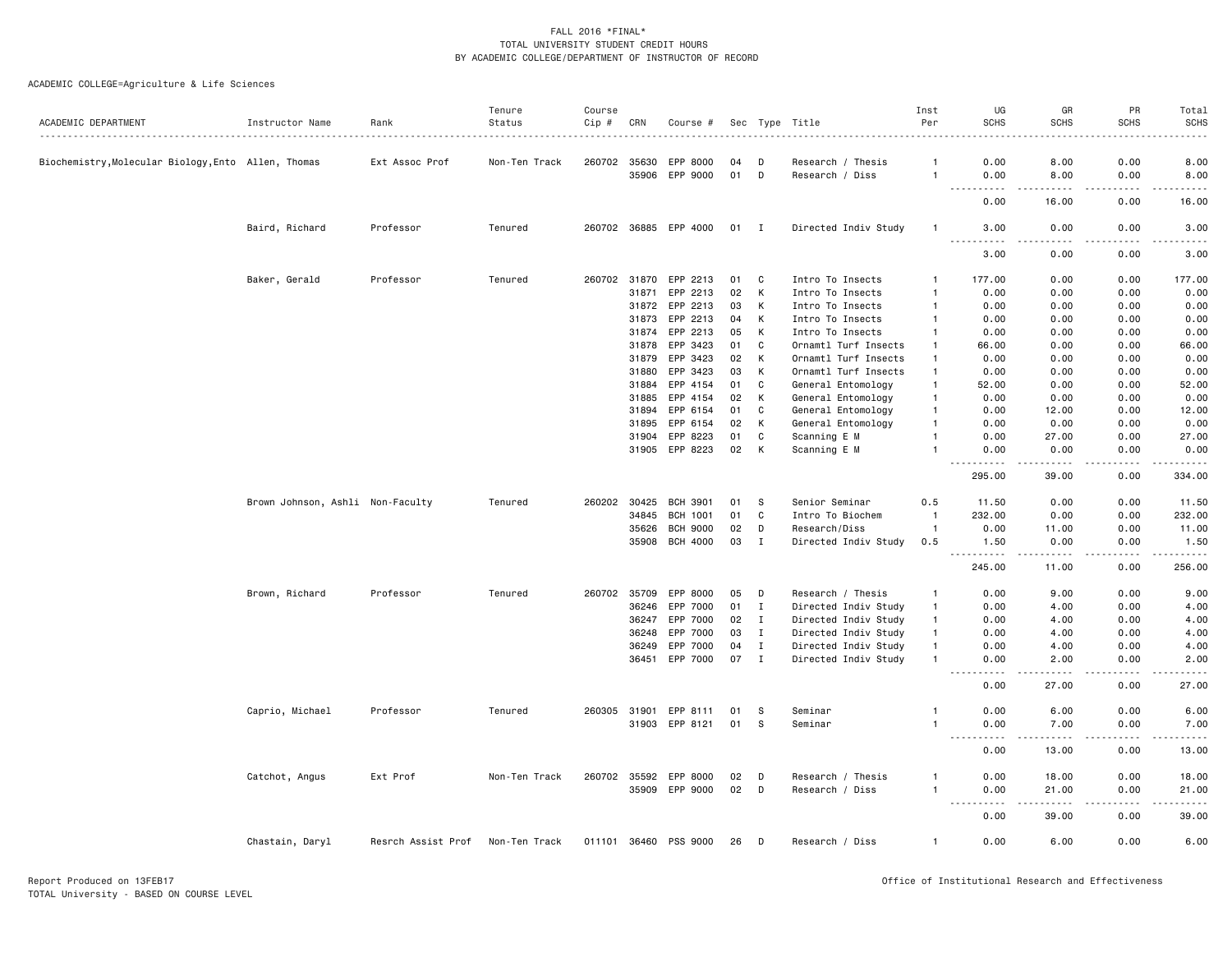FALL 2016 *FINAL*
TOTAL UNIVERSITY STUDENT CREDIT HOURS
BY ACADEMIC COLLEGE/DEPARTMENT OF INSTRUCTOR OF RECORD

ACADEMIC COLLEGE=Agriculture & Life Sciences

| ACADEMIC DEPARTMENT | Instructor Name | Rank | Tenure Status | Course Cip # | CRN | Course # | Sec | Type | Title | Inst Per | UG SCHS | GR SCHS | PR SCHS | Total SCHS |
|---|---|---|---|---|---|---|---|---|---|---|---|---|---|---|
| Biochemistry,Molecular Biology,Ento | Allen, Thomas | Ext Assoc Prof | Non-Ten Track | 260702 | 35630 | EPP 8000 | 04 | D | Research / Thesis | 1 | 0.00 | 8.00 | 0.00 | 8.00 |
| | | | | | 35906 | EPP 9000 | 01 | D | Research / Diss | 1 | 0.00 | 8.00 | 0.00 | 8.00 |
| | | | | | | | | | | | 0.00 | 16.00 | 0.00 | 16.00 |
| | Baird, Richard | Professor | Tenured | 260702 | 36885 | EPP 4000 | 01 | I | Directed Indiv Study | 1 | 3.00 | 0.00 | 0.00 | 3.00 |
| | | | | | | | | | | | 3.00 | 0.00 | 0.00 | 3.00 |
| | Baker, Gerald | Professor | Tenured | 260702 | 31870 | EPP 2213 | 01 | C | Intro To Insects | 1 | 177.00 | 0.00 | 0.00 | 177.00 |
| | | | | | 31871 | EPP 2213 | 02 | K | Intro To Insects | 1 | 0.00 | 0.00 | 0.00 | 0.00 |
| | | | | | 31872 | EPP 2213 | 03 | K | Intro To Insects | 1 | 0.00 | 0.00 | 0.00 | 0.00 |
| | | | | | 31873 | EPP 2213 | 04 | K | Intro To Insects | 1 | 0.00 | 0.00 | 0.00 | 0.00 |
| | | | | | 31874 | EPP 2213 | 05 | K | Intro To Insects | 1 | 0.00 | 0.00 | 0.00 | 0.00 |
| | | | | | 31878 | EPP 3423 | 01 | C | Ornamtl Turf Insects | 1 | 66.00 | 0.00 | 0.00 | 66.00 |
| | | | | | 31879 | EPP 3423 | 02 | K | Ornamtl Turf Insects | 1 | 0.00 | 0.00 | 0.00 | 0.00 |
| | | | | | 31880 | EPP 3423 | 03 | K | Ornamtl Turf Insects | 1 | 0.00 | 0.00 | 0.00 | 0.00 |
| | | | | | 31884 | EPP 4154 | 01 | C | General Entomology | 1 | 52.00 | 0.00 | 0.00 | 52.00 |
| | | | | | 31885 | EPP 4154 | 02 | K | General Entomology | 1 | 0.00 | 0.00 | 0.00 | 0.00 |
| | | | | | 31894 | EPP 6154 | 01 | C | General Entomology | 1 | 0.00 | 12.00 | 0.00 | 12.00 |
| | | | | | 31895 | EPP 6154 | 02 | K | General Entomology | 1 | 0.00 | 0.00 | 0.00 | 0.00 |
| | | | | | 31904 | EPP 8223 | 01 | C | Scanning E M | 1 | 0.00 | 27.00 | 0.00 | 27.00 |
| | | | | | 31905 | EPP 8223 | 02 | K | Scanning E M | 1 | 0.00 | 0.00 | 0.00 | 0.00 |
| | | | | | | | | | | | 295.00 | 39.00 | 0.00 | 334.00 |
| | Brown Johnson, Ashli | Non-Faculty | Tenured | 260202 | 30425 | BCH 3901 | 01 | S | Senior Seminar | 0.5 | 11.50 | 0.00 | 0.00 | 11.50 |
| | | | | | 34845 | BCH 1001 | 01 | C | Intro To Biochem | 1 | 232.00 | 0.00 | 0.00 | 232.00 |
| | | | | | 35626 | BCH 9000 | 02 | D | Research/Diss | 1 | 0.00 | 11.00 | 0.00 | 11.00 |
| | | | | | 35908 | BCH 4000 | 03 | I | Directed Indiv Study | 0.5 | 1.50 | 0.00 | 0.00 | 1.50 |
| | | | | | | | | | | | 245.00 | 11.00 | 0.00 | 256.00 |
| | Brown, Richard | Professor | Tenured | 260702 | 35709 | EPP 8000 | 05 | D | Research / Thesis | 1 | 0.00 | 9.00 | 0.00 | 9.00 |
| | | | | | 36246 | EPP 7000 | 01 | I | Directed Indiv Study | 1 | 0.00 | 4.00 | 0.00 | 4.00 |
| | | | | | 36247 | EPP 7000 | 02 | I | Directed Indiv Study | 1 | 0.00 | 4.00 | 0.00 | 4.00 |
| | | | | | 36248 | EPP 7000 | 03 | I | Directed Indiv Study | 1 | 0.00 | 4.00 | 0.00 | 4.00 |
| | | | | | 36249 | EPP 7000 | 04 | I | Directed Indiv Study | 1 | 0.00 | 4.00 | 0.00 | 4.00 |
| | | | | | 36451 | EPP 7000 | 07 | I | Directed Indiv Study | 1 | 0.00 | 2.00 | 0.00 | 2.00 |
| | | | | | | | | | | | 0.00 | 27.00 | 0.00 | 27.00 |
| | Caprio, Michael | Professor | Tenured | 260305 | 31901 | EPP 8111 | 01 | S | Seminar | 1 | 0.00 | 6.00 | 0.00 | 6.00 |
| | | | | | 31903 | EPP 8121 | 01 | S | Seminar | 1 | 0.00 | 7.00 | 0.00 | 7.00 |
| | | | | | | | | | | | 0.00 | 13.00 | 0.00 | 13.00 |
| | Catchot, Angus | Ext Prof | Non-Ten Track | 260702 | 35592 | EPP 8000 | 02 | D | Research / Thesis | 1 | 0.00 | 18.00 | 0.00 | 18.00 |
| | | | | | 35909 | EPP 9000 | 02 | D | Research / Diss | 1 | 0.00 | 21.00 | 0.00 | 21.00 |
| | | | | | | | | | | | 0.00 | 39.00 | 0.00 | 39.00 |
| | Chastain, Daryl | Resrch Assist Prof | Non-Ten Track | 011101 | 36460 | PSS 9000 | 26 | D | Research / Diss | 1 | 0.00 | 6.00 | 0.00 | 6.00 |

Report Produced on 13FEB17
TOTAL University - BASED ON COURSE LEVEL

Office of Institutional Research and Effectiveness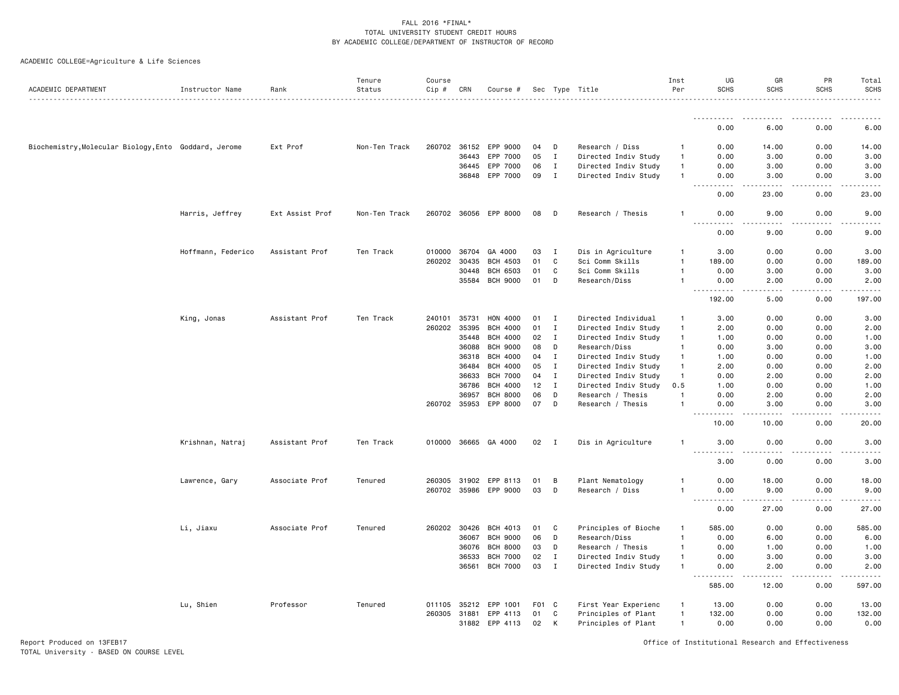FALL 2016 *FINAL*
TOTAL UNIVERSITY STUDENT CREDIT HOURS
BY ACADEMIC COLLEGE/DEPARTMENT OF INSTRUCTOR OF RECORD

ACADEMIC COLLEGE=Agriculture & Life Sciences

| ACADEMIC DEPARTMENT | Instructor Name | Rank | Tenure Status | Course Cip # | CRN | Course # | Sec | Type | Title | Inst Per | UG SCHS | GR SCHS | PR SCHS | Total SCHS |
|---|---|---|---|---|---|---|---|---|---|---|---|---|---|---|
| | | | | | | | | | | | 0.00 | 6.00 | 0.00 | 6.00 |
| Biochemistry,Molecular Biology,Ento | Goddard, Jerome | Ext Prof | Non-Ten Track | 260702 | 36152 | EPP 9000 | 04 | D | Research / Diss | 1 | 0.00 | 14.00 | 0.00 | 14.00 |
| | | | | | 36443 | EPP 7000 | 05 | I | Directed Indiv Study | 1 | 0.00 | 3.00 | 0.00 | 3.00 |
| | | | | | 36445 | EPP 7000 | 06 | I | Directed Indiv Study | 1 | 0.00 | 3.00 | 0.00 | 3.00 |
| | | | | | 36848 | EPP 7000 | 09 | I | Directed Indiv Study | 1 | 0.00 | 3.00 | 0.00 | 3.00 |
| | | | | | | | | | | | 0.00 | 23.00 | 0.00 | 23.00 |
| | Harris, Jeffrey | Ext Assist Prof | Non-Ten Track | 260702 | 36056 | EPP 8000 | 08 | D | Research / Thesis | 1 | 0.00 | 9.00 | 0.00 | 9.00 |
| | | | | | | | | | | | 0.00 | 9.00 | 0.00 | 9.00 |
| | Hoffmann, Federico | Assistant Prof | Ten Track | 010000 | 36704 | GA 4000 | 03 | I | Dis in Agriculture | 1 | 3.00 | 0.00 | 0.00 | 3.00 |
| | | | | 260202 | 30435 | BCH 4503 | 01 | C | Sci Comm Skills | 1 | 189.00 | 0.00 | 0.00 | 189.00 |
| | | | | | 30448 | BCH 6503 | 01 | C | Sci Comm Skills | 1 | 0.00 | 3.00 | 0.00 | 3.00 |
| | | | | | 35584 | BCH 9000 | 01 | D | Research/Diss | 1 | 0.00 | 2.00 | 0.00 | 2.00 |
| | | | | | | | | | | | 192.00 | 5.00 | 0.00 | 197.00 |
| | King, Jonas | Assistant Prof | Ten Track | 240101 | 35731 | HON 4000 | 01 | I | Directed Individual | 1 | 3.00 | 0.00 | 0.00 | 3.00 |
| | | | | 260202 | 35395 | BCH 4000 | 01 | I | Directed Indiv Study | 1 | 2.00 | 0.00 | 0.00 | 2.00 |
| | | | | | 35448 | BCH 4000 | 02 | I | Directed Indiv Study | 1 | 1.00 | 0.00 | 0.00 | 1.00 |
| | | | | | 36088 | BCH 9000 | 08 | D | Research/Diss | 1 | 0.00 | 3.00 | 0.00 | 3.00 |
| | | | | | 36318 | BCH 4000 | 04 | I | Directed Indiv Study | 1 | 1.00 | 0.00 | 0.00 | 1.00 |
| | | | | | 36484 | BCH 4000 | 05 | I | Directed Indiv Study | 1 | 2.00 | 0.00 | 0.00 | 2.00 |
| | | | | | 36633 | BCH 7000 | 04 | I | Directed Indiv Study | 1 | 0.00 | 2.00 | 0.00 | 2.00 |
| | | | | | 36786 | BCH 4000 | 12 | I | Directed Indiv Study | 0.5 | 1.00 | 0.00 | 0.00 | 1.00 |
| | | | | | 36957 | BCH 8000 | 06 | D | Research / Thesis | 1 | 0.00 | 2.00 | 0.00 | 2.00 |
| | | | | 260702 | 35953 | EPP 8000 | 07 | D | Research / Thesis | 1 | 0.00 | 3.00 | 0.00 | 3.00 |
| | | | | | | | | | | | 10.00 | 10.00 | 0.00 | 20.00 |
| | Krishnan, Natraj | Assistant Prof | Ten Track | 010000 | 36665 | GA 4000 | 02 | I | Dis in Agriculture | 1 | 3.00 | 0.00 | 0.00 | 3.00 |
| | | | | | | | | | | | 3.00 | 0.00 | 0.00 | 3.00 |
| | Lawrence, Gary | Associate Prof | Tenured | 260305 | 31902 | EPP 8113 | 01 | B | Plant Nematology | 1 | 0.00 | 18.00 | 0.00 | 18.00 |
| | | | | 260702 | 35986 | EPP 9000 | 03 | D | Research / Diss | 1 | 0.00 | 9.00 | 0.00 | 9.00 |
| | | | | | | | | | | | 0.00 | 27.00 | 0.00 | 27.00 |
| | Li, Jiaxu | Associate Prof | Tenured | 260202 | 30426 | BCH 4013 | 01 | C | Principles of Bioche | 1 | 585.00 | 0.00 | 0.00 | 585.00 |
| | | | | | 36067 | BCH 9000 | 06 | D | Research/Diss | 1 | 0.00 | 6.00 | 0.00 | 6.00 |
| | | | | | 36076 | BCH 8000 | 03 | D | Research / Thesis | 1 | 0.00 | 1.00 | 0.00 | 1.00 |
| | | | | | 36533 | BCH 7000 | 02 | I | Directed Indiv Study | 1 | 0.00 | 3.00 | 0.00 | 3.00 |
| | | | | | 36561 | BCH 7000 | 03 | I | Directed Indiv Study | 1 | 0.00 | 2.00 | 0.00 | 2.00 |
| | | | | | | | | | | | 585.00 | 12.00 | 0.00 | 597.00 |
| | Lu, Shien | Professor | Tenured | 011105 | 35212 | EPP 1001 | F01 | C | First Year Experienc | 1 | 13.00 | 0.00 | 0.00 | 13.00 |
| | | | | 260305 | 31881 | EPP 4113 | 01 | C | Principles of Plant | 1 | 132.00 | 0.00 | 0.00 | 132.00 |
| | | | | | 31882 | EPP 4113 | 02 | K | Principles of Plant | 1 | 0.00 | 0.00 | 0.00 | 0.00 |

Report Produced on 13FEB17
TOTAL University - BASED ON COURSE LEVEL

Office of Institutional Research and Effectiveness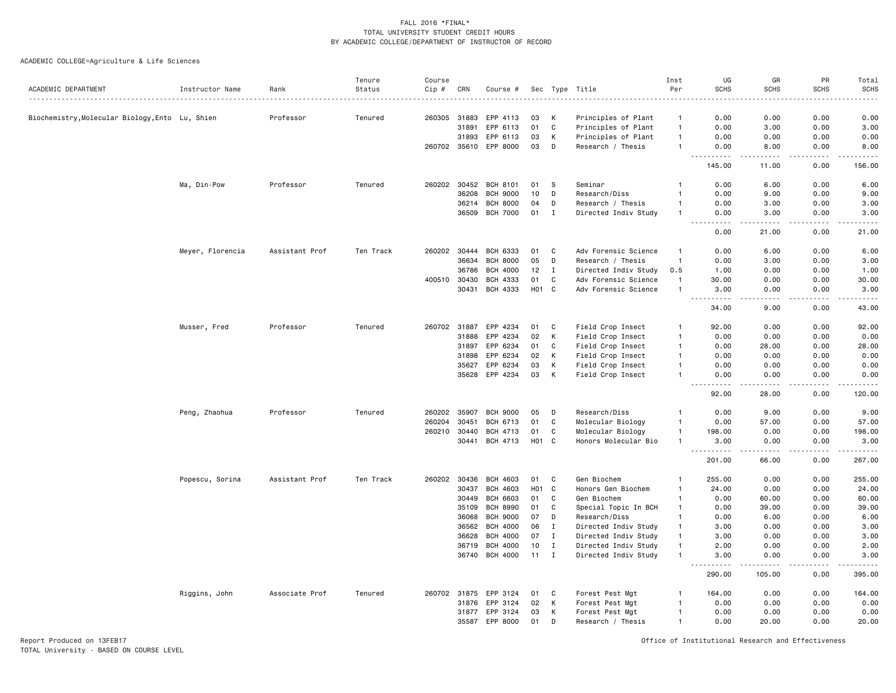FALL 2016 *FINAL*
TOTAL UNIVERSITY STUDENT CREDIT HOURS
BY ACADEMIC COLLEGE/DEPARTMENT OF INSTRUCTOR OF RECORD

ACADEMIC COLLEGE=Agriculture & Life Sciences

| ACADEMIC DEPARTMENT | Instructor Name | Rank | Tenure Status | Course Cip # | CRN | Course # | Sec | Type | Title | Inst Per | UG SCHS | GR SCHS | PR SCHS | Total SCHS |
|---|---|---|---|---|---|---|---|---|---|---|---|---|---|---|
| Biochemistry,Molecular Biology,Ento | Lu, Shien | Professor | Tenured | 260305 | 31883 | EPP 4113 | 03 | K | Principles of Plant | 1 | 0.00 | 0.00 | 0.00 | 0.00 |
| | | | | | 31891 | EPP 6113 | 01 | C | Principles of Plant | 1 | 0.00 | 3.00 | 0.00 | 3.00 |
| | | | | | 31893 | EPP 6113 | 03 | K | Principles of Plant | 1 | 0.00 | 0.00 | 0.00 | 0.00 |
| | | | | 260702 | 35610 | EPP 8000 | 03 | D | Research / Thesis | 1 | 0.00 | 8.00 | 0.00 | 8.00 |
| | | | | | | | | | | | 145.00 | 11.00 | 0.00 | 156.00 |
| | Ma, Din-Pow | Professor | Tenured | 260202 | 30452 | BCH 8101 | 01 | S | Seminar | 1 | 0.00 | 6.00 | 0.00 | 6.00 |
| | | | | | 36208 | BCH 9000 | 10 | D | Research/Diss | 1 | 0.00 | 9.00 | 0.00 | 9.00 |
| | | | | | 36214 | BCH 8000 | 04 | D | Research / Thesis | 1 | 0.00 | 3.00 | 0.00 | 3.00 |
| | | | | | 36509 | BCH 7000 | 01 | I | Directed Indiv Study | 1 | 0.00 | 3.00 | 0.00 | 3.00 |
| | | | | | | | | | | | 0.00 | 21.00 | 0.00 | 21.00 |
| | Meyer, Florencia | Assistant Prof | Ten Track | 260202 | 30444 | BCH 6333 | 01 | C | Adv Forensic Science | 1 | 0.00 | 6.00 | 0.00 | 6.00 |
| | | | | | 36634 | BCH 8000 | 05 | D | Research / Thesis | 1 | 0.00 | 3.00 | 0.00 | 3.00 |
| | | | | | 36786 | BCH 4000 | 12 | I | Directed Indiv Study | 0.5 | 1.00 | 0.00 | 0.00 | 1.00 |
| | | | | 400510 | 30430 | BCH 4333 | 01 | C | Adv Forensic Science | 1 | 30.00 | 0.00 | 0.00 | 30.00 |
| | | | | | 30431 | BCH 4333 | H01 | C | Adv Forensic Science | 1 | 3.00 | 0.00 | 0.00 | 3.00 |
| | | | | | | | | | | | 34.00 | 9.00 | 0.00 | 43.00 |
| | Musser, Fred | Professor | Tenured | 260702 | 31887 | EPP 4234 | 01 | C | Field Crop Insect | 1 | 92.00 | 0.00 | 0.00 | 92.00 |
| | | | | | 31888 | EPP 4234 | 02 | K | Field Crop Insect | 1 | 0.00 | 0.00 | 0.00 | 0.00 |
| | | | | | 31897 | EPP 6234 | 01 | C | Field Crop Insect | 1 | 0.00 | 28.00 | 0.00 | 28.00 |
| | | | | | 31898 | EPP 6234 | 02 | K | Field Crop Insect | 1 | 0.00 | 0.00 | 0.00 | 0.00 |
| | | | | | 35627 | EPP 6234 | 03 | K | Field Crop Insect | 1 | 0.00 | 0.00 | 0.00 | 0.00 |
| | | | | | 35628 | EPP 4234 | 03 | K | Field Crop Insect | 1 | 0.00 | 0.00 | 0.00 | 0.00 |
| | | | | | | | | | | | 92.00 | 28.00 | 0.00 | 120.00 |
| | Peng, Zhaohua | Professor | Tenured | 260202 | 35907 | BCH 9000 | 05 | D | Research/Diss | 1 | 0.00 | 9.00 | 0.00 | 9.00 |
| | | | | 260204 | 30451 | BCH 6713 | 01 | C | Molecular Biology | 1 | 0.00 | 57.00 | 0.00 | 57.00 |
| | | | | 260210 | 30440 | BCH 4713 | 01 | C | Molecular Biology | 1 | 198.00 | 0.00 | 0.00 | 198.00 |
| | | | | | 30441 | BCH 4713 | H01 | C | Honors Molecular Bio | 1 | 3.00 | 0.00 | 0.00 | 3.00 |
| | | | | | | | | | | | 201.00 | 66.00 | 0.00 | 267.00 |
| | Popescu, Sorina | Assistant Prof | Ten Track | 260202 | 30436 | BCH 4603 | 01 | C | Gen Biochem | 1 | 255.00 | 0.00 | 0.00 | 255.00 |
| | | | | | 30437 | BCH 4603 | H01 | C | Honors Gen Biochem | 1 | 24.00 | 0.00 | 0.00 | 24.00 |
| | | | | | 30449 | BCH 6603 | 01 | C | Gen Biochem | 1 | 0.00 | 60.00 | 0.00 | 60.00 |
| | | | | | 35109 | BCH 8990 | 01 | C | Special Topic In BCH | 1 | 0.00 | 39.00 | 0.00 | 39.00 |
| | | | | | 36068 | BCH 9000 | 07 | D | Research/Diss | 1 | 0.00 | 6.00 | 0.00 | 6.00 |
| | | | | | 36562 | BCH 4000 | 06 | I | Directed Indiv Study | 1 | 3.00 | 0.00 | 0.00 | 3.00 |
| | | | | | 36628 | BCH 4000 | 07 | I | Directed Indiv Study | 1 | 3.00 | 0.00 | 0.00 | 3.00 |
| | | | | | 36719 | BCH 4000 | 10 | I | Directed Indiv Study | 1 | 2.00 | 0.00 | 0.00 | 2.00 |
| | | | | | 36740 | BCH 4000 | 11 | I | Directed Indiv Study | 1 | 3.00 | 0.00 | 0.00 | 3.00 |
| | | | | | | | | | | | 290.00 | 105.00 | 0.00 | 395.00 |
| | Riggins, John | Associate Prof | Tenured | 260702 | 31875 | EPP 3124 | 01 | C | Forest Pest Mgt | 1 | 164.00 | 0.00 | 0.00 | 164.00 |
| | | | | | 31876 | EPP 3124 | 02 | K | Forest Pest Mgt | 1 | 0.00 | 0.00 | 0.00 | 0.00 |
| | | | | | 31877 | EPP 3124 | 03 | K | Forest Pest Mgt | 1 | 0.00 | 0.00 | 0.00 | 0.00 |
| | | | | | 35587 | EPP 8000 | 01 | D | Research / Thesis | 1 | 0.00 | 20.00 | 0.00 | 20.00 |

Report Produced on 13FEB17
TOTAL University - BASED ON COURSE LEVEL

Office of Institutional Research and Effectiveness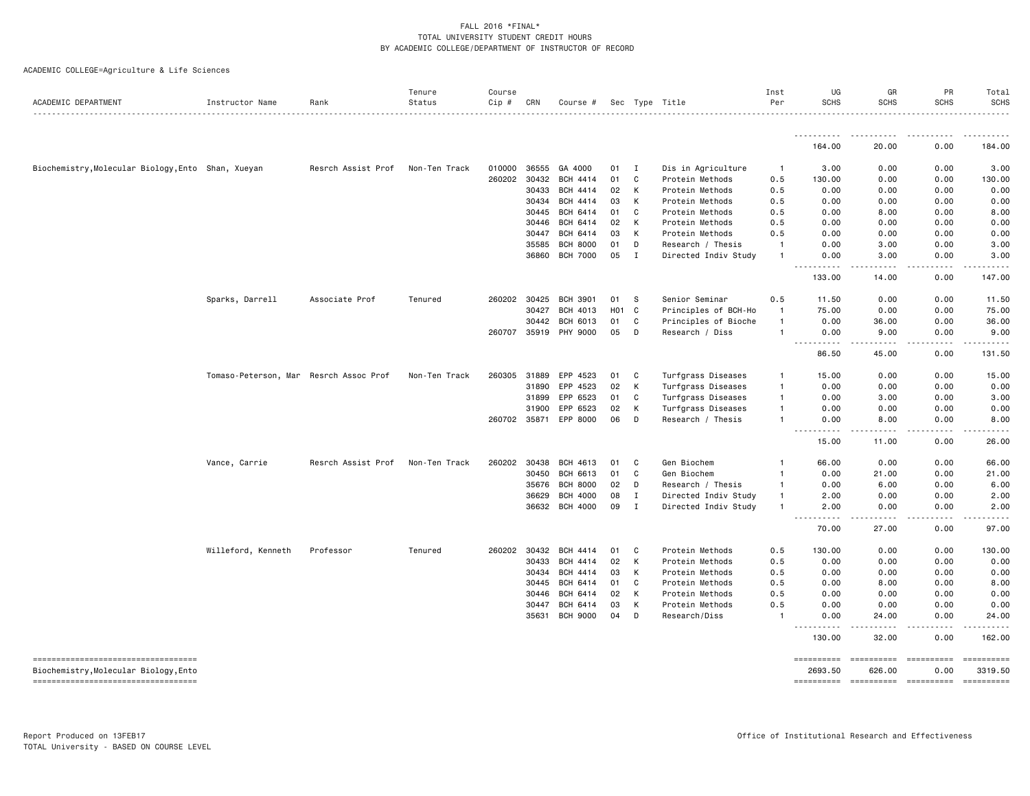FALL 2016 *FINAL*
TOTAL UNIVERSITY STUDENT CREDIT HOURS
BY ACADEMIC COLLEGE/DEPARTMENT OF INSTRUCTOR OF RECORD

ACADEMIC COLLEGE=Agriculture & Life Sciences

| ACADEMIC DEPARTMENT | Instructor Name | Rank | Tenure Status | Course Cip # | CRN | Course # | Sec | Type | Title | Inst Per | UG SCHS | GR SCHS | PR SCHS | Total SCHS |
|---|---|---|---|---|---|---|---|---|---|---|---|---|---|---|
| | | | | | | | | | | | 164.00 | 20.00 | 0.00 | 184.00 |
| Biochemistry,Molecular Biology,Ento | Shan, Xueyan | Resrch Assist Prof | Non-Ten Track | 010000 | 36555 | GA 4000 | 01 | I | Dis in Agriculture | 1 | 3.00 | 0.00 | 0.00 | 3.00 |
| | | | | 260202 | 30432 | BCH 4414 | 01 | C | Protein Methods | 0.5 | 130.00 | 0.00 | 0.00 | 130.00 |
| | | | | | 30433 | BCH 4414 | 02 | K | Protein Methods | 0.5 | 0.00 | 0.00 | 0.00 | 0.00 |
| | | | | | 30434 | BCH 4414 | 03 | K | Protein Methods | 0.5 | 0.00 | 0.00 | 0.00 | 0.00 |
| | | | | | 30445 | BCH 6414 | 01 | C | Protein Methods | 0.5 | 0.00 | 8.00 | 0.00 | 8.00 |
| | | | | | 30446 | BCH 6414 | 02 | K | Protein Methods | 0.5 | 0.00 | 0.00 | 0.00 | 0.00 |
| | | | | | 30447 | BCH 6414 | 03 | K | Protein Methods | 0.5 | 0.00 | 0.00 | 0.00 | 0.00 |
| | | | | | 35585 | BCH 8000 | 01 | D | Research / Thesis | 1 | 0.00 | 3.00 | 0.00 | 3.00 |
| | | | | | 36860 | BCH 7000 | 05 | I | Directed Indiv Study | 1 | 0.00 | 3.00 | 0.00 | 3.00 |
| | | | | | | | | | | | 133.00 | 14.00 | 0.00 | 147.00 |
| | Sparks, Darrell | Associate Prof | Tenured | 260202 | 30425 | BCH 3901 | 01 | S | Senior Seminar | 0.5 | 11.50 | 0.00 | 0.00 | 11.50 |
| | | | | | 30427 | BCH 4013 | H01 | C | Principles of BCH-Ho | 1 | 75.00 | 0.00 | 0.00 | 75.00 |
| | | | | | 30442 | BCH 6013 | 01 | C | Principles of Bioche | 1 | 0.00 | 36.00 | 0.00 | 36.00 |
| | | | | 260707 | 35919 | PHY 9000 | 05 | D | Research / Diss | 1 | 0.00 | 9.00 | 0.00 | 9.00 |
| | | | | | | | | | | | 86.50 | 45.00 | 0.00 | 131.50 |
| | Tomaso-Peterson, Mar | Resrch Assoc Prof | Non-Ten Track | 260305 | 31889 | EPP 4523 | 01 | C | Turfgrass Diseases | 1 | 15.00 | 0.00 | 0.00 | 15.00 |
| | | | | | 31890 | EPP 4523 | 02 | K | Turfgrass Diseases | 1 | 0.00 | 0.00 | 0.00 | 0.00 |
| | | | | | 31899 | EPP 6523 | 01 | C | Turfgrass Diseases | 1 | 0.00 | 3.00 | 0.00 | 3.00 |
| | | | | | 31900 | EPP 6523 | 02 | K | Turfgrass Diseases | 1 | 0.00 | 0.00 | 0.00 | 0.00 |
| | | | | 260702 | 35871 | EPP 8000 | 06 | D | Research / Thesis | 1 | 0.00 | 8.00 | 0.00 | 8.00 |
| | | | | | | | | | | | 15.00 | 11.00 | 0.00 | 26.00 |
| | Vance, Carrie | Resrch Assist Prof | Non-Ten Track | 260202 | 30438 | BCH 4613 | 01 | C | Gen Biochem | 1 | 66.00 | 0.00 | 0.00 | 66.00 |
| | | | | | 30450 | BCH 6613 | 01 | C | Gen Biochem | 1 | 0.00 | 21.00 | 0.00 | 21.00 |
| | | | | | 35676 | BCH 8000 | 02 | D | Research / Thesis | 1 | 0.00 | 6.00 | 0.00 | 6.00 |
| | | | | | 36629 | BCH 4000 | 08 | I | Directed Indiv Study | 1 | 2.00 | 0.00 | 0.00 | 2.00 |
| | | | | | 36632 | BCH 4000 | 09 | I | Directed Indiv Study | 1 | 2.00 | 0.00 | 0.00 | 2.00 |
| | | | | | | | | | | | 70.00 | 27.00 | 0.00 | 97.00 |
| | Willeford, Kenneth | Professor | Tenured | 260202 | 30432 | BCH 4414 | 01 | C | Protein Methods | 0.5 | 130.00 | 0.00 | 0.00 | 130.00 |
| | | | | | 30433 | BCH 4414 | 02 | K | Protein Methods | 0.5 | 0.00 | 0.00 | 0.00 | 0.00 |
| | | | | | 30434 | BCH 4414 | 03 | K | Protein Methods | 0.5 | 0.00 | 0.00 | 0.00 | 0.00 |
| | | | | | 30445 | BCH 6414 | 01 | C | Protein Methods | 0.5 | 0.00 | 8.00 | 0.00 | 8.00 |
| | | | | | 30446 | BCH 6414 | 02 | K | Protein Methods | 0.5 | 0.00 | 0.00 | 0.00 | 0.00 |
| | | | | | 30447 | BCH 6414 | 03 | K | Protein Methods | 0.5 | 0.00 | 0.00 | 0.00 | 0.00 |
| | | | | | 35631 | BCH 9000 | 04 | D | Research/Diss | 1 | 0.00 | 24.00 | 0.00 | 24.00 |
| | | | | | | | | | | | 130.00 | 32.00 | 0.00 | 162.00 |
| Biochemistry,Molecular Biology,Ento | | | | | | | | | | | 2693.50 | 626.00 | 0.00 | 3319.50 |

Report Produced on 13FEB17
TOTAL University - BASED ON COURSE LEVEL

Office of Institutional Research and Effectiveness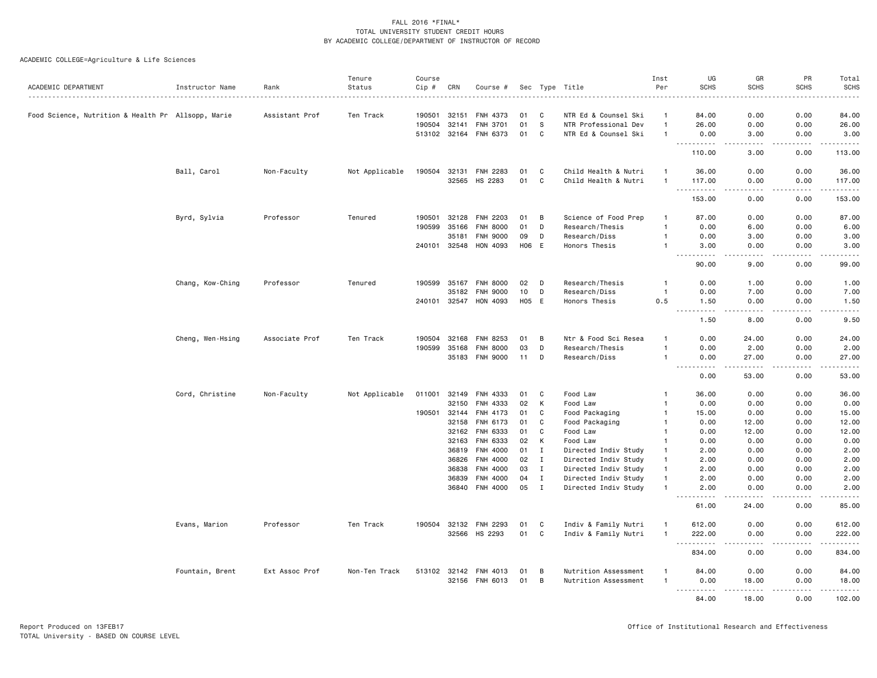FALL 2016 *FINAL*
TOTAL UNIVERSITY STUDENT CREDIT HOURS
BY ACADEMIC COLLEGE/DEPARTMENT OF INSTRUCTOR OF RECORD

ACADEMIC COLLEGE=Agriculture & Life Sciences

| ACADEMIC DEPARTMENT | Instructor Name | Rank | Tenure Status | Course Cip # | CRN | Course # | Sec | Type | Title | Inst Per | UG SCHS | GR SCHS | PR SCHS | Total SCHS |
|---|---|---|---|---|---|---|---|---|---|---|---|---|---|---|
| Food Science, Nutrition & Health Pr | Allsopp, Marie | Assistant Prof | Ten Track | 190501 | 32151 | FNH 4373 | 01 | C | NTR Ed & Counsel Ski | 1 | 84.00 | 0.00 | 0.00 | 84.00 |
| | | | | 190504 | 32141 | FNH 3701 | 01 | S | NTR Professional Dev | 1 | 26.00 | 0.00 | 0.00 | 26.00 |
| | | | | 513102 | 32164 | FNH 6373 | 01 | C | NTR Ed & Counsel Ski | 1 | 0.00 | 3.00 | 0.00 | 3.00 |
| | | | | | | | | | | | 110.00 | 3.00 | 0.00 | 113.00 |
| | Ball, Carol | Non-Faculty | Not Applicable | 190504 | 32131 | FNH 2283 | 01 | C | Child Health & Nutri | 1 | 36.00 | 0.00 | 0.00 | 36.00 |
| | | | | | 32565 | HS 2283 | 01 | C | Child Health & Nutri | 1 | 117.00 | 0.00 | 0.00 | 117.00 |
| | | | | | | | | | | | 153.00 | 0.00 | 0.00 | 153.00 |
| | Byrd, Sylvia | Professor | Tenured | 190501 | 32128 | FNH 2203 | 01 | B | Science of Food Prep | 1 | 87.00 | 0.00 | 0.00 | 87.00 |
| | | | | 190599 | 35166 | FNH 8000 | 01 | D | Research/Thesis | 1 | 0.00 | 6.00 | 0.00 | 6.00 |
| | | | | | 35181 | FNH 9000 | 09 | D | Research/Diss | 1 | 0.00 | 3.00 | 0.00 | 3.00 |
| | | | | 240101 | 32548 | HON 4093 | H06 | E | Honors Thesis | 1 | 3.00 | 0.00 | 0.00 | 3.00 |
| | | | | | | | | | | | 90.00 | 9.00 | 0.00 | 99.00 |
| | Chang, Kow-Ching | Professor | Tenured | 190599 | 35167 | FNH 8000 | 02 | D | Research/Thesis | 1 | 0.00 | 1.00 | 0.00 | 1.00 |
| | | | | | 35182 | FNH 9000 | 10 | D | Research/Diss | 1 | 0.00 | 7.00 | 0.00 | 7.00 |
| | | | | 240101 | 32547 | HON 4093 | H05 | E | Honors Thesis | 0.5 | 1.50 | 0.00 | 0.00 | 1.50 |
| | | | | | | | | | | | 1.50 | 8.00 | 0.00 | 9.50 |
| | Cheng, Wen-Hsing | Associate Prof | Ten Track | 190504 | 32168 | FNH 8253 | 01 | B | Ntr & Food Sci Resea | 1 | 0.00 | 24.00 | 0.00 | 24.00 |
| | | | | 190599 | 35168 | FNH 8000 | 03 | D | Research/Thesis | 1 | 0.00 | 2.00 | 0.00 | 2.00 |
| | | | | | 35183 | FNH 9000 | 11 | D | Research/Diss | 1 | 0.00 | 27.00 | 0.00 | 27.00 |
| | | | | | | | | | | | 0.00 | 53.00 | 0.00 | 53.00 |
| | Cord, Christine | Non-Faculty | Not Applicable | 011001 | 32149 | FNH 4333 | 01 | C | Food Law | 1 | 36.00 | 0.00 | 0.00 | 36.00 |
| | | | | | 32150 | FNH 4333 | 02 | K | Food Law | 1 | 0.00 | 0.00 | 0.00 | 0.00 |
| | | | | 190501 | 32144 | FNH 4173 | 01 | C | Food Packaging | 1 | 15.00 | 0.00 | 0.00 | 15.00 |
| | | | | | 32158 | FNH 6173 | 01 | C | Food Packaging | 1 | 0.00 | 12.00 | 0.00 | 12.00 |
| | | | | | 32162 | FNH 6333 | 01 | C | Food Law | 1 | 0.00 | 12.00 | 0.00 | 12.00 |
| | | | | | 32163 | FNH 6333 | 02 | K | Food Law | 1 | 0.00 | 0.00 | 0.00 | 0.00 |
| | | | | | 36819 | FNH 4000 | 01 | I | Directed Indiv Study | 1 | 2.00 | 0.00 | 0.00 | 2.00 |
| | | | | | 36826 | FNH 4000 | 02 | I | Directed Indiv Study | 1 | 2.00 | 0.00 | 0.00 | 2.00 |
| | | | | | 36838 | FNH 4000 | 03 | I | Directed Indiv Study | 1 | 2.00 | 0.00 | 0.00 | 2.00 |
| | | | | | 36839 | FNH 4000 | 04 | I | Directed Indiv Study | 1 | 2.00 | 0.00 | 0.00 | 2.00 |
| | | | | | 36840 | FNH 4000 | 05 | I | Directed Indiv Study | 1 | 2.00 | 0.00 | 0.00 | 2.00 |
| | | | | | | | | | | | 61.00 | 24.00 | 0.00 | 85.00 |
| | Evans, Marion | Professor | Ten Track | 190504 | 32132 | FNH 2293 | 01 | C | Indiv & Family Nutri | 1 | 612.00 | 0.00 | 0.00 | 612.00 |
| | | | | | 32566 | HS 2293 | 01 | C | Indiv & Family Nutri | 1 | 222.00 | 0.00 | 0.00 | 222.00 |
| | | | | | | | | | | | 834.00 | 0.00 | 0.00 | 834.00 |
| | Fountain, Brent | Ext Assoc Prof | Non-Ten Track | 513102 | 32142 | FNH 4013 | 01 | B | Nutrition Assessment | 1 | 84.00 | 0.00 | 0.00 | 84.00 |
| | | | | | 32156 | FNH 6013 | 01 | B | Nutrition Assessment | 1 | 0.00 | 18.00 | 0.00 | 18.00 |
| | | | | | | | | | | | 84.00 | 18.00 | 0.00 | 102.00 |

Report Produced on 13FEB17
TOTAL University - BASED ON COURSE LEVEL

Office of Institutional Research and Effectiveness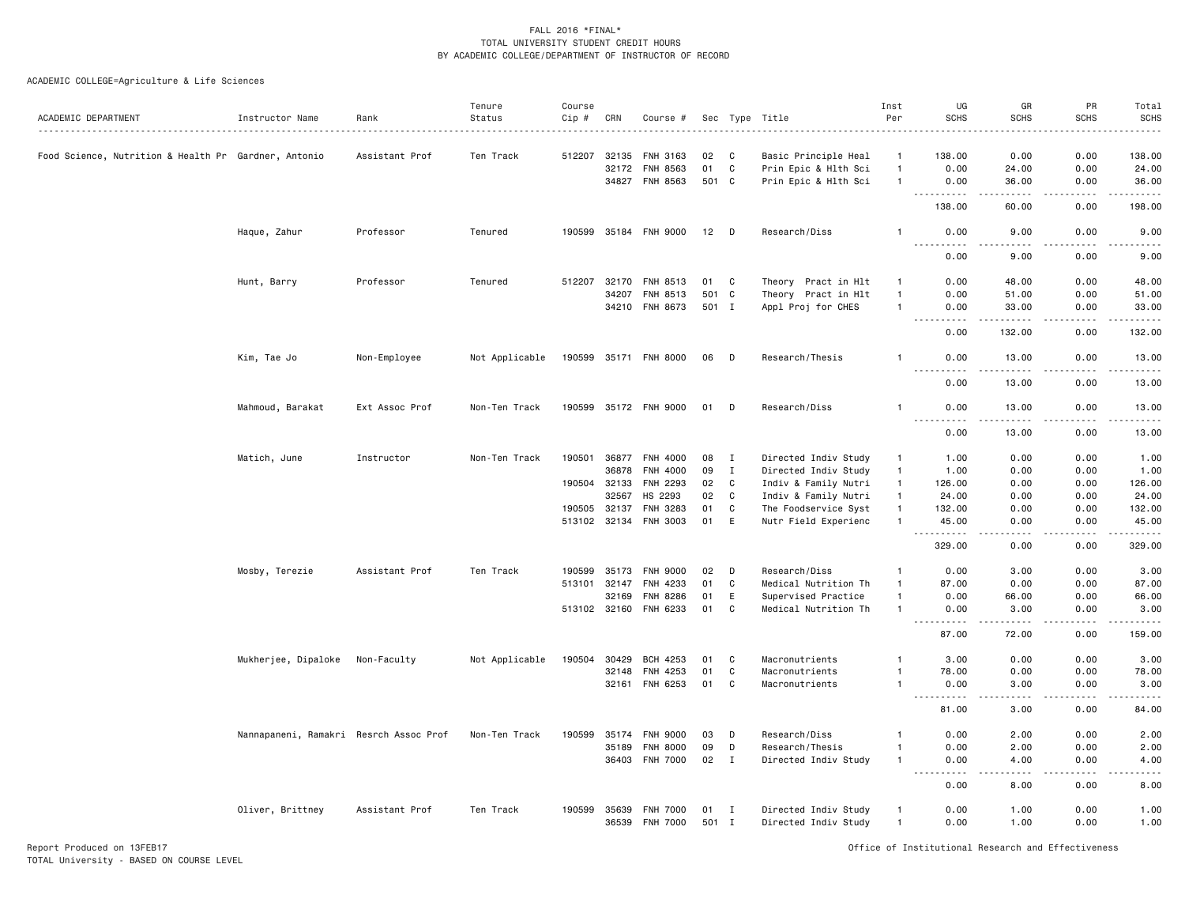FALL 2016 *FINAL*
TOTAL UNIVERSITY STUDENT CREDIT HOURS
BY ACADEMIC COLLEGE/DEPARTMENT OF INSTRUCTOR OF RECORD

ACADEMIC COLLEGE=Agriculture & Life Sciences

| ACADEMIC DEPARTMENT | Instructor Name | Rank | Tenure Status | Course Cip # | CRN | Course # | Sec | Type | Title | Inst Per | UG SCHS | GR SCHS | PR SCHS | Total SCHS |
|---|---|---|---|---|---|---|---|---|---|---|---|---|---|---|
| Food Science, Nutrition & Health Pr | Gardner, Antonio | Assistant Prof | Ten Track | 512207 | 32135 | FNH 3163 | 02 | C | Basic Principle Heal | 1 | 138.00 | 0.00 | 0.00 | 138.00 |
| | | | | | 32172 | FNH 8563 | 01 | C | Prin Epic & Hlth Sci | 1 | 0.00 | 24.00 | 0.00 | 24.00 |
| | | | | | 34827 | FNH 8563 | 501 | C | Prin Epic & Hlth Sci | 1 | 0.00 | 36.00 | 0.00 | 36.00 |
| | | | | | | | | | | | 138.00 | 60.00 | 0.00 | 198.00 |
| | Haque, Zahur | Professor | Tenured | 190599 | 35184 | FNH 9000 | 12 | D | Research/Diss | 1 | 0.00 | 9.00 | 0.00 | 9.00 |
| | | | | | | | | | | | 0.00 | 9.00 | 0.00 | 9.00 |
| | Hunt, Barry | Professor | Tenured | 512207 | 32170 | FNH 8513 | 01 | C | Theory Pract in Hlt | 1 | 0.00 | 48.00 | 0.00 | 48.00 |
| | | | | | 34207 | FNH 8513 | 501 | C | Theory Pract in Hlt | 1 | 0.00 | 51.00 | 0.00 | 51.00 |
| | | | | | 34210 | FNH 8673 | 501 | I | Appl Proj for CHES | 1 | 0.00 | 33.00 | 0.00 | 33.00 |
| | | | | | | | | | | | 0.00 | 132.00 | 0.00 | 132.00 |
| | Kim, Tae Jo | Non-Employee | Not Applicable | 190599 | 35171 | FNH 8000 | 06 | D | Research/Thesis | 1 | 0.00 | 13.00 | 0.00 | 13.00 |
| | | | | | | | | | | | 0.00 | 13.00 | 0.00 | 13.00 |
| | Mahmoud, Barakat | Ext Assoc Prof | Non-Ten Track | 190599 | 35172 | FNH 9000 | 01 | D | Research/Diss | 1 | 0.00 | 13.00 | 0.00 | 13.00 |
| | | | | | | | | | | | 0.00 | 13.00 | 0.00 | 13.00 |
| | Matich, June | Instructor | Non-Ten Track | 190501 | 36877 | FNH 4000 | 08 | I | Directed Indiv Study | 1 | 1.00 | 0.00 | 0.00 | 1.00 |
| | | | | | 36878 | FNH 4000 | 09 | I | Directed Indiv Study | 1 | 1.00 | 0.00 | 0.00 | 1.00 |
| | | | | 190504 | 32133 | FNH 2293 | 02 | C | Indiv & Family Nutri | 1 | 126.00 | 0.00 | 0.00 | 126.00 |
| | | | | | 32567 | HS 2293 | 02 | C | Indiv & Family Nutri | 1 | 24.00 | 0.00 | 0.00 | 24.00 |
| | | | | 190505 | 32137 | FNH 3283 | 01 | C | The Foodservice Syst | 1 | 132.00 | 0.00 | 0.00 | 132.00 |
| | | | | 513102 | 32134 | FNH 3003 | 01 | E | Nutr Field Experienc | 1 | 45.00 | 0.00 | 0.00 | 45.00 |
| | | | | | | | | | | | 329.00 | 0.00 | 0.00 | 329.00 |
| | Mosby, Terezie | Assistant Prof | Ten Track | 190599 | 35173 | FNH 9000 | 02 | D | Research/Diss | 1 | 0.00 | 3.00 | 0.00 | 3.00 |
| | | | | 513101 | 32147 | FNH 4233 | 01 | C | Medical Nutrition Th | 1 | 87.00 | 0.00 | 0.00 | 87.00 |
| | | | | | 32169 | FNH 8286 | 01 | E | Supervised Practice | 1 | 0.00 | 66.00 | 0.00 | 66.00 |
| | | | | 513102 | 32160 | FNH 6233 | 01 | C | Medical Nutrition Th | 1 | 0.00 | 3.00 | 0.00 | 3.00 |
| | | | | | | | | | | | 87.00 | 72.00 | 0.00 | 159.00 |
| | Mukherjee, Dipaloke | Non-Faculty | Not Applicable | 190504 | 30429 | BCH 4253 | 01 | C | Macronutrients | 1 | 3.00 | 0.00 | 0.00 | 3.00 |
| | | | | | 32148 | FNH 4253 | 01 | C | Macronutrients | 1 | 78.00 | 0.00 | 0.00 | 78.00 |
| | | | | | 32161 | FNH 6253 | 01 | C | Macronutrients | 1 | 0.00 | 3.00 | 0.00 | 3.00 |
| | | | | | | | | | | | 81.00 | 3.00 | 0.00 | 84.00 |
| | Nannapaneni, Ramakri | Resrch Assoc Prof | Non-Ten Track | 190599 | 35174 | FNH 9000 | 03 | D | Research/Diss | 1 | 0.00 | 2.00 | 0.00 | 2.00 |
| | | | | | 35189 | FNH 8000 | 09 | D | Research/Thesis | 1 | 0.00 | 2.00 | 0.00 | 2.00 |
| | | | | | 36403 | FNH 7000 | 02 | I | Directed Indiv Study | 1 | 0.00 | 4.00 | 0.00 | 4.00 |
| | | | | | | | | | | | 0.00 | 8.00 | 0.00 | 8.00 |
| | Oliver, Brittney | Assistant Prof | Ten Track | 190599 | 35639 | FNH 7000 | 01 | I | Directed Indiv Study | 1 | 0.00 | 1.00 | 0.00 | 1.00 |
| | | | | | 36539 | FNH 7000 | 501 | I | Directed Indiv Study | 1 | 0.00 | 1.00 | 0.00 | 1.00 |

Report Produced on 13FEB17
TOTAL University - BASED ON COURSE LEVEL

Office of Institutional Research and Effectiveness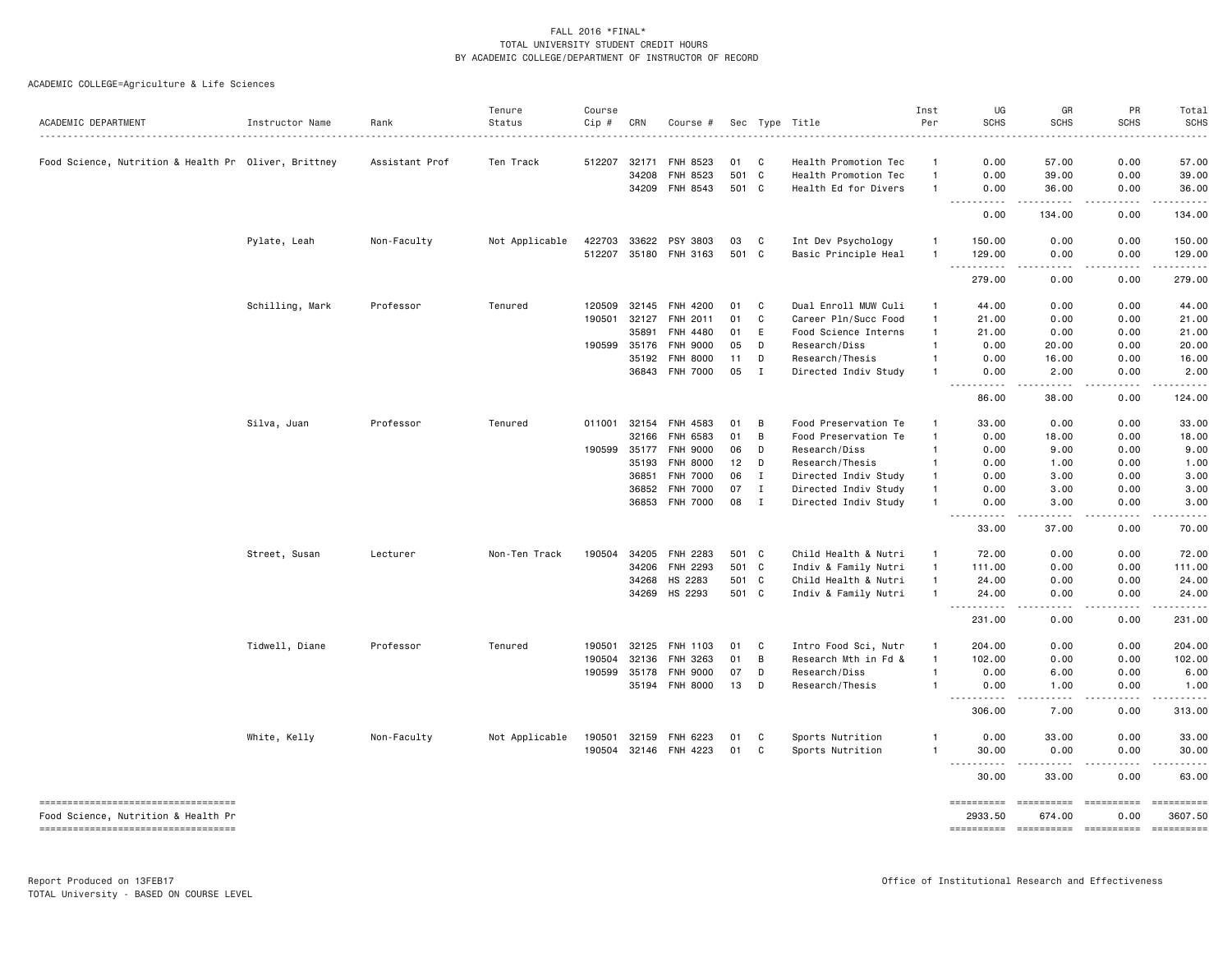FALL 2016 *FINAL*
TOTAL UNIVERSITY STUDENT CREDIT HOURS
BY ACADEMIC COLLEGE/DEPARTMENT OF INSTRUCTOR OF RECORD

ACADEMIC COLLEGE=Agriculture & Life Sciences

| ACADEMIC DEPARTMENT | Instructor Name | Rank | Tenure Status | Course Cip # | CRN | Course # | Sec | Type | Title | Inst Per | UG SCHS | GR SCHS | PR SCHS | Total SCHS |
|---|---|---|---|---|---|---|---|---|---|---|---|---|---|---|
| Food Science, Nutrition & Health Pr | Oliver, Brittney | Assistant Prof | Ten Track | 512207 | 32171 | FNH 8523 | 01 | C | Health Promotion Tec | 1 | 0.00 | 57.00 | 0.00 | 57.00 |
| | | | | | 34208 | FNH 8523 | 501 | C | Health Promotion Tec | 1 | 0.00 | 39.00 | 0.00 | 39.00 |
| | | | | | 34209 | FNH 8543 | 501 | C | Health Ed for Divers | 1 | 0.00 | 36.00 | 0.00 | 36.00 |
| | | | | | | | | | | | 0.00 | 134.00 | 0.00 | 134.00 |
| | Pylate, Leah | Non-Faculty | Not Applicable | 422703 | 33622 | PSY 3803 | 03 | C | Int Dev Psychology | 1 | 150.00 | 0.00 | 0.00 | 150.00 |
| | | | | 512207 | 35180 | FNH 3163 | 501 | C | Basic Principle Heal | 1 | 129.00 | 0.00 | 0.00 | 129.00 |
| | | | | | | | | | | | 279.00 | 0.00 | 0.00 | 279.00 |
| | Schilling, Mark | Professor | Tenured | 120509 | 32145 | FNH 4200 | 01 | C | Dual Enroll MUW Culi | 1 | 44.00 | 0.00 | 0.00 | 44.00 |
| | | | | 190501 | 32127 | FNH 2011 | 01 | C | Career Pln/Succ Food | 1 | 21.00 | 0.00 | 0.00 | 21.00 |
| | | | | | 35891 | FNH 4480 | 01 | E | Food Science Interns | 1 | 21.00 | 0.00 | 0.00 | 21.00 |
| | | | | 190599 | 35176 | FNH 9000 | 05 | D | Research/Diss | 1 | 0.00 | 20.00 | 0.00 | 20.00 |
| | | | | | 35192 | FNH 8000 | 11 | D | Research/Thesis | 1 | 0.00 | 16.00 | 0.00 | 16.00 |
| | | | | | 36843 | FNH 7000 | 05 | I | Directed Indiv Study | 1 | 0.00 | 2.00 | 0.00 | 2.00 |
| | | | | | | | | | | | 86.00 | 38.00 | 0.00 | 124.00 |
| | Silva, Juan | Professor | Tenured | 011001 | 32154 | FNH 4583 | 01 | B | Food Preservation Te | 1 | 33.00 | 0.00 | 0.00 | 33.00 |
| | | | | | 32166 | FNH 6583 | 01 | B | Food Preservation Te | 1 | 0.00 | 18.00 | 0.00 | 18.00 |
| | | | | 190599 | 35177 | FNH 9000 | 06 | D | Research/Diss | 1 | 0.00 | 9.00 | 0.00 | 9.00 |
| | | | | | 35193 | FNH 8000 | 12 | D | Research/Thesis | 1 | 0.00 | 1.00 | 0.00 | 1.00 |
| | | | | | 36851 | FNH 7000 | 06 | I | Directed Indiv Study | 1 | 0.00 | 3.00 | 0.00 | 3.00 |
| | | | | | 36852 | FNH 7000 | 07 | I | Directed Indiv Study | 1 | 0.00 | 3.00 | 0.00 | 3.00 |
| | | | | | 36853 | FNH 7000 | 08 | I | Directed Indiv Study | 1 | 0.00 | 3.00 | 0.00 | 3.00 |
| | | | | | | | | | | | 33.00 | 37.00 | 0.00 | 70.00 |
| | Street, Susan | Lecturer | Non-Ten Track | 190504 | 34205 | FNH 2283 | 501 | C | Child Health & Nutri | 1 | 72.00 | 0.00 | 0.00 | 72.00 |
| | | | | | 34206 | FNH 2293 | 501 | C | Indiv & Family Nutri | 1 | 111.00 | 0.00 | 0.00 | 111.00 |
| | | | | | 34268 | HS 2283 | 501 | C | Child Health & Nutri | 1 | 24.00 | 0.00 | 0.00 | 24.00 |
| | | | | | 34269 | HS 2293 | 501 | C | Indiv & Family Nutri | 1 | 24.00 | 0.00 | 0.00 | 24.00 |
| | | | | | | | | | | | 231.00 | 0.00 | 0.00 | 231.00 |
| | Tidwell, Diane | Professor | Tenured | 190501 | 32125 | FNH 1103 | 01 | C | Intro Food Sci, Nutr | 1 | 204.00 | 0.00 | 0.00 | 204.00 |
| | | | | 190504 | 32136 | FNH 3263 | 01 | B | Research Mth in Fd & | 1 | 102.00 | 0.00 | 0.00 | 102.00 |
| | | | | 190599 | 35178 | FNH 9000 | 07 | D | Research/Diss | 1 | 0.00 | 6.00 | 0.00 | 6.00 |
| | | | | | 35194 | FNH 8000 | 13 | D | Research/Thesis | 1 | 0.00 | 1.00 | 0.00 | 1.00 |
| | | | | | | | | | | | 306.00 | 7.00 | 0.00 | 313.00 |
| | White, Kelly | Non-Faculty | Not Applicable | 190501 | 32159 | FNH 6223 | 01 | C | Sports Nutrition | 1 | 0.00 | 33.00 | 0.00 | 33.00 |
| | | | | 190504 | 32146 | FNH 4223 | 01 | C | Sports Nutrition | 1 | 30.00 | 0.00 | 0.00 | 30.00 |
| | | | | | | | | | | | 30.00 | 33.00 | 0.00 | 63.00 |
| Food Science, Nutrition & Health Pr | | | | | | | | | | | 2933.50 | 674.00 | 0.00 | 3607.50 |

Report Produced on 13FEB17
TOTAL University - BASED ON COURSE LEVEL

Office of Institutional Research and Effectiveness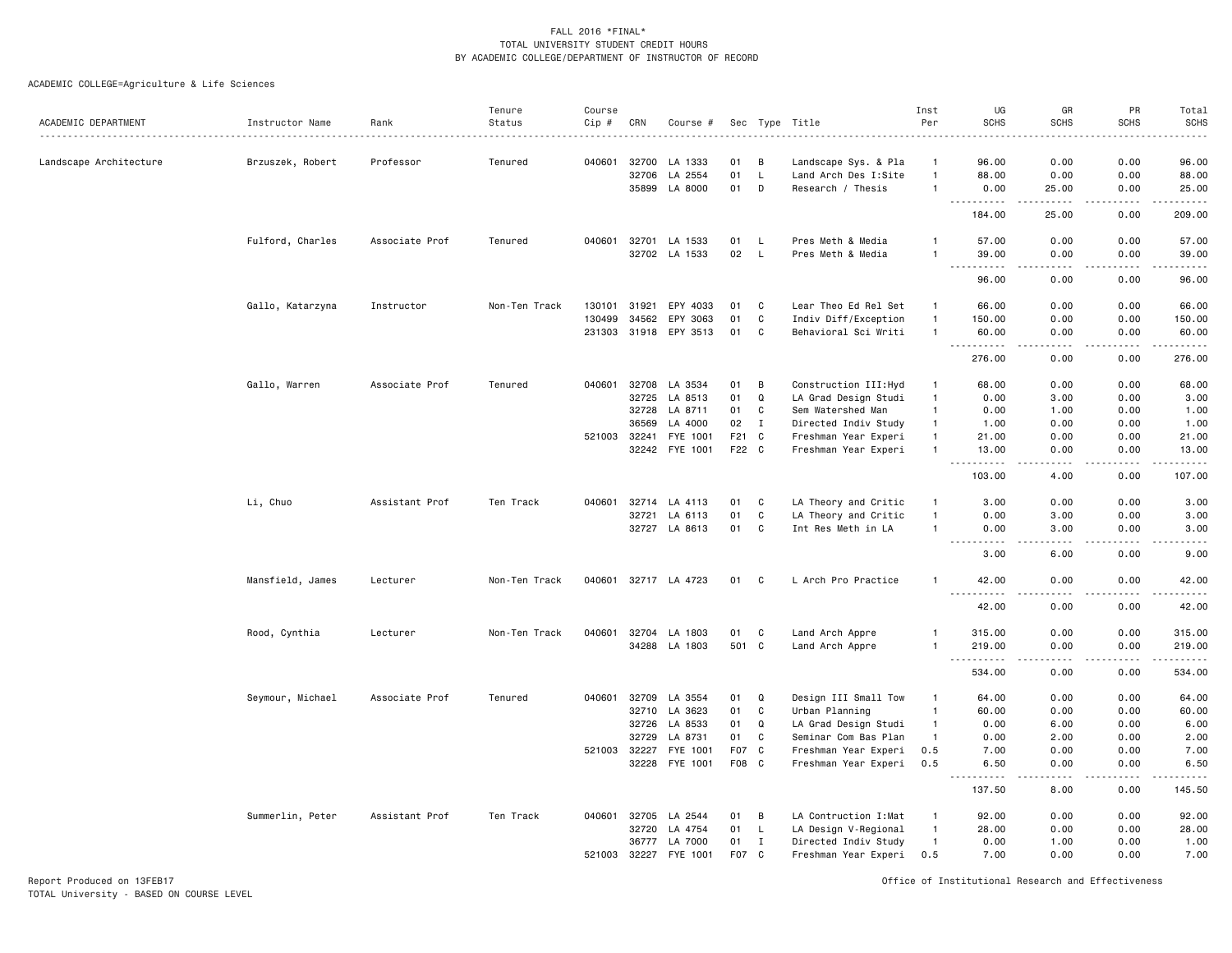FALL 2016 *FINAL*
TOTAL UNIVERSITY STUDENT CREDIT HOURS
BY ACADEMIC COLLEGE/DEPARTMENT OF INSTRUCTOR OF RECORD

ACADEMIC COLLEGE=Agriculture & Life Sciences

| ACADEMIC DEPARTMENT | Instructor Name | Rank | Tenure Status | Course Cip # | CRN | Course # | Sec | Type | Title | Inst Per | UG SCHS | GR SCHS | PR SCHS | Total SCHS |
|---|---|---|---|---|---|---|---|---|---|---|---|---|---|---|
| Landscape Architecture | Brzuszek, Robert | Professor | Tenured | 040601 | 32700 | LA 1333 | 01 | B | Landscape Sys. & Pla | 1 | 96.00 | 0.00 | 0.00 | 96.00 |
| | | | | | 32706 | LA 2554 | 01 | L | Land Arch Des I:Site | 1 | 88.00 | 0.00 | 0.00 | 88.00 |
| | | | | | 35899 | LA 8000 | 01 | D | Research / Thesis | 1 | 0.00 | 25.00 | 0.00 | 25.00 |
| | | | | | | | | | | | 184.00 | 25.00 | 0.00 | 209.00 |
| | Fulford, Charles | Associate Prof | Tenured | 040601 | 32701 | LA 1533 | 01 | L | Pres Meth & Media | 1 | 57.00 | 0.00 | 0.00 | 57.00 |
| | | | | | 32702 | LA 1533 | 02 | L | Pres Meth & Media | 1 | 39.00 | 0.00 | 0.00 | 39.00 |
| | | | | | | | | | | | 96.00 | 0.00 | 0.00 | 96.00 |
| | Gallo, Katarzyna | Instructor | Non-Ten Track | 130101 | 31921 | EPY 4033 | 01 | C | Lear Theo Ed Rel Set | 1 | 66.00 | 0.00 | 0.00 | 66.00 |
| | | | | 130499 | 34562 | EPY 3063 | 01 | C | Indiv Diff/Exception | 1 | 150.00 | 0.00 | 0.00 | 150.00 |
| | | | | 231303 | 31918 | EPY 3513 | 01 | C | Behavioral Sci Writi | 1 | 60.00 | 0.00 | 0.00 | 60.00 |
| | | | | | | | | | | | 276.00 | 0.00 | 0.00 | 276.00 |
| | Gallo, Warren | Associate Prof | Tenured | 040601 | 32708 | LA 3534 | 01 | B | Construction III:Hyd | 1 | 68.00 | 0.00 | 0.00 | 68.00 |
| | | | | | 32725 | LA 8513 | 01 | Q | LA Grad Design Studi | 1 | 0.00 | 3.00 | 0.00 | 3.00 |
| | | | | | 32728 | LA 8711 | 01 | C | Sem Watershed Man | 1 | 0.00 | 1.00 | 0.00 | 1.00 |
| | | | | | 36569 | LA 4000 | 02 | I | Directed Indiv Study | 1 | 1.00 | 0.00 | 0.00 | 1.00 |
| | | | | 521003 | 32241 | FYE 1001 | F21 | C | Freshman Year Experi | 1 | 21.00 | 0.00 | 0.00 | 21.00 |
| | | | | | 32242 | FYE 1001 | F22 | C | Freshman Year Experi | 1 | 13.00 | 0.00 | 0.00 | 13.00 |
| | | | | | | | | | | | 103.00 | 4.00 | 0.00 | 107.00 |
| | Li, Chuo | Assistant Prof | Ten Track | 040601 | 32714 | LA 4113 | 01 | C | LA Theory and Critic | 1 | 3.00 | 0.00 | 0.00 | 3.00 |
| | | | | | 32721 | LA 6113 | 01 | C | LA Theory and Critic | 1 | 0.00 | 3.00 | 0.00 | 3.00 |
| | | | | | 32727 | LA 8613 | 01 | C | Int Res Meth in LA | 1 | 0.00 | 3.00 | 0.00 | 3.00 |
| | | | | | | | | | | | 3.00 | 6.00 | 0.00 | 9.00 |
| | Mansfield, James | Lecturer | Non-Ten Track | 040601 | 32717 | LA 4723 | 01 | C | L Arch Pro Practice | 1 | 42.00 | 0.00 | 0.00 | 42.00 |
| | | | | | | | | | | | 42.00 | 0.00 | 0.00 | 42.00 |
| | Rood, Cynthia | Lecturer | Non-Ten Track | 040601 | 32704 | LA 1803 | 01 | C | Land Arch Appre | 1 | 315.00 | 0.00 | 0.00 | 315.00 |
| | | | | | 34288 | LA 1803 | 501 | C | Land Arch Appre | 1 | 219.00 | 0.00 | 0.00 | 219.00 |
| | | | | | | | | | | | 534.00 | 0.00 | 0.00 | 534.00 |
| | Seymour, Michael | Associate Prof | Tenured | 040601 | 32709 | LA 3554 | 01 | Q | Design III Small Tow | 1 | 64.00 | 0.00 | 0.00 | 64.00 |
| | | | | | 32710 | LA 3623 | 01 | C | Urban Planning | 1 | 60.00 | 0.00 | 0.00 | 60.00 |
| | | | | | 32726 | LA 8533 | 01 | Q | LA Grad Design Studi | 1 | 0.00 | 6.00 | 0.00 | 6.00 |
| | | | | | 32729 | LA 8731 | 01 | C | Seminar Com Bas Plan | 1 | 0.00 | 2.00 | 0.00 | 2.00 |
| | | | | 521003 | 32227 | FYE 1001 | F07 | C | Freshman Year Experi | 0.5 | 7.00 | 0.00 | 0.00 | 7.00 |
| | | | | | 32228 | FYE 1001 | F08 | C | Freshman Year Experi | 0.5 | 6.50 | 0.00 | 0.00 | 6.50 |
| | | | | | | | | | | | 137.50 | 8.00 | 0.00 | 145.50 |
| | Summerlin, Peter | Assistant Prof | Ten Track | 040601 | 32705 | LA 2544 | 01 | B | LA Contruction I:Mat | 1 | 92.00 | 0.00 | 0.00 | 92.00 |
| | | | | | 32720 | LA 4754 | 01 | L | LA Design V-Regional | 1 | 28.00 | 0.00 | 0.00 | 28.00 |
| | | | | | 36777 | LA 7000 | 01 | I | Directed Indiv Study | 1 | 0.00 | 1.00 | 0.00 | 1.00 |
| | | | | 521003 | 32227 | FYE 1001 | F07 | C | Freshman Year Experi | 0.5 | 7.00 | 0.00 | 0.00 | 7.00 |

Report Produced on 13FEB17
TOTAL University - BASED ON COURSE LEVEL

Office of Institutional Research and Effectiveness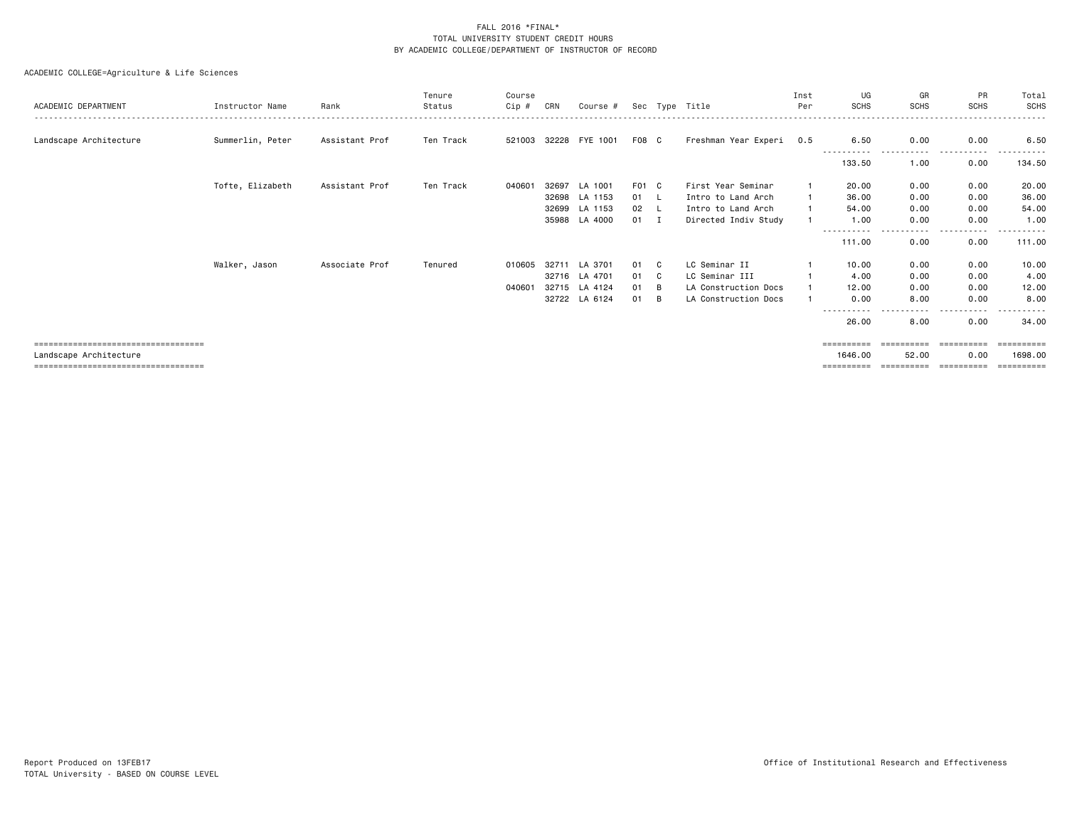FALL 2016 *FINAL*
TOTAL UNIVERSITY STUDENT CREDIT HOURS
BY ACADEMIC COLLEGE/DEPARTMENT OF INSTRUCTOR OF RECORD

ACADEMIC COLLEGE=Agriculture & Life Sciences

| ACADEMIC DEPARTMENT | Instructor Name | Rank | Tenure Status | Course Cip # | CRN | Course # | Sec | Type | Title | Inst Per | UG SCHS | GR SCHS | PR SCHS | Total SCHS |
|---|---|---|---|---|---|---|---|---|---|---|---|---|---|---|
| Landscape Architecture | Summerlin, Peter | Assistant Prof | Ten Track | 521003 | 32228 | FYE 1001 | F08 | C | Freshman Year Experi | 0.5 | 6.50 | 0.00 | 0.00 | 6.50 |
| | | | | | | | | | | | 133.50 | 1.00 | 0.00 | 134.50 |
| | Tofte, Elizabeth | Assistant Prof | Ten Track | 040601 | 32697 | LA 1001 | F01 | C | First Year Seminar | 1 | 20.00 | 0.00 | 0.00 | 20.00 |
| | | | | | 32698 | LA 1153 | 01 | L | Intro to Land Arch | 1 | 36.00 | 0.00 | 0.00 | 36.00 |
| | | | | | 32699 | LA 1153 | 02 | L | Intro to Land Arch | 1 | 54.00 | 0.00 | 0.00 | 54.00 |
| | | | | | 35988 | LA 4000 | 01 | I | Directed Indiv Study | 1 | 1.00 | 0.00 | 0.00 | 1.00 |
| | | | | | | | | | | | 111.00 | 0.00 | 0.00 | 111.00 |
| | Walker, Jason | Associate Prof | Tenured | 010605 | 32711 | LA 3701 | 01 | C | LC Seminar II | 1 | 10.00 | 0.00 | 0.00 | 10.00 |
| | | | | | 32716 | LA 4701 | 01 | C | LC Seminar III | 1 | 4.00 | 0.00 | 0.00 | 4.00 |
| | | | | 040601 | 32715 | LA 4124 | 01 | B | LA Construction Docs | 1 | 12.00 | 0.00 | 0.00 | 12.00 |
| | | | | | 32722 | LA 6124 | 01 | B | LA Construction Docs | 1 | 0.00 | 8.00 | 0.00 | 8.00 |
| | | | | | | | | | | | 26.00 | 8.00 | 0.00 | 34.00 |
| Landscape Architecture | | | | | | | | | | | 1646.00 | 52.00 | 0.00 | 1698.00 |

Report Produced on 13FEB17
TOTAL University - BASED ON COURSE LEVEL

Office of Institutional Research and Effectiveness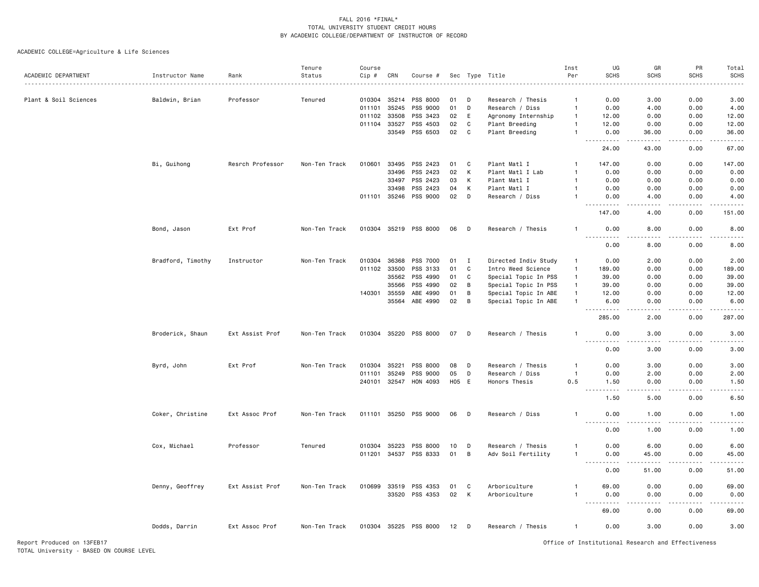FALL 2016 *FINAL*
TOTAL UNIVERSITY STUDENT CREDIT HOURS
BY ACADEMIC COLLEGE/DEPARTMENT OF INSTRUCTOR OF RECORD

ACADEMIC COLLEGE=Agriculture & Life Sciences

| ACADEMIC DEPARTMENT | Instructor Name | Rank | Tenure Status | Course Cip # | CRN | Course # | Sec | Type | Title | Inst Per | UG SCHS | GR SCHS | PR SCHS | Total SCHS |
|---|---|---|---|---|---|---|---|---|---|---|---|---|---|---|
| Plant & Soil Sciences | Baldwin, Brian | Professor | Tenured | 010304 | 35214 | PSS 8000 | 01 | D | Research / Thesis | 1 | 0.00 | 3.00 | 0.00 | 3.00 |
| | | | | 011101 | 35245 | PSS 9000 | 01 | D | Research / Diss | 1 | 0.00 | 4.00 | 0.00 | 4.00 |
| | | | | 011102 | 33508 | PSS 3423 | 02 | E | Agronomy Internship | 1 | 12.00 | 0.00 | 0.00 | 12.00 |
| | | | | 011104 | 33527 | PSS 4503 | 02 | C | Plant Breeding | 1 | 12.00 | 0.00 | 0.00 | 12.00 |
| | | | | | 33549 | PSS 6503 | 02 | C | Plant Breeding | 1 | 0.00 | 36.00 | 0.00 | 36.00 |
| | | | | | | | | | | | 24.00 | 43.00 | 0.00 | 67.00 |
| | Bi, Guihong | Resrch Professor | Non-Ten Track | 010601 | 33495 | PSS 2423 | 01 | C | Plant Matl I | 1 | 147.00 | 0.00 | 0.00 | 147.00 |
| | | | | | 33496 | PSS 2423 | 02 | K | Plant Matl I Lab | 1 | 0.00 | 0.00 | 0.00 | 0.00 |
| | | | | | 33497 | PSS 2423 | 03 | K | Plant Matl I | 1 | 0.00 | 0.00 | 0.00 | 0.00 |
| | | | | | 33498 | PSS 2423 | 04 | K | Plant Matl I | 1 | 0.00 | 0.00 | 0.00 | 0.00 |
| | | | | 011101 | 35246 | PSS 9000 | 02 | D | Research / Diss | 1 | 0.00 | 4.00 | 0.00 | 4.00 |
| | | | | | | | | | | | 147.00 | 4.00 | 0.00 | 151.00 |
| | Bond, Jason | Ext Prof | Non-Ten Track | 010304 | 35219 | PSS 8000 | 06 | D | Research / Thesis | 1 | 0.00 | 8.00 | 0.00 | 8.00 |
| | | | | | | | | | | | 0.00 | 8.00 | 0.00 | 8.00 |
| | Bradford, Timothy | Instructor | Non-Ten Track | 010304 | 36368 | PSS 7000 | 01 | I | Directed Indiv Study | 1 | 0.00 | 2.00 | 0.00 | 2.00 |
| | | | | 011102 | 33500 | PSS 3133 | 01 | C | Intro Weed Science | 1 | 189.00 | 0.00 | 0.00 | 189.00 |
| | | | | | 35562 | PSS 4990 | 01 | C | Special Topic In PSS | 1 | 39.00 | 0.00 | 0.00 | 39.00 |
| | | | | | 35566 | PSS 4990 | 02 | B | Special Topic In PSS | 1 | 39.00 | 0.00 | 0.00 | 39.00 |
| | | | | 140301 | 35559 | ABE 4990 | 01 | B | Special Topic In ABE | 1 | 12.00 | 0.00 | 0.00 | 12.00 |
| | | | | | 35564 | ABE 4990 | 02 | B | Special Topic In ABE | 1 | 6.00 | 0.00 | 0.00 | 6.00 |
| | | | | | | | | | | | 285.00 | 2.00 | 0.00 | 287.00 |
| | Broderick, Shaun | Ext Assist Prof | Non-Ten Track | 010304 | 35220 | PSS 8000 | 07 | D | Research / Thesis | 1 | 0.00 | 3.00 | 0.00 | 3.00 |
| | | | | | | | | | | | 0.00 | 3.00 | 0.00 | 3.00 |
| | Byrd, John | Ext Prof | Non-Ten Track | 010304 | 35221 | PSS 8000 | 08 | D | Research / Thesis | 1 | 0.00 | 3.00 | 0.00 | 3.00 |
| | | | | 011101 | 35249 | PSS 9000 | 05 | D | Research / Diss | 1 | 0.00 | 2.00 | 0.00 | 2.00 |
| | | | | 240101 | 32547 | HON 4093 | H05 | E | Honors Thesis | 0.5 | 1.50 | 0.00 | 0.00 | 1.50 |
| | | | | | | | | | | | 1.50 | 5.00 | 0.00 | 6.50 |
| | Coker, Christine | Ext Assoc Prof | Non-Ten Track | 011101 | 35250 | PSS 9000 | 06 | D | Research / Diss | 1 | 0.00 | 1.00 | 0.00 | 1.00 |
| | | | | | | | | | | | 0.00 | 1.00 | 0.00 | 1.00 |
| | Cox, Michael | Professor | Tenured | 010304 | 35223 | PSS 8000 | 10 | D | Research / Thesis | 1 | 0.00 | 6.00 | 0.00 | 6.00 |
| | | | | 011201 | 34537 | PSS 8333 | 01 | B | Adv Soil Fertility | 1 | 0.00 | 45.00 | 0.00 | 45.00 |
| | | | | | | | | | | | 0.00 | 51.00 | 0.00 | 51.00 |
| | Denny, Geoffrey | Ext Assist Prof | Non-Ten Track | 010699 | 33519 | PSS 4353 | 01 | C | Arboriculture | 1 | 69.00 | 0.00 | 0.00 | 69.00 |
| | | | | | 33520 | PSS 4353 | 02 | K | Arboriculture | 1 | 0.00 | 0.00 | 0.00 | 0.00 |
| | | | | | | | | | | | 69.00 | 0.00 | 0.00 | 69.00 |
| | Dodds, Darrin | Ext Assoc Prof | Non-Ten Track | 010304 | 35225 | PSS 8000 | 12 | D | Research / Thesis | 1 | 0.00 | 3.00 | 0.00 | 3.00 |

Report Produced on 13FEB17
TOTAL University - BASED ON COURSE LEVEL
Office of Institutional Research and Effectiveness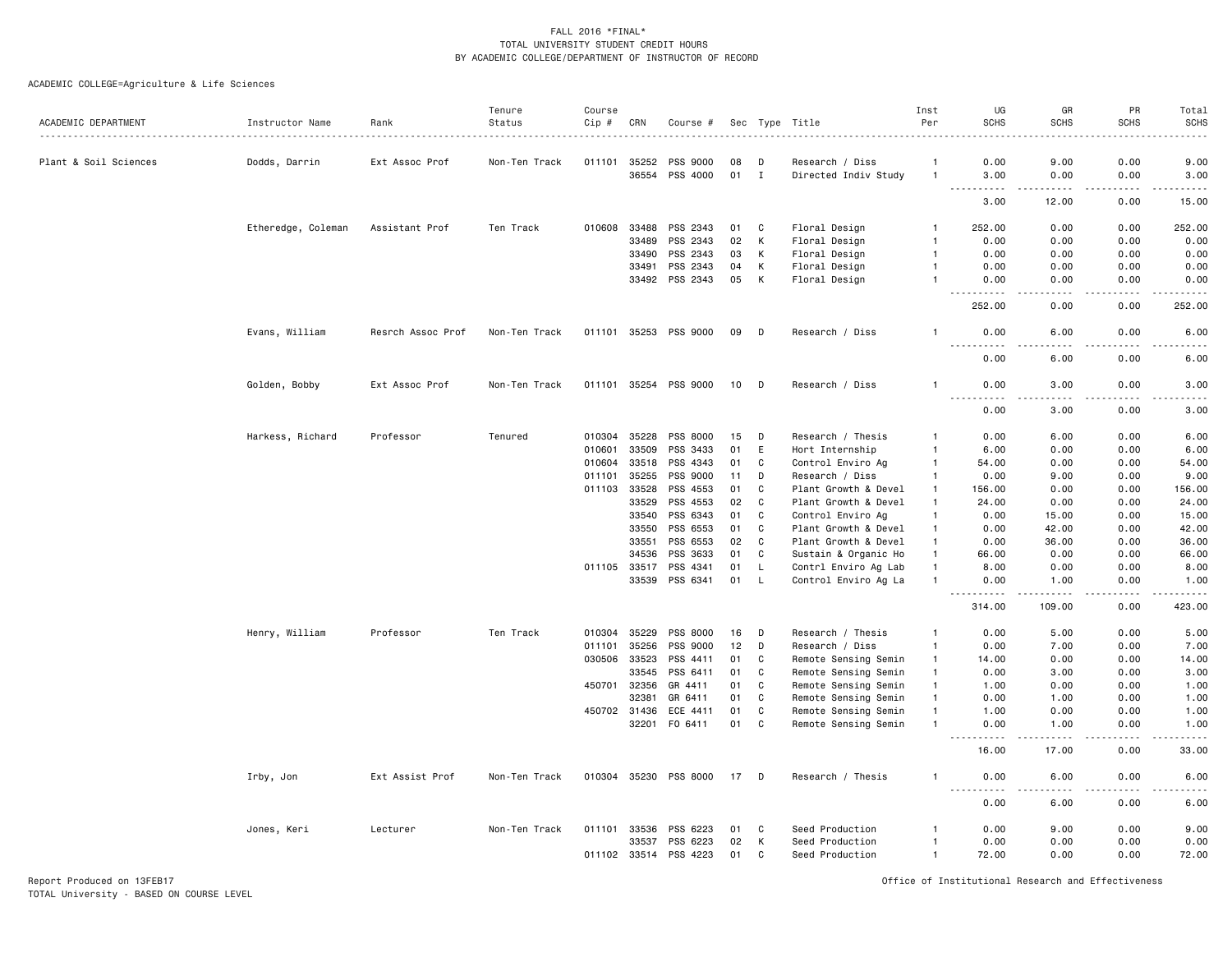FALL 2016 *FINAL*
TOTAL UNIVERSITY STUDENT CREDIT HOURS
BY ACADEMIC COLLEGE/DEPARTMENT OF INSTRUCTOR OF RECORD

ACADEMIC COLLEGE=Agriculture & Life Sciences

| ACADEMIC DEPARTMENT | Instructor Name | Rank | Tenure Status | Course Cip # | CRN | Course # | Sec | Type | Title | Inst Per | UG SCHS | GR SCHS | PR SCHS | Total SCHS |
|---|---|---|---|---|---|---|---|---|---|---|---|---|---|---|
| Plant & Soil Sciences | Dodds, Darrin | Ext Assoc Prof | Non-Ten Track | 011101 | 35252 | PSS 9000 | 08 | D | Research / Diss | 1 | 0.00 | 9.00 | 0.00 | 9.00 |
| | | | | | 36554 | PSS 4000 | 01 | I | Directed Indiv Study | 1 | 3.00 | 0.00 | 0.00 | 3.00 |
| | | | | | | | | | | | 3.00 | 12.00 | 0.00 | 15.00 |
| | Etheredge, Coleman | Assistant Prof | Ten Track | 010608 | 33488 | PSS 2343 | 01 | C | Floral Design | 1 | 252.00 | 0.00 | 0.00 | 252.00 |
| | | | | | 33489 | PSS 2343 | 02 | K | Floral Design | 1 | 0.00 | 0.00 | 0.00 | 0.00 |
| | | | | | 33490 | PSS 2343 | 03 | K | Floral Design | 1 | 0.00 | 0.00 | 0.00 | 0.00 |
| | | | | | 33491 | PSS 2343 | 04 | K | Floral Design | 1 | 0.00 | 0.00 | 0.00 | 0.00 |
| | | | | | 33492 | PSS 2343 | 05 | K | Floral Design | 1 | 0.00 | 0.00 | 0.00 | 0.00 |
| | | | | | | | | | | | 252.00 | 0.00 | 0.00 | 252.00 |
| | Evans, William | Resrch Assoc Prof | Non-Ten Track | 011101 | 35253 | PSS 9000 | 09 | D | Research / Diss | 1 | 0.00 | 6.00 | 0.00 | 6.00 |
| | | | | | | | | | | | 0.00 | 6.00 | 0.00 | 6.00 |
| | Golden, Bobby | Ext Assoc Prof | Non-Ten Track | 011101 | 35254 | PSS 9000 | 10 | D | Research / Diss | 1 | 0.00 | 3.00 | 0.00 | 3.00 |
| | | | | | | | | | | | 0.00 | 3.00 | 0.00 | 3.00 |
| | Harkess, Richard | Professor | Tenured | 010304 | 35228 | PSS 8000 | 15 | D | Research / Thesis | 1 | 0.00 | 6.00 | 0.00 | 6.00 |
| | | | | 010601 | 33509 | PSS 3433 | 01 | E | Hort Internship | 1 | 6.00 | 0.00 | 0.00 | 6.00 |
| | | | | 010604 | 33518 | PSS 4343 | 01 | C | Control Enviro Ag | 1 | 54.00 | 0.00 | 0.00 | 54.00 |
| | | | | 011101 | 35255 | PSS 9000 | 11 | D | Research / Diss | 1 | 0.00 | 9.00 | 0.00 | 9.00 |
| | | | | 011103 | 33528 | PSS 4553 | 01 | C | Plant Growth & Devel | 1 | 156.00 | 0.00 | 0.00 | 156.00 |
| | | | | | 33529 | PSS 4553 | 02 | C | Plant Growth & Devel | 1 | 24.00 | 0.00 | 0.00 | 24.00 |
| | | | | | 33540 | PSS 6343 | 01 | C | Control Enviro Ag | 1 | 0.00 | 15.00 | 0.00 | 15.00 |
| | | | | | 33550 | PSS 6553 | 01 | C | Plant Growth & Devel | 1 | 0.00 | 42.00 | 0.00 | 42.00 |
| | | | | | 33551 | PSS 6553 | 02 | C | Plant Growth & Devel | 1 | 0.00 | 36.00 | 0.00 | 36.00 |
| | | | | | 34536 | PSS 3633 | 01 | C | Sustain & Organic Ho | 1 | 66.00 | 0.00 | 0.00 | 66.00 |
| | | | | 011105 | 33517 | PSS 4341 | 01 | L | Contrl Enviro Ag Lab | 1 | 8.00 | 0.00 | 0.00 | 8.00 |
| | | | | | 33539 | PSS 6341 | 01 | L | Control Enviro Ag La | 1 | 0.00 | 1.00 | 0.00 | 1.00 |
| | | | | | | | | | | | 314.00 | 109.00 | 0.00 | 423.00 |
| | Henry, William | Professor | Ten Track | 010304 | 35229 | PSS 8000 | 16 | D | Research / Thesis | 1 | 0.00 | 5.00 | 0.00 | 5.00 |
| | | | | 011101 | 35256 | PSS 9000 | 12 | D | Research / Diss | 1 | 0.00 | 7.00 | 0.00 | 7.00 |
| | | | | 030506 | 33523 | PSS 4411 | 01 | C | Remote Sensing Semin | 1 | 14.00 | 0.00 | 0.00 | 14.00 |
| | | | | | 33545 | PSS 6411 | 01 | C | Remote Sensing Semin | 1 | 0.00 | 3.00 | 0.00 | 3.00 |
| | | | | 450701 | 32356 | GR 4411 | 01 | C | Remote Sensing Semin | 1 | 1.00 | 0.00 | 0.00 | 1.00 |
| | | | | | 32381 | GR 6411 | 01 | C | Remote Sensing Semin | 1 | 0.00 | 1.00 | 0.00 | 1.00 |
| | | | | 450702 | 31436 | ECE 4411 | 01 | C | Remote Sensing Semin | 1 | 1.00 | 0.00 | 0.00 | 1.00 |
| | | | | | 32201 | FO 6411 | 01 | C | Remote Sensing Semin | 1 | 0.00 | 1.00 | 0.00 | 1.00 |
| | | | | | | | | | | | 16.00 | 17.00 | 0.00 | 33.00 |
| | Irby, Jon | Ext Assist Prof | Non-Ten Track | 010304 | 35230 | PSS 8000 | 17 | D | Research / Thesis | 1 | 0.00 | 6.00 | 0.00 | 6.00 |
| | | | | | | | | | | | 0.00 | 6.00 | 0.00 | 6.00 |
| | Jones, Keri | Lecturer | Non-Ten Track | 011101 | 33536 | PSS 6223 | 01 | C | Seed Production | 1 | 0.00 | 9.00 | 0.00 | 9.00 |
| | | | | | 33537 | PSS 6223 | 02 | K | Seed Production | 1 | 0.00 | 0.00 | 0.00 | 0.00 |
| | | | | 011102 | 33514 | PSS 4223 | 01 | C | Seed Production | 1 | 72.00 | 0.00 | 0.00 | 72.00 |

Report Produced on 13FEB17
TOTAL University - BASED ON COURSE LEVEL

Office of Institutional Research and Effectiveness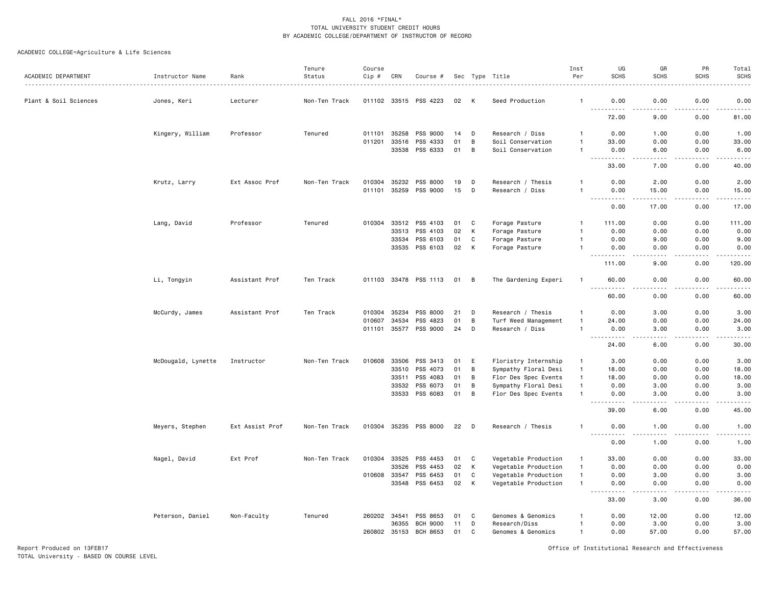FALL 2016 *FINAL*
TOTAL UNIVERSITY STUDENT CREDIT HOURS
BY ACADEMIC COLLEGE/DEPARTMENT OF INSTRUCTOR OF RECORD

ACADEMIC COLLEGE=Agriculture & Life Sciences

| ACADEMIC DEPARTMENT | Instructor Name | Rank | Tenure Status | Course Cip # | CRN | Course # | Sec | Type | Title | Inst Per | UG SCHS | GR SCHS | PR SCHS | Total SCHS |
|---|---|---|---|---|---|---|---|---|---|---|---|---|---|---|
| Plant & Soil Sciences | Jones, Keri | Lecturer | Non-Ten Track | 011102 | 33515 | PSS 4223 | 02 | K | Seed Production | 1 | 0.00 | 0.00 | 0.00 | 0.00 |
| | | | | | | | | | | | 72.00 | 9.00 | 0.00 | 81.00 |
| | Kingery, William | Professor | Tenured | 011101 | 35258 | PSS 9000 | 14 | D | Research / Diss | 1 | 0.00 | 1.00 | 0.00 | 1.00 |
| | | | | 011201 | 33516 | PSS 4333 | 01 | B | Soil Conservation | 1 | 33.00 | 0.00 | 0.00 | 33.00 |
| | | | | | 33538 | PSS 6333 | 01 | B | Soil Conservation | 1 | 0.00 | 6.00 | 0.00 | 6.00 |
| | | | | | | | | | | | 33.00 | 7.00 | 0.00 | 40.00 |
| | Krutz, Larry | Ext Assoc Prof | Non-Ten Track | 010304 | 35232 | PSS 8000 | 19 | D | Research / Thesis | 1 | 0.00 | 2.00 | 0.00 | 2.00 |
| | | | | 011101 | 35259 | PSS 9000 | 15 | D | Research / Diss | 1 | 0.00 | 15.00 | 0.00 | 15.00 |
| | | | | | | | | | | | 0.00 | 17.00 | 0.00 | 17.00 |
| | Lang, David | Professor | Tenured | 010304 | 33512 | PSS 4103 | 01 | C | Forage Pasture | 1 | 111.00 | 0.00 | 0.00 | 111.00 |
| | | | | | 33513 | PSS 4103 | 02 | K | Forage Pasture | 1 | 0.00 | 0.00 | 0.00 | 0.00 |
| | | | | | 33534 | PSS 6103 | 01 | C | Forage Pasture | 1 | 0.00 | 9.00 | 0.00 | 9.00 |
| | | | | | 33535 | PSS 6103 | 02 | K | Forage Pasture | 1 | 0.00 | 0.00 | 0.00 | 0.00 |
| | | | | | | | | | | | 111.00 | 9.00 | 0.00 | 120.00 |
| | Li, Tongyin | Assistant Prof | Ten Track | 011103 | 33478 | PSS 1113 | 01 | B | The Gardening Experi | 1 | 60.00 | 0.00 | 0.00 | 60.00 |
| | | | | | | | | | | | 60.00 | 0.00 | 0.00 | 60.00 |
| | McCurdy, James | Assistant Prof | Ten Track | 010304 | 35234 | PSS 8000 | 21 | D | Research / Thesis | 1 | 0.00 | 3.00 | 0.00 | 3.00 |
| | | | | 010607 | 34534 | PSS 4823 | 01 | B | Turf Weed Management | 1 | 24.00 | 0.00 | 0.00 | 24.00 |
| | | | | 011101 | 35577 | PSS 9000 | 24 | D | Research / Diss | 1 | 0.00 | 3.00 | 0.00 | 3.00 |
| | | | | | | | | | | | 24.00 | 6.00 | 0.00 | 30.00 |
| | McDougald, Lynette | Instructor | Non-Ten Track | 010608 | 33506 | PSS 3413 | 01 | E | Floristry Internship | 1 | 3.00 | 0.00 | 0.00 | 3.00 |
| | | | | | 33510 | PSS 4073 | 01 | B | Sympathy Floral Desi | 1 | 18.00 | 0.00 | 0.00 | 18.00 |
| | | | | | 33511 | PSS 4083 | 01 | B | Flor Des Spec Events | 1 | 18.00 | 0.00 | 0.00 | 18.00 |
| | | | | | 33532 | PSS 6073 | 01 | B | Sympathy Floral Desi | 1 | 0.00 | 3.00 | 0.00 | 3.00 |
| | | | | | 33533 | PSS 6083 | 01 | B | Flor Des Spec Events | 1 | 0.00 | 3.00 | 0.00 | 3.00 |
| | | | | | | | | | | | 39.00 | 6.00 | 0.00 | 45.00 |
| | Meyers, Stephen | Ext Assist Prof | Non-Ten Track | 010304 | 35235 | PSS 8000 | 22 | D | Research / Thesis | 1 | 0.00 | 1.00 | 0.00 | 1.00 |
| | | | | | | | | | | | 0.00 | 1.00 | 0.00 | 1.00 |
| | Nagel, David | Ext Prof | Non-Ten Track | 010304 | 33525 | PSS 4453 | 01 | C | Vegetable Production | 1 | 33.00 | 0.00 | 0.00 | 33.00 |
| | | | | | 33526 | PSS 4453 | 02 | K | Vegetable Production | 1 | 0.00 | 0.00 | 0.00 | 0.00 |
| | | | | 010608 | 33547 | PSS 6453 | 01 | C | Vegetable Production | 1 | 0.00 | 3.00 | 0.00 | 3.00 |
| | | | | | 33548 | PSS 6453 | 02 | K | Vegetable Production | 1 | 0.00 | 0.00 | 0.00 | 0.00 |
| | | | | | | | | | | | 33.00 | 3.00 | 0.00 | 36.00 |
| | Peterson, Daniel | Non-Faculty | Tenured | 260202 | 34541 | PSS 8653 | 01 | C | Genomes & Genomics | 1 | 0.00 | 12.00 | 0.00 | 12.00 |
| | | | | | 36355 | BCH 9000 | 11 | D | Research/Diss | 1 | 0.00 | 3.00 | 0.00 | 3.00 |
| | | | | 260802 | 35153 | BCH 8653 | 01 | C | Genomes & Genomics | 1 | 0.00 | 57.00 | 0.00 | 57.00 |

Report Produced on 13FEB17
TOTAL University - BASED ON COURSE LEVEL

Office of Institutional Research and Effectiveness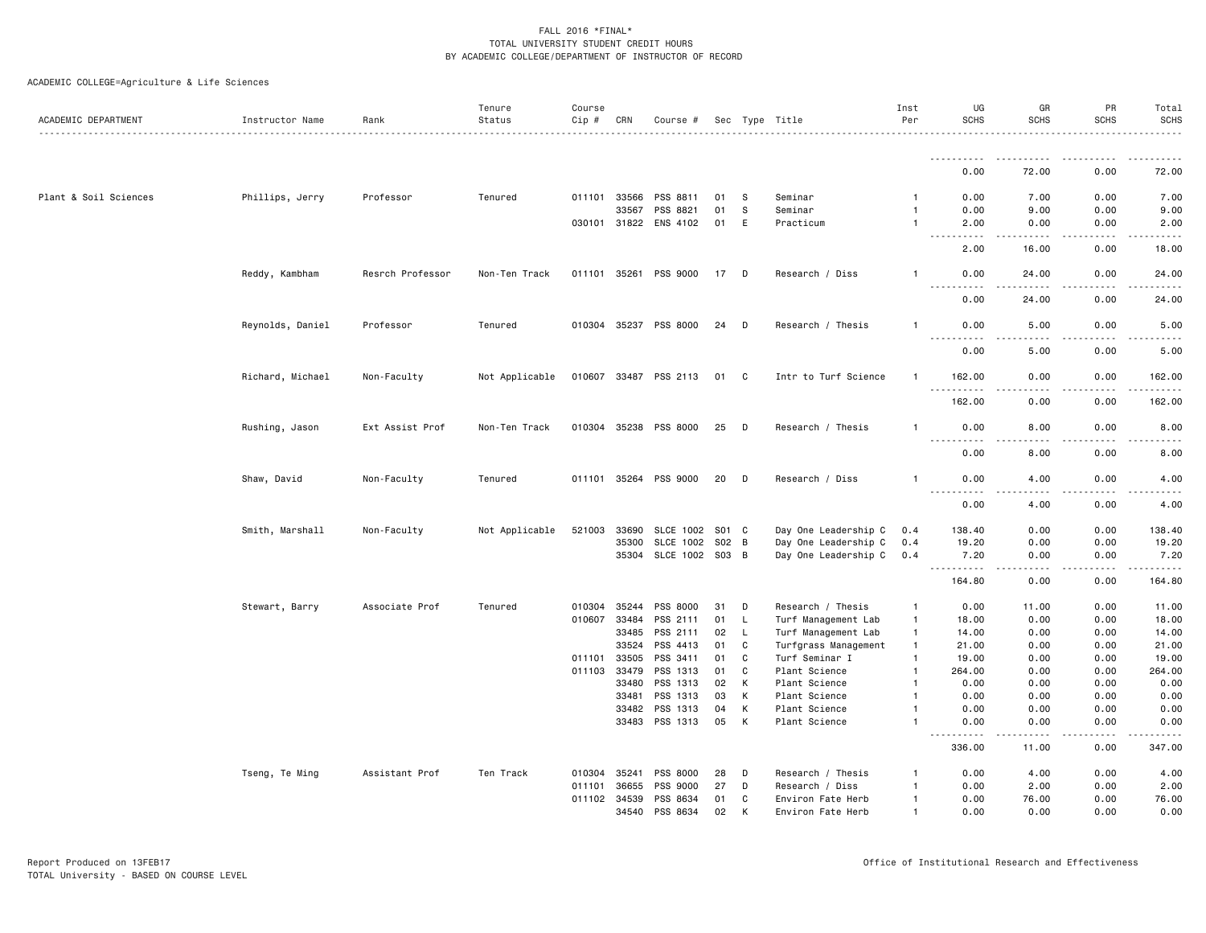FALL 2016 *FINAL*
TOTAL UNIVERSITY STUDENT CREDIT HOURS
BY ACADEMIC COLLEGE/DEPARTMENT OF INSTRUCTOR OF RECORD

ACADEMIC COLLEGE=Agriculture & Life Sciences

| ACADEMIC DEPARTMENT | Instructor Name | Rank | Tenure Status | Course Cip # | CRN | Course # | Sec | Type | Title | Inst Per | UG SCHS | GR SCHS | PR SCHS | Total SCHS |
|---|---|---|---|---|---|---|---|---|---|---|---|---|---|---|
| | | | | | | | | | | | 0.00 | 72.00 | 0.00 | 72.00 |
| Plant & Soil Sciences | Phillips, Jerry | Professor | Tenured | 011101 | 33566 | PSS 8811 | 01 | S | Seminar | 1 | 0.00 | 7.00 | 0.00 | 7.00 |
| | | | | | 33567 | PSS 8821 | 01 | S | Seminar | 1 | 0.00 | 9.00 | 0.00 | 9.00 |
| | | | | 030101 | 31822 | ENS 4102 | 01 | E | Practicum | 1 | 2.00 | 0.00 | 0.00 | 2.00 |
| | | | | | | | | | | | 2.00 | 16.00 | 0.00 | 18.00 |
| | Reddy, Kambham | Resrch Professor | Non-Ten Track | 011101 | 35261 | PSS 9000 | 17 | D | Research / Diss | 1 | 0.00 | 24.00 | 0.00 | 24.00 |
| | | | | | | | | | | | 0.00 | 24.00 | 0.00 | 24.00 |
| | Reynolds, Daniel | Professor | Tenured | 010304 | 35237 | PSS 8000 | 24 | D | Research / Thesis | 1 | 0.00 | 5.00 | 0.00 | 5.00 |
| | | | | | | | | | | | 0.00 | 5.00 | 0.00 | 5.00 |
| | Richard, Michael | Non-Faculty | Not Applicable | 010607 | 33487 | PSS 2113 | 01 | C | Intr to Turf Science | 1 | 162.00 | 0.00 | 0.00 | 162.00 |
| | | | | | | | | | | | 162.00 | 0.00 | 0.00 | 162.00 |
| | Rushing, Jason | Ext Assist Prof | Non-Ten Track | 010304 | 35238 | PSS 8000 | 25 | D | Research / Thesis | 1 | 0.00 | 8.00 | 0.00 | 8.00 |
| | | | | | | | | | | | 0.00 | 8.00 | 0.00 | 8.00 |
| | Shaw, David | Non-Faculty | Tenured | 011101 | 35264 | PSS 9000 | 20 | D | Research / Diss | 1 | 0.00 | 4.00 | 0.00 | 4.00 |
| | | | | | | | | | | | 0.00 | 4.00 | 0.00 | 4.00 |
| | Smith, Marshall | Non-Faculty | Not Applicable | 521003 | 33690 | SLCE 1002 | S01 | C | Day One Leadership C | 0.4 | 138.40 | 0.00 | 0.00 | 138.40 |
| | | | | | 35300 | SLCE 1002 | S02 | B | Day One Leadership C | 0.4 | 19.20 | 0.00 | 0.00 | 19.20 |
| | | | | | 35304 | SLCE 1002 | S03 | B | Day One Leadership C | 0.4 | 7.20 | 0.00 | 0.00 | 7.20 |
| | | | | | | | | | | | 164.80 | 0.00 | 0.00 | 164.80 |
| | Stewart, Barry | Associate Prof | Tenured | 010304 | 35244 | PSS 8000 | 31 | D | Research / Thesis | 1 | 0.00 | 11.00 | 0.00 | 11.00 |
| | | | | 010607 | 33484 | PSS 2111 | 01 | L | Turf Management Lab | 1 | 18.00 | 0.00 | 0.00 | 18.00 |
| | | | | | 33485 | PSS 2111 | 02 | L | Turf Management Lab | 1 | 14.00 | 0.00 | 0.00 | 14.00 |
| | | | | | 33524 | PSS 4413 | 01 | C | Turfgrass Management | 1 | 21.00 | 0.00 | 0.00 | 21.00 |
| | | | | 011101 | 33505 | PSS 3411 | 01 | C | Turf Seminar I | 1 | 19.00 | 0.00 | 0.00 | 19.00 |
| | | | | 011103 | 33479 | PSS 1313 | 01 | C | Plant Science | 1 | 264.00 | 0.00 | 0.00 | 264.00 |
| | | | | | 33480 | PSS 1313 | 02 | K | Plant Science | 1 | 0.00 | 0.00 | 0.00 | 0.00 |
| | | | | | 33481 | PSS 1313 | 03 | K | Plant Science | 1 | 0.00 | 0.00 | 0.00 | 0.00 |
| | | | | | 33482 | PSS 1313 | 04 | K | Plant Science | 1 | 0.00 | 0.00 | 0.00 | 0.00 |
| | | | | | 33483 | PSS 1313 | 05 | K | Plant Science | 1 | 0.00 | 0.00 | 0.00 | 0.00 |
| | | | | | | | | | | | 336.00 | 11.00 | 0.00 | 347.00 |
| | Tseng, Te Ming | Assistant Prof | Ten Track | 010304 | 35241 | PSS 8000 | 28 | D | Research / Thesis | 1 | 0.00 | 4.00 | 0.00 | 4.00 |
| | | | | 011101 | 36655 | PSS 9000 | 27 | D | Research / Diss | 1 | 0.00 | 2.00 | 0.00 | 2.00 |
| | | | | 011102 | 34539 | PSS 8634 | 01 | C | Environ Fate Herb | 1 | 0.00 | 76.00 | 0.00 | 76.00 |
| | | | | | 34540 | PSS 8634 | 02 | K | Environ Fate Herb | 1 | 0.00 | 0.00 | 0.00 | 0.00 |

Report Produced on 13FEB17
TOTAL University - BASED ON COURSE LEVEL

Office of Institutional Research and Effectiveness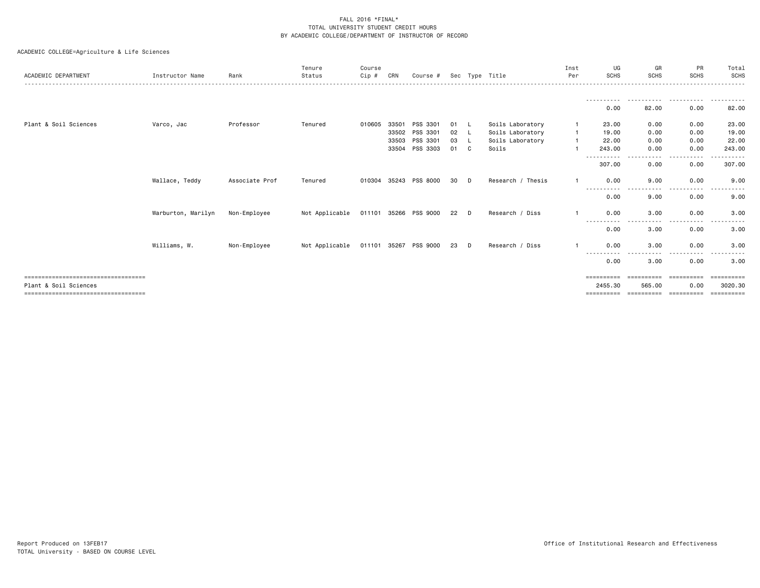FALL 2016 *FINAL*
TOTAL UNIVERSITY STUDENT CREDIT HOURS
BY ACADEMIC COLLEGE/DEPARTMENT OF INSTRUCTOR OF RECORD

ACADEMIC COLLEGE=Agriculture & Life Sciences

| ACADEMIC DEPARTMENT | Instructor Name | Rank | Tenure Status | Course Cip # | CRN | Course # | Sec | Type | Title | Inst Per | UG SCHS | GR SCHS | PR SCHS | Total SCHS |
|---|---|---|---|---|---|---|---|---|---|---|---|---|---|---|
| | | | | | | | | | | | 0.00 | 82.00 | 0.00 | 82.00 |
| Plant & Soil Sciences | Varco, Jac | Professor | Tenured | 010605 | 33501 | PSS 3301 | 01 | L | Soils Laboratory | 1 | 23.00 | 0.00 | 0.00 | 23.00 |
| | | | | | 33502 | PSS 3301 | 02 | L | Soils Laboratory | 1 | 19.00 | 0.00 | 0.00 | 19.00 |
| | | | | | 33503 | PSS 3301 | 03 | L | Soils Laboratory | 1 | 22.00 | 0.00 | 0.00 | 22.00 |
| | | | | | 33504 | PSS 3303 | 01 | C | Soils | 1 | 243.00 | 0.00 | 0.00 | 243.00 |
| | | | | | | | | | | | 307.00 | 0.00 | 0.00 | 307.00 |
| | Wallace, Teddy | Associate Prof | Tenured | 010304 | 35243 | PSS 8000 | 30 | D | Research / Thesis | 1 | 0.00 | 9.00 | 0.00 | 9.00 |
| | | | | | | | | | | | 0.00 | 9.00 | 0.00 | 9.00 |
| | Warburton, Marilyn | Non-Employee | Not Applicable | 011101 | 35266 | PSS 9000 | 22 | D | Research / Diss | 1 | 0.00 | 3.00 | 0.00 | 3.00 |
| | | | | | | | | | | | 0.00 | 3.00 | 0.00 | 3.00 |
| | Williams, W. | Non-Employee | Not Applicable | 011101 | 35267 | PSS 9000 | 23 | D | Research / Diss | 1 | 0.00 | 3.00 | 0.00 | 3.00 |
| | | | | | | | | | | | 0.00 | 3.00 | 0.00 | 3.00 |
| Plant & Soil Sciences | | | | | | | | | | | 2455.30 | 565.00 | 0.00 | 3020.30 |

Report Produced on 13FEB17
TOTAL University - BASED ON COURSE LEVEL
Office of Institutional Research and Effectiveness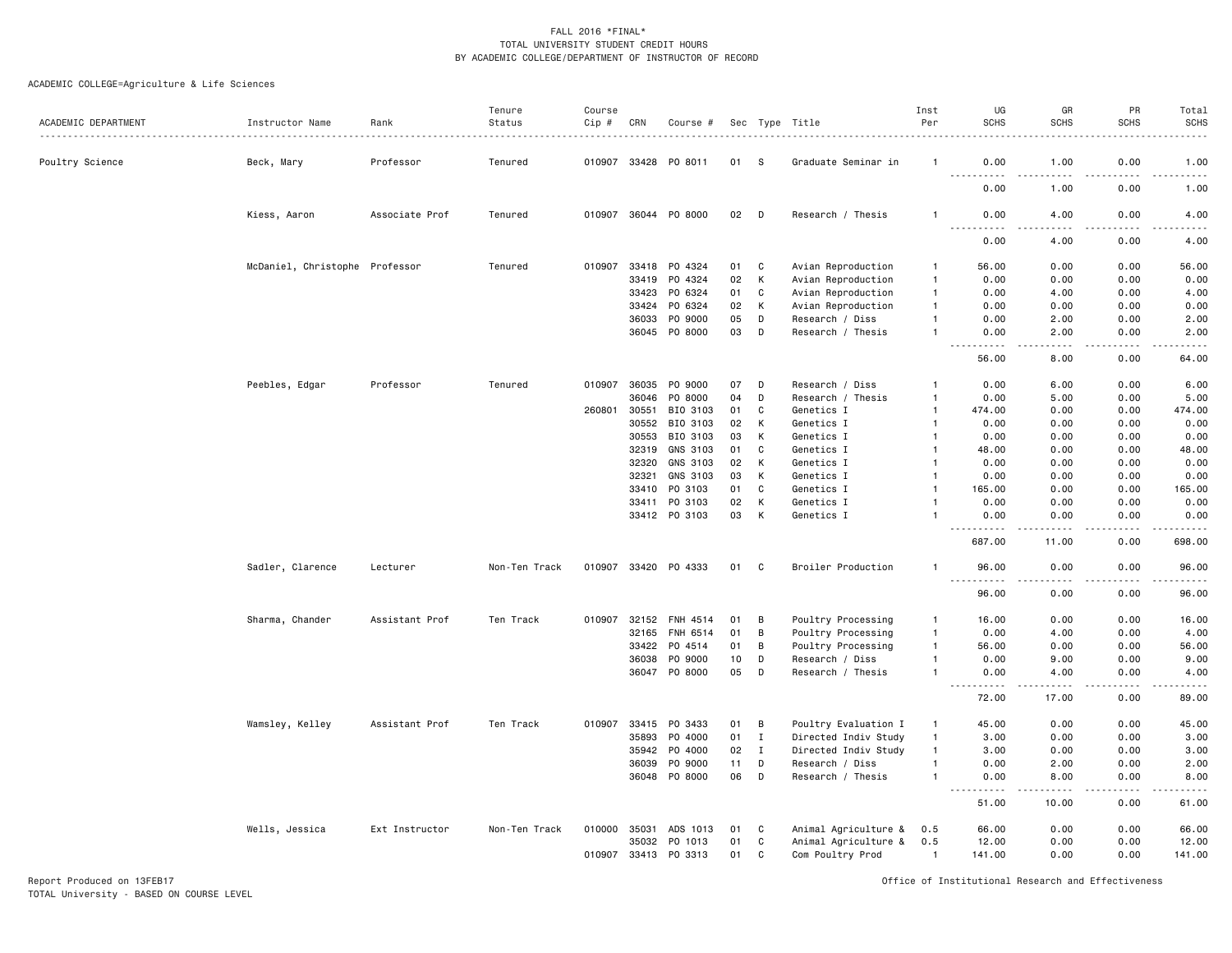FALL 2016 *FINAL*
TOTAL UNIVERSITY STUDENT CREDIT HOURS
BY ACADEMIC COLLEGE/DEPARTMENT OF INSTRUCTOR OF RECORD

ACADEMIC COLLEGE=Agriculture & Life Sciences

| ACADEMIC DEPARTMENT | Instructor Name | Rank | Tenure Status | Course Cip # | CRN | Course # | Sec | Type | Title | Inst Per | UG SCHS | GR SCHS | PR SCHS | Total SCHS |
|---|---|---|---|---|---|---|---|---|---|---|---|---|---|---|
| Poultry Science | Beck, Mary | Professor | Tenured | 010907 | 33428 | PO 8011 | 01 | S | Graduate Seminar in | 1 | 0.00 | 1.00 | 0.00 | 1.00 |
| | | | | | | | | | | | 0.00 | 1.00 | 0.00 | 1.00 |
| | Kiess, Aaron | Associate Prof | Tenured | 010907 | 36044 | PO 8000 | 02 | D | Research / Thesis | 1 | 0.00 | 4.00 | 0.00 | 4.00 |
| | | | | | | | | | | | 0.00 | 4.00 | 0.00 | 4.00 |
| | McDaniel, Christophe | Professor | Tenured | 010907 | 33418 | PO 4324 | 01 | C | Avian Reproduction | 1 | 56.00 | 0.00 | 0.00 | 56.00 |
| | | | | | 33419 | PO 4324 | 02 | K | Avian Reproduction | 1 | 0.00 | 0.00 | 0.00 | 0.00 |
| | | | | | 33423 | PO 6324 | 01 | C | Avian Reproduction | 1 | 0.00 | 4.00 | 0.00 | 4.00 |
| | | | | | 33424 | PO 6324 | 02 | K | Avian Reproduction | 1 | 0.00 | 0.00 | 0.00 | 0.00 |
| | | | | | 36033 | PO 9000 | 05 | D | Research / Diss | 1 | 0.00 | 2.00 | 0.00 | 2.00 |
| | | | | | 36045 | PO 8000 | 03 | D | Research / Thesis | 1 | 0.00 | 2.00 | 0.00 | 2.00 |
| | | | | | | | | | | | 56.00 | 8.00 | 0.00 | 64.00 |
| | Peebles, Edgar | Professor | Tenured | 010907 | 36035 | PO 9000 | 07 | D | Research / Diss | 1 | 0.00 | 6.00 | 0.00 | 6.00 |
| | | | | | 36046 | PO 8000 | 04 | D | Research / Thesis | 1 | 0.00 | 5.00 | 0.00 | 5.00 |
| | | | | 260801 | 30551 | BIO 3103 | 01 | C | Genetics I | 1 | 474.00 | 0.00 | 0.00 | 474.00 |
| | | | | | 30552 | BIO 3103 | 02 | K | Genetics I | 1 | 0.00 | 0.00 | 0.00 | 0.00 |
| | | | | | 30553 | BIO 3103 | 03 | K | Genetics I | 1 | 0.00 | 0.00 | 0.00 | 0.00 |
| | | | | | 32319 | GNS 3103 | 01 | C | Genetics I | 1 | 48.00 | 0.00 | 0.00 | 48.00 |
| | | | | | 32320 | GNS 3103 | 02 | K | Genetics I | 1 | 0.00 | 0.00 | 0.00 | 0.00 |
| | | | | | 32321 | GNS 3103 | 03 | K | Genetics I | 1 | 0.00 | 0.00 | 0.00 | 0.00 |
| | | | | | 33410 | PO 3103 | 01 | C | Genetics I | 1 | 165.00 | 0.00 | 0.00 | 165.00 |
| | | | | | 33411 | PO 3103 | 02 | K | Genetics I | 1 | 0.00 | 0.00 | 0.00 | 0.00 |
| | | | | | 33412 | PO 3103 | 03 | K | Genetics I | 1 | 0.00 | 0.00 | 0.00 | 0.00 |
| | | | | | | | | | | | 687.00 | 11.00 | 0.00 | 698.00 |
| | Sadler, Clarence | Lecturer | Non-Ten Track | 010907 | 33420 | PO 4333 | 01 | C | Broiler Production | 1 | 96.00 | 0.00 | 0.00 | 96.00 |
| | | | | | | | | | | | 96.00 | 0.00 | 0.00 | 96.00 |
| | Sharma, Chander | Assistant Prof | Ten Track | 010907 | 32152 | FNH 4514 | 01 | B | Poultry Processing | 1 | 16.00 | 0.00 | 0.00 | 16.00 |
| | | | | | 32165 | FNH 6514 | 01 | B | Poultry Processing | 1 | 0.00 | 4.00 | 0.00 | 4.00 |
| | | | | | 33422 | PO 4514 | 01 | B | Poultry Processing | 1 | 56.00 | 0.00 | 0.00 | 56.00 |
| | | | | | 36038 | PO 9000 | 10 | D | Research / Diss | 1 | 0.00 | 9.00 | 0.00 | 9.00 |
| | | | | | 36047 | PO 8000 | 05 | D | Research / Thesis | 1 | 0.00 | 4.00 | 0.00 | 4.00 |
| | | | | | | | | | | | 72.00 | 17.00 | 0.00 | 89.00 |
| | Wamsley, Kelley | Assistant Prof | Ten Track | 010907 | 33415 | PO 3433 | 01 | B | Poultry Evaluation I | 1 | 45.00 | 0.00 | 0.00 | 45.00 |
| | | | | | 35893 | PO 4000 | 01 | I | Directed Indiv Study | 1 | 3.00 | 0.00 | 0.00 | 3.00 |
| | | | | | 35942 | PO 4000 | 02 | I | Directed Indiv Study | 1 | 3.00 | 0.00 | 0.00 | 3.00 |
| | | | | | 36039 | PO 9000 | 11 | D | Research / Diss | 1 | 0.00 | 2.00 | 0.00 | 2.00 |
| | | | | | 36048 | PO 8000 | 06 | D | Research / Thesis | 1 | 0.00 | 8.00 | 0.00 | 8.00 |
| | | | | | | | | | | | 51.00 | 10.00 | 0.00 | 61.00 |
| | Wells, Jessica | Ext Instructor | Non-Ten Track | 010000 | 35031 | ADS 1013 | 01 | C | Animal Agriculture & | 0.5 | 66.00 | 0.00 | 0.00 | 66.00 |
| | | | | | 35032 | PO 1013 | 01 | C | Animal Agriculture & | 0.5 | 12.00 | 0.00 | 0.00 | 12.00 |
| | | | | 010907 | 33413 | PO 3313 | 01 | C | Com Poultry Prod | 1 | 141.00 | 0.00 | 0.00 | 141.00 |

Report Produced on 13FEB17
TOTAL University - BASED ON COURSE LEVEL

Office of Institutional Research and Effectiveness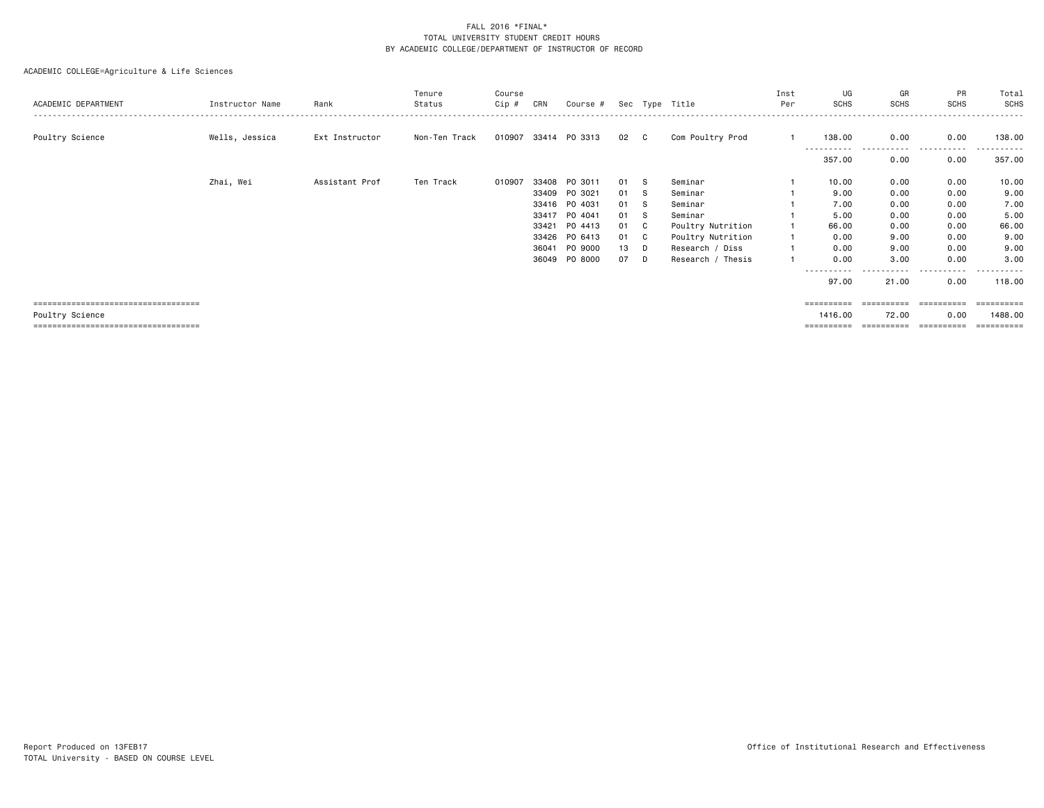FALL 2016 *FINAL*
TOTAL UNIVERSITY STUDENT CREDIT HOURS
BY ACADEMIC COLLEGE/DEPARTMENT OF INSTRUCTOR OF RECORD

ACADEMIC COLLEGE=Agriculture & Life Sciences

| ACADEMIC DEPARTMENT | Instructor Name | Rank | Tenure Status | Course Cip # | CRN | Course # | Sec | Type | Title | Inst Per | UG SCHS | GR SCHS | PR SCHS | Total SCHS |
|---|---|---|---|---|---|---|---|---|---|---|---|---|---|---|
| Poultry Science | Wells, Jessica | Ext Instructor | Non-Ten Track | 010907 | 33414 | PO 3313 | 02 | C | Com Poultry Prod | 1 | 138.00 | 0.00 | 0.00 | 138.00 |
| | | | | | | | | | | | 357.00 | 0.00 | 0.00 | 357.00 |
| | Zhai, Wei | Assistant Prof | Ten Track | 010907 | 33408 | PO 3011 | 01 | S | Seminar | 1 | 10.00 | 0.00 | 0.00 | 10.00 |
| | | | | | 33409 | PO 3021 | 01 | S | Seminar | 1 | 9.00 | 0.00 | 0.00 | 9.00 |
| | | | | | 33416 | PO 4031 | 01 | S | Seminar | 1 | 7.00 | 0.00 | 0.00 | 7.00 |
| | | | | | 33417 | PO 4041 | 01 | S | Seminar | 1 | 5.00 | 0.00 | 0.00 | 5.00 |
| | | | | | 33421 | PO 4413 | 01 | C | Poultry Nutrition | 1 | 66.00 | 0.00 | 0.00 | 66.00 |
| | | | | | 33426 | PO 6413 | 01 | C | Poultry Nutrition | 1 | 0.00 | 9.00 | 0.00 | 9.00 |
| | | | | | 36041 | PO 9000 | 13 | D | Research / Diss | 1 | 0.00 | 9.00 | 0.00 | 9.00 |
| | | | | | 36049 | PO 8000 | 07 | D | Research / Thesis | 1 | 0.00 | 3.00 | 0.00 | 3.00 |
| | | | | | | | | | | | 97.00 | 21.00 | 0.00 | 118.00 |
| Poultry Science | | | | | | | | | | | 1416.00 | 72.00 | 0.00 | 1488.00 |

Report Produced on 13FEB17
TOTAL University - BASED ON COURSE LEVEL

Office of Institutional Research and Effectiveness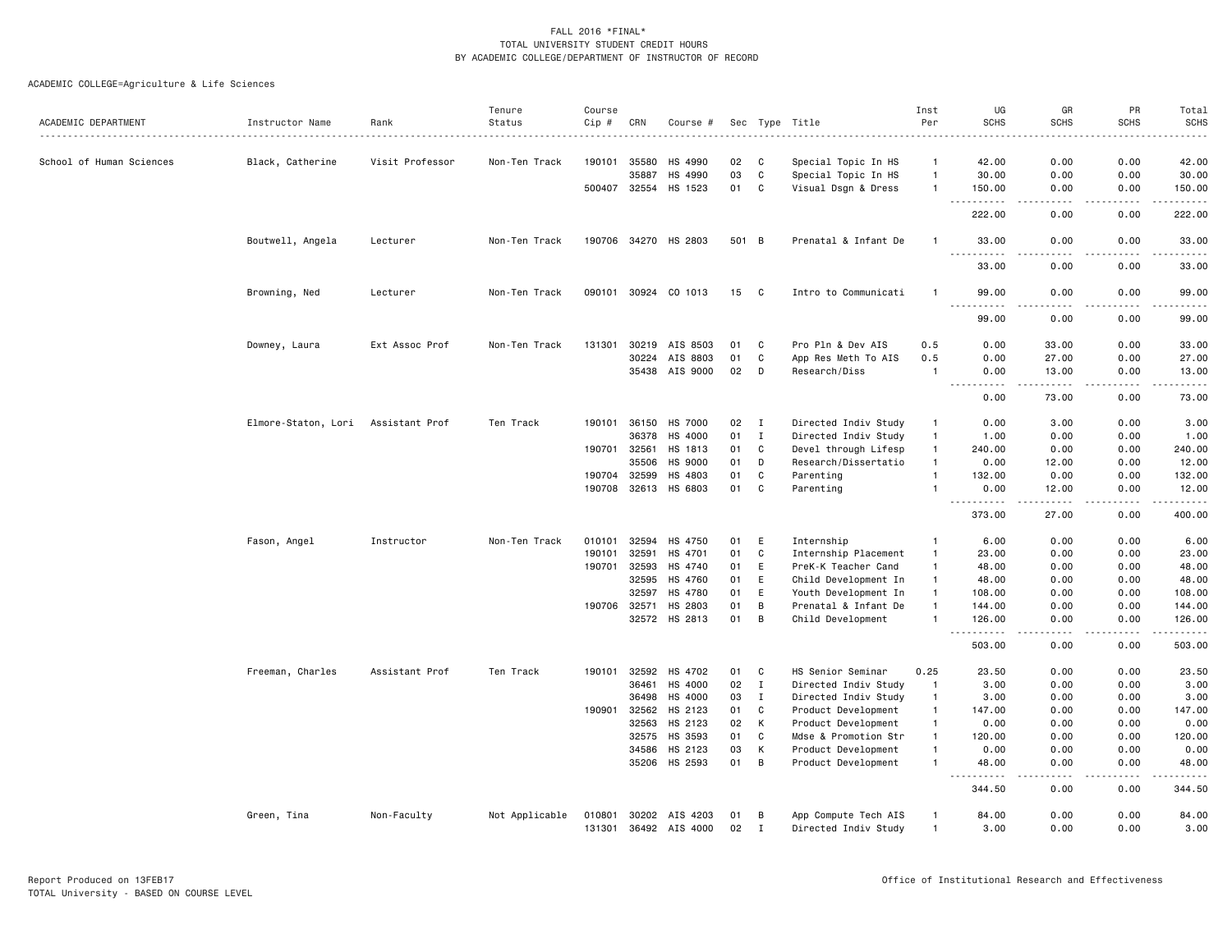FALL 2016 *FINAL*
TOTAL UNIVERSITY STUDENT CREDIT HOURS
BY ACADEMIC COLLEGE/DEPARTMENT OF INSTRUCTOR OF RECORD

ACADEMIC COLLEGE=Agriculture & Life Sciences

| ACADEMIC DEPARTMENT | Instructor Name | Rank | Tenure Status | Course Cip # | CRN | Course # | Sec | Type | Title | Inst Per | UG SCHS | GR SCHS | PR SCHS | Total SCHS |
|---|---|---|---|---|---|---|---|---|---|---|---|---|---|---|
| School of Human Sciences | Black, Catherine | Visit Professor | Non-Ten Track | 190101 | 35580 | HS 4990 | 02 | C | Special Topic In HS | 1 | 42.00 | 0.00 | 0.00 | 42.00 |
| | | | | | 35887 | HS 4990 | 03 | C | Special Topic In HS | 1 | 30.00 | 0.00 | 0.00 | 30.00 |
| | | | | 500407 | 32554 | HS 1523 | 01 | C | Visual Dsgn & Dress | 1 | 150.00 | 0.00 | 0.00 | 150.00 |
| | | | | | | | | | | | 222.00 | 0.00 | 0.00 | 222.00 |
| | Boutwell, Angela | Lecturer | Non-Ten Track | 190706 | 34270 | HS 2803 | 501 | B | Prenatal & Infant De | 1 | 33.00 | 0.00 | 0.00 | 33.00 |
| | | | | | | | | | | | 33.00 | 0.00 | 0.00 | 33.00 |
| | Browning, Ned | Lecturer | Non-Ten Track | 090101 | 30924 | CO 1013 | 15 | C | Intro to Communicati | 1 | 99.00 | 0.00 | 0.00 | 99.00 |
| | | | | | | | | | | | 99.00 | 0.00 | 0.00 | 99.00 |
| | Downey, Laura | Ext Assoc Prof | Non-Ten Track | 131301 | 30219 | AIS 8503 | 01 | C | Pro Pln & Dev AIS | 0.5 | 0.00 | 33.00 | 0.00 | 33.00 |
| | | | | | 30224 | AIS 8803 | 01 | C | App Res Meth To AIS | 0.5 | 0.00 | 27.00 | 0.00 | 27.00 |
| | | | | | 35438 | AIS 9000 | 02 | D | Research/Diss | 1 | 0.00 | 13.00 | 0.00 | 13.00 |
| | | | | | | | | | | | 0.00 | 73.00 | 0.00 | 73.00 |
| | Elmore-Staton, Lori | Assistant Prof | Ten Track | 190101 | 36150 | HS 7000 | 02 | I | Directed Indiv Study | 1 | 0.00 | 3.00 | 0.00 | 3.00 |
| | | | | | 36378 | HS 4000 | 01 | I | Directed Indiv Study | 1 | 1.00 | 0.00 | 0.00 | 1.00 |
| | | | | 190701 | 32561 | HS 1813 | 01 | C | Devel through Lifesp | 1 | 240.00 | 0.00 | 0.00 | 240.00 |
| | | | | | 35506 | HS 9000 | 01 | D | Research/Dissertatio | 1 | 0.00 | 12.00 | 0.00 | 12.00 |
| | | | | 190704 | 32599 | HS 4803 | 01 | C | Parenting | 1 | 132.00 | 0.00 | 0.00 | 132.00 |
| | | | | 190708 | 32613 | HS 6803 | 01 | C | Parenting | 1 | 0.00 | 12.00 | 0.00 | 12.00 |
| | | | | | | | | | | | 373.00 | 27.00 | 0.00 | 400.00 |
| | Fason, Angel | Instructor | Non-Ten Track | 010101 | 32594 | HS 4750 | 01 | E | Internship | 1 | 6.00 | 0.00 | 0.00 | 6.00 |
| | | | | 190101 | 32591 | HS 4701 | 01 | C | Internship Placement | 1 | 23.00 | 0.00 | 0.00 | 23.00 |
| | | | | 190701 | 32593 | HS 4740 | 01 | E | PreK-K Teacher Cand | 1 | 48.00 | 0.00 | 0.00 | 48.00 |
| | | | | | 32595 | HS 4760 | 01 | E | Child Development In | 1 | 48.00 | 0.00 | 0.00 | 48.00 |
| | | | | | 32597 | HS 4780 | 01 | E | Youth Development In | 1 | 108.00 | 0.00 | 0.00 | 108.00 |
| | | | | 190706 | 32571 | HS 2803 | 01 | B | Prenatal & Infant De | 1 | 144.00 | 0.00 | 0.00 | 144.00 |
| | | | | | 32572 | HS 2813 | 01 | B | Child Development | 1 | 126.00 | 0.00 | 0.00 | 126.00 |
| | | | | | | | | | | | 503.00 | 0.00 | 0.00 | 503.00 |
| | Freeman, Charles | Assistant Prof | Ten Track | 190101 | 32592 | HS 4702 | 01 | C | HS Senior Seminar | 0.25 | 23.50 | 0.00 | 0.00 | 23.50 |
| | | | | | 36461 | HS 4000 | 02 | I | Directed Indiv Study | 1 | 3.00 | 0.00 | 0.00 | 3.00 |
| | | | | | 36498 | HS 4000 | 03 | I | Directed Indiv Study | 1 | 3.00 | 0.00 | 0.00 | 3.00 |
| | | | | 190901 | 32562 | HS 2123 | 01 | C | Product Development | 1 | 147.00 | 0.00 | 0.00 | 147.00 |
| | | | | | 32563 | HS 2123 | 02 | K | Product Development | 1 | 0.00 | 0.00 | 0.00 | 0.00 |
| | | | | | 32575 | HS 3593 | 01 | C | Mdse & Promotion Str | 1 | 120.00 | 0.00 | 0.00 | 120.00 |
| | | | | | 34586 | HS 2123 | 03 | K | Product Development | 1 | 0.00 | 0.00 | 0.00 | 0.00 |
| | | | | | 35206 | HS 2593 | 01 | B | Product Development | 1 | 48.00 | 0.00 | 0.00 | 48.00 |
| | | | | | | | | | | | 344.50 | 0.00 | 0.00 | 344.50 |
| | Green, Tina | Non-Faculty | Not Applicable | 010801 | 30202 | AIS 4203 | 01 | B | App Compute Tech AIS | 1 | 84.00 | 0.00 | 0.00 | 84.00 |
| | | | | 131301 | 36492 | AIS 4000 | 02 | I | Directed Indiv Study | 1 | 3.00 | 0.00 | 0.00 | 3.00 |

Report Produced on 13FEB17
TOTAL University - BASED ON COURSE LEVEL

Office of Institutional Research and Effectiveness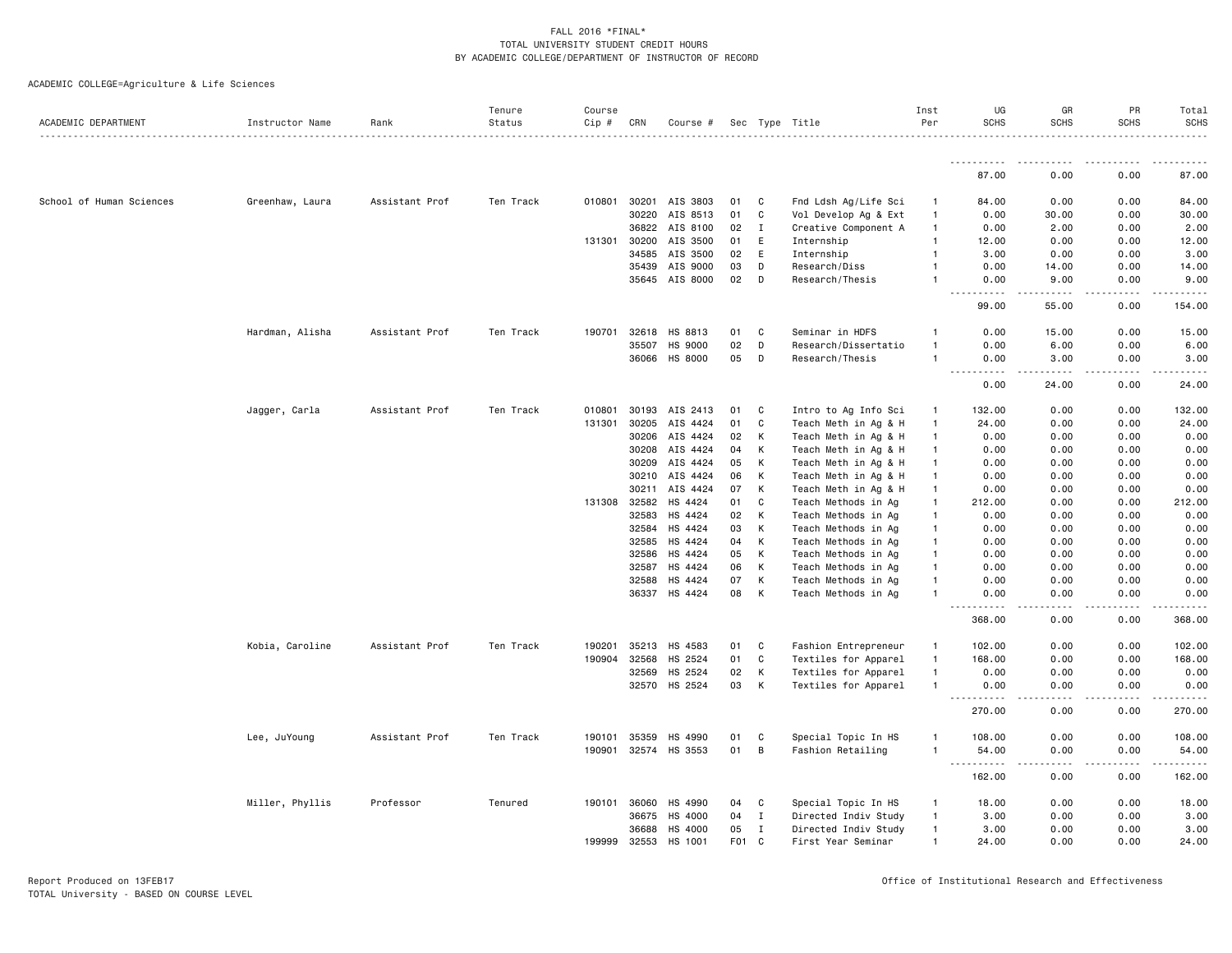FALL 2016 *FINAL*
TOTAL UNIVERSITY STUDENT CREDIT HOURS
BY ACADEMIC COLLEGE/DEPARTMENT OF INSTRUCTOR OF RECORD

ACADEMIC COLLEGE=Agriculture & Life Sciences

| ACADEMIC DEPARTMENT | Instructor Name | Rank | Tenure Status | Course Cip # | CRN | Course # | Sec | Type | Title | Inst Per | UG SCHS | GR SCHS | PR SCHS | Total SCHS |
|---|---|---|---|---|---|---|---|---|---|---|---|---|---|---|
| | | | | | | | | | | | 87.00 | 0.00 | 0.00 | 87.00 |
| School of Human Sciences | Greenhaw, Laura | Assistant Prof | Ten Track | 010801 | 30201 | AIS 3803 | 01 | C | Fnd Ldsh Ag/Life Sci | 1 | 84.00 | 0.00 | 0.00 | 84.00 |
| | | | | | 30220 | AIS 8513 | 01 | C | Vol Develop Ag & Ext | 1 | 0.00 | 30.00 | 0.00 | 30.00 |
| | | | | | 36822 | AIS 8100 | 02 | I | Creative Component A | 1 | 0.00 | 2.00 | 0.00 | 2.00 |
| | | | | 131301 | 30200 | AIS 3500 | 01 | E | Internship | 1 | 12.00 | 0.00 | 0.00 | 12.00 |
| | | | | | 34585 | AIS 3500 | 02 | E | Internship | 1 | 3.00 | 0.00 | 0.00 | 3.00 |
| | | | | | 35439 | AIS 9000 | 03 | D | Research/Diss | 1 | 0.00 | 14.00 | 0.00 | 14.00 |
| | | | | | 35645 | AIS 8000 | 02 | D | Research/Thesis | 1 | 0.00 | 9.00 | 0.00 | 9.00 |
| | | | | | | | | | | | 99.00 | 55.00 | 0.00 | 154.00 |
| | Hardman, Alisha | Assistant Prof | Ten Track | 190701 | 32618 | HS 8813 | 01 | C | Seminar in HDFS | 1 | 0.00 | 15.00 | 0.00 | 15.00 |
| | | | | | 35507 | HS 9000 | 02 | D | Research/Dissertatio | 1 | 0.00 | 6.00 | 0.00 | 6.00 |
| | | | | | 36066 | HS 8000 | 05 | D | Research/Thesis | 1 | 0.00 | 3.00 | 0.00 | 3.00 |
| | | | | | | | | | | | 0.00 | 24.00 | 0.00 | 24.00 |
| | Jagger, Carla | Assistant Prof | Ten Track | 010801 | 30193 | AIS 2413 | 01 | C | Intro to Ag Info Sci | 1 | 132.00 | 0.00 | 0.00 | 132.00 |
| | | | | 131301 | 30205 | AIS 4424 | 01 | C | Teach Meth in Ag & H | 1 | 24.00 | 0.00 | 0.00 | 24.00 |
| | | | | | 30206 | AIS 4424 | 02 | K | Teach Meth in Ag & H | 1 | 0.00 | 0.00 | 0.00 | 0.00 |
| | | | | | 30208 | AIS 4424 | 04 | K | Teach Meth in Ag & H | 1 | 0.00 | 0.00 | 0.00 | 0.00 |
| | | | | | 30209 | AIS 4424 | 05 | K | Teach Meth in Ag & H | 1 | 0.00 | 0.00 | 0.00 | 0.00 |
| | | | | | 30210 | AIS 4424 | 06 | K | Teach Meth in Ag & H | 1 | 0.00 | 0.00 | 0.00 | 0.00 |
| | | | | | 30211 | AIS 4424 | 07 | K | Teach Meth in Ag & H | 1 | 0.00 | 0.00 | 0.00 | 0.00 |
| | | | | 131308 | 32582 | HS 4424 | 01 | C | Teach Methods in Ag | 1 | 212.00 | 0.00 | 0.00 | 212.00 |
| | | | | | 32583 | HS 4424 | 02 | K | Teach Methods in Ag | 1 | 0.00 | 0.00 | 0.00 | 0.00 |
| | | | | | 32584 | HS 4424 | 03 | K | Teach Methods in Ag | 1 | 0.00 | 0.00 | 0.00 | 0.00 |
| | | | | | 32585 | HS 4424 | 04 | K | Teach Methods in Ag | 1 | 0.00 | 0.00 | 0.00 | 0.00 |
| | | | | | 32586 | HS 4424 | 05 | K | Teach Methods in Ag | 1 | 0.00 | 0.00 | 0.00 | 0.00 |
| | | | | | 32587 | HS 4424 | 06 | K | Teach Methods in Ag | 1 | 0.00 | 0.00 | 0.00 | 0.00 |
| | | | | | 32588 | HS 4424 | 07 | K | Teach Methods in Ag | 1 | 0.00 | 0.00 | 0.00 | 0.00 |
| | | | | | 36337 | HS 4424 | 08 | K | Teach Methods in Ag | 1 | 0.00 | 0.00 | 0.00 | 0.00 |
| | | | | | | | | | | | 368.00 | 0.00 | 0.00 | 368.00 |
| | Kobia, Caroline | Assistant Prof | Ten Track | 190201 | 35213 | HS 4583 | 01 | C | Fashion Entrepreneur | 1 | 102.00 | 0.00 | 0.00 | 102.00 |
| | | | | 190904 | 32568 | HS 2524 | 01 | C | Textiles for Apparel | 1 | 168.00 | 0.00 | 0.00 | 168.00 |
| | | | | | 32569 | HS 2524 | 02 | K | Textiles for Apparel | 1 | 0.00 | 0.00 | 0.00 | 0.00 |
| | | | | | 32570 | HS 2524 | 03 | K | Textiles for Apparel | 1 | 0.00 | 0.00 | 0.00 | 0.00 |
| | | | | | | | | | | | 270.00 | 0.00 | 0.00 | 270.00 |
| | Lee, JuYoung | Assistant Prof | Ten Track | 190101 | 35359 | HS 4990 | 01 | C | Special Topic In HS | 1 | 108.00 | 0.00 | 0.00 | 108.00 |
| | | | | 190901 | 32574 | HS 3553 | 01 | B | Fashion Retailing | 1 | 54.00 | 0.00 | 0.00 | 54.00 |
| | | | | | | | | | | | 162.00 | 0.00 | 0.00 | 162.00 |
| | Miller, Phyllis | Professor | Tenured | 190101 | 36060 | HS 4990 | 04 | C | Special Topic In HS | 1 | 18.00 | 0.00 | 0.00 | 18.00 |
| | | | | | 36675 | HS 4000 | 04 | I | Directed Indiv Study | 1 | 3.00 | 0.00 | 0.00 | 3.00 |
| | | | | | 36688 | HS 4000 | 05 | I | Directed Indiv Study | 1 | 3.00 | 0.00 | 0.00 | 3.00 |
| | | | | 199999 | 32553 | HS 1001 | F01 | C | First Year Seminar | 1 | 24.00 | 0.00 | 0.00 | 24.00 |

Report Produced on 13FEB17
TOTAL University - BASED ON COURSE LEVEL

Office of Institutional Research and Effectiveness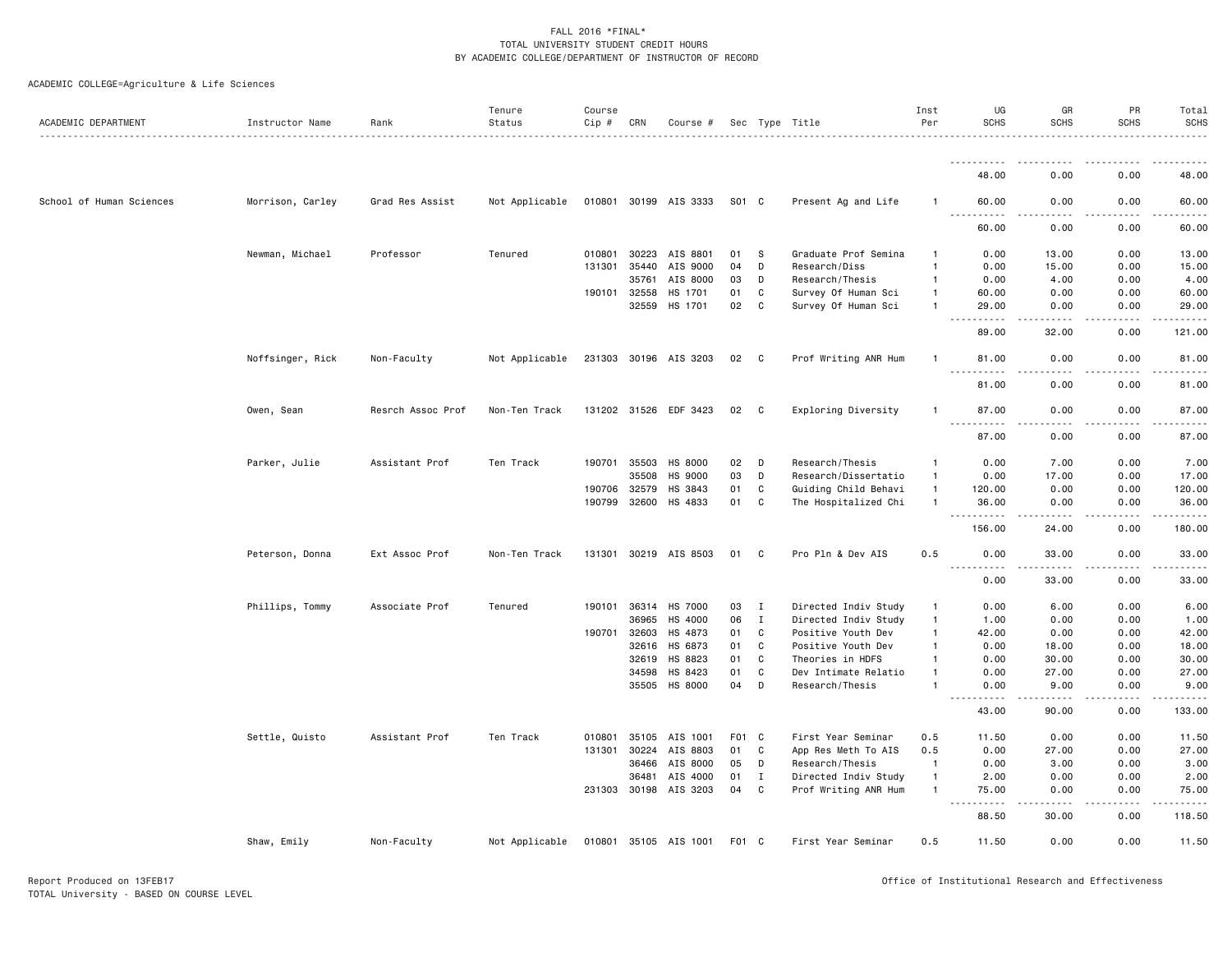FALL 2016 *FINAL*
TOTAL UNIVERSITY STUDENT CREDIT HOURS
BY ACADEMIC COLLEGE/DEPARTMENT OF INSTRUCTOR OF RECORD

ACADEMIC COLLEGE=Agriculture & Life Sciences

| ACADEMIC DEPARTMENT | Instructor Name | Rank | Tenure Status | Course Cip # | CRN | Course # | Sec | Type | Title | Inst Per | UG SCHS | GR SCHS | PR SCHS | Total SCHS |
|---|---|---|---|---|---|---|---|---|---|---|---|---|---|---|
| | | | | | | | | | | | 48.00 | 0.00 | 0.00 | 48.00 |
| School of Human Sciences | Morrison, Carley | Grad Res Assist | Not Applicable | 010801 | 30199 | AIS 3333 | S01 | C | Present Ag and Life | 1 | 60.00 | 0.00 | 0.00 | 60.00 |
| | | | | | | | | | | | 60.00 | 0.00 | 0.00 | 60.00 |
| | Newman, Michael | Professor | Tenured | 010801 | 30223 | AIS 8801 | 01 | S | Graduate Prof Semina | 1 | 0.00 | 13.00 | 0.00 | 13.00 |
| | | | | 131301 | 35440 | AIS 9000 | 04 | D | Research/Diss | 1 | 0.00 | 15.00 | 0.00 | 15.00 |
| | | | | | 35761 | AIS 8000 | 03 | D | Research/Thesis | 1 | 0.00 | 4.00 | 0.00 | 4.00 |
| | | | | 190101 | 32558 | HS 1701 | 01 | C | Survey Of Human Sci | 1 | 60.00 | 0.00 | 0.00 | 60.00 |
| | | | | | 32559 | HS 1701 | 02 | C | Survey Of Human Sci | 1 | 29.00 | 0.00 | 0.00 | 29.00 |
| | | | | | | | | | | | 89.00 | 32.00 | 0.00 | 121.00 |
| | Noffsinger, Rick | Non-Faculty | Not Applicable | 231303 | 30196 | AIS 3203 | 02 | C | Prof Writing ANR Hum | 1 | 81.00 | 0.00 | 0.00 | 81.00 |
| | | | | | | | | | | | 81.00 | 0.00 | 0.00 | 81.00 |
| | Owen, Sean | Resrch Assoc Prof | Non-Ten Track | 131202 | 31526 | EDF 3423 | 02 | C | Exploring Diversity | 1 | 87.00 | 0.00 | 0.00 | 87.00 |
| | | | | | | | | | | | 87.00 | 0.00 | 0.00 | 87.00 |
| | Parker, Julie | Assistant Prof | Ten Track | 190701 | 35503 | HS 8000 | 02 | D | Research/Thesis | 1 | 0.00 | 7.00 | 0.00 | 7.00 |
| | | | | | 35508 | HS 9000 | 03 | D | Research/Dissertatio | 1 | 0.00 | 17.00 | 0.00 | 17.00 |
| | | | | 190706 | 32579 | HS 3843 | 01 | C | Guiding Child Behavi | 1 | 120.00 | 0.00 | 0.00 | 120.00 |
| | | | | 190799 | 32600 | HS 4833 | 01 | C | The Hospitalized Chi | 1 | 36.00 | 0.00 | 0.00 | 36.00 |
| | | | | | | | | | | | 156.00 | 24.00 | 0.00 | 180.00 |
| | Peterson, Donna | Ext Assoc Prof | Non-Ten Track | 131301 | 30219 | AIS 8503 | 01 | C | Pro Pln & Dev AIS | 0.5 | 0.00 | 33.00 | 0.00 | 33.00 |
| | | | | | | | | | | | 0.00 | 33.00 | 0.00 | 33.00 |
| | Phillips, Tommy | Associate Prof | Tenured | 190101 | 36314 | HS 7000 | 03 | I | Directed Indiv Study | 1 | 0.00 | 6.00 | 0.00 | 6.00 |
| | | | | | 36965 | HS 4000 | 06 | I | Directed Indiv Study | 1 | 1.00 | 0.00 | 0.00 | 1.00 |
| | | | | 190701 | 32603 | HS 4873 | 01 | C | Positive Youth Dev | 1 | 42.00 | 0.00 | 0.00 | 42.00 |
| | | | | | 32616 | HS 6873 | 01 | C | Positive Youth Dev | 1 | 0.00 | 18.00 | 0.00 | 18.00 |
| | | | | | 32619 | HS 8823 | 01 | C | Theories in HDFS | 1 | 0.00 | 30.00 | 0.00 | 30.00 |
| | | | | | 34598 | HS 8423 | 01 | C | Dev Intimate Relatio | 1 | 0.00 | 27.00 | 0.00 | 27.00 |
| | | | | | 35505 | HS 8000 | 04 | D | Research/Thesis | 1 | 0.00 | 9.00 | 0.00 | 9.00 |
| | | | | | | | | | | | 43.00 | 90.00 | 0.00 | 133.00 |
| | Settle, Quisto | Assistant Prof | Ten Track | 010801 | 35105 | AIS 1001 | F01 | C | First Year Seminar | 0.5 | 11.50 | 0.00 | 0.00 | 11.50 |
| | | | | 131301 | 30224 | AIS 8803 | 01 | C | App Res Meth To AIS | 0.5 | 0.00 | 27.00 | 0.00 | 27.00 |
| | | | | | 36466 | AIS 8000 | 05 | D | Research/Thesis | 1 | 0.00 | 3.00 | 0.00 | 3.00 |
| | | | | | 36481 | AIS 4000 | 01 | I | Directed Indiv Study | 1 | 2.00 | 0.00 | 0.00 | 2.00 |
| | | | | 231303 | 30198 | AIS 3203 | 04 | C | Prof Writing ANR Hum | 1 | 75.00 | 0.00 | 0.00 | 75.00 |
| | | | | | | | | | | | 88.50 | 30.00 | 0.00 | 118.50 |
| | Shaw, Emily | Non-Faculty | Not Applicable | 010801 | 35105 | AIS 1001 | F01 | C | First Year Seminar | 0.5 | 11.50 | 0.00 | 0.00 | 11.50 |

Report Produced on 13FEB17
TOTAL University - BASED ON COURSE LEVEL
Office of Institutional Research and Effectiveness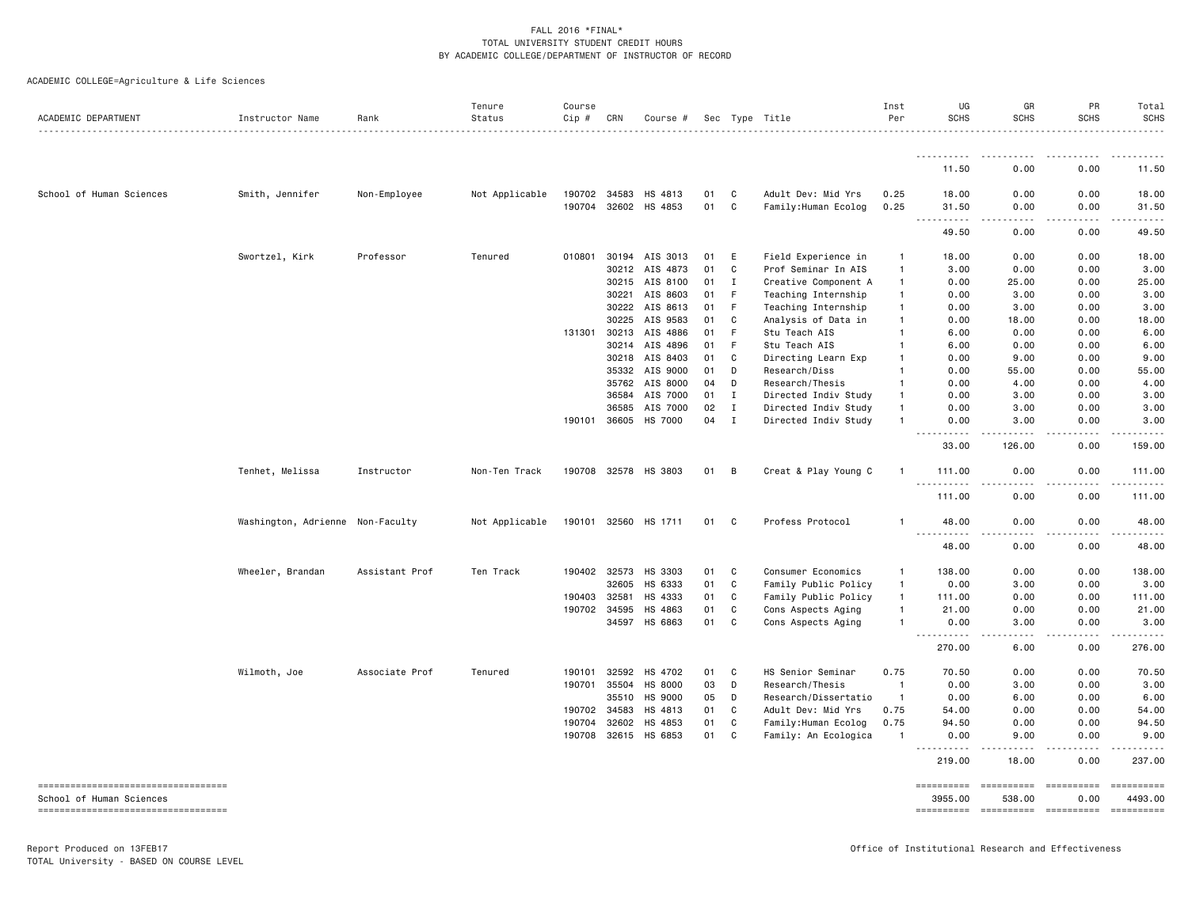FALL 2016 *FINAL*
TOTAL UNIVERSITY STUDENT CREDIT HOURS
BY ACADEMIC COLLEGE/DEPARTMENT OF INSTRUCTOR OF RECORD

ACADEMIC COLLEGE=Agriculture & Life Sciences

| ACADEMIC DEPARTMENT | Instructor Name | Rank | Tenure Status | Course Cip # | CRN | Course # | Sec | Type | Title | Inst Per | UG SCHS | GR SCHS | PR SCHS | Total SCHS |
|---|---|---|---|---|---|---|---|---|---|---|---|---|---|---|
| | | | | | | | | | | | 11.50 | 0.00 | 0.00 | 11.50 |
| School of Human Sciences | Smith, Jennifer | Non-Employee | Not Applicable | 190702 | 34583 | HS 4813 | 01 | C | Adult Dev: Mid Yrs | 0.25 | 18.00 | 0.00 | 0.00 | 18.00 |
| | | | | 190704 | 32602 | HS 4853 | 01 | C | Family:Human Ecolog | 0.25 | 31.50 | 0.00 | 0.00 | 31.50 |
| | | | | | | | | | | | 49.50 | 0.00 | 0.00 | 49.50 |
| | Swortzel, Kirk | Professor | Tenured | 010801 | 30194 | AIS 3013 | 01 | E | Field Experience in | 1 | 18.00 | 0.00 | 0.00 | 18.00 |
| | | | | | 30212 | AIS 4873 | 01 | C | Prof Seminar In AIS | 1 | 3.00 | 0.00 | 0.00 | 3.00 |
| | | | | | 30215 | AIS 8100 | 01 | I | Creative Component A | 1 | 0.00 | 25.00 | 0.00 | 25.00 |
| | | | | | 30221 | AIS 8603 | 01 | F | Teaching Internship | 1 | 0.00 | 3.00 | 0.00 | 3.00 |
| | | | | | 30222 | AIS 8613 | 01 | F | Teaching Internship | 1 | 0.00 | 3.00 | 0.00 | 3.00 |
| | | | | | 30225 | AIS 9583 | 01 | C | Analysis of Data in | 1 | 0.00 | 18.00 | 0.00 | 18.00 |
| | | | | 131301 | 30213 | AIS 4886 | 01 | F | Stu Teach AIS | 1 | 6.00 | 0.00 | 0.00 | 6.00 |
| | | | | | 30214 | AIS 4896 | 01 | F | Stu Teach AIS | 1 | 6.00 | 0.00 | 0.00 | 6.00 |
| | | | | | 30218 | AIS 8403 | 01 | C | Directing Learn Exp | 1 | 0.00 | 9.00 | 0.00 | 9.00 |
| | | | | | 35332 | AIS 9000 | 01 | D | Research/Diss | 1 | 0.00 | 55.00 | 0.00 | 55.00 |
| | | | | | 35762 | AIS 8000 | 04 | D | Research/Thesis | 1 | 0.00 | 4.00 | 0.00 | 4.00 |
| | | | | | 36584 | AIS 7000 | 01 | I | Directed Indiv Study | 1 | 0.00 | 3.00 | 0.00 | 3.00 |
| | | | | | 36585 | AIS 7000 | 02 | I | Directed Indiv Study | 1 | 0.00 | 3.00 | 0.00 | 3.00 |
| | | | | 190101 | 36605 | HS 7000 | 04 | I | Directed Indiv Study | 1 | 0.00 | 3.00 | 0.00 | 3.00 |
| | | | | | | | | | | | 33.00 | 126.00 | 0.00 | 159.00 |
| | Tenhet, Melissa | Instructor | Non-Ten Track | 190708 | 32578 | HS 3803 | 01 | B | Creat & Play Young C | 1 | 111.00 | 0.00 | 0.00 | 111.00 |
| | | | | | | | | | | | 111.00 | 0.00 | 0.00 | 111.00 |
| | Washington, Adrienne | Non-Faculty | Not Applicable | 190101 | 32560 | HS 1711 | 01 | C | Profess Protocol | 1 | 48.00 | 0.00 | 0.00 | 48.00 |
| | | | | | | | | | | | 48.00 | 0.00 | 0.00 | 48.00 |
| | Wheeler, Brandan | Assistant Prof | Ten Track | 190402 | 32573 | HS 3303 | 01 | C | Consumer Economics | 1 | 138.00 | 0.00 | 0.00 | 138.00 |
| | | | | | 32605 | HS 6333 | 01 | C | Family Public Policy | 1 | 0.00 | 3.00 | 0.00 | 3.00 |
| | | | | 190403 | 32581 | HS 4333 | 01 | C | Family Public Policy | 1 | 111.00 | 0.00 | 0.00 | 111.00 |
| | | | | 190702 | 34595 | HS 4863 | 01 | C | Cons Aspects Aging | 1 | 21.00 | 0.00 | 0.00 | 21.00 |
| | | | | | 34597 | HS 6863 | 01 | C | Cons Aspects Aging | 1 | 0.00 | 3.00 | 0.00 | 3.00 |
| | | | | | | | | | | | 270.00 | 6.00 | 0.00 | 276.00 |
| | Wilmoth, Joe | Associate Prof | Tenured | 190101 | 32592 | HS 4702 | 01 | C | HS Senior Seminar | 0.75 | 70.50 | 0.00 | 0.00 | 70.50 |
| | | | | 190701 | 35504 | HS 8000 | 03 | D | Research/Thesis | 1 | 0.00 | 3.00 | 0.00 | 3.00 |
| | | | | | 35510 | HS 9000 | 05 | D | Research/Dissertatio | 1 | 0.00 | 6.00 | 0.00 | 6.00 |
| | | | | 190702 | 34583 | HS 4813 | 01 | C | Adult Dev: Mid Yrs | 0.75 | 54.00 | 0.00 | 0.00 | 54.00 |
| | | | | 190704 | 32602 | HS 4853 | 01 | C | Family:Human Ecolog | 0.75 | 94.50 | 0.00 | 0.00 | 94.50 |
| | | | | 190708 | 32615 | HS 6853 | 01 | C | Family: An Ecologica | 1 | 0.00 | 9.00 | 0.00 | 9.00 |
| | | | | | | | | | | | 219.00 | 18.00 | 0.00 | 237.00 |
| School of Human Sciences | | | | | | | | | | | 3955.00 | 538.00 | 0.00 | 4493.00 |

Report Produced on 13FEB17
TOTAL University - BASED ON COURSE LEVEL

Office of Institutional Research and Effectiveness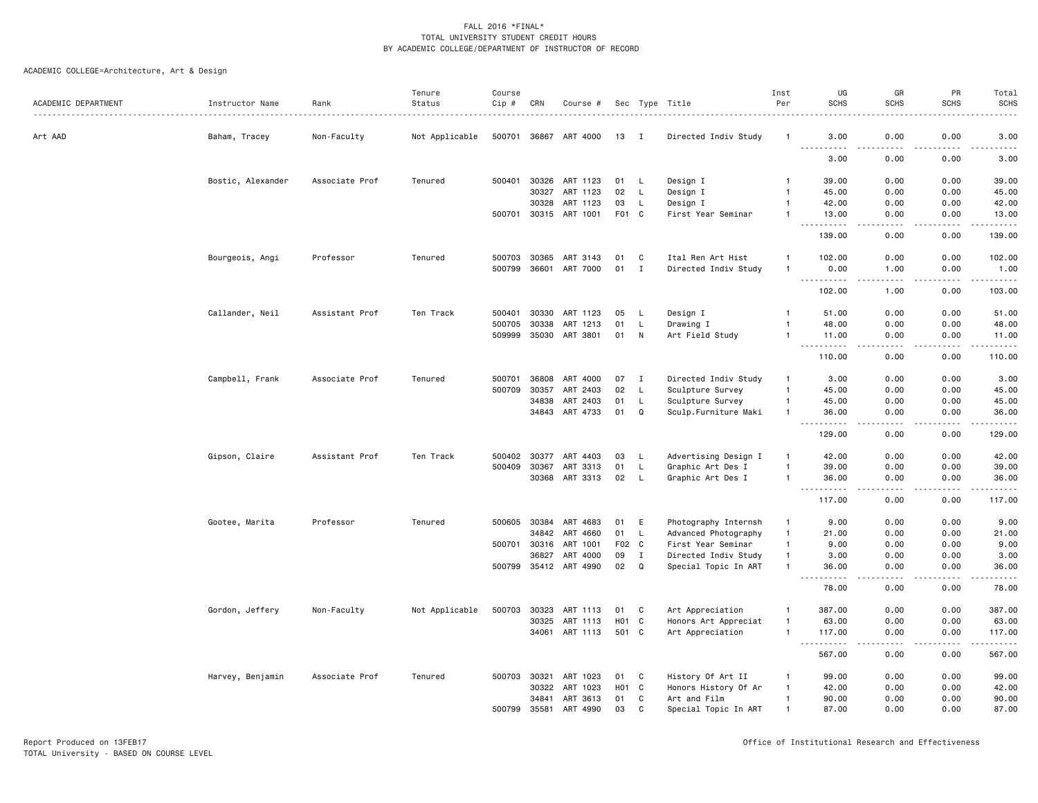FALL 2016 *FINAL*
TOTAL UNIVERSITY STUDENT CREDIT HOURS
BY ACADEMIC COLLEGE/DEPARTMENT OF INSTRUCTOR OF RECORD

ACADEMIC COLLEGE=Architecture, Art & Design

| ACADEMIC DEPARTMENT | Instructor Name | Rank | Tenure Status | Course Cip # | CRN | Course # | Sec | Type | Title | Inst Per | UG SCHS | GR SCHS | PR SCHS | Total SCHS |
|---|---|---|---|---|---|---|---|---|---|---|---|---|---|---|
| Art AAD | Baham, Tracey | Non-Faculty | Not Applicable | 500701 | 36867 | ART 4000 | 13 | I | Directed Indiv Study | 1 | 3.00 | 0.00 | 0.00 | 3.00 |
| | | | | | | | | | | | 3.00 | 0.00 | 0.00 | 3.00 |
| | Bostic, Alexander | Associate Prof | Tenured | 500401 | 30326 | ART 1123 | 01 | L | Design I | 1 | 39.00 | 0.00 | 0.00 | 39.00 |
| | | | | | 30327 | ART 1123 | 02 | L | Design I | 1 | 45.00 | 0.00 | 0.00 | 45.00 |
| | | | | | 30328 | ART 1123 | 03 | L | Design I | 1 | 42.00 | 0.00 | 0.00 | 42.00 |
| | | | | 500701 | 30315 | ART 1001 | F01 | C | First Year Seminar | 1 | 13.00 | 0.00 | 0.00 | 13.00 |
| | | | | | | | | | | | 139.00 | 0.00 | 0.00 | 139.00 |
| | Bourgeois, Angi | Professor | Tenured | 500703 | 30365 | ART 3143 | 01 | C | Ital Ren Art Hist | 1 | 102.00 | 0.00 | 0.00 | 102.00 |
| | | | | 500799 | 36601 | ART 7000 | 01 | I | Directed Indiv Study | 1 | 0.00 | 1.00 | 0.00 | 1.00 |
| | | | | | | | | | | | 102.00 | 1.00 | 0.00 | 103.00 |
| | Callander, Neil | Assistant Prof | Ten Track | 500401 | 30330 | ART 1123 | 05 | L | Design I | 1 | 51.00 | 0.00 | 0.00 | 51.00 |
| | | | | 500705 | 30338 | ART 1213 | 01 | L | Drawing I | 1 | 48.00 | 0.00 | 0.00 | 48.00 |
| | | | | 509999 | 35030 | ART 3801 | 01 | N | Art Field Study | 1 | 11.00 | 0.00 | 0.00 | 11.00 |
| | | | | | | | | | | | 110.00 | 0.00 | 0.00 | 110.00 |
| | Campbell, Frank | Associate Prof | Tenured | 500701 | 36808 | ART 4000 | 07 | I | Directed Indiv Study | 1 | 3.00 | 0.00 | 0.00 | 3.00 |
| | | | | 500709 | 30357 | ART 2403 | 02 | L | Sculpture Survey | 1 | 45.00 | 0.00 | 0.00 | 45.00 |
| | | | | | 34838 | ART 2403 | 01 | L | Sculpture Survey | 1 | 45.00 | 0.00 | 0.00 | 45.00 |
| | | | | | 34843 | ART 4733 | 01 | Q | Sculp.Furniture Maki | 1 | 36.00 | 0.00 | 0.00 | 36.00 |
| | | | | | | | | | | | 129.00 | 0.00 | 0.00 | 129.00 |
| | Gipson, Claire | Assistant Prof | Ten Track | 500402 | 30377 | ART 4403 | 03 | L | Advertising Design I | 1 | 42.00 | 0.00 | 0.00 | 42.00 |
| | | | | 500409 | 30367 | ART 3313 | 01 | L | Graphic Art Des I | 1 | 39.00 | 0.00 | 0.00 | 39.00 |
| | | | | | 30368 | ART 3313 | 02 | L | Graphic Art Des I | 1 | 36.00 | 0.00 | 0.00 | 36.00 |
| | | | | | | | | | | | 117.00 | 0.00 | 0.00 | 117.00 |
| | Gootee, Marita | Professor | Tenured | 500605 | 30384 | ART 4683 | 01 | E | Photography Internsh | 1 | 9.00 | 0.00 | 0.00 | 9.00 |
| | | | | | 34842 | ART 4660 | 01 | L | Advanced Photography | 1 | 21.00 | 0.00 | 0.00 | 21.00 |
| | | | | 500701 | 30316 | ART 1001 | F02 | C | First Year Seminar | 1 | 9.00 | 0.00 | 0.00 | 9.00 |
| | | | | | 36827 | ART 4000 | 09 | I | Directed Indiv Study | 1 | 3.00 | 0.00 | 0.00 | 3.00 |
| | | | | 500799 | 35412 | ART 4990 | 02 | Q | Special Topic In ART | 1 | 36.00 | 0.00 | 0.00 | 36.00 |
| | | | | | | | | | | | 78.00 | 0.00 | 0.00 | 78.00 |
| | Gordon, Jeffery | Non-Faculty | Not Applicable | 500703 | 30323 | ART 1113 | 01 | C | Art Appreciation | 1 | 387.00 | 0.00 | 0.00 | 387.00 |
| | | | | | 30325 | ART 1113 | H01 | C | Honors Art Appreciat | 1 | 63.00 | 0.00 | 0.00 | 63.00 |
| | | | | | 34061 | ART 1113 | 501 | C | Art Appreciation | 1 | 117.00 | 0.00 | 0.00 | 117.00 |
| | | | | | | | | | | | 567.00 | 0.00 | 0.00 | 567.00 |
| | Harvey, Benjamin | Associate Prof | Tenured | 500703 | 30321 | ART 1023 | 01 | C | History Of Art II | 1 | 99.00 | 0.00 | 0.00 | 99.00 |
| | | | | | 30322 | ART 1023 | H01 | C | Honors History Of Ar | 1 | 42.00 | 0.00 | 0.00 | 42.00 |
| | | | | | 34841 | ART 3613 | 01 | C | Art and Film | 1 | 90.00 | 0.00 | 0.00 | 90.00 |
| | | | | 500799 | 35581 | ART 4990 | 03 | C | Special Topic In ART | 1 | 87.00 | 0.00 | 0.00 | 87.00 |

Report Produced on 13FEB17
TOTAL University - BASED ON COURSE LEVEL

Office of Institutional Research and Effectiveness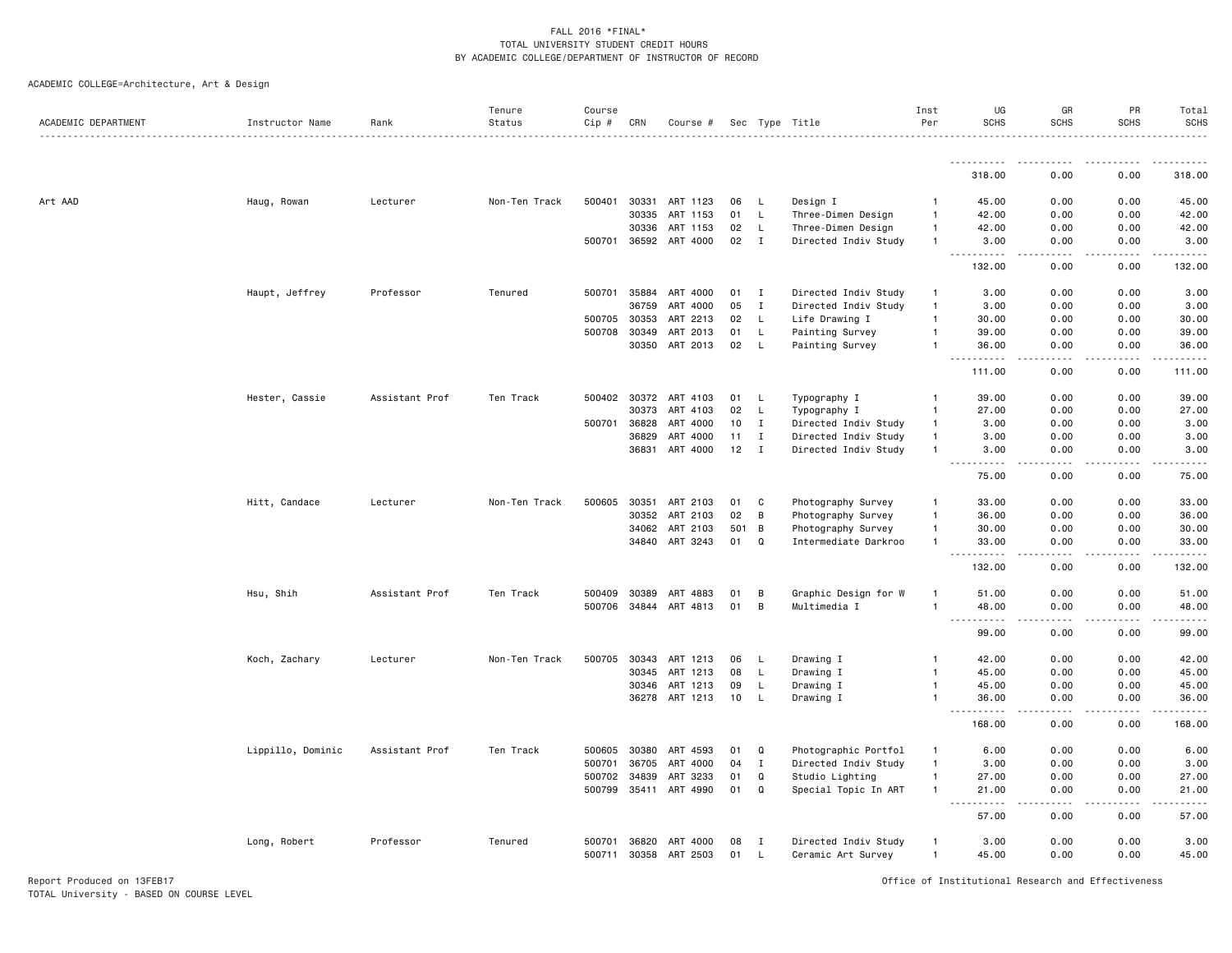FALL 2016 *FINAL*
TOTAL UNIVERSITY STUDENT CREDIT HOURS
BY ACADEMIC COLLEGE/DEPARTMENT OF INSTRUCTOR OF RECORD

ACADEMIC COLLEGE=Architecture, Art & Design

| ACADEMIC DEPARTMENT | Instructor Name | Rank | Tenure Status | Course Cip # | CRN | Course # | Sec | Type | Title | Inst Per | UG SCHS | GR SCHS | PR SCHS | Total SCHS |
|---|---|---|---|---|---|---|---|---|---|---|---|---|---|---|
| | | | | | | | | | | | 318.00 | 0.00 | 0.00 | 318.00 |
| Art AAD | Haug, Rowan | Lecturer | Non-Ten Track | 500401 | 30331 | ART 1123 | 06 | L | Design I | 1 | 45.00 | 0.00 | 0.00 | 45.00 |
| | | | | | 30335 | ART 1153 | 01 | L | Three-Dimen Design | 1 | 42.00 | 0.00 | 0.00 | 42.00 |
| | | | | | 30336 | ART 1153 | 02 | L | Three-Dimen Design | 1 | 42.00 | 0.00 | 0.00 | 42.00 |
| | | | | 500701 | 36592 | ART 4000 | 02 | I | Directed Indiv Study | 1 | 3.00 | 0.00 | 0.00 | 3.00 |
| | | | | | | | | | | | 132.00 | 0.00 | 0.00 | 132.00 |
| | Haupt, Jeffrey | Professor | Tenured | 500701 | 35884 | ART 4000 | 01 | I | Directed Indiv Study | 1 | 3.00 | 0.00 | 0.00 | 3.00 |
| | | | | | 36759 | ART 4000 | 05 | I | Directed Indiv Study | 1 | 3.00 | 0.00 | 0.00 | 3.00 |
| | | | | 500705 | 30353 | ART 2213 | 02 | L | Life Drawing I | 1 | 30.00 | 0.00 | 0.00 | 30.00 |
| | | | | 500708 | 30349 | ART 2013 | 01 | L | Painting Survey | 1 | 39.00 | 0.00 | 0.00 | 39.00 |
| | | | | | 30350 | ART 2013 | 02 | L | Painting Survey | 1 | 36.00 | 0.00 | 0.00 | 36.00 |
| | | | | | | | | | | | 111.00 | 0.00 | 0.00 | 111.00 |
| | Hester, Cassie | Assistant Prof | Ten Track | 500402 | 30372 | ART 4103 | 01 | L | Typography I | 1 | 39.00 | 0.00 | 0.00 | 39.00 |
| | | | | | 30373 | ART 4103 | 02 | L | Typography I | 1 | 27.00 | 0.00 | 0.00 | 27.00 |
| | | | | 500701 | 36828 | ART 4000 | 10 | I | Directed Indiv Study | 1 | 3.00 | 0.00 | 0.00 | 3.00 |
| | | | | | 36829 | ART 4000 | 11 | I | Directed Indiv Study | 1 | 3.00 | 0.00 | 0.00 | 3.00 |
| | | | | | 36831 | ART 4000 | 12 | I | Directed Indiv Study | 1 | 3.00 | 0.00 | 0.00 | 3.00 |
| | | | | | | | | | | | 75.00 | 0.00 | 0.00 | 75.00 |
| | Hitt, Candace | Lecturer | Non-Ten Track | 500605 | 30351 | ART 2103 | 01 | C | Photography Survey | 1 | 33.00 | 0.00 | 0.00 | 33.00 |
| | | | | | 30352 | ART 2103 | 02 | B | Photography Survey | 1 | 36.00 | 0.00 | 0.00 | 36.00 |
| | | | | | 34062 | ART 2103 | 501 | B | Photography Survey | 1 | 30.00 | 0.00 | 0.00 | 30.00 |
| | | | | | 34840 | ART 3243 | 01 | Q | Intermediate Darkroo | 1 | 33.00 | 0.00 | 0.00 | 33.00 |
| | | | | | | | | | | | 132.00 | 0.00 | 0.00 | 132.00 |
| | Hsu, Shih | Assistant Prof | Ten Track | 500409 | 30389 | ART 4883 | 01 | B | Graphic Design for W | 1 | 51.00 | 0.00 | 0.00 | 51.00 |
| | | | | 500706 | 34844 | ART 4813 | 01 | B | Multimedia I | 1 | 48.00 | 0.00 | 0.00 | 48.00 |
| | | | | | | | | | | | 99.00 | 0.00 | 0.00 | 99.00 |
| | Koch, Zachary | Lecturer | Non-Ten Track | 500705 | 30343 | ART 1213 | 06 | L | Drawing I | 1 | 42.00 | 0.00 | 0.00 | 42.00 |
| | | | | | 30345 | ART 1213 | 08 | L | Drawing I | 1 | 45.00 | 0.00 | 0.00 | 45.00 |
| | | | | | 30346 | ART 1213 | 09 | L | Drawing I | 1 | 45.00 | 0.00 | 0.00 | 45.00 |
| | | | | | 36278 | ART 1213 | 10 | L | Drawing I | 1 | 36.00 | 0.00 | 0.00 | 36.00 |
| | | | | | | | | | | | 168.00 | 0.00 | 0.00 | 168.00 |
| | Lippillo, Dominic | Assistant Prof | Ten Track | 500605 | 30380 | ART 4593 | 01 | Q | Photographic Portfol | 1 | 6.00 | 0.00 | 0.00 | 6.00 |
| | | | | 500701 | 36705 | ART 4000 | 04 | I | Directed Indiv Study | 1 | 3.00 | 0.00 | 0.00 | 3.00 |
| | | | | 500702 | 34839 | ART 3233 | 01 | Q | Studio Lighting | 1 | 27.00 | 0.00 | 0.00 | 27.00 |
| | | | | 500799 | 35411 | ART 4990 | 01 | Q | Special Topic In ART | 1 | 21.00 | 0.00 | 0.00 | 21.00 |
| | | | | | | | | | | | 57.00 | 0.00 | 0.00 | 57.00 |
| | Long, Robert | Professor | Tenured | 500701 | 36820 | ART 4000 | 08 | I | Directed Indiv Study | 1 | 3.00 | 0.00 | 0.00 | 3.00 |
| | | | | 500711 | 30358 | ART 2503 | 01 | L | Ceramic Art Survey | 1 | 45.00 | 0.00 | 0.00 | 45.00 |

Report Produced on 13FEB17
TOTAL University - BASED ON COURSE LEVEL

Office of Institutional Research and Effectiveness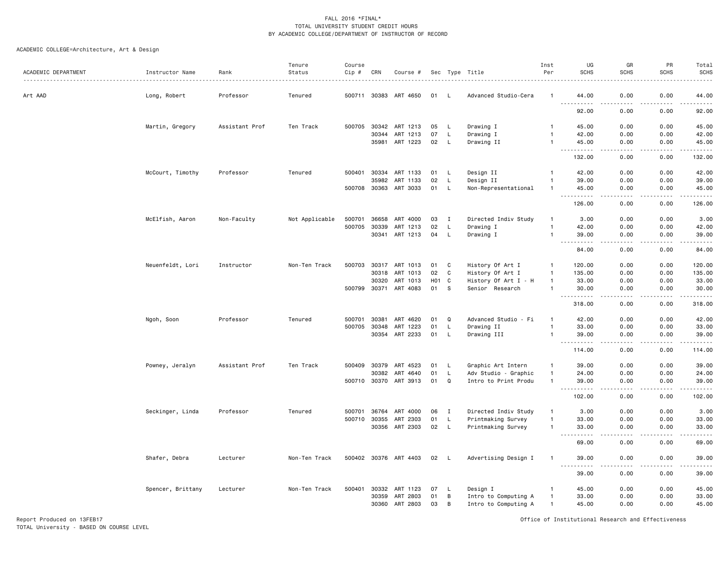FALL 2016 *FINAL*
TOTAL UNIVERSITY STUDENT CREDIT HOURS
BY ACADEMIC COLLEGE/DEPARTMENT OF INSTRUCTOR OF RECORD

ACADEMIC COLLEGE=Architecture, Art & Design

| ACADEMIC DEPARTMENT | Instructor Name | Rank | Tenure Status | Course Cip # | CRN | Course # | Sec | Type | Title | Inst Per | UG SCHS | GR SCHS | PR SCHS | Total SCHS |
|---|---|---|---|---|---|---|---|---|---|---|---|---|---|---|
| Art AAD | Long, Robert | Professor | Tenured | 500711 | 30383 | ART 4650 | 01 | L | Advanced Studio-Cera | 1 | 44.00 | 0.00 | 0.00 | 44.00 |
| | | | | | | | | | | | 92.00 | 0.00 | 0.00 | 92.00 |
| | Martin, Gregory | Assistant Prof | Ten Track | 500705 | 30342 | ART 1213 | 05 | L | Drawing I | 1 | 45.00 | 0.00 | 0.00 | 45.00 |
| | | | | | 30344 | ART 1213 | 07 | L | Drawing I | 1 | 42.00 | 0.00 | 0.00 | 42.00 |
| | | | | | 35981 | ART 1223 | 02 | L | Drawing II | 1 | 45.00 | 0.00 | 0.00 | 45.00 |
| | | | | | | | | | | | 132.00 | 0.00 | 0.00 | 132.00 |
| | McCourt, Timothy | Professor | Tenured | 500401 | 30334 | ART 1133 | 01 | L | Design II | 1 | 42.00 | 0.00 | 0.00 | 42.00 |
| | | | | | 35982 | ART 1133 | 02 | L | Design II | 1 | 39.00 | 0.00 | 0.00 | 39.00 |
| | | | | 500708 | 30363 | ART 3033 | 01 | L | Non-Representational | 1 | 45.00 | 0.00 | 0.00 | 45.00 |
| | | | | | | | | | | | 126.00 | 0.00 | 0.00 | 126.00 |
| | McElfish, Aaron | Non-Faculty | Not Applicable | 500701 | 36658 | ART 4000 | 03 | I | Directed Indiv Study | 1 | 3.00 | 0.00 | 0.00 | 3.00 |
| | | | | 500705 | 30339 | ART 1213 | 02 | L | Drawing I | 1 | 42.00 | 0.00 | 0.00 | 42.00 |
| | | | | | 30341 | ART 1213 | 04 | L | Drawing I | 1 | 39.00 | 0.00 | 0.00 | 39.00 |
| | | | | | | | | | | | 84.00 | 0.00 | 0.00 | 84.00 |
| | Neuenfeldt, Lori | Instructor | Non-Ten Track | 500703 | 30317 | ART 1013 | 01 | C | History Of Art I | 1 | 120.00 | 0.00 | 0.00 | 120.00 |
| | | | | | 30318 | ART 1013 | 02 | C | History Of Art I | 1 | 135.00 | 0.00 | 0.00 | 135.00 |
| | | | | | 30320 | ART 1013 | H01 | C | History Of Art I - H | 1 | 33.00 | 0.00 | 0.00 | 33.00 |
| | | | | 500799 | 30371 | ART 4083 | 01 | S | Senior Research | 1 | 30.00 | 0.00 | 0.00 | 30.00 |
| | | | | | | | | | | | 318.00 | 0.00 | 0.00 | 318.00 |
| | Ngoh, Soon | Professor | Tenured | 500701 | 30381 | ART 4620 | 01 | Q | Advanced Studio - Fi | 1 | 42.00 | 0.00 | 0.00 | 42.00 |
| | | | | 500705 | 30348 | ART 1223 | 01 | L | Drawing II | 1 | 33.00 | 0.00 | 0.00 | 33.00 |
| | | | | | 30354 | ART 2233 | 01 | L | Drawing III | 1 | 39.00 | 0.00 | 0.00 | 39.00 |
| | | | | | | | | | | | 114.00 | 0.00 | 0.00 | 114.00 |
| | Powney, Jeralyn | Assistant Prof | Ten Track | 500409 | 30379 | ART 4523 | 01 | L | Graphic Art Intern | 1 | 39.00 | 0.00 | 0.00 | 39.00 |
| | | | | | 30382 | ART 4640 | 01 | L | Adv Studio - Graphic | 1 | 24.00 | 0.00 | 0.00 | 24.00 |
| | | | | 500710 | 30370 | ART 3913 | 01 | Q | Intro to Print Produ | 1 | 39.00 | 0.00 | 0.00 | 39.00 |
| | | | | | | | | | | | 102.00 | 0.00 | 0.00 | 102.00 |
| | Seckinger, Linda | Professor | Tenured | 500701 | 36764 | ART 4000 | 06 | I | Directed Indiv Study | 1 | 3.00 | 0.00 | 0.00 | 3.00 |
| | | | | 500710 | 30355 | ART 2303 | 01 | L | Printmaking Survey | 1 | 33.00 | 0.00 | 0.00 | 33.00 |
| | | | | | 30356 | ART 2303 | 02 | L | Printmaking Survey | 1 | 33.00 | 0.00 | 0.00 | 33.00 |
| | | | | | | | | | | | 69.00 | 0.00 | 0.00 | 69.00 |
| | Shafer, Debra | Lecturer | Non-Ten Track | 500402 | 30376 | ART 4403 | 02 | L | Advertising Design I | 1 | 39.00 | 0.00 | 0.00 | 39.00 |
| | | | | | | | | | | | 39.00 | 0.00 | 0.00 | 39.00 |
| | Spencer, Brittany | Lecturer | Non-Ten Track | 500401 | 30332 | ART 1123 | 07 | L | Design I | 1 | 45.00 | 0.00 | 0.00 | 45.00 |
| | | | | | 30359 | ART 2803 | 01 | B | Intro to Computing A | 1 | 33.00 | 0.00 | 0.00 | 33.00 |
| | | | | | 30360 | ART 2803 | 03 | B | Intro to Computing A | 1 | 45.00 | 0.00 | 0.00 | 45.00 |

Report Produced on 13FEB17
TOTAL University - BASED ON COURSE LEVEL

Office of Institutional Research and Effectiveness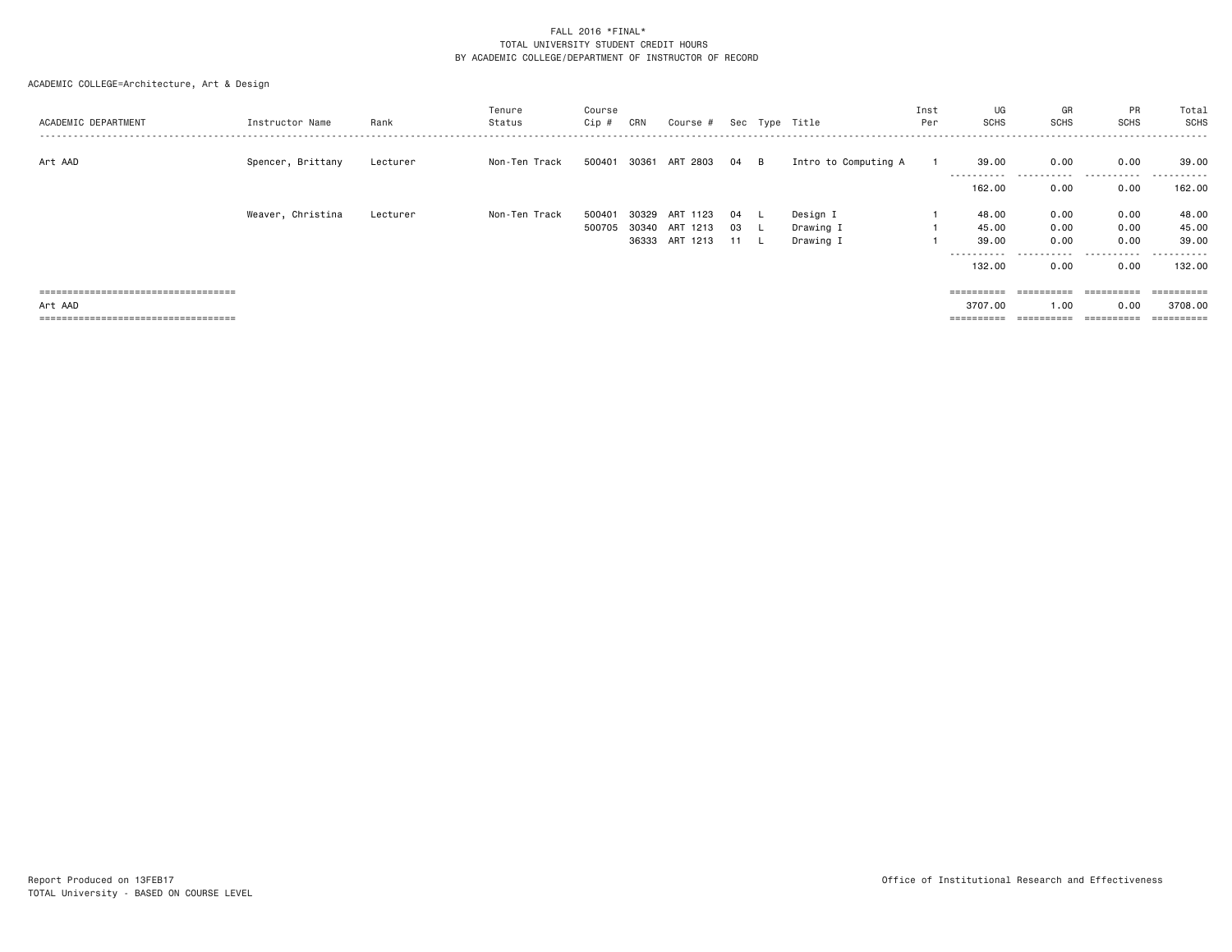FALL 2016 *FINAL*
TOTAL UNIVERSITY STUDENT CREDIT HOURS
BY ACADEMIC COLLEGE/DEPARTMENT OF INSTRUCTOR OF RECORD

ACADEMIC COLLEGE=Architecture, Art & Design

| ACADEMIC DEPARTMENT | Instructor Name | Rank | Tenure Status | Course Cip # | CRN | Course # | Sec | Type | Title | Inst Per | UG SCHS | GR SCHS | PR SCHS | Total SCHS |
|---|---|---|---|---|---|---|---|---|---|---|---|---|---|---|
| Art AAD | Spencer, Brittany | Lecturer | Non-Ten Track | 500401 | 30361 | ART 2803 | 04 | B | Intro to Computing A | 1 | 39.00 | 0.00 | 0.00 | 39.00 |
| | | | | | | | | | | | 162.00 | 0.00 | 0.00 | 162.00 |
| | Weaver, Christina | Lecturer | Non-Ten Track | 500401 | 30329 | ART 1123 | 04 | L | Design I | 1 | 48.00 | 0.00 | 0.00 | 48.00 |
| | | | | 500705 | 30340 | ART 1213 | 03 | L | Drawing I | 1 | 45.00 | 0.00 | 0.00 | 45.00 |
| | | | | | 36333 | ART 1213 | 11 | L | Drawing I | 1 | 39.00 | 0.00 | 0.00 | 39.00 |
| | | | | | | | | | | | 132.00 | 0.00 | 0.00 | 132.00 |
| Art AAD | | | | | | | | | | | 3707.00 | 1.00 | 0.00 | 3708.00 |

Report Produced on 13FEB17
TOTAL University - BASED ON COURSE LEVEL

Office of Institutional Research and Effectiveness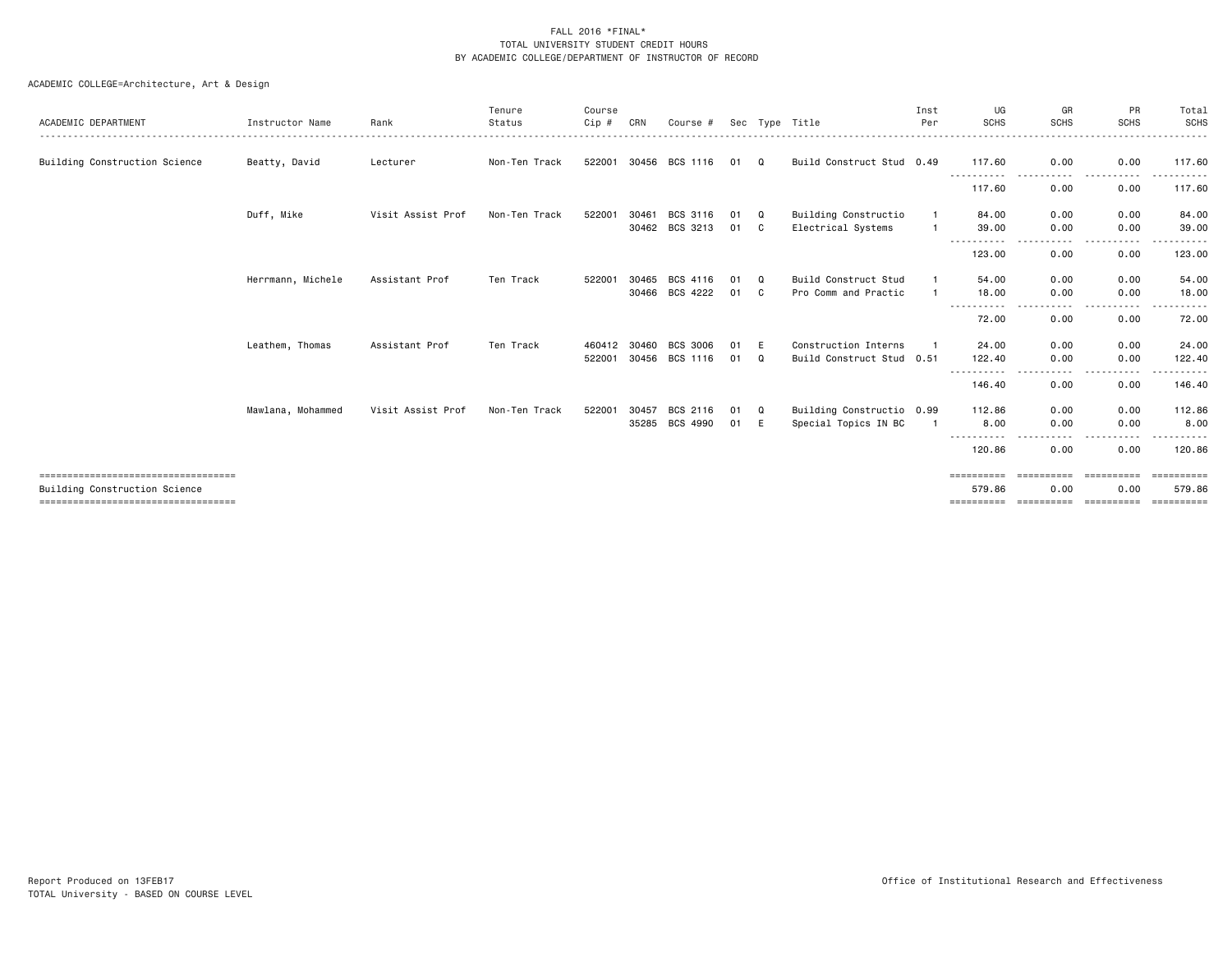FALL 2016 *FINAL*
TOTAL UNIVERSITY STUDENT CREDIT HOURS
BY ACADEMIC COLLEGE/DEPARTMENT OF INSTRUCTOR OF RECORD

ACADEMIC COLLEGE=Architecture, Art & Design

| ACADEMIC DEPARTMENT | Instructor Name | Rank | Tenure Status | Course Cip # | CRN | Course # | Sec | Type | Title | Inst Per | UG SCHS | GR SCHS | PR SCHS | Total SCHS |
|---|---|---|---|---|---|---|---|---|---|---|---|---|---|---|
| Building Construction Science | Beatty, David | Lecturer | Non-Ten Track | 522001 | 30456 | BCS 1116 | 01 | Q | Build Construct Stud | 0.49 | 117.60 | 0.00 | 0.00 | 117.60 |
| | | | | | | | | | | | 117.60 | 0.00 | 0.00 | 117.60 |
| | Duff, Mike | Visit Assist Prof | Non-Ten Track | 522001 | 30461 | BCS 3116 | 01 | Q | Building Constructio | 1 | 84.00 | 0.00 | 0.00 | 84.00 |
| | | | | | 30462 | BCS 3213 | 01 | C | Electrical Systems | 1 | 39.00 | 0.00 | 0.00 | 39.00 |
| | | | | | | | | | | | 123.00 | 0.00 | 0.00 | 123.00 |
| | Herrmann, Michele | Assistant Prof | Ten Track | 522001 | 30465 | BCS 4116 | 01 | Q | Build Construct Stud | 1 | 54.00 | 0.00 | 0.00 | 54.00 |
| | | | | | 30466 | BCS 4222 | 01 | C | Pro Comm and Practic | 1 | 18.00 | 0.00 | 0.00 | 18.00 |
| | | | | | | | | | | | 72.00 | 0.00 | 0.00 | 72.00 |
| | Leathem, Thomas | Assistant Prof | Ten Track | 460412 | 30460 | BCS 3006 | 01 | E | Construction Interns | 1 | 24.00 | 0.00 | 0.00 | 24.00 |
| | | | | 522001 | 30456 | BCS 1116 | 01 | Q | Build Construct Stud | 0.51 | 122.40 | 0.00 | 0.00 | 122.40 |
| | | | | | | | | | | | 146.40 | 0.00 | 0.00 | 146.40 |
| | Mawlana, Mohammed | Visit Assist Prof | Non-Ten Track | 522001 | 30457 | BCS 2116 | 01 | Q | Building Constructio | 0.99 | 112.86 | 0.00 | 0.00 | 112.86 |
| | | | | | 35285 | BCS 4990 | 01 | E | Special Topics IN BC | 1 | 8.00 | 0.00 | 0.00 | 8.00 |
| | | | | | | | | | | | 120.86 | 0.00 | 0.00 | 120.86 |
| Building Construction Science | | | | | | | | | | | 579.86 | 0.00 | 0.00 | 579.86 |

Report Produced on 13FEB17
TOTAL University - BASED ON COURSE LEVEL

Office of Institutional Research and Effectiveness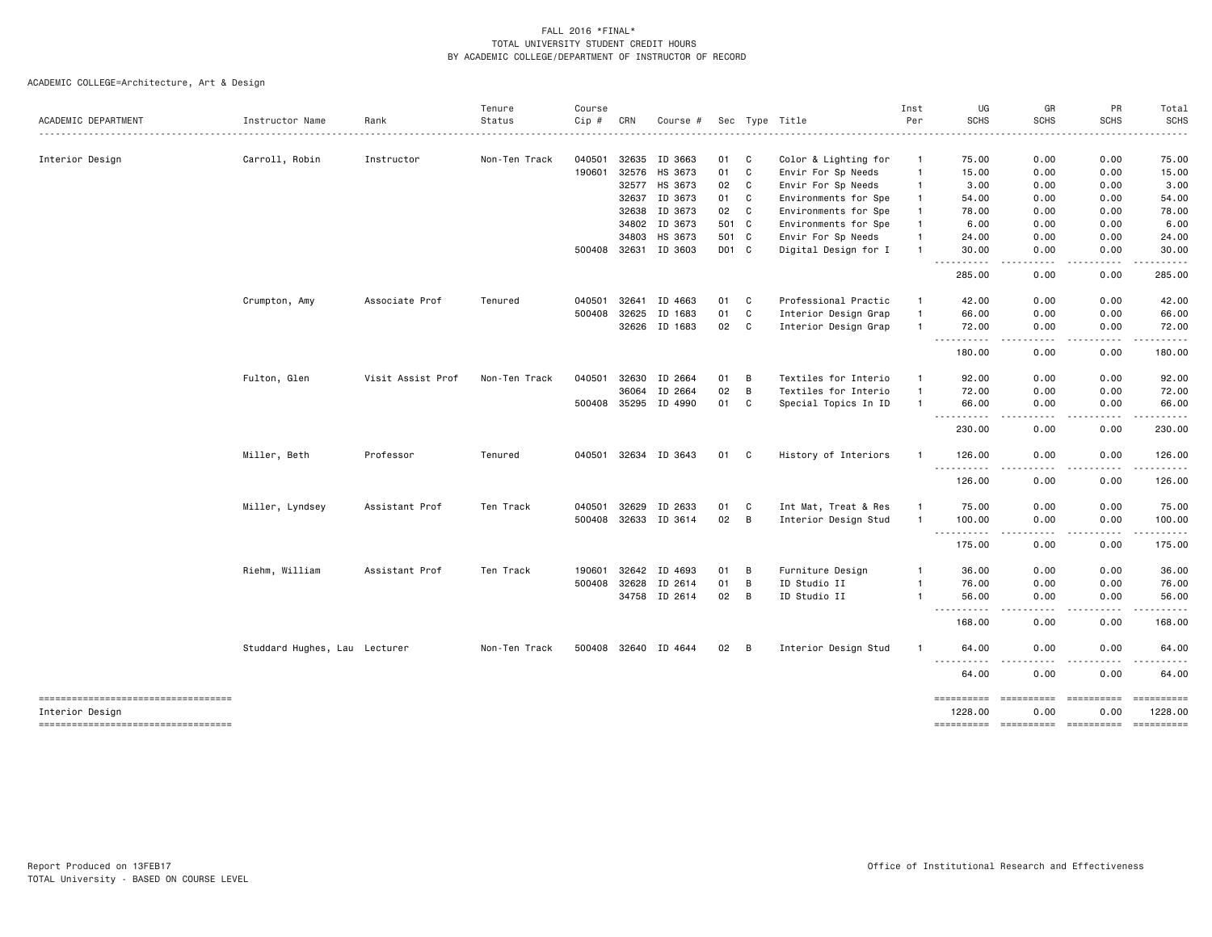FALL 2016 *FINAL*
TOTAL UNIVERSITY STUDENT CREDIT HOURS
BY ACADEMIC COLLEGE/DEPARTMENT OF INSTRUCTOR OF RECORD

ACADEMIC COLLEGE=Architecture, Art & Design

| ACADEMIC DEPARTMENT | Instructor Name | Rank | Tenure Status | Course Cip # | CRN | Course # | Sec | Type | Title | Inst Per | UG SCHS | GR SCHS | PR SCHS | Total SCHS |
|---|---|---|---|---|---|---|---|---|---|---|---|---|---|---|
| Interior Design | Carroll, Robin | Instructor | Non-Ten Track | 040501 | 32635 | ID 3663 | 01 | C | Color & Lighting for | 1 | 75.00 | 0.00 | 0.00 | 75.00 |
| | | | | 190601 | 32576 | HS 3673 | 01 | C | Envir For Sp Needs | 1 | 15.00 | 0.00 | 0.00 | 15.00 |
| | | | | | 32577 | HS 3673 | 02 | C | Envir For Sp Needs | 1 | 3.00 | 0.00 | 0.00 | 3.00 |
| | | | | | 32637 | ID 3673 | 01 | C | Environments for Spe | 1 | 54.00 | 0.00 | 0.00 | 54.00 |
| | | | | | 32638 | ID 3673 | 02 | C | Environments for Spe | 1 | 78.00 | 0.00 | 0.00 | 78.00 |
| | | | | | 34802 | ID 3673 | 501 | C | Environments for Spe | 1 | 6.00 | 0.00 | 0.00 | 6.00 |
| | | | | | 34803 | HS 3673 | 501 | C | Envir For Sp Needs | 1 | 24.00 | 0.00 | 0.00 | 24.00 |
| | | | | 500408 | 32631 | ID 3603 | D01 | C | Digital Design for I | 1 | 30.00 | 0.00 | 0.00 | 30.00 |
| | | | | | | | | | | | 285.00 | 0.00 | 0.00 | 285.00 |
| | Crumpton, Amy | Associate Prof | Tenured | 040501 | 32641 | ID 4663 | 01 | C | Professional Practic | 1 | 42.00 | 0.00 | 0.00 | 42.00 |
| | | | | 500408 | 32625 | ID 1683 | 01 | C | Interior Design Grap | 1 | 66.00 | 0.00 | 0.00 | 66.00 |
| | | | | | 32626 | ID 1683 | 02 | C | Interior Design Grap | 1 | 72.00 | 0.00 | 0.00 | 72.00 |
| | | | | | | | | | | | 180.00 | 0.00 | 0.00 | 180.00 |
| | Fulton, Glen | Visit Assist Prof | Non-Ten Track | 040501 | 32630 | ID 2664 | 01 | B | Textiles for Interio | 1 | 92.00 | 0.00 | 0.00 | 92.00 |
| | | | | | 36064 | ID 2664 | 02 | B | Textiles for Interio | 1 | 72.00 | 0.00 | 0.00 | 72.00 |
| | | | | 500408 | 35295 | ID 4990 | 01 | C | Special Topics In ID | 1 | 66.00 | 0.00 | 0.00 | 66.00 |
| | | | | | | | | | | | 230.00 | 0.00 | 0.00 | 230.00 |
| | Miller, Beth | Professor | Tenured | 040501 | 32634 | ID 3643 | 01 | C | History of Interiors | 1 | 126.00 | 0.00 | 0.00 | 126.00 |
| | | | | | | | | | | | 126.00 | 0.00 | 0.00 | 126.00 |
| | Miller, Lyndsey | Assistant Prof | Ten Track | 040501 | 32629 | ID 2633 | 01 | C | Int Mat, Treat & Res | 1 | 75.00 | 0.00 | 0.00 | 75.00 |
| | | | | 500408 | 32633 | ID 3614 | 02 | B | Interior Design Stud | 1 | 100.00 | 0.00 | 0.00 | 100.00 |
| | | | | | | | | | | | 175.00 | 0.00 | 0.00 | 175.00 |
| | Riehm, William | Assistant Prof | Ten Track | 190601 | 32642 | ID 4693 | 01 | B | Furniture Design | 1 | 36.00 | 0.00 | 0.00 | 36.00 |
| | | | | 500408 | 32628 | ID 2614 | 01 | B | ID Studio II | 1 | 76.00 | 0.00 | 0.00 | 76.00 |
| | | | | | 34758 | ID 2614 | 02 | B | ID Studio II | 1 | 56.00 | 0.00 | 0.00 | 56.00 |
| | | | | | | | | | | | 168.00 | 0.00 | 0.00 | 168.00 |
| | Studdard Hughes, Lau | Lecturer | Non-Ten Track | 500408 | 32640 | ID 4644 | 02 | B | Interior Design Stud | 1 | 64.00 | 0.00 | 0.00 | 64.00 |
| | | | | | | | | | | | 64.00 | 0.00 | 0.00 | 64.00 |
| Interior Design | | | | | | | | | | | 1228.00 | 0.00 | 0.00 | 1228.00 |

Report Produced on 13FEB17
TOTAL University - BASED ON COURSE LEVEL

Office of Institutional Research and Effectiveness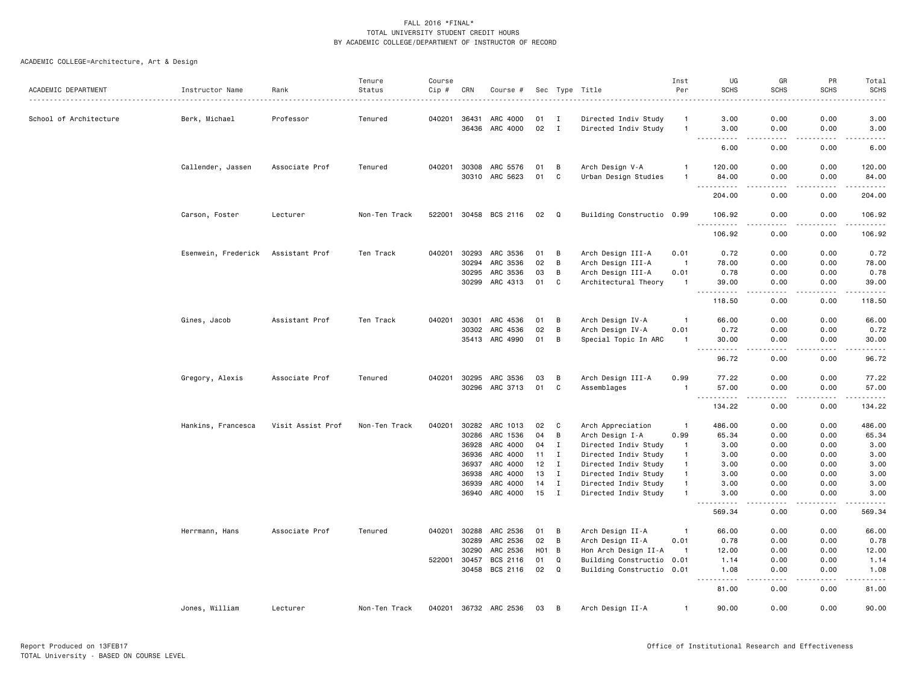FALL 2016 *FINAL*
TOTAL UNIVERSITY STUDENT CREDIT HOURS
BY ACADEMIC COLLEGE/DEPARTMENT OF INSTRUCTOR OF RECORD

ACADEMIC COLLEGE=Architecture, Art & Design

| ACADEMIC DEPARTMENT | Instructor Name | Rank | Tenure Status | Course Cip # | CRN | Course # | Sec | Type | Title | Inst Per | UG SCHS | GR SCHS | PR SCHS | Total SCHS |
|---|---|---|---|---|---|---|---|---|---|---|---|---|---|---|
| School of Architecture | Berk, Michael | Professor | Tenured | 040201 | 36431 | ARC 4000 | 01 | I | Directed Indiv Study | 1 | 3.00 | 0.00 | 0.00 | 3.00 |
| | | | | | 36436 | ARC 4000 | 02 | I | Directed Indiv Study | 1 | 3.00 | 0.00 | 0.00 | 3.00 |
| | | | | | | | | | | | 6.00 | 0.00 | 0.00 | 6.00 |
| | Callender, Jassen | Associate Prof | Tenured | 040201 | 30308 | ARC 5576 | 01 | B | Arch Design V-A | 1 | 120.00 | 0.00 | 0.00 | 120.00 |
| | | | | | 30310 | ARC 5623 | 01 | C | Urban Design Studies | 1 | 84.00 | 0.00 | 0.00 | 84.00 |
| | | | | | | | | | | | 204.00 | 0.00 | 0.00 | 204.00 |
| | Carson, Foster | Lecturer | Non-Ten Track | 522001 | 30458 | BCS 2116 | 02 | Q | Building Constructio | 0.99 | 106.92 | 0.00 | 0.00 | 106.92 |
| | | | | | | | | | | | 106.92 | 0.00 | 0.00 | 106.92 |
| | Esenwein, Frederick | Assistant Prof | Ten Track | 040201 | 30293 | ARC 3536 | 01 | B | Arch Design III-A | 0.01 | 0.72 | 0.00 | 0.00 | 0.72 |
| | | | | | 30294 | ARC 3536 | 02 | B | Arch Design III-A | 1 | 78.00 | 0.00 | 0.00 | 78.00 |
| | | | | | 30295 | ARC 3536 | 03 | B | Arch Design III-A | 0.01 | 0.78 | 0.00 | 0.00 | 0.78 |
| | | | | | 30299 | ARC 4313 | 01 | C | Architectural Theory | 1 | 39.00 | 0.00 | 0.00 | 39.00 |
| | | | | | | | | | | | 118.50 | 0.00 | 0.00 | 118.50 |
| | Gines, Jacob | Assistant Prof | Ten Track | 040201 | 30301 | ARC 4536 | 01 | B | Arch Design IV-A | 1 | 66.00 | 0.00 | 0.00 | 66.00 |
| | | | | | 30302 | ARC 4536 | 02 | B | Arch Design IV-A | 0.01 | 0.72 | 0.00 | 0.00 | 0.72 |
| | | | | | 35413 | ARC 4990 | 01 | B | Special Topic In ARC | 1 | 30.00 | 0.00 | 0.00 | 30.00 |
| | | | | | | | | | | | 96.72 | 0.00 | 0.00 | 96.72 |
| | Gregory, Alexis | Associate Prof | Tenured | 040201 | 30295 | ARC 3536 | 03 | B | Arch Design III-A | 0.99 | 77.22 | 0.00 | 0.00 | 77.22 |
| | | | | | 30296 | ARC 3713 | 01 | C | Assemblages | 1 | 57.00 | 0.00 | 0.00 | 57.00 |
| | | | | | | | | | | | 134.22 | 0.00 | 0.00 | 134.22 |
| | Hankins, Francesca | Visit Assist Prof | Non-Ten Track | 040201 | 30282 | ARC 1013 | 02 | C | Arch Appreciation | 1 | 486.00 | 0.00 | 0.00 | 486.00 |
| | | | | | 30286 | ARC 1536 | 04 | B | Arch Design I-A | 0.99 | 65.34 | 0.00 | 0.00 | 65.34 |
| | | | | | 36928 | ARC 4000 | 04 | I | Directed Indiv Study | 1 | 3.00 | 0.00 | 0.00 | 3.00 |
| | | | | | 36936 | ARC 4000 | 11 | I | Directed Indiv Study | 1 | 3.00 | 0.00 | 0.00 | 3.00 |
| | | | | | 36937 | ARC 4000 | 12 | I | Directed Indiv Study | 1 | 3.00 | 0.00 | 0.00 | 3.00 |
| | | | | | 36938 | ARC 4000 | 13 | I | Directed Indiv Study | 1 | 3.00 | 0.00 | 0.00 | 3.00 |
| | | | | | 36939 | ARC 4000 | 14 | I | Directed Indiv Study | 1 | 3.00 | 0.00 | 0.00 | 3.00 |
| | | | | | 36940 | ARC 4000 | 15 | I | Directed Indiv Study | 1 | 3.00 | 0.00 | 0.00 | 3.00 |
| | | | | | | | | | | | 569.34 | 0.00 | 0.00 | 569.34 |
| | Herrmann, Hans | Associate Prof | Tenured | 040201 | 30288 | ARC 2536 | 01 | B | Arch Design II-A | 1 | 66.00 | 0.00 | 0.00 | 66.00 |
| | | | | | 30289 | ARC 2536 | 02 | B | Arch Design II-A | 0.01 | 0.78 | 0.00 | 0.00 | 0.78 |
| | | | | | 30290 | ARC 2536 | H01 | B | Hon Arch Design II-A | 1 | 12.00 | 0.00 | 0.00 | 12.00 |
| | | | | 522001 | 30457 | BCS 2116 | 01 | Q | Building Constructio | 0.01 | 1.14 | 0.00 | 0.00 | 1.14 |
| | | | | | 30458 | BCS 2116 | 02 | Q | Building Constructio | 0.01 | 1.08 | 0.00 | 0.00 | 1.08 |
| | | | | | | | | | | | 81.00 | 0.00 | 0.00 | 81.00 |
| | Jones, William | Lecturer | Non-Ten Track | 040201 | 36732 | ARC 2536 | 03 | B | Arch Design II-A | 1 | 90.00 | 0.00 | 0.00 | 90.00 |

Report Produced on 13FEB17
TOTAL University - BASED ON COURSE LEVEL
Office of Institutional Research and Effectiveness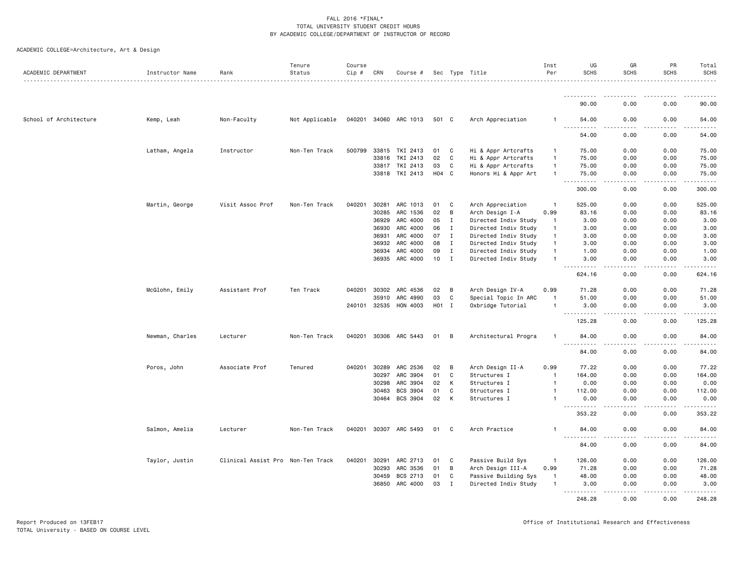FALL 2016 *FINAL*
TOTAL UNIVERSITY STUDENT CREDIT HOURS
BY ACADEMIC COLLEGE/DEPARTMENT OF INSTRUCTOR OF RECORD

ACADEMIC COLLEGE=Architecture, Art & Design

| ACADEMIC DEPARTMENT | Instructor Name | Rank | Tenure Status | Course Cip # | CRN | Course # | Sec | Type | Title | Inst Per | UG SCHS | GR SCHS | PR SCHS | Total SCHS |
|---|---|---|---|---|---|---|---|---|---|---|---|---|---|---|
| | | | | | | | | | | | 90.00 | 0.00 | 0.00 | 90.00 |
| School of Architecture | Kemp, Leah | Non-Faculty | Not Applicable | 040201 | 34060 | ARC 1013 | 501 | C | Arch Appreciation | 1 | 54.00 | 0.00 | 0.00 | 54.00 |
| | | | | | | | | | | | 54.00 | 0.00 | 0.00 | 54.00 |
| | Latham, Angela | Instructor | Non-Ten Track | 500799 | 33815 | TKI 2413 | 01 | C | Hi & Appr Artcrafts | 1 | 75.00 | 0.00 | 0.00 | 75.00 |
| | | | | | 33816 | TKI 2413 | 02 | C | Hi & Appr Artcrafts | 1 | 75.00 | 0.00 | 0.00 | 75.00 |
| | | | | | 33817 | TKI 2413 | 03 | C | Hi & Appr Artcrafts | 1 | 75.00 | 0.00 | 0.00 | 75.00 |
| | | | | | 33818 | TKI 2413 | H04 | C | Honors Hi & Appr Art | 1 | 75.00 | 0.00 | 0.00 | 75.00 |
| | | | | | | | | | | | 300.00 | 0.00 | 0.00 | 300.00 |
| | Martin, George | Visit Assoc Prof | Non-Ten Track | 040201 | 30281 | ARC 1013 | 01 | C | Arch Appreciation | 1 | 525.00 | 0.00 | 0.00 | 525.00 |
| | | | | | 30285 | ARC 1536 | 02 | B | Arch Design I-A | 0.99 | 83.16 | 0.00 | 0.00 | 83.16 |
| | | | | | 36929 | ARC 4000 | 05 | I | Directed Indiv Study | 1 | 3.00 | 0.00 | 0.00 | 3.00 |
| | | | | | 36930 | ARC 4000 | 06 | I | Directed Indiv Study | 1 | 3.00 | 0.00 | 0.00 | 3.00 |
| | | | | | 36931 | ARC 4000 | 07 | I | Directed Indiv Study | 1 | 3.00 | 0.00 | 0.00 | 3.00 |
| | | | | | 36932 | ARC 4000 | 08 | I | Directed Indiv Study | 1 | 3.00 | 0.00 | 0.00 | 3.00 |
| | | | | | 36934 | ARC 4000 | 09 | I | Directed Indiv Study | 1 | 1.00 | 0.00 | 0.00 | 1.00 |
| | | | | | 36935 | ARC 4000 | 10 | I | Directed Indiv Study | 1 | 3.00 | 0.00 | 0.00 | 3.00 |
| | | | | | | | | | | | 624.16 | 0.00 | 0.00 | 624.16 |
| | McGlohn, Emily | Assistant Prof | Ten Track | 040201 | 30302 | ARC 4536 | 02 | B | Arch Design IV-A | 0.99 | 71.28 | 0.00 | 0.00 | 71.28 |
| | | | | | 35910 | ARC 4990 | 03 | C | Special Topic In ARC | 1 | 51.00 | 0.00 | 0.00 | 51.00 |
| | | | | 240101 | 32535 | HON 4003 | H01 | I | Oxbridge Tutorial | 1 | 3.00 | 0.00 | 0.00 | 3.00 |
| | | | | | | | | | | | 125.28 | 0.00 | 0.00 | 125.28 |
| | Newman, Charles | Lecturer | Non-Ten Track | 040201 | 30306 | ARC 5443 | 01 | B | Architectural Progra | 1 | 84.00 | 0.00 | 0.00 | 84.00 |
| | | | | | | | | | | | 84.00 | 0.00 | 0.00 | 84.00 |
| | Poros, John | Associate Prof | Tenured | 040201 | 30289 | ARC 2536 | 02 | B | Arch Design II-A | 0.99 | 77.22 | 0.00 | 0.00 | 77.22 |
| | | | | | 30297 | ARC 3904 | 01 | C | Structures I | 1 | 164.00 | 0.00 | 0.00 | 164.00 |
| | | | | | 30298 | ARC 3904 | 02 | K | Structures I | 1 | 0.00 | 0.00 | 0.00 | 0.00 |
| | | | | | 30463 | BCS 3904 | 01 | C | Structures I | 1 | 112.00 | 0.00 | 0.00 | 112.00 |
| | | | | | 30464 | BCS 3904 | 02 | K | Structures I | 1 | 0.00 | 0.00 | 0.00 | 0.00 |
| | | | | | | | | | | | 353.22 | 0.00 | 0.00 | 353.22 |
| | Salmon, Amelia | Lecturer | Non-Ten Track | 040201 | 30307 | ARC 5493 | 01 | C | Arch Practice | 1 | 84.00 | 0.00 | 0.00 | 84.00 |
| | | | | | | | | | | | 84.00 | 0.00 | 0.00 | 84.00 |
| | Taylor, Justin | Clinical Assist Pro | Non-Ten Track | 040201 | 30291 | ARC 2713 | 01 | C | Passive Build Sys | 1 | 126.00 | 0.00 | 0.00 | 126.00 |
| | | | | | 30293 | ARC 3536 | 01 | B | Arch Design III-A | 0.99 | 71.28 | 0.00 | 0.00 | 71.28 |
| | | | | | 30459 | BCS 2713 | 01 | C | Passive Building Sys | 1 | 48.00 | 0.00 | 0.00 | 48.00 |
| | | | | | 36850 | ARC 4000 | 03 | I | Directed Indiv Study | 1 | 3.00 | 0.00 | 0.00 | 3.00 |
| | | | | | | | | | | | 248.28 | 0.00 | 0.00 | 248.28 |

Report Produced on 13FEB17
TOTAL University - BASED ON COURSE LEVEL

Office of Institutional Research and Effectiveness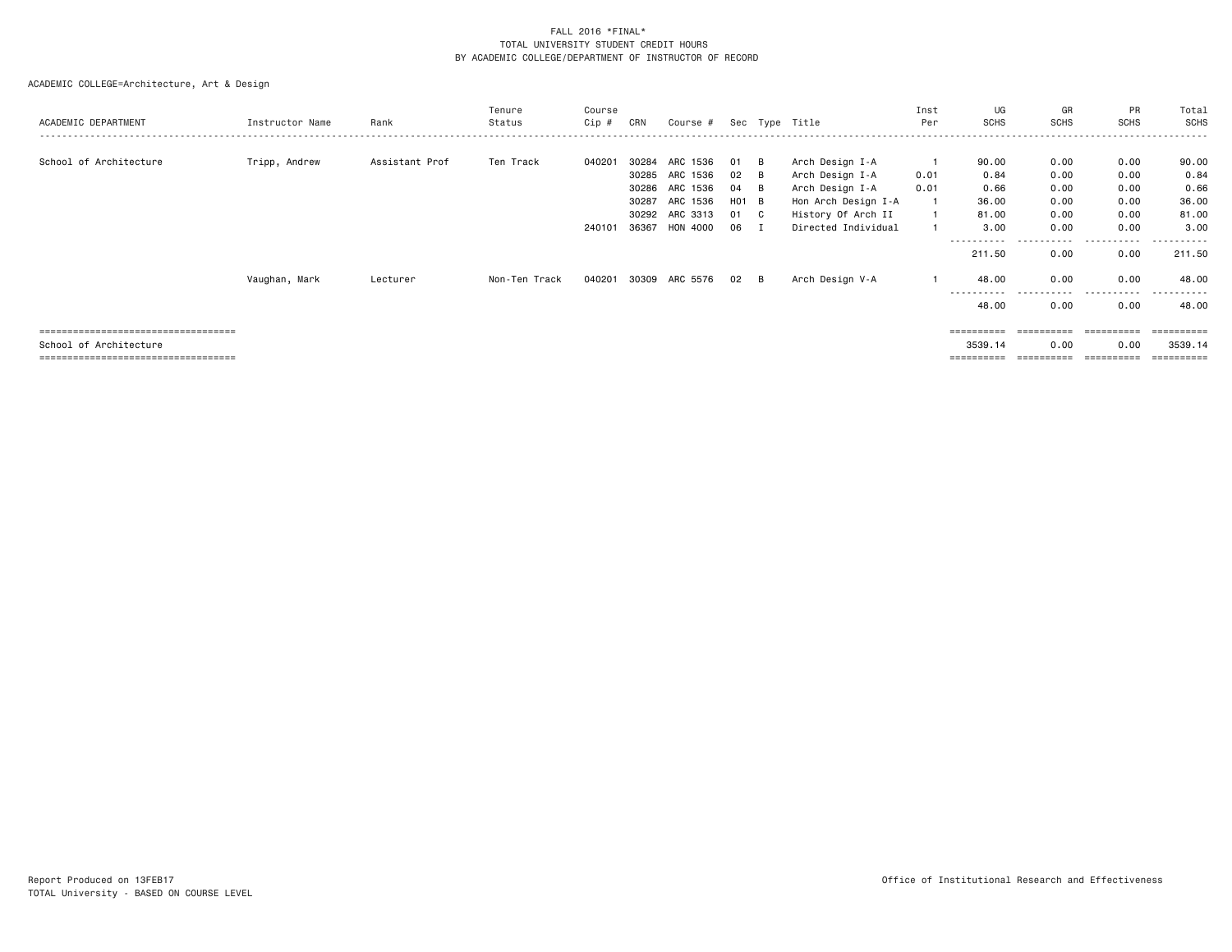FALL 2016 *FINAL*
TOTAL UNIVERSITY STUDENT CREDIT HOURS
BY ACADEMIC COLLEGE/DEPARTMENT OF INSTRUCTOR OF RECORD

ACADEMIC COLLEGE=Architecture, Art & Design

| ACADEMIC DEPARTMENT | Instructor Name | Rank | Tenure Status | Course Cip # | CRN | Course # | Sec | Type | Title | Inst Per | UG SCHS | GR SCHS | PR SCHS | Total SCHS |
|---|---|---|---|---|---|---|---|---|---|---|---|---|---|---|
| School of Architecture | Tripp, Andrew | Assistant Prof | Ten Track | 040201 | 30284 | ARC 1536 | 01 | B | Arch Design I-A | 1 | 90.00 | 0.00 | 0.00 | 90.00 |
| | | | | | 30285 | ARC 1536 | 02 | B | Arch Design I-A | 0.01 | 0.84 | 0.00 | 0.00 | 0.84 |
| | | | | | 30286 | ARC 1536 | 04 | B | Arch Design I-A | 0.01 | 0.66 | 0.00 | 0.00 | 0.66 |
| | | | | | 30287 | ARC 1536 | H01 | B | Hon Arch Design I-A | 1 | 36.00 | 0.00 | 0.00 | 36.00 |
| | | | | | 30292 | ARC 3313 | 01 | C | History Of Arch II | 1 | 81.00 | 0.00 | 0.00 | 81.00 |
| | | | | 240101 | 36367 | HON 4000 | 06 | I | Directed Individual | 1 | 3.00 | 0.00 | 0.00 | 3.00 |
| | | | | | | | | | | | 211.50 | 0.00 | 0.00 | 211.50 |
| | Vaughan, Mark | Lecturer | Non-Ten Track | 040201 | 30309 | ARC 5576 | 02 | B | Arch Design V-A | 1 | 48.00 | 0.00 | 0.00 | 48.00 |
| | | | | | | | | | | | 48.00 | 0.00 | 0.00 | 48.00 |
| School of Architecture | | | | | | | | | | | 3539.14 | 0.00 | 0.00 | 3539.14 |

Report Produced on 13FEB17
TOTAL University - BASED ON COURSE LEVEL

Office of Institutional Research and Effectiveness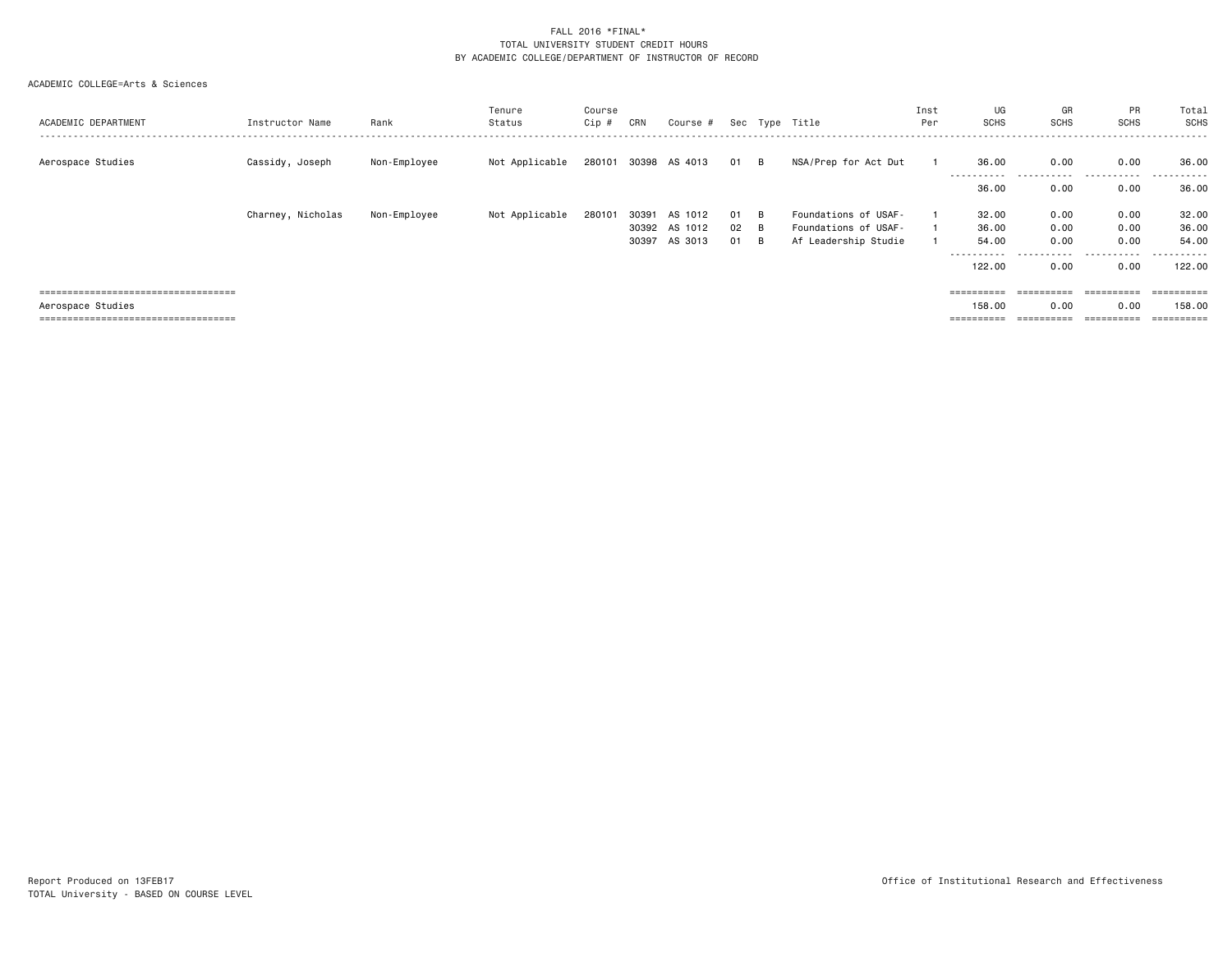FALL 2016 *FINAL*
TOTAL UNIVERSITY STUDENT CREDIT HOURS
BY ACADEMIC COLLEGE/DEPARTMENT OF INSTRUCTOR OF RECORD

ACADEMIC COLLEGE=Arts & Sciences

| ACADEMIC DEPARTMENT | Instructor Name | Rank | Tenure Status | Course Cip # | CRN | Course # | Sec | Type | Title | Inst Per | UG SCHS | GR SCHS | PR SCHS | Total SCHS |
|---|---|---|---|---|---|---|---|---|---|---|---|---|---|---|
| Aerospace Studies | Cassidy, Joseph | Non-Employee | Not Applicable | 280101 | 30398 | AS 4013 | 01 | B | NSA/Prep for Act Dut | 1 | 36.00 | 0.00 | 0.00 | 36.00 |
| | | | | | | | | | | | 36.00 | 0.00 | 0.00 | 36.00 |
| | Charney, Nicholas | Non-Employee | Not Applicable | 280101 | 30391 | AS 1012 | 01 | B | Foundations of USAF- | 1 | 32.00 | 0.00 | 0.00 | 32.00 |
| | | | | | 30392 | AS 1012 | 02 | B | Foundations of USAF- | 1 | 36.00 | 0.00 | 0.00 | 36.00 |
| | | | | | 30397 | AS 3013 | 01 | B | Af Leadership Studie | 1 | 54.00 | 0.00 | 0.00 | 54.00 |
| | | | | | | | | | | | 122.00 | 0.00 | 0.00 | 122.00 |
| Aerospace Studies | | | | | | | | | | | 158.00 | 0.00 | 0.00 | 158.00 |

Report Produced on 13FEB17
TOTAL University - BASED ON COURSE LEVEL

Office of Institutional Research and Effectiveness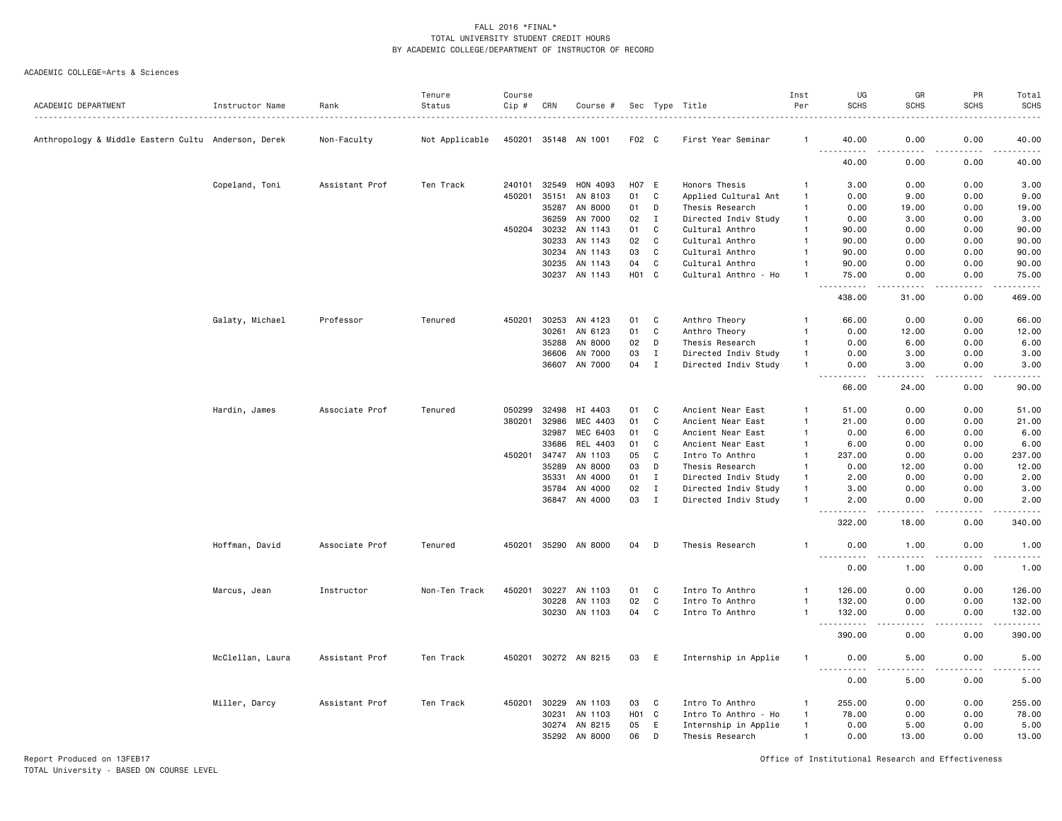FALL 2016 *FINAL*
TOTAL UNIVERSITY STUDENT CREDIT HOURS
BY ACADEMIC COLLEGE/DEPARTMENT OF INSTRUCTOR OF RECORD

ACADEMIC COLLEGE=Arts & Sciences

| ACADEMIC DEPARTMENT | Instructor Name | Rank | Tenure Status | Course Cip # | CRN | Course # | Sec | Type | Title | Inst Per | UG SCHS | GR SCHS | PR SCHS | Total SCHS |
|---|---|---|---|---|---|---|---|---|---|---|---|---|---|---|
| Anthropology & Middle Eastern Cultu | Anderson, Derek | Non-Faculty | Not Applicable | 450201 | 35148 | AN 1001 | F02 | C | First Year Seminar | 1 | 40.00 | 0.00 | 0.00 | 40.00 |
| | | | | | | | | | | | 40.00 | 0.00 | 0.00 | 40.00 |
| | Copeland, Toni | Assistant Prof | Ten Track | 240101 | 32549 | HON 4093 | H07 | E | Honors Thesis | 1 | 3.00 | 0.00 | 0.00 | 3.00 |
| | | | | 450201 | 35151 | AN 8103 | 01 | C | Applied Cultural Ant | 1 | 0.00 | 9.00 | 0.00 | 9.00 |
| | | | | | 35287 | AN 8000 | 01 | D | Thesis Research | 1 | 0.00 | 19.00 | 0.00 | 19.00 |
| | | | | | 36259 | AN 7000 | 02 | I | Directed Indiv Study | 1 | 0.00 | 3.00 | 0.00 | 3.00 |
| | | | | 450204 | 30232 | AN 1143 | 01 | C | Cultural Anthro | 1 | 90.00 | 0.00 | 0.00 | 90.00 |
| | | | | | 30233 | AN 1143 | 02 | C | Cultural Anthro | 1 | 90.00 | 0.00 | 0.00 | 90.00 |
| | | | | | 30234 | AN 1143 | 03 | C | Cultural Anthro | 1 | 90.00 | 0.00 | 0.00 | 90.00 |
| | | | | | 30235 | AN 1143 | 04 | C | Cultural Anthro | 1 | 90.00 | 0.00 | 0.00 | 90.00 |
| | | | | | 30237 | AN 1143 | H01 | C | Cultural Anthro - Ho | 1 | 75.00 | 0.00 | 0.00 | 75.00 |
| | | | | | | | | | | | 438.00 | 31.00 | 0.00 | 469.00 |
| | Galaty, Michael | Professor | Tenured | 450201 | 30253 | AN 4123 | 01 | C | Anthro Theory | 1 | 66.00 | 0.00 | 0.00 | 66.00 |
| | | | | | 30261 | AN 6123 | 01 | C | Anthro Theory | 1 | 0.00 | 12.00 | 0.00 | 12.00 |
| | | | | | 35288 | AN 8000 | 02 | D | Thesis Research | 1 | 0.00 | 6.00 | 0.00 | 6.00 |
| | | | | | 36606 | AN 7000 | 03 | I | Directed Indiv Study | 1 | 0.00 | 3.00 | 0.00 | 3.00 |
| | | | | | 36607 | AN 7000 | 04 | I | Directed Indiv Study | 1 | 0.00 | 3.00 | 0.00 | 3.00 |
| | | | | | | | | | | | 66.00 | 24.00 | 0.00 | 90.00 |
| | Hardin, James | Associate Prof | Tenured | 050299 | 32498 | HI 4403 | 01 | C | Ancient Near East | 1 | 51.00 | 0.00 | 0.00 | 51.00 |
| | | | | 380201 | 32986 | MEC 4403 | 01 | C | Ancient Near East | 1 | 21.00 | 0.00 | 0.00 | 21.00 |
| | | | | | 32987 | MEC 6403 | 01 | C | Ancient Near East | 1 | 0.00 | 6.00 | 0.00 | 6.00 |
| | | | | | 33686 | REL 4403 | 01 | C | Ancient Near East | 1 | 6.00 | 0.00 | 0.00 | 6.00 |
| | | | | 450201 | 34747 | AN 1103 | 05 | C | Intro To Anthro | 1 | 237.00 | 0.00 | 0.00 | 237.00 |
| | | | | | 35289 | AN 8000 | 03 | D | Thesis Research | 1 | 0.00 | 12.00 | 0.00 | 12.00 |
| | | | | | 35331 | AN 4000 | 01 | I | Directed Indiv Study | 1 | 2.00 | 0.00 | 0.00 | 2.00 |
| | | | | | 35784 | AN 4000 | 02 | I | Directed Indiv Study | 1 | 3.00 | 0.00 | 0.00 | 3.00 |
| | | | | | 36847 | AN 4000 | 03 | I | Directed Indiv Study | 1 | 2.00 | 0.00 | 0.00 | 2.00 |
| | | | | | | | | | | | 322.00 | 18.00 | 0.00 | 340.00 |
| | Hoffman, David | Associate Prof | Tenured | 450201 | 35290 | AN 8000 | 04 | D | Thesis Research | 1 | 0.00 | 1.00 | 0.00 | 1.00 |
| | | | | | | | | | | | 0.00 | 1.00 | 0.00 | 1.00 |
| | Marcus, Jean | Instructor | Non-Ten Track | 450201 | 30227 | AN 1103 | 01 | C | Intro To Anthro | 1 | 126.00 | 0.00 | 0.00 | 126.00 |
| | | | | | 30228 | AN 1103 | 02 | C | Intro To Anthro | 1 | 132.00 | 0.00 | 0.00 | 132.00 |
| | | | | | 30230 | AN 1103 | 04 | C | Intro To Anthro | 1 | 132.00 | 0.00 | 0.00 | 132.00 |
| | | | | | | | | | | | 390.00 | 0.00 | 0.00 | 390.00 |
| | McClellan, Laura | Assistant Prof | Ten Track | 450201 | 30272 | AN 8215 | 03 | E | Internship in Applie | 1 | 0.00 | 5.00 | 0.00 | 5.00 |
| | | | | | | | | | | | 0.00 | 5.00 | 0.00 | 5.00 |
| | Miller, Darcy | Assistant Prof | Ten Track | 450201 | 30229 | AN 1103 | 03 | C | Intro To Anthro | 1 | 255.00 | 0.00 | 0.00 | 255.00 |
| | | | | | 30231 | AN 1103 | H01 | C | Intro To Anthro - Ho | 1 | 78.00 | 0.00 | 0.00 | 78.00 |
| | | | | | 30274 | AN 8215 | 05 | E | Internship in Applie | 1 | 0.00 | 5.00 | 0.00 | 5.00 |
| | | | | | 35292 | AN 8000 | 06 | D | Thesis Research | 1 | 0.00 | 13.00 | 0.00 | 13.00 |

Report Produced on 13FEB17
TOTAL University - BASED ON COURSE LEVEL

Office of Institutional Research and Effectiveness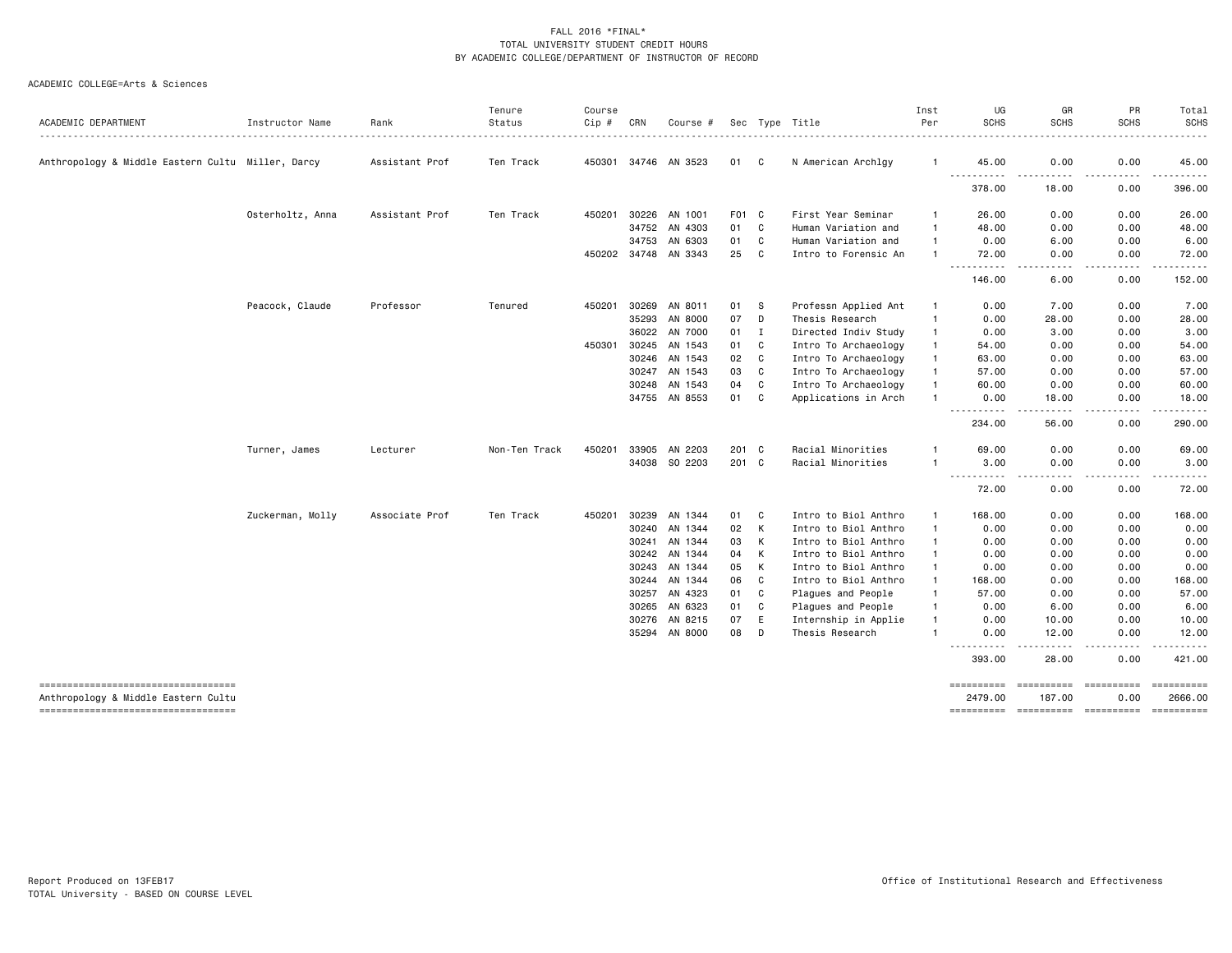FALL 2016 *FINAL*
TOTAL UNIVERSITY STUDENT CREDIT HOURS
BY ACADEMIC COLLEGE/DEPARTMENT OF INSTRUCTOR OF RECORD

ACADEMIC COLLEGE=Arts & Sciences

| ACADEMIC DEPARTMENT | Instructor Name | Rank | Tenure Status | Course Cip # | CRN | Course # | Sec | Type | Title | Inst Per | UG SCHS | GR SCHS | PR SCHS | Total SCHS |
|---|---|---|---|---|---|---|---|---|---|---|---|---|---|---|
| Anthropology & Middle Eastern Cultu | Miller, Darcy | Assistant Prof | Ten Track | 450301 | 34746 | AN 3523 | 01 | C | N American Archlgy | 1 | 45.00 | 0.00 | 0.00 | 45.00 |
| | | | | | | | | | | | 378.00 | 18.00 | 0.00 | 396.00 |
| | Osterholtz, Anna | Assistant Prof | Ten Track | 450201 | 30226 | AN 1001 | F01 | C | First Year Seminar | 1 | 26.00 | 0.00 | 0.00 | 26.00 |
| | | | | | 34752 | AN 4303 | 01 | C | Human Variation and | 1 | 48.00 | 0.00 | 0.00 | 48.00 |
| | | | | | 34753 | AN 6303 | 01 | C | Human Variation and | 1 | 0.00 | 6.00 | 0.00 | 6.00 |
| | | | | 450202 | 34748 | AN 3343 | 25 | C | Intro to Forensic An | 1 | 72.00 | 0.00 | 0.00 | 72.00 |
| | | | | | | | | | | | 146.00 | 6.00 | 0.00 | 152.00 |
| | Peacock, Claude | Professor | Tenured | 450201 | 30269 | AN 8011 | 01 | S | Professn Applied Ant | 1 | 0.00 | 7.00 | 0.00 | 7.00 |
| | | | | | 35293 | AN 8000 | 07 | D | Thesis Research | 1 | 0.00 | 28.00 | 0.00 | 28.00 |
| | | | | | 36022 | AN 7000 | 01 | I | Directed Indiv Study | 1 | 0.00 | 3.00 | 0.00 | 3.00 |
| | | | | 450301 | 30245 | AN 1543 | 01 | C | Intro To Archaeology | 1 | 54.00 | 0.00 | 0.00 | 54.00 |
| | | | | | 30246 | AN 1543 | 02 | C | Intro To Archaeology | 1 | 63.00 | 0.00 | 0.00 | 63.00 |
| | | | | | 30247 | AN 1543 | 03 | C | Intro To Archaeology | 1 | 57.00 | 0.00 | 0.00 | 57.00 |
| | | | | | 30248 | AN 1543 | 04 | C | Intro To Archaeology | 1 | 60.00 | 0.00 | 0.00 | 60.00 |
| | | | | | 34755 | AN 8553 | 01 | C | Applications in Arch | 1 | 0.00 | 18.00 | 0.00 | 18.00 |
| | | | | | | | | | | | 234.00 | 56.00 | 0.00 | 290.00 |
| | Turner, James | Lecturer | Non-Ten Track | 450201 | 33905 | AN 2203 | 201 | C | Racial Minorities | 1 | 69.00 | 0.00 | 0.00 | 69.00 |
| | | | | | 34038 | SO 2203 | 201 | C | Racial Minorities | 1 | 3.00 | 0.00 | 0.00 | 3.00 |
| | | | | | | | | | | | 72.00 | 0.00 | 0.00 | 72.00 |
| | Zuckerman, Molly | Associate Prof | Ten Track | 450201 | 30239 | AN 1344 | 01 | C | Intro to Biol Anthro | 1 | 168.00 | 0.00 | 0.00 | 168.00 |
| | | | | | 30240 | AN 1344 | 02 | K | Intro to Biol Anthro | 1 | 0.00 | 0.00 | 0.00 | 0.00 |
| | | | | | 30241 | AN 1344 | 03 | K | Intro to Biol Anthro | 1 | 0.00 | 0.00 | 0.00 | 0.00 |
| | | | | | 30242 | AN 1344 | 04 | K | Intro to Biol Anthro | 1 | 0.00 | 0.00 | 0.00 | 0.00 |
| | | | | | 30243 | AN 1344 | 05 | K | Intro to Biol Anthro | 1 | 0.00 | 0.00 | 0.00 | 0.00 |
| | | | | | 30244 | AN 1344 | 06 | C | Intro to Biol Anthro | 1 | 168.00 | 0.00 | 0.00 | 168.00 |
| | | | | | 30257 | AN 4323 | 01 | C | Plagues and People | 1 | 57.00 | 0.00 | 0.00 | 57.00 |
| | | | | | 30265 | AN 6323 | 01 | C | Plagues and People | 1 | 0.00 | 6.00 | 0.00 | 6.00 |
| | | | | | 30276 | AN 8215 | 07 | E | Internship in Applie | 1 | 0.00 | 10.00 | 0.00 | 10.00 |
| | | | | | 35294 | AN 8000 | 08 | D | Thesis Research | 1 | 0.00 | 12.00 | 0.00 | 12.00 |
| | | | | | | | | | | | 393.00 | 28.00 | 0.00 | 421.00 |
| Anthropology & Middle Eastern Cultu | | | | | | | | | | | 2479.00 | 187.00 | 0.00 | 2666.00 |

Report Produced on 13FEB17
TOTAL University - BASED ON COURSE LEVEL

Office of Institutional Research and Effectiveness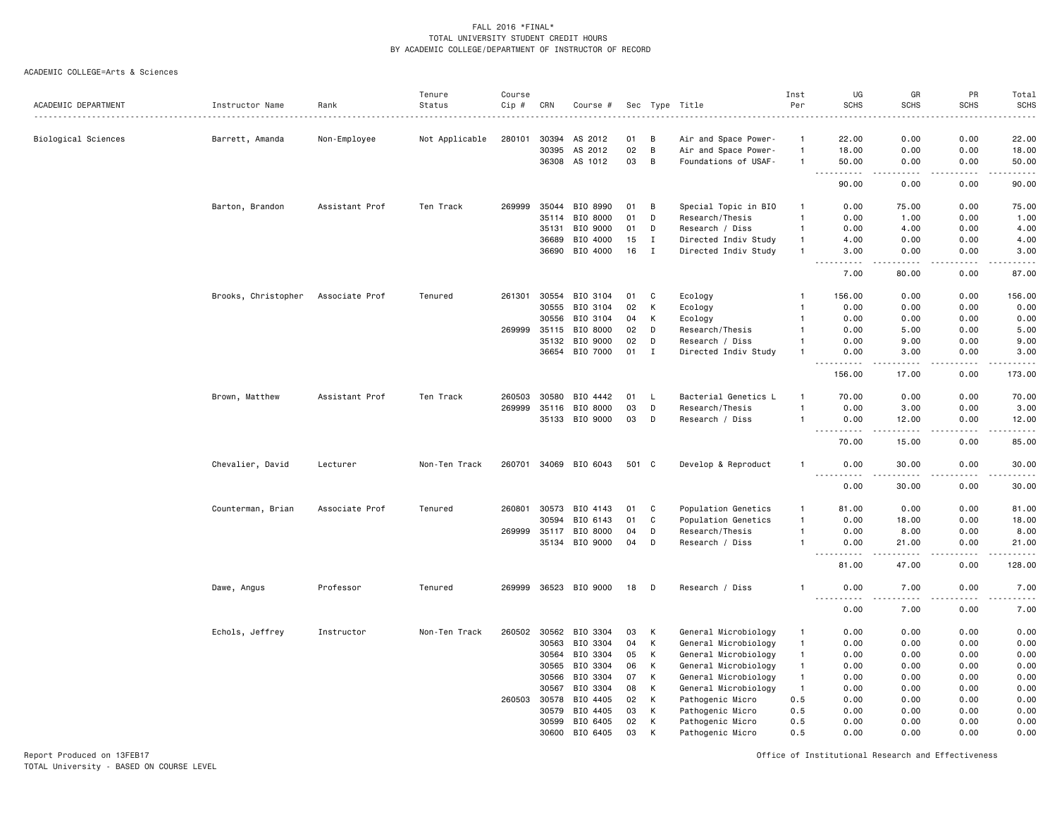FALL 2016 *FINAL*
TOTAL UNIVERSITY STUDENT CREDIT HOURS
BY ACADEMIC COLLEGE/DEPARTMENT OF INSTRUCTOR OF RECORD

ACADEMIC COLLEGE=Arts & Sciences

| ACADEMIC DEPARTMENT | Instructor Name | Rank | Tenure Status | Course Cip # | CRN | Course # | Sec | Type | Title | Inst Per | UG SCHS | GR SCHS | PR SCHS | Total SCHS |
|---|---|---|---|---|---|---|---|---|---|---|---|---|---|---|
| Biological Sciences | Barrett, Amanda | Non-Employee | Not Applicable | 280101 | 30394 | AS 2012 | 01 | B | Air and Space Power- | 1 | 22.00 | 0.00 | 0.00 | 22.00 |
| | | | | | 30395 | AS 2012 | 02 | B | Air and Space Power- | 1 | 18.00 | 0.00 | 0.00 | 18.00 |
| | | | | | 36308 | AS 1012 | 03 | B | Foundations of USAF- | 1 | 50.00 | 0.00 | 0.00 | 50.00 |
| | | | | | | | | | | | 90.00 | 0.00 | 0.00 | 90.00 |
| | Barton, Brandon | Assistant Prof | Ten Track | 269999 | 35044 | BIO 8990 | 01 | B | Special Topic in BIO | 1 | 0.00 | 75.00 | 0.00 | 75.00 |
| | | | | | 35114 | BIO 8000 | 01 | D | Research/Thesis | 1 | 0.00 | 1.00 | 0.00 | 1.00 |
| | | | | | 35131 | BIO 9000 | 01 | D | Research / Diss | 1 | 0.00 | 4.00 | 0.00 | 4.00 |
| | | | | | 36689 | BIO 4000 | 15 | I | Directed Indiv Study | 1 | 4.00 | 0.00 | 0.00 | 4.00 |
| | | | | | 36690 | BIO 4000 | 16 | I | Directed Indiv Study | 1 | 3.00 | 0.00 | 0.00 | 3.00 |
| | | | | | | | | | | | 7.00 | 80.00 | 0.00 | 87.00 |
| | Brooks, Christopher | Associate Prof | Tenured | 261301 | 30554 | BIO 3104 | 01 | C | Ecology | 1 | 156.00 | 0.00 | 0.00 | 156.00 |
| | | | | | 30555 | BIO 3104 | 02 | K | Ecology | 1 | 0.00 | 0.00 | 0.00 | 0.00 |
| | | | | | 30556 | BIO 3104 | 04 | K | Ecology | 1 | 0.00 | 0.00 | 0.00 | 0.00 |
| | | | | 269999 | 35115 | BIO 8000 | 02 | D | Research/Thesis | 1 | 0.00 | 5.00 | 0.00 | 5.00 |
| | | | | | 35132 | BIO 9000 | 02 | D | Research / Diss | 1 | 0.00 | 9.00 | 0.00 | 9.00 |
| | | | | | 36654 | BIO 7000 | 01 | I | Directed Indiv Study | 1 | 0.00 | 3.00 | 0.00 | 3.00 |
| | | | | | | | | | | | 156.00 | 17.00 | 0.00 | 173.00 |
| | Brown, Matthew | Assistant Prof | Ten Track | 260503 | 30580 | BIO 4442 | 01 | L | Bacterial Genetics L | 1 | 70.00 | 0.00 | 0.00 | 70.00 |
| | | | | 269999 | 35116 | BIO 8000 | 03 | D | Research/Thesis | 1 | 0.00 | 3.00 | 0.00 | 3.00 |
| | | | | | 35133 | BIO 9000 | 03 | D | Research / Diss | 1 | 0.00 | 12.00 | 0.00 | 12.00 |
| | | | | | | | | | | | 70.00 | 15.00 | 0.00 | 85.00 |
| | Chevalier, David | Lecturer | Non-Ten Track | 260701 | 34069 | BIO 6043 | 501 | C | Develop & Reproduct | 1 | 0.00 | 30.00 | 0.00 | 30.00 |
| | | | | | | | | | | | 0.00 | 30.00 | 0.00 | 30.00 |
| | Counterman, Brian | Associate Prof | Tenured | 260801 | 30573 | BIO 4143 | 01 | C | Population Genetics | 1 | 81.00 | 0.00 | 0.00 | 81.00 |
| | | | | | 30594 | BIO 6143 | 01 | C | Population Genetics | 1 | 0.00 | 18.00 | 0.00 | 18.00 |
| | | | | 269999 | 35117 | BIO 8000 | 04 | D | Research/Thesis | 1 | 0.00 | 8.00 | 0.00 | 8.00 |
| | | | | | 35134 | BIO 9000 | 04 | D | Research / Diss | 1 | 0.00 | 21.00 | 0.00 | 21.00 |
| | | | | | | | | | | | 81.00 | 47.00 | 0.00 | 128.00 |
| | Dawe, Angus | Professor | Tenured | 269999 | 36523 | BIO 9000 | 18 | D | Research / Diss | 1 | 0.00 | 7.00 | 0.00 | 7.00 |
| | | | | | | | | | | | 0.00 | 7.00 | 0.00 | 7.00 |
| | Echols, Jeffrey | Instructor | Non-Ten Track | 260502 | 30562 | BIO 3304 | 03 | K | General Microbiology | 1 | 0.00 | 0.00 | 0.00 | 0.00 |
| | | | | | 30563 | BIO 3304 | 04 | K | General Microbiology | 1 | 0.00 | 0.00 | 0.00 | 0.00 |
| | | | | | 30564 | BIO 3304 | 05 | K | General Microbiology | 1 | 0.00 | 0.00 | 0.00 | 0.00 |
| | | | | | 30565 | BIO 3304 | 06 | K | General Microbiology | 1 | 0.00 | 0.00 | 0.00 | 0.00 |
| | | | | | 30566 | BIO 3304 | 07 | K | General Microbiology | 1 | 0.00 | 0.00 | 0.00 | 0.00 |
| | | | | | 30567 | BIO 3304 | 08 | K | General Microbiology | 1 | 0.00 | 0.00 | 0.00 | 0.00 |
| | | | | 260503 | 30578 | BIO 4405 | 02 | K | Pathogenic Micro | 0.5 | 0.00 | 0.00 | 0.00 | 0.00 |
| | | | | | 30579 | BIO 4405 | 03 | K | Pathogenic Micro | 0.5 | 0.00 | 0.00 | 0.00 | 0.00 |
| | | | | | 30599 | BIO 6405 | 02 | K | Pathogenic Micro | 0.5 | 0.00 | 0.00 | 0.00 | 0.00 |
| | | | | | 30600 | BIO 6405 | 03 | K | Pathogenic Micro | 0.5 | 0.00 | 0.00 | 0.00 | 0.00 |

Report Produced on 13FEB17
TOTAL University - BASED ON COURSE LEVEL

Office of Institutional Research and Effectiveness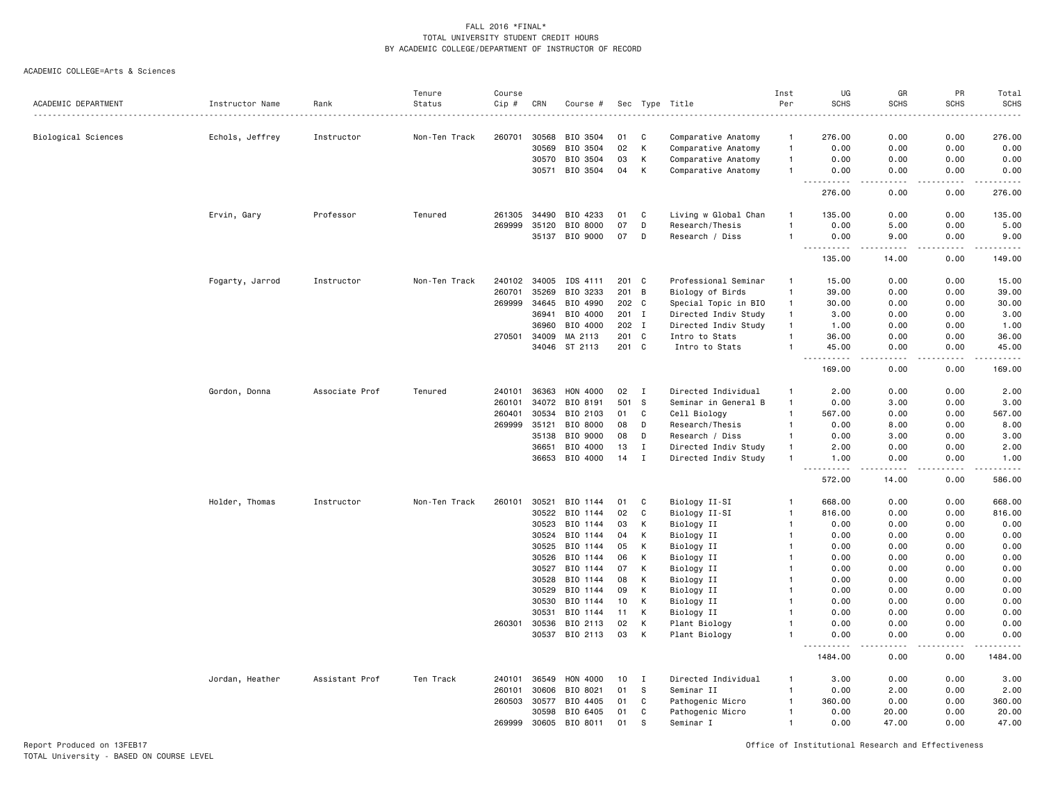FALL 2016 *FINAL*
TOTAL UNIVERSITY STUDENT CREDIT HOURS
BY ACADEMIC COLLEGE/DEPARTMENT OF INSTRUCTOR OF RECORD

ACADEMIC COLLEGE=Arts & Sciences

| ACADEMIC DEPARTMENT | Instructor Name | Rank | Tenure Status | Course Cip # | CRN | Course # | Sec | Type | Title | Inst Per | UG SCHS | GR SCHS | PR SCHS | Total SCHS |
|---|---|---|---|---|---|---|---|---|---|---|---|---|---|---|
| Biological Sciences | Echols, Jeffrey | Instructor | Non-Ten Track | 260701 | 30568 | BIO 3504 | 01 | C | Comparative Anatomy | 1 | 276.00 | 0.00 | 0.00 | 276.00 |
| | | | | | 30569 | BIO 3504 | 02 | K | Comparative Anatomy | 1 | 0.00 | 0.00 | 0.00 | 0.00 |
| | | | | | 30570 | BIO 3504 | 03 | K | Comparative Anatomy | 1 | 0.00 | 0.00 | 0.00 | 0.00 |
| | | | | | 30571 | BIO 3504 | 04 | K | Comparative Anatomy | 1 | 0.00 | 0.00 | 0.00 | 0.00 |
| | | | | | | | | | | | 276.00 | 0.00 | 0.00 | 276.00 |
| | Ervin, Gary | Professor | Tenured | 261305 | 34490 | BIO 4233 | 01 | C | Living w Global Chan | 1 | 135.00 | 0.00 | 0.00 | 135.00 |
| | | | | 269999 | 35120 | BIO 8000 | 07 | D | Research/Thesis | 1 | 0.00 | 5.00 | 0.00 | 5.00 |
| | | | | | 35137 | BIO 9000 | 07 | D | Research / Diss | 1 | 0.00 | 9.00 | 0.00 | 9.00 |
| | | | | | | | | | | | 135.00 | 14.00 | 0.00 | 149.00 |
| | Fogarty, Jarrod | Instructor | Non-Ten Track | 240102 | 34005 | IDS 4111 | 201 | C | Professional Seminar | 1 | 15.00 | 0.00 | 0.00 | 15.00 |
| | | | | 260701 | 35269 | BIO 3233 | 201 | B | Biology of Birds | 1 | 39.00 | 0.00 | 0.00 | 39.00 |
| | | | | 269999 | 34645 | BIO 4990 | 202 | C | Special Topic in BIO | 1 | 30.00 | 0.00 | 0.00 | 30.00 |
| | | | | | 36941 | BIO 4000 | 201 | I | Directed Indiv Study | 1 | 3.00 | 0.00 | 0.00 | 3.00 |
| | | | | | 36960 | BIO 4000 | 202 | I | Directed Indiv Study | 1 | 1.00 | 0.00 | 0.00 | 1.00 |
| | | | | 270501 | 34009 | MA 2113 | 201 | C | Intro to Stats | 1 | 36.00 | 0.00 | 0.00 | 36.00 |
| | | | | | 34046 | ST 2113 | 201 | C | Intro to Stats | 1 | 45.00 | 0.00 | 0.00 | 45.00 |
| | | | | | | | | | | | 169.00 | 0.00 | 0.00 | 169.00 |
| | Gordon, Donna | Associate Prof | Tenured | 240101 | 36363 | HON 4000 | 02 | I | Directed Individual | 1 | 2.00 | 0.00 | 0.00 | 2.00 |
| | | | | 260101 | 34072 | BIO 8191 | 501 | S | Seminar in General B | 1 | 0.00 | 3.00 | 0.00 | 3.00 |
| | | | | 260401 | 30534 | BIO 2103 | 01 | C | Cell Biology | 1 | 567.00 | 0.00 | 0.00 | 567.00 |
| | | | | 269999 | 35121 | BIO 8000 | 08 | D | Research/Thesis | 1 | 0.00 | 8.00 | 0.00 | 8.00 |
| | | | | | 35138 | BIO 9000 | 08 | D | Research / Diss | 1 | 0.00 | 3.00 | 0.00 | 3.00 |
| | | | | | 36651 | BIO 4000 | 13 | I | Directed Indiv Study | 1 | 2.00 | 0.00 | 0.00 | 2.00 |
| | | | | | 36653 | BIO 4000 | 14 | I | Directed Indiv Study | 1 | 1.00 | 0.00 | 0.00 | 1.00 |
| | | | | | | | | | | | 572.00 | 14.00 | 0.00 | 586.00 |
| | Holder, Thomas | Instructor | Non-Ten Track | 260101 | 30521 | BIO 1144 | 01 | C | Biology II-SI | 1 | 668.00 | 0.00 | 0.00 | 668.00 |
| | | | | | 30522 | BIO 1144 | 02 | C | Biology II-SI | 1 | 816.00 | 0.00 | 0.00 | 816.00 |
| | | | | | 30523 | BIO 1144 | 03 | K | Biology II | 1 | 0.00 | 0.00 | 0.00 | 0.00 |
| | | | | | 30524 | BIO 1144 | 04 | K | Biology II | 1 | 0.00 | 0.00 | 0.00 | 0.00 |
| | | | | | 30525 | BIO 1144 | 05 | K | Biology II | 1 | 0.00 | 0.00 | 0.00 | 0.00 |
| | | | | | 30526 | BIO 1144 | 06 | K | Biology II | 1 | 0.00 | 0.00 | 0.00 | 0.00 |
| | | | | | 30527 | BIO 1144 | 07 | K | Biology II | 1 | 0.00 | 0.00 | 0.00 | 0.00 |
| | | | | | 30528 | BIO 1144 | 08 | K | Biology II | 1 | 0.00 | 0.00 | 0.00 | 0.00 |
| | | | | | 30529 | BIO 1144 | 09 | K | Biology II | 1 | 0.00 | 0.00 | 0.00 | 0.00 |
| | | | | | 30530 | BIO 1144 | 10 | K | Biology II | 1 | 0.00 | 0.00 | 0.00 | 0.00 |
| | | | | | 30531 | BIO 1144 | 11 | K | Biology II | 1 | 0.00 | 0.00 | 0.00 | 0.00 |
| | | | | 260301 | 30536 | BIO 2113 | 02 | K | Plant Biology | 1 | 0.00 | 0.00 | 0.00 | 0.00 |
| | | | | | 30537 | BIO 2113 | 03 | K | Plant Biology | 1 | 0.00 | 0.00 | 0.00 | 0.00 |
| | | | | | | | | | | | 1484.00 | 0.00 | 0.00 | 1484.00 |
| | Jordan, Heather | Assistant Prof | Ten Track | 240101 | 36549 | HON 4000 | 10 | I | Directed Individual | 1 | 3.00 | 0.00 | 0.00 | 3.00 |
| | | | | 260101 | 30606 | BIO 8021 | 01 | S | Seminar II | 1 | 0.00 | 2.00 | 0.00 | 2.00 |
| | | | | 260503 | 30577 | BIO 4405 | 01 | C | Pathogenic Micro | 1 | 360.00 | 0.00 | 0.00 | 360.00 |
| | | | | | 30598 | BIO 6405 | 01 | C | Pathogenic Micro | 1 | 0.00 | 20.00 | 0.00 | 20.00 |
| | | | | 269999 | 30605 | BIO 8011 | 01 | S | Seminar I | 1 | 0.00 | 47.00 | 0.00 | 47.00 |

Report Produced on 13FEB17
TOTAL University - BASED ON COURSE LEVEL

Office of Institutional Research and Effectiveness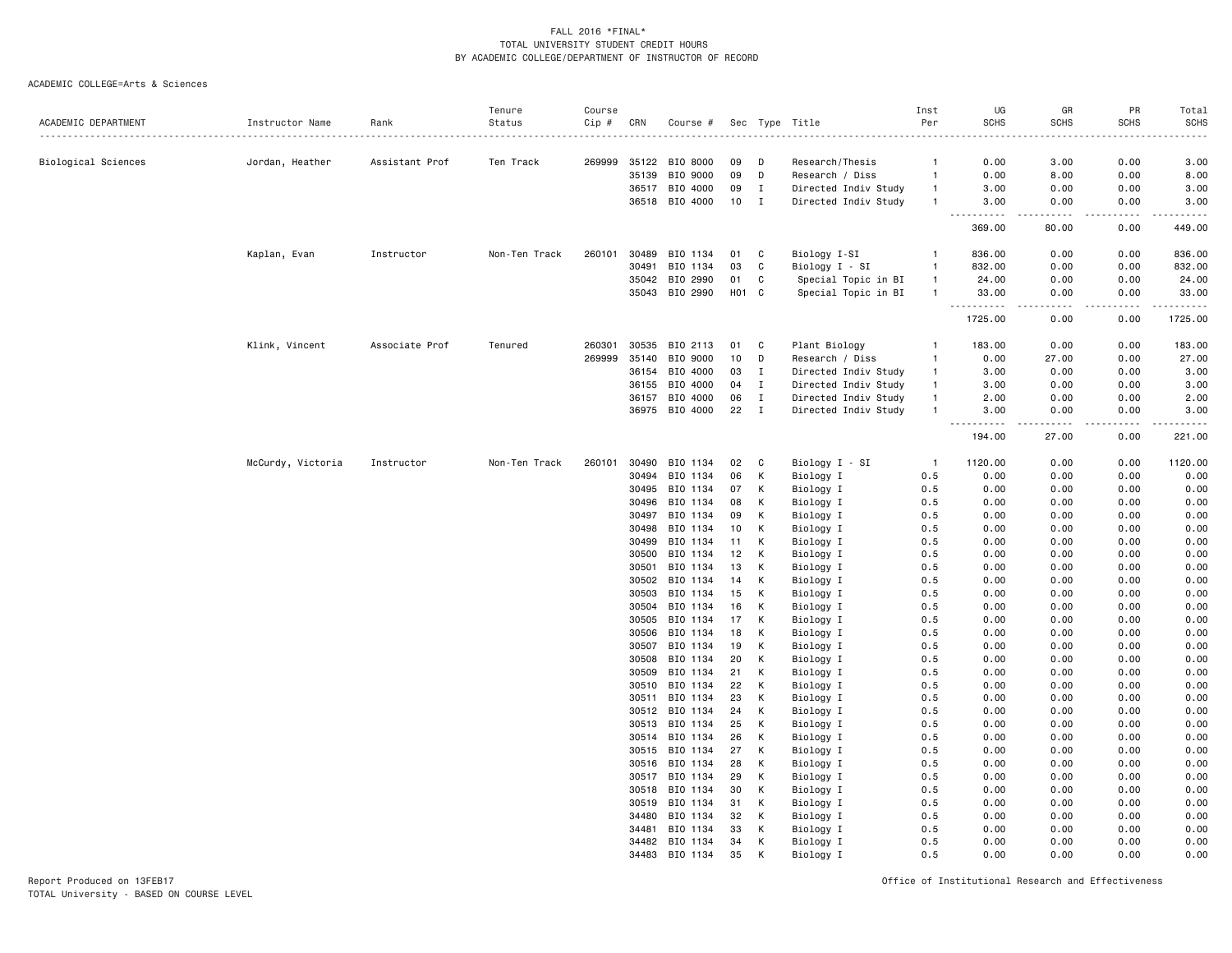FALL 2016 *FINAL*
TOTAL UNIVERSITY STUDENT CREDIT HOURS
BY ACADEMIC COLLEGE/DEPARTMENT OF INSTRUCTOR OF RECORD

ACADEMIC COLLEGE=Arts & Sciences

| ACADEMIC DEPARTMENT | Instructor Name | Rank | Tenure Status | Course Cip # | CRN | Course # | Sec | Type | Title | Inst Per | UG SCHS | GR SCHS | PR SCHS | Total SCHS |
|---|---|---|---|---|---|---|---|---|---|---|---|---|---|---|
| Biological Sciences | Jordan, Heather | Assistant Prof | Ten Track | 269999 | 35122 | BIO 8000 | 09 | D | Research/Thesis | 1 | 0.00 | 3.00 | 0.00 | 3.00 |
| | | | | | 35139 | BIO 9000 | 09 | D | Research / Diss | 1 | 0.00 | 8.00 | 0.00 | 8.00 |
| | | | | | 36517 | BIO 4000 | 09 | I | Directed Indiv Study | 1 | 3.00 | 0.00 | 0.00 | 3.00 |
| | | | | | 36518 | BIO 4000 | 10 | I | Directed Indiv Study | 1 | 3.00 | 0.00 | 0.00 | 3.00 |
| | | | | | | | | | | | 369.00 | 80.00 | 0.00 | 449.00 |
| | Kaplan, Evan | Instructor | Non-Ten Track | 260101 | 30489 | BIO 1134 | 01 | C | Biology I-SI | 1 | 836.00 | 0.00 | 0.00 | 836.00 |
| | | | | | 30491 | BIO 1134 | 03 | C | Biology I - SI | 1 | 832.00 | 0.00 | 0.00 | 832.00 |
| | | | | | 35042 | BIO 2990 | 01 | C | Special Topic in BI | 1 | 24.00 | 0.00 | 0.00 | 24.00 |
| | | | | | 35043 | BIO 2990 | H01 | C | Special Topic in BI | 1 | 33.00 | 0.00 | 0.00 | 33.00 |
| | | | | | | | | | | | 1725.00 | 0.00 | 0.00 | 1725.00 |
| | Klink, Vincent | Associate Prof | Tenured | 260301 | 30535 | BIO 2113 | 01 | C | Plant Biology | 1 | 183.00 | 0.00 | 0.00 | 183.00 |
| | | | | 269999 | 35140 | BIO 9000 | 10 | D | Research / Diss | 1 | 0.00 | 27.00 | 0.00 | 27.00 |
| | | | | | 36154 | BIO 4000 | 03 | I | Directed Indiv Study | 1 | 3.00 | 0.00 | 0.00 | 3.00 |
| | | | | | 36155 | BIO 4000 | 04 | I | Directed Indiv Study | 1 | 3.00 | 0.00 | 0.00 | 3.00 |
| | | | | | 36157 | BIO 4000 | 06 | I | Directed Indiv Study | 1 | 2.00 | 0.00 | 0.00 | 2.00 |
| | | | | | 36975 | BIO 4000 | 22 | I | Directed Indiv Study | 1 | 3.00 | 0.00 | 0.00 | 3.00 |
| | | | | | | | | | | | 194.00 | 27.00 | 0.00 | 221.00 |
| | McCurdy, Victoria | Instructor | Non-Ten Track | 260101 | 30490 | BIO 1134 | 02 | C | Biology I - SI | 1 | 1120.00 | 0.00 | 0.00 | 1120.00 |
| | | | | | 30494 | BIO 1134 | 06 | K | Biology I | 0.5 | 0.00 | 0.00 | 0.00 | 0.00 |
| | | | | | 30495 | BIO 1134 | 07 | K | Biology I | 0.5 | 0.00 | 0.00 | 0.00 | 0.00 |
| | | | | | 30496 | BIO 1134 | 08 | K | Biology I | 0.5 | 0.00 | 0.00 | 0.00 | 0.00 |
| | | | | | 30497 | BIO 1134 | 09 | K | Biology I | 0.5 | 0.00 | 0.00 | 0.00 | 0.00 |
| | | | | | 30498 | BIO 1134 | 10 | K | Biology I | 0.5 | 0.00 | 0.00 | 0.00 | 0.00 |
| | | | | | 30499 | BIO 1134 | 11 | K | Biology I | 0.5 | 0.00 | 0.00 | 0.00 | 0.00 |
| | | | | | 30500 | BIO 1134 | 12 | K | Biology I | 0.5 | 0.00 | 0.00 | 0.00 | 0.00 |
| | | | | | 30501 | BIO 1134 | 13 | K | Biology I | 0.5 | 0.00 | 0.00 | 0.00 | 0.00 |
| | | | | | 30502 | BIO 1134 | 14 | K | Biology I | 0.5 | 0.00 | 0.00 | 0.00 | 0.00 |
| | | | | | 30503 | BIO 1134 | 15 | K | Biology I | 0.5 | 0.00 | 0.00 | 0.00 | 0.00 |
| | | | | | 30504 | BIO 1134 | 16 | K | Biology I | 0.5 | 0.00 | 0.00 | 0.00 | 0.00 |
| | | | | | 30505 | BIO 1134 | 17 | K | Biology I | 0.5 | 0.00 | 0.00 | 0.00 | 0.00 |
| | | | | | 30506 | BIO 1134 | 18 | K | Biology I | 0.5 | 0.00 | 0.00 | 0.00 | 0.00 |
| | | | | | 30507 | BIO 1134 | 19 | K | Biology I | 0.5 | 0.00 | 0.00 | 0.00 | 0.00 |
| | | | | | 30508 | BIO 1134 | 20 | K | Biology I | 0.5 | 0.00 | 0.00 | 0.00 | 0.00 |
| | | | | | 30509 | BIO 1134 | 21 | K | Biology I | 0.5 | 0.00 | 0.00 | 0.00 | 0.00 |
| | | | | | 30510 | BIO 1134 | 22 | K | Biology I | 0.5 | 0.00 | 0.00 | 0.00 | 0.00 |
| | | | | | 30511 | BIO 1134 | 23 | K | Biology I | 0.5 | 0.00 | 0.00 | 0.00 | 0.00 |
| | | | | | 30512 | BIO 1134 | 24 | K | Biology I | 0.5 | 0.00 | 0.00 | 0.00 | 0.00 |
| | | | | | 30513 | BIO 1134 | 25 | K | Biology I | 0.5 | 0.00 | 0.00 | 0.00 | 0.00 |
| | | | | | 30514 | BIO 1134 | 26 | K | Biology I | 0.5 | 0.00 | 0.00 | 0.00 | 0.00 |
| | | | | | 30515 | BIO 1134 | 27 | K | Biology I | 0.5 | 0.00 | 0.00 | 0.00 | 0.00 |
| | | | | | 30516 | BIO 1134 | 28 | K | Biology I | 0.5 | 0.00 | 0.00 | 0.00 | 0.00 |
| | | | | | 30517 | BIO 1134 | 29 | K | Biology I | 0.5 | 0.00 | 0.00 | 0.00 | 0.00 |
| | | | | | 30518 | BIO 1134 | 30 | K | Biology I | 0.5 | 0.00 | 0.00 | 0.00 | 0.00 |
| | | | | | 30519 | BIO 1134 | 31 | K | Biology I | 0.5 | 0.00 | 0.00 | 0.00 | 0.00 |
| | | | | | 34480 | BIO 1134 | 32 | K | Biology I | 0.5 | 0.00 | 0.00 | 0.00 | 0.00 |
| | | | | | 34481 | BIO 1134 | 33 | K | Biology I | 0.5 | 0.00 | 0.00 | 0.00 | 0.00 |
| | | | | | 34482 | BIO 1134 | 34 | K | Biology I | 0.5 | 0.00 | 0.00 | 0.00 | 0.00 |
| | | | | | 34483 | BIO 1134 | 35 | K | Biology I | 0.5 | 0.00 | 0.00 | 0.00 | 0.00 |

Report Produced on 13FEB17
TOTAL University - BASED ON COURSE LEVEL

Office of Institutional Research and Effectiveness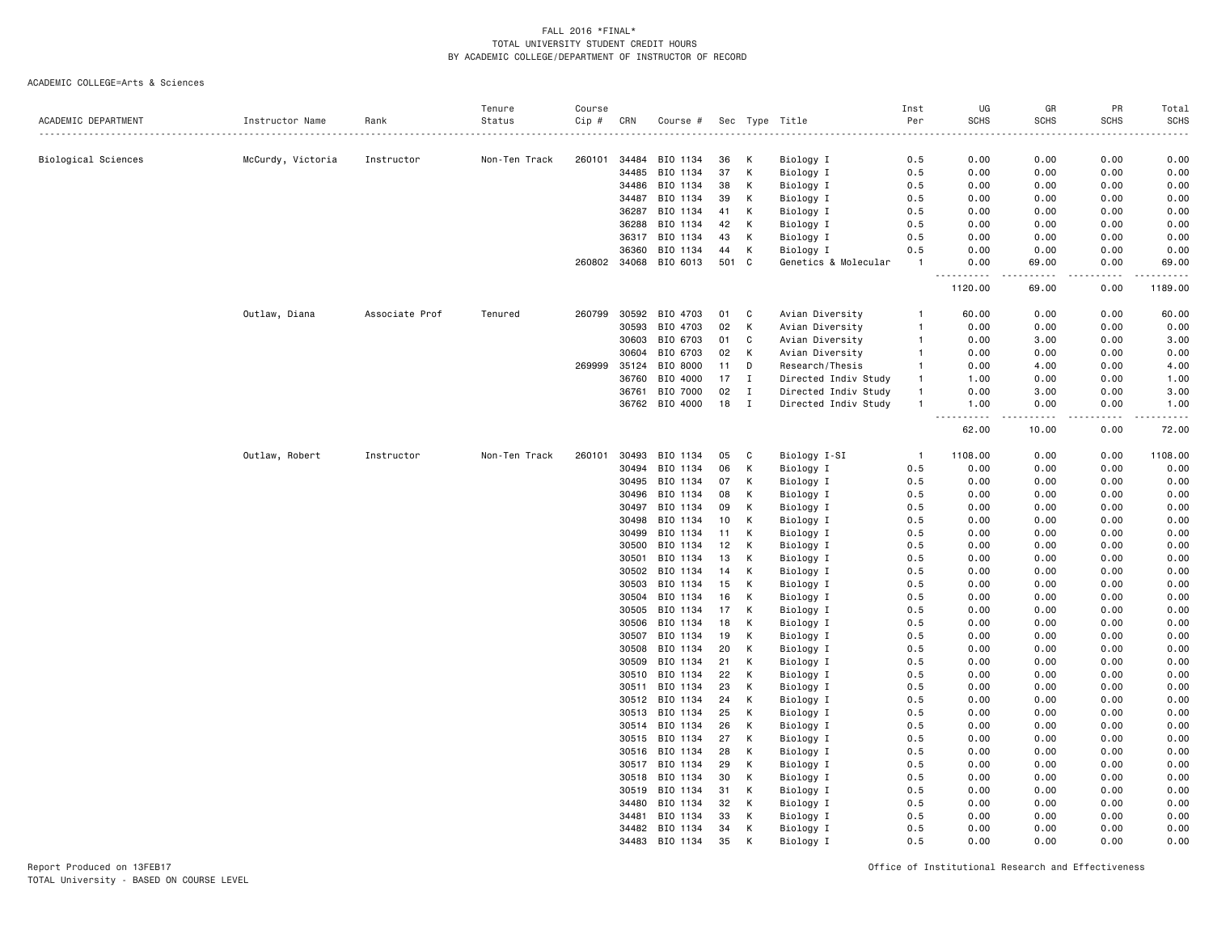FALL 2016 *FINAL*
TOTAL UNIVERSITY STUDENT CREDIT HOURS
BY ACADEMIC COLLEGE/DEPARTMENT OF INSTRUCTOR OF RECORD

ACADEMIC COLLEGE=Arts & Sciences

| ACADEMIC DEPARTMENT | Instructor Name | Rank | Tenure Status | Course Cip # | CRN | Course # | Sec | Type | Title | Inst Per | UG SCHS | GR SCHS | PR SCHS | Total SCHS |
|---|---|---|---|---|---|---|---|---|---|---|---|---|---|---|
| Biological Sciences | McCurdy, Victoria | Instructor | Non-Ten Track | 260101 | 34484 | BIO 1134 | 36 | K | Biology I | 0.5 | 0.00 | 0.00 | 0.00 | 0.00 |
| | | | | | 34485 | BIO 1134 | 37 | K | Biology I | 0.5 | 0.00 | 0.00 | 0.00 | 0.00 |
| | | | | | 34486 | BIO 1134 | 38 | K | Biology I | 0.5 | 0.00 | 0.00 | 0.00 | 0.00 |
| | | | | | 34487 | BIO 1134 | 39 | K | Biology I | 0.5 | 0.00 | 0.00 | 0.00 | 0.00 |
| | | | | | 36287 | BIO 1134 | 41 | K | Biology I | 0.5 | 0.00 | 0.00 | 0.00 | 0.00 |
| | | | | | 36288 | BIO 1134 | 42 | K | Biology I | 0.5 | 0.00 | 0.00 | 0.00 | 0.00 |
| | | | | | 36317 | BIO 1134 | 43 | K | Biology I | 0.5 | 0.00 | 0.00 | 0.00 | 0.00 |
| | | | | | 36360 | BIO 1134 | 44 | K | Biology I | 0.5 | 0.00 | 0.00 | 0.00 | 0.00 |
| | | | | 260802 | 34068 | BIO 6013 | 501 | C | Genetics & Molecular | 1 | 0.00 | 69.00 | 0.00 | 69.00 |
| | | | | | | | | | | | 1120.00 | 69.00 | 0.00 | 1189.00 |
| | Outlaw, Diana | Associate Prof | Tenured | 260799 | 30592 | BIO 4703 | 01 | C | Avian Diversity | 1 | 60.00 | 0.00 | 0.00 | 60.00 |
| | | | | | 30593 | BIO 4703 | 02 | K | Avian Diversity | 1 | 0.00 | 0.00 | 0.00 | 0.00 |
| | | | | | 30603 | BIO 6703 | 01 | C | Avian Diversity | 1 | 0.00 | 3.00 | 0.00 | 3.00 |
| | | | | | 30604 | BIO 6703 | 02 | K | Avian Diversity | 1 | 0.00 | 0.00 | 0.00 | 0.00 |
| | | | | 269999 | 35124 | BIO 8000 | 11 | D | Research/Thesis | 1 | 0.00 | 4.00 | 0.00 | 4.00 |
| | | | | | 36760 | BIO 4000 | 17 | I | Directed Indiv Study | 1 | 1.00 | 0.00 | 0.00 | 1.00 |
| | | | | | 36761 | BIO 7000 | 02 | I | Directed Indiv Study | 1 | 0.00 | 3.00 | 0.00 | 3.00 |
| | | | | | 36762 | BIO 4000 | 18 | I | Directed Indiv Study | 1 | 1.00 | 0.00 | 0.00 | 1.00 |
| | | | | | | | | | | | 62.00 | 10.00 | 0.00 | 72.00 |
| | Outlaw, Robert | Instructor | Non-Ten Track | 260101 | 30493 | BIO 1134 | 05 | C | Biology I-SI | 1 | 1108.00 | 0.00 | 0.00 | 1108.00 |
| | | | | | 30494 | BIO 1134 | 06 | K | Biology I | 0.5 | 0.00 | 0.00 | 0.00 | 0.00 |
| | | | | | 30495 | BIO 1134 | 07 | K | Biology I | 0.5 | 0.00 | 0.00 | 0.00 | 0.00 |
| | | | | | 30496 | BIO 1134 | 08 | K | Biology I | 0.5 | 0.00 | 0.00 | 0.00 | 0.00 |
| | | | | | 30497 | BIO 1134 | 09 | K | Biology I | 0.5 | 0.00 | 0.00 | 0.00 | 0.00 |
| | | | | | 30498 | BIO 1134 | 10 | K | Biology I | 0.5 | 0.00 | 0.00 | 0.00 | 0.00 |
| | | | | | 30499 | BIO 1134 | 11 | K | Biology I | 0.5 | 0.00 | 0.00 | 0.00 | 0.00 |
| | | | | | 30500 | BIO 1134 | 12 | K | Biology I | 0.5 | 0.00 | 0.00 | 0.00 | 0.00 |
| | | | | | 30501 | BIO 1134 | 13 | K | Biology I | 0.5 | 0.00 | 0.00 | 0.00 | 0.00 |
| | | | | | 30502 | BIO 1134 | 14 | K | Biology I | 0.5 | 0.00 | 0.00 | 0.00 | 0.00 |
| | | | | | 30503 | BIO 1134 | 15 | K | Biology I | 0.5 | 0.00 | 0.00 | 0.00 | 0.00 |
| | | | | | 30504 | BIO 1134 | 16 | K | Biology I | 0.5 | 0.00 | 0.00 | 0.00 | 0.00 |
| | | | | | 30505 | BIO 1134 | 17 | K | Biology I | 0.5 | 0.00 | 0.00 | 0.00 | 0.00 |
| | | | | | 30506 | BIO 1134 | 18 | K | Biology I | 0.5 | 0.00 | 0.00 | 0.00 | 0.00 |
| | | | | | 30507 | BIO 1134 | 19 | K | Biology I | 0.5 | 0.00 | 0.00 | 0.00 | 0.00 |
| | | | | | 30508 | BIO 1134 | 20 | K | Biology I | 0.5 | 0.00 | 0.00 | 0.00 | 0.00 |
| | | | | | 30509 | BIO 1134 | 21 | K | Biology I | 0.5 | 0.00 | 0.00 | 0.00 | 0.00 |
| | | | | | 30510 | BIO 1134 | 22 | K | Biology I | 0.5 | 0.00 | 0.00 | 0.00 | 0.00 |
| | | | | | 30511 | BIO 1134 | 23 | K | Biology I | 0.5 | 0.00 | 0.00 | 0.00 | 0.00 |
| | | | | | 30512 | BIO 1134 | 24 | K | Biology I | 0.5 | 0.00 | 0.00 | 0.00 | 0.00 |
| | | | | | 30513 | BIO 1134 | 25 | K | Biology I | 0.5 | 0.00 | 0.00 | 0.00 | 0.00 |
| | | | | | 30514 | BIO 1134 | 26 | K | Biology I | 0.5 | 0.00 | 0.00 | 0.00 | 0.00 |
| | | | | | 30515 | BIO 1134 | 27 | K | Biology I | 0.5 | 0.00 | 0.00 | 0.00 | 0.00 |
| | | | | | 30516 | BIO 1134 | 28 | K | Biology I | 0.5 | 0.00 | 0.00 | 0.00 | 0.00 |
| | | | | | 30517 | BIO 1134 | 29 | K | Biology I | 0.5 | 0.00 | 0.00 | 0.00 | 0.00 |
| | | | | | 30518 | BIO 1134 | 30 | K | Biology I | 0.5 | 0.00 | 0.00 | 0.00 | 0.00 |
| | | | | | 30519 | BIO 1134 | 31 | K | Biology I | 0.5 | 0.00 | 0.00 | 0.00 | 0.00 |
| | | | | | 34480 | BIO 1134 | 32 | K | Biology I | 0.5 | 0.00 | 0.00 | 0.00 | 0.00 |
| | | | | | 34481 | BIO 1134 | 33 | K | Biology I | 0.5 | 0.00 | 0.00 | 0.00 | 0.00 |
| | | | | | 34482 | BIO 1134 | 34 | K | Biology I | 0.5 | 0.00 | 0.00 | 0.00 | 0.00 |
| | | | | | 34483 | BIO 1134 | 35 | K | Biology I | 0.5 | 0.00 | 0.00 | 0.00 | 0.00 |

Report Produced on 13FEB17
TOTAL University - BASED ON COURSE LEVEL

Office of Institutional Research and Effectiveness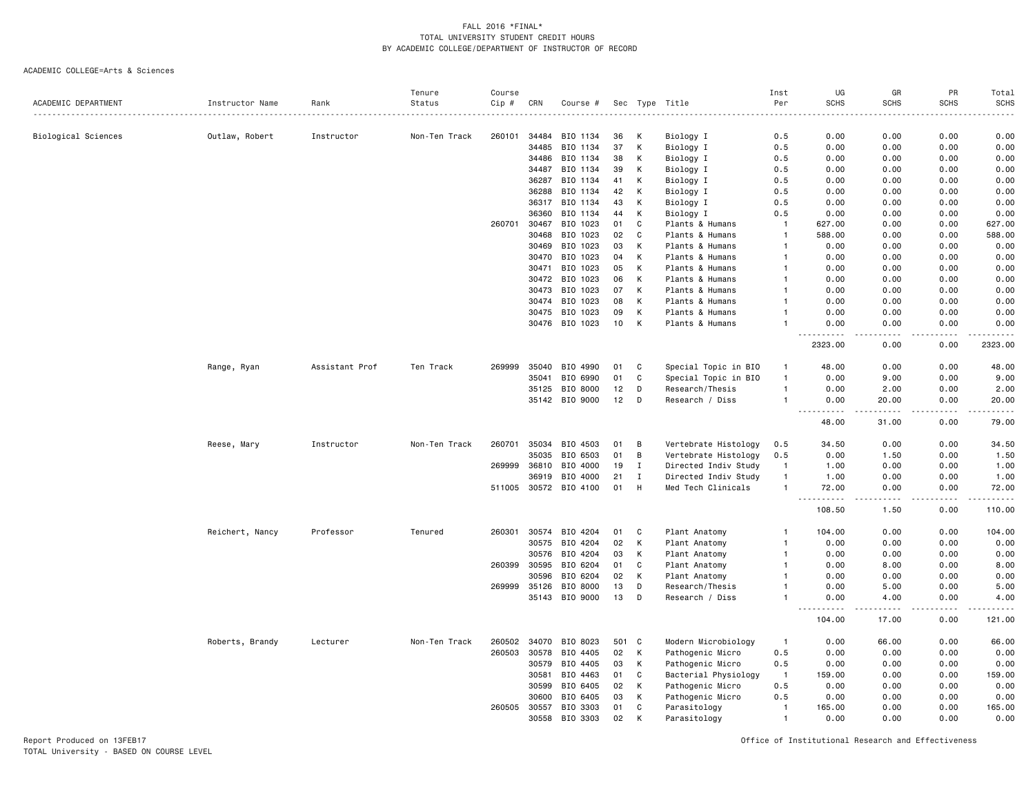FALL 2016 *FINAL*
TOTAL UNIVERSITY STUDENT CREDIT HOURS
BY ACADEMIC COLLEGE/DEPARTMENT OF INSTRUCTOR OF RECORD

ACADEMIC COLLEGE=Arts & Sciences

| ACADEMIC DEPARTMENT | Instructor Name | Rank | Tenure Status | Course Cip # | CRN | Course # | Sec | Type | Title | Inst Per | UG SCHS | GR SCHS | PR SCHS | Total SCHS |
|---|---|---|---|---|---|---|---|---|---|---|---|---|---|---|
| Biological Sciences | Outlaw, Robert | Instructor | Non-Ten Track | 260101 | 34484 | BIO 1134 | 36 | K | Biology I | 0.5 | 0.00 | 0.00 | 0.00 | 0.00 |
| | | | | | 34485 | BIO 1134 | 37 | K | Biology I | 0.5 | 0.00 | 0.00 | 0.00 | 0.00 |
| | | | | | 34486 | BIO 1134 | 38 | K | Biology I | 0.5 | 0.00 | 0.00 | 0.00 | 0.00 |
| | | | | | 34487 | BIO 1134 | 39 | K | Biology I | 0.5 | 0.00 | 0.00 | 0.00 | 0.00 |
| | | | | | 36287 | BIO 1134 | 41 | K | Biology I | 0.5 | 0.00 | 0.00 | 0.00 | 0.00 |
| | | | | | 36288 | BIO 1134 | 42 | K | Biology I | 0.5 | 0.00 | 0.00 | 0.00 | 0.00 |
| | | | | | 36317 | BIO 1134 | 43 | K | Biology I | 0.5 | 0.00 | 0.00 | 0.00 | 0.00 |
| | | | | | 36360 | BIO 1134 | 44 | K | Biology I | 0.5 | 0.00 | 0.00 | 0.00 | 0.00 |
| | | | | 260701 | 30467 | BIO 1023 | 01 | C | Plants & Humans | 1 | 627.00 | 0.00 | 0.00 | 627.00 |
| | | | | | 30468 | BIO 1023 | 02 | C | Plants & Humans | 1 | 588.00 | 0.00 | 0.00 | 588.00 |
| | | | | | 30469 | BIO 1023 | 03 | K | Plants & Humans | 1 | 0.00 | 0.00 | 0.00 | 0.00 |
| | | | | | 30470 | BIO 1023 | 04 | K | Plants & Humans | 1 | 0.00 | 0.00 | 0.00 | 0.00 |
| | | | | | 30471 | BIO 1023 | 05 | K | Plants & Humans | 1 | 0.00 | 0.00 | 0.00 | 0.00 |
| | | | | | 30472 | BIO 1023 | 06 | K | Plants & Humans | 1 | 0.00 | 0.00 | 0.00 | 0.00 |
| | | | | | 30473 | BIO 1023 | 07 | K | Plants & Humans | 1 | 0.00 | 0.00 | 0.00 | 0.00 |
| | | | | | 30474 | BIO 1023 | 08 | K | Plants & Humans | 1 | 0.00 | 0.00 | 0.00 | 0.00 |
| | | | | | 30475 | BIO 1023 | 09 | K | Plants & Humans | 1 | 0.00 | 0.00 | 0.00 | 0.00 |
| | | | | | 30476 | BIO 1023 | 10 | K | Plants & Humans | 1 | 0.00 | 0.00 | 0.00 | 0.00 |
| | | | | | | | | | | | 2323.00 | 0.00 | 0.00 | 2323.00 |
| | Range, Ryan | Assistant Prof | Ten Track | 269999 | 35040 | BIO 4990 | 01 | C | Special Topic in BIO | 1 | 48.00 | 0.00 | 0.00 | 48.00 |
| | | | | | 35041 | BIO 6990 | 01 | C | Special Topic in BIO | 1 | 0.00 | 9.00 | 0.00 | 9.00 |
| | | | | | 35125 | BIO 8000 | 12 | D | Research/Thesis | 1 | 0.00 | 2.00 | 0.00 | 2.00 |
| | | | | | 35142 | BIO 9000 | 12 | D | Research / Diss | 1 | 0.00 | 20.00 | 0.00 | 20.00 |
| | | | | | | | | | | | 48.00 | 31.00 | 0.00 | 79.00 |
| | Reese, Mary | Instructor | Non-Ten Track | 260701 | 35034 | BIO 4503 | 01 | B | Vertebrate Histology | 0.5 | 34.50 | 0.00 | 0.00 | 34.50 |
| | | | | | 35035 | BIO 6503 | 01 | B | Vertebrate Histology | 0.5 | 0.00 | 1.50 | 0.00 | 1.50 |
| | | | | 269999 | 36810 | BIO 4000 | 19 | I | Directed Indiv Study | 1 | 1.00 | 0.00 | 0.00 | 1.00 |
| | | | | | 36919 | BIO 4000 | 21 | I | Directed Indiv Study | 1 | 1.00 | 0.00 | 0.00 | 1.00 |
| | | | | 511005 | 30572 | BIO 4100 | 01 | H | Med Tech Clinicals | 1 | 72.00 | 0.00 | 0.00 | 72.00 |
| | | | | | | | | | | | 108.50 | 1.50 | 0.00 | 110.00 |
| | Reichert, Nancy | Professor | Tenured | 260301 | 30574 | BIO 4204 | 01 | C | Plant Anatomy | 1 | 104.00 | 0.00 | 0.00 | 104.00 |
| | | | | | 30575 | BIO 4204 | 02 | K | Plant Anatomy | 1 | 0.00 | 0.00 | 0.00 | 0.00 |
| | | | | | 30576 | BIO 4204 | 03 | K | Plant Anatomy | 1 | 0.00 | 0.00 | 0.00 | 0.00 |
| | | | | 260399 | 30595 | BIO 6204 | 01 | C | Plant Anatomy | 1 | 0.00 | 8.00 | 0.00 | 8.00 |
| | | | | | 30596 | BIO 6204 | 02 | K | Plant Anatomy | 1 | 0.00 | 0.00 | 0.00 | 0.00 |
| | | | | 269999 | 35126 | BIO 8000 | 13 | D | Research/Thesis | 1 | 0.00 | 5.00 | 0.00 | 5.00 |
| | | | | | 35143 | BIO 9000 | 13 | D | Research / Diss | 1 | 0.00 | 4.00 | 0.00 | 4.00 |
| | | | | | | | | | | | 104.00 | 17.00 | 0.00 | 121.00 |
| | Roberts, Brandy | Lecturer | Non-Ten Track | 260502 | 34070 | BIO 8023 | 501 | C | Modern Microbiology | 1 | 0.00 | 66.00 | 0.00 | 66.00 |
| | | | | 260503 | 30578 | BIO 4405 | 02 | K | Pathogenic Micro | 0.5 | 0.00 | 0.00 | 0.00 | 0.00 |
| | | | | | 30579 | BIO 4405 | 03 | K | Pathogenic Micro | 0.5 | 0.00 | 0.00 | 0.00 | 0.00 |
| | | | | | 30581 | BIO 4463 | 01 | C | Bacterial Physiology | 1 | 159.00 | 0.00 | 0.00 | 159.00 |
| | | | | | 30599 | BIO 6405 | 02 | K | Pathogenic Micro | 0.5 | 0.00 | 0.00 | 0.00 | 0.00 |
| | | | | | 30600 | BIO 6405 | 03 | K | Pathogenic Micro | 0.5 | 0.00 | 0.00 | 0.00 | 0.00 |
| | | | | 260505 | 30557 | BIO 3303 | 01 | C | Parasitology | 1 | 165.00 | 0.00 | 0.00 | 165.00 |
| | | | | | 30558 | BIO 3303 | 02 | K | Parasitology | 1 | 0.00 | 0.00 | 0.00 | 0.00 |

Report Produced on 13FEB17
TOTAL University - BASED ON COURSE LEVEL

Office of Institutional Research and Effectiveness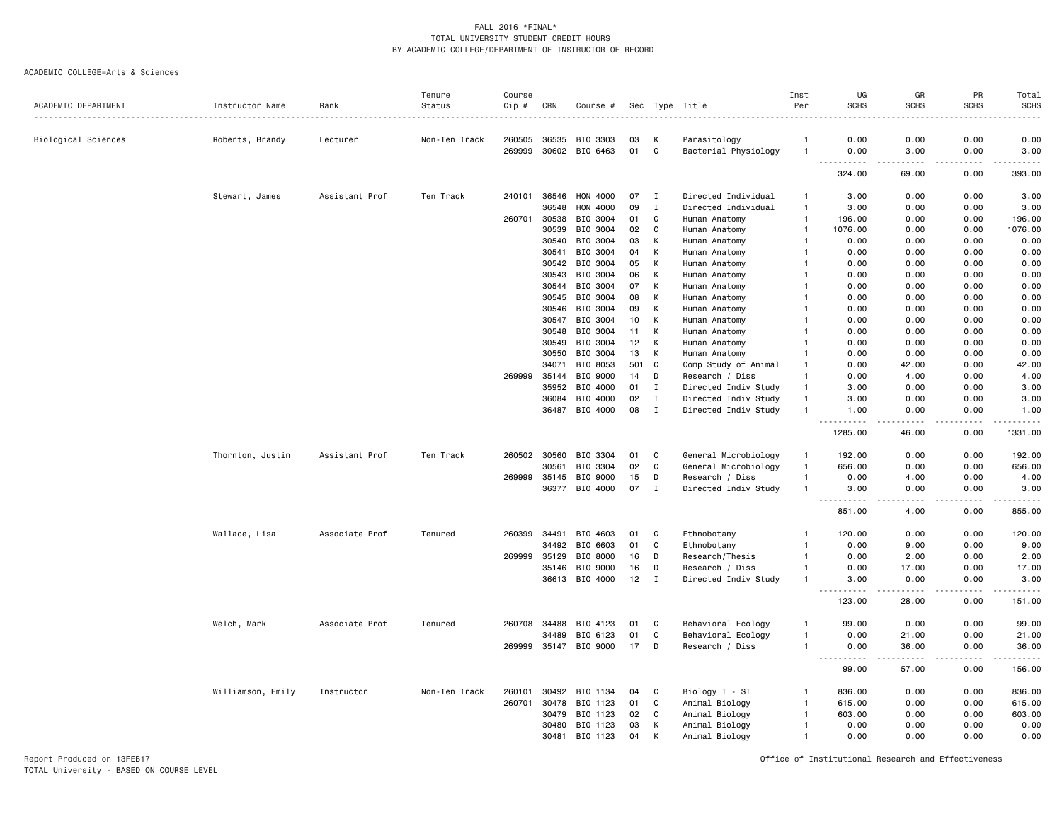FALL 2016 *FINAL*
TOTAL UNIVERSITY STUDENT CREDIT HOURS
BY ACADEMIC COLLEGE/DEPARTMENT OF INSTRUCTOR OF RECORD

ACADEMIC COLLEGE=Arts & Sciences

| ACADEMIC DEPARTMENT | Instructor Name | Rank | Tenure Status | Course Cip # | CRN | Course # | Sec | Type | Title | Inst Per | UG SCHS | GR SCHS | PR SCHS | Total SCHS |
|---|---|---|---|---|---|---|---|---|---|---|---|---|---|---|
| Biological Sciences | Roberts, Brandy | Lecturer | Non-Ten Track | 260505 | 36535 | BIO 3303 | 03 | K | Parasitology | 1 | 0.00 | 0.00 | 0.00 | 0.00 |
| | | | | 269999 | 30602 | BIO 6463 | 01 | C | Bacterial Physiology | 1 | 0.00 | 3.00 | 0.00 | 3.00 |
| | | | | | | | | | | | 324.00 | 69.00 | 0.00 | 393.00 |
| | Stewart, James | Assistant Prof | Ten Track | 240101 | 36546 | HON 4000 | 07 | I | Directed Individual | 1 | 3.00 | 0.00 | 0.00 | 3.00 |
| | | | | | 36548 | HON 4000 | 09 | I | Directed Individual | 1 | 3.00 | 0.00 | 0.00 | 3.00 |
| | | | | 260701 | 30538 | BIO 3004 | 01 | C | Human Anatomy | 1 | 196.00 | 0.00 | 0.00 | 196.00 |
| | | | | | 30539 | BIO 3004 | 02 | C | Human Anatomy | 1 | 1076.00 | 0.00 | 0.00 | 1076.00 |
| | | | | | 30540 | BIO 3004 | 03 | K | Human Anatomy | 1 | 0.00 | 0.00 | 0.00 | 0.00 |
| | | | | | 30541 | BIO 3004 | 04 | K | Human Anatomy | 1 | 0.00 | 0.00 | 0.00 | 0.00 |
| | | | | | 30542 | BIO 3004 | 05 | K | Human Anatomy | 1 | 0.00 | 0.00 | 0.00 | 0.00 |
| | | | | | 30543 | BIO 3004 | 06 | K | Human Anatomy | 1 | 0.00 | 0.00 | 0.00 | 0.00 |
| | | | | | 30544 | BIO 3004 | 07 | K | Human Anatomy | 1 | 0.00 | 0.00 | 0.00 | 0.00 |
| | | | | | 30545 | BIO 3004 | 08 | K | Human Anatomy | 1 | 0.00 | 0.00 | 0.00 | 0.00 |
| | | | | | 30546 | BIO 3004 | 09 | K | Human Anatomy | 1 | 0.00 | 0.00 | 0.00 | 0.00 |
| | | | | | 30547 | BIO 3004 | 10 | K | Human Anatomy | 1 | 0.00 | 0.00 | 0.00 | 0.00 |
| | | | | | 30548 | BIO 3004 | 11 | K | Human Anatomy | 1 | 0.00 | 0.00 | 0.00 | 0.00 |
| | | | | | 30549 | BIO 3004 | 12 | K | Human Anatomy | 1 | 0.00 | 0.00 | 0.00 | 0.00 |
| | | | | | 30550 | BIO 3004 | 13 | K | Human Anatomy | 1 | 0.00 | 0.00 | 0.00 | 0.00 |
| | | | | | 34071 | BIO 8053 | 501 | C | Comp Study of Animal | 1 | 0.00 | 42.00 | 0.00 | 42.00 |
| | | | | 269999 | 35144 | BIO 9000 | 14 | D | Research / Diss | 1 | 0.00 | 4.00 | 0.00 | 4.00 |
| | | | | | 35952 | BIO 4000 | 01 | I | Directed Indiv Study | 1 | 3.00 | 0.00 | 0.00 | 3.00 |
| | | | | | 36084 | BIO 4000 | 02 | I | Directed Indiv Study | 1 | 3.00 | 0.00 | 0.00 | 3.00 |
| | | | | | 36487 | BIO 4000 | 08 | I | Directed Indiv Study | 1 | 1.00 | 0.00 | 0.00 | 1.00 |
| | | | | | | | | | | | 1285.00 | 46.00 | 0.00 | 1331.00 |
| | Thornton, Justin | Assistant Prof | Ten Track | 260502 | 30560 | BIO 3304 | 01 | C | General Microbiology | 1 | 192.00 | 0.00 | 0.00 | 192.00 |
| | | | | | 30561 | BIO 3304 | 02 | C | General Microbiology | 1 | 656.00 | 0.00 | 0.00 | 656.00 |
| | | | | 269999 | 35145 | BIO 9000 | 15 | D | Research / Diss | 1 | 0.00 | 4.00 | 0.00 | 4.00 |
| | | | | | 36377 | BIO 4000 | 07 | I | Directed Indiv Study | 1 | 3.00 | 0.00 | 0.00 | 3.00 |
| | | | | | | | | | | | 851.00 | 4.00 | 0.00 | 855.00 |
| | Wallace, Lisa | Associate Prof | Tenured | 260399 | 34491 | BIO 4603 | 01 | C | Ethnobotany | 1 | 120.00 | 0.00 | 0.00 | 120.00 |
| | | | | | 34492 | BIO 6603 | 01 | C | Ethnobotany | 1 | 0.00 | 9.00 | 0.00 | 9.00 |
| | | | | 269999 | 35129 | BIO 8000 | 16 | D | Research/Thesis | 1 | 0.00 | 2.00 | 0.00 | 2.00 |
| | | | | | 35146 | BIO 9000 | 16 | D | Research / Diss | 1 | 0.00 | 17.00 | 0.00 | 17.00 |
| | | | | | 36613 | BIO 4000 | 12 | I | Directed Indiv Study | 1 | 3.00 | 0.00 | 0.00 | 3.00 |
| | | | | | | | | | | | 123.00 | 28.00 | 0.00 | 151.00 |
| | Welch, Mark | Associate Prof | Tenured | 260708 | 34488 | BIO 4123 | 01 | C | Behavioral Ecology | 1 | 99.00 | 0.00 | 0.00 | 99.00 |
| | | | | | 34489 | BIO 6123 | 01 | C | Behavioral Ecology | 1 | 0.00 | 21.00 | 0.00 | 21.00 |
| | | | | 269999 | 35147 | BIO 9000 | 17 | D | Research / Diss | 1 | 0.00 | 36.00 | 0.00 | 36.00 |
| | | | | | | | | | | | 99.00 | 57.00 | 0.00 | 156.00 |
| | Williamson, Emily | Instructor | Non-Ten Track | 260101 | 30492 | BIO 1134 | 04 | C | Biology I - SI | 1 | 836.00 | 0.00 | 0.00 | 836.00 |
| | | | | 260701 | 30478 | BIO 1123 | 01 | C | Animal Biology | 1 | 615.00 | 0.00 | 0.00 | 615.00 |
| | | | | | 30479 | BIO 1123 | 02 | C | Animal Biology | 1 | 603.00 | 0.00 | 0.00 | 603.00 |
| | | | | | 30480 | BIO 1123 | 03 | K | Animal Biology | 1 | 0.00 | 0.00 | 0.00 | 0.00 |
| | | | | | 30481 | BIO 1123 | 04 | K | Animal Biology | 1 | 0.00 | 0.00 | 0.00 | 0.00 |

Report Produced on 13FEB17
TOTAL University - BASED ON COURSE LEVEL

Office of Institutional Research and Effectiveness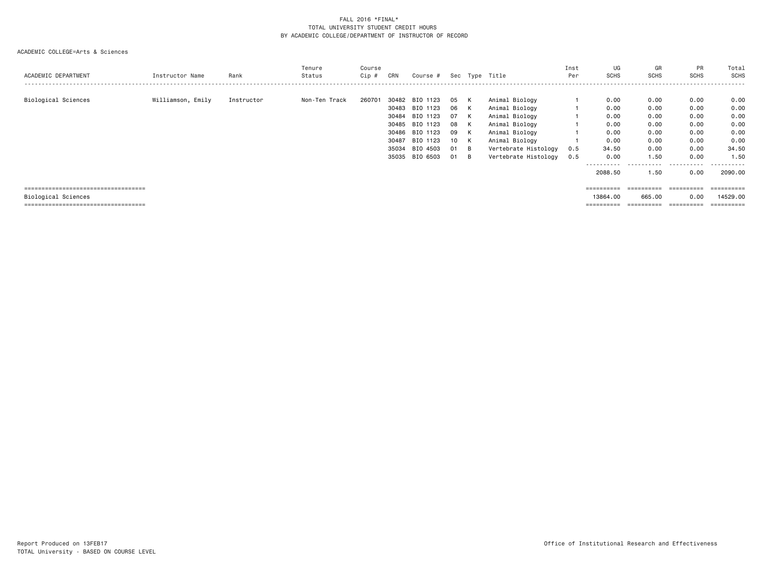FALL 2016 *FINAL*
TOTAL UNIVERSITY STUDENT CREDIT HOURS
BY ACADEMIC COLLEGE/DEPARTMENT OF INSTRUCTOR OF RECORD

ACADEMIC COLLEGE=Arts & Sciences

| ACADEMIC DEPARTMENT | Instructor Name | Rank | Tenure Status | Course Cip # | CRN | Course # | Sec | Type | Title | Inst Per | UG SCHS | GR SCHS | PR SCHS | Total SCHS |
|---|---|---|---|---|---|---|---|---|---|---|---|---|---|---|
| Biological Sciences | Williamson, Emily | Instructor | Non-Ten Track | 260701 | 30482 | BIO 1123 | 05 | K | Animal Biology | 1 | 0.00 | 0.00 | 0.00 | 0.00 |
| | | | | | 30483 | BIO 1123 | 06 | K | Animal Biology | 1 | 0.00 | 0.00 | 0.00 | 0.00 |
| | | | | | 30484 | BIO 1123 | 07 | K | Animal Biology | 1 | 0.00 | 0.00 | 0.00 | 0.00 |
| | | | | | 30485 | BIO 1123 | 08 | K | Animal Biology | 1 | 0.00 | 0.00 | 0.00 | 0.00 |
| | | | | | 30486 | BIO 1123 | 09 | K | Animal Biology | 1 | 0.00 | 0.00 | 0.00 | 0.00 |
| | | | | | 30487 | BIO 1123 | 10 | K | Animal Biology | 1 | 0.00 | 0.00 | 0.00 | 0.00 |
| | | | | | 35034 | BIO 4503 | 01 | B | Vertebrate Histology | 0.5 | 34.50 | 0.00 | 0.00 | 34.50 |
| | | | | | 35035 | BIO 6503 | 01 | B | Vertebrate Histology | 0.5 | 0.00 | 1.50 | 0.00 | 1.50 |
| | | | | | | | | | | | 2088.50 | 1.50 | 0.00 | 2090.00 |
| Biological Sciences | | | | | | | | | | | 13864.00 | 665.00 | 0.00 | 14529.00 |

Report Produced on 13FEB17
TOTAL University - BASED ON COURSE LEVEL

Office of Institutional Research and Effectiveness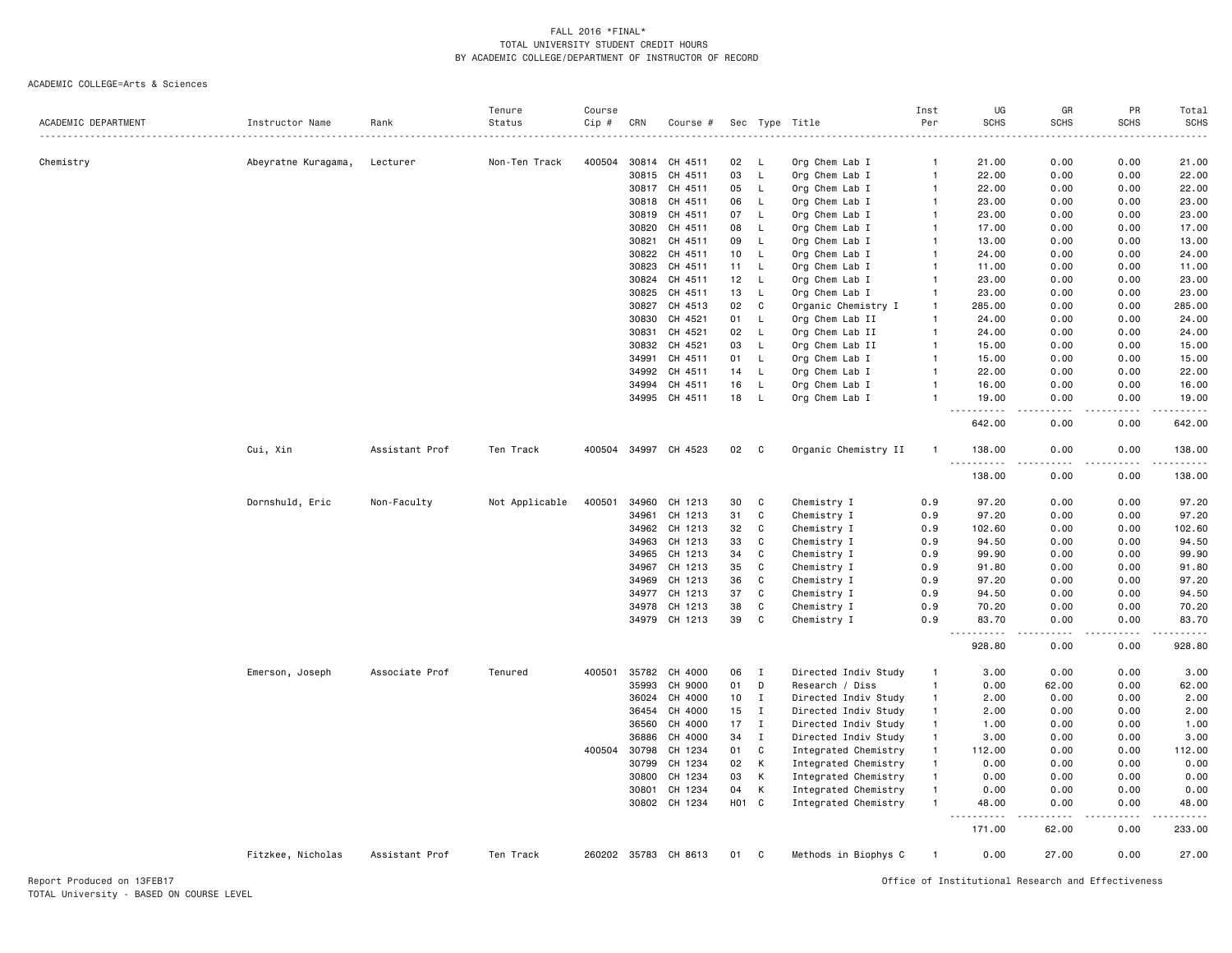FALL 2016 *FINAL*
TOTAL UNIVERSITY STUDENT CREDIT HOURS
BY ACADEMIC COLLEGE/DEPARTMENT OF INSTRUCTOR OF RECORD

ACADEMIC COLLEGE=Arts & Sciences

| ACADEMIC DEPARTMENT | Instructor Name | Rank | Tenure Status | Course Cip # | CRN | Course # | Sec | Type | Title | Inst Per | UG SCHS | GR SCHS | PR SCHS | Total SCHS |
|---|---|---|---|---|---|---|---|---|---|---|---|---|---|---|
| Chemistry | Abeyratne Kuragama, | Lecturer | Non-Ten Track | 400504 | 30814 | CH 4511 | 02 | L | Org Chem Lab I | 1 | 21.00 | 0.00 | 0.00 | 21.00 |
| | | | | | 30815 | CH 4511 | 03 | L | Org Chem Lab I | 1 | 22.00 | 0.00 | 0.00 | 22.00 |
| | | | | | 30817 | CH 4511 | 05 | L | Org Chem Lab I | 1 | 22.00 | 0.00 | 0.00 | 22.00 |
| | | | | | 30818 | CH 4511 | 06 | L | Org Chem Lab I | 1 | 23.00 | 0.00 | 0.00 | 23.00 |
| | | | | | 30819 | CH 4511 | 07 | L | Org Chem Lab I | 1 | 23.00 | 0.00 | 0.00 | 23.00 |
| | | | | | 30820 | CH 4511 | 08 | L | Org Chem Lab I | 1 | 17.00 | 0.00 | 0.00 | 17.00 |
| | | | | | 30821 | CH 4511 | 09 | L | Org Chem Lab I | 1 | 13.00 | 0.00 | 0.00 | 13.00 |
| | | | | | 30822 | CH 4511 | 10 | L | Org Chem Lab I | 1 | 24.00 | 0.00 | 0.00 | 24.00 |
| | | | | | 30823 | CH 4511 | 11 | L | Org Chem Lab I | 1 | 11.00 | 0.00 | 0.00 | 11.00 |
| | | | | | 30824 | CH 4511 | 12 | L | Org Chem Lab I | 1 | 23.00 | 0.00 | 0.00 | 23.00 |
| | | | | | 30825 | CH 4511 | 13 | L | Org Chem Lab I | 1 | 23.00 | 0.00 | 0.00 | 23.00 |
| | | | | | 30827 | CH 4513 | 02 | C | Organic Chemistry I | 1 | 285.00 | 0.00 | 0.00 | 285.00 |
| | | | | | 30830 | CH 4521 | 01 | L | Org Chem Lab II | 1 | 24.00 | 0.00 | 0.00 | 24.00 |
| | | | | | 30831 | CH 4521 | 02 | L | Org Chem Lab II | 1 | 24.00 | 0.00 | 0.00 | 24.00 |
| | | | | | 30832 | CH 4521 | 03 | L | Org Chem Lab II | 1 | 15.00 | 0.00 | 0.00 | 15.00 |
| | | | | | 34991 | CH 4511 | 01 | L | Org Chem Lab I | 1 | 15.00 | 0.00 | 0.00 | 15.00 |
| | | | | | 34992 | CH 4511 | 14 | L | Org Chem Lab I | 1 | 22.00 | 0.00 | 0.00 | 22.00 |
| | | | | | 34994 | CH 4511 | 16 | L | Org Chem Lab I | 1 | 16.00 | 0.00 | 0.00 | 16.00 |
| | | | | | 34995 | CH 4511 | 18 | L | Org Chem Lab I | 1 | 19.00 | 0.00 | 0.00 | 19.00 |
| | | | | | | | | | | | 642.00 | 0.00 | 0.00 | 642.00 |
| | Cui, Xin | Assistant Prof | Ten Track | 400504 | 34997 | CH 4523 | 02 | C | Organic Chemistry II | 1 | 138.00 | 0.00 | 0.00 | 138.00 |
| | | | | | | | | | | | 138.00 | 0.00 | 0.00 | 138.00 |
| | Dornshuld, Eric | Non-Faculty | Not Applicable | 400501 | 34960 | CH 1213 | 30 | C | Chemistry I | 0.9 | 97.20 | 0.00 | 0.00 | 97.20 |
| | | | | | 34961 | CH 1213 | 31 | C | Chemistry I | 0.9 | 97.20 | 0.00 | 0.00 | 97.20 |
| | | | | | 34962 | CH 1213 | 32 | C | Chemistry I | 0.9 | 102.60 | 0.00 | 0.00 | 102.60 |
| | | | | | 34963 | CH 1213 | 33 | C | Chemistry I | 0.9 | 94.50 | 0.00 | 0.00 | 94.50 |
| | | | | | 34965 | CH 1213 | 34 | C | Chemistry I | 0.9 | 99.90 | 0.00 | 0.00 | 99.90 |
| | | | | | 34967 | CH 1213 | 35 | C | Chemistry I | 0.9 | 91.80 | 0.00 | 0.00 | 91.80 |
| | | | | | 34969 | CH 1213 | 36 | C | Chemistry I | 0.9 | 97.20 | 0.00 | 0.00 | 97.20 |
| | | | | | 34977 | CH 1213 | 37 | C | Chemistry I | 0.9 | 94.50 | 0.00 | 0.00 | 94.50 |
| | | | | | 34978 | CH 1213 | 38 | C | Chemistry I | 0.9 | 70.20 | 0.00 | 0.00 | 70.20 |
| | | | | | 34979 | CH 1213 | 39 | C | Chemistry I | 0.9 | 83.70 | 0.00 | 0.00 | 83.70 |
| | | | | | | | | | | | 928.80 | 0.00 | 0.00 | 928.80 |
| | Emerson, Joseph | Associate Prof | Tenured | 400501 | 35782 | CH 4000 | 06 | I | Directed Indiv Study | 1 | 3.00 | 0.00 | 0.00 | 3.00 |
| | | | | | 35993 | CH 9000 | 01 | D | Research / Diss | 1 | 0.00 | 62.00 | 0.00 | 62.00 |
| | | | | | 36024 | CH 4000 | 10 | I | Directed Indiv Study | 1 | 2.00 | 0.00 | 0.00 | 2.00 |
| | | | | | 36454 | CH 4000 | 15 | I | Directed Indiv Study | 1 | 2.00 | 0.00 | 0.00 | 2.00 |
| | | | | | 36560 | CH 4000 | 17 | I | Directed Indiv Study | 1 | 1.00 | 0.00 | 0.00 | 1.00 |
| | | | | | 36886 | CH 4000 | 34 | I | Directed Indiv Study | 1 | 3.00 | 0.00 | 0.00 | 3.00 |
| | | | | 400504 | 30798 | CH 1234 | 01 | C | Integrated Chemistry | 1 | 112.00 | 0.00 | 0.00 | 112.00 |
| | | | | | 30799 | CH 1234 | 02 | K | Integrated Chemistry | 1 | 0.00 | 0.00 | 0.00 | 0.00 |
| | | | | | 30800 | CH 1234 | 03 | K | Integrated Chemistry | 1 | 0.00 | 0.00 | 0.00 | 0.00 |
| | | | | | 30801 | CH 1234 | 04 | K | Integrated Chemistry | 1 | 0.00 | 0.00 | 0.00 | 0.00 |
| | | | | | 30802 | CH 1234 | H01 | C | Integrated Chemistry | 1 | 48.00 | 0.00 | 0.00 | 48.00 |
| | | | | | | | | | | | 171.00 | 62.00 | 0.00 | 233.00 |
| | Fitzkee, Nicholas | Assistant Prof | Ten Track | 260202 | 35783 | CH 8613 | 01 | C | Methods in Biophys C | 1 | 0.00 | 27.00 | 0.00 | 27.00 |

Report Produced on 13FEB17
TOTAL University - BASED ON COURSE LEVEL

Office of Institutional Research and Effectiveness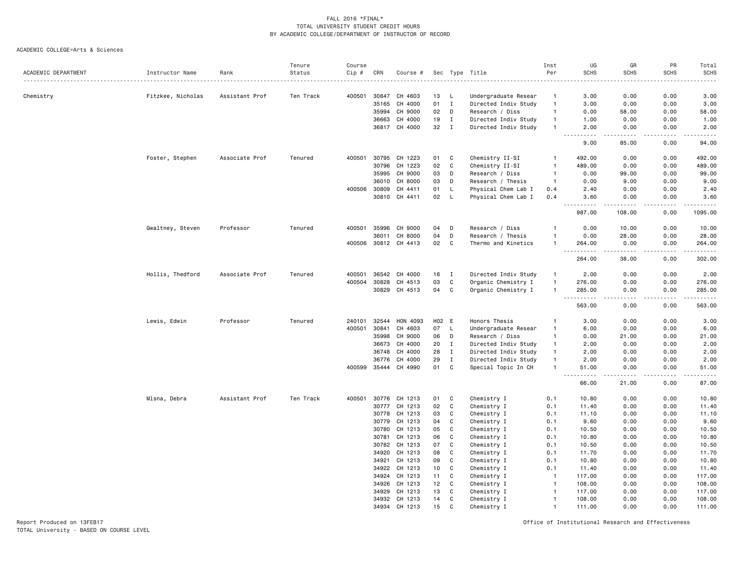FALL 2016 *FINAL*
TOTAL UNIVERSITY STUDENT CREDIT HOURS
BY ACADEMIC COLLEGE/DEPARTMENT OF INSTRUCTOR OF RECORD

ACADEMIC COLLEGE=Arts & Sciences

| ACADEMIC DEPARTMENT | Instructor Name | Rank | Tenure Status | Course Cip # | CRN | Course # | Sec | Type | Title | Inst Per | UG SCHS | GR SCHS | PR SCHS | Total SCHS |
|---|---|---|---|---|---|---|---|---|---|---|---|---|---|---|
| Chemistry | Fitzkee, Nicholas | Assistant Prof | Ten Track | 400501 | 30847 | CH 4603 | 13 | L | Undergraduate Resear | 1 | 3.00 | 0.00 | 0.00 | 3.00 |
| | | | | | 35165 | CH 4000 | 01 | I | Directed Indiv Study | 1 | 3.00 | 0.00 | 0.00 | 3.00 |
| | | | | | 35994 | CH 9000 | 02 | D | Research / Diss | 1 | 0.00 | 58.00 | 0.00 | 58.00 |
| | | | | | 36663 | CH 4000 | 19 | I | Directed Indiv Study | 1 | 1.00 | 0.00 | 0.00 | 1.00 |
| | | | | | 36817 | CH 4000 | 32 | I | Directed Indiv Study | 1 | 2.00 | 0.00 | 0.00 | 2.00 |
| | | | | | | | | | | | 9.00 | 85.00 | 0.00 | 94.00 |
| | Foster, Stephen | Associate Prof | Tenured | 400501 | 30795 | CH 1223 | 01 | C | Chemistry II-SI | 1 | 492.00 | 0.00 | 0.00 | 492.00 |
| | | | | | 30796 | CH 1223 | 02 | C | Chemistry II-SI | 1 | 489.00 | 0.00 | 0.00 | 489.00 |
| | | | | | 35995 | CH 9000 | 03 | D | Research / Diss | 1 | 0.00 | 99.00 | 0.00 | 99.00 |
| | | | | | 36010 | CH 8000 | 03 | D | Research / Thesis | 1 | 0.00 | 9.00 | 0.00 | 9.00 |
| | | | | 400506 | 30809 | CH 4411 | 01 | L | Physical Chem Lab I | 0.4 | 2.40 | 0.00 | 0.00 | 2.40 |
| | | | | | 30810 | CH 4411 | 02 | L | Physical Chem Lab I | 0.4 | 3.60 | 0.00 | 0.00 | 3.60 |
| | | | | | | | | | | | 987.00 | 108.00 | 0.00 | 1095.00 |
| | Gwaltney, Steven | Professor | Tenured | 400501 | 35996 | CH 9000 | 04 | D | Research / Diss | 1 | 0.00 | 10.00 | 0.00 | 10.00 |
| | | | | | 36011 | CH 8000 | 04 | D | Research / Thesis | 1 | 0.00 | 28.00 | 0.00 | 28.00 |
| | | | | 400506 | 30812 | CH 4413 | 02 | C | Thermo and Kinetics | 1 | 264.00 | 0.00 | 0.00 | 264.00 |
| | | | | | | | | | | | 264.00 | 38.00 | 0.00 | 302.00 |
| | Hollis, Thedford | Associate Prof | Tenured | 400501 | 36542 | CH 4000 | 16 | I | Directed Indiv Study | 1 | 2.00 | 0.00 | 0.00 | 2.00 |
| | | | | 400504 | 30828 | CH 4513 | 03 | C | Organic Chemistry I | 1 | 276.00 | 0.00 | 0.00 | 276.00 |
| | | | | | 30829 | CH 4513 | 04 | C | Organic Chemistry I | 1 | 285.00 | 0.00 | 0.00 | 285.00 |
| | | | | | | | | | | | 563.00 | 0.00 | 0.00 | 563.00 |
| | Lewis, Edwin | Professor | Tenured | 240101 | 32544 | HON 4093 | H02 | E | Honors Thesis | 1 | 3.00 | 0.00 | 0.00 | 3.00 |
| | | | | 400501 | 30841 | CH 4603 | 07 | L | Undergraduate Resear | 1 | 6.00 | 0.00 | 0.00 | 6.00 |
| | | | | | 35998 | CH 9000 | 06 | D | Research / Diss | 1 | 0.00 | 21.00 | 0.00 | 21.00 |
| | | | | | 36673 | CH 4000 | 20 | I | Directed Indiv Study | 1 | 2.00 | 0.00 | 0.00 | 2.00 |
| | | | | | 36748 | CH 4000 | 28 | I | Directed Indiv Study | 1 | 2.00 | 0.00 | 0.00 | 2.00 |
| | | | | | 36776 | CH 4000 | 29 | I | Directed Indiv Study | 1 | 2.00 | 0.00 | 0.00 | 2.00 |
| | | | | 400599 | 35444 | CH 4990 | 01 | C | Special Topic In CH | 1 | 51.00 | 0.00 | 0.00 | 51.00 |
| | | | | | | | | | | | 66.00 | 21.00 | 0.00 | 87.00 |
| | Mlsna, Debra | Assistant Prof | Ten Track | 400501 | 30776 | CH 1213 | 01 | C | Chemistry I | 0.1 | 10.80 | 0.00 | 0.00 | 10.80 |
| | | | | | 30777 | CH 1213 | 02 | C | Chemistry I | 0.1 | 11.40 | 0.00 | 0.00 | 11.40 |
| | | | | | 30778 | CH 1213 | 03 | C | Chemistry I | 0.1 | 11.10 | 0.00 | 0.00 | 11.10 |
| | | | | | 30779 | CH 1213 | 04 | C | Chemistry I | 0.1 | 9.60 | 0.00 | 0.00 | 9.60 |
| | | | | | 30780 | CH 1213 | 05 | C | Chemistry I | 0.1 | 10.50 | 0.00 | 0.00 | 10.50 |
| | | | | | 30781 | CH 1213 | 06 | C | Chemistry I | 0.1 | 10.80 | 0.00 | 0.00 | 10.80 |
| | | | | | 30782 | CH 1213 | 07 | C | Chemistry I | 0.1 | 10.50 | 0.00 | 0.00 | 10.50 |
| | | | | | 34920 | CH 1213 | 08 | C | Chemistry I | 0.1 | 11.70 | 0.00 | 0.00 | 11.70 |
| | | | | | 34921 | CH 1213 | 09 | C | Chemistry I | 0.1 | 10.80 | 0.00 | 0.00 | 10.80 |
| | | | | | 34922 | CH 1213 | 10 | C | Chemistry I | 0.1 | 11.40 | 0.00 | 0.00 | 11.40 |
| | | | | | 34924 | CH 1213 | 11 | C | Chemistry I | 1 | 117.00 | 0.00 | 0.00 | 117.00 |
| | | | | | 34926 | CH 1213 | 12 | C | Chemistry I | 1 | 108.00 | 0.00 | 0.00 | 108.00 |
| | | | | | 34929 | CH 1213 | 13 | C | Chemistry I | 1 | 117.00 | 0.00 | 0.00 | 117.00 |
| | | | | | 34932 | CH 1213 | 14 | C | Chemistry I | 1 | 108.00 | 0.00 | 0.00 | 108.00 |
| | | | | | 34934 | CH 1213 | 15 | C | Chemistry I | 1 | 111.00 | 0.00 | 0.00 | 111.00 |

Report Produced on 13FEB17
TOTAL University - BASED ON COURSE LEVEL

Office of Institutional Research and Effectiveness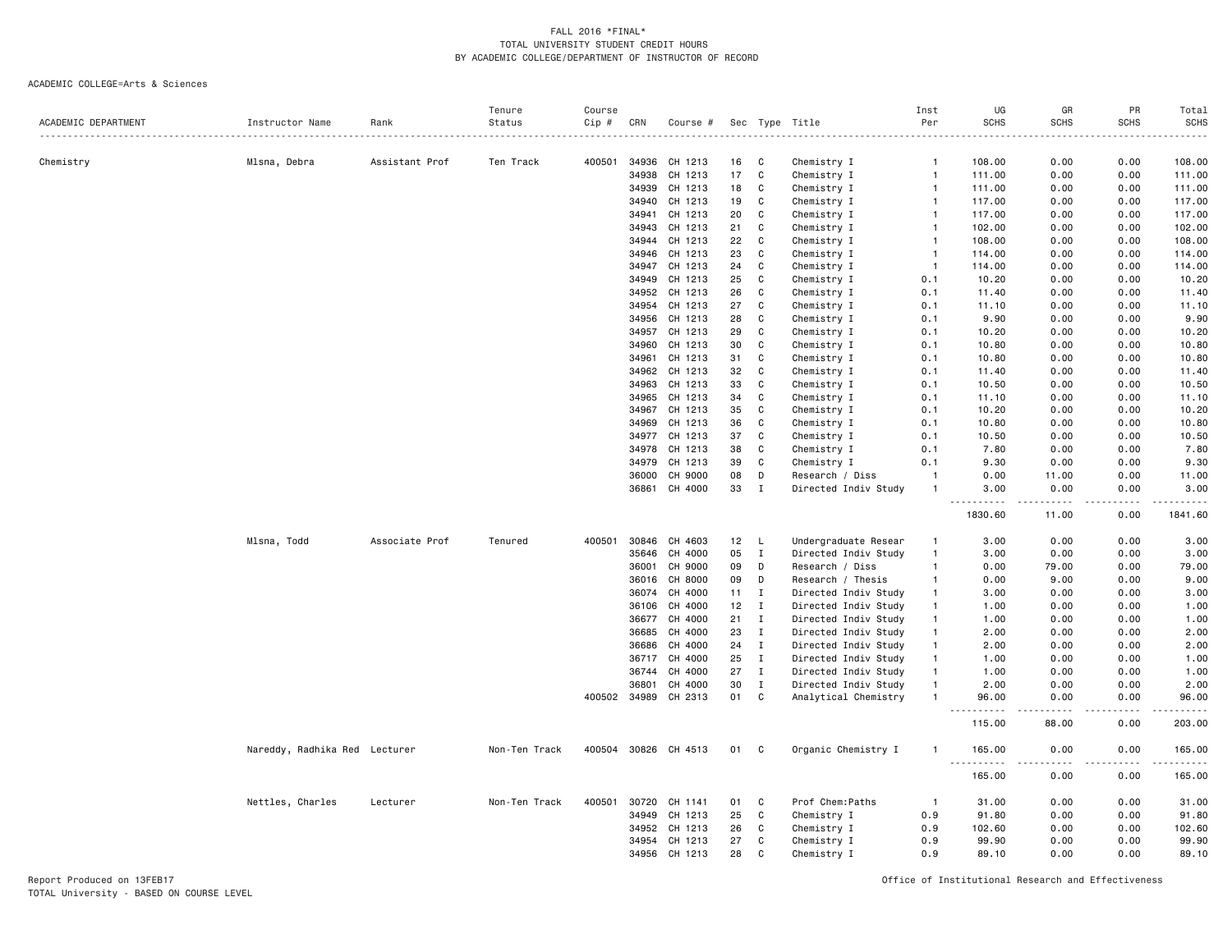FALL 2016 *FINAL*
TOTAL UNIVERSITY STUDENT CREDIT HOURS
BY ACADEMIC COLLEGE/DEPARTMENT OF INSTRUCTOR OF RECORD

ACADEMIC COLLEGE=Arts & Sciences

| ACADEMIC DEPARTMENT | Instructor Name | Rank | Tenure Status | Course Cip # | CRN | Course # | Sec | Type | Title | Inst Per | UG SCHS | GR SCHS | PR SCHS | Total SCHS |
|---|---|---|---|---|---|---|---|---|---|---|---|---|---|---|
| Chemistry | Mlsna, Debra | Assistant Prof | Ten Track | 400501 | 34936 | CH 1213 | 16 | C | Chemistry I | 1 | 108.00 | 0.00 | 0.00 | 108.00 |
| | | | | | 34938 | CH 1213 | 17 | C | Chemistry I | 1 | 111.00 | 0.00 | 0.00 | 111.00 |
| | | | | | 34939 | CH 1213 | 18 | C | Chemistry I | 1 | 111.00 | 0.00 | 0.00 | 111.00 |
| | | | | | 34940 | CH 1213 | 19 | C | Chemistry I | 1 | 117.00 | 0.00 | 0.00 | 117.00 |
| | | | | | 34941 | CH 1213 | 20 | C | Chemistry I | 1 | 117.00 | 0.00 | 0.00 | 117.00 |
| | | | | | 34943 | CH 1213 | 21 | C | Chemistry I | 1 | 102.00 | 0.00 | 0.00 | 102.00 |
| | | | | | 34944 | CH 1213 | 22 | C | Chemistry I | 1 | 108.00 | 0.00 | 0.00 | 108.00 |
| | | | | | 34946 | CH 1213 | 23 | C | Chemistry I | 1 | 114.00 | 0.00 | 0.00 | 114.00 |
| | | | | | 34947 | CH 1213 | 24 | C | Chemistry I | 1 | 114.00 | 0.00 | 0.00 | 114.00 |
| | | | | | 34949 | CH 1213 | 25 | C | Chemistry I | 0.1 | 10.20 | 0.00 | 0.00 | 10.20 |
| | | | | | 34952 | CH 1213 | 26 | C | Chemistry I | 0.1 | 11.40 | 0.00 | 0.00 | 11.40 |
| | | | | | 34954 | CH 1213 | 27 | C | Chemistry I | 0.1 | 11.10 | 0.00 | 0.00 | 11.10 |
| | | | | | 34956 | CH 1213 | 28 | C | Chemistry I | 0.1 | 9.90 | 0.00 | 0.00 | 9.90 |
| | | | | | 34957 | CH 1213 | 29 | C | Chemistry I | 0.1 | 10.20 | 0.00 | 0.00 | 10.20 |
| | | | | | 34960 | CH 1213 | 30 | C | Chemistry I | 0.1 | 10.80 | 0.00 | 0.00 | 10.80 |
| | | | | | 34961 | CH 1213 | 31 | C | Chemistry I | 0.1 | 10.80 | 0.00 | 0.00 | 10.80 |
| | | | | | 34962 | CH 1213 | 32 | C | Chemistry I | 0.1 | 11.40 | 0.00 | 0.00 | 11.40 |
| | | | | | 34963 | CH 1213 | 33 | C | Chemistry I | 0.1 | 10.50 | 0.00 | 0.00 | 10.50 |
| | | | | | 34965 | CH 1213 | 34 | C | Chemistry I | 0.1 | 11.10 | 0.00 | 0.00 | 11.10 |
| | | | | | 34967 | CH 1213 | 35 | C | Chemistry I | 0.1 | 10.20 | 0.00 | 0.00 | 10.20 |
| | | | | | 34969 | CH 1213 | 36 | C | Chemistry I | 0.1 | 10.80 | 0.00 | 0.00 | 10.80 |
| | | | | | 34977 | CH 1213 | 37 | C | Chemistry I | 0.1 | 10.50 | 0.00 | 0.00 | 10.50 |
| | | | | | 34978 | CH 1213 | 38 | C | Chemistry I | 0.1 | 7.80 | 0.00 | 0.00 | 7.80 |
| | | | | | 34979 | CH 1213 | 39 | C | Chemistry I | 0.1 | 9.30 | 0.00 | 0.00 | 9.30 |
| | | | | | 36000 | CH 9000 | 08 | D | Research / Diss | 1 | 0.00 | 11.00 | 0.00 | 11.00 |
| | | | | | 36861 | CH 4000 | 33 | I | Directed Indiv Study | 1 | 3.00 | 0.00 | 0.00 | 3.00 |
| | | | | | | | | | | | 1830.60 | 11.00 | 0.00 | 1841.60 |
| | Mlsna, Todd | Associate Prof | Tenured | 400501 | 30846 | CH 4603 | 12 | L | Undergraduate Resear | 1 | 3.00 | 0.00 | 0.00 | 3.00 |
| | | | | | 35646 | CH 4000 | 05 | I | Directed Indiv Study | 1 | 3.00 | 0.00 | 0.00 | 3.00 |
| | | | | | 36001 | CH 9000 | 09 | D | Research / Diss | 1 | 0.00 | 79.00 | 0.00 | 79.00 |
| | | | | | 36016 | CH 8000 | 09 | D | Research / Thesis | 1 | 0.00 | 9.00 | 0.00 | 9.00 |
| | | | | | 36074 | CH 4000 | 11 | I | Directed Indiv Study | 1 | 3.00 | 0.00 | 0.00 | 3.00 |
| | | | | | 36106 | CH 4000 | 12 | I | Directed Indiv Study | 1 | 1.00 | 0.00 | 0.00 | 1.00 |
| | | | | | 36677 | CH 4000 | 21 | I | Directed Indiv Study | 1 | 1.00 | 0.00 | 0.00 | 1.00 |
| | | | | | 36685 | CH 4000 | 23 | I | Directed Indiv Study | 1 | 2.00 | 0.00 | 0.00 | 2.00 |
| | | | | | 36686 | CH 4000 | 24 | I | Directed Indiv Study | 1 | 2.00 | 0.00 | 0.00 | 2.00 |
| | | | | | 36717 | CH 4000 | 25 | I | Directed Indiv Study | 1 | 1.00 | 0.00 | 0.00 | 1.00 |
| | | | | | 36744 | CH 4000 | 27 | I | Directed Indiv Study | 1 | 1.00 | 0.00 | 0.00 | 1.00 |
| | | | | | 36801 | CH 4000 | 30 | I | Directed Indiv Study | 1 | 2.00 | 0.00 | 0.00 | 2.00 |
| | | | | 400502 | 34989 | CH 2313 | 01 | C | Analytical Chemistry | 1 | 96.00 | 0.00 | 0.00 | 96.00 |
| | | | | | | | | | | | 115.00 | 88.00 | 0.00 | 203.00 |
| | Nareddy, Radhika Red | Lecturer | Non-Ten Track | 400504 | 30826 | CH 4513 | 01 | C | Organic Chemistry I | 1 | 165.00 | 0.00 | 0.00 | 165.00 |
| | | | | | | | | | | | 165.00 | 0.00 | 0.00 | 165.00 |
| | Nettles, Charles | Lecturer | Non-Ten Track | 400501 | 30720 | CH 1141 | 01 | C | Prof Chem:Paths | 1 | 31.00 | 0.00 | 0.00 | 31.00 |
| | | | | | 34949 | CH 1213 | 25 | C | Chemistry I | 0.9 | 91.80 | 0.00 | 0.00 | 91.80 |
| | | | | | 34952 | CH 1213 | 26 | C | Chemistry I | 0.9 | 102.60 | 0.00 | 0.00 | 102.60 |
| | | | | | 34954 | CH 1213 | 27 | C | Chemistry I | 0.9 | 99.90 | 0.00 | 0.00 | 99.90 |
| | | | | | 34956 | CH 1213 | 28 | C | Chemistry I | 0.9 | 89.10 | 0.00 | 0.00 | 89.10 |

Report Produced on 13FEB17
TOTAL University - BASED ON COURSE LEVEL

Office of Institutional Research and Effectiveness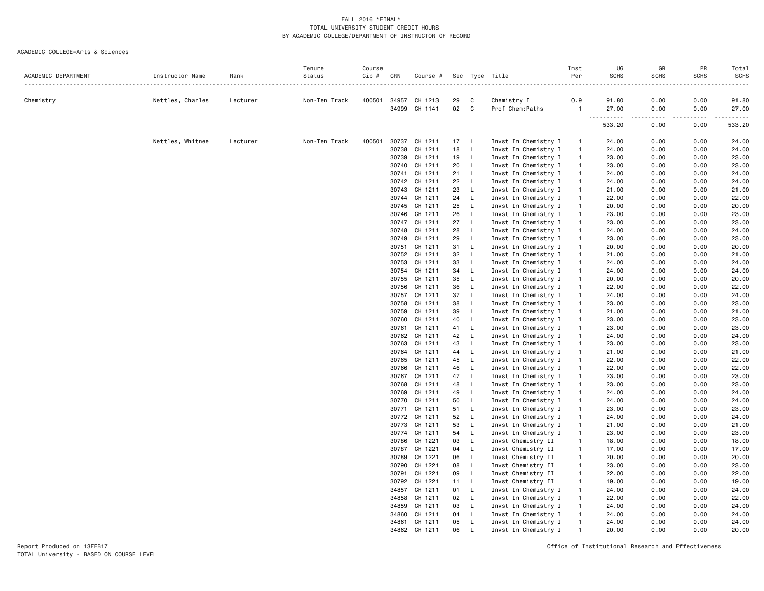FALL 2016 *FINAL*
TOTAL UNIVERSITY STUDENT CREDIT HOURS
BY ACADEMIC COLLEGE/DEPARTMENT OF INSTRUCTOR OF RECORD

ACADEMIC COLLEGE=Arts & Sciences

| ACADEMIC DEPARTMENT | Instructor Name | Rank | Tenure Status | Course Cip # | CRN | Course # | Sec | Type | Title | Inst Per | UG SCHS | GR SCHS | PR SCHS | Total SCHS |
|---|---|---|---|---|---|---|---|---|---|---|---|---|---|---|
| Chemistry | Nettles, Charles | Lecturer | Non-Ten Track | 400501 | 34957 | CH 1213 | 29 | C | Chemistry I | 0.9 | 91.80 | 0.00 | 0.00 | 91.80 |
| | | | | | 34999 | CH 1141 | 02 | C | Prof Chem:Paths | 1 | 27.00 | 0.00 | 0.00 | 27.00 |
| | | | | | | | | | | | 533.20 | 0.00 | 0.00 | 533.20 |
| | Nettles, Whitnee | Lecturer | Non-Ten Track | 400501 | 30737 | CH 1211 | 17 | L | Invst In Chemistry I | 1 | 24.00 | 0.00 | 0.00 | 24.00 |
| | | | | | 30738 | CH 1211 | 18 | L | Invst In Chemistry I | 1 | 24.00 | 0.00 | 0.00 | 24.00 |
| | | | | | 30739 | CH 1211 | 19 | L | Invst In Chemistry I | 1 | 23.00 | 0.00 | 0.00 | 23.00 |
| | | | | | 30740 | CH 1211 | 20 | L | Invst In Chemistry I | 1 | 23.00 | 0.00 | 0.00 | 23.00 |
| | | | | | 30741 | CH 1211 | 21 | L | Invst In Chemistry I | 1 | 24.00 | 0.00 | 0.00 | 24.00 |
| | | | | | 30742 | CH 1211 | 22 | L | Invst In Chemistry I | 1 | 24.00 | 0.00 | 0.00 | 24.00 |
| | | | | | 30743 | CH 1211 | 23 | L | Invst In Chemistry I | 1 | 21.00 | 0.00 | 0.00 | 21.00 |
| | | | | | 30744 | CH 1211 | 24 | L | Invst In Chemistry I | 1 | 22.00 | 0.00 | 0.00 | 22.00 |
| | | | | | 30745 | CH 1211 | 25 | L | Invst In Chemistry I | 1 | 20.00 | 0.00 | 0.00 | 20.00 |
| | | | | | 30746 | CH 1211 | 26 | L | Invst In Chemistry I | 1 | 23.00 | 0.00 | 0.00 | 23.00 |
| | | | | | 30747 | CH 1211 | 27 | L | Invst In Chemistry I | 1 | 23.00 | 0.00 | 0.00 | 23.00 |
| | | | | | 30748 | CH 1211 | 28 | L | Invst In Chemistry I | 1 | 24.00 | 0.00 | 0.00 | 24.00 |
| | | | | | 30749 | CH 1211 | 29 | L | Invst In Chemistry I | 1 | 23.00 | 0.00 | 0.00 | 23.00 |
| | | | | | 30751 | CH 1211 | 31 | L | Invst In Chemistry I | 1 | 20.00 | 0.00 | 0.00 | 20.00 |
| | | | | | 30752 | CH 1211 | 32 | L | Invst In Chemistry I | 1 | 21.00 | 0.00 | 0.00 | 21.00 |
| | | | | | 30753 | CH 1211 | 33 | L | Invst In Chemistry I | 1 | 24.00 | 0.00 | 0.00 | 24.00 |
| | | | | | 30754 | CH 1211 | 34 | L | Invst In Chemistry I | 1 | 24.00 | 0.00 | 0.00 | 24.00 |
| | | | | | 30755 | CH 1211 | 35 | L | Invst In Chemistry I | 1 | 20.00 | 0.00 | 0.00 | 20.00 |
| | | | | | 30756 | CH 1211 | 36 | L | Invst In Chemistry I | 1 | 22.00 | 0.00 | 0.00 | 22.00 |
| | | | | | 30757 | CH 1211 | 37 | L | Invst In Chemistry I | 1 | 24.00 | 0.00 | 0.00 | 24.00 |
| | | | | | 30758 | CH 1211 | 38 | L | Invst In Chemistry I | 1 | 23.00 | 0.00 | 0.00 | 23.00 |
| | | | | | 30759 | CH 1211 | 39 | L | Invst In Chemistry I | 1 | 21.00 | 0.00 | 0.00 | 21.00 |
| | | | | | 30760 | CH 1211 | 40 | L | Invst In Chemistry I | 1 | 23.00 | 0.00 | 0.00 | 23.00 |
| | | | | | 30761 | CH 1211 | 41 | L | Invst In Chemistry I | 1 | 23.00 | 0.00 | 0.00 | 23.00 |
| | | | | | 30762 | CH 1211 | 42 | L | Invst In Chemistry I | 1 | 24.00 | 0.00 | 0.00 | 24.00 |
| | | | | | 30763 | CH 1211 | 43 | L | Invst In Chemistry I | 1 | 23.00 | 0.00 | 0.00 | 23.00 |
| | | | | | 30764 | CH 1211 | 44 | L | Invst In Chemistry I | 1 | 21.00 | 0.00 | 0.00 | 21.00 |
| | | | | | 30765 | CH 1211 | 45 | L | Invst In Chemistry I | 1 | 22.00 | 0.00 | 0.00 | 22.00 |
| | | | | | 30766 | CH 1211 | 46 | L | Invst In Chemistry I | 1 | 22.00 | 0.00 | 0.00 | 22.00 |
| | | | | | 30767 | CH 1211 | 47 | L | Invst In Chemistry I | 1 | 23.00 | 0.00 | 0.00 | 23.00 |
| | | | | | 30768 | CH 1211 | 48 | L | Invst In Chemistry I | 1 | 23.00 | 0.00 | 0.00 | 23.00 |
| | | | | | 30769 | CH 1211 | 49 | L | Invst In Chemistry I | 1 | 24.00 | 0.00 | 0.00 | 24.00 |
| | | | | | 30770 | CH 1211 | 50 | L | Invst In Chemistry I | 1 | 24.00 | 0.00 | 0.00 | 24.00 |
| | | | | | 30771 | CH 1211 | 51 | L | Invst In Chemistry I | 1 | 23.00 | 0.00 | 0.00 | 23.00 |
| | | | | | 30772 | CH 1211 | 52 | L | Invst In Chemistry I | 1 | 24.00 | 0.00 | 0.00 | 24.00 |
| | | | | | 30773 | CH 1211 | 53 | L | Invst In Chemistry I | 1 | 21.00 | 0.00 | 0.00 | 21.00 |
| | | | | | 30774 | CH 1211 | 54 | L | Invst In Chemistry I | 1 | 23.00 | 0.00 | 0.00 | 23.00 |
| | | | | | 30786 | CH 1221 | 03 | L | Invst Chemistry II | 1 | 18.00 | 0.00 | 0.00 | 18.00 |
| | | | | | 30787 | CH 1221 | 04 | L | Invst Chemistry II | 1 | 17.00 | 0.00 | 0.00 | 17.00 |
| | | | | | 30789 | CH 1221 | 06 | L | Invst Chemistry II | 1 | 20.00 | 0.00 | 0.00 | 20.00 |
| | | | | | 30790 | CH 1221 | 08 | L | Invst Chemistry II | 1 | 23.00 | 0.00 | 0.00 | 23.00 |
| | | | | | 30791 | CH 1221 | 09 | L | Invst Chemistry II | 1 | 22.00 | 0.00 | 0.00 | 22.00 |
| | | | | | 30792 | CH 1221 | 11 | L | Invst Chemistry II | 1 | 19.00 | 0.00 | 0.00 | 19.00 |
| | | | | | 34857 | CH 1211 | 01 | L | Invst In Chemistry I | 1 | 24.00 | 0.00 | 0.00 | 24.00 |
| | | | | | 34858 | CH 1211 | 02 | L | Invst In Chemistry I | 1 | 22.00 | 0.00 | 0.00 | 22.00 |
| | | | | | 34859 | CH 1211 | 03 | L | Invst In Chemistry I | 1 | 24.00 | 0.00 | 0.00 | 24.00 |
| | | | | | 34860 | CH 1211 | 04 | L | Invst In Chemistry I | 1 | 24.00 | 0.00 | 0.00 | 24.00 |
| | | | | | 34861 | CH 1211 | 05 | L | Invst In Chemistry I | 1 | 24.00 | 0.00 | 0.00 | 24.00 |
| | | | | | 34862 | CH 1211 | 06 | L | Invst In Chemistry I | 1 | 20.00 | 0.00 | 0.00 | 20.00 |

Report Produced on 13FEB17
TOTAL University - BASED ON COURSE LEVEL

Office of Institutional Research and Effectiveness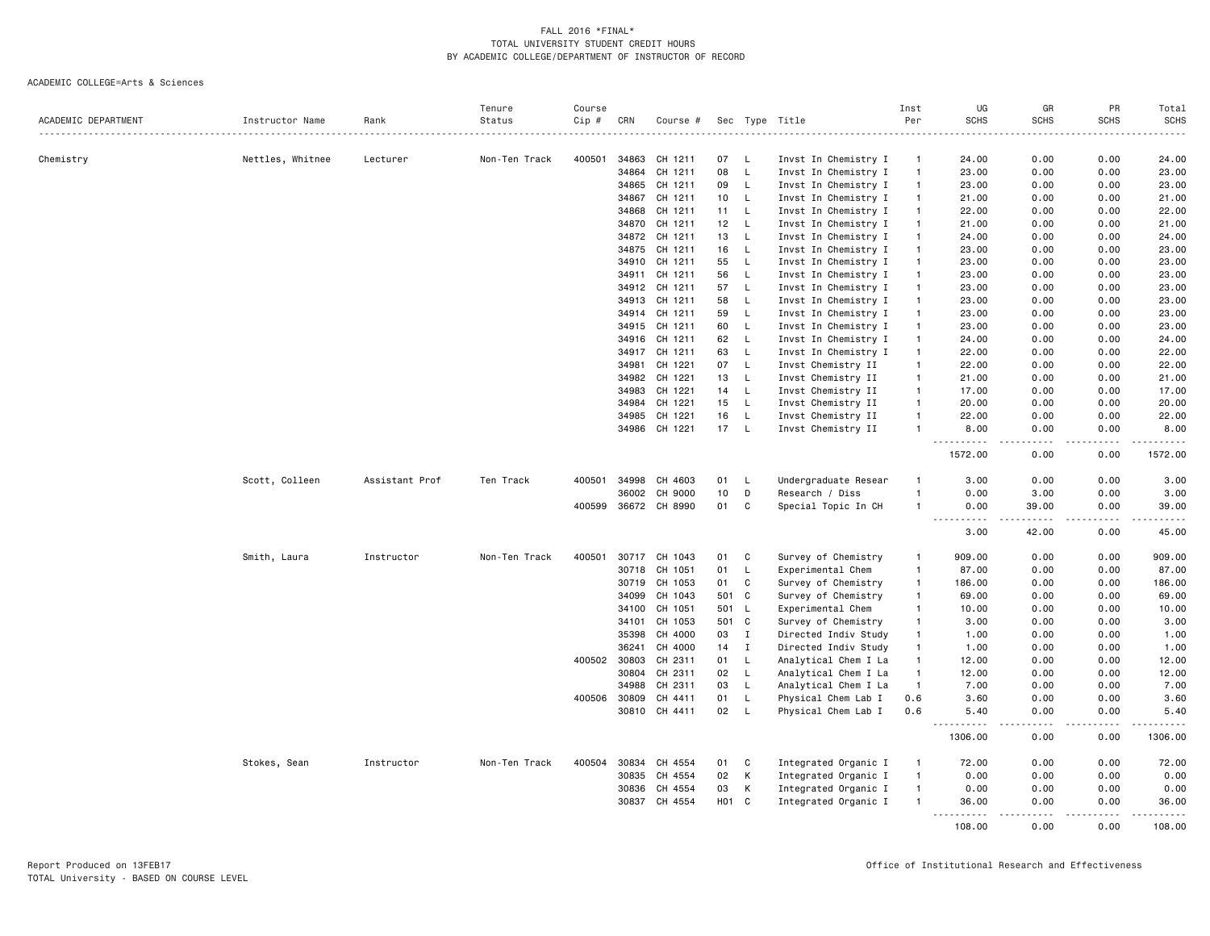FALL 2016 *FINAL*
TOTAL UNIVERSITY STUDENT CREDIT HOURS
BY ACADEMIC COLLEGE/DEPARTMENT OF INSTRUCTOR OF RECORD

ACADEMIC COLLEGE=Arts & Sciences

| ACADEMIC DEPARTMENT | Instructor Name | Rank | Tenure Status | Course Cip # | CRN | Course # | Sec | Type | Title | Inst Per | UG SCHS | GR SCHS | PR SCHS | Total SCHS |
|---|---|---|---|---|---|---|---|---|---|---|---|---|---|---|
| Chemistry | Nettles, Whitnee | Lecturer | Non-Ten Track | 400501 | 34863 | CH 1211 | 07 | L | Invst In Chemistry I | 1 | 24.00 | 0.00 | 0.00 | 24.00 |
| | | | | | 34864 | CH 1211 | 08 | L | Invst In Chemistry I | 1 | 23.00 | 0.00 | 0.00 | 23.00 |
| | | | | | 34865 | CH 1211 | 09 | L | Invst In Chemistry I | 1 | 23.00 | 0.00 | 0.00 | 23.00 |
| | | | | | 34867 | CH 1211 | 10 | L | Invst In Chemistry I | 1 | 21.00 | 0.00 | 0.00 | 21.00 |
| | | | | | 34868 | CH 1211 | 11 | L | Invst In Chemistry I | 1 | 22.00 | 0.00 | 0.00 | 22.00 |
| | | | | | 34870 | CH 1211 | 12 | L | Invst In Chemistry I | 1 | 21.00 | 0.00 | 0.00 | 21.00 |
| | | | | | 34872 | CH 1211 | 13 | L | Invst In Chemistry I | 1 | 24.00 | 0.00 | 0.00 | 24.00 |
| | | | | | 34875 | CH 1211 | 16 | L | Invst In Chemistry I | 1 | 23.00 | 0.00 | 0.00 | 23.00 |
| | | | | | 34910 | CH 1211 | 55 | L | Invst In Chemistry I | 1 | 23.00 | 0.00 | 0.00 | 23.00 |
| | | | | | 34911 | CH 1211 | 56 | L | Invst In Chemistry I | 1 | 23.00 | 0.00 | 0.00 | 23.00 |
| | | | | | 34912 | CH 1211 | 57 | L | Invst In Chemistry I | 1 | 23.00 | 0.00 | 0.00 | 23.00 |
| | | | | | 34913 | CH 1211 | 58 | L | Invst In Chemistry I | 1 | 23.00 | 0.00 | 0.00 | 23.00 |
| | | | | | 34914 | CH 1211 | 59 | L | Invst In Chemistry I | 1 | 23.00 | 0.00 | 0.00 | 23.00 |
| | | | | | 34915 | CH 1211 | 60 | L | Invst In Chemistry I | 1 | 23.00 | 0.00 | 0.00 | 23.00 |
| | | | | | 34916 | CH 1211 | 62 | L | Invst In Chemistry I | 1 | 24.00 | 0.00 | 0.00 | 24.00 |
| | | | | | 34917 | CH 1211 | 63 | L | Invst In Chemistry I | 1 | 22.00 | 0.00 | 0.00 | 22.00 |
| | | | | | 34981 | CH 1221 | 07 | L | Invst Chemistry II | 1 | 22.00 | 0.00 | 0.00 | 22.00 |
| | | | | | 34982 | CH 1221 | 13 | L | Invst Chemistry II | 1 | 21.00 | 0.00 | 0.00 | 21.00 |
| | | | | | 34983 | CH 1221 | 14 | L | Invst Chemistry II | 1 | 17.00 | 0.00 | 0.00 | 17.00 |
| | | | | | 34984 | CH 1221 | 15 | L | Invst Chemistry II | 1 | 20.00 | 0.00 | 0.00 | 20.00 |
| | | | | | 34985 | CH 1221 | 16 | L | Invst Chemistry II | 1 | 22.00 | 0.00 | 0.00 | 22.00 |
| | | | | | 34986 | CH 1221 | 17 | L | Invst Chemistry II | 1 | 8.00 | 0.00 | 0.00 | 8.00 |
| | | | | | | | | | | | 1572.00 | 0.00 | 0.00 | 1572.00 |
| | Scott, Colleen | Assistant Prof | Ten Track | 400501 | 34998 | CH 4603 | 01 | L | Undergraduate Resear | 1 | 3.00 | 0.00 | 0.00 | 3.00 |
| | | | | | 36002 | CH 9000 | 10 | D | Research / Diss | 1 | 0.00 | 3.00 | 0.00 | 3.00 |
| | | | | 400599 | 36672 | CH 8990 | 01 | C | Special Topic In CH | 1 | 0.00 | 39.00 | 0.00 | 39.00 |
| | | | | | | | | | | | 3.00 | 42.00 | 0.00 | 45.00 |
| | Smith, Laura | Instructor | Non-Ten Track | 400501 | 30717 | CH 1043 | 01 | C | Survey of Chemistry | 1 | 909.00 | 0.00 | 0.00 | 909.00 |
| | | | | | 30718 | CH 1051 | 01 | L | Experimental Chem | 1 | 87.00 | 0.00 | 0.00 | 87.00 |
| | | | | | 30719 | CH 1053 | 01 | C | Survey of Chemistry | 1 | 186.00 | 0.00 | 0.00 | 186.00 |
| | | | | | 34099 | CH 1043 | 501 | C | Survey of Chemistry | 1 | 69.00 | 0.00 | 0.00 | 69.00 |
| | | | | | 34100 | CH 1051 | 501 | L | Experimental Chem | 1 | 10.00 | 0.00 | 0.00 | 10.00 |
| | | | | | 34101 | CH 1053 | 501 | C | Survey of Chemistry | 1 | 3.00 | 0.00 | 0.00 | 3.00 |
| | | | | | 35398 | CH 4000 | 03 | I | Directed Indiv Study | 1 | 1.00 | 0.00 | 0.00 | 1.00 |
| | | | | | 36241 | CH 4000 | 14 | I | Directed Indiv Study | 1 | 1.00 | 0.00 | 0.00 | 1.00 |
| | | | | 400502 | 30803 | CH 2311 | 01 | L | Analytical Chem I La | 1 | 12.00 | 0.00 | 0.00 | 12.00 |
| | | | | | 30804 | CH 2311 | 02 | L | Analytical Chem I La | 1 | 12.00 | 0.00 | 0.00 | 12.00 |
| | | | | | 34988 | CH 2311 | 03 | L | Analytical Chem I La | 1 | 7.00 | 0.00 | 0.00 | 7.00 |
| | | | | 400506 | 30809 | CH 4411 | 01 | L | Physical Chem Lab I | 0.6 | 3.60 | 0.00 | 0.00 | 3.60 |
| | | | | | 30810 | CH 4411 | 02 | L | Physical Chem Lab I | 0.6 | 5.40 | 0.00 | 0.00 | 5.40 |
| | | | | | | | | | | | 1306.00 | 0.00 | 0.00 | 1306.00 |
| | Stokes, Sean | Instructor | Non-Ten Track | 400504 | 30834 | CH 4554 | 01 | C | Integrated Organic I | 1 | 72.00 | 0.00 | 0.00 | 72.00 |
| | | | | | 30835 | CH 4554 | 02 | K | Integrated Organic I | 1 | 0.00 | 0.00 | 0.00 | 0.00 |
| | | | | | 30836 | CH 4554 | 03 | K | Integrated Organic I | 1 | 0.00 | 0.00 | 0.00 | 0.00 |
| | | | | | 30837 | CH 4554 | H01 | C | Integrated Organic I | 1 | 36.00 | 0.00 | 0.00 | 36.00 |
| | | | | | | | | | | | 108.00 | 0.00 | 0.00 | 108.00 |

Report Produced on 13FEB17
TOTAL University - BASED ON COURSE LEVEL

Office of Institutional Research and Effectiveness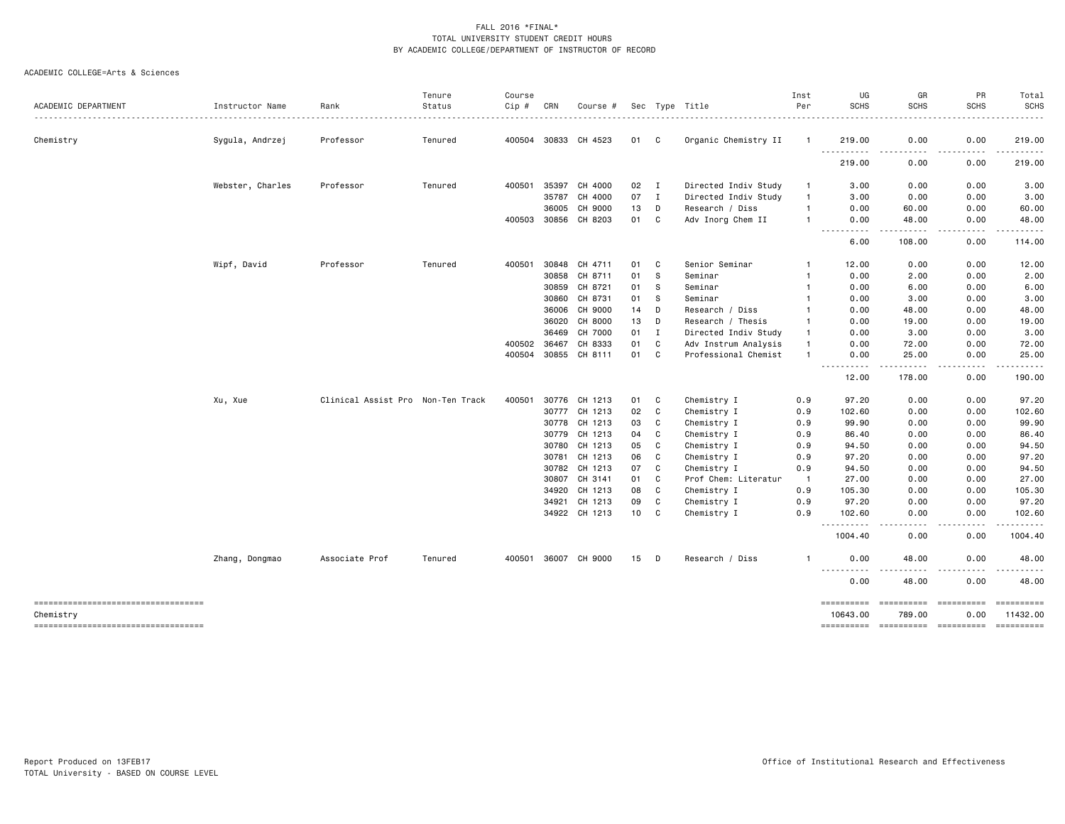FALL 2016 *FINAL*
TOTAL UNIVERSITY STUDENT CREDIT HOURS
BY ACADEMIC COLLEGE/DEPARTMENT OF INSTRUCTOR OF RECORD

ACADEMIC COLLEGE=Arts & Sciences

| ACADEMIC DEPARTMENT | Instructor Name | Rank | Tenure Status | Course Cip # | CRN | Course # | Sec | Type | Title | Inst Per | UG SCHS | GR SCHS | PR SCHS | Total SCHS |
|---|---|---|---|---|---|---|---|---|---|---|---|---|---|---|
| Chemistry | Sygula, Andrzej | Professor | Tenured | 400504 | 30833 | CH 4523 | 01 | C | Organic Chemistry II | 1 | 219.00 | 0.00 | 0.00 | 219.00 |
| | | | | | | | | | | | 219.00 | 0.00 | 0.00 | 219.00 |
| | Webster, Charles | Professor | Tenured | 400501 | 35397 | CH 4000 | 02 | I | Directed Indiv Study | 1 | 3.00 | 0.00 | 0.00 | 3.00 |
| | | | | | 35787 | CH 4000 | 07 | I | Directed Indiv Study | 1 | 3.00 | 0.00 | 0.00 | 3.00 |
| | | | | | 36005 | CH 9000 | 13 | D | Research / Diss | 1 | 0.00 | 60.00 | 0.00 | 60.00 |
| | | | | 400503 | 30856 | CH 8203 | 01 | C | Adv Inorg Chem II | 1 | 0.00 | 48.00 | 0.00 | 48.00 |
| | | | | | | | | | | | 6.00 | 108.00 | 0.00 | 114.00 |
| | Wipf, David | Professor | Tenured | 400501 | 30848 | CH 4711 | 01 | C | Senior Seminar | 1 | 12.00 | 0.00 | 0.00 | 12.00 |
| | | | | | 30858 | CH 8711 | 01 | S | Seminar | 1 | 0.00 | 2.00 | 0.00 | 2.00 |
| | | | | | 30859 | CH 8721 | 01 | S | Seminar | 1 | 0.00 | 6.00 | 0.00 | 6.00 |
| | | | | | 30860 | CH 8731 | 01 | S | Seminar | 1 | 0.00 | 3.00 | 0.00 | 3.00 |
| | | | | | 36006 | CH 9000 | 14 | D | Research / Diss | 1 | 0.00 | 48.00 | 0.00 | 48.00 |
| | | | | | 36020 | CH 8000 | 13 | D | Research / Thesis | 1 | 0.00 | 19.00 | 0.00 | 19.00 |
| | | | | | 36469 | CH 7000 | 01 | I | Directed Indiv Study | 1 | 0.00 | 3.00 | 0.00 | 3.00 |
| | | | | 400502 | 36467 | CH 8333 | 01 | C | Adv Instrum Analysis | 1 | 0.00 | 72.00 | 0.00 | 72.00 |
| | | | | 400504 | 30855 | CH 8111 | 01 | C | Professional Chemist | 1 | 0.00 | 25.00 | 0.00 | 25.00 |
| | | | | | | | | | | | 12.00 | 178.00 | 0.00 | 190.00 |
| | Xu, Xue | Clinical Assist Pro | Non-Ten Track | 400501 | 30776 | CH 1213 | 01 | C | Chemistry I | 0.9 | 97.20 | 0.00 | 0.00 | 97.20 |
| | | | | | 30777 | CH 1213 | 02 | C | Chemistry I | 0.9 | 102.60 | 0.00 | 0.00 | 102.60 |
| | | | | | 30778 | CH 1213 | 03 | C | Chemistry I | 0.9 | 99.90 | 0.00 | 0.00 | 99.90 |
| | | | | | 30779 | CH 1213 | 04 | C | Chemistry I | 0.9 | 86.40 | 0.00 | 0.00 | 86.40 |
| | | | | | 30780 | CH 1213 | 05 | C | Chemistry I | 0.9 | 94.50 | 0.00 | 0.00 | 94.50 |
| | | | | | 30781 | CH 1213 | 06 | C | Chemistry I | 0.9 | 97.20 | 0.00 | 0.00 | 97.20 |
| | | | | | 30782 | CH 1213 | 07 | C | Chemistry I | 0.9 | 94.50 | 0.00 | 0.00 | 94.50 |
| | | | | | 30807 | CH 3141 | 01 | C | Prof Chem: Literatur | 1 | 27.00 | 0.00 | 0.00 | 27.00 |
| | | | | | 34920 | CH 1213 | 08 | C | Chemistry I | 0.9 | 105.30 | 0.00 | 0.00 | 105.30 |
| | | | | | 34921 | CH 1213 | 09 | C | Chemistry I | 0.9 | 97.20 | 0.00 | 0.00 | 97.20 |
| | | | | | 34922 | CH 1213 | 10 | C | Chemistry I | 0.9 | 102.60 | 0.00 | 0.00 | 102.60 |
| | | | | | | | | | | | 1004.40 | 0.00 | 0.00 | 1004.40 |
| | Zhang, Dongmao | Associate Prof | Tenured | 400501 | 36007 | CH 9000 | 15 | D | Research / Diss | 1 | 0.00 | 48.00 | 0.00 | 48.00 |
| | | | | | | | | | | | 0.00 | 48.00 | 0.00 | 48.00 |
| Chemistry | | | | | | | | | | | 10643.00 | 789.00 | 0.00 | 11432.00 |

Report Produced on 13FEB17
TOTAL University - BASED ON COURSE LEVEL

Office of Institutional Research and Effectiveness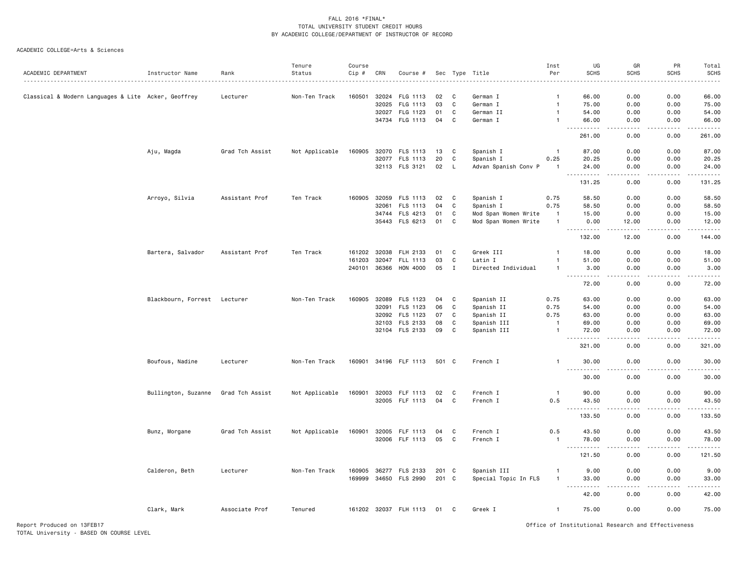FALL 2016 *FINAL*
TOTAL UNIVERSITY STUDENT CREDIT HOURS
BY ACADEMIC COLLEGE/DEPARTMENT OF INSTRUCTOR OF RECORD

ACADEMIC COLLEGE=Arts & Sciences

| ACADEMIC DEPARTMENT | Instructor Name | Rank | Tenure Status | Course Cip # | CRN | Course # | Sec | Type | Title | Inst Per | UG SCHS | GR SCHS | PR SCHS | Total SCHS |
|---|---|---|---|---|---|---|---|---|---|---|---|---|---|---|
| Classical & Modern Languages & Lite | Acker, Geoffrey | Lecturer | Non-Ten Track | 160501 | 32024 | FLG 1113 | 02 | C | German I | 1 | 66.00 | 0.00 | 0.00 | 66.00 |
| | | | | | 32025 | FLG 1113 | 03 | C | German I | 1 | 75.00 | 0.00 | 0.00 | 75.00 |
| | | | | | 32027 | FLG 1123 | 01 | C | German II | 1 | 54.00 | 0.00 | 0.00 | 54.00 |
| | | | | | 34734 | FLG 1113 | 04 | C | German I | 1 | 66.00 | 0.00 | 0.00 | 66.00 |
| | | | | | | | | | | | 261.00 | 0.00 | 0.00 | 261.00 |
| | Aju, Magda | Grad Tch Assist | Not Applicable | 160905 | 32070 | FLS 1113 | 13 | C | Spanish I | 1 | 87.00 | 0.00 | 0.00 | 87.00 |
| | | | | | 32077 | FLS 1113 | 20 | C | Spanish I | 0.25 | 20.25 | 0.00 | 0.00 | 20.25 |
| | | | | | 32113 | FLS 3121 | 02 | L | Advan Spanish Conv P | 1 | 24.00 | 0.00 | 0.00 | 24.00 |
| | | | | | | | | | | | 131.25 | 0.00 | 0.00 | 131.25 |
| | Arroyo, Silvia | Assistant Prof | Ten Track | 160905 | 32059 | FLS 1113 | 02 | C | Spanish I | 0.75 | 58.50 | 0.00 | 0.00 | 58.50 |
| | | | | | 32061 | FLS 1113 | 04 | C | Spanish I | 0.75 | 58.50 | 0.00 | 0.00 | 58.50 |
| | | | | | 34744 | FLS 4213 | 01 | C | Mod Span Women Write | 1 | 15.00 | 0.00 | 0.00 | 15.00 |
| | | | | | 35443 | FLS 6213 | 01 | C | Mod Span Women Write | 1 | 0.00 | 12.00 | 0.00 | 12.00 |
| | | | | | | | | | | | 132.00 | 12.00 | 0.00 | 144.00 |
| | Bartera, Salvador | Assistant Prof | Ten Track | 161202 | 32038 | FLH 2133 | 01 | C | Greek III | 1 | 18.00 | 0.00 | 0.00 | 18.00 |
| | | | | 161203 | 32047 | FLL 1113 | 03 | C | Latin I | 1 | 51.00 | 0.00 | 0.00 | 51.00 |
| | | | | 240101 | 36366 | HON 4000 | 05 | I | Directed Individual | 1 | 3.00 | 0.00 | 0.00 | 3.00 |
| | | | | | | | | | | | 72.00 | 0.00 | 0.00 | 72.00 |
| | Blackbourn, Forrest | Lecturer | Non-Ten Track | 160905 | 32089 | FLS 1123 | 04 | C | Spanish II | 0.75 | 63.00 | 0.00 | 0.00 | 63.00 |
| | | | | | 32091 | FLS 1123 | 06 | C | Spanish II | 0.75 | 54.00 | 0.00 | 0.00 | 54.00 |
| | | | | | 32092 | FLS 1123 | 07 | C | Spanish II | 0.75 | 63.00 | 0.00 | 0.00 | 63.00 |
| | | | | | 32103 | FLS 2133 | 08 | C | Spanish III | 1 | 69.00 | 0.00 | 0.00 | 69.00 |
| | | | | | 32104 | FLS 2133 | 09 | C | Spanish III | 1 | 72.00 | 0.00 | 0.00 | 72.00 |
| | | | | | | | | | | | 321.00 | 0.00 | 0.00 | 321.00 |
| | Boufous, Nadine | Lecturer | Non-Ten Track | 160901 | 34196 | FLF 1113 | 501 | C | French I | 1 | 30.00 | 0.00 | 0.00 | 30.00 |
| | | | | | | | | | | | 30.00 | 0.00 | 0.00 | 30.00 |
| | Bullington, Suzanne | Grad Tch Assist | Not Applicable | 160901 | 32003 | FLF 1113 | 02 | C | French I | 1 | 90.00 | 0.00 | 0.00 | 90.00 |
| | | | | | 32005 | FLF 1113 | 04 | C | French I | 0.5 | 43.50 | 0.00 | 0.00 | 43.50 |
| | | | | | | | | | | | 133.50 | 0.00 | 0.00 | 133.50 |
| | Bunz, Morgane | Grad Tch Assist | Not Applicable | 160901 | 32005 | FLF 1113 | 04 | C | French I | 0.5 | 43.50 | 0.00 | 0.00 | 43.50 |
| | | | | | 32006 | FLF 1113 | 05 | C | French I | 1 | 78.00 | 0.00 | 0.00 | 78.00 |
| | | | | | | | | | | | 121.50 | 0.00 | 0.00 | 121.50 |
| | Calderon, Beth | Lecturer | Non-Ten Track | 160905 | 36277 | FLS 2133 | 201 | C | Spanish III | 1 | 9.00 | 0.00 | 0.00 | 9.00 |
| | | | | 169999 | 34650 | FLS 2990 | 201 | C | Special Topic In FLS | 1 | 33.00 | 0.00 | 0.00 | 33.00 |
| | | | | | | | | | | | 42.00 | 0.00 | 0.00 | 42.00 |
| | Clark, Mark | Associate Prof | Tenured | 161202 | 32037 | FLH 1113 | 01 | C | Greek I | 1 | 75.00 | 0.00 | 0.00 | 75.00 |

Report Produced on 13FEB17
TOTAL University - BASED ON COURSE LEVEL
Office of Institutional Research and Effectiveness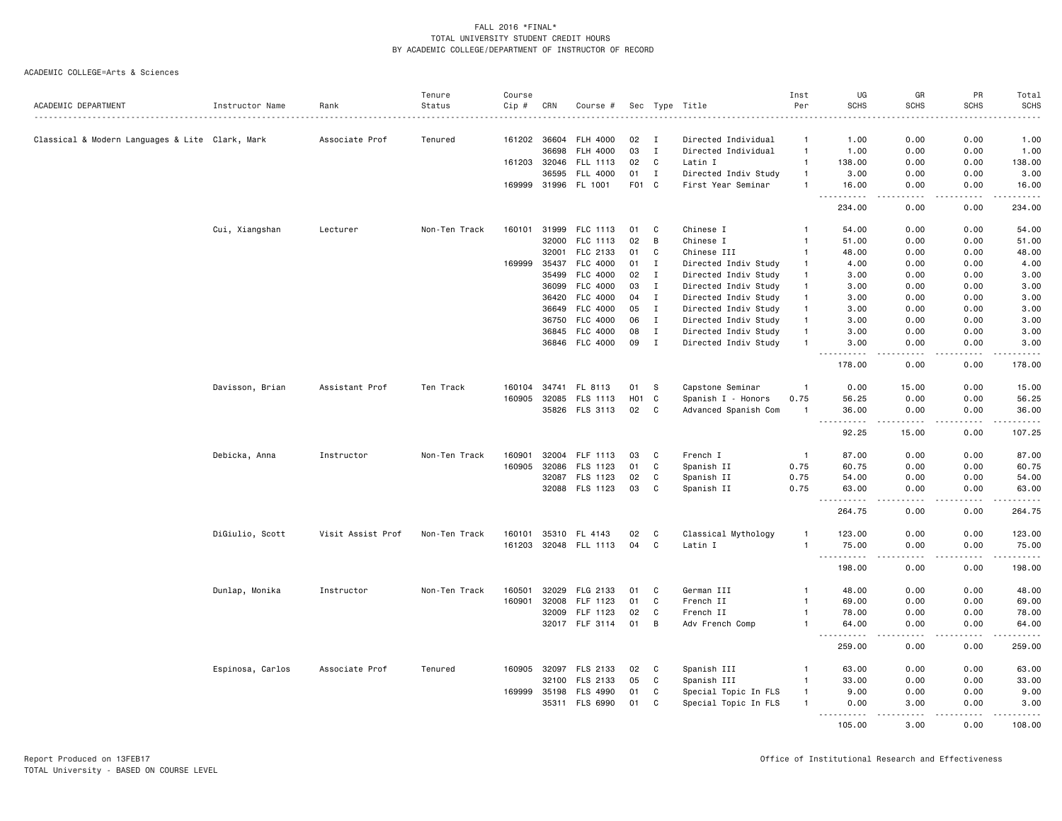FALL 2016 *FINAL*
TOTAL UNIVERSITY STUDENT CREDIT HOURS
BY ACADEMIC COLLEGE/DEPARTMENT OF INSTRUCTOR OF RECORD

ACADEMIC COLLEGE=Arts & Sciences

| ACADEMIC DEPARTMENT | Instructor Name | Rank | Tenure Status | Course Cip # | CRN | Course # | Sec | Type | Title | Inst Per | UG SCHS | GR SCHS | PR SCHS | Total SCHS |
|---|---|---|---|---|---|---|---|---|---|---|---|---|---|---|
| Classical & Modern Languages & Lite | Clark, Mark | Associate Prof | Tenured | 161202 | 36604 | FLH 4000 | 02 | I | Directed Individual | 1 | 1.00 | 0.00 | 0.00 | 1.00 |
| | | | | | 36698 | FLH 4000 | 03 | I | Directed Individual | 1 | 1.00 | 0.00 | 0.00 | 1.00 |
| | | | | 161203 | 32046 | FLL 1113 | 02 | C | Latin I | 1 | 138.00 | 0.00 | 0.00 | 138.00 |
| | | | | | 36595 | FLL 4000 | 01 | I | Directed Indiv Study | 1 | 3.00 | 0.00 | 0.00 | 3.00 |
| | | | | 169999 | 31996 | FL 1001 | F01 | C | First Year Seminar | 1 | 16.00 | 0.00 | 0.00 | 16.00 |
| | | | | | | | | | | | 234.00 | 0.00 | 0.00 | 234.00 |
| | Cui, Xiangshan | Lecturer | Non-Ten Track | 160101 | 31999 | FLC 1113 | 01 | C | Chinese I | 1 | 54.00 | 0.00 | 0.00 | 54.00 |
| | | | | | 32000 | FLC 1113 | 02 | B | Chinese I | 1 | 51.00 | 0.00 | 0.00 | 51.00 |
| | | | | | 32001 | FLC 2133 | 01 | C | Chinese III | 1 | 48.00 | 0.00 | 0.00 | 48.00 |
| | | | | 169999 | 35437 | FLC 4000 | 01 | I | Directed Indiv Study | 1 | 4.00 | 0.00 | 0.00 | 4.00 |
| | | | | | 35499 | FLC 4000 | 02 | I | Directed Indiv Study | 1 | 3.00 | 0.00 | 0.00 | 3.00 |
| | | | | | 36099 | FLC 4000 | 03 | I | Directed Indiv Study | 1 | 3.00 | 0.00 | 0.00 | 3.00 |
| | | | | | 36420 | FLC 4000 | 04 | I | Directed Indiv Study | 1 | 3.00 | 0.00 | 0.00 | 3.00 |
| | | | | | 36649 | FLC 4000 | 05 | I | Directed Indiv Study | 1 | 3.00 | 0.00 | 0.00 | 3.00 |
| | | | | | 36750 | FLC 4000 | 06 | I | Directed Indiv Study | 1 | 3.00 | 0.00 | 0.00 | 3.00 |
| | | | | | 36845 | FLC 4000 | 08 | I | Directed Indiv Study | 1 | 3.00 | 0.00 | 0.00 | 3.00 |
| | | | | | 36846 | FLC 4000 | 09 | I | Directed Indiv Study | 1 | 3.00 | 0.00 | 0.00 | 3.00 |
| | | | | | | | | | | | 178.00 | 0.00 | 0.00 | 178.00 |
| | Davisson, Brian | Assistant Prof | Ten Track | 160104 | 34741 | FL 8113 | 01 | S | Capstone Seminar | 1 | 0.00 | 15.00 | 0.00 | 15.00 |
| | | | | 160905 | 32085 | FLS 1113 | H01 | C | Spanish I - Honors | 0.75 | 56.25 | 0.00 | 0.00 | 56.25 |
| | | | | | 35826 | FLS 3113 | 02 | C | Advanced Spanish Com | 1 | 36.00 | 0.00 | 0.00 | 36.00 |
| | | | | | | | | | | | 92.25 | 15.00 | 0.00 | 107.25 |
| | Debicka, Anna | Instructor | Non-Ten Track | 160901 | 32004 | FLF 1113 | 03 | C | French I | 1 | 87.00 | 0.00 | 0.00 | 87.00 |
| | | | | 160905 | 32086 | FLS 1123 | 01 | C | Spanish II | 0.75 | 60.75 | 0.00 | 0.00 | 60.75 |
| | | | | | 32087 | FLS 1123 | 02 | C | Spanish II | 0.75 | 54.00 | 0.00 | 0.00 | 54.00 |
| | | | | | 32088 | FLS 1123 | 03 | C | Spanish II | 0.75 | 63.00 | 0.00 | 0.00 | 63.00 |
| | | | | | | | | | | | 264.75 | 0.00 | 0.00 | 264.75 |
| | DiGiulio, Scott | Visit Assist Prof | Non-Ten Track | 160101 | 35310 | FL 4143 | 02 | C | Classical Mythology | 1 | 123.00 | 0.00 | 0.00 | 123.00 |
| | | | | 161203 | 32048 | FLL 1113 | 04 | C | Latin I | 1 | 75.00 | 0.00 | 0.00 | 75.00 |
| | | | | | | | | | | | 198.00 | 0.00 | 0.00 | 198.00 |
| | Dunlap, Monika | Instructor | Non-Ten Track | 160501 | 32029 | FLG 2133 | 01 | C | German III | 1 | 48.00 | 0.00 | 0.00 | 48.00 |
| | | | | 160901 | 32008 | FLF 1123 | 01 | C | French II | 1 | 69.00 | 0.00 | 0.00 | 69.00 |
| | | | | | 32009 | FLF 1123 | 02 | C | French II | 1 | 78.00 | 0.00 | 0.00 | 78.00 |
| | | | | | 32017 | FLF 3114 | 01 | B | Adv French Comp | 1 | 64.00 | 0.00 | 0.00 | 64.00 |
| | | | | | | | | | | | 259.00 | 0.00 | 0.00 | 259.00 |
| | Espinosa, Carlos | Associate Prof | Tenured | 160905 | 32097 | FLS 2133 | 02 | C | Spanish III | 1 | 63.00 | 0.00 | 0.00 | 63.00 |
| | | | | | 32100 | FLS 2133 | 05 | C | Spanish III | 1 | 33.00 | 0.00 | 0.00 | 33.00 |
| | | | | 169999 | 35198 | FLS 4990 | 01 | C | Special Topic In FLS | 1 | 9.00 | 0.00 | 0.00 | 9.00 |
| | | | | | 35311 | FLS 6990 | 01 | C | Special Topic In FLS | 1 | 0.00 | 3.00 | 0.00 | 3.00 |
| | | | | | | | | | | | 105.00 | 3.00 | 0.00 | 108.00 |

Report Produced on 13FEB17
TOTAL University - BASED ON COURSE LEVEL

Office of Institutional Research and Effectiveness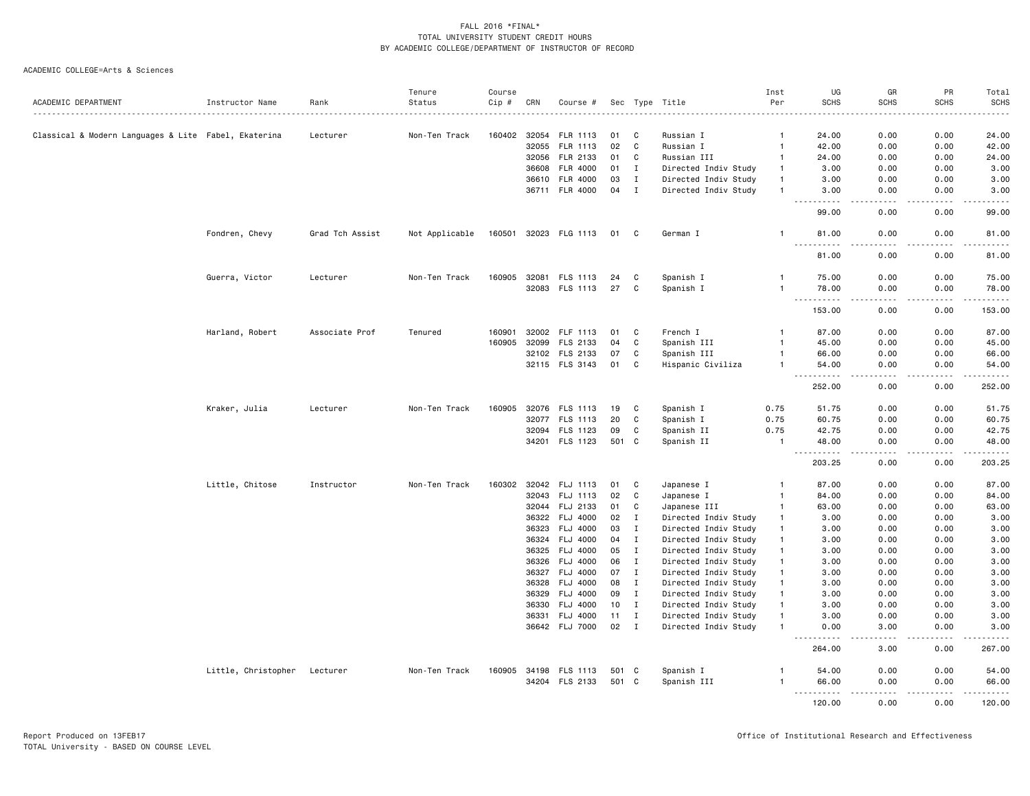FALL 2016 *FINAL*
TOTAL UNIVERSITY STUDENT CREDIT HOURS
BY ACADEMIC COLLEGE/DEPARTMENT OF INSTRUCTOR OF RECORD

ACADEMIC COLLEGE=Arts & Sciences

| ACADEMIC DEPARTMENT | Instructor Name | Rank | Tenure Status | Course Cip # | CRN | Course # | Sec | Type | Title | Inst Per | UG SCHS | GR SCHS | PR SCHS | Total SCHS |
|---|---|---|---|---|---|---|---|---|---|---|---|---|---|---|
| Classical & Modern Languages & Lite | Fabel, Ekaterina | Lecturer | Non-Ten Track | 160402 | 32054 | FLR 1113 | 01 | C | Russian I | 1 | 24.00 | 0.00 | 0.00 | 24.00 |
| | | | | | 32055 | FLR 1113 | 02 | C | Russian I | 1 | 42.00 | 0.00 | 0.00 | 42.00 |
| | | | | | 32056 | FLR 2133 | 01 | C | Russian III | 1 | 24.00 | 0.00 | 0.00 | 24.00 |
| | | | | | 36608 | FLR 4000 | 01 | I | Directed Indiv Study | 1 | 3.00 | 0.00 | 0.00 | 3.00 |
| | | | | | 36610 | FLR 4000 | 03 | I | Directed Indiv Study | 1 | 3.00 | 0.00 | 0.00 | 3.00 |
| | | | | | 36711 | FLR 4000 | 04 | I | Directed Indiv Study | 1 | 3.00 | 0.00 | 0.00 | 3.00 |
| | | | | | | | | | | | 99.00 | 0.00 | 0.00 | 99.00 |
| | Fondren, Chevy | Grad Tch Assist | Not Applicable | 160501 | 32023 | FLG 1113 | 01 | C | German I | 1 | 81.00 | 0.00 | 0.00 | 81.00 |
| | | | | | | | | | | | 81.00 | 0.00 | 0.00 | 81.00 |
| | Guerra, Victor | Lecturer | Non-Ten Track | 160905 | 32081 | FLS 1113 | 24 | C | Spanish I | 1 | 75.00 | 0.00 | 0.00 | 75.00 |
| | | | | | 32083 | FLS 1113 | 27 | C | Spanish I | 1 | 78.00 | 0.00 | 0.00 | 78.00 |
| | | | | | | | | | | | 153.00 | 0.00 | 0.00 | 153.00 |
| | Harland, Robert | Associate Prof | Tenured | 160901 | 32002 | FLF 1113 | 01 | C | French I | 1 | 87.00 | 0.00 | 0.00 | 87.00 |
| | | | | 160905 | 32099 | FLS 2133 | 04 | C | Spanish III | 1 | 45.00 | 0.00 | 0.00 | 45.00 |
| | | | | | 32102 | FLS 2133 | 07 | C | Spanish III | 1 | 66.00 | 0.00 | 0.00 | 66.00 |
| | | | | | 32115 | FLS 3143 | 01 | C | Hispanic Civiliza | 1 | 54.00 | 0.00 | 0.00 | 54.00 |
| | | | | | | | | | | | 252.00 | 0.00 | 0.00 | 252.00 |
| | Kraker, Julia | Lecturer | Non-Ten Track | 160905 | 32076 | FLS 1113 | 19 | C | Spanish I | 0.75 | 51.75 | 0.00 | 0.00 | 51.75 |
| | | | | | 32077 | FLS 1113 | 20 | C | Spanish I | 0.75 | 60.75 | 0.00 | 0.00 | 60.75 |
| | | | | | 32094 | FLS 1123 | 09 | C | Spanish II | 0.75 | 42.75 | 0.00 | 0.00 | 42.75 |
| | | | | | 34201 | FLS 1123 | 501 | C | Spanish II | 1 | 48.00 | 0.00 | 0.00 | 48.00 |
| | | | | | | | | | | | 203.25 | 0.00 | 0.00 | 203.25 |
| | Little, Chitose | Instructor | Non-Ten Track | 160302 | 32042 | FLJ 1113 | 01 | C | Japanese I | 1 | 87.00 | 0.00 | 0.00 | 87.00 |
| | | | | | 32043 | FLJ 1113 | 02 | C | Japanese I | 1 | 84.00 | 0.00 | 0.00 | 84.00 |
| | | | | | 32044 | FLJ 2133 | 01 | C | Japanese III | 1 | 63.00 | 0.00 | 0.00 | 63.00 |
| | | | | | 36322 | FLJ 4000 | 02 | I | Directed Indiv Study | 1 | 3.00 | 0.00 | 0.00 | 3.00 |
| | | | | | 36323 | FLJ 4000 | 03 | I | Directed Indiv Study | 1 | 3.00 | 0.00 | 0.00 | 3.00 |
| | | | | | 36324 | FLJ 4000 | 04 | I | Directed Indiv Study | 1 | 3.00 | 0.00 | 0.00 | 3.00 |
| | | | | | 36325 | FLJ 4000 | 05 | I | Directed Indiv Study | 1 | 3.00 | 0.00 | 0.00 | 3.00 |
| | | | | | 36326 | FLJ 4000 | 06 | I | Directed Indiv Study | 1 | 3.00 | 0.00 | 0.00 | 3.00 |
| | | | | | 36327 | FLJ 4000 | 07 | I | Directed Indiv Study | 1 | 3.00 | 0.00 | 0.00 | 3.00 |
| | | | | | 36328 | FLJ 4000 | 08 | I | Directed Indiv Study | 1 | 3.00 | 0.00 | 0.00 | 3.00 |
| | | | | | 36329 | FLJ 4000 | 09 | I | Directed Indiv Study | 1 | 3.00 | 0.00 | 0.00 | 3.00 |
| | | | | | 36330 | FLJ 4000 | 10 | I | Directed Indiv Study | 1 | 3.00 | 0.00 | 0.00 | 3.00 |
| | | | | | 36331 | FLJ 4000 | 11 | I | Directed Indiv Study | 1 | 3.00 | 0.00 | 0.00 | 3.00 |
| | | | | | 36642 | FLJ 7000 | 02 | I | Directed Indiv Study | 1 | 0.00 | 3.00 | 0.00 | 3.00 |
| | | | | | | | | | | | 264.00 | 3.00 | 0.00 | 267.00 |
| | Little, Christopher | Lecturer | Non-Ten Track | 160905 | 34198 | FLS 1113 | 501 | C | Spanish I | 1 | 54.00 | 0.00 | 0.00 | 54.00 |
| | | | | | 34204 | FLS 2133 | 501 | C | Spanish III | 1 | 66.00 | 0.00 | 0.00 | 66.00 |
| | | | | | | | | | | | 120.00 | 0.00 | 0.00 | 120.00 |

Report Produced on 13FEB17
TOTAL University - BASED ON COURSE LEVEL

Office of Institutional Research and Effectiveness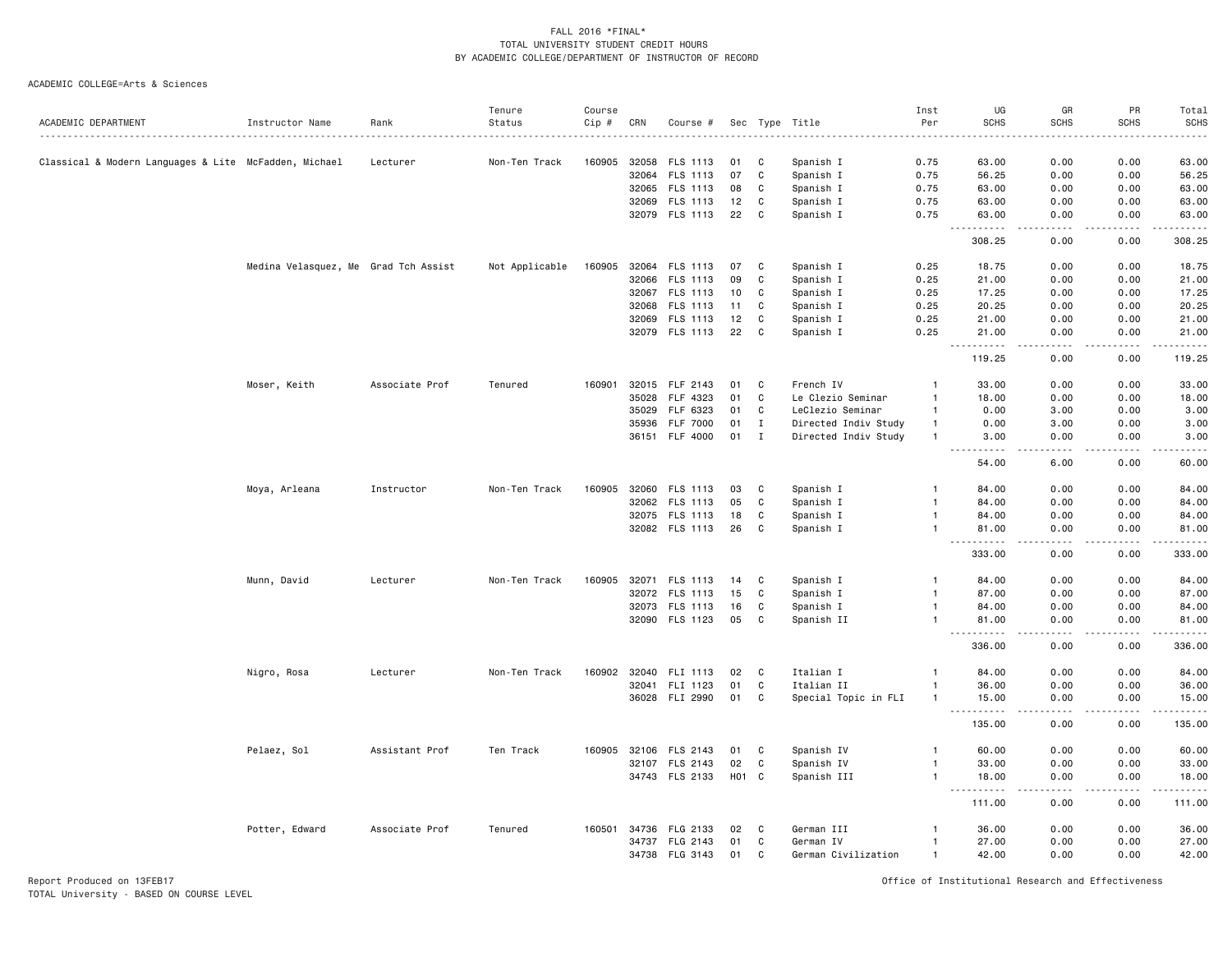FALL 2016 *FINAL*
TOTAL UNIVERSITY STUDENT CREDIT HOURS
BY ACADEMIC COLLEGE/DEPARTMENT OF INSTRUCTOR OF RECORD

ACADEMIC COLLEGE=Arts & Sciences

| ACADEMIC DEPARTMENT | Instructor Name | Rank | Tenure Status | Course Cip # | CRN | Course # | Sec | Type | Title | Inst Per | UG SCHS | GR SCHS | PR SCHS | Total SCHS |
|---|---|---|---|---|---|---|---|---|---|---|---|---|---|---|
| Classical & Modern Languages & Lite | McFadden, Michael | Lecturer | Non-Ten Track | 160905 | 32058 | FLS 1113 | 01 | C | Spanish I | 0.75 | 63.00 | 0.00 | 0.00 | 63.00 |
| | | | | | 32064 | FLS 1113 | 07 | C | Spanish I | 0.75 | 56.25 | 0.00 | 0.00 | 56.25 |
| | | | | | 32065 | FLS 1113 | 08 | C | Spanish I | 0.75 | 63.00 | 0.00 | 0.00 | 63.00 |
| | | | | | 32069 | FLS 1113 | 12 | C | Spanish I | 0.75 | 63.00 | 0.00 | 0.00 | 63.00 |
| | | | | | 32079 | FLS 1113 | 22 | C | Spanish I | 0.75 | 63.00 | 0.00 | 0.00 | 63.00 |
| | | | | | | | | | | | 308.25 | 0.00 | 0.00 | 308.25 |
| | Medina Velasquez, Me | Grad Tch Assist | Not Applicable | 160905 | 32064 | FLS 1113 | 07 | C | Spanish I | 0.25 | 18.75 | 0.00 | 0.00 | 18.75 |
| | | | | | 32066 | FLS 1113 | 09 | C | Spanish I | 0.25 | 21.00 | 0.00 | 0.00 | 21.00 |
| | | | | | 32067 | FLS 1113 | 10 | C | Spanish I | 0.25 | 17.25 | 0.00 | 0.00 | 17.25 |
| | | | | | 32068 | FLS 1113 | 11 | C | Spanish I | 0.25 | 20.25 | 0.00 | 0.00 | 20.25 |
| | | | | | 32069 | FLS 1113 | 12 | C | Spanish I | 0.25 | 21.00 | 0.00 | 0.00 | 21.00 |
| | | | | | 32079 | FLS 1113 | 22 | C | Spanish I | 0.25 | 21.00 | 0.00 | 0.00 | 21.00 |
| | | | | | | | | | | | 119.25 | 0.00 | 0.00 | 119.25 |
| | Moser, Keith | Associate Prof | Tenured | 160901 | 32015 | FLF 2143 | 01 | C | French IV | 1 | 33.00 | 0.00 | 0.00 | 33.00 |
| | | | | | 35028 | FLF 4323 | 01 | C | Le Clezio Seminar | 1 | 18.00 | 0.00 | 0.00 | 18.00 |
| | | | | | 35029 | FLF 6323 | 01 | C | LeClezio Seminar | 1 | 0.00 | 3.00 | 0.00 | 3.00 |
| | | | | | 35936 | FLF 7000 | 01 | I | Directed Indiv Study | 1 | 0.00 | 3.00 | 0.00 | 3.00 |
| | | | | | 36151 | FLF 4000 | 01 | I | Directed Indiv Study | 1 | 3.00 | 0.00 | 0.00 | 3.00 |
| | | | | | | | | | | | 54.00 | 6.00 | 0.00 | 60.00 |
| | Moya, Arleana | Instructor | Non-Ten Track | 160905 | 32060 | FLS 1113 | 03 | C | Spanish I | 1 | 84.00 | 0.00 | 0.00 | 84.00 |
| | | | | | 32062 | FLS 1113 | 05 | C | Spanish I | 1 | 84.00 | 0.00 | 0.00 | 84.00 |
| | | | | | 32075 | FLS 1113 | 18 | C | Spanish I | 1 | 84.00 | 0.00 | 0.00 | 84.00 |
| | | | | | 32082 | FLS 1113 | 26 | C | Spanish I | 1 | 81.00 | 0.00 | 0.00 | 81.00 |
| | | | | | | | | | | | 333.00 | 0.00 | 0.00 | 333.00 |
| | Munn, David | Lecturer | Non-Ten Track | 160905 | 32071 | FLS 1113 | 14 | C | Spanish I | 1 | 84.00 | 0.00 | 0.00 | 84.00 |
| | | | | | 32072 | FLS 1113 | 15 | C | Spanish I | 1 | 87.00 | 0.00 | 0.00 | 87.00 |
| | | | | | 32073 | FLS 1113 | 16 | C | Spanish I | 1 | 84.00 | 0.00 | 0.00 | 84.00 |
| | | | | | 32090 | FLS 1123 | 05 | C | Spanish II | 1 | 81.00 | 0.00 | 0.00 | 81.00 |
| | | | | | | | | | | | 336.00 | 0.00 | 0.00 | 336.00 |
| | Nigro, Rosa | Lecturer | Non-Ten Track | 160902 | 32040 | FLI 1113 | 02 | C | Italian I | 1 | 84.00 | 0.00 | 0.00 | 84.00 |
| | | | | | 32041 | FLI 1123 | 01 | C | Italian II | 1 | 36.00 | 0.00 | 0.00 | 36.00 |
| | | | | | 36028 | FLI 2990 | 01 | C | Special Topic in FLI | 1 | 15.00 | 0.00 | 0.00 | 15.00 |
| | | | | | | | | | | | 135.00 | 0.00 | 0.00 | 135.00 |
| | Pelaez, Sol | Assistant Prof | Ten Track | 160905 | 32106 | FLS 2143 | 01 | C | Spanish IV | 1 | 60.00 | 0.00 | 0.00 | 60.00 |
| | | | | | 32107 | FLS 2143 | 02 | C | Spanish IV | 1 | 33.00 | 0.00 | 0.00 | 33.00 |
| | | | | | 34743 | FLS 2133 | H01 | C | Spanish III | 1 | 18.00 | 0.00 | 0.00 | 18.00 |
| | | | | | | | | | | | 111.00 | 0.00 | 0.00 | 111.00 |
| | Potter, Edward | Associate Prof | Tenured | 160501 | 34736 | FLG 2133 | 02 | C | German III | 1 | 36.00 | 0.00 | 0.00 | 36.00 |
| | | | | | 34737 | FLG 2143 | 01 | C | German IV | 1 | 27.00 | 0.00 | 0.00 | 27.00 |
| | | | | | 34738 | FLG 3143 | 01 | C | German Civilization | 1 | 42.00 | 0.00 | 0.00 | 42.00 |

Report Produced on 13FEB17
TOTAL University - BASED ON COURSE LEVEL

Office of Institutional Research and Effectiveness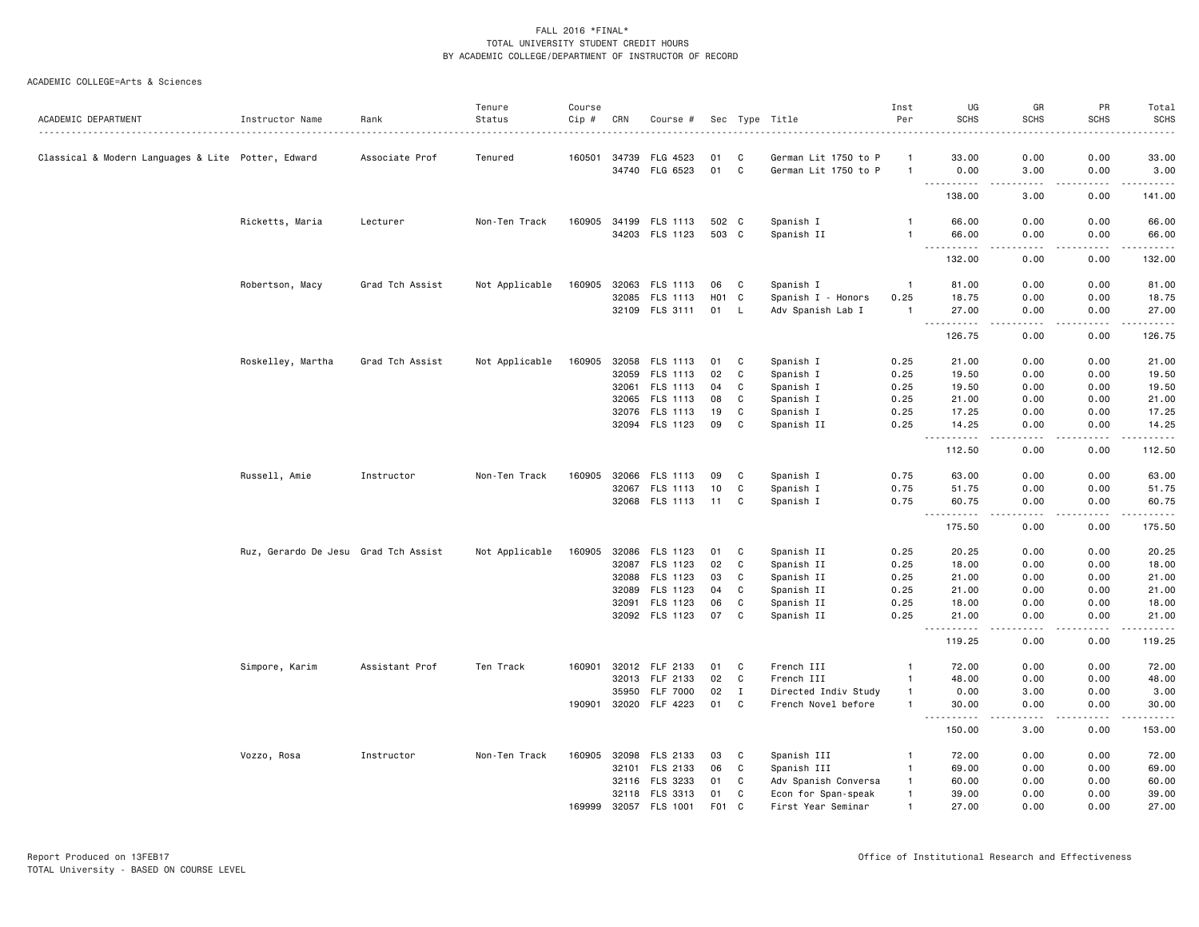FALL 2016 *FINAL*
TOTAL UNIVERSITY STUDENT CREDIT HOURS
BY ACADEMIC COLLEGE/DEPARTMENT OF INSTRUCTOR OF RECORD

ACADEMIC COLLEGE=Arts & Sciences

| ACADEMIC DEPARTMENT | Instructor Name | Rank | Tenure Status | Course Cip # | CRN | Course # | Sec | Type | Title | Inst Per | UG SCHS | GR SCHS | PR SCHS | Total SCHS |
|---|---|---|---|---|---|---|---|---|---|---|---|---|---|---|
| Classical & Modern Languages & Lite | Potter, Edward | Associate Prof | Tenured | 160501 | 34739 | FLG 4523 | 01 | C | German Lit 1750 to P | 1 | 33.00 | 0.00 | 0.00 | 33.00 |
| | | | | | 34740 | FLG 6523 | 01 | C | German Lit 1750 to P | 1 | 0.00 | 3.00 | 0.00 | 3.00 |
| | | | | | | | | | | | 138.00 | 3.00 | 0.00 | 141.00 |
| | Ricketts, Maria | Lecturer | Non-Ten Track | 160905 | 34199 | FLS 1113 | 502 | C | Spanish I | 1 | 66.00 | 0.00 | 0.00 | 66.00 |
| | | | | | 34203 | FLS 1123 | 503 | C | Spanish II | 1 | 66.00 | 0.00 | 0.00 | 66.00 |
| | | | | | | | | | | | 132.00 | 0.00 | 0.00 | 132.00 |
| | Robertson, Macy | Grad Tch Assist | Not Applicable | 160905 | 32063 | FLS 1113 | 06 | C | Spanish I | 1 | 81.00 | 0.00 | 0.00 | 81.00 |
| | | | | | 32085 | FLS 1113 | H01 | C | Spanish I - Honors | 0.25 | 18.75 | 0.00 | 0.00 | 18.75 |
| | | | | | 32109 | FLS 3111 | 01 | L | Adv Spanish Lab I | 1 | 27.00 | 0.00 | 0.00 | 27.00 |
| | | | | | | | | | | | 126.75 | 0.00 | 0.00 | 126.75 |
| | Roskelley, Martha | Grad Tch Assist | Not Applicable | 160905 | 32058 | FLS 1113 | 01 | C | Spanish I | 0.25 | 21.00 | 0.00 | 0.00 | 21.00 |
| | | | | | 32059 | FLS 1113 | 02 | C | Spanish I | 0.25 | 19.50 | 0.00 | 0.00 | 19.50 |
| | | | | | 32061 | FLS 1113 | 04 | C | Spanish I | 0.25 | 19.50 | 0.00 | 0.00 | 19.50 |
| | | | | | 32065 | FLS 1113 | 08 | C | Spanish I | 0.25 | 21.00 | 0.00 | 0.00 | 21.00 |
| | | | | | 32076 | FLS 1113 | 19 | C | Spanish I | 0.25 | 17.25 | 0.00 | 0.00 | 17.25 |
| | | | | | 32094 | FLS 1123 | 09 | C | Spanish II | 0.25 | 14.25 | 0.00 | 0.00 | 14.25 |
| | | | | | | | | | | | 112.50 | 0.00 | 0.00 | 112.50 |
| | Russell, Amie | Instructor | Non-Ten Track | 160905 | 32066 | FLS 1113 | 09 | C | Spanish I | 0.75 | 63.00 | 0.00 | 0.00 | 63.00 |
| | | | | | 32067 | FLS 1113 | 10 | C | Spanish I | 0.75 | 51.75 | 0.00 | 0.00 | 51.75 |
| | | | | | 32068 | FLS 1113 | 11 | C | Spanish I | 0.75 | 60.75 | 0.00 | 0.00 | 60.75 |
| | | | | | | | | | | | 175.50 | 0.00 | 0.00 | 175.50 |
| | Ruz, Gerardo De Jesu | Grad Tch Assist | Not Applicable | 160905 | 32086 | FLS 1123 | 01 | C | Spanish II | 0.25 | 20.25 | 0.00 | 0.00 | 20.25 |
| | | | | | 32087 | FLS 1123 | 02 | C | Spanish II | 0.25 | 18.00 | 0.00 | 0.00 | 18.00 |
| | | | | | 32088 | FLS 1123 | 03 | C | Spanish II | 0.25 | 21.00 | 0.00 | 0.00 | 21.00 |
| | | | | | 32089 | FLS 1123 | 04 | C | Spanish II | 0.25 | 21.00 | 0.00 | 0.00 | 21.00 |
| | | | | | 32091 | FLS 1123 | 06 | C | Spanish II | 0.25 | 18.00 | 0.00 | 0.00 | 18.00 |
| | | | | | 32092 | FLS 1123 | 07 | C | Spanish II | 0.25 | 21.00 | 0.00 | 0.00 | 21.00 |
| | | | | | | | | | | | 119.25 | 0.00 | 0.00 | 119.25 |
| | Simpore, Karim | Assistant Prof | Ten Track | 160901 | 32012 | FLF 2133 | 01 | C | French III | 1 | 72.00 | 0.00 | 0.00 | 72.00 |
| | | | | | 32013 | FLF 2133 | 02 | C | French III | 1 | 48.00 | 0.00 | 0.00 | 48.00 |
| | | | | | 35950 | FLF 7000 | 02 | I | Directed Indiv Study | 1 | 0.00 | 3.00 | 0.00 | 3.00 |
| | | | | 190901 | 32020 | FLF 4223 | 01 | C | French Novel before | 1 | 30.00 | 0.00 | 0.00 | 30.00 |
| | | | | | | | | | | | 150.00 | 3.00 | 0.00 | 153.00 |
| | Vozzo, Rosa | Instructor | Non-Ten Track | 160905 | 32098 | FLS 2133 | 03 | C | Spanish III | 1 | 72.00 | 0.00 | 0.00 | 72.00 |
| | | | | | 32101 | FLS 2133 | 06 | C | Spanish III | 1 | 69.00 | 0.00 | 0.00 | 69.00 |
| | | | | | 32116 | FLS 3233 | 01 | C | Adv Spanish Conversa | 1 | 60.00 | 0.00 | 0.00 | 60.00 |
| | | | | | 32118 | FLS 3313 | 01 | C | Econ for Span-speak | 1 | 39.00 | 0.00 | 0.00 | 39.00 |
| | | | | 169999 | 32057 | FLS 1001 | F01 | C | First Year Seminar | 1 | 27.00 | 0.00 | 0.00 | 27.00 |

Report Produced on 13FEB17
TOTAL University - BASED ON COURSE LEVEL

Office of Institutional Research and Effectiveness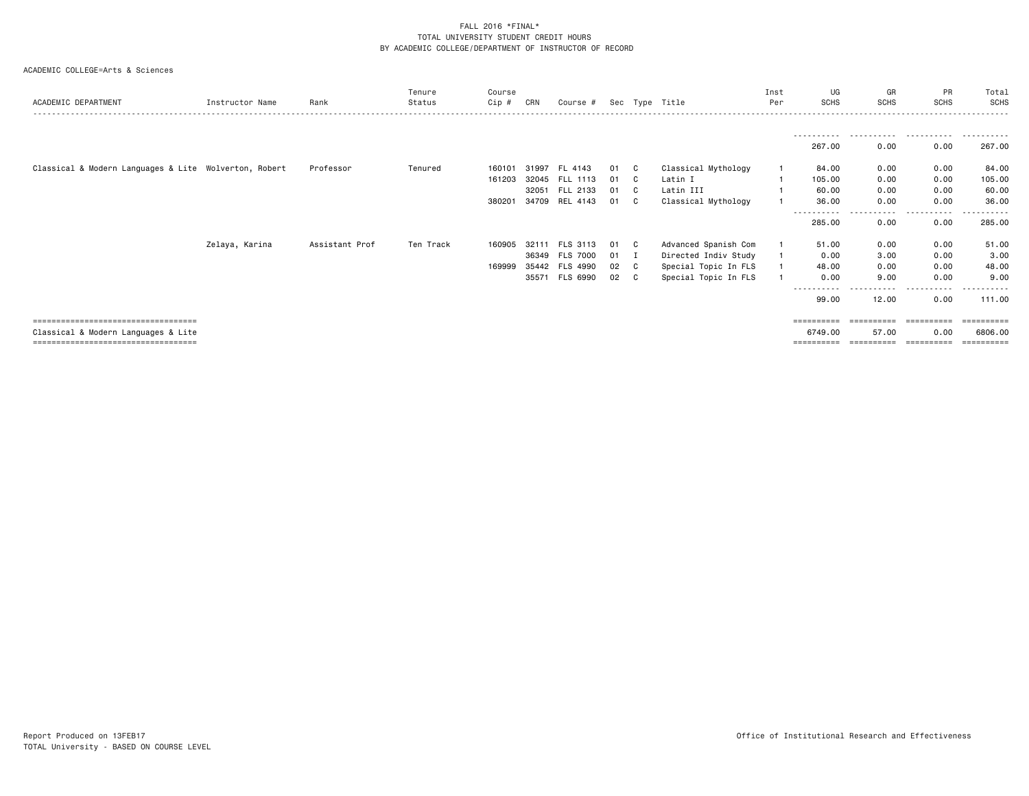FALL 2016 *FINAL*
TOTAL UNIVERSITY STUDENT CREDIT HOURS
BY ACADEMIC COLLEGE/DEPARTMENT OF INSTRUCTOR OF RECORD

ACADEMIC COLLEGE=Arts & Sciences

| ACADEMIC DEPARTMENT | Instructor Name | Rank | Tenure Status | Course Cip # | CRN | Course # | Sec | Type | Title | Inst Per | UG SCHS | GR SCHS | PR SCHS | Total SCHS |
|---|---|---|---|---|---|---|---|---|---|---|---|---|---|---|
| | | | | | | | | | | | 267.00 | 0.00 | 0.00 | 267.00 |
| Classical & Modern Languages & Lite | Wolverton, Robert | Professor | Tenured | 160101 | 31997 | FL 4143 | 01 | C | Classical Mythology | 1 | 84.00 | 0.00 | 0.00 | 84.00 |
| | | | | 161203 | 32045 | FLL 1113 | 01 | C | Latin I | 1 | 105.00 | 0.00 | 0.00 | 105.00 |
| | | | | | 32051 | FLL 2133 | 01 | C | Latin III | 1 | 60.00 | 0.00 | 0.00 | 60.00 |
| | | | | 380201 | 34709 | REL 4143 | 01 | C | Classical Mythology | 1 | 36.00 | 0.00 | 0.00 | 36.00 |
| | | | | | | | | | | | 285.00 | 0.00 | 0.00 | 285.00 |
| | Zelaya, Karina | Assistant Prof | Ten Track | 160905 | 32111 | FLS 3113 | 01 | C | Advanced Spanish Com | 1 | 51.00 | 0.00 | 0.00 | 51.00 |
| | | | | | 36349 | FLS 7000 | 01 | I | Directed Indiv Study | 1 | 0.00 | 3.00 | 0.00 | 3.00 |
| | | | | 169999 | 35442 | FLS 4990 | 02 | C | Special Topic In FLS | 1 | 48.00 | 0.00 | 0.00 | 48.00 |
| | | | | | 35571 | FLS 6990 | 02 | C | Special Topic In FLS | 1 | 0.00 | 9.00 | 0.00 | 9.00 |
| | | | | | | | | | | | 99.00 | 12.00 | 0.00 | 111.00 |
| Classical & Modern Languages & Lite | | | | | | | | | | | 6749.00 | 57.00 | 0.00 | 6806.00 |

Report Produced on 13FEB17
TOTAL University - BASED ON COURSE LEVEL

Office of Institutional Research and Effectiveness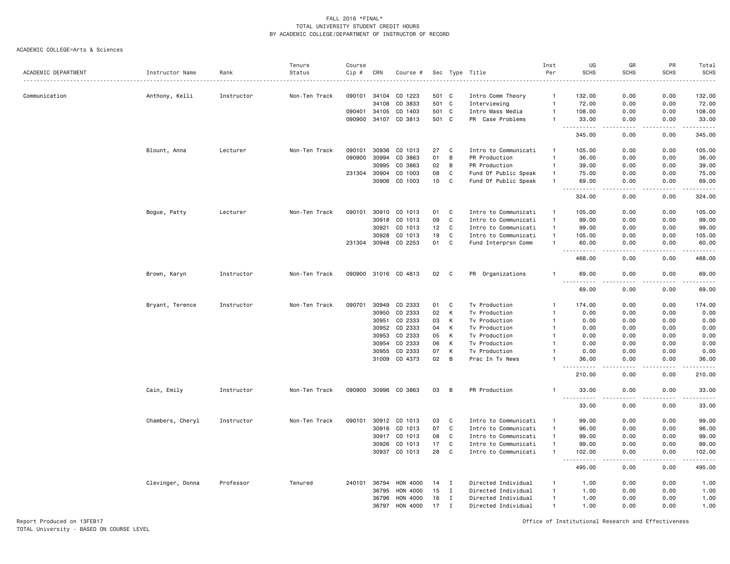FALL 2016 *FINAL*
TOTAL UNIVERSITY STUDENT CREDIT HOURS
BY ACADEMIC COLLEGE/DEPARTMENT OF INSTRUCTOR OF RECORD

ACADEMIC COLLEGE=Arts & Sciences

| ACADEMIC DEPARTMENT | Instructor Name | Rank | Tenure Status | Course Cip # | CRN | Course # | Sec | Type | Title | Inst Per | UG SCHS | GR SCHS | PR SCHS | Total SCHS |
|---|---|---|---|---|---|---|---|---|---|---|---|---|---|---|
| Communication | Anthony, Kelli | Instructor | Non-Ten Track | 090101 | 34104 | CO 1223 | 501 | C | Intro Comm Theory | 1 | 132.00 | 0.00 | 0.00 | 132.00 |
| | | | | | 34108 | CO 3833 | 501 | C | Interviewing | 1 | 72.00 | 0.00 | 0.00 | 72.00 |
| | | | | 090401 | 34105 | CO 1403 | 501 | C | Intro Mass Media | 1 | 108.00 | 0.00 | 0.00 | 108.00 |
| | | | | 090900 | 34107 | CO 3813 | 501 | C | PR Case Problems | 1 | 33.00 | 0.00 | 0.00 | 33.00 |
| | | | | | | | | | | | 345.00 | 0.00 | 0.00 | 345.00 |
| | Blount, Anna | Lecturer | Non-Ten Track | 090101 | 30936 | CO 1013 | 27 | C | Intro to Communicati | 1 | 105.00 | 0.00 | 0.00 | 105.00 |
| | | | | 090900 | 30994 | CO 3863 | 01 | B | PR Production | 1 | 36.00 | 0.00 | 0.00 | 36.00 |
| | | | | | 30995 | CO 3863 | 02 | B | PR Production | 1 | 39.00 | 0.00 | 0.00 | 39.00 |
| | | | | 231304 | 30904 | CO 1003 | 08 | C | Fund Of Public Speak | 1 | 75.00 | 0.00 | 0.00 | 75.00 |
| | | | | | 30906 | CO 1003 | 10 | C | Fund Of Public Speak | 1 | 69.00 | 0.00 | 0.00 | 69.00 |
| | | | | | | | | | | | 324.00 | 0.00 | 0.00 | 324.00 |
| | Bogue, Patty | Lecturer | Non-Ten Track | 090101 | 30910 | CO 1013 | 01 | C | Intro to Communicati | 1 | 105.00 | 0.00 | 0.00 | 105.00 |
| | | | | | 30918 | CO 1013 | 09 | C | Intro to Communicati | 1 | 99.00 | 0.00 | 0.00 | 99.00 |
| | | | | | 30921 | CO 1013 | 12 | C | Intro to Communicati | 1 | 99.00 | 0.00 | 0.00 | 99.00 |
| | | | | | 30928 | CO 1013 | 19 | C | Intro to Communicati | 1 | 105.00 | 0.00 | 0.00 | 105.00 |
| | | | | 231304 | 30948 | CO 2253 | 01 | C | Fund Interprsn Comm | 1 | 60.00 | 0.00 | 0.00 | 60.00 |
| | | | | | | | | | | | 468.00 | 0.00 | 0.00 | 468.00 |
| | Brown, Karyn | Instructor | Non-Ten Track | 090900 | 31016 | CO 4813 | 02 | C | PR Organizations | 1 | 69.00 | 0.00 | 0.00 | 69.00 |
| | | | | | | | | | | | 69.00 | 0.00 | 0.00 | 69.00 |
| | Bryant, Terence | Instructor | Non-Ten Track | 090701 | 30949 | CO 2333 | 01 | C | Tv Production | 1 | 174.00 | 0.00 | 0.00 | 174.00 |
| | | | | | 30950 | CO 2333 | 02 | K | Tv Production | 1 | 0.00 | 0.00 | 0.00 | 0.00 |
| | | | | | 30951 | CO 2333 | 03 | K | Tv Production | 1 | 0.00 | 0.00 | 0.00 | 0.00 |
| | | | | | 30952 | CO 2333 | 04 | K | Tv Production | 1 | 0.00 | 0.00 | 0.00 | 0.00 |
| | | | | | 30953 | CO 2333 | 05 | K | Tv Production | 1 | 0.00 | 0.00 | 0.00 | 0.00 |
| | | | | | 30954 | CO 2333 | 06 | K | Tv Production | 1 | 0.00 | 0.00 | 0.00 | 0.00 |
| | | | | | 30955 | CO 2333 | 07 | K | Tv Production | 1 | 0.00 | 0.00 | 0.00 | 0.00 |
| | | | | | 31009 | CO 4373 | 02 | B | Prac In Tv News | 1 | 36.00 | 0.00 | 0.00 | 36.00 |
| | | | | | | | | | | | 210.00 | 0.00 | 0.00 | 210.00 |
| | Cain, Emily | Instructor | Non-Ten Track | 090900 | 30996 | CO 3863 | 03 | B | PR Production | 1 | 33.00 | 0.00 | 0.00 | 33.00 |
| | | | | | | | | | | | 33.00 | 0.00 | 0.00 | 33.00 |
| | Chambers, Cheryl | Instructor | Non-Ten Track | 090101 | 30912 | CO 1013 | 03 | C | Intro to Communicati | 1 | 99.00 | 0.00 | 0.00 | 99.00 |
| | | | | | 30916 | CO 1013 | 07 | C | Intro to Communicati | 1 | 96.00 | 0.00 | 0.00 | 96.00 |
| | | | | | 30917 | CO 1013 | 08 | C | Intro to Communicati | 1 | 99.00 | 0.00 | 0.00 | 99.00 |
| | | | | | 30926 | CO 1013 | 17 | C | Intro to Communicati | 1 | 99.00 | 0.00 | 0.00 | 99.00 |
| | | | | | 30937 | CO 1013 | 28 | C | Intro to Communicati | 1 | 102.00 | 0.00 | 0.00 | 102.00 |
| | | | | | | | | | | | 495.00 | 0.00 | 0.00 | 495.00 |
| | Clevinger, Donna | Professor | Tenured | 240101 | 36794 | HON 4000 | 14 | I | Directed Individual | 1 | 1.00 | 0.00 | 0.00 | 1.00 |
| | | | | | 36795 | HON 4000 | 15 | I | Directed Individual | 1 | 1.00 | 0.00 | 0.00 | 1.00 |
| | | | | | 36796 | HON 4000 | 16 | I | Directed Individual | 1 | 1.00 | 0.00 | 0.00 | 1.00 |
| | | | | | 36797 | HON 4000 | 17 | I | Directed Individual | 1 | 1.00 | 0.00 | 0.00 | 1.00 |

Report Produced on 13FEB17
TOTAL University - BASED ON COURSE LEVEL

Office of Institutional Research and Effectiveness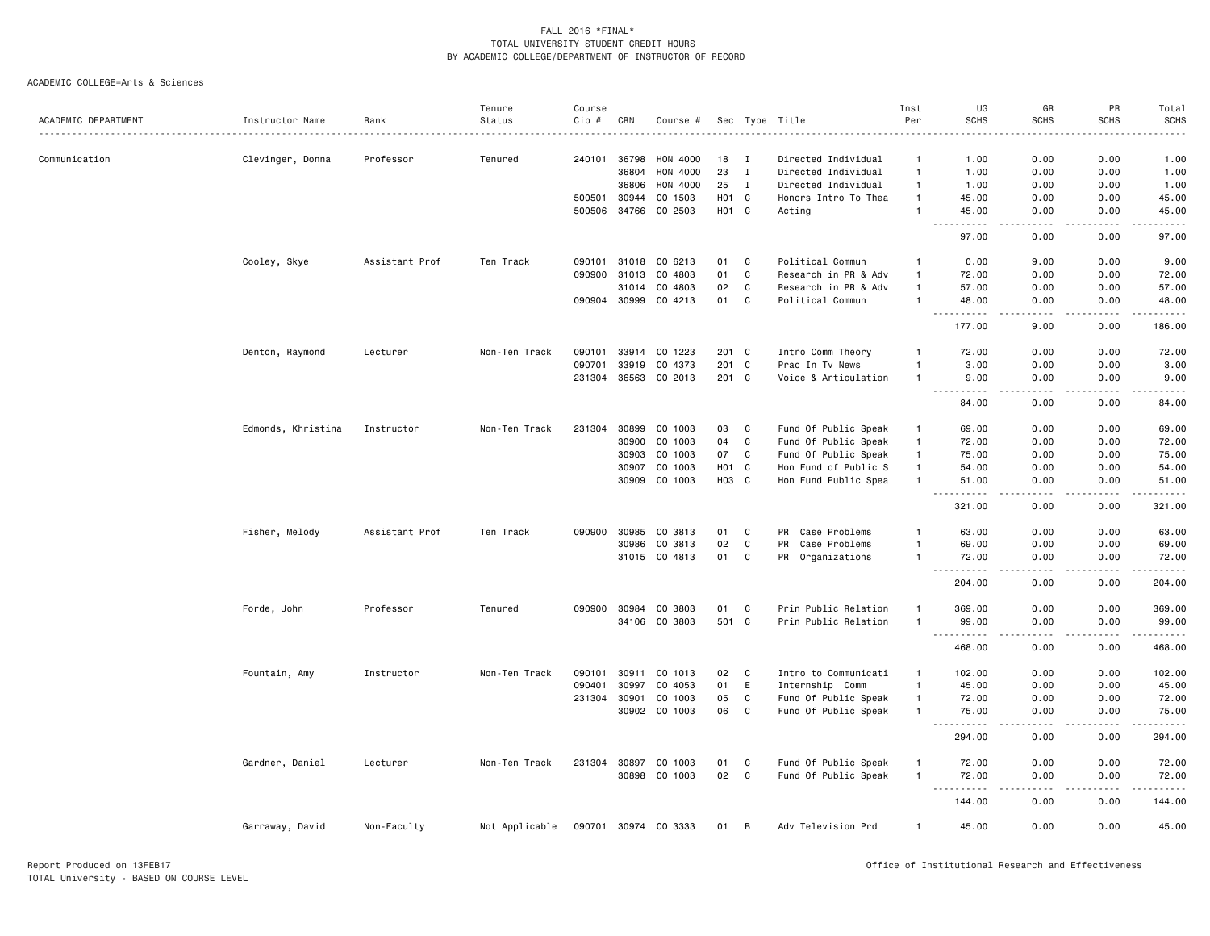FALL 2016 *FINAL*
TOTAL UNIVERSITY STUDENT CREDIT HOURS
BY ACADEMIC COLLEGE/DEPARTMENT OF INSTRUCTOR OF RECORD

ACADEMIC COLLEGE=Arts & Sciences

| ACADEMIC DEPARTMENT | Instructor Name | Rank | Tenure Status | Course Cip # | CRN | Course # | Sec | Type | Title | Inst Per | UG SCHS | GR SCHS | PR SCHS | Total SCHS |
|---|---|---|---|---|---|---|---|---|---|---|---|---|---|---|
| Communication | Clevinger, Donna | Professor | Tenured | 240101 | 36798 | HON 4000 | 18 | I | Directed Individual | 1 | 1.00 | 0.00 | 0.00 | 1.00 |
| | | | | | 36804 | HON 4000 | 23 | I | Directed Individual | 1 | 1.00 | 0.00 | 0.00 | 1.00 |
| | | | | | 36806 | HON 4000 | 25 | I | Directed Individual | 1 | 1.00 | 0.00 | 0.00 | 1.00 |
| | | | | 500501 | 30944 | CO 1503 | H01 | C | Honors Intro To Thea | 1 | 45.00 | 0.00 | 0.00 | 45.00 |
| | | | | 500506 | 34766 | CO 2503 | H01 | C | Acting | 1 | 45.00 | 0.00 | 0.00 | 45.00 |
| | | | | | | | | | | | 97.00 | 0.00 | 0.00 | 97.00 |
| | Cooley, Skye | Assistant Prof | Ten Track | 090101 | 31018 | CO 6213 | 01 | C | Political Commun | 1 | 0.00 | 9.00 | 0.00 | 9.00 |
| | | | | 090900 | 31013 | CO 4803 | 01 | C | Research in PR & Adv | 1 | 72.00 | 0.00 | 0.00 | 72.00 |
| | | | | | 31014 | CO 4803 | 02 | C | Research in PR & Adv | 1 | 57.00 | 0.00 | 0.00 | 57.00 |
| | | | | 090904 | 30999 | CO 4213 | 01 | C | Political Commun | 1 | 48.00 | 0.00 | 0.00 | 48.00 |
| | | | | | | | | | | | 177.00 | 9.00 | 0.00 | 186.00 |
| | Denton, Raymond | Lecturer | Non-Ten Track | 090101 | 33914 | CO 1223 | 201 | C | Intro Comm Theory | 1 | 72.00 | 0.00 | 0.00 | 72.00 |
| | | | | 090701 | 33919 | CO 4373 | 201 | C | Prac In Tv News | 1 | 3.00 | 0.00 | 0.00 | 3.00 |
| | | | | 231304 | 36563 | CO 2013 | 201 | C | Voice & Articulation | 1 | 9.00 | 0.00 | 0.00 | 9.00 |
| | | | | | | | | | | | 84.00 | 0.00 | 0.00 | 84.00 |
| | Edmonds, Khristina | Instructor | Non-Ten Track | 231304 | 30899 | CO 1003 | 03 | C | Fund Of Public Speak | 1 | 69.00 | 0.00 | 0.00 | 69.00 |
| | | | | | 30900 | CO 1003 | 04 | C | Fund Of Public Speak | 1 | 72.00 | 0.00 | 0.00 | 72.00 |
| | | | | | 30903 | CO 1003 | 07 | C | Fund Of Public Speak | 1 | 75.00 | 0.00 | 0.00 | 75.00 |
| | | | | | 30907 | CO 1003 | H01 | C | Hon Fund of Public S | 1 | 54.00 | 0.00 | 0.00 | 54.00 |
| | | | | | 30909 | CO 1003 | H03 | C | Hon Fund Public Spea | 1 | 51.00 | 0.00 | 0.00 | 51.00 |
| | | | | | | | | | | | 321.00 | 0.00 | 0.00 | 321.00 |
| | Fisher, Melody | Assistant Prof | Ten Track | 090900 | 30985 | CO 3813 | 01 | C | PR Case Problems | 1 | 63.00 | 0.00 | 0.00 | 63.00 |
| | | | | | 30986 | CO 3813 | 02 | C | PR Case Problems | 1 | 69.00 | 0.00 | 0.00 | 69.00 |
| | | | | | 31015 | CO 4813 | 01 | C | PR Organizations | 1 | 72.00 | 0.00 | 0.00 | 72.00 |
| | | | | | | | | | | | 204.00 | 0.00 | 0.00 | 204.00 |
| | Forde, John | Professor | Tenured | 090900 | 30984 | CO 3803 | 01 | C | Prin Public Relation | 1 | 369.00 | 0.00 | 0.00 | 369.00 |
| | | | | | 34106 | CO 3803 | 501 | C | Prin Public Relation | 1 | 99.00 | 0.00 | 0.00 | 99.00 |
| | | | | | | | | | | | 468.00 | 0.00 | 0.00 | 468.00 |
| | Fountain, Amy | Instructor | Non-Ten Track | 090101 | 30911 | CO 1013 | 02 | C | Intro to Communicati | 1 | 102.00 | 0.00 | 0.00 | 102.00 |
| | | | | 090401 | 30997 | CO 4053 | 01 | E | Internship Comm | 1 | 45.00 | 0.00 | 0.00 | 45.00 |
| | | | | 231304 | 30901 | CO 1003 | 05 | C | Fund Of Public Speak | 1 | 72.00 | 0.00 | 0.00 | 72.00 |
| | | | | | 30902 | CO 1003 | 06 | C | Fund Of Public Speak | 1 | 75.00 | 0.00 | 0.00 | 75.00 |
| | | | | | | | | | | | 294.00 | 0.00 | 0.00 | 294.00 |
| | Gardner, Daniel | Lecturer | Non-Ten Track | 231304 | 30897 | CO 1003 | 01 | C | Fund Of Public Speak | 1 | 72.00 | 0.00 | 0.00 | 72.00 |
| | | | | | 30898 | CO 1003 | 02 | C | Fund Of Public Speak | 1 | 72.00 | 0.00 | 0.00 | 72.00 |
| | | | | | | | | | | | 144.00 | 0.00 | 0.00 | 144.00 |
| | Garraway, David | Non-Faculty | Not Applicable | 090701 | 30974 | CO 3333 | 01 | B | Adv Television Prd | 1 | 45.00 | 0.00 | 0.00 | 45.00 |

Report Produced on 13FEB17
TOTAL University - BASED ON COURSE LEVEL

Office of Institutional Research and Effectiveness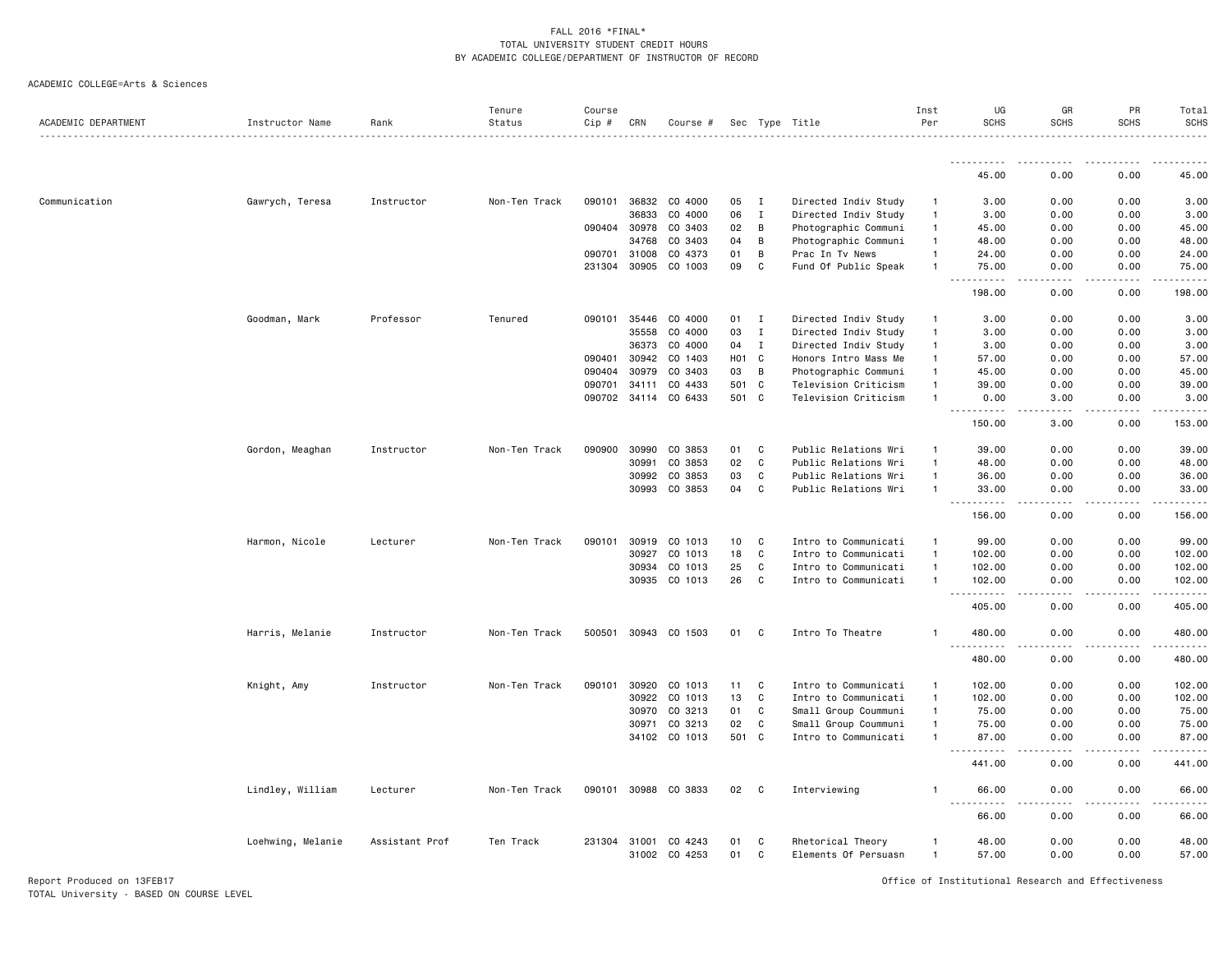FALL 2016 *FINAL*
TOTAL UNIVERSITY STUDENT CREDIT HOURS
BY ACADEMIC COLLEGE/DEPARTMENT OF INSTRUCTOR OF RECORD

ACADEMIC COLLEGE=Arts & Sciences

| ACADEMIC DEPARTMENT | Instructor Name | Rank | Tenure Status | Course Cip # | CRN | Course # | Sec | Type | Title | Inst Per | UG SCHS | GR SCHS | PR SCHS | Total SCHS |
|---|---|---|---|---|---|---|---|---|---|---|---|---|---|---|
| | | | | | | | | | | | 45.00 | 0.00 | 0.00 | 45.00 |
| Communication | Gawrych, Teresa | Instructor | Non-Ten Track | 090101 | 36832 | CO 4000 | 05 | I | Directed Indiv Study | 1 | 3.00 | 0.00 | 0.00 | 3.00 |
| | | | | | 36833 | CO 4000 | 06 | I | Directed Indiv Study | 1 | 3.00 | 0.00 | 0.00 | 3.00 |
| | | | | 090404 | 30978 | CO 3403 | 02 | B | Photographic Communi | 1 | 45.00 | 0.00 | 0.00 | 45.00 |
| | | | | | 34768 | CO 3403 | 04 | B | Photographic Communi | 1 | 48.00 | 0.00 | 0.00 | 48.00 |
| | | | | 090701 | 31008 | CO 4373 | 01 | B | Prac In Tv News | 1 | 24.00 | 0.00 | 0.00 | 24.00 |
| | | | | 231304 | 30905 | CO 1003 | 09 | C | Fund Of Public Speak | 1 | 75.00 | 0.00 | 0.00 | 75.00 |
| | | | | | | | | | | | 198.00 | 0.00 | 0.00 | 198.00 |
| | Goodman, Mark | Professor | Tenured | 090101 | 35446 | CO 4000 | 01 | I | Directed Indiv Study | 1 | 3.00 | 0.00 | 0.00 | 3.00 |
| | | | | | 35558 | CO 4000 | 03 | I | Directed Indiv Study | 1 | 3.00 | 0.00 | 0.00 | 3.00 |
| | | | | | 36373 | CO 4000 | 04 | I | Directed Indiv Study | 1 | 3.00 | 0.00 | 0.00 | 3.00 |
| | | | | 090401 | 30942 | CO 1403 | H01 | C | Honors Intro Mass Me | 1 | 57.00 | 0.00 | 0.00 | 57.00 |
| | | | | 090404 | 30979 | CO 3403 | 03 | B | Photographic Communi | 1 | 45.00 | 0.00 | 0.00 | 45.00 |
| | | | | 090701 | 34111 | CO 4433 | 501 | C | Television Criticism | 1 | 39.00 | 0.00 | 0.00 | 39.00 |
| | | | | 090702 | 34114 | CO 6433 | 501 | C | Television Criticism | 1 | 0.00 | 3.00 | 0.00 | 3.00 |
| | | | | | | | | | | | 150.00 | 3.00 | 0.00 | 153.00 |
| | Gordon, Meaghan | Instructor | Non-Ten Track | 090900 | 30990 | CO 3853 | 01 | C | Public Relations Wri | 1 | 39.00 | 0.00 | 0.00 | 39.00 |
| | | | | | 30991 | CO 3853 | 02 | C | Public Relations Wri | 1 | 48.00 | 0.00 | 0.00 | 48.00 |
| | | | | | 30992 | CO 3853 | 03 | C | Public Relations Wri | 1 | 36.00 | 0.00 | 0.00 | 36.00 |
| | | | | | 30993 | CO 3853 | 04 | C | Public Relations Wri | 1 | 33.00 | 0.00 | 0.00 | 33.00 |
| | | | | | | | | | | | 156.00 | 0.00 | 0.00 | 156.00 |
| | Harmon, Nicole | Lecturer | Non-Ten Track | 090101 | 30919 | CO 1013 | 10 | C | Intro to Communicati | 1 | 99.00 | 0.00 | 0.00 | 99.00 |
| | | | | | 30927 | CO 1013 | 18 | C | Intro to Communicati | 1 | 102.00 | 0.00 | 0.00 | 102.00 |
| | | | | | 30934 | CO 1013 | 25 | C | Intro to Communicati | 1 | 102.00 | 0.00 | 0.00 | 102.00 |
| | | | | | 30935 | CO 1013 | 26 | C | Intro to Communicati | 1 | 102.00 | 0.00 | 0.00 | 102.00 |
| | | | | | | | | | | | 405.00 | 0.00 | 0.00 | 405.00 |
| | Harris, Melanie | Instructor | Non-Ten Track | 500501 | 30943 | CO 1503 | 01 | C | Intro To Theatre | 1 | 480.00 | 0.00 | 0.00 | 480.00 |
| | | | | | | | | | | | 480.00 | 0.00 | 0.00 | 480.00 |
| | Knight, Amy | Instructor | Non-Ten Track | 090101 | 30920 | CO 1013 | 11 | C | Intro to Communicati | 1 | 102.00 | 0.00 | 0.00 | 102.00 |
| | | | | | 30922 | CO 1013 | 13 | C | Intro to Communicati | 1 | 102.00 | 0.00 | 0.00 | 102.00 |
| | | | | | 30970 | CO 3213 | 01 | C | Small Group Coummuni | 1 | 75.00 | 0.00 | 0.00 | 75.00 |
| | | | | | 30971 | CO 3213 | 02 | C | Small Group Coummuni | 1 | 75.00 | 0.00 | 0.00 | 75.00 |
| | | | | | 34102 | CO 1013 | 501 | C | Intro to Communicati | 1 | 87.00 | 0.00 | 0.00 | 87.00 |
| | | | | | | | | | | | 441.00 | 0.00 | 0.00 | 441.00 |
| | Lindley, William | Lecturer | Non-Ten Track | 090101 | 30988 | CO 3833 | 02 | C | Interviewing | 1 | 66.00 | 0.00 | 0.00 | 66.00 |
| | | | | | | | | | | | 66.00 | 0.00 | 0.00 | 66.00 |
| | Loehwing, Melanie | Assistant Prof | Ten Track | 231304 | 31001 | CO 4243 | 01 | C | Rhetorical Theory | 1 | 48.00 | 0.00 | 0.00 | 48.00 |
| | | | | | 31002 | CO 4253 | 01 | C | Elements Of Persuasn | 1 | 57.00 | 0.00 | 0.00 | 57.00 |

Report Produced on 13FEB17
TOTAL University - BASED ON COURSE LEVEL

Office of Institutional Research and Effectiveness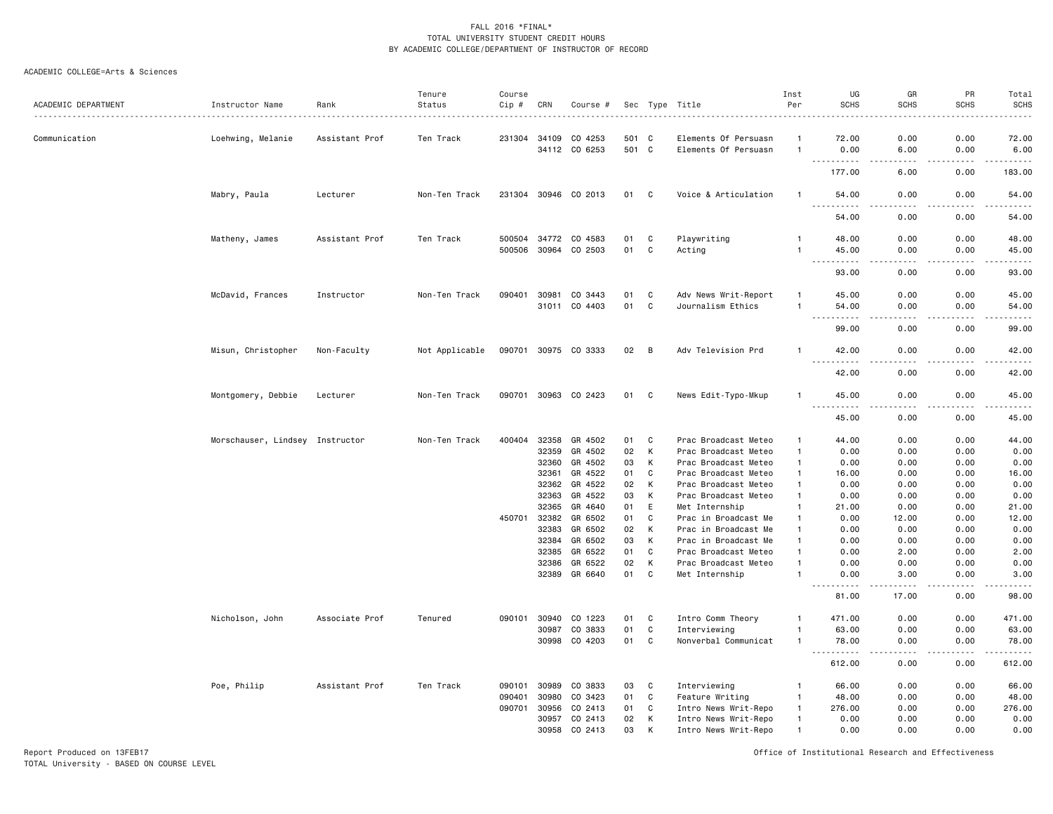FALL 2016 *FINAL*
TOTAL UNIVERSITY STUDENT CREDIT HOURS
BY ACADEMIC COLLEGE/DEPARTMENT OF INSTRUCTOR OF RECORD

ACADEMIC COLLEGE=Arts & Sciences

| ACADEMIC DEPARTMENT | Instructor Name | Rank | Tenure Status | Course Cip # | CRN | Course # | Sec | Type | Title | Inst Per | UG SCHS | GR SCHS | PR SCHS | Total SCHS |
|---|---|---|---|---|---|---|---|---|---|---|---|---|---|---|
| Communication | Loehwing, Melanie | Assistant Prof | Ten Track | 231304 | 34109 | CO 4253 | 501 | C | Elements Of Persuasn | 1 | 72.00 | 0.00 | 0.00 | 72.00 |
| | | | | | 34112 | CO 6253 | 501 | C | Elements Of Persuasn | 1 | 0.00 | 6.00 | 0.00 | 6.00 |
| | | | | | | | | | | | 177.00 | 6.00 | 0.00 | 183.00 |
| | Mabry, Paula | Lecturer | Non-Ten Track | 231304 | 30946 | CO 2013 | 01 | C | Voice & Articulation | 1 | 54.00 | 0.00 | 0.00 | 54.00 |
| | | | | | | | | | | | 54.00 | 0.00 | 0.00 | 54.00 |
| | Matheny, James | Assistant Prof | Ten Track | 500504 | 34772 | CO 4583 | 01 | C | Playwriting | 1 | 48.00 | 0.00 | 0.00 | 48.00 |
| | | | | 500506 | 30964 | CO 2503 | 01 | C | Acting | 1 | 45.00 | 0.00 | 0.00 | 45.00 |
| | | | | | | | | | | | 93.00 | 0.00 | 0.00 | 93.00 |
| | McDavid, Frances | Instructor | Non-Ten Track | 090401 | 30981 | CO 3443 | 01 | C | Adv News Writ-Report | 1 | 45.00 | 0.00 | 0.00 | 45.00 |
| | | | | | 31011 | CO 4403 | 01 | C | Journalism Ethics | 1 | 54.00 | 0.00 | 0.00 | 54.00 |
| | | | | | | | | | | | 99.00 | 0.00 | 0.00 | 99.00 |
| | Misun, Christopher | Non-Faculty | Not Applicable | 090701 | 30975 | CO 3333 | 02 | B | Adv Television Prd | 1 | 42.00 | 0.00 | 0.00 | 42.00 |
| | | | | | | | | | | | 42.00 | 0.00 | 0.00 | 42.00 |
| | Montgomery, Debbie | Lecturer | Non-Ten Track | 090701 | 30963 | CO 2423 | 01 | C | News Edit-Typo-Mkup | 1 | 45.00 | 0.00 | 0.00 | 45.00 |
| | | | | | | | | | | | 45.00 | 0.00 | 0.00 | 45.00 |
| | Morschauser, Lindsey | Instructor | Non-Ten Track | 400404 | 32358 | GR 4502 | 01 | C | Prac Broadcast Meteo | 1 | 44.00 | 0.00 | 0.00 | 44.00 |
| | | | | | 32359 | GR 4502 | 02 | K | Prac Broadcast Meteo | 1 | 0.00 | 0.00 | 0.00 | 0.00 |
| | | | | | 32360 | GR 4502 | 03 | K | Prac Broadcast Meteo | 1 | 0.00 | 0.00 | 0.00 | 0.00 |
| | | | | | 32361 | GR 4522 | 01 | C | Prac Broadcast Meteo | 1 | 16.00 | 0.00 | 0.00 | 16.00 |
| | | | | | 32362 | GR 4522 | 02 | K | Prac Broadcast Meteo | 1 | 0.00 | 0.00 | 0.00 | 0.00 |
| | | | | | 32363 | GR 4522 | 03 | K | Prac Broadcast Meteo | 1 | 0.00 | 0.00 | 0.00 | 0.00 |
| | | | | | 32365 | GR 4640 | 01 | E | Met Internship | 1 | 21.00 | 0.00 | 0.00 | 21.00 |
| | | | | 450701 | 32382 | GR 6502 | 01 | C | Prac in Broadcast Me | 1 | 0.00 | 12.00 | 0.00 | 12.00 |
| | | | | | 32383 | GR 6502 | 02 | K | Prac in Broadcast Me | 1 | 0.00 | 0.00 | 0.00 | 0.00 |
| | | | | | 32384 | GR 6502 | 03 | K | Prac in Broadcast Me | 1 | 0.00 | 0.00 | 0.00 | 0.00 |
| | | | | | 32385 | GR 6522 | 01 | C | Prac Broadcast Meteo | 1 | 0.00 | 2.00 | 0.00 | 2.00 |
| | | | | | 32386 | GR 6522 | 02 | K | Prac Broadcast Meteo | 1 | 0.00 | 0.00 | 0.00 | 0.00 |
| | | | | | 32389 | GR 6640 | 01 | C | Met Internship | 1 | 0.00 | 3.00 | 0.00 | 3.00 |
| | | | | | | | | | | | 81.00 | 17.00 | 0.00 | 98.00 |
| | Nicholson, John | Associate Prof | Tenured | 090101 | 30940 | CO 1223 | 01 | C | Intro Comm Theory | 1 | 471.00 | 0.00 | 0.00 | 471.00 |
| | | | | | 30987 | CO 3833 | 01 | C | Interviewing | 1 | 63.00 | 0.00 | 0.00 | 63.00 |
| | | | | | 30998 | CO 4203 | 01 | C | Nonverbal Communicat | 1 | 78.00 | 0.00 | 0.00 | 78.00 |
| | | | | | | | | | | | 612.00 | 0.00 | 0.00 | 612.00 |
| | Poe, Philip | Assistant Prof | Ten Track | 090101 | 30989 | CO 3833 | 03 | C | Interviewing | 1 | 66.00 | 0.00 | 0.00 | 66.00 |
| | | | | 090401 | 30980 | CO 3423 | 01 | C | Feature Writing | 1 | 48.00 | 0.00 | 0.00 | 48.00 |
| | | | | 090701 | 30956 | CO 2413 | 01 | C | Intro News Writ-Repo | 1 | 276.00 | 0.00 | 0.00 | 276.00 |
| | | | | | 30957 | CO 2413 | 02 | K | Intro News Writ-Repo | 1 | 0.00 | 0.00 | 0.00 | 0.00 |
| | | | | | 30958 | CO 2413 | 03 | K | Intro News Writ-Repo | 1 | 0.00 | 0.00 | 0.00 | 0.00 |

Report Produced on 13FEB17
TOTAL University - BASED ON COURSE LEVEL

Office of Institutional Research and Effectiveness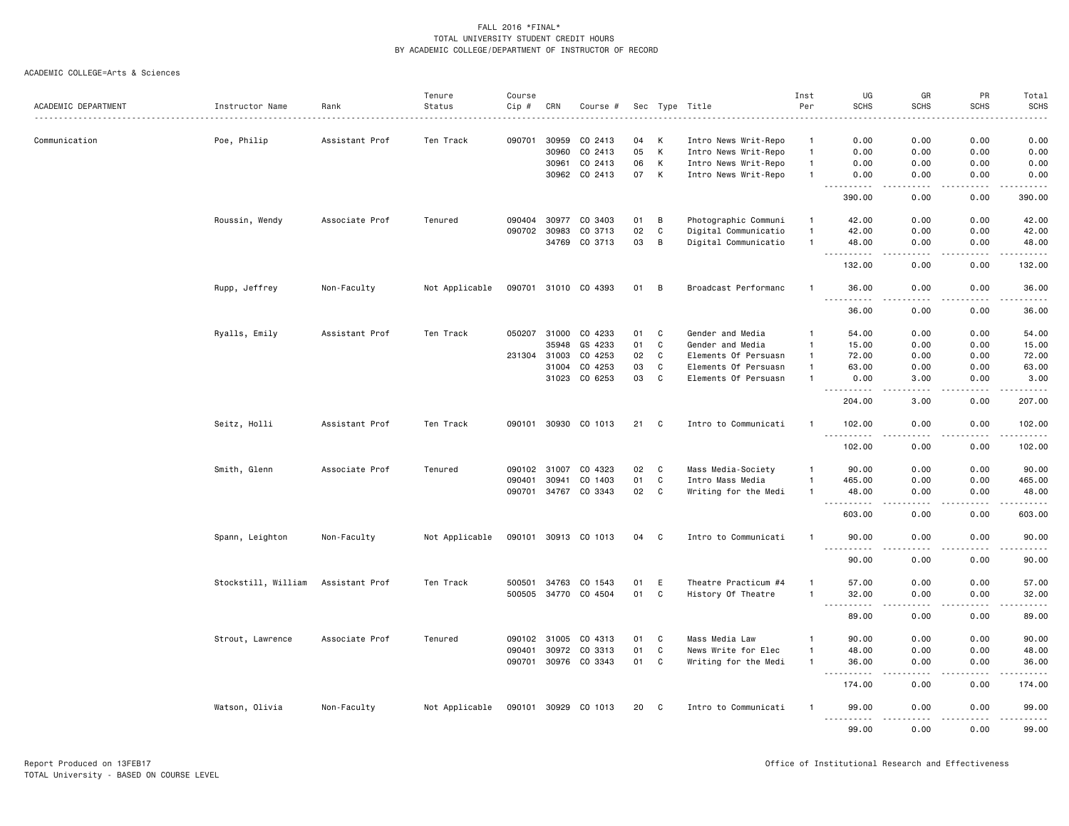FALL 2016 *FINAL*
TOTAL UNIVERSITY STUDENT CREDIT HOURS
BY ACADEMIC COLLEGE/DEPARTMENT OF INSTRUCTOR OF RECORD

ACADEMIC COLLEGE=Arts & Sciences

| ACADEMIC DEPARTMENT | Instructor Name | Rank | Tenure Status | Course Cip # | CRN | Course # | Sec | Type | Title | Inst Per | UG SCHS | GR SCHS | PR SCHS | Total SCHS |
|---|---|---|---|---|---|---|---|---|---|---|---|---|---|---|
| Communication | Poe, Philip | Assistant Prof | Ten Track | 090701 | 30959 | CO 2413 | 04 | K | Intro News Writ-Repo | 1 | 0.00 | 0.00 | 0.00 | 0.00 |
| | | | | | 30960 | CO 2413 | 05 | K | Intro News Writ-Repo | 1 | 0.00 | 0.00 | 0.00 | 0.00 |
| | | | | | 30961 | CO 2413 | 06 | K | Intro News Writ-Repo | 1 | 0.00 | 0.00 | 0.00 | 0.00 |
| | | | | | 30962 | CO 2413 | 07 | K | Intro News Writ-Repo | 1 | 0.00 | 0.00 | 0.00 | 0.00 |
| | | | | | | | | | | | 390.00 | 0.00 | 0.00 | 390.00 |
| | Roussin, Wendy | Associate Prof | Tenured | 090404 | 30977 | CO 3403 | 01 | B | Photographic Communi | 1 | 42.00 | 0.00 | 0.00 | 42.00 |
| | | | | 090702 | 30983 | CO 3713 | 02 | C | Digital Communicatio | 1 | 42.00 | 0.00 | 0.00 | 42.00 |
| | | | | | 34769 | CO 3713 | 03 | B | Digital Communicatio | 1 | 48.00 | 0.00 | 0.00 | 48.00 |
| | | | | | | | | | | | 132.00 | 0.00 | 0.00 | 132.00 |
| | Rupp, Jeffrey | Non-Faculty | Not Applicable | 090701 | 31010 | CO 4393 | 01 | B | Broadcast Performanc | 1 | 36.00 | 0.00 | 0.00 | 36.00 |
| | | | | | | | | | | | 36.00 | 0.00 | 0.00 | 36.00 |
| | Ryalls, Emily | Assistant Prof | Ten Track | 050207 | 31000 | CO 4233 | 01 | C | Gender and Media | 1 | 54.00 | 0.00 | 0.00 | 54.00 |
| | | | | | 35948 | GS 4233 | 01 | C | Gender and Media | 1 | 15.00 | 0.00 | 0.00 | 15.00 |
| | | | | 231304 | 31003 | CO 4253 | 02 | C | Elements Of Persuasn | 1 | 72.00 | 0.00 | 0.00 | 72.00 |
| | | | | | 31004 | CO 4253 | 03 | C | Elements Of Persuasn | 1 | 63.00 | 0.00 | 0.00 | 63.00 |
| | | | | | 31023 | CO 6253 | 03 | C | Elements Of Persuasn | 1 | 0.00 | 3.00 | 0.00 | 3.00 |
| | | | | | | | | | | | 204.00 | 3.00 | 0.00 | 207.00 |
| | Seitz, Holli | Assistant Prof | Ten Track | 090101 | 30930 | CO 1013 | 21 | C | Intro to Communicati | 1 | 102.00 | 0.00 | 0.00 | 102.00 |
| | | | | | | | | | | | 102.00 | 0.00 | 0.00 | 102.00 |
| | Smith, Glenn | Associate Prof | Tenured | 090102 | 31007 | CO 4323 | 02 | C | Mass Media-Society | 1 | 90.00 | 0.00 | 0.00 | 90.00 |
| | | | | 090401 | 30941 | CO 1403 | 01 | C | Intro Mass Media | 1 | 465.00 | 0.00 | 0.00 | 465.00 |
| | | | | 090701 | 34767 | CO 3343 | 02 | C | Writing for the Medi | 1 | 48.00 | 0.00 | 0.00 | 48.00 |
| | | | | | | | | | | | 603.00 | 0.00 | 0.00 | 603.00 |
| | Spann, Leighton | Non-Faculty | Not Applicable | 090101 | 30913 | CO 1013 | 04 | C | Intro to Communicati | 1 | 90.00 | 0.00 | 0.00 | 90.00 |
| | | | | | | | | | | | 90.00 | 0.00 | 0.00 | 90.00 |
| | Stockstill, William | Assistant Prof | Ten Track | 500501 | 34763 | CO 1543 | 01 | E | Theatre Practicum #4 | 1 | 57.00 | 0.00 | 0.00 | 57.00 |
| | | | | 500505 | 34770 | CO 4504 | 01 | C | History Of Theatre | 1 | 32.00 | 0.00 | 0.00 | 32.00 |
| | | | | | | | | | | | 89.00 | 0.00 | 0.00 | 89.00 |
| | Strout, Lawrence | Associate Prof | Tenured | 090102 | 31005 | CO 4313 | 01 | C | Mass Media Law | 1 | 90.00 | 0.00 | 0.00 | 90.00 |
| | | | | 090401 | 30972 | CO 3313 | 01 | C | News Write for Elec | 1 | 48.00 | 0.00 | 0.00 | 48.00 |
| | | | | 090701 | 30976 | CO 3343 | 01 | C | Writing for the Medi | 1 | 36.00 | 0.00 | 0.00 | 36.00 |
| | | | | | | | | | | | 174.00 | 0.00 | 0.00 | 174.00 |
| | Watson, Olivia | Non-Faculty | Not Applicable | 090101 | 30929 | CO 1013 | 20 | C | Intro to Communicati | 1 | 99.00 | 0.00 | 0.00 | 99.00 |
| | | | | | | | | | | | 99.00 | 0.00 | 0.00 | 99.00 |

Report Produced on 13FEB17
TOTAL University - BASED ON COURSE LEVEL

Office of Institutional Research and Effectiveness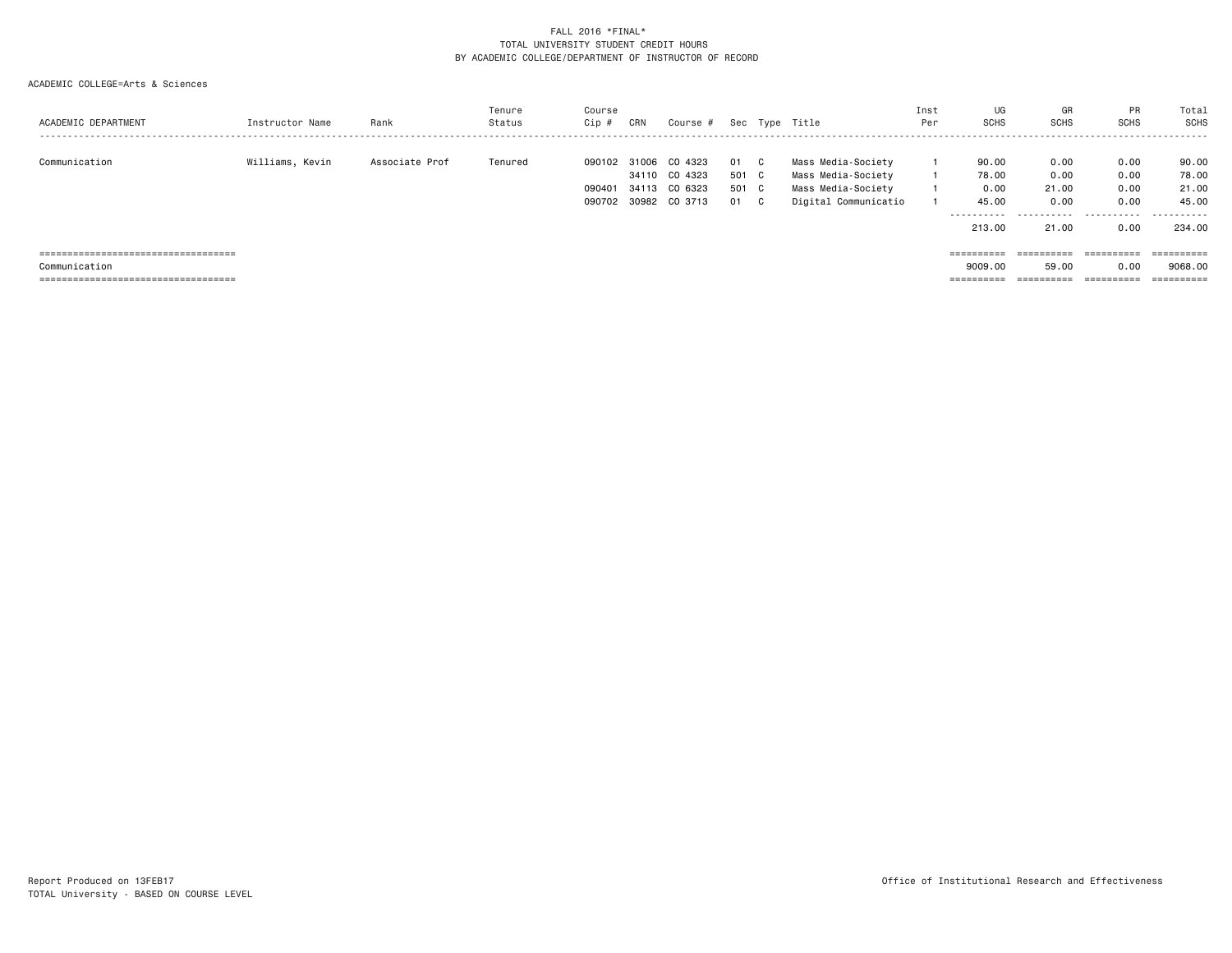FALL 2016 *FINAL*
TOTAL UNIVERSITY STUDENT CREDIT HOURS
BY ACADEMIC COLLEGE/DEPARTMENT OF INSTRUCTOR OF RECORD

ACADEMIC COLLEGE=Arts & Sciences

| ACADEMIC DEPARTMENT | Instructor Name | Rank | Tenure Status | Course Cip # | CRN | Course # | Sec | Type | Title | Inst Per | UG SCHS | GR SCHS | PR SCHS | Total SCHS |
|---|---|---|---|---|---|---|---|---|---|---|---|---|---|---|
| Communication | Williams, Kevin | Associate Prof | Tenured | 090102 | 31006 | CO 4323 | 01 | C | Mass Media-Society | 1 | 90.00 | 0.00 | 0.00 | 90.00 |
| | | | | | 34110 | CO 4323 | 501 | C | Mass Media-Society | 1 | 78.00 | 0.00 | 0.00 | 78.00 |
| | | | | 090401 | 34113 | CO 6323 | 501 | C | Mass Media-Society | 1 | 0.00 | 21.00 | 0.00 | 21.00 |
| | | | | 090702 | 30982 | CO 3713 | 01 | C | Digital Communicatio | 1 | 45.00 | 0.00 | 0.00 | 45.00 |
| | | | | | | | | | | | 213.00 | 21.00 | 0.00 | 234.00 |
| Communication | | | | | | | | | | | 9009.00 | 59.00 | 0.00 | 9068.00 |

Report Produced on 13FEB17
TOTAL University - BASED ON COURSE LEVEL

Office of Institutional Research and Effectiveness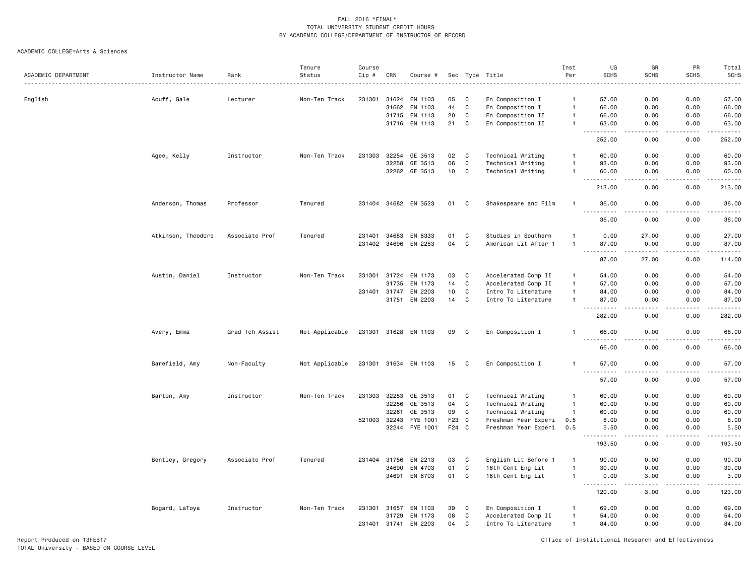FALL 2016 *FINAL*
TOTAL UNIVERSITY STUDENT CREDIT HOURS
BY ACADEMIC COLLEGE/DEPARTMENT OF INSTRUCTOR OF RECORD

ACADEMIC COLLEGE=Arts & Sciences

| ACADEMIC DEPARTMENT | Instructor Name | Rank | Tenure Status | Course Cip # | CRN | Course # | Sec | Type | Title | Inst Per | UG SCHS | GR SCHS | PR SCHS | Total SCHS |
|---|---|---|---|---|---|---|---|---|---|---|---|---|---|---|
| English | Acuff, Gale | Lecturer | Non-Ten Track | 231301 | 31624 | EN 1103 | 05 | C | En Composition I | 1 | 57.00 | 0.00 | 0.00 | 57.00 |
| | | | | | 31662 | EN 1103 | 44 | C | En Composition I | 1 | 66.00 | 0.00 | 0.00 | 66.00 |
| | | | | | 31715 | EN 1113 | 20 | C | En Composition II | 1 | 66.00 | 0.00 | 0.00 | 66.00 |
| | | | | | 31716 | EN 1113 | 21 | C | En Composition II | 1 | 63.00 | 0.00 | 0.00 | 63.00 |
| | | | | | | | | | | | 252.00 | 0.00 | 0.00 | 252.00 |
| | Agee, Kelly | Instructor | Non-Ten Track | 231303 | 32254 | GE 3513 | 02 | C | Technical Writing | 1 | 60.00 | 0.00 | 0.00 | 60.00 |
| | | | | | 32258 | GE 3513 | 06 | C | Technical Writing | 1 | 93.00 | 0.00 | 0.00 | 93.00 |
| | | | | | 32262 | GE 3513 | 10 | C | Technical Writing | 1 | 60.00 | 0.00 | 0.00 | 60.00 |
| | | | | | | | | | | | 213.00 | 0.00 | 0.00 | 213.00 |
| | Anderson, Thomas | Professor | Tenured | 231404 | 34682 | EN 3523 | 01 | C | Shakespeare and Film | 1 | 36.00 | 0.00 | 0.00 | 36.00 |
| | | | | | | | | | | | 36.00 | 0.00 | 0.00 | 36.00 |
| | Atkinson, Theodore | Associate Prof | Tenured | 231401 | 34683 | EN 8333 | 01 | C | Studies in Southern | 1 | 0.00 | 27.00 | 0.00 | 27.00 |
| | | | | 231402 | 34696 | EN 2253 | 04 | C | American Lit After 1 | 1 | 87.00 | 0.00 | 0.00 | 87.00 |
| | | | | | | | | | | | 87.00 | 27.00 | 0.00 | 114.00 |
| | Austin, Daniel | Instructor | Non-Ten Track | 231301 | 31724 | EN 1173 | 03 | C | Accelerated Comp II | 1 | 54.00 | 0.00 | 0.00 | 54.00 |
| | | | | | 31735 | EN 1173 | 14 | C | Accelerated Comp II | 1 | 57.00 | 0.00 | 0.00 | 57.00 |
| | | | | 231401 | 31747 | EN 2203 | 10 | C | Intro To Literature | 1 | 84.00 | 0.00 | 0.00 | 84.00 |
| | | | | | 31751 | EN 2203 | 14 | C | Intro To Literature | 1 | 87.00 | 0.00 | 0.00 | 87.00 |
| | | | | | | | | | | | 282.00 | 0.00 | 0.00 | 282.00 |
| | Avery, Emma | Grad Tch Assist | Not Applicable | 231301 | 31628 | EN 1103 | 09 | C | En Composition I | 1 | 66.00 | 0.00 | 0.00 | 66.00 |
| | | | | | | | | | | | 66.00 | 0.00 | 0.00 | 66.00 |
| | Barefield, Amy | Non-Faculty | Not Applicable | 231301 | 31634 | EN 1103 | 15 | C | En Composition I | 1 | 57.00 | 0.00 | 0.00 | 57.00 |
| | | | | | | | | | | | 57.00 | 0.00 | 0.00 | 57.00 |
| | Barton, Amy | Instructor | Non-Ten Track | 231303 | 32253 | GE 3513 | 01 | C | Technical Writing | 1 | 60.00 | 0.00 | 0.00 | 60.00 |
| | | | | | 32256 | GE 3513 | 04 | C | Technical Writing | 1 | 60.00 | 0.00 | 0.00 | 60.00 |
| | | | | | 32261 | GE 3513 | 09 | C | Technical Writing | 1 | 60.00 | 0.00 | 0.00 | 60.00 |
| | | | | 521003 | 32243 | FYE 1001 | F23 | C | Freshman Year Experi | 0.5 | 8.00 | 0.00 | 0.00 | 8.00 |
| | | | | | 32244 | FYE 1001 | F24 | C | Freshman Year Experi | 0.5 | 5.50 | 0.00 | 0.00 | 5.50 |
| | | | | | | | | | | | 193.50 | 0.00 | 0.00 | 193.50 |
| | Bentley, Gregory | Associate Prof | Tenured | 231404 | 31756 | EN 2213 | 03 | C | English Lit Before 1 | 1 | 90.00 | 0.00 | 0.00 | 90.00 |
| | | | | | 34690 | EN 4703 | 01 | C | 16th Cent Eng Lit | 1 | 30.00 | 0.00 | 0.00 | 30.00 |
| | | | | | 34691 | EN 6703 | 01 | C | 16th Cent Eng Lit | 1 | 0.00 | 3.00 | 0.00 | 3.00 |
| | | | | | | | | | | | 120.00 | 3.00 | 0.00 | 123.00 |
| | Bogard, LaToya | Instructor | Non-Ten Track | 231301 | 31657 | EN 1103 | 39 | C | En Composition I | 1 | 69.00 | 0.00 | 0.00 | 69.00 |
| | | | | | 31729 | EN 1173 | 08 | C | Accelerated Comp II | 1 | 54.00 | 0.00 | 0.00 | 54.00 |
| | | | | 231401 | 31741 | EN 2203 | 04 | C | Intro To Literature | 1 | 84.00 | 0.00 | 0.00 | 84.00 |

Report Produced on 13FEB17
TOTAL University - BASED ON COURSE LEVEL

Office of Institutional Research and Effectiveness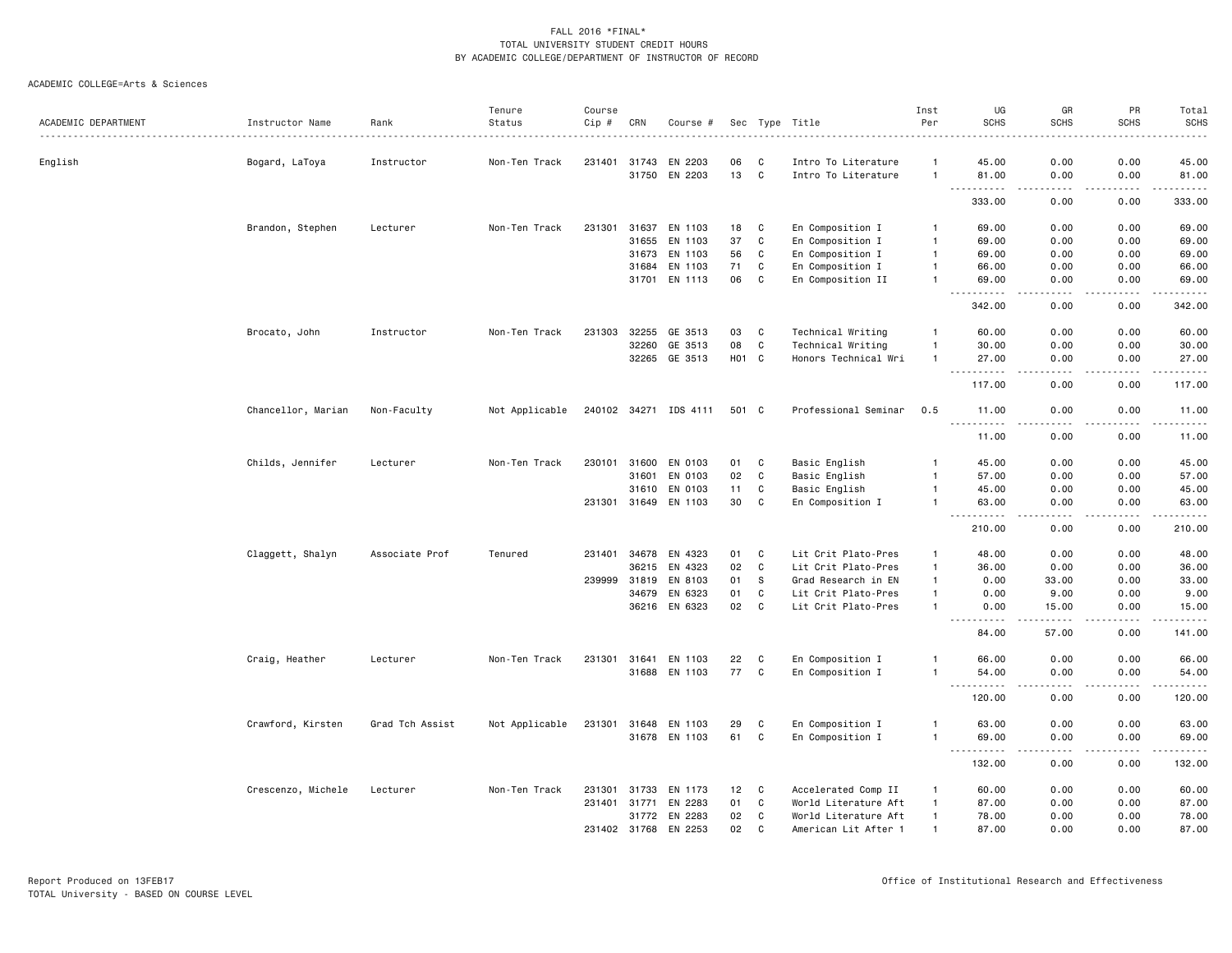FALL 2016 *FINAL*
TOTAL UNIVERSITY STUDENT CREDIT HOURS
BY ACADEMIC COLLEGE/DEPARTMENT OF INSTRUCTOR OF RECORD

ACADEMIC COLLEGE=Arts & Sciences

| ACADEMIC DEPARTMENT | Instructor Name | Rank | Tenure Status | Course Cip # | CRN | Course # | Sec | Type | Title | Inst Per | UG SCHS | GR SCHS | PR SCHS | Total SCHS |
|---|---|---|---|---|---|---|---|---|---|---|---|---|---|---|
| English | Bogard, LaToya | Instructor | Non-Ten Track | 231401 | 31743 | EN 2203 | 06 | C | Intro To Literature | 1 | 45.00 | 0.00 | 0.00 | 45.00 |
| | | | | | 31750 | EN 2203 | 13 | C | Intro To Literature | 1 | 81.00 | 0.00 | 0.00 | 81.00 |
| | | | | | | | | | | | 333.00 | 0.00 | 0.00 | 333.00 |
| | Brandon, Stephen | Lecturer | Non-Ten Track | 231301 | 31637 | EN 1103 | 18 | C | En Composition I | 1 | 69.00 | 0.00 | 0.00 | 69.00 |
| | | | | | 31655 | EN 1103 | 37 | C | En Composition I | 1 | 69.00 | 0.00 | 0.00 | 69.00 |
| | | | | | 31673 | EN 1103 | 56 | C | En Composition I | 1 | 69.00 | 0.00 | 0.00 | 69.00 |
| | | | | | 31684 | EN 1103 | 71 | C | En Composition I | 1 | 66.00 | 0.00 | 0.00 | 66.00 |
| | | | | | 31701 | EN 1113 | 06 | C | En Composition II | 1 | 69.00 | 0.00 | 0.00 | 69.00 |
| | | | | | | | | | | | 342.00 | 0.00 | 0.00 | 342.00 |
| | Brocato, John | Instructor | Non-Ten Track | 231303 | 32255 | GE 3513 | 03 | C | Technical Writing | 1 | 60.00 | 0.00 | 0.00 | 60.00 |
| | | | | | 32260 | GE 3513 | 08 | C | Technical Writing | 1 | 30.00 | 0.00 | 0.00 | 30.00 |
| | | | | | 32265 | GE 3513 | H01 | C | Honors Technical Wri | 1 | 27.00 | 0.00 | 0.00 | 27.00 |
| | | | | | | | | | | | 117.00 | 0.00 | 0.00 | 117.00 |
| | Chancellor, Marian | Non-Faculty | Not Applicable | 240102 | 34271 | IDS 4111 | 501 | C | Professional Seminar | 0.5 | 11.00 | 0.00 | 0.00 | 11.00 |
| | | | | | | | | | | | 11.00 | 0.00 | 0.00 | 11.00 |
| | Childs, Jennifer | Lecturer | Non-Ten Track | 230101 | 31600 | EN 0103 | 01 | C | Basic English | 1 | 45.00 | 0.00 | 0.00 | 45.00 |
| | | | | | 31601 | EN 0103 | 02 | C | Basic English | 1 | 57.00 | 0.00 | 0.00 | 57.00 |
| | | | | | 31610 | EN 0103 | 11 | C | Basic English | 1 | 45.00 | 0.00 | 0.00 | 45.00 |
| | | | | 231301 | 31649 | EN 1103 | 30 | C | En Composition I | 1 | 63.00 | 0.00 | 0.00 | 63.00 |
| | | | | | | | | | | | 210.00 | 0.00 | 0.00 | 210.00 |
| | Claggett, Shalyn | Associate Prof | Tenured | 231401 | 34678 | EN 4323 | 01 | C | Lit Crit Plato-Pres | 1 | 48.00 | 0.00 | 0.00 | 48.00 |
| | | | | | 36215 | EN 4323 | 02 | C | Lit Crit Plato-Pres | 1 | 36.00 | 0.00 | 0.00 | 36.00 |
| | | | | 239999 | 31819 | EN 8103 | 01 | S | Grad Research in EN | 1 | 0.00 | 33.00 | 0.00 | 33.00 |
| | | | | | 34679 | EN 6323 | 01 | C | Lit Crit Plato-Pres | 1 | 0.00 | 9.00 | 0.00 | 9.00 |
| | | | | | 36216 | EN 6323 | 02 | C | Lit Crit Plato-Pres | 1 | 0.00 | 15.00 | 0.00 | 15.00 |
| | | | | | | | | | | | 84.00 | 57.00 | 0.00 | 141.00 |
| | Craig, Heather | Lecturer | Non-Ten Track | 231301 | 31641 | EN 1103 | 22 | C | En Composition I | 1 | 66.00 | 0.00 | 0.00 | 66.00 |
| | | | | | 31688 | EN 1103 | 77 | C | En Composition I | 1 | 54.00 | 0.00 | 0.00 | 54.00 |
| | | | | | | | | | | | 120.00 | 0.00 | 0.00 | 120.00 |
| | Crawford, Kirsten | Grad Tch Assist | Not Applicable | 231301 | 31648 | EN 1103 | 29 | C | En Composition I | 1 | 63.00 | 0.00 | 0.00 | 63.00 |
| | | | | | 31678 | EN 1103 | 61 | C | En Composition I | 1 | 69.00 | 0.00 | 0.00 | 69.00 |
| | | | | | | | | | | | 132.00 | 0.00 | 0.00 | 132.00 |
| | Crescenzo, Michele | Lecturer | Non-Ten Track | 231301 | 31733 | EN 1173 | 12 | C | Accelerated Comp II | 1 | 60.00 | 0.00 | 0.00 | 60.00 |
| | | | | 231401 | 31771 | EN 2283 | 01 | C | World Literature Aft | 1 | 87.00 | 0.00 | 0.00 | 87.00 |
| | | | | | 31772 | EN 2283 | 02 | C | World Literature Aft | 1 | 78.00 | 0.00 | 0.00 | 78.00 |
| | | | | 231402 | 31768 | EN 2253 | 02 | C | American Lit After 1 | 1 | 87.00 | 0.00 | 0.00 | 87.00 |

Report Produced on 13FEB17
TOTAL University - BASED ON COURSE LEVEL

Office of Institutional Research and Effectiveness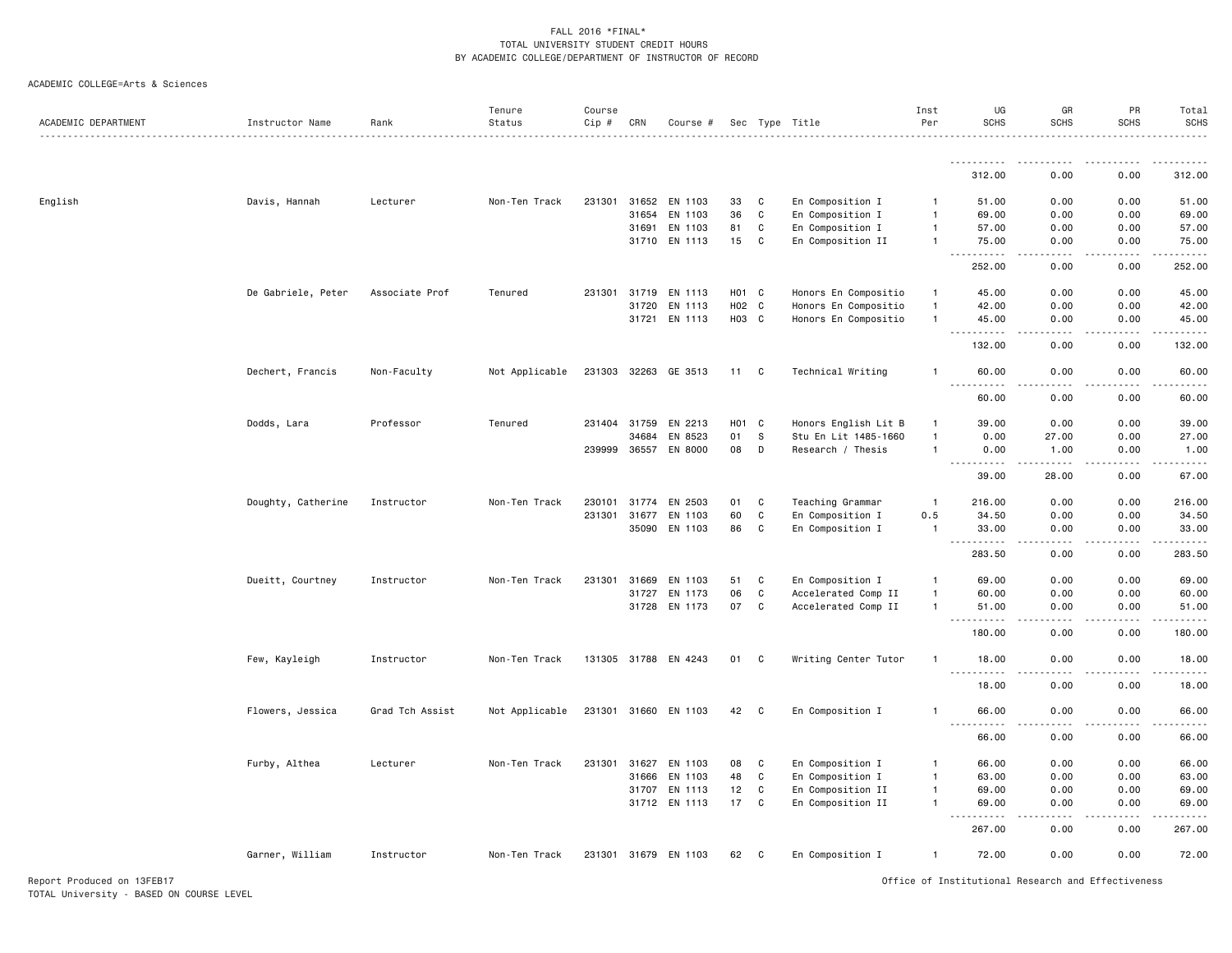FALL 2016 *FINAL*
TOTAL UNIVERSITY STUDENT CREDIT HOURS
BY ACADEMIC COLLEGE/DEPARTMENT OF INSTRUCTOR OF RECORD

ACADEMIC COLLEGE=Arts & Sciences

| ACADEMIC DEPARTMENT | Instructor Name | Rank | Tenure Status | Course Cip # | CRN | Course # | Sec | Type | Title | Inst Per | UG SCHS | GR SCHS | PR SCHS | Total SCHS |
|---|---|---|---|---|---|---|---|---|---|---|---|---|---|---|
| | | | | | | | | | | | 312.00 | 0.00 | 0.00 | 312.00 |
| English | Davis, Hannah | Lecturer | Non-Ten Track | 231301 | 31652 | EN 1103 | 33 | C | En Composition I | 1 | 51.00 | 0.00 | 0.00 | 51.00 |
| | | | | | 31654 | EN 1103 | 36 | C | En Composition I | 1 | 69.00 | 0.00 | 0.00 | 69.00 |
| | | | | | 31691 | EN 1103 | 81 | C | En Composition I | 1 | 57.00 | 0.00 | 0.00 | 57.00 |
| | | | | | 31710 | EN 1113 | 15 | C | En Composition II | 1 | 75.00 | 0.00 | 0.00 | 75.00 |
| | | | | | | | | | | | 252.00 | 0.00 | 0.00 | 252.00 |
| | De Gabriele, Peter | Associate Prof | Tenured | 231301 | 31719 | EN 1113 | H01 | C | Honors En Compositio | 1 | 45.00 | 0.00 | 0.00 | 45.00 |
| | | | | | 31720 | EN 1113 | H02 | C | Honors En Compositio | 1 | 42.00 | 0.00 | 0.00 | 42.00 |
| | | | | | 31721 | EN 1113 | H03 | C | Honors En Compositio | 1 | 45.00 | 0.00 | 0.00 | 45.00 |
| | | | | | | | | | | | 132.00 | 0.00 | 0.00 | 132.00 |
| | Dechert, Francis | Non-Faculty | Not Applicable | 231303 | 32263 | GE 3513 | 11 | C | Technical Writing | 1 | 60.00 | 0.00 | 0.00 | 60.00 |
| | | | | | | | | | | | 60.00 | 0.00 | 0.00 | 60.00 |
| | Dodds, Lara | Professor | Tenured | 231404 | 31759 | EN 2213 | H01 | C | Honors English Lit B | 1 | 39.00 | 0.00 | 0.00 | 39.00 |
| | | | | | 34684 | EN 8523 | 01 | S | Stu En Lit 1485-1660 | 1 | 0.00 | 27.00 | 0.00 | 27.00 |
| | | | | 239999 | 36557 | EN 8000 | 08 | D | Research / Thesis | 1 | 0.00 | 1.00 | 0.00 | 1.00 |
| | | | | | | | | | | | 39.00 | 28.00 | 0.00 | 67.00 |
| | Doughty, Catherine | Instructor | Non-Ten Track | 230101 | 31774 | EN 2503 | 01 | C | Teaching Grammar | 1 | 216.00 | 0.00 | 0.00 | 216.00 |
| | | | | 231301 | 31677 | EN 1103 | 60 | C | En Composition I | 0.5 | 34.50 | 0.00 | 0.00 | 34.50 |
| | | | | | 35090 | EN 1103 | 86 | C | En Composition I | 1 | 33.00 | 0.00 | 0.00 | 33.00 |
| | | | | | | | | | | | 283.50 | 0.00 | 0.00 | 283.50 |
| | Dueitt, Courtney | Instructor | Non-Ten Track | 231301 | 31669 | EN 1103 | 51 | C | En Composition I | 1 | 69.00 | 0.00 | 0.00 | 69.00 |
| | | | | | 31727 | EN 1173 | 06 | C | Accelerated Comp II | 1 | 60.00 | 0.00 | 0.00 | 60.00 |
| | | | | | 31728 | EN 1173 | 07 | C | Accelerated Comp II | 1 | 51.00 | 0.00 | 0.00 | 51.00 |
| | | | | | | | | | | | 180.00 | 0.00 | 0.00 | 180.00 |
| | Few, Kayleigh | Instructor | Non-Ten Track | 131305 | 31788 | EN 4243 | 01 | C | Writing Center Tutor | 1 | 18.00 | 0.00 | 0.00 | 18.00 |
| | | | | | | | | | | | 18.00 | 0.00 | 0.00 | 18.00 |
| | Flowers, Jessica | Grad Tch Assist | Not Applicable | 231301 | 31660 | EN 1103 | 42 | C | En Composition I | 1 | 66.00 | 0.00 | 0.00 | 66.00 |
| | | | | | | | | | | | 66.00 | 0.00 | 0.00 | 66.00 |
| | Furby, Althea | Lecturer | Non-Ten Track | 231301 | 31627 | EN 1103 | 08 | C | En Composition I | 1 | 66.00 | 0.00 | 0.00 | 66.00 |
| | | | | | 31666 | EN 1103 | 48 | C | En Composition I | 1 | 63.00 | 0.00 | 0.00 | 63.00 |
| | | | | | 31707 | EN 1113 | 12 | C | En Composition II | 1 | 69.00 | 0.00 | 0.00 | 69.00 |
| | | | | | 31712 | EN 1113 | 17 | C | En Composition II | 1 | 69.00 | 0.00 | 0.00 | 69.00 |
| | | | | | | | | | | | 267.00 | 0.00 | 0.00 | 267.00 |
| | Garner, William | Instructor | Non-Ten Track | 231301 | 31679 | EN 1103 | 62 | C | En Composition I | 1 | 72.00 | 0.00 | 0.00 | 72.00 |

Report Produced on 13FEB17
TOTAL University - BASED ON COURSE LEVEL

Office of Institutional Research and Effectiveness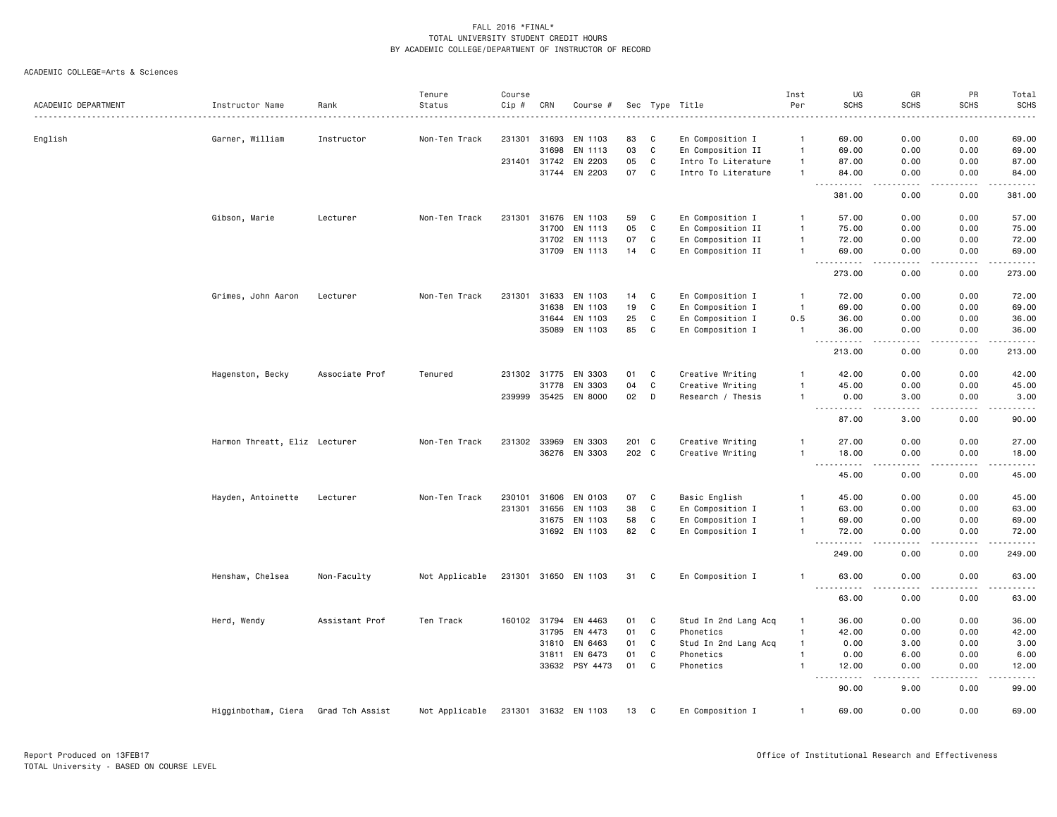FALL 2016 *FINAL*
TOTAL UNIVERSITY STUDENT CREDIT HOURS
BY ACADEMIC COLLEGE/DEPARTMENT OF INSTRUCTOR OF RECORD

ACADEMIC COLLEGE=Arts & Sciences

| ACADEMIC DEPARTMENT | Instructor Name | Rank | Tenure Status | Course Cip # | CRN | Course # | Sec | Type | Title | Inst Per | UG SCHS | GR SCHS | PR SCHS | Total SCHS |
|---|---|---|---|---|---|---|---|---|---|---|---|---|---|---|
| English | Garner, William | Instructor | Non-Ten Track | 231301 | 31693 | EN 1103 | 83 | C | En Composition I | 1 | 69.00 | 0.00 | 0.00 | 69.00 |
| | | | | | 31698 | EN 1113 | 03 | C | En Composition II | 1 | 69.00 | 0.00 | 0.00 | 69.00 |
| | | | | 231401 | 31742 | EN 2203 | 05 | C | Intro To Literature | 1 | 87.00 | 0.00 | 0.00 | 87.00 |
| | | | | | 31744 | EN 2203 | 07 | C | Intro To Literature | 1 | 84.00 | 0.00 | 0.00 | 84.00 |
| | | | | | | | | | | | 381.00 | 0.00 | 0.00 | 381.00 |
| | Gibson, Marie | Lecturer | Non-Ten Track | 231301 | 31676 | EN 1103 | 59 | C | En Composition I | 1 | 57.00 | 0.00 | 0.00 | 57.00 |
| | | | | | 31700 | EN 1113 | 05 | C | En Composition II | 1 | 75.00 | 0.00 | 0.00 | 75.00 |
| | | | | | 31702 | EN 1113 | 07 | C | En Composition II | 1 | 72.00 | 0.00 | 0.00 | 72.00 |
| | | | | | 31709 | EN 1113 | 14 | C | En Composition II | 1 | 69.00 | 0.00 | 0.00 | 69.00 |
| | | | | | | | | | | | 273.00 | 0.00 | 0.00 | 273.00 |
| | Grimes, John Aaron | Lecturer | Non-Ten Track | 231301 | 31633 | EN 1103 | 14 | C | En Composition I | 1 | 72.00 | 0.00 | 0.00 | 72.00 |
| | | | | | 31638 | EN 1103 | 19 | C | En Composition I | 1 | 69.00 | 0.00 | 0.00 | 69.00 |
| | | | | | 31644 | EN 1103 | 25 | C | En Composition I | 0.5 | 36.00 | 0.00 | 0.00 | 36.00 |
| | | | | | 35089 | EN 1103 | 85 | C | En Composition I | 1 | 36.00 | 0.00 | 0.00 | 36.00 |
| | | | | | | | | | | | 213.00 | 0.00 | 0.00 | 213.00 |
| | Hagenston, Becky | Associate Prof | Tenured | 231302 | 31775 | EN 3303 | 01 | C | Creative Writing | 1 | 42.00 | 0.00 | 0.00 | 42.00 |
| | | | | | 31778 | EN 3303 | 04 | C | Creative Writing | 1 | 45.00 | 0.00 | 0.00 | 45.00 |
| | | | | 239999 | 35425 | EN 8000 | 02 | D | Research / Thesis | 1 | 0.00 | 3.00 | 0.00 | 3.00 |
| | | | | | | | | | | | 87.00 | 3.00 | 0.00 | 90.00 |
| | Harmon Threatt, Eliz | Lecturer | Non-Ten Track | 231302 | 33969 | EN 3303 | 201 | C | Creative Writing | 1 | 27.00 | 0.00 | 0.00 | 27.00 |
| | | | | | 36276 | EN 3303 | 202 | C | Creative Writing | 1 | 18.00 | 0.00 | 0.00 | 18.00 |
| | | | | | | | | | | | 45.00 | 0.00 | 0.00 | 45.00 |
| | Hayden, Antoinette | Lecturer | Non-Ten Track | 230101 | 31606 | EN 0103 | 07 | C | Basic English | 1 | 45.00 | 0.00 | 0.00 | 45.00 |
| | | | | 231301 | 31656 | EN 1103 | 38 | C | En Composition I | 1 | 63.00 | 0.00 | 0.00 | 63.00 |
| | | | | | 31675 | EN 1103 | 58 | C | En Composition I | 1 | 69.00 | 0.00 | 0.00 | 69.00 |
| | | | | | 31692 | EN 1103 | 82 | C | En Composition I | 1 | 72.00 | 0.00 | 0.00 | 72.00 |
| | | | | | | | | | | | 249.00 | 0.00 | 0.00 | 249.00 |
| | Henshaw, Chelsea | Non-Faculty | Not Applicable | 231301 | 31650 | EN 1103 | 31 | C | En Composition I | 1 | 63.00 | 0.00 | 0.00 | 63.00 |
| | | | | | | | | | | | 63.00 | 0.00 | 0.00 | 63.00 |
| | Herd, Wendy | Assistant Prof | Ten Track | 160102 | 31794 | EN 4463 | 01 | C | Stud In 2nd Lang Acq | 1 | 36.00 | 0.00 | 0.00 | 36.00 |
| | | | | | 31795 | EN 4473 | 01 | C | Phonetics | 1 | 42.00 | 0.00 | 0.00 | 42.00 |
| | | | | | 31810 | EN 6463 | 01 | C | Stud In 2nd Lang Acq | 1 | 0.00 | 3.00 | 0.00 | 3.00 |
| | | | | | 31811 | EN 6473 | 01 | C | Phonetics | 1 | 0.00 | 6.00 | 0.00 | 6.00 |
| | | | | | 33632 | PSY 4473 | 01 | C | Phonetics | 1 | 12.00 | 0.00 | 0.00 | 12.00 |
| | | | | | | | | | | | 90.00 | 9.00 | 0.00 | 99.00 |
| | Higginbotham, Ciera | Grad Tch Assist | Not Applicable | 231301 | 31632 | EN 1103 | 13 | C | En Composition I | 1 | 69.00 | 0.00 | 0.00 | 69.00 |

Report Produced on 13FEB17
TOTAL University - BASED ON COURSE LEVEL

Office of Institutional Research and Effectiveness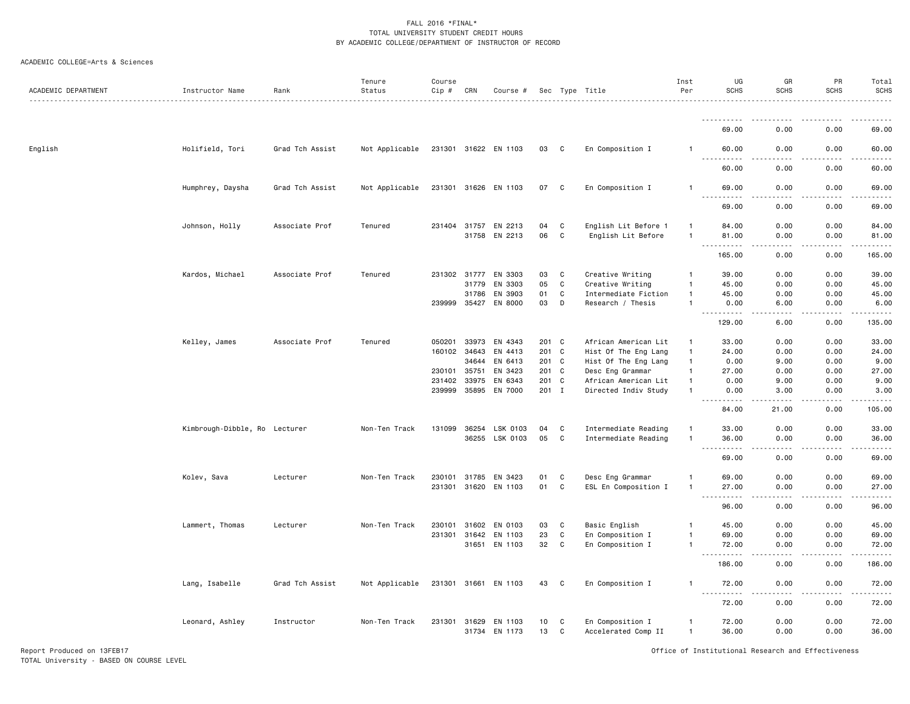# FALL 2016 *FINAL*
## TOTAL UNIVERSITY STUDENT CREDIT HOURS
## BY ACADEMIC COLLEGE/DEPARTMENT OF INSTRUCTOR OF RECORD

ACADEMIC COLLEGE=Arts & Sciences

| ACADEMIC DEPARTMENT | Instructor Name | Rank | Tenure Status | Course Cip # | CRN | Course # | Sec | Type | Title | Inst Per | UG SCHS | GR SCHS | PR SCHS | Total SCHS |
|---|---|---|---|---|---|---|---|---|---|---|---|---|---|---|
| | | | | | | | | | | | 69.00 | 0.00 | 0.00 | 69.00 |
| English | Holifield, Tori | Grad Tch Assist | Not Applicable | 231301 | 31622 | EN 1103 | 03 | C | En Composition I | 1 | 60.00 | 0.00 | 0.00 | 60.00 |
| | | | | | | | | | | | 60.00 | 0.00 | 0.00 | 60.00 |
| | Humphrey, Daysha | Grad Tch Assist | Not Applicable | 231301 | 31626 | EN 1103 | 07 | C | En Composition I | 1 | 69.00 | 0.00 | 0.00 | 69.00 |
| | | | | | | | | | | | 69.00 | 0.00 | 0.00 | 69.00 |
| | Johnson, Holly | Associate Prof | Tenured | 231404 | 31757 | EN 2213 | 04 | C | English Lit Before 1 | 1 | 84.00 | 0.00 | 0.00 | 84.00 |
| | | | | | 31758 | EN 2213 | 06 | C | English Lit Before | 1 | 81.00 | 0.00 | 0.00 | 81.00 |
| | | | | | | | | | | | 165.00 | 0.00 | 0.00 | 165.00 |
| | Kardos, Michael | Associate Prof | Tenured | 231302 | 31777 | EN 3303 | 03 | C | Creative Writing | 1 | 39.00 | 0.00 | 0.00 | 39.00 |
| | | | | | 31779 | EN 3303 | 05 | C | Creative Writing | 1 | 45.00 | 0.00 | 0.00 | 45.00 |
| | | | | | 31786 | EN 3903 | 01 | C | Intermediate Fiction | 1 | 45.00 | 0.00 | 0.00 | 45.00 |
| | | | | 239999 | 35427 | EN 8000 | 03 | D | Research / Thesis | 1 | 0.00 | 6.00 | 0.00 | 6.00 |
| | | | | | | | | | | | 129.00 | 6.00 | 0.00 | 135.00 |
| | Kelley, James | Associate Prof | Tenured | 050201 | 33973 | EN 4343 | 201 | C | African American Lit | 1 | 33.00 | 0.00 | 0.00 | 33.00 |
| | | | | 160102 | 34643 | EN 4413 | 201 | C | Hist Of The Eng Lang | 1 | 24.00 | 0.00 | 0.00 | 24.00 |
| | | | | | 34644 | EN 6413 | 201 | C | Hist Of The Eng Lang | 1 | 0.00 | 9.00 | 0.00 | 9.00 |
| | | | | 230101 | 35751 | EN 3423 | 201 | C | Desc Eng Grammar | 1 | 27.00 | 0.00 | 0.00 | 27.00 |
| | | | | 231402 | 33975 | EN 6343 | 201 | C | African American Lit | 1 | 0.00 | 9.00 | 0.00 | 9.00 |
| | | | | 239999 | 35895 | EN 7000 | 201 | I | Directed Indiv Study | 1 | 0.00 | 3.00 | 0.00 | 3.00 |
| | | | | | | | | | | | 84.00 | 21.00 | 0.00 | 105.00 |
| | Kimbrough-Dibble, Ro | Lecturer | Non-Ten Track | 131099 | 36254 | LSK 0103 | 04 | C | Intermediate Reading | 1 | 33.00 | 0.00 | 0.00 | 33.00 |
| | | | | | 36255 | LSK 0103 | 05 | C | Intermediate Reading | 1 | 36.00 | 0.00 | 0.00 | 36.00 |
| | | | | | | | | | | | 69.00 | 0.00 | 0.00 | 69.00 |
| | Kolev, Sava | Lecturer | Non-Ten Track | 230101 | 31785 | EN 3423 | 01 | C | Desc Eng Grammar | 1 | 69.00 | 0.00 | 0.00 | 69.00 |
| | | | | 231301 | 31620 | EN 1103 | 01 | C | ESL En Composition I | 1 | 27.00 | 0.00 | 0.00 | 27.00 |
| | | | | | | | | | | | 96.00 | 0.00 | 0.00 | 96.00 |
| | Lammert, Thomas | Lecturer | Non-Ten Track | 230101 | 31602 | EN 0103 | 03 | C | Basic English | 1 | 45.00 | 0.00 | 0.00 | 45.00 |
| | | | | 231301 | 31642 | EN 1103 | 23 | C | En Composition I | 1 | 69.00 | 0.00 | 0.00 | 69.00 |
| | | | | | 31651 | EN 1103 | 32 | C | En Composition I | 1 | 72.00 | 0.00 | 0.00 | 72.00 |
| | | | | | | | | | | | 186.00 | 0.00 | 0.00 | 186.00 |
| | Lang, Isabelle | Grad Tch Assist | Not Applicable | 231301 | 31661 | EN 1103 | 43 | C | En Composition I | 1 | 72.00 | 0.00 | 0.00 | 72.00 |
| | | | | | | | | | | | 72.00 | 0.00 | 0.00 | 72.00 |
| | Leonard, Ashley | Instructor | Non-Ten Track | 231301 | 31629 | EN 1103 | 10 | C | En Composition I | 1 | 72.00 | 0.00 | 0.00 | 72.00 |
| | | | | | 31734 | EN 1173 | 13 | C | Accelerated Comp II | 1 | 36.00 | 0.00 | 0.00 | 36.00 |

Report Produced on 13FEB17
TOTAL University - BASED ON COURSE LEVEL

Office of Institutional Research and Effectiveness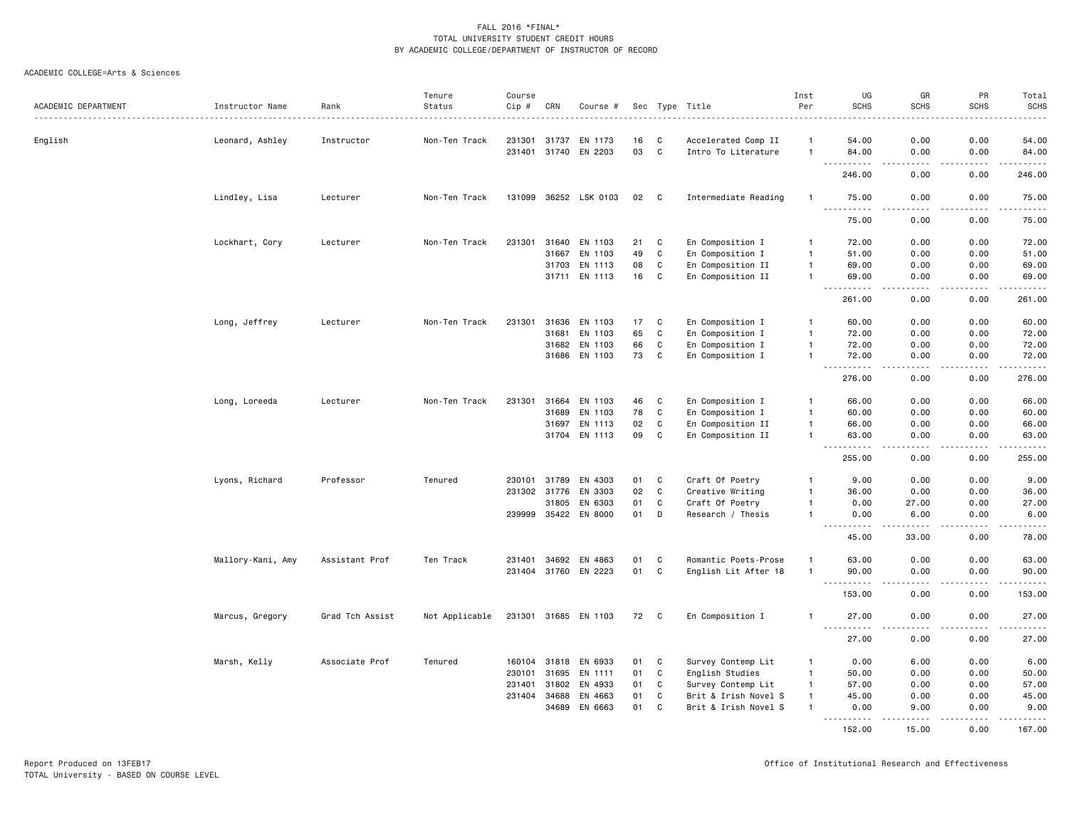FALL 2016 *FINAL*
TOTAL UNIVERSITY STUDENT CREDIT HOURS
BY ACADEMIC COLLEGE/DEPARTMENT OF INSTRUCTOR OF RECORD

ACADEMIC COLLEGE=Arts & Sciences

| ACADEMIC DEPARTMENT | Instructor Name | Rank | Tenure Status | Course Cip # | CRN | Course # | Sec | Type | Title | Inst Per | UG SCHS | GR SCHS | PR SCHS | Total SCHS |
|---|---|---|---|---|---|---|---|---|---|---|---|---|---|---|
| English | Leonard, Ashley | Instructor | Non-Ten Track | 231301 | 31737 | EN 1173 | 16 | C | Accelerated Comp II | 1 | 54.00 | 0.00 | 0.00 | 54.00 |
| | | | | 231401 | 31740 | EN 2203 | 03 | C | Intro To Literature | 1 | 84.00 | 0.00 | 0.00 | 84.00 |
| | | | | | | | | | | | 246.00 | 0.00 | 0.00 | 246.00 |
| | Lindley, Lisa | Lecturer | Non-Ten Track | 131099 | 36252 | LSK 0103 | 02 | C | Intermediate Reading | 1 | 75.00 | 0.00 | 0.00 | 75.00 |
| | | | | | | | | | | | 75.00 | 0.00 | 0.00 | 75.00 |
| | Lockhart, Cory | Lecturer | Non-Ten Track | 231301 | 31640 | EN 1103 | 21 | C | En Composition I | 1 | 72.00 | 0.00 | 0.00 | 72.00 |
| | | | | | 31667 | EN 1103 | 49 | C | En Composition I | 1 | 51.00 | 0.00 | 0.00 | 51.00 |
| | | | | | 31703 | EN 1113 | 08 | C | En Composition II | 1 | 69.00 | 0.00 | 0.00 | 69.00 |
| | | | | | 31711 | EN 1113 | 16 | C | En Composition II | 1 | 69.00 | 0.00 | 0.00 | 69.00 |
| | | | | | | | | | | | 261.00 | 0.00 | 0.00 | 261.00 |
| | Long, Jeffrey | Lecturer | Non-Ten Track | 231301 | 31636 | EN 1103 | 17 | C | En Composition I | 1 | 60.00 | 0.00 | 0.00 | 60.00 |
| | | | | | 31681 | EN 1103 | 65 | C | En Composition I | 1 | 72.00 | 0.00 | 0.00 | 72.00 |
| | | | | | 31682 | EN 1103 | 66 | C | En Composition I | 1 | 72.00 | 0.00 | 0.00 | 72.00 |
| | | | | | 31686 | EN 1103 | 73 | C | En Composition I | 1 | 72.00 | 0.00 | 0.00 | 72.00 |
| | | | | | | | | | | | 276.00 | 0.00 | 0.00 | 276.00 |
| | Long, Loreeda | Lecturer | Non-Ten Track | 231301 | 31664 | EN 1103 | 46 | C | En Composition I | 1 | 66.00 | 0.00 | 0.00 | 66.00 |
| | | | | | 31689 | EN 1103 | 78 | C | En Composition I | 1 | 60.00 | 0.00 | 0.00 | 60.00 |
| | | | | | 31697 | EN 1113 | 02 | C | En Composition II | 1 | 66.00 | 0.00 | 0.00 | 66.00 |
| | | | | | 31704 | EN 1113 | 09 | C | En Composition II | 1 | 63.00 | 0.00 | 0.00 | 63.00 |
| | | | | | | | | | | | 255.00 | 0.00 | 0.00 | 255.00 |
| | Lyons, Richard | Professor | Tenured | 230101 | 31789 | EN 4303 | 01 | C | Craft Of Poetry | 1 | 9.00 | 0.00 | 0.00 | 9.00 |
| | | | | 231302 | 31776 | EN 3303 | 02 | C | Creative Writing | 1 | 36.00 | 0.00 | 0.00 | 36.00 |
| | | | | | 31805 | EN 6303 | 01 | C | Craft Of Poetry | 1 | 0.00 | 27.00 | 0.00 | 27.00 |
| | | | | 239999 | 35422 | EN 8000 | 01 | D | Research / Thesis | 1 | 0.00 | 6.00 | 0.00 | 6.00 |
| | | | | | | | | | | | 45.00 | 33.00 | 0.00 | 78.00 |
| | Mallory-Kani, Amy | Assistant Prof | Ten Track | 231401 | 34692 | EN 4863 | 01 | C | Romantic Poets-Prose | 1 | 63.00 | 0.00 | 0.00 | 63.00 |
| | | | | 231404 | 31760 | EN 2223 | 01 | C | English Lit After 18 | 1 | 90.00 | 0.00 | 0.00 | 90.00 |
| | | | | | | | | | | | 153.00 | 0.00 | 0.00 | 153.00 |
| | Marcus, Gregory | Grad Tch Assist | Not Applicable | 231301 | 31685 | EN 1103 | 72 | C | En Composition I | 1 | 27.00 | 0.00 | 0.00 | 27.00 |
| | | | | | | | | | | | 27.00 | 0.00 | 0.00 | 27.00 |
| | Marsh, Kelly | Associate Prof | Tenured | 160104 | 31818 | EN 6933 | 01 | C | Survey Contemp Lit | 1 | 0.00 | 6.00 | 0.00 | 6.00 |
| | | | | 230101 | 31695 | EN 1111 | 01 | C | English Studies | 1 | 50.00 | 0.00 | 0.00 | 50.00 |
| | | | | 231401 | 31802 | EN 4933 | 01 | C | Survey Contemp Lit | 1 | 57.00 | 0.00 | 0.00 | 57.00 |
| | | | | 231404 | 34688 | EN 4663 | 01 | C | Brit & Irish Novel S | 1 | 45.00 | 0.00 | 0.00 | 45.00 |
| | | | | | 34689 | EN 6663 | 01 | C | Brit & Irish Novel S | 1 | 0.00 | 9.00 | 0.00 | 9.00 |
| | | | | | | | | | | | 152.00 | 15.00 | 0.00 | 167.00 |

Report Produced on 13FEB17
TOTAL University - BASED ON COURSE LEVEL

Office of Institutional Research and Effectiveness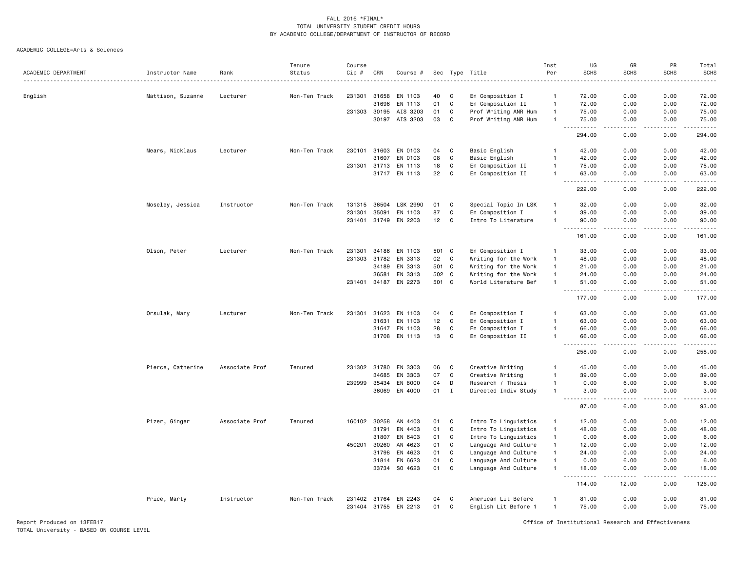FALL 2016 *FINAL*
TOTAL UNIVERSITY STUDENT CREDIT HOURS
BY ACADEMIC COLLEGE/DEPARTMENT OF INSTRUCTOR OF RECORD

ACADEMIC COLLEGE=Arts & Sciences

| ACADEMIC DEPARTMENT | Instructor Name | Rank | Tenure Status | Course Cip # | CRN | Course # | Sec | Type | Title | Inst Per | UG SCHS | GR SCHS | PR SCHS | Total SCHS |
|---|---|---|---|---|---|---|---|---|---|---|---|---|---|---|
| English | Mattison, Suzanne | Lecturer | Non-Ten Track | 231301 | 31658 | EN 1103 | 40 | C | En Composition I | 1 | 72.00 | 0.00 | 0.00 | 72.00 |
| | | | | | 31696 | EN 1113 | 01 | C | En Composition II | 1 | 72.00 | 0.00 | 0.00 | 72.00 |
| | | | | 231303 | 30195 | AIS 3203 | 01 | C | Prof Writing ANR Hum | 1 | 75.00 | 0.00 | 0.00 | 75.00 |
| | | | | | 30197 | AIS 3203 | 03 | C | Prof Writing ANR Hum | 1 | 75.00 | 0.00 | 0.00 | 75.00 |
| | | | | | | | | | | | 294.00 | 0.00 | 0.00 | 294.00 |
| | Mears, Nicklaus | Lecturer | Non-Ten Track | 230101 | 31603 | EN 0103 | 04 | C | Basic English | 1 | 42.00 | 0.00 | 0.00 | 42.00 |
| | | | | | 31607 | EN 0103 | 08 | C | Basic English | 1 | 42.00 | 0.00 | 0.00 | 42.00 |
| | | | | 231301 | 31713 | EN 1113 | 18 | C | En Composition II | 1 | 75.00 | 0.00 | 0.00 | 75.00 |
| | | | | | 31717 | EN 1113 | 22 | C | En Composition II | 1 | 63.00 | 0.00 | 0.00 | 63.00 |
| | | | | | | | | | | | 222.00 | 0.00 | 0.00 | 222.00 |
| | Moseley, Jessica | Instructor | Non-Ten Track | 131315 | 36504 | LSK 2990 | 01 | C | Special Topic In LSK | 1 | 32.00 | 0.00 | 0.00 | 32.00 |
| | | | | 231301 | 35091 | EN 1103 | 87 | C | En Composition I | 1 | 39.00 | 0.00 | 0.00 | 39.00 |
| | | | | 231401 | 31749 | EN 2203 | 12 | C | Intro To Literature | 1 | 90.00 | 0.00 | 0.00 | 90.00 |
| | | | | | | | | | | | 161.00 | 0.00 | 0.00 | 161.00 |
| | Olson, Peter | Lecturer | Non-Ten Track | 231301 | 34186 | EN 1103 | 501 | C | En Composition I | 1 | 33.00 | 0.00 | 0.00 | 33.00 |
| | | | | 231303 | 31782 | EN 3313 | 02 | C | Writing for the Work | 1 | 48.00 | 0.00 | 0.00 | 48.00 |
| | | | | | 34189 | EN 3313 | 501 | C | Writing for the Work | 1 | 21.00 | 0.00 | 0.00 | 21.00 |
| | | | | | 36581 | EN 3313 | 502 | C | Writing for the Work | 1 | 24.00 | 0.00 | 0.00 | 24.00 |
| | | | | 231401 | 34187 | EN 2273 | 501 | C | World Literature Bef | 1 | 51.00 | 0.00 | 0.00 | 51.00 |
| | | | | | | | | | | | 177.00 | 0.00 | 0.00 | 177.00 |
| | Orsulak, Mary | Lecturer | Non-Ten Track | 231301 | 31623 | EN 1103 | 04 | C | En Composition I | 1 | 63.00 | 0.00 | 0.00 | 63.00 |
| | | | | | 31631 | EN 1103 | 12 | C | En Composition I | 1 | 63.00 | 0.00 | 0.00 | 63.00 |
| | | | | | 31647 | EN 1103 | 28 | C | En Composition I | 1 | 66.00 | 0.00 | 0.00 | 66.00 |
| | | | | | 31708 | EN 1113 | 13 | C | En Composition II | 1 | 66.00 | 0.00 | 0.00 | 66.00 |
| | | | | | | | | | | | 258.00 | 0.00 | 0.00 | 258.00 |
| | Pierce, Catherine | Associate Prof | Tenured | 231302 | 31780 | EN 3303 | 06 | C | Creative Writing | 1 | 45.00 | 0.00 | 0.00 | 45.00 |
| | | | | | 34685 | EN 3303 | 07 | C | Creative Writing | 1 | 39.00 | 0.00 | 0.00 | 39.00 |
| | | | | 239999 | 35434 | EN 8000 | 04 | D | Research / Thesis | 1 | 0.00 | 6.00 | 0.00 | 6.00 |
| | | | | | 36069 | EN 4000 | 01 | I | Directed Indiv Study | 1 | 3.00 | 0.00 | 0.00 | 3.00 |
| | | | | | | | | | | | 87.00 | 6.00 | 0.00 | 93.00 |
| | Pizer, Ginger | Associate Prof | Tenured | 160102 | 30258 | AN 4403 | 01 | C | Intro To Linguistics | 1 | 12.00 | 0.00 | 0.00 | 12.00 |
| | | | | | 31791 | EN 4403 | 01 | C | Intro To Linguistics | 1 | 48.00 | 0.00 | 0.00 | 48.00 |
| | | | | | 31807 | EN 6403 | 01 | C | Intro To Linguistics | 1 | 0.00 | 6.00 | 0.00 | 6.00 |
| | | | | 450201 | 30260 | AN 4623 | 01 | C | Language And Culture | 1 | 12.00 | 0.00 | 0.00 | 12.00 |
| | | | | | 31798 | EN 4623 | 01 | C | Language And Culture | 1 | 24.00 | 0.00 | 0.00 | 24.00 |
| | | | | | 31814 | EN 6623 | 01 | C | Language And Culture | 1 | 0.00 | 6.00 | 0.00 | 6.00 |
| | | | | | 33734 | SO 4623 | 01 | C | Language And Culture | 1 | 18.00 | 0.00 | 0.00 | 18.00 |
| | | | | | | | | | | | 114.00 | 12.00 | 0.00 | 126.00 |
| | Price, Marty | Instructor | Non-Ten Track | 231402 | 31764 | EN 2243 | 04 | C | American Lit Before | 1 | 81.00 | 0.00 | 0.00 | 81.00 |
| | | | | 231404 | 31755 | EN 2213 | 01 | C | English Lit Before 1 | 1 | 75.00 | 0.00 | 0.00 | 75.00 |

Report Produced on 13FEB17
TOTAL University - BASED ON COURSE LEVEL

Office of Institutional Research and Effectiveness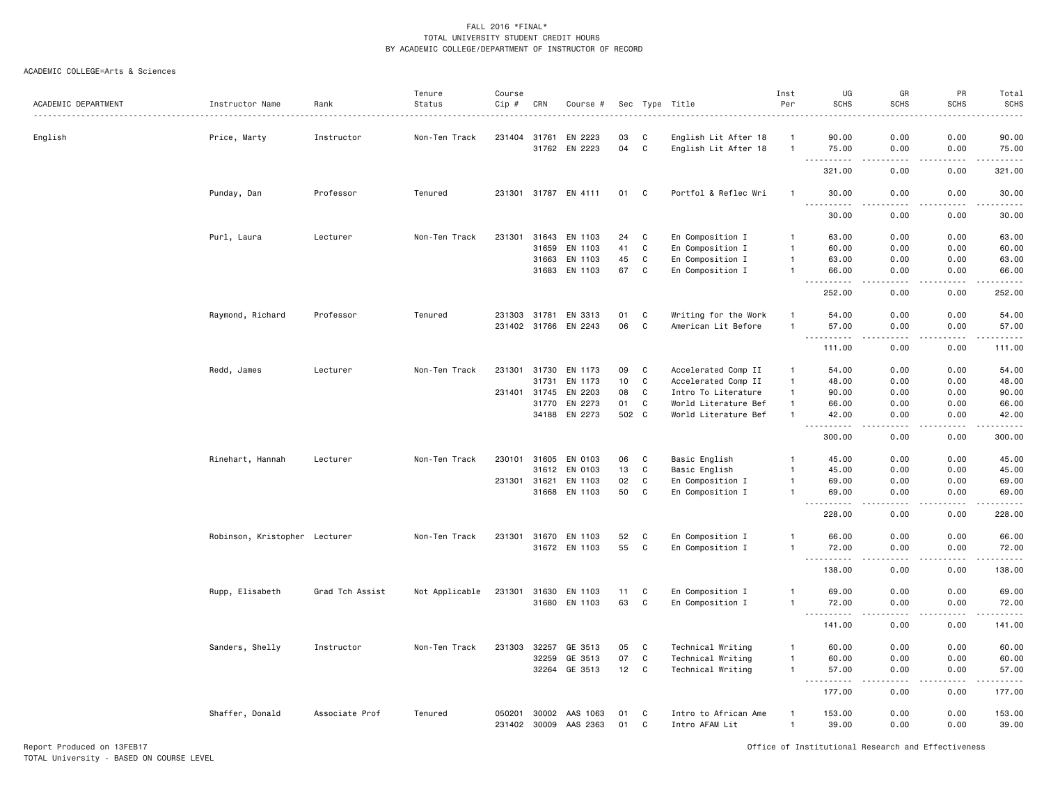FALL 2016 *FINAL*
TOTAL UNIVERSITY STUDENT CREDIT HOURS
BY ACADEMIC COLLEGE/DEPARTMENT OF INSTRUCTOR OF RECORD

ACADEMIC COLLEGE=Arts & Sciences

| ACADEMIC DEPARTMENT | Instructor Name | Rank | Tenure Status | Course Cip # | CRN | Course # | Sec | Type | Title | Inst Per | UG SCHS | GR SCHS | PR SCHS | Total SCHS |
|---|---|---|---|---|---|---|---|---|---|---|---|---|---|---|
| English | Price, Marty | Instructor | Non-Ten Track | 231404 | 31761 | EN 2223 | 03 | C | English Lit After 18 | 1 | 90.00 | 0.00 | 0.00 | 90.00 |
| | | | | | 31762 | EN 2223 | 04 | C | English Lit After 18 | 1 | 75.00 | 0.00 | 0.00 | 75.00 |
| | | | | | | | | | | | 321.00 | 0.00 | 0.00 | 321.00 |
| | Punday, Dan | Professor | Tenured | 231301 | 31787 | EN 4111 | 01 | C | Portfol & Reflec Wri | 1 | 30.00 | 0.00 | 0.00 | 30.00 |
| | | | | | | | | | | | 30.00 | 0.00 | 0.00 | 30.00 |
| | Purl, Laura | Lecturer | Non-Ten Track | 231301 | 31643 | EN 1103 | 24 | C | En Composition I | 1 | 63.00 | 0.00 | 0.00 | 63.00 |
| | | | | | 31659 | EN 1103 | 41 | C | En Composition I | 1 | 60.00 | 0.00 | 0.00 | 60.00 |
| | | | | | 31663 | EN 1103 | 45 | C | En Composition I | 1 | 63.00 | 0.00 | 0.00 | 63.00 |
| | | | | | 31683 | EN 1103 | 67 | C | En Composition I | 1 | 66.00 | 0.00 | 0.00 | 66.00 |
| | | | | | | | | | | | 252.00 | 0.00 | 0.00 | 252.00 |
| | Raymond, Richard | Professor | Tenured | 231303 | 31781 | EN 3313 | 01 | C | Writing for the Work | 1 | 54.00 | 0.00 | 0.00 | 54.00 |
| | | | | 231402 | 31766 | EN 2243 | 06 | C | American Lit Before | 1 | 57.00 | 0.00 | 0.00 | 57.00 |
| | | | | | | | | | | | 111.00 | 0.00 | 0.00 | 111.00 |
| | Redd, James | Lecturer | Non-Ten Track | 231301 | 31730 | EN 1173 | 09 | C | Accelerated Comp II | 1 | 54.00 | 0.00 | 0.00 | 54.00 |
| | | | | | 31731 | EN 1173 | 10 | C | Accelerated Comp II | 1 | 48.00 | 0.00 | 0.00 | 48.00 |
| | | | | 231401 | 31745 | EN 2203 | 08 | C | Intro To Literature | 1 | 90.00 | 0.00 | 0.00 | 90.00 |
| | | | | | 31770 | EN 2273 | 01 | C | World Literature Bef | 1 | 66.00 | 0.00 | 0.00 | 66.00 |
| | | | | | 34188 | EN 2273 | 502 | C | World Literature Bef | 1 | 42.00 | 0.00 | 0.00 | 42.00 |
| | | | | | | | | | | | 300.00 | 0.00 | 0.00 | 300.00 |
| | Rinehart, Hannah | Lecturer | Non-Ten Track | 230101 | 31605 | EN 0103 | 06 | C | Basic English | 1 | 45.00 | 0.00 | 0.00 | 45.00 |
| | | | | | 31612 | EN 0103 | 13 | C | Basic English | 1 | 45.00 | 0.00 | 0.00 | 45.00 |
| | | | | 231301 | 31621 | EN 1103 | 02 | C | En Composition I | 1 | 69.00 | 0.00 | 0.00 | 69.00 |
| | | | | | 31668 | EN 1103 | 50 | C | En Composition I | 1 | 69.00 | 0.00 | 0.00 | 69.00 |
| | | | | | | | | | | | 228.00 | 0.00 | 0.00 | 228.00 |
| | Robinson, Kristopher | Lecturer | Non-Ten Track | 231301 | 31670 | EN 1103 | 52 | C | En Composition I | 1 | 66.00 | 0.00 | 0.00 | 66.00 |
| | | | | | 31672 | EN 1103 | 55 | C | En Composition I | 1 | 72.00 | 0.00 | 0.00 | 72.00 |
| | | | | | | | | | | | 138.00 | 0.00 | 0.00 | 138.00 |
| | Rupp, Elisabeth | Grad Tch Assist | Not Applicable | 231301 | 31630 | EN 1103 | 11 | C | En Composition I | 1 | 69.00 | 0.00 | 0.00 | 69.00 |
| | | | | | 31680 | EN 1103 | 63 | C | En Composition I | 1 | 72.00 | 0.00 | 0.00 | 72.00 |
| | | | | | | | | | | | 141.00 | 0.00 | 0.00 | 141.00 |
| | Sanders, Shelly | Instructor | Non-Ten Track | 231303 | 32257 | GE 3513 | 05 | C | Technical Writing | 1 | 60.00 | 0.00 | 0.00 | 60.00 |
| | | | | | 32259 | GE 3513 | 07 | C | Technical Writing | 1 | 60.00 | 0.00 | 0.00 | 60.00 |
| | | | | | 32264 | GE 3513 | 12 | C | Technical Writing | 1 | 57.00 | 0.00 | 0.00 | 57.00 |
| | | | | | | | | | | | 177.00 | 0.00 | 0.00 | 177.00 |
| | Shaffer, Donald | Associate Prof | Tenured | 050201 | 30002 | AAS 1063 | 01 | C | Intro to African Ame | 1 | 153.00 | 0.00 | 0.00 | 153.00 |
| | | | | 231402 | 30009 | AAS 2363 | 01 | C | Intro AFAM Lit | 1 | 39.00 | 0.00 | 0.00 | 39.00 |

Report Produced on 13FEB17
TOTAL University - BASED ON COURSE LEVEL

Office of Institutional Research and Effectiveness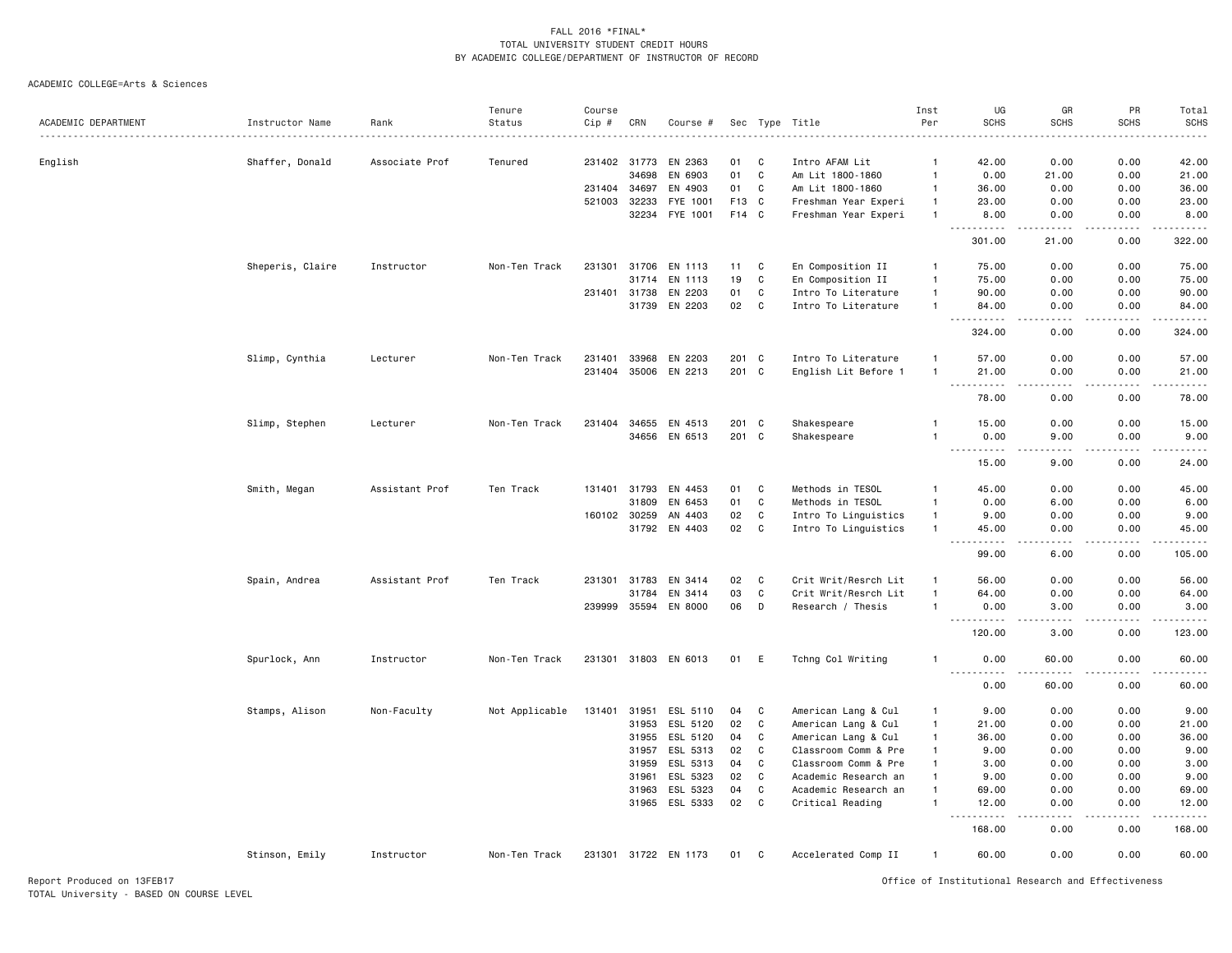FALL 2016 *FINAL*
TOTAL UNIVERSITY STUDENT CREDIT HOURS
BY ACADEMIC COLLEGE/DEPARTMENT OF INSTRUCTOR OF RECORD

ACADEMIC COLLEGE=Arts & Sciences

| ACADEMIC DEPARTMENT | Instructor Name | Rank | Tenure Status | Course Cip # | CRN | Course # | Sec | Type | Title | Inst Per | UG SCHS | GR SCHS | PR SCHS | Total SCHS |
|---|---|---|---|---|---|---|---|---|---|---|---|---|---|---|
| English | Shaffer, Donald | Associate Prof | Tenured | 231402 | 31773 | EN 2363 | 01 | C | Intro AFAM Lit | 1 | 42.00 | 0.00 | 0.00 | 42.00 |
| | | | | | 34698 | EN 6903 | 01 | C | Am Lit 1800-1860 | 1 | 0.00 | 21.00 | 0.00 | 21.00 |
| | | | | 231404 | 34697 | EN 4903 | 01 | C | Am Lit 1800-1860 | 1 | 36.00 | 0.00 | 0.00 | 36.00 |
| | | | | 521003 | 32233 | FYE 1001 | F13 | C | Freshman Year Experi | 1 | 23.00 | 0.00 | 0.00 | 23.00 |
| | | | | | 32234 | FYE 1001 | F14 | C | Freshman Year Experi | 1 | 8.00 | 0.00 | 0.00 | 8.00 |
| | | | | | | | | | | | 301.00 | 21.00 | 0.00 | 322.00 |
| | Sheperis, Claire | Instructor | Non-Ten Track | 231301 | 31706 | EN 1113 | 11 | C | En Composition II | 1 | 75.00 | 0.00 | 0.00 | 75.00 |
| | | | | | 31714 | EN 1113 | 19 | C | En Composition II | 1 | 75.00 | 0.00 | 0.00 | 75.00 |
| | | | | 231401 | 31738 | EN 2203 | 01 | C | Intro To Literature | 1 | 90.00 | 0.00 | 0.00 | 90.00 |
| | | | | | 31739 | EN 2203 | 02 | C | Intro To Literature | 1 | 84.00 | 0.00 | 0.00 | 84.00 |
| | | | | | | | | | | | 324.00 | 0.00 | 0.00 | 324.00 |
| | Slimp, Cynthia | Lecturer | Non-Ten Track | 231401 | 33968 | EN 2203 | 201 | C | Intro To Literature | 1 | 57.00 | 0.00 | 0.00 | 57.00 |
| | | | | 231404 | 35006 | EN 2213 | 201 | C | English Lit Before 1 | 1 | 21.00 | 0.00 | 0.00 | 21.00 |
| | | | | | | | | | | | 78.00 | 0.00 | 0.00 | 78.00 |
| | Slimp, Stephen | Lecturer | Non-Ten Track | 231404 | 34655 | EN 4513 | 201 | C | Shakespeare | 1 | 15.00 | 0.00 | 0.00 | 15.00 |
| | | | | | 34656 | EN 6513 | 201 | C | Shakespeare | 1 | 0.00 | 9.00 | 0.00 | 9.00 |
| | | | | | | | | | | | 15.00 | 9.00 | 0.00 | 24.00 |
| | Smith, Megan | Assistant Prof | Ten Track | 131401 | 31793 | EN 4453 | 01 | C | Methods in TESOL | 1 | 45.00 | 0.00 | 0.00 | 45.00 |
| | | | | | 31809 | EN 6453 | 01 | C | Methods in TESOL | 1 | 0.00 | 6.00 | 0.00 | 6.00 |
| | | | | 160102 | 30259 | AN 4403 | 02 | C | Intro To Linguistics | 1 | 9.00 | 0.00 | 0.00 | 9.00 |
| | | | | | 31792 | EN 4403 | 02 | C | Intro To Linguistics | 1 | 45.00 | 0.00 | 0.00 | 45.00 |
| | | | | | | | | | | | 99.00 | 6.00 | 0.00 | 105.00 |
| | Spain, Andrea | Assistant Prof | Ten Track | 231301 | 31783 | EN 3414 | 02 | C | Crit Writ/Resrch Lit | 1 | 56.00 | 0.00 | 0.00 | 56.00 |
| | | | | | 31784 | EN 3414 | 03 | C | Crit Writ/Resrch Lit | 1 | 64.00 | 0.00 | 0.00 | 64.00 |
| | | | | 239999 | 35594 | EN 8000 | 06 | D | Research / Thesis | 1 | 0.00 | 3.00 | 0.00 | 3.00 |
| | | | | | | | | | | | 120.00 | 3.00 | 0.00 | 123.00 |
| | Spurlock, Ann | Instructor | Non-Ten Track | 231301 | 31803 | EN 6013 | 01 | E | Tchng Col Writing | 1 | 0.00 | 60.00 | 0.00 | 60.00 |
| | | | | | | | | | | | 0.00 | 60.00 | 0.00 | 60.00 |
| | Stamps, Alison | Non-Faculty | Not Applicable | 131401 | 31951 | ESL 5110 | 04 | C | American Lang & Cul | 1 | 9.00 | 0.00 | 0.00 | 9.00 |
| | | | | | 31953 | ESL 5120 | 02 | C | American Lang & Cul | 1 | 21.00 | 0.00 | 0.00 | 21.00 |
| | | | | | 31955 | ESL 5120 | 04 | C | American Lang & Cul | 1 | 36.00 | 0.00 | 0.00 | 36.00 |
| | | | | | 31957 | ESL 5313 | 02 | C | Classroom Comm & Pre | 1 | 9.00 | 0.00 | 0.00 | 9.00 |
| | | | | | 31959 | ESL 5313 | 04 | C | Classroom Comm & Pre | 1 | 3.00 | 0.00 | 0.00 | 3.00 |
| | | | | | 31961 | ESL 5323 | 02 | C | Academic Research an | 1 | 9.00 | 0.00 | 0.00 | 9.00 |
| | | | | | 31963 | ESL 5323 | 04 | C | Academic Research an | 1 | 69.00 | 0.00 | 0.00 | 69.00 |
| | | | | | 31965 | ESL 5333 | 02 | C | Critical Reading | 1 | 12.00 | 0.00 | 0.00 | 12.00 |
| | | | | | | | | | | | 168.00 | 0.00 | 0.00 | 168.00 |
| | Stinson, Emily | Instructor | Non-Ten Track | 231301 | 31722 | EN 1173 | 01 | C | Accelerated Comp II | 1 | 60.00 | 0.00 | 0.00 | 60.00 |

Report Produced on 13FEB17
TOTAL University - BASED ON COURSE LEVEL

Office of Institutional Research and Effectiveness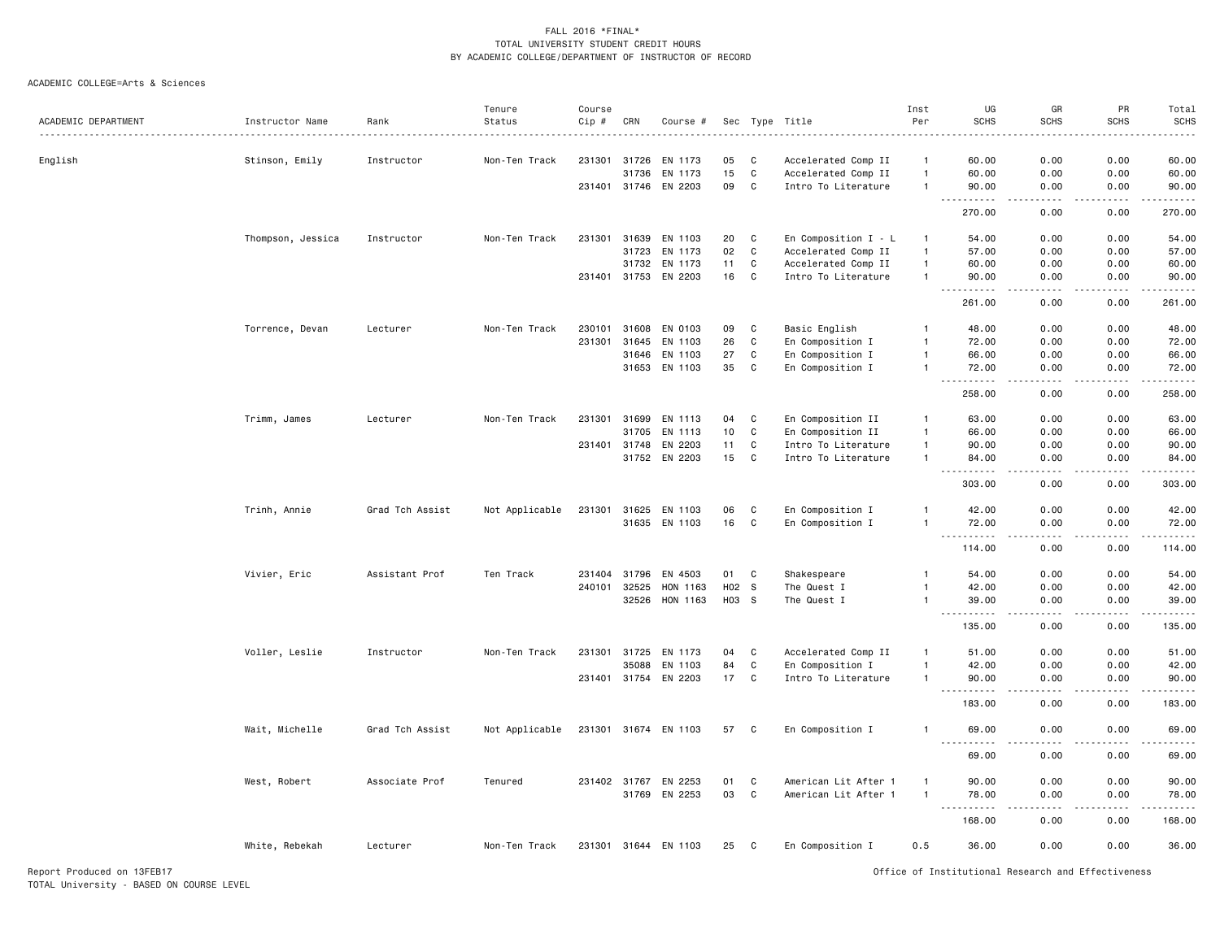FALL 2016 *FINAL*
TOTAL UNIVERSITY STUDENT CREDIT HOURS
BY ACADEMIC COLLEGE/DEPARTMENT OF INSTRUCTOR OF RECORD

ACADEMIC COLLEGE=Arts & Sciences

| ACADEMIC DEPARTMENT | Instructor Name | Rank | Tenure Status | Course Cip # | CRN | Course # | Sec | Type | Title | Inst Per | UG SCHS | GR SCHS | PR SCHS | Total SCHS |
|---|---|---|---|---|---|---|---|---|---|---|---|---|---|---|
| English | Stinson, Emily | Instructor | Non-Ten Track | 231301 | 31726 | EN 1173 | 05 | C | Accelerated Comp II | 1 | 60.00 | 0.00 | 0.00 | 60.00 |
| | | | | | 31736 | EN 1173 | 15 | C | Accelerated Comp II | 1 | 60.00 | 0.00 | 0.00 | 60.00 |
| | | | | 231401 | 31746 | EN 2203 | 09 | C | Intro To Literature | 1 | 90.00 | 0.00 | 0.00 | 90.00 |
| | | | | | | | | | | | 270.00 | 0.00 | 0.00 | 270.00 |
| | Thompson, Jessica | Instructor | Non-Ten Track | 231301 | 31639 | EN 1103 | 20 | C | En Composition I - L | 1 | 54.00 | 0.00 | 0.00 | 54.00 |
| | | | | | 31723 | EN 1173 | 02 | C | Accelerated Comp II | 1 | 57.00 | 0.00 | 0.00 | 57.00 |
| | | | | | 31732 | EN 1173 | 11 | C | Accelerated Comp II | 1 | 60.00 | 0.00 | 0.00 | 60.00 |
| | | | | 231401 | 31753 | EN 2203 | 16 | C | Intro To Literature | 1 | 90.00 | 0.00 | 0.00 | 90.00 |
| | | | | | | | | | | | 261.00 | 0.00 | 0.00 | 261.00 |
| | Torrence, Devan | Lecturer | Non-Ten Track | 230101 | 31608 | EN 0103 | 09 | C | Basic English | 1 | 48.00 | 0.00 | 0.00 | 48.00 |
| | | | | 231301 | 31645 | EN 1103 | 26 | C | En Composition I | 1 | 72.00 | 0.00 | 0.00 | 72.00 |
| | | | | | 31646 | EN 1103 | 27 | C | En Composition I | 1 | 66.00 | 0.00 | 0.00 | 66.00 |
| | | | | | 31653 | EN 1103 | 35 | C | En Composition I | 1 | 72.00 | 0.00 | 0.00 | 72.00 |
| | | | | | | | | | | | 258.00 | 0.00 | 0.00 | 258.00 |
| | Trimm, James | Lecturer | Non-Ten Track | 231301 | 31699 | EN 1113 | 04 | C | En Composition II | 1 | 63.00 | 0.00 | 0.00 | 63.00 |
| | | | | | 31705 | EN 1113 | 10 | C | En Composition II | 1 | 66.00 | 0.00 | 0.00 | 66.00 |
| | | | | 231401 | 31748 | EN 2203 | 11 | C | Intro To Literature | 1 | 90.00 | 0.00 | 0.00 | 90.00 |
| | | | | | 31752 | EN 2203 | 15 | C | Intro To Literature | 1 | 84.00 | 0.00 | 0.00 | 84.00 |
| | | | | | | | | | | | 303.00 | 0.00 | 0.00 | 303.00 |
| | Trinh, Annie | Grad Tch Assist | Not Applicable | 231301 | 31625 | EN 1103 | 06 | C | En Composition I | 1 | 42.00 | 0.00 | 0.00 | 42.00 |
| | | | | | 31635 | EN 1103 | 16 | C | En Composition I | 1 | 72.00 | 0.00 | 0.00 | 72.00 |
| | | | | | | | | | | | 114.00 | 0.00 | 0.00 | 114.00 |
| | Vivier, Eric | Assistant Prof | Ten Track | 231404 | 31796 | EN 4503 | 01 | C | Shakespeare | 1 | 54.00 | 0.00 | 0.00 | 54.00 |
| | | | | 240101 | 32525 | HON 1163 | H02 | S | The Quest I | 1 | 42.00 | 0.00 | 0.00 | 42.00 |
| | | | | | 32526 | HON 1163 | H03 | S | The Quest I | 1 | 39.00 | 0.00 | 0.00 | 39.00 |
| | | | | | | | | | | | 135.00 | 0.00 | 0.00 | 135.00 |
| | Voller, Leslie | Instructor | Non-Ten Track | 231301 | 31725 | EN 1173 | 04 | C | Accelerated Comp II | 1 | 51.00 | 0.00 | 0.00 | 51.00 |
| | | | | | 35088 | EN 1103 | 84 | C | En Composition I | 1 | 42.00 | 0.00 | 0.00 | 42.00 |
| | | | | 231401 | 31754 | EN 2203 | 17 | C | Intro To Literature | 1 | 90.00 | 0.00 | 0.00 | 90.00 |
| | | | | | | | | | | | 183.00 | 0.00 | 0.00 | 183.00 |
| | Wait, Michelle | Grad Tch Assist | Not Applicable | 231301 | 31674 | EN 1103 | 57 | C | En Composition I | 1 | 69.00 | 0.00 | 0.00 | 69.00 |
| | | | | | | | | | | | 69.00 | 0.00 | 0.00 | 69.00 |
| | West, Robert | Associate Prof | Tenured | 231402 | 31767 | EN 2253 | 01 | C | American Lit After 1 | 1 | 90.00 | 0.00 | 0.00 | 90.00 |
| | | | | | 31769 | EN 2253 | 03 | C | American Lit After 1 | 1 | 78.00 | 0.00 | 0.00 | 78.00 |
| | | | | | | | | | | | 168.00 | 0.00 | 0.00 | 168.00 |
| | White, Rebekah | Lecturer | Non-Ten Track | 231301 | 31644 | EN 1103 | 25 | C | En Composition I | 0.5 | 36.00 | 0.00 | 0.00 | 36.00 |

Report Produced on 13FEB17
TOTAL University - BASED ON COURSE LEVEL

Office of Institutional Research and Effectiveness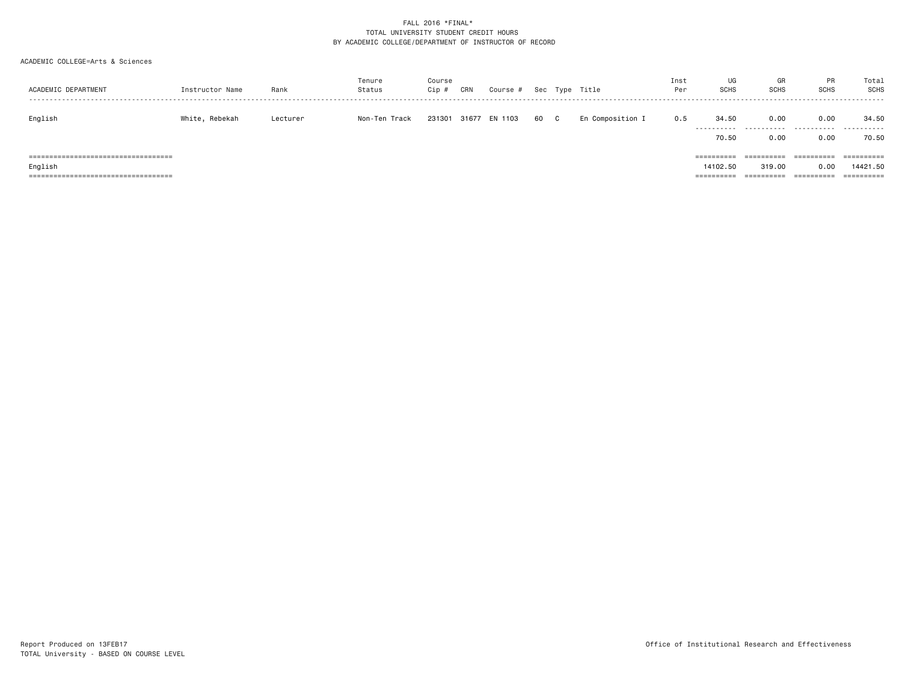FALL 2016 *FINAL*
TOTAL UNIVERSITY STUDENT CREDIT HOURS
BY ACADEMIC COLLEGE/DEPARTMENT OF INSTRUCTOR OF RECORD

ACADEMIC COLLEGE=Arts & Sciences

| ACADEMIC DEPARTMENT | Instructor Name | Rank | Tenure Status | Course Cip # | CRN | Course # | Sec | Type | Title | Inst Per | UG SCHS | GR SCHS | PR SCHS | Total SCHS |
|---|---|---|---|---|---|---|---|---|---|---|---|---|---|---|
| English | White, Rebekah | Lecturer | Non-Ten Track | 231301 | 31677 | EN 1103 | 60 | C | En Composition I | 0.5 | 34.50 | 0.00 | 0.00 | 34.50 |
| | | | | | | | | | | | 70.50 | 0.00 | 0.00 | 70.50 |
| English | | | | | | | | | | | 14102.50 | 319.00 | 0.00 | 14421.50 |

Report Produced on 13FEB17
TOTAL University - BASED ON COURSE LEVEL

Office of Institutional Research and Effectiveness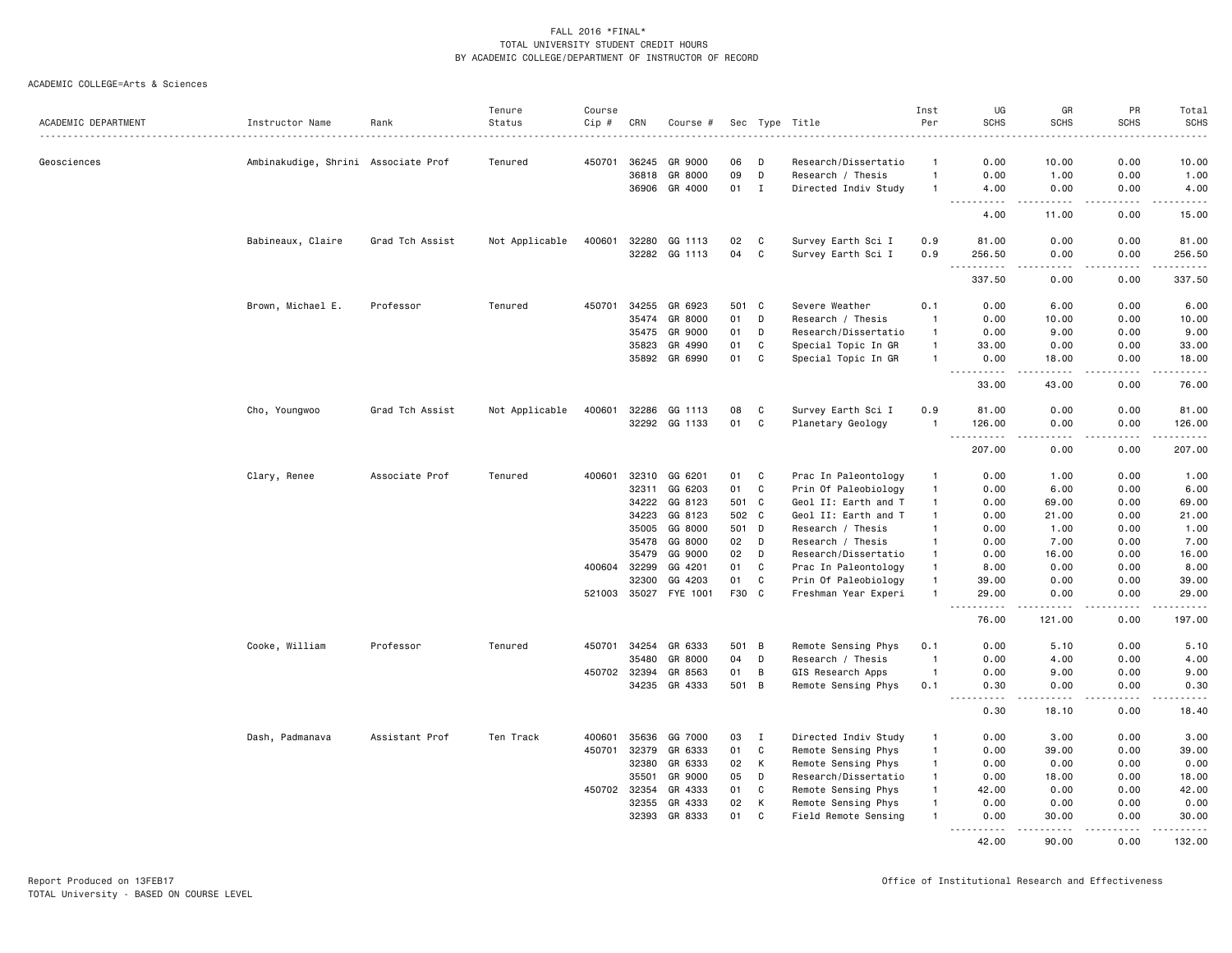FALL 2016 *FINAL*
TOTAL UNIVERSITY STUDENT CREDIT HOURS
BY ACADEMIC COLLEGE/DEPARTMENT OF INSTRUCTOR OF RECORD

ACADEMIC COLLEGE=Arts & Sciences

| ACADEMIC DEPARTMENT | Instructor Name | Rank | Tenure Status | Course Cip # | CRN | Course # | Sec | Type | Title | Inst Per | UG SCHS | GR SCHS | PR SCHS | Total SCHS |
|---|---|---|---|---|---|---|---|---|---|---|---|---|---|---|
| Geosciences | Ambinakudige, Shrini | Associate Prof | Tenured | 450701 | 36245 | GR 9000 | 06 | D | Research/Dissertatio | 1 | 0.00 | 10.00 | 0.00 | 10.00 |
| | | | | | 36818 | GR 8000 | 09 | D | Research / Thesis | 1 | 0.00 | 1.00 | 0.00 | 1.00 |
| | | | | | 36906 | GR 4000 | 01 | I | Directed Indiv Study | 1 | 4.00 | 0.00 | 0.00 | 4.00 |
| | | | | | | | | | | | 4.00 | 11.00 | 0.00 | 15.00 |
| | Babineaux, Claire | Grad Tch Assist | Not Applicable | 400601 | 32280 | GG 1113 | 02 | C | Survey Earth Sci I | 0.9 | 81.00 | 0.00 | 0.00 | 81.00 |
| | | | | | 32282 | GG 1113 | 04 | C | Survey Earth Sci I | 0.9 | 256.50 | 0.00 | 0.00 | 256.50 |
| | | | | | | | | | | | 337.50 | 0.00 | 0.00 | 337.50 |
| | Brown, Michael E. | Professor | Tenured | 450701 | 34255 | GR 6923 | 501 | C | Severe Weather | 0.1 | 0.00 | 6.00 | 0.00 | 6.00 |
| | | | | | 35474 | GR 8000 | 01 | D | Research / Thesis | 1 | 0.00 | 10.00 | 0.00 | 10.00 |
| | | | | | 35475 | GR 9000 | 01 | D | Research/Dissertatio | 1 | 0.00 | 9.00 | 0.00 | 9.00 |
| | | | | | 35823 | GR 4990 | 01 | C | Special Topic In GR | 1 | 33.00 | 0.00 | 0.00 | 33.00 |
| | | | | | 35892 | GR 6990 | 01 | C | Special Topic In GR | 1 | 0.00 | 18.00 | 0.00 | 18.00 |
| | | | | | | | | | | | 33.00 | 43.00 | 0.00 | 76.00 |
| | Cho, Youngwoo | Grad Tch Assist | Not Applicable | 400601 | 32286 | GG 1113 | 08 | C | Survey Earth Sci I | 0.9 | 81.00 | 0.00 | 0.00 | 81.00 |
| | | | | | 32292 | GG 1133 | 01 | C | Planetary Geology | 1 | 126.00 | 0.00 | 0.00 | 126.00 |
| | | | | | | | | | | | 207.00 | 0.00 | 0.00 | 207.00 |
| | Clary, Renee | Associate Prof | Tenured | 400601 | 32310 | GG 6201 | 01 | C | Prac In Paleontology | 1 | 0.00 | 1.00 | 0.00 | 1.00 |
| | | | | | 32311 | GG 6203 | 01 | C | Prin Of Paleobiology | 1 | 0.00 | 6.00 | 0.00 | 6.00 |
| | | | | | 34222 | GG 8123 | 501 | C | Geol II: Earth and T | 1 | 0.00 | 69.00 | 0.00 | 69.00 |
| | | | | | 34223 | GG 8123 | 502 | C | Geol II: Earth and T | 1 | 0.00 | 21.00 | 0.00 | 21.00 |
| | | | | | 35005 | GG 8000 | 501 | D | Research / Thesis | 1 | 0.00 | 1.00 | 0.00 | 1.00 |
| | | | | | 35478 | GG 8000 | 02 | D | Research / Thesis | 1 | 0.00 | 7.00 | 0.00 | 7.00 |
| | | | | | 35479 | GG 9000 | 02 | D | Research/Dissertatio | 1 | 0.00 | 16.00 | 0.00 | 16.00 |
| | | | | 400604 | 32299 | GG 4201 | 01 | C | Prac In Paleontology | 1 | 8.00 | 0.00 | 0.00 | 8.00 |
| | | | | | 32300 | GG 4203 | 01 | C | Prin Of Paleobiology | 1 | 39.00 | 0.00 | 0.00 | 39.00 |
| | | | | 521003 | 35027 | FYE 1001 | F30 | C | Freshman Year Experi | 1 | 29.00 | 0.00 | 0.00 | 29.00 |
| | | | | | | | | | | | 76.00 | 121.00 | 0.00 | 197.00 |
| | Cooke, William | Professor | Tenured | 450701 | 34254 | GR 6333 | 501 | B | Remote Sensing Phys | 0.1 | 0.00 | 5.10 | 0.00 | 5.10 |
| | | | | | 35480 | GR 8000 | 04 | D | Research / Thesis | 1 | 0.00 | 4.00 | 0.00 | 4.00 |
| | | | | 450702 | 32394 | GR 8563 | 01 | B | GIS Research Apps | 1 | 0.00 | 9.00 | 0.00 | 9.00 |
| | | | | | 34235 | GR 4333 | 501 | B | Remote Sensing Phys | 0.1 | 0.30 | 0.00 | 0.00 | 0.30 |
| | | | | | | | | | | | 0.30 | 18.10 | 0.00 | 18.40 |
| | Dash, Padmanava | Assistant Prof | Ten Track | 400601 | 35636 | GG 7000 | 03 | I | Directed Indiv Study | 1 | 0.00 | 3.00 | 0.00 | 3.00 |
| | | | | 450701 | 32379 | GR 6333 | 01 | C | Remote Sensing Phys | 1 | 0.00 | 39.00 | 0.00 | 39.00 |
| | | | | | 32380 | GR 6333 | 02 | K | Remote Sensing Phys | 1 | 0.00 | 0.00 | 0.00 | 0.00 |
| | | | | | 35501 | GR 9000 | 05 | D | Research/Dissertatio | 1 | 0.00 | 18.00 | 0.00 | 18.00 |
| | | | | 450702 | 32354 | GR 4333 | 01 | C | Remote Sensing Phys | 1 | 42.00 | 0.00 | 0.00 | 42.00 |
| | | | | | 32355 | GR 4333 | 02 | K | Remote Sensing Phys | 1 | 0.00 | 0.00 | 0.00 | 0.00 |
| | | | | | 32393 | GR 8333 | 01 | C | Field Remote Sensing | 1 | 0.00 | 30.00 | 0.00 | 30.00 |
| | | | | | | | | | | | 42.00 | 90.00 | 0.00 | 132.00 |

Report Produced on 13FEB17
TOTAL University - BASED ON COURSE LEVEL
Office of Institutional Research and Effectiveness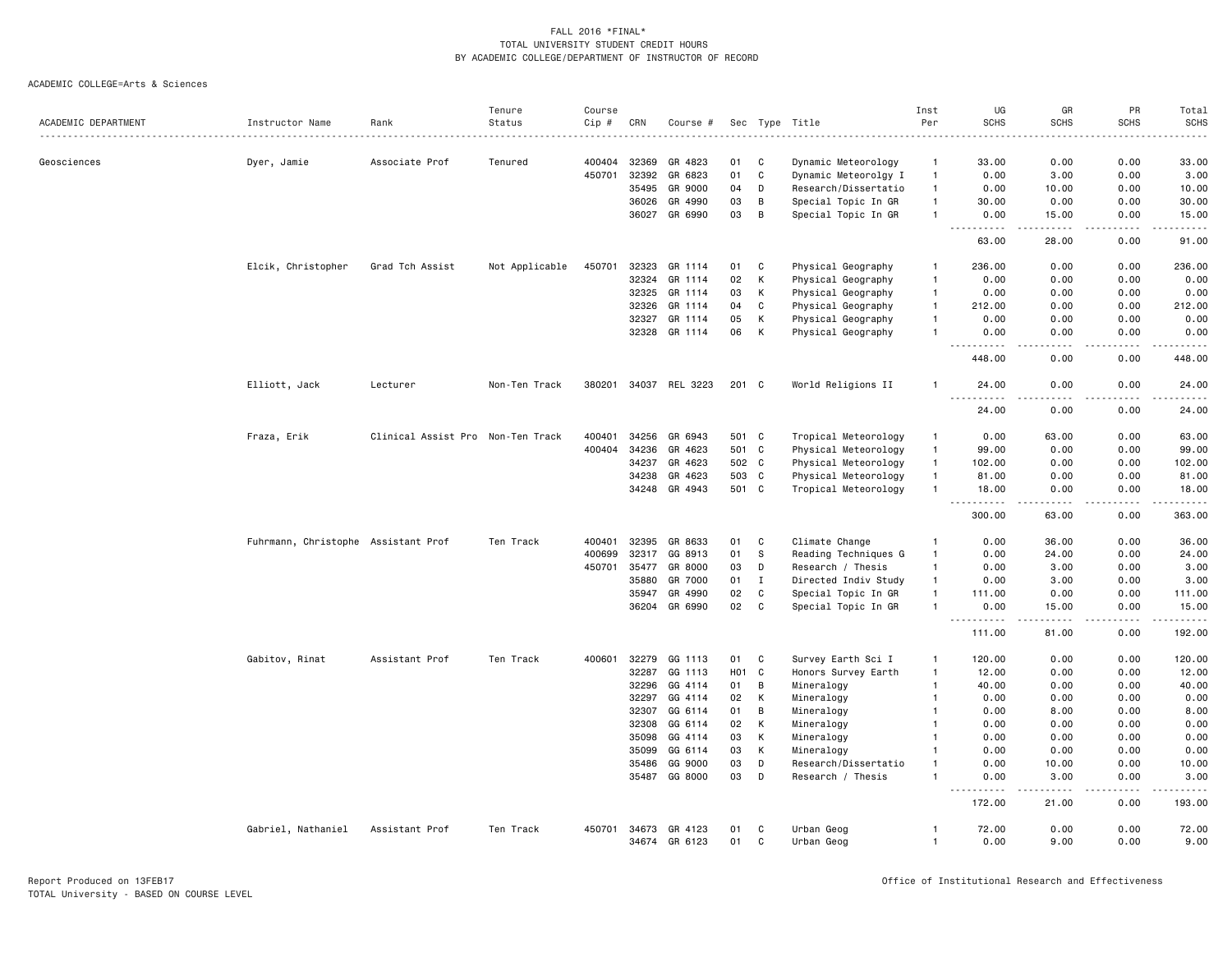FALL 2016 *FINAL*
TOTAL UNIVERSITY STUDENT CREDIT HOURS
BY ACADEMIC COLLEGE/DEPARTMENT OF INSTRUCTOR OF RECORD

ACADEMIC COLLEGE=Arts & Sciences

| ACADEMIC DEPARTMENT | Instructor Name | Rank | Tenure Status | Course Cip # | CRN | Course # | Sec | Type | Title | Inst Per | UG SCHS | GR SCHS | PR SCHS | Total SCHS |
|---|---|---|---|---|---|---|---|---|---|---|---|---|---|---|
| Geosciences | Dyer, Jamie | Associate Prof | Tenured | 400404 | 32369 | GR 4823 | 01 | C | Dynamic Meteorology | 1 | 33.00 | 0.00 | 0.00 | 33.00 |
| | | | | 450701 | 32392 | GR 6823 | 01 | C | Dynamic Meteorolgy I | 1 | 0.00 | 3.00 | 0.00 | 3.00 |
| | | | | | 35495 | GR 9000 | 04 | D | Research/Dissertatio | 1 | 0.00 | 10.00 | 0.00 | 10.00 |
| | | | | | 36026 | GR 4990 | 03 | B | Special Topic In GR | 1 | 30.00 | 0.00 | 0.00 | 30.00 |
| | | | | | 36027 | GR 6990 | 03 | B | Special Topic In GR | 1 | 0.00 | 15.00 | 0.00 | 15.00 |
| | | | | | | | | | | | 63.00 | 28.00 | 0.00 | 91.00 |
| | Elcik, Christopher | Grad Tch Assist | Not Applicable | 450701 | 32323 | GR 1114 | 01 | C | Physical Geography | 1 | 236.00 | 0.00 | 0.00 | 236.00 |
| | | | | | 32324 | GR 1114 | 02 | K | Physical Geography | 1 | 0.00 | 0.00 | 0.00 | 0.00 |
| | | | | | 32325 | GR 1114 | 03 | K | Physical Geography | 1 | 0.00 | 0.00 | 0.00 | 0.00 |
| | | | | | 32326 | GR 1114 | 04 | C | Physical Geography | 1 | 212.00 | 0.00 | 0.00 | 212.00 |
| | | | | | 32327 | GR 1114 | 05 | K | Physical Geography | 1 | 0.00 | 0.00 | 0.00 | 0.00 |
| | | | | | 32328 | GR 1114 | 06 | K | Physical Geography | 1 | 0.00 | 0.00 | 0.00 | 0.00 |
| | | | | | | | | | | | 448.00 | 0.00 | 0.00 | 448.00 |
| | Elliott, Jack | Lecturer | Non-Ten Track | 380201 | 34037 | REL 3223 | 201 | C | World Religions II | 1 | 24.00 | 0.00 | 0.00 | 24.00 |
| | | | | | | | | | | | 24.00 | 0.00 | 0.00 | 24.00 |
| | Fraza, Erik | Clinical Assist Pro | Non-Ten Track | 400401 | 34256 | GR 6943 | 501 | C | Tropical Meteorology | 1 | 0.00 | 63.00 | 0.00 | 63.00 |
| | | | | 400404 | 34236 | GR 4623 | 501 | C | Physical Meteorology | 1 | 99.00 | 0.00 | 0.00 | 99.00 |
| | | | | | 34237 | GR 4623 | 502 | C | Physical Meteorology | 1 | 102.00 | 0.00 | 0.00 | 102.00 |
| | | | | | 34238 | GR 4623 | 503 | C | Physical Meteorology | 1 | 81.00 | 0.00 | 0.00 | 81.00 |
| | | | | | 34248 | GR 4943 | 501 | C | Tropical Meteorology | 1 | 18.00 | 0.00 | 0.00 | 18.00 |
| | | | | | | | | | | | 300.00 | 63.00 | 0.00 | 363.00 |
| | Fuhrmann, Christophe | Assistant Prof | Ten Track | 400401 | 32395 | GR 8633 | 01 | C | Climate Change | 1 | 0.00 | 36.00 | 0.00 | 36.00 |
| | | | | 400699 | 32317 | GG 8913 | 01 | S | Reading Techniques G | 1 | 0.00 | 24.00 | 0.00 | 24.00 |
| | | | | 450701 | 35477 | GR 8000 | 03 | D | Research / Thesis | 1 | 0.00 | 3.00 | 0.00 | 3.00 |
| | | | | | 35880 | GR 7000 | 01 | I | Directed Indiv Study | 1 | 0.00 | 3.00 | 0.00 | 3.00 |
| | | | | | 35947 | GR 4990 | 02 | C | Special Topic In GR | 1 | 111.00 | 0.00 | 0.00 | 111.00 |
| | | | | | 36204 | GR 6990 | 02 | C | Special Topic In GR | 1 | 0.00 | 15.00 | 0.00 | 15.00 |
| | | | | | | | | | | | 111.00 | 81.00 | 0.00 | 192.00 |
| | Gabitov, Rinat | Assistant Prof | Ten Track | 400601 | 32279 | GG 1113 | 01 | C | Survey Earth Sci I | 1 | 120.00 | 0.00 | 0.00 | 120.00 |
| | | | | | 32287 | GG 1113 | H01 | C | Honors Survey Earth | 1 | 12.00 | 0.00 | 0.00 | 12.00 |
| | | | | | 32296 | GG 4114 | 01 | B | Mineralogy | 1 | 40.00 | 0.00 | 0.00 | 40.00 |
| | | | | | 32297 | GG 4114 | 02 | K | Mineralogy | 1 | 0.00 | 0.00 | 0.00 | 0.00 |
| | | | | | 32307 | GG 6114 | 01 | B | Mineralogy | 1 | 0.00 | 8.00 | 0.00 | 8.00 |
| | | | | | 32308 | GG 6114 | 02 | K | Mineralogy | 1 | 0.00 | 0.00 | 0.00 | 0.00 |
| | | | | | 35098 | GG 4114 | 03 | K | Mineralogy | 1 | 0.00 | 0.00 | 0.00 | 0.00 |
| | | | | | 35099 | GG 6114 | 03 | K | Mineralogy | 1 | 0.00 | 0.00 | 0.00 | 0.00 |
| | | | | | 35486 | GG 9000 | 03 | D | Research/Dissertatio | 1 | 0.00 | 10.00 | 0.00 | 10.00 |
| | | | | | 35487 | GG 8000 | 03 | D | Research / Thesis | 1 | 0.00 | 3.00 | 0.00 | 3.00 |
| | | | | | | | | | | | 172.00 | 21.00 | 0.00 | 193.00 |
| | Gabriel, Nathaniel | Assistant Prof | Ten Track | 450701 | 34673 | GR 4123 | 01 | C | Urban Geog | 1 | 72.00 | 0.00 | 0.00 | 72.00 |
| | | | | | 34674 | GR 6123 | 01 | C | Urban Geog | 1 | 0.00 | 9.00 | 0.00 | 9.00 |

Report Produced on 13FEB17
TOTAL University - BASED ON COURSE LEVEL

Office of Institutional Research and Effectiveness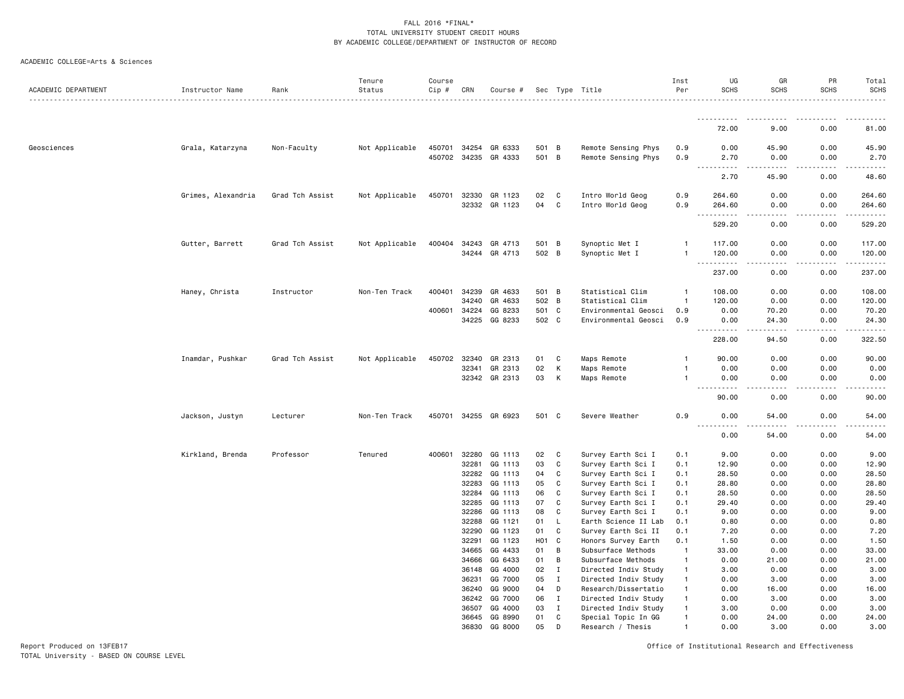FALL 2016 *FINAL*
TOTAL UNIVERSITY STUDENT CREDIT HOURS
BY ACADEMIC COLLEGE/DEPARTMENT OF INSTRUCTOR OF RECORD

ACADEMIC COLLEGE=Arts & Sciences

| ACADEMIC DEPARTMENT | Instructor Name | Rank | Tenure Status | Course Cip # | CRN | Course # | Sec | Type | Title | Inst Per | UG SCHS | GR SCHS | PR SCHS | Total SCHS |
|---|---|---|---|---|---|---|---|---|---|---|---|---|---|---|
| | | | | | | | | | | | 72.00 | 9.00 | 0.00 | 81.00 |
| Geosciences | Grala, Katarzyna | Non-Faculty | Not Applicable | 450701 | 34254 | GR 6333 | 501 | B | Remote Sensing Phys | 0.9 | 0.00 | 45.90 | 0.00 | 45.90 |
| | | | | 450702 | 34235 | GR 4333 | 501 | B | Remote Sensing Phys | 0.9 | 2.70 | 0.00 | 0.00 | 2.70 |
| | | | | | | | | | | | 2.70 | 45.90 | 0.00 | 48.60 |
| | Grimes, Alexandria | Grad Tch Assist | Not Applicable | 450701 | 32330 | GR 1123 | 02 | C | Intro World Geog | 0.9 | 264.60 | 0.00 | 0.00 | 264.60 |
| | | | | | 32332 | GR 1123 | 04 | C | Intro World Geog | 0.9 | 264.60 | 0.00 | 0.00 | 264.60 |
| | | | | | | | | | | | 529.20 | 0.00 | 0.00 | 529.20 |
| | Gutter, Barrett | Grad Tch Assist | Not Applicable | 400404 | 34243 | GR 4713 | 501 | B | Synoptic Met I | 1 | 117.00 | 0.00 | 0.00 | 117.00 |
| | | | | | 34244 | GR 4713 | 502 | B | Synoptic Met I | 1 | 120.00 | 0.00 | 0.00 | 120.00 |
| | | | | | | | | | | | 237.00 | 0.00 | 0.00 | 237.00 |
| | Haney, Christa | Instructor | Non-Ten Track | 400401 | 34239 | GR 4633 | 501 | B | Statistical Clim | 1 | 108.00 | 0.00 | 0.00 | 108.00 |
| | | | | | 34240 | GR 4633 | 502 | B | Statistical Clim | 1 | 120.00 | 0.00 | 0.00 | 120.00 |
| | | | | 400601 | 34224 | GG 8233 | 501 | C | Environmental Geosci | 0.9 | 0.00 | 70.20 | 0.00 | 70.20 |
| | | | | | 34225 | GG 8233 | 502 | C | Environmental Geosci | 0.9 | 0.00 | 24.30 | 0.00 | 24.30 |
| | | | | | | | | | | | 228.00 | 94.50 | 0.00 | 322.50 |
| | Inamdar, Pushkar | Grad Tch Assist | Not Applicable | 450702 | 32340 | GR 2313 | 01 | C | Maps Remote | 1 | 90.00 | 0.00 | 0.00 | 90.00 |
| | | | | | 32341 | GR 2313 | 02 | K | Maps Remote | 1 | 0.00 | 0.00 | 0.00 | 0.00 |
| | | | | | 32342 | GR 2313 | 03 | K | Maps Remote | 1 | 0.00 | 0.00 | 0.00 | 0.00 |
| | | | | | | | | | | | 90.00 | 0.00 | 0.00 | 90.00 |
| | Jackson, Justyn | Lecturer | Non-Ten Track | 450701 | 34255 | GR 6923 | 501 | C | Severe Weather | 0.9 | 0.00 | 54.00 | 0.00 | 54.00 |
| | | | | | | | | | | | 0.00 | 54.00 | 0.00 | 54.00 |
| | Kirkland, Brenda | Professor | Tenured | 400601 | 32280 | GG 1113 | 02 | C | Survey Earth Sci I | 0.1 | 9.00 | 0.00 | 0.00 | 9.00 |
| | | | | | 32281 | GG 1113 | 03 | C | Survey Earth Sci I | 0.1 | 12.90 | 0.00 | 0.00 | 12.90 |
| | | | | | 32282 | GG 1113 | 04 | C | Survey Earth Sci I | 0.1 | 28.50 | 0.00 | 0.00 | 28.50 |
| | | | | | 32283 | GG 1113 | 05 | C | Survey Earth Sci I | 0.1 | 28.80 | 0.00 | 0.00 | 28.80 |
| | | | | | 32284 | GG 1113 | 06 | C | Survey Earth Sci I | 0.1 | 28.50 | 0.00 | 0.00 | 28.50 |
| | | | | | 32285 | GG 1113 | 07 | C | Survey Earth Sci I | 0.1 | 29.40 | 0.00 | 0.00 | 29.40 |
| | | | | | 32286 | GG 1113 | 08 | C | Survey Earth Sci I | 0.1 | 9.00 | 0.00 | 0.00 | 9.00 |
| | | | | | 32288 | GG 1121 | 01 | L | Earth Science II Lab | 0.1 | 0.80 | 0.00 | 0.00 | 0.80 |
| | | | | | 32290 | GG 1123 | 01 | C | Survey Earth Sci II | 0.1 | 7.20 | 0.00 | 0.00 | 7.20 |
| | | | | | 32291 | GG 1123 | H01 | C | Honors Survey Earth | 0.1 | 1.50 | 0.00 | 0.00 | 1.50 |
| | | | | | 34665 | GG 4433 | 01 | B | Subsurface Methods | 1 | 33.00 | 0.00 | 0.00 | 33.00 |
| | | | | | 34666 | GG 6433 | 01 | B | Subsurface Methods | 1 | 0.00 | 21.00 | 0.00 | 21.00 |
| | | | | | 36148 | GG 4000 | 02 | I | Directed Indiv Study | 1 | 3.00 | 0.00 | 0.00 | 3.00 |
| | | | | | 36231 | GG 7000 | 05 | I | Directed Indiv Study | 1 | 0.00 | 3.00 | 0.00 | 3.00 |
| | | | | | 36240 | GG 9000 | 04 | D | Research/Dissertatio | 1 | 0.00 | 16.00 | 0.00 | 16.00 |
| | | | | | 36242 | GG 7000 | 06 | I | Directed Indiv Study | 1 | 0.00 | 3.00 | 0.00 | 3.00 |
| | | | | | 36507 | GG 4000 | 03 | I | Directed Indiv Study | 1 | 3.00 | 0.00 | 0.00 | 3.00 |
| | | | | | 36645 | GG 8990 | 01 | C | Special Topic In GG | 1 | 0.00 | 24.00 | 0.00 | 24.00 |
| | | | | | 36830 | GG 8000 | 05 | D | Research / Thesis | 1 | 0.00 | 3.00 | 0.00 | 3.00 |

Report Produced on 13FEB17
TOTAL University - BASED ON COURSE LEVEL

Office of Institutional Research and Effectiveness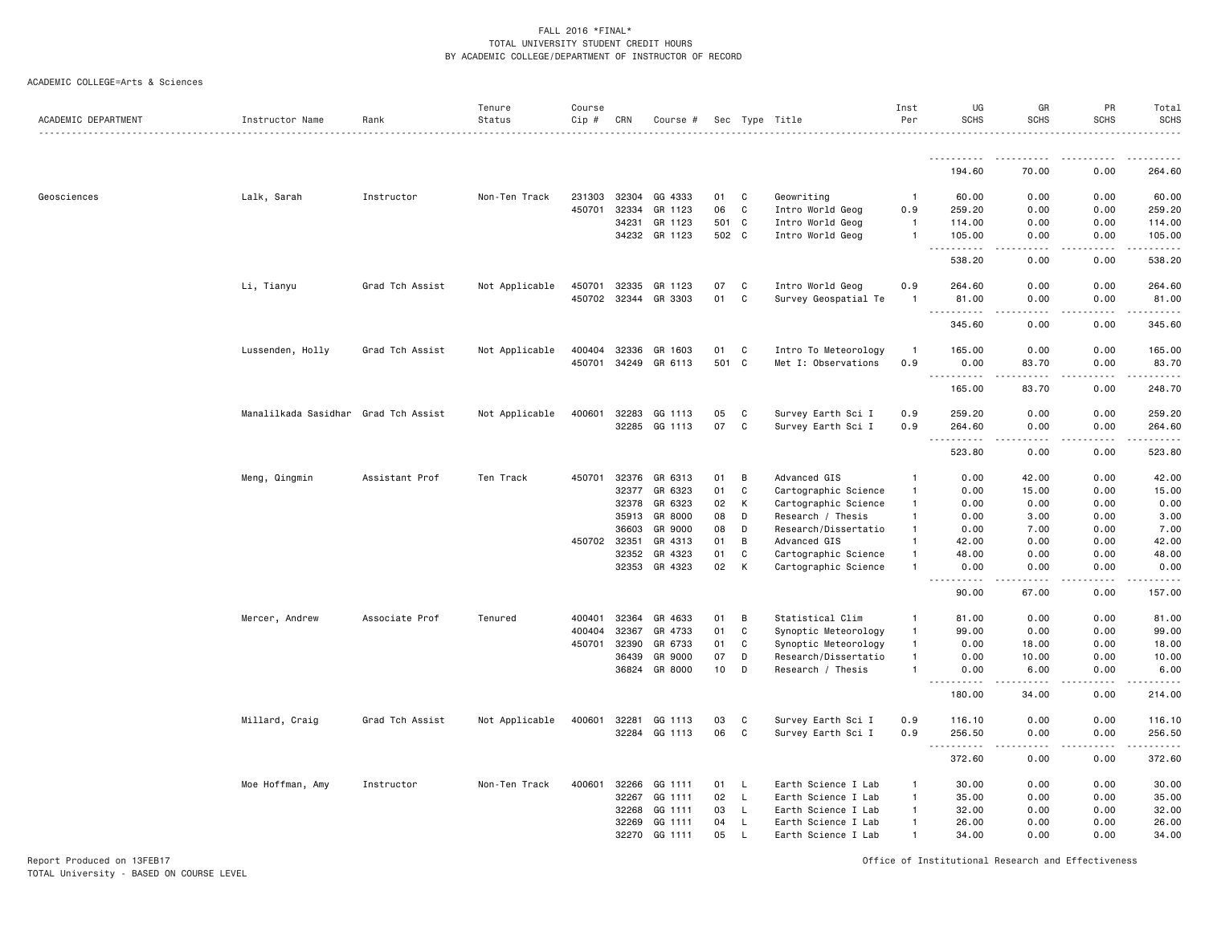FALL 2016 *FINAL*
TOTAL UNIVERSITY STUDENT CREDIT HOURS
BY ACADEMIC COLLEGE/DEPARTMENT OF INSTRUCTOR OF RECORD

ACADEMIC COLLEGE=Arts & Sciences

| ACADEMIC DEPARTMENT | Instructor Name | Rank | Tenure Status | Course Cip # | CRN | Course # | Sec | Type | Title | Inst Per | UG SCHS | GR SCHS | PR SCHS | Total SCHS |
|---|---|---|---|---|---|---|---|---|---|---|---|---|---|---|
| | | | | | | | | | | | 194.60 | 70.00 | 0.00 | 264.60 |
| Geosciences | Lalk, Sarah | Instructor | Non-Ten Track | 231303 | 32304 | GG 4333 | 01 | C | Geowriting | 1 | 60.00 | 0.00 | 0.00 | 60.00 |
| | | | | 450701 | 32334 | GR 1123 | 06 | C | Intro World Geog | 0.9 | 259.20 | 0.00 | 0.00 | 259.20 |
| | | | | | 34231 | GR 1123 | 501 | C | Intro World Geog | 1 | 114.00 | 0.00 | 0.00 | 114.00 |
| | | | | | 34232 | GR 1123 | 502 | C | Intro World Geog | 1 | 105.00 | 0.00 | 0.00 | 105.00 |
| | | | | | | | | | | | 538.20 | 0.00 | 0.00 | 538.20 |
| | Li, Tianyu | Grad Tch Assist | Not Applicable | 450701 | 32335 | GR 1123 | 07 | C | Intro World Geog | 0.9 | 264.60 | 0.00 | 0.00 | 264.60 |
| | | | | 450702 | 32344 | GR 3303 | 01 | C | Survey Geospatial Te | 1 | 81.00 | 0.00 | 0.00 | 81.00 |
| | | | | | | | | | | | 345.60 | 0.00 | 0.00 | 345.60 |
| | Lussenden, Holly | Grad Tch Assist | Not Applicable | 400404 | 32336 | GR 1603 | 01 | C | Intro To Meteorology | 1 | 165.00 | 0.00 | 0.00 | 165.00 |
| | | | | 450701 | 34249 | GR 6113 | 501 | C | Met I: Observations | 0.9 | 0.00 | 83.70 | 0.00 | 83.70 |
| | | | | | | | | | | | 165.00 | 83.70 | 0.00 | 248.70 |
| | Manalilkada Sasidhar | Grad Tch Assist | Not Applicable | 400601 | 32283 | GG 1113 | 05 | C | Survey Earth Sci I | 0.9 | 259.20 | 0.00 | 0.00 | 259.20 |
| | | | | | 32285 | GG 1113 | 07 | C | Survey Earth Sci I | 0.9 | 264.60 | 0.00 | 0.00 | 264.60 |
| | | | | | | | | | | | 523.80 | 0.00 | 0.00 | 523.80 |
| | Meng, Qingmin | Assistant Prof | Ten Track | 450701 | 32376 | GR 6313 | 01 | B | Advanced GIS | 1 | 0.00 | 42.00 | 0.00 | 42.00 |
| | | | | | 32377 | GR 6323 | 01 | C | Cartographic Science | 1 | 0.00 | 15.00 | 0.00 | 15.00 |
| | | | | | 32378 | GR 6323 | 02 | K | Cartographic Science | 1 | 0.00 | 0.00 | 0.00 | 0.00 |
| | | | | | 35913 | GR 8000 | 08 | D | Research / Thesis | 1 | 0.00 | 3.00 | 0.00 | 3.00 |
| | | | | | 36603 | GR 9000 | 08 | D | Research/Dissertatio | 1 | 0.00 | 7.00 | 0.00 | 7.00 |
| | | | | 450702 | 32351 | GR 4313 | 01 | B | Advanced GIS | 1 | 42.00 | 0.00 | 0.00 | 42.00 |
| | | | | | 32352 | GR 4323 | 01 | C | Cartographic Science | 1 | 48.00 | 0.00 | 0.00 | 48.00 |
| | | | | | 32353 | GR 4323 | 02 | K | Cartographic Science | 1 | 0.00 | 0.00 | 0.00 | 0.00 |
| | | | | | | | | | | | 90.00 | 67.00 | 0.00 | 157.00 |
| | Mercer, Andrew | Associate Prof | Tenured | 400401 | 32364 | GR 4633 | 01 | B | Statistical Clim | 1 | 81.00 | 0.00 | 0.00 | 81.00 |
| | | | | 400404 | 32367 | GR 4733 | 01 | C | Synoptic Meteorology | 1 | 99.00 | 0.00 | 0.00 | 99.00 |
| | | | | 450701 | 32390 | GR 6733 | 01 | C | Synoptic Meteorology | 1 | 0.00 | 18.00 | 0.00 | 18.00 |
| | | | | | 36439 | GR 9000 | 07 | D | Research/Dissertatio | 1 | 0.00 | 10.00 | 0.00 | 10.00 |
| | | | | | 36824 | GR 8000 | 10 | D | Research / Thesis | 1 | 0.00 | 6.00 | 0.00 | 6.00 |
| | | | | | | | | | | | 180.00 | 34.00 | 0.00 | 214.00 |
| | Millard, Craig | Grad Tch Assist | Not Applicable | 400601 | 32281 | GG 1113 | 03 | C | Survey Earth Sci I | 0.9 | 116.10 | 0.00 | 0.00 | 116.10 |
| | | | | | 32284 | GG 1113 | 06 | C | Survey Earth Sci I | 0.9 | 256.50 | 0.00 | 0.00 | 256.50 |
| | | | | | | | | | | | 372.60 | 0.00 | 0.00 | 372.60 |
| | Moe Hoffman, Amy | Instructor | Non-Ten Track | 400601 | 32266 | GG 1111 | 01 | L | Earth Science I Lab | 1 | 30.00 | 0.00 | 0.00 | 30.00 |
| | | | | | 32267 | GG 1111 | 02 | L | Earth Science I Lab | 1 | 35.00 | 0.00 | 0.00 | 35.00 |
| | | | | | 32268 | GG 1111 | 03 | L | Earth Science I Lab | 1 | 32.00 | 0.00 | 0.00 | 32.00 |
| | | | | | 32269 | GG 1111 | 04 | L | Earth Science I Lab | 1 | 26.00 | 0.00 | 0.00 | 26.00 |
| | | | | | 32270 | GG 1111 | 05 | L | Earth Science I Lab | 1 | 34.00 | 0.00 | 0.00 | 34.00 |

Report Produced on 13FEB17
TOTAL University - BASED ON COURSE LEVEL

Office of Institutional Research and Effectiveness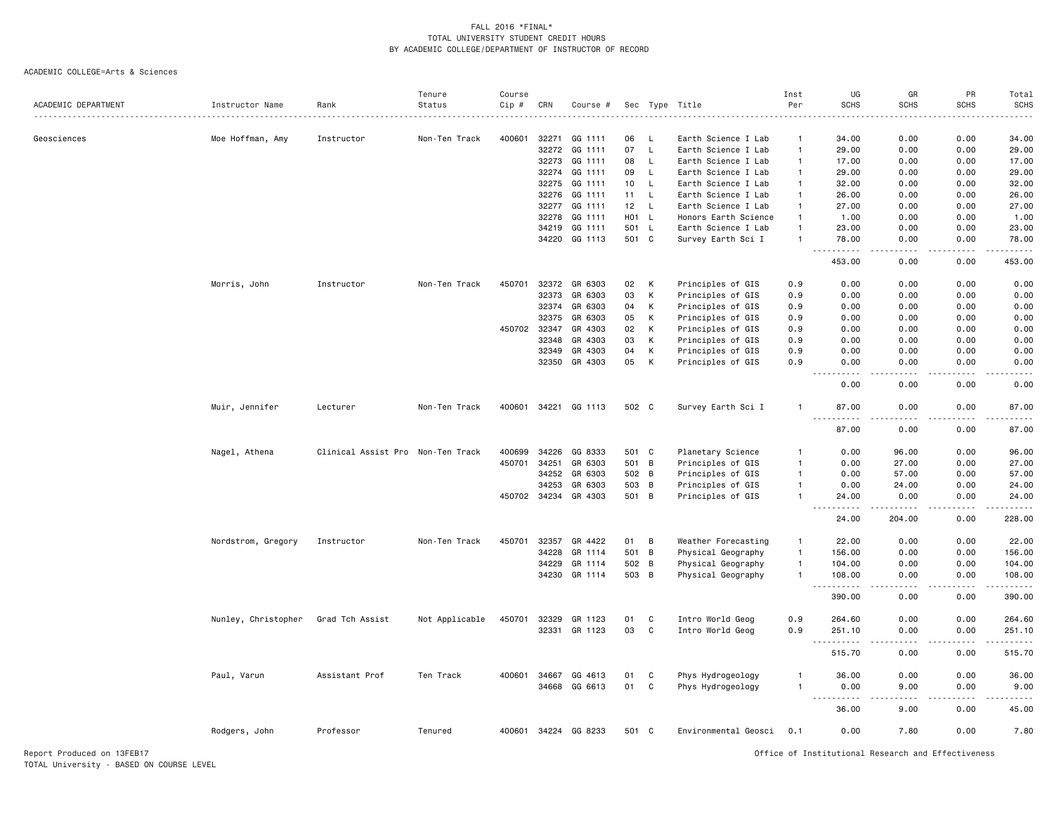FALL 2016 *FINAL*
TOTAL UNIVERSITY STUDENT CREDIT HOURS
BY ACADEMIC COLLEGE/DEPARTMENT OF INSTRUCTOR OF RECORD

ACADEMIC COLLEGE=Arts & Sciences

| ACADEMIC DEPARTMENT | Instructor Name | Rank | Tenure Status | Course Cip # | CRN | Course # | Sec | Type | Title | Inst Per | UG SCHS | GR SCHS | PR SCHS | Total SCHS |
|---|---|---|---|---|---|---|---|---|---|---|---|---|---|---|
| Geosciences | Moe Hoffman, Amy | Instructor | Non-Ten Track | 400601 | 32271 | GG 1111 | 06 | L | Earth Science I Lab | 1 | 34.00 | 0.00 | 0.00 | 34.00 |
| | | | | | 32272 | GG 1111 | 07 | L | Earth Science I Lab | 1 | 29.00 | 0.00 | 0.00 | 29.00 |
| | | | | | 32273 | GG 1111 | 08 | L | Earth Science I Lab | 1 | 17.00 | 0.00 | 0.00 | 17.00 |
| | | | | | 32274 | GG 1111 | 09 | L | Earth Science I Lab | 1 | 29.00 | 0.00 | 0.00 | 29.00 |
| | | | | | 32275 | GG 1111 | 10 | L | Earth Science I Lab | 1 | 32.00 | 0.00 | 0.00 | 32.00 |
| | | | | | 32276 | GG 1111 | 11 | L | Earth Science I Lab | 1 | 26.00 | 0.00 | 0.00 | 26.00 |
| | | | | | 32277 | GG 1111 | 12 | L | Earth Science I Lab | 1 | 27.00 | 0.00 | 0.00 | 27.00 |
| | | | | | 32278 | GG 1111 | H01 | L | Honors Earth Science | 1 | 1.00 | 0.00 | 0.00 | 1.00 |
| | | | | | 34219 | GG 1111 | 501 | L | Earth Science I Lab | 1 | 23.00 | 0.00 | 0.00 | 23.00 |
| | | | | | 34220 | GG 1113 | 501 | C | Survey Earth Sci I | 1 | 78.00 | 0.00 | 0.00 | 78.00 |
| | | | | | | | | | | | 453.00 | 0.00 | 0.00 | 453.00 |
| | Morris, John | Instructor | Non-Ten Track | 450701 | 32372 | GR 6303 | 02 | K | Principles of GIS | 0.9 | 0.00 | 0.00 | 0.00 | 0.00 |
| | | | | | 32373 | GR 6303 | 03 | K | Principles of GIS | 0.9 | 0.00 | 0.00 | 0.00 | 0.00 |
| | | | | | 32374 | GR 6303 | 04 | K | Principles of GIS | 0.9 | 0.00 | 0.00 | 0.00 | 0.00 |
| | | | | | 32375 | GR 6303 | 05 | K | Principles of GIS | 0.9 | 0.00 | 0.00 | 0.00 | 0.00 |
| | | | | 450702 | 32347 | GR 4303 | 02 | K | Principles of GIS | 0.9 | 0.00 | 0.00 | 0.00 | 0.00 |
| | | | | | 32348 | GR 4303 | 03 | K | Principles of GIS | 0.9 | 0.00 | 0.00 | 0.00 | 0.00 |
| | | | | | 32349 | GR 4303 | 04 | K | Principles of GIS | 0.9 | 0.00 | 0.00 | 0.00 | 0.00 |
| | | | | | 32350 | GR 4303 | 05 | K | Principles of GIS | 0.9 | 0.00 | 0.00 | 0.00 | 0.00 |
| | | | | | | | | | | | 0.00 | 0.00 | 0.00 | 0.00 |
| | Muir, Jennifer | Lecturer | Non-Ten Track | 400601 | 34221 | GG 1113 | 502 | C | Survey Earth Sci I | 1 | 87.00 | 0.00 | 0.00 | 87.00 |
| | | | | | | | | | | | 87.00 | 0.00 | 0.00 | 87.00 |
| | Nagel, Athena | Clinical Assist Pro | Non-Ten Track | 400699 | 34226 | GG 8333 | 501 | C | Planetary Science | 1 | 0.00 | 96.00 | 0.00 | 96.00 |
| | | | | 450701 | 34251 | GR 6303 | 501 | B | Principles of GIS | 1 | 0.00 | 27.00 | 0.00 | 27.00 |
| | | | | | 34252 | GR 6303 | 502 | B | Principles of GIS | 1 | 0.00 | 57.00 | 0.00 | 57.00 |
| | | | | | 34253 | GR 6303 | 503 | B | Principles of GIS | 1 | 0.00 | 24.00 | 0.00 | 24.00 |
| | | | | 450702 | 34234 | GR 4303 | 501 | B | Principles of GIS | 1 | 24.00 | 0.00 | 0.00 | 24.00 |
| | | | | | | | | | | | 24.00 | 204.00 | 0.00 | 228.00 |
| | Nordstrom, Gregory | Instructor | Non-Ten Track | 450701 | 32357 | GR 4422 | 01 | B | Weather Forecasting | 1 | 22.00 | 0.00 | 0.00 | 22.00 |
| | | | | | 34228 | GR 1114 | 501 | B | Physical Geography | 1 | 156.00 | 0.00 | 0.00 | 156.00 |
| | | | | | 34229 | GR 1114 | 502 | B | Physical Geography | 1 | 104.00 | 0.00 | 0.00 | 104.00 |
| | | | | | 34230 | GR 1114 | 503 | B | Physical Geography | 1 | 108.00 | 0.00 | 0.00 | 108.00 |
| | | | | | | | | | | | 390.00 | 0.00 | 0.00 | 390.00 |
| | Nunley, Christopher | Grad Tch Assist | Not Applicable | 450701 | 32329 | GR 1123 | 01 | C | Intro World Geog | 0.9 | 264.60 | 0.00 | 0.00 | 264.60 |
| | | | | | 32331 | GR 1123 | 03 | C | Intro World Geog | 0.9 | 251.10 | 0.00 | 0.00 | 251.10 |
| | | | | | | | | | | | 515.70 | 0.00 | 0.00 | 515.70 |
| | Paul, Varun | Assistant Prof | Ten Track | 400601 | 34667 | GG 4613 | 01 | C | Phys Hydrogeology | 1 | 36.00 | 0.00 | 0.00 | 36.00 |
| | | | | | 34668 | GG 6613 | 01 | C | Phys Hydrogeology | 1 | 0.00 | 9.00 | 0.00 | 9.00 |
| | | | | | | | | | | | 36.00 | 9.00 | 0.00 | 45.00 |
| | Rodgers, John | Professor | Tenured | 400601 | 34224 | GG 8233 | 501 | C | Environmental Geosci | 0.1 | 0.00 | 7.80 | 0.00 | 7.80 |

Report Produced on 13FEB17
TOTAL University - BASED ON COURSE LEVEL
Office of Institutional Research and Effectiveness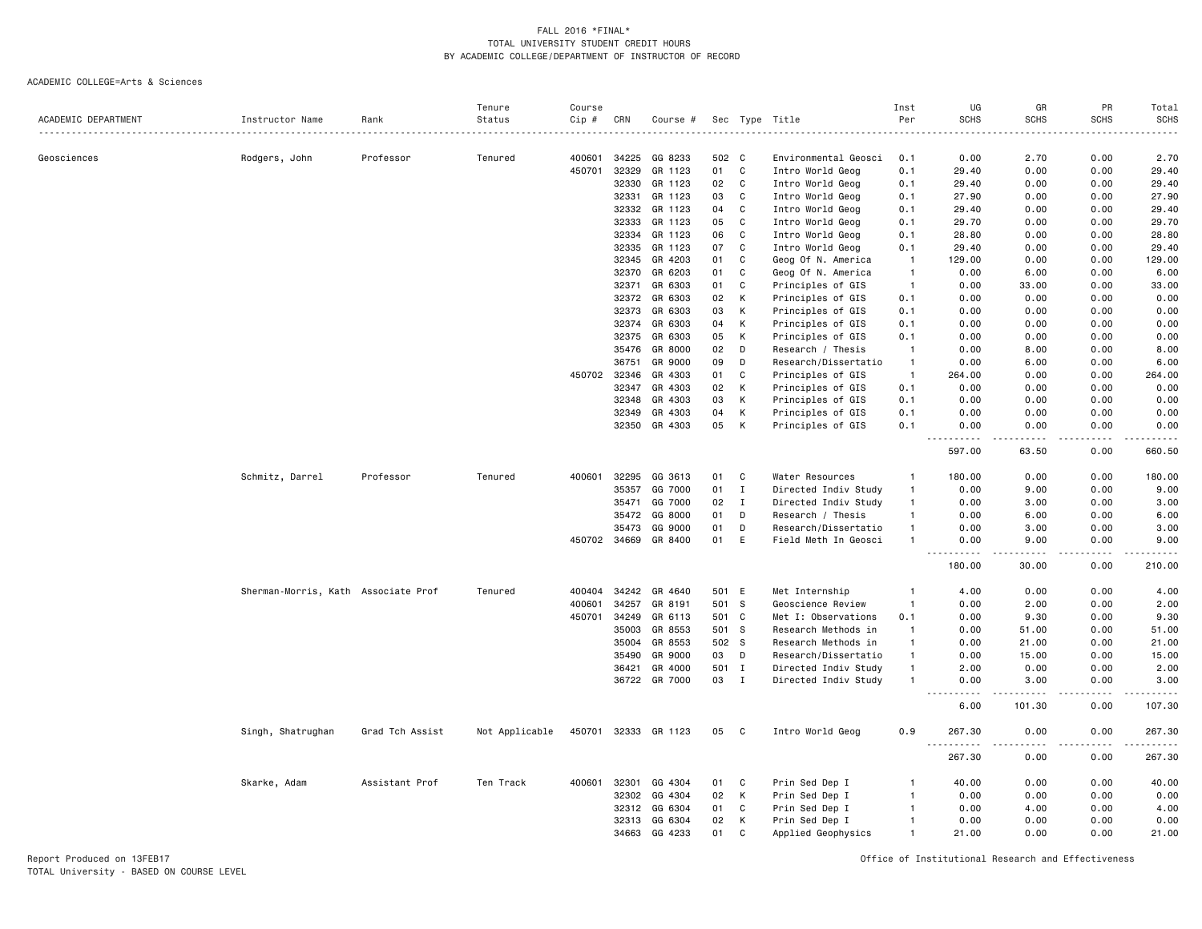FALL 2016 *FINAL*
TOTAL UNIVERSITY STUDENT CREDIT HOURS
BY ACADEMIC COLLEGE/DEPARTMENT OF INSTRUCTOR OF RECORD

ACADEMIC COLLEGE=Arts & Sciences

| ACADEMIC DEPARTMENT | Instructor Name | Rank | Tenure Status | Course Cip # | CRN | Course # | Sec | Type | Title | Inst Per | UG SCHS | GR SCHS | PR SCHS | Total SCHS |
|---|---|---|---|---|---|---|---|---|---|---|---|---|---|---|
| Geosciences | Rodgers, John | Professor | Tenured | 400601 | 34225 | GG 8233 | 502 | C | Environmental Geosci | 0.1 | 0.00 | 2.70 | 0.00 | 2.70 |
| | | | | 450701 | 32329 | GR 1123 | 01 | C | Intro World Geog | 0.1 | 29.40 | 0.00 | 0.00 | 29.40 |
| | | | | | 32330 | GR 1123 | 02 | C | Intro World Geog | 0.1 | 29.40 | 0.00 | 0.00 | 29.40 |
| | | | | | 32331 | GR 1123 | 03 | C | Intro World Geog | 0.1 | 27.90 | 0.00 | 0.00 | 27.90 |
| | | | | | 32332 | GR 1123 | 04 | C | Intro World Geog | 0.1 | 29.40 | 0.00 | 0.00 | 29.40 |
| | | | | | 32333 | GR 1123 | 05 | C | Intro World Geog | 0.1 | 29.70 | 0.00 | 0.00 | 29.70 |
| | | | | | 32334 | GR 1123 | 06 | C | Intro World Geog | 0.1 | 28.80 | 0.00 | 0.00 | 28.80 |
| | | | | | 32335 | GR 1123 | 07 | C | Intro World Geog | 0.1 | 29.40 | 0.00 | 0.00 | 29.40 |
| | | | | | 32345 | GR 4203 | 01 | C | Geog Of N. America | 1 | 129.00 | 0.00 | 0.00 | 129.00 |
| | | | | | 32370 | GR 6203 | 01 | C | Geog Of N. America | 1 | 0.00 | 6.00 | 0.00 | 6.00 |
| | | | | | 32371 | GR 6303 | 01 | C | Principles of GIS | 1 | 0.00 | 33.00 | 0.00 | 33.00 |
| | | | | | 32372 | GR 6303 | 02 | K | Principles of GIS | 0.1 | 0.00 | 0.00 | 0.00 | 0.00 |
| | | | | | 32373 | GR 6303 | 03 | K | Principles of GIS | 0.1 | 0.00 | 0.00 | 0.00 | 0.00 |
| | | | | | 32374 | GR 6303 | 04 | K | Principles of GIS | 0.1 | 0.00 | 0.00 | 0.00 | 0.00 |
| | | | | | 32375 | GR 6303 | 05 | K | Principles of GIS | 0.1 | 0.00 | 0.00 | 0.00 | 0.00 |
| | | | | | 35476 | GR 8000 | 02 | D | Research / Thesis | 1 | 0.00 | 8.00 | 0.00 | 8.00 |
| | | | | | 36751 | GR 9000 | 09 | D | Research/Dissertatio | 1 | 0.00 | 6.00 | 0.00 | 6.00 |
| | | | | 450702 | 32346 | GR 4303 | 01 | C | Principles of GIS | 1 | 264.00 | 0.00 | 0.00 | 264.00 |
| | | | | | 32347 | GR 4303 | 02 | K | Principles of GIS | 0.1 | 0.00 | 0.00 | 0.00 | 0.00 |
| | | | | | 32348 | GR 4303 | 03 | K | Principles of GIS | 0.1 | 0.00 | 0.00 | 0.00 | 0.00 |
| | | | | | 32349 | GR 4303 | 04 | K | Principles of GIS | 0.1 | 0.00 | 0.00 | 0.00 | 0.00 |
| | | | | | 32350 | GR 4303 | 05 | K | Principles of GIS | 0.1 | 0.00 | 0.00 | 0.00 | 0.00 |
| | | | | | | | | | | | 597.00 | 63.50 | 0.00 | 660.50 |
| | Schmitz, Darrel | Professor | Tenured | 400601 | 32295 | GG 3613 | 01 | C | Water Resources | 1 | 180.00 | 0.00 | 0.00 | 180.00 |
| | | | | | 35357 | GG 7000 | 01 | I | Directed Indiv Study | 1 | 0.00 | 9.00 | 0.00 | 9.00 |
| | | | | | 35471 | GG 7000 | 02 | I | Directed Indiv Study | 1 | 0.00 | 3.00 | 0.00 | 3.00 |
| | | | | | 35472 | GG 8000 | 01 | D | Research / Thesis | 1 | 0.00 | 6.00 | 0.00 | 6.00 |
| | | | | | 35473 | GG 9000 | 01 | D | Research/Dissertatio | 1 | 0.00 | 3.00 | 0.00 | 3.00 |
| | | | | 450702 | 34669 | GR 8400 | 01 | E | Field Meth In Geosci | 1 | 0.00 | 9.00 | 0.00 | 9.00 |
| | | | | | | | | | | | 180.00 | 30.00 | 0.00 | 210.00 |
| | Sherman-Morris, Kath | Associate Prof | Tenured | 400404 | 34242 | GR 4640 | 501 | E | Met Internship | 1 | 4.00 | 0.00 | 0.00 | 4.00 |
| | | | | 400601 | 34257 | GR 8191 | 501 | S | Geoscience Review | 1 | 0.00 | 2.00 | 0.00 | 2.00 |
| | | | | 450701 | 34249 | GR 6113 | 501 | C | Met I: Observations | 0.1 | 0.00 | 9.30 | 0.00 | 9.30 |
| | | | | | 35003 | GR 8553 | 501 | S | Research Methods in | 1 | 0.00 | 51.00 | 0.00 | 51.00 |
| | | | | | 35004 | GR 8553 | 502 | S | Research Methods in | 1 | 0.00 | 21.00 | 0.00 | 21.00 |
| | | | | | 35490 | GR 9000 | 03 | D | Research/Dissertatio | 1 | 0.00 | 15.00 | 0.00 | 15.00 |
| | | | | | 36421 | GR 4000 | 501 | I | Directed Indiv Study | 1 | 2.00 | 0.00 | 0.00 | 2.00 |
| | | | | | 36722 | GR 7000 | 03 | I | Directed Indiv Study | 1 | 0.00 | 3.00 | 0.00 | 3.00 |
| | | | | | | | | | | | 6.00 | 101.30 | 0.00 | 107.30 |
| | Singh, Shatrughan | Grad Tch Assist | Not Applicable | 450701 | 32333 | GR 1123 | 05 | C | Intro World Geog | 0.9 | 267.30 | 0.00 | 0.00 | 267.30 |
| | | | | | | | | | | | 267.30 | 0.00 | 0.00 | 267.30 |
| | Skarke, Adam | Assistant Prof | Ten Track | 400601 | 32301 | GG 4304 | 01 | C | Prin Sed Dep I | 1 | 40.00 | 0.00 | 0.00 | 40.00 |
| | | | | | 32302 | GG 4304 | 02 | K | Prin Sed Dep I | 1 | 0.00 | 0.00 | 0.00 | 0.00 |
| | | | | | 32312 | GG 6304 | 01 | C | Prin Sed Dep I | 1 | 0.00 | 4.00 | 0.00 | 4.00 |
| | | | | | 32313 | GG 6304 | 02 | K | Prin Sed Dep I | 1 | 0.00 | 0.00 | 0.00 | 0.00 |
| | | | | | 34663 | GG 4233 | 01 | C | Applied Geophysics | 1 | 21.00 | 0.00 | 0.00 | 21.00 |

Report Produced on 13FEB17
TOTAL University - BASED ON COURSE LEVEL

Office of Institutional Research and Effectiveness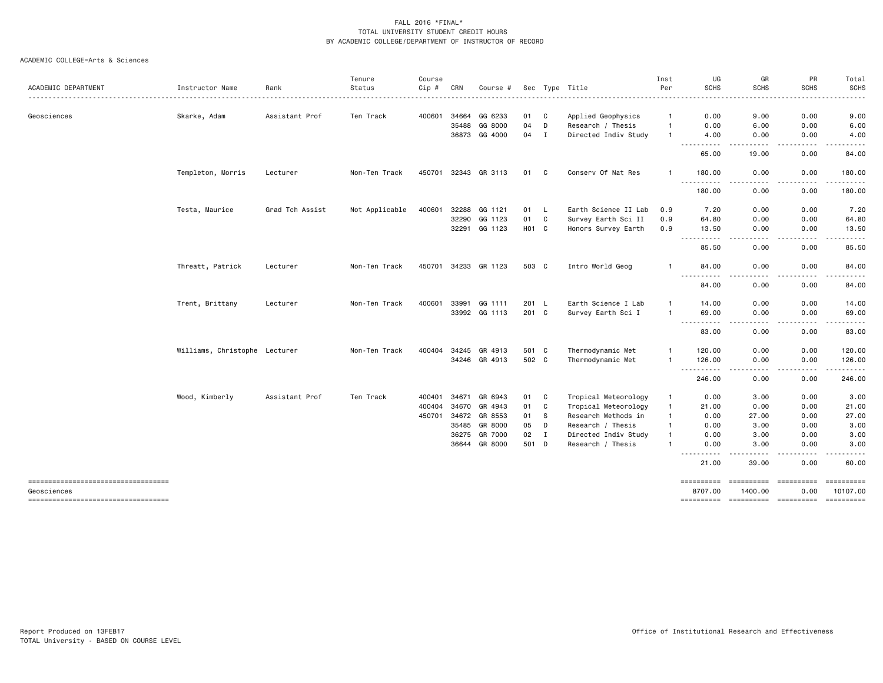FALL 2016 *FINAL*
TOTAL UNIVERSITY STUDENT CREDIT HOURS
BY ACADEMIC COLLEGE/DEPARTMENT OF INSTRUCTOR OF RECORD

ACADEMIC COLLEGE=Arts & Sciences

| ACADEMIC DEPARTMENT | Instructor Name | Rank | Tenure Status | Course Cip # | CRN | Course # | Sec | Type | Title | Inst Per | UG SCHS | GR SCHS | PR SCHS | Total SCHS |
|---|---|---|---|---|---|---|---|---|---|---|---|---|---|---|
| Geosciences | Skarke, Adam | Assistant Prof | Ten Track | 400601 | 34664 | GG 6233 | 01 | C | Applied Geophysics | 1 | 0.00 | 9.00 | 0.00 | 9.00 |
| | | | | | 35488 | GG 8000 | 04 | D | Research / Thesis | 1 | 0.00 | 6.00 | 0.00 | 6.00 |
| | | | | | 36873 | GG 4000 | 04 | I | Directed Indiv Study | 1 | 4.00 | 0.00 | 0.00 | 4.00 |
| | | | | | | | | | | | 65.00 | 19.00 | 0.00 | 84.00 |
| | Templeton, Morris | Lecturer | Non-Ten Track | 450701 | 32343 | GR 3113 | 01 | C | Conserv Of Nat Res | 1 | 180.00 | 0.00 | 0.00 | 180.00 |
| | | | | | | | | | | | 180.00 | 0.00 | 0.00 | 180.00 |
| | Testa, Maurice | Grad Tch Assist | Not Applicable | 400601 | 32288 | GG 1121 | 01 | L | Earth Science II Lab | 0.9 | 7.20 | 0.00 | 0.00 | 7.20 |
| | | | | | 32290 | GG 1123 | 01 | C | Survey Earth Sci II | 0.9 | 64.80 | 0.00 | 0.00 | 64.80 |
| | | | | | 32291 | GG 1123 | H01 | C | Honors Survey Earth | 0.9 | 13.50 | 0.00 | 0.00 | 13.50 |
| | | | | | | | | | | | 85.50 | 0.00 | 0.00 | 85.50 |
| | Threatt, Patrick | Lecturer | Non-Ten Track | 450701 | 34233 | GR 1123 | 503 | C | Intro World Geog | 1 | 84.00 | 0.00 | 0.00 | 84.00 |
| | | | | | | | | | | | 84.00 | 0.00 | 0.00 | 84.00 |
| | Trent, Brittany | Lecturer | Non-Ten Track | 400601 | 33991 | GG 1111 | 201 | L | Earth Science I Lab | 1 | 14.00 | 0.00 | 0.00 | 14.00 |
| | | | | | 33992 | GG 1113 | 201 | C | Survey Earth Sci I | 1 | 69.00 | 0.00 | 0.00 | 69.00 |
| | | | | | | | | | | | 83.00 | 0.00 | 0.00 | 83.00 |
| | Williams, Christophe | Lecturer | Non-Ten Track | 400404 | 34245 | GR 4913 | 501 | C | Thermodynamic Met | 1 | 120.00 | 0.00 | 0.00 | 120.00 |
| | | | | | 34246 | GR 4913 | 502 | C | Thermodynamic Met | 1 | 126.00 | 0.00 | 0.00 | 126.00 |
| | | | | | | | | | | | 246.00 | 0.00 | 0.00 | 246.00 |
| | Wood, Kimberly | Assistant Prof | Ten Track | 400401 | 34671 | GR 6943 | 01 | C | Tropical Meteorology | 1 | 0.00 | 3.00 | 0.00 | 3.00 |
| | | | | 400404 | 34670 | GR 4943 | 01 | C | Tropical Meteorology | 1 | 21.00 | 0.00 | 0.00 | 21.00 |
| | | | | 450701 | 34672 | GR 8553 | 01 | S | Research Methods in | 1 | 0.00 | 27.00 | 0.00 | 27.00 |
| | | | | | 35485 | GR 8000 | 05 | D | Research / Thesis | 1 | 0.00 | 3.00 | 0.00 | 3.00 |
| | | | | | 36275 | GR 7000 | 02 | I | Directed Indiv Study | 1 | 0.00 | 3.00 | 0.00 | 3.00 |
| | | | | | 36644 | GR 8000 | 501 | D | Research / Thesis | 1 | 0.00 | 3.00 | 0.00 | 3.00 |
| | | | | | | | | | | | 21.00 | 39.00 | 0.00 | 60.00 |
| Geosciences | | | | | | | | | | | 8707.00 | 1400.00 | 0.00 | 10107.00 |

Report Produced on 13FEB17
TOTAL University - BASED ON COURSE LEVEL

Office of Institutional Research and Effectiveness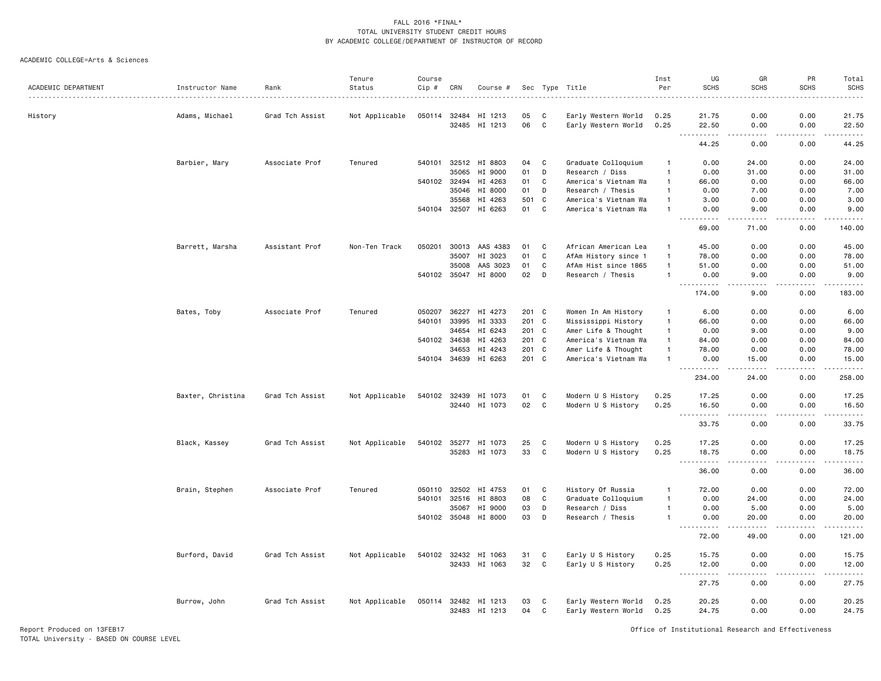FALL 2016 *FINAL*
TOTAL UNIVERSITY STUDENT CREDIT HOURS
BY ACADEMIC COLLEGE/DEPARTMENT OF INSTRUCTOR OF RECORD

ACADEMIC COLLEGE=Arts & Sciences

| ACADEMIC DEPARTMENT | Instructor Name | Rank | Tenure Status | Course Cip # | CRN | Course # | Sec | Type | Title | Inst Per | UG SCHS | GR SCHS | PR SCHS | Total SCHS |
|---|---|---|---|---|---|---|---|---|---|---|---|---|---|---|
| History | Adams, Michael | Grad Tch Assist | Not Applicable | 050114 | 32484 | HI 1213 | 05 | C | Early Western World | 0.25 | 21.75 | 0.00 | 0.00 | 21.75 |
| | | | | | 32485 | HI 1213 | 06 | C | Early Western World | 0.25 | 22.50 | 0.00 | 0.00 | 22.50 |
| | | | | | | | | | | | 44.25 | 0.00 | 0.00 | 44.25 |
| | Barbier, Mary | Associate Prof | Tenured | 540101 | 32512 | HI 8803 | 04 | C | Graduate Colloquium | 1 | 0.00 | 24.00 | 0.00 | 24.00 |
| | | | | | 35065 | HI 9000 | 01 | D | Research / Diss | 1 | 0.00 | 31.00 | 0.00 | 31.00 |
| | | | | 540102 | 32494 | HI 4263 | 01 | C | America's Vietnam Wa | 1 | 66.00 | 0.00 | 0.00 | 66.00 |
| | | | | | 35046 | HI 8000 | 01 | D | Research / Thesis | 1 | 0.00 | 7.00 | 0.00 | 7.00 |
| | | | | | 35568 | HI 4263 | 501 | C | America's Vietnam Wa | 1 | 3.00 | 0.00 | 0.00 | 3.00 |
| | | | | 540104 | 32507 | HI 6263 | 01 | C | America's Vietnam Wa | 1 | 0.00 | 9.00 | 0.00 | 9.00 |
| | | | | | | | | | | | 69.00 | 71.00 | 0.00 | 140.00 |
| | Barrett, Marsha | Assistant Prof | Non-Ten Track | 050201 | 30013 | AAS 4383 | 01 | C | African American Lea | 1 | 45.00 | 0.00 | 0.00 | 45.00 |
| | | | | | 35007 | HI 3023 | 01 | C | AfAm History since 1 | 1 | 78.00 | 0.00 | 0.00 | 78.00 |
| | | | | | 35008 | AAS 3023 | 01 | C | AfAm Hist since 1865 | 1 | 51.00 | 0.00 | 0.00 | 51.00 |
| | | | | 540102 | 35047 | HI 8000 | 02 | D | Research / Thesis | 1 | 0.00 | 9.00 | 0.00 | 9.00 |
| | | | | | | | | | | | 174.00 | 9.00 | 0.00 | 183.00 |
| | Bates, Toby | Associate Prof | Tenured | 050207 | 36227 | HI 4273 | 201 | C | Women In Am History | 1 | 6.00 | 0.00 | 0.00 | 6.00 |
| | | | | 540101 | 33995 | HI 3333 | 201 | C | Mississippi History | 1 | 66.00 | 0.00 | 0.00 | 66.00 |
| | | | | | 34654 | HI 6243 | 201 | C | Amer Life & Thought | 1 | 0.00 | 9.00 | 0.00 | 9.00 |
| | | | | 540102 | 34638 | HI 4263 | 201 | C | America's Vietnam Wa | 1 | 84.00 | 0.00 | 0.00 | 84.00 |
| | | | | | 34653 | HI 4243 | 201 | C | Amer Life & Thought | 1 | 78.00 | 0.00 | 0.00 | 78.00 |
| | | | | 540104 | 34639 | HI 6263 | 201 | C | America's Vietnam Wa | 1 | 0.00 | 15.00 | 0.00 | 15.00 |
| | | | | | | | | | | | 234.00 | 24.00 | 0.00 | 258.00 |
| | Baxter, Christina | Grad Tch Assist | Not Applicable | 540102 | 32439 | HI 1073 | 01 | C | Modern U S History | 0.25 | 17.25 | 0.00 | 0.00 | 17.25 |
| | | | | | 32440 | HI 1073 | 02 | C | Modern U S History | 0.25 | 16.50 | 0.00 | 0.00 | 16.50 |
| | | | | | | | | | | | 33.75 | 0.00 | 0.00 | 33.75 |
| | Black, Kassey | Grad Tch Assist | Not Applicable | 540102 | 35277 | HI 1073 | 25 | C | Modern U S History | 0.25 | 17.25 | 0.00 | 0.00 | 17.25 |
| | | | | | 35283 | HI 1073 | 33 | C | Modern U S History | 0.25 | 18.75 | 0.00 | 0.00 | 18.75 |
| | | | | | | | | | | | 36.00 | 0.00 | 0.00 | 36.00 |
| | Brain, Stephen | Associate Prof | Tenured | 050110 | 32502 | HI 4753 | 01 | C | History Of Russia | 1 | 72.00 | 0.00 | 0.00 | 72.00 |
| | | | | 540101 | 32516 | HI 8803 | 08 | C | Graduate Colloquium | 1 | 0.00 | 24.00 | 0.00 | 24.00 |
| | | | | | 35067 | HI 9000 | 03 | D | Research / Diss | 1 | 0.00 | 5.00 | 0.00 | 5.00 |
| | | | | 540102 | 35048 | HI 8000 | 03 | D | Research / Thesis | 1 | 0.00 | 20.00 | 0.00 | 20.00 |
| | | | | | | | | | | | 72.00 | 49.00 | 0.00 | 121.00 |
| | Burford, David | Grad Tch Assist | Not Applicable | 540102 | 32432 | HI 1063 | 31 | C | Early U S History | 0.25 | 15.75 | 0.00 | 0.00 | 15.75 |
| | | | | | 32433 | HI 1063 | 32 | C | Early U S History | 0.25 | 12.00 | 0.00 | 0.00 | 12.00 |
| | | | | | | | | | | | 27.75 | 0.00 | 0.00 | 27.75 |
| | Burrow, John | Grad Tch Assist | Not Applicable | 050114 | 32482 | HI 1213 | 03 | C | Early Western World | 0.25 | 20.25 | 0.00 | 0.00 | 20.25 |
| | | | | | 32483 | HI 1213 | 04 | C | Early Western World | 0.25 | 24.75 | 0.00 | 0.00 | 24.75 |

Report Produced on 13FEB17
TOTAL University - BASED ON COURSE LEVEL

Office of Institutional Research and Effectiveness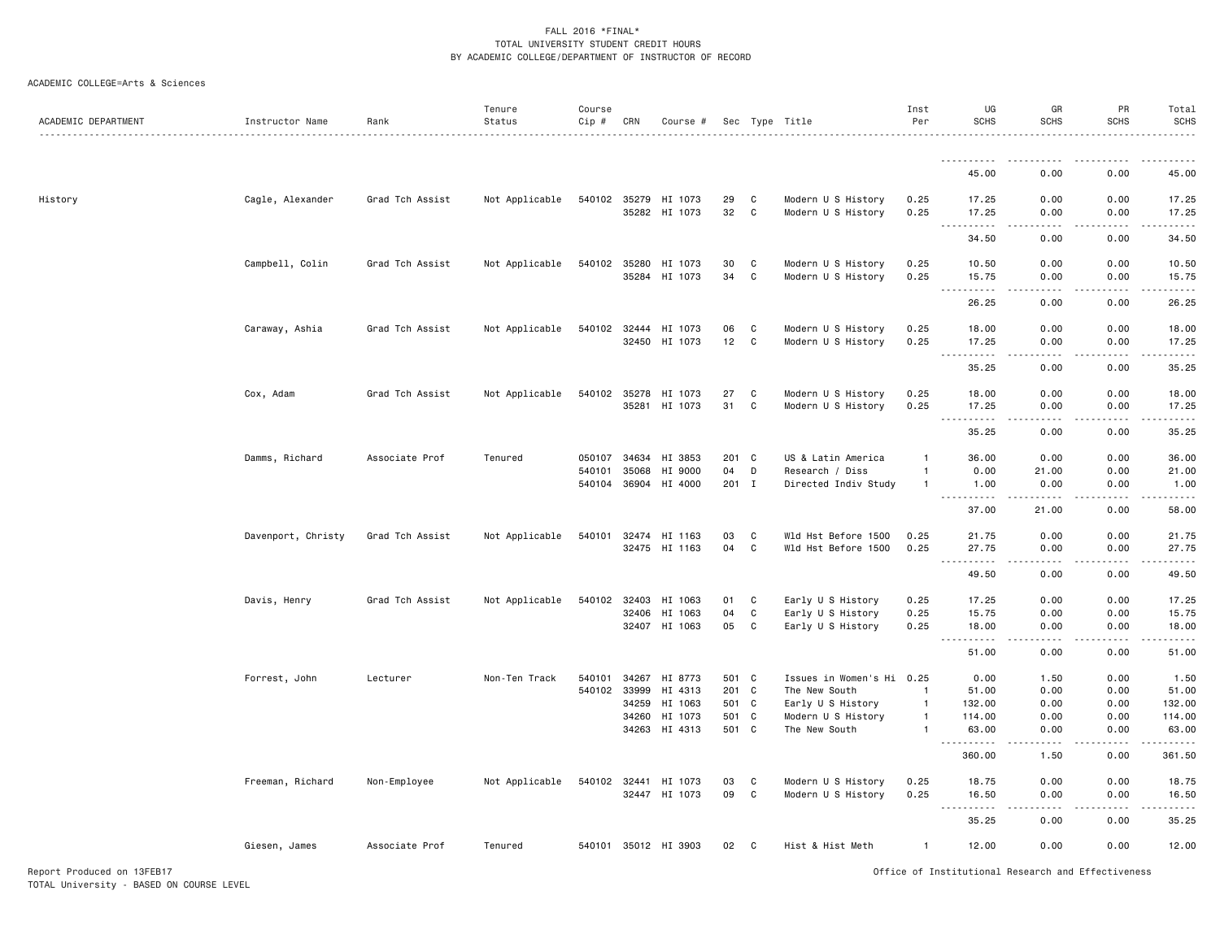FALL 2016 *FINAL*
TOTAL UNIVERSITY STUDENT CREDIT HOURS
BY ACADEMIC COLLEGE/DEPARTMENT OF INSTRUCTOR OF RECORD

ACADEMIC COLLEGE=Arts & Sciences

| ACADEMIC DEPARTMENT | Instructor Name | Rank | Tenure Status | Course Cip # | CRN | Course # | Sec | Type | Title | Inst Per | UG SCHS | GR SCHS | PR SCHS | Total SCHS |
|---|---|---|---|---|---|---|---|---|---|---|---|---|---|---|
| | | | | | | | | | | | 45.00 | 0.00 | 0.00 | 45.00 |
| History | Cagle, Alexander | Grad Tch Assist | Not Applicable | 540102 | 35279 | HI 1073 | 29 | C | Modern U S History | 0.25 | 17.25 | 0.00 | 0.00 | 17.25 |
| | | | | | 35282 | HI 1073 | 32 | C | Modern U S History | 0.25 | 17.25 | 0.00 | 0.00 | 17.25 |
| | | | | | | | | | | | 34.50 | 0.00 | 0.00 | 34.50 |
| | Campbell, Colin | Grad Tch Assist | Not Applicable | 540102 | 35280 | HI 1073 | 30 | C | Modern U S History | 0.25 | 10.50 | 0.00 | 0.00 | 10.50 |
| | | | | | 35284 | HI 1073 | 34 | C | Modern U S History | 0.25 | 15.75 | 0.00 | 0.00 | 15.75 |
| | | | | | | | | | | | 26.25 | 0.00 | 0.00 | 26.25 |
| | Caraway, Ashia | Grad Tch Assist | Not Applicable | 540102 | 32444 | HI 1073 | 06 | C | Modern U S History | 0.25 | 18.00 | 0.00 | 0.00 | 18.00 |
| | | | | | 32450 | HI 1073 | 12 | C | Modern U S History | 0.25 | 17.25 | 0.00 | 0.00 | 17.25 |
| | | | | | | | | | | | 35.25 | 0.00 | 0.00 | 35.25 |
| | Cox, Adam | Grad Tch Assist | Not Applicable | 540102 | 35278 | HI 1073 | 27 | C | Modern U S History | 0.25 | 18.00 | 0.00 | 0.00 | 18.00 |
| | | | | | 35281 | HI 1073 | 31 | C | Modern U S History | 0.25 | 17.25 | 0.00 | 0.00 | 17.25 |
| | | | | | | | | | | | 35.25 | 0.00 | 0.00 | 35.25 |
| | Damms, Richard | Associate Prof | Tenured | 050107 | 34634 | HI 3853 | 201 | C | US & Latin America | 1 | 36.00 | 0.00 | 0.00 | 36.00 |
| | | | | 540101 | 35068 | HI 9000 | 04 | D | Research / Diss | 1 | 0.00 | 21.00 | 0.00 | 21.00 |
| | | | | 540104 | 36904 | HI 4000 | 201 | I | Directed Indiv Study | 1 | 1.00 | 0.00 | 0.00 | 1.00 |
| | | | | | | | | | | | 37.00 | 21.00 | 0.00 | 58.00 |
| | Davenport, Christy | Grad Tch Assist | Not Applicable | 540101 | 32474 | HI 1163 | 03 | C | Wld Hst Before 1500 | 0.25 | 21.75 | 0.00 | 0.00 | 21.75 |
| | | | | | 32475 | HI 1163 | 04 | C | Wld Hst Before 1500 | 0.25 | 27.75 | 0.00 | 0.00 | 27.75 |
| | | | | | | | | | | | 49.50 | 0.00 | 0.00 | 49.50 |
| | Davis, Henry | Grad Tch Assist | Not Applicable | 540102 | 32403 | HI 1063 | 01 | C | Early U S History | 0.25 | 17.25 | 0.00 | 0.00 | 17.25 |
| | | | | | 32406 | HI 1063 | 04 | C | Early U S History | 0.25 | 15.75 | 0.00 | 0.00 | 15.75 |
| | | | | | 32407 | HI 1063 | 05 | C | Early U S History | 0.25 | 18.00 | 0.00 | 0.00 | 18.00 |
| | | | | | | | | | | | 51.00 | 0.00 | 0.00 | 51.00 |
| | Forrest, John | Lecturer | Non-Ten Track | 540101 | 34267 | HI 8773 | 501 | C | Issues in Women's Hi | 0.25 | 0.00 | 1.50 | 0.00 | 1.50 |
| | | | | 540102 | 33999 | HI 4313 | 201 | C | The New South | 1 | 51.00 | 0.00 | 0.00 | 51.00 |
| | | | | | 34259 | HI 1063 | 501 | C | Early U S History | 1 | 132.00 | 0.00 | 0.00 | 132.00 |
| | | | | | 34260 | HI 1073 | 501 | C | Modern U S History | 1 | 114.00 | 0.00 | 0.00 | 114.00 |
| | | | | | 34263 | HI 4313 | 501 | C | The New South | 1 | 63.00 | 0.00 | 0.00 | 63.00 |
| | | | | | | | | | | | 360.00 | 1.50 | 0.00 | 361.50 |
| | Freeman, Richard | Non-Employee | Not Applicable | 540102 | 32441 | HI 1073 | 03 | C | Modern U S History | 0.25 | 18.75 | 0.00 | 0.00 | 18.75 |
| | | | | | 32447 | HI 1073 | 09 | C | Modern U S History | 0.25 | 16.50 | 0.00 | 0.00 | 16.50 |
| | | | | | | | | | | | 35.25 | 0.00 | 0.00 | 35.25 |
| | Giesen, James | Associate Prof | Tenured | 540101 | 35012 | HI 3903 | 02 | C | Hist & Hist Meth | 1 | 12.00 | 0.00 | 0.00 | 12.00 |

Report Produced on 13FEB17
TOTAL University - BASED ON COURSE LEVEL
Office of Institutional Research and Effectiveness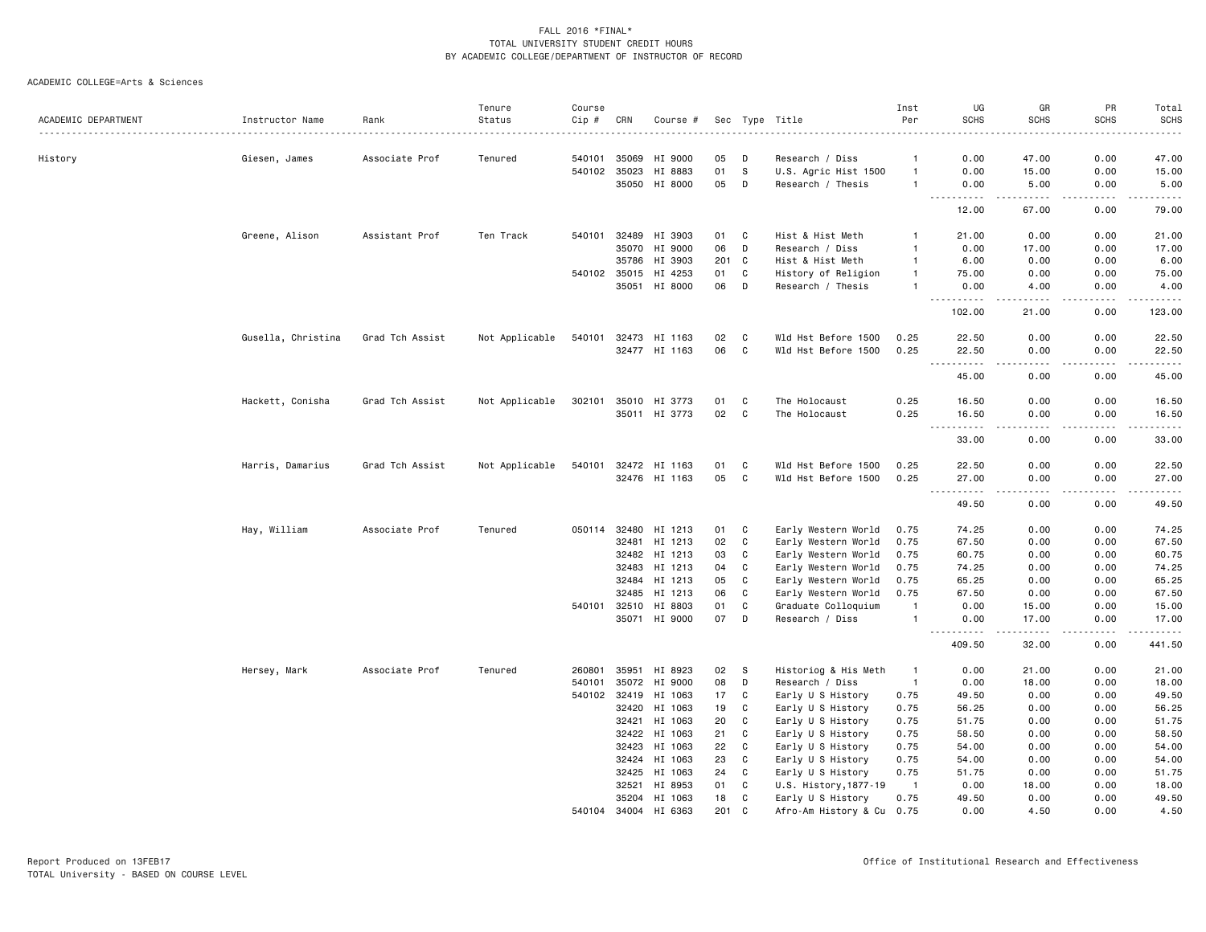FALL 2016 *FINAL*
TOTAL UNIVERSITY STUDENT CREDIT HOURS
BY ACADEMIC COLLEGE/DEPARTMENT OF INSTRUCTOR OF RECORD

ACADEMIC COLLEGE=Arts & Sciences

| ACADEMIC DEPARTMENT | Instructor Name | Rank | Tenure Status | Course Cip # | CRN | Course # | Sec | Type | Title | Inst Per | UG SCHS | GR SCHS | PR SCHS | Total SCHS |
|---|---|---|---|---|---|---|---|---|---|---|---|---|---|---|
| History | Giesen, James | Associate Prof | Tenured | 540101 | 35069 | HI 9000 | 05 | D | Research / Diss | 1 | 0.00 | 47.00 | 0.00 | 47.00 |
| | | | | 540102 | 35023 | HI 8883 | 01 | S | U.S. Agric Hist 1500 | 1 | 0.00 | 15.00 | 0.00 | 15.00 |
| | | | | | 35050 | HI 8000 | 05 | D | Research / Thesis | 1 | 0.00 | 5.00 | 0.00 | 5.00 |
| | | | | | | | | | | | 12.00 | 67.00 | 0.00 | 79.00 |
| | Greene, Alison | Assistant Prof | Ten Track | 540101 | 32489 | HI 3903 | 01 | C | Hist & Hist Meth | 1 | 21.00 | 0.00 | 0.00 | 21.00 |
| | | | | | 35070 | HI 9000 | 06 | D | Research / Diss | 1 | 0.00 | 17.00 | 0.00 | 17.00 |
| | | | | | 35786 | HI 3903 | 201 | C | Hist & Hist Meth | 1 | 6.00 | 0.00 | 0.00 | 6.00 |
| | | | | 540102 | 35015 | HI 4253 | 01 | C | History of Religion | 1 | 75.00 | 0.00 | 0.00 | 75.00 |
| | | | | | 35051 | HI 8000 | 06 | D | Research / Thesis | 1 | 0.00 | 4.00 | 0.00 | 4.00 |
| | | | | | | | | | | | 102.00 | 21.00 | 0.00 | 123.00 |
| | Gusella, Christina | Grad Tch Assist | Not Applicable | 540101 | 32473 | HI 1163 | 02 | C | Wld Hst Before 1500 | 0.25 | 22.50 | 0.00 | 0.00 | 22.50 |
| | | | | | 32477 | HI 1163 | 06 | C | Wld Hst Before 1500 | 0.25 | 22.50 | 0.00 | 0.00 | 22.50 |
| | | | | | | | | | | | 45.00 | 0.00 | 0.00 | 45.00 |
| | Hackett, Conisha | Grad Tch Assist | Not Applicable | 302101 | 35010 | HI 3773 | 01 | C | The Holocaust | 0.25 | 16.50 | 0.00 | 0.00 | 16.50 |
| | | | | | 35011 | HI 3773 | 02 | C | The Holocaust | 0.25 | 16.50 | 0.00 | 0.00 | 16.50 |
| | | | | | | | | | | | 33.00 | 0.00 | 0.00 | 33.00 |
| | Harris, Damarius | Grad Tch Assist | Not Applicable | 540101 | 32472 | HI 1163 | 01 | C | Wld Hst Before 1500 | 0.25 | 22.50 | 0.00 | 0.00 | 22.50 |
| | | | | | 32476 | HI 1163 | 05 | C | Wld Hst Before 1500 | 0.25 | 27.00 | 0.00 | 0.00 | 27.00 |
| | | | | | | | | | | | 49.50 | 0.00 | 0.00 | 49.50 |
| | Hay, William | Associate Prof | Tenured | 050114 | 32480 | HI 1213 | 01 | C | Early Western World | 0.75 | 74.25 | 0.00 | 0.00 | 74.25 |
| | | | | | 32481 | HI 1213 | 02 | C | Early Western World | 0.75 | 67.50 | 0.00 | 0.00 | 67.50 |
| | | | | | 32482 | HI 1213 | 03 | C | Early Western World | 0.75 | 60.75 | 0.00 | 0.00 | 60.75 |
| | | | | | 32483 | HI 1213 | 04 | C | Early Western World | 0.75 | 74.25 | 0.00 | 0.00 | 74.25 |
| | | | | | 32484 | HI 1213 | 05 | C | Early Western World | 0.75 | 65.25 | 0.00 | 0.00 | 65.25 |
| | | | | | 32485 | HI 1213 | 06 | C | Early Western World | 0.75 | 67.50 | 0.00 | 0.00 | 67.50 |
| | | | | 540101 | 32510 | HI 8803 | 01 | C | Graduate Colloquium | 1 | 0.00 | 15.00 | 0.00 | 15.00 |
| | | | | | 35071 | HI 9000 | 07 | D | Research / Diss | 1 | 0.00 | 17.00 | 0.00 | 17.00 |
| | | | | | | | | | | | 409.50 | 32.00 | 0.00 | 441.50 |
| | Hersey, Mark | Associate Prof | Tenured | 260801 | 35951 | HI 8923 | 02 | S | Historiog & His Meth | 1 | 0.00 | 21.00 | 0.00 | 21.00 |
| | | | | 540101 | 35072 | HI 9000 | 08 | D | Research / Diss | 1 | 0.00 | 18.00 | 0.00 | 18.00 |
| | | | | 540102 | 32419 | HI 1063 | 17 | C | Early U S History | 0.75 | 49.50 | 0.00 | 0.00 | 49.50 |
| | | | | | 32420 | HI 1063 | 19 | C | Early U S History | 0.75 | 56.25 | 0.00 | 0.00 | 56.25 |
| | | | | | 32421 | HI 1063 | 20 | C | Early U S History | 0.75 | 51.75 | 0.00 | 0.00 | 51.75 |
| | | | | | 32422 | HI 1063 | 21 | C | Early U S History | 0.75 | 58.50 | 0.00 | 0.00 | 58.50 |
| | | | | | 32423 | HI 1063 | 22 | C | Early U S History | 0.75 | 54.00 | 0.00 | 0.00 | 54.00 |
| | | | | | 32424 | HI 1063 | 23 | C | Early U S History | 0.75 | 54.00 | 0.00 | 0.00 | 54.00 |
| | | | | | 32425 | HI 1063 | 24 | C | Early U S History | 0.75 | 51.75 | 0.00 | 0.00 | 51.75 |
| | | | | | 32521 | HI 8953 | 01 | C | U.S. History,1877-19 | 1 | 0.00 | 18.00 | 0.00 | 18.00 |
| | | | | | 35204 | HI 1063 | 18 | C | Early U S History | 0.75 | 49.50 | 0.00 | 0.00 | 49.50 |
| | | | | 540104 | 34004 | HI 6363 | 201 | C | Afro-Am History & Cu | 0.75 | 0.00 | 4.50 | 0.00 | 4.50 |

Report Produced on 13FEB17
TOTAL University - BASED ON COURSE LEVEL

Office of Institutional Research and Effectiveness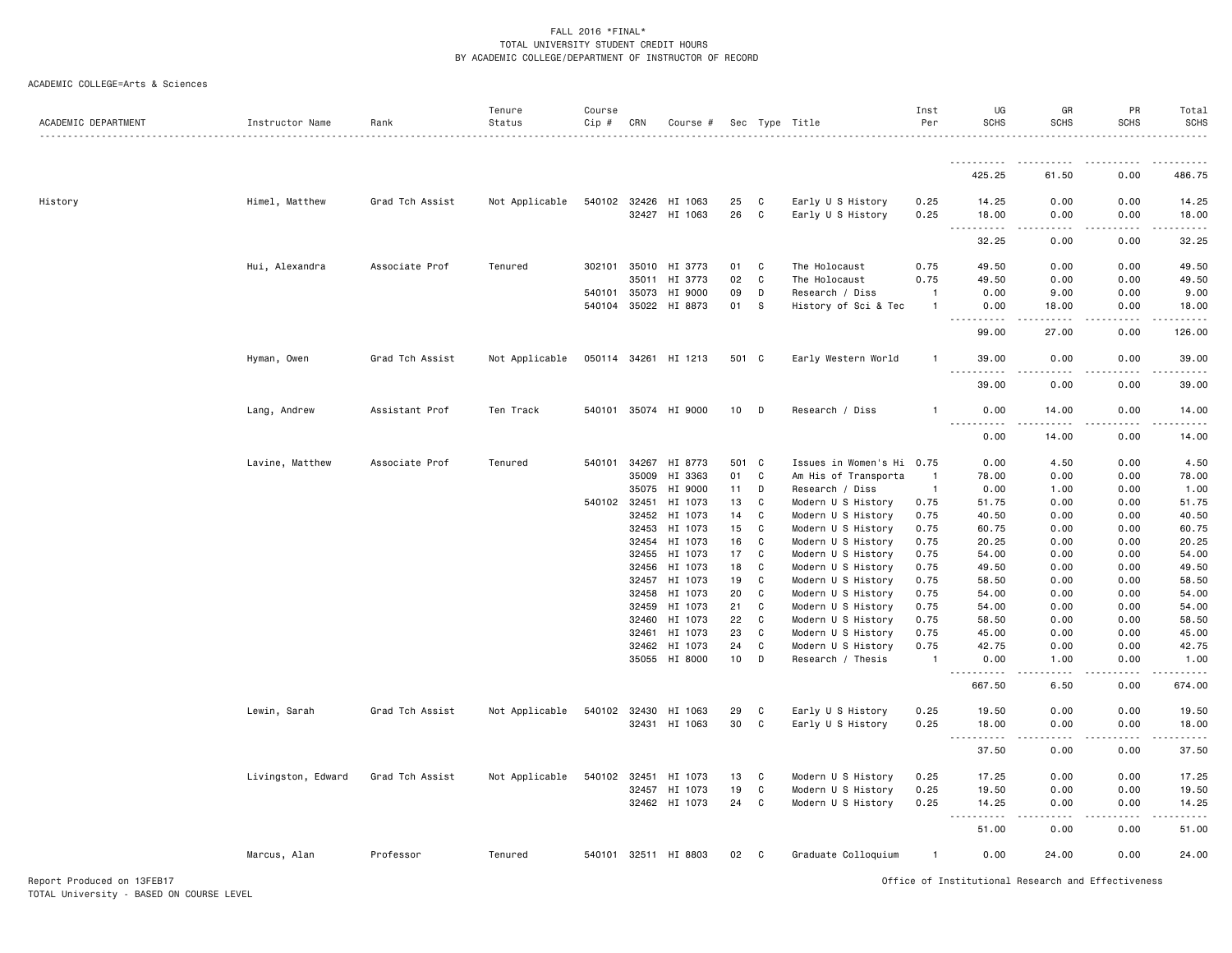FALL 2016 *FINAL*
TOTAL UNIVERSITY STUDENT CREDIT HOURS
BY ACADEMIC COLLEGE/DEPARTMENT OF INSTRUCTOR OF RECORD

ACADEMIC COLLEGE=Arts & Sciences

| ACADEMIC DEPARTMENT | Instructor Name | Rank | Tenure Status | Course Cip # | CRN | Course # | Sec | Type | Title | Inst Per | UG SCHS | GR SCHS | PR SCHS | Total SCHS |
|---|---|---|---|---|---|---|---|---|---|---|---|---|---|---|
| | | | | | | | | | | | 425.25 | 61.50 | 0.00 | 486.75 |
| History | Himel, Matthew | Grad Tch Assist | Not Applicable | 540102 | 32426 | HI 1063 | 25 | C | Early U S History | 0.25 | 14.25 | 0.00 | 0.00 | 14.25 |
| | | | | | 32427 | HI 1063 | 26 | C | Early U S History | 0.25 | 18.00 | 0.00 | 0.00 | 18.00 |
| | | | | | | | | | | | 32.25 | 0.00 | 0.00 | 32.25 |
| | Hui, Alexandra | Associate Prof | Tenured | 302101 | 35010 | HI 3773 | 01 | C | The Holocaust | 0.75 | 49.50 | 0.00 | 0.00 | 49.50 |
| | | | | | 35011 | HI 3773 | 02 | C | The Holocaust | 0.75 | 49.50 | 0.00 | 0.00 | 49.50 |
| | | | | 540101 | 35073 | HI 9000 | 09 | D | Research / Diss | 1 | 0.00 | 9.00 | 0.00 | 9.00 |
| | | | | 540104 | 35022 | HI 8873 | 01 | S | History of Sci & Tec | 1 | 0.00 | 18.00 | 0.00 | 18.00 |
| | | | | | | | | | | | 99.00 | 27.00 | 0.00 | 126.00 |
| | Hyman, Owen | Grad Tch Assist | Not Applicable | 050114 | 34261 | HI 1213 | 501 | C | Early Western World | 1 | 39.00 | 0.00 | 0.00 | 39.00 |
| | | | | | | | | | | | 39.00 | 0.00 | 0.00 | 39.00 |
| | Lang, Andrew | Assistant Prof | Ten Track | 540101 | 35074 | HI 9000 | 10 | D | Research / Diss | 1 | 0.00 | 14.00 | 0.00 | 14.00 |
| | | | | | | | | | | | 0.00 | 14.00 | 0.00 | 14.00 |
| | Lavine, Matthew | Associate Prof | Tenured | 540101 | 34267 | HI 8773 | 501 | C | Issues in Women's Hi | 0.75 | 0.00 | 4.50 | 0.00 | 4.50 |
| | | | | | 35009 | HI 3363 | 01 | C | Am His of Transporta | 1 | 78.00 | 0.00 | 0.00 | 78.00 |
| | | | | | 35075 | HI 9000 | 11 | D | Research / Diss | 1 | 0.00 | 1.00 | 0.00 | 1.00 |
| | | | | 540102 | 32451 | HI 1073 | 13 | C | Modern U S History | 0.75 | 51.75 | 0.00 | 0.00 | 51.75 |
| | | | | | 32452 | HI 1073 | 14 | C | Modern U S History | 0.75 | 40.50 | 0.00 | 0.00 | 40.50 |
| | | | | | 32453 | HI 1073 | 15 | C | Modern U S History | 0.75 | 60.75 | 0.00 | 0.00 | 60.75 |
| | | | | | 32454 | HI 1073 | 16 | C | Modern U S History | 0.75 | 20.25 | 0.00 | 0.00 | 20.25 |
| | | | | | 32455 | HI 1073 | 17 | C | Modern U S History | 0.75 | 54.00 | 0.00 | 0.00 | 54.00 |
| | | | | | 32456 | HI 1073 | 18 | C | Modern U S History | 0.75 | 49.50 | 0.00 | 0.00 | 49.50 |
| | | | | | 32457 | HI 1073 | 19 | C | Modern U S History | 0.75 | 58.50 | 0.00 | 0.00 | 58.50 |
| | | | | | 32458 | HI 1073 | 20 | C | Modern U S History | 0.75 | 54.00 | 0.00 | 0.00 | 54.00 |
| | | | | | 32459 | HI 1073 | 21 | C | Modern U S History | 0.75 | 54.00 | 0.00 | 0.00 | 54.00 |
| | | | | | 32460 | HI 1073 | 22 | C | Modern U S History | 0.75 | 58.50 | 0.00 | 0.00 | 58.50 |
| | | | | | 32461 | HI 1073 | 23 | C | Modern U S History | 0.75 | 45.00 | 0.00 | 0.00 | 45.00 |
| | | | | | 32462 | HI 1073 | 24 | C | Modern U S History | 0.75 | 42.75 | 0.00 | 0.00 | 42.75 |
| | | | | | 35055 | HI 8000 | 10 | D | Research / Thesis | 1 | 0.00 | 1.00 | 0.00 | 1.00 |
| | | | | | | | | | | | 667.50 | 6.50 | 0.00 | 674.00 |
| | Lewin, Sarah | Grad Tch Assist | Not Applicable | 540102 | 32430 | HI 1063 | 29 | C | Early U S History | 0.25 | 19.50 | 0.00 | 0.00 | 19.50 |
| | | | | | 32431 | HI 1063 | 30 | C | Early U S History | 0.25 | 18.00 | 0.00 | 0.00 | 18.00 |
| | | | | | | | | | | | 37.50 | 0.00 | 0.00 | 37.50 |
| | Livingston, Edward | Grad Tch Assist | Not Applicable | 540102 | 32451 | HI 1073 | 13 | C | Modern U S History | 0.25 | 17.25 | 0.00 | 0.00 | 17.25 |
| | | | | | 32457 | HI 1073 | 19 | C | Modern U S History | 0.25 | 19.50 | 0.00 | 0.00 | 19.50 |
| | | | | | 32462 | HI 1073 | 24 | C | Modern U S History | 0.25 | 14.25 | 0.00 | 0.00 | 14.25 |
| | | | | | | | | | | | 51.00 | 0.00 | 0.00 | 51.00 |
| | Marcus, Alan | Professor | Tenured | 540101 | 32511 | HI 8803 | 02 | C | Graduate Colloquium | 1 | 0.00 | 24.00 | 0.00 | 24.00 |

Report Produced on 13FEB17
TOTAL University - BASED ON COURSE LEVEL
Office of Institutional Research and Effectiveness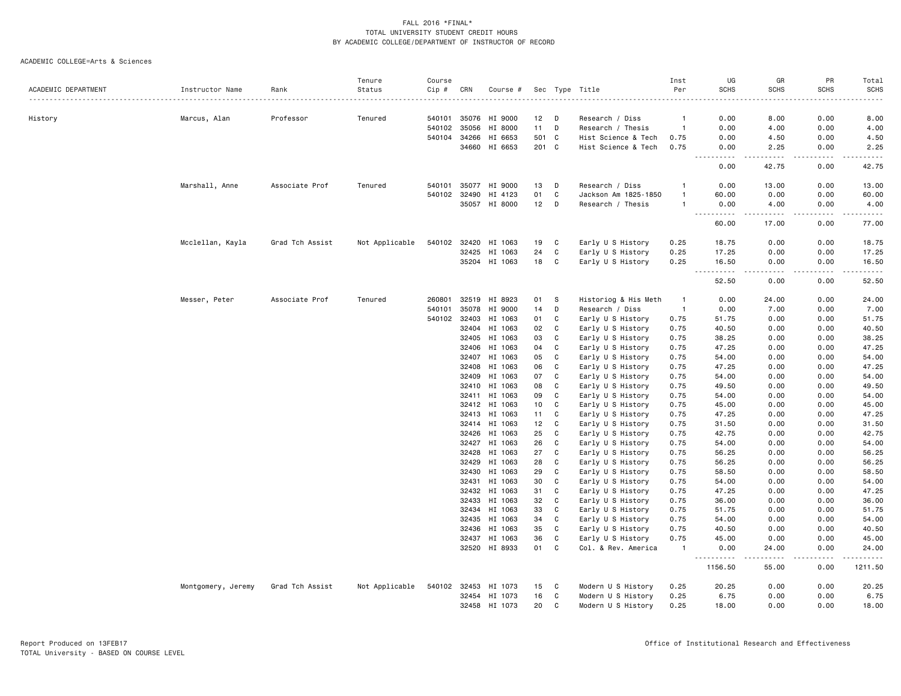FALL 2016 *FINAL*
TOTAL UNIVERSITY STUDENT CREDIT HOURS
BY ACADEMIC COLLEGE/DEPARTMENT OF INSTRUCTOR OF RECORD

ACADEMIC COLLEGE=Arts & Sciences

| ACADEMIC DEPARTMENT | Instructor Name | Rank | Tenure Status | Course Cip # | CRN | Course # | Sec | Type | Title | Inst Per | UG SCHS | GR SCHS | PR SCHS | Total SCHS |
|---|---|---|---|---|---|---|---|---|---|---|---|---|---|---|
| History | Marcus, Alan | Professor | Tenured | 540101 | 35076 | HI 9000 | 12 | D | Research / Diss | 1 | 0.00 | 8.00 | 0.00 | 8.00 |
| | | | | 540102 | 35056 | HI 8000 | 11 | D | Research / Thesis | 1 | 0.00 | 4.00 | 0.00 | 4.00 |
| | | | | 540104 | 34266 | HI 6653 | 501 | C | Hist Science & Tech | 0.75 | 0.00 | 4.50 | 0.00 | 4.50 |
| | | | | | 34660 | HI 6653 | 201 | C | Hist Science & Tech | 0.75 | 0.00 | 2.25 | 0.00 | 2.25 |
| | | | | | | | | | | | 0.00 | 42.75 | 0.00 | 42.75 |
| | Marshall, Anne | Associate Prof | Tenured | 540101 | 35077 | HI 9000 | 13 | D | Research / Diss | 1 | 0.00 | 13.00 | 0.00 | 13.00 |
| | | | | 540102 | 32490 | HI 4123 | 01 | C | Jackson Am 1825-1850 | 1 | 60.00 | 0.00 | 0.00 | 60.00 |
| | | | | | 35057 | HI 8000 | 12 | D | Research / Thesis | 1 | 0.00 | 4.00 | 0.00 | 4.00 |
| | | | | | | | | | | | 60.00 | 17.00 | 0.00 | 77.00 |
| | Mcclellan, Kayla | Grad Tch Assist | Not Applicable | 540102 | 32420 | HI 1063 | 19 | C | Early U S History | 0.25 | 18.75 | 0.00 | 0.00 | 18.75 |
| | | | | | 32425 | HI 1063 | 24 | C | Early U S History | 0.25 | 17.25 | 0.00 | 0.00 | 17.25 |
| | | | | | 35204 | HI 1063 | 18 | C | Early U S History | 0.25 | 16.50 | 0.00 | 0.00 | 16.50 |
| | | | | | | | | | | | 52.50 | 0.00 | 0.00 | 52.50 |
| | Messer, Peter | Associate Prof | Tenured | 260801 | 32519 | HI 8923 | 01 | S | Historiog & His Meth | 1 | 0.00 | 24.00 | 0.00 | 24.00 |
| | | | | 540101 | 35078 | HI 9000 | 14 | D | Research / Diss | 1 | 0.00 | 7.00 | 0.00 | 7.00 |
| | | | | 540102 | 32403 | HI 1063 | 01 | C | Early U S History | 0.75 | 51.75 | 0.00 | 0.00 | 51.75 |
| | | | | | 32404 | HI 1063 | 02 | C | Early U S History | 0.75 | 40.50 | 0.00 | 0.00 | 40.50 |
| | | | | | 32405 | HI 1063 | 03 | C | Early U S History | 0.75 | 38.25 | 0.00 | 0.00 | 38.25 |
| | | | | | 32406 | HI 1063 | 04 | C | Early U S History | 0.75 | 47.25 | 0.00 | 0.00 | 47.25 |
| | | | | | 32407 | HI 1063 | 05 | C | Early U S History | 0.75 | 54.00 | 0.00 | 0.00 | 54.00 |
| | | | | | 32408 | HI 1063 | 06 | C | Early U S History | 0.75 | 47.25 | 0.00 | 0.00 | 47.25 |
| | | | | | 32409 | HI 1063 | 07 | C | Early U S History | 0.75 | 54.00 | 0.00 | 0.00 | 54.00 |
| | | | | | 32410 | HI 1063 | 08 | C | Early U S History | 0.75 | 49.50 | 0.00 | 0.00 | 49.50 |
| | | | | | 32411 | HI 1063 | 09 | C | Early U S History | 0.75 | 54.00 | 0.00 | 0.00 | 54.00 |
| | | | | | 32412 | HI 1063 | 10 | C | Early U S History | 0.75 | 45.00 | 0.00 | 0.00 | 45.00 |
| | | | | | 32413 | HI 1063 | 11 | C | Early U S History | 0.75 | 47.25 | 0.00 | 0.00 | 47.25 |
| | | | | | 32414 | HI 1063 | 12 | C | Early U S History | 0.75 | 31.50 | 0.00 | 0.00 | 31.50 |
| | | | | | 32426 | HI 1063 | 25 | C | Early U S History | 0.75 | 42.75 | 0.00 | 0.00 | 42.75 |
| | | | | | 32427 | HI 1063 | 26 | C | Early U S History | 0.75 | 54.00 | 0.00 | 0.00 | 54.00 |
| | | | | | 32428 | HI 1063 | 27 | C | Early U S History | 0.75 | 56.25 | 0.00 | 0.00 | 56.25 |
| | | | | | 32429 | HI 1063 | 28 | C | Early U S History | 0.75 | 56.25 | 0.00 | 0.00 | 56.25 |
| | | | | | 32430 | HI 1063 | 29 | C | Early U S History | 0.75 | 58.50 | 0.00 | 0.00 | 58.50 |
| | | | | | 32431 | HI 1063 | 30 | C | Early U S History | 0.75 | 54.00 | 0.00 | 0.00 | 54.00 |
| | | | | | 32432 | HI 1063 | 31 | C | Early U S History | 0.75 | 47.25 | 0.00 | 0.00 | 47.25 |
| | | | | | 32433 | HI 1063 | 32 | C | Early U S History | 0.75 | 36.00 | 0.00 | 0.00 | 36.00 |
| | | | | | 32434 | HI 1063 | 33 | C | Early U S History | 0.75 | 51.75 | 0.00 | 0.00 | 51.75 |
| | | | | | 32435 | HI 1063 | 34 | C | Early U S History | 0.75 | 54.00 | 0.00 | 0.00 | 54.00 |
| | | | | | 32436 | HI 1063 | 35 | C | Early U S History | 0.75 | 40.50 | 0.00 | 0.00 | 40.50 |
| | | | | | 32437 | HI 1063 | 36 | C | Early U S History | 0.75 | 45.00 | 0.00 | 0.00 | 45.00 |
| | | | | | 32520 | HI 8933 | 01 | C | Col. & Rev. America | 1 | 0.00 | 24.00 | 0.00 | 24.00 |
| | | | | | | | | | | | 1156.50 | 55.00 | 0.00 | 1211.50 |
| | Montgomery, Jeremy | Grad Tch Assist | Not Applicable | 540102 | 32453 | HI 1073 | 15 | C | Modern U S History | 0.25 | 20.25 | 0.00 | 0.00 | 20.25 |
| | | | | | 32454 | HI 1073 | 16 | C | Modern U S History | 0.25 | 6.75 | 0.00 | 0.00 | 6.75 |
| | | | | | 32458 | HI 1073 | 20 | C | Modern U S History | 0.25 | 18.00 | 0.00 | 0.00 | 18.00 |

Report Produced on 13FEB17
TOTAL University - BASED ON COURSE LEVEL

Office of Institutional Research and Effectiveness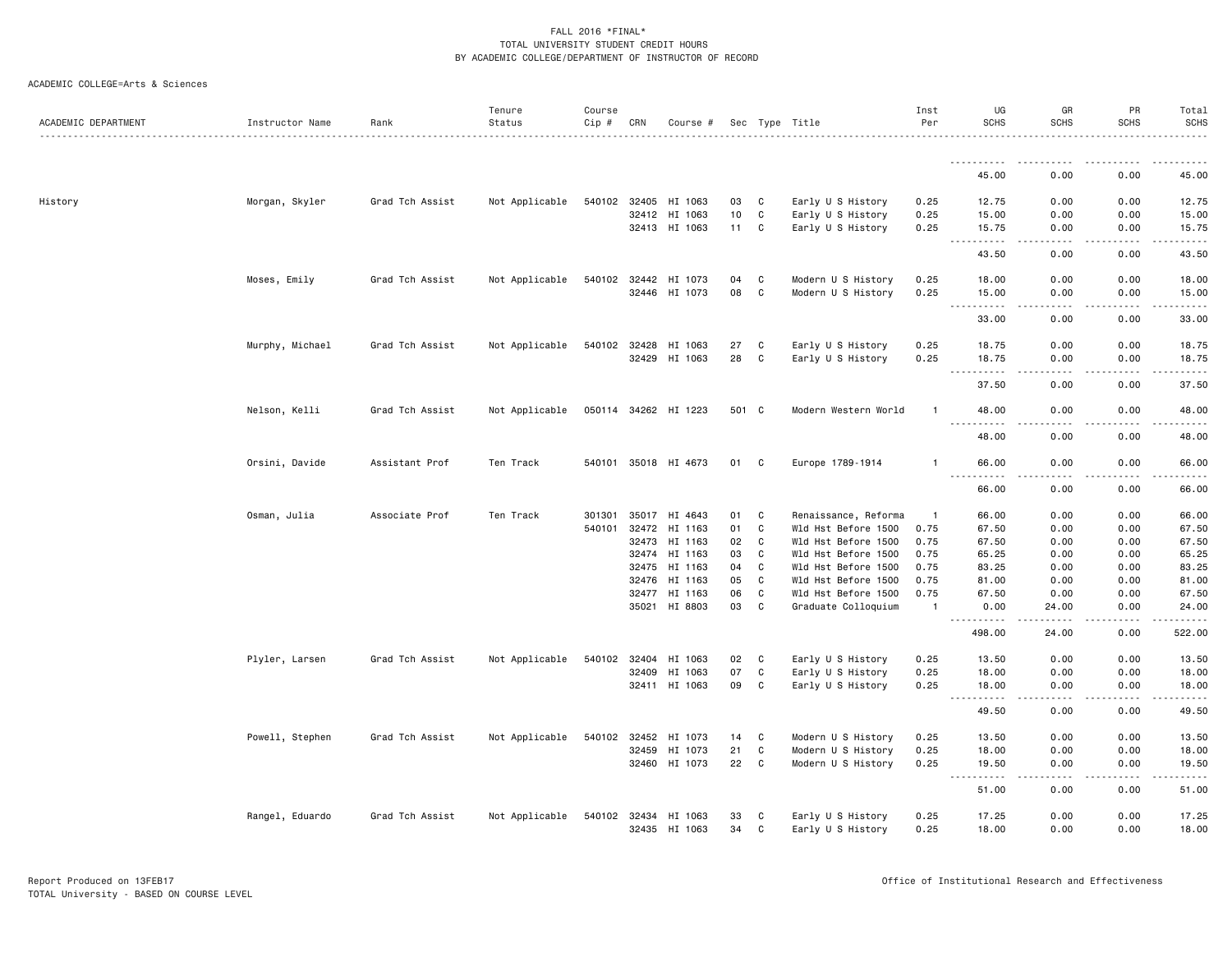FALL 2016 *FINAL*
TOTAL UNIVERSITY STUDENT CREDIT HOURS
BY ACADEMIC COLLEGE/DEPARTMENT OF INSTRUCTOR OF RECORD

ACADEMIC COLLEGE=Arts & Sciences

| ACADEMIC DEPARTMENT | Instructor Name | Rank | Tenure Status | Course Cip # | CRN | Course # | Sec | Type | Title | Inst Per | UG SCHS | GR SCHS | PR SCHS | Total SCHS |
|---|---|---|---|---|---|---|---|---|---|---|---|---|---|---|
| | | | | | | | | | | | 45.00 | 0.00 | 0.00 | 45.00 |
| History | Morgan, Skyler | Grad Tch Assist | Not Applicable | 540102 | 32405 | HI 1063 | 03 | C | Early U S History | 0.25 | 12.75 | 0.00 | 0.00 | 12.75 |
| | | | | | 32412 | HI 1063 | 10 | C | Early U S History | 0.25 | 15.00 | 0.00 | 0.00 | 15.00 |
| | | | | | 32413 | HI 1063 | 11 | C | Early U S History | 0.25 | 15.75 | 0.00 | 0.00 | 15.75 |
| | | | | | | | | | | | 43.50 | 0.00 | 0.00 | 43.50 |
| | Moses, Emily | Grad Tch Assist | Not Applicable | 540102 | 32442 | HI 1073 | 04 | C | Modern U S History | 0.25 | 18.00 | 0.00 | 0.00 | 18.00 |
| | | | | | 32446 | HI 1073 | 08 | C | Modern U S History | 0.25 | 15.00 | 0.00 | 0.00 | 15.00 |
| | | | | | | | | | | | 33.00 | 0.00 | 0.00 | 33.00 |
| | Murphy, Michael | Grad Tch Assist | Not Applicable | 540102 | 32428 | HI 1063 | 27 | C | Early U S History | 0.25 | 18.75 | 0.00 | 0.00 | 18.75 |
| | | | | | 32429 | HI 1063 | 28 | C | Early U S History | 0.25 | 18.75 | 0.00 | 0.00 | 18.75 |
| | | | | | | | | | | | 37.50 | 0.00 | 0.00 | 37.50 |
| | Nelson, Kelli | Grad Tch Assist | Not Applicable | 050114 | 34262 | HI 1223 | 501 | C | Modern Western World | 1 | 48.00 | 0.00 | 0.00 | 48.00 |
| | | | | | | | | | | | 48.00 | 0.00 | 0.00 | 48.00 |
| | Orsini, Davide | Assistant Prof | Ten Track | 540101 | 35018 | HI 4673 | 01 | C | Europe 1789-1914 | 1 | 66.00 | 0.00 | 0.00 | 66.00 |
| | | | | | | | | | | | 66.00 | 0.00 | 0.00 | 66.00 |
| | Osman, Julia | Associate Prof | Ten Track | 301301 | 35017 | HI 4643 | 01 | C | Renaissance, Reforma | 1 | 66.00 | 0.00 | 0.00 | 66.00 |
| | | | | 540101 | 32472 | HI 1163 | 01 | C | Wld Hst Before 1500 | 0.75 | 67.50 | 0.00 | 0.00 | 67.50 |
| | | | | | 32473 | HI 1163 | 02 | C | Wld Hst Before 1500 | 0.75 | 67.50 | 0.00 | 0.00 | 67.50 |
| | | | | | 32474 | HI 1163 | 03 | C | Wld Hst Before 1500 | 0.75 | 65.25 | 0.00 | 0.00 | 65.25 |
| | | | | | 32475 | HI 1163 | 04 | C | Wld Hst Before 1500 | 0.75 | 83.25 | 0.00 | 0.00 | 83.25 |
| | | | | | 32476 | HI 1163 | 05 | C | Wld Hst Before 1500 | 0.75 | 81.00 | 0.00 | 0.00 | 81.00 |
| | | | | | 32477 | HI 1163 | 06 | C | Wld Hst Before 1500 | 0.75 | 67.50 | 0.00 | 0.00 | 67.50 |
| | | | | | 35021 | HI 8803 | 03 | C | Graduate Colloquium | 1 | 0.00 | 24.00 | 0.00 | 24.00 |
| | | | | | | | | | | | 498.00 | 24.00 | 0.00 | 522.00 |
| | Plyler, Larsen | Grad Tch Assist | Not Applicable | 540102 | 32404 | HI 1063 | 02 | C | Early U S History | 0.25 | 13.50 | 0.00 | 0.00 | 13.50 |
| | | | | | 32409 | HI 1063 | 07 | C | Early U S History | 0.25 | 18.00 | 0.00 | 0.00 | 18.00 |
| | | | | | 32411 | HI 1063 | 09 | C | Early U S History | 0.25 | 18.00 | 0.00 | 0.00 | 18.00 |
| | | | | | | | | | | | 49.50 | 0.00 | 0.00 | 49.50 |
| | Powell, Stephen | Grad Tch Assist | Not Applicable | 540102 | 32452 | HI 1073 | 14 | C | Modern U S History | 0.25 | 13.50 | 0.00 | 0.00 | 13.50 |
| | | | | | 32459 | HI 1073 | 21 | C | Modern U S History | 0.25 | 18.00 | 0.00 | 0.00 | 18.00 |
| | | | | | 32460 | HI 1073 | 22 | C | Modern U S History | 0.25 | 19.50 | 0.00 | 0.00 | 19.50 |
| | | | | | | | | | | | 51.00 | 0.00 | 0.00 | 51.00 |
| | Rangel, Eduardo | Grad Tch Assist | Not Applicable | 540102 | 32434 | HI 1063 | 33 | C | Early U S History | 0.25 | 17.25 | 0.00 | 0.00 | 17.25 |
| | | | | | 32435 | HI 1063 | 34 | C | Early U S History | 0.25 | 18.00 | 0.00 | 0.00 | 18.00 |

Report Produced on 13FEB17
TOTAL University - BASED ON COURSE LEVEL
Office of Institutional Research and Effectiveness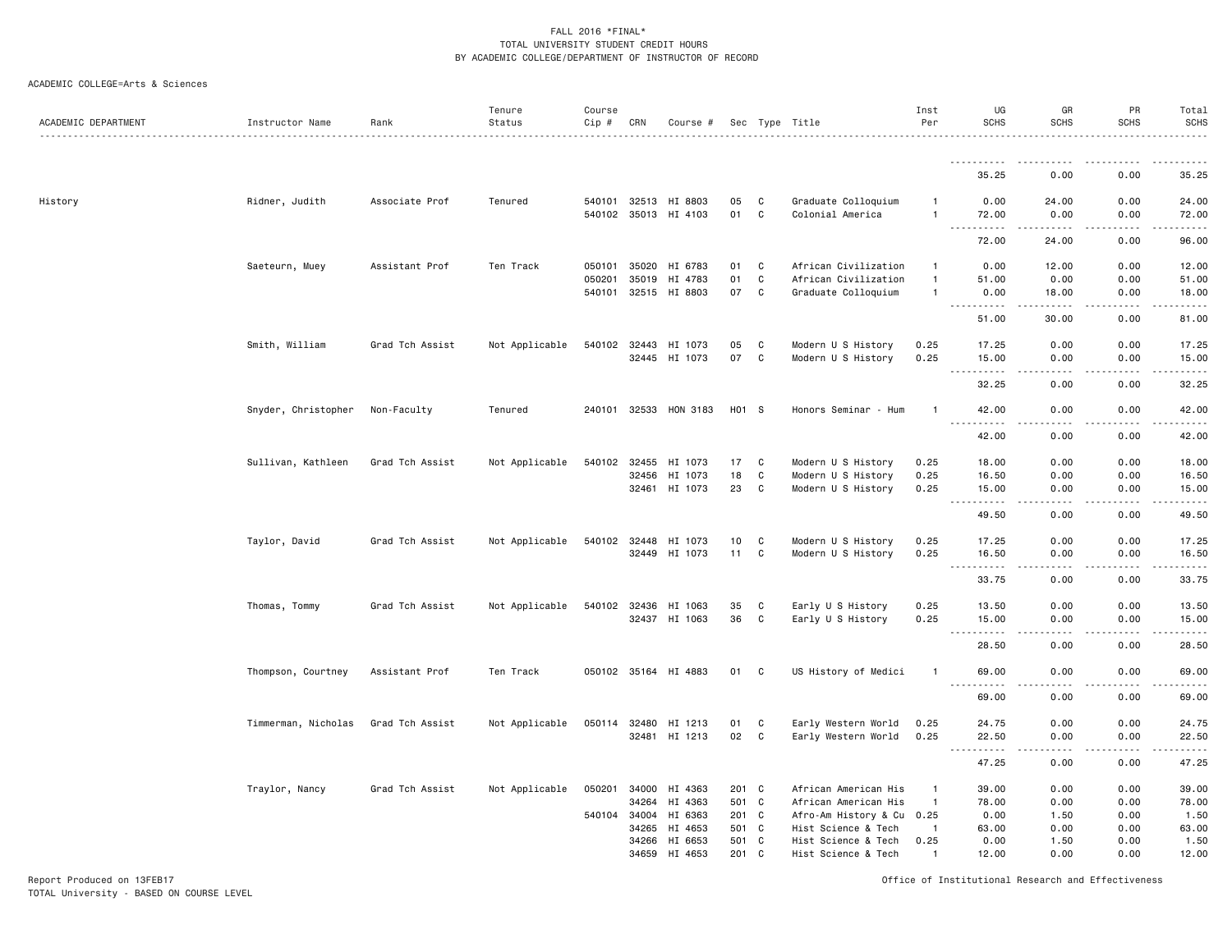FALL 2016 *FINAL*
TOTAL UNIVERSITY STUDENT CREDIT HOURS
BY ACADEMIC COLLEGE/DEPARTMENT OF INSTRUCTOR OF RECORD

ACADEMIC COLLEGE=Arts & Sciences

| ACADEMIC DEPARTMENT | Instructor Name | Rank | Tenure Status | Course Cip # | CRN | Course # | Sec | Type | Title | Inst Per | UG SCHS | GR SCHS | PR SCHS | Total SCHS |
|---|---|---|---|---|---|---|---|---|---|---|---|---|---|---|
| | | | | | | | | | | | 35.25 | 0.00 | 0.00 | 35.25 |
| History | Ridner, Judith | Associate Prof | Tenured | 540101 | 32513 | HI 8803 | 05 | C | Graduate Colloquium | 1 | 0.00 | 24.00 | 0.00 | 24.00 |
| | | | | 540102 | 35013 | HI 4103 | 01 | C | Colonial America | 1 | 72.00 | 0.00 | 0.00 | 72.00 |
| | | | | | | | | | | | 72.00 | 24.00 | 0.00 | 96.00 |
| | Saeteurn, Muey | Assistant Prof | Ten Track | 050101 | 35020 | HI 6783 | 01 | C | African Civilization | 1 | 0.00 | 12.00 | 0.00 | 12.00 |
| | | | | 050201 | 35019 | HI 4783 | 01 | C | African Civilization | 1 | 51.00 | 0.00 | 0.00 | 51.00 |
| | | | | 540101 | 32515 | HI 8803 | 07 | C | Graduate Colloquium | 1 | 0.00 | 18.00 | 0.00 | 18.00 |
| | | | | | | | | | | | 51.00 | 30.00 | 0.00 | 81.00 |
| | Smith, William | Grad Tch Assist | Not Applicable | 540102 | 32443 | HI 1073 | 05 | C | Modern U S History | 0.25 | 17.25 | 0.00 | 0.00 | 17.25 |
| | | | | | 32445 | HI 1073 | 07 | C | Modern U S History | 0.25 | 15.00 | 0.00 | 0.00 | 15.00 |
| | | | | | | | | | | | 32.25 | 0.00 | 0.00 | 32.25 |
| | Snyder, Christopher | Non-Faculty | Tenured | 240101 | 32533 | HON 3183 | H01 | S | Honors Seminar - Hum | 1 | 42.00 | 0.00 | 0.00 | 42.00 |
| | | | | | | | | | | | 42.00 | 0.00 | 0.00 | 42.00 |
| | Sullivan, Kathleen | Grad Tch Assist | Not Applicable | 540102 | 32455 | HI 1073 | 17 | C | Modern U S History | 0.25 | 18.00 | 0.00 | 0.00 | 18.00 |
| | | | | | 32456 | HI 1073 | 18 | C | Modern U S History | 0.25 | 16.50 | 0.00 | 0.00 | 16.50 |
| | | | | | 32461 | HI 1073 | 23 | C | Modern U S History | 0.25 | 15.00 | 0.00 | 0.00 | 15.00 |
| | | | | | | | | | | | 49.50 | 0.00 | 0.00 | 49.50 |
| | Taylor, David | Grad Tch Assist | Not Applicable | 540102 | 32448 | HI 1073 | 10 | C | Modern U S History | 0.25 | 17.25 | 0.00 | 0.00 | 17.25 |
| | | | | | 32449 | HI 1073 | 11 | C | Modern U S History | 0.25 | 16.50 | 0.00 | 0.00 | 16.50 |
| | | | | | | | | | | | 33.75 | 0.00 | 0.00 | 33.75 |
| | Thomas, Tommy | Grad Tch Assist | Not Applicable | 540102 | 32436 | HI 1063 | 35 | C | Early U S History | 0.25 | 13.50 | 0.00 | 0.00 | 13.50 |
| | | | | | 32437 | HI 1063 | 36 | C | Early U S History | 0.25 | 15.00 | 0.00 | 0.00 | 15.00 |
| | | | | | | | | | | | 28.50 | 0.00 | 0.00 | 28.50 |
| | Thompson, Courtney | Assistant Prof | Ten Track | 050102 | 35164 | HI 4883 | 01 | C | US History of Medici | 1 | 69.00 | 0.00 | 0.00 | 69.00 |
| | | | | | | | | | | | 69.00 | 0.00 | 0.00 | 69.00 |
| | Timmerman, Nicholas | Grad Tch Assist | Not Applicable | 050114 | 32480 | HI 1213 | 01 | C | Early Western World | 0.25 | 24.75 | 0.00 | 0.00 | 24.75 |
| | | | | | 32481 | HI 1213 | 02 | C | Early Western World | 0.25 | 22.50 | 0.00 | 0.00 | 22.50 |
| | | | | | | | | | | | 47.25 | 0.00 | 0.00 | 47.25 |
| | Traylor, Nancy | Grad Tch Assist | Not Applicable | 050201 | 34000 | HI 4363 | 201 | C | African American His | 1 | 39.00 | 0.00 | 0.00 | 39.00 |
| | | | | | 34264 | HI 4363 | 501 | C | African American His | 1 | 78.00 | 0.00 | 0.00 | 78.00 |
| | | | | 540104 | 34004 | HI 6363 | 201 | C | Afro-Am History & Cu | 0.25 | 0.00 | 1.50 | 0.00 | 1.50 |
| | | | | | 34265 | HI 4653 | 501 | C | Hist Science & Tech | 1 | 63.00 | 0.00 | 0.00 | 63.00 |
| | | | | | 34266 | HI 6653 | 501 | C | Hist Science & Tech | 0.25 | 0.00 | 1.50 | 0.00 | 1.50 |
| | | | | | 34659 | HI 4653 | 201 | C | Hist Science & Tech | 1 | 12.00 | 0.00 | 0.00 | 12.00 |

Report Produced on 13FEB17
TOTAL University - BASED ON COURSE LEVEL

Office of Institutional Research and Effectiveness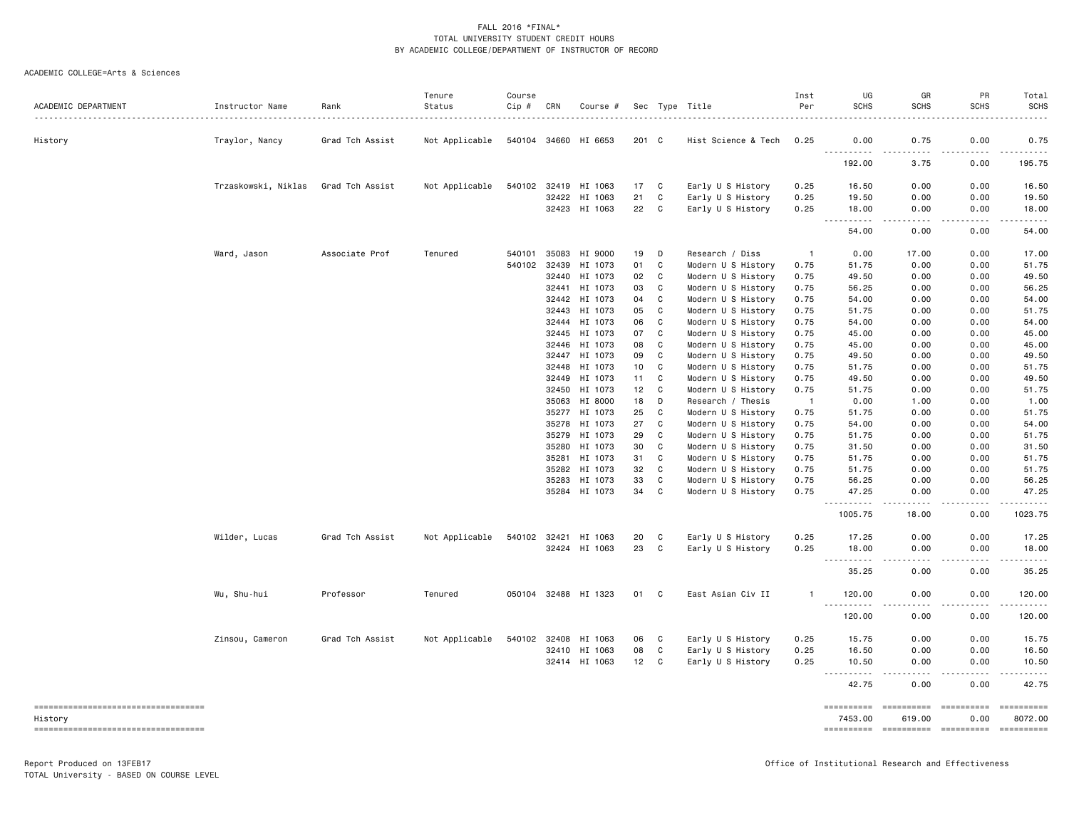FALL 2016 *FINAL*
TOTAL UNIVERSITY STUDENT CREDIT HOURS
BY ACADEMIC COLLEGE/DEPARTMENT OF INSTRUCTOR OF RECORD

ACADEMIC COLLEGE=Arts & Sciences

| ACADEMIC DEPARTMENT | Instructor Name | Rank | Tenure Status | Course Cip # | CRN | Course # | Sec | Type | Title | Inst Per | UG SCHS | GR SCHS | PR SCHS | Total SCHS |
|---|---|---|---|---|---|---|---|---|---|---|---|---|---|---|
| History | Traylor, Nancy | Grad Tch Assist | Not Applicable | 540104 | 34660 | HI 6653 | 201 | C | Hist Science & Tech | 0.25 | 0.00 | 0.75 | 0.00 | 0.75 |
| | | | | | | | | | | | 192.00 | 3.75 | 0.00 | 195.75 |
| | Trzaskowski, Niklas | Grad Tch Assist | Not Applicable | 540102 | 32419 | HI 1063 | 17 | C | Early U S History | 0.25 | 16.50 | 0.00 | 0.00 | 16.50 |
| | | | | | 32422 | HI 1063 | 21 | C | Early U S History | 0.25 | 19.50 | 0.00 | 0.00 | 19.50 |
| | | | | | 32423 | HI 1063 | 22 | C | Early U S History | 0.25 | 18.00 | 0.00 | 0.00 | 18.00 |
| | | | | | | | | | | | 54.00 | 0.00 | 0.00 | 54.00 |
| | Ward, Jason | Associate Prof | Tenured | 540101 | 35083 | HI 9000 | 19 | D | Research / Diss | 1 | 0.00 | 17.00 | 0.00 | 17.00 |
| | | | | 540102 | 32439 | HI 1073 | 01 | C | Modern U S History | 0.75 | 51.75 | 0.00 | 0.00 | 51.75 |
| | | | | | 32440 | HI 1073 | 02 | C | Modern U S History | 0.75 | 49.50 | 0.00 | 0.00 | 49.50 |
| | | | | | 32441 | HI 1073 | 03 | C | Modern U S History | 0.75 | 56.25 | 0.00 | 0.00 | 56.25 |
| | | | | | 32442 | HI 1073 | 04 | C | Modern U S History | 0.75 | 54.00 | 0.00 | 0.00 | 54.00 |
| | | | | | 32443 | HI 1073 | 05 | C | Modern U S History | 0.75 | 51.75 | 0.00 | 0.00 | 51.75 |
| | | | | | 32444 | HI 1073 | 06 | C | Modern U S History | 0.75 | 54.00 | 0.00 | 0.00 | 54.00 |
| | | | | | 32445 | HI 1073 | 07 | C | Modern U S History | 0.75 | 45.00 | 0.00 | 0.00 | 45.00 |
| | | | | | 32446 | HI 1073 | 08 | C | Modern U S History | 0.75 | 45.00 | 0.00 | 0.00 | 45.00 |
| | | | | | 32447 | HI 1073 | 09 | C | Modern U S History | 0.75 | 49.50 | 0.00 | 0.00 | 49.50 |
| | | | | | 32448 | HI 1073 | 10 | C | Modern U S History | 0.75 | 51.75 | 0.00 | 0.00 | 51.75 |
| | | | | | 32449 | HI 1073 | 11 | C | Modern U S History | 0.75 | 49.50 | 0.00 | 0.00 | 49.50 |
| | | | | | 32450 | HI 1073 | 12 | C | Modern U S History | 0.75 | 51.75 | 0.00 | 0.00 | 51.75 |
| | | | | | 35063 | HI 8000 | 18 | D | Research / Thesis | 1 | 0.00 | 1.00 | 0.00 | 1.00 |
| | | | | | 35277 | HI 1073 | 25 | C | Modern U S History | 0.75 | 51.75 | 0.00 | 0.00 | 51.75 |
| | | | | | 35278 | HI 1073 | 27 | C | Modern U S History | 0.75 | 54.00 | 0.00 | 0.00 | 54.00 |
| | | | | | 35279 | HI 1073 | 29 | C | Modern U S History | 0.75 | 51.75 | 0.00 | 0.00 | 51.75 |
| | | | | | 35280 | HI 1073 | 30 | C | Modern U S History | 0.75 | 31.50 | 0.00 | 0.00 | 31.50 |
| | | | | | 35281 | HI 1073 | 31 | C | Modern U S History | 0.75 | 51.75 | 0.00 | 0.00 | 51.75 |
| | | | | | 35282 | HI 1073 | 32 | C | Modern U S History | 0.75 | 51.75 | 0.00 | 0.00 | 51.75 |
| | | | | | 35283 | HI 1073 | 33 | C | Modern U S History | 0.75 | 56.25 | 0.00 | 0.00 | 56.25 |
| | | | | | 35284 | HI 1073 | 34 | C | Modern U S History | 0.75 | 47.25 | 0.00 | 0.00 | 47.25 |
| | | | | | | | | | | | 1005.75 | 18.00 | 0.00 | 1023.75 |
| | Wilder, Lucas | Grad Tch Assist | Not Applicable | 540102 | 32421 | HI 1063 | 20 | C | Early U S History | 0.25 | 17.25 | 0.00 | 0.00 | 17.25 |
| | | | | | 32424 | HI 1063 | 23 | C | Early U S History | 0.25 | 18.00 | 0.00 | 0.00 | 18.00 |
| | | | | | | | | | | | 35.25 | 0.00 | 0.00 | 35.25 |
| | Wu, Shu-hui | Professor | Tenured | 050104 | 32488 | HI 1323 | 01 | C | East Asian Civ II | 1 | 120.00 | 0.00 | 0.00 | 120.00 |
| | | | | | | | | | | | 120.00 | 0.00 | 0.00 | 120.00 |
| | Zinsou, Cameron | Grad Tch Assist | Not Applicable | 540102 | 32408 | HI 1063 | 06 | C | Early U S History | 0.25 | 15.75 | 0.00 | 0.00 | 15.75 |
| | | | | | 32410 | HI 1063 | 08 | C | Early U S History | 0.25 | 16.50 | 0.00 | 0.00 | 16.50 |
| | | | | | 32414 | HI 1063 | 12 | C | Early U S History | 0.25 | 10.50 | 0.00 | 0.00 | 10.50 |
| | | | | | | | | | | | 42.75 | 0.00 | 0.00 | 42.75 |
| History | | | | | | | | | | | 7453.00 | 619.00 | 0.00 | 8072.00 |

Report Produced on 13FEB17
TOTAL University - BASED ON COURSE LEVEL

Office of Institutional Research and Effectiveness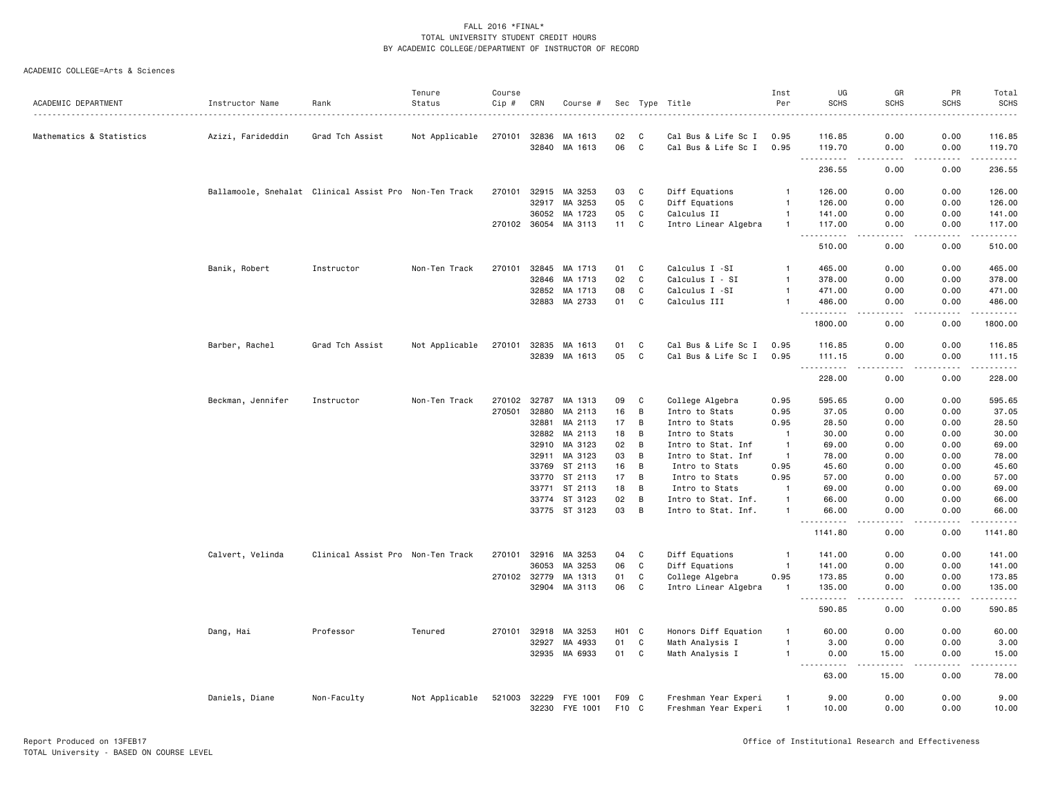FALL 2016 *FINAL*
TOTAL UNIVERSITY STUDENT CREDIT HOURS
BY ACADEMIC COLLEGE/DEPARTMENT OF INSTRUCTOR OF RECORD

ACADEMIC COLLEGE=Arts & Sciences

| ACADEMIC DEPARTMENT | Instructor Name | Rank | Tenure Status | Course Cip # | CRN | Course # | Sec | Type | Title | Inst Per | UG SCHS | GR SCHS | PR SCHS | Total SCHS |
|---|---|---|---|---|---|---|---|---|---|---|---|---|---|---|
| Mathematics & Statistics | Azizi, Farideddin | Grad Tch Assist | Not Applicable | 270101 | 32836 | MA 1613 | 02 | C | Cal Bus & Life Sc I | 0.95 | 116.85 | 0.00 | 0.00 | 116.85 |
| | | | | | 32840 | MA 1613 | 06 | C | Cal Bus & Life Sc I | 0.95 | 119.70 | 0.00 | 0.00 | 119.70 |
| | | | | | | | | | | | 236.55 | 0.00 | 0.00 | 236.55 |
| | Ballamoole, Snehalat | Clinical Assist Pro | Non-Ten Track | 270101 | 32915 | MA 3253 | 03 | C | Diff Equations | 1 | 126.00 | 0.00 | 0.00 | 126.00 |
| | | | | | 32917 | MA 3253 | 05 | C | Diff Equations | 1 | 126.00 | 0.00 | 0.00 | 126.00 |
| | | | | | 36052 | MA 1723 | 05 | C | Calculus II | 1 | 141.00 | 0.00 | 0.00 | 141.00 |
| | | | | 270102 | 36054 | MA 3113 | 11 | C | Intro Linear Algebra | 1 | 117.00 | 0.00 | 0.00 | 117.00 |
| | | | | | | | | | | | 510.00 | 0.00 | 0.00 | 510.00 |
| | Banik, Robert | Instructor | Non-Ten Track | 270101 | 32845 | MA 1713 | 01 | C | Calculus I -SI | 1 | 465.00 | 0.00 | 0.00 | 465.00 |
| | | | | | 32846 | MA 1713 | 02 | C | Calculus I - SI | 1 | 378.00 | 0.00 | 0.00 | 378.00 |
| | | | | | 32852 | MA 1713 | 08 | C | Calculus I -SI | 1 | 471.00 | 0.00 | 0.00 | 471.00 |
| | | | | | 32883 | MA 2733 | 01 | C | Calculus III | 1 | 486.00 | 0.00 | 0.00 | 486.00 |
| | | | | | | | | | | | 1800.00 | 0.00 | 0.00 | 1800.00 |
| | Barber, Rachel | Grad Tch Assist | Not Applicable | 270101 | 32835 | MA 1613 | 01 | C | Cal Bus & Life Sc I | 0.95 | 116.85 | 0.00 | 0.00 | 116.85 |
| | | | | | 32839 | MA 1613 | 05 | C | Cal Bus & Life Sc I | 0.95 | 111.15 | 0.00 | 0.00 | 111.15 |
| | | | | | | | | | | | 228.00 | 0.00 | 0.00 | 228.00 |
| | Beckman, Jennifer | Instructor | Non-Ten Track | 270102 | 32787 | MA 1313 | 09 | C | College Algebra | 0.95 | 595.65 | 0.00 | 0.00 | 595.65 |
| | | | | 270501 | 32880 | MA 2113 | 16 | B | Intro to Stats | 0.95 | 37.05 | 0.00 | 0.00 | 37.05 |
| | | | | | 32881 | MA 2113 | 17 | B | Intro to Stats | 0.95 | 28.50 | 0.00 | 0.00 | 28.50 |
| | | | | | 32882 | MA 2113 | 18 | B | Intro to Stats | 1 | 30.00 | 0.00 | 0.00 | 30.00 |
| | | | | | 32910 | MA 3123 | 02 | B | Intro to Stat. Inf | 1 | 69.00 | 0.00 | 0.00 | 69.00 |
| | | | | | 32911 | MA 3123 | 03 | B | Intro to Stat. Inf | 1 | 78.00 | 0.00 | 0.00 | 78.00 |
| | | | | | 33769 | ST 2113 | 16 | B | Intro to Stats | 0.95 | 45.60 | 0.00 | 0.00 | 45.60 |
| | | | | | 33770 | ST 2113 | 17 | B | Intro to Stats | 0.95 | 57.00 | 0.00 | 0.00 | 57.00 |
| | | | | | 33771 | ST 2113 | 18 | B | Intro to Stats | 1 | 69.00 | 0.00 | 0.00 | 69.00 |
| | | | | | 33774 | ST 3123 | 02 | B | Intro to Stat. Inf. | 1 | 66.00 | 0.00 | 0.00 | 66.00 |
| | | | | | 33775 | ST 3123 | 03 | B | Intro to Stat. Inf. | 1 | 66.00 | 0.00 | 0.00 | 66.00 |
| | | | | | | | | | | | 1141.80 | 0.00 | 0.00 | 1141.80 |
| | Calvert, Velinda | Clinical Assist Pro | Non-Ten Track | 270101 | 32916 | MA 3253 | 04 | C | Diff Equations | 1 | 141.00 | 0.00 | 0.00 | 141.00 |
| | | | | | 36053 | MA 3253 | 06 | C | Diff Equations | 1 | 141.00 | 0.00 | 0.00 | 141.00 |
| | | | | 270102 | 32779 | MA 1313 | 01 | C | College Algebra | 0.95 | 173.85 | 0.00 | 0.00 | 173.85 |
| | | | | | 32904 | MA 3113 | 06 | C | Intro Linear Algebra | 1 | 135.00 | 0.00 | 0.00 | 135.00 |
| | | | | | | | | | | | 590.85 | 0.00 | 0.00 | 590.85 |
| | Dang, Hai | Professor | Tenured | 270101 | 32918 | MA 3253 | H01 | C | Honors Diff Equation | 1 | 60.00 | 0.00 | 0.00 | 60.00 |
| | | | | | 32927 | MA 4933 | 01 | C | Math Analysis I | 1 | 3.00 | 0.00 | 0.00 | 3.00 |
| | | | | | 32935 | MA 6933 | 01 | C | Math Analysis I | 1 | 0.00 | 15.00 | 0.00 | 15.00 |
| | | | | | | | | | | | 63.00 | 15.00 | 0.00 | 78.00 |
| | Daniels, Diane | Non-Faculty | Not Applicable | 521003 | 32229 | FYE 1001 | F09 | C | Freshman Year Experi | 1 | 9.00 | 0.00 | 0.00 | 9.00 |
| | | | | | 32230 | FYE 1001 | F10 | C | Freshman Year Experi | 1 | 10.00 | 0.00 | 0.00 | 10.00 |

Report Produced on 13FEB17
TOTAL University - BASED ON COURSE LEVEL

Office of Institutional Research and Effectiveness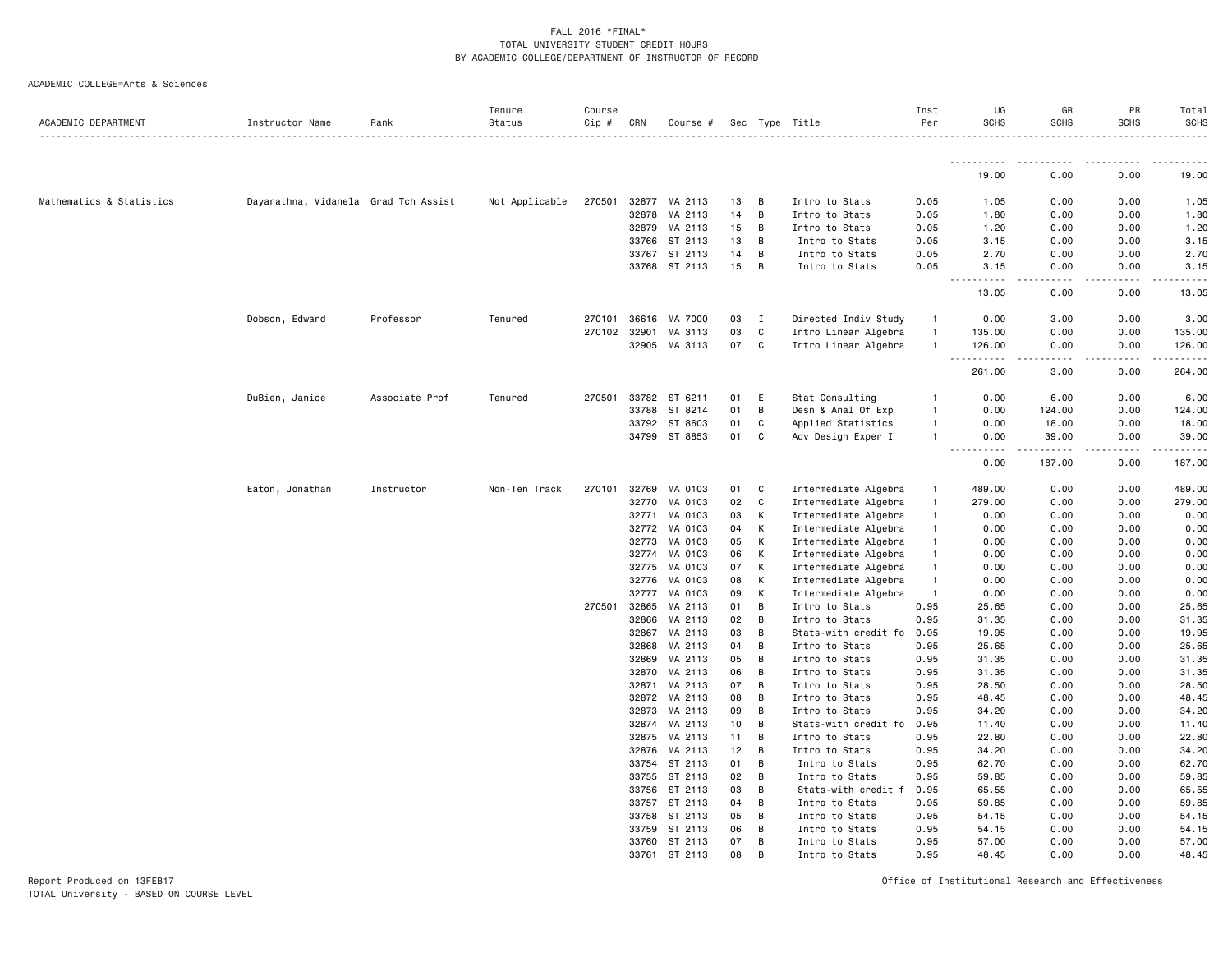FALL 2016 *FINAL*
TOTAL UNIVERSITY STUDENT CREDIT HOURS
BY ACADEMIC COLLEGE/DEPARTMENT OF INSTRUCTOR OF RECORD

ACADEMIC COLLEGE=Arts & Sciences

| ACADEMIC DEPARTMENT | Instructor Name | Rank | Tenure Status | Course Cip # | CRN | Course # | Sec | Type | Title | Inst Per | UG SCHS | GR SCHS | PR SCHS | Total SCHS |
|---|---|---|---|---|---|---|---|---|---|---|---|---|---|---|
| | | | | | | | | | | | 19.00 | 0.00 | 0.00 | 19.00 |
| Mathematics & Statistics | Dayarathna, Vidanela | Grad Tch Assist | Not Applicable | 270501 | 32877 | MA 2113 | 13 | B | Intro to Stats | 0.05 | 1.05 | 0.00 | 0.00 | 1.05 |
| | | | | | 32878 | MA 2113 | 14 | B | Intro to Stats | 0.05 | 1.80 | 0.00 | 0.00 | 1.80 |
| | | | | | 32879 | MA 2113 | 15 | B | Intro to Stats | 0.05 | 1.20 | 0.00 | 0.00 | 1.20 |
| | | | | | 33766 | ST 2113 | 13 | B | Intro to Stats | 0.05 | 3.15 | 0.00 | 0.00 | 3.15 |
| | | | | | 33767 | ST 2113 | 14 | B | Intro to Stats | 0.05 | 2.70 | 0.00 | 0.00 | 2.70 |
| | | | | | 33768 | ST 2113 | 15 | B | Intro to Stats | 0.05 | 3.15 | 0.00 | 0.00 | 3.15 |
| | | | | | | | | | | | 13.05 | 0.00 | 0.00 | 13.05 |
| | Dobson, Edward | Professor | Tenured | 270101 | 36616 | MA 7000 | 03 | I | Directed Indiv Study | 1 | 0.00 | 3.00 | 0.00 | 3.00 |
| | | | | 270102 | 32901 | MA 3113 | 03 | C | Intro Linear Algebra | 1 | 135.00 | 0.00 | 0.00 | 135.00 |
| | | | | | 32905 | MA 3113 | 07 | C | Intro Linear Algebra | 1 | 126.00 | 0.00 | 0.00 | 126.00 |
| | | | | | | | | | | | 261.00 | 3.00 | 0.00 | 264.00 |
| | DuBien, Janice | Associate Prof | Tenured | 270501 | 33782 | ST 6211 | 01 | E | Stat Consulting | 1 | 0.00 | 6.00 | 0.00 | 6.00 |
| | | | | | 33788 | ST 8214 | 01 | B | Desn & Anal Of Exp | 1 | 0.00 | 124.00 | 0.00 | 124.00 |
| | | | | | 33792 | ST 8603 | 01 | C | Applied Statistics | 1 | 0.00 | 18.00 | 0.00 | 18.00 |
| | | | | | 34799 | ST 8853 | 01 | C | Adv Design Exper I | 1 | 0.00 | 39.00 | 0.00 | 39.00 |
| | | | | | | | | | | | 0.00 | 187.00 | 0.00 | 187.00 |
| | Eaton, Jonathan | Instructor | Non-Ten Track | 270101 | 32769 | MA 0103 | 01 | C | Intermediate Algebra | 1 | 489.00 | 0.00 | 0.00 | 489.00 |
| | | | | | 32770 | MA 0103 | 02 | C | Intermediate Algebra | 1 | 279.00 | 0.00 | 0.00 | 279.00 |
| | | | | | 32771 | MA 0103 | 03 | K | Intermediate Algebra | 1 | 0.00 | 0.00 | 0.00 | 0.00 |
| | | | | | 32772 | MA 0103 | 04 | K | Intermediate Algebra | 1 | 0.00 | 0.00 | 0.00 | 0.00 |
| | | | | | 32773 | MA 0103 | 05 | K | Intermediate Algebra | 1 | 0.00 | 0.00 | 0.00 | 0.00 |
| | | | | | 32774 | MA 0103 | 06 | K | Intermediate Algebra | 1 | 0.00 | 0.00 | 0.00 | 0.00 |
| | | | | | 32775 | MA 0103 | 07 | K | Intermediate Algebra | 1 | 0.00 | 0.00 | 0.00 | 0.00 |
| | | | | | 32776 | MA 0103 | 08 | K | Intermediate Algebra | 1 | 0.00 | 0.00 | 0.00 | 0.00 |
| | | | | | 32777 | MA 0103 | 09 | K | Intermediate Algebra | 1 | 0.00 | 0.00 | 0.00 | 0.00 |
| | | | | 270501 | 32865 | MA 2113 | 01 | B | Intro to Stats | 0.95 | 25.65 | 0.00 | 0.00 | 25.65 |
| | | | | | 32866 | MA 2113 | 02 | B | Intro to Stats | 0.95 | 31.35 | 0.00 | 0.00 | 31.35 |
| | | | | | 32867 | MA 2113 | 03 | B | Stats-with credit fo | 0.95 | 19.95 | 0.00 | 0.00 | 19.95 |
| | | | | | 32868 | MA 2113 | 04 | B | Intro to Stats | 0.95 | 25.65 | 0.00 | 0.00 | 25.65 |
| | | | | | 32869 | MA 2113 | 05 | B | Intro to Stats | 0.95 | 31.35 | 0.00 | 0.00 | 31.35 |
| | | | | | 32870 | MA 2113 | 06 | B | Intro to Stats | 0.95 | 31.35 | 0.00 | 0.00 | 31.35 |
| | | | | | 32871 | MA 2113 | 07 | B | Intro to Stats | 0.95 | 28.50 | 0.00 | 0.00 | 28.50 |
| | | | | | 32872 | MA 2113 | 08 | B | Intro to Stats | 0.95 | 48.45 | 0.00 | 0.00 | 48.45 |
| | | | | | 32873 | MA 2113 | 09 | B | Intro to Stats | 0.95 | 34.20 | 0.00 | 0.00 | 34.20 |
| | | | | | 32874 | MA 2113 | 10 | B | Stats-with credit fo | 0.95 | 11.40 | 0.00 | 0.00 | 11.40 |
| | | | | | 32875 | MA 2113 | 11 | B | Intro to Stats | 0.95 | 22.80 | 0.00 | 0.00 | 22.80 |
| | | | | | 32876 | MA 2113 | 12 | B | Intro to Stats | 0.95 | 34.20 | 0.00 | 0.00 | 34.20 |
| | | | | | 33754 | ST 2113 | 01 | B | Intro to Stats | 0.95 | 62.70 | 0.00 | 0.00 | 62.70 |
| | | | | | 33755 | ST 2113 | 02 | B | Intro to Stats | 0.95 | 59.85 | 0.00 | 0.00 | 59.85 |
| | | | | | 33756 | ST 2113 | 03 | B | Stats-with credit f | 0.95 | 65.55 | 0.00 | 0.00 | 65.55 |
| | | | | | 33757 | ST 2113 | 04 | B | Intro to Stats | 0.95 | 59.85 | 0.00 | 0.00 | 59.85 |
| | | | | | 33758 | ST 2113 | 05 | B | Intro to Stats | 0.95 | 54.15 | 0.00 | 0.00 | 54.15 |
| | | | | | 33759 | ST 2113 | 06 | B | Intro to Stats | 0.95 | 54.15 | 0.00 | 0.00 | 54.15 |
| | | | | | 33760 | ST 2113 | 07 | B | Intro to Stats | 0.95 | 57.00 | 0.00 | 0.00 | 57.00 |
| | | | | | 33761 | ST 2113 | 08 | B | Intro to Stats | 0.95 | 48.45 | 0.00 | 0.00 | 48.45 |

Report Produced on 13FEB17
TOTAL University - BASED ON COURSE LEVEL

Office of Institutional Research and Effectiveness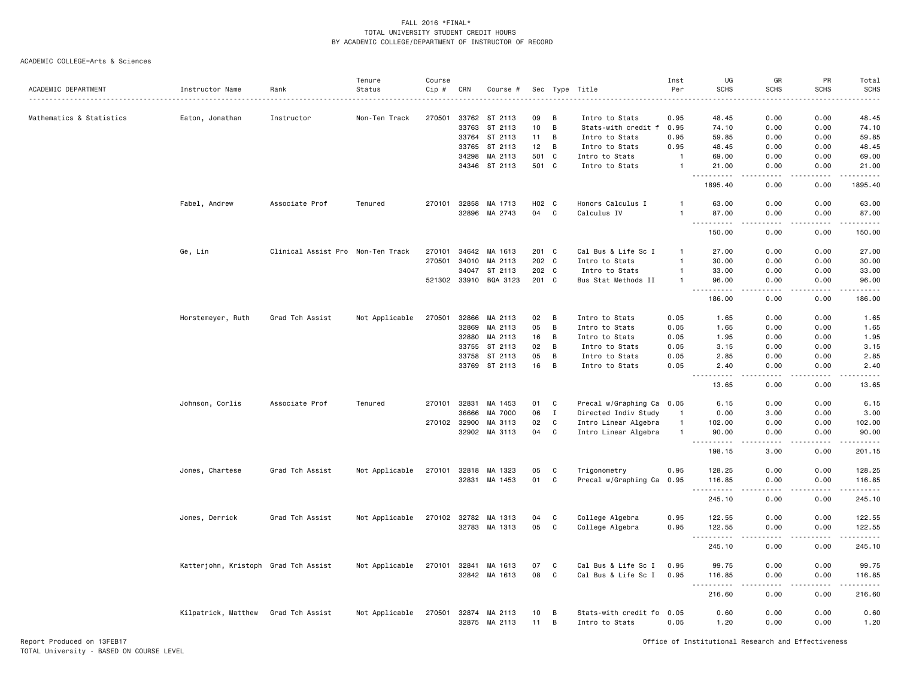FALL 2016 *FINAL*
TOTAL UNIVERSITY STUDENT CREDIT HOURS
BY ACADEMIC COLLEGE/DEPARTMENT OF INSTRUCTOR OF RECORD

ACADEMIC COLLEGE=Arts & Sciences

| ACADEMIC DEPARTMENT | Instructor Name | Rank | Tenure Status | Course Cip # | CRN | Course # | Sec | Type | Title | Inst Per | UG SCHS | GR SCHS | PR SCHS | Total SCHS |
|---|---|---|---|---|---|---|---|---|---|---|---|---|---|---|
| Mathematics & Statistics | Eaton, Jonathan | Instructor | Non-Ten Track | 270501 | 33762 | ST 2113 | 09 | B | Intro to Stats | 0.95 | 48.45 | 0.00 | 0.00 | 48.45 |
| | | | | | 33763 | ST 2113 | 10 | B | Stats-with credit f | 0.95 | 74.10 | 0.00 | 0.00 | 74.10 |
| | | | | | 33764 | ST 2113 | 11 | B | Intro to Stats | 0.95 | 59.85 | 0.00 | 0.00 | 59.85 |
| | | | | | 33765 | ST 2113 | 12 | B | Intro to Stats | 0.95 | 48.45 | 0.00 | 0.00 | 48.45 |
| | | | | | 34298 | MA 2113 | 501 | C | Intro to Stats | 1 | 69.00 | 0.00 | 0.00 | 69.00 |
| | | | | | 34346 | ST 2113 | 501 | C | Intro to Stats | 1 | 21.00 | 0.00 | 0.00 | 21.00 |
| | | | | | | | | | | | 1895.40 | 0.00 | 0.00 | 1895.40 |
| | Fabel, Andrew | Associate Prof | Tenured | 270101 | 32858 | MA 1713 | H02 | C | Honors Calculus I | 1 | 63.00 | 0.00 | 0.00 | 63.00 |
| | | | | | 32896 | MA 2743 | 04 | C | Calculus IV | 1 | 87.00 | 0.00 | 0.00 | 87.00 |
| | | | | | | | | | | | 150.00 | 0.00 | 0.00 | 150.00 |
| | Ge, Lin | Clinical Assist Pro | Non-Ten Track | 270101 | 34642 | MA 1613 | 201 | C | Cal Bus & Life Sc I | 1 | 27.00 | 0.00 | 0.00 | 27.00 |
| | | | | 270501 | 34010 | MA 2113 | 202 | C | Intro to Stats | 1 | 30.00 | 0.00 | 0.00 | 30.00 |
| | | | | | 34047 | ST 2113 | 202 | C | Intro to Stats | 1 | 33.00 | 0.00 | 0.00 | 33.00 |
| | | | | 521302 | 33910 | BQA 3123 | 201 | C | Bus Stat Methods II | 1 | 96.00 | 0.00 | 0.00 | 96.00 |
| | | | | | | | | | | | 186.00 | 0.00 | 0.00 | 186.00 |
| | Horstemeyer, Ruth | Grad Tch Assist | Not Applicable | 270501 | 32866 | MA 2113 | 02 | B | Intro to Stats | 0.05 | 1.65 | 0.00 | 0.00 | 1.65 |
| | | | | | 32869 | MA 2113 | 05 | B | Intro to Stats | 0.05 | 1.65 | 0.00 | 0.00 | 1.65 |
| | | | | | 32880 | MA 2113 | 16 | B | Intro to Stats | 0.05 | 1.95 | 0.00 | 0.00 | 1.95 |
| | | | | | 33755 | ST 2113 | 02 | B | Intro to Stats | 0.05 | 3.15 | 0.00 | 0.00 | 3.15 |
| | | | | | 33758 | ST 2113 | 05 | B | Intro to Stats | 0.05 | 2.85 | 0.00 | 0.00 | 2.85 |
| | | | | | 33769 | ST 2113 | 16 | B | Intro to Stats | 0.05 | 2.40 | 0.00 | 0.00 | 2.40 |
| | | | | | | | | | | | 13.65 | 0.00 | 0.00 | 13.65 |
| | Johnson, Corlis | Associate Prof | Tenured | 270101 | 32831 | MA 1453 | 01 | C | Precal w/Graphing Ca | 0.05 | 6.15 | 0.00 | 0.00 | 6.15 |
| | | | | | 36666 | MA 7000 | 06 | I | Directed Indiv Study | 1 | 0.00 | 3.00 | 0.00 | 3.00 |
| | | | | 270102 | 32900 | MA 3113 | 02 | C | Intro Linear Algebra | 1 | 102.00 | 0.00 | 0.00 | 102.00 |
| | | | | | 32902 | MA 3113 | 04 | C | Intro Linear Algebra | 1 | 90.00 | 0.00 | 0.00 | 90.00 |
| | | | | | | | | | | | 198.15 | 3.00 | 0.00 | 201.15 |
| | Jones, Chartese | Grad Tch Assist | Not Applicable | 270101 | 32818 | MA 1323 | 05 | C | Trigonometry | 0.95 | 128.25 | 0.00 | 0.00 | 128.25 |
| | | | | | 32831 | MA 1453 | 01 | C | Precal w/Graphing Ca | 0.95 | 116.85 | 0.00 | 0.00 | 116.85 |
| | | | | | | | | | | | 245.10 | 0.00 | 0.00 | 245.10 |
| | Jones, Derrick | Grad Tch Assist | Not Applicable | 270102 | 32782 | MA 1313 | 04 | C | College Algebra | 0.95 | 122.55 | 0.00 | 0.00 | 122.55 |
| | | | | | 32783 | MA 1313 | 05 | C | College Algebra | 0.95 | 122.55 | 0.00 | 0.00 | 122.55 |
| | | | | | | | | | | | 245.10 | 0.00 | 0.00 | 245.10 |
| | Katterjohn, Kristoph | Grad Tch Assist | Not Applicable | 270101 | 32841 | MA 1613 | 07 | C | Cal Bus & Life Sc I | 0.95 | 99.75 | 0.00 | 0.00 | 99.75 |
| | | | | | 32842 | MA 1613 | 08 | C | Cal Bus & Life Sc I | 0.95 | 116.85 | 0.00 | 0.00 | 116.85 |
| | | | | | | | | | | | 216.60 | 0.00 | 0.00 | 216.60 |
| | Kilpatrick, Matthew | Grad Tch Assist | Not Applicable | 270501 | 32874 | MA 2113 | 10 | B | Stats-with credit fo | 0.05 | 0.60 | 0.00 | 0.00 | 0.60 |
| | | | | | 32875 | MA 2113 | 11 | B | Intro to Stats | 0.05 | 1.20 | 0.00 | 0.00 | 1.20 |

Report Produced on 13FEB17
TOTAL University - BASED ON COURSE LEVEL

Office of Institutional Research and Effectiveness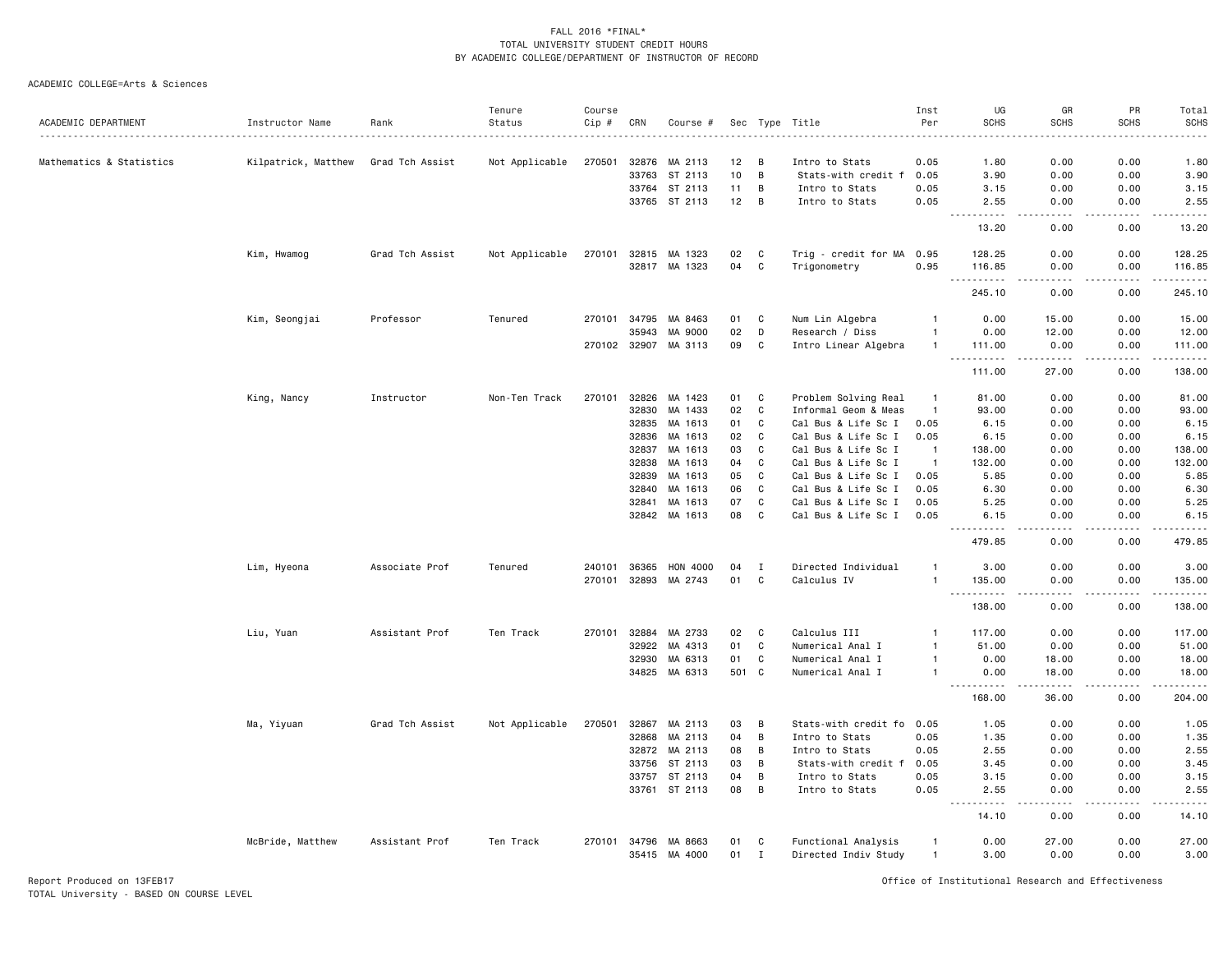FALL 2016 *FINAL*
TOTAL UNIVERSITY STUDENT CREDIT HOURS
BY ACADEMIC COLLEGE/DEPARTMENT OF INSTRUCTOR OF RECORD

ACADEMIC COLLEGE=Arts & Sciences

| ACADEMIC DEPARTMENT | Instructor Name | Rank | Tenure Status | Course Cip # | CRN | Course # | Sec | Type | Title | Inst Per | UG SCHS | GR SCHS | PR SCHS | Total SCHS |
|---|---|---|---|---|---|---|---|---|---|---|---|---|---|---|
| Mathematics & Statistics | Kilpatrick, Matthew | Grad Tch Assist | Not Applicable | 270501 | 32876 | MA 2113 | 12 | B | Intro to Stats | 0.05 | 1.80 | 0.00 | 0.00 | 1.80 |
| | | | | | 33763 | ST 2113 | 10 | B | Stats-with credit f | 0.05 | 3.90 | 0.00 | 0.00 | 3.90 |
| | | | | | 33764 | ST 2113 | 11 | B | Intro to Stats | 0.05 | 3.15 | 0.00 | 0.00 | 3.15 |
| | | | | | 33765 | ST 2113 | 12 | B | Intro to Stats | 0.05 | 2.55 | 0.00 | 0.00 | 2.55 |
| | | | | | | | | | | | 13.20 | 0.00 | 0.00 | 13.20 |
| | Kim, Hwamog | Grad Tch Assist | Not Applicable | 270101 | 32815 | MA 1323 | 02 | C | Trig - credit for MA | 0.95 | 128.25 | 0.00 | 0.00 | 128.25 |
| | | | | | 32817 | MA 1323 | 04 | C | Trigonometry | 0.95 | 116.85 | 0.00 | 0.00 | 116.85 |
| | | | | | | | | | | | 245.10 | 0.00 | 0.00 | 245.10 |
| | Kim, Seongjai | Professor | Tenured | 270101 | 34795 | MA 8463 | 01 | C | Num Lin Algebra | 1 | 0.00 | 15.00 | 0.00 | 15.00 |
| | | | | | 35943 | MA 9000 | 02 | D | Research / Diss | 1 | 0.00 | 12.00 | 0.00 | 12.00 |
| | | | | 270102 | 32907 | MA 3113 | 09 | C | Intro Linear Algebra | 1 | 111.00 | 0.00 | 0.00 | 111.00 |
| | | | | | | | | | | | 111.00 | 27.00 | 0.00 | 138.00 |
| | King, Nancy | Instructor | Non-Ten Track | 270101 | 32826 | MA 1423 | 01 | C | Problem Solving Real | 1 | 81.00 | 0.00 | 0.00 | 81.00 |
| | | | | | 32830 | MA 1433 | 02 | C | Informal Geom & Meas | 1 | 93.00 | 0.00 | 0.00 | 93.00 |
| | | | | | 32835 | MA 1613 | 01 | C | Cal Bus & Life Sc I | 0.05 | 6.15 | 0.00 | 0.00 | 6.15 |
| | | | | | 32836 | MA 1613 | 02 | C | Cal Bus & Life Sc I | 0.05 | 6.15 | 0.00 | 0.00 | 6.15 |
| | | | | | 32837 | MA 1613 | 03 | C | Cal Bus & Life Sc I | 1 | 138.00 | 0.00 | 0.00 | 138.00 |
| | | | | | 32838 | MA 1613 | 04 | C | Cal Bus & Life Sc I | 1 | 132.00 | 0.00 | 0.00 | 132.00 |
| | | | | | 32839 | MA 1613 | 05 | C | Cal Bus & Life Sc I | 0.05 | 5.85 | 0.00 | 0.00 | 5.85 |
| | | | | | 32840 | MA 1613 | 06 | C | Cal Bus & Life Sc I | 0.05 | 6.30 | 0.00 | 0.00 | 6.30 |
| | | | | | 32841 | MA 1613 | 07 | C | Cal Bus & Life Sc I | 0.05 | 5.25 | 0.00 | 0.00 | 5.25 |
| | | | | | 32842 | MA 1613 | 08 | C | Cal Bus & Life Sc I | 0.05 | 6.15 | 0.00 | 0.00 | 6.15 |
| | | | | | | | | | | | 479.85 | 0.00 | 0.00 | 479.85 |
| | Lim, Hyeona | Associate Prof | Tenured | 240101 | 36365 | HON 4000 | 04 | I | Directed Individual | 1 | 3.00 | 0.00 | 0.00 | 3.00 |
| | | | | 270101 | 32893 | MA 2743 | 01 | C | Calculus IV | 1 | 135.00 | 0.00 | 0.00 | 135.00 |
| | | | | | | | | | | | 138.00 | 0.00 | 0.00 | 138.00 |
| | Liu, Yuan | Assistant Prof | Ten Track | 270101 | 32884 | MA 2733 | 02 | C | Calculus III | 1 | 117.00 | 0.00 | 0.00 | 117.00 |
| | | | | | 32922 | MA 4313 | 01 | C | Numerical Anal I | 1 | 51.00 | 0.00 | 0.00 | 51.00 |
| | | | | | 32930 | MA 6313 | 01 | C | Numerical Anal I | 1 | 0.00 | 18.00 | 0.00 | 18.00 |
| | | | | | 34825 | MA 6313 | 501 | C | Numerical Anal I | 1 | 0.00 | 18.00 | 0.00 | 18.00 |
| | | | | | | | | | | | 168.00 | 36.00 | 0.00 | 204.00 |
| | Ma, Yiyuan | Grad Tch Assist | Not Applicable | 270501 | 32867 | MA 2113 | 03 | B | Stats-with credit fo | 0.05 | 1.05 | 0.00 | 0.00 | 1.05 |
| | | | | | 32868 | MA 2113 | 04 | B | Intro to Stats | 0.05 | 1.35 | 0.00 | 0.00 | 1.35 |
| | | | | | 32872 | MA 2113 | 08 | B | Intro to Stats | 0.05 | 2.55 | 0.00 | 0.00 | 2.55 |
| | | | | | 33756 | ST 2113 | 03 | B | Stats-with credit f | 0.05 | 3.45 | 0.00 | 0.00 | 3.45 |
| | | | | | 33757 | ST 2113 | 04 | B | Intro to Stats | 0.05 | 3.15 | 0.00 | 0.00 | 3.15 |
| | | | | | 33761 | ST 2113 | 08 | B | Intro to Stats | 0.05 | 2.55 | 0.00 | 0.00 | 2.55 |
| | | | | | | | | | | | 14.10 | 0.00 | 0.00 | 14.10 |
| | McBride, Matthew | Assistant Prof | Ten Track | 270101 | 34796 | MA 8663 | 01 | C | Functional Analysis | 1 | 0.00 | 27.00 | 0.00 | 27.00 |
| | | | | | 35415 | MA 4000 | 01 | I | Directed Indiv Study | 1 | 3.00 | 0.00 | 0.00 | 3.00 |

Report Produced on 13FEB17
TOTAL University - BASED ON COURSE LEVEL

Office of Institutional Research and Effectiveness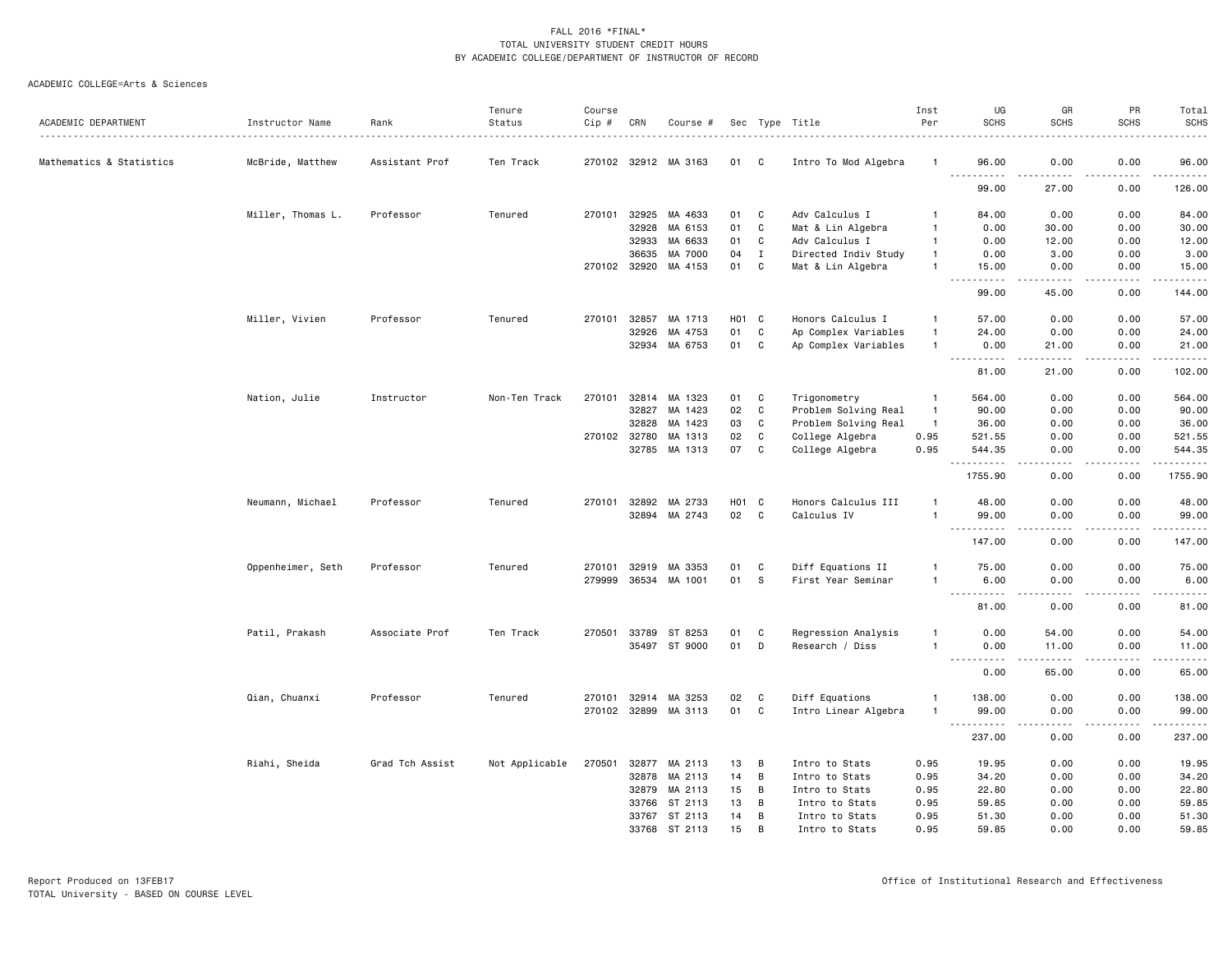FALL 2016 *FINAL*
TOTAL UNIVERSITY STUDENT CREDIT HOURS
BY ACADEMIC COLLEGE/DEPARTMENT OF INSTRUCTOR OF RECORD

ACADEMIC COLLEGE=Arts & Sciences

| ACADEMIC DEPARTMENT | Instructor Name | Rank | Tenure Status | Course Cip # | CRN | Course # | Sec | Type | Title | Inst Per | UG SCHS | GR SCHS | PR SCHS | Total SCHS |
|---|---|---|---|---|---|---|---|---|---|---|---|---|---|---|
| Mathematics & Statistics | McBride, Matthew | Assistant Prof | Ten Track | 270102 | 32912 | MA 3163 | 01 | C | Intro To Mod Algebra | 1 | 96.00 | 0.00 | 0.00 | 96.00 |
| | | | | | | | | | | | 99.00 | 27.00 | 0.00 | 126.00 |
| | Miller, Thomas L. | Professor | Tenured | 270101 | 32925 | MA 4633 | 01 | C | Adv Calculus I | 1 | 84.00 | 0.00 | 0.00 | 84.00 |
| | | | | | 32928 | MA 6153 | 01 | C | Mat & Lin Algebra | 1 | 0.00 | 30.00 | 0.00 | 30.00 |
| | | | | | 32933 | MA 6633 | 01 | C | Adv Calculus I | 1 | 0.00 | 12.00 | 0.00 | 12.00 |
| | | | | | 36635 | MA 7000 | 04 | I | Directed Indiv Study | 1 | 0.00 | 3.00 | 0.00 | 3.00 |
| | | | | 270102 | 32920 | MA 4153 | 01 | C | Mat & Lin Algebra | 1 | 15.00 | 0.00 | 0.00 | 15.00 |
| | | | | | | | | | | | 99.00 | 45.00 | 0.00 | 144.00 |
| | Miller, Vivien | Professor | Tenured | 270101 | 32857 | MA 1713 | H01 | C | Honors Calculus I | 1 | 57.00 | 0.00 | 0.00 | 57.00 |
| | | | | | 32926 | MA 4753 | 01 | C | Ap Complex Variables | 1 | 24.00 | 0.00 | 0.00 | 24.00 |
| | | | | | 32934 | MA 6753 | 01 | C | Ap Complex Variables | 1 | 0.00 | 21.00 | 0.00 | 21.00 |
| | | | | | | | | | | | 81.00 | 21.00 | 0.00 | 102.00 |
| | Nation, Julie | Instructor | Non-Ten Track | 270101 | 32814 | MA 1323 | 01 | C | Trigonometry | 1 | 564.00 | 0.00 | 0.00 | 564.00 |
| | | | | | 32827 | MA 1423 | 02 | C | Problem Solving Real | 1 | 90.00 | 0.00 | 0.00 | 90.00 |
| | | | | | 32828 | MA 1423 | 03 | C | Problem Solving Real | 1 | 36.00 | 0.00 | 0.00 | 36.00 |
| | | | | 270102 | 32780 | MA 1313 | 02 | C | College Algebra | 0.95 | 521.55 | 0.00 | 0.00 | 521.55 |
| | | | | | 32785 | MA 1313 | 07 | C | College Algebra | 0.95 | 544.35 | 0.00 | 0.00 | 544.35 |
| | | | | | | | | | | | 1755.90 | 0.00 | 0.00 | 1755.90 |
| | Neumann, Michael | Professor | Tenured | 270101 | 32892 | MA 2733 | H01 | C | Honors Calculus III | 1 | 48.00 | 0.00 | 0.00 | 48.00 |
| | | | | | 32894 | MA 2743 | 02 | C | Calculus IV | 1 | 99.00 | 0.00 | 0.00 | 99.00 |
| | | | | | | | | | | | 147.00 | 0.00 | 0.00 | 147.00 |
| | Oppenheimer, Seth | Professor | Tenured | 270101 | 32919 | MA 3353 | 01 | C | Diff Equations II | 1 | 75.00 | 0.00 | 0.00 | 75.00 |
| | | | | 279999 | 36534 | MA 1001 | 01 | S | First Year Seminar | 1 | 6.00 | 0.00 | 0.00 | 6.00 |
| | | | | | | | | | | | 81.00 | 0.00 | 0.00 | 81.00 |
| | Patil, Prakash | Associate Prof | Ten Track | 270501 | 33789 | ST 8253 | 01 | C | Regression Analysis | 1 | 0.00 | 54.00 | 0.00 | 54.00 |
| | | | | | 35497 | ST 9000 | 01 | D | Research / Diss | 1 | 0.00 | 11.00 | 0.00 | 11.00 |
| | | | | | | | | | | | 0.00 | 65.00 | 0.00 | 65.00 |
| | Qian, Chuanxi | Professor | Tenured | 270101 | 32914 | MA 3253 | 02 | C | Diff Equations | 1 | 138.00 | 0.00 | 0.00 | 138.00 |
| | | | | 270102 | 32899 | MA 3113 | 01 | C | Intro Linear Algebra | 1 | 99.00 | 0.00 | 0.00 | 99.00 |
| | | | | | | | | | | | 237.00 | 0.00 | 0.00 | 237.00 |
| | Riahi, Sheida | Grad Tch Assist | Not Applicable | 270501 | 32877 | MA 2113 | 13 | B | Intro to Stats | 0.95 | 19.95 | 0.00 | 0.00 | 19.95 |
| | | | | | 32878 | MA 2113 | 14 | B | Intro to Stats | 0.95 | 34.20 | 0.00 | 0.00 | 34.20 |
| | | | | | 32879 | MA 2113 | 15 | B | Intro to Stats | 0.95 | 22.80 | 0.00 | 0.00 | 22.80 |
| | | | | | 33766 | ST 2113 | 13 | B | Intro to Stats | 0.95 | 59.85 | 0.00 | 0.00 | 59.85 |
| | | | | | 33767 | ST 2113 | 14 | B | Intro to Stats | 0.95 | 51.30 | 0.00 | 0.00 | 51.30 |
| | | | | | 33768 | ST 2113 | 15 | B | Intro to Stats | 0.95 | 59.85 | 0.00 | 0.00 | 59.85 |

Report Produced on 13FEB17
TOTAL University - BASED ON COURSE LEVEL

Office of Institutional Research and Effectiveness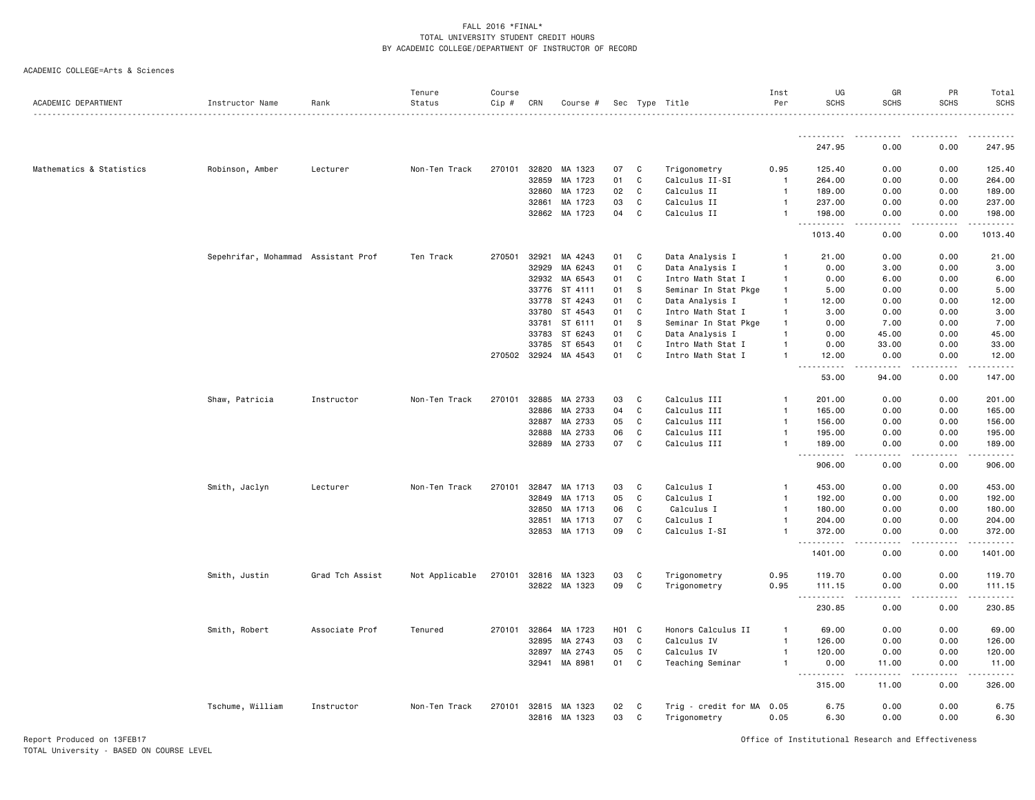FALL 2016 *FINAL*
TOTAL UNIVERSITY STUDENT CREDIT HOURS
BY ACADEMIC COLLEGE/DEPARTMENT OF INSTRUCTOR OF RECORD

ACADEMIC COLLEGE=Arts & Sciences

| ACADEMIC DEPARTMENT | Instructor Name | Rank | Tenure Status | Course Cip # | CRN | Course # | Sec | Type | Title | Inst Per | UG SCHS | GR SCHS | PR SCHS | Total SCHS |
|---|---|---|---|---|---|---|---|---|---|---|---|---|---|---|
| | | | | | | | | | | | 247.95 | 0.00 | 0.00 | 247.95 |
| Mathematics & Statistics | Robinson, Amber | Lecturer | Non-Ten Track | 270101 | 32820 | MA 1323 | 07 | C | Trigonometry | 0.95 | 125.40 | 0.00 | 0.00 | 125.40 |
| | | | | | 32859 | MA 1723 | 01 | C | Calculus II-SI | 1 | 264.00 | 0.00 | 0.00 | 264.00 |
| | | | | | 32860 | MA 1723 | 02 | C | Calculus II | 1 | 189.00 | 0.00 | 0.00 | 189.00 |
| | | | | | 32861 | MA 1723 | 03 | C | Calculus II | 1 | 237.00 | 0.00 | 0.00 | 237.00 |
| | | | | | 32862 | MA 1723 | 04 | C | Calculus II | 1 | 198.00 | 0.00 | 0.00 | 198.00 |
| | | | | | | | | | | | 1013.40 | 0.00 | 0.00 | 1013.40 |
| | Sepehrifar, Mohammad | Assistant Prof | Ten Track | 270501 | 32921 | MA 4243 | 01 | C | Data Analysis I | 1 | 21.00 | 0.00 | 0.00 | 21.00 |
| | | | | | 32929 | MA 6243 | 01 | C | Data Analysis I | 1 | 0.00 | 3.00 | 0.00 | 3.00 |
| | | | | | 32932 | MA 6543 | 01 | C | Intro Math Stat I | 1 | 0.00 | 6.00 | 0.00 | 6.00 |
| | | | | | 33776 | ST 4111 | 01 | S | Seminar In Stat Pkge | 1 | 5.00 | 0.00 | 0.00 | 5.00 |
| | | | | | 33778 | ST 4243 | 01 | C | Data Analysis I | 1 | 12.00 | 0.00 | 0.00 | 12.00 |
| | | | | | 33780 | ST 4543 | 01 | C | Intro Math Stat I | 1 | 3.00 | 0.00 | 0.00 | 3.00 |
| | | | | | 33781 | ST 6111 | 01 | S | Seminar In Stat Pkge | 1 | 0.00 | 7.00 | 0.00 | 7.00 |
| | | | | | 33783 | ST 6243 | 01 | C | Data Analysis I | 1 | 0.00 | 45.00 | 0.00 | 45.00 |
| | | | | | 33785 | ST 6543 | 01 | C | Intro Math Stat I | 1 | 0.00 | 33.00 | 0.00 | 33.00 |
| | | | | 270502 | 32924 | MA 4543 | 01 | C | Intro Math Stat I | 1 | 12.00 | 0.00 | 0.00 | 12.00 |
| | | | | | | | | | | | 53.00 | 94.00 | 0.00 | 147.00 |
| | Shaw, Patricia | Instructor | Non-Ten Track | 270101 | 32885 | MA 2733 | 03 | C | Calculus III | 1 | 201.00 | 0.00 | 0.00 | 201.00 |
| | | | | | 32886 | MA 2733 | 04 | C | Calculus III | 1 | 165.00 | 0.00 | 0.00 | 165.00 |
| | | | | | 32887 | MA 2733 | 05 | C | Calculus III | 1 | 156.00 | 0.00 | 0.00 | 156.00 |
| | | | | | 32888 | MA 2733 | 06 | C | Calculus III | 1 | 195.00 | 0.00 | 0.00 | 195.00 |
| | | | | | 32889 | MA 2733 | 07 | C | Calculus III | 1 | 189.00 | 0.00 | 0.00 | 189.00 |
| | | | | | | | | | | | 906.00 | 0.00 | 0.00 | 906.00 |
| | Smith, Jaclyn | Lecturer | Non-Ten Track | 270101 | 32847 | MA 1713 | 03 | C | Calculus I | 1 | 453.00 | 0.00 | 0.00 | 453.00 |
| | | | | | 32849 | MA 1713 | 05 | C | Calculus I | 1 | 192.00 | 0.00 | 0.00 | 192.00 |
| | | | | | 32850 | MA 1713 | 06 | C | Calculus I | 1 | 180.00 | 0.00 | 0.00 | 180.00 |
| | | | | | 32851 | MA 1713 | 07 | C | Calculus I | 1 | 204.00 | 0.00 | 0.00 | 204.00 |
| | | | | | 32853 | MA 1713 | 09 | C | Calculus I-SI | 1 | 372.00 | 0.00 | 0.00 | 372.00 |
| | | | | | | | | | | | 1401.00 | 0.00 | 0.00 | 1401.00 |
| | Smith, Justin | Grad Tch Assist | Not Applicable | 270101 | 32816 | MA 1323 | 03 | C | Trigonometry | 0.95 | 119.70 | 0.00 | 0.00 | 119.70 |
| | | | | | 32822 | MA 1323 | 09 | C | Trigonometry | 0.95 | 111.15 | 0.00 | 0.00 | 111.15 |
| | | | | | | | | | | | 230.85 | 0.00 | 0.00 | 230.85 |
| | Smith, Robert | Associate Prof | Tenured | 270101 | 32864 | MA 1723 | H01 | C | Honors Calculus II | 1 | 69.00 | 0.00 | 0.00 | 69.00 |
| | | | | | 32895 | MA 2743 | 03 | C | Calculus IV | 1 | 126.00 | 0.00 | 0.00 | 126.00 |
| | | | | | 32897 | MA 2743 | 05 | C | Calculus IV | 1 | 120.00 | 0.00 | 0.00 | 120.00 |
| | | | | | 32941 | MA 8981 | 01 | C | Teaching Seminar | 1 | 0.00 | 11.00 | 0.00 | 11.00 |
| | | | | | | | | | | | 315.00 | 11.00 | 0.00 | 326.00 |
| | Tschume, William | Instructor | Non-Ten Track | 270101 | 32815 | MA 1323 | 02 | C | Trig - credit for MA | 0.05 | 6.75 | 0.00 | 0.00 | 6.75 |
| | | | | | 32816 | MA 1323 | 03 | C | Trigonometry | 0.05 | 6.30 | 0.00 | 0.00 | 6.30 |

Report Produced on 13FEB17
TOTAL University - BASED ON COURSE LEVEL

Office of Institutional Research and Effectiveness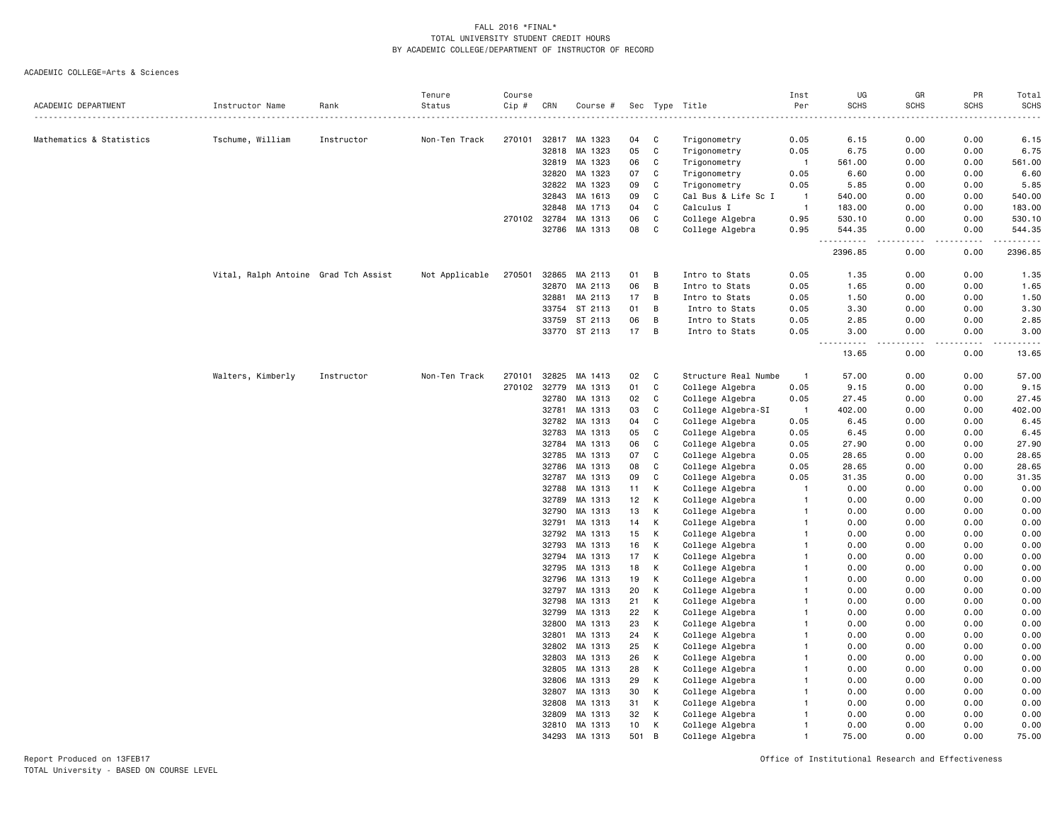# FALL 2016 *FINAL*
## TOTAL UNIVERSITY STUDENT CREDIT HOURS
## BY ACADEMIC COLLEGE/DEPARTMENT OF INSTRUCTOR OF RECORD

ACADEMIC COLLEGE=Arts & Sciences

| ACADEMIC DEPARTMENT | Instructor Name | Rank | Tenure Status | Course Cip # | CRN | Course # | Sec | Type | Title | Inst Per | UG SCHS | GR SCHS | PR SCHS | Total SCHS |
|---|---|---|---|---|---|---|---|---|---|---|---|---|---|---|
| Mathematics & Statistics | Tschume, William | Instructor | Non-Ten Track | 270101 | 32817 | MA 1323 | 04 | C | Trigonometry | 0.05 | 6.15 | 0.00 | 0.00 | 6.15 |
| | | | | | 32818 | MA 1323 | 05 | C | Trigonometry | 0.05 | 6.75 | 0.00 | 0.00 | 6.75 |
| | | | | | 32819 | MA 1323 | 06 | C | Trigonometry | 1 | 561.00 | 0.00 | 0.00 | 561.00 |
| | | | | | 32820 | MA 1323 | 07 | C | Trigonometry | 0.05 | 6.60 | 0.00 | 0.00 | 6.60 |
| | | | | | 32822 | MA 1323 | 09 | C | Trigonometry | 0.05 | 5.85 | 0.00 | 0.00 | 5.85 |
| | | | | | 32843 | MA 1613 | 09 | C | Cal Bus & Life Sc I | 1 | 540.00 | 0.00 | 0.00 | 540.00 |
| | | | | | 32848 | MA 1713 | 04 | C | Calculus I | 1 | 183.00 | 0.00 | 0.00 | 183.00 |
| | | | | 270102 | 32784 | MA 1313 | 06 | C | College Algebra | 0.95 | 530.10 | 0.00 | 0.00 | 530.10 |
| | | | | | 32786 | MA 1313 | 08 | C | College Algebra | 0.95 | 544.35 | 0.00 | 0.00 | 544.35 |
| | | | | | | | | | | | 2396.85 | 0.00 | 0.00 | 2396.85 |
| | Vital, Ralph Antoine | Grad Tch Assist | Not Applicable | 270501 | 32865 | MA 2113 | 01 | B | Intro to Stats | 0.05 | 1.35 | 0.00 | 0.00 | 1.35 |
| | | | | | 32870 | MA 2113 | 06 | B | Intro to Stats | 0.05 | 1.65 | 0.00 | 0.00 | 1.65 |
| | | | | | 32881 | MA 2113 | 17 | B | Intro to Stats | 0.05 | 1.50 | 0.00 | 0.00 | 1.50 |
| | | | | | 33754 | ST 2113 | 01 | B | Intro to Stats | 0.05 | 3.30 | 0.00 | 0.00 | 3.30 |
| | | | | | 33759 | ST 2113 | 06 | B | Intro to Stats | 0.05 | 2.85 | 0.00 | 0.00 | 2.85 |
| | | | | | 33770 | ST 2113 | 17 | B | Intro to Stats | 0.05 | 3.00 | 0.00 | 0.00 | 3.00 |
| | | | | | | | | | | | 13.65 | 0.00 | 0.00 | 13.65 |
| | Walters, Kimberly | Instructor | Non-Ten Track | 270101 | 32825 | MA 1413 | 02 | C | Structure Real Numbe | 1 | 57.00 | 0.00 | 0.00 | 57.00 |
| | | | | 270102 | 32779 | MA 1313 | 01 | C | College Algebra | 0.05 | 9.15 | 0.00 | 0.00 | 9.15 |
| | | | | | 32780 | MA 1313 | 02 | C | College Algebra | 0.05 | 27.45 | 0.00 | 0.00 | 27.45 |
| | | | | | 32781 | MA 1313 | 03 | C | College Algebra-SI | 1 | 402.00 | 0.00 | 0.00 | 402.00 |
| | | | | | 32782 | MA 1313 | 04 | C | College Algebra | 0.05 | 6.45 | 0.00 | 0.00 | 6.45 |
| | | | | | 32783 | MA 1313 | 05 | C | College Algebra | 0.05 | 6.45 | 0.00 | 0.00 | 6.45 |
| | | | | | 32784 | MA 1313 | 06 | C | College Algebra | 0.05 | 27.90 | 0.00 | 0.00 | 27.90 |
| | | | | | 32785 | MA 1313 | 07 | C | College Algebra | 0.05 | 28.65 | 0.00 | 0.00 | 28.65 |
| | | | | | 32786 | MA 1313 | 08 | C | College Algebra | 0.05 | 28.65 | 0.00 | 0.00 | 28.65 |
| | | | | | 32787 | MA 1313 | 09 | C | College Algebra | 0.05 | 31.35 | 0.00 | 0.00 | 31.35 |
| | | | | | 32788 | MA 1313 | 11 | K | College Algebra | 1 | 0.00 | 0.00 | 0.00 | 0.00 |
| | | | | | 32789 | MA 1313 | 12 | K | College Algebra | 1 | 0.00 | 0.00 | 0.00 | 0.00 |
| | | | | | 32790 | MA 1313 | 13 | K | College Algebra | 1 | 0.00 | 0.00 | 0.00 | 0.00 |
| | | | | | 32791 | MA 1313 | 14 | K | College Algebra | 1 | 0.00 | 0.00 | 0.00 | 0.00 |
| | | | | | 32792 | MA 1313 | 15 | K | College Algebra | 1 | 0.00 | 0.00 | 0.00 | 0.00 |
| | | | | | 32793 | MA 1313 | 16 | K | College Algebra | 1 | 0.00 | 0.00 | 0.00 | 0.00 |
| | | | | | 32794 | MA 1313 | 17 | K | College Algebra | 1 | 0.00 | 0.00 | 0.00 | 0.00 |
| | | | | | 32795 | MA 1313 | 18 | K | College Algebra | 1 | 0.00 | 0.00 | 0.00 | 0.00 |
| | | | | | 32796 | MA 1313 | 19 | K | College Algebra | 1 | 0.00 | 0.00 | 0.00 | 0.00 |
| | | | | | 32797 | MA 1313 | 20 | K | College Algebra | 1 | 0.00 | 0.00 | 0.00 | 0.00 |
| | | | | | 32798 | MA 1313 | 21 | K | College Algebra | 1 | 0.00 | 0.00 | 0.00 | 0.00 |
| | | | | | 32799 | MA 1313 | 22 | K | College Algebra | 1 | 0.00 | 0.00 | 0.00 | 0.00 |
| | | | | | 32800 | MA 1313 | 23 | K | College Algebra | 1 | 0.00 | 0.00 | 0.00 | 0.00 |
| | | | | | 32801 | MA 1313 | 24 | K | College Algebra | 1 | 0.00 | 0.00 | 0.00 | 0.00 |
| | | | | | 32802 | MA 1313 | 25 | K | College Algebra | 1 | 0.00 | 0.00 | 0.00 | 0.00 |
| | | | | | 32803 | MA 1313 | 26 | K | College Algebra | 1 | 0.00 | 0.00 | 0.00 | 0.00 |
| | | | | | 32805 | MA 1313 | 28 | K | College Algebra | 1 | 0.00 | 0.00 | 0.00 | 0.00 |
| | | | | | 32806 | MA 1313 | 29 | K | College Algebra | 1 | 0.00 | 0.00 | 0.00 | 0.00 |
| | | | | | 32807 | MA 1313 | 30 | K | College Algebra | 1 | 0.00 | 0.00 | 0.00 | 0.00 |
| | | | | | 32808 | MA 1313 | 31 | K | College Algebra | 1 | 0.00 | 0.00 | 0.00 | 0.00 |
| | | | | | 32809 | MA 1313 | 32 | K | College Algebra | 1 | 0.00 | 0.00 | 0.00 | 0.00 |
| | | | | | 32810 | MA 1313 | 10 | K | College Algebra | 1 | 0.00 | 0.00 | 0.00 | 0.00 |
| | | | | | 34293 | MA 1313 | 501 | B | College Algebra | 1 | 75.00 | 0.00 | 0.00 | 75.00 |

Report Produced on 13FEB17
TOTAL University - BASED ON COURSE LEVEL

Office of Institutional Research and Effectiveness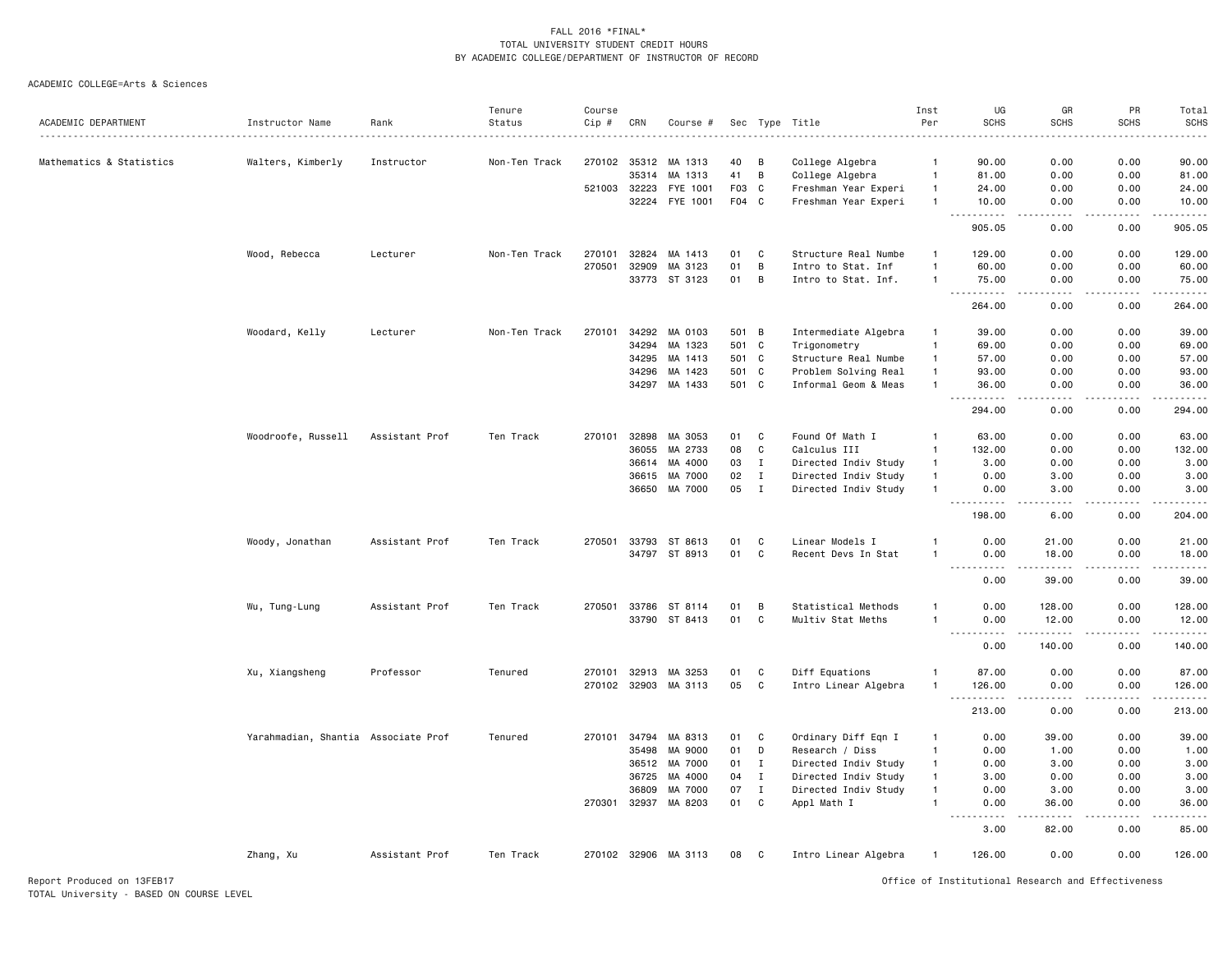FALL 2016 *FINAL*
TOTAL UNIVERSITY STUDENT CREDIT HOURS
BY ACADEMIC COLLEGE/DEPARTMENT OF INSTRUCTOR OF RECORD

ACADEMIC COLLEGE=Arts & Sciences

| ACADEMIC DEPARTMENT | Instructor Name | Rank | Tenure Status | Course Cip # | CRN | Course # | Sec | Type | Title | Inst Per | UG SCHS | GR SCHS | PR SCHS | Total SCHS |
|---|---|---|---|---|---|---|---|---|---|---|---|---|---|---|
| Mathematics & Statistics | Walters, Kimberly | Instructor | Non-Ten Track | 270102 | 35312 | MA 1313 | 40 | B | College Algebra | 1 | 90.00 | 0.00 | 0.00 | 90.00 |
| | | | | | 35314 | MA 1313 | 41 | B | College Algebra | 1 | 81.00 | 0.00 | 0.00 | 81.00 |
| | | | | 521003 | 32223 | FYE 1001 | F03 | C | Freshman Year Experi | 1 | 24.00 | 0.00 | 0.00 | 24.00 |
| | | | | | 32224 | FYE 1001 | F04 | C | Freshman Year Experi | 1 | 10.00 | 0.00 | 0.00 | 10.00 |
| | | | | | | | | | | | 905.05 | 0.00 | 0.00 | 905.05 |
| | Wood, Rebecca | Lecturer | Non-Ten Track | 270101 | 32824 | MA 1413 | 01 | C | Structure Real Numbe | 1 | 129.00 | 0.00 | 0.00 | 129.00 |
| | | | | 270501 | 32909 | MA 3123 | 01 | B | Intro to Stat. Inf | 1 | 60.00 | 0.00 | 0.00 | 60.00 |
| | | | | | 33773 | ST 3123 | 01 | B | Intro to Stat. Inf. | 1 | 75.00 | 0.00 | 0.00 | 75.00 |
| | | | | | | | | | | | 264.00 | 0.00 | 0.00 | 264.00 |
| | Woodard, Kelly | Lecturer | Non-Ten Track | 270101 | 34292 | MA 0103 | 501 | B | Intermediate Algebra | 1 | 39.00 | 0.00 | 0.00 | 39.00 |
| | | | | | 34294 | MA 1323 | 501 | C | Trigonometry | 1 | 69.00 | 0.00 | 0.00 | 69.00 |
| | | | | | 34295 | MA 1413 | 501 | C | Structure Real Numbe | 1 | 57.00 | 0.00 | 0.00 | 57.00 |
| | | | | | 34296 | MA 1423 | 501 | C | Problem Solving Real | 1 | 93.00 | 0.00 | 0.00 | 93.00 |
| | | | | | 34297 | MA 1433 | 501 | C | Informal Geom & Meas | 1 | 36.00 | 0.00 | 0.00 | 36.00 |
| | | | | | | | | | | | 294.00 | 0.00 | 0.00 | 294.00 |
| | Woodroofe, Russell | Assistant Prof | Ten Track | 270101 | 32898 | MA 3053 | 01 | C | Found Of Math I | 1 | 63.00 | 0.00 | 0.00 | 63.00 |
| | | | | | 36055 | MA 2733 | 08 | C | Calculus III | 1 | 132.00 | 0.00 | 0.00 | 132.00 |
| | | | | | 36614 | MA 4000 | 03 | I | Directed Indiv Study | 1 | 3.00 | 0.00 | 0.00 | 3.00 |
| | | | | | 36615 | MA 7000 | 02 | I | Directed Indiv Study | 1 | 0.00 | 3.00 | 0.00 | 3.00 |
| | | | | | 36650 | MA 7000 | 05 | I | Directed Indiv Study | 1 | 0.00 | 3.00 | 0.00 | 3.00 |
| | | | | | | | | | | | 198.00 | 6.00 | 0.00 | 204.00 |
| | Woody, Jonathan | Assistant Prof | Ten Track | 270501 | 33793 | ST 8613 | 01 | C | Linear Models I | 1 | 0.00 | 21.00 | 0.00 | 21.00 |
| | | | | | 34797 | ST 8913 | 01 | C | Recent Devs In Stat | 1 | 0.00 | 18.00 | 0.00 | 18.00 |
| | | | | | | | | | | | 0.00 | 39.00 | 0.00 | 39.00 |
| | Wu, Tung-Lung | Assistant Prof | Ten Track | 270501 | 33786 | ST 8114 | 01 | B | Statistical Methods | 1 | 0.00 | 128.00 | 0.00 | 128.00 |
| | | | | | 33790 | ST 8413 | 01 | C | Multiv Stat Meths | 1 | 0.00 | 12.00 | 0.00 | 12.00 |
| | | | | | | | | | | | 0.00 | 140.00 | 0.00 | 140.00 |
| | Xu, Xiangsheng | Professor | Tenured | 270101 | 32913 | MA 3253 | 01 | C | Diff Equations | 1 | 87.00 | 0.00 | 0.00 | 87.00 |
| | | | | 270102 | 32903 | MA 3113 | 05 | C | Intro Linear Algebra | 1 | 126.00 | 0.00 | 0.00 | 126.00 |
| | | | | | | | | | | | 213.00 | 0.00 | 0.00 | 213.00 |
| | Yarahmadian, Shantia | Associate Prof | Tenured | 270101 | 34794 | MA 8313 | 01 | C | Ordinary Diff Eqn I | 1 | 0.00 | 39.00 | 0.00 | 39.00 |
| | | | | | 35498 | MA 9000 | 01 | D | Research / Diss | 1 | 0.00 | 1.00 | 0.00 | 1.00 |
| | | | | | 36512 | MA 7000 | 01 | I | Directed Indiv Study | 1 | 0.00 | 3.00 | 0.00 | 3.00 |
| | | | | | 36725 | MA 4000 | 04 | I | Directed Indiv Study | 1 | 3.00 | 0.00 | 0.00 | 3.00 |
| | | | | | 36809 | MA 7000 | 07 | I | Directed Indiv Study | 1 | 0.00 | 3.00 | 0.00 | 3.00 |
| | | | | 270301 | 32937 | MA 8203 | 01 | C | Appl Math I | 1 | 0.00 | 36.00 | 0.00 | 36.00 |
| | | | | | | | | | | | 3.00 | 82.00 | 0.00 | 85.00 |
| | Zhang, Xu | Assistant Prof | Ten Track | 270102 | 32906 | MA 3113 | 08 | C | Intro Linear Algebra | 1 | 126.00 | 0.00 | 0.00 | 126.00 |

Report Produced on 13FEB17
TOTAL University - BASED ON COURSE LEVEL

Office of Institutional Research and Effectiveness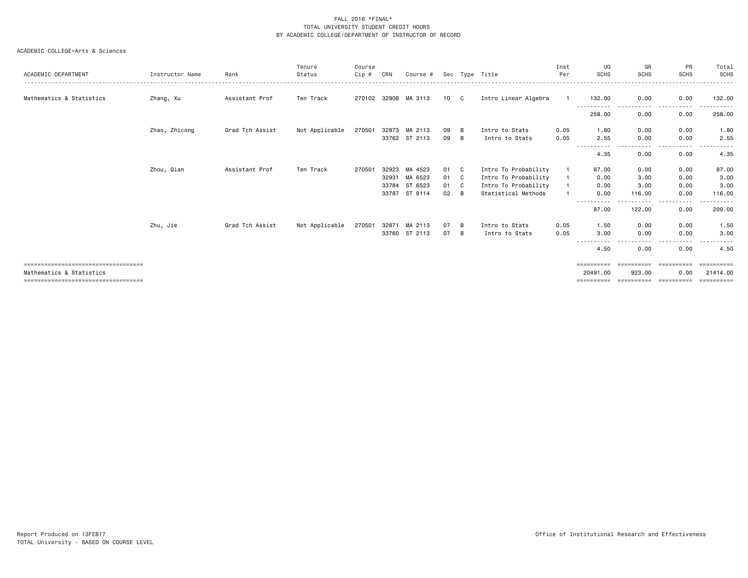FALL 2016 *FINAL*
TOTAL UNIVERSITY STUDENT CREDIT HOURS
BY ACADEMIC COLLEGE/DEPARTMENT OF INSTRUCTOR OF RECORD

ACADEMIC COLLEGE=Arts & Sciences

| ACADEMIC DEPARTMENT | Instructor Name | Rank | Tenure Status | Course Cip # | CRN | Course # | Sec | Type | Title | Inst Per | UG SCHS | GR SCHS | PR SCHS | Total SCHS |
|---|---|---|---|---|---|---|---|---|---|---|---|---|---|---|
| Mathematics & Statistics | Zhang, Xu | Assistant Prof | Ten Track | 270102 | 32908 | MA 3113 | 10 | C | Intro Linear Algebra | 1 | 132.00 | 0.00 | 0.00 | 132.00 |
| | | | | | | | | | | | 258.00 | 0.00 | 0.00 | 258.00 |
| | Zhao, Zhicong | Grad Tch Assist | Not Applicable | 270501 | 32873 | MA 2113 | 09 | B | Intro to Stats | 0.05 | 1.80 | 0.00 | 0.00 | 1.80 |
| | | | | | 33762 | ST 2113 | 09 | B | Intro to Stats | 0.05 | 2.55 | 0.00 | 0.00 | 2.55 |
| | | | | | | | | | | | 4.35 | 0.00 | 0.00 | 4.35 |
| | Zhou, Qian | Assistant Prof | Ten Track | 270501 | 32923 | MA 4523 | 01 | C | Intro To Probability | 1 | 87.00 | 0.00 | 0.00 | 87.00 |
| | | | | | 32931 | MA 6523 | 01 | C | Intro To Probability | 1 | 0.00 | 3.00 | 0.00 | 3.00 |
| | | | | | 33784 | ST 6523 | 01 | C | Intro To Probability | 1 | 0.00 | 3.00 | 0.00 | 3.00 |
| | | | | | 33787 | ST 8114 | 02 | B | Statistical Methods | 1 | 0.00 | 116.00 | 0.00 | 116.00 |
| | | | | | | | | | | | 87.00 | 122.00 | 0.00 | 209.00 |
| | Zhu, Jie | Grad Tch Assist | Not Applicable | 270501 | 32871 | MA 2113 | 07 | B | Intro to Stats | 0.05 | 1.50 | 0.00 | 0.00 | 1.50 |
| | | | | | 33760 | ST 2113 | 07 | B | Intro to Stats | 0.05 | 3.00 | 0.00 | 0.00 | 3.00 |
| | | | | | | | | | | | 4.50 | 0.00 | 0.00 | 4.50 |
| Mathematics & Statistics | | | | | | | | | | | 20491.00 | 923.00 | 0.00 | 21414.00 |

Report Produced on 13FEB17
TOTAL University - BASED ON COURSE LEVEL

Office of Institutional Research and Effectiveness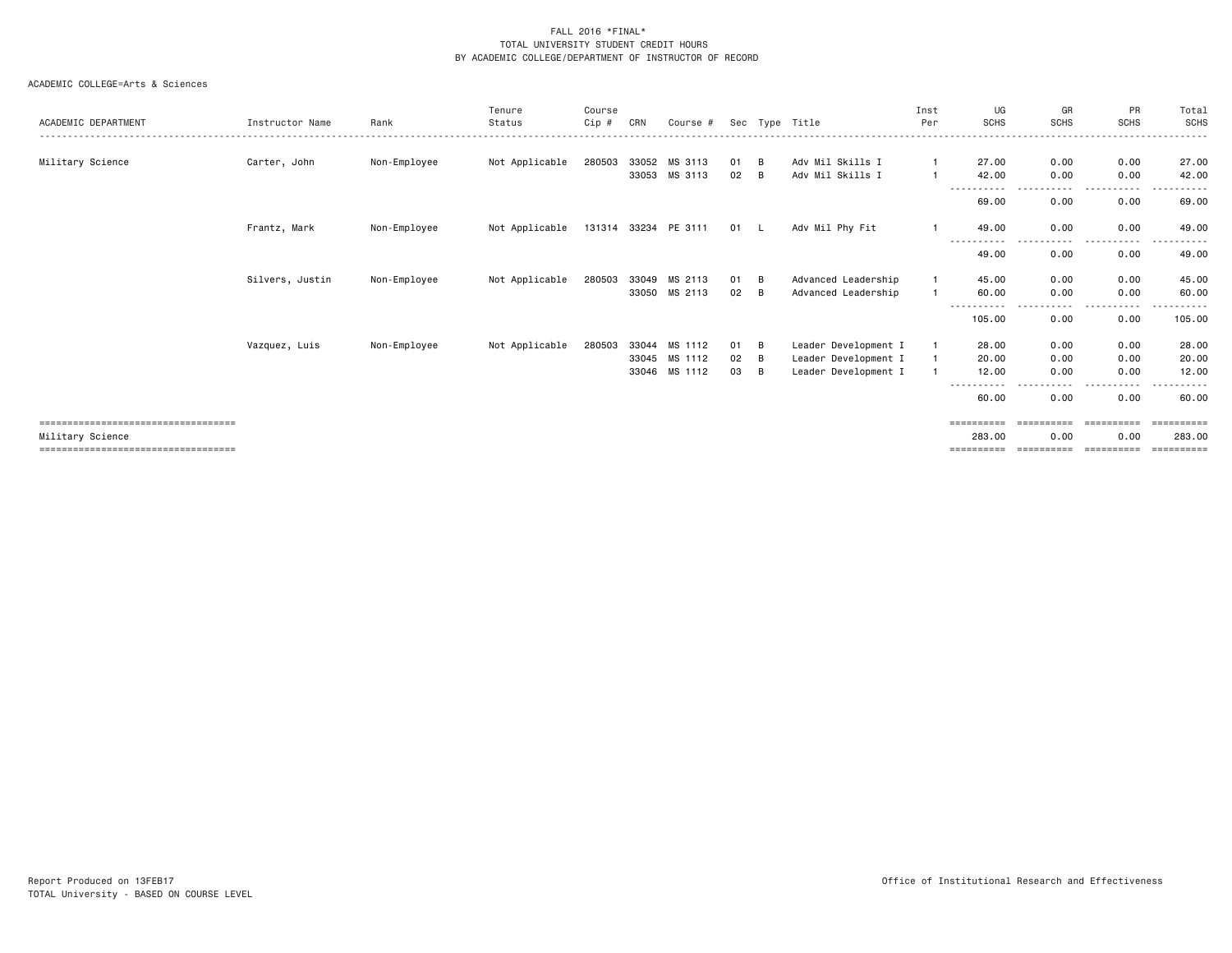FALL 2016 *FINAL*
TOTAL UNIVERSITY STUDENT CREDIT HOURS
BY ACADEMIC COLLEGE/DEPARTMENT OF INSTRUCTOR OF RECORD

ACADEMIC COLLEGE=Arts & Sciences

| ACADEMIC DEPARTMENT | Instructor Name | Rank | Tenure Status | Course Cip # | CRN | Course # | Sec | Type | Title | Inst Per | UG SCHS | GR SCHS | PR SCHS | Total SCHS |
|---|---|---|---|---|---|---|---|---|---|---|---|---|---|---|
| Military Science | Carter, John | Non-Employee | Not Applicable | 280503 | 33052 | MS 3113 | 01 | B | Adv Mil Skills I | 1 | 27.00 | 0.00 | 0.00 | 27.00 |
| | | | | | 33053 | MS 3113 | 02 | B | Adv Mil Skills I | 1 | 42.00 | 0.00 | 0.00 | 42.00 |
| | | | | | | | | | | | 69.00 | 0.00 | 0.00 | 69.00 |
| | Frantz, Mark | Non-Employee | Not Applicable | 131314 | 33234 | PE 3111 | 01 | L | Adv Mil Phy Fit | 1 | 49.00 | 0.00 | 0.00 | 49.00 |
| | | | | | | | | | | | 49.00 | 0.00 | 0.00 | 49.00 |
| | Silvers, Justin | Non-Employee | Not Applicable | 280503 | 33049 | MS 2113 | 01 | B | Advanced Leadership | 1 | 45.00 | 0.00 | 0.00 | 45.00 |
| | | | | | 33050 | MS 2113 | 02 | B | Advanced Leadership | 1 | 60.00 | 0.00 | 0.00 | 60.00 |
| | | | | | | | | | | | 105.00 | 0.00 | 0.00 | 105.00 |
| | Vazquez, Luis | Non-Employee | Not Applicable | 280503 | 33044 | MS 1112 | 01 | B | Leader Development I | 1 | 28.00 | 0.00 | 0.00 | 28.00 |
| | | | | | 33045 | MS 1112 | 02 | B | Leader Development I | 1 | 20.00 | 0.00 | 0.00 | 20.00 |
| | | | | | 33046 | MS 1112 | 03 | B | Leader Development I | 1 | 12.00 | 0.00 | 0.00 | 12.00 |
| | | | | | | | | | | | 60.00 | 0.00 | 0.00 | 60.00 |
| Military Science | | | | | | | | | | | 283.00 | 0.00 | 0.00 | 283.00 |

Report Produced on 13FEB17
TOTAL University - BASED ON COURSE LEVEL

Office of Institutional Research and Effectiveness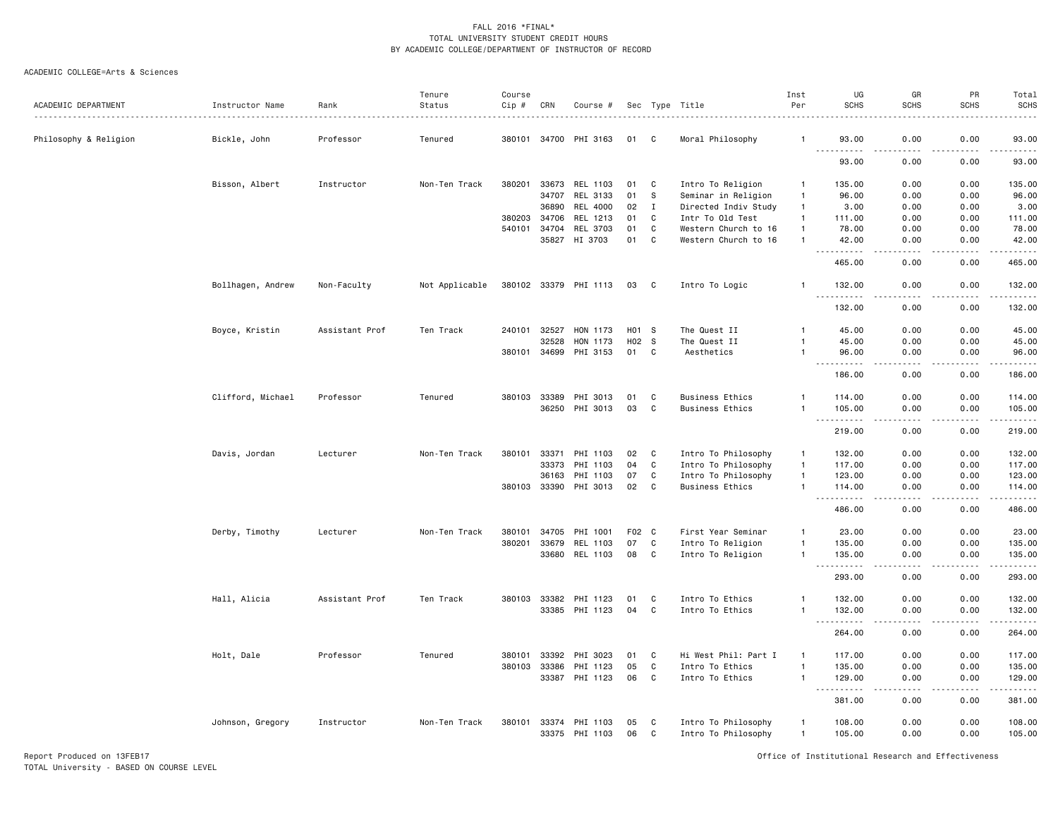FALL 2016 *FINAL*
TOTAL UNIVERSITY STUDENT CREDIT HOURS
BY ACADEMIC COLLEGE/DEPARTMENT OF INSTRUCTOR OF RECORD

ACADEMIC COLLEGE=Arts & Sciences

| ACADEMIC DEPARTMENT | Instructor Name | Rank | Tenure Status | Course Cip # | CRN | Course # | Sec | Type | Title | Inst Per | UG SCHS | GR SCHS | PR SCHS | Total SCHS |
|---|---|---|---|---|---|---|---|---|---|---|---|---|---|---|
| Philosophy & Religion | Bickle, John | Professor | Tenured | 380101 | 34700 | PHI 3163 | 01 | C | Moral Philosophy | 1 | 93.00 | 0.00 | 0.00 | 93.00 |
| | | | | | | | | | | | 93.00 | 0.00 | 0.00 | 93.00 |
| | Bisson, Albert | Instructor | Non-Ten Track | 380201 | 33673 | REL 1103 | 01 | C | Intro To Religion | 1 | 135.00 | 0.00 | 0.00 | 135.00 |
| | | | | | 34707 | REL 3133 | 01 | S | Seminar in Religion | 1 | 96.00 | 0.00 | 0.00 | 96.00 |
| | | | | | 36890 | REL 4000 | 02 | I | Directed Indiv Study | 1 | 3.00 | 0.00 | 0.00 | 3.00 |
| | | | | 380203 | 34706 | REL 1213 | 01 | C | Intr To Old Test | 1 | 111.00 | 0.00 | 0.00 | 111.00 |
| | | | | 540101 | 34704 | REL 3703 | 01 | C | Western Church to 16 | 1 | 78.00 | 0.00 | 0.00 | 78.00 |
| | | | | | 35827 | HI 3703 | 01 | C | Western Church to 16 | 1 | 42.00 | 0.00 | 0.00 | 42.00 |
| | | | | | | | | | | | 465.00 | 0.00 | 0.00 | 465.00 |
| | Bollhagen, Andrew | Non-Faculty | Not Applicable | 380102 | 33379 | PHI 1113 | 03 | C | Intro To Logic | 1 | 132.00 | 0.00 | 0.00 | 132.00 |
| | | | | | | | | | | | 132.00 | 0.00 | 0.00 | 132.00 |
| | Boyce, Kristin | Assistant Prof | Ten Track | 240101 | 32527 | HON 1173 | H01 | S | The Quest II | 1 | 45.00 | 0.00 | 0.00 | 45.00 |
| | | | | | 32528 | HON 1173 | H02 | S | The Quest II | 1 | 45.00 | 0.00 | 0.00 | 45.00 |
| | | | | 380101 | 34699 | PHI 3153 | 01 | C | Aesthetics | 1 | 96.00 | 0.00 | 0.00 | 96.00 |
| | | | | | | | | | | | 186.00 | 0.00 | 0.00 | 186.00 |
| | Clifford, Michael | Professor | Tenured | 380103 | 33389 | PHI 3013 | 01 | C | Business Ethics | 1 | 114.00 | 0.00 | 0.00 | 114.00 |
| | | | | | 36250 | PHI 3013 | 03 | C | Business Ethics | 1 | 105.00 | 0.00 | 0.00 | 105.00 |
| | | | | | | | | | | | 219.00 | 0.00 | 0.00 | 219.00 |
| | Davis, Jordan | Lecturer | Non-Ten Track | 380101 | 33371 | PHI 1103 | 02 | C | Intro To Philosophy | 1 | 132.00 | 0.00 | 0.00 | 132.00 |
| | | | | | 33373 | PHI 1103 | 04 | C | Intro To Philosophy | 1 | 117.00 | 0.00 | 0.00 | 117.00 |
| | | | | | 36163 | PHI 1103 | 07 | C | Intro To Philosophy | 1 | 123.00 | 0.00 | 0.00 | 123.00 |
| | | | | 380103 | 33390 | PHI 3013 | 02 | C | Business Ethics | 1 | 114.00 | 0.00 | 0.00 | 114.00 |
| | | | | | | | | | | | 486.00 | 0.00 | 0.00 | 486.00 |
| | Derby, Timothy | Lecturer | Non-Ten Track | 380101 | 34705 | PHI 1001 | F02 | C | First Year Seminar | 1 | 23.00 | 0.00 | 0.00 | 23.00 |
| | | | | 380201 | 33679 | REL 1103 | 07 | C | Intro To Religion | 1 | 135.00 | 0.00 | 0.00 | 135.00 |
| | | | | | 33680 | REL 1103 | 08 | C | Intro To Religion | 1 | 135.00 | 0.00 | 0.00 | 135.00 |
| | | | | | | | | | | | 293.00 | 0.00 | 0.00 | 293.00 |
| | Hall, Alicia | Assistant Prof | Ten Track | 380103 | 33382 | PHI 1123 | 01 | C | Intro To Ethics | 1 | 132.00 | 0.00 | 0.00 | 132.00 |
| | | | | | 33385 | PHI 1123 | 04 | C | Intro To Ethics | 1 | 132.00 | 0.00 | 0.00 | 132.00 |
| | | | | | | | | | | | 264.00 | 0.00 | 0.00 | 264.00 |
| | Holt, Dale | Professor | Tenured | 380101 | 33392 | PHI 3023 | 01 | C | Hi West Phil: Part I | 1 | 117.00 | 0.00 | 0.00 | 117.00 |
| | | | | 380103 | 33386 | PHI 1123 | 05 | C | Intro To Ethics | 1 | 135.00 | 0.00 | 0.00 | 135.00 |
| | | | | | 33387 | PHI 1123 | 06 | C | Intro To Ethics | 1 | 129.00 | 0.00 | 0.00 | 129.00 |
| | | | | | | | | | | | 381.00 | 0.00 | 0.00 | 381.00 |
| | Johnson, Gregory | Instructor | Non-Ten Track | 380101 | 33374 | PHI 1103 | 05 | C | Intro To Philosophy | 1 | 108.00 | 0.00 | 0.00 | 108.00 |
| | | | | | 33375 | PHI 1103 | 06 | C | Intro To Philosophy | 1 | 105.00 | 0.00 | 0.00 | 105.00 |

Report Produced on 13FEB17
TOTAL University - BASED ON COURSE LEVEL

Office of Institutional Research and Effectiveness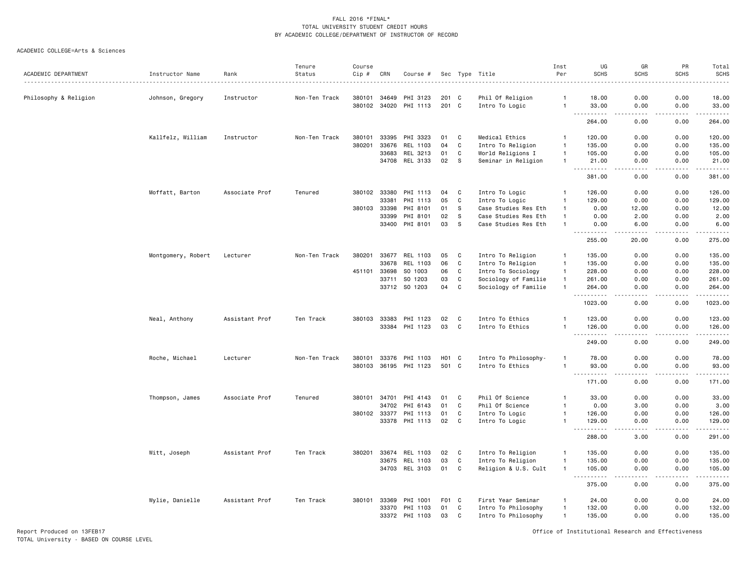FALL 2016 *FINAL*
TOTAL UNIVERSITY STUDENT CREDIT HOURS
BY ACADEMIC COLLEGE/DEPARTMENT OF INSTRUCTOR OF RECORD

ACADEMIC COLLEGE=Arts & Sciences

| ACADEMIC DEPARTMENT | Instructor Name | Rank | Tenure Status | Course Cip # | CRN | Course # | Sec | Type | Title | Inst Per | UG SCHS | GR SCHS | PR SCHS | Total SCHS |
|---|---|---|---|---|---|---|---|---|---|---|---|---|---|---|
| Philosophy & Religion | Johnson, Gregory | Instructor | Non-Ten Track | 380101 | 34649 | PHI 3123 | 201 | C | Phil Of Religion | 1 | 18.00 | 0.00 | 0.00 | 18.00 |
| | | | | 380102 | 34020 | PHI 1113 | 201 | C | Intro To Logic | 1 | 33.00 | 0.00 | 0.00 | 33.00 |
| | | | | | | | | | | | 264.00 | 0.00 | 0.00 | 264.00 |
| | Kallfelz, William | Instructor | Non-Ten Track | 380101 | 33395 | PHI 3323 | 01 | C | Medical Ethics | 1 | 120.00 | 0.00 | 0.00 | 120.00 |
| | | | | 380201 | 33676 | REL 1103 | 04 | C | Intro To Religion | 1 | 135.00 | 0.00 | 0.00 | 135.00 |
| | | | | | 33683 | REL 3213 | 01 | C | World Religions I | 1 | 105.00 | 0.00 | 0.00 | 105.00 |
| | | | | | 34708 | REL 3133 | 02 | S | Seminar in Religion | 1 | 21.00 | 0.00 | 0.00 | 21.00 |
| | | | | | | | | | | | 381.00 | 0.00 | 0.00 | 381.00 |
| | Moffatt, Barton | Associate Prof | Tenured | 380102 | 33380 | PHI 1113 | 04 | C | Intro To Logic | 1 | 126.00 | 0.00 | 0.00 | 126.00 |
| | | | | | 33381 | PHI 1113 | 05 | C | Intro To Logic | 1 | 129.00 | 0.00 | 0.00 | 129.00 |
| | | | | 380103 | 33398 | PHI 8101 | 01 | S | Case Studies Res Eth | 1 | 0.00 | 12.00 | 0.00 | 12.00 |
| | | | | | 33399 | PHI 8101 | 02 | S | Case Studies Res Eth | 1 | 0.00 | 2.00 | 0.00 | 2.00 |
| | | | | | 33400 | PHI 8101 | 03 | S | Case Studies Res Eth | 1 | 0.00 | 6.00 | 0.00 | 6.00 |
| | | | | | | | | | | | 255.00 | 20.00 | 0.00 | 275.00 |
| | Montgomery, Robert | Lecturer | Non-Ten Track | 380201 | 33677 | REL 1103 | 05 | C | Intro To Religion | 1 | 135.00 | 0.00 | 0.00 | 135.00 |
| | | | | | 33678 | REL 1103 | 06 | C | Intro To Religion | 1 | 135.00 | 0.00 | 0.00 | 135.00 |
| | | | | 451101 | 33698 | SO 1003 | 06 | C | Intro To Sociology | 1 | 228.00 | 0.00 | 0.00 | 228.00 |
| | | | | | 33711 | SO 1203 | 03 | C | Sociology of Familie | 1 | 261.00 | 0.00 | 0.00 | 261.00 |
| | | | | | 33712 | SO 1203 | 04 | C | Sociology of Familie | 1 | 264.00 | 0.00 | 0.00 | 264.00 |
| | | | | | | | | | | | 1023.00 | 0.00 | 0.00 | 1023.00 |
| | Neal, Anthony | Assistant Prof | Ten Track | 380103 | 33383 | PHI 1123 | 02 | C | Intro To Ethics | 1 | 123.00 | 0.00 | 0.00 | 123.00 |
| | | | | | 33384 | PHI 1123 | 03 | C | Intro To Ethics | 1 | 126.00 | 0.00 | 0.00 | 126.00 |
| | | | | | | | | | | | 249.00 | 0.00 | 0.00 | 249.00 |
| | Roche, Michael | Lecturer | Non-Ten Track | 380101 | 33376 | PHI 1103 | H01 | C | Intro To Philosophy- | 1 | 78.00 | 0.00 | 0.00 | 78.00 |
| | | | | 380103 | 36195 | PHI 1123 | 501 | C | Intro To Ethics | 1 | 93.00 | 0.00 | 0.00 | 93.00 |
| | | | | | | | | | | | 171.00 | 0.00 | 0.00 | 171.00 |
| | Thompson, James | Associate Prof | Tenured | 380101 | 34701 | PHI 4143 | 01 | C | Phil Of Science | 1 | 33.00 | 0.00 | 0.00 | 33.00 |
| | | | | | 34702 | PHI 6143 | 01 | C | Phil Of Science | 1 | 0.00 | 3.00 | 0.00 | 3.00 |
| | | | | 380102 | 33377 | PHI 1113 | 01 | C | Intro To Logic | 1 | 126.00 | 0.00 | 0.00 | 126.00 |
| | | | | | 33378 | PHI 1113 | 02 | C | Intro To Logic | 1 | 129.00 | 0.00 | 0.00 | 129.00 |
| | | | | | | | | | | | 288.00 | 3.00 | 0.00 | 291.00 |
| | Witt, Joseph | Assistant Prof | Ten Track | 380201 | 33674 | REL 1103 | 02 | C | Intro To Religion | 1 | 135.00 | 0.00 | 0.00 | 135.00 |
| | | | | | 33675 | REL 1103 | 03 | C | Intro To Religion | 1 | 135.00 | 0.00 | 0.00 | 135.00 |
| | | | | | 34703 | REL 3103 | 01 | C | Religion & U.S. Cult | 1 | 105.00 | 0.00 | 0.00 | 105.00 |
| | | | | | | | | | | | 375.00 | 0.00 | 0.00 | 375.00 |
| | Wylie, Danielle | Assistant Prof | Ten Track | 380101 | 33369 | PHI 1001 | F01 | C | First Year Seminar | 1 | 24.00 | 0.00 | 0.00 | 24.00 |
| | | | | | 33370 | PHI 1103 | 01 | C | Intro To Philosophy | 1 | 132.00 | 0.00 | 0.00 | 132.00 |
| | | | | | 33372 | PHI 1103 | 03 | C | Intro To Philosophy | 1 | 135.00 | 0.00 | 0.00 | 135.00 |

Report Produced on 13FEB17
TOTAL University - BASED ON COURSE LEVEL

Office of Institutional Research and Effectiveness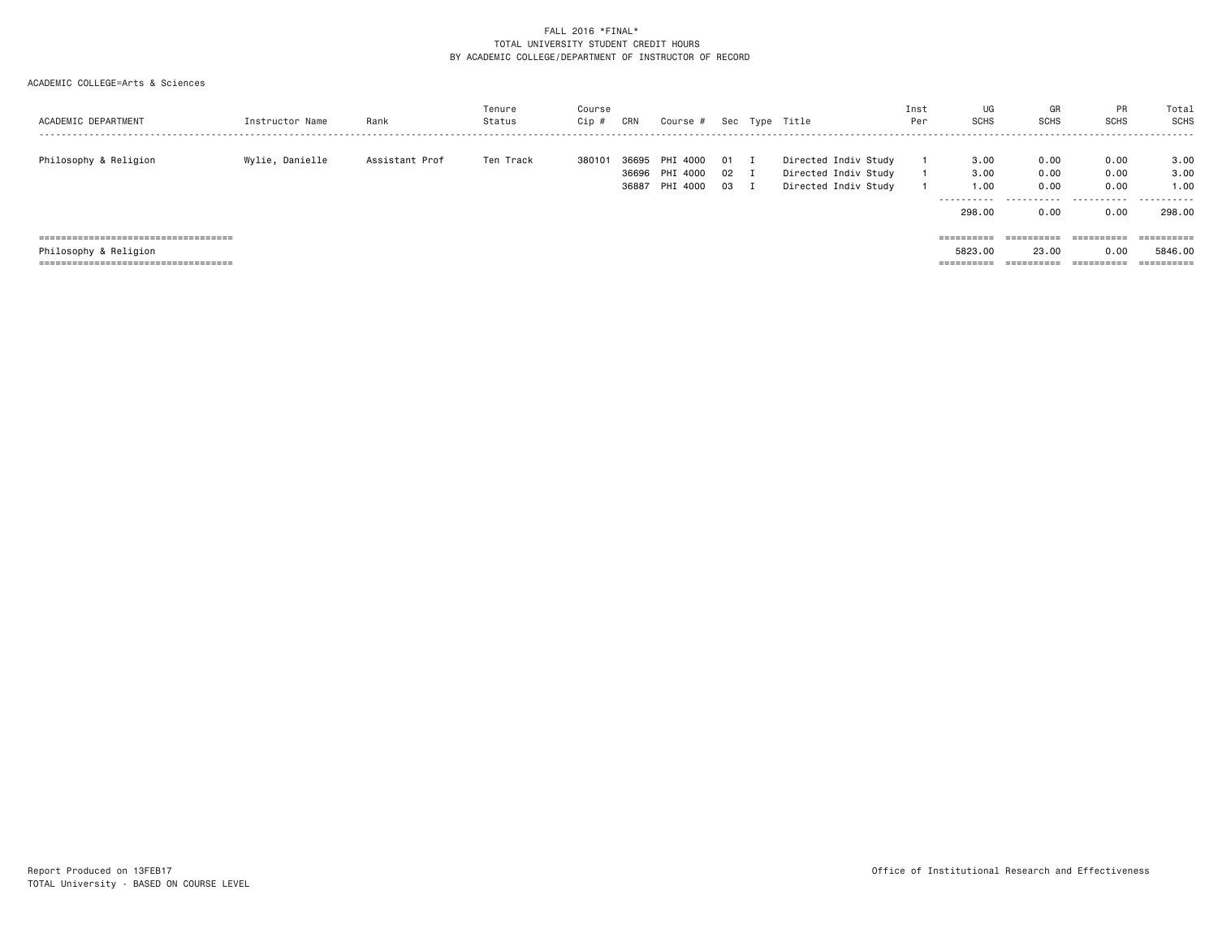FALL 2016 *FINAL*
TOTAL UNIVERSITY STUDENT CREDIT HOURS
BY ACADEMIC COLLEGE/DEPARTMENT OF INSTRUCTOR OF RECORD

ACADEMIC COLLEGE=Arts & Sciences

| ACADEMIC DEPARTMENT | Instructor Name | Rank | Tenure Status | Course Cip # | CRN | Course # | Sec | Type | Title | Inst Per | UG SCHS | GR SCHS | PR SCHS | Total SCHS |
|---|---|---|---|---|---|---|---|---|---|---|---|---|---|---|
| Philosophy & Religion | Wylie, Danielle | Assistant Prof | Ten Track | 380101 | 36695 | PHI 4000 | 01 | I | Directed Indiv Study | 1 | 3.00 | 0.00 | 0.00 | 3.00 |
| | | | | | 36696 | PHI 4000 | 02 | I | Directed Indiv Study | 1 | 3.00 | 0.00 | 0.00 | 3.00 |
| | | | | | 36887 | PHI 4000 | 03 | I | Directed Indiv Study | 1 | 1.00 | 0.00 | 0.00 | 1.00 |
| | | | | | | | | | | | 298.00 | 0.00 | 0.00 | 298.00 |
| Philosophy & Religion | | | | | | | | | | | 5823.00 | 23.00 | 0.00 | 5846.00 |

Report Produced on 13FEB17
TOTAL University - BASED ON COURSE LEVEL

Office of Institutional Research and Effectiveness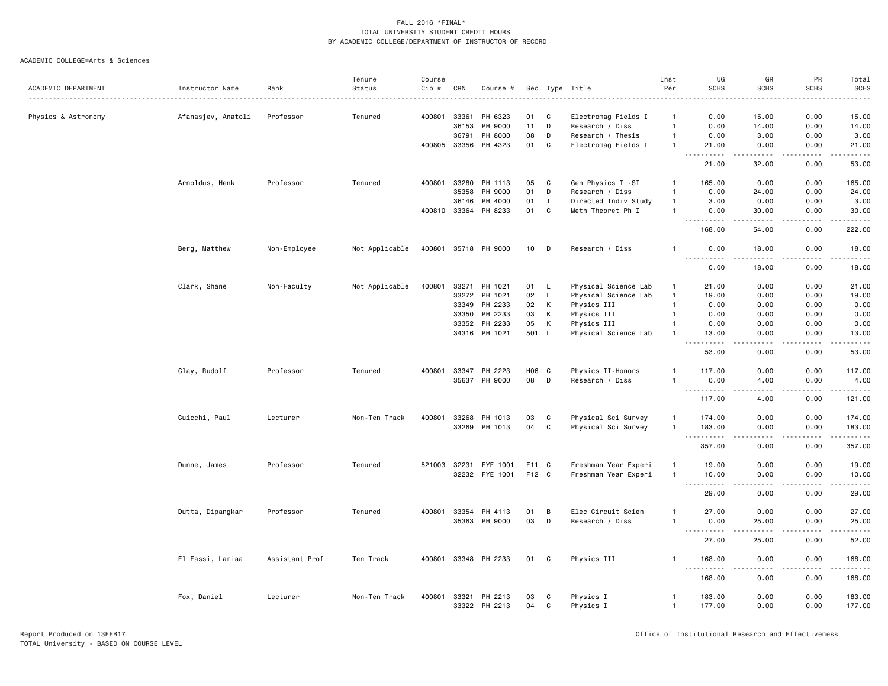FALL 2016 *FINAL*
TOTAL UNIVERSITY STUDENT CREDIT HOURS
BY ACADEMIC COLLEGE/DEPARTMENT OF INSTRUCTOR OF RECORD

ACADEMIC COLLEGE=Arts & Sciences

| ACADEMIC DEPARTMENT | Instructor Name | Rank | Tenure Status | Course Cip # | CRN | Course # | Sec | Type | Title | Inst Per | UG SCHS | GR SCHS | PR SCHS | Total SCHS |
|---|---|---|---|---|---|---|---|---|---|---|---|---|---|---|
| Physics & Astronomy | Afanasjev, Anatoli | Professor | Tenured | 400801 | 33361 | PH 6323 | 01 | C | Electromag Fields I | 1 | 0.00 | 15.00 | 0.00 | 15.00 |
| | | | | | 36153 | PH 9000 | 11 | D | Research / Diss | 1 | 0.00 | 14.00 | 0.00 | 14.00 |
| | | | | | 36791 | PH 8000 | 08 | D | Research / Thesis | 1 | 0.00 | 3.00 | 0.00 | 3.00 |
| | | | | 400805 | 33356 | PH 4323 | 01 | C | Electromag Fields I | 1 | 21.00 | 0.00 | 0.00 | 21.00 |
| | | | | | | | | | | | 21.00 | 32.00 | 0.00 | 53.00 |
| | Arnoldus, Henk | Professor | Tenured | 400801 | 33280 | PH 1113 | 05 | C | Gen Physics I -SI | 1 | 165.00 | 0.00 | 0.00 | 165.00 |
| | | | | | 35358 | PH 9000 | 01 | D | Research / Diss | 1 | 0.00 | 24.00 | 0.00 | 24.00 |
| | | | | | 36146 | PH 4000 | 01 | I | Directed Indiv Study | 1 | 3.00 | 0.00 | 0.00 | 3.00 |
| | | | | 400810 | 33364 | PH 8233 | 01 | C | Meth Theoret Ph I | 1 | 0.00 | 30.00 | 0.00 | 30.00 |
| | | | | | | | | | | | 168.00 | 54.00 | 0.00 | 222.00 |
| | Berg, Matthew | Non-Employee | Not Applicable | 400801 | 35718 | PH 9000 | 10 | D | Research / Diss | 1 | 0.00 | 18.00 | 0.00 | 18.00 |
| | | | | | | | | | | | 0.00 | 18.00 | 0.00 | 18.00 |
| | Clark, Shane | Non-Faculty | Not Applicable | 400801 | 33271 | PH 1021 | 01 | L | Physical Science Lab | 1 | 21.00 | 0.00 | 0.00 | 21.00 |
| | | | | | 33272 | PH 1021 | 02 | L | Physical Science Lab | 1 | 19.00 | 0.00 | 0.00 | 19.00 |
| | | | | | 33349 | PH 2233 | 02 | K | Physics III | 1 | 0.00 | 0.00 | 0.00 | 0.00 |
| | | | | | 33350 | PH 2233 | 03 | K | Physics III | 1 | 0.00 | 0.00 | 0.00 | 0.00 |
| | | | | | 33352 | PH 2233 | 05 | K | Physics III | 1 | 0.00 | 0.00 | 0.00 | 0.00 |
| | | | | | 34316 | PH 1021 | 501 | L | Physical Science Lab | 1 | 13.00 | 0.00 | 0.00 | 13.00 |
| | | | | | | | | | | | 53.00 | 0.00 | 0.00 | 53.00 |
| | Clay, Rudolf | Professor | Tenured | 400801 | 33347 | PH 2223 | H06 | C | Physics II-Honors | 1 | 117.00 | 0.00 | 0.00 | 117.00 |
| | | | | | 35637 | PH 9000 | 08 | D | Research / Diss | 1 | 0.00 | 4.00 | 0.00 | 4.00 |
| | | | | | | | | | | | 117.00 | 4.00 | 0.00 | 121.00 |
| | Cuicchi, Paul | Lecturer | Non-Ten Track | 400801 | 33268 | PH 1013 | 03 | C | Physical Sci Survey | 1 | 174.00 | 0.00 | 0.00 | 174.00 |
| | | | | | 33269 | PH 1013 | 04 | C | Physical Sci Survey | 1 | 183.00 | 0.00 | 0.00 | 183.00 |
| | | | | | | | | | | | 357.00 | 0.00 | 0.00 | 357.00 |
| | Dunne, James | Professor | Tenured | 521003 | 32231 | FYE 1001 | F11 | C | Freshman Year Experi | 1 | 19.00 | 0.00 | 0.00 | 19.00 |
| | | | | | 32232 | FYE 1001 | F12 | C | Freshman Year Experi | 1 | 10.00 | 0.00 | 0.00 | 10.00 |
| | | | | | | | | | | | 29.00 | 0.00 | 0.00 | 29.00 |
| | Dutta, Dipangkar | Professor | Tenured | 400801 | 33354 | PH 4113 | 01 | B | Elec Circuit Scien | 1 | 27.00 | 0.00 | 0.00 | 27.00 |
| | | | | | 35363 | PH 9000 | 03 | D | Research / Diss | 1 | 0.00 | 25.00 | 0.00 | 25.00 |
| | | | | | | | | | | | 27.00 | 25.00 | 0.00 | 52.00 |
| | El Fassi, Lamiaa | Assistant Prof | Ten Track | 400801 | 33348 | PH 2233 | 01 | C | Physics III | 1 | 168.00 | 0.00 | 0.00 | 168.00 |
| | | | | | | | | | | | 168.00 | 0.00 | 0.00 | 168.00 |
| | Fox, Daniel | Lecturer | Non-Ten Track | 400801 | 33321 | PH 2213 | 03 | C | Physics I | 1 | 183.00 | 0.00 | 0.00 | 183.00 |
| | | | | | 33322 | PH 2213 | 04 | C | Physics I | 1 | 177.00 | 0.00 | 0.00 | 177.00 |

Report Produced on 13FEB17
TOTAL University - BASED ON COURSE LEVEL

Office of Institutional Research and Effectiveness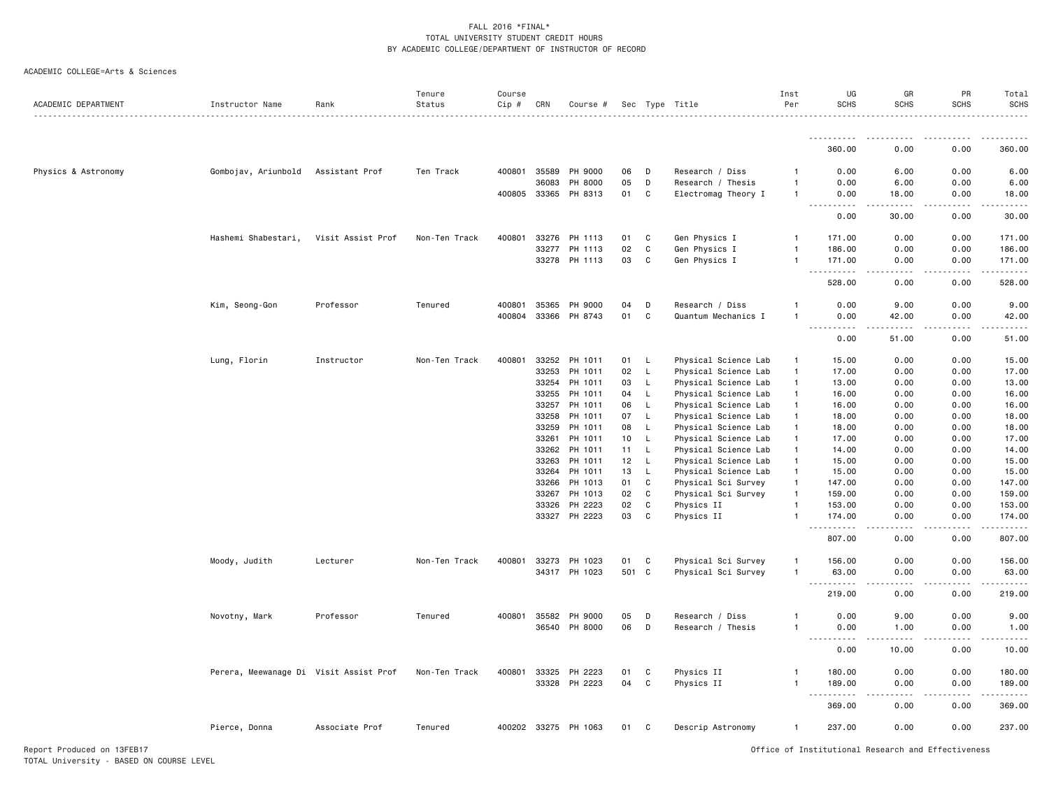FALL 2016 *FINAL*
TOTAL UNIVERSITY STUDENT CREDIT HOURS
BY ACADEMIC COLLEGE/DEPARTMENT OF INSTRUCTOR OF RECORD

ACADEMIC COLLEGE=Arts & Sciences

| ACADEMIC DEPARTMENT | Instructor Name | Rank | Tenure Status | Course Cip # | CRN | Course # | Sec | Type | Title | Inst Per | UG SCHS | GR SCHS | PR SCHS | Total SCHS |
|---|---|---|---|---|---|---|---|---|---|---|---|---|---|---|
| | | | | | | | | | | | 360.00 | 0.00 | 0.00 | 360.00 |
| Physics & Astronomy | Gombojav, Ariunbold | Assistant Prof | Ten Track | 400801 | 35589 | PH 9000 | 06 | D | Research / Diss | 1 | 0.00 | 6.00 | 0.00 | 6.00 |
| | | | | | 36083 | PH 8000 | 05 | D | Research / Thesis | 1 | 0.00 | 6.00 | 0.00 | 6.00 |
| | | | | 400805 | 33365 | PH 8313 | 01 | C | Electromag Theory I | 1 | 0.00 | 18.00 | 0.00 | 18.00 |
| | | | | | | | | | | | 0.00 | 30.00 | 0.00 | 30.00 |
| | Hashemi Shabestari, | Visit Assist Prof | Non-Ten Track | 400801 | 33276 | PH 1113 | 01 | C | Gen Physics I | 1 | 171.00 | 0.00 | 0.00 | 171.00 |
| | | | | | 33277 | PH 1113 | 02 | C | Gen Physics I | 1 | 186.00 | 0.00 | 0.00 | 186.00 |
| | | | | | 33278 | PH 1113 | 03 | C | Gen Physics I | 1 | 171.00 | 0.00 | 0.00 | 171.00 |
| | | | | | | | | | | | 528.00 | 0.00 | 0.00 | 528.00 |
| | Kim, Seong-Gon | Professor | Tenured | 400801 | 35365 | PH 9000 | 04 | D | Research / Diss | 1 | 0.00 | 9.00 | 0.00 | 9.00 |
| | | | | 400804 | 33366 | PH 8743 | 01 | C | Quantum Mechanics I | 1 | 0.00 | 42.00 | 0.00 | 42.00 |
| | | | | | | | | | | | 0.00 | 51.00 | 0.00 | 51.00 |
| | Lung, Florin | Instructor | Non-Ten Track | 400801 | 33252 | PH 1011 | 01 | L | Physical Science Lab | 1 | 15.00 | 0.00 | 0.00 | 15.00 |
| | | | | | 33253 | PH 1011 | 02 | L | Physical Science Lab | 1 | 17.00 | 0.00 | 0.00 | 17.00 |
| | | | | | 33254 | PH 1011 | 03 | L | Physical Science Lab | 1 | 13.00 | 0.00 | 0.00 | 13.00 |
| | | | | | 33255 | PH 1011 | 04 | L | Physical Science Lab | 1 | 16.00 | 0.00 | 0.00 | 16.00 |
| | | | | | 33257 | PH 1011 | 06 | L | Physical Science Lab | 1 | 16.00 | 0.00 | 0.00 | 16.00 |
| | | | | | 33258 | PH 1011 | 07 | L | Physical Science Lab | 1 | 18.00 | 0.00 | 0.00 | 18.00 |
| | | | | | 33259 | PH 1011 | 08 | L | Physical Science Lab | 1 | 18.00 | 0.00 | 0.00 | 18.00 |
| | | | | | 33261 | PH 1011 | 10 | L | Physical Science Lab | 1 | 17.00 | 0.00 | 0.00 | 17.00 |
| | | | | | 33262 | PH 1011 | 11 | L | Physical Science Lab | 1 | 14.00 | 0.00 | 0.00 | 14.00 |
| | | | | | 33263 | PH 1011 | 12 | L | Physical Science Lab | 1 | 15.00 | 0.00 | 0.00 | 15.00 |
| | | | | | 33264 | PH 1011 | 13 | L | Physical Science Lab | 1 | 15.00 | 0.00 | 0.00 | 15.00 |
| | | | | | 33266 | PH 1013 | 01 | C | Physical Sci Survey | 1 | 147.00 | 0.00 | 0.00 | 147.00 |
| | | | | | 33267 | PH 1013 | 02 | C | Physical Sci Survey | 1 | 159.00 | 0.00 | 0.00 | 159.00 |
| | | | | | 33326 | PH 2223 | 02 | C | Physics II | 1 | 153.00 | 0.00 | 0.00 | 153.00 |
| | | | | | 33327 | PH 2223 | 03 | C | Physics II | 1 | 174.00 | 0.00 | 0.00 | 174.00 |
| | | | | | | | | | | | 807.00 | 0.00 | 0.00 | 807.00 |
| | Moody, Judith | Lecturer | Non-Ten Track | 400801 | 33273 | PH 1023 | 01 | C | Physical Sci Survey | 1 | 156.00 | 0.00 | 0.00 | 156.00 |
| | | | | | 34317 | PH 1023 | 501 | C | Physical Sci Survey | 1 | 63.00 | 0.00 | 0.00 | 63.00 |
| | | | | | | | | | | | 219.00 | 0.00 | 0.00 | 219.00 |
| | Novotny, Mark | Professor | Tenured | 400801 | 35582 | PH 9000 | 05 | D | Research / Diss | 1 | 0.00 | 9.00 | 0.00 | 9.00 |
| | | | | | 36540 | PH 8000 | 06 | D | Research / Thesis | 1 | 0.00 | 1.00 | 0.00 | 1.00 |
| | | | | | | | | | | | 0.00 | 10.00 | 0.00 | 10.00 |
| | Perera, Meewanage Di | Visit Assist Prof | Non-Ten Track | 400801 | 33325 | PH 2223 | 01 | C | Physics II | 1 | 180.00 | 0.00 | 0.00 | 180.00 |
| | | | | | 33328 | PH 2223 | 04 | C | Physics II | 1 | 189.00 | 0.00 | 0.00 | 189.00 |
| | | | | | | | | | | | 369.00 | 0.00 | 0.00 | 369.00 |
| | Pierce, Donna | Associate Prof | Tenured | 400202 | 33275 | PH 1063 | 01 | C | Descrip Astronomy | 1 | 237.00 | 0.00 | 0.00 | 237.00 |

Report Produced on 13FEB17
TOTAL University - BASED ON COURSE LEVEL
Office of Institutional Research and Effectiveness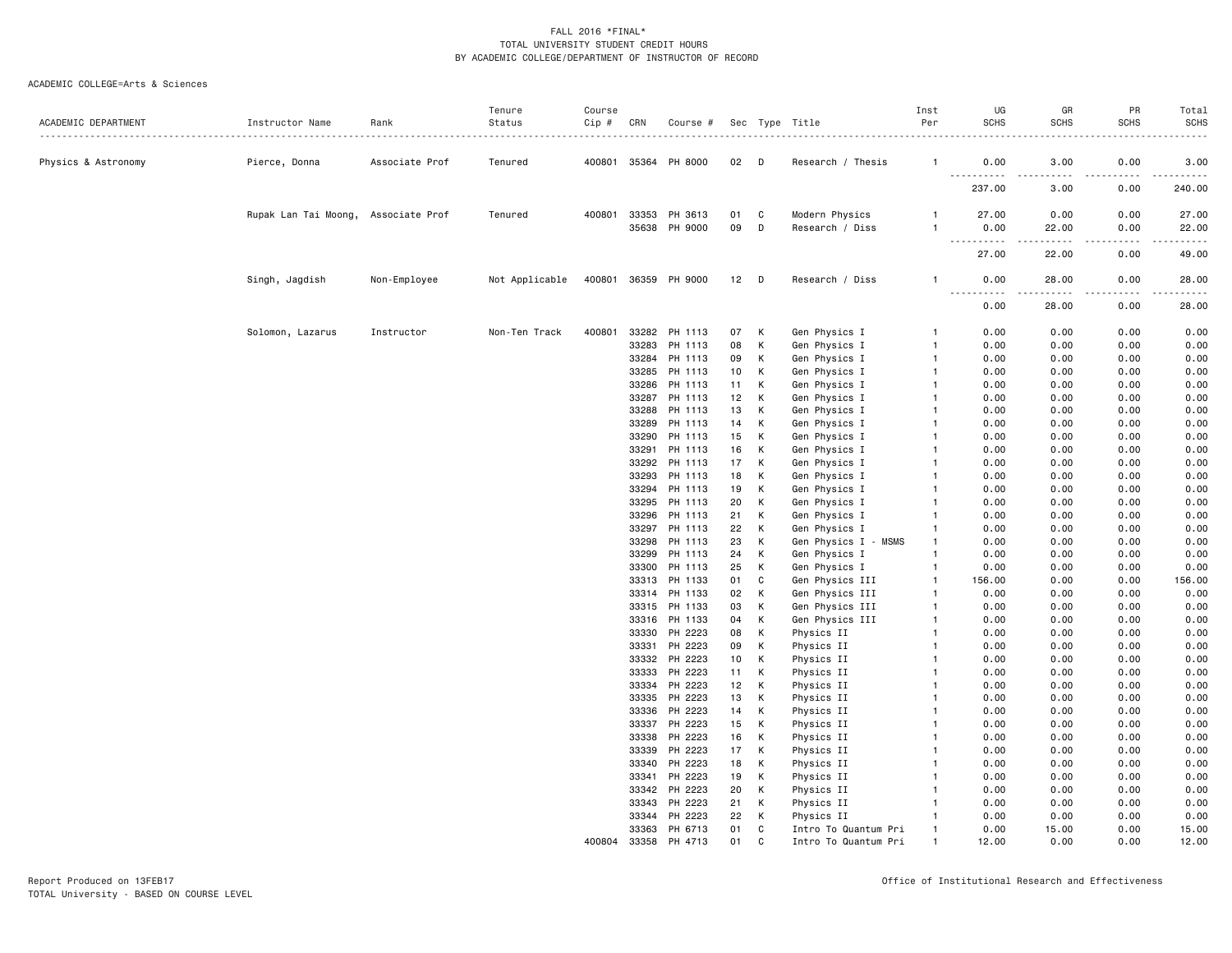FALL 2016 *FINAL*
TOTAL UNIVERSITY STUDENT CREDIT HOURS
BY ACADEMIC COLLEGE/DEPARTMENT OF INSTRUCTOR OF RECORD

ACADEMIC COLLEGE=Arts & Sciences

| ACADEMIC DEPARTMENT | Instructor Name | Rank | Tenure Status | Course Cip # | CRN | Course # | Sec | Type | Title | Inst Per | UG SCHS | GR SCHS | PR SCHS | Total SCHS |
|---|---|---|---|---|---|---|---|---|---|---|---|---|---|---|
| Physics & Astronomy | Pierce, Donna | Associate Prof | Tenured | 400801 | 35364 | PH 8000 | 02 | D | Research / Thesis | 1 | 0.00 | 3.00 | 0.00 | 3.00 |
| | | | | | | | | | | | 237.00 | 3.00 | 0.00 | 240.00 |
| | Rupak Lan Tai Moong, | Associate Prof | Tenured | 400801 | 33353 | PH 3613 | 01 | C | Modern Physics | 1 | 27.00 | 0.00 | 0.00 | 27.00 |
| | | | | | 35638 | PH 9000 | 09 | D | Research / Diss | 1 | 0.00 | 22.00 | 0.00 | 22.00 |
| | | | | | | | | | | | 27.00 | 22.00 | 0.00 | 49.00 |
| | Singh, Jagdish | Non-Employee | Not Applicable | 400801 | 36359 | PH 9000 | 12 | D | Research / Diss | 1 | 0.00 | 28.00 | 0.00 | 28.00 |
| | | | | | | | | | | | 0.00 | 28.00 | 0.00 | 28.00 |
| | Solomon, Lazarus | Instructor | Non-Ten Track | 400801 | 33282 | PH 1113 | 07 | K | Gen Physics I | 1 | 0.00 | 0.00 | 0.00 | 0.00 |
| | | | | | 33283 | PH 1113 | 08 | K | Gen Physics I | 1 | 0.00 | 0.00 | 0.00 | 0.00 |
| | | | | | 33284 | PH 1113 | 09 | K | Gen Physics I | 1 | 0.00 | 0.00 | 0.00 | 0.00 |
| | | | | | 33285 | PH 1113 | 10 | K | Gen Physics I | 1 | 0.00 | 0.00 | 0.00 | 0.00 |
| | | | | | 33286 | PH 1113 | 11 | K | Gen Physics I | 1 | 0.00 | 0.00 | 0.00 | 0.00 |
| | | | | | 33287 | PH 1113 | 12 | K | Gen Physics I | 1 | 0.00 | 0.00 | 0.00 | 0.00 |
| | | | | | 33288 | PH 1113 | 13 | K | Gen Physics I | 1 | 0.00 | 0.00 | 0.00 | 0.00 |
| | | | | | 33289 | PH 1113 | 14 | K | Gen Physics I | 1 | 0.00 | 0.00 | 0.00 | 0.00 |
| | | | | | 33290 | PH 1113 | 15 | K | Gen Physics I | 1 | 0.00 | 0.00 | 0.00 | 0.00 |
| | | | | | 33291 | PH 1113 | 16 | K | Gen Physics I | 1 | 0.00 | 0.00 | 0.00 | 0.00 |
| | | | | | 33292 | PH 1113 | 17 | K | Gen Physics I | 1 | 0.00 | 0.00 | 0.00 | 0.00 |
| | | | | | 33293 | PH 1113 | 18 | K | Gen Physics I | 1 | 0.00 | 0.00 | 0.00 | 0.00 |
| | | | | | 33294 | PH 1113 | 19 | K | Gen Physics I | 1 | 0.00 | 0.00 | 0.00 | 0.00 |
| | | | | | 33295 | PH 1113 | 20 | K | Gen Physics I | 1 | 0.00 | 0.00 | 0.00 | 0.00 |
| | | | | | 33296 | PH 1113 | 21 | K | Gen Physics I | 1 | 0.00 | 0.00 | 0.00 | 0.00 |
| | | | | | 33297 | PH 1113 | 22 | K | Gen Physics I | 1 | 0.00 | 0.00 | 0.00 | 0.00 |
| | | | | | 33298 | PH 1113 | 23 | K | Gen Physics I - MSMS | 1 | 0.00 | 0.00 | 0.00 | 0.00 |
| | | | | | 33299 | PH 1113 | 24 | K | Gen Physics I | 1 | 0.00 | 0.00 | 0.00 | 0.00 |
| | | | | | 33300 | PH 1113 | 25 | K | Gen Physics I | 1 | 0.00 | 0.00 | 0.00 | 0.00 |
| | | | | | 33313 | PH 1133 | 01 | C | Gen Physics III | 1 | 156.00 | 0.00 | 0.00 | 156.00 |
| | | | | | 33314 | PH 1133 | 02 | K | Gen Physics III | 1 | 0.00 | 0.00 | 0.00 | 0.00 |
| | | | | | 33315 | PH 1133 | 03 | K | Gen Physics III | 1 | 0.00 | 0.00 | 0.00 | 0.00 |
| | | | | | 33316 | PH 1133 | 04 | K | Gen Physics III | 1 | 0.00 | 0.00 | 0.00 | 0.00 |
| | | | | | 33330 | PH 2223 | 08 | K | Physics II | 1 | 0.00 | 0.00 | 0.00 | 0.00 |
| | | | | | 33331 | PH 2223 | 09 | K | Physics II | 1 | 0.00 | 0.00 | 0.00 | 0.00 |
| | | | | | 33332 | PH 2223 | 10 | K | Physics II | 1 | 0.00 | 0.00 | 0.00 | 0.00 |
| | | | | | 33333 | PH 2223 | 11 | K | Physics II | 1 | 0.00 | 0.00 | 0.00 | 0.00 |
| | | | | | 33334 | PH 2223 | 12 | K | Physics II | 1 | 0.00 | 0.00 | 0.00 | 0.00 |
| | | | | | 33335 | PH 2223 | 13 | K | Physics II | 1 | 0.00 | 0.00 | 0.00 | 0.00 |
| | | | | | 33336 | PH 2223 | 14 | K | Physics II | 1 | 0.00 | 0.00 | 0.00 | 0.00 |
| | | | | | 33337 | PH 2223 | 15 | K | Physics II | 1 | 0.00 | 0.00 | 0.00 | 0.00 |
| | | | | | 33338 | PH 2223 | 16 | K | Physics II | 1 | 0.00 | 0.00 | 0.00 | 0.00 |
| | | | | | 33339 | PH 2223 | 17 | K | Physics II | 1 | 0.00 | 0.00 | 0.00 | 0.00 |
| | | | | | 33340 | PH 2223 | 18 | K | Physics II | 1 | 0.00 | 0.00 | 0.00 | 0.00 |
| | | | | | 33341 | PH 2223 | 19 | K | Physics II | 1 | 0.00 | 0.00 | 0.00 | 0.00 |
| | | | | | 33342 | PH 2223 | 20 | K | Physics II | 1 | 0.00 | 0.00 | 0.00 | 0.00 |
| | | | | | 33343 | PH 2223 | 21 | K | Physics II | 1 | 0.00 | 0.00 | 0.00 | 0.00 |
| | | | | | 33344 | PH 2223 | 22 | K | Physics II | 1 | 0.00 | 0.00 | 0.00 | 0.00 |
| | | | | | 33363 | PH 6713 | 01 | C | Intro To Quantum Pri | 1 | 0.00 | 15.00 | 0.00 | 15.00 |
| | | | | 400804 | 33358 | PH 4713 | 01 | C | Intro To Quantum Pri | 1 | 12.00 | 0.00 | 0.00 | 12.00 |

Report Produced on 13FEB17
TOTAL University - BASED ON COURSE LEVEL

Office of Institutional Research and Effectiveness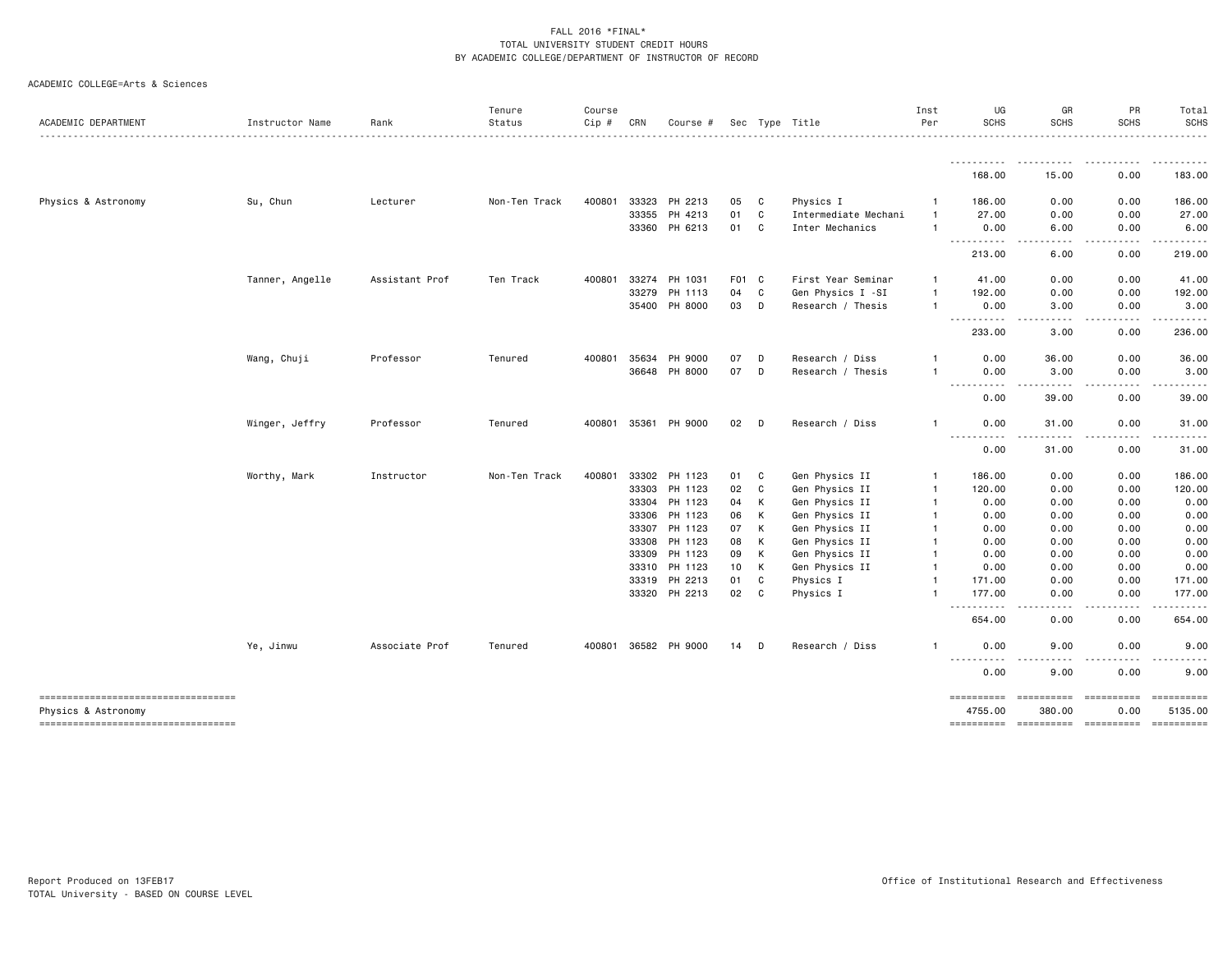FALL 2016 *FINAL*
TOTAL UNIVERSITY STUDENT CREDIT HOURS
BY ACADEMIC COLLEGE/DEPARTMENT OF INSTRUCTOR OF RECORD

ACADEMIC COLLEGE=Arts & Sciences

| ACADEMIC DEPARTMENT | Instructor Name | Rank | Tenure Status | Course Cip # | CRN | Course # | Sec | Type | Title | Inst Per | UG SCHS | GR SCHS | PR SCHS | Total SCHS |
|---|---|---|---|---|---|---|---|---|---|---|---|---|---|---|
| | | | | | | | | | | | 168.00 | 15.00 | 0.00 | 183.00 |
| Physics & Astronomy | Su, Chun | Lecturer | Non-Ten Track | 400801 | 33323 | PH 2213 | 05 | C | Physics I | 1 | 186.00 | 0.00 | 0.00 | 186.00 |
| | | | | | 33355 | PH 4213 | 01 | C | Intermediate Mechani | 1 | 27.00 | 0.00 | 0.00 | 27.00 |
| | | | | | 33360 | PH 6213 | 01 | C | Inter Mechanics | 1 | 0.00 | 6.00 | 0.00 | 6.00 |
| | | | | | | | | | | | 213.00 | 6.00 | 0.00 | 219.00 |
| | Tanner, Angelle | Assistant Prof | Ten Track | 400801 | 33274 | PH 1031 | F01 | C | First Year Seminar | 1 | 41.00 | 0.00 | 0.00 | 41.00 |
| | | | | | 33279 | PH 1113 | 04 | C | Gen Physics I -SI | 1 | 192.00 | 0.00 | 0.00 | 192.00 |
| | | | | | 35400 | PH 8000 | 03 | D | Research / Thesis | 1 | 0.00 | 3.00 | 0.00 | 3.00 |
| | | | | | | | | | | | 233.00 | 3.00 | 0.00 | 236.00 |
| | Wang, Chuji | Professor | Tenured | 400801 | 35634 | PH 9000 | 07 | D | Research / Diss | 1 | 0.00 | 36.00 | 0.00 | 36.00 |
| | | | | | 36648 | PH 8000 | 07 | D | Research / Thesis | 1 | 0.00 | 3.00 | 0.00 | 3.00 |
| | | | | | | | | | | | 0.00 | 39.00 | 0.00 | 39.00 |
| | Winger, Jeffry | Professor | Tenured | 400801 | 35361 | PH 9000 | 02 | D | Research / Diss | 1 | 0.00 | 31.00 | 0.00 | 31.00 |
| | | | | | | | | | | | 0.00 | 31.00 | 0.00 | 31.00 |
| | Worthy, Mark | Instructor | Non-Ten Track | 400801 | 33302 | PH 1123 | 01 | C | Gen Physics II | 1 | 186.00 | 0.00 | 0.00 | 186.00 |
| | | | | | 33303 | PH 1123 | 02 | C | Gen Physics II | 1 | 120.00 | 0.00 | 0.00 | 120.00 |
| | | | | | 33304 | PH 1123 | 04 | K | Gen Physics II | 1 | 0.00 | 0.00 | 0.00 | 0.00 |
| | | | | | 33306 | PH 1123 | 06 | K | Gen Physics II | 1 | 0.00 | 0.00 | 0.00 | 0.00 |
| | | | | | 33307 | PH 1123 | 07 | K | Gen Physics II | 1 | 0.00 | 0.00 | 0.00 | 0.00 |
| | | | | | 33308 | PH 1123 | 08 | K | Gen Physics II | 1 | 0.00 | 0.00 | 0.00 | 0.00 |
| | | | | | 33309 | PH 1123 | 09 | K | Gen Physics II | 1 | 0.00 | 0.00 | 0.00 | 0.00 |
| | | | | | 33310 | PH 1123 | 10 | K | Gen Physics II | 1 | 0.00 | 0.00 | 0.00 | 0.00 |
| | | | | | 33319 | PH 2213 | 01 | C | Physics I | 1 | 171.00 | 0.00 | 0.00 | 171.00 |
| | | | | | 33320 | PH 2213 | 02 | C | Physics I | 1 | 177.00 | 0.00 | 0.00 | 177.00 |
| | | | | | | | | | | | 654.00 | 0.00 | 0.00 | 654.00 |
| | Ye, Jinwu | Associate Prof | Tenured | 400801 | 36582 | PH 9000 | 14 | D | Research / Diss | 1 | 0.00 | 9.00 | 0.00 | 9.00 |
| | | | | | | | | | | | 0.00 | 9.00 | 0.00 | 9.00 |
| Physics & Astronomy | | | | | | | | | | | 4755.00 | 380.00 | 0.00 | 5135.00 |

Report Produced on 13FEB17
TOTAL University - BASED ON COURSE LEVEL

Office of Institutional Research and Effectiveness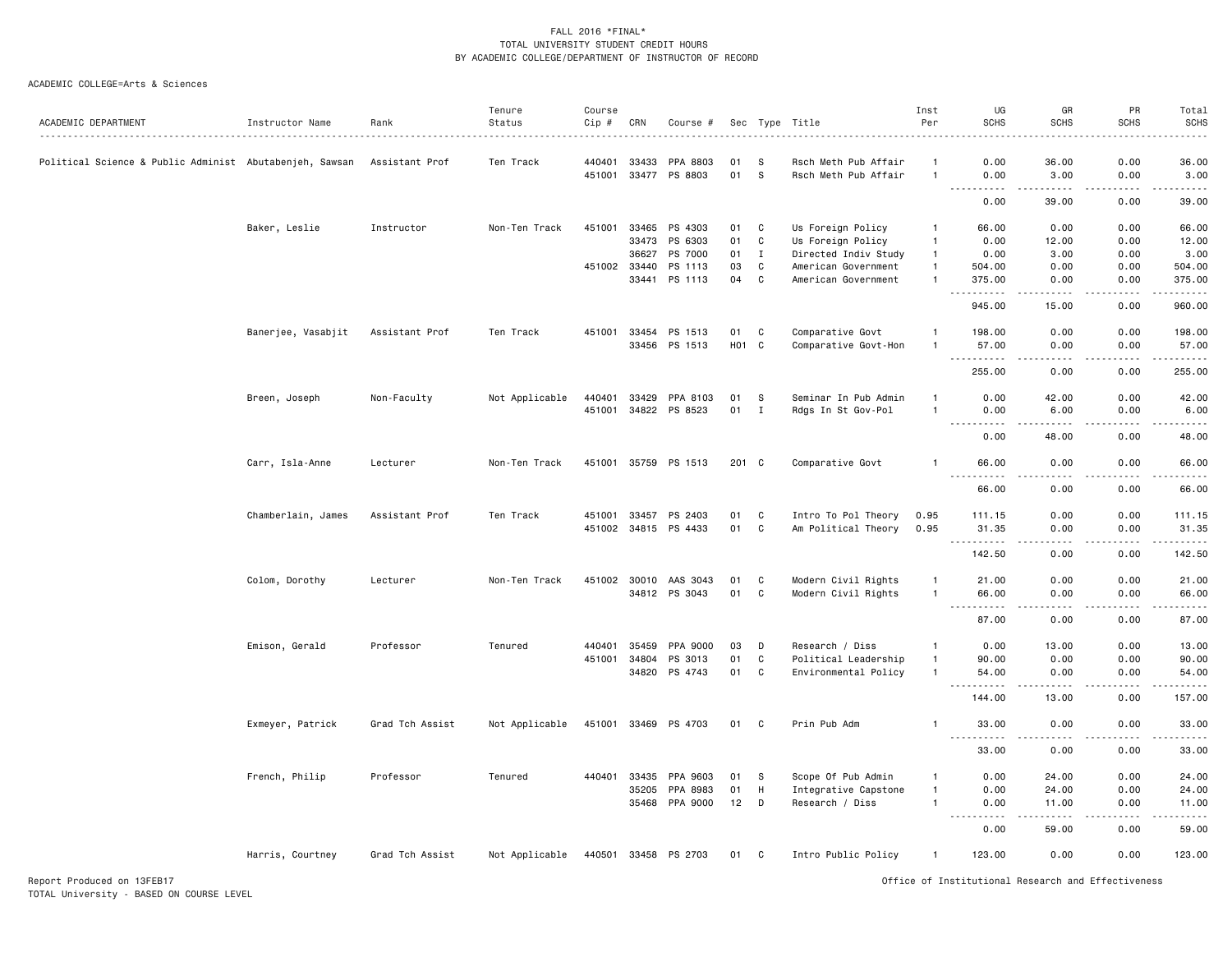FALL 2016 *FINAL*
TOTAL UNIVERSITY STUDENT CREDIT HOURS
BY ACADEMIC COLLEGE/DEPARTMENT OF INSTRUCTOR OF RECORD

ACADEMIC COLLEGE=Arts & Sciences

| ACADEMIC DEPARTMENT | Instructor Name | Rank | Tenure Status | Course Cip # | CRN | Course # | Sec | Type | Title | Inst Per | UG SCHS | GR SCHS | PR SCHS | Total SCHS |
|---|---|---|---|---|---|---|---|---|---|---|---|---|---|---|
| Political Science & Public Administ | Abutabenjeh, Sawsan | Assistant Prof | Ten Track | 440401 | 33433 | PPA 8803 | 01 | S | Rsch Meth Pub Affair | 1 | 0.00 | 36.00 | 0.00 | 36.00 |
| | | | | 451001 | 33477 | PS 8803 | 01 | S | Rsch Meth Pub Affair | 1 | 0.00 | 3.00 | 0.00 | 3.00 |
| | | | | | | | | | | | 0.00 | 39.00 | 0.00 | 39.00 |
| | Baker, Leslie | Instructor | Non-Ten Track | 451001 | 33465 | PS 4303 | 01 | C | Us Foreign Policy | 1 | 66.00 | 0.00 | 0.00 | 66.00 |
| | | | | | 33473 | PS 6303 | 01 | C | Us Foreign Policy | 1 | 0.00 | 12.00 | 0.00 | 12.00 |
| | | | | | 36627 | PS 7000 | 01 | I | Directed Indiv Study | 1 | 0.00 | 3.00 | 0.00 | 3.00 |
| | | | | 451002 | 33440 | PS 1113 | 03 | C | American Government | 1 | 504.00 | 0.00 | 0.00 | 504.00 |
| | | | | | 33441 | PS 1113 | 04 | C | American Government | 1 | 375.00 | 0.00 | 0.00 | 375.00 |
| | | | | | | | | | | | 945.00 | 15.00 | 0.00 | 960.00 |
| | Banerjee, Vasabjit | Assistant Prof | Ten Track | 451001 | 33454 | PS 1513 | 01 | C | Comparative Govt | 1 | 198.00 | 0.00 | 0.00 | 198.00 |
| | | | | | 33456 | PS 1513 | H01 | C | Comparative Govt-Hon | 1 | 57.00 | 0.00 | 0.00 | 57.00 |
| | | | | | | | | | | | 255.00 | 0.00 | 0.00 | 255.00 |
| | Breen, Joseph | Non-Faculty | Not Applicable | 440401 | 33429 | PPA 8103 | 01 | S | Seminar In Pub Admin | 1 | 0.00 | 42.00 | 0.00 | 42.00 |
| | | | | 451001 | 34822 | PS 8523 | 01 | I | Rdgs In St Gov-Pol | 1 | 0.00 | 6.00 | 0.00 | 6.00 |
| | | | | | | | | | | | 0.00 | 48.00 | 0.00 | 48.00 |
| | Carr, Isla-Anne | Lecturer | Non-Ten Track | 451001 | 35759 | PS 1513 | 201 | C | Comparative Govt | 1 | 66.00 | 0.00 | 0.00 | 66.00 |
| | | | | | | | | | | | 66.00 | 0.00 | 0.00 | 66.00 |
| | Chamberlain, James | Assistant Prof | Ten Track | 451001 | 33457 | PS 2403 | 01 | C | Intro To Pol Theory | 0.95 | 111.15 | 0.00 | 0.00 | 111.15 |
| | | | | 451002 | 34815 | PS 4433 | 01 | C | Am Political Theory | 0.95 | 31.35 | 0.00 | 0.00 | 31.35 |
| | | | | | | | | | | | 142.50 | 0.00 | 0.00 | 142.50 |
| | Colom, Dorothy | Lecturer | Non-Ten Track | 451002 | 30010 | AAS 3043 | 01 | C | Modern Civil Rights | 1 | 21.00 | 0.00 | 0.00 | 21.00 |
| | | | | | 34812 | PS 3043 | 01 | C | Modern Civil Rights | 1 | 66.00 | 0.00 | 0.00 | 66.00 |
| | | | | | | | | | | | 87.00 | 0.00 | 0.00 | 87.00 |
| | Emison, Gerald | Professor | Tenured | 440401 | 35459 | PPA 9000 | 03 | D | Research / Diss | 1 | 0.00 | 13.00 | 0.00 | 13.00 |
| | | | | 451001 | 34804 | PS 3013 | 01 | C | Political Leadership | 1 | 90.00 | 0.00 | 0.00 | 90.00 |
| | | | | | 34820 | PS 4743 | 01 | C | Environmental Policy | 1 | 54.00 | 0.00 | 0.00 | 54.00 |
| | | | | | | | | | | | 144.00 | 13.00 | 0.00 | 157.00 |
| | Exmeyer, Patrick | Grad Tch Assist | Not Applicable | 451001 | 33469 | PS 4703 | 01 | C | Prin Pub Adm | 1 | 33.00 | 0.00 | 0.00 | 33.00 |
| | | | | | | | | | | | 33.00 | 0.00 | 0.00 | 33.00 |
| | French, Philip | Professor | Tenured | 440401 | 33435 | PPA 9603 | 01 | S | Scope Of Pub Admin | 1 | 0.00 | 24.00 | 0.00 | 24.00 |
| | | | | | 35205 | PPA 8983 | 01 | H | Integrative Capstone | 1 | 0.00 | 24.00 | 0.00 | 24.00 |
| | | | | | 35468 | PPA 9000 | 12 | D | Research / Diss | 1 | 0.00 | 11.00 | 0.00 | 11.00 |
| | | | | | | | | | | | 0.00 | 59.00 | 0.00 | 59.00 |
| | Harris, Courtney | Grad Tch Assist | Not Applicable | 440501 | 33458 | PS 2703 | 01 | C | Intro Public Policy | 1 | 123.00 | 0.00 | 0.00 | 123.00 |

Report Produced on 13FEB17
TOTAL University - BASED ON COURSE LEVEL
Office of Institutional Research and Effectiveness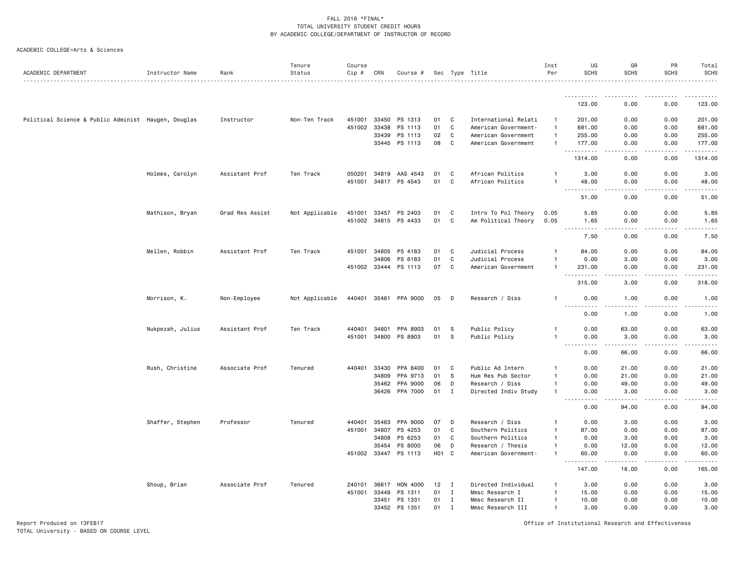FALL 2016 *FINAL*
TOTAL UNIVERSITY STUDENT CREDIT HOURS
BY ACADEMIC COLLEGE/DEPARTMENT OF INSTRUCTOR OF RECORD

ACADEMIC COLLEGE=Arts & Sciences

| ACADEMIC DEPARTMENT | Instructor Name | Rank | Tenure Status | Course Cip # | CRN | Course # | Sec | Type | Title | Inst Per | UG SCHS | GR SCHS | PR SCHS | Total SCHS |
|---|---|---|---|---|---|---|---|---|---|---|---|---|---|---|
| | | | | | | | | | | | 123.00 | 0.00 | 0.00 | 123.00 |
| Political Science & Public Administ | Haugen, Douglas | Instructor | Non-Ten Track | 451001 | 33450 | PS 1313 | 01 | C | International Relati | 1 | 201.00 | 0.00 | 0.00 | 201.00 |
| | | | | 451002 | 33438 | PS 1113 | 01 | C | American Government- | 1 | 681.00 | 0.00 | 0.00 | 681.00 |
| | | | | | 33439 | PS 1113 | 02 | C | American Government | 1 | 255.00 | 0.00 | 0.00 | 255.00 |
| | | | | | 33445 | PS 1113 | 08 | C | American Government | 1 | 177.00 | 0.00 | 0.00 | 177.00 |
| | | | | | | | | | | | 1314.00 | 0.00 | 0.00 | 1314.00 |
| | Holmes, Carolyn | Assistant Prof | Ten Track | 050201 | 34819 | AAS 4543 | 01 | C | African Politics | 1 | 3.00 | 0.00 | 0.00 | 3.00 |
| | | | | 451001 | 34817 | PS 4543 | 01 | C | African Politics | 1 | 48.00 | 0.00 | 0.00 | 48.00 |
| | | | | | | | | | | | 51.00 | 0.00 | 0.00 | 51.00 |
| | Mathison, Bryan | Grad Res Assist | Not Applicable | 451001 | 33457 | PS 2403 | 01 | C | Intro To Pol Theory | 0.05 | 5.85 | 0.00 | 0.00 | 5.85 |
| | | | | 451002 | 34815 | PS 4433 | 01 | C | Am Political Theory | 0.05 | 1.65 | 0.00 | 0.00 | 1.65 |
| | | | | | | | | | | | 7.50 | 0.00 | 0.00 | 7.50 |
| | Mellen, Robbin | Assistant Prof | Ten Track | 451001 | 34805 | PS 4183 | 01 | C | Judicial Process | 1 | 84.00 | 0.00 | 0.00 | 84.00 |
| | | | | | 34806 | PS 6183 | 01 | C | Judicial Process | 1 | 0.00 | 3.00 | 0.00 | 3.00 |
| | | | | 451002 | 33444 | PS 1113 | 07 | C | American Government | 1 | 231.00 | 0.00 | 0.00 | 231.00 |
| | | | | | | | | | | | 315.00 | 3.00 | 0.00 | 318.00 |
| | Morrison, K. | Non-Employee | Not Applicable | 440401 | 35461 | PPA 9000 | 05 | D | Research / Diss | 1 | 0.00 | 1.00 | 0.00 | 1.00 |
| | | | | | | | | | | | 0.00 | 1.00 | 0.00 | 1.00 |
| | Nukpezah, Julius | Assistant Prof | Ten Track | 440401 | 34801 | PPA 8903 | 01 | S | Public Policy | 1 | 0.00 | 63.00 | 0.00 | 63.00 |
| | | | | 451001 | 34800 | PS 8903 | 01 | S | Public Policy | 1 | 0.00 | 3.00 | 0.00 | 3.00 |
| | | | | | | | | | | | 0.00 | 66.00 | 0.00 | 66.00 |
| | Rush, Christine | Associate Prof | Tenured | 440401 | 33430 | PPA 8400 | 01 | C | Public Ad Intern | 1 | 0.00 | 21.00 | 0.00 | 21.00 |
| | | | | | 34809 | PPA 9713 | 01 | S | Hum Res Pub Sector | 1 | 0.00 | 21.00 | 0.00 | 21.00 |
| | | | | | 35462 | PPA 9000 | 06 | D | Research / Diss | 1 | 0.00 | 49.00 | 0.00 | 49.00 |
| | | | | | 36426 | PPA 7000 | 01 | I | Directed Indiv Study | 1 | 0.00 | 3.00 | 0.00 | 3.00 |
| | | | | | | | | | | | 0.00 | 94.00 | 0.00 | 94.00 |
| | Shaffer, Stephen | Professor | Tenured | 440401 | 35463 | PPA 9000 | 07 | D | Research / Diss | 1 | 0.00 | 3.00 | 0.00 | 3.00 |
| | | | | 451001 | 34807 | PS 4253 | 01 | C | Southern Politics | 1 | 87.00 | 0.00 | 0.00 | 87.00 |
| | | | | | 34808 | PS 6253 | 01 | C | Southern Politics | 1 | 0.00 | 3.00 | 0.00 | 3.00 |
| | | | | | 35454 | PS 8000 | 06 | D | Research / Thesis | 1 | 0.00 | 12.00 | 0.00 | 12.00 |
| | | | | 451002 | 33447 | PS 1113 | H01 | C | American Government- | 1 | 60.00 | 0.00 | 0.00 | 60.00 |
| | | | | | | | | | | | 147.00 | 18.00 | 0.00 | 165.00 |
| | Shoup, Brian | Associate Prof | Tenured | 240101 | 36617 | HON 4000 | 12 | I | Directed Individual | 1 | 3.00 | 0.00 | 0.00 | 3.00 |
| | | | | 451001 | 33449 | PS 1311 | 01 | I | Mmsc Research I | 1 | 15.00 | 0.00 | 0.00 | 15.00 |
| | | | | | 33451 | PS 1331 | 01 | I | Mmsc Research II | 1 | 10.00 | 0.00 | 0.00 | 10.00 |
| | | | | | 33452 | PS 1351 | 01 | I | Mmsc Research III | 1 | 3.00 | 0.00 | 0.00 | 3.00 |

Report Produced on 13FEB17
TOTAL University - BASED ON COURSE LEVEL

Office of Institutional Research and Effectiveness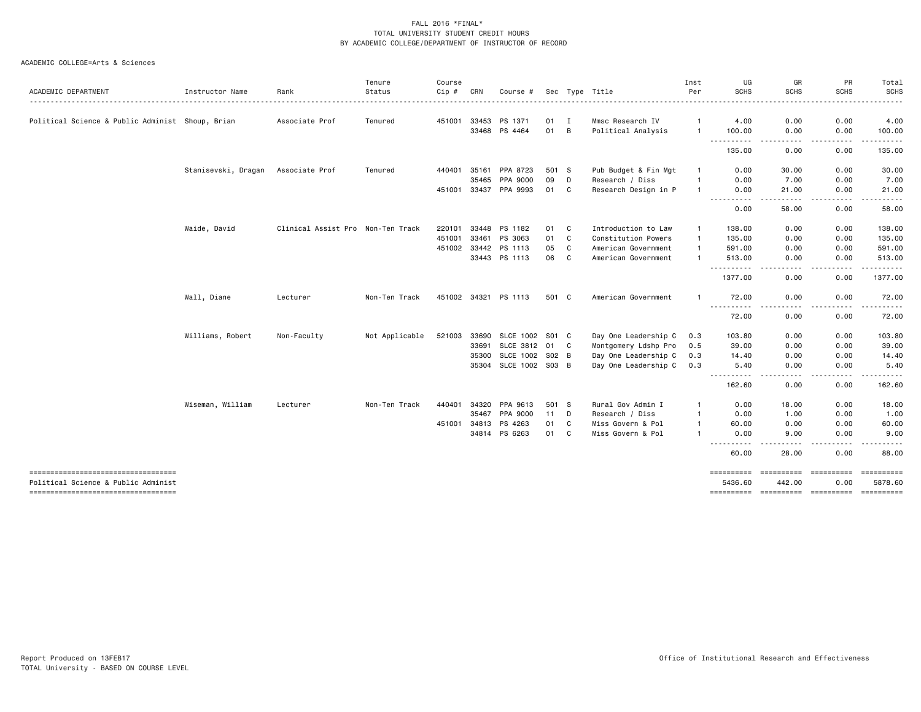FALL 2016 *FINAL*
TOTAL UNIVERSITY STUDENT CREDIT HOURS
BY ACADEMIC COLLEGE/DEPARTMENT OF INSTRUCTOR OF RECORD

ACADEMIC COLLEGE=Arts & Sciences

| ACADEMIC DEPARTMENT | Instructor Name | Rank | Tenure Status | Course Cip # | CRN | Course # | Sec | Type | Title | Inst Per | UG SCHS | GR SCHS | PR SCHS | Total SCHS |
|---|---|---|---|---|---|---|---|---|---|---|---|---|---|---|
| Political Science & Public Administ | Shoup, Brian | Associate Prof | Tenured | 451001 | 33453 | PS 1371 | 01 | I | Mmsc Research IV | 1 | 4.00 | 0.00 | 0.00 | 4.00 |
| | | | | | 33468 | PS 4464 | 01 | B | Political Analysis | 1 | 100.00 | 0.00 | 0.00 | 100.00 |
| | | | | | | | | | | | 135.00 | 0.00 | 0.00 | 135.00 |
| | Stanisevski, Dragan | Associate Prof | Tenured | 440401 | 35161 | PPA 8723 | 501 | S | Pub Budget & Fin Mgt | 1 | 0.00 | 30.00 | 0.00 | 30.00 |
| | | | | | 35465 | PPA 9000 | 09 | D | Research / Diss | 1 | 0.00 | 7.00 | 0.00 | 7.00 |
| | | | | 451001 | 33437 | PPA 9993 | 01 | C | Research Design in P | 1 | 0.00 | 21.00 | 0.00 | 21.00 |
| | | | | | | | | | | | 0.00 | 58.00 | 0.00 | 58.00 |
| | Waide, David | Clinical Assist Pro | Non-Ten Track | 220101 | 33448 | PS 1182 | 01 | C | Introduction to Law | 1 | 138.00 | 0.00 | 0.00 | 138.00 |
| | | | | 451001 | 33461 | PS 3063 | 01 | C | Constitution Powers | 1 | 135.00 | 0.00 | 0.00 | 135.00 |
| | | | | 451002 | 33442 | PS 1113 | 05 | C | American Government | 1 | 591.00 | 0.00 | 0.00 | 591.00 |
| | | | | | 33443 | PS 1113 | 06 | C | American Government | 1 | 513.00 | 0.00 | 0.00 | 513.00 |
| | | | | | | | | | | | 1377.00 | 0.00 | 0.00 | 1377.00 |
| | Wall, Diane | Lecturer | Non-Ten Track | 451002 | 34321 | PS 1113 | 501 | C | American Government | 1 | 72.00 | 0.00 | 0.00 | 72.00 |
| | | | | | | | | | | | 72.00 | 0.00 | 0.00 | 72.00 |
| | Williams, Robert | Non-Faculty | Not Applicable | 521003 | 33690 | SLCE 1002 | S01 | C | Day One Leadership C | 0.3 | 103.80 | 0.00 | 0.00 | 103.80 |
| | | | | | 33691 | SLCE 3812 | 01 | C | Montgomery Ldshp Pro | 0.5 | 39.00 | 0.00 | 0.00 | 39.00 |
| | | | | | 35300 | SLCE 1002 | S02 | B | Day One Leadership C | 0.3 | 14.40 | 0.00 | 0.00 | 14.40 |
| | | | | | 35304 | SLCE 1002 | S03 | B | Day One Leadership C | 0.3 | 5.40 | 0.00 | 0.00 | 5.40 |
| | | | | | | | | | | | 162.60 | 0.00 | 0.00 | 162.60 |
| | Wiseman, William | Lecturer | Non-Ten Track | 440401 | 34320 | PPA 9613 | 501 | S | Rural Gov Admin I | 1 | 0.00 | 18.00 | 0.00 | 18.00 |
| | | | | | 35467 | PPA 9000 | 11 | D | Research / Diss | 1 | 0.00 | 1.00 | 0.00 | 1.00 |
| | | | | 451001 | 34813 | PS 4263 | 01 | C | Miss Govern & Pol | 1 | 60.00 | 0.00 | 0.00 | 60.00 |
| | | | | | 34814 | PS 6263 | 01 | C | Miss Govern & Pol | 1 | 0.00 | 9.00 | 0.00 | 9.00 |
| | | | | | | | | | | | 60.00 | 28.00 | 0.00 | 88.00 |
| Political Science & Public Administ | | | | | | | | | | | 5436.60 | 442.00 | 0.00 | 5878.60 |

Report Produced on 13FEB17
TOTAL University - BASED ON COURSE LEVEL

Office of Institutional Research and Effectiveness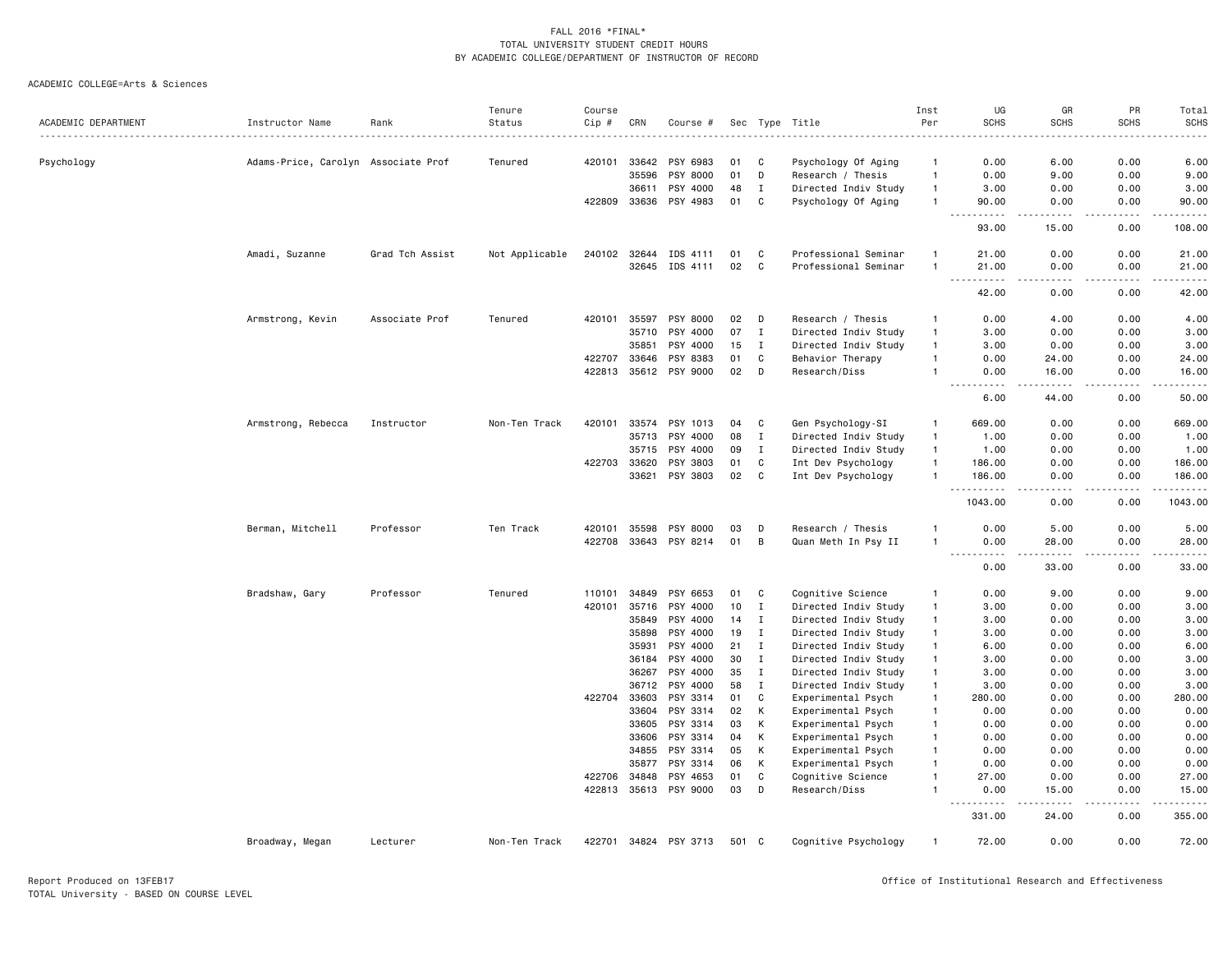FALL 2016 *FINAL*
TOTAL UNIVERSITY STUDENT CREDIT HOURS
BY ACADEMIC COLLEGE/DEPARTMENT OF INSTRUCTOR OF RECORD

ACADEMIC COLLEGE=Arts & Sciences

| ACADEMIC DEPARTMENT | Instructor Name | Rank | Tenure Status | Course Cip # | CRN | Course # | Sec | Type | Title | Inst Per | UG SCHS | GR SCHS | PR SCHS | Total SCHS |
|---|---|---|---|---|---|---|---|---|---|---|---|---|---|---|
| Psychology | Adams-Price, Carolyn | Associate Prof | Tenured | 420101 | 33642 | PSY 6983 | 01 | C | Psychology Of Aging | 1 | 0.00 | 6.00 | 0.00 | 6.00 |
| | | | | | 35596 | PSY 8000 | 01 | D | Research / Thesis | 1 | 0.00 | 9.00 | 0.00 | 9.00 |
| | | | | | 36611 | PSY 4000 | 48 | I | Directed Indiv Study | 1 | 3.00 | 0.00 | 0.00 | 3.00 |
| | | | | 422809 | 33636 | PSY 4983 | 01 | C | Psychology Of Aging | 1 | 90.00 | 0.00 | 0.00 | 90.00 |
| | | | | | | | | | | | 93.00 | 15.00 | 0.00 | 108.00 |
| | Amadi, Suzanne | Grad Tch Assist | Not Applicable | 240102 | 32644 | IDS 4111 | 01 | C | Professional Seminar | 1 | 21.00 | 0.00 | 0.00 | 21.00 |
| | | | | | 32645 | IDS 4111 | 02 | C | Professional Seminar | 1 | 21.00 | 0.00 | 0.00 | 21.00 |
| | | | | | | | | | | | 42.00 | 0.00 | 0.00 | 42.00 |
| | Armstrong, Kevin | Associate Prof | Tenured | 420101 | 35597 | PSY 8000 | 02 | D | Research / Thesis | 1 | 0.00 | 4.00 | 0.00 | 4.00 |
| | | | | | 35710 | PSY 4000 | 07 | I | Directed Indiv Study | 1 | 3.00 | 0.00 | 0.00 | 3.00 |
| | | | | | 35851 | PSY 4000 | 15 | I | Directed Indiv Study | 1 | 3.00 | 0.00 | 0.00 | 3.00 |
| | | | | 422707 | 33646 | PSY 8383 | 01 | C | Behavior Therapy | 1 | 0.00 | 24.00 | 0.00 | 24.00 |
| | | | | 422813 | 35612 | PSY 9000 | 02 | D | Research/Diss | 1 | 0.00 | 16.00 | 0.00 | 16.00 |
| | | | | | | | | | | | 6.00 | 44.00 | 0.00 | 50.00 |
| | Armstrong, Rebecca | Instructor | Non-Ten Track | 420101 | 33574 | PSY 1013 | 04 | C | Gen Psychology-SI | 1 | 669.00 | 0.00 | 0.00 | 669.00 |
| | | | | | 35713 | PSY 4000 | 08 | I | Directed Indiv Study | 1 | 1.00 | 0.00 | 0.00 | 1.00 |
| | | | | | 35715 | PSY 4000 | 09 | I | Directed Indiv Study | 1 | 1.00 | 0.00 | 0.00 | 1.00 |
| | | | | 422703 | 33620 | PSY 3803 | 01 | C | Int Dev Psychology | 1 | 186.00 | 0.00 | 0.00 | 186.00 |
| | | | | | 33621 | PSY 3803 | 02 | C | Int Dev Psychology | 1 | 186.00 | 0.00 | 0.00 | 186.00 |
| | | | | | | | | | | | 1043.00 | 0.00 | 0.00 | 1043.00 |
| | Berman, Mitchell | Professor | Ten Track | 420101 | 35598 | PSY 8000 | 03 | D | Research / Thesis | 1 | 0.00 | 5.00 | 0.00 | 5.00 |
| | | | | 422708 | 33643 | PSY 8214 | 01 | B | Quan Meth In Psy II | 1 | 0.00 | 28.00 | 0.00 | 28.00 |
| | | | | | | | | | | | 0.00 | 33.00 | 0.00 | 33.00 |
| | Bradshaw, Gary | Professor | Tenured | 110101 | 34849 | PSY 6653 | 01 | C | Cognitive Science | 1 | 0.00 | 9.00 | 0.00 | 9.00 |
| | | | | 420101 | 35716 | PSY 4000 | 10 | I | Directed Indiv Study | 1 | 3.00 | 0.00 | 0.00 | 3.00 |
| | | | | | 35849 | PSY 4000 | 14 | I | Directed Indiv Study | 1 | 3.00 | 0.00 | 0.00 | 3.00 |
| | | | | | 35898 | PSY 4000 | 19 | I | Directed Indiv Study | 1 | 3.00 | 0.00 | 0.00 | 3.00 |
| | | | | | 35931 | PSY 4000 | 21 | I | Directed Indiv Study | 1 | 6.00 | 0.00 | 0.00 | 6.00 |
| | | | | | 36184 | PSY 4000 | 30 | I | Directed Indiv Study | 1 | 3.00 | 0.00 | 0.00 | 3.00 |
| | | | | | 36267 | PSY 4000 | 35 | I | Directed Indiv Study | 1 | 3.00 | 0.00 | 0.00 | 3.00 |
| | | | | | 36712 | PSY 4000 | 58 | I | Directed Indiv Study | 1 | 3.00 | 0.00 | 0.00 | 3.00 |
| | | | | 422704 | 33603 | PSY 3314 | 01 | C | Experimental Psych | 1 | 280.00 | 0.00 | 0.00 | 280.00 |
| | | | | | 33604 | PSY 3314 | 02 | K | Experimental Psych | 1 | 0.00 | 0.00 | 0.00 | 0.00 |
| | | | | | 33605 | PSY 3314 | 03 | K | Experimental Psych | 1 | 0.00 | 0.00 | 0.00 | 0.00 |
| | | | | | 33606 | PSY 3314 | 04 | K | Experimental Psych | 1 | 0.00 | 0.00 | 0.00 | 0.00 |
| | | | | | 34855 | PSY 3314 | 05 | K | Experimental Psych | 1 | 0.00 | 0.00 | 0.00 | 0.00 |
| | | | | | 35877 | PSY 3314 | 06 | K | Experimental Psych | 1 | 0.00 | 0.00 | 0.00 | 0.00 |
| | | | | 422706 | 34848 | PSY 4653 | 01 | C | Cognitive Science | 1 | 27.00 | 0.00 | 0.00 | 27.00 |
| | | | | 422813 | 35613 | PSY 9000 | 03 | D | Research/Diss | 1 | 0.00 | 15.00 | 0.00 | 15.00 |
| | | | | | | | | | | | 331.00 | 24.00 | 0.00 | 355.00 |
| | Broadway, Megan | Lecturer | Non-Ten Track | 422701 | 34824 | PSY 3713 | 501 | C | Cognitive Psychology | 1 | 72.00 | 0.00 | 0.00 | 72.00 |

Report Produced on 13FEB17
TOTAL University - BASED ON COURSE LEVEL

Office of Institutional Research and Effectiveness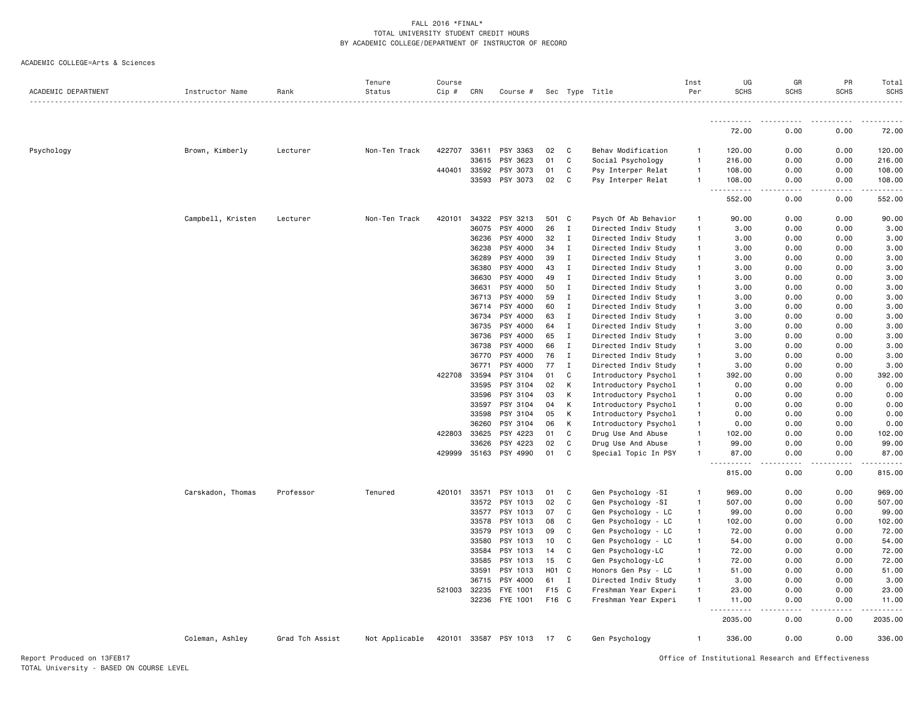FALL 2016 *FINAL*
TOTAL UNIVERSITY STUDENT CREDIT HOURS
BY ACADEMIC COLLEGE/DEPARTMENT OF INSTRUCTOR OF RECORD

ACADEMIC COLLEGE=Arts & Sciences

| ACADEMIC DEPARTMENT | Instructor Name | Rank | Tenure Status | Course Cip # | CRN | Course # | Sec | Type | Title | Inst Per | UG SCHS | GR SCHS | PR SCHS | Total SCHS |
|---|---|---|---|---|---|---|---|---|---|---|---|---|---|---|
| | | | | | | | | | | | 72.00 | 0.00 | 0.00 | 72.00 |
| Psychology | Brown, Kimberly | Lecturer | Non-Ten Track | 422707 | 33611 | PSY 3363 | 02 | C | Behav Modification | 1 | 120.00 | 0.00 | 0.00 | 120.00 |
| | | | | | 33615 | PSY 3623 | 01 | C | Social Psychology | 1 | 216.00 | 0.00 | 0.00 | 216.00 |
| | | | | 440401 | 33592 | PSY 3073 | 01 | C | Psy Interper Relat | 1 | 108.00 | 0.00 | 0.00 | 108.00 |
| | | | | | 33593 | PSY 3073 | 02 | C | Psy Interper Relat | 1 | 108.00 | 0.00 | 0.00 | 108.00 |
| | | | | | | | | | | | 552.00 | 0.00 | 0.00 | 552.00 |
| | Campbell, Kristen | Lecturer | Non-Ten Track | 420101 | 34322 | PSY 3213 | 501 | C | Psych Of Ab Behavior | 1 | 90.00 | 0.00 | 0.00 | 90.00 |
| | | | | | 36075 | PSY 4000 | 26 | I | Directed Indiv Study | 1 | 3.00 | 0.00 | 0.00 | 3.00 |
| | | | | | 36236 | PSY 4000 | 32 | I | Directed Indiv Study | 1 | 3.00 | 0.00 | 0.00 | 3.00 |
| | | | | | 36238 | PSY 4000 | 34 | I | Directed Indiv Study | 1 | 3.00 | 0.00 | 0.00 | 3.00 |
| | | | | | 36289 | PSY 4000 | 39 | I | Directed Indiv Study | 1 | 3.00 | 0.00 | 0.00 | 3.00 |
| | | | | | 36380 | PSY 4000 | 43 | I | Directed Indiv Study | 1 | 3.00 | 0.00 | 0.00 | 3.00 |
| | | | | | 36630 | PSY 4000 | 49 | I | Directed Indiv Study | 1 | 3.00 | 0.00 | 0.00 | 3.00 |
| | | | | | 36631 | PSY 4000 | 50 | I | Directed Indiv Study | 1 | 3.00 | 0.00 | 0.00 | 3.00 |
| | | | | | 36713 | PSY 4000 | 59 | I | Directed Indiv Study | 1 | 3.00 | 0.00 | 0.00 | 3.00 |
| | | | | | 36714 | PSY 4000 | 60 | I | Directed Indiv Study | 1 | 3.00 | 0.00 | 0.00 | 3.00 |
| | | | | | 36734 | PSY 4000 | 63 | I | Directed Indiv Study | 1 | 3.00 | 0.00 | 0.00 | 3.00 |
| | | | | | 36735 | PSY 4000 | 64 | I | Directed Indiv Study | 1 | 3.00 | 0.00 | 0.00 | 3.00 |
| | | | | | 36736 | PSY 4000 | 65 | I | Directed Indiv Study | 1 | 3.00 | 0.00 | 0.00 | 3.00 |
| | | | | | 36738 | PSY 4000 | 66 | I | Directed Indiv Study | 1 | 3.00 | 0.00 | 0.00 | 3.00 |
| | | | | | 36770 | PSY 4000 | 76 | I | Directed Indiv Study | 1 | 3.00 | 0.00 | 0.00 | 3.00 |
| | | | | | 36771 | PSY 4000 | 77 | I | Directed Indiv Study | 1 | 3.00 | 0.00 | 0.00 | 3.00 |
| | | | | 422708 | 33594 | PSY 3104 | 01 | C | Introductory Psychol | 1 | 392.00 | 0.00 | 0.00 | 392.00 |
| | | | | | 33595 | PSY 3104 | 02 | K | Introductory Psychol | 1 | 0.00 | 0.00 | 0.00 | 0.00 |
| | | | | | 33596 | PSY 3104 | 03 | K | Introductory Psychol | 1 | 0.00 | 0.00 | 0.00 | 0.00 |
| | | | | | 33597 | PSY 3104 | 04 | K | Introductory Psychol | 1 | 0.00 | 0.00 | 0.00 | 0.00 |
| | | | | | 33598 | PSY 3104 | 05 | K | Introductory Psychol | 1 | 0.00 | 0.00 | 0.00 | 0.00 |
| | | | | | 36260 | PSY 3104 | 06 | K | Introductory Psychol | 1 | 0.00 | 0.00 | 0.00 | 0.00 |
| | | | | 422803 | 33625 | PSY 4223 | 01 | C | Drug Use And Abuse | 1 | 102.00 | 0.00 | 0.00 | 102.00 |
| | | | | | 33626 | PSY 4223 | 02 | C | Drug Use And Abuse | 1 | 99.00 | 0.00 | 0.00 | 99.00 |
| | | | | 429999 | 35163 | PSY 4990 | 01 | C | Special Topic In PSY | 1 | 87.00 | 0.00 | 0.00 | 87.00 |
| | | | | | | | | | | | 815.00 | 0.00 | 0.00 | 815.00 |
| | Carskadon, Thomas | Professor | Tenured | 420101 | 33571 | PSY 1013 | 01 | C | Gen Psychology -SI | 1 | 969.00 | 0.00 | 0.00 | 969.00 |
| | | | | | 33572 | PSY 1013 | 02 | C | Gen Psychology -SI | 1 | 507.00 | 0.00 | 0.00 | 507.00 |
| | | | | | 33577 | PSY 1013 | 07 | C | Gen Psychology - LC | 1 | 99.00 | 0.00 | 0.00 | 99.00 |
| | | | | | 33578 | PSY 1013 | 08 | C | Gen Psychology - LC | 1 | 102.00 | 0.00 | 0.00 | 102.00 |
| | | | | | 33579 | PSY 1013 | 09 | C | Gen Psychology - LC | 1 | 72.00 | 0.00 | 0.00 | 72.00 |
| | | | | | 33580 | PSY 1013 | 10 | C | Gen Psychology - LC | 1 | 54.00 | 0.00 | 0.00 | 54.00 |
| | | | | | 33584 | PSY 1013 | 14 | C | Gen Psychology-LC | 1 | 72.00 | 0.00 | 0.00 | 72.00 |
| | | | | | 33585 | PSY 1013 | 15 | C | Gen Psychology-LC | 1 | 72.00 | 0.00 | 0.00 | 72.00 |
| | | | | | 33591 | PSY 1013 | H01 | C | Honors Gen Psy - LC | 1 | 51.00 | 0.00 | 0.00 | 51.00 |
| | | | | | 36715 | PSY 4000 | 61 | I | Directed Indiv Study | 1 | 3.00 | 0.00 | 0.00 | 3.00 |
| | | | | 521003 | 32235 | FYE 1001 | F15 | C | Freshman Year Experi | 1 | 23.00 | 0.00 | 0.00 | 23.00 |
| | | | | | 32236 | FYE 1001 | F16 | C | Freshman Year Experi | 1 | 11.00 | 0.00 | 0.00 | 11.00 |
| | | | | | | | | | | | 2035.00 | 0.00 | 0.00 | 2035.00 |
| | Coleman, Ashley | Grad Tch Assist | Not Applicable | 420101 | 33587 | PSY 1013 | 17 | C | Gen Psychology | 1 | 336.00 | 0.00 | 0.00 | 336.00 |

Report Produced on 13FEB17
TOTAL University - BASED ON COURSE LEVEL

Office of Institutional Research and Effectiveness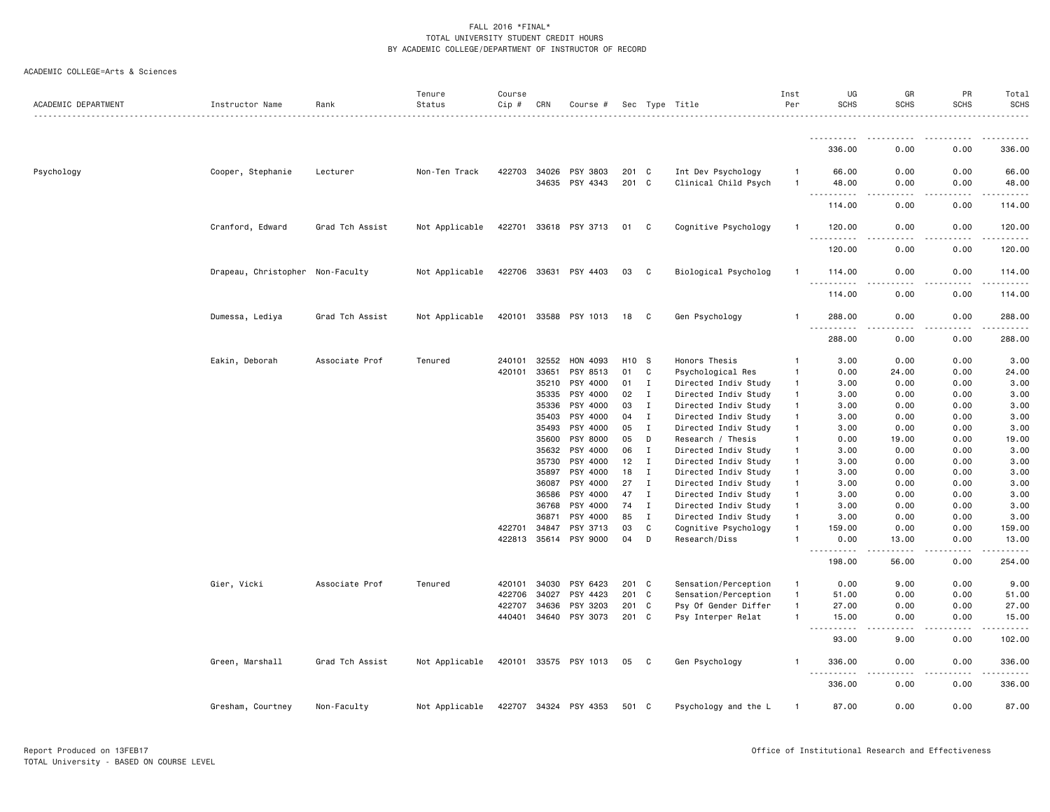FALL 2016 *FINAL*
TOTAL UNIVERSITY STUDENT CREDIT HOURS
BY ACADEMIC COLLEGE/DEPARTMENT OF INSTRUCTOR OF RECORD

ACADEMIC COLLEGE=Arts & Sciences

| ACADEMIC DEPARTMENT | Instructor Name | Rank | Tenure Status | Course Cip # | CRN | Course # | Sec | Type | Title | Inst Per | UG SCHS | GR SCHS | PR SCHS | Total SCHS |
|---|---|---|---|---|---|---|---|---|---|---|---|---|---|---|
| | | | | | | | | | | | 336.00 | 0.00 | 0.00 | 336.00 |
| Psychology | Cooper, Stephanie | Lecturer | Non-Ten Track | 422703 | 34026 | PSY 3803 | 201 | C | Int Dev Psychology | 1 | 66.00 | 0.00 | 0.00 | 66.00 |
| | | | | | 34635 | PSY 4343 | 201 | C | Clinical Child Psych | 1 | 48.00 | 0.00 | 0.00 | 48.00 |
| | | | | | | | | | | | 114.00 | 0.00 | 0.00 | 114.00 |
| | Cranford, Edward | Grad Tch Assist | Not Applicable | 422701 | 33618 | PSY 3713 | 01 | C | Cognitive Psychology | 1 | 120.00 | 0.00 | 0.00 | 120.00 |
| | | | | | | | | | | | 120.00 | 0.00 | 0.00 | 120.00 |
| | Drapeau, Christopher | Non-Faculty | Not Applicable | 422706 | 33631 | PSY 4403 | 03 | C | Biological Psycholog | 1 | 114.00 | 0.00 | 0.00 | 114.00 |
| | | | | | | | | | | | 114.00 | 0.00 | 0.00 | 114.00 |
| | Dumessa, Lediya | Grad Tch Assist | Not Applicable | 420101 | 33588 | PSY 1013 | 18 | C | Gen Psychology | 1 | 288.00 | 0.00 | 0.00 | 288.00 |
| | | | | | | | | | | | 288.00 | 0.00 | 0.00 | 288.00 |
| | Eakin, Deborah | Associate Prof | Tenured | 240101 | 32552 | HON 4093 | H10 | S | Honors Thesis | 1 | 3.00 | 0.00 | 0.00 | 3.00 |
| | | | | 420101 | 33651 | PSY 8513 | 01 | C | Psychological Res | 1 | 0.00 | 24.00 | 0.00 | 24.00 |
| | | | | | 35210 | PSY 4000 | 01 | I | Directed Indiv Study | 1 | 3.00 | 0.00 | 0.00 | 3.00 |
| | | | | | 35335 | PSY 4000 | 02 | I | Directed Indiv Study | 1 | 3.00 | 0.00 | 0.00 | 3.00 |
| | | | | | 35336 | PSY 4000 | 03 | I | Directed Indiv Study | 1 | 3.00 | 0.00 | 0.00 | 3.00 |
| | | | | | 35403 | PSY 4000 | 04 | I | Directed Indiv Study | 1 | 3.00 | 0.00 | 0.00 | 3.00 |
| | | | | | 35493 | PSY 4000 | 05 | I | Directed Indiv Study | 1 | 3.00 | 0.00 | 0.00 | 3.00 |
| | | | | | 35600 | PSY 8000 | 05 | D | Research / Thesis | 1 | 0.00 | 19.00 | 0.00 | 19.00 |
| | | | | | 35632 | PSY 4000 | 06 | I | Directed Indiv Study | 1 | 3.00 | 0.00 | 0.00 | 3.00 |
| | | | | | 35730 | PSY 4000 | 12 | I | Directed Indiv Study | 1 | 3.00 | 0.00 | 0.00 | 3.00 |
| | | | | | 35897 | PSY 4000 | 18 | I | Directed Indiv Study | 1 | 3.00 | 0.00 | 0.00 | 3.00 |
| | | | | | 36087 | PSY 4000 | 27 | I | Directed Indiv Study | 1 | 3.00 | 0.00 | 0.00 | 3.00 |
| | | | | | 36586 | PSY 4000 | 47 | I | Directed Indiv Study | 1 | 3.00 | 0.00 | 0.00 | 3.00 |
| | | | | | 36768 | PSY 4000 | 74 | I | Directed Indiv Study | 1 | 3.00 | 0.00 | 0.00 | 3.00 |
| | | | | | 36871 | PSY 4000 | 85 | I | Directed Indiv Study | 1 | 3.00 | 0.00 | 0.00 | 3.00 |
| | | | | 422701 | 34847 | PSY 3713 | 03 | C | Cognitive Psychology | 1 | 159.00 | 0.00 | 0.00 | 159.00 |
| | | | | 422813 | 35614 | PSY 9000 | 04 | D | Research/Diss | 1 | 0.00 | 13.00 | 0.00 | 13.00 |
| | | | | | | | | | | | 198.00 | 56.00 | 0.00 | 254.00 |
| | Gier, Vicki | Associate Prof | Tenured | 420101 | 34030 | PSY 6423 | 201 | C | Sensation/Perception | 1 | 0.00 | 9.00 | 0.00 | 9.00 |
| | | | | 422706 | 34027 | PSY 4423 | 201 | C | Sensation/Perception | 1 | 51.00 | 0.00 | 0.00 | 51.00 |
| | | | | 422707 | 34636 | PSY 3203 | 201 | C | Psy Of Gender Differ | 1 | 27.00 | 0.00 | 0.00 | 27.00 |
| | | | | 440401 | 34640 | PSY 3073 | 201 | C | Psy Interper Relat | 1 | 15.00 | 0.00 | 0.00 | 15.00 |
| | | | | | | | | | | | 93.00 | 9.00 | 0.00 | 102.00 |
| | Green, Marshall | Grad Tch Assist | Not Applicable | 420101 | 33575 | PSY 1013 | 05 | C | Gen Psychology | 1 | 336.00 | 0.00 | 0.00 | 336.00 |
| | | | | | | | | | | | 336.00 | 0.00 | 0.00 | 336.00 |
| | Gresham, Courtney | Non-Faculty | Not Applicable | 422707 | 34324 | PSY 4353 | 501 | C | Psychology and the L | 1 | 87.00 | 0.00 | 0.00 | 87.00 |

Report Produced on 13FEB17
TOTAL University - BASED ON COURSE LEVEL
Office of Institutional Research and Effectiveness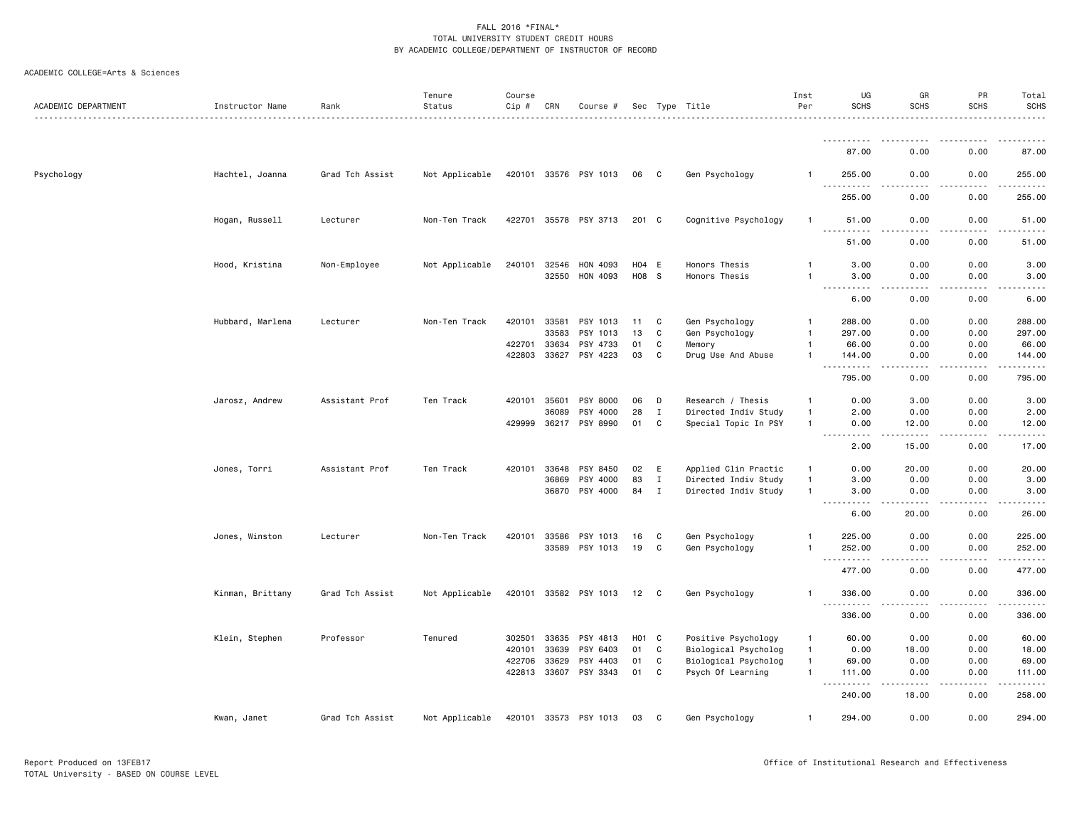FALL 2016 *FINAL*
TOTAL UNIVERSITY STUDENT CREDIT HOURS
BY ACADEMIC COLLEGE/DEPARTMENT OF INSTRUCTOR OF RECORD

ACADEMIC COLLEGE=Arts & Sciences

| ACADEMIC DEPARTMENT | Instructor Name | Rank | Tenure Status | Course Cip # | CRN | Course # | Sec | Type | Title | Inst Per | UG SCHS | GR SCHS | PR SCHS | Total SCHS |
|---|---|---|---|---|---|---|---|---|---|---|---|---|---|---|
| | | | | | | | | | | | 87.00 | 0.00 | 0.00 | 87.00 |
| Psychology | Hachtel, Joanna | Grad Tch Assist | Not Applicable | 420101 | 33576 | PSY 1013 | 06 | C | Gen Psychology | 1 | 255.00 | 0.00 | 0.00 | 255.00 |
| | | | | | | | | | | | 255.00 | 0.00 | 0.00 | 255.00 |
| | Hogan, Russell | Lecturer | Non-Ten Track | 422701 | 35578 | PSY 3713 | 201 | C | Cognitive Psychology | 1 | 51.00 | 0.00 | 0.00 | 51.00 |
| | | | | | | | | | | | 51.00 | 0.00 | 0.00 | 51.00 |
| | Hood, Kristina | Non-Employee | Not Applicable | 240101 | 32546 | HON 4093 | H04 | E | Honors Thesis | 1 | 3.00 | 0.00 | 0.00 | 3.00 |
| | | | | | 32550 | HON 4093 | H08 | S | Honors Thesis | 1 | 3.00 | 0.00 | 0.00 | 3.00 |
| | | | | | | | | | | | 6.00 | 0.00 | 0.00 | 6.00 |
| | Hubbard, Marlena | Lecturer | Non-Ten Track | 420101 | 33581 | PSY 1013 | 11 | C | Gen Psychology | 1 | 288.00 | 0.00 | 0.00 | 288.00 |
| | | | | | 33583 | PSY 1013 | 13 | C | Gen Psychology | 1 | 297.00 | 0.00 | 0.00 | 297.00 |
| | | | | 422701 | 33634 | PSY 4733 | 01 | C | Memory | 1 | 66.00 | 0.00 | 0.00 | 66.00 |
| | | | | 422803 | 33627 | PSY 4223 | 03 | C | Drug Use And Abuse | 1 | 144.00 | 0.00 | 0.00 | 144.00 |
| | | | | | | | | | | | 795.00 | 0.00 | 0.00 | 795.00 |
| | Jarosz, Andrew | Assistant Prof | Ten Track | 420101 | 35601 | PSY 8000 | 06 | D | Research / Thesis | 1 | 0.00 | 3.00 | 0.00 | 3.00 |
| | | | | | 36089 | PSY 4000 | 28 | I | Directed Indiv Study | 1 | 2.00 | 0.00 | 0.00 | 2.00 |
| | | | | 429999 | 36217 | PSY 8990 | 01 | C | Special Topic In PSY | 1 | 0.00 | 12.00 | 0.00 | 12.00 |
| | | | | | | | | | | | 2.00 | 15.00 | 0.00 | 17.00 |
| | Jones, Torri | Assistant Prof | Ten Track | 420101 | 33648 | PSY 8450 | 02 | E | Applied Clin Practic | 1 | 0.00 | 20.00 | 0.00 | 20.00 |
| | | | | | 36869 | PSY 4000 | 83 | I | Directed Indiv Study | 1 | 3.00 | 0.00 | 0.00 | 3.00 |
| | | | | | 36870 | PSY 4000 | 84 | I | Directed Indiv Study | 1 | 3.00 | 0.00 | 0.00 | 3.00 |
| | | | | | | | | | | | 6.00 | 20.00 | 0.00 | 26.00 |
| | Jones, Winston | Lecturer | Non-Ten Track | 420101 | 33586 | PSY 1013 | 16 | C | Gen Psychology | 1 | 225.00 | 0.00 | 0.00 | 225.00 |
| | | | | | 33589 | PSY 1013 | 19 | C | Gen Psychology | 1 | 252.00 | 0.00 | 0.00 | 252.00 |
| | | | | | | | | | | | 477.00 | 0.00 | 0.00 | 477.00 |
| | Kinman, Brittany | Grad Tch Assist | Not Applicable | 420101 | 33582 | PSY 1013 | 12 | C | Gen Psychology | 1 | 336.00 | 0.00 | 0.00 | 336.00 |
| | | | | | | | | | | | 336.00 | 0.00 | 0.00 | 336.00 |
| | Klein, Stephen | Professor | Tenured | 302501 | 33635 | PSY 4813 | H01 | C | Positive Psychology | 1 | 60.00 | 0.00 | 0.00 | 60.00 |
| | | | | 420101 | 33639 | PSY 6403 | 01 | C | Biological Psycholog | 1 | 0.00 | 18.00 | 0.00 | 18.00 |
| | | | | 422706 | 33629 | PSY 4403 | 01 | C | Biological Psycholog | 1 | 69.00 | 0.00 | 0.00 | 69.00 |
| | | | | 422813 | 33607 | PSY 3343 | 01 | C | Psych Of Learning | 1 | 111.00 | 0.00 | 0.00 | 111.00 |
| | | | | | | | | | | | 240.00 | 18.00 | 0.00 | 258.00 |
| | Kwan, Janet | Grad Tch Assist | Not Applicable | 420101 | 33573 | PSY 1013 | 03 | C | Gen Psychology | 1 | 294.00 | 0.00 | 0.00 | 294.00 |

Report Produced on 13FEB17
TOTAL University - BASED ON COURSE LEVEL

Office of Institutional Research and Effectiveness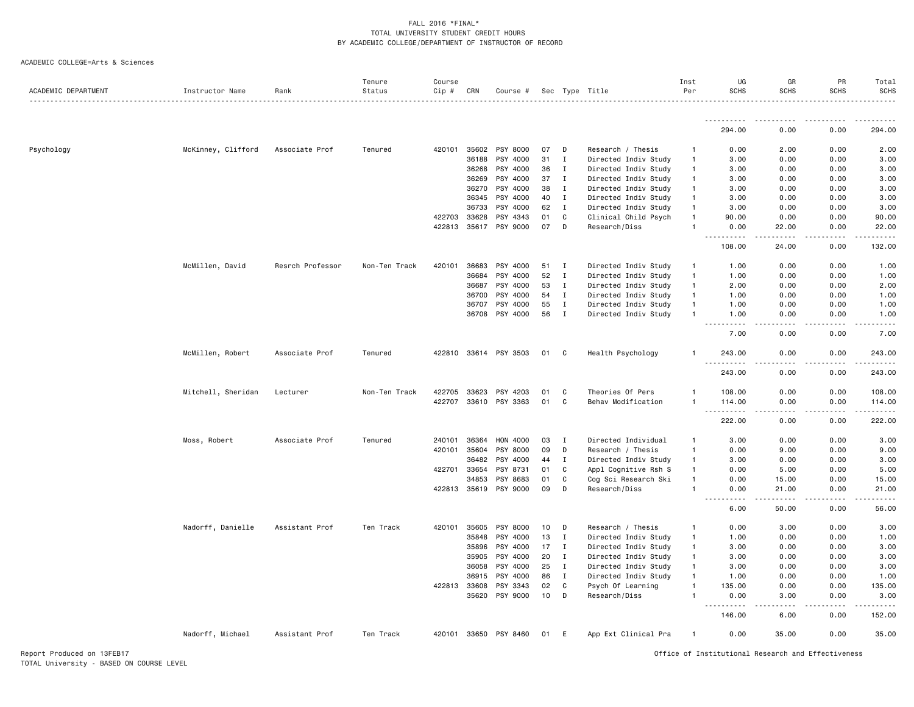FALL 2016 *FINAL*
TOTAL UNIVERSITY STUDENT CREDIT HOURS
BY ACADEMIC COLLEGE/DEPARTMENT OF INSTRUCTOR OF RECORD

ACADEMIC COLLEGE=Arts & Sciences

| ACADEMIC DEPARTMENT | Instructor Name | Rank | Tenure Status | Course Cip # | CRN | Course # | Sec | Type | Title | Inst Per | UG SCHS | GR SCHS | PR SCHS | Total SCHS |
|---|---|---|---|---|---|---|---|---|---|---|---|---|---|---|
| | | | | | | | | | | | 294.00 | 0.00 | 0.00 | 294.00 |
| Psychology | McKinney, Clifford | Associate Prof | Tenured | 420101 | 35602 | PSY 8000 | 07 | D | Research / Thesis | 1 | 0.00 | 2.00 | 0.00 | 2.00 |
| | | | | | 36188 | PSY 4000 | 31 | I | Directed Indiv Study | 1 | 3.00 | 0.00 | 0.00 | 3.00 |
| | | | | | 36268 | PSY 4000 | 36 | I | Directed Indiv Study | 1 | 3.00 | 0.00 | 0.00 | 3.00 |
| | | | | | 36269 | PSY 4000 | 37 | I | Directed Indiv Study | 1 | 3.00 | 0.00 | 0.00 | 3.00 |
| | | | | | 36270 | PSY 4000 | 38 | I | Directed Indiv Study | 1 | 3.00 | 0.00 | 0.00 | 3.00 |
| | | | | | 36345 | PSY 4000 | 40 | I | Directed Indiv Study | 1 | 3.00 | 0.00 | 0.00 | 3.00 |
| | | | | | 36733 | PSY 4000 | 62 | I | Directed Indiv Study | 1 | 3.00 | 0.00 | 0.00 | 3.00 |
| | | | | 422703 | 33628 | PSY 4343 | 01 | C | Clinical Child Psych | 1 | 90.00 | 0.00 | 0.00 | 90.00 |
| | | | | 422813 | 35617 | PSY 9000 | 07 | D | Research/Diss | 1 | 0.00 | 22.00 | 0.00 | 22.00 |
| | | | | | | | | | | | 108.00 | 24.00 | 0.00 | 132.00 |
| | McMillen, David | Resrch Professor | Non-Ten Track | 420101 | 36683 | PSY 4000 | 51 | I | Directed Indiv Study | 1 | 1.00 | 0.00 | 0.00 | 1.00 |
| | | | | | 36684 | PSY 4000 | 52 | I | Directed Indiv Study | 1 | 1.00 | 0.00 | 0.00 | 1.00 |
| | | | | | 36687 | PSY 4000 | 53 | I | Directed Indiv Study | 1 | 2.00 | 0.00 | 0.00 | 2.00 |
| | | | | | 36700 | PSY 4000 | 54 | I | Directed Indiv Study | 1 | 1.00 | 0.00 | 0.00 | 1.00 |
| | | | | | 36707 | PSY 4000 | 55 | I | Directed Indiv Study | 1 | 1.00 | 0.00 | 0.00 | 1.00 |
| | | | | | 36708 | PSY 4000 | 56 | I | Directed Indiv Study | 1 | 1.00 | 0.00 | 0.00 | 1.00 |
| | | | | | | | | | | | 7.00 | 0.00 | 0.00 | 7.00 |
| | McMillen, Robert | Associate Prof | Tenured | 422810 | 33614 | PSY 3503 | 01 | C | Health Psychology | 1 | 243.00 | 0.00 | 0.00 | 243.00 |
| | | | | | | | | | | | 243.00 | 0.00 | 0.00 | 243.00 |
| | Mitchell, Sheridan | Lecturer | Non-Ten Track | 422705 | 33623 | PSY 4203 | 01 | C | Theories Of Pers | 1 | 108.00 | 0.00 | 0.00 | 108.00 |
| | | | | 422707 | 33610 | PSY 3363 | 01 | C | Behav Modification | 1 | 114.00 | 0.00 | 0.00 | 114.00 |
| | | | | | | | | | | | 222.00 | 0.00 | 0.00 | 222.00 |
| | Moss, Robert | Associate Prof | Tenured | 240101 | 36364 | HON 4000 | 03 | I | Directed Individual | 1 | 3.00 | 0.00 | 0.00 | 3.00 |
| | | | | 420101 | 35604 | PSY 8000 | 09 | D | Research / Thesis | 1 | 0.00 | 9.00 | 0.00 | 9.00 |
| | | | | | 36482 | PSY 4000 | 44 | I | Directed Indiv Study | 1 | 3.00 | 0.00 | 0.00 | 3.00 |
| | | | | 422701 | 33654 | PSY 8731 | 01 | C | Appl Cognitive Rsh S | 1 | 0.00 | 5.00 | 0.00 | 5.00 |
| | | | | | 34853 | PSY 8683 | 01 | C | Cog Sci Research Ski | 1 | 0.00 | 15.00 | 0.00 | 15.00 |
| | | | | 422813 | 35619 | PSY 9000 | 09 | D | Research/Diss | 1 | 0.00 | 21.00 | 0.00 | 21.00 |
| | | | | | | | | | | | 6.00 | 50.00 | 0.00 | 56.00 |
| | Nadorff, Danielle | Assistant Prof | Ten Track | 420101 | 35605 | PSY 8000 | 10 | D | Research / Thesis | 1 | 0.00 | 3.00 | 0.00 | 3.00 |
| | | | | | 35848 | PSY 4000 | 13 | I | Directed Indiv Study | 1 | 1.00 | 0.00 | 0.00 | 1.00 |
| | | | | | 35896 | PSY 4000 | 17 | I | Directed Indiv Study | 1 | 3.00 | 0.00 | 0.00 | 3.00 |
| | | | | | 35905 | PSY 4000 | 20 | I | Directed Indiv Study | 1 | 3.00 | 0.00 | 0.00 | 3.00 |
| | | | | | 36058 | PSY 4000 | 25 | I | Directed Indiv Study | 1 | 3.00 | 0.00 | 0.00 | 3.00 |
| | | | | | 36915 | PSY 4000 | 86 | I | Directed Indiv Study | 1 | 1.00 | 0.00 | 0.00 | 1.00 |
| | | | | 422813 | 33608 | PSY 3343 | 02 | C | Psych Of Learning | 1 | 135.00 | 0.00 | 0.00 | 135.00 |
| | | | | | 35620 | PSY 9000 | 10 | D | Research/Diss | 1 | 0.00 | 3.00 | 0.00 | 3.00 |
| | | | | | | | | | | | 146.00 | 6.00 | 0.00 | 152.00 |
| | Nadorff, Michael | Assistant Prof | Ten Track | 420101 | 33650 | PSY 8460 | 01 | E | App Ext Clinical Pra | 1 | 0.00 | 35.00 | 0.00 | 35.00 |

Report Produced on 13FEB17
TOTAL University - BASED ON COURSE LEVEL

Office of Institutional Research and Effectiveness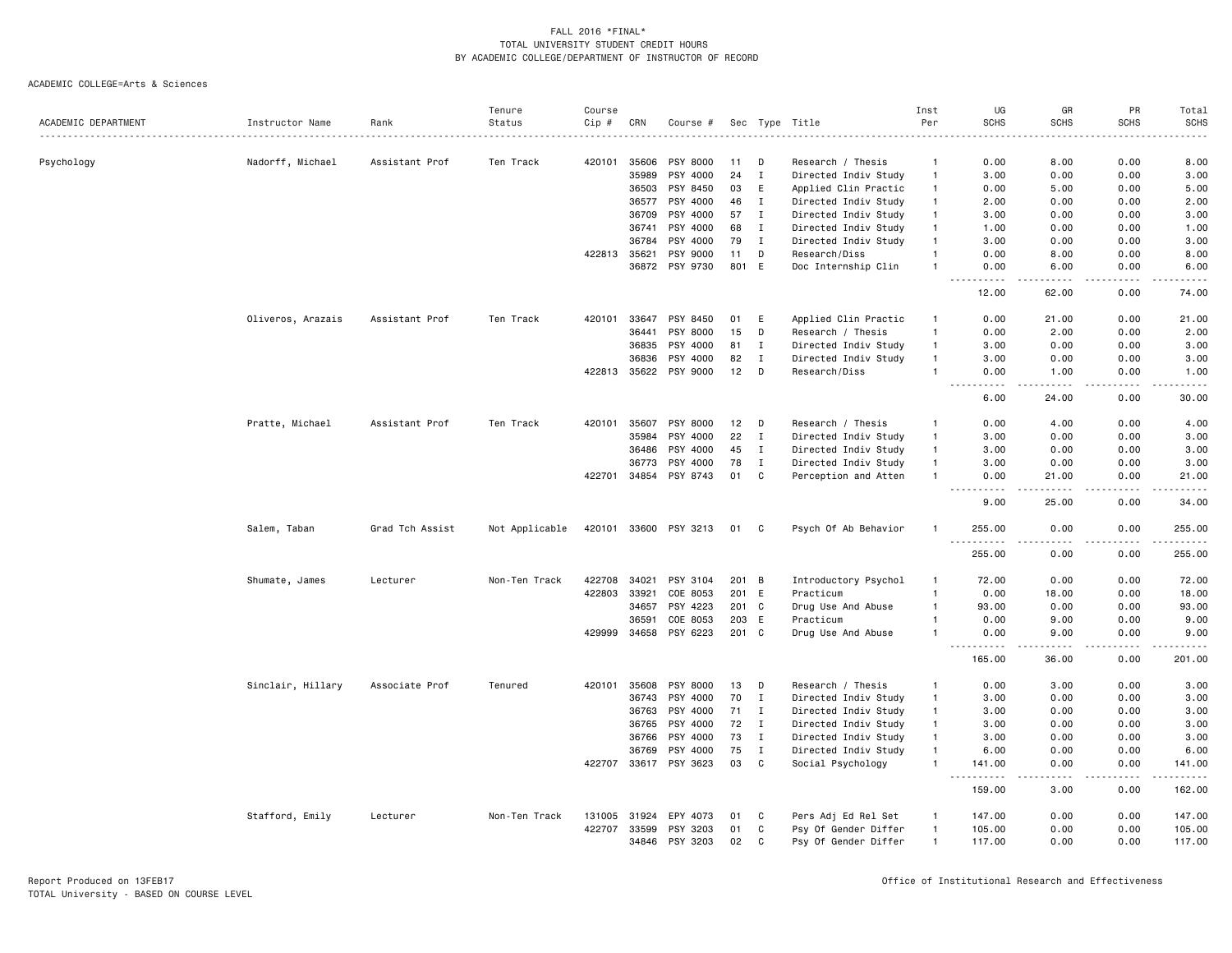FALL 2016 *FINAL*
TOTAL UNIVERSITY STUDENT CREDIT HOURS
BY ACADEMIC COLLEGE/DEPARTMENT OF INSTRUCTOR OF RECORD

ACADEMIC COLLEGE=Arts & Sciences

| ACADEMIC DEPARTMENT | Instructor Name | Rank | Tenure Status | Course Cip # | CRN | Course # | Sec | Type | Title | Inst Per | UG SCHS | GR SCHS | PR SCHS | Total SCHS |
|---|---|---|---|---|---|---|---|---|---|---|---|---|---|---|
| Psychology | Nadorff, Michael | Assistant Prof | Ten Track | 420101 | 35606 | PSY 8000 | 11 | D | Research / Thesis | 1 | 0.00 | 8.00 | 0.00 | 8.00 |
| | | | | | 35989 | PSY 4000 | 24 | I | Directed Indiv Study | 1 | 3.00 | 0.00 | 0.00 | 3.00 |
| | | | | | 36503 | PSY 8450 | 03 | E | Applied Clin Practic | 1 | 0.00 | 5.00 | 0.00 | 5.00 |
| | | | | | 36577 | PSY 4000 | 46 | I | Directed Indiv Study | 1 | 2.00 | 0.00 | 0.00 | 2.00 |
| | | | | | 36709 | PSY 4000 | 57 | I | Directed Indiv Study | 1 | 3.00 | 0.00 | 0.00 | 3.00 |
| | | | | | 36741 | PSY 4000 | 68 | I | Directed Indiv Study | 1 | 1.00 | 0.00 | 0.00 | 1.00 |
| | | | | | 36784 | PSY 4000 | 79 | I | Directed Indiv Study | 1 | 3.00 | 0.00 | 0.00 | 3.00 |
| | | | | 422813 | 35621 | PSY 9000 | 11 | D | Research/Diss | 1 | 0.00 | 8.00 | 0.00 | 8.00 |
| | | | | | 36872 | PSY 9730 | 801 | E | Doc Internship Clin | 1 | 0.00 | 6.00 | 0.00 | 6.00 |
| | | | | | | | | | | | 12.00 | 62.00 | 0.00 | 74.00 |
| | Oliveros, Arazais | Assistant Prof | Ten Track | 420101 | 33647 | PSY 8450 | 01 | E | Applied Clin Practic | 1 | 0.00 | 21.00 | 0.00 | 21.00 |
| | | | | | 36441 | PSY 8000 | 15 | D | Research / Thesis | 1 | 0.00 | 2.00 | 0.00 | 2.00 |
| | | | | | 36835 | PSY 4000 | 81 | I | Directed Indiv Study | 1 | 3.00 | 0.00 | 0.00 | 3.00 |
| | | | | | 36836 | PSY 4000 | 82 | I | Directed Indiv Study | 1 | 3.00 | 0.00 | 0.00 | 3.00 |
| | | | | 422813 | 35622 | PSY 9000 | 12 | D | Research/Diss | 1 | 0.00 | 1.00 | 0.00 | 1.00 |
| | | | | | | | | | | | 6.00 | 24.00 | 0.00 | 30.00 |
| | Pratte, Michael | Assistant Prof | Ten Track | 420101 | 35607 | PSY 8000 | 12 | D | Research / Thesis | 1 | 0.00 | 4.00 | 0.00 | 4.00 |
| | | | | | 35984 | PSY 4000 | 22 | I | Directed Indiv Study | 1 | 3.00 | 0.00 | 0.00 | 3.00 |
| | | | | | 36486 | PSY 4000 | 45 | I | Directed Indiv Study | 1 | 3.00 | 0.00 | 0.00 | 3.00 |
| | | | | | 36773 | PSY 4000 | 78 | I | Directed Indiv Study | 1 | 3.00 | 0.00 | 0.00 | 3.00 |
| | | | | 422701 | 34854 | PSY 8743 | 01 | C | Perception and Atten | 1 | 0.00 | 21.00 | 0.00 | 21.00 |
| | | | | | | | | | | | 9.00 | 25.00 | 0.00 | 34.00 |
| | Salem, Taban | Grad Tch Assist | Not Applicable | 420101 | 33600 | PSY 3213 | 01 | C | Psych Of Ab Behavior | 1 | 255.00 | 0.00 | 0.00 | 255.00 |
| | | | | | | | | | | | 255.00 | 0.00 | 0.00 | 255.00 |
| | Shumate, James | Lecturer | Non-Ten Track | 422708 | 34021 | PSY 3104 | 201 | B | Introductory Psychol | 1 | 72.00 | 0.00 | 0.00 | 72.00 |
| | | | | 422803 | 33921 | COE 8053 | 201 | E | Practicum | 1 | 0.00 | 18.00 | 0.00 | 18.00 |
| | | | | | 34657 | PSY 4223 | 201 | C | Drug Use And Abuse | 1 | 93.00 | 0.00 | 0.00 | 93.00 |
| | | | | | 36591 | COE 8053 | 203 | E | Practicum | 1 | 0.00 | 9.00 | 0.00 | 9.00 |
| | | | | 429999 | 34658 | PSY 6223 | 201 | C | Drug Use And Abuse | 1 | 0.00 | 9.00 | 0.00 | 9.00 |
| | | | | | | | | | | | 165.00 | 36.00 | 0.00 | 201.00 |
| | Sinclair, Hillary | Associate Prof | Tenured | 420101 | 35608 | PSY 8000 | 13 | D | Research / Thesis | 1 | 0.00 | 3.00 | 0.00 | 3.00 |
| | | | | | 36743 | PSY 4000 | 70 | I | Directed Indiv Study | 1 | 3.00 | 0.00 | 0.00 | 3.00 |
| | | | | | 36763 | PSY 4000 | 71 | I | Directed Indiv Study | 1 | 3.00 | 0.00 | 0.00 | 3.00 |
| | | | | | 36765 | PSY 4000 | 72 | I | Directed Indiv Study | 1 | 3.00 | 0.00 | 0.00 | 3.00 |
| | | | | | 36766 | PSY 4000 | 73 | I | Directed Indiv Study | 1 | 3.00 | 0.00 | 0.00 | 3.00 |
| | | | | | 36769 | PSY 4000 | 75 | I | Directed Indiv Study | 1 | 6.00 | 0.00 | 0.00 | 6.00 |
| | | | | 422707 | 33617 | PSY 3623 | 03 | C | Social Psychology | 1 | 141.00 | 0.00 | 0.00 | 141.00 |
| | | | | | | | | | | | 159.00 | 3.00 | 0.00 | 162.00 |
| | Stafford, Emily | Lecturer | Non-Ten Track | 131005 | 31924 | EPY 4073 | 01 | C | Pers Adj Ed Rel Set | 1 | 147.00 | 0.00 | 0.00 | 147.00 |
| | | | | 422707 | 33599 | PSY 3203 | 01 | C | Psy Of Gender Differ | 1 | 105.00 | 0.00 | 0.00 | 105.00 |
| | | | | | 34846 | PSY 3203 | 02 | C | Psy Of Gender Differ | 1 | 117.00 | 0.00 | 0.00 | 117.00 |

Report Produced on 13FEB17
TOTAL University - BASED ON COURSE LEVEL

Office of Institutional Research and Effectiveness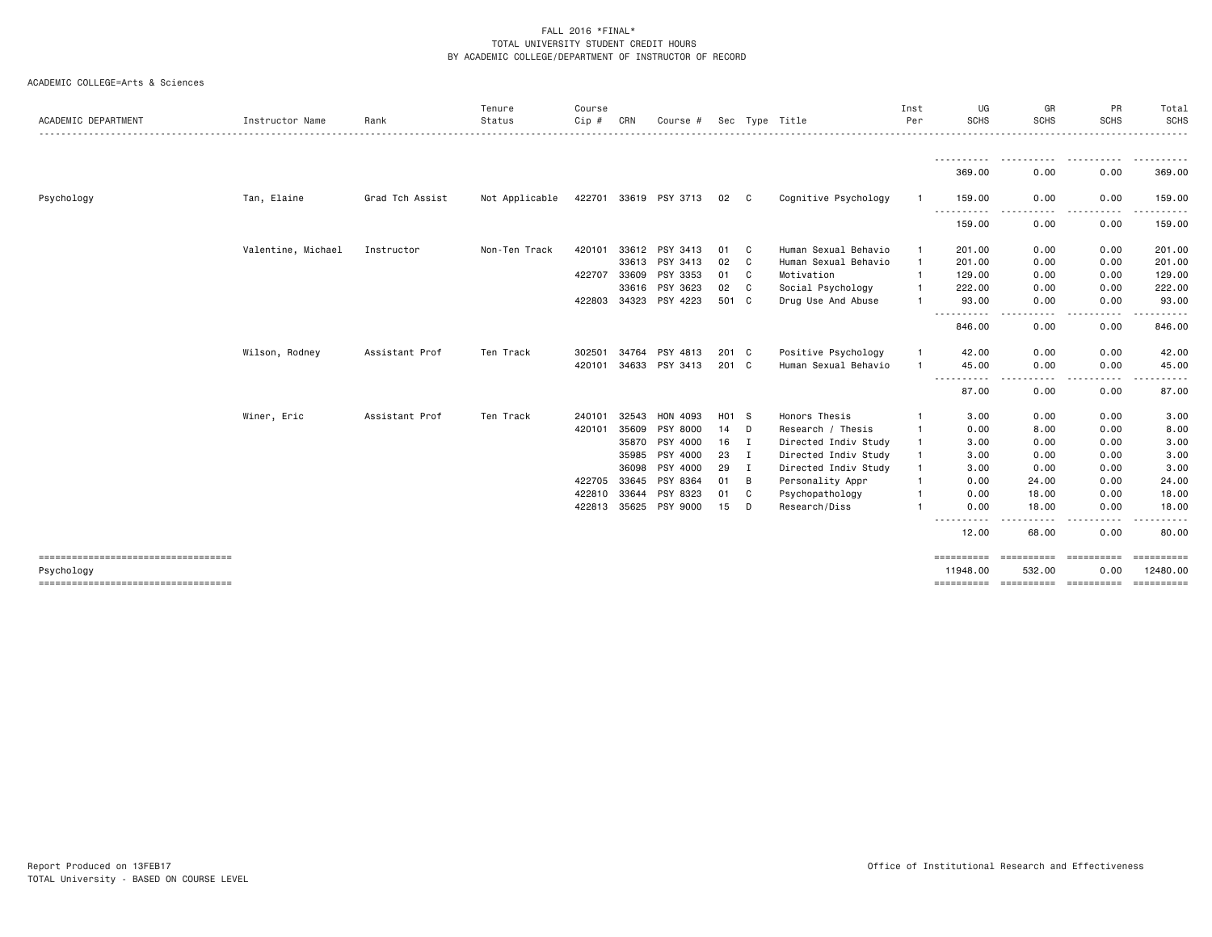FALL 2016 *FINAL*
TOTAL UNIVERSITY STUDENT CREDIT HOURS
BY ACADEMIC COLLEGE/DEPARTMENT OF INSTRUCTOR OF RECORD

ACADEMIC COLLEGE=Arts & Sciences

| ACADEMIC DEPARTMENT | Instructor Name | Rank | Tenure Status | Course Cip # | CRN | Course # | Sec | Type | Title | Inst Per | UG SCHS | GR SCHS | PR SCHS | Total SCHS |
|---|---|---|---|---|---|---|---|---|---|---|---|---|---|---|
| | | | | | | | | | | | 369.00 | 0.00 | 0.00 | 369.00 |
| Psychology | Tan, Elaine | Grad Tch Assist | Not Applicable | 422701 | 33619 | PSY 3713 | 02 | C | Cognitive Psychology | 1 | 159.00 | 0.00 | 0.00 | 159.00 |
| | | | | | | | | | | | 159.00 | 0.00 | 0.00 | 159.00 |
| | Valentine, Michael | Instructor | Non-Ten Track | 420101 | 33612 | PSY 3413 | 01 | C | Human Sexual Behavio | 1 | 201.00 | 0.00 | 0.00 | 201.00 |
| | | | | | 33613 | PSY 3413 | 02 | C | Human Sexual Behavio | 1 | 201.00 | 0.00 | 0.00 | 201.00 |
| | | | | 422707 | 33609 | PSY 3353 | 01 | C | Motivation | 1 | 129.00 | 0.00 | 0.00 | 129.00 |
| | | | | | 33616 | PSY 3623 | 02 | C | Social Psychology | 1 | 222.00 | 0.00 | 0.00 | 222.00 |
| | | | | 422803 | 34323 | PSY 4223 | 501 | C | Drug Use And Abuse | 1 | 93.00 | 0.00 | 0.00 | 93.00 |
| | | | | | | | | | | | 846.00 | 0.00 | 0.00 | 846.00 |
| | Wilson, Rodney | Assistant Prof | Ten Track | 302501 | 34764 | PSY 4813 | 201 | C | Positive Psychology | 1 | 42.00 | 0.00 | 0.00 | 42.00 |
| | | | | 420101 | 34633 | PSY 3413 | 201 | C | Human Sexual Behavio | 1 | 45.00 | 0.00 | 0.00 | 45.00 |
| | | | | | | | | | | | 87.00 | 0.00 | 0.00 | 87.00 |
| | Winer, Eric | Assistant Prof | Ten Track | 240101 | 32543 | HON 4093 | H01 | S | Honors Thesis | 1 | 3.00 | 0.00 | 0.00 | 3.00 |
| | | | | 420101 | 35609 | PSY 8000 | 14 | D | Research / Thesis | 1 | 0.00 | 8.00 | 0.00 | 8.00 |
| | | | | | 35870 | PSY 4000 | 16 | I | Directed Indiv Study | 1 | 3.00 | 0.00 | 0.00 | 3.00 |
| | | | | | 35985 | PSY 4000 | 23 | I | Directed Indiv Study | 1 | 3.00 | 0.00 | 0.00 | 3.00 |
| | | | | | 36098 | PSY 4000 | 29 | I | Directed Indiv Study | 1 | 3.00 | 0.00 | 0.00 | 3.00 |
| | | | | 422705 | 33645 | PSY 8364 | 01 | B | Personality Appr | 1 | 0.00 | 24.00 | 0.00 | 24.00 |
| | | | | 422810 | 33644 | PSY 8323 | 01 | C | Psychopathology | 1 | 0.00 | 18.00 | 0.00 | 18.00 |
| | | | | 422813 | 35625 | PSY 9000 | 15 | D | Research/Diss | 1 | 0.00 | 18.00 | 0.00 | 18.00 |
| | | | | | | | | | | | 12.00 | 68.00 | 0.00 | 80.00 |
| Psychology | | | | | | | | | | | 11948.00 | 532.00 | 0.00 | 12480.00 |

Report Produced on 13FEB17
TOTAL University - BASED ON COURSE LEVEL

Office of Institutional Research and Effectiveness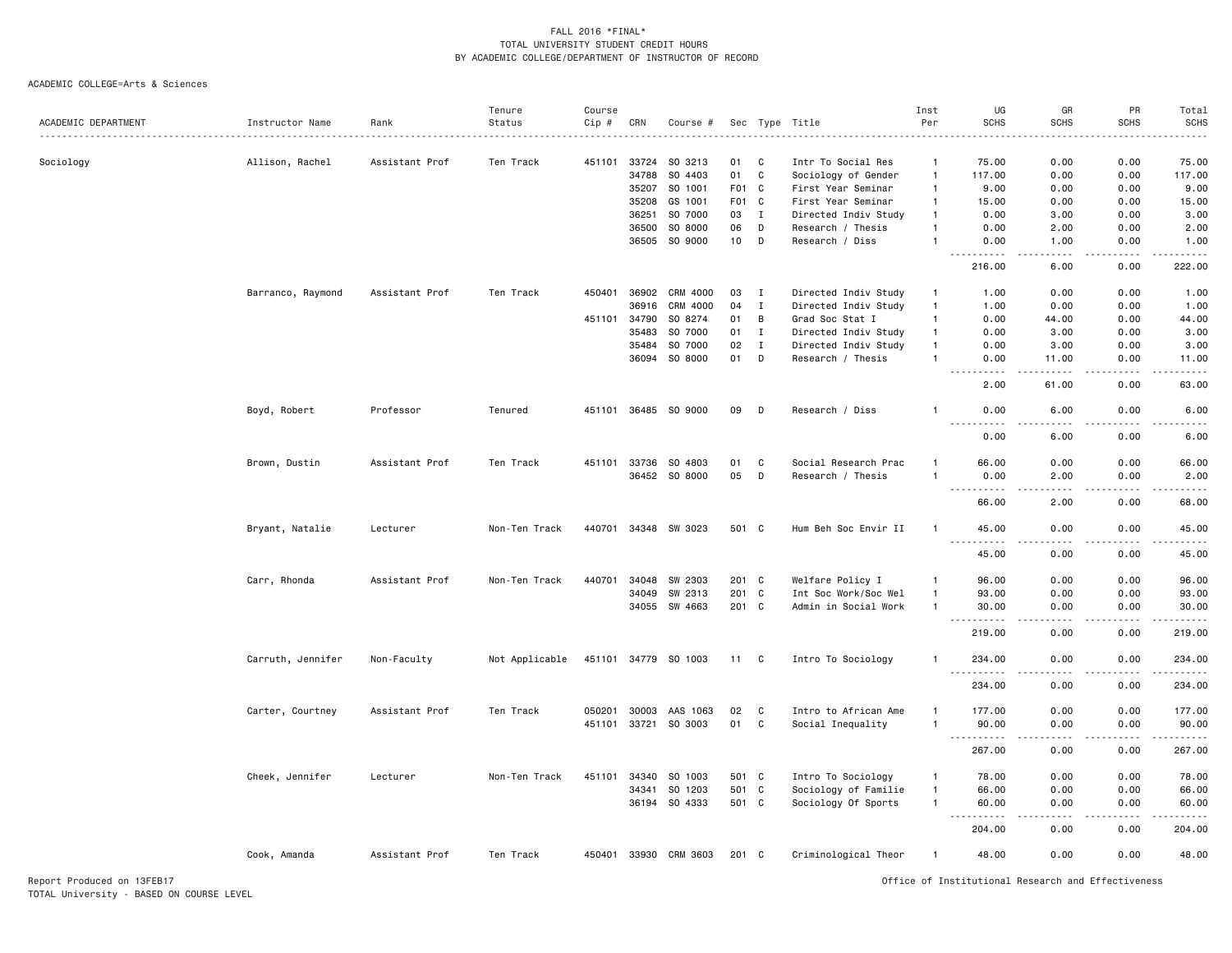FALL 2016 *FINAL*
TOTAL UNIVERSITY STUDENT CREDIT HOURS
BY ACADEMIC COLLEGE/DEPARTMENT OF INSTRUCTOR OF RECORD

ACADEMIC COLLEGE=Arts & Sciences

| ACADEMIC DEPARTMENT | Instructor Name | Rank | Tenure Status | Course Cip # | CRN | Course # | Sec | Type | Title | Inst Per | UG SCHS | GR SCHS | PR SCHS | Total SCHS |
|---|---|---|---|---|---|---|---|---|---|---|---|---|---|---|
| Sociology | Allison, Rachel | Assistant Prof | Ten Track | 451101 | 33724 | SO 3213 | 01 | C | Intr To Social Res | 1 | 75.00 | 0.00 | 0.00 | 75.00 |
| | | | | | 34788 | SO 4403 | 01 | C | Sociology of Gender | 1 | 117.00 | 0.00 | 0.00 | 117.00 |
| | | | | | 35207 | SO 1001 | F01 | C | First Year Seminar | 1 | 9.00 | 0.00 | 0.00 | 9.00 |
| | | | | | 35208 | GS 1001 | F01 | C | First Year Seminar | 1 | 15.00 | 0.00 | 0.00 | 15.00 |
| | | | | | 36251 | SO 7000 | 03 | I | Directed Indiv Study | 1 | 0.00 | 3.00 | 0.00 | 3.00 |
| | | | | | 36500 | SO 8000 | 06 | D | Research / Thesis | 1 | 0.00 | 2.00 | 0.00 | 2.00 |
| | | | | | 36505 | SO 9000 | 10 | D | Research / Diss | 1 | 0.00 | 1.00 | 0.00 | 1.00 |
| | | | | | | | | | | | 216.00 | 6.00 | 0.00 | 222.00 |
| | Barranco, Raymond | Assistant Prof | Ten Track | 450401 | 36902 | CRM 4000 | 03 | I | Directed Indiv Study | 1 | 1.00 | 0.00 | 0.00 | 1.00 |
| | | | | | 36916 | CRM 4000 | 04 | I | Directed Indiv Study | 1 | 1.00 | 0.00 | 0.00 | 1.00 |
| | | | | 451101 | 34790 | SO 8274 | 01 | B | Grad Soc Stat I | 1 | 0.00 | 44.00 | 0.00 | 44.00 |
| | | | | | 35483 | SO 7000 | 01 | I | Directed Indiv Study | 1 | 0.00 | 3.00 | 0.00 | 3.00 |
| | | | | | 35484 | SO 7000 | 02 | I | Directed Indiv Study | 1 | 0.00 | 3.00 | 0.00 | 3.00 |
| | | | | | 36094 | SO 8000 | 01 | D | Research / Thesis | 1 | 0.00 | 11.00 | 0.00 | 11.00 |
| | | | | | | | | | | | 2.00 | 61.00 | 0.00 | 63.00 |
| | Boyd, Robert | Professor | Tenured | 451101 | 36485 | SO 9000 | 09 | D | Research / Diss | 1 | 0.00 | 6.00 | 0.00 | 6.00 |
| | | | | | | | | | | | 0.00 | 6.00 | 0.00 | 6.00 |
| | Brown, Dustin | Assistant Prof | Ten Track | 451101 | 33736 | SO 4803 | 01 | C | Social Research Prac | 1 | 66.00 | 0.00 | 0.00 | 66.00 |
| | | | | | 36452 | SO 8000 | 05 | D | Research / Thesis | 1 | 0.00 | 2.00 | 0.00 | 2.00 |
| | | | | | | | | | | | 66.00 | 2.00 | 0.00 | 68.00 |
| | Bryant, Natalie | Lecturer | Non-Ten Track | 440701 | 34348 | SW 3023 | 501 | C | Hum Beh Soc Envir II | 1 | 45.00 | 0.00 | 0.00 | 45.00 |
| | | | | | | | | | | | 45.00 | 0.00 | 0.00 | 45.00 |
| | Carr, Rhonda | Assistant Prof | Non-Ten Track | 440701 | 34048 | SW 2303 | 201 | C | Welfare Policy I | 1 | 96.00 | 0.00 | 0.00 | 96.00 |
| | | | | | 34049 | SW 2313 | 201 | C | Int Soc Work/Soc Wel | 1 | 93.00 | 0.00 | 0.00 | 93.00 |
| | | | | | 34055 | SW 4663 | 201 | C | Admin in Social Work | 1 | 30.00 | 0.00 | 0.00 | 30.00 |
| | | | | | | | | | | | 219.00 | 0.00 | 0.00 | 219.00 |
| | Carruth, Jennifer | Non-Faculty | Not Applicable | 451101 | 34779 | SO 1003 | 11 | C | Intro To Sociology | 1 | 234.00 | 0.00 | 0.00 | 234.00 |
| | | | | | | | | | | | 234.00 | 0.00 | 0.00 | 234.00 |
| | Carter, Courtney | Assistant Prof | Ten Track | 050201 | 30003 | AAS 1063 | 02 | C | Intro to African Ame | 1 | 177.00 | 0.00 | 0.00 | 177.00 |
| | | | | 451101 | 33721 | SO 3003 | 01 | C | Social Inequality | 1 | 90.00 | 0.00 | 0.00 | 90.00 |
| | | | | | | | | | | | 267.00 | 0.00 | 0.00 | 267.00 |
| | Cheek, Jennifer | Lecturer | Non-Ten Track | 451101 | 34340 | SO 1003 | 501 | C | Intro To Sociology | 1 | 78.00 | 0.00 | 0.00 | 78.00 |
| | | | | | 34341 | SO 1203 | 501 | C | Sociology of Familie | 1 | 66.00 | 0.00 | 0.00 | 66.00 |
| | | | | | 36194 | SO 4333 | 501 | C | Sociology Of Sports | 1 | 60.00 | 0.00 | 0.00 | 60.00 |
| | | | | | | | | | | | 204.00 | 0.00 | 0.00 | 204.00 |
| | Cook, Amanda | Assistant Prof | Ten Track | 450401 | 33930 | CRM 3603 | 201 | C | Criminological Theor | 1 | 48.00 | 0.00 | 0.00 | 48.00 |

Report Produced on 13FEB17
TOTAL University - BASED ON COURSE LEVEL

Office of Institutional Research and Effectiveness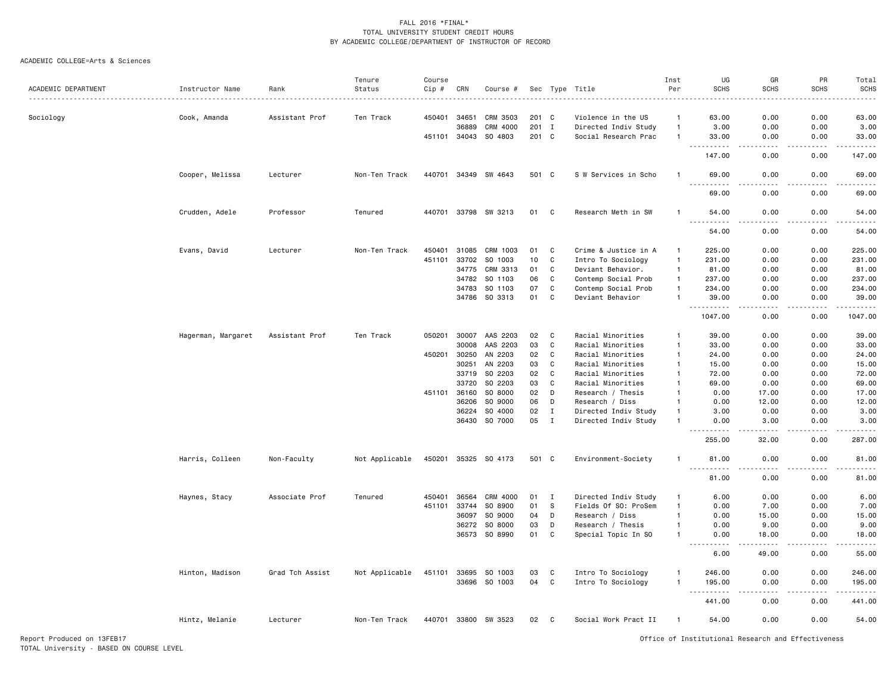FALL 2016 *FINAL*
TOTAL UNIVERSITY STUDENT CREDIT HOURS
BY ACADEMIC COLLEGE/DEPARTMENT OF INSTRUCTOR OF RECORD

ACADEMIC COLLEGE=Arts & Sciences

| ACADEMIC DEPARTMENT | Instructor Name | Rank | Tenure Status | Course Cip # | CRN | Course # | Sec | Type | Title | Inst Per | UG SCHS | GR SCHS | PR SCHS | Total SCHS |
|---|---|---|---|---|---|---|---|---|---|---|---|---|---|---|
| Sociology | Cook, Amanda | Assistant Prof | Ten Track | 450401 | 34651 | CRM 3503 | 201 | C | Violence in the US | 1 | 63.00 | 0.00 | 0.00 | 63.00 |
| | | | | | 36889 | CRM 4000 | 201 | I | Directed Indiv Study | 1 | 3.00 | 0.00 | 0.00 | 3.00 |
| | | | | 451101 | 34043 | SO 4803 | 201 | C | Social Research Prac | 1 | 33.00 | 0.00 | 0.00 | 33.00 |
| | | | | | | | | | | | 147.00 | 0.00 | 0.00 | 147.00 |
| | Cooper, Melissa | Lecturer | Non-Ten Track | 440701 | 34349 | SW 4643 | 501 | C | S W Services in Scho | 1 | 69.00 | 0.00 | 0.00 | 69.00 |
| | | | | | | | | | | | 69.00 | 0.00 | 0.00 | 69.00 |
| | Crudden, Adele | Professor | Tenured | 440701 | 33798 | SW 3213 | 01 | C | Research Meth in SW | 1 | 54.00 | 0.00 | 0.00 | 54.00 |
| | | | | | | | | | | | 54.00 | 0.00 | 0.00 | 54.00 |
| | Evans, David | Lecturer | Non-Ten Track | 450401 | 31085 | CRM 1003 | 01 | C | Crime & Justice in A | 1 | 225.00 | 0.00 | 0.00 | 225.00 |
| | | | | 451101 | 33702 | SO 1003 | 10 | C | Intro To Sociology | 1 | 231.00 | 0.00 | 0.00 | 231.00 |
| | | | | | 34775 | CRM 3313 | 01 | C | Deviant Behavior. | 1 | 81.00 | 0.00 | 0.00 | 81.00 |
| | | | | | 34782 | SO 1103 | 06 | C | Contemp Social Prob | 1 | 237.00 | 0.00 | 0.00 | 237.00 |
| | | | | | 34783 | SO 1103 | 07 | C | Contemp Social Prob | 1 | 234.00 | 0.00 | 0.00 | 234.00 |
| | | | | | 34786 | SO 3313 | 01 | C | Deviant Behavior | 1 | 39.00 | 0.00 | 0.00 | 39.00 |
| | | | | | | | | | | | 1047.00 | 0.00 | 0.00 | 1047.00 |
| | Hagerman, Margaret | Assistant Prof | Ten Track | 050201 | 30007 | AAS 2203 | 02 | C | Racial Minorities | 1 | 39.00 | 0.00 | 0.00 | 39.00 |
| | | | | | 30008 | AAS 2203 | 03 | C | Racial Minorities | 1 | 33.00 | 0.00 | 0.00 | 33.00 |
| | | | | 450201 | 30250 | AN 2203 | 02 | C | Racial Minorities | 1 | 24.00 | 0.00 | 0.00 | 24.00 |
| | | | | | 30251 | AN 2203 | 03 | C | Racial Minorities | 1 | 15.00 | 0.00 | 0.00 | 15.00 |
| | | | | | 33719 | SO 2203 | 02 | C | Racial Minorities | 1 | 72.00 | 0.00 | 0.00 | 72.00 |
| | | | | | 33720 | SO 2203 | 03 | C | Racial Minorities | 1 | 69.00 | 0.00 | 0.00 | 69.00 |
| | | | | 451101 | 36160 | SO 8000 | 02 | D | Research / Thesis | 1 | 0.00 | 17.00 | 0.00 | 17.00 |
| | | | | | 36206 | SO 9000 | 06 | D | Research / Diss | 1 | 0.00 | 12.00 | 0.00 | 12.00 |
| | | | | | 36224 | SO 4000 | 02 | I | Directed Indiv Study | 1 | 3.00 | 0.00 | 0.00 | 3.00 |
| | | | | | 36430 | SO 7000 | 05 | I | Directed Indiv Study | 1 | 0.00 | 3.00 | 0.00 | 3.00 |
| | | | | | | | | | | | 255.00 | 32.00 | 0.00 | 287.00 |
| | Harris, Colleen | Non-Faculty | Not Applicable | 450201 | 35325 | SO 4173 | 501 | C | Environment-Society | 1 | 81.00 | 0.00 | 0.00 | 81.00 |
| | | | | | | | | | | | 81.00 | 0.00 | 0.00 | 81.00 |
| | Haynes, Stacy | Associate Prof | Tenured | 450401 | 36564 | CRM 4000 | 01 | I | Directed Indiv Study | 1 | 6.00 | 0.00 | 0.00 | 6.00 |
| | | | | 451101 | 33744 | SO 8900 | 01 | S | Fields Of SO: ProSem | 1 | 0.00 | 7.00 | 0.00 | 7.00 |
| | | | | | 36097 | SO 9000 | 04 | D | Research / Diss | 1 | 0.00 | 15.00 | 0.00 | 15.00 |
| | | | | | 36272 | SO 8000 | 03 | D | Research / Thesis | 1 | 0.00 | 9.00 | 0.00 | 9.00 |
| | | | | | 36573 | SO 8990 | 01 | C | Special Topic In SO | 1 | 0.00 | 18.00 | 0.00 | 18.00 |
| | | | | | | | | | | | 6.00 | 49.00 | 0.00 | 55.00 |
| | Hinton, Madison | Grad Tch Assist | Not Applicable | 451101 | 33695 | SO 1003 | 03 | C | Intro To Sociology | 1 | 246.00 | 0.00 | 0.00 | 246.00 |
| | | | | | 33696 | SO 1003 | 04 | C | Intro To Sociology | 1 | 195.00 | 0.00 | 0.00 | 195.00 |
| | | | | | | | | | | | 441.00 | 0.00 | 0.00 | 441.00 |
| | Hintz, Melanie | Lecturer | Non-Ten Track | 440701 | 33800 | SW 3523 | 02 | C | Social Work Pract II | 1 | 54.00 | 0.00 | 0.00 | 54.00 |

Report Produced on 13FEB17
TOTAL University - BASED ON COURSE LEVEL

Office of Institutional Research and Effectiveness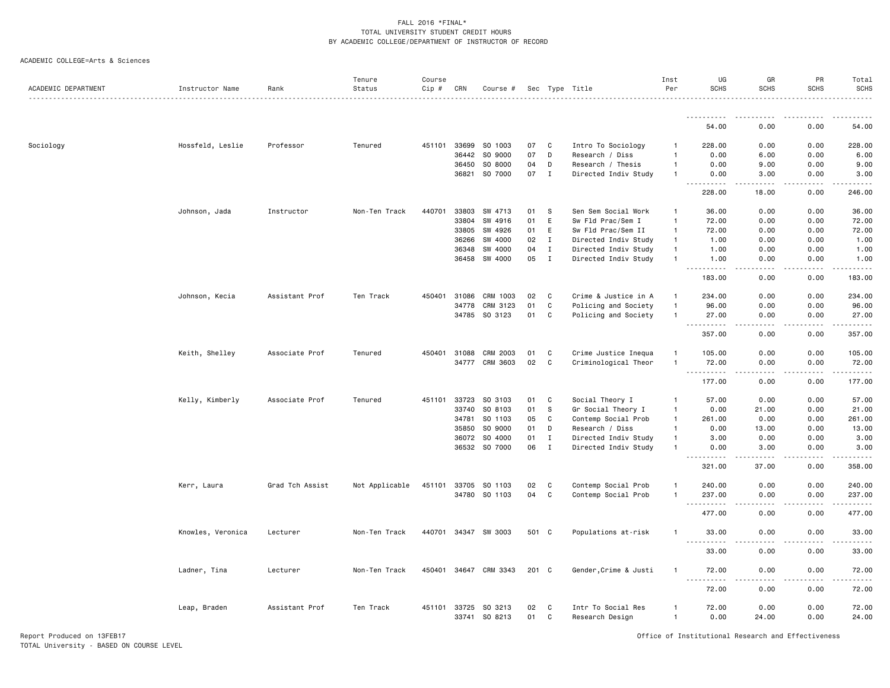FALL 2016 *FINAL*
TOTAL UNIVERSITY STUDENT CREDIT HOURS
BY ACADEMIC COLLEGE/DEPARTMENT OF INSTRUCTOR OF RECORD

ACADEMIC COLLEGE=Arts & Sciences

| ACADEMIC DEPARTMENT | Instructor Name | Rank | Tenure Status | Course Cip # | CRN | Course # | Sec | Type | Title | Inst Per | UG SCHS | GR SCHS | PR SCHS | Total SCHS |
|---|---|---|---|---|---|---|---|---|---|---|---|---|---|---|
| | | | | | | | | | | | 54.00 | 0.00 | 0.00 | 54.00 |
| Sociology | Hossfeld, Leslie | Professor | Tenured | 451101 | 33699 | SO 1003 | 07 | C | Intro To Sociology | 1 | 228.00 | 0.00 | 0.00 | 228.00 |
| | | | | | 36442 | SO 9000 | 07 | D | Research / Diss | 1 | 0.00 | 6.00 | 0.00 | 6.00 |
| | | | | | 36450 | SO 8000 | 04 | D | Research / Thesis | 1 | 0.00 | 9.00 | 0.00 | 9.00 |
| | | | | | 36821 | SO 7000 | 07 | I | Directed Indiv Study | 1 | 0.00 | 3.00 | 0.00 | 3.00 |
| | | | | | | | | | | | 228.00 | 18.00 | 0.00 | 246.00 |
| | Johnson, Jada | Instructor | Non-Ten Track | 440701 | 33803 | SW 4713 | 01 | S | Sen Sem Social Work | 1 | 36.00 | 0.00 | 0.00 | 36.00 |
| | | | | | 33804 | SW 4916 | 01 | E | Sw Fld Prac/Sem I | 1 | 72.00 | 0.00 | 0.00 | 72.00 |
| | | | | | 33805 | SW 4926 | 01 | E | Sw Fld Prac/Sem II | 1 | 72.00 | 0.00 | 0.00 | 72.00 |
| | | | | | 36266 | SW 4000 | 02 | I | Directed Indiv Study | 1 | 1.00 | 0.00 | 0.00 | 1.00 |
| | | | | | 36348 | SW 4000 | 04 | I | Directed Indiv Study | 1 | 1.00 | 0.00 | 0.00 | 1.00 |
| | | | | | 36458 | SW 4000 | 05 | I | Directed Indiv Study | 1 | 1.00 | 0.00 | 0.00 | 1.00 |
| | | | | | | | | | | | 183.00 | 0.00 | 0.00 | 183.00 |
| | Johnson, Kecia | Assistant Prof | Ten Track | 450401 | 31086 | CRM 1003 | 02 | C | Crime & Justice in A | 1 | 234.00 | 0.00 | 0.00 | 234.00 |
| | | | | | 34778 | CRM 3123 | 01 | C | Policing and Society | 1 | 96.00 | 0.00 | 0.00 | 96.00 |
| | | | | | 34785 | SO 3123 | 01 | C | Policing and Society | 1 | 27.00 | 0.00 | 0.00 | 27.00 |
| | | | | | | | | | | | 357.00 | 0.00 | 0.00 | 357.00 |
| | Keith, Shelley | Associate Prof | Tenured | 450401 | 31088 | CRM 2003 | 01 | C | Crime Justice Inequa | 1 | 105.00 | 0.00 | 0.00 | 105.00 |
| | | | | | 34777 | CRM 3603 | 02 | C | Criminological Theor | 1 | 72.00 | 0.00 | 0.00 | 72.00 |
| | | | | | | | | | | | 177.00 | 0.00 | 0.00 | 177.00 |
| | Kelly, Kimberly | Associate Prof | Tenured | 451101 | 33723 | SO 3103 | 01 | C | Social Theory I | 1 | 57.00 | 0.00 | 0.00 | 57.00 |
| | | | | | 33740 | SO 8103 | 01 | S | Gr Social Theory I | 1 | 0.00 | 21.00 | 0.00 | 21.00 |
| | | | | | 34781 | SO 1103 | 05 | C | Contemp Social Prob | 1 | 261.00 | 0.00 | 0.00 | 261.00 |
| | | | | | 35850 | SO 9000 | 01 | D | Research / Diss | 1 | 0.00 | 13.00 | 0.00 | 13.00 |
| | | | | | 36072 | SO 4000 | 01 | I | Directed Indiv Study | 1 | 3.00 | 0.00 | 0.00 | 3.00 |
| | | | | | 36532 | SO 7000 | 06 | I | Directed Indiv Study | 1 | 0.00 | 3.00 | 0.00 | 3.00 |
| | | | | | | | | | | | 321.00 | 37.00 | 0.00 | 358.00 |
| | Kerr, Laura | Grad Tch Assist | Not Applicable | 451101 | 33705 | SO 1103 | 02 | C | Contemp Social Prob | 1 | 240.00 | 0.00 | 0.00 | 240.00 |
| | | | | | 34780 | SO 1103 | 04 | C | Contemp Social Prob | 1 | 237.00 | 0.00 | 0.00 | 237.00 |
| | | | | | | | | | | | 477.00 | 0.00 | 0.00 | 477.00 |
| | Knowles, Veronica | Lecturer | Non-Ten Track | 440701 | 34347 | SW 3003 | 501 | C | Populations at-risk | 1 | 33.00 | 0.00 | 0.00 | 33.00 |
| | | | | | | | | | | | 33.00 | 0.00 | 0.00 | 33.00 |
| | Ladner, Tina | Lecturer | Non-Ten Track | 450401 | 34647 | CRM 3343 | 201 | C | Gender,Crime & Justi | 1 | 72.00 | 0.00 | 0.00 | 72.00 |
| | | | | | | | | | | | 72.00 | 0.00 | 0.00 | 72.00 |
| | Leap, Braden | Assistant Prof | Ten Track | 451101 | 33725 | SO 3213 | 02 | C | Intr To Social Res | 1 | 72.00 | 0.00 | 0.00 | 72.00 |
| | | | | | 33741 | SO 8213 | 01 | C | Research Design | 1 | 0.00 | 24.00 | 0.00 | 24.00 |

Report Produced on 13FEB17
TOTAL University - BASED ON COURSE LEVEL

Office of Institutional Research and Effectiveness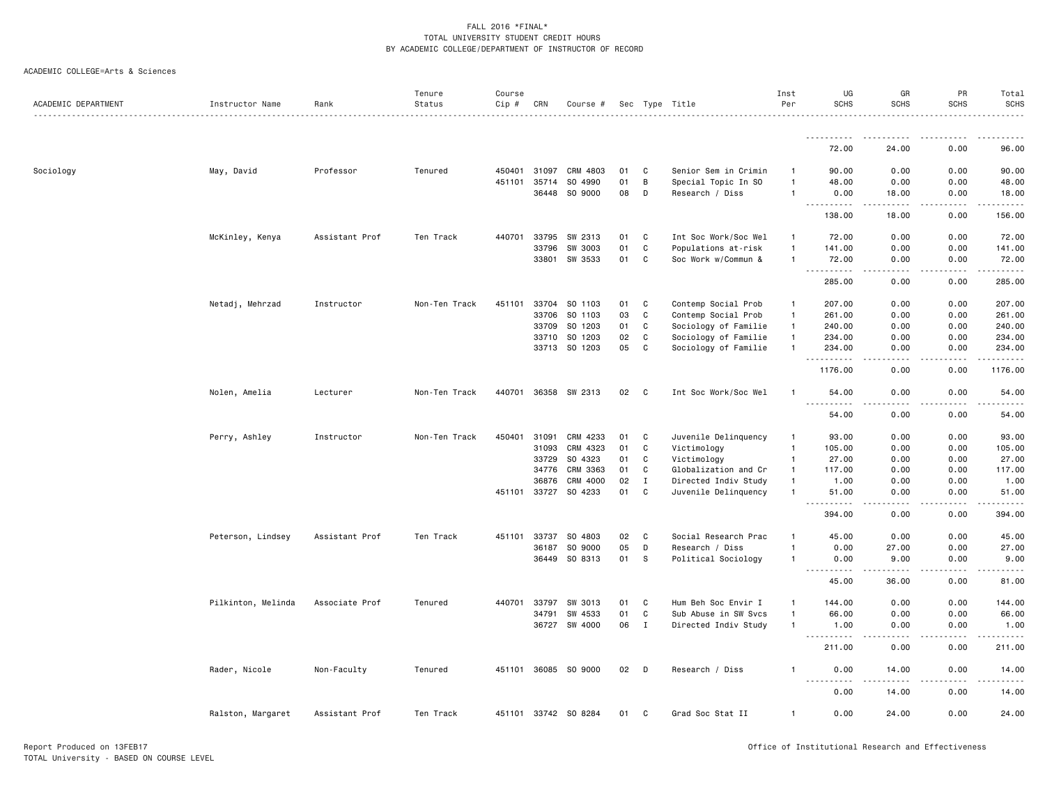FALL 2016 *FINAL*
TOTAL UNIVERSITY STUDENT CREDIT HOURS
BY ACADEMIC COLLEGE/DEPARTMENT OF INSTRUCTOR OF RECORD

ACADEMIC COLLEGE=Arts & Sciences

| ACADEMIC DEPARTMENT | Instructor Name | Rank | Tenure Status | Course Cip # | CRN | Course # | Sec | Type | Title | Inst Per | UG SCHS | GR SCHS | PR SCHS | Total SCHS |
|---|---|---|---|---|---|---|---|---|---|---|---|---|---|---|
| | | | | | | | | | | | 72.00 | 24.00 | 0.00 | 96.00 |
| Sociology | May, David | Professor | Tenured | 450401 | 31097 | CRM 4803 | 01 | C | Senior Sem in Crimin | 1 | 90.00 | 0.00 | 0.00 | 90.00 |
| | | | | 451101 | 35714 | SO 4990 | 01 | B | Special Topic In SO | 1 | 48.00 | 0.00 | 0.00 | 48.00 |
| | | | | | 36448 | SO 9000 | 08 | D | Research / Diss | 1 | 0.00 | 18.00 | 0.00 | 18.00 |
| | | | | | | | | | | | 138.00 | 18.00 | 0.00 | 156.00 |
| | McKinley, Kenya | Assistant Prof | Ten Track | 440701 | 33795 | SW 2313 | 01 | C | Int Soc Work/Soc Wel | 1 | 72.00 | 0.00 | 0.00 | 72.00 |
| | | | | | 33796 | SW 3003 | 01 | C | Populations at-risk | 1 | 141.00 | 0.00 | 0.00 | 141.00 |
| | | | | | 33801 | SW 3533 | 01 | C | Soc Work w/Commun & | 1 | 72.00 | 0.00 | 0.00 | 72.00 |
| | | | | | | | | | | | 285.00 | 0.00 | 0.00 | 285.00 |
| | Netadj, Mehrzad | Instructor | Non-Ten Track | 451101 | 33704 | SO 1103 | 01 | C | Contemp Social Prob | 1 | 207.00 | 0.00 | 0.00 | 207.00 |
| | | | | | 33706 | SO 1103 | 03 | C | Contemp Social Prob | 1 | 261.00 | 0.00 | 0.00 | 261.00 |
| | | | | | 33709 | SO 1203 | 01 | C | Sociology of Familie | 1 | 240.00 | 0.00 | 0.00 | 240.00 |
| | | | | | 33710 | SO 1203 | 02 | C | Sociology of Familie | 1 | 234.00 | 0.00 | 0.00 | 234.00 |
| | | | | | 33713 | SO 1203 | 05 | C | Sociology of Familie | 1 | 234.00 | 0.00 | 0.00 | 234.00 |
| | | | | | | | | | | | 1176.00 | 0.00 | 0.00 | 1176.00 |
| | Nolen, Amelia | Lecturer | Non-Ten Track | 440701 | 36358 | SW 2313 | 02 | C | Int Soc Work/Soc Wel | 1 | 54.00 | 0.00 | 0.00 | 54.00 |
| | | | | | | | | | | | 54.00 | 0.00 | 0.00 | 54.00 |
| | Perry, Ashley | Instructor | Non-Ten Track | 450401 | 31091 | CRM 4233 | 01 | C | Juvenile Delinquency | 1 | 93.00 | 0.00 | 0.00 | 93.00 |
| | | | | | 31093 | CRM 4323 | 01 | C | Victimology | 1 | 105.00 | 0.00 | 0.00 | 105.00 |
| | | | | | 33729 | SO 4323 | 01 | C | Victimology | 1 | 27.00 | 0.00 | 0.00 | 27.00 |
| | | | | | 34776 | CRM 3363 | 01 | C | Globalization and Cr | 1 | 117.00 | 0.00 | 0.00 | 117.00 |
| | | | | | 36876 | CRM 4000 | 02 | I | Directed Indiv Study | 1 | 1.00 | 0.00 | 0.00 | 1.00 |
| | | | | 451101 | 33727 | SO 4233 | 01 | C | Juvenile Delinquency | 1 | 51.00 | 0.00 | 0.00 | 51.00 |
| | | | | | | | | | | | 394.00 | 0.00 | 0.00 | 394.00 |
| | Peterson, Lindsey | Assistant Prof | Ten Track | 451101 | 33737 | SO 4803 | 02 | C | Social Research Prac | 1 | 45.00 | 0.00 | 0.00 | 45.00 |
| | | | | | 36187 | SO 9000 | 05 | D | Research / Diss | 1 | 0.00 | 27.00 | 0.00 | 27.00 |
| | | | | | 36449 | SO 8313 | 01 | S | Political Sociology | 1 | 0.00 | 9.00 | 0.00 | 9.00 |
| | | | | | | | | | | | 45.00 | 36.00 | 0.00 | 81.00 |
| | Pilkinton, Melinda | Associate Prof | Tenured | 440701 | 33797 | SW 3013 | 01 | C | Hum Beh Soc Envir I | 1 | 144.00 | 0.00 | 0.00 | 144.00 |
| | | | | | 34791 | SW 4533 | 01 | C | Sub Abuse in SW Svcs | 1 | 66.00 | 0.00 | 0.00 | 66.00 |
| | | | | | 36727 | SW 4000 | 06 | I | Directed Indiv Study | 1 | 1.00 | 0.00 | 0.00 | 1.00 |
| | | | | | | | | | | | 211.00 | 0.00 | 0.00 | 211.00 |
| | Rader, Nicole | Non-Faculty | Tenured | 451101 | 36085 | SO 9000 | 02 | D | Research / Diss | 1 | 0.00 | 14.00 | 0.00 | 14.00 |
| | | | | | | | | | | | 0.00 | 14.00 | 0.00 | 14.00 |
| | Ralston, Margaret | Assistant Prof | Ten Track | 451101 | 33742 | SO 8284 | 01 | C | Grad Soc Stat II | 1 | 0.00 | 24.00 | 0.00 | 24.00 |

Report Produced on 13FEB17
TOTAL University - BASED ON COURSE LEVEL

Office of Institutional Research and Effectiveness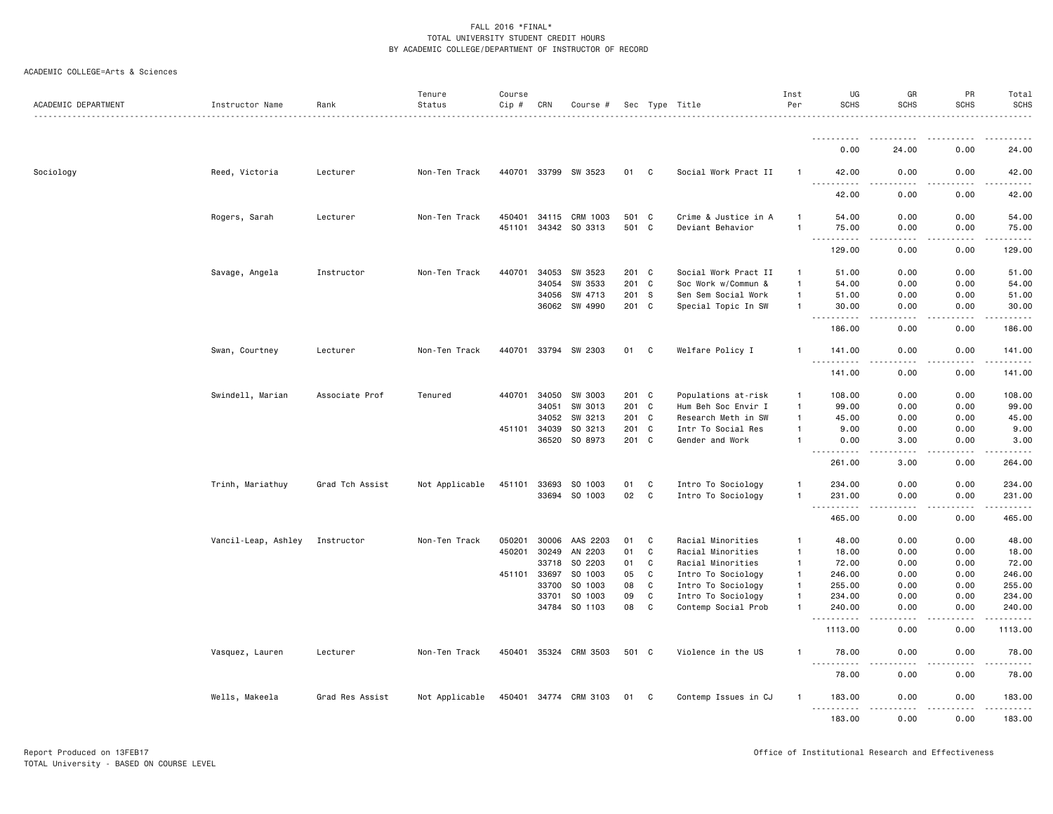FALL 2016 *FINAL*
TOTAL UNIVERSITY STUDENT CREDIT HOURS
BY ACADEMIC COLLEGE/DEPARTMENT OF INSTRUCTOR OF RECORD

ACADEMIC COLLEGE=Arts & Sciences

| ACADEMIC DEPARTMENT | Instructor Name | Rank | Tenure Status | Course Cip # | CRN | Course # | Sec | Type | Title | Inst Per | UG SCHS | GR SCHS | PR SCHS | Total SCHS |
|---|---|---|---|---|---|---|---|---|---|---|---|---|---|---|
| | | | | | | | | | | | 0.00 | 24.00 | 0.00 | 24.00 |
| Sociology | Reed, Victoria | Lecturer | Non-Ten Track | 440701 | 33799 | SW 3523 | 01 | C | Social Work Pract II | 1 | 42.00 | 0.00 | 0.00 | 42.00 |
| | | | | | | | | | | | 42.00 | 0.00 | 0.00 | 42.00 |
| | Rogers, Sarah | Lecturer | Non-Ten Track | 450401 | 34115 | CRM 1003 | 501 | C | Crime & Justice in A | 1 | 54.00 | 0.00 | 0.00 | 54.00 |
| | | | | 451101 | 34342 | SO 3313 | 501 | C | Deviant Behavior | 1 | 75.00 | 0.00 | 0.00 | 75.00 |
| | | | | | | | | | | | 129.00 | 0.00 | 0.00 | 129.00 |
| | Savage, Angela | Instructor | Non-Ten Track | 440701 | 34053 | SW 3523 | 201 | C | Social Work Pract II | 1 | 51.00 | 0.00 | 0.00 | 51.00 |
| | | | | | 34054 | SW 3533 | 201 | C | Soc Work w/Commun & | 1 | 54.00 | 0.00 | 0.00 | 54.00 |
| | | | | | 34056 | SW 4713 | 201 | S | Sen Sem Social Work | 1 | 51.00 | 0.00 | 0.00 | 51.00 |
| | | | | | 36062 | SW 4990 | 201 | C | Special Topic In SW | 1 | 30.00 | 0.00 | 0.00 | 30.00 |
| | | | | | | | | | | | 186.00 | 0.00 | 0.00 | 186.00 |
| | Swan, Courtney | Lecturer | Non-Ten Track | 440701 | 33794 | SW 2303 | 01 | C | Welfare Policy I | 1 | 141.00 | 0.00 | 0.00 | 141.00 |
| | | | | | | | | | | | 141.00 | 0.00 | 0.00 | 141.00 |
| | Swindell, Marian | Associate Prof | Tenured | 440701 | 34050 | SW 3003 | 201 | C | Populations at-risk | 1 | 108.00 | 0.00 | 0.00 | 108.00 |
| | | | | | 34051 | SW 3013 | 201 | C | Hum Beh Soc Envir I | 1 | 99.00 | 0.00 | 0.00 | 99.00 |
| | | | | | 34052 | SW 3213 | 201 | C | Research Meth in SW | 1 | 45.00 | 0.00 | 0.00 | 45.00 |
| | | | | 451101 | 34039 | SO 3213 | 201 | C | Intr To Social Res | 1 | 9.00 | 0.00 | 0.00 | 9.00 |
| | | | | | 36520 | SO 8973 | 201 | C | Gender and Work | 1 | 0.00 | 3.00 | 0.00 | 3.00 |
| | | | | | | | | | | | 261.00 | 3.00 | 0.00 | 264.00 |
| | Trinh, Mariathuy | Grad Tch Assist | Not Applicable | 451101 | 33693 | SO 1003 | 01 | C | Intro To Sociology | 1 | 234.00 | 0.00 | 0.00 | 234.00 |
| | | | | | 33694 | SO 1003 | 02 | C | Intro To Sociology | 1 | 231.00 | 0.00 | 0.00 | 231.00 |
| | | | | | | | | | | | 465.00 | 0.00 | 0.00 | 465.00 |
| | Vancil-Leap, Ashley | Instructor | Non-Ten Track | 050201 | 30006 | AAS 2203 | 01 | C | Racial Minorities | 1 | 48.00 | 0.00 | 0.00 | 48.00 |
| | | | | 450201 | 30249 | AN 2203 | 01 | C | Racial Minorities | 1 | 18.00 | 0.00 | 0.00 | 18.00 |
| | | | | | 33718 | SO 2203 | 01 | C | Racial Minorities | 1 | 72.00 | 0.00 | 0.00 | 72.00 |
| | | | | 451101 | 33697 | SO 1003 | 05 | C | Intro To Sociology | 1 | 246.00 | 0.00 | 0.00 | 246.00 |
| | | | | | 33700 | SO 1003 | 08 | C | Intro To Sociology | 1 | 255.00 | 0.00 | 0.00 | 255.00 |
| | | | | | 33701 | SO 1003 | 09 | C | Intro To Sociology | 1 | 234.00 | 0.00 | 0.00 | 234.00 |
| | | | | | 34784 | SO 1103 | 08 | C | Contemp Social Prob | 1 | 240.00 | 0.00 | 0.00 | 240.00 |
| | | | | | | | | | | | 1113.00 | 0.00 | 0.00 | 1113.00 |
| | Vasquez, Lauren | Lecturer | Non-Ten Track | 450401 | 35324 | CRM 3503 | 501 | C | Violence in the US | 1 | 78.00 | 0.00 | 0.00 | 78.00 |
| | | | | | | | | | | | 78.00 | 0.00 | 0.00 | 78.00 |
| | Wells, Makeela | Grad Res Assist | Not Applicable | 450401 | 34774 | CRM 3103 | 01 | C | Contemp Issues in CJ | 1 | 183.00 | 0.00 | 0.00 | 183.00 |
| | | | | | | | | | | | 183.00 | 0.00 | 0.00 | 183.00 |

Report Produced on 13FEB17
TOTAL University - BASED ON COURSE LEVEL

Office of Institutional Research and Effectiveness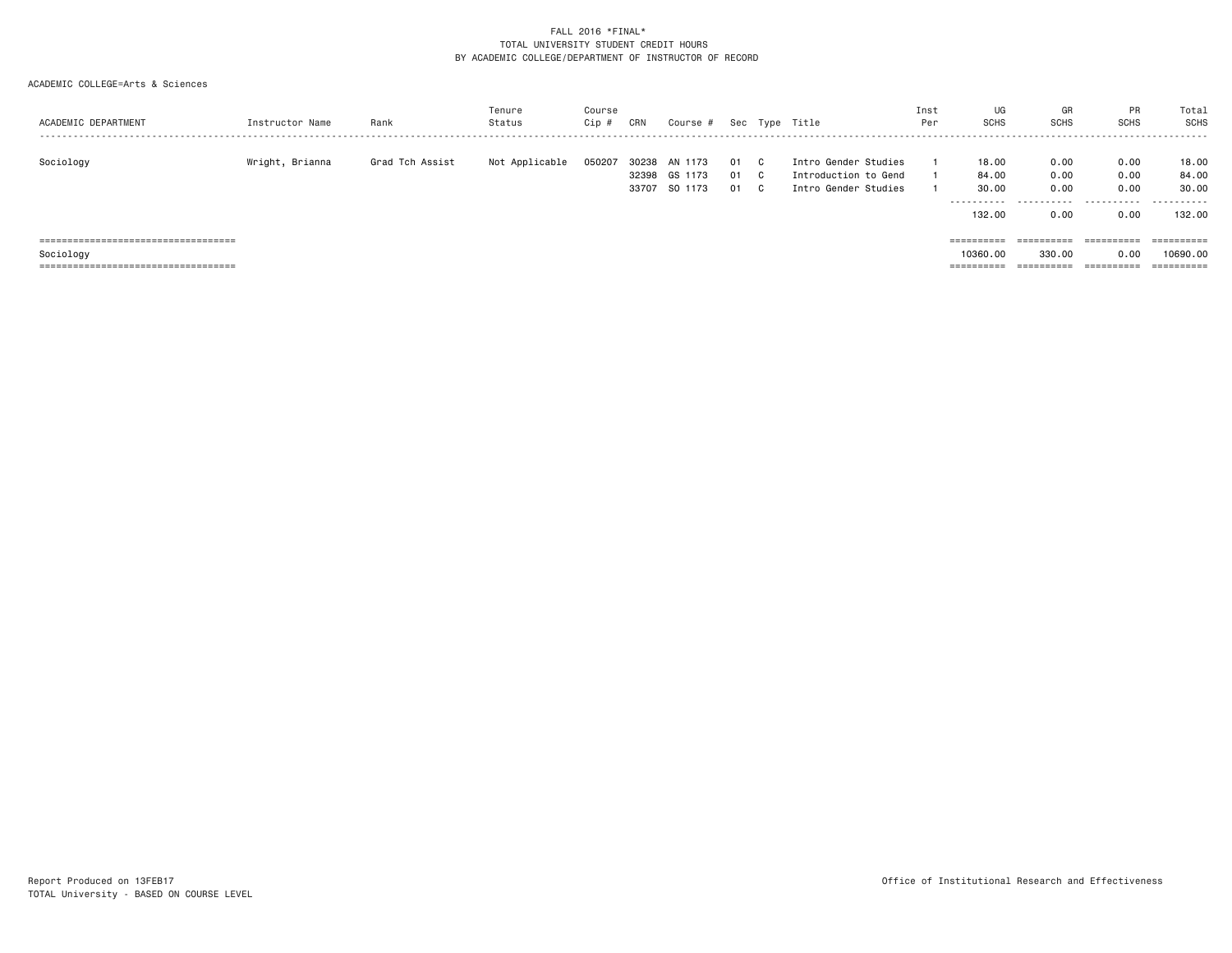FALL 2016 *FINAL*
TOTAL UNIVERSITY STUDENT CREDIT HOURS
BY ACADEMIC COLLEGE/DEPARTMENT OF INSTRUCTOR OF RECORD

ACADEMIC COLLEGE=Arts & Sciences

| ACADEMIC DEPARTMENT | Instructor Name | Rank | Tenure Status | Course Cip # | CRN | Course # | Sec | Type | Title | Inst Per | UG SCHS | GR SCHS | PR SCHS | Total SCHS |
|---|---|---|---|---|---|---|---|---|---|---|---|---|---|---|
| Sociology | Wright, Brianna | Grad Tch Assist | Not Applicable | 050207 | 30238 | AN 1173 | 01 | C | Intro Gender Studies | 1 | 18.00 | 0.00 | 0.00 | 18.00 |
| | | | | | 32398 | GS 1173 | 01 | C | Introduction to Gend | 1 | 84.00 | 0.00 | 0.00 | 84.00 |
| | | | | | 33707 | SO 1173 | 01 | C | Intro Gender Studies | 1 | 30.00 | 0.00 | 0.00 | 30.00 |
| | | | | | | | | | | | 132.00 | 0.00 | 0.00 | 132.00 |
| Sociology | | | | | | | | | | | 10360.00 | 330.00 | 0.00 | 10690.00 |

Report Produced on 13FEB17
TOTAL University - BASED ON COURSE LEVEL

Office of Institutional Research and Effectiveness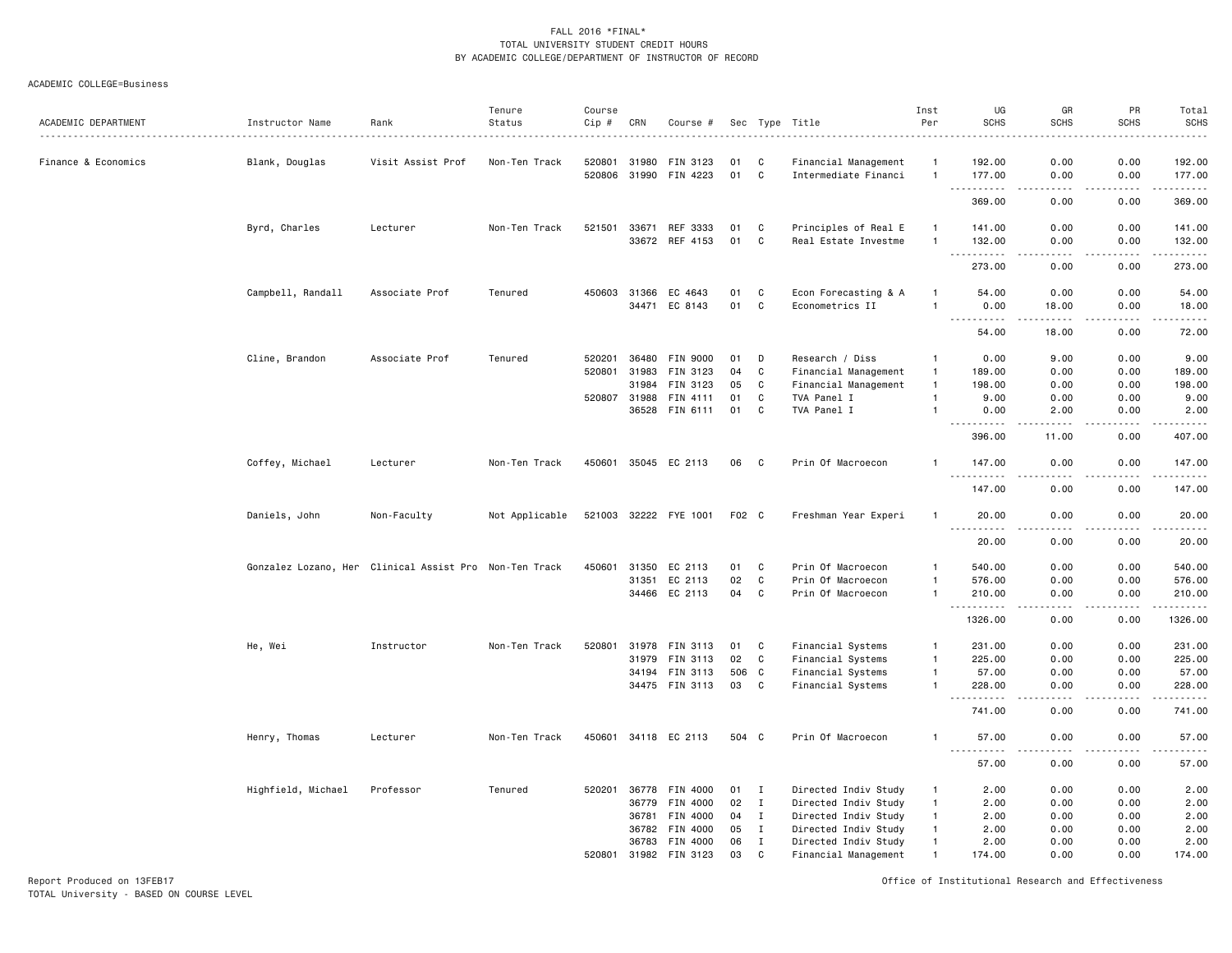FALL 2016 *FINAL*
TOTAL UNIVERSITY STUDENT CREDIT HOURS
BY ACADEMIC COLLEGE/DEPARTMENT OF INSTRUCTOR OF RECORD

ACADEMIC COLLEGE=Business

| ACADEMIC DEPARTMENT | Instructor Name | Rank | Tenure Status | Course Cip # | CRN | Course # | Sec | Type | Title | Inst Per | UG SCHS | GR SCHS | PR SCHS | Total SCHS |
|---|---|---|---|---|---|---|---|---|---|---|---|---|---|---|
| Finance & Economics | Blank, Douglas | Visit Assist Prof | Non-Ten Track | 520801 | 31980 | FIN 3123 | 01 | C | Financial Management | 1 | 192.00 | 0.00 | 0.00 | 192.00 |
| | | | | 520806 | 31990 | FIN 4223 | 01 | C | Intermediate Financi | 1 | 177.00 | 0.00 | 0.00 | 177.00 |
| | | | | | | | | | | | 369.00 | 0.00 | 0.00 | 369.00 |
| | Byrd, Charles | Lecturer | Non-Ten Track | 521501 | 33671 | REF 3333 | 01 | C | Principles of Real E | 1 | 141.00 | 0.00 | 0.00 | 141.00 |
| | | | | | 33672 | REF 4153 | 01 | C | Real Estate Investme | 1 | 132.00 | 0.00 | 0.00 | 132.00 |
| | | | | | | | | | | | 273.00 | 0.00 | 0.00 | 273.00 |
| | Campbell, Randall | Associate Prof | Tenured | 450603 | 31366 | EC 4643 | 01 | C | Econ Forecasting & A | 1 | 54.00 | 0.00 | 0.00 | 54.00 |
| | | | | | 34471 | EC 8143 | 01 | C | Econometrics II | 1 | 0.00 | 18.00 | 0.00 | 18.00 |
| | | | | | | | | | | | 54.00 | 18.00 | 0.00 | 72.00 |
| | Cline, Brandon | Associate Prof | Tenured | 520201 | 36480 | FIN 9000 | 01 | D | Research / Diss | 1 | 0.00 | 9.00 | 0.00 | 9.00 |
| | | | | 520801 | 31983 | FIN 3123 | 04 | C | Financial Management | 1 | 189.00 | 0.00 | 0.00 | 189.00 |
| | | | | | 31984 | FIN 3123 | 05 | C | Financial Management | 1 | 198.00 | 0.00 | 0.00 | 198.00 |
| | | | | 520807 | 31988 | FIN 4111 | 01 | C | TVA Panel I | 1 | 9.00 | 0.00 | 0.00 | 9.00 |
| | | | | | 36528 | FIN 6111 | 01 | C | TVA Panel I | 1 | 0.00 | 2.00 | 0.00 | 2.00 |
| | | | | | | | | | | | 396.00 | 11.00 | 0.00 | 407.00 |
| | Coffey, Michael | Lecturer | Non-Ten Track | 450601 | 35045 | EC 2113 | 06 | C | Prin Of Macroecon | 1 | 147.00 | 0.00 | 0.00 | 147.00 |
| | | | | | | | | | | | 147.00 | 0.00 | 0.00 | 147.00 |
| | Daniels, John | Non-Faculty | Not Applicable | 521003 | 32222 | FYE 1001 | F02 | C | Freshman Year Experi | 1 | 20.00 | 0.00 | 0.00 | 20.00 |
| | | | | | | | | | | | 20.00 | 0.00 | 0.00 | 20.00 |
| | Gonzalez Lozano, Her | Clinical Assist Pro | Non-Ten Track | 450601 | 31350 | EC 2113 | 01 | C | Prin Of Macroecon | 1 | 540.00 | 0.00 | 0.00 | 540.00 |
| | | | | | 31351 | EC 2113 | 02 | C | Prin Of Macroecon | 1 | 576.00 | 0.00 | 0.00 | 576.00 |
| | | | | | 34466 | EC 2113 | 04 | C | Prin Of Macroecon | 1 | 210.00 | 0.00 | 0.00 | 210.00 |
| | | | | | | | | | | | 1326.00 | 0.00 | 0.00 | 1326.00 |
| | He, Wei | Instructor | Non-Ten Track | 520801 | 31978 | FIN 3113 | 01 | C | Financial Systems | 1 | 231.00 | 0.00 | 0.00 | 231.00 |
| | | | | | 31979 | FIN 3113 | 02 | C | Financial Systems | 1 | 225.00 | 0.00 | 0.00 | 225.00 |
| | | | | | 34194 | FIN 3113 | 506 | C | Financial Systems | 1 | 57.00 | 0.00 | 0.00 | 57.00 |
| | | | | | 34475 | FIN 3113 | 03 | C | Financial Systems | 1 | 228.00 | 0.00 | 0.00 | 228.00 |
| | | | | | | | | | | | 741.00 | 0.00 | 0.00 | 741.00 |
| | Henry, Thomas | Lecturer | Non-Ten Track | 450601 | 34118 | EC 2113 | 504 | C | Prin Of Macroecon | 1 | 57.00 | 0.00 | 0.00 | 57.00 |
| | | | | | | | | | | | 57.00 | 0.00 | 0.00 | 57.00 |
| | Highfield, Michael | Professor | Tenured | 520201 | 36778 | FIN 4000 | 01 | I | Directed Indiv Study | 1 | 2.00 | 0.00 | 0.00 | 2.00 |
| | | | | | 36779 | FIN 4000 | 02 | I | Directed Indiv Study | 1 | 2.00 | 0.00 | 0.00 | 2.00 |
| | | | | | 36781 | FIN 4000 | 04 | I | Directed Indiv Study | 1 | 2.00 | 0.00 | 0.00 | 2.00 |
| | | | | | 36782 | FIN 4000 | 05 | I | Directed Indiv Study | 1 | 2.00 | 0.00 | 0.00 | 2.00 |
| | | | | | 36783 | FIN 4000 | 06 | I | Directed Indiv Study | 1 | 2.00 | 0.00 | 0.00 | 2.00 |
| | | | | 520801 | 31982 | FIN 3123 | 03 | C | Financial Management | 1 | 174.00 | 0.00 | 0.00 | 174.00 |

Report Produced on 13FEB17
TOTAL University - BASED ON COURSE LEVEL

Office of Institutional Research and Effectiveness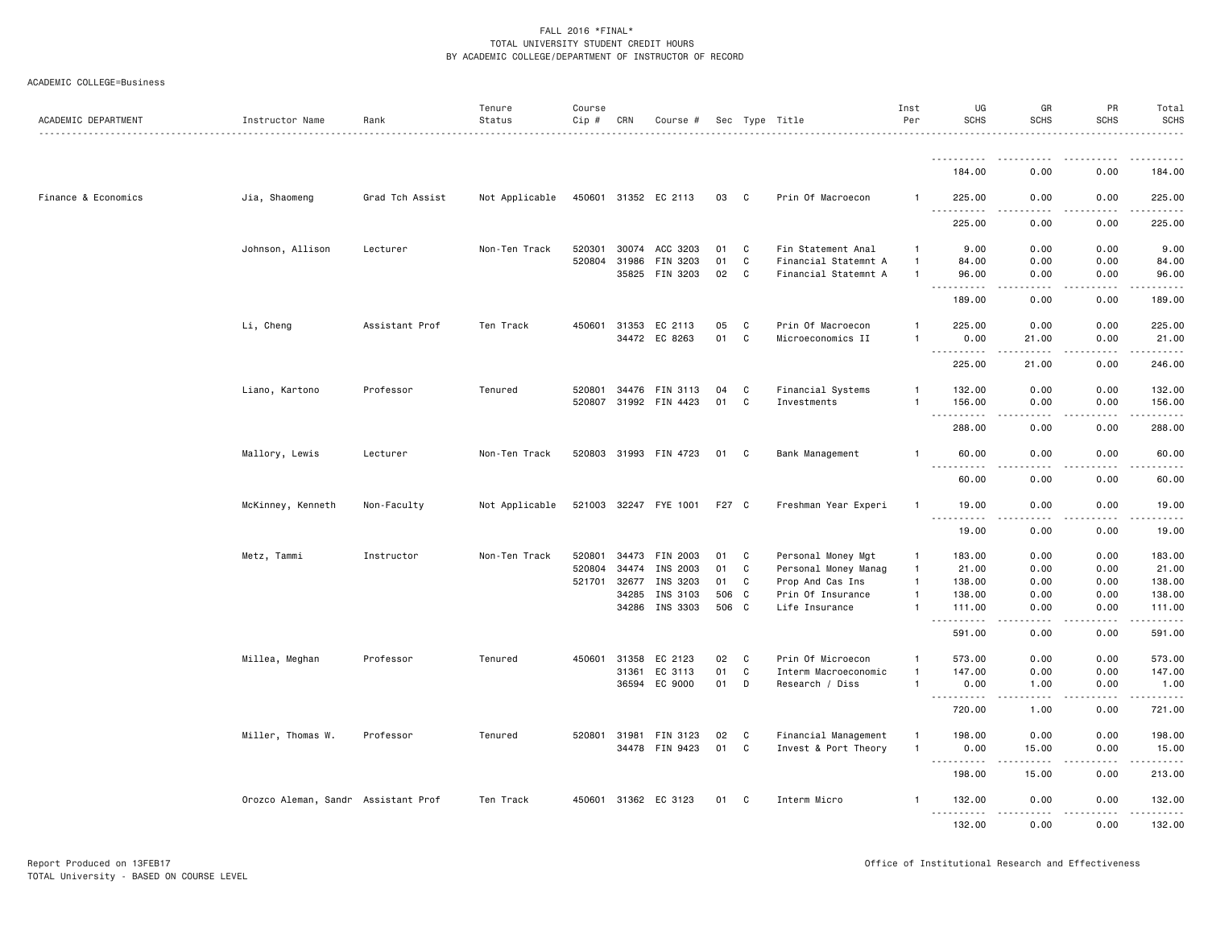FALL 2016 *FINAL*
TOTAL UNIVERSITY STUDENT CREDIT HOURS
BY ACADEMIC COLLEGE/DEPARTMENT OF INSTRUCTOR OF RECORD

ACADEMIC COLLEGE=Business

| ACADEMIC DEPARTMENT | Instructor Name | Rank | Tenure Status | Course Cip # | CRN | Course # | Sec | Type | Title | Inst Per | UG SCHS | GR SCHS | PR SCHS | Total SCHS |
|---|---|---|---|---|---|---|---|---|---|---|---|---|---|---|
| | | | | | | | | | | | 184.00 | 0.00 | 0.00 | 184.00 |
| Finance & Economics | Jia, Shaomeng | Grad Tch Assist | Not Applicable | 450601 | 31352 | EC 2113 | 03 | C | Prin Of Macroecon | 1 | 225.00 | 0.00 | 0.00 | 225.00 |
| | | | | | | | | | | | 225.00 | 0.00 | 0.00 | 225.00 |
| | Johnson, Allison | Lecturer | Non-Ten Track | 520301 | 30074 | ACC 3203 | 01 | C | Fin Statement Anal | 1 | 9.00 | 0.00 | 0.00 | 9.00 |
| | | | | 520804 | 31986 | FIN 3203 | 01 | C | Financial Statemnt A | 1 | 84.00 | 0.00 | 0.00 | 84.00 |
| | | | | | 35825 | FIN 3203 | 02 | C | Financial Statemnt A | 1 | 96.00 | 0.00 | 0.00 | 96.00 |
| | | | | | | | | | | | 189.00 | 0.00 | 0.00 | 189.00 |
| | Li, Cheng | Assistant Prof | Ten Track | 450601 | 31353 | EC 2113 | 05 | C | Prin Of Macroecon | 1 | 225.00 | 0.00 | 0.00 | 225.00 |
| | | | | | 34472 | EC 8263 | 01 | C | Microeconomics II | 1 | 0.00 | 21.00 | 0.00 | 21.00 |
| | | | | | | | | | | | 225.00 | 21.00 | 0.00 | 246.00 |
| | Liano, Kartono | Professor | Tenured | 520801 | 34476 | FIN 3113 | 04 | C | Financial Systems | 1 | 132.00 | 0.00 | 0.00 | 132.00 |
| | | | | 520807 | 31992 | FIN 4423 | 01 | C | Investments | 1 | 156.00 | 0.00 | 0.00 | 156.00 |
| | | | | | | | | | | | 288.00 | 0.00 | 0.00 | 288.00 |
| | Mallory, Lewis | Lecturer | Non-Ten Track | 520803 | 31993 | FIN 4723 | 01 | C | Bank Management | 1 | 60.00 | 0.00 | 0.00 | 60.00 |
| | | | | | | | | | | | 60.00 | 0.00 | 0.00 | 60.00 |
| | McKinney, Kenneth | Non-Faculty | Not Applicable | 521003 | 32247 | FYE 1001 | F27 | C | Freshman Year Experi | 1 | 19.00 | 0.00 | 0.00 | 19.00 |
| | | | | | | | | | | | 19.00 | 0.00 | 0.00 | 19.00 |
| | Metz, Tammi | Instructor | Non-Ten Track | 520801 | 34473 | FIN 2003 | 01 | C | Personal Money Mgt | 1 | 183.00 | 0.00 | 0.00 | 183.00 |
| | | | | 520804 | 34474 | INS 2003 | 01 | C | Personal Money Manag | 1 | 21.00 | 0.00 | 0.00 | 21.00 |
| | | | | 521701 | 32677 | INS 3203 | 01 | C | Prop And Cas Ins | 1 | 138.00 | 0.00 | 0.00 | 138.00 |
| | | | | | 34285 | INS 3103 | 506 | C | Prin Of Insurance | 1 | 138.00 | 0.00 | 0.00 | 138.00 |
| | | | | | 34286 | INS 3303 | 506 | C | Life Insurance | 1 | 111.00 | 0.00 | 0.00 | 111.00 |
| | | | | | | | | | | | 591.00 | 0.00 | 0.00 | 591.00 |
| | Millea, Meghan | Professor | Tenured | 450601 | 31358 | EC 2123 | 02 | C | Prin Of Microecon | 1 | 573.00 | 0.00 | 0.00 | 573.00 |
| | | | | | 31361 | EC 3113 | 01 | C | Interm Macroeconomic | 1 | 147.00 | 0.00 | 0.00 | 147.00 |
| | | | | | 36594 | EC 9000 | 01 | D | Research / Diss | 1 | 0.00 | 1.00 | 0.00 | 1.00 |
| | | | | | | | | | | | 720.00 | 1.00 | 0.00 | 721.00 |
| | Miller, Thomas W. | Professor | Tenured | 520801 | 31981 | FIN 3123 | 02 | C | Financial Management | 1 | 198.00 | 0.00 | 0.00 | 198.00 |
| | | | | | 34478 | FIN 9423 | 01 | C | Invest & Port Theory | 1 | 0.00 | 15.00 | 0.00 | 15.00 |
| | | | | | | | | | | | 198.00 | 15.00 | 0.00 | 213.00 |
| | Orozco Aleman, Sandr | Assistant Prof | Ten Track | 450601 | 31362 | EC 3123 | 01 | C | Interm Micro | 1 | 132.00 | 0.00 | 0.00 | 132.00 |
| | | | | | | | | | | | 132.00 | 0.00 | 0.00 | 132.00 |

Report Produced on 13FEB17
TOTAL University - BASED ON COURSE LEVEL
Office of Institutional Research and Effectiveness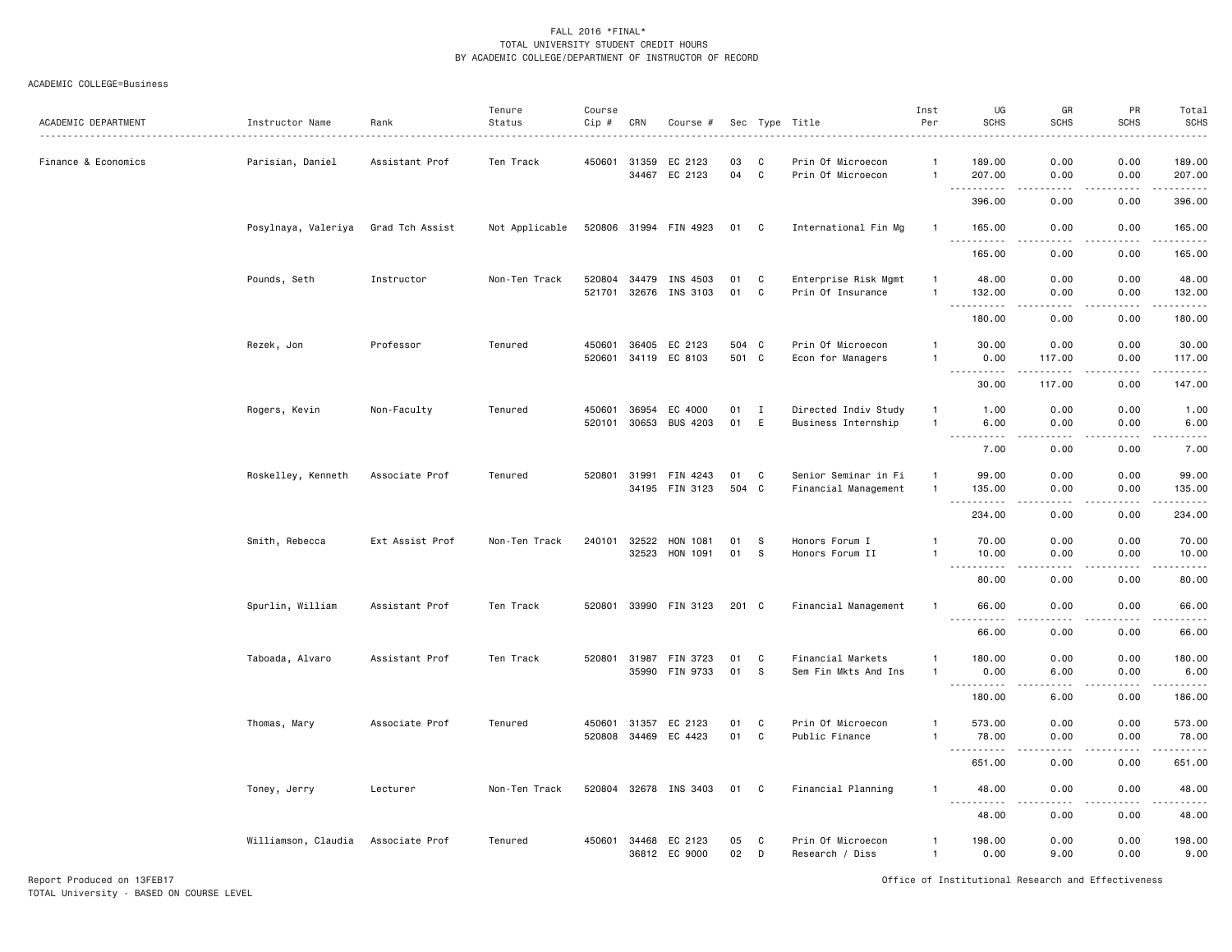FALL 2016 *FINAL*
TOTAL UNIVERSITY STUDENT CREDIT HOURS
BY ACADEMIC COLLEGE/DEPARTMENT OF INSTRUCTOR OF RECORD

ACADEMIC COLLEGE=Business

| ACADEMIC DEPARTMENT | Instructor Name | Rank | Tenure Status | Course Cip # | CRN | Course # | Sec | Type | Title | Inst Per | UG SCHS | GR SCHS | PR SCHS | Total SCHS |
|---|---|---|---|---|---|---|---|---|---|---|---|---|---|---|
| Finance & Economics | Parisian, Daniel | Assistant Prof | Ten Track | 450601 | 31359 | EC 2123 | 03 | C | Prin Of Microecon | 1 | 189.00 | 0.00 | 0.00 | 189.00 |
| | | | | | 34467 | EC 2123 | 04 | C | Prin Of Microecon | 1 | 207.00 | 0.00 | 0.00 | 207.00 |
| | | | | | | | | | | | 396.00 | 0.00 | 0.00 | 396.00 |
| | Posylnaya, Valeriya | Grad Tch Assist | Not Applicable | 520806 | 31994 | FIN 4923 | 01 | C | International Fin Mg | 1 | 165.00 | 0.00 | 0.00 | 165.00 |
| | | | | | | | | | | | 165.00 | 0.00 | 0.00 | 165.00 |
| | Pounds, Seth | Instructor | Non-Ten Track | 520804 | 34479 | INS 4503 | 01 | C | Enterprise Risk Mgmt | 1 | 48.00 | 0.00 | 0.00 | 48.00 |
| | | | | 521701 | 32676 | INS 3103 | 01 | C | Prin Of Insurance | 1 | 132.00 | 0.00 | 0.00 | 132.00 |
| | | | | | | | | | | | 180.00 | 0.00 | 0.00 | 180.00 |
| | Rezek, Jon | Professor | Tenured | 450601 | 36405 | EC 2123 | 504 | C | Prin Of Microecon | 1 | 30.00 | 0.00 | 0.00 | 30.00 |
| | | | | 520601 | 34119 | EC 8103 | 501 | C | Econ for Managers | 1 | 0.00 | 117.00 | 0.00 | 117.00 |
| | | | | | | | | | | | 30.00 | 117.00 | 0.00 | 147.00 |
| | Rogers, Kevin | Non-Faculty | Tenured | 450601 | 36954 | EC 4000 | 01 | I | Directed Indiv Study | 1 | 1.00 | 0.00 | 0.00 | 1.00 |
| | | | | 520101 | 30653 | BUS 4203 | 01 | E | Business Internship | 1 | 6.00 | 0.00 | 0.00 | 6.00 |
| | | | | | | | | | | | 7.00 | 0.00 | 0.00 | 7.00 |
| | Roskelley, Kenneth | Associate Prof | Tenured | 520801 | 31991 | FIN 4243 | 01 | C | Senior Seminar in Fi | 1 | 99.00 | 0.00 | 0.00 | 99.00 |
| | | | | | 34195 | FIN 3123 | 504 | C | Financial Management | 1 | 135.00 | 0.00 | 0.00 | 135.00 |
| | | | | | | | | | | | 234.00 | 0.00 | 0.00 | 234.00 |
| | Smith, Rebecca | Ext Assist Prof | Non-Ten Track | 240101 | 32522 | HON 1081 | 01 | S | Honors Forum I | 1 | 70.00 | 0.00 | 0.00 | 70.00 |
| | | | | | 32523 | HON 1091 | 01 | S | Honors Forum II | 1 | 10.00 | 0.00 | 0.00 | 10.00 |
| | | | | | | | | | | | 80.00 | 0.00 | 0.00 | 80.00 |
| | Spurlin, William | Assistant Prof | Ten Track | 520801 | 33990 | FIN 3123 | 201 | C | Financial Management | 1 | 66.00 | 0.00 | 0.00 | 66.00 |
| | | | | | | | | | | | 66.00 | 0.00 | 0.00 | 66.00 |
| | Taboada, Alvaro | Assistant Prof | Ten Track | 520801 | 31987 | FIN 3723 | 01 | C | Financial Markets | 1 | 180.00 | 0.00 | 0.00 | 180.00 |
| | | | | | 35990 | FIN 9733 | 01 | S | Sem Fin Mkts And Ins | 1 | 0.00 | 6.00 | 0.00 | 6.00 |
| | | | | | | | | | | | 180.00 | 6.00 | 0.00 | 186.00 |
| | Thomas, Mary | Associate Prof | Tenured | 450601 | 31357 | EC 2123 | 01 | C | Prin Of Microecon | 1 | 573.00 | 0.00 | 0.00 | 573.00 |
| | | | | 520808 | 34469 | EC 4423 | 01 | C | Public Finance | 1 | 78.00 | 0.00 | 0.00 | 78.00 |
| | | | | | | | | | | | 651.00 | 0.00 | 0.00 | 651.00 |
| | Toney, Jerry | Lecturer | Non-Ten Track | 520804 | 32678 | INS 3403 | 01 | C | Financial Planning | 1 | 48.00 | 0.00 | 0.00 | 48.00 |
| | | | | | | | | | | | 48.00 | 0.00 | 0.00 | 48.00 |
| | Williamson, Claudia | Associate Prof | Tenured | 450601 | 34468 | EC 2123 | 05 | C | Prin Of Microecon | 1 | 198.00 | 0.00 | 0.00 | 198.00 |
| | | | | | 36812 | EC 9000 | 02 | D | Research / Diss | 1 | 0.00 | 9.00 | 0.00 | 9.00 |

Report Produced on 13FEB17
TOTAL University - BASED ON COURSE LEVEL

Office of Institutional Research and Effectiveness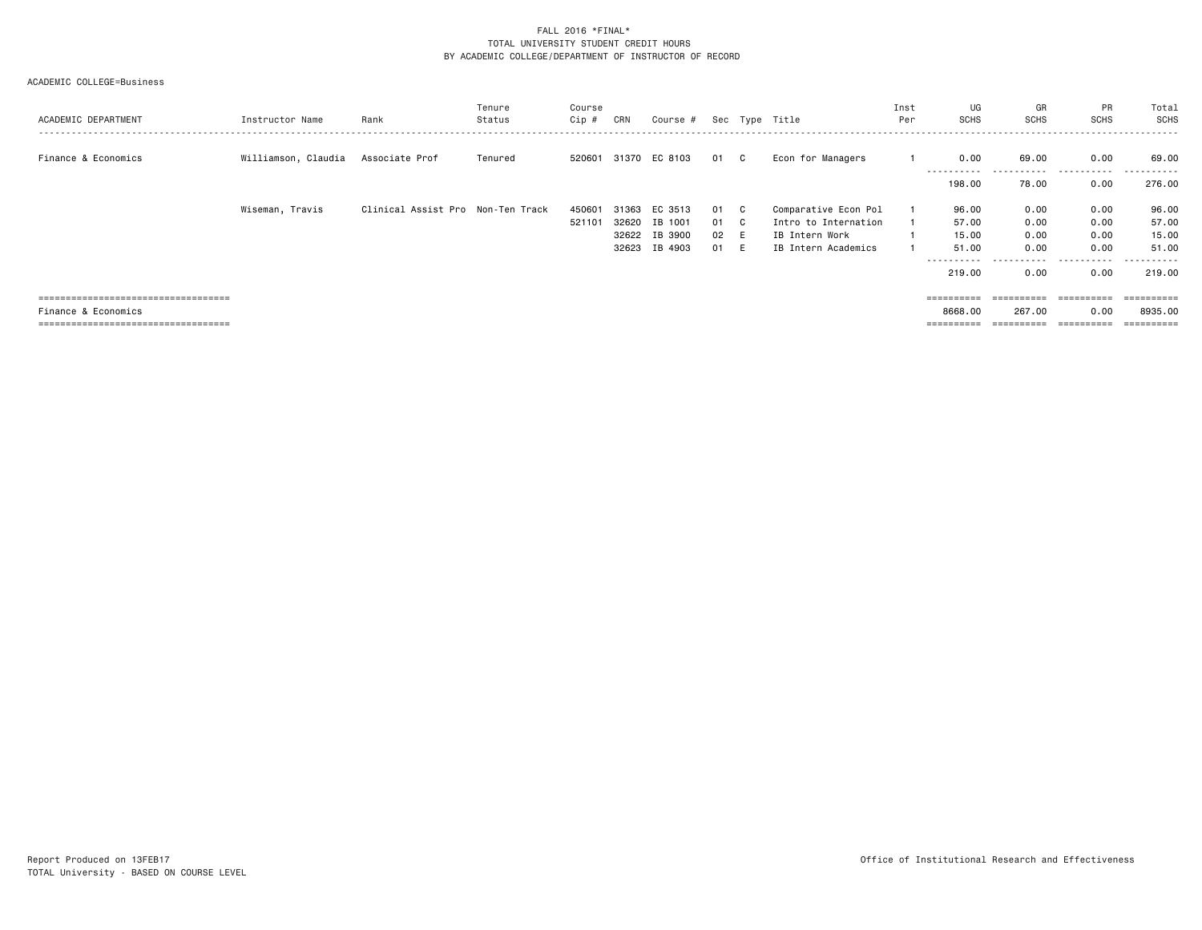FALL 2016 *FINAL*
TOTAL UNIVERSITY STUDENT CREDIT HOURS
BY ACADEMIC COLLEGE/DEPARTMENT OF INSTRUCTOR OF RECORD

ACADEMIC COLLEGE=Business

| ACADEMIC DEPARTMENT | Instructor Name | Rank | Tenure Status | Course Cip # | CRN | Course # | Sec | Type | Title | Inst Per | UG SCHS | GR SCHS | PR SCHS | Total SCHS |
|---|---|---|---|---|---|---|---|---|---|---|---|---|---|---|
| Finance & Economics | Williamson, Claudia | Associate Prof | Tenured | 520601 | 31370 | EC 8103 | 01 | C | Econ for Managers | 1 | 0.00 | 69.00 | 0.00 | 69.00 |
| | | | | | | | | | | | 198.00 | 78.00 | 0.00 | 276.00 |
| | Wiseman, Travis | Clinical Assist Pro | Non-Ten Track | 450601 | 31363 | EC 3513 | 01 | C | Comparative Econ Pol | 1 | 96.00 | 0.00 | 0.00 | 96.00 |
| | | | | 521101 | 32620 | IB 1001 | 01 | C | Intro to Internation | 1 | 57.00 | 0.00 | 0.00 | 57.00 |
| | | | | | 32622 | IB 3900 | 02 | E | IB Intern Work | 1 | 15.00 | 0.00 | 0.00 | 15.00 |
| | | | | | 32623 | IB 4903 | 01 | E | IB Intern Academics | 1 | 51.00 | 0.00 | 0.00 | 51.00 |
| | | | | | | | | | | | 219.00 | 0.00 | 0.00 | 219.00 |
| Finance & Economics | | | | | | | | | | | 8668.00 | 267.00 | 0.00 | 8935.00 |

Report Produced on 13FEB17
TOTAL University - BASED ON COURSE LEVEL

Office of Institutional Research and Effectiveness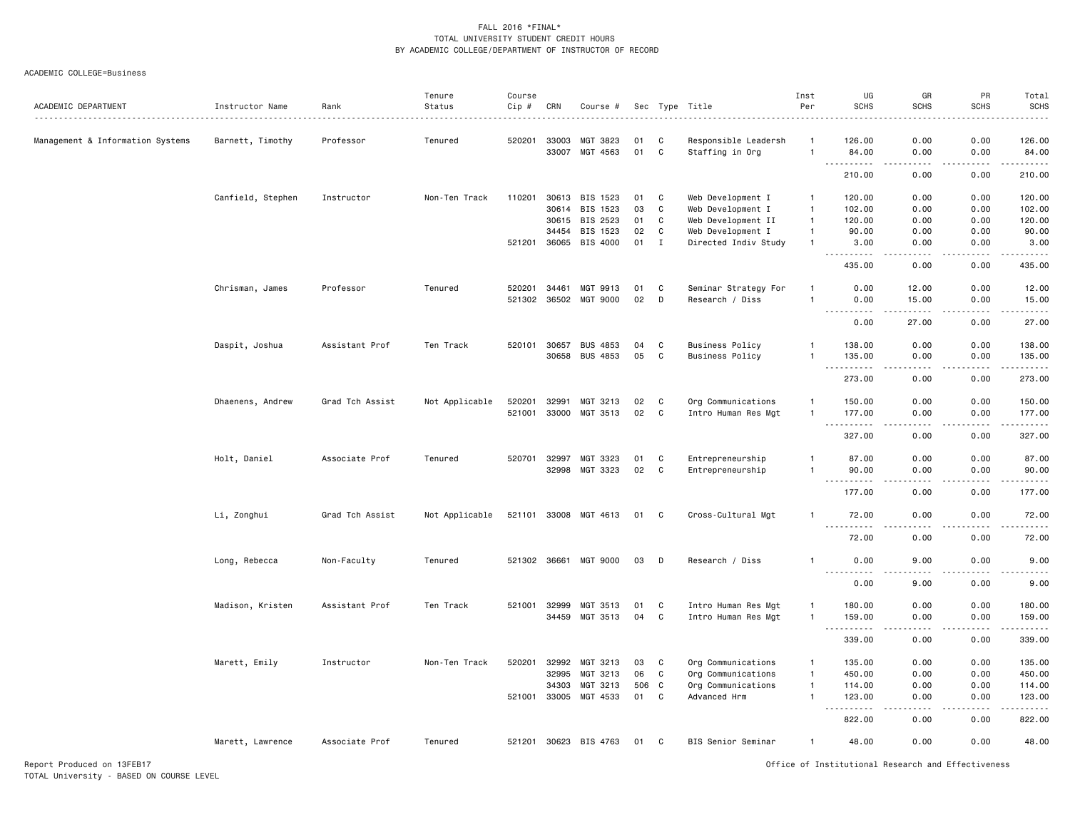FALL 2016 *FINAL*
TOTAL UNIVERSITY STUDENT CREDIT HOURS
BY ACADEMIC COLLEGE/DEPARTMENT OF INSTRUCTOR OF RECORD

ACADEMIC COLLEGE=Business

| ACADEMIC DEPARTMENT | Instructor Name | Rank | Tenure Status | Course Cip # | CRN | Course # | Sec | Type | Title | Inst Per | UG SCHS | GR SCHS | PR SCHS | Total SCHS |
|---|---|---|---|---|---|---|---|---|---|---|---|---|---|---|
| Management & Information Systems | Barnett, Timothy | Professor | Tenured | 520201 | 33003 | MGT 3823 | 01 | C | Responsible Leadersh | 1 | 126.00 | 0.00 | 0.00 | 126.00 |
| | | | | | 33007 | MGT 4563 | 01 | C | Staffing in Org | 1 | 84.00 | 0.00 | 0.00 | 84.00 |
| | | | | | | | | | | | 210.00 | 0.00 | 0.00 | 210.00 |
| | Canfield, Stephen | Instructor | Non-Ten Track | 110201 | 30613 | BIS 1523 | 01 | C | Web Development I | 1 | 120.00 | 0.00 | 0.00 | 120.00 |
| | | | | | 30614 | BIS 1523 | 03 | C | Web Development I | 1 | 102.00 | 0.00 | 0.00 | 102.00 |
| | | | | | 30615 | BIS 2523 | 01 | C | Web Development II | 1 | 120.00 | 0.00 | 0.00 | 120.00 |
| | | | | | 34454 | BIS 1523 | 02 | C | Web Development I | 1 | 90.00 | 0.00 | 0.00 | 90.00 |
| | | | | 521201 | 36065 | BIS 4000 | 01 | I | Directed Indiv Study | 1 | 3.00 | 0.00 | 0.00 | 3.00 |
| | | | | | | | | | | | 435.00 | 0.00 | 0.00 | 435.00 |
| | Chrisman, James | Professor | Tenured | 520201 | 34461 | MGT 9913 | 01 | C | Seminar Strategy For | 1 | 0.00 | 12.00 | 0.00 | 12.00 |
| | | | | 521302 | 36502 | MGT 9000 | 02 | D | Research / Diss | 1 | 0.00 | 15.00 | 0.00 | 15.00 |
| | | | | | | | | | | | 0.00 | 27.00 | 0.00 | 27.00 |
| | Daspit, Joshua | Assistant Prof | Ten Track | 520101 | 30657 | BUS 4853 | 04 | C | Business Policy | 1 | 138.00 | 0.00 | 0.00 | 138.00 |
| | | | | | 30658 | BUS 4853 | 05 | C | Business Policy | 1 | 135.00 | 0.00 | 0.00 | 135.00 |
| | | | | | | | | | | | 273.00 | 0.00 | 0.00 | 273.00 |
| | Dhaenens, Andrew | Grad Tch Assist | Not Applicable | 520201 | 32991 | MGT 3213 | 02 | C | Org Communications | 1 | 150.00 | 0.00 | 0.00 | 150.00 |
| | | | | 521001 | 33000 | MGT 3513 | 02 | C | Intro Human Res Mgt | 1 | 177.00 | 0.00 | 0.00 | 177.00 |
| | | | | | | | | | | | 327.00 | 0.00 | 0.00 | 327.00 |
| | Holt, Daniel | Associate Prof | Tenured | 520701 | 32997 | MGT 3323 | 01 | C | Entrepreneurship | 1 | 87.00 | 0.00 | 0.00 | 87.00 |
| | | | | | 32998 | MGT 3323 | 02 | C | Entrepreneurship | 1 | 90.00 | 0.00 | 0.00 | 90.00 |
| | | | | | | | | | | | 177.00 | 0.00 | 0.00 | 177.00 |
| | Li, Zonghui | Grad Tch Assist | Not Applicable | 521101 | 33008 | MGT 4613 | 01 | C | Cross-Cultural Mgt | 1 | 72.00 | 0.00 | 0.00 | 72.00 |
| | | | | | | | | | | | 72.00 | 0.00 | 0.00 | 72.00 |
| | Long, Rebecca | Non-Faculty | Tenured | 521302 | 36661 | MGT 9000 | 03 | D | Research / Diss | 1 | 0.00 | 9.00 | 0.00 | 9.00 |
| | | | | | | | | | | | 0.00 | 9.00 | 0.00 | 9.00 |
| | Madison, Kristen | Assistant Prof | Ten Track | 521001 | 32999 | MGT 3513 | 01 | C | Intro Human Res Mgt | 1 | 180.00 | 0.00 | 0.00 | 180.00 |
| | | | | | 34459 | MGT 3513 | 04 | C | Intro Human Res Mgt | 1 | 159.00 | 0.00 | 0.00 | 159.00 |
| | | | | | | | | | | | 339.00 | 0.00 | 0.00 | 339.00 |
| | Marett, Emily | Instructor | Non-Ten Track | 520201 | 32992 | MGT 3213 | 03 | C | Org Communications | 1 | 135.00 | 0.00 | 0.00 | 135.00 |
| | | | | | 32995 | MGT 3213 | 06 | C | Org Communications | 1 | 450.00 | 0.00 | 0.00 | 450.00 |
| | | | | | 34303 | MGT 3213 | 506 | C | Org Communications | 1 | 114.00 | 0.00 | 0.00 | 114.00 |
| | | | | 521001 | 33005 | MGT 4533 | 01 | C | Advanced Hrm | 1 | 123.00 | 0.00 | 0.00 | 123.00 |
| | | | | | | | | | | | 822.00 | 0.00 | 0.00 | 822.00 |
| | Marett, Lawrence | Associate Prof | Tenured | 521201 | 30623 | BIS 4763 | 01 | C | BIS Senior Seminar | 1 | 48.00 | 0.00 | 0.00 | 48.00 |

Report Produced on 13FEB17
TOTAL University - BASED ON COURSE LEVEL

Office of Institutional Research and Effectiveness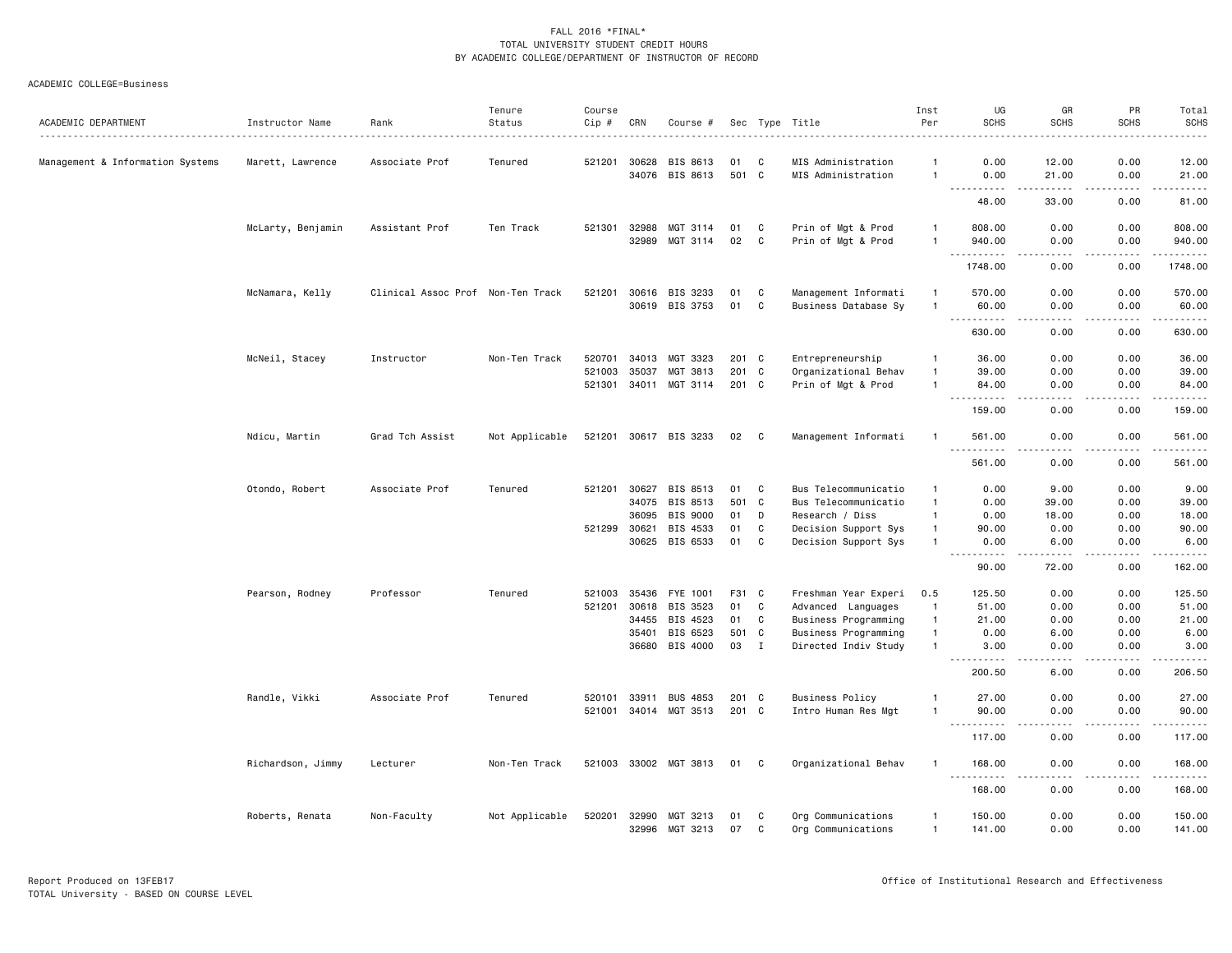FALL 2016 *FINAL*
TOTAL UNIVERSITY STUDENT CREDIT HOURS
BY ACADEMIC COLLEGE/DEPARTMENT OF INSTRUCTOR OF RECORD

ACADEMIC COLLEGE=Business

| ACADEMIC DEPARTMENT | Instructor Name | Rank | Tenure Status | Course Cip # | CRN | Course # | Sec | Type | Title | Inst Per | UG SCHS | GR SCHS | PR SCHS | Total SCHS |
|---|---|---|---|---|---|---|---|---|---|---|---|---|---|---|
| Management & Information Systems | Marett, Lawrence | Associate Prof | Tenured | 521201 | 30628 | BIS 8613 | 01 | C | MIS Administration | 1 | 0.00 | 12.00 | 0.00 | 12.00 |
| | | | | | 34076 | BIS 8613 | 501 | C | MIS Administration | 1 | 0.00 | 21.00 | 0.00 | 21.00 |
| | | | | | | | | | | | 48.00 | 33.00 | 0.00 | 81.00 |
| | McLarty, Benjamin | Assistant Prof | Ten Track | 521301 | 32988 | MGT 3114 | 01 | C | Prin of Mgt & Prod | 1 | 808.00 | 0.00 | 0.00 | 808.00 |
| | | | | | 32989 | MGT 3114 | 02 | C | Prin of Mgt & Prod | 1 | 940.00 | 0.00 | 0.00 | 940.00 |
| | | | | | | | | | | | 1748.00 | 0.00 | 0.00 | 1748.00 |
| | McNamara, Kelly | Clinical Assoc Prof | Non-Ten Track | 521201 | 30616 | BIS 3233 | 01 | C | Management Informati | 1 | 570.00 | 0.00 | 0.00 | 570.00 |
| | | | | | 30619 | BIS 3753 | 01 | C | Business Database Sy | 1 | 60.00 | 0.00 | 0.00 | 60.00 |
| | | | | | | | | | | | 630.00 | 0.00 | 0.00 | 630.00 |
| | McNeil, Stacey | Instructor | Non-Ten Track | 520701 | 34013 | MGT 3323 | 201 | C | Entrepreneurship | 1 | 36.00 | 0.00 | 0.00 | 36.00 |
| | | | | 521003 | 35037 | MGT 3813 | 201 | C | Organizational Behav | 1 | 39.00 | 0.00 | 0.00 | 39.00 |
| | | | | 521301 | 34011 | MGT 3114 | 201 | C | Prin of Mgt & Prod | 1 | 84.00 | 0.00 | 0.00 | 84.00 |
| | | | | | | | | | | | 159.00 | 0.00 | 0.00 | 159.00 |
| | Ndicu, Martin | Grad Tch Assist | Not Applicable | 521201 | 30617 | BIS 3233 | 02 | C | Management Informati | 1 | 561.00 | 0.00 | 0.00 | 561.00 |
| | | | | | | | | | | | 561.00 | 0.00 | 0.00 | 561.00 |
| | Otondo, Robert | Associate Prof | Tenured | 521201 | 30627 | BIS 8513 | 01 | C | Bus Telecommunicatio | 1 | 0.00 | 9.00 | 0.00 | 9.00 |
| | | | | | 34075 | BIS 8513 | 501 | C | Bus Telecommunicatio | 1 | 0.00 | 39.00 | 0.00 | 39.00 |
| | | | | | 36095 | BIS 9000 | 01 | D | Research / Diss | 1 | 0.00 | 18.00 | 0.00 | 18.00 |
| | | | | 521299 | 30621 | BIS 4533 | 01 | C | Decision Support Sys | 1 | 90.00 | 0.00 | 0.00 | 90.00 |
| | | | | | 30625 | BIS 6533 | 01 | C | Decision Support Sys | 1 | 0.00 | 6.00 | 0.00 | 6.00 |
| | | | | | | | | | | | 90.00 | 72.00 | 0.00 | 162.00 |
| | Pearson, Rodney | Professor | Tenured | 521003 | 35436 | FYE 1001 | F31 | C | Freshman Year Experi | 0.5 | 125.50 | 0.00 | 0.00 | 125.50 |
| | | | | 521201 | 30618 | BIS 3523 | 01 | C | Advanced Languages | 1 | 51.00 | 0.00 | 0.00 | 51.00 |
| | | | | | 34455 | BIS 4523 | 01 | C | Business Programming | 1 | 21.00 | 0.00 | 0.00 | 21.00 |
| | | | | | 35401 | BIS 6523 | 501 | C | Business Programming | 1 | 0.00 | 6.00 | 0.00 | 6.00 |
| | | | | | 36680 | BIS 4000 | 03 | I | Directed Indiv Study | 1 | 3.00 | 0.00 | 0.00 | 3.00 |
| | | | | | | | | | | | 200.50 | 6.00 | 0.00 | 206.50 |
| | Randle, Vikki | Associate Prof | Tenured | 520101 | 33911 | BUS 4853 | 201 | C | Business Policy | 1 | 27.00 | 0.00 | 0.00 | 27.00 |
| | | | | 521001 | 34014 | MGT 3513 | 201 | C | Intro Human Res Mgt | 1 | 90.00 | 0.00 | 0.00 | 90.00 |
| | | | | | | | | | | | 117.00 | 0.00 | 0.00 | 117.00 |
| | Richardson, Jimmy | Lecturer | Non-Ten Track | 521003 | 33002 | MGT 3813 | 01 | C | Organizational Behav | 1 | 168.00 | 0.00 | 0.00 | 168.00 |
| | | | | | | | | | | | 168.00 | 0.00 | 0.00 | 168.00 |
| | Roberts, Renata | Non-Faculty | Not Applicable | 520201 | 32990 | MGT 3213 | 01 | C | Org Communications | 1 | 150.00 | 0.00 | 0.00 | 150.00 |
| | | | | | 32996 | MGT 3213 | 07 | C | Org Communications | 1 | 141.00 | 0.00 | 0.00 | 141.00 |

Report Produced on 13FEB17
TOTAL University - BASED ON COURSE LEVEL

Office of Institutional Research and Effectiveness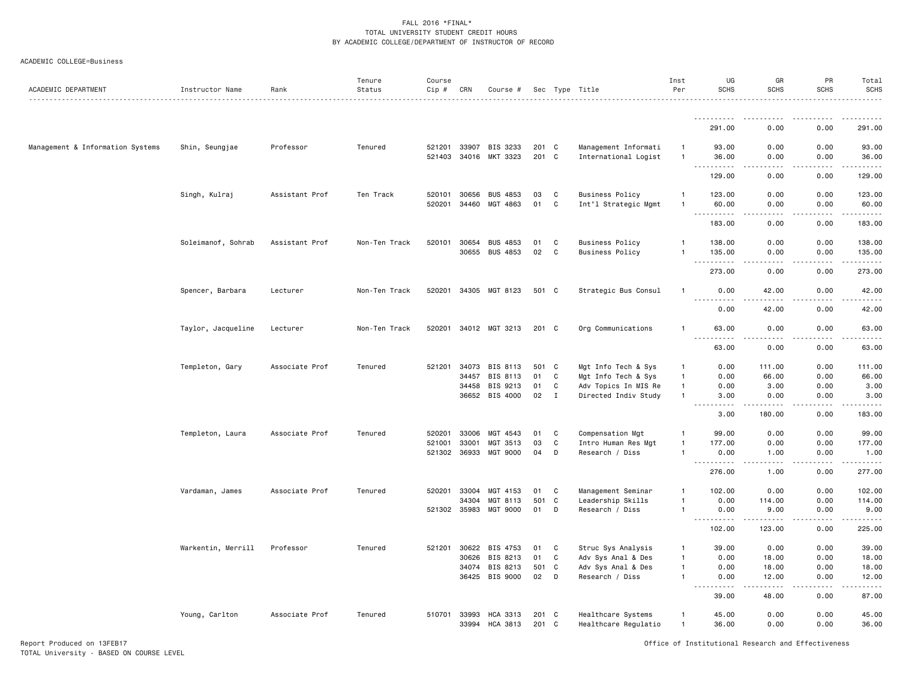FALL 2016 *FINAL*
TOTAL UNIVERSITY STUDENT CREDIT HOURS
BY ACADEMIC COLLEGE/DEPARTMENT OF INSTRUCTOR OF RECORD

ACADEMIC COLLEGE=Business

| ACADEMIC DEPARTMENT | Instructor Name | Rank | Tenure Status | Course Cip # | CRN | Course # | Sec | Type | Title | Inst Per | UG SCHS | GR SCHS | PR SCHS | Total SCHS |
|---|---|---|---|---|---|---|---|---|---|---|---|---|---|---|
| | | | | | | | | | | | 291.00 | 0.00 | 0.00 | 291.00 |
| Management & Information Systems | Shin, Seungjae | Professor | Tenured | 521201 | 33907 | BIS 3233 | 201 | C | Management Informati | 1 | 93.00 | 0.00 | 0.00 | 93.00 |
| | | | | 521403 | 34016 | MKT 3323 | 201 | C | International Logist | 1 | 36.00 | 0.00 | 0.00 | 36.00 |
| | | | | | | | | | | | 129.00 | 0.00 | 0.00 | 129.00 |
| | Singh, Kulraj | Assistant Prof | Ten Track | 520101 | 30656 | BUS 4853 | 03 | C | Business Policy | 1 | 123.00 | 0.00 | 0.00 | 123.00 |
| | | | | 520201 | 34460 | MGT 4863 | 01 | C | Int"l Strategic Mgmt | 1 | 60.00 | 0.00 | 0.00 | 60.00 |
| | | | | | | | | | | | 183.00 | 0.00 | 0.00 | 183.00 |
| | Soleimanof, Sohrab | Assistant Prof | Non-Ten Track | 520101 | 30654 | BUS 4853 | 01 | C | Business Policy | 1 | 138.00 | 0.00 | 0.00 | 138.00 |
| | | | | | 30655 | BUS 4853 | 02 | C | Business Policy | 1 | 135.00 | 0.00 | 0.00 | 135.00 |
| | | | | | | | | | | | 273.00 | 0.00 | 0.00 | 273.00 |
| | Spencer, Barbara | Lecturer | Non-Ten Track | 520201 | 34305 | MGT 8123 | 501 | C | Strategic Bus Consul | 1 | 0.00 | 42.00 | 0.00 | 42.00 |
| | | | | | | | | | | | 0.00 | 42.00 | 0.00 | 42.00 |
| | Taylor, Jacqueline | Lecturer | Non-Ten Track | 520201 | 34012 | MGT 3213 | 201 | C | Org Communications | 1 | 63.00 | 0.00 | 0.00 | 63.00 |
| | | | | | | | | | | | 63.00 | 0.00 | 0.00 | 63.00 |
| | Templeton, Gary | Associate Prof | Tenured | 521201 | 34073 | BIS 8113 | 501 | C | Mgt Info Tech & Sys | 1 | 0.00 | 111.00 | 0.00 | 111.00 |
| | | | | | 34457 | BIS 8113 | 01 | C | Mgt Info Tech & Sys | 1 | 0.00 | 66.00 | 0.00 | 66.00 |
| | | | | | 34458 | BIS 9213 | 01 | C | Adv Topics In MIS Re | 1 | 0.00 | 3.00 | 0.00 | 3.00 |
| | | | | | 36652 | BIS 4000 | 02 | I | Directed Indiv Study | 1 | 3.00 | 0.00 | 0.00 | 3.00 |
| | | | | | | | | | | | 3.00 | 180.00 | 0.00 | 183.00 |
| | Templeton, Laura | Associate Prof | Tenured | 520201 | 33006 | MGT 4543 | 01 | C | Compensation Mgt | 1 | 99.00 | 0.00 | 0.00 | 99.00 |
| | | | | 521001 | 33001 | MGT 3513 | 03 | C | Intro Human Res Mgt | 1 | 177.00 | 0.00 | 0.00 | 177.00 |
| | | | | 521302 | 36933 | MGT 9000 | 04 | D | Research / Diss | 1 | 0.00 | 1.00 | 0.00 | 1.00 |
| | | | | | | | | | | | 276.00 | 1.00 | 0.00 | 277.00 |
| | Vardaman, James | Associate Prof | Tenured | 520201 | 33004 | MGT 4153 | 01 | C | Management Seminar | 1 | 102.00 | 0.00 | 0.00 | 102.00 |
| | | | | | 34304 | MGT 8113 | 501 | C | Leadership Skills | 1 | 0.00 | 114.00 | 0.00 | 114.00 |
| | | | | 521302 | 35983 | MGT 9000 | 01 | D | Research / Diss | 1 | 0.00 | 9.00 | 0.00 | 9.00 |
| | | | | | | | | | | | 102.00 | 123.00 | 0.00 | 225.00 |
| | Warkentin, Merrill | Professor | Tenured | 521201 | 30622 | BIS 4753 | 01 | C | Struc Sys Analysis | 1 | 39.00 | 0.00 | 0.00 | 39.00 |
| | | | | | 30626 | BIS 8213 | 01 | C | Adv Sys Anal & Des | 1 | 0.00 | 18.00 | 0.00 | 18.00 |
| | | | | | 34074 | BIS 8213 | 501 | C | Adv Sys Anal & Des | 1 | 0.00 | 18.00 | 0.00 | 18.00 |
| | | | | | 36425 | BIS 9000 | 02 | D | Research / Diss | 1 | 0.00 | 12.00 | 0.00 | 12.00 |
| | | | | | | | | | | | 39.00 | 48.00 | 0.00 | 87.00 |
| | Young, Carlton | Associate Prof | Tenured | 510701 | 33993 | HCA 3313 | 201 | C | Healthcare Systems | 1 | 45.00 | 0.00 | 0.00 | 45.00 |
| | | | | | 33994 | HCA 3813 | 201 | C | Healthcare Regulatio | 1 | 36.00 | 0.00 | 0.00 | 36.00 |

Report Produced on 13FEB17
TOTAL University - BASED ON COURSE LEVEL

Office of Institutional Research and Effectiveness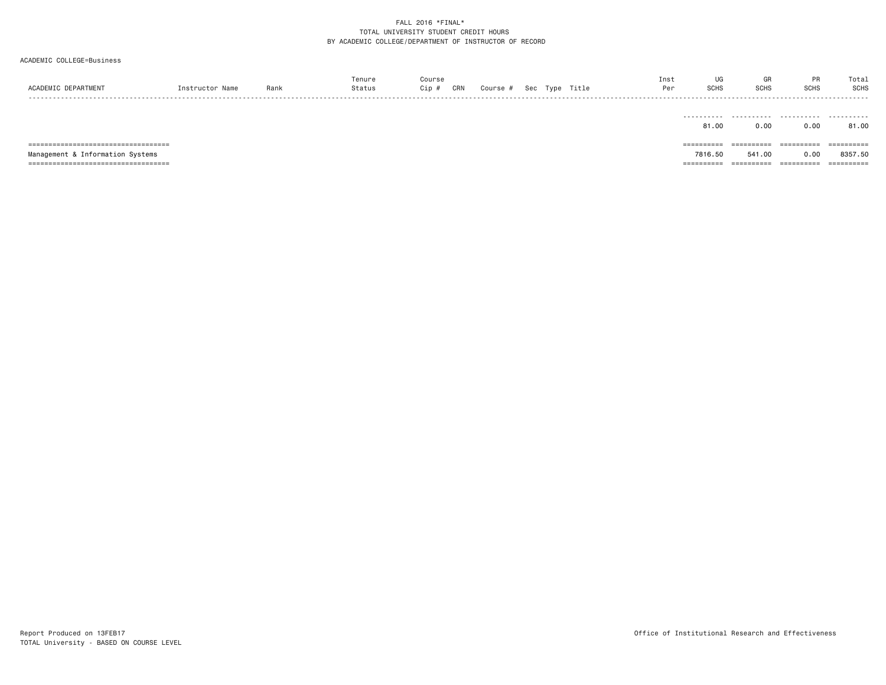FALL 2016 *FINAL*
TOTAL UNIVERSITY STUDENT CREDIT HOURS
BY ACADEMIC COLLEGE/DEPARTMENT OF INSTRUCTOR OF RECORD

ACADEMIC COLLEGE=Business

| ACADEMIC DEPARTMENT | Instructor Name | Rank | Tenure Status | Course Cip # | CRN | Course # | Sec | Type | Title | Inst Per | UG SCHS | GR SCHS | PR SCHS | Total SCHS |
|---|---|---|---|---|---|---|---|---|---|---|---|---|---|---|
| | | | | | | | | | | | 81.00 | 0.00 | 0.00 | 81.00 |
| Management & Information Systems | | | | | | | | | | | 7816.50 | 541.00 | 0.00 | 8357.50 |

Report Produced on 13FEB17
TOTAL University - BASED ON COURSE LEVEL

Office of Institutional Research and Effectiveness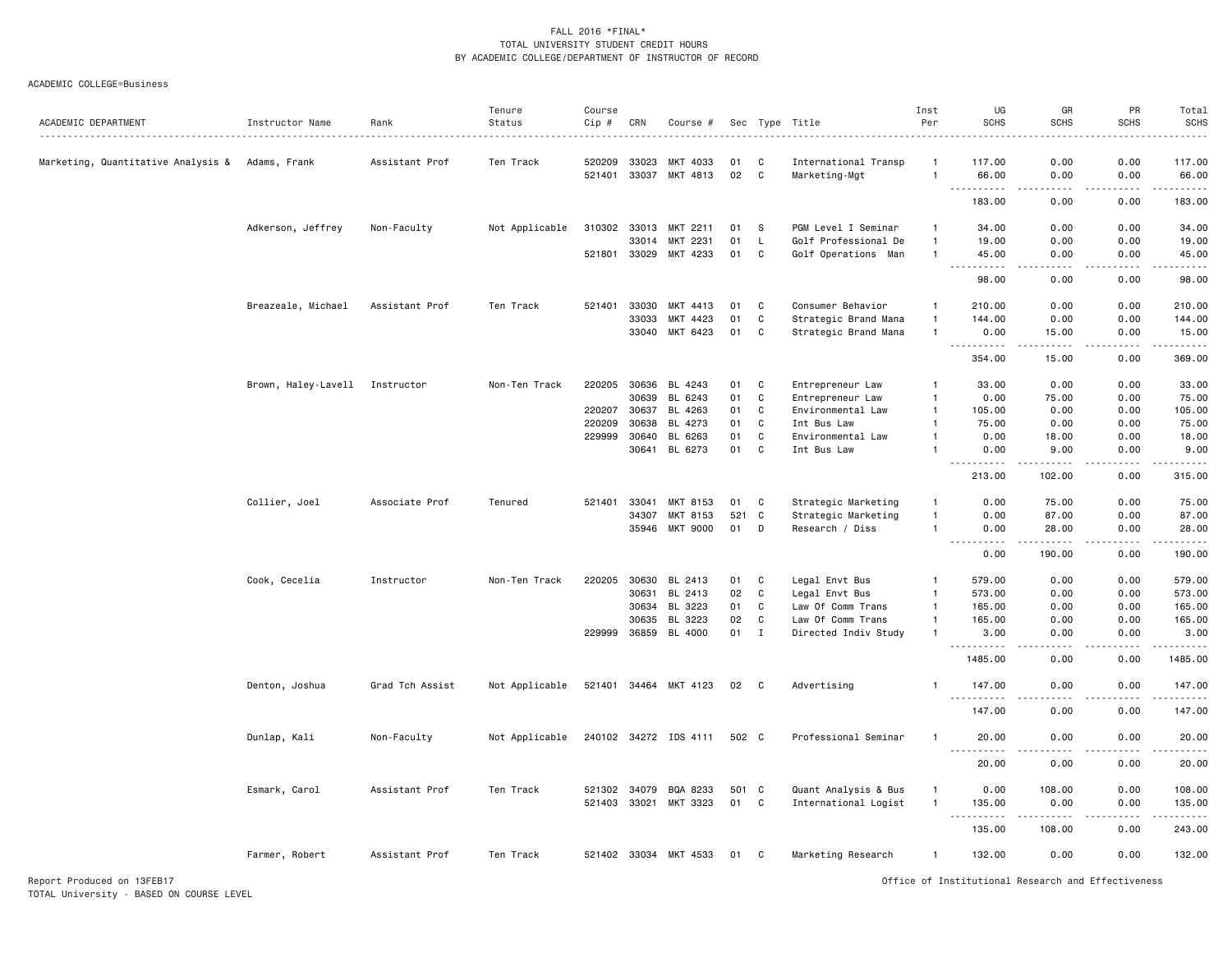FALL 2016 *FINAL*
TOTAL UNIVERSITY STUDENT CREDIT HOURS
BY ACADEMIC COLLEGE/DEPARTMENT OF INSTRUCTOR OF RECORD

ACADEMIC COLLEGE=Business

| ACADEMIC DEPARTMENT | Instructor Name | Rank | Tenure Status | Course Cip # | CRN | Course # | Sec | Type | Title | Inst Per | UG SCHS | GR SCHS | PR SCHS | Total SCHS |
|---|---|---|---|---|---|---|---|---|---|---|---|---|---|---|
| Marketing, Quantitative Analysis & | Adams, Frank | Assistant Prof | Ten Track | 520209 | 33023 | MKT 4033 | 01 | C | International Transp | 1 | 117.00 | 0.00 | 0.00 | 117.00 |
| | | | | 521401 | 33037 | MKT 4813 | 02 | C | Marketing-Mgt | 1 | 66.00 | 0.00 | 0.00 | 66.00 |
| | | | | | | | | | | | 183.00 | 0.00 | 0.00 | 183.00 |
| | Adkerson, Jeffrey | Non-Faculty | Not Applicable | 310302 | 33013 | MKT 2211 | 01 | S | PGM Level I Seminar | 1 | 34.00 | 0.00 | 0.00 | 34.00 |
| | | | | | 33014 | MKT 2231 | 01 | L | Golf Professional De | 1 | 19.00 | 0.00 | 0.00 | 19.00 |
| | | | | 521801 | 33029 | MKT 4233 | 01 | C | Golf Operations Man | 1 | 45.00 | 0.00 | 0.00 | 45.00 |
| | | | | | | | | | | | 98.00 | 0.00 | 0.00 | 98.00 |
| | Breazeale, Michael | Assistant Prof | Ten Track | 521401 | 33030 | MKT 4413 | 01 | C | Consumer Behavior | 1 | 210.00 | 0.00 | 0.00 | 210.00 |
| | | | | | 33033 | MKT 4423 | 01 | C | Strategic Brand Mana | 1 | 144.00 | 0.00 | 0.00 | 144.00 |
| | | | | | 33040 | MKT 6423 | 01 | C | Strategic Brand Mana | 1 | 0.00 | 15.00 | 0.00 | 15.00 |
| | | | | | | | | | | | 354.00 | 15.00 | 0.00 | 369.00 |
| | Brown, Haley-Lavell | Instructor | Non-Ten Track | 220205 | 30636 | BL 4243 | 01 | C | Entrepreneur Law | 1 | 33.00 | 0.00 | 0.00 | 33.00 |
| | | | | | 30639 | BL 6243 | 01 | C | Entrepreneur Law | 1 | 0.00 | 75.00 | 0.00 | 75.00 |
| | | | | 220207 | 30637 | BL 4263 | 01 | C | Environmental Law | 1 | 105.00 | 0.00 | 0.00 | 105.00 |
| | | | | 220209 | 30638 | BL 4273 | 01 | C | Int Bus Law | 1 | 75.00 | 0.00 | 0.00 | 75.00 |
| | | | | 229999 | 30640 | BL 6263 | 01 | C | Environmental Law | 1 | 0.00 | 18.00 | 0.00 | 18.00 |
| | | | | | 30641 | BL 6273 | 01 | C | Int Bus Law | 1 | 0.00 | 9.00 | 0.00 | 9.00 |
| | | | | | | | | | | | 213.00 | 102.00 | 0.00 | 315.00 |
| | Collier, Joel | Associate Prof | Tenured | 521401 | 33041 | MKT 8153 | 01 | C | Strategic Marketing | 1 | 0.00 | 75.00 | 0.00 | 75.00 |
| | | | | | 34307 | MKT 8153 | 521 | C | Strategic Marketing | 1 | 0.00 | 87.00 | 0.00 | 87.00 |
| | | | | | 35946 | MKT 9000 | 01 | D | Research / Diss | 1 | 0.00 | 28.00 | 0.00 | 28.00 |
| | | | | | | | | | | | 0.00 | 190.00 | 0.00 | 190.00 |
| | Cook, Cecelia | Instructor | Non-Ten Track | 220205 | 30630 | BL 2413 | 01 | C | Legal Envt Bus | 1 | 579.00 | 0.00 | 0.00 | 579.00 |
| | | | | | 30631 | BL 2413 | 02 | C | Legal Envt Bus | 1 | 573.00 | 0.00 | 0.00 | 573.00 |
| | | | | | 30634 | BL 3223 | 01 | C | Law Of Comm Trans | 1 | 165.00 | 0.00 | 0.00 | 165.00 |
| | | | | | 30635 | BL 3223 | 02 | C | Law Of Comm Trans | 1 | 165.00 | 0.00 | 0.00 | 165.00 |
| | | | | 229999 | 36859 | BL 4000 | 01 | I | Directed Indiv Study | 1 | 3.00 | 0.00 | 0.00 | 3.00 |
| | | | | | | | | | | | 1485.00 | 0.00 | 0.00 | 1485.00 |
| | Denton, Joshua | Grad Tch Assist | Not Applicable | 521401 | 34464 | MKT 4123 | 02 | C | Advertising | 1 | 147.00 | 0.00 | 0.00 | 147.00 |
| | | | | | | | | | | | 147.00 | 0.00 | 0.00 | 147.00 |
| | Dunlap, Kali | Non-Faculty | Not Applicable | 240102 | 34272 | IDS 4111 | 502 | C | Professional Seminar | 1 | 20.00 | 0.00 | 0.00 | 20.00 |
| | | | | | | | | | | | 20.00 | 0.00 | 0.00 | 20.00 |
| | Esmark, Carol | Assistant Prof | Ten Track | 521302 | 34079 | BQA 8233 | 501 | C | Quant Analysis & Bus | 1 | 0.00 | 108.00 | 0.00 | 108.00 |
| | | | | 521403 | 33021 | MKT 3323 | 01 | C | International Logist | 1 | 135.00 | 0.00 | 0.00 | 135.00 |
| | | | | | | | | | | | 135.00 | 108.00 | 0.00 | 243.00 |
| | Farmer, Robert | Assistant Prof | Ten Track | 521402 | 33034 | MKT 4533 | 01 | C | Marketing Research | 1 | 132.00 | 0.00 | 0.00 | 132.00 |

Report Produced on 13FEB17
TOTAL University - BASED ON COURSE LEVEL
Office of Institutional Research and Effectiveness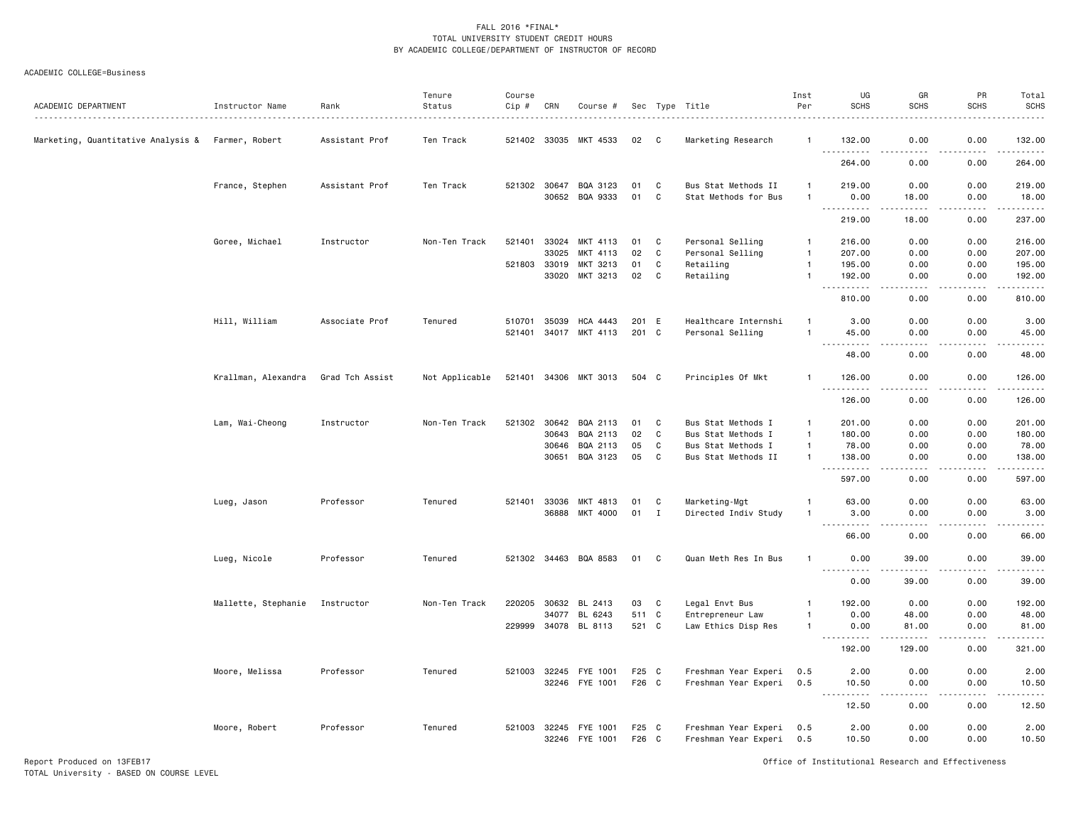FALL 2016 *FINAL*
TOTAL UNIVERSITY STUDENT CREDIT HOURS
BY ACADEMIC COLLEGE/DEPARTMENT OF INSTRUCTOR OF RECORD

ACADEMIC COLLEGE=Business

| ACADEMIC DEPARTMENT | Instructor Name | Rank | Tenure Status | Course Cip # | CRN | Course # | Sec | Type | Title | Inst Per | UG SCHS | GR SCHS | PR SCHS | Total SCHS |
|---|---|---|---|---|---|---|---|---|---|---|---|---|---|---|
| Marketing, Quantitative Analysis & | Farmer, Robert | Assistant Prof | Ten Track | 521402 | 33035 | MKT 4533 | 02 | C | Marketing Research | 1 | 132.00 | 0.00 | 0.00 | 132.00 |
| | | | | | | | | | | | 264.00 | 0.00 | 0.00 | 264.00 |
| | France, Stephen | Assistant Prof | Ten Track | 521302 | 30647 | BQA 3123 | 01 | C | Bus Stat Methods II | 1 | 219.00 | 0.00 | 0.00 | 219.00 |
| | | | | | 30652 | BQA 9333 | 01 | C | Stat Methods for Bus | 1 | 0.00 | 18.00 | 0.00 | 18.00 |
| | | | | | | | | | | | 219.00 | 18.00 | 0.00 | 237.00 |
| | Goree, Michael | Instructor | Non-Ten Track | 521401 | 33024 | MKT 4113 | 01 | C | Personal Selling | 1 | 216.00 | 0.00 | 0.00 | 216.00 |
| | | | | | 33025 | MKT 4113 | 02 | C | Personal Selling | 1 | 207.00 | 0.00 | 0.00 | 207.00 |
| | | | | 521803 | 33019 | MKT 3213 | 01 | C | Retailing | 1 | 195.00 | 0.00 | 0.00 | 195.00 |
| | | | | | 33020 | MKT 3213 | 02 | C | Retailing | 1 | 192.00 | 0.00 | 0.00 | 192.00 |
| | | | | | | | | | | | 810.00 | 0.00 | 0.00 | 810.00 |
| | Hill, William | Associate Prof | Tenured | 510701 | 35039 | HCA 4443 | 201 | E | Healthcare Internshi | 1 | 3.00 | 0.00 | 0.00 | 3.00 |
| | | | | 521401 | 34017 | MKT 4113 | 201 | C | Personal Selling | 1 | 45.00 | 0.00 | 0.00 | 45.00 |
| | | | | | | | | | | | 48.00 | 0.00 | 0.00 | 48.00 |
| | Krallman, Alexandra | Grad Tch Assist | Not Applicable | 521401 | 34306 | MKT 3013 | 504 | C | Principles Of Mkt | 1 | 126.00 | 0.00 | 0.00 | 126.00 |
| | | | | | | | | | | | 126.00 | 0.00 | 0.00 | 126.00 |
| | Lam, Wai-Cheong | Instructor | Non-Ten Track | 521302 | 30642 | BQA 2113 | 01 | C | Bus Stat Methods I | 1 | 201.00 | 0.00 | 0.00 | 201.00 |
| | | | | | 30643 | BQA 2113 | 02 | C | Bus Stat Methods I | 1 | 180.00 | 0.00 | 0.00 | 180.00 |
| | | | | | 30646 | BQA 2113 | 05 | C | Bus Stat Methods I | 1 | 78.00 | 0.00 | 0.00 | 78.00 |
| | | | | | 30651 | BQA 3123 | 05 | C | Bus Stat Methods II | 1 | 138.00 | 0.00 | 0.00 | 138.00 |
| | | | | | | | | | | | 597.00 | 0.00 | 0.00 | 597.00 |
| | Lueg, Jason | Professor | Tenured | 521401 | 33036 | MKT 4813 | 01 | C | Marketing-Mgt | 1 | 63.00 | 0.00 | 0.00 | 63.00 |
| | | | | | 36888 | MKT 4000 | 01 | I | Directed Indiv Study | 1 | 3.00 | 0.00 | 0.00 | 3.00 |
| | | | | | | | | | | | 66.00 | 0.00 | 0.00 | 66.00 |
| | Lueg, Nicole | Professor | Tenured | 521302 | 34463 | BQA 8583 | 01 | C | Quan Meth Res In Bus | 1 | 0.00 | 39.00 | 0.00 | 39.00 |
| | | | | | | | | | | | 0.00 | 39.00 | 0.00 | 39.00 |
| | Mallette, Stephanie | Instructor | Non-Ten Track | 220205 | 30632 | BL 2413 | 03 | C | Legal Envt Bus | 1 | 192.00 | 0.00 | 0.00 | 192.00 |
| | | | | | 34077 | BL 6243 | 511 | C | Entrepreneur Law | 1 | 0.00 | 48.00 | 0.00 | 48.00 |
| | | | | 229999 | 34078 | BL 8113 | 521 | C | Law Ethics Disp Res | 1 | 0.00 | 81.00 | 0.00 | 81.00 |
| | | | | | | | | | | | 192.00 | 129.00 | 0.00 | 321.00 |
| | Moore, Melissa | Professor | Tenured | 521003 | 32245 | FYE 1001 | F25 | C | Freshman Year Experi | 0.5 | 2.00 | 0.00 | 0.00 | 2.00 |
| | | | | | 32246 | FYE 1001 | F26 | C | Freshman Year Experi | 0.5 | 10.50 | 0.00 | 0.00 | 10.50 |
| | | | | | | | | | | | 12.50 | 0.00 | 0.00 | 12.50 |
| | Moore, Robert | Professor | Tenured | 521003 | 32245 | FYE 1001 | F25 | C | Freshman Year Experi | 0.5 | 2.00 | 0.00 | 0.00 | 2.00 |
| | | | | | 32246 | FYE 1001 | F26 | C | Freshman Year Experi | 0.5 | 10.50 | 0.00 | 0.00 | 10.50 |

Report Produced on 13FEB17
TOTAL University - BASED ON COURSE LEVEL

Office of Institutional Research and Effectiveness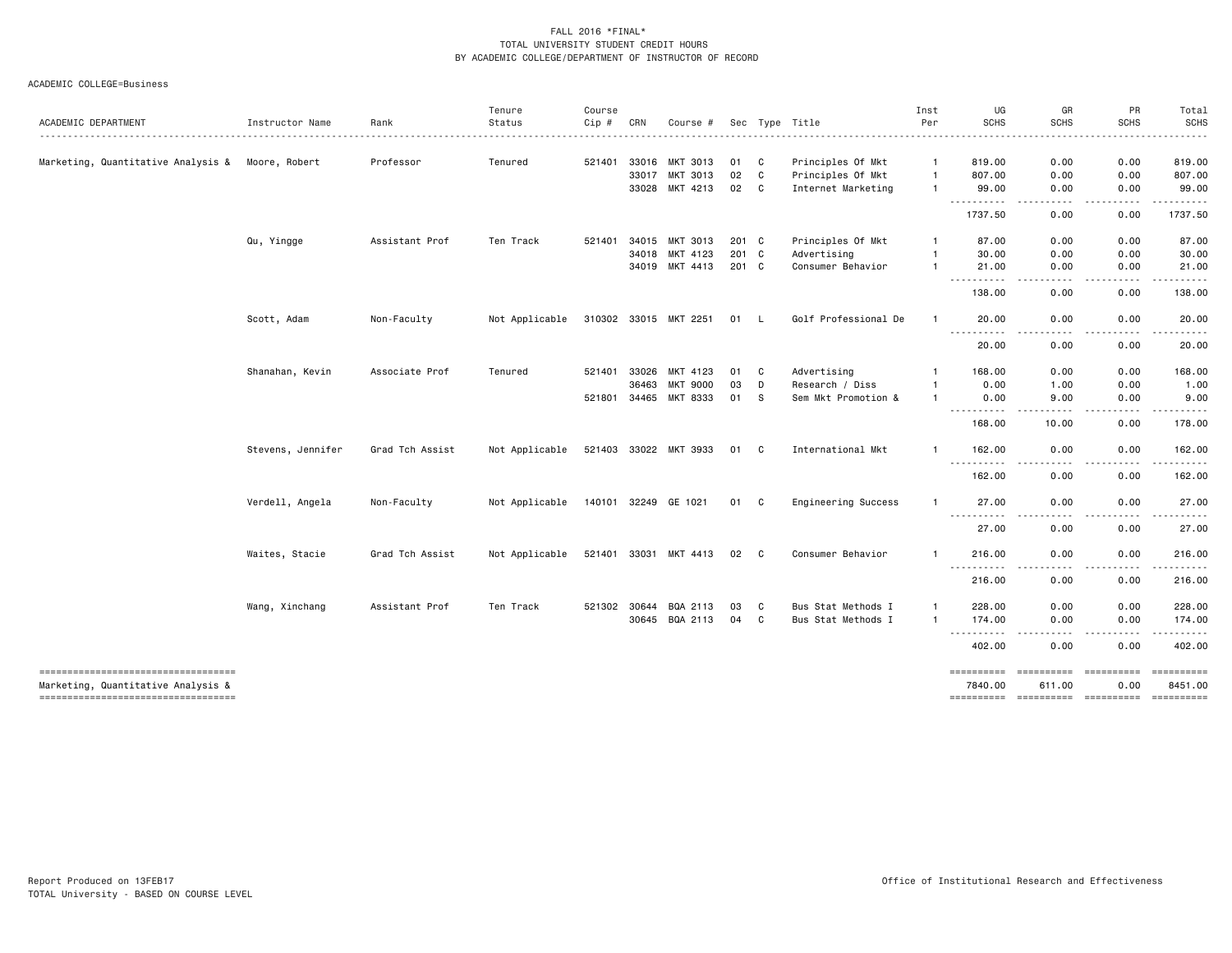FALL 2016 *FINAL*
TOTAL UNIVERSITY STUDENT CREDIT HOURS
BY ACADEMIC COLLEGE/DEPARTMENT OF INSTRUCTOR OF RECORD

ACADEMIC COLLEGE=Business

| ACADEMIC DEPARTMENT | Instructor Name | Rank | Tenure Status | Course Cip # | CRN | Course # | Sec | Type | Title | Inst Per | UG SCHS | GR SCHS | PR SCHS | Total SCHS |
|---|---|---|---|---|---|---|---|---|---|---|---|---|---|---|
| Marketing, Quantitative Analysis & | Moore, Robert | Professor | Tenured | 521401 | 33016 | MKT 3013 | 01 | C | Principles Of Mkt | 1 | 819.00 | 0.00 | 0.00 | 819.00 |
| | | | | | 33017 | MKT 3013 | 02 | C | Principles Of Mkt | 1 | 807.00 | 0.00 | 0.00 | 807.00 |
| | | | | | 33028 | MKT 4213 | 02 | C | Internet Marketing | 1 | 99.00 | 0.00 | 0.00 | 99.00 |
| | | | | | | | | | | | 1737.50 | 0.00 | 0.00 | 1737.50 |
| | Qu, Yingge | Assistant Prof | Ten Track | 521401 | 34015 | MKT 3013 | 201 | C | Principles Of Mkt | 1 | 87.00 | 0.00 | 0.00 | 87.00 |
| | | | | | 34018 | MKT 4123 | 201 | C | Advertising | 1 | 30.00 | 0.00 | 0.00 | 30.00 |
| | | | | | 34019 | MKT 4413 | 201 | C | Consumer Behavior | 1 | 21.00 | 0.00 | 0.00 | 21.00 |
| | | | | | | | | | | | 138.00 | 0.00 | 0.00 | 138.00 |
| | Scott, Adam | Non-Faculty | Not Applicable | 310302 | 33015 | MKT 2251 | 01 | L | Golf Professional De | 1 | 20.00 | 0.00 | 0.00 | 20.00 |
| | | | | | | | | | | | 20.00 | 0.00 | 0.00 | 20.00 |
| | Shanahan, Kevin | Associate Prof | Tenured | 521401 | 33026 | MKT 4123 | 01 | C | Advertising | 1 | 168.00 | 0.00 | 0.00 | 168.00 |
| | | | | | 36463 | MKT 9000 | 03 | D | Research / Diss | 1 | 0.00 | 1.00 | 0.00 | 1.00 |
| | | | | 521801 | 34465 | MKT 8333 | 01 | S | Sem Mkt Promotion & | 1 | 0.00 | 9.00 | 0.00 | 9.00 |
| | | | | | | | | | | | 168.00 | 10.00 | 0.00 | 178.00 |
| | Stevens, Jennifer | Grad Tch Assist | Not Applicable | 521403 | 33022 | MKT 3933 | 01 | C | International Mkt | 1 | 162.00 | 0.00 | 0.00 | 162.00 |
| | | | | | | | | | | | 162.00 | 0.00 | 0.00 | 162.00 |
| | Verdell, Angela | Non-Faculty | Not Applicable | 140101 | 32249 | GE 1021 | 01 | C | Engineering Success | 1 | 27.00 | 0.00 | 0.00 | 27.00 |
| | | | | | | | | | | | 27.00 | 0.00 | 0.00 | 27.00 |
| | Waites, Stacie | Grad Tch Assist | Not Applicable | 521401 | 33031 | MKT 4413 | 02 | C | Consumer Behavior | 1 | 216.00 | 0.00 | 0.00 | 216.00 |
| | | | | | | | | | | | 216.00 | 0.00 | 0.00 | 216.00 |
| | Wang, Xinchang | Assistant Prof | Ten Track | 521302 | 30644 | BQA 2113 | 03 | C | Bus Stat Methods I | 1 | 228.00 | 0.00 | 0.00 | 228.00 |
| | | | | | 30645 | BQA 2113 | 04 | C | Bus Stat Methods I | 1 | 174.00 | 0.00 | 0.00 | 174.00 |
| | | | | | | | | | | | 402.00 | 0.00 | 0.00 | 402.00 |
| Marketing, Quantitative Analysis & | | | | | | | | | | | 7840.00 | 611.00 | 0.00 | 8451.00 |

Report Produced on 13FEB17
TOTAL University - BASED ON COURSE LEVEL

Office of Institutional Research and Effectiveness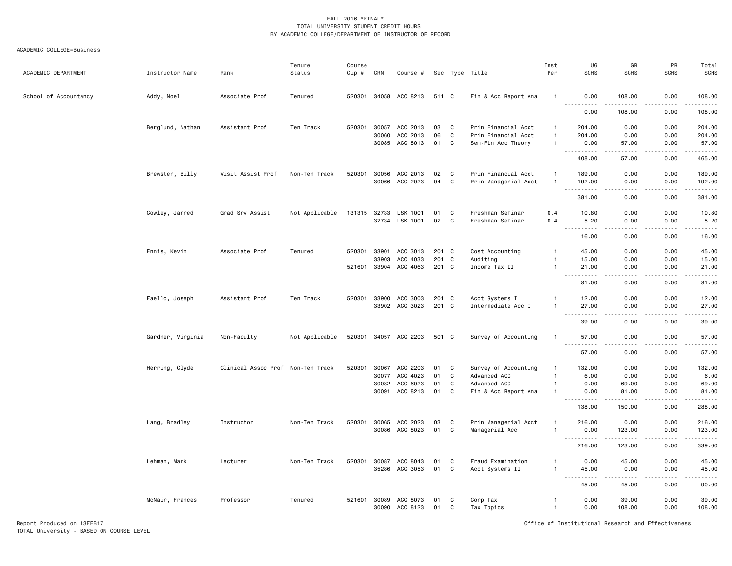FALL 2016 *FINAL*
TOTAL UNIVERSITY STUDENT CREDIT HOURS
BY ACADEMIC COLLEGE/DEPARTMENT OF INSTRUCTOR OF RECORD

ACADEMIC COLLEGE=Business

| ACADEMIC DEPARTMENT | Instructor Name | Rank | Tenure Status | Course Cip # | CRN | Course # | Sec | Type | Title | Inst Per | UG SCHS | GR SCHS | PR SCHS | Total SCHS |
|---|---|---|---|---|---|---|---|---|---|---|---|---|---|---|
| School of Accountancy | Addy, Noel | Associate Prof | Tenured | 520301 | 34058 | ACC 8213 | 511 | C | Fin & Acc Report Ana | 1 | 0.00 | 108.00 | 0.00 | 108.00 |
| | | | | | | | | | | | 0.00 | 108.00 | 0.00 | 108.00 |
| | Berglund, Nathan | Assistant Prof | Ten Track | 520301 | 30057 | ACC 2013 | 03 | C | Prin Financial Acct | 1 | 204.00 | 0.00 | 0.00 | 204.00 |
| | | | | | 30060 | ACC 2013 | 06 | C | Prin Financial Acct | 1 | 204.00 | 0.00 | 0.00 | 204.00 |
| | | | | | 30085 | ACC 8013 | 01 | C | Sem-Fin Acc Theory | 1 | 0.00 | 57.00 | 0.00 | 57.00 |
| | | | | | | | | | | | 408.00 | 57.00 | 0.00 | 465.00 |
| | Brewster, Billy | Visit Assist Prof | Non-Ten Track | 520301 | 30056 | ACC 2013 | 02 | C | Prin Financial Acct | 1 | 189.00 | 0.00 | 0.00 | 189.00 |
| | | | | | 30066 | ACC 2023 | 04 | C | Prin Managerial Acct | 1 | 192.00 | 0.00 | 0.00 | 192.00 |
| | | | | | | | | | | | 381.00 | 0.00 | 0.00 | 381.00 |
| | Cowley, Jarred | Grad Srv Assist | Not Applicable | 131315 | 32733 | LSK 1001 | 01 | C | Freshman Seminar | 0.4 | 10.80 | 0.00 | 0.00 | 10.80 |
| | | | | | 32734 | LSK 1001 | 02 | C | Freshman Seminar | 0.4 | 5.20 | 0.00 | 0.00 | 5.20 |
| | | | | | | | | | | | 16.00 | 0.00 | 0.00 | 16.00 |
| | Ennis, Kevin | Associate Prof | Tenured | 520301 | 33901 | ACC 3013 | 201 | C | Cost Accounting | 1 | 45.00 | 0.00 | 0.00 | 45.00 |
| | | | | | 33903 | ACC 4033 | 201 | C | Auditing | 1 | 15.00 | 0.00 | 0.00 | 15.00 |
| | | | | 521601 | 33904 | ACC 4063 | 201 | C | Income Tax II | 1 | 21.00 | 0.00 | 0.00 | 21.00 |
| | | | | | | | | | | | 81.00 | 0.00 | 0.00 | 81.00 |
| | Faello, Joseph | Assistant Prof | Ten Track | 520301 | 33900 | ACC 3003 | 201 | C | Acct Systems I | 1 | 12.00 | 0.00 | 0.00 | 12.00 |
| | | | | | 33902 | ACC 3023 | 201 | C | Intermediate Acc I | 1 | 27.00 | 0.00 | 0.00 | 27.00 |
| | | | | | | | | | | | 39.00 | 0.00 | 0.00 | 39.00 |
| | Gardner, Virginia | Non-Faculty | Not Applicable | 520301 | 34057 | ACC 2203 | 501 | C | Survey of Accounting | 1 | 57.00 | 0.00 | 0.00 | 57.00 |
| | | | | | | | | | | | 57.00 | 0.00 | 0.00 | 57.00 |
| | Herring, Clyde | Clinical Assoc Prof | Non-Ten Track | 520301 | 30067 | ACC 2203 | 01 | C | Survey of Accounting | 1 | 132.00 | 0.00 | 0.00 | 132.00 |
| | | | | | 30077 | ACC 4023 | 01 | C | Advanced ACC | 1 | 6.00 | 0.00 | 0.00 | 6.00 |
| | | | | | 30082 | ACC 6023 | 01 | C | Advanced ACC | 1 | 0.00 | 69.00 | 0.00 | 69.00 |
| | | | | | 30091 | ACC 8213 | 01 | C | Fin & Acc Report Ana | 1 | 0.00 | 81.00 | 0.00 | 81.00 |
| | | | | | | | | | | | 138.00 | 150.00 | 0.00 | 288.00 |
| | Lang, Bradley | Instructor | Non-Ten Track | 520301 | 30065 | ACC 2023 | 03 | C | Prin Managerial Acct | 1 | 216.00 | 0.00 | 0.00 | 216.00 |
| | | | | | 30086 | ACC 8023 | 01 | C | Managerial Acc | 1 | 0.00 | 123.00 | 0.00 | 123.00 |
| | | | | | | | | | | | 216.00 | 123.00 | 0.00 | 339.00 |
| | Lehman, Mark | Lecturer | Non-Ten Track | 520301 | 30087 | ACC 8043 | 01 | C | Fraud Examination | 1 | 0.00 | 45.00 | 0.00 | 45.00 |
| | | | | | 35286 | ACC 3053 | 01 | C | Acct Systems II | 1 | 45.00 | 0.00 | 0.00 | 45.00 |
| | | | | | | | | | | | 45.00 | 45.00 | 0.00 | 90.00 |
| | McNair, Frances | Professor | Tenured | 521601 | 30089 | ACC 8073 | 01 | C | Corp Tax | 1 | 0.00 | 39.00 | 0.00 | 39.00 |
| | | | | | 30090 | ACC 8123 | 01 | C | Tax Topics | 1 | 0.00 | 108.00 | 0.00 | 108.00 |

Report Produced on 13FEB17
TOTAL University - BASED ON COURSE LEVEL

Office of Institutional Research and Effectiveness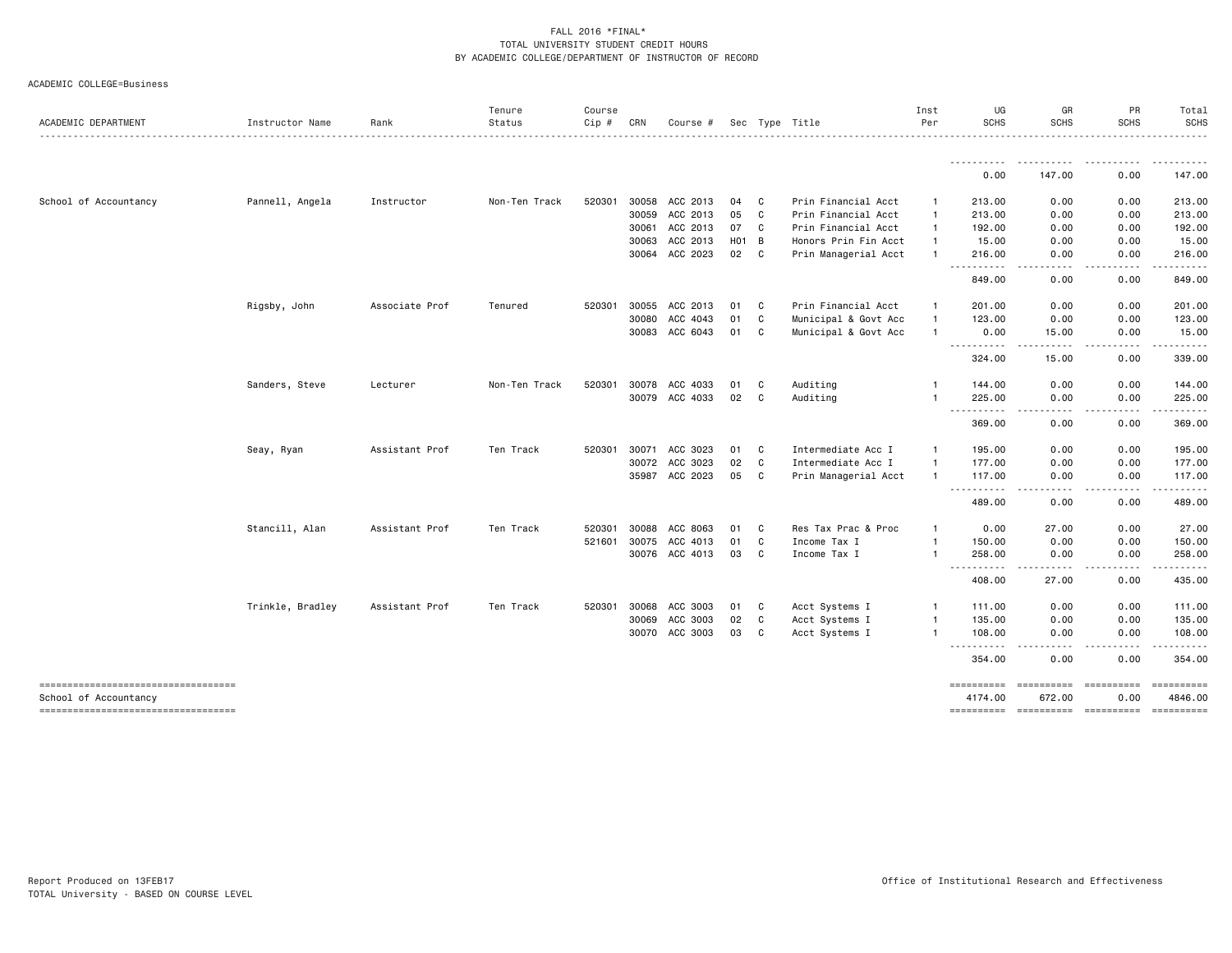FALL 2016 *FINAL*
TOTAL UNIVERSITY STUDENT CREDIT HOURS
BY ACADEMIC COLLEGE/DEPARTMENT OF INSTRUCTOR OF RECORD

ACADEMIC COLLEGE=Business

| ACADEMIC DEPARTMENT | Instructor Name | Rank | Tenure Status | Course Cip # | CRN | Course # | Sec | Type | Title | Inst Per | UG SCHS | GR SCHS | PR SCHS | Total SCHS |
|---|---|---|---|---|---|---|---|---|---|---|---|---|---|---|
| | | | | | | | | | | | 0.00 | 147.00 | 0.00 | 147.00 |
| School of Accountancy | Pannell, Angela | Instructor | Non-Ten Track | 520301 | 30058 | ACC 2013 | 04 | C | Prin Financial Acct | 1 | 213.00 | 0.00 | 0.00 | 213.00 |
| | | | | | 30059 | ACC 2013 | 05 | C | Prin Financial Acct | 1 | 213.00 | 0.00 | 0.00 | 213.00 |
| | | | | | 30061 | ACC 2013 | 07 | C | Prin Financial Acct | 1 | 192.00 | 0.00 | 0.00 | 192.00 |
| | | | | | 30063 | ACC 2013 | H01 | B | Honors Prin Fin Acct | 1 | 15.00 | 0.00 | 0.00 | 15.00 |
| | | | | | 30064 | ACC 2023 | 02 | C | Prin Managerial Acct | 1 | 216.00 | 0.00 | 0.00 | 216.00 |
| | | | | | | | | | | | 849.00 | 0.00 | 0.00 | 849.00 |
| | Rigsby, John | Associate Prof | Tenured | 520301 | 30055 | ACC 2013 | 01 | C | Prin Financial Acct | 1 | 201.00 | 0.00 | 0.00 | 201.00 |
| | | | | | 30080 | ACC 4043 | 01 | C | Municipal & Govt Acc | 1 | 123.00 | 0.00 | 0.00 | 123.00 |
| | | | | | 30083 | ACC 6043 | 01 | C | Municipal & Govt Acc | 1 | 0.00 | 15.00 | 0.00 | 15.00 |
| | | | | | | | | | | | 324.00 | 15.00 | 0.00 | 339.00 |
| | Sanders, Steve | Lecturer | Non-Ten Track | 520301 | 30078 | ACC 4033 | 01 | C | Auditing | 1 | 144.00 | 0.00 | 0.00 | 144.00 |
| | | | | | 30079 | ACC 4033 | 02 | C | Auditing | 1 | 225.00 | 0.00 | 0.00 | 225.00 |
| | | | | | | | | | | | 369.00 | 0.00 | 0.00 | 369.00 |
| | Seay, Ryan | Assistant Prof | Ten Track | 520301 | 30071 | ACC 3023 | 01 | C | Intermediate Acc I | 1 | 195.00 | 0.00 | 0.00 | 195.00 |
| | | | | | 30072 | ACC 3023 | 02 | C | Intermediate Acc I | 1 | 177.00 | 0.00 | 0.00 | 177.00 |
| | | | | | 35987 | ACC 2023 | 05 | C | Prin Managerial Acct | 1 | 117.00 | 0.00 | 0.00 | 117.00 |
| | | | | | | | | | | | 489.00 | 0.00 | 0.00 | 489.00 |
| | Stancill, Alan | Assistant Prof | Ten Track | 520301 | 30088 | ACC 8063 | 01 | C | Res Tax Prac & Proc | 1 | 0.00 | 27.00 | 0.00 | 27.00 |
| | | | | 521601 | 30075 | ACC 4013 | 01 | C | Income Tax I | 1 | 150.00 | 0.00 | 0.00 | 150.00 |
| | | | | | 30076 | ACC 4013 | 03 | C | Income Tax I | 1 | 258.00 | 0.00 | 0.00 | 258.00 |
| | | | | | | | | | | | 408.00 | 27.00 | 0.00 | 435.00 |
| | Trinkle, Bradley | Assistant Prof | Ten Track | 520301 | 30068 | ACC 3003 | 01 | C | Acct Systems I | 1 | 111.00 | 0.00 | 0.00 | 111.00 |
| | | | | | 30069 | ACC 3003 | 02 | C | Acct Systems I | 1 | 135.00 | 0.00 | 0.00 | 135.00 |
| | | | | | 30070 | ACC 3003 | 03 | C | Acct Systems I | 1 | 108.00 | 0.00 | 0.00 | 108.00 |
| | | | | | | | | | | | 354.00 | 0.00 | 0.00 | 354.00 |
| School of Accountancy | | | | | | | | | | | 4174.00 | 672.00 | 0.00 | 4846.00 |

Report Produced on 13FEB17
TOTAL University - BASED ON COURSE LEVEL

Office of Institutional Research and Effectiveness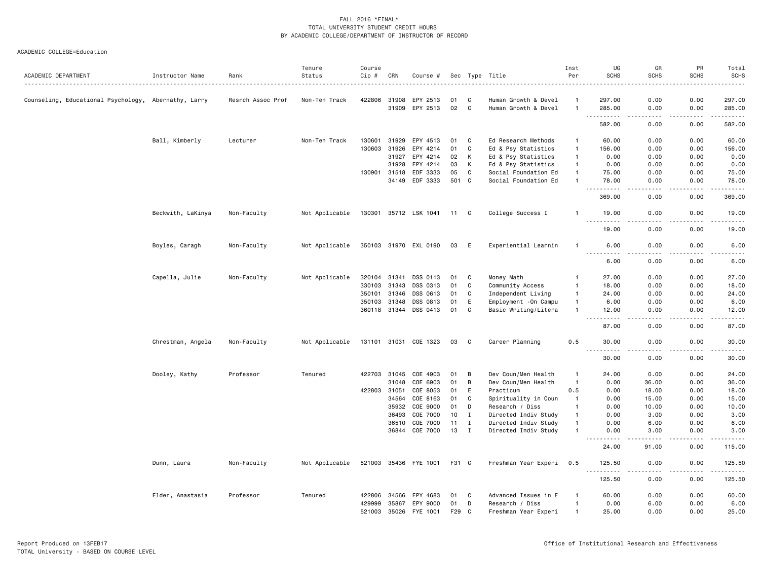FALL 2016 *FINAL*
TOTAL UNIVERSITY STUDENT CREDIT HOURS
BY ACADEMIC COLLEGE/DEPARTMENT OF INSTRUCTOR OF RECORD

ACADEMIC COLLEGE=Education

| ACADEMIC DEPARTMENT | Instructor Name | Rank | Tenure Status | Course Cip # | CRN | Course # | Sec | Type | Title | Inst Per | UG SCHS | GR SCHS | PR SCHS | Total SCHS |
|---|---|---|---|---|---|---|---|---|---|---|---|---|---|---|
| Counseling, Educational Psychology, | Abernathy, Larry | Resrch Assoc Prof | Non-Ten Track | 422806 | 31908 | EPY 2513 | 01 | C | Human Growth & Devel | 1 | 297.00 | 0.00 | 0.00 | 297.00 |
| | | | | | 31909 | EPY 2513 | 02 | C | Human Growth & Devel | 1 | 285.00 | 0.00 | 0.00 | 285.00 |
| | | | | | | | | | | | 582.00 | 0.00 | 0.00 | 582.00 |
| | Ball, Kimberly | Lecturer | Non-Ten Track | 130601 | 31929 | EPY 4513 | 01 | C | Ed Research Methods | 1 | 60.00 | 0.00 | 0.00 | 60.00 |
| | | | | 130603 | 31926 | EPY 4214 | 01 | C | Ed & Psy Statistics | 1 | 156.00 | 0.00 | 0.00 | 156.00 |
| | | | | | 31927 | EPY 4214 | 02 | K | Ed & Psy Statistics | 1 | 0.00 | 0.00 | 0.00 | 0.00 |
| | | | | | 31928 | EPY 4214 | 03 | K | Ed & Psy Statistics | 1 | 0.00 | 0.00 | 0.00 | 0.00 |
| | | | | 130901 | 31518 | EDF 3333 | 05 | C | Social Foundation Ed | 1 | 75.00 | 0.00 | 0.00 | 75.00 |
| | | | | | 34149 | EDF 3333 | 501 | C | Social Foundation Ed | 1 | 78.00 | 0.00 | 0.00 | 78.00 |
| | | | | | | | | | | | 369.00 | 0.00 | 0.00 | 369.00 |
| | Beckwith, LaKinya | Non-Faculty | Not Applicable | 130301 | 35712 | LSK 1041 | 11 | C | College Success I | 1 | 19.00 | 0.00 | 0.00 | 19.00 |
| | | | | | | | | | | | 19.00 | 0.00 | 0.00 | 19.00 |
| | Boyles, Caragh | Non-Faculty | Not Applicable | 350103 | 31970 | EXL 0190 | 03 | E | Experiential Learnin | 1 | 6.00 | 0.00 | 0.00 | 6.00 |
| | | | | | | | | | | | 6.00 | 0.00 | 0.00 | 6.00 |
| | Capella, Julie | Non-Faculty | Not Applicable | 320104 | 31341 | DSS 0113 | 01 | C | Money Math | 1 | 27.00 | 0.00 | 0.00 | 27.00 |
| | | | | 330103 | 31343 | DSS 0313 | 01 | C | Community Access | 1 | 18.00 | 0.00 | 0.00 | 18.00 |
| | | | | 350101 | 31346 | DSS 0613 | 01 | C | Independent Living | 1 | 24.00 | 0.00 | 0.00 | 24.00 |
| | | | | 350103 | 31348 | DSS 0813 | 01 | E | Employment -On Campu | 1 | 6.00 | 0.00 | 0.00 | 6.00 |
| | | | | 360118 | 31344 | DSS 0413 | 01 | C | Basic Writing/Litera | 1 | 12.00 | 0.00 | 0.00 | 12.00 |
| | | | | | | | | | | | 87.00 | 0.00 | 0.00 | 87.00 |
| | Chrestman, Angela | Non-Faculty | Not Applicable | 131101 | 31031 | COE 1323 | 03 | C | Career Planning | 0.5 | 30.00 | 0.00 | 0.00 | 30.00 |
| | | | | | | | | | | | 30.00 | 0.00 | 0.00 | 30.00 |
| | Dooley, Kathy | Professor | Tenured | 422703 | 31045 | COE 4903 | 01 | B | Dev Coun/Men Health | 1 | 24.00 | 0.00 | 0.00 | 24.00 |
| | | | | | 31048 | COE 6903 | 01 | B | Dev Coun/Men Health | 1 | 0.00 | 36.00 | 0.00 | 36.00 |
| | | | | 422803 | 31051 | COE 8053 | 01 | E | Practicum | 0.5 | 0.00 | 18.00 | 0.00 | 18.00 |
| | | | | | 34564 | COE 8163 | 01 | C | Spirituality in Coun | 1 | 0.00 | 15.00 | 0.00 | 15.00 |
| | | | | | 35932 | COE 9000 | 01 | D | Research / Diss | 1 | 0.00 | 10.00 | 0.00 | 10.00 |
| | | | | | 36493 | COE 7000 | 10 | I | Directed Indiv Study | 1 | 0.00 | 3.00 | 0.00 | 3.00 |
| | | | | | 36510 | COE 7000 | 11 | I | Directed Indiv Study | 1 | 0.00 | 6.00 | 0.00 | 6.00 |
| | | | | | 36844 | COE 7000 | 13 | I | Directed Indiv Study | 1 | 0.00 | 3.00 | 0.00 | 3.00 |
| | | | | | | | | | | | 24.00 | 91.00 | 0.00 | 115.00 |
| | Dunn, Laura | Non-Faculty | Not Applicable | 521003 | 35436 | FYE 1001 | F31 | C | Freshman Year Experi | 0.5 | 125.50 | 0.00 | 0.00 | 125.50 |
| | | | | | | | | | | | 125.50 | 0.00 | 0.00 | 125.50 |
| | Elder, Anastasia | Professor | Tenured | 422806 | 34566 | EPY 4683 | 01 | C | Advanced Issues in E | 1 | 60.00 | 0.00 | 0.00 | 60.00 |
| | | | | 429999 | 35867 | EPY 9000 | 01 | D | Research / Diss | 1 | 0.00 | 6.00 | 0.00 | 6.00 |
| | | | | 521003 | 35026 | FYE 1001 | F29 | C | Freshman Year Experi | 1 | 25.00 | 0.00 | 0.00 | 25.00 |

Report Produced on 13FEB17
TOTAL University - BASED ON COURSE LEVEL

Office of Institutional Research and Effectiveness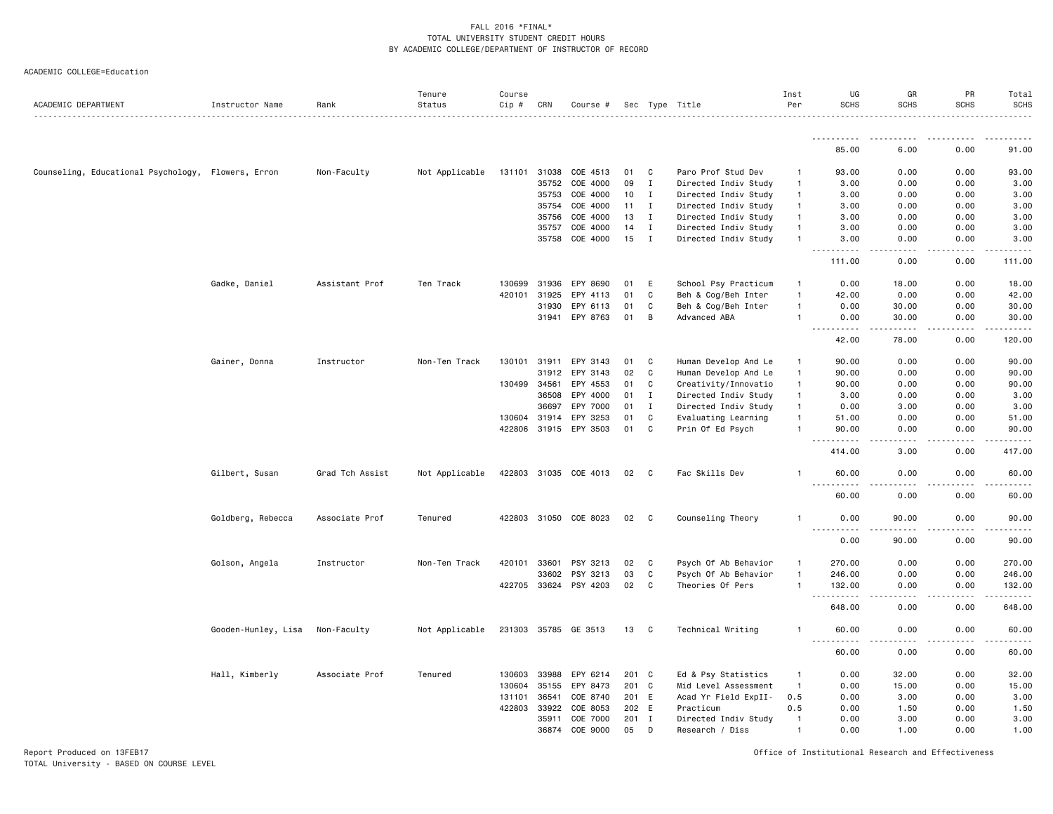FALL 2016 *FINAL*
TOTAL UNIVERSITY STUDENT CREDIT HOURS
BY ACADEMIC COLLEGE/DEPARTMENT OF INSTRUCTOR OF RECORD

ACADEMIC COLLEGE=Education

| ACADEMIC DEPARTMENT | Instructor Name | Rank | Tenure Status | Course Cip # | CRN | Course # | Sec | Type | Title | Inst Per | UG SCHS | GR SCHS | PR SCHS | Total SCHS |
|---|---|---|---|---|---|---|---|---|---|---|---|---|---|---|
| | | | | | | | | | | | 85.00 | 6.00 | 0.00 | 91.00 |
| Counseling, Educational Psychology, | Flowers, Erron | Non-Faculty | Not Applicable | 131101 | 31038 | COE 4513 | 01 | C | Paro Prof Stud Dev | 1 | 93.00 | 0.00 | 0.00 | 93.00 |
| | | | | | 35752 | COE 4000 | 09 | I | Directed Indiv Study | 1 | 3.00 | 0.00 | 0.00 | 3.00 |
| | | | | | 35753 | COE 4000 | 10 | I | Directed Indiv Study | 1 | 3.00 | 0.00 | 0.00 | 3.00 |
| | | | | | 35754 | COE 4000 | 11 | I | Directed Indiv Study | 1 | 3.00 | 0.00 | 0.00 | 3.00 |
| | | | | | 35756 | COE 4000 | 13 | I | Directed Indiv Study | 1 | 3.00 | 0.00 | 0.00 | 3.00 |
| | | | | | 35757 | COE 4000 | 14 | I | Directed Indiv Study | 1 | 3.00 | 0.00 | 0.00 | 3.00 |
| | | | | | 35758 | COE 4000 | 15 | I | Directed Indiv Study | 1 | 3.00 | 0.00 | 0.00 | 3.00 |
| | | | | | | | | | | | 111.00 | 0.00 | 0.00 | 111.00 |
| | Gadke, Daniel | Assistant Prof | Ten Track | 130699 | 31936 | EPY 8690 | 01 | E | School Psy Practicum | 1 | 0.00 | 18.00 | 0.00 | 18.00 |
| | | | | 420101 | 31925 | EPY 4113 | 01 | C | Beh & Cog/Beh Inter | 1 | 42.00 | 0.00 | 0.00 | 42.00 |
| | | | | | 31930 | EPY 6113 | 01 | C | Beh & Cog/Beh Inter | 1 | 0.00 | 30.00 | 0.00 | 30.00 |
| | | | | | 31941 | EPY 8763 | 01 | B | Advanced ABA | 1 | 0.00 | 30.00 | 0.00 | 30.00 |
| | | | | | | | | | | | 42.00 | 78.00 | 0.00 | 120.00 |
| | Gainer, Donna | Instructor | Non-Ten Track | 130101 | 31911 | EPY 3143 | 01 | C | Human Develop And Le | 1 | 90.00 | 0.00 | 0.00 | 90.00 |
| | | | | | 31912 | EPY 3143 | 02 | C | Human Develop And Le | 1 | 90.00 | 0.00 | 0.00 | 90.00 |
| | | | | 130499 | 34561 | EPY 4553 | 01 | C | Creativity/Innovatio | 1 | 90.00 | 0.00 | 0.00 | 90.00 |
| | | | | | 36508 | EPY 4000 | 01 | I | Directed Indiv Study | 1 | 3.00 | 0.00 | 0.00 | 3.00 |
| | | | | | 36697 | EPY 7000 | 01 | I | Directed Indiv Study | 1 | 0.00 | 3.00 | 0.00 | 3.00 |
| | | | | 130604 | 31914 | EPY 3253 | 01 | C | Evaluating Learning | 1 | 51.00 | 0.00 | 0.00 | 51.00 |
| | | | | 422806 | 31915 | EPY 3503 | 01 | C | Prin Of Ed Psych | 1 | 90.00 | 0.00 | 0.00 | 90.00 |
| | | | | | | | | | | | 414.00 | 3.00 | 0.00 | 417.00 |
| | Gilbert, Susan | Grad Tch Assist | Not Applicable | 422803 | 31035 | COE 4013 | 02 | C | Fac Skills Dev | 1 | 60.00 | 0.00 | 0.00 | 60.00 |
| | | | | | | | | | | | 60.00 | 0.00 | 0.00 | 60.00 |
| | Goldberg, Rebecca | Associate Prof | Tenured | 422803 | 31050 | COE 8023 | 02 | C | Counseling Theory | 1 | 0.00 | 90.00 | 0.00 | 90.00 |
| | | | | | | | | | | | 0.00 | 90.00 | 0.00 | 90.00 |
| | Golson, Angela | Instructor | Non-Ten Track | 420101 | 33601 | PSY 3213 | 02 | C | Psych Of Ab Behavior | 1 | 270.00 | 0.00 | 0.00 | 270.00 |
| | | | | | 33602 | PSY 3213 | 03 | C | Psych Of Ab Behavior | 1 | 246.00 | 0.00 | 0.00 | 246.00 |
| | | | | 422705 | 33624 | PSY 4203 | 02 | C | Theories Of Pers | 1 | 132.00 | 0.00 | 0.00 | 132.00 |
| | | | | | | | | | | | 648.00 | 0.00 | 0.00 | 648.00 |
| | Gooden-Hunley, Lisa | Non-Faculty | Not Applicable | 231303 | 35785 | GE 3513 | 13 | C | Technical Writing | 1 | 60.00 | 0.00 | 0.00 | 60.00 |
| | | | | | | | | | | | 60.00 | 0.00 | 0.00 | 60.00 |
| | Hall, Kimberly | Associate Prof | Tenured | 130603 | 33988 | EPY 6214 | 201 | C | Ed & Psy Statistics | 1 | 0.00 | 32.00 | 0.00 | 32.00 |
| | | | | 130604 | 35155 | EPY 8473 | 201 | C | Mid Level Assessment | 1 | 0.00 | 15.00 | 0.00 | 15.00 |
| | | | | 131101 | 36541 | COE 8740 | 201 | E | Acad Yr Field ExpII- | 0.5 | 0.00 | 3.00 | 0.00 | 3.00 |
| | | | | 422803 | 33922 | COE 8053 | 202 | E | Practicum | 0.5 | 0.00 | 1.50 | 0.00 | 1.50 |
| | | | | | 35911 | COE 7000 | 201 | I | Directed Indiv Study | 1 | 0.00 | 3.00 | 0.00 | 3.00 |
| | | | | | 36874 | COE 9000 | 05 | D | Research / Diss | 1 | 0.00 | 1.00 | 0.00 | 1.00 |

Report Produced on 13FEB17
TOTAL University - BASED ON COURSE LEVEL

Office of Institutional Research and Effectiveness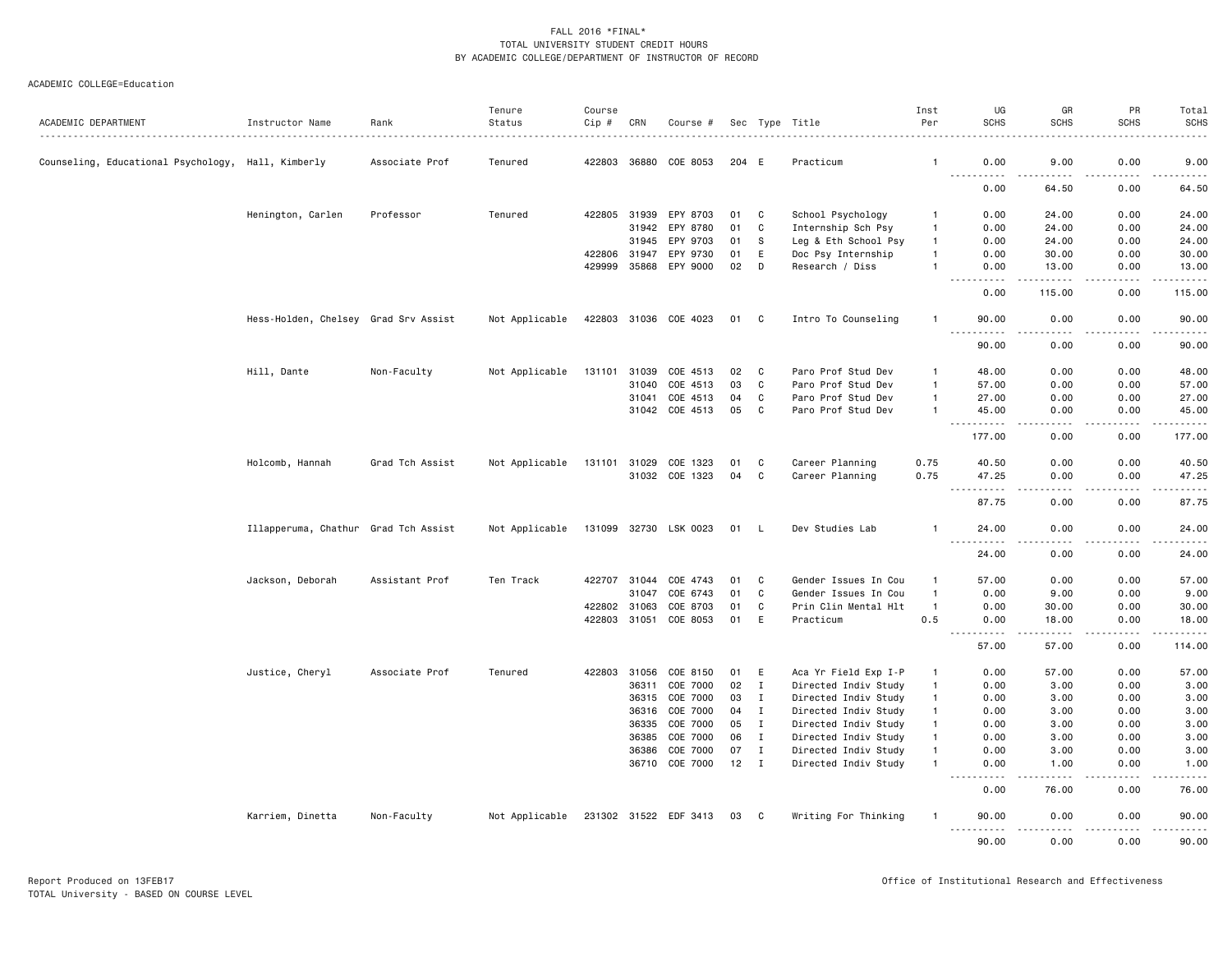FALL 2016 *FINAL*
TOTAL UNIVERSITY STUDENT CREDIT HOURS
BY ACADEMIC COLLEGE/DEPARTMENT OF INSTRUCTOR OF RECORD

ACADEMIC COLLEGE=Education

| ACADEMIC DEPARTMENT | Instructor Name | Rank | Tenure Status | Course Cip # | CRN | Course # | Sec | Type | Title | Inst Per | UG SCHS | GR SCHS | PR SCHS | Total SCHS |
|---|---|---|---|---|---|---|---|---|---|---|---|---|---|---|
| Counseling, Educational Psychology, | Hall, Kimberly | Associate Prof | Tenured | 422803 | 36880 | COE 8053 | 204 | E | Practicum | 1 | 0.00 | 9.00 | 0.00 | 9.00 |
| | | | | | | | | | | | 0.00 | 64.50 | 0.00 | 64.50 |
| | Henington, Carlen | Professor | Tenured | 422805 | 31939 | EPY 8703 | 01 | C | School Psychology | 1 | 0.00 | 24.00 | 0.00 | 24.00 |
| | | | | | 31942 | EPY 8780 | 01 | C | Internship Sch Psy | 1 | 0.00 | 24.00 | 0.00 | 24.00 |
| | | | | | 31945 | EPY 9703 | 01 | S | Leg & Eth School Psy | 1 | 0.00 | 24.00 | 0.00 | 24.00 |
| | | | | 422806 | 31947 | EPY 9730 | 01 | E | Doc Psy Internship | 1 | 0.00 | 30.00 | 0.00 | 30.00 |
| | | | | 429999 | 35868 | EPY 9000 | 02 | D | Research / Diss | 1 | 0.00 | 13.00 | 0.00 | 13.00 |
| | | | | | | | | | | | 0.00 | 115.00 | 0.00 | 115.00 |
| | Hess-Holden, Chelsey | Grad Srv Assist | Not Applicable | 422803 | 31036 | COE 4023 | 01 | C | Intro To Counseling | 1 | 90.00 | 0.00 | 0.00 | 90.00 |
| | | | | | | | | | | | 90.00 | 0.00 | 0.00 | 90.00 |
| | Hill, Dante | Non-Faculty | Not Applicable | 131101 | 31039 | COE 4513 | 02 | C | Paro Prof Stud Dev | 1 | 48.00 | 0.00 | 0.00 | 48.00 |
| | | | | | 31040 | COE 4513 | 03 | C | Paro Prof Stud Dev | 1 | 57.00 | 0.00 | 0.00 | 57.00 |
| | | | | | 31041 | COE 4513 | 04 | C | Paro Prof Stud Dev | 1 | 27.00 | 0.00 | 0.00 | 27.00 |
| | | | | | 31042 | COE 4513 | 05 | C | Paro Prof Stud Dev | 1 | 45.00 | 0.00 | 0.00 | 45.00 |
| | | | | | | | | | | | 177.00 | 0.00 | 0.00 | 177.00 |
| | Holcomb, Hannah | Grad Tch Assist | Not Applicable | 131101 | 31029 | COE 1323 | 01 | C | Career Planning | 0.75 | 40.50 | 0.00 | 0.00 | 40.50 |
| | | | | | 31032 | COE 1323 | 04 | C | Career Planning | 0.75 | 47.25 | 0.00 | 0.00 | 47.25 |
| | | | | | | | | | | | 87.75 | 0.00 | 0.00 | 87.75 |
| | Illapperuma, Chathur | Grad Tch Assist | Not Applicable | 131099 | 32730 | LSK 0023 | 01 | L | Dev Studies Lab | 1 | 24.00 | 0.00 | 0.00 | 24.00 |
| | | | | | | | | | | | 24.00 | 0.00 | 0.00 | 24.00 |
| | Jackson, Deborah | Assistant Prof | Ten Track | 422707 | 31044 | COE 4743 | 01 | C | Gender Issues In Cou | 1 | 57.00 | 0.00 | 0.00 | 57.00 |
| | | | | | 31047 | COE 6743 | 01 | C | Gender Issues In Cou | 1 | 0.00 | 9.00 | 0.00 | 9.00 |
| | | | | 422802 | 31063 | COE 8703 | 01 | C | Prin Clin Mental Hlt | 1 | 0.00 | 30.00 | 0.00 | 30.00 |
| | | | | 422803 | 31051 | COE 8053 | 01 | E | Practicum | 0.5 | 0.00 | 18.00 | 0.00 | 18.00 |
| | | | | | | | | | | | 57.00 | 57.00 | 0.00 | 114.00 |
| | Justice, Cheryl | Associate Prof | Tenured | 422803 | 31056 | COE 8150 | 01 | E | Aca Yr Field Exp I-P | 1 | 0.00 | 57.00 | 0.00 | 57.00 |
| | | | | | 36311 | COE 7000 | 02 | I | Directed Indiv Study | 1 | 0.00 | 3.00 | 0.00 | 3.00 |
| | | | | | 36315 | COE 7000 | 03 | I | Directed Indiv Study | 1 | 0.00 | 3.00 | 0.00 | 3.00 |
| | | | | | 36316 | COE 7000 | 04 | I | Directed Indiv Study | 1 | 0.00 | 3.00 | 0.00 | 3.00 |
| | | | | | 36335 | COE 7000 | 05 | I | Directed Indiv Study | 1 | 0.00 | 3.00 | 0.00 | 3.00 |
| | | | | | 36385 | COE 7000 | 06 | I | Directed Indiv Study | 1 | 0.00 | 3.00 | 0.00 | 3.00 |
| | | | | | 36386 | COE 7000 | 07 | I | Directed Indiv Study | 1 | 0.00 | 3.00 | 0.00 | 3.00 |
| | | | | | 36710 | COE 7000 | 12 | I | Directed Indiv Study | 1 | 0.00 | 1.00 | 0.00 | 1.00 |
| | | | | | | | | | | | 0.00 | 76.00 | 0.00 | 76.00 |
| | Karriem, Dinetta | Non-Faculty | Not Applicable | 231302 | 31522 | EDF 3413 | 03 | C | Writing For Thinking | 1 | 90.00 | 0.00 | 0.00 | 90.00 |
| | | | | | | | | | | | 90.00 | 0.00 | 0.00 | 90.00 |

Report Produced on 13FEB17
TOTAL University - BASED ON COURSE LEVEL

Office of Institutional Research and Effectiveness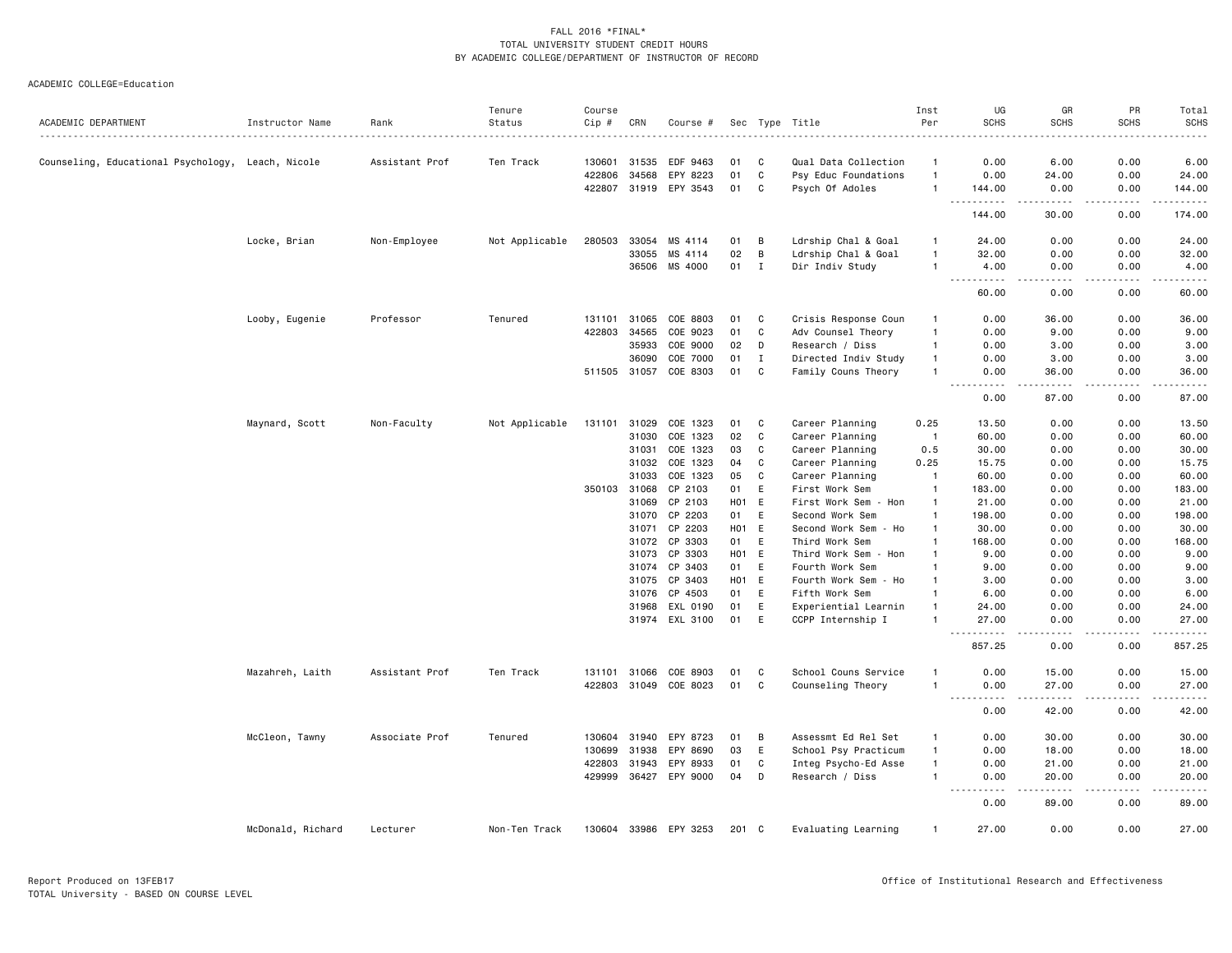FALL 2016 *FINAL*
TOTAL UNIVERSITY STUDENT CREDIT HOURS
BY ACADEMIC COLLEGE/DEPARTMENT OF INSTRUCTOR OF RECORD

ACADEMIC COLLEGE=Education

| ACADEMIC DEPARTMENT | Instructor Name | Rank | Tenure Status | Course Cip # | CRN | Course # | Sec | Type | Title | Inst Per | UG SCHS | GR SCHS | PR SCHS | Total SCHS |
|---|---|---|---|---|---|---|---|---|---|---|---|---|---|---|
| Counseling, Educational Psychology, | Leach, Nicole | Assistant Prof | Ten Track | 130601 | 31535 | EDF 9463 | 01 | C | Qual Data Collection | 1 | 0.00 | 6.00 | 0.00 | 6.00 |
| | | | | 422806 | 34568 | EPY 8223 | 01 | C | Psy Educ Foundations | 1 | 0.00 | 24.00 | 0.00 | 24.00 |
| | | | | 422807 | 31919 | EPY 3543 | 01 | C | Psych Of Adoles | 1 | 144.00 | 0.00 | 0.00 | 144.00 |
| | | | | | | | | | | | 144.00 | 30.00 | 0.00 | 174.00 |
| | Locke, Brian | Non-Employee | Not Applicable | 280503 | 33054 | MS 4114 | 01 | B | Ldrship Chal & Goal | 1 | 24.00 | 0.00 | 0.00 | 24.00 |
| | | | | | 33055 | MS 4114 | 02 | B | Ldrship Chal & Goal | 1 | 32.00 | 0.00 | 0.00 | 32.00 |
| | | | | | 36506 | MS 4000 | 01 | I | Dir Indiv Study | 1 | 4.00 | 0.00 | 0.00 | 4.00 |
| | | | | | | | | | | | 60.00 | 0.00 | 0.00 | 60.00 |
| | Looby, Eugenie | Professor | Tenured | 131101 | 31065 | COE 8803 | 01 | C | Crisis Response Coun | 1 | 0.00 | 36.00 | 0.00 | 36.00 |
| | | | | 422803 | 34565 | COE 9023 | 01 | C | Adv Counsel Theory | 1 | 0.00 | 9.00 | 0.00 | 9.00 |
| | | | | | 35933 | COE 9000 | 02 | D | Research / Diss | 1 | 0.00 | 3.00 | 0.00 | 3.00 |
| | | | | | 36090 | COE 7000 | 01 | I | Directed Indiv Study | 1 | 0.00 | 3.00 | 0.00 | 3.00 |
| | | | | 511505 | 31057 | COE 8303 | 01 | C | Family Couns Theory | 1 | 0.00 | 36.00 | 0.00 | 36.00 |
| | | | | | | | | | | | 0.00 | 87.00 | 0.00 | 87.00 |
| | Maynard, Scott | Non-Faculty | Not Applicable | 131101 | 31029 | COE 1323 | 01 | C | Career Planning | 0.25 | 13.50 | 0.00 | 0.00 | 13.50 |
| | | | | | 31030 | COE 1323 | 02 | C | Career Planning | 1 | 60.00 | 0.00 | 0.00 | 60.00 |
| | | | | | 31031 | COE 1323 | 03 | C | Career Planning | 0.5 | 30.00 | 0.00 | 0.00 | 30.00 |
| | | | | | 31032 | COE 1323 | 04 | C | Career Planning | 0.25 | 15.75 | 0.00 | 0.00 | 15.75 |
| | | | | | 31033 | COE 1323 | 05 | C | Career Planning | 1 | 60.00 | 0.00 | 0.00 | 60.00 |
| | | | | 350103 | 31068 | CP 2103 | 01 | E | First Work Sem | 1 | 183.00 | 0.00 | 0.00 | 183.00 |
| | | | | | 31069 | CP 2103 | H01 | E | First Work Sem - Hon | 1 | 21.00 | 0.00 | 0.00 | 21.00 |
| | | | | | 31070 | CP 2203 | 01 | E | Second Work Sem | 1 | 198.00 | 0.00 | 0.00 | 198.00 |
| | | | | | 31071 | CP 2203 | H01 | E | Second Work Sem - Ho | 1 | 30.00 | 0.00 | 0.00 | 30.00 |
| | | | | | 31072 | CP 3303 | 01 | E | Third Work Sem | 1 | 168.00 | 0.00 | 0.00 | 168.00 |
| | | | | | 31073 | CP 3303 | H01 | E | Third Work Sem - Hon | 1 | 9.00 | 0.00 | 0.00 | 9.00 |
| | | | | | 31074 | CP 3403 | 01 | E | Fourth Work Sem | 1 | 9.00 | 0.00 | 0.00 | 9.00 |
| | | | | | 31075 | CP 3403 | H01 | E | Fourth Work Sem - Ho | 1 | 3.00 | 0.00 | 0.00 | 3.00 |
| | | | | | 31076 | CP 4503 | 01 | E | Fifth Work Sem | 1 | 6.00 | 0.00 | 0.00 | 6.00 |
| | | | | | 31968 | EXL 0190 | 01 | E | Experiential Learnin | 1 | 24.00 | 0.00 | 0.00 | 24.00 |
| | | | | | 31974 | EXL 3100 | 01 | E | CCPP Internship I | 1 | 27.00 | 0.00 | 0.00 | 27.00 |
| | | | | | | | | | | | 857.25 | 0.00 | 0.00 | 857.25 |
| | Mazahreh, Laith | Assistant Prof | Ten Track | 131101 | 31066 | COE 8903 | 01 | C | School Couns Service | 1 | 0.00 | 15.00 | 0.00 | 15.00 |
| | | | | 422803 | 31049 | COE 8023 | 01 | C | Counseling Theory | 1 | 0.00 | 27.00 | 0.00 | 27.00 |
| | | | | | | | | | | | 0.00 | 42.00 | 0.00 | 42.00 |
| | McCleon, Tawny | Associate Prof | Tenured | 130604 | 31940 | EPY 8723 | 01 | B | Assessmt Ed Rel Set | 1 | 0.00 | 30.00 | 0.00 | 30.00 |
| | | | | 130699 | 31938 | EPY 8690 | 03 | E | School Psy Practicum | 1 | 0.00 | 18.00 | 0.00 | 18.00 |
| | | | | 422803 | 31943 | EPY 8933 | 01 | C | Integ Psycho-Ed Asse | 1 | 0.00 | 21.00 | 0.00 | 21.00 |
| | | | | 429999 | 36427 | EPY 9000 | 04 | D | Research / Diss | 1 | 0.00 | 20.00 | 0.00 | 20.00 |
| | | | | | | | | | | | 0.00 | 89.00 | 0.00 | 89.00 |
| | McDonald, Richard | Lecturer | Non-Ten Track | 130604 | 33986 | EPY 3253 | 201 | C | Evaluating Learning | 1 | 27.00 | 0.00 | 0.00 | 27.00 |

Report Produced on 13FEB17
TOTAL University - BASED ON COURSE LEVEL

Office of Institutional Research and Effectiveness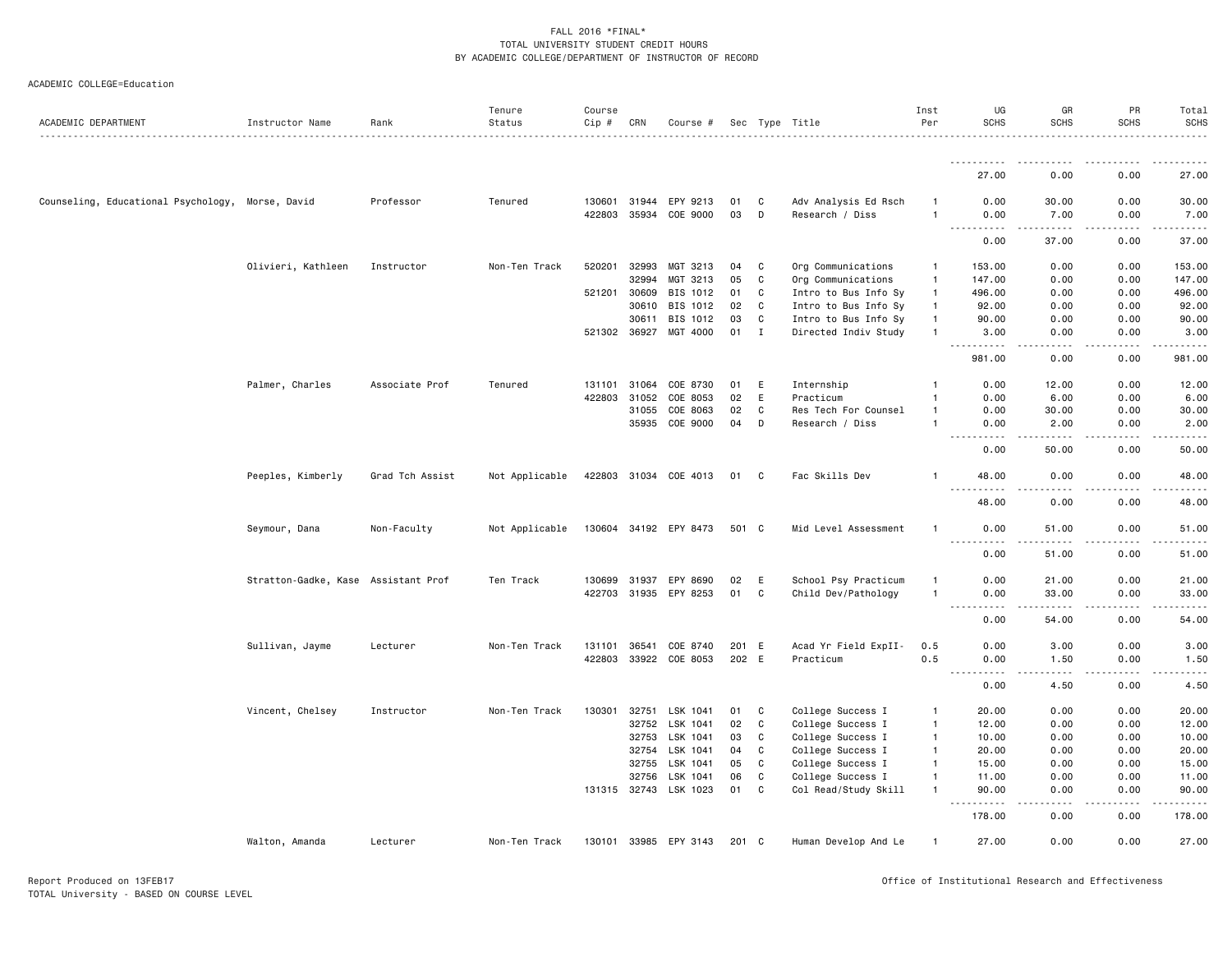FALL 2016 *FINAL*
TOTAL UNIVERSITY STUDENT CREDIT HOURS
BY ACADEMIC COLLEGE/DEPARTMENT OF INSTRUCTOR OF RECORD

ACADEMIC COLLEGE=Education

| ACADEMIC DEPARTMENT | Instructor Name | Rank | Tenure Status | Course Cip # | CRN | Course # | Sec | Type | Title | Inst Per | UG SCHS | GR SCHS | PR SCHS | Total SCHS |
|---|---|---|---|---|---|---|---|---|---|---|---|---|---|---|
| | | | | | | | | | | | 27.00 | 0.00 | 0.00 | 27.00 |
| Counseling, Educational Psychology, | Morse, David | Professor | Tenured | 130601 | 31944 | EPY 9213 | 01 | C | Adv Analysis Ed Rsch | 1 | 0.00 | 30.00 | 0.00 | 30.00 |
| | | | | 422803 | 35934 | COE 9000 | 03 | D | Research / Diss | 1 | 0.00 | 7.00 | 0.00 | 7.00 |
| | | | | | | | | | | | 0.00 | 37.00 | 0.00 | 37.00 |
| | Olivieri, Kathleen | Instructor | Non-Ten Track | 520201 | 32993 | MGT 3213 | 04 | C | Org Communications | 1 | 153.00 | 0.00 | 0.00 | 153.00 |
| | | | | | 32994 | MGT 3213 | 05 | C | Org Communications | 1 | 147.00 | 0.00 | 0.00 | 147.00 |
| | | | | 521201 | 30609 | BIS 1012 | 01 | C | Intro to Bus Info Sy | 1 | 496.00 | 0.00 | 0.00 | 496.00 |
| | | | | | 30610 | BIS 1012 | 02 | C | Intro to Bus Info Sy | 1 | 92.00 | 0.00 | 0.00 | 92.00 |
| | | | | | 30611 | BIS 1012 | 03 | C | Intro to Bus Info Sy | 1 | 90.00 | 0.00 | 0.00 | 90.00 |
| | | | | 521302 | 36927 | MGT 4000 | 01 | I | Directed Indiv Study | 1 | 3.00 | 0.00 | 0.00 | 3.00 |
| | | | | | | | | | | | 981.00 | 0.00 | 0.00 | 981.00 |
| | Palmer, Charles | Associate Prof | Tenured | 131101 | 31064 | COE 8730 | 01 | E | Internship | 1 | 0.00 | 12.00 | 0.00 | 12.00 |
| | | | | 422803 | 31052 | COE 8053 | 02 | E | Practicum | 1 | 0.00 | 6.00 | 0.00 | 6.00 |
| | | | | | 31055 | COE 8063 | 02 | C | Res Tech For Counsel | 1 | 0.00 | 30.00 | 0.00 | 30.00 |
| | | | | | 35935 | COE 9000 | 04 | D | Research / Diss | 1 | 0.00 | 2.00 | 0.00 | 2.00 |
| | | | | | | | | | | | 0.00 | 50.00 | 0.00 | 50.00 |
| | Peeples, Kimberly | Grad Tch Assist | Not Applicable | 422803 | 31034 | COE 4013 | 01 | C | Fac Skills Dev | 1 | 48.00 | 0.00 | 0.00 | 48.00 |
| | | | | | | | | | | | 48.00 | 0.00 | 0.00 | 48.00 |
| | Seymour, Dana | Non-Faculty | Not Applicable | 130604 | 34192 | EPY 8473 | 501 | C | Mid Level Assessment | 1 | 0.00 | 51.00 | 0.00 | 51.00 |
| | | | | | | | | | | | 0.00 | 51.00 | 0.00 | 51.00 |
| | Stratton-Gadke, Kase | Assistant Prof | Ten Track | 130699 | 31937 | EPY 8690 | 02 | E | School Psy Practicum | 1 | 0.00 | 21.00 | 0.00 | 21.00 |
| | | | | 422703 | 31935 | EPY 8253 | 01 | C | Child Dev/Pathology | 1 | 0.00 | 33.00 | 0.00 | 33.00 |
| | | | | | | | | | | | 0.00 | 54.00 | 0.00 | 54.00 |
| | Sullivan, Jayme | Lecturer | Non-Ten Track | 131101 | 36541 | COE 8740 | 201 | E | Acad Yr Field ExpII- | 0.5 | 0.00 | 3.00 | 0.00 | 3.00 |
| | | | | 422803 | 33922 | COE 8053 | 202 | E | Practicum | 0.5 | 0.00 | 1.50 | 0.00 | 1.50 |
| | | | | | | | | | | | 0.00 | 4.50 | 0.00 | 4.50 |
| | Vincent, Chelsey | Instructor | Non-Ten Track | 130301 | 32751 | LSK 1041 | 01 | C | College Success I | 1 | 20.00 | 0.00 | 0.00 | 20.00 |
| | | | | | 32752 | LSK 1041 | 02 | C | College Success I | 1 | 12.00 | 0.00 | 0.00 | 12.00 |
| | | | | | 32753 | LSK 1041 | 03 | C | College Success I | 1 | 10.00 | 0.00 | 0.00 | 10.00 |
| | | | | | 32754 | LSK 1041 | 04 | C | College Success I | 1 | 20.00 | 0.00 | 0.00 | 20.00 |
| | | | | | 32755 | LSK 1041 | 05 | C | College Success I | 1 | 15.00 | 0.00 | 0.00 | 15.00 |
| | | | | | 32756 | LSK 1041 | 06 | C | College Success I | 1 | 11.00 | 0.00 | 0.00 | 11.00 |
| | | | | 131315 | 32743 | LSK 1023 | 01 | C | Col Read/Study Skill | 1 | 90.00 | 0.00 | 0.00 | 90.00 |
| | | | | | | | | | | | 178.00 | 0.00 | 0.00 | 178.00 |
| | Walton, Amanda | Lecturer | Non-Ten Track | 130101 | 33985 | EPY 3143 | 201 | C | Human Develop And Le | 1 | 27.00 | 0.00 | 0.00 | 27.00 |

Report Produced on 13FEB17
TOTAL University - BASED ON COURSE LEVEL

Office of Institutional Research and Effectiveness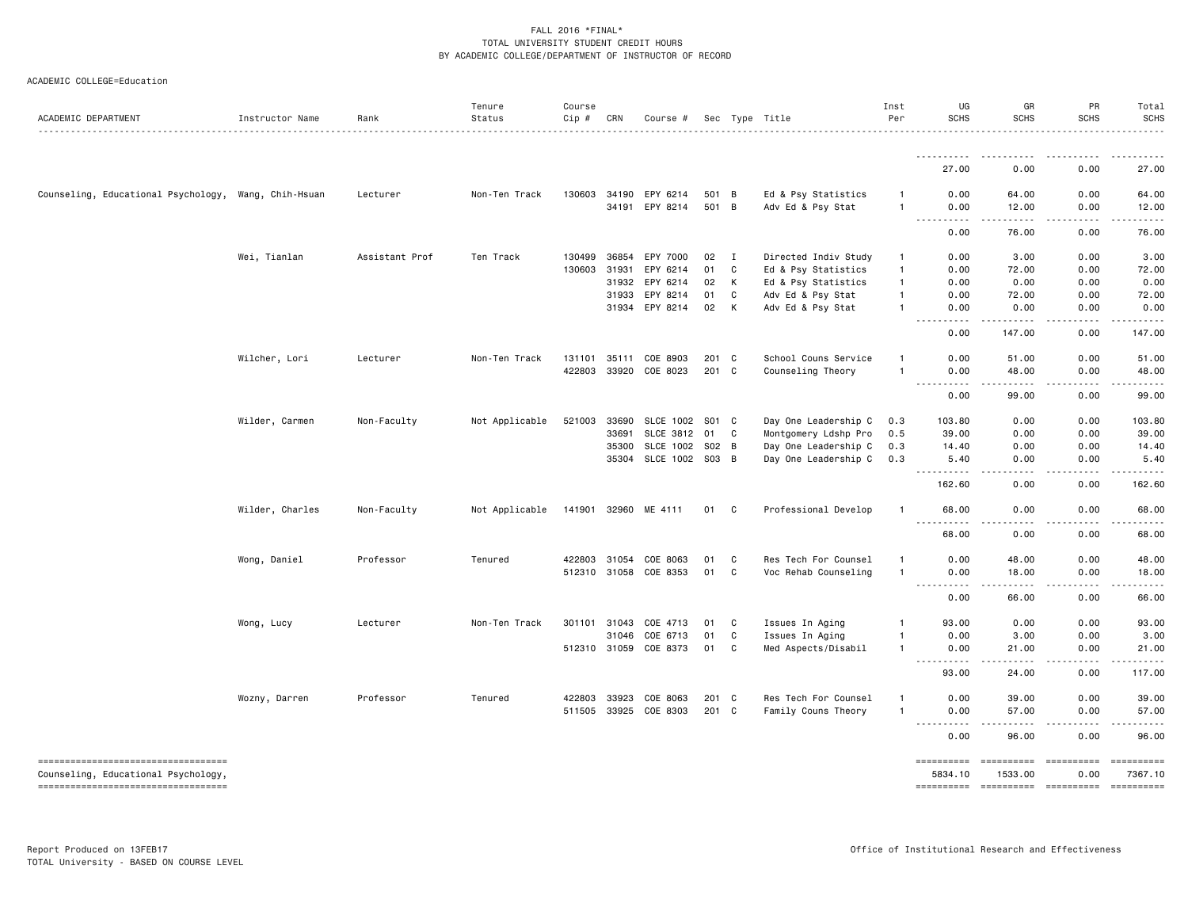FALL 2016 *FINAL*
TOTAL UNIVERSITY STUDENT CREDIT HOURS
BY ACADEMIC COLLEGE/DEPARTMENT OF INSTRUCTOR OF RECORD

ACADEMIC COLLEGE=Education

| ACADEMIC DEPARTMENT | Instructor Name | Rank | Tenure Status | Course Cip # | CRN | Course # | Sec | Type | Title | Inst Per | UG SCHS | GR SCHS | PR SCHS | Total SCHS |
|---|---|---|---|---|---|---|---|---|---|---|---|---|---|---|
| | | | | | | | | | | | 27.00 | 0.00 | 0.00 | 27.00 |
| Counseling, Educational Psychology, | Wang, Chih-Hsuan | Lecturer | Non-Ten Track | 130603 | 34190 | EPY 6214 | 501 | B | Ed & Psy Statistics | 1 | 0.00 | 64.00 | 0.00 | 64.00 |
| | | | | | 34191 | EPY 8214 | 501 | B | Adv Ed & Psy Stat | 1 | 0.00 | 12.00 | 0.00 | 12.00 |
| | | | | | | | | | | | 0.00 | 76.00 | 0.00 | 76.00 |
| | Wei, Tianlan | Assistant Prof | Ten Track | 130499 | 36854 | EPY 7000 | 02 | I | Directed Indiv Study | 1 | 0.00 | 3.00 | 0.00 | 3.00 |
| | | | | 130603 | 31931 | EPY 6214 | 01 | C | Ed & Psy Statistics | 1 | 0.00 | 72.00 | 0.00 | 72.00 |
| | | | | | 31932 | EPY 6214 | 02 | K | Ed & Psy Statistics | 1 | 0.00 | 0.00 | 0.00 | 0.00 |
| | | | | | 31933 | EPY 8214 | 01 | C | Adv Ed & Psy Stat | 1 | 0.00 | 72.00 | 0.00 | 72.00 |
| | | | | | 31934 | EPY 8214 | 02 | K | Adv Ed & Psy Stat | 1 | 0.00 | 0.00 | 0.00 | 0.00 |
| | | | | | | | | | | | 0.00 | 147.00 | 0.00 | 147.00 |
| | Wilcher, Lori | Lecturer | Non-Ten Track | 131101 | 35111 | COE 8903 | 201 | C | School Couns Service | 1 | 0.00 | 51.00 | 0.00 | 51.00 |
| | | | | 422803 | 33920 | COE 8023 | 201 | C | Counseling Theory | 1 | 0.00 | 48.00 | 0.00 | 48.00 |
| | | | | | | | | | | | 0.00 | 99.00 | 0.00 | 99.00 |
| | Wilder, Carmen | Non-Faculty | Not Applicable | 521003 | 33690 | SLCE 1002 | S01 | C | Day One Leadership C | 0.3 | 103.80 | 0.00 | 0.00 | 103.80 |
| | | | | | 33691 | SLCE 3812 | 01 | C | Montgomery Ldshp Pro | 0.5 | 39.00 | 0.00 | 0.00 | 39.00 |
| | | | | | 35300 | SLCE 1002 | S02 | B | Day One Leadership C | 0.3 | 14.40 | 0.00 | 0.00 | 14.40 |
| | | | | | 35304 | SLCE 1002 | S03 | B | Day One Leadership C | 0.3 | 5.40 | 0.00 | 0.00 | 5.40 |
| | | | | | | | | | | | 162.60 | 0.00 | 0.00 | 162.60 |
| | Wilder, Charles | Non-Faculty | Not Applicable | 141901 | 32960 | ME 4111 | 01 | C | Professional Develop | 1 | 68.00 | 0.00 | 0.00 | 68.00 |
| | | | | | | | | | | | 68.00 | 0.00 | 0.00 | 68.00 |
| | Wong, Daniel | Professor | Tenured | 422803 | 31054 | COE 8063 | 01 | C | Res Tech For Counsel | 1 | 0.00 | 48.00 | 0.00 | 48.00 |
| | | | | 512310 | 31058 | COE 8353 | 01 | C | Voc Rehab Counseling | 1 | 0.00 | 18.00 | 0.00 | 18.00 |
| | | | | | | | | | | | 0.00 | 66.00 | 0.00 | 66.00 |
| | Wong, Lucy | Lecturer | Non-Ten Track | 301101 | 31043 | COE 4713 | 01 | C | Issues In Aging | 1 | 93.00 | 0.00 | 0.00 | 93.00 |
| | | | | | 31046 | COE 6713 | 01 | C | Issues In Aging | 1 | 0.00 | 3.00 | 0.00 | 3.00 |
| | | | | 512310 | 31059 | COE 8373 | 01 | C | Med Aspects/Disabil | 1 | 0.00 | 21.00 | 0.00 | 21.00 |
| | | | | | | | | | | | 93.00 | 24.00 | 0.00 | 117.00 |
| | Wozny, Darren | Professor | Tenured | 422803 | 33923 | COE 8063 | 201 | C | Res Tech For Counsel | 1 | 0.00 | 39.00 | 0.00 | 39.00 |
| | | | | 511505 | 33925 | COE 8303 | 201 | C | Family Couns Theory | 1 | 0.00 | 57.00 | 0.00 | 57.00 |
| | | | | | | | | | | | 0.00 | 96.00 | 0.00 | 96.00 |
| Counseling, Educational Psychology, | | | | | | | | | | | 5834.10 | 1533.00 | 0.00 | 7367.10 |

Report Produced on 13FEB17
TOTAL University - BASED ON COURSE LEVEL

Office of Institutional Research and Effectiveness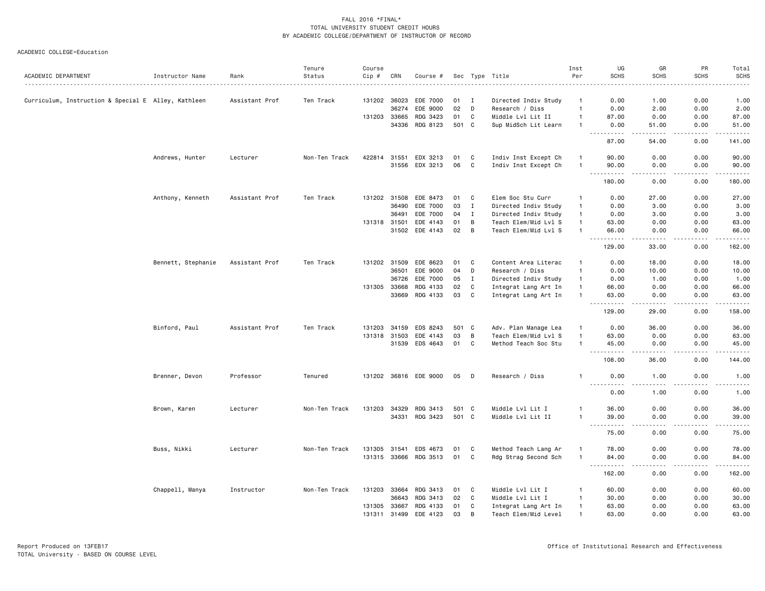FALL 2016 *FINAL*
TOTAL UNIVERSITY STUDENT CREDIT HOURS
BY ACADEMIC COLLEGE/DEPARTMENT OF INSTRUCTOR OF RECORD

ACADEMIC COLLEGE=Education

| ACADEMIC DEPARTMENT | Instructor Name | Rank | Tenure Status | Course Cip # | CRN | Course # | Sec | Type | Title | Inst Per | UG SCHS | GR SCHS | PR SCHS | Total SCHS |
|---|---|---|---|---|---|---|---|---|---|---|---|---|---|---|
| Curriculum, Instruction & Special E | Alley, Kathleen | Assistant Prof | Ten Track | 131202 | 36023 | EDE 7000 | 01 | I | Directed Indiv Study | 1 | 0.00 | 1.00 | 0.00 | 1.00 |
| | | | | | 36274 | EDE 9000 | 02 | D | Research / Diss | 1 | 0.00 | 2.00 | 0.00 | 2.00 |
| | | | | 131203 | 33665 | RDG 3423 | 01 | C | Middle Lvl Lit II | 1 | 87.00 | 0.00 | 0.00 | 87.00 |
| | | | | | 34336 | RDG 8123 | 501 | C | Sup MidSch Lit Learn | 1 | 0.00 | 51.00 | 0.00 | 51.00 |
| | | | | | | | | | | | 87.00 | 54.00 | 0.00 | 141.00 |
| | Andrews, Hunter | Lecturer | Non-Ten Track | 422814 | 31551 | EDX 3213 | 01 | C | Indiv Inst Except Ch | 1 | 90.00 | 0.00 | 0.00 | 90.00 |
| | | | | | 31556 | EDX 3213 | 06 | C | Indiv Inst Except Ch | 1 | 90.00 | 0.00 | 0.00 | 90.00 |
| | | | | | | | | | | | 180.00 | 0.00 | 0.00 | 180.00 |
| | Anthony, Kenneth | Assistant Prof | Ten Track | 131202 | 31508 | EDE 8473 | 01 | C | Elem Soc Stu Curr | 1 | 0.00 | 27.00 | 0.00 | 27.00 |
| | | | | | 36490 | EDE 7000 | 03 | I | Directed Indiv Study | 1 | 0.00 | 3.00 | 0.00 | 3.00 |
| | | | | | 36491 | EDE 7000 | 04 | I | Directed Indiv Study | 1 | 0.00 | 3.00 | 0.00 | 3.00 |
| | | | | 131318 | 31501 | EDE 4143 | 01 | B | Teach Elem/Mid Lvl S | 1 | 63.00 | 0.00 | 0.00 | 63.00 |
| | | | | | 31502 | EDE 4143 | 02 | B | Teach Elem/Mid Lvl S | 1 | 66.00 | 0.00 | 0.00 | 66.00 |
| | | | | | | | | | | | 129.00 | 33.00 | 0.00 | 162.00 |
| | Bennett, Stephanie | Assistant Prof | Ten Track | 131202 | 31509 | EDE 8623 | 01 | C | Content Area Literac | 1 | 0.00 | 18.00 | 0.00 | 18.00 |
| | | | | | 36501 | EDE 9000 | 04 | D | Research / Diss | 1 | 0.00 | 10.00 | 0.00 | 10.00 |
| | | | | | 36726 | EDE 7000 | 05 | I | Directed Indiv Study | 1 | 0.00 | 1.00 | 0.00 | 1.00 |
| | | | | 131305 | 33668 | RDG 4133 | 02 | C | Integrat Lang Art In | 1 | 66.00 | 0.00 | 0.00 | 66.00 |
| | | | | | 33669 | RDG 4133 | 03 | C | Integrat Lang Art In | 1 | 63.00 | 0.00 | 0.00 | 63.00 |
| | | | | | | | | | | | 129.00 | 29.00 | 0.00 | 158.00 |
| | Binford, Paul | Assistant Prof | Ten Track | 131203 | 34159 | EDS 8243 | 501 | C | Adv. Plan Manage Lea | 1 | 0.00 | 36.00 | 0.00 | 36.00 |
| | | | | 131318 | 31503 | EDE 4143 | 03 | B | Teach Elem/Mid Lvl S | 1 | 63.00 | 0.00 | 0.00 | 63.00 |
| | | | | | 31539 | EDS 4643 | 01 | C | Method Teach Soc Stu | 1 | 45.00 | 0.00 | 0.00 | 45.00 |
| | | | | | | | | | | | 108.00 | 36.00 | 0.00 | 144.00 |
| | Brenner, Devon | Professor | Tenured | 131202 | 36816 | EDE 9000 | 05 | D | Research / Diss | 1 | 0.00 | 1.00 | 0.00 | 1.00 |
| | | | | | | | | | | | 0.00 | 1.00 | 0.00 | 1.00 |
| | Brown, Karen | Lecturer | Non-Ten Track | 131203 | 34329 | RDG 3413 | 501 | C | Middle Lvl Lit I | 1 | 36.00 | 0.00 | 0.00 | 36.00 |
| | | | | | 34331 | RDG 3423 | 501 | C | Middle Lvl Lit II | 1 | 39.00 | 0.00 | 0.00 | 39.00 |
| | | | | | | | | | | | 75.00 | 0.00 | 0.00 | 75.00 |
| | Buss, Nikki | Lecturer | Non-Ten Track | 131305 | 31541 | EDS 4673 | 01 | C | Method Teach Lang Ar | 1 | 78.00 | 0.00 | 0.00 | 78.00 |
| | | | | 131315 | 33666 | RDG 3513 | 01 | C | Rdg Strag Second Sch | 1 | 84.00 | 0.00 | 0.00 | 84.00 |
| | | | | | | | | | | | 162.00 | 0.00 | 0.00 | 162.00 |
| | Chappell, Manya | Instructor | Non-Ten Track | 131203 | 33664 | RDG 3413 | 01 | C | Middle Lvl Lit I | 1 | 60.00 | 0.00 | 0.00 | 60.00 |
| | | | | | 36643 | RDG 3413 | 02 | C | Middle Lvl Lit I | 1 | 30.00 | 0.00 | 0.00 | 30.00 |
| | | | | 131305 | 33667 | RDG 4133 | 01 | C | Integrat Lang Art In | 1 | 63.00 | 0.00 | 0.00 | 63.00 |
| | | | | 131311 | 31499 | EDE 4123 | 03 | B | Teach Elem/Mid Level | 1 | 63.00 | 0.00 | 0.00 | 63.00 |

Report Produced on 13FEB17
TOTAL University - BASED ON COURSE LEVEL

Office of Institutional Research and Effectiveness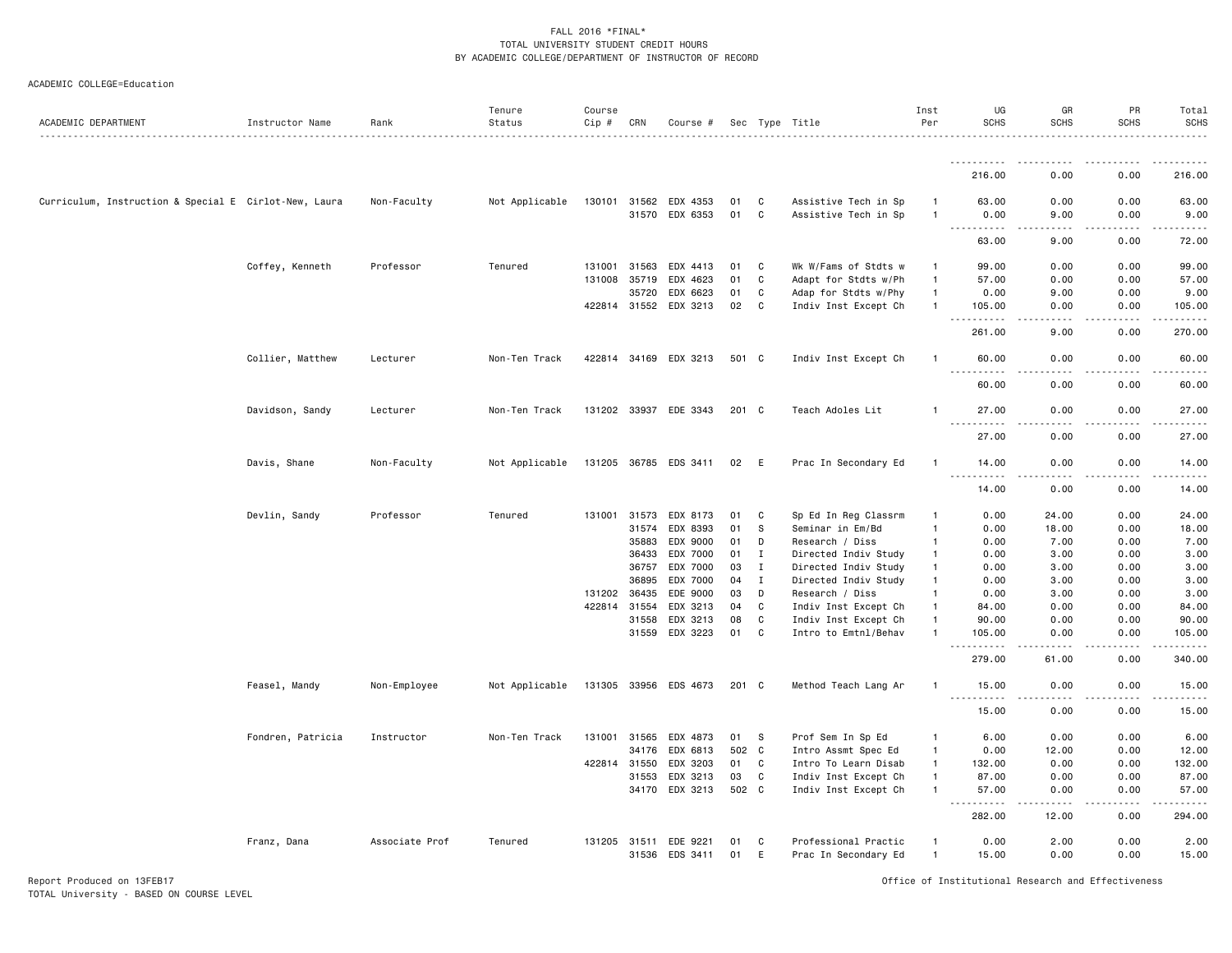FALL 2016 *FINAL*
TOTAL UNIVERSITY STUDENT CREDIT HOURS
BY ACADEMIC COLLEGE/DEPARTMENT OF INSTRUCTOR OF RECORD

ACADEMIC COLLEGE=Education

| ACADEMIC DEPARTMENT | Instructor Name | Rank | Tenure Status | Course Cip # | CRN | Course # | Sec | Type | Title | Inst Per | UG SCHS | GR SCHS | PR SCHS | Total SCHS |
|---|---|---|---|---|---|---|---|---|---|---|---|---|---|---|
| | | | | | | | | | | | 216.00 | 0.00 | 0.00 | 216.00 |
| Curriculum, Instruction & Special E | Cirlot-New, Laura | Non-Faculty | Not Applicable | 130101 | 31562 | EDX 4353 | 01 | C | Assistive Tech in Sp | 1 | 63.00 | 0.00 | 0.00 | 63.00 |
| | | | | | 31570 | EDX 6353 | 01 | C | Assistive Tech in Sp | 1 | 0.00 | 9.00 | 0.00 | 9.00 |
| | | | | | | | | | | | 63.00 | 9.00 | 0.00 | 72.00 |
| | Coffey, Kenneth | Professor | Tenured | 131001 | 31563 | EDX 4413 | 01 | C | Wk W/Fams of Stdts w | 1 | 99.00 | 0.00 | 0.00 | 99.00 |
| | | | | 131008 | 35719 | EDX 4623 | 01 | C | Adapt for Stdts w/Ph | 1 | 57.00 | 0.00 | 0.00 | 57.00 |
| | | | | | 35720 | EDX 6623 | 01 | C | Adap for Stdts w/Phy | 1 | 0.00 | 9.00 | 0.00 | 9.00 |
| | | | | 422814 | 31552 | EDX 3213 | 02 | C | Indiv Inst Except Ch | 1 | 105.00 | 0.00 | 0.00 | 105.00 |
| | | | | | | | | | | | 261.00 | 9.00 | 0.00 | 270.00 |
| | Collier, Matthew | Lecturer | Non-Ten Track | 422814 | 34169 | EDX 3213 | 501 | C | Indiv Inst Except Ch | 1 | 60.00 | 0.00 | 0.00 | 60.00 |
| | | | | | | | | | | | 60.00 | 0.00 | 0.00 | 60.00 |
| | Davidson, Sandy | Lecturer | Non-Ten Track | 131202 | 33937 | EDE 3343 | 201 | C | Teach Adoles Lit | 1 | 27.00 | 0.00 | 0.00 | 27.00 |
| | | | | | | | | | | | 27.00 | 0.00 | 0.00 | 27.00 |
| | Davis, Shane | Non-Faculty | Not Applicable | 131205 | 36785 | EDS 3411 | 02 | E | Prac In Secondary Ed | 1 | 14.00 | 0.00 | 0.00 | 14.00 |
| | | | | | | | | | | | 14.00 | 0.00 | 0.00 | 14.00 |
| | Devlin, Sandy | Professor | Tenured | 131001 | 31573 | EDX 8173 | 01 | C | Sp Ed In Reg Classrm | 1 | 0.00 | 24.00 | 0.00 | 24.00 |
| | | | | | 31574 | EDX 8393 | 01 | S | Seminar in Em/Bd | 1 | 0.00 | 18.00 | 0.00 | 18.00 |
| | | | | | 35883 | EDX 9000 | 01 | D | Research / Diss | 1 | 0.00 | 7.00 | 0.00 | 7.00 |
| | | | | | 36433 | EDX 7000 | 01 | I | Directed Indiv Study | 1 | 0.00 | 3.00 | 0.00 | 3.00 |
| | | | | | 36757 | EDX 7000 | 03 | I | Directed Indiv Study | 1 | 0.00 | 3.00 | 0.00 | 3.00 |
| | | | | | 36895 | EDX 7000 | 04 | I | Directed Indiv Study | 1 | 0.00 | 3.00 | 0.00 | 3.00 |
| | | | | 131202 | 36435 | EDE 9000 | 03 | D | Research / Diss | 1 | 0.00 | 3.00 | 0.00 | 3.00 |
| | | | | 422814 | 31554 | EDX 3213 | 04 | C | Indiv Inst Except Ch | 1 | 84.00 | 0.00 | 0.00 | 84.00 |
| | | | | | 31558 | EDX 3213 | 08 | C | Indiv Inst Except Ch | 1 | 90.00 | 0.00 | 0.00 | 90.00 |
| | | | | | 31559 | EDX 3223 | 01 | C | Intro to Emtnl/Behav | 1 | 105.00 | 0.00 | 0.00 | 105.00 |
| | | | | | | | | | | | 279.00 | 61.00 | 0.00 | 340.00 |
| | Feasel, Mandy | Non-Employee | Not Applicable | 131305 | 33956 | EDS 4673 | 201 | C | Method Teach Lang Ar | 1 | 15.00 | 0.00 | 0.00 | 15.00 |
| | | | | | | | | | | | 15.00 | 0.00 | 0.00 | 15.00 |
| | Fondren, Patricia | Instructor | Non-Ten Track | 131001 | 31565 | EDX 4873 | 01 | S | Prof Sem In Sp Ed | 1 | 6.00 | 0.00 | 0.00 | 6.00 |
| | | | | | 34176 | EDX 6813 | 502 | C | Intro Assmt Spec Ed | 1 | 0.00 | 12.00 | 0.00 | 12.00 |
| | | | | 422814 | 31550 | EDX 3203 | 01 | C | Intro To Learn Disab | 1 | 132.00 | 0.00 | 0.00 | 132.00 |
| | | | | | 31553 | EDX 3213 | 03 | C | Indiv Inst Except Ch | 1 | 87.00 | 0.00 | 0.00 | 87.00 |
| | | | | | 34170 | EDX 3213 | 502 | C | Indiv Inst Except Ch | 1 | 57.00 | 0.00 | 0.00 | 57.00 |
| | | | | | | | | | | | 282.00 | 12.00 | 0.00 | 294.00 |
| | Franz, Dana | Associate Prof | Tenured | 131205 | 31511 | EDE 9221 | 01 | C | Professional Practic | 1 | 0.00 | 2.00 | 0.00 | 2.00 |
| | | | | | 31536 | EDS 3411 | 01 | E | Prac In Secondary Ed | 1 | 15.00 | 0.00 | 0.00 | 15.00 |

Report Produced on 13FEB17
TOTAL University - BASED ON COURSE LEVEL

Office of Institutional Research and Effectiveness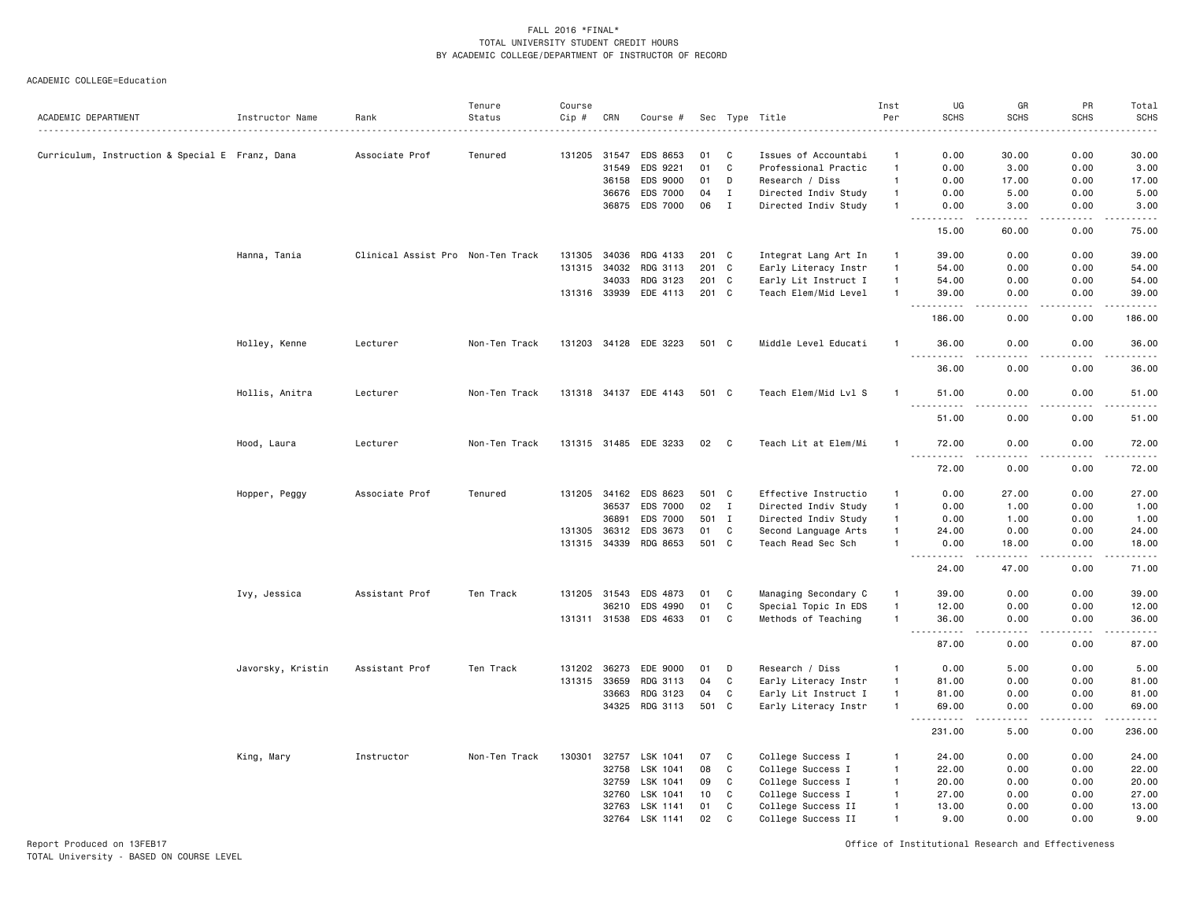FALL 2016 *FINAL*
TOTAL UNIVERSITY STUDENT CREDIT HOURS
BY ACADEMIC COLLEGE/DEPARTMENT OF INSTRUCTOR OF RECORD

ACADEMIC COLLEGE=Education

| ACADEMIC DEPARTMENT | Instructor Name | Rank | Tenure Status | Course Cip # | CRN | Course # | Sec | Type | Title | Inst Per | UG SCHS | GR SCHS | PR SCHS | Total SCHS |
|---|---|---|---|---|---|---|---|---|---|---|---|---|---|---|
| Curriculum, Instruction & Special E | Franz, Dana | Associate Prof | Tenured | 131205 | 31547 | EDS 8653 | 01 | C | Issues of Accountabi | 1 | 0.00 | 30.00 | 0.00 | 30.00 |
| | | | | | 31549 | EDS 9221 | 01 | C | Professional Practic | 1 | 0.00 | 3.00 | 0.00 | 3.00 |
| | | | | | 36158 | EDS 9000 | 01 | D | Research / Diss | 1 | 0.00 | 17.00 | 0.00 | 17.00 |
| | | | | | 36676 | EDS 7000 | 04 | I | Directed Indiv Study | 1 | 0.00 | 5.00 | 0.00 | 5.00 |
| | | | | | 36875 | EDS 7000 | 06 | I | Directed Indiv Study | 1 | 0.00 | 3.00 | 0.00 | 3.00 |
| | | | | | | | | | | | 15.00 | 60.00 | 0.00 | 75.00 |
| | Hanna, Tania | Clinical Assist Pro | Non-Ten Track | 131305 | 34036 | RDG 4133 | 201 | C | Integrat Lang Art In | 1 | 39.00 | 0.00 | 0.00 | 39.00 |
| | | | | 131315 | 34032 | RDG 3113 | 201 | C | Early Literacy Instr | 1 | 54.00 | 0.00 | 0.00 | 54.00 |
| | | | | | 34033 | RDG 3123 | 201 | C | Early Lit Instruct I | 1 | 54.00 | 0.00 | 0.00 | 54.00 |
| | | | | 131316 | 33939 | EDE 4113 | 201 | C | Teach Elem/Mid Level | 1 | 39.00 | 0.00 | 0.00 | 39.00 |
| | | | | | | | | | | | 186.00 | 0.00 | 0.00 | 186.00 |
| | Holley, Kenne | Lecturer | Non-Ten Track | 131203 | 34128 | EDE 3223 | 501 | C | Middle Level Educati | 1 | 36.00 | 0.00 | 0.00 | 36.00 |
| | | | | | | | | | | | 36.00 | 0.00 | 0.00 | 36.00 |
| | Hollis, Anitra | Lecturer | Non-Ten Track | 131318 | 34137 | EDE 4143 | 501 | C | Teach Elem/Mid Lvl S | 1 | 51.00 | 0.00 | 0.00 | 51.00 |
| | | | | | | | | | | | 51.00 | 0.00 | 0.00 | 51.00 |
| | Hood, Laura | Lecturer | Non-Ten Track | 131315 | 31485 | EDE 3233 | 02 | C | Teach Lit at Elem/Mi | 1 | 72.00 | 0.00 | 0.00 | 72.00 |
| | | | | | | | | | | | 72.00 | 0.00 | 0.00 | 72.00 |
| | Hopper, Peggy | Associate Prof | Tenured | 131205 | 34162 | EDS 8623 | 501 | C | Effective Instructio | 1 | 0.00 | 27.00 | 0.00 | 27.00 |
| | | | | | 36537 | EDS 7000 | 02 | I | Directed Indiv Study | 1 | 0.00 | 1.00 | 0.00 | 1.00 |
| | | | | | 36891 | EDS 7000 | 501 | I | Directed Indiv Study | 1 | 0.00 | 1.00 | 0.00 | 1.00 |
| | | | | 131305 | 36312 | EDS 3673 | 01 | C | Second Language Arts | 1 | 24.00 | 0.00 | 0.00 | 24.00 |
| | | | | 131315 | 34339 | RDG 8653 | 501 | C | Teach Read Sec Sch | 1 | 0.00 | 18.00 | 0.00 | 18.00 |
| | | | | | | | | | | | 24.00 | 47.00 | 0.00 | 71.00 |
| | Ivy, Jessica | Assistant Prof | Ten Track | 131205 | 31543 | EDS 4873 | 01 | C | Managing Secondary C | 1 | 39.00 | 0.00 | 0.00 | 39.00 |
| | | | | | 36210 | EDS 4990 | 01 | C | Special Topic In EDS | 1 | 12.00 | 0.00 | 0.00 | 12.00 |
| | | | | 131311 | 31538 | EDS 4633 | 01 | C | Methods of Teaching | 1 | 36.00 | 0.00 | 0.00 | 36.00 |
| | | | | | | | | | | | 87.00 | 0.00 | 0.00 | 87.00 |
| | Javorsky, Kristin | Assistant Prof | Ten Track | 131202 | 36273 | EDE 9000 | 01 | D | Research / Diss | 1 | 0.00 | 5.00 | 0.00 | 5.00 |
| | | | | 131315 | 33659 | RDG 3113 | 04 | C | Early Literacy Instr | 1 | 81.00 | 0.00 | 0.00 | 81.00 |
| | | | | | 33663 | RDG 3123 | 04 | C | Early Lit Instruct I | 1 | 81.00 | 0.00 | 0.00 | 81.00 |
| | | | | | 34325 | RDG 3113 | 501 | C | Early Literacy Instr | 1 | 69.00 | 0.00 | 0.00 | 69.00 |
| | | | | | | | | | | | 231.00 | 5.00 | 0.00 | 236.00 |
| | King, Mary | Instructor | Non-Ten Track | 130301 | 32757 | LSK 1041 | 07 | C | College Success I | 1 | 24.00 | 0.00 | 0.00 | 24.00 |
| | | | | | 32758 | LSK 1041 | 08 | C | College Success I | 1 | 22.00 | 0.00 | 0.00 | 22.00 |
| | | | | | 32759 | LSK 1041 | 09 | C | College Success I | 1 | 20.00 | 0.00 | 0.00 | 20.00 |
| | | | | | 32760 | LSK 1041 | 10 | C | College Success I | 1 | 27.00 | 0.00 | 0.00 | 27.00 |
| | | | | | 32763 | LSK 1141 | 01 | C | College Success II | 1 | 13.00 | 0.00 | 0.00 | 13.00 |
| | | | | | 32764 | LSK 1141 | 02 | C | College Success II | 1 | 9.00 | 0.00 | 0.00 | 9.00 |

Report Produced on 13FEB17
TOTAL University - BASED ON COURSE LEVEL

Office of Institutional Research and Effectiveness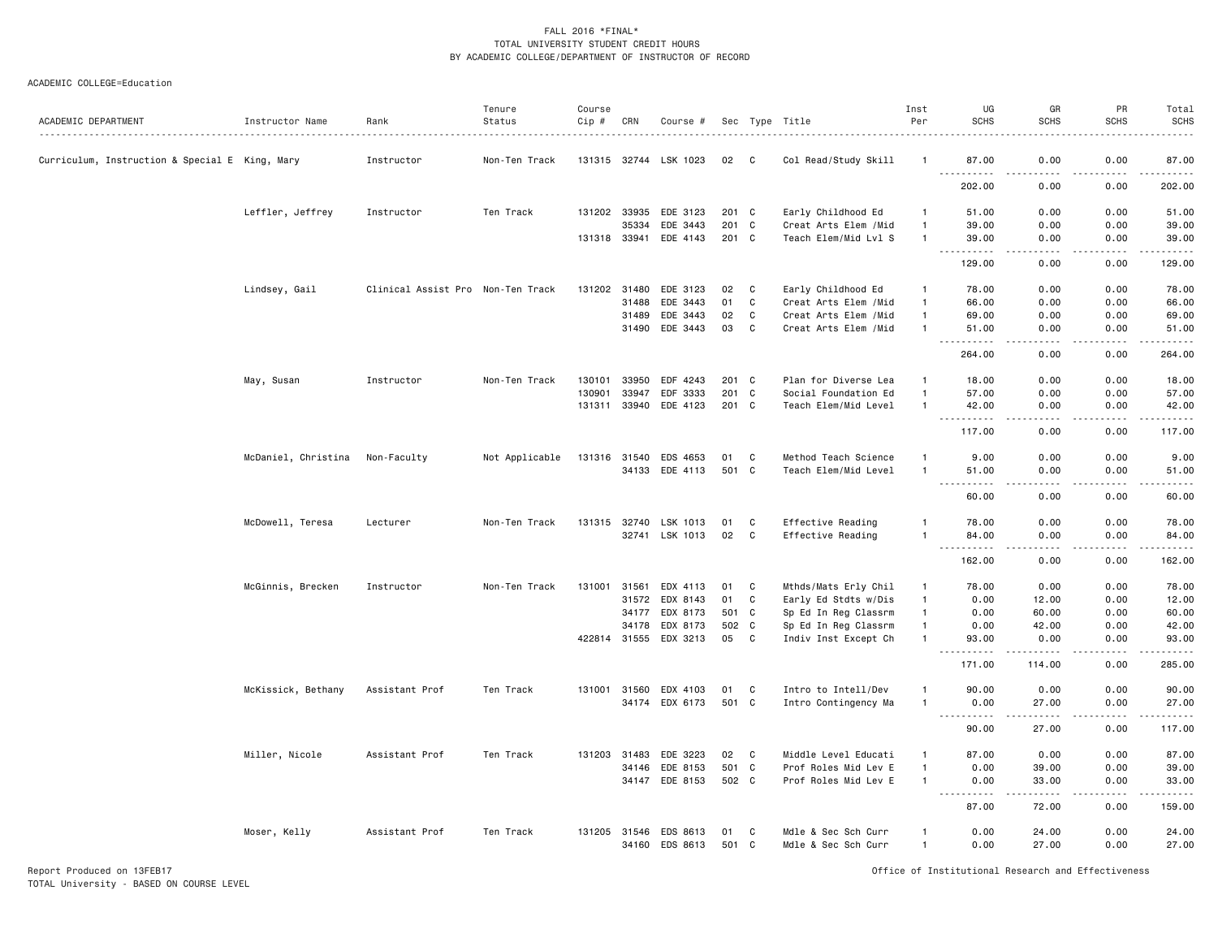FALL 2016 *FINAL*
TOTAL UNIVERSITY STUDENT CREDIT HOURS
BY ACADEMIC COLLEGE/DEPARTMENT OF INSTRUCTOR OF RECORD

ACADEMIC COLLEGE=Education

| ACADEMIC DEPARTMENT | Instructor Name | Rank | Tenure Status | Course Cip # | CRN | Course # | Sec | Type | Title | Inst Per | UG SCHS | GR SCHS | PR SCHS | Total SCHS |
|---|---|---|---|---|---|---|---|---|---|---|---|---|---|---|
| Curriculum, Instruction & Special E | King, Mary | Instructor | Non-Ten Track | 131315 | 32744 | LSK 1023 | 02 | C | Col Read/Study Skill | 1 | 87.00 | 0.00 | 0.00 | 87.00 |
| | | | | | | | | | | | 202.00 | 0.00 | 0.00 | 202.00 |
| | Leffler, Jeffrey | Instructor | Ten Track | 131202 | 33935 | EDE 3123 | 201 | C | Early Childhood Ed | 1 | 51.00 | 0.00 | 0.00 | 51.00 |
| | | | | | 35334 | EDE 3443 | 201 | C | Creat Arts Elem /Mid | 1 | 39.00 | 0.00 | 0.00 | 39.00 |
| | | | | 131318 | 33941 | EDE 4143 | 201 | C | Teach Elem/Mid Lvl S | 1 | 39.00 | 0.00 | 0.00 | 39.00 |
| | | | | | | | | | | | 129.00 | 0.00 | 0.00 | 129.00 |
| | Lindsey, Gail | Clinical Assist Pro | Non-Ten Track | 131202 | 31480 | EDE 3123 | 02 | C | Early Childhood Ed | 1 | 78.00 | 0.00 | 0.00 | 78.00 |
| | | | | | 31488 | EDE 3443 | 01 | C | Creat Arts Elem /Mid | 1 | 66.00 | 0.00 | 0.00 | 66.00 |
| | | | | | 31489 | EDE 3443 | 02 | C | Creat Arts Elem /Mid | 1 | 69.00 | 0.00 | 0.00 | 69.00 |
| | | | | | 31490 | EDE 3443 | 03 | C | Creat Arts Elem /Mid | 1 | 51.00 | 0.00 | 0.00 | 51.00 |
| | | | | | | | | | | | 264.00 | 0.00 | 0.00 | 264.00 |
| | May, Susan | Instructor | Non-Ten Track | 130101 | 33950 | EDF 4243 | 201 | C | Plan for Diverse Lea | 1 | 18.00 | 0.00 | 0.00 | 18.00 |
| | | | | 130901 | 33947 | EDF 3333 | 201 | C | Social Foundation Ed | 1 | 57.00 | 0.00 | 0.00 | 57.00 |
| | | | | 131311 | 33940 | EDE 4123 | 201 | C | Teach Elem/Mid Level | 1 | 42.00 | 0.00 | 0.00 | 42.00 |
| | | | | | | | | | | | 117.00 | 0.00 | 0.00 | 117.00 |
| | McDaniel, Christina | Non-Faculty | Not Applicable | 131316 | 31540 | EDS 4653 | 01 | C | Method Teach Science | 1 | 9.00 | 0.00 | 0.00 | 9.00 |
| | | | | | 34133 | EDE 4113 | 501 | C | Teach Elem/Mid Level | 1 | 51.00 | 0.00 | 0.00 | 51.00 |
| | | | | | | | | | | | 60.00 | 0.00 | 0.00 | 60.00 |
| | McDowell, Teresa | Lecturer | Non-Ten Track | 131315 | 32740 | LSK 1013 | 01 | C | Effective Reading | 1 | 78.00 | 0.00 | 0.00 | 78.00 |
| | | | | | 32741 | LSK 1013 | 02 | C | Effective Reading | 1 | 84.00 | 0.00 | 0.00 | 84.00 |
| | | | | | | | | | | | 162.00 | 0.00 | 0.00 | 162.00 |
| | McGinnis, Brecken | Instructor | Non-Ten Track | 131001 | 31561 | EDX 4113 | 01 | C | Mthds/Mats Erly Chil | 1 | 78.00 | 0.00 | 0.00 | 78.00 |
| | | | | | 31572 | EDX 8143 | 01 | C | Early Ed Stdts w/Dis | 1 | 0.00 | 12.00 | 0.00 | 12.00 |
| | | | | | 34177 | EDX 8173 | 501 | C | Sp Ed In Reg Classrm | 1 | 0.00 | 60.00 | 0.00 | 60.00 |
| | | | | | 34178 | EDX 8173 | 502 | C | Sp Ed In Reg Classrm | 1 | 0.00 | 42.00 | 0.00 | 42.00 |
| | | | | 422814 | 31555 | EDX 3213 | 05 | C | Indiv Inst Except Ch | 1 | 93.00 | 0.00 | 0.00 | 93.00 |
| | | | | | | | | | | | 171.00 | 114.00 | 0.00 | 285.00 |
| | McKissick, Bethany | Assistant Prof | Ten Track | 131001 | 31560 | EDX 4103 | 01 | C | Intro to Intell/Dev | 1 | 90.00 | 0.00 | 0.00 | 90.00 |
| | | | | | 34174 | EDX 6173 | 501 | C | Intro Contingency Ma | 1 | 0.00 | 27.00 | 0.00 | 27.00 |
| | | | | | | | | | | | 90.00 | 27.00 | 0.00 | 117.00 |
| | Miller, Nicole | Assistant Prof | Ten Track | 131203 | 31483 | EDE 3223 | 02 | C | Middle Level Educati | 1 | 87.00 | 0.00 | 0.00 | 87.00 |
| | | | | | 34146 | EDE 8153 | 501 | C | Prof Roles Mid Lev E | 1 | 0.00 | 39.00 | 0.00 | 39.00 |
| | | | | | 34147 | EDE 8153 | 502 | C | Prof Roles Mid Lev E | 1 | 0.00 | 33.00 | 0.00 | 33.00 |
| | | | | | | | | | | | 87.00 | 72.00 | 0.00 | 159.00 |
| | Moser, Kelly | Assistant Prof | Ten Track | 131205 | 31546 | EDS 8613 | 01 | C | Mdle & Sec Sch Curr | 1 | 0.00 | 24.00 | 0.00 | 24.00 |
| | | | | | 34160 | EDS 8613 | 501 | C | Mdle & Sec Sch Curr | 1 | 0.00 | 27.00 | 0.00 | 27.00 |

Report Produced on 13FEB17
TOTAL University - BASED ON COURSE LEVEL

Office of Institutional Research and Effectiveness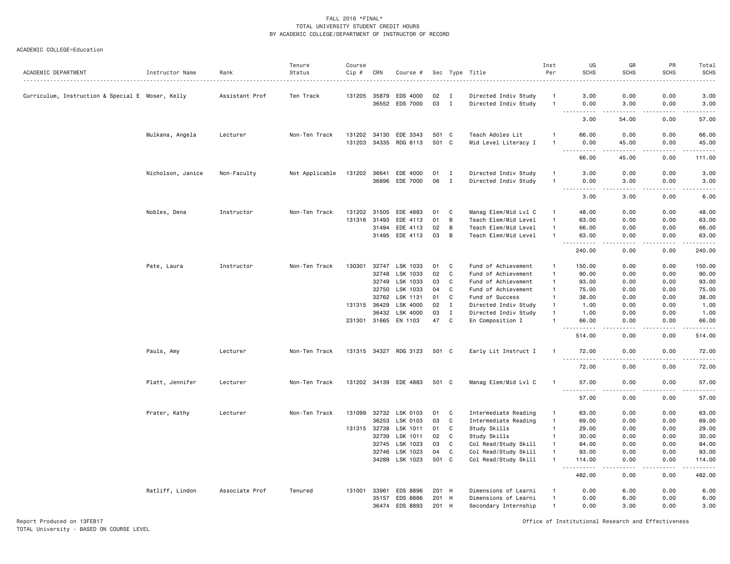FALL 2016 *FINAL*
TOTAL UNIVERSITY STUDENT CREDIT HOURS
BY ACADEMIC COLLEGE/DEPARTMENT OF INSTRUCTOR OF RECORD

ACADEMIC COLLEGE=Education

| ACADEMIC DEPARTMENT | Instructor Name | Rank | Tenure Status | Course Cip # | CRN | Course # | Sec | Type | Title | Inst Per | UG SCHS | GR SCHS | PR SCHS | Total SCHS |
|---|---|---|---|---|---|---|---|---|---|---|---|---|---|---|
| Curriculum, Instruction & Special E | Moser, Kelly | Assistant Prof | Ten Track | 131205 | 35879 | EDS 4000 | 02 | I | Directed Indiv Study | 1 | 3.00 | 0.00 | 0.00 | 3.00 |
| | | | | | 36552 | EDS 7000 | 03 | I | Directed Indiv Study | 1 | 0.00 | 3.00 | 0.00 | 3.00 |
| | | | | | | | | | | | 3.00 | 54.00 | 0.00 | 57.00 |
| | Mulkana, Angela | Lecturer | Non-Ten Track | 131202 | 34130 | EDE 3343 | 501 | C | Teach Adoles Lit | 1 | 66.00 | 0.00 | 0.00 | 66.00 |
| | | | | 131203 | 34335 | RDG 8113 | 501 | C | Mid Level Literacy I | 1 | 0.00 | 45.00 | 0.00 | 45.00 |
| | | | | | | | | | | | 66.00 | 45.00 | 0.00 | 111.00 |
| | Nicholson, Janice | Non-Faculty | Not Applicable | 131202 | 36641 | EDE 4000 | 01 | I | Directed Indiv Study | 1 | 3.00 | 0.00 | 0.00 | 3.00 |
| | | | | | 36896 | EDE 7000 | 06 | I | Directed Indiv Study | 1 | 0.00 | 3.00 | 0.00 | 3.00 |
| | | | | | | | | | | | 3.00 | 3.00 | 0.00 | 6.00 |
| | Nobles, Dena | Instructor | Non-Ten Track | 131202 | 31505 | EDE 4883 | 01 | C | Manag Elem/Mid Lvl C | 1 | 48.00 | 0.00 | 0.00 | 48.00 |
| | | | | 131316 | 31493 | EDE 4113 | 01 | B | Teach Elem/Mid Level | 1 | 63.00 | 0.00 | 0.00 | 63.00 |
| | | | | | 31494 | EDE 4113 | 02 | B | Teach Elem/Mid Level | 1 | 66.00 | 0.00 | 0.00 | 66.00 |
| | | | | | 31495 | EDE 4113 | 03 | B | Teach Elem/Mid Level | 1 | 63.00 | 0.00 | 0.00 | 63.00 |
| | | | | | | | | | | | 240.00 | 0.00 | 0.00 | 240.00 |
| | Pate, Laura | Instructor | Non-Ten Track | 130301 | 32747 | LSK 1033 | 01 | C | Fund of Achievement | 1 | 150.00 | 0.00 | 0.00 | 150.00 |
| | | | | | 32748 | LSK 1033 | 02 | C | Fund of Achievement | 1 | 90.00 | 0.00 | 0.00 | 90.00 |
| | | | | | 32749 | LSK 1033 | 03 | C | Fund of Achievement | 1 | 93.00 | 0.00 | 0.00 | 93.00 |
| | | | | | 32750 | LSK 1033 | 04 | C | Fund of Achievement | 1 | 75.00 | 0.00 | 0.00 | 75.00 |
| | | | | | 32762 | LSK 1131 | 01 | C | Fund of Success | 1 | 38.00 | 0.00 | 0.00 | 38.00 |
| | | | | 131315 | 36429 | LSK 4000 | 02 | I | Directed Indiv Study | 1 | 1.00 | 0.00 | 0.00 | 1.00 |
| | | | | | 36432 | LSK 4000 | 03 | I | Directed Indiv Study | 1 | 1.00 | 0.00 | 0.00 | 1.00 |
| | | | | 231301 | 31665 | EN 1103 | 47 | C | En Composition I | 1 | 66.00 | 0.00 | 0.00 | 66.00 |
| | | | | | | | | | | | 514.00 | 0.00 | 0.00 | 514.00 |
| | Pauls, Amy | Lecturer | Non-Ten Track | 131315 | 34327 | RDG 3123 | 501 | C | Early Lit Instruct I | 1 | 72.00 | 0.00 | 0.00 | 72.00 |
| | | | | | | | | | | | 72.00 | 0.00 | 0.00 | 72.00 |
| | Platt, Jennifer | Lecturer | Non-Ten Track | 131202 | 34139 | EDE 4883 | 501 | C | Manag Elem/Mid Lvl C | 1 | 57.00 | 0.00 | 0.00 | 57.00 |
| | | | | | | | | | | | 57.00 | 0.00 | 0.00 | 57.00 |
| | Prater, Kathy | Lecturer | Non-Ten Track | 131099 | 32732 | LSK 0103 | 01 | C | Intermediate Reading | 1 | 63.00 | 0.00 | 0.00 | 63.00 |
| | | | | | 36253 | LSK 0103 | 03 | C | Intermediate Reading | 1 | 69.00 | 0.00 | 0.00 | 69.00 |
| | | | | 131315 | 32738 | LSK 1011 | 01 | C | Study Skills | 1 | 29.00 | 0.00 | 0.00 | 29.00 |
| | | | | | 32739 | LSK 1011 | 02 | C | Study Skills | 1 | 30.00 | 0.00 | 0.00 | 30.00 |
| | | | | | 32745 | LSK 1023 | 03 | C | Col Read/Study Skill | 1 | 84.00 | 0.00 | 0.00 | 84.00 |
| | | | | | 32746 | LSK 1023 | 04 | C | Col Read/Study Skill | 1 | 93.00 | 0.00 | 0.00 | 93.00 |
| | | | | | 34289 | LSK 1023 | 501 | C | Col Read/Study Skill | 1 | 114.00 | 0.00 | 0.00 | 114.00 |
| | | | | | | | | | | | 482.00 | 0.00 | 0.00 | 482.00 |
| | Ratliff, Lindon | Associate Prof | Tenured | 131001 | 33961 | EDS 8896 | 201 | H | Dimensions of Learni | 1 | 0.00 | 6.00 | 0.00 | 6.00 |
| | | | | | 35157 | EDS 8886 | 201 | H | Dimensions of Learni | 1 | 0.00 | 6.00 | 0.00 | 6.00 |
| | | | | | 36474 | EDS 8893 | 201 | H | Secondary Internship | 1 | 0.00 | 3.00 | 0.00 | 3.00 |

Report Produced on 13FEB17
TOTAL University - BASED ON COURSE LEVEL

Office of Institutional Research and Effectiveness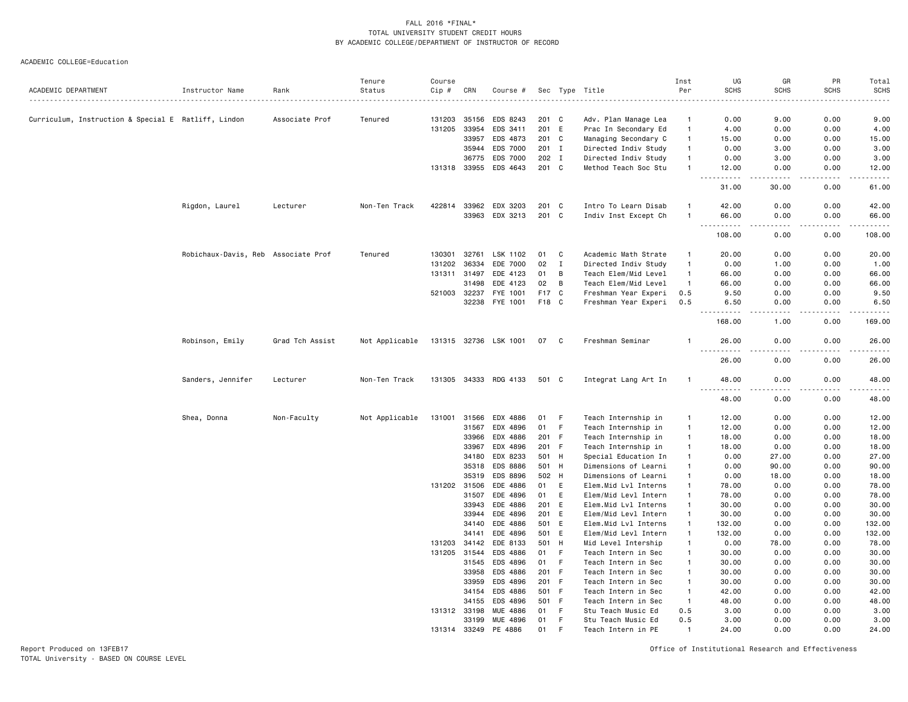FALL 2016 *FINAL*
TOTAL UNIVERSITY STUDENT CREDIT HOURS
BY ACADEMIC COLLEGE/DEPARTMENT OF INSTRUCTOR OF RECORD

ACADEMIC COLLEGE=Education

| ACADEMIC DEPARTMENT | Instructor Name | Rank | Tenure Status | Course Cip # | CRN | Course # | Sec | Type | Title | Inst Per | UG SCHS | GR SCHS | PR SCHS | Total SCHS |
|---|---|---|---|---|---|---|---|---|---|---|---|---|---|---|
| Curriculum, Instruction & Special E | Ratliff, Lindon | Associate Prof | Tenured | 131203 | 35156 | EDS 8243 | 201 | C | Adv. Plan Manage Lea | 1 | 0.00 | 9.00 | 0.00 | 9.00 |
| | | | | 131205 | 33954 | EDS 3411 | 201 | E | Prac In Secondary Ed | 1 | 4.00 | 0.00 | 0.00 | 4.00 |
| | | | | | 33957 | EDS 4873 | 201 | C | Managing Secondary C | 1 | 15.00 | 0.00 | 0.00 | 15.00 |
| | | | | | 35944 | EDS 7000 | 201 | I | Directed Indiv Study | 1 | 0.00 | 3.00 | 0.00 | 3.00 |
| | | | | | 36775 | EDS 7000 | 202 | I | Directed Indiv Study | 1 | 0.00 | 3.00 | 0.00 | 3.00 |
| | | | | 131318 | 33955 | EDS 4643 | 201 | C | Method Teach Soc Stu | 1 | 12.00 | 0.00 | 0.00 | 12.00 |
| | | | | | | | | | | | 31.00 | 30.00 | 0.00 | 61.00 |
| | Rigdon, Laurel | Lecturer | Non-Ten Track | 422814 | 33962 | EDX 3203 | 201 | C | Intro To Learn Disab | 1 | 42.00 | 0.00 | 0.00 | 42.00 |
| | | | | | 33963 | EDX 3213 | 201 | C | Indiv Inst Except Ch | 1 | 66.00 | 0.00 | 0.00 | 66.00 |
| | | | | | | | | | | | 108.00 | 0.00 | 0.00 | 108.00 |
| | Robichaux-Davis, Reb | Associate Prof | Tenured | 130301 | 32761 | LSK 1102 | 01 | C | Academic Math Strate | 1 | 20.00 | 0.00 | 0.00 | 20.00 |
| | | | | 131202 | 36334 | EDE 7000 | 02 | I | Directed Indiv Study | 1 | 0.00 | 1.00 | 0.00 | 1.00 |
| | | | | 131311 | 31497 | EDE 4123 | 01 | B | Teach Elem/Mid Level | 1 | 66.00 | 0.00 | 0.00 | 66.00 |
| | | | | | 31498 | EDE 4123 | 02 | B | Teach Elem/Mid Level | 1 | 66.00 | 0.00 | 0.00 | 66.00 |
| | | | | 521003 | 32237 | FYE 1001 | F17 | C | Freshman Year Experi | 0.5 | 9.50 | 0.00 | 0.00 | 9.50 |
| | | | | | 32238 | FYE 1001 | F18 | C | Freshman Year Experi | 0.5 | 6.50 | 0.00 | 0.00 | 6.50 |
| | | | | | | | | | | | 168.00 | 1.00 | 0.00 | 169.00 |
| | Robinson, Emily | Grad Tch Assist | Not Applicable | 131315 | 32736 | LSK 1001 | 07 | C | Freshman Seminar | 1 | 26.00 | 0.00 | 0.00 | 26.00 |
| | | | | | | | | | | | 26.00 | 0.00 | 0.00 | 26.00 |
| | Sanders, Jennifer | Lecturer | Non-Ten Track | 131305 | 34333 | RDG 4133 | 501 | C | Integrat Lang Art In | 1 | 48.00 | 0.00 | 0.00 | 48.00 |
| | | | | | | | | | | | 48.00 | 0.00 | 0.00 | 48.00 |
| | Shea, Donna | Non-Faculty | Not Applicable | 131001 | 31566 | EDX 4886 | 01 | F | Teach Internship in | 1 | 12.00 | 0.00 | 0.00 | 12.00 |
| | | | | | 31567 | EDX 4896 | 01 | F | Teach Internship in | 1 | 12.00 | 0.00 | 0.00 | 12.00 |
| | | | | | 33966 | EDX 4886 | 201 | F | Teach Internship in | 1 | 18.00 | 0.00 | 0.00 | 18.00 |
| | | | | | 33967 | EDX 4896 | 201 | F | Teach Internship in | 1 | 18.00 | 0.00 | 0.00 | 18.00 |
| | | | | | 34180 | EDX 8233 | 501 | H | Special Education In | 1 | 0.00 | 27.00 | 0.00 | 27.00 |
| | | | | | 35318 | EDS 8886 | 501 | H | Dimensions of Learni | 1 | 0.00 | 90.00 | 0.00 | 90.00 |
| | | | | | 35319 | EDS 8896 | 502 | H | Dimensions of Learni | 1 | 0.00 | 18.00 | 0.00 | 18.00 |
| | | | | 131202 | 31506 | EDE 4886 | 01 | E | Elem.Mid Lvl Interns | 1 | 78.00 | 0.00 | 0.00 | 78.00 |
| | | | | | 31507 | EDE 4896 | 01 | E | Elem/Mid Levl Intern | 1 | 78.00 | 0.00 | 0.00 | 78.00 |
| | | | | | 33943 | EDE 4886 | 201 | E | Elem.Mid Lvl Interns | 1 | 30.00 | 0.00 | 0.00 | 30.00 |
| | | | | | 33944 | EDE 4896 | 201 | E | Elem/Mid Levl Intern | 1 | 30.00 | 0.00 | 0.00 | 30.00 |
| | | | | | 34140 | EDE 4886 | 501 | E | Elem.Mid Lvl Interns | 1 | 132.00 | 0.00 | 0.00 | 132.00 |
| | | | | | 34141 | EDE 4896 | 501 | E | Elem/Mid Levl Intern | 1 | 132.00 | 0.00 | 0.00 | 132.00 |
| | | | | 131203 | 34142 | EDE 8133 | 501 | H | Mid Level Intership | 1 | 0.00 | 78.00 | 0.00 | 78.00 |
| | | | | 131205 | 31544 | EDS 4886 | 01 | F | Teach Intern in Sec | 1 | 30.00 | 0.00 | 0.00 | 30.00 |
| | | | | | 31545 | EDS 4896 | 01 | F | Teach Intern in Sec | 1 | 30.00 | 0.00 | 0.00 | 30.00 |
| | | | | | 33958 | EDS 4886 | 201 | F | Teach Intern in Sec | 1 | 30.00 | 0.00 | 0.00 | 30.00 |
| | | | | | 33959 | EDS 4896 | 201 | F | Teach Intern in Sec | 1 | 30.00 | 0.00 | 0.00 | 30.00 |
| | | | | | 34154 | EDS 4886 | 501 | F | Teach Intern in Sec | 1 | 42.00 | 0.00 | 0.00 | 42.00 |
| | | | | | 34155 | EDS 4896 | 501 | F | Teach Intern in Sec | 1 | 48.00 | 0.00 | 0.00 | 48.00 |
| | | | | 131312 | 33198 | MUE 4886 | 01 | F | Stu Teach Music Ed | 0.5 | 3.00 | 0.00 | 0.00 | 3.00 |
| | | | | | 33199 | MUE 4896 | 01 | F | Stu Teach Music Ed | 0.5 | 3.00 | 0.00 | 0.00 | 3.00 |
| | | | | 131314 | 33249 | PE 4886 | 01 | F | Teach Intern in PE | 1 | 24.00 | 0.00 | 0.00 | 24.00 |

Report Produced on 13FEB17
TOTAL University - BASED ON COURSE LEVEL

Office of Institutional Research and Effectiveness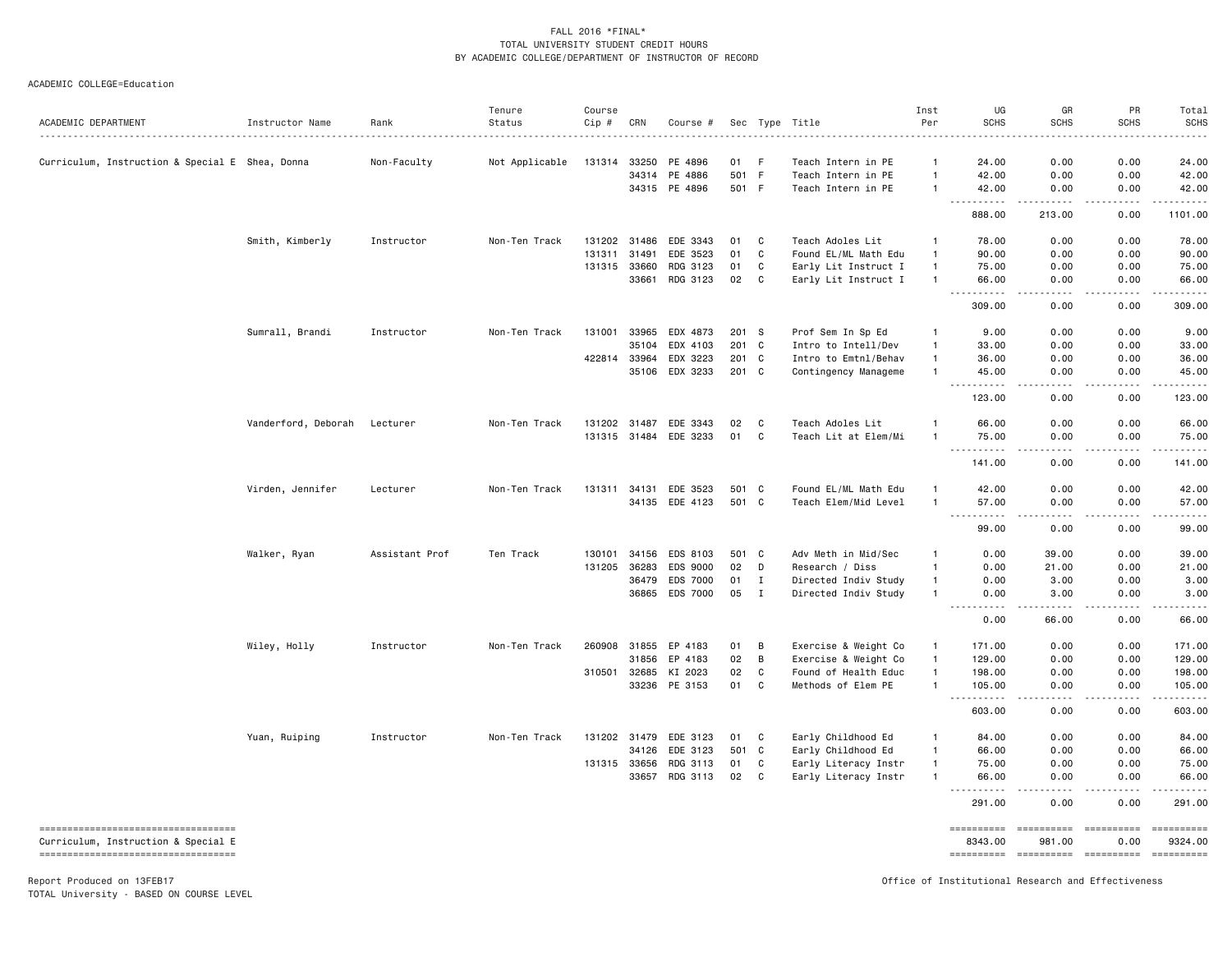FALL 2016 *FINAL*
TOTAL UNIVERSITY STUDENT CREDIT HOURS
BY ACADEMIC COLLEGE/DEPARTMENT OF INSTRUCTOR OF RECORD

ACADEMIC COLLEGE=Education

| ACADEMIC DEPARTMENT | Instructor Name | Rank | Tenure Status | Course Cip # | CRN | Course # | Sec | Type | Title | Inst Per | UG SCHS | GR SCHS | PR SCHS | Total SCHS |
|---|---|---|---|---|---|---|---|---|---|---|---|---|---|---|
| Curriculum, Instruction & Special E | Shea, Donna | Non-Faculty | Not Applicable | 131314 | 33250 | PE 4896 | 01 | F | Teach Intern in PE | 1 | 24.00 | 0.00 | 0.00 | 24.00 |
| | | | | | 34314 | PE 4886 | 501 | F | Teach Intern in PE | 1 | 42.00 | 0.00 | 0.00 | 42.00 |
| | | | | | 34315 | PE 4896 | 501 | F | Teach Intern in PE | 1 | 42.00 | 0.00 | 0.00 | 42.00 |
| | | | | | | | | | | | 888.00 | 213.00 | 0.00 | 1101.00 |
| | Smith, Kimberly | Instructor | Non-Ten Track | 131202 | 31486 | EDE 3343 | 01 | C | Teach Adoles Lit | 1 | 78.00 | 0.00 | 0.00 | 78.00 |
| | | | | 131311 | 31491 | EDE 3523 | 01 | C | Found EL/ML Math Edu | 1 | 90.00 | 0.00 | 0.00 | 90.00 |
| | | | | 131315 | 33660 | RDG 3123 | 01 | C | Early Lit Instruct I | 1 | 75.00 | 0.00 | 0.00 | 75.00 |
| | | | | | 33661 | RDG 3123 | 02 | C | Early Lit Instruct I | 1 | 66.00 | 0.00 | 0.00 | 66.00 |
| | | | | | | | | | | | 309.00 | 0.00 | 0.00 | 309.00 |
| | Sumrall, Brandi | Instructor | Non-Ten Track | 131001 | 33965 | EDX 4873 | 201 | S | Prof Sem In Sp Ed | 1 | 9.00 | 0.00 | 0.00 | 9.00 |
| | | | | | 35104 | EDX 4103 | 201 | C | Intro to Intell/Dev | 1 | 33.00 | 0.00 | 0.00 | 33.00 |
| | | | | 422814 | 33964 | EDX 3223 | 201 | C | Intro to Emtnl/Behav | 1 | 36.00 | 0.00 | 0.00 | 36.00 |
| | | | | | 35106 | EDX 3233 | 201 | C | Contingency Manageme | 1 | 45.00 | 0.00 | 0.00 | 45.00 |
| | | | | | | | | | | | 123.00 | 0.00 | 0.00 | 123.00 |
| | Vanderford, Deborah | Lecturer | Non-Ten Track | 131202 | 31487 | EDE 3343 | 02 | C | Teach Adoles Lit | 1 | 66.00 | 0.00 | 0.00 | 66.00 |
| | | | | 131315 | 31484 | EDE 3233 | 01 | C | Teach Lit at Elem/Mi | 1 | 75.00 | 0.00 | 0.00 | 75.00 |
| | | | | | | | | | | | 141.00 | 0.00 | 0.00 | 141.00 |
| | Virden, Jennifer | Lecturer | Non-Ten Track | 131311 | 34131 | EDE 3523 | 501 | C | Found EL/ML Math Edu | 1 | 42.00 | 0.00 | 0.00 | 42.00 |
| | | | | | 34135 | EDE 4123 | 501 | C | Teach Elem/Mid Level | 1 | 57.00 | 0.00 | 0.00 | 57.00 |
| | | | | | | | | | | | 99.00 | 0.00 | 0.00 | 99.00 |
| | Walker, Ryan | Assistant Prof | Ten Track | 130101 | 34156 | EDS 8103 | 501 | C | Adv Meth in Mid/Sec | 1 | 0.00 | 39.00 | 0.00 | 39.00 |
| | | | | 131205 | 36283 | EDS 9000 | 02 | D | Research / Diss | 1 | 0.00 | 21.00 | 0.00 | 21.00 |
| | | | | | 36479 | EDS 7000 | 01 | I | Directed Indiv Study | 1 | 0.00 | 3.00 | 0.00 | 3.00 |
| | | | | | 36865 | EDS 7000 | 05 | I | Directed Indiv Study | 1 | 0.00 | 3.00 | 0.00 | 3.00 |
| | | | | | | | | | | | 0.00 | 66.00 | 0.00 | 66.00 |
| | Wiley, Holly | Instructor | Non-Ten Track | 260908 | 31855 | EP 4183 | 01 | B | Exercise & Weight Co | 1 | 171.00 | 0.00 | 0.00 | 171.00 |
| | | | | | 31856 | EP 4183 | 02 | B | Exercise & Weight Co | 1 | 129.00 | 0.00 | 0.00 | 129.00 |
| | | | | 310501 | 32685 | KI 2023 | 02 | C | Found of Health Educ | 1 | 198.00 | 0.00 | 0.00 | 198.00 |
| | | | | | 33236 | PE 3153 | 01 | C | Methods of Elem PE | 1 | 105.00 | 0.00 | 0.00 | 105.00 |
| | | | | | | | | | | | 603.00 | 0.00 | 0.00 | 603.00 |
| | Yuan, Ruiping | Instructor | Non-Ten Track | 131202 | 31479 | EDE 3123 | 01 | C | Early Childhood Ed | 1 | 84.00 | 0.00 | 0.00 | 84.00 |
| | | | | | 34126 | EDE 3123 | 501 | C | Early Childhood Ed | 1 | 66.00 | 0.00 | 0.00 | 66.00 |
| | | | | 131315 | 33656 | RDG 3113 | 01 | C | Early Literacy Instr | 1 | 75.00 | 0.00 | 0.00 | 75.00 |
| | | | | | 33657 | RDG 3113 | 02 | C | Early Literacy Instr | 1 | 66.00 | 0.00 | 0.00 | 66.00 |
| | | | | | | | | | | | 291.00 | 0.00 | 0.00 | 291.00 |
| Curriculum, Instruction & Special E | | | | | | | | | | | 8343.00 | 981.00 | 0.00 | 9324.00 |

Report Produced on 13FEB17
TOTAL University - BASED ON COURSE LEVEL

Office of Institutional Research and Effectiveness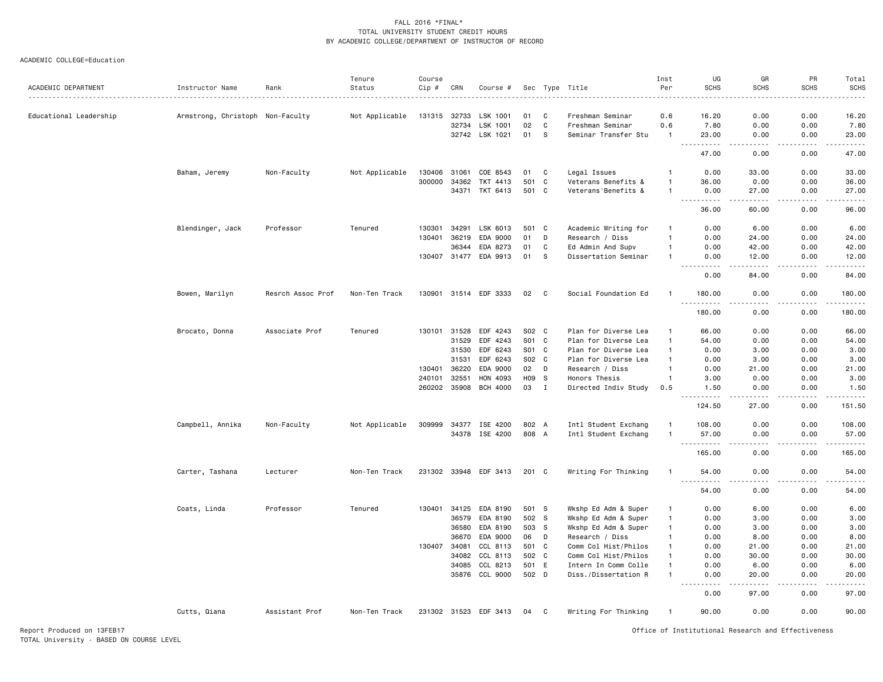FALL 2016 *FINAL*
TOTAL UNIVERSITY STUDENT CREDIT HOURS
BY ACADEMIC COLLEGE/DEPARTMENT OF INSTRUCTOR OF RECORD

ACADEMIC COLLEGE=Education

| ACADEMIC DEPARTMENT | Instructor Name | Rank | Tenure Status | Course Cip # | CRN | Course # | Sec | Type | Title | Inst Per | UG SCHS | GR SCHS | PR SCHS | Total SCHS |
|---|---|---|---|---|---|---|---|---|---|---|---|---|---|---|
| Educational Leadership | Armstrong, Christoph | Non-Faculty | Not Applicable | 131315 | 32733 | LSK 1001 | 01 | C | Freshman Seminar | 0.6 | 16.20 | 0.00 | 0.00 | 16.20 |
| | | | | | 32734 | LSK 1001 | 02 | C | Freshman Seminar | 0.6 | 7.80 | 0.00 | 0.00 | 7.80 |
| | | | | | 32742 | LSK 1021 | 01 | S | Seminar Transfer Stu | 1 | 23.00 | 0.00 | 0.00 | 23.00 |
| | | | | | | | | | | | 47.00 | 0.00 | 0.00 | 47.00 |
| | Baham, Jeremy | Non-Faculty | Not Applicable | 130406 | 31061 | COE 8543 | 01 | C | Legal Issues | 1 | 0.00 | 33.00 | 0.00 | 33.00 |
| | | | | 300000 | 34362 | TKT 4413 | 501 | C | Veterans Benefits & | 1 | 36.00 | 0.00 | 0.00 | 36.00 |
| | | | | | 34371 | TKT 6413 | 501 | C | Veterans'Benefits & | 1 | 0.00 | 27.00 | 0.00 | 27.00 |
| | | | | | | | | | | | 36.00 | 60.00 | 0.00 | 96.00 |
| | Blendinger, Jack | Professor | Tenured | 130301 | 34291 | LSK 6013 | 501 | C | Academic Writing for | 1 | 0.00 | 6.00 | 0.00 | 6.00 |
| | | | | 130401 | 36219 | EDA 9000 | 01 | D | Research / Diss | 1 | 0.00 | 24.00 | 0.00 | 24.00 |
| | | | | | 36344 | EDA 8273 | 01 | C | Ed Admin And Supv | 1 | 0.00 | 42.00 | 0.00 | 42.00 |
| | | | | 130407 | 31477 | EDA 9913 | 01 | S | Dissertation Seminar | 1 | 0.00 | 12.00 | 0.00 | 12.00 |
| | | | | | | | | | | | 0.00 | 84.00 | 0.00 | 84.00 |
| | Bowen, Marilyn | Resrch Assoc Prof | Non-Ten Track | 130901 | 31514 | EDF 3333 | 02 | C | Social Foundation Ed | 1 | 180.00 | 0.00 | 0.00 | 180.00 |
| | | | | | | | | | | | 180.00 | 0.00 | 0.00 | 180.00 |
| | Brocato, Donna | Associate Prof | Tenured | 130101 | 31528 | EDF 4243 | S02 | C | Plan for Diverse Lea | 1 | 66.00 | 0.00 | 0.00 | 66.00 |
| | | | | | 31529 | EDF 4243 | S01 | C | Plan for Diverse Lea | 1 | 54.00 | 0.00 | 0.00 | 54.00 |
| | | | | | 31530 | EDF 6243 | S01 | C | Plan for Diverse Lea | 1 | 0.00 | 3.00 | 0.00 | 3.00 |
| | | | | | 31531 | EDF 6243 | S02 | C | Plan for Diverse Lea | 1 | 0.00 | 3.00 | 0.00 | 3.00 |
| | | | | 130401 | 36220 | EDA 9000 | 02 | D | Research / Diss | 1 | 0.00 | 21.00 | 0.00 | 21.00 |
| | | | | 240101 | 32551 | HON 4093 | H09 | S | Honors Thesis | 1 | 3.00 | 0.00 | 0.00 | 3.00 |
| | | | | 260202 | 35908 | BCH 4000 | 03 | I | Directed Indiv Study | 0.5 | 1.50 | 0.00 | 0.00 | 1.50 |
| | | | | | | | | | | | 124.50 | 27.00 | 0.00 | 151.50 |
| | Campbell, Annika | Non-Faculty | Not Applicable | 309999 | 34377 | ISE 4200 | 802 | A | Intl Student Exchang | 1 | 108.00 | 0.00 | 0.00 | 108.00 |
| | | | | | 34378 | ISE 4200 | 808 | A | Intl Student Exchang | 1 | 57.00 | 0.00 | 0.00 | 57.00 |
| | | | | | | | | | | | 165.00 | 0.00 | 0.00 | 165.00 |
| | Carter, Tashana | Lecturer | Non-Ten Track | 231302 | 33948 | EDF 3413 | 201 | C | Writing For Thinking | 1 | 54.00 | 0.00 | 0.00 | 54.00 |
| | | | | | | | | | | | 54.00 | 0.00 | 0.00 | 54.00 |
| | Coats, Linda | Professor | Tenured | 130401 | 34125 | EDA 8190 | 501 | S | Wkshp Ed Adm & Super | 1 | 0.00 | 6.00 | 0.00 | 6.00 |
| | | | | | 36579 | EDA 8190 | 502 | S | Wkshp Ed Adm & Super | 1 | 0.00 | 3.00 | 0.00 | 3.00 |
| | | | | | 36580 | EDA 8190 | 503 | S | Wkshp Ed Adm & Super | 1 | 0.00 | 3.00 | 0.00 | 3.00 |
| | | | | | 36670 | EDA 9000 | 06 | D | Research / Diss | 1 | 0.00 | 8.00 | 0.00 | 8.00 |
| | | | | 130407 | 34081 | CCL 8113 | 501 | C | Comm Col Hist/Philos | 1 | 0.00 | 21.00 | 0.00 | 21.00 |
| | | | | | 34082 | CCL 8113 | 502 | C | Comm Col Hist/Philos | 1 | 0.00 | 30.00 | 0.00 | 30.00 |
| | | | | | 34085 | CCL 8213 | 501 | E | Intern In Comm Colle | 1 | 0.00 | 6.00 | 0.00 | 6.00 |
| | | | | | 35876 | CCL 9000 | 502 | D | Diss./Dissertation R | 1 | 0.00 | 20.00 | 0.00 | 20.00 |
| | | | | | | | | | | | 0.00 | 97.00 | 0.00 | 97.00 |
| | Cutts, Qiana | Assistant Prof | Non-Ten Track | 231302 | 31523 | EDF 3413 | 04 | C | Writing For Thinking | 1 | 90.00 | 0.00 | 0.00 | 90.00 |

Report Produced on 13FEB17
TOTAL University - BASED ON COURSE LEVEL
Office of Institutional Research and Effectiveness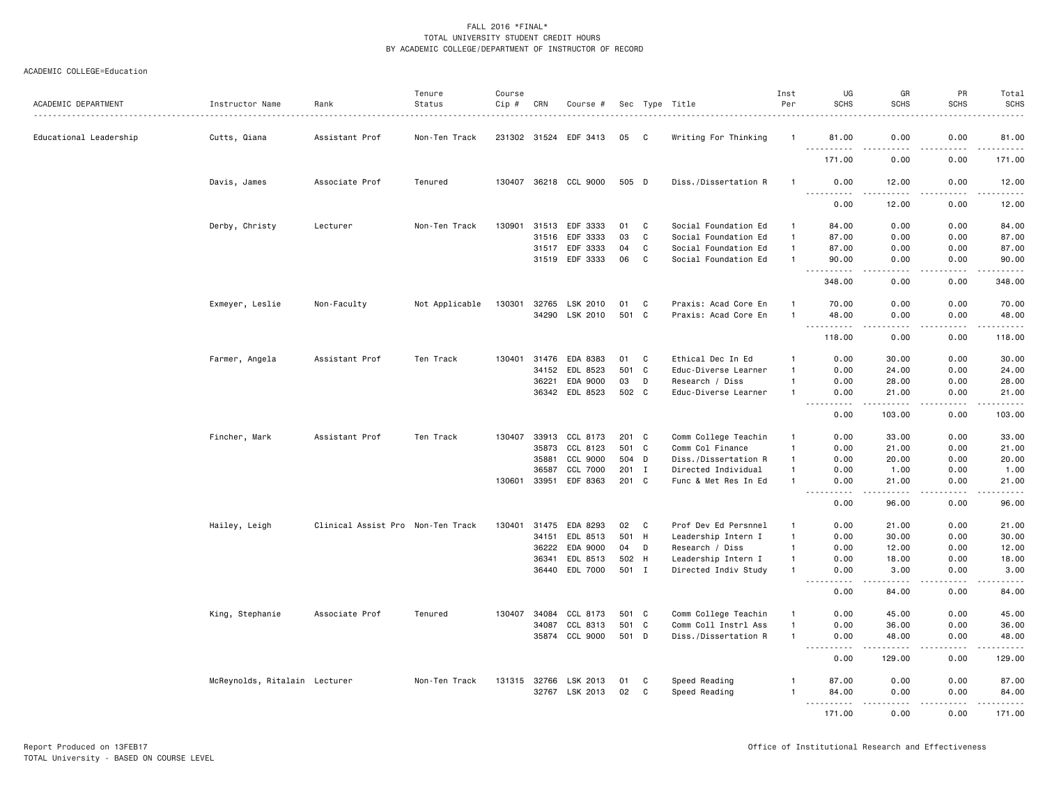FALL 2016 *FINAL*
TOTAL UNIVERSITY STUDENT CREDIT HOURS
BY ACADEMIC COLLEGE/DEPARTMENT OF INSTRUCTOR OF RECORD

ACADEMIC COLLEGE=Education

| ACADEMIC DEPARTMENT | Instructor Name | Rank | Tenure Status | Course Cip # | CRN | Course # | Sec | Type | Title | Inst Per | UG SCHS | GR SCHS | PR SCHS | Total SCHS |
|---|---|---|---|---|---|---|---|---|---|---|---|---|---|---|
| Educational Leadership | Cutts, Qiana | Assistant Prof | Non-Ten Track | 231302 | 31524 | EDF 3413 | 05 | C | Writing For Thinking | 1 | 81.00 | 0.00 | 0.00 | 81.00 |
| | | | | | | | | | | | 171.00 | 0.00 | 0.00 | 171.00 |
| | Davis, James | Associate Prof | Tenured | 130407 | 36218 | CCL 9000 | 505 | D | Diss./Dissertation R | 1 | 0.00 | 12.00 | 0.00 | 12.00 |
| | | | | | | | | | | | 0.00 | 12.00 | 0.00 | 12.00 |
| | Derby, Christy | Lecturer | Non-Ten Track | 130901 | 31513 | EDF 3333 | 01 | C | Social Foundation Ed | 1 | 84.00 | 0.00 | 0.00 | 84.00 |
| | | | | | 31516 | EDF 3333 | 03 | C | Social Foundation Ed | 1 | 87.00 | 0.00 | 0.00 | 87.00 |
| | | | | | 31517 | EDF 3333 | 04 | C | Social Foundation Ed | 1 | 87.00 | 0.00 | 0.00 | 87.00 |
| | | | | | 31519 | EDF 3333 | 06 | C | Social Foundation Ed | 1 | 90.00 | 0.00 | 0.00 | 90.00 |
| | | | | | | | | | | | 348.00 | 0.00 | 0.00 | 348.00 |
| | Exmeyer, Leslie | Non-Faculty | Not Applicable | 130301 | 32765 | LSK 2010 | 01 | C | Praxis: Acad Core En | 1 | 70.00 | 0.00 | 0.00 | 70.00 |
| | | | | | 34290 | LSK 2010 | 501 | C | Praxis: Acad Core En | 1 | 48.00 | 0.00 | 0.00 | 48.00 |
| | | | | | | | | | | | 118.00 | 0.00 | 0.00 | 118.00 |
| | Farmer, Angela | Assistant Prof | Ten Track | 130401 | 31476 | EDA 8383 | 01 | C | Ethical Dec In Ed | 1 | 0.00 | 30.00 | 0.00 | 30.00 |
| | | | | | 34152 | EDL 8523 | 501 | C | Educ-Diverse Learner | 1 | 0.00 | 24.00 | 0.00 | 24.00 |
| | | | | | 36221 | EDA 9000 | 03 | D | Research / Diss | 1 | 0.00 | 28.00 | 0.00 | 28.00 |
| | | | | | 36342 | EDL 8523 | 502 | C | Educ-Diverse Learner | 1 | 0.00 | 21.00 | 0.00 | 21.00 |
| | | | | | | | | | | | 0.00 | 103.00 | 0.00 | 103.00 |
| | Fincher, Mark | Assistant Prof | Ten Track | 130407 | 33913 | CCL 8173 | 201 | C | Comm College Teachin | 1 | 0.00 | 33.00 | 0.00 | 33.00 |
| | | | | | 35873 | CCL 8123 | 501 | C | Comm Col Finance | 1 | 0.00 | 21.00 | 0.00 | 21.00 |
| | | | | | 35881 | CCL 9000 | 504 | D | Diss./Dissertation R | 1 | 0.00 | 20.00 | 0.00 | 20.00 |
| | | | | | 36587 | CCL 7000 | 201 | I | Directed Individual | 1 | 0.00 | 1.00 | 0.00 | 1.00 |
| | | | | 130601 | 33951 | EDF 8363 | 201 | C | Func & Met Res In Ed | 1 | 0.00 | 21.00 | 0.00 | 21.00 |
| | | | | | | | | | | | 0.00 | 96.00 | 0.00 | 96.00 |
| | Hailey, Leigh | Clinical Assist Pro | Non-Ten Track | 130401 | 31475 | EDA 8293 | 02 | C | Prof Dev Ed Persnnel | 1 | 0.00 | 21.00 | 0.00 | 21.00 |
| | | | | | 34151 | EDL 8513 | 501 | H | Leadership Intern I | 1 | 0.00 | 30.00 | 0.00 | 30.00 |
| | | | | | 36222 | EDA 9000 | 04 | D | Research / Diss | 1 | 0.00 | 12.00 | 0.00 | 12.00 |
| | | | | | 36341 | EDL 8513 | 502 | H | Leadership Intern I | 1 | 0.00 | 18.00 | 0.00 | 18.00 |
| | | | | | 36440 | EDL 7000 | 501 | I | Directed Indiv Study | 1 | 0.00 | 3.00 | 0.00 | 3.00 |
| | | | | | | | | | | | 0.00 | 84.00 | 0.00 | 84.00 |
| | King, Stephanie | Associate Prof | Tenured | 130407 | 34084 | CCL 8173 | 501 | C | Comm College Teachin | 1 | 0.00 | 45.00 | 0.00 | 45.00 |
| | | | | | 34087 | CCL 8313 | 501 | C | Comm Coll Instrl Ass | 1 | 0.00 | 36.00 | 0.00 | 36.00 |
| | | | | | 35874 | CCL 9000 | 501 | D | Diss./Dissertation R | 1 | 0.00 | 48.00 | 0.00 | 48.00 |
| | | | | | | | | | | | 0.00 | 129.00 | 0.00 | 129.00 |
| | McReynolds, Ritalain | Lecturer | Non-Ten Track | 131315 | 32766 | LSK 2013 | 01 | C | Speed Reading | 1 | 87.00 | 0.00 | 0.00 | 87.00 |
| | | | | | 32767 | LSK 2013 | 02 | C | Speed Reading | 1 | 84.00 | 0.00 | 0.00 | 84.00 |
| | | | | | | | | | | | 171.00 | 0.00 | 0.00 | 171.00 |

Report Produced on 13FEB17
TOTAL University - BASED ON COURSE LEVEL

Office of Institutional Research and Effectiveness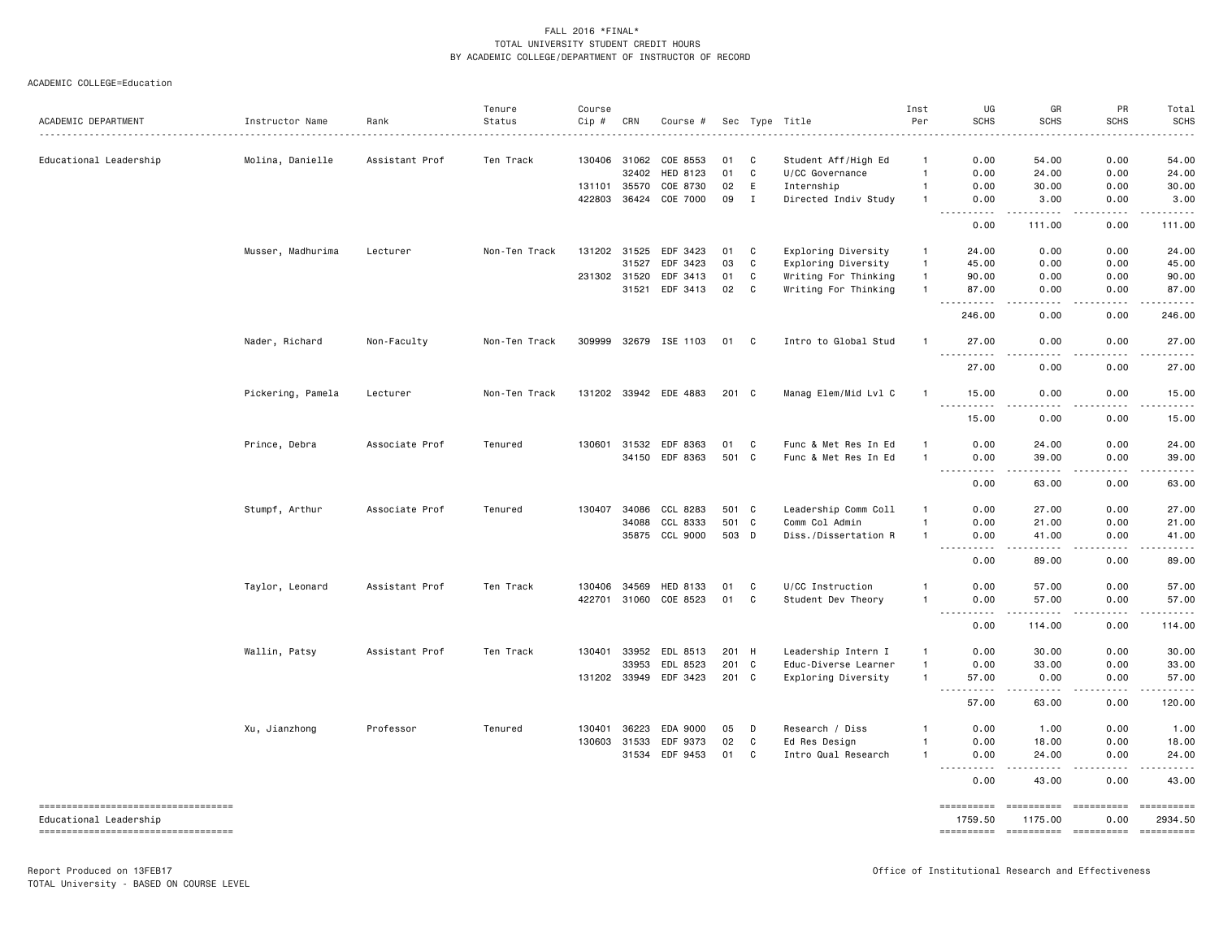FALL 2016 *FINAL*
TOTAL UNIVERSITY STUDENT CREDIT HOURS
BY ACADEMIC COLLEGE/DEPARTMENT OF INSTRUCTOR OF RECORD

ACADEMIC COLLEGE=Education

| ACADEMIC DEPARTMENT | Instructor Name | Rank | Tenure Status | Course Cip # | CRN | Course # | Sec | Type | Title | Inst Per | UG SCHS | GR SCHS | PR SCHS | Total SCHS |
|---|---|---|---|---|---|---|---|---|---|---|---|---|---|---|
| Educational Leadership | Molina, Danielle | Assistant Prof | Ten Track | 130406 | 31062 | COE 8553 | 01 | C | Student Aff/High Ed | 1 | 0.00 | 54.00 | 0.00 | 54.00 |
| | | | | | 32402 | HED 8123 | 01 | C | U/CC Governance | 1 | 0.00 | 24.00 | 0.00 | 24.00 |
| | | | | 131101 | 35570 | COE 8730 | 02 | E | Internship | 1 | 0.00 | 30.00 | 0.00 | 30.00 |
| | | | | 422803 | 36424 | COE 7000 | 09 | I | Directed Indiv Study | 1 | 0.00 | 3.00 | 0.00 | 3.00 |
| | | | | | | | | | | | 0.00 | 111.00 | 0.00 | 111.00 |
| | Musser, Madhurima | Lecturer | Non-Ten Track | 131202 | 31525 | EDF 3423 | 01 | C | Exploring Diversity | 1 | 24.00 | 0.00 | 0.00 | 24.00 |
| | | | | | 31527 | EDF 3423 | 03 | C | Exploring Diversity | 1 | 45.00 | 0.00 | 0.00 | 45.00 |
| | | | | 231302 | 31520 | EDF 3413 | 01 | C | Writing For Thinking | 1 | 90.00 | 0.00 | 0.00 | 90.00 |
| | | | | | 31521 | EDF 3413 | 02 | C | Writing For Thinking | 1 | 87.00 | 0.00 | 0.00 | 87.00 |
| | | | | | | | | | | | 246.00 | 0.00 | 0.00 | 246.00 |
| | Nader, Richard | Non-Faculty | Non-Ten Track | 309999 | 32679 | ISE 1103 | 01 | C | Intro to Global Stud | 1 | 27.00 | 0.00 | 0.00 | 27.00 |
| | | | | | | | | | | | 27.00 | 0.00 | 0.00 | 27.00 |
| | Pickering, Pamela | Lecturer | Non-Ten Track | 131202 | 33942 | EDE 4883 | 201 | C | Manag Elem/Mid Lvl C | 1 | 15.00 | 0.00 | 0.00 | 15.00 |
| | | | | | | | | | | | 15.00 | 0.00 | 0.00 | 15.00 |
| | Prince, Debra | Associate Prof | Tenured | 130601 | 31532 | EDF 8363 | 01 | C | Func & Met Res In Ed | 1 | 0.00 | 24.00 | 0.00 | 24.00 |
| | | | | | 34150 | EDF 8363 | 501 | C | Func & Met Res In Ed | 1 | 0.00 | 39.00 | 0.00 | 39.00 |
| | | | | | | | | | | | 0.00 | 63.00 | 0.00 | 63.00 |
| | Stumpf, Arthur | Associate Prof | Tenured | 130407 | 34086 | CCL 8283 | 501 | C | Leadership Comm Coll | 1 | 0.00 | 27.00 | 0.00 | 27.00 |
| | | | | | 34088 | CCL 8333 | 501 | C | Comm Col Admin | 1 | 0.00 | 21.00 | 0.00 | 21.00 |
| | | | | | 35875 | CCL 9000 | 503 | D | Diss./Dissertation R | 1 | 0.00 | 41.00 | 0.00 | 41.00 |
| | | | | | | | | | | | 0.00 | 89.00 | 0.00 | 89.00 |
| | Taylor, Leonard | Assistant Prof | Ten Track | 130406 | 34569 | HED 8133 | 01 | C | U/CC Instruction | 1 | 0.00 | 57.00 | 0.00 | 57.00 |
| | | | | 422701 | 31060 | COE 8523 | 01 | C | Student Dev Theory | 1 | 0.00 | 57.00 | 0.00 | 57.00 |
| | | | | | | | | | | | 0.00 | 114.00 | 0.00 | 114.00 |
| | Wallin, Patsy | Assistant Prof | Ten Track | 130401 | 33952 | EDL 8513 | 201 | H | Leadership Intern I | 1 | 0.00 | 30.00 | 0.00 | 30.00 |
| | | | | | 33953 | EDL 8523 | 201 | C | Educ-Diverse Learner | 1 | 0.00 | 33.00 | 0.00 | 33.00 |
| | | | | 131202 | 33949 | EDF 3423 | 201 | C | Exploring Diversity | 1 | 57.00 | 0.00 | 0.00 | 57.00 |
| | | | | | | | | | | | 57.00 | 63.00 | 0.00 | 120.00 |
| | Xu, Jianzhong | Professor | Tenured | 130401 | 36223 | EDA 9000 | 05 | D | Research / Diss | 1 | 0.00 | 1.00 | 0.00 | 1.00 |
| | | | | 130603 | 31533 | EDF 9373 | 02 | C | Ed Res Design | 1 | 0.00 | 18.00 | 0.00 | 18.00 |
| | | | | | 31534 | EDF 9453 | 01 | C | Intro Qual Research | 1 | 0.00 | 24.00 | 0.00 | 24.00 |
| | | | | | | | | | | | 0.00 | 43.00 | 0.00 | 43.00 |
| Educational Leadership | | | | | | | | | | | 1759.50 | 1175.00 | 0.00 | 2934.50 |

Report Produced on 13FEB17
TOTAL University - BASED ON COURSE LEVEL

Office of Institutional Research and Effectiveness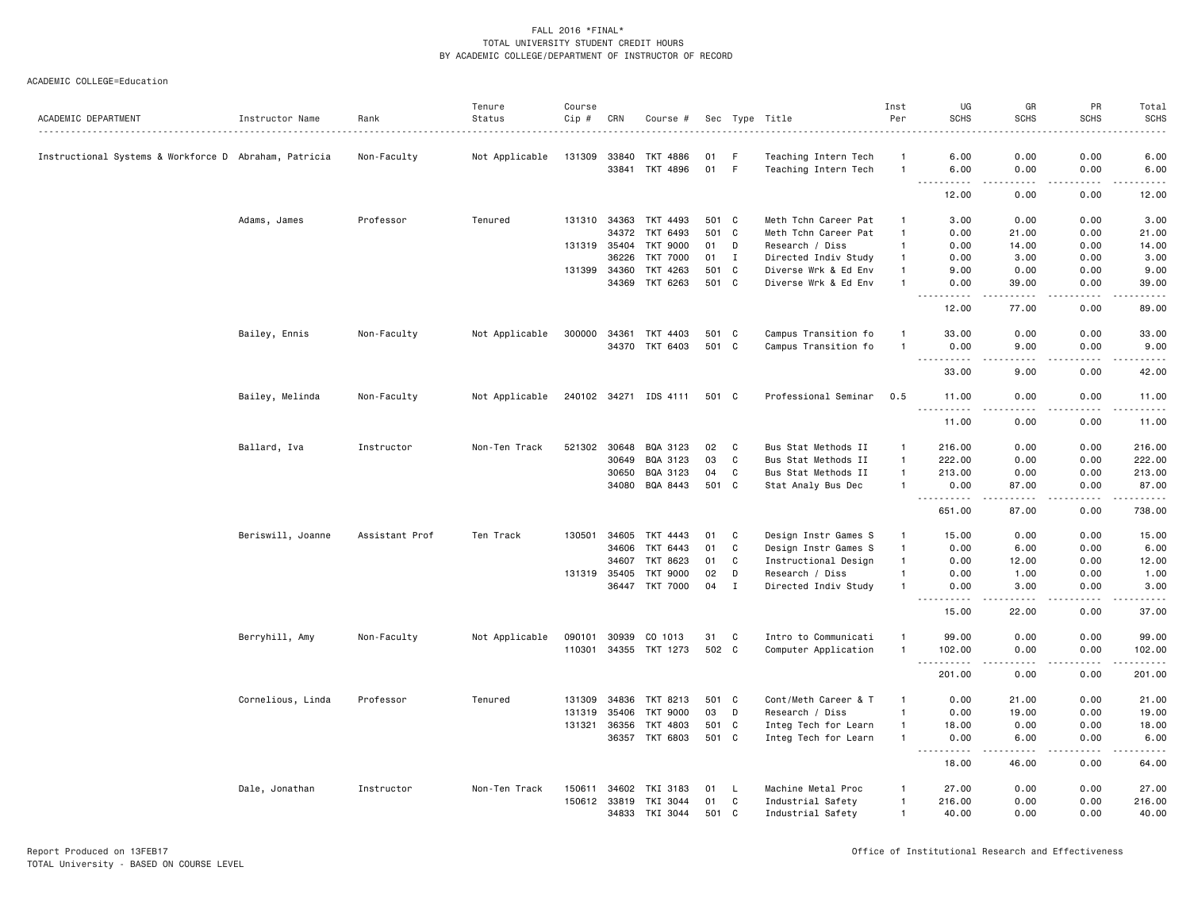FALL 2016 *FINAL*
TOTAL UNIVERSITY STUDENT CREDIT HOURS
BY ACADEMIC COLLEGE/DEPARTMENT OF INSTRUCTOR OF RECORD

ACADEMIC COLLEGE=Education

| ACADEMIC DEPARTMENT | Instructor Name | Rank | Tenure Status | Course Cip # | CRN | Course # | Sec | Type | Title | Inst Per | UG SCHS | GR SCHS | PR SCHS | Total SCHS |
|---|---|---|---|---|---|---|---|---|---|---|---|---|---|---|
| Instructional Systems & Workforce D | Abraham, Patricia | Non-Faculty | Not Applicable | 131309 | 33840 | TKT 4886 | 01 | F | Teaching Intern Tech | 1 | 6.00 | 0.00 | 0.00 | 6.00 |
| | | | | | 33841 | TKT 4896 | 01 | F | Teaching Intern Tech | 1 | 6.00 | 0.00 | 0.00 | 6.00 |
| | | | | | | | | | | | 12.00 | 0.00 | 0.00 | 12.00 |
| | Adams, James | Professor | Tenured | 131310 | 34363 | TKT 4493 | 501 | C | Meth Tchn Career Pat | 1 | 3.00 | 0.00 | 0.00 | 3.00 |
| | | | | | 34372 | TKT 6493 | 501 | C | Meth Tchn Career Pat | 1 | 0.00 | 21.00 | 0.00 | 21.00 |
| | | | | 131319 | 35404 | TKT 9000 | 01 | D | Research / Diss | 1 | 0.00 | 14.00 | 0.00 | 14.00 |
| | | | | | 36226 | TKT 7000 | 01 | I | Directed Indiv Study | 1 | 0.00 | 3.00 | 0.00 | 3.00 |
| | | | | 131399 | 34360 | TKT 4263 | 501 | C | Diverse Wrk & Ed Env | 1 | 9.00 | 0.00 | 0.00 | 9.00 |
| | | | | | 34369 | TKT 6263 | 501 | C | Diverse Wrk & Ed Env | 1 | 0.00 | 39.00 | 0.00 | 39.00 |
| | | | | | | | | | | | 12.00 | 77.00 | 0.00 | 89.00 |
| | Bailey, Ennis | Non-Faculty | Not Applicable | 300000 | 34361 | TKT 4403 | 501 | C | Campus Transition fo | 1 | 33.00 | 0.00 | 0.00 | 33.00 |
| | | | | | 34370 | TKT 6403 | 501 | C | Campus Transition fo | 1 | 0.00 | 9.00 | 0.00 | 9.00 |
| | | | | | | | | | | | 33.00 | 9.00 | 0.00 | 42.00 |
| | Bailey, Melinda | Non-Faculty | Not Applicable | 240102 | 34271 | IDS 4111 | 501 | C | Professional Seminar | 0.5 | 11.00 | 0.00 | 0.00 | 11.00 |
| | | | | | | | | | | | 11.00 | 0.00 | 0.00 | 11.00 |
| | Ballard, Iva | Instructor | Non-Ten Track | 521302 | 30648 | BQA 3123 | 02 | C | Bus Stat Methods II | 1 | 216.00 | 0.00 | 0.00 | 216.00 |
| | | | | | 30649 | BQA 3123 | 03 | C | Bus Stat Methods II | 1 | 222.00 | 0.00 | 0.00 | 222.00 |
| | | | | | 30650 | BQA 3123 | 04 | C | Bus Stat Methods II | 1 | 213.00 | 0.00 | 0.00 | 213.00 |
| | | | | | 34080 | BQA 8443 | 501 | C | Stat Analy Bus Dec | 1 | 0.00 | 87.00 | 0.00 | 87.00 |
| | | | | | | | | | | | 651.00 | 87.00 | 0.00 | 738.00 |
| | Beriswill, Joanne | Assistant Prof | Ten Track | 130501 | 34605 | TKT 4443 | 01 | C | Design Instr Games S | 1 | 15.00 | 0.00 | 0.00 | 15.00 |
| | | | | | 34606 | TKT 6443 | 01 | C | Design Instr Games S | 1 | 0.00 | 6.00 | 0.00 | 6.00 |
| | | | | | 34607 | TKT 8623 | 01 | C | Instructional Design | 1 | 0.00 | 12.00 | 0.00 | 12.00 |
| | | | | 131319 | 35405 | TKT 9000 | 02 | D | Research / Diss | 1 | 0.00 | 1.00 | 0.00 | 1.00 |
| | | | | | 36447 | TKT 7000 | 04 | I | Directed Indiv Study | 1 | 0.00 | 3.00 | 0.00 | 3.00 |
| | | | | | | | | | | | 15.00 | 22.00 | 0.00 | 37.00 |
| | Berryhill, Amy | Non-Faculty | Not Applicable | 090101 | 30939 | CO 1013 | 31 | C | Intro to Communicati | 1 | 99.00 | 0.00 | 0.00 | 99.00 |
| | | | | 110301 | 34355 | TKT 1273 | 502 | C | Computer Application | 1 | 102.00 | 0.00 | 0.00 | 102.00 |
| | | | | | | | | | | | 201.00 | 0.00 | 0.00 | 201.00 |
| | Cornelious, Linda | Professor | Tenured | 131309 | 34836 | TKT 8213 | 501 | C | Cont/Meth Career & T | 1 | 0.00 | 21.00 | 0.00 | 21.00 |
| | | | | 131319 | 35406 | TKT 9000 | 03 | D | Research / Diss | 1 | 0.00 | 19.00 | 0.00 | 19.00 |
| | | | | 131321 | 36356 | TKT 4803 | 501 | C | Integ Tech for Learn | 1 | 18.00 | 0.00 | 0.00 | 18.00 |
| | | | | | 36357 | TKT 6803 | 501 | C | Integ Tech for Learn | 1 | 0.00 | 6.00 | 0.00 | 6.00 |
| | | | | | | | | | | | 18.00 | 46.00 | 0.00 | 64.00 |
| | Dale, Jonathan | Instructor | Non-Ten Track | 150611 | 34602 | TKI 3183 | 01 | L | Machine Metal Proc | 1 | 27.00 | 0.00 | 0.00 | 27.00 |
| | | | | 150612 | 33819 | TKI 3044 | 01 | C | Industrial Safety | 1 | 216.00 | 0.00 | 0.00 | 216.00 |
| | | | | | 34833 | TKI 3044 | 501 | C | Industrial Safety | 1 | 40.00 | 0.00 | 0.00 | 40.00 |

Report Produced on 13FEB17
TOTAL University - BASED ON COURSE LEVEL

Office of Institutional Research and Effectiveness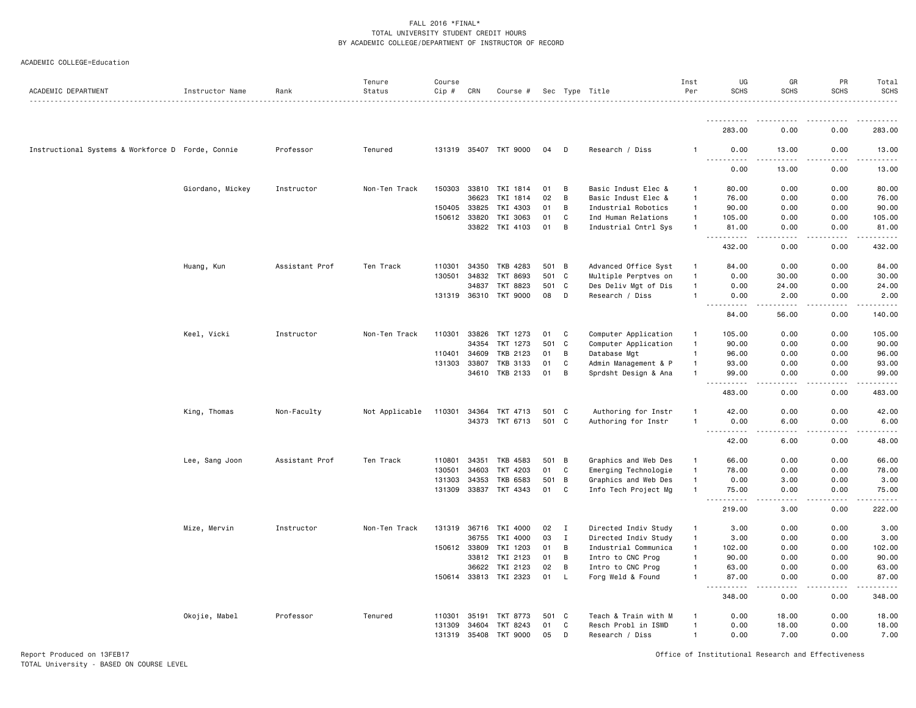FALL 2016 *FINAL*
TOTAL UNIVERSITY STUDENT CREDIT HOURS
BY ACADEMIC COLLEGE/DEPARTMENT OF INSTRUCTOR OF RECORD

ACADEMIC COLLEGE=Education

| ACADEMIC DEPARTMENT | Instructor Name | Rank | Tenure Status | Course Cip # | CRN | Course # | Sec | Type | Title | Inst Per | UG SCHS | GR SCHS | PR SCHS | Total SCHS |
|---|---|---|---|---|---|---|---|---|---|---|---|---|---|---|
| | | | | | | | | | | | 283.00 | 0.00 | 0.00 | 283.00 |
| Instructional Systems & Workforce D | Forde, Connie | Professor | Tenured | 131319 | 35407 | TKT 9000 | 04 | D | Research / Diss | 1 | 0.00 | 13.00 | 0.00 | 13.00 |
| | | | | | | | | | | | 0.00 | 13.00 | 0.00 | 13.00 |
| | Giordano, Mickey | Instructor | Non-Ten Track | 150303 | 33810 | TKI 1814 | 01 | B | Basic Indust Elec & | 1 | 80.00 | 0.00 | 0.00 | 80.00 |
| | | | | | 36623 | TKI 1814 | 02 | B | Basic Indust Elec & | 1 | 76.00 | 0.00 | 0.00 | 76.00 |
| | | | | 150405 | 33825 | TKI 4303 | 01 | B | Industrial Robotics | 1 | 90.00 | 0.00 | 0.00 | 90.00 |
| | | | | 150612 | 33820 | TKI 3063 | 01 | C | Ind Human Relations | 1 | 105.00 | 0.00 | 0.00 | 105.00 |
| | | | | | 33822 | TKI 4103 | 01 | B | Industrial Cntrl Sys | 1 | 81.00 | 0.00 | 0.00 | 81.00 |
| | | | | | | | | | | | 432.00 | 0.00 | 0.00 | 432.00 |
| | Huang, Kun | Assistant Prof | Ten Track | 110301 | 34350 | TKB 4283 | 501 | B | Advanced Office Syst | 1 | 84.00 | 0.00 | 0.00 | 84.00 |
| | | | | 130501 | 34832 | TKT 8693 | 501 | C | Multiple Perptves on | 1 | 0.00 | 30.00 | 0.00 | 30.00 |
| | | | | | 34837 | TKT 8823 | 501 | C | Des Deliv Mgt of Dis | 1 | 0.00 | 24.00 | 0.00 | 24.00 |
| | | | | 131319 | 36310 | TKT 9000 | 08 | D | Research / Diss | 1 | 0.00 | 2.00 | 0.00 | 2.00 |
| | | | | | | | | | | | 84.00 | 56.00 | 0.00 | 140.00 |
| | Keel, Vicki | Instructor | Non-Ten Track | 110301 | 33826 | TKT 1273 | 01 | C | Computer Application | 1 | 105.00 | 0.00 | 0.00 | 105.00 |
| | | | | | 34354 | TKT 1273 | 501 | C | Computer Application | 1 | 90.00 | 0.00 | 0.00 | 90.00 |
| | | | | 110401 | 34609 | TKB 2123 | 01 | B | Database Mgt | 1 | 96.00 | 0.00 | 0.00 | 96.00 |
| | | | | 131303 | 33807 | TKB 3133 | 01 | C | Admin Management & P | 1 | 93.00 | 0.00 | 0.00 | 93.00 |
| | | | | | 34610 | TKB 2133 | 01 | B | Sprdsht Design & Ana | 1 | 99.00 | 0.00 | 0.00 | 99.00 |
| | | | | | | | | | | | 483.00 | 0.00 | 0.00 | 483.00 |
| | King, Thomas | Non-Faculty | Not Applicable | 110301 | 34364 | TKT 4713 | 501 | C | Authoring for Instr | 1 | 42.00 | 0.00 | 0.00 | 42.00 |
| | | | | | 34373 | TKT 6713 | 501 | C | Authoring for Instr | 1 | 0.00 | 6.00 | 0.00 | 6.00 |
| | | | | | | | | | | | 42.00 | 6.00 | 0.00 | 48.00 |
| | Lee, Sang Joon | Assistant Prof | Ten Track | 110801 | 34351 | TKB 4583 | 501 | B | Graphics and Web Des | 1 | 66.00 | 0.00 | 0.00 | 66.00 |
| | | | | 130501 | 34603 | TKT 4203 | 01 | C | Emerging Technologie | 1 | 78.00 | 0.00 | 0.00 | 78.00 |
| | | | | 131303 | 34353 | TKB 6583 | 501 | B | Graphics and Web Des | 1 | 0.00 | 3.00 | 0.00 | 3.00 |
| | | | | 131309 | 33837 | TKT 4343 | 01 | C | Info Tech Project Mg | 1 | 75.00 | 0.00 | 0.00 | 75.00 |
| | | | | | | | | | | | 219.00 | 3.00 | 0.00 | 222.00 |
| | Mize, Mervin | Instructor | Non-Ten Track | 131319 | 36716 | TKI 4000 | 02 | I | Directed Indiv Study | 1 | 3.00 | 0.00 | 0.00 | 3.00 |
| | | | | | 36755 | TKI 4000 | 03 | I | Directed Indiv Study | 1 | 3.00 | 0.00 | 0.00 | 3.00 |
| | | | | 150612 | 33809 | TKI 1203 | 01 | B | Industrial Communica | 1 | 102.00 | 0.00 | 0.00 | 102.00 |
| | | | | | 33812 | TKI 2123 | 01 | B | Intro to CNC Prog | 1 | 90.00 | 0.00 | 0.00 | 90.00 |
| | | | | | 36622 | TKI 2123 | 02 | B | Intro to CNC Prog | 1 | 63.00 | 0.00 | 0.00 | 63.00 |
| | | | | 150614 | 33813 | TKI 2323 | 01 | L | Forg Weld & Found | 1 | 87.00 | 0.00 | 0.00 | 87.00 |
| | | | | | | | | | | | 348.00 | 0.00 | 0.00 | 348.00 |
| | Okojie, Mabel | Professor | Tenured | 110301 | 35191 | TKT 8773 | 501 | C | Teach & Train with M | 1 | 0.00 | 18.00 | 0.00 | 18.00 |
| | | | | 131309 | 34604 | TKT 8243 | 01 | C | Resch Probl in ISWD | 1 | 0.00 | 18.00 | 0.00 | 18.00 |
| | | | | 131319 | 35408 | TKT 9000 | 05 | D | Research / Diss | 1 | 0.00 | 7.00 | 0.00 | 7.00 |

Report Produced on 13FEB17
TOTAL University - BASED ON COURSE LEVEL

Office of Institutional Research and Effectiveness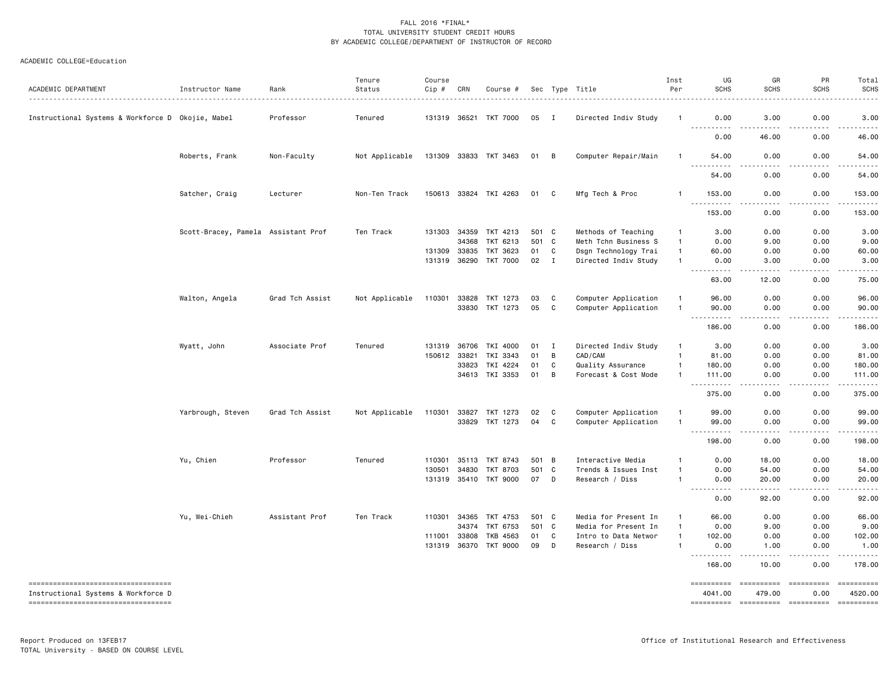FALL 2016 *FINAL*
TOTAL UNIVERSITY STUDENT CREDIT HOURS
BY ACADEMIC COLLEGE/DEPARTMENT OF INSTRUCTOR OF RECORD

ACADEMIC COLLEGE=Education

| ACADEMIC DEPARTMENT | Instructor Name | Rank | Tenure Status | Course Cip # | CRN | Course # | Sec | Type | Title | Inst Per | UG SCHS | GR SCHS | PR SCHS | Total SCHS |
|---|---|---|---|---|---|---|---|---|---|---|---|---|---|---|
| Instructional Systems & Workforce D | Okojie, Mabel | Professor | Tenured | 131319 | 36521 | TKT 7000 | 05 | I | Directed Indiv Study | 1 | 0.00 | 3.00 | 0.00 | 3.00 |
| | | | | | | | | | | | 0.00 | 46.00 | 0.00 | 46.00 |
| | Roberts, Frank | Non-Faculty | Not Applicable | 131309 | 33833 | TKT 3463 | 01 | B | Computer Repair/Main | 1 | 54.00 | 0.00 | 0.00 | 54.00 |
| | | | | | | | | | | | 54.00 | 0.00 | 0.00 | 54.00 |
| | Satcher, Craig | Lecturer | Non-Ten Track | 150613 | 33824 | TKI 4263 | 01 | C | Mfg Tech & Proc | 1 | 153.00 | 0.00 | 0.00 | 153.00 |
| | | | | | | | | | | | 153.00 | 0.00 | 0.00 | 153.00 |
| | Scott-Bracey, Pamela | Assistant Prof | Ten Track | 131303 | 34359 | TKT 4213 | 501 | C | Methods of Teaching | 1 | 3.00 | 0.00 | 0.00 | 3.00 |
| | | | | | 34368 | TKT 6213 | 501 | C | Meth Tchn Business S | 1 | 0.00 | 9.00 | 0.00 | 9.00 |
| | | | | 131309 | 33835 | TKT 3623 | 01 | C | Dsgn Technology Trai | 1 | 60.00 | 0.00 | 0.00 | 60.00 |
| | | | | 131319 | 36290 | TKT 7000 | 02 | I | Directed Indiv Study | 1 | 0.00 | 3.00 | 0.00 | 3.00 |
| | | | | | | | | | | | 63.00 | 12.00 | 0.00 | 75.00 |
| | Walton, Angela | Grad Tch Assist | Not Applicable | 110301 | 33828 | TKT 1273 | 03 | C | Computer Application | 1 | 96.00 | 0.00 | 0.00 | 96.00 |
| | | | | | 33830 | TKT 1273 | 05 | C | Computer Application | 1 | 90.00 | 0.00 | 0.00 | 90.00 |
| | | | | | | | | | | | 186.00 | 0.00 | 0.00 | 186.00 |
| | Wyatt, John | Associate Prof | Tenured | 131319 | 36706 | TKI 4000 | 01 | I | Directed Indiv Study | 1 | 3.00 | 0.00 | 0.00 | 3.00 |
| | | | | 150612 | 33821 | TKI 3343 | 01 | B | CAD/CAM | 1 | 81.00 | 0.00 | 0.00 | 81.00 |
| | | | | | 33823 | TKI 4224 | 01 | C | Quality Assurance | 1 | 180.00 | 0.00 | 0.00 | 180.00 |
| | | | | | 34613 | TKI 3353 | 01 | B | Forecast & Cost Mode | 1 | 111.00 | 0.00 | 0.00 | 111.00 |
| | | | | | | | | | | | 375.00 | 0.00 | 0.00 | 375.00 |
| | Yarbrough, Steven | Grad Tch Assist | Not Applicable | 110301 | 33827 | TKT 1273 | 02 | C | Computer Application | 1 | 99.00 | 0.00 | 0.00 | 99.00 |
| | | | | | 33829 | TKT 1273 | 04 | C | Computer Application | 1 | 99.00 | 0.00 | 0.00 | 99.00 |
| | | | | | | | | | | | 198.00 | 0.00 | 0.00 | 198.00 |
| | Yu, Chien | Professor | Tenured | 110301 | 35113 | TKT 8743 | 501 | B | Interactive Media | 1 | 0.00 | 18.00 | 0.00 | 18.00 |
| | | | | 130501 | 34830 | TKT 8703 | 501 | C | Trends & Issues Inst | 1 | 0.00 | 54.00 | 0.00 | 54.00 |
| | | | | 131319 | 35410 | TKT 9000 | 07 | D | Research / Diss | 1 | 0.00 | 20.00 | 0.00 | 20.00 |
| | | | | | | | | | | | 0.00 | 92.00 | 0.00 | 92.00 |
| | Yu, Wei-Chieh | Assistant Prof | Ten Track | 110301 | 34365 | TKT 4753 | 501 | C | Media for Present In | 1 | 66.00 | 0.00 | 0.00 | 66.00 |
| | | | | | 34374 | TKT 6753 | 501 | C | Media for Present In | 1 | 0.00 | 9.00 | 0.00 | 9.00 |
| | | | | 111001 | 33808 | TKB 4563 | 01 | C | Intro to Data Networ | 1 | 102.00 | 0.00 | 0.00 | 102.00 |
| | | | | 131319 | 36370 | TKT 9000 | 09 | D | Research / Diss | 1 | 0.00 | 1.00 | 0.00 | 1.00 |
| | | | | | | | | | | | 168.00 | 10.00 | 0.00 | 178.00 |
| Instructional Systems & Workforce D | | | | | | | | | | | 4041.00 | 479.00 | 0.00 | 4520.00 |

Report Produced on 13FEB17
TOTAL University - BASED ON COURSE LEVEL

Office of Institutional Research and Effectiveness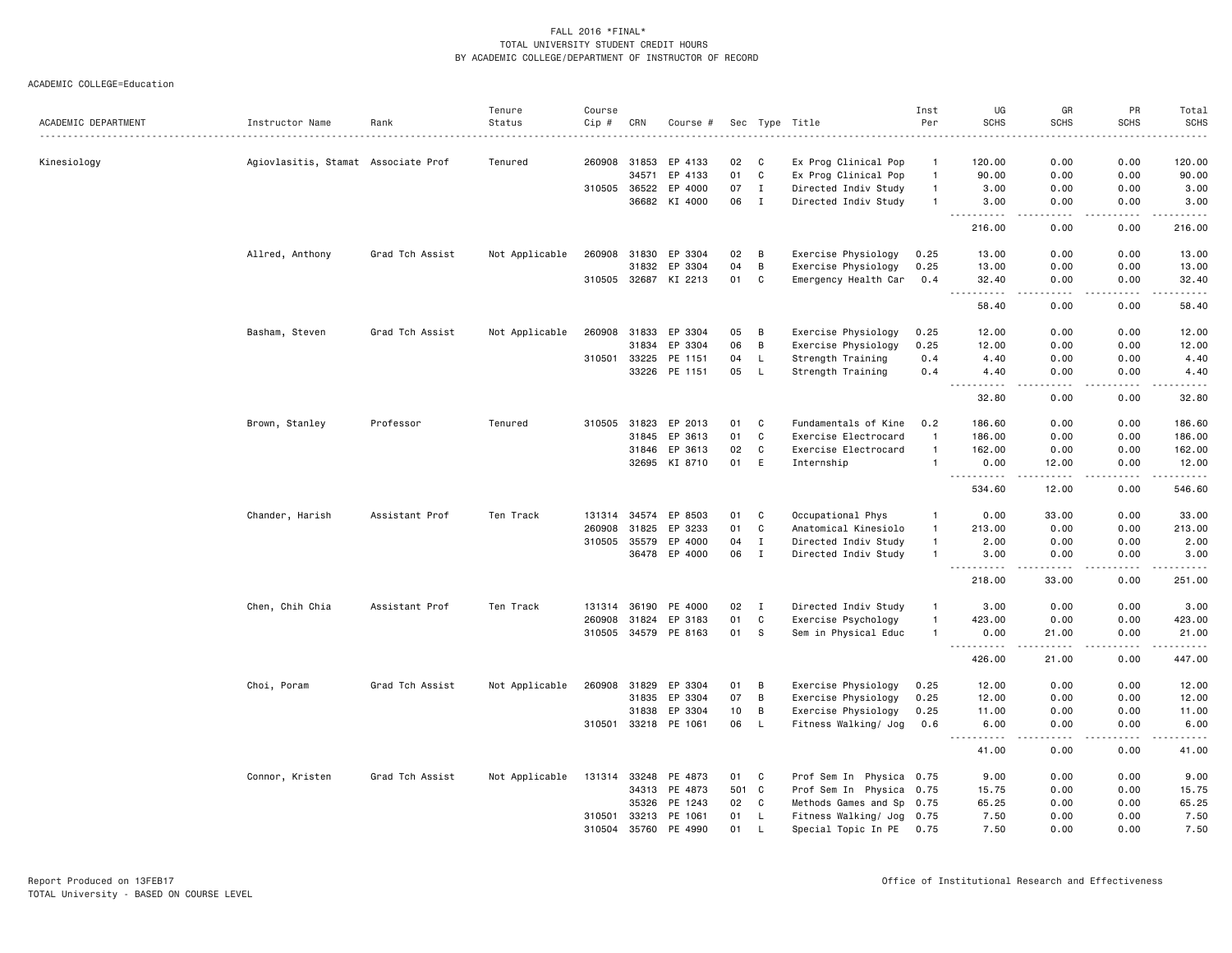FALL 2016 *FINAL*
TOTAL UNIVERSITY STUDENT CREDIT HOURS
BY ACADEMIC COLLEGE/DEPARTMENT OF INSTRUCTOR OF RECORD

ACADEMIC COLLEGE=Education

| ACADEMIC DEPARTMENT | Instructor Name | Rank | Tenure Status | Course Cip # | CRN | Course # | Sec | Type | Title | Inst Per | UG SCHS | GR SCHS | PR SCHS | Total SCHS |
|---|---|---|---|---|---|---|---|---|---|---|---|---|---|---|
| Kinesiology | Agiovlasitis, Stamat | Associate Prof | Tenured | 260908 | 31853 | EP 4133 | 02 | C | Ex Prog Clinical Pop | 1 | 120.00 | 0.00 | 0.00 | 120.00 |
| | | | | | 34571 | EP 4133 | 01 | C | Ex Prog Clinical Pop | 1 | 90.00 | 0.00 | 0.00 | 90.00 |
| | | | | 310505 | 36522 | EP 4000 | 07 | I | Directed Indiv Study | 1 | 3.00 | 0.00 | 0.00 | 3.00 |
| | | | | | 36682 | KI 4000 | 06 | I | Directed Indiv Study | 1 | 3.00 | 0.00 | 0.00 | 3.00 |
| | | | | | | | | | | | 216.00 | 0.00 | 0.00 | 216.00 |
| | Allred, Anthony | Grad Tch Assist | Not Applicable | 260908 | 31830 | EP 3304 | 02 | B | Exercise Physiology | 0.25 | 13.00 | 0.00 | 0.00 | 13.00 |
| | | | | | 31832 | EP 3304 | 04 | B | Exercise Physiology | 0.25 | 13.00 | 0.00 | 0.00 | 13.00 |
| | | | | 310505 | 32687 | KI 2213 | 01 | C | Emergency Health Car | 0.4 | 32.40 | 0.00 | 0.00 | 32.40 |
| | | | | | | | | | | | 58.40 | 0.00 | 0.00 | 58.40 |
| | Basham, Steven | Grad Tch Assist | Not Applicable | 260908 | 31833 | EP 3304 | 05 | B | Exercise Physiology | 0.25 | 12.00 | 0.00 | 0.00 | 12.00 |
| | | | | | 31834 | EP 3304 | 06 | B | Exercise Physiology | 0.25 | 12.00 | 0.00 | 0.00 | 12.00 |
| | | | | 310501 | 33225 | PE 1151 | 04 | L | Strength Training | 0.4 | 4.40 | 0.00 | 0.00 | 4.40 |
| | | | | | 33226 | PE 1151 | 05 | L | Strength Training | 0.4 | 4.40 | 0.00 | 0.00 | 4.40 |
| | | | | | | | | | | | 32.80 | 0.00 | 0.00 | 32.80 |
| | Brown, Stanley | Professor | Tenured | 310505 | 31823 | EP 2013 | 01 | C | Fundamentals of Kine | 0.2 | 186.60 | 0.00 | 0.00 | 186.60 |
| | | | | | 31845 | EP 3613 | 01 | C | Exercise Electrocard | 1 | 186.00 | 0.00 | 0.00 | 186.00 |
| | | | | | 31846 | EP 3613 | 02 | C | Exercise Electrocard | 1 | 162.00 | 0.00 | 0.00 | 162.00 |
| | | | | | 32695 | KI 8710 | 01 | E | Internship | 1 | 0.00 | 12.00 | 0.00 | 12.00 |
| | | | | | | | | | | | 534.60 | 12.00 | 0.00 | 546.60 |
| | Chander, Harish | Assistant Prof | Ten Track | 131314 | 34574 | EP 8503 | 01 | C | Occupational Phys | 1 | 0.00 | 33.00 | 0.00 | 33.00 |
| | | | | 260908 | 31825 | EP 3233 | 01 | C | Anatomical Kinesiolo | 1 | 213.00 | 0.00 | 0.00 | 213.00 |
| | | | | 310505 | 35579 | EP 4000 | 04 | I | Directed Indiv Study | 1 | 2.00 | 0.00 | 0.00 | 2.00 |
| | | | | | 36478 | EP 4000 | 06 | I | Directed Indiv Study | 1 | 3.00 | 0.00 | 0.00 | 3.00 |
| | | | | | | | | | | | 218.00 | 33.00 | 0.00 | 251.00 |
| | Chen, Chih Chia | Assistant Prof | Ten Track | 131314 | 36190 | PE 4000 | 02 | I | Directed Indiv Study | 1 | 3.00 | 0.00 | 0.00 | 3.00 |
| | | | | 260908 | 31824 | EP 3183 | 01 | C | Exercise Psychology | 1 | 423.00 | 0.00 | 0.00 | 423.00 |
| | | | | 310505 | 34579 | PE 8163 | 01 | S | Sem in Physical Educ | 1 | 0.00 | 21.00 | 0.00 | 21.00 |
| | | | | | | | | | | | 426.00 | 21.00 | 0.00 | 447.00 |
| | Choi, Poram | Grad Tch Assist | Not Applicable | 260908 | 31829 | EP 3304 | 01 | B | Exercise Physiology | 0.25 | 12.00 | 0.00 | 0.00 | 12.00 |
| | | | | | 31835 | EP 3304 | 07 | B | Exercise Physiology | 0.25 | 12.00 | 0.00 | 0.00 | 12.00 |
| | | | | | 31838 | EP 3304 | 10 | B | Exercise Physiology | 0.25 | 11.00 | 0.00 | 0.00 | 11.00 |
| | | | | 310501 | 33218 | PE 1061 | 06 | L | Fitness Walking/ Jog | 0.6 | 6.00 | 0.00 | 0.00 | 6.00 |
| | | | | | | | | | | | 41.00 | 0.00 | 0.00 | 41.00 |
| | Connor, Kristen | Grad Tch Assist | Not Applicable | 131314 | 33248 | PE 4873 | 01 | C | Prof Sem In Physica | 0.75 | 9.00 | 0.00 | 0.00 | 9.00 |
| | | | | | 34313 | PE 4873 | 501 | C | Prof Sem In Physica | 0.75 | 15.75 | 0.00 | 0.00 | 15.75 |
| | | | | | 35326 | PE 1243 | 02 | C | Methods Games and Sp | 0.75 | 65.25 | 0.00 | 0.00 | 65.25 |
| | | | | 310501 | 33213 | PE 1061 | 01 | L | Fitness Walking/ Jog | 0.75 | 7.50 | 0.00 | 0.00 | 7.50 |
| | | | | 310504 | 35760 | PE 4990 | 01 | L | Special Topic In PE | 0.75 | 7.50 | 0.00 | 0.00 | 7.50 |

Report Produced on 13FEB17
TOTAL University - BASED ON COURSE LEVEL

Office of Institutional Research and Effectiveness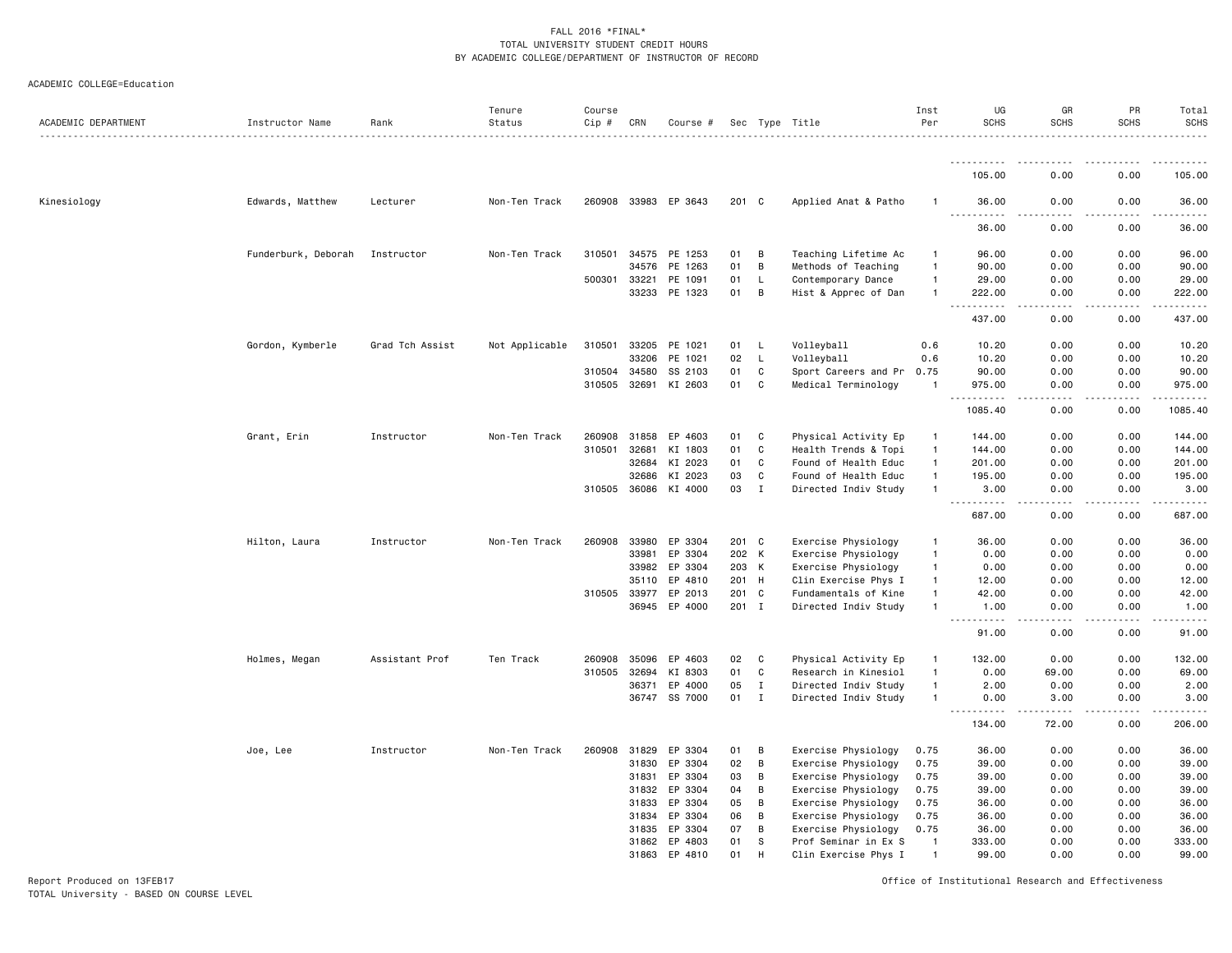FALL 2016 *FINAL*
TOTAL UNIVERSITY STUDENT CREDIT HOURS
BY ACADEMIC COLLEGE/DEPARTMENT OF INSTRUCTOR OF RECORD

ACADEMIC COLLEGE=Education

| ACADEMIC DEPARTMENT | Instructor Name | Rank | Tenure Status | Course Cip # | CRN | Course # | Sec | Type | Title | Inst Per | UG SCHS | GR SCHS | PR SCHS | Total SCHS |
|---|---|---|---|---|---|---|---|---|---|---|---|---|---|---|
| | | | | | | | | | | | 105.00 | 0.00 | 0.00 | 105.00 |
| Kinesiology | Edwards, Matthew | Lecturer | Non-Ten Track | 260908 | 33983 | EP 3643 | 201 | C | Applied Anat & Patho | 1 | 36.00 | 0.00 | 0.00 | 36.00 |
| | | | | | | | | | | | 36.00 | 0.00 | 0.00 | 36.00 |
| | Funderburk, Deborah | Instructor | Non-Ten Track | 310501 | 34575 | PE 1253 | 01 | B | Teaching Lifetime Ac | 1 | 96.00 | 0.00 | 0.00 | 96.00 |
| | | | | | 34576 | PE 1263 | 01 | B | Methods of Teaching | 1 | 90.00 | 0.00 | 0.00 | 90.00 |
| | | | | 500301 | 33221 | PE 1091 | 01 | L | Contemporary Dance | 1 | 29.00 | 0.00 | 0.00 | 29.00 |
| | | | | | 33233 | PE 1323 | 01 | B | Hist & Apprec of Dan | 1 | 222.00 | 0.00 | 0.00 | 222.00 |
| | | | | | | | | | | | 437.00 | 0.00 | 0.00 | 437.00 |
| | Gordon, Kymberle | Grad Tch Assist | Not Applicable | 310501 | 33205 | PE 1021 | 01 | L | Volleyball | 0.6 | 10.20 | 0.00 | 0.00 | 10.20 |
| | | | | | 33206 | PE 1021 | 02 | L | Volleyball | 0.6 | 10.20 | 0.00 | 0.00 | 10.20 |
| | | | | 310504 | 34580 | SS 2103 | 01 | C | Sport Careers and Pr | 0.75 | 90.00 | 0.00 | 0.00 | 90.00 |
| | | | | 310505 | 32691 | KI 2603 | 01 | C | Medical Terminology | 1 | 975.00 | 0.00 | 0.00 | 975.00 |
| | | | | | | | | | | | 1085.40 | 0.00 | 0.00 | 1085.40 |
| | Grant, Erin | Instructor | Non-Ten Track | 260908 | 31858 | EP 4603 | 01 | C | Physical Activity Ep | 1 | 144.00 | 0.00 | 0.00 | 144.00 |
| | | | | 310501 | 32681 | KI 1803 | 01 | C | Health Trends & Topi | 1 | 144.00 | 0.00 | 0.00 | 144.00 |
| | | | | | 32684 | KI 2023 | 01 | C | Found of Health Educ | 1 | 201.00 | 0.00 | 0.00 | 201.00 |
| | | | | | 32686 | KI 2023 | 03 | C | Found of Health Educ | 1 | 195.00 | 0.00 | 0.00 | 195.00 |
| | | | | 310505 | 36086 | KI 4000 | 03 | I | Directed Indiv Study | 1 | 3.00 | 0.00 | 0.00 | 3.00 |
| | | | | | | | | | | | 687.00 | 0.00 | 0.00 | 687.00 |
| | Hilton, Laura | Instructor | Non-Ten Track | 260908 | 33980 | EP 3304 | 201 | C | Exercise Physiology | 1 | 36.00 | 0.00 | 0.00 | 36.00 |
| | | | | | 33981 | EP 3304 | 202 | K | Exercise Physiology | 1 | 0.00 | 0.00 | 0.00 | 0.00 |
| | | | | | 33982 | EP 3304 | 203 | K | Exercise Physiology | 1 | 0.00 | 0.00 | 0.00 | 0.00 |
| | | | | | 35110 | EP 4810 | 201 | H | Clin Exercise Phys I | 1 | 12.00 | 0.00 | 0.00 | 12.00 |
| | | | | 310505 | 33977 | EP 2013 | 201 | C | Fundamentals of Kine | 1 | 42.00 | 0.00 | 0.00 | 42.00 |
| | | | | | 36945 | EP 4000 | 201 | I | Directed Indiv Study | 1 | 1.00 | 0.00 | 0.00 | 1.00 |
| | | | | | | | | | | | 91.00 | 0.00 | 0.00 | 91.00 |
| | Holmes, Megan | Assistant Prof | Ten Track | 260908 | 35096 | EP 4603 | 02 | C | Physical Activity Ep | 1 | 132.00 | 0.00 | 0.00 | 132.00 |
| | | | | 310505 | 32694 | KI 8303 | 01 | C | Research in Kinesiol | 1 | 0.00 | 69.00 | 0.00 | 69.00 |
| | | | | | 36371 | EP 4000 | 05 | I | Directed Indiv Study | 1 | 2.00 | 0.00 | 0.00 | 2.00 |
| | | | | | 36747 | SS 7000 | 01 | I | Directed Indiv Study | 1 | 0.00 | 3.00 | 0.00 | 3.00 |
| | | | | | | | | | | | 134.00 | 72.00 | 0.00 | 206.00 |
| | Joe, Lee | Instructor | Non-Ten Track | 260908 | 31829 | EP 3304 | 01 | B | Exercise Physiology | 0.75 | 36.00 | 0.00 | 0.00 | 36.00 |
| | | | | | 31830 | EP 3304 | 02 | B | Exercise Physiology | 0.75 | 39.00 | 0.00 | 0.00 | 39.00 |
| | | | | | 31831 | EP 3304 | 03 | B | Exercise Physiology | 0.75 | 39.00 | 0.00 | 0.00 | 39.00 |
| | | | | | 31832 | EP 3304 | 04 | B | Exercise Physiology | 0.75 | 39.00 | 0.00 | 0.00 | 39.00 |
| | | | | | 31833 | EP 3304 | 05 | B | Exercise Physiology | 0.75 | 36.00 | 0.00 | 0.00 | 36.00 |
| | | | | | 31834 | EP 3304 | 06 | B | Exercise Physiology | 0.75 | 36.00 | 0.00 | 0.00 | 36.00 |
| | | | | | 31835 | EP 3304 | 07 | B | Exercise Physiology | 0.75 | 36.00 | 0.00 | 0.00 | 36.00 |
| | | | | | 31862 | EP 4803 | 01 | S | Prof Seminar in Ex S | 1 | 333.00 | 0.00 | 0.00 | 333.00 |
| | | | | | 31863 | EP 4810 | 01 | H | Clin Exercise Phys I | 1 | 99.00 | 0.00 | 0.00 | 99.00 |

Report Produced on 13FEB17
TOTAL University - BASED ON COURSE LEVEL

Office of Institutional Research and Effectiveness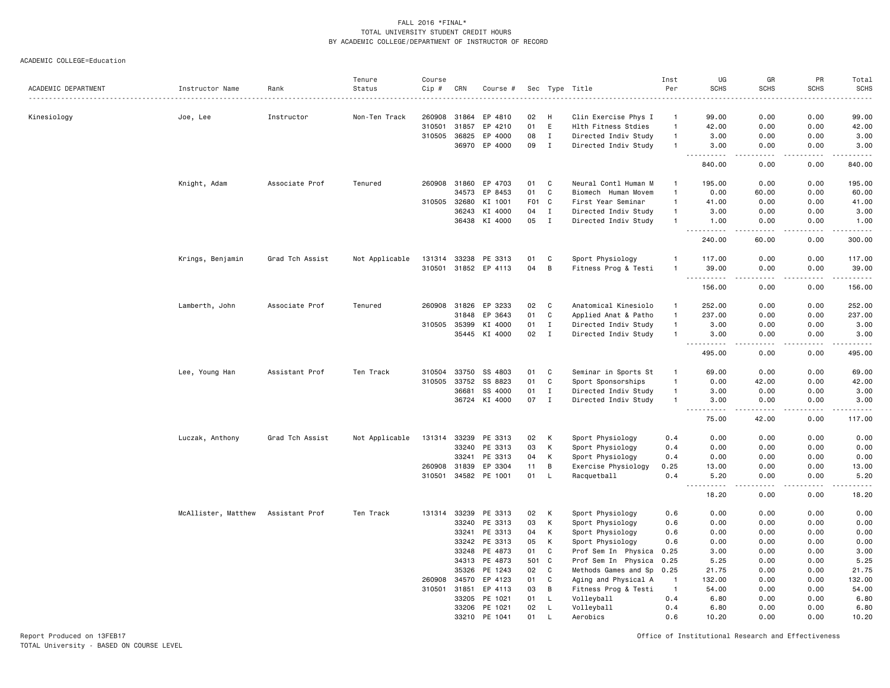FALL 2016 *FINAL*
TOTAL UNIVERSITY STUDENT CREDIT HOURS
BY ACADEMIC COLLEGE/DEPARTMENT OF INSTRUCTOR OF RECORD

ACADEMIC COLLEGE=Education

| ACADEMIC DEPARTMENT | Instructor Name | Rank | Tenure Status | Course Cip # | CRN | Course # | Sec | Type | Title | Inst Per | UG SCHS | GR SCHS | PR SCHS | Total SCHS |
|---|---|---|---|---|---|---|---|---|---|---|---|---|---|---|
| Kinesiology | Joe, Lee | Instructor | Non-Ten Track | 260908 | 31864 | EP 4810 | 02 | H | Clin Exercise Phys I | 1 | 99.00 | 0.00 | 0.00 | 99.00 |
| | | | | 310501 | 31857 | EP 4210 | 01 | E | Hlth Fitness Stdies | 1 | 42.00 | 0.00 | 0.00 | 42.00 |
| | | | | 310505 | 36825 | EP 4000 | 08 | I | Directed Indiv Study | 1 | 3.00 | 0.00 | 0.00 | 3.00 |
| | | | | | 36970 | EP 4000 | 09 | I | Directed Indiv Study | 1 | 3.00 | 0.00 | 0.00 | 3.00 |
| | | | | | | | | | | | 840.00 | 0.00 | 0.00 | 840.00 |
| | Knight, Adam | Associate Prof | Tenured | 260908 | 31860 | EP 4703 | 01 | C | Neural Contl Human M | 1 | 195.00 | 0.00 | 0.00 | 195.00 |
| | | | | | 34573 | EP 8453 | 01 | C | Biomech Human Movem | 1 | 0.00 | 60.00 | 0.00 | 60.00 |
| | | | | 310505 | 32680 | KI 1001 | F01 | C | First Year Seminar | 1 | 41.00 | 0.00 | 0.00 | 41.00 |
| | | | | | 36243 | KI 4000 | 04 | I | Directed Indiv Study | 1 | 3.00 | 0.00 | 0.00 | 3.00 |
| | | | | | 36438 | KI 4000 | 05 | I | Directed Indiv Study | 1 | 1.00 | 0.00 | 0.00 | 1.00 |
| | | | | | | | | | | | 240.00 | 60.00 | 0.00 | 300.00 |
| | Krings, Benjamin | Grad Tch Assist | Not Applicable | 131314 | 33238 | PE 3313 | 01 | C | Sport Physiology | 1 | 117.00 | 0.00 | 0.00 | 117.00 |
| | | | | 310501 | 31852 | EP 4113 | 04 | B | Fitness Prog & Testi | 1 | 39.00 | 0.00 | 0.00 | 39.00 |
| | | | | | | | | | | | 156.00 | 0.00 | 0.00 | 156.00 |
| | Lamberth, John | Associate Prof | Tenured | 260908 | 31826 | EP 3233 | 02 | C | Anatomical Kinesiolo | 1 | 252.00 | 0.00 | 0.00 | 252.00 |
| | | | | | 31848 | EP 3643 | 01 | C | Applied Anat & Patho | 1 | 237.00 | 0.00 | 0.00 | 237.00 |
| | | | | 310505 | 35399 | KI 4000 | 01 | I | Directed Indiv Study | 1 | 3.00 | 0.00 | 0.00 | 3.00 |
| | | | | | 35445 | KI 4000 | 02 | I | Directed Indiv Study | 1 | 3.00 | 0.00 | 0.00 | 3.00 |
| | | | | | | | | | | | 495.00 | 0.00 | 0.00 | 495.00 |
| | Lee, Young Han | Assistant Prof | Ten Track | 310504 | 33750 | SS 4803 | 01 | C | Seminar in Sports St | 1 | 69.00 | 0.00 | 0.00 | 69.00 |
| | | | | 310505 | 33752 | SS 8823 | 01 | C | Sport Sponsorships | 1 | 0.00 | 42.00 | 0.00 | 42.00 |
| | | | | | 36681 | SS 4000 | 01 | I | Directed Indiv Study | 1 | 3.00 | 0.00 | 0.00 | 3.00 |
| | | | | | 36724 | KI 4000 | 07 | I | Directed Indiv Study | 1 | 3.00 | 0.00 | 0.00 | 3.00 |
| | | | | | | | | | | | 75.00 | 42.00 | 0.00 | 117.00 |
| | Luczak, Anthony | Grad Tch Assist | Not Applicable | 131314 | 33239 | PE 3313 | 02 | K | Sport Physiology | 0.4 | 0.00 | 0.00 | 0.00 | 0.00 |
| | | | | | 33240 | PE 3313 | 03 | K | Sport Physiology | 0.4 | 0.00 | 0.00 | 0.00 | 0.00 |
| | | | | | 33241 | PE 3313 | 04 | K | Sport Physiology | 0.4 | 0.00 | 0.00 | 0.00 | 0.00 |
| | | | | 260908 | 31839 | EP 3304 | 11 | B | Exercise Physiology | 0.25 | 13.00 | 0.00 | 0.00 | 13.00 |
| | | | | 310501 | 34582 | PE 1001 | 01 | L | Racquetball | 0.4 | 5.20 | 0.00 | 0.00 | 5.20 |
| | | | | | | | | | | | 18.20 | 0.00 | 0.00 | 18.20 |
| | McAllister, Matthew | Assistant Prof | Ten Track | 131314 | 33239 | PE 3313 | 02 | K | Sport Physiology | 0.6 | 0.00 | 0.00 | 0.00 | 0.00 |
| | | | | | 33240 | PE 3313 | 03 | K | Sport Physiology | 0.6 | 0.00 | 0.00 | 0.00 | 0.00 |
| | | | | | 33241 | PE 3313 | 04 | K | Sport Physiology | 0.6 | 0.00 | 0.00 | 0.00 | 0.00 |
| | | | | | 33242 | PE 3313 | 05 | K | Sport Physiology | 0.6 | 0.00 | 0.00 | 0.00 | 0.00 |
| | | | | | 33248 | PE 4873 | 01 | C | Prof Sem In Physica | 0.25 | 3.00 | 0.00 | 0.00 | 3.00 |
| | | | | | 34313 | PE 4873 | 501 | C | Prof Sem In Physica | 0.25 | 5.25 | 0.00 | 0.00 | 5.25 |
| | | | | | 35326 | PE 1243 | 02 | C | Methods Games and Sp | 0.25 | 21.75 | 0.00 | 0.00 | 21.75 |
| | | | | 260908 | 34570 | EP 4123 | 01 | C | Aging and Physical A | 1 | 132.00 | 0.00 | 0.00 | 132.00 |
| | | | | 310501 | 31851 | EP 4113 | 03 | B | Fitness Prog & Testi | 1 | 54.00 | 0.00 | 0.00 | 54.00 |
| | | | | | 33205 | PE 1021 | 01 | L | Volleyball | 0.4 | 6.80 | 0.00 | 0.00 | 6.80 |
| | | | | | 33206 | PE 1021 | 02 | L | Volleyball | 0.4 | 6.80 | 0.00 | 0.00 | 6.80 |
| | | | | | 33210 | PE 1041 | 01 | L | Aerobics | 0.6 | 10.20 | 0.00 | 0.00 | 10.20 |

Report Produced on 13FEB17
TOTAL University - BASED ON COURSE LEVEL

Office of Institutional Research and Effectiveness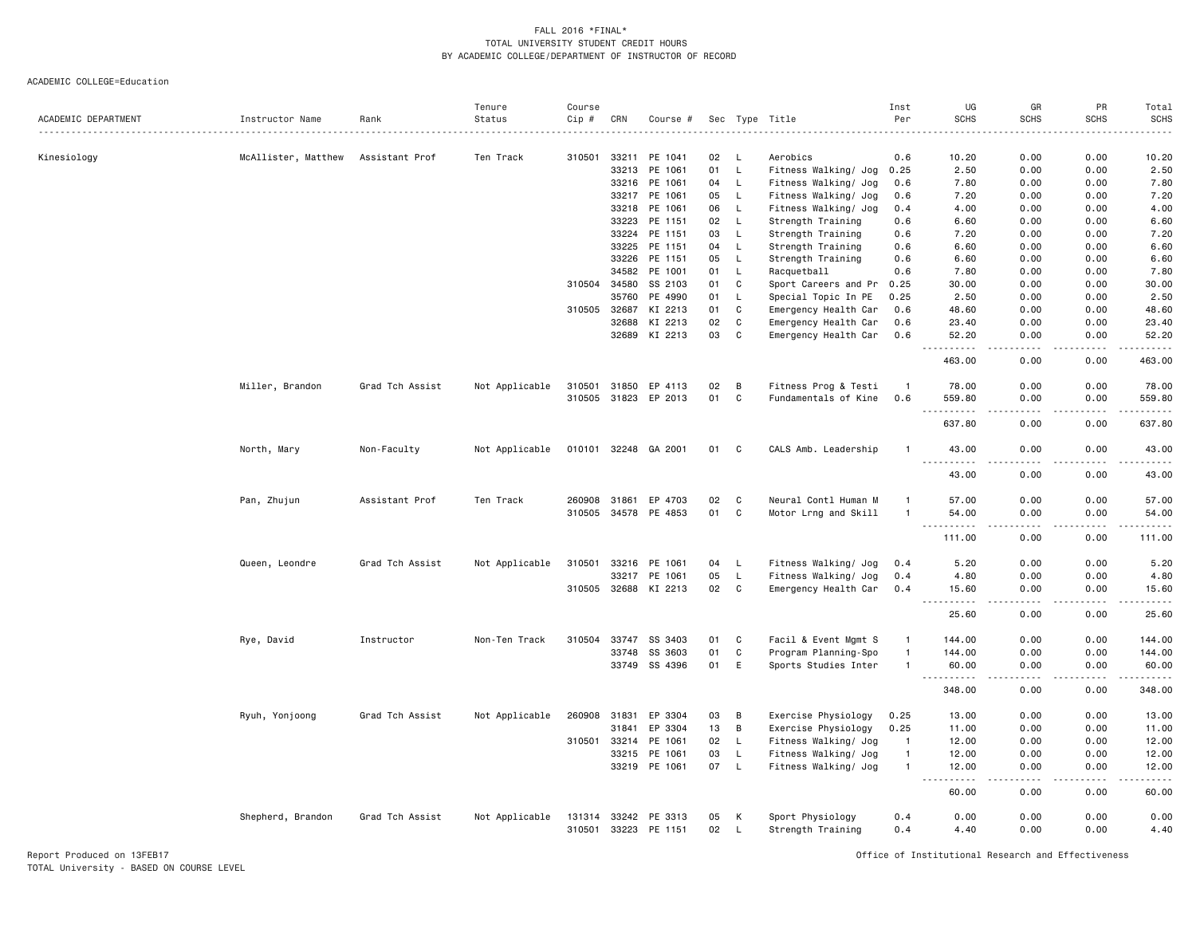# FALL 2016 *FINAL*
## TOTAL UNIVERSITY STUDENT CREDIT HOURS
## BY ACADEMIC COLLEGE/DEPARTMENT OF INSTRUCTOR OF RECORD

ACADEMIC COLLEGE=Education

| ACADEMIC DEPARTMENT | Instructor Name | Rank | Tenure Status | Course Cip # | CRN | Course # | Sec | Type | Title | Inst Per | UG SCHS | GR SCHS | PR SCHS | Total SCHS |
|---|---|---|---|---|---|---|---|---|---|---|---|---|---|---|
| Kinesiology | McAllister, Matthew | Assistant Prof | Ten Track | 310501 | 33211 | PE 1041 | 02 | L | Aerobics | 0.6 | 10.20 | 0.00 | 0.00 | 10.20 |
| | | | | | 33213 | PE 1061 | 01 | L | Fitness Walking/ Jog | 0.25 | 2.50 | 0.00 | 0.00 | 2.50 |
| | | | | | 33216 | PE 1061 | 04 | L | Fitness Walking/ Jog | 0.6 | 7.80 | 0.00 | 0.00 | 7.80 |
| | | | | | 33217 | PE 1061 | 05 | L | Fitness Walking/ Jog | 0.6 | 7.20 | 0.00 | 0.00 | 7.20 |
| | | | | | 33218 | PE 1061 | 06 | L | Fitness Walking/ Jog | 0.4 | 4.00 | 0.00 | 0.00 | 4.00 |
| | | | | | 33223 | PE 1151 | 02 | L | Strength Training | 0.6 | 6.60 | 0.00 | 0.00 | 6.60 |
| | | | | | 33224 | PE 1151 | 03 | L | Strength Training | 0.6 | 7.20 | 0.00 | 0.00 | 7.20 |
| | | | | | 33225 | PE 1151 | 04 | L | Strength Training | 0.6 | 6.60 | 0.00 | 0.00 | 6.60 |
| | | | | | 33226 | PE 1151 | 05 | L | Strength Training | 0.6 | 6.60 | 0.00 | 0.00 | 6.60 |
| | | | | | 34582 | PE 1001 | 01 | L | Racquetball | 0.6 | 7.80 | 0.00 | 0.00 | 7.80 |
| | | | | 310504 | 34580 | SS 2103 | 01 | C | Sport Careers and Pr | 0.25 | 30.00 | 0.00 | 0.00 | 30.00 |
| | | | | | 35760 | PE 4990 | 01 | L | Special Topic In PE | 0.25 | 2.50 | 0.00 | 0.00 | 2.50 |
| | | | | 310505 | 32687 | KI 2213 | 01 | C | Emergency Health Car | 0.6 | 48.60 | 0.00 | 0.00 | 48.60 |
| | | | | | 32688 | KI 2213 | 02 | C | Emergency Health Car | 0.6 | 23.40 | 0.00 | 0.00 | 23.40 |
| | | | | | 32689 | KI 2213 | 03 | C | Emergency Health Car | 0.6 | 52.20 | 0.00 | 0.00 | 52.20 |
| | | | | | | | | | | | 463.00 | 0.00 | 0.00 | 463.00 |
| | Miller, Brandon | Grad Tch Assist | Not Applicable | 310501 | 31850 | EP 4113 | 02 | B | Fitness Prog & Testi | 1 | 78.00 | 0.00 | 0.00 | 78.00 |
| | | | | 310505 | 31823 | EP 2013 | 01 | C | Fundamentals of Kine | 0.6 | 559.80 | 0.00 | 0.00 | 559.80 |
| | | | | | | | | | | | 637.80 | 0.00 | 0.00 | 637.80 |
| | North, Mary | Non-Faculty | Not Applicable | 010101 | 32248 | GA 2001 | 01 | C | CALS Amb. Leadership | 1 | 43.00 | 0.00 | 0.00 | 43.00 |
| | | | | | | | | | | | 43.00 | 0.00 | 0.00 | 43.00 |
| | Pan, Zhujun | Assistant Prof | Ten Track | 260908 | 31861 | EP 4703 | 02 | C | Neural Contl Human M | 1 | 57.00 | 0.00 | 0.00 | 57.00 |
| | | | | 310505 | 34578 | PE 4853 | 01 | C | Motor Lrng and Skill | 1 | 54.00 | 0.00 | 0.00 | 54.00 |
| | | | | | | | | | | | 111.00 | 0.00 | 0.00 | 111.00 |
| | Queen, Leondre | Grad Tch Assist | Not Applicable | 310501 | 33216 | PE 1061 | 04 | L | Fitness Walking/ Jog | 0.4 | 5.20 | 0.00 | 0.00 | 5.20 |
| | | | | | 33217 | PE 1061 | 05 | L | Fitness Walking/ Jog | 0.4 | 4.80 | 0.00 | 0.00 | 4.80 |
| | | | | 310505 | 32688 | KI 2213 | 02 | C | Emergency Health Car | 0.4 | 15.60 | 0.00 | 0.00 | 15.60 |
| | | | | | | | | | | | 25.60 | 0.00 | 0.00 | 25.60 |
| | Rye, David | Instructor | Non-Ten Track | 310504 | 33747 | SS 3403 | 01 | C | Facil & Event Mgmt S | 1 | 144.00 | 0.00 | 0.00 | 144.00 |
| | | | | | 33748 | SS 3603 | 01 | C | Program Planning-Spo | 1 | 144.00 | 0.00 | 0.00 | 144.00 |
| | | | | | 33749 | SS 4396 | 01 | E | Sports Studies Inter | 1 | 60.00 | 0.00 | 0.00 | 60.00 |
| | | | | | | | | | | | 348.00 | 0.00 | 0.00 | 348.00 |
| | Ryuh, Yonjoong | Grad Tch Assist | Not Applicable | 260908 | 31831 | EP 3304 | 03 | B | Exercise Physiology | 0.25 | 13.00 | 0.00 | 0.00 | 13.00 |
| | | | | | 31841 | EP 3304 | 13 | B | Exercise Physiology | 0.25 | 11.00 | 0.00 | 0.00 | 11.00 |
| | | | | 310501 | 33214 | PE 1061 | 02 | L | Fitness Walking/ Jog | 1 | 12.00 | 0.00 | 0.00 | 12.00 |
| | | | | | 33215 | PE 1061 | 03 | L | Fitness Walking/ Jog | 1 | 12.00 | 0.00 | 0.00 | 12.00 |
| | | | | | 33219 | PE 1061 | 07 | L | Fitness Walking/ Jog | 1 | 12.00 | 0.00 | 0.00 | 12.00 |
| | | | | | | | | | | | 60.00 | 0.00 | 0.00 | 60.00 |
| | Shepherd, Brandon | Grad Tch Assist | Not Applicable | 131314 | 33242 | PE 3313 | 05 | K | Sport Physiology | 0.4 | 0.00 | 0.00 | 0.00 | 0.00 |
| | | | | 310501 | 33223 | PE 1151 | 02 | L | Strength Training | 0.4 | 4.40 | 0.00 | 0.00 | 4.40 |

Report Produced on 13FEB17
TOTAL University - BASED ON COURSE LEVEL

Office of Institutional Research and Effectiveness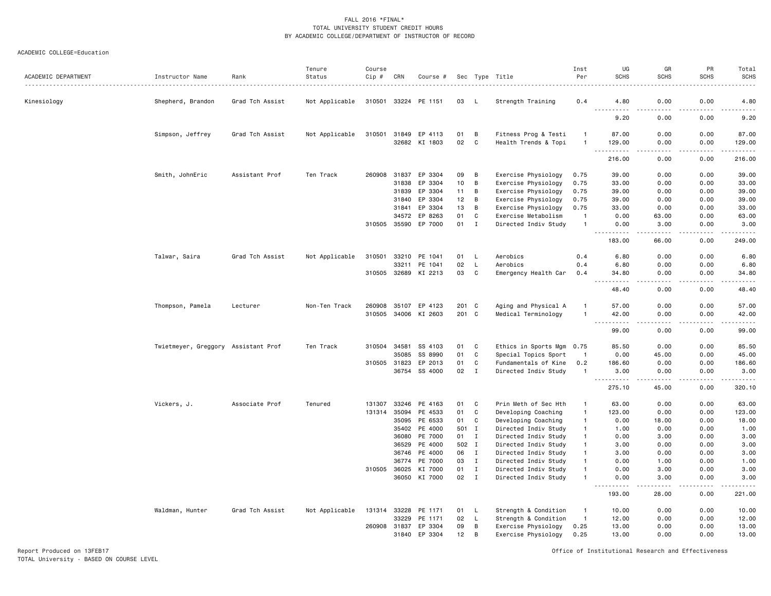FALL 2016 *FINAL*
TOTAL UNIVERSITY STUDENT CREDIT HOURS
BY ACADEMIC COLLEGE/DEPARTMENT OF INSTRUCTOR OF RECORD

ACADEMIC COLLEGE=Education

| ACADEMIC DEPARTMENT | Instructor Name | Rank | Tenure Status | Course Cip # | CRN | Course # | Sec | Type | Title | Inst Per | UG SCHS | GR SCHS | PR SCHS | Total SCHS |
|---|---|---|---|---|---|---|---|---|---|---|---|---|---|---|
| Kinesiology | Shepherd, Brandon | Grad Tch Assist | Not Applicable | 310501 | 33224 | PE 1151 | 03 | L | Strength Training | 0.4 | 4.80 | 0.00 | 0.00 | 4.80 |
| | | | | | | | | | | | 9.20 | 0.00 | 0.00 | 9.20 |
| | Simpson, Jeffrey | Grad Tch Assist | Not Applicable | 310501 | 31849 | EP 4113 | 01 | B | Fitness Prog & Testi | 1 | 87.00 | 0.00 | 0.00 | 87.00 |
| | | | | | 32682 | KI 1803 | 02 | C | Health Trends & Topi | 1 | 129.00 | 0.00 | 0.00 | 129.00 |
| | | | | | | | | | | | 216.00 | 0.00 | 0.00 | 216.00 |
| | Smith, JohnEric | Assistant Prof | Ten Track | 260908 | 31837 | EP 3304 | 09 | B | Exercise Physiology | 0.75 | 39.00 | 0.00 | 0.00 | 39.00 |
| | | | | | 31838 | EP 3304 | 10 | B | Exercise Physiology | 0.75 | 33.00 | 0.00 | 0.00 | 33.00 |
| | | | | | 31839 | EP 3304 | 11 | B | Exercise Physiology | 0.75 | 39.00 | 0.00 | 0.00 | 39.00 |
| | | | | | 31840 | EP 3304 | 12 | B | Exercise Physiology | 0.75 | 39.00 | 0.00 | 0.00 | 39.00 |
| | | | | | 31841 | EP 3304 | 13 | B | Exercise Physiology | 0.75 | 33.00 | 0.00 | 0.00 | 33.00 |
| | | | | | 34572 | EP 8263 | 01 | C | Exercise Metabolism | 1 | 0.00 | 63.00 | 0.00 | 63.00 |
| | | | | 310505 | 35590 | EP 7000 | 01 | I | Directed Indiv Study | 1 | 0.00 | 3.00 | 0.00 | 3.00 |
| | | | | | | | | | | | 183.00 | 66.00 | 0.00 | 249.00 |
| | Talwar, Saira | Grad Tch Assist | Not Applicable | 310501 | 33210 | PE 1041 | 01 | L | Aerobics | 0.4 | 6.80 | 0.00 | 0.00 | 6.80 |
| | | | | | 33211 | PE 1041 | 02 | L | Aerobics | 0.4 | 6.80 | 0.00 | 0.00 | 6.80 |
| | | | | 310505 | 32689 | KI 2213 | 03 | C | Emergency Health Car | 0.4 | 34.80 | 0.00 | 0.00 | 34.80 |
| | | | | | | | | | | | 48.40 | 0.00 | 0.00 | 48.40 |
| | Thompson, Pamela | Lecturer | Non-Ten Track | 260908 | 35107 | EP 4123 | 201 | C | Aging and Physical A | 1 | 57.00 | 0.00 | 0.00 | 57.00 |
| | | | | 310505 | 34006 | KI 2603 | 201 | C | Medical Terminology | 1 | 42.00 | 0.00 | 0.00 | 42.00 |
| | | | | | | | | | | | 99.00 | 0.00 | 0.00 | 99.00 |
| | Twietmeyer, Greggory | Assistant Prof | Ten Track | 310504 | 34581 | SS 4103 | 01 | C | Ethics in Sports Mgm | 0.75 | 85.50 | 0.00 | 0.00 | 85.50 |
| | | | | | 35085 | SS 8990 | 01 | C | Special Topics Sport | 1 | 0.00 | 45.00 | 0.00 | 45.00 |
| | | | | 310505 | 31823 | EP 2013 | 01 | C | Fundamentals of Kine | 0.2 | 186.60 | 0.00 | 0.00 | 186.60 |
| | | | | | 36754 | SS 4000 | 02 | I | Directed Indiv Study | 1 | 3.00 | 0.00 | 0.00 | 3.00 |
| | | | | | | | | | | | 275.10 | 45.00 | 0.00 | 320.10 |
| | Vickers, J. | Associate Prof | Tenured | 131307 | 33246 | PE 4163 | 01 | C | Prin Meth of Sec Hth | 1 | 63.00 | 0.00 | 0.00 | 63.00 |
| | | | | 131314 | 35094 | PE 4533 | 01 | C | Developing Coaching | 1 | 123.00 | 0.00 | 0.00 | 123.00 |
| | | | | | 35095 | PE 6533 | 01 | C | Developing Coaching | 1 | 0.00 | 18.00 | 0.00 | 18.00 |
| | | | | | 35402 | PE 4000 | 501 | I | Directed Indiv Study | 1 | 1.00 | 0.00 | 0.00 | 1.00 |
| | | | | | 36080 | PE 7000 | 01 | I | Directed Indiv Study | 1 | 0.00 | 3.00 | 0.00 | 3.00 |
| | | | | | 36529 | PE 4000 | 502 | I | Directed Indiv Study | 1 | 3.00 | 0.00 | 0.00 | 3.00 |
| | | | | | 36746 | PE 4000 | 06 | I | Directed Indiv Study | 1 | 3.00 | 0.00 | 0.00 | 3.00 |
| | | | | | 36774 | PE 7000 | 03 | I | Directed Indiv Study | 1 | 0.00 | 1.00 | 0.00 | 1.00 |
| | | | | 310505 | 36025 | KI 7000 | 01 | I | Directed Indiv Study | 1 | 0.00 | 3.00 | 0.00 | 3.00 |
| | | | | | 36050 | KI 7000 | 02 | I | Directed Indiv Study | 1 | 0.00 | 3.00 | 0.00 | 3.00 |
| | | | | | | | | | | | 193.00 | 28.00 | 0.00 | 221.00 |
| | Waldman, Hunter | Grad Tch Assist | Not Applicable | 131314 | 33228 | PE 1171 | 01 | L | Strength & Condition | 1 | 10.00 | 0.00 | 0.00 | 10.00 |
| | | | | | 33229 | PE 1171 | 02 | L | Strength & Condition | 1 | 12.00 | 0.00 | 0.00 | 12.00 |
| | | | | 260908 | 31837 | EP 3304 | 09 | B | Exercise Physiology | 0.25 | 13.00 | 0.00 | 0.00 | 13.00 |
| | | | | | 31840 | EP 3304 | 12 | B | Exercise Physiology | 0.25 | 13.00 | 0.00 | 0.00 | 13.00 |

Report Produced on 13FEB17
TOTAL University - BASED ON COURSE LEVEL

Office of Institutional Research and Effectiveness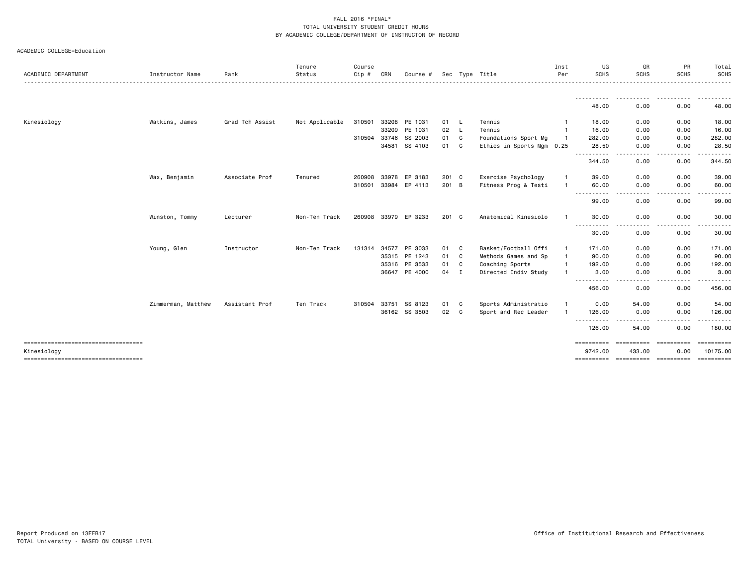FALL 2016 *FINAL*
TOTAL UNIVERSITY STUDENT CREDIT HOURS
BY ACADEMIC COLLEGE/DEPARTMENT OF INSTRUCTOR OF RECORD

ACADEMIC COLLEGE=Education

| ACADEMIC DEPARTMENT | Instructor Name | Rank | Tenure Status | Course Cip # | CRN | Course # | Sec | Type | Title | Inst Per | UG SCHS | GR SCHS | PR SCHS | Total SCHS |
|---|---|---|---|---|---|---|---|---|---|---|---|---|---|---|
| | | | | | | | | | | | 48.00 | 0.00 | 0.00 | 48.00 |
| Kinesiology | Watkins, James | Grad Tch Assist | Not Applicable | 310501 | 33208 | PE 1031 | 01 | L | Tennis | 1 | 18.00 | 0.00 | 0.00 | 18.00 |
| | | | | | 33209 | PE 1031 | 02 | L | Tennis | 1 | 16.00 | 0.00 | 0.00 | 16.00 |
| | | | | 310504 | 33746 | SS 2003 | 01 | C | Foundations Sport Mg | 1 | 282.00 | 0.00 | 0.00 | 282.00 |
| | | | | | 34581 | SS 4103 | 01 | C | Ethics in Sports Mgm | 0.25 | 28.50 | 0.00 | 0.00 | 28.50 |
| | | | | | | | | | | | 344.50 | 0.00 | 0.00 | 344.50 |
| | Wax, Benjamin | Associate Prof | Tenured | 260908 | 33978 | EP 3183 | 201 | C | Exercise Psychology | 1 | 39.00 | 0.00 | 0.00 | 39.00 |
| | | | | 310501 | 33984 | EP 4113 | 201 | B | Fitness Prog & Testi | 1 | 60.00 | 0.00 | 0.00 | 60.00 |
| | | | | | | | | | | | 99.00 | 0.00 | 0.00 | 99.00 |
| | Winston, Tommy | Lecturer | Non-Ten Track | 260908 | 33979 | EP 3233 | 201 | C | Anatomical Kinesiolo | 1 | 30.00 | 0.00 | 0.00 | 30.00 |
| | | | | | | | | | | | 30.00 | 0.00 | 0.00 | 30.00 |
| | Young, Glen | Instructor | Non-Ten Track | 131314 | 34577 | PE 3033 | 01 | C | Basket/Football Offi | 1 | 171.00 | 0.00 | 0.00 | 171.00 |
| | | | | | 35315 | PE 1243 | 01 | C | Methods Games and Sp | 1 | 90.00 | 0.00 | 0.00 | 90.00 |
| | | | | | 35316 | PE 3533 | 01 | C | Coaching Sports | 1 | 192.00 | 0.00 | 0.00 | 192.00 |
| | | | | | 36647 | PE 4000 | 04 | I | Directed Indiv Study | 1 | 3.00 | 0.00 | 0.00 | 3.00 |
| | | | | | | | | | | | 456.00 | 0.00 | 0.00 | 456.00 |
| | Zimmerman, Matthew | Assistant Prof | Ten Track | 310504 | 33751 | SS 8123 | 01 | C | Sports Administratio | 1 | 0.00 | 54.00 | 0.00 | 54.00 |
| | | | | | 36162 | SS 3503 | 02 | C | Sport and Rec Leader | 1 | 126.00 | 0.00 | 0.00 | 126.00 |
| | | | | | | | | | | | 126.00 | 54.00 | 0.00 | 180.00 |
| Kinesiology | | | | | | | | | | | 9742.00 | 433.00 | 0.00 | 10175.00 |

Report Produced on 13FEB17
TOTAL University - BASED ON COURSE LEVEL

Office of Institutional Research and Effectiveness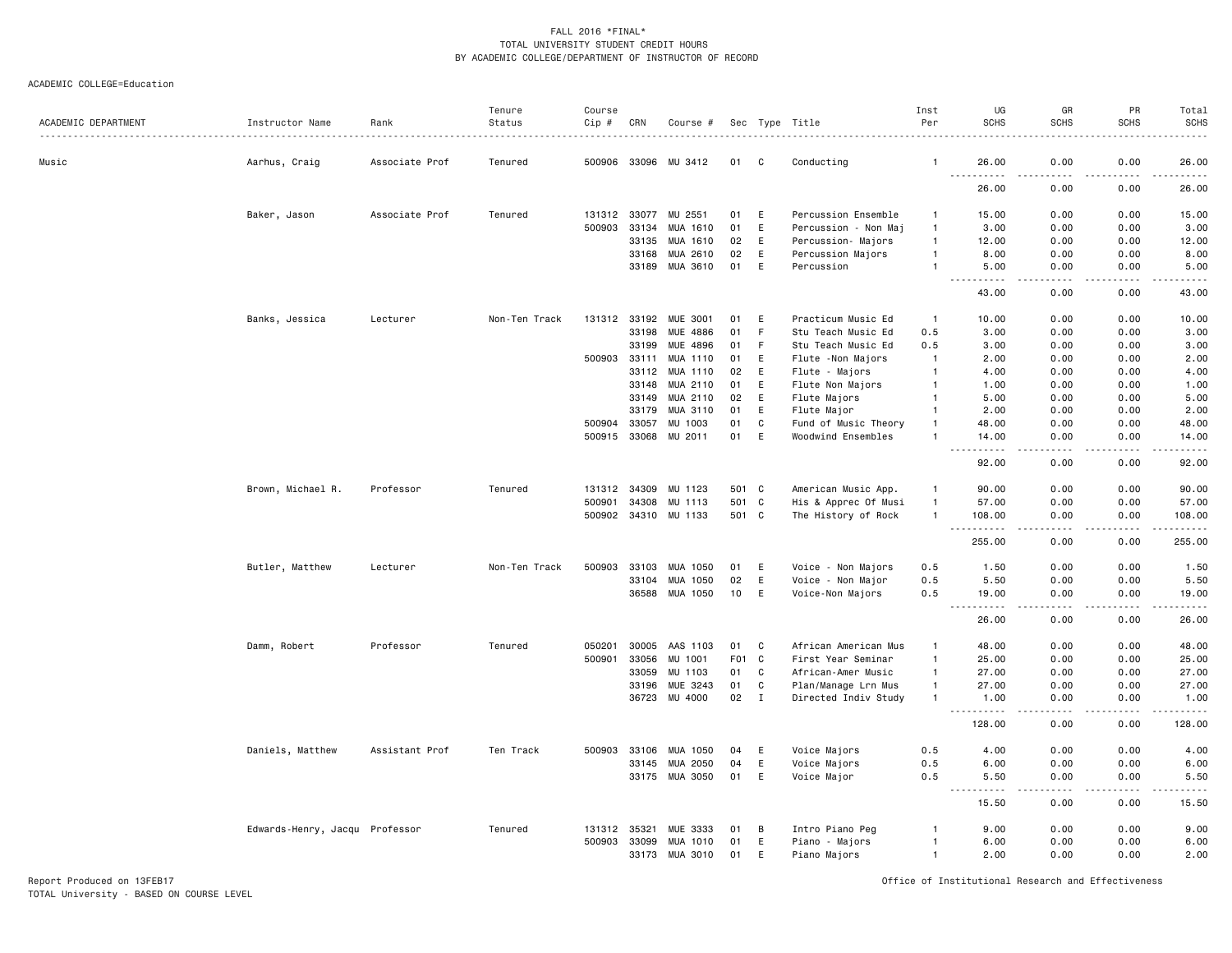FALL 2016 *FINAL*
TOTAL UNIVERSITY STUDENT CREDIT HOURS
BY ACADEMIC COLLEGE/DEPARTMENT OF INSTRUCTOR OF RECORD

ACADEMIC COLLEGE=Education

| ACADEMIC DEPARTMENT | Instructor Name | Rank | Tenure Status | Course Cip # | CRN | Course # | Sec | Type | Title | Inst Per | UG SCHS | GR SCHS | PR SCHS | Total SCHS |
|---|---|---|---|---|---|---|---|---|---|---|---|---|---|---|
| Music | Aarhus, Craig | Associate Prof | Tenured | 500906 | 33096 | MU 3412 | 01 | C | Conducting | 1 | 26.00 | 0.00 | 0.00 | 26.00 |
| | | | | | | | | | | | 26.00 | 0.00 | 0.00 | 26.00 |
| | Baker, Jason | Associate Prof | Tenured | 131312 | 33077 | MU 2551 | 01 | E | Percussion Ensemble | 1 | 15.00 | 0.00 | 0.00 | 15.00 |
| | | | | 500903 | 33134 | MUA 1610 | 01 | E | Percussion - Non Maj | 1 | 3.00 | 0.00 | 0.00 | 3.00 |
| | | | | | 33135 | MUA 1610 | 02 | E | Percussion- Majors | 1 | 12.00 | 0.00 | 0.00 | 12.00 |
| | | | | | 33168 | MUA 2610 | 02 | E | Percussion Majors | 1 | 8.00 | 0.00 | 0.00 | 8.00 |
| | | | | | 33189 | MUA 3610 | 01 | E | Percussion | 1 | 5.00 | 0.00 | 0.00 | 5.00 |
| | | | | | | | | | | | 43.00 | 0.00 | 0.00 | 43.00 |
| | Banks, Jessica | Lecturer | Non-Ten Track | 131312 | 33192 | MUE 3001 | 01 | E | Practicum Music Ed | 1 | 10.00 | 0.00 | 0.00 | 10.00 |
| | | | | | 33198 | MUE 4886 | 01 | F | Stu Teach Music Ed | 0.5 | 3.00 | 0.00 | 0.00 | 3.00 |
| | | | | | 33199 | MUE 4896 | 01 | F | Stu Teach Music Ed | 0.5 | 3.00 | 0.00 | 0.00 | 3.00 |
| | | | | 500903 | 33111 | MUA 1110 | 01 | E | Flute -Non Majors | 1 | 2.00 | 0.00 | 0.00 | 2.00 |
| | | | | | 33112 | MUA 1110 | 02 | E | Flute - Majors | 1 | 4.00 | 0.00 | 0.00 | 4.00 |
| | | | | | 33148 | MUA 2110 | 01 | E | Flute Non Majors | 1 | 1.00 | 0.00 | 0.00 | 1.00 |
| | | | | | 33149 | MUA 2110 | 02 | E | Flute Majors | 1 | 5.00 | 0.00 | 0.00 | 5.00 |
| | | | | | 33179 | MUA 3110 | 01 | E | Flute Major | 1 | 2.00 | 0.00 | 0.00 | 2.00 |
| | | | | 500904 | 33057 | MU 1003 | 01 | C | Fund of Music Theory | 1 | 48.00 | 0.00 | 0.00 | 48.00 |
| | | | | 500915 | 33068 | MU 2011 | 01 | E | Woodwind Ensembles | 1 | 14.00 | 0.00 | 0.00 | 14.00 |
| | | | | | | | | | | | 92.00 | 0.00 | 0.00 | 92.00 |
| | Brown, Michael R. | Professor | Tenured | 131312 | 34309 | MU 1123 | 501 | C | American Music App. | 1 | 90.00 | 0.00 | 0.00 | 90.00 |
| | | | | 500901 | 34308 | MU 1113 | 501 | C | His & Apprec Of Musi | 1 | 57.00 | 0.00 | 0.00 | 57.00 |
| | | | | 500902 | 34310 | MU 1133 | 501 | C | The History of Rock | 1 | 108.00 | 0.00 | 0.00 | 108.00 |
| | | | | | | | | | | | 255.00 | 0.00 | 0.00 | 255.00 |
| | Butler, Matthew | Lecturer | Non-Ten Track | 500903 | 33103 | MUA 1050 | 01 | E | Voice - Non Majors | 0.5 | 1.50 | 0.00 | 0.00 | 1.50 |
| | | | | | 33104 | MUA 1050 | 02 | E | Voice - Non Major | 0.5 | 5.50 | 0.00 | 0.00 | 5.50 |
| | | | | | 36588 | MUA 1050 | 10 | E | Voice-Non Majors | 0.5 | 19.00 | 0.00 | 0.00 | 19.00 |
| | | | | | | | | | | | 26.00 | 0.00 | 0.00 | 26.00 |
| | Damm, Robert | Professor | Tenured | 050201 | 30005 | AAS 1103 | 01 | C | African American Mus | 1 | 48.00 | 0.00 | 0.00 | 48.00 |
| | | | | 500901 | 33056 | MU 1001 | F01 | C | First Year Seminar | 1 | 25.00 | 0.00 | 0.00 | 25.00 |
| | | | | | 33059 | MU 1103 | 01 | C | African-Amer Music | 1 | 27.00 | 0.00 | 0.00 | 27.00 |
| | | | | | 33196 | MUE 3243 | 01 | C | Plan/Manage Lrn Mus | 1 | 27.00 | 0.00 | 0.00 | 27.00 |
| | | | | | 36723 | MU 4000 | 02 | I | Directed Indiv Study | 1 | 1.00 | 0.00 | 0.00 | 1.00 |
| | | | | | | | | | | | 128.00 | 0.00 | 0.00 | 128.00 |
| | Daniels, Matthew | Assistant Prof | Ten Track | 500903 | 33106 | MUA 1050 | 04 | E | Voice Majors | 0.5 | 4.00 | 0.00 | 0.00 | 4.00 |
| | | | | | 33145 | MUA 2050 | 04 | E | Voice Majors | 0.5 | 6.00 | 0.00 | 0.00 | 6.00 |
| | | | | | 33175 | MUA 3050 | 01 | E | Voice Major | 0.5 | 5.50 | 0.00 | 0.00 | 5.50 |
| | | | | | | | | | | | 15.50 | 0.00 | 0.00 | 15.50 |
| | Edwards-Henry, Jacqu | Professor | Tenured | 131312 | 35321 | MUE 3333 | 01 | B | Intro Piano Peg | 1 | 9.00 | 0.00 | 0.00 | 9.00 |
| | | | | 500903 | 33099 | MUA 1010 | 01 | E | Piano - Majors | 1 | 6.00 | 0.00 | 0.00 | 6.00 |
| | | | | | 33173 | MUA 3010 | 01 | E | Piano Majors | 1 | 2.00 | 0.00 | 0.00 | 2.00 |

Report Produced on 13FEB17
TOTAL University - BASED ON COURSE LEVEL

Office of Institutional Research and Effectiveness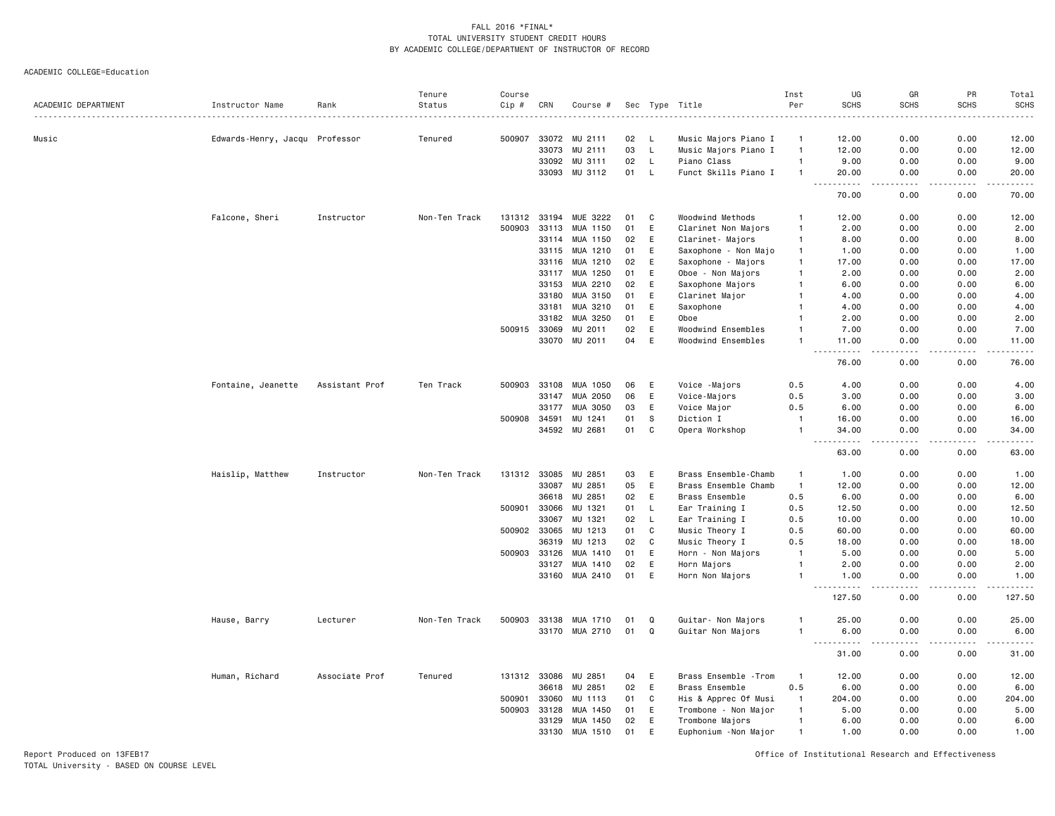FALL 2016 *FINAL*
TOTAL UNIVERSITY STUDENT CREDIT HOURS
BY ACADEMIC COLLEGE/DEPARTMENT OF INSTRUCTOR OF RECORD

ACADEMIC COLLEGE=Education

| ACADEMIC DEPARTMENT | Instructor Name | Rank | Tenure Status | Course Cip # | CRN | Course # | Sec | Type | Title | Inst Per | UG SCHS | GR SCHS | PR SCHS | Total SCHS |
|---|---|---|---|---|---|---|---|---|---|---|---|---|---|---|
| Music | Edwards-Henry, Jacqu | Professor | Tenured | 500907 | 33072 | MU 2111 | 02 | L | Music Majors Piano I | 1 | 12.00 | 0.00 | 0.00 | 12.00 |
| | | | | | 33073 | MU 2111 | 03 | L | Music Majors Piano I | 1 | 12.00 | 0.00 | 0.00 | 12.00 |
| | | | | | 33092 | MU 3111 | 02 | L | Piano Class | 1 | 9.00 | 0.00 | 0.00 | 9.00 |
| | | | | | 33093 | MU 3112 | 01 | L | Funct Skills Piano I | 1 | 20.00 | 0.00 | 0.00 | 20.00 |
| | | | | | | | | | | | 70.00 | 0.00 | 0.00 | 70.00 |
| | Falcone, Sheri | Instructor | Non-Ten Track | 131312 | 33194 | MUE 3222 | 01 | C | Woodwind Methods | 1 | 12.00 | 0.00 | 0.00 | 12.00 |
| | | | | 500903 | 33113 | MUA 1150 | 01 | E | Clarinet Non Majors | 1 | 2.00 | 0.00 | 0.00 | 2.00 |
| | | | | | 33114 | MUA 1150 | 02 | E | Clarinet- Majors | 1 | 8.00 | 0.00 | 0.00 | 8.00 |
| | | | | | 33115 | MUA 1210 | 01 | E | Saxophone - Non Majo | 1 | 1.00 | 0.00 | 0.00 | 1.00 |
| | | | | | 33116 | MUA 1210 | 02 | E | Saxophone - Majors | 1 | 17.00 | 0.00 | 0.00 | 17.00 |
| | | | | | 33117 | MUA 1250 | 01 | E | Oboe - Non Majors | 1 | 2.00 | 0.00 | 0.00 | 2.00 |
| | | | | | 33153 | MUA 2210 | 02 | E | Saxophone Majors | 1 | 6.00 | 0.00 | 0.00 | 6.00 |
| | | | | | 33180 | MUA 3150 | 01 | E | Clarinet Major | 1 | 4.00 | 0.00 | 0.00 | 4.00 |
| | | | | | 33181 | MUA 3210 | 01 | E | Saxophone | 1 | 4.00 | 0.00 | 0.00 | 4.00 |
| | | | | | 33182 | MUA 3250 | 01 | E | Oboe | 1 | 2.00 | 0.00 | 0.00 | 2.00 |
| | | | | 500915 | 33069 | MU 2011 | 02 | E | Woodwind Ensembles | 1 | 7.00 | 0.00 | 0.00 | 7.00 |
| | | | | | 33070 | MU 2011 | 04 | E | Woodwind Ensembles | 1 | 11.00 | 0.00 | 0.00 | 11.00 |
| | | | | | | | | | | | 76.00 | 0.00 | 0.00 | 76.00 |
| | Fontaine, Jeanette | Assistant Prof | Ten Track | 500903 | 33108 | MUA 1050 | 06 | E | Voice -Majors | 0.5 | 4.00 | 0.00 | 0.00 | 4.00 |
| | | | | | 33147 | MUA 2050 | 06 | E | Voice-Majors | 0.5 | 3.00 | 0.00 | 0.00 | 3.00 |
| | | | | | 33177 | MUA 3050 | 03 | E | Voice Major | 0.5 | 6.00 | 0.00 | 0.00 | 6.00 |
| | | | | 500908 | 34591 | MU 1241 | 01 | S | Diction I | 1 | 16.00 | 0.00 | 0.00 | 16.00 |
| | | | | | 34592 | MU 2681 | 01 | C | Opera Workshop | 1 | 34.00 | 0.00 | 0.00 | 34.00 |
| | | | | | | | | | | | 63.00 | 0.00 | 0.00 | 63.00 |
| | Haislip, Matthew | Instructor | Non-Ten Track | 131312 | 33085 | MU 2851 | 03 | E | Brass Ensemble-Chamb | 1 | 1.00 | 0.00 | 0.00 | 1.00 |
| | | | | | 33087 | MU 2851 | 05 | E | Brass Ensemble Chamb | 1 | 12.00 | 0.00 | 0.00 | 12.00 |
| | | | | | 36618 | MU 2851 | 02 | E | Brass Ensemble | 0.5 | 6.00 | 0.00 | 0.00 | 6.00 |
| | | | | 500901 | 33066 | MU 1321 | 01 | L | Ear Training I | 0.5 | 12.50 | 0.00 | 0.00 | 12.50 |
| | | | | | 33067 | MU 1321 | 02 | L | Ear Training I | 0.5 | 10.00 | 0.00 | 0.00 | 10.00 |
| | | | | 500902 | 33065 | MU 1213 | 01 | C | Music Theory I | 0.5 | 60.00 | 0.00 | 0.00 | 60.00 |
| | | | | | 36319 | MU 1213 | 02 | C | Music Theory I | 0.5 | 18.00 | 0.00 | 0.00 | 18.00 |
| | | | | 500903 | 33126 | MUA 1410 | 01 | E | Horn - Non Majors | 1 | 5.00 | 0.00 | 0.00 | 5.00 |
| | | | | | 33127 | MUA 1410 | 02 | E | Horn Majors | 1 | 2.00 | 0.00 | 0.00 | 2.00 |
| | | | | | 33160 | MUA 2410 | 01 | E | Horn Non Majors | 1 | 1.00 | 0.00 | 0.00 | 1.00 |
| | | | | | | | | | | | 127.50 | 0.00 | 0.00 | 127.50 |
| | Hause, Barry | Lecturer | Non-Ten Track | 500903 | 33138 | MUA 1710 | 01 | Q | Guitar- Non Majors | 1 | 25.00 | 0.00 | 0.00 | 25.00 |
| | | | | | 33170 | MUA 2710 | 01 | Q | Guitar Non Majors | 1 | 6.00 | 0.00 | 0.00 | 6.00 |
| | | | | | | | | | | | 31.00 | 0.00 | 0.00 | 31.00 |
| | Human, Richard | Associate Prof | Tenured | 131312 | 33086 | MU 2851 | 04 | E | Brass Ensemble -Trom | 1 | 12.00 | 0.00 | 0.00 | 12.00 |
| | | | | | 36618 | MU 2851 | 02 | E | Brass Ensemble | 0.5 | 6.00 | 0.00 | 0.00 | 6.00 |
| | | | | 500901 | 33060 | MU 1113 | 01 | C | His & Apprec Of Musi | 1 | 204.00 | 0.00 | 0.00 | 204.00 |
| | | | | 500903 | 33128 | MUA 1450 | 01 | E | Trombone - Non Major | 1 | 5.00 | 0.00 | 0.00 | 5.00 |
| | | | | | 33129 | MUA 1450 | 02 | E | Trombone Majors | 1 | 6.00 | 0.00 | 0.00 | 6.00 |
| | | | | | 33130 | MUA 1510 | 01 | E | Euphonium -Non Major | 1 | 1.00 | 0.00 | 0.00 | 1.00 |

Report Produced on 13FEB17
TOTAL University - BASED ON COURSE LEVEL

Office of Institutional Research and Effectiveness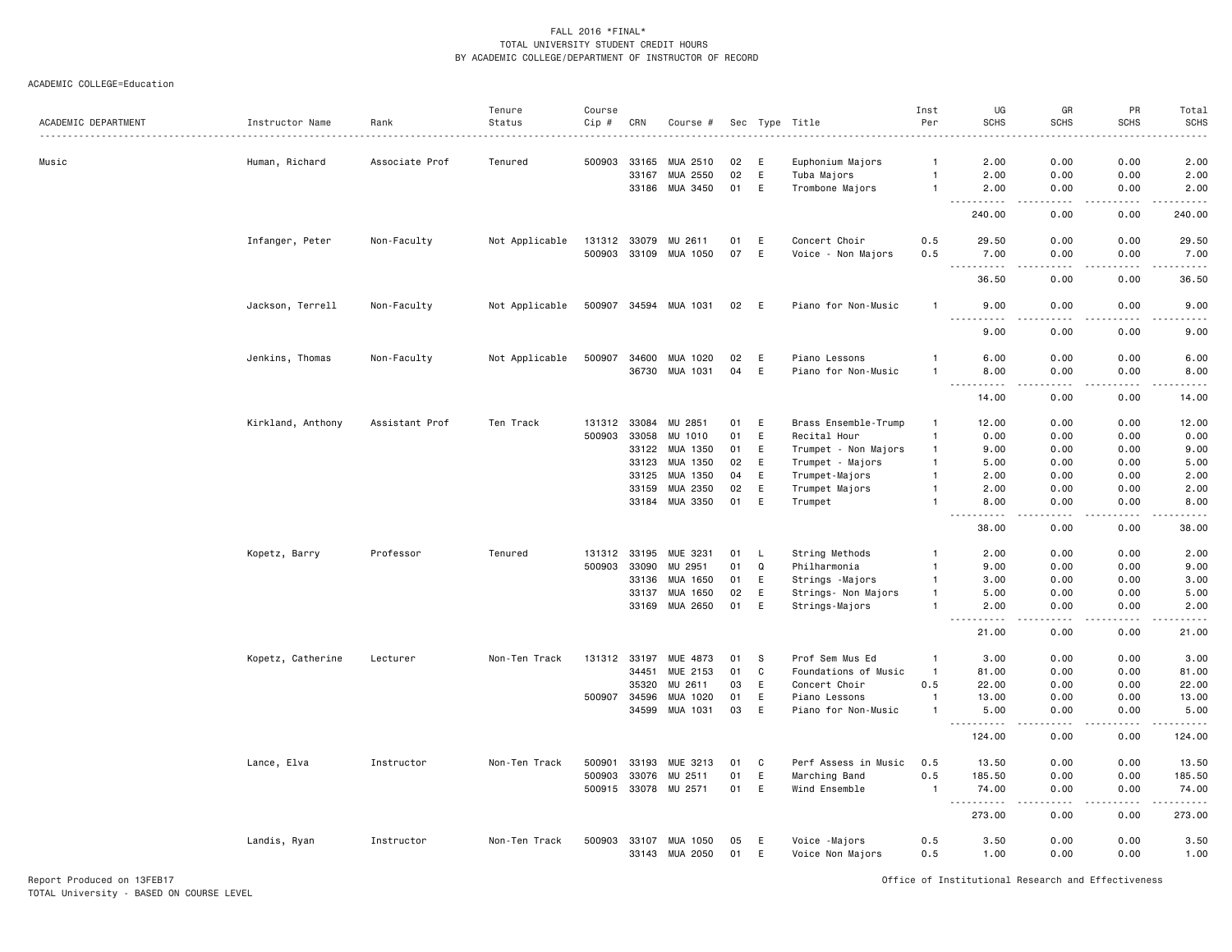FALL 2016 *FINAL*
TOTAL UNIVERSITY STUDENT CREDIT HOURS
BY ACADEMIC COLLEGE/DEPARTMENT OF INSTRUCTOR OF RECORD

ACADEMIC COLLEGE=Education

| ACADEMIC DEPARTMENT | Instructor Name | Rank | Tenure Status | Course Cip # | CRN | Course # | Sec | Type | Title | Inst Per | UG SCHS | GR SCHS | PR SCHS | Total SCHS |
|---|---|---|---|---|---|---|---|---|---|---|---|---|---|---|
| Music | Human, Richard | Associate Prof | Tenured | 500903 | 33165 | MUA 2510 | 02 | E | Euphonium Majors | 1 | 2.00 | 0.00 | 0.00 | 2.00 |
| | | | | | 33167 | MUA 2550 | 02 | E | Tuba Majors | 1 | 2.00 | 0.00 | 0.00 | 2.00 |
| | | | | | 33186 | MUA 3450 | 01 | E | Trombone Majors | 1 | 2.00 | 0.00 | 0.00 | 2.00 |
| | | | | | | | | | | | 240.00 | 0.00 | 0.00 | 240.00 |
| | Infanger, Peter | Non-Faculty | Not Applicable | 131312 | 33079 | MU 2611 | 01 | E | Concert Choir | 0.5 | 29.50 | 0.00 | 0.00 | 29.50 |
| | | | | 500903 | 33109 | MUA 1050 | 07 | E | Voice - Non Majors | 0.5 | 7.00 | 0.00 | 0.00 | 7.00 |
| | | | | | | | | | | | 36.50 | 0.00 | 0.00 | 36.50 |
| | Jackson, Terrell | Non-Faculty | Not Applicable | 500907 | 34594 | MUA 1031 | 02 | E | Piano for Non-Music | 1 | 9.00 | 0.00 | 0.00 | 9.00 |
| | | | | | | | | | | | 9.00 | 0.00 | 0.00 | 9.00 |
| | Jenkins, Thomas | Non-Faculty | Not Applicable | 500907 | 34600 | MUA 1020 | 02 | E | Piano Lessons | 1 | 6.00 | 0.00 | 0.00 | 6.00 |
| | | | | | 36730 | MUA 1031 | 04 | E | Piano for Non-Music | 1 | 8.00 | 0.00 | 0.00 | 8.00 |
| | | | | | | | | | | | 14.00 | 0.00 | 0.00 | 14.00 |
| | Kirkland, Anthony | Assistant Prof | Ten Track | 131312 | 33084 | MU 2851 | 01 | E | Brass Ensemble-Trump | 1 | 12.00 | 0.00 | 0.00 | 12.00 |
| | | | | 500903 | 33058 | MU 1010 | 01 | E | Recital Hour | 1 | 0.00 | 0.00 | 0.00 | 0.00 |
| | | | | | 33122 | MUA 1350 | 01 | E | Trumpet - Non Majors | 1 | 9.00 | 0.00 | 0.00 | 9.00 |
| | | | | | 33123 | MUA 1350 | 02 | E | Trumpet - Majors | 1 | 5.00 | 0.00 | 0.00 | 5.00 |
| | | | | | 33125 | MUA 1350 | 04 | E | Trumpet-Majors | 1 | 2.00 | 0.00 | 0.00 | 2.00 |
| | | | | | 33159 | MUA 2350 | 02 | E | Trumpet Majors | 1 | 2.00 | 0.00 | 0.00 | 2.00 |
| | | | | | 33184 | MUA 3350 | 01 | E | Trumpet | 1 | 8.00 | 0.00 | 0.00 | 8.00 |
| | | | | | | | | | | | 38.00 | 0.00 | 0.00 | 38.00 |
| | Kopetz, Barry | Professor | Tenured | 131312 | 33195 | MUE 3231 | 01 | L | String Methods | 1 | 2.00 | 0.00 | 0.00 | 2.00 |
| | | | | 500903 | 33090 | MU 2951 | 01 | Q | Philharmonia | 1 | 9.00 | 0.00 | 0.00 | 9.00 |
| | | | | | 33136 | MUA 1650 | 01 | E | Strings -Majors | 1 | 3.00 | 0.00 | 0.00 | 3.00 |
| | | | | | 33137 | MUA 1650 | 02 | E | Strings- Non Majors | 1 | 5.00 | 0.00 | 0.00 | 5.00 |
| | | | | | 33169 | MUA 2650 | 01 | E | Strings-Majors | 1 | 2.00 | 0.00 | 0.00 | 2.00 |
| | | | | | | | | | | | 21.00 | 0.00 | 0.00 | 21.00 |
| | Kopetz, Catherine | Lecturer | Non-Ten Track | 131312 | 33197 | MUE 4873 | 01 | S | Prof Sem Mus Ed | 1 | 3.00 | 0.00 | 0.00 | 3.00 |
| | | | | | 34451 | MUE 2153 | 01 | C | Foundations of Music | 1 | 81.00 | 0.00 | 0.00 | 81.00 |
| | | | | | 35320 | MU 2611 | 03 | E | Concert Choir | 0.5 | 22.00 | 0.00 | 0.00 | 22.00 |
| | | | | 500907 | 34596 | MUA 1020 | 01 | E | Piano Lessons | 1 | 13.00 | 0.00 | 0.00 | 13.00 |
| | | | | | 34599 | MUA 1031 | 03 | E | Piano for Non-Music | 1 | 5.00 | 0.00 | 0.00 | 5.00 |
| | | | | | | | | | | | 124.00 | 0.00 | 0.00 | 124.00 |
| | Lance, Elva | Instructor | Non-Ten Track | 500901 | 33193 | MUE 3213 | 01 | C | Perf Assess in Music | 0.5 | 13.50 | 0.00 | 0.00 | 13.50 |
| | | | | 500903 | 33076 | MU 2511 | 01 | E | Marching Band | 0.5 | 185.50 | 0.00 | 0.00 | 185.50 |
| | | | | 500915 | 33078 | MU 2571 | 01 | E | Wind Ensemble | 1 | 74.00 | 0.00 | 0.00 | 74.00 |
| | | | | | | | | | | | 273.00 | 0.00 | 0.00 | 273.00 |
| | Landis, Ryan | Instructor | Non-Ten Track | 500903 | 33107 | MUA 1050 | 05 | E | Voice -Majors | 0.5 | 3.50 | 0.00 | 0.00 | 3.50 |
| | | | | | 33143 | MUA 2050 | 01 | E | Voice Non Majors | 0.5 | 1.00 | 0.00 | 0.00 | 1.00 |

Report Produced on 13FEB17
TOTAL University - BASED ON COURSE LEVEL
Office of Institutional Research and Effectiveness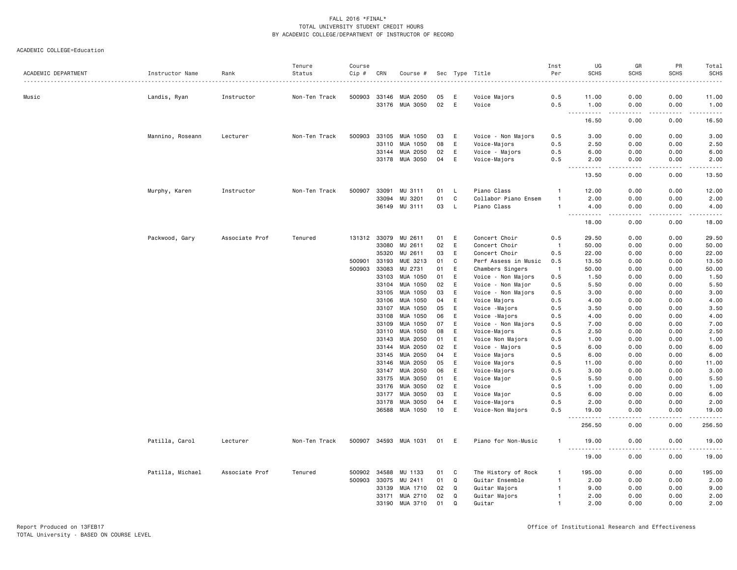FALL 2016 *FINAL*
TOTAL UNIVERSITY STUDENT CREDIT HOURS
BY ACADEMIC COLLEGE/DEPARTMENT OF INSTRUCTOR OF RECORD

ACADEMIC COLLEGE=Education

| ACADEMIC DEPARTMENT | Instructor Name | Rank | Tenure Status | Course Cip # | CRN | Course # | Sec | Type | Title | Inst Per | UG SCHS | GR SCHS | PR SCHS | Total SCHS |
|---|---|---|---|---|---|---|---|---|---|---|---|---|---|---|
| Music | Landis, Ryan | Instructor | Non-Ten Track | 500903 | 33146 | MUA 2050 | 05 | E | Voice Majors | 0.5 | 11.00 | 0.00 | 0.00 | 11.00 |
| | | | | | 33176 | MUA 3050 | 02 | E | Voice | 0.5 | 1.00 | 0.00 | 0.00 | 1.00 |
| | | | | | | | | | | | 16.50 | 0.00 | 0.00 | 16.50 |
| | Mannino, Roseann | Lecturer | Non-Ten Track | 500903 | 33105 | MUA 1050 | 03 | E | Voice - Non Majors | 0.5 | 3.00 | 0.00 | 0.00 | 3.00 |
| | | | | | 33110 | MUA 1050 | 08 | E | Voice-Majors | 0.5 | 2.50 | 0.00 | 0.00 | 2.50 |
| | | | | | 33144 | MUA 2050 | 02 | E | Voice - Majors | 0.5 | 6.00 | 0.00 | 0.00 | 6.00 |
| | | | | | 33178 | MUA 3050 | 04 | E | Voice-Majors | 0.5 | 2.00 | 0.00 | 0.00 | 2.00 |
| | | | | | | | | | | | 13.50 | 0.00 | 0.00 | 13.50 |
| | Murphy, Karen | Instructor | Non-Ten Track | 500907 | 33091 | MU 3111 | 01 | L | Piano Class | 1 | 12.00 | 0.00 | 0.00 | 12.00 |
| | | | | | 33094 | MU 3201 | 01 | C | Collabor Piano Ensem | 1 | 2.00 | 0.00 | 0.00 | 2.00 |
| | | | | | 36149 | MU 3111 | 03 | L | Piano Class | 1 | 4.00 | 0.00 | 0.00 | 4.00 |
| | | | | | | | | | | | 18.00 | 0.00 | 0.00 | 18.00 |
| | Packwood, Gary | Associate Prof | Tenured | 131312 | 33079 | MU 2611 | 01 | E | Concert Choir | 0.5 | 29.50 | 0.00 | 0.00 | 29.50 |
| | | | | | 33080 | MU 2611 | 02 | E | Concert Choir | 1 | 50.00 | 0.00 | 0.00 | 50.00 |
| | | | | | 35320 | MU 2611 | 03 | E | Concert Choir | 0.5 | 22.00 | 0.00 | 0.00 | 22.00 |
| | | | | 500901 | 33193 | MUE 3213 | 01 | C | Perf Assess in Music | 0.5 | 13.50 | 0.00 | 0.00 | 13.50 |
| | | | | 500903 | 33083 | MU 2731 | 01 | E | Chambers Singers | 1 | 50.00 | 0.00 | 0.00 | 50.00 |
| | | | | | 33103 | MUA 1050 | 01 | E | Voice - Non Majors | 0.5 | 1.50 | 0.00 | 0.00 | 1.50 |
| | | | | | 33104 | MUA 1050 | 02 | E | Voice - Non Major | 0.5 | 5.50 | 0.00 | 0.00 | 5.50 |
| | | | | | 33105 | MUA 1050 | 03 | E | Voice - Non Majors | 0.5 | 3.00 | 0.00 | 0.00 | 3.00 |
| | | | | | 33106 | MUA 1050 | 04 | E | Voice Majors | 0.5 | 4.00 | 0.00 | 0.00 | 4.00 |
| | | | | | 33107 | MUA 1050 | 05 | E | Voice -Majors | 0.5 | 3.50 | 0.00 | 0.00 | 3.50 |
| | | | | | 33108 | MUA 1050 | 06 | E | Voice -Majors | 0.5 | 4.00 | 0.00 | 0.00 | 4.00 |
| | | | | | 33109 | MUA 1050 | 07 | E | Voice - Non Majors | 0.5 | 7.00 | 0.00 | 0.00 | 7.00 |
| | | | | | 33110 | MUA 1050 | 08 | E | Voice-Majors | 0.5 | 2.50 | 0.00 | 0.00 | 2.50 |
| | | | | | 33143 | MUA 2050 | 01 | E | Voice Non Majors | 0.5 | 1.00 | 0.00 | 0.00 | 1.00 |
| | | | | | 33144 | MUA 2050 | 02 | E | Voice - Majors | 0.5 | 6.00 | 0.00 | 0.00 | 6.00 |
| | | | | | 33145 | MUA 2050 | 04 | E | Voice Majors | 0.5 | 6.00 | 0.00 | 0.00 | 6.00 |
| | | | | | 33146 | MUA 2050 | 05 | E | Voice Majors | 0.5 | 11.00 | 0.00 | 0.00 | 11.00 |
| | | | | | 33147 | MUA 2050 | 06 | E | Voice-Majors | 0.5 | 3.00 | 0.00 | 0.00 | 3.00 |
| | | | | | 33175 | MUA 3050 | 01 | E | Voice Major | 0.5 | 5.50 | 0.00 | 0.00 | 5.50 |
| | | | | | 33176 | MUA 3050 | 02 | E | Voice | 0.5 | 1.00 | 0.00 | 0.00 | 1.00 |
| | | | | | 33177 | MUA 3050 | 03 | E | Voice Major | 0.5 | 6.00 | 0.00 | 0.00 | 6.00 |
| | | | | | 33178 | MUA 3050 | 04 | E | Voice-Majors | 0.5 | 2.00 | 0.00 | 0.00 | 2.00 |
| | | | | | 36588 | MUA 1050 | 10 | E | Voice-Non Majors | 0.5 | 19.00 | 0.00 | 0.00 | 19.00 |
| | | | | | | | | | | | 256.50 | 0.00 | 0.00 | 256.50 |
| | Patilla, Carol | Lecturer | Non-Ten Track | 500907 | 34593 | MUA 1031 | 01 | E | Piano for Non-Music | 1 | 19.00 | 0.00 | 0.00 | 19.00 |
| | | | | | | | | | | | 19.00 | 0.00 | 0.00 | 19.00 |
| | Patilla, Michael | Associate Prof | Tenured | 500902 | 34588 | MU 1133 | 01 | C | The History of Rock | 1 | 195.00 | 0.00 | 0.00 | 195.00 |
| | | | | 500903 | 33075 | MU 2411 | 01 | Q | Guitar Ensemble | 1 | 2.00 | 0.00 | 0.00 | 2.00 |
| | | | | | 33139 | MUA 1710 | 02 | Q | Guitar Majors | 1 | 9.00 | 0.00 | 0.00 | 9.00 |
| | | | | | 33171 | MUA 2710 | 02 | Q | Guitar Majors | 1 | 2.00 | 0.00 | 0.00 | 2.00 |
| | | | | | 33190 | MUA 3710 | 01 | Q | Guitar | 1 | 2.00 | 0.00 | 0.00 | 2.00 |

Report Produced on 13FEB17
TOTAL University - BASED ON COURSE LEVEL

Office of Institutional Research and Effectiveness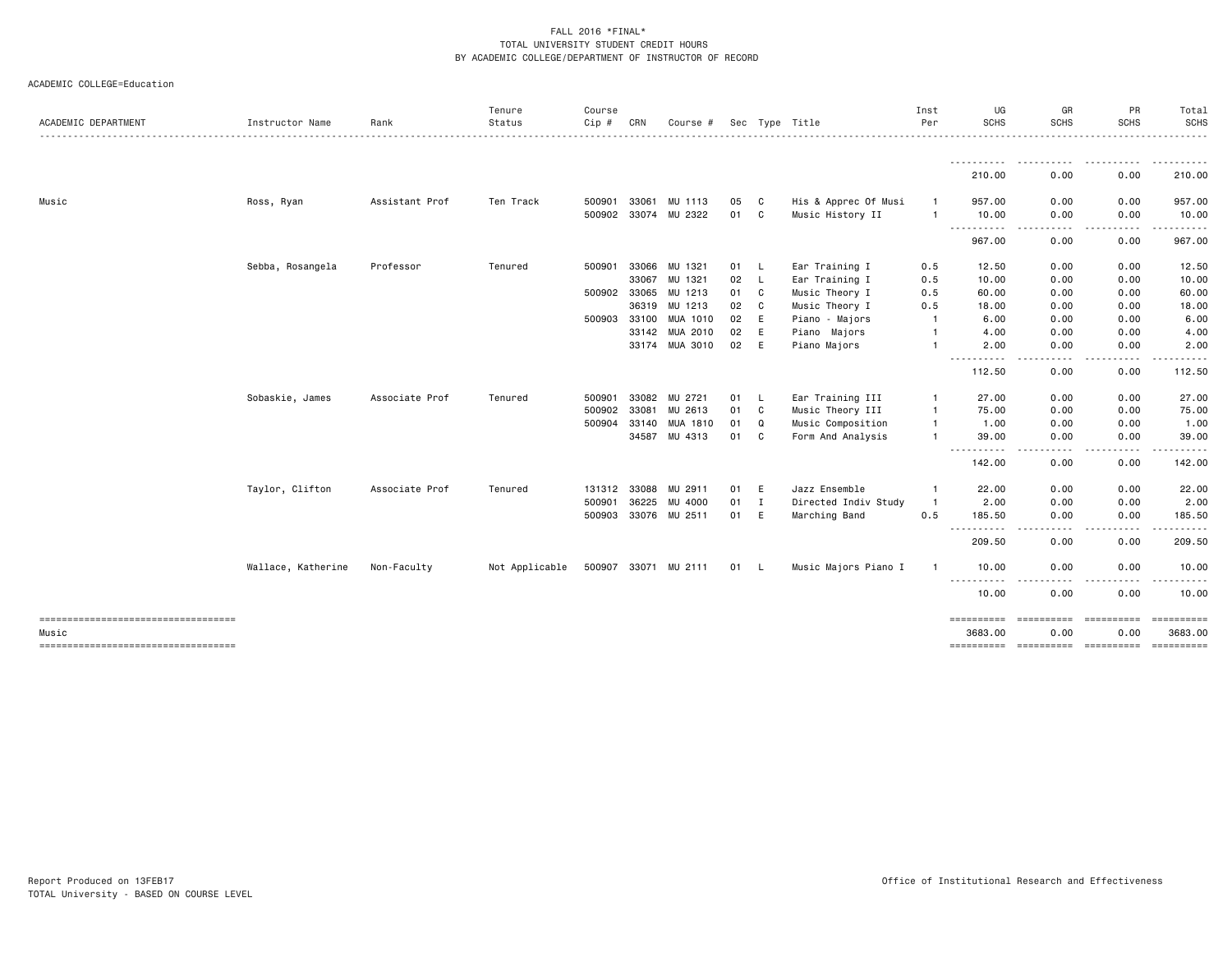FALL 2016 *FINAL*
TOTAL UNIVERSITY STUDENT CREDIT HOURS
BY ACADEMIC COLLEGE/DEPARTMENT OF INSTRUCTOR OF RECORD

ACADEMIC COLLEGE=Education

| ACADEMIC DEPARTMENT | Instructor Name | Rank | Tenure Status | Course Cip # | CRN | Course # | Sec | Type | Title | Inst Per | UG SCHS | GR SCHS | PR SCHS | Total SCHS |
|---|---|---|---|---|---|---|---|---|---|---|---|---|---|---|
| | | | | | | | | | | | 210.00 | 0.00 | 0.00 | 210.00 |
| Music | Ross, Ryan | Assistant Prof | Ten Track | 500901 | 33061 | MU 1113 | 05 | C | His & Apprec Of Musi | 1 | 957.00 | 0.00 | 0.00 | 957.00 |
| | | | | 500902 | 33074 | MU 2322 | 01 | C | Music History II | 1 | 10.00 | 0.00 | 0.00 | 10.00 |
| | | | | | | | | | | | 967.00 | 0.00 | 0.00 | 967.00 |
| | Sebba, Rosangela | Professor | Tenured | 500901 | 33066 | MU 1321 | 01 | L | Ear Training I | 0.5 | 12.50 | 0.00 | 0.00 | 12.50 |
| | | | | | 33067 | MU 1321 | 02 | L | Ear Training I | 0.5 | 10.00 | 0.00 | 0.00 | 10.00 |
| | | | | 500902 | 33065 | MU 1213 | 01 | C | Music Theory I | 0.5 | 60.00 | 0.00 | 0.00 | 60.00 |
| | | | | | 36319 | MU 1213 | 02 | C | Music Theory I | 0.5 | 18.00 | 0.00 | 0.00 | 18.00 |
| | | | | 500903 | 33100 | MUA 1010 | 02 | E | Piano - Majors | 1 | 6.00 | 0.00 | 0.00 | 6.00 |
| | | | | | 33142 | MUA 2010 | 02 | E | Piano Majors | 1 | 4.00 | 0.00 | 0.00 | 4.00 |
| | | | | | 33174 | MUA 3010 | 02 | E | Piano Majors | 1 | 2.00 | 0.00 | 0.00 | 2.00 |
| | | | | | | | | | | | 112.50 | 0.00 | 0.00 | 112.50 |
| | Sobaskie, James | Associate Prof | Tenured | 500901 | 33082 | MU 2721 | 01 | L | Ear Training III | 1 | 27.00 | 0.00 | 0.00 | 27.00 |
| | | | | 500902 | 33081 | MU 2613 | 01 | C | Music Theory III | 1 | 75.00 | 0.00 | 0.00 | 75.00 |
| | | | | 500904 | 33140 | MUA 1810 | 01 | Q | Music Composition | 1 | 1.00 | 0.00 | 0.00 | 1.00 |
| | | | | | 34587 | MU 4313 | 01 | C | Form And Analysis | 1 | 39.00 | 0.00 | 0.00 | 39.00 |
| | | | | | | | | | | | 142.00 | 0.00 | 0.00 | 142.00 |
| | Taylor, Clifton | Associate Prof | Tenured | 131312 | 33088 | MU 2911 | 01 | E | Jazz Ensemble | 1 | 22.00 | 0.00 | 0.00 | 22.00 |
| | | | | 500901 | 36225 | MU 4000 | 01 | I | Directed Indiv Study | 1 | 2.00 | 0.00 | 0.00 | 2.00 |
| | | | | 500903 | 33076 | MU 2511 | 01 | E | Marching Band | 0.5 | 185.50 | 0.00 | 0.00 | 185.50 |
| | | | | | | | | | | | 209.50 | 0.00 | 0.00 | 209.50 |
| | Wallace, Katherine | Non-Faculty | Not Applicable | 500907 | 33071 | MU 2111 | 01 | L | Music Majors Piano I | 1 | 10.00 | 0.00 | 0.00 | 10.00 |
| | | | | | | | | | | | 10.00 | 0.00 | 0.00 | 10.00 |
| Music | | | | | | | | | | | 3683.00 | 0.00 | 0.00 | 3683.00 |

Report Produced on 13FEB17
TOTAL University - BASED ON COURSE LEVEL

Office of Institutional Research and Effectiveness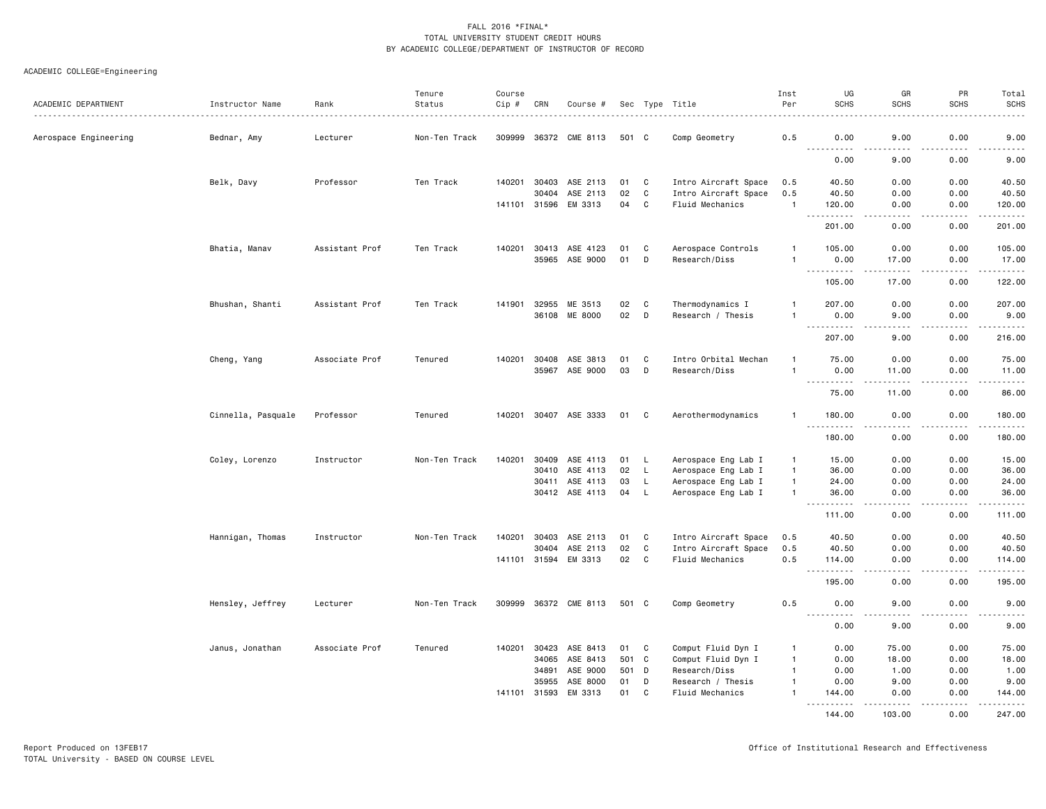FALL 2016 *FINAL*
TOTAL UNIVERSITY STUDENT CREDIT HOURS
BY ACADEMIC COLLEGE/DEPARTMENT OF INSTRUCTOR OF RECORD

ACADEMIC COLLEGE=Engineering

| ACADEMIC DEPARTMENT | Instructor Name | Rank | Tenure Status | Course Cip # | CRN | Course # | Sec | Type | Title | Inst Per | UG SCHS | GR SCHS | PR SCHS | Total SCHS |
|---|---|---|---|---|---|---|---|---|---|---|---|---|---|---|
| Aerospace Engineering | Bednar, Amy | Lecturer | Non-Ten Track | 309999 | 36372 | CME 8113 | 501 | C | Comp Geometry | 0.5 | 0.00 | 9.00 | 0.00 | 9.00 |
| | | | | | | | | | | | 0.00 | 9.00 | 0.00 | 9.00 |
| | Belk, Davy | Professor | Ten Track | 140201 | 30403 | ASE 2113 | 01 | C | Intro Aircraft Space | 0.5 | 40.50 | 0.00 | 0.00 | 40.50 |
| | | | | | 30404 | ASE 2113 | 02 | C | Intro Aircraft Space | 0.5 | 40.50 | 0.00 | 0.00 | 40.50 |
| | | | | 141101 | 31596 | EM 3313 | 04 | C | Fluid Mechanics | 1 | 120.00 | 0.00 | 0.00 | 120.00 |
| | | | | | | | | | | | 201.00 | 0.00 | 0.00 | 201.00 |
| | Bhatia, Manav | Assistant Prof | Ten Track | 140201 | 30413 | ASE 4123 | 01 | C | Aerospace Controls | 1 | 105.00 | 0.00 | 0.00 | 105.00 |
| | | | | | 35965 | ASE 9000 | 01 | D | Research/Diss | 1 | 0.00 | 17.00 | 0.00 | 17.00 |
| | | | | | | | | | | | 105.00 | 17.00 | 0.00 | 122.00 |
| | Bhushan, Shanti | Assistant Prof | Ten Track | 141901 | 32955 | ME 3513 | 02 | C | Thermodynamics I | 1 | 207.00 | 0.00 | 0.00 | 207.00 |
| | | | | | 36108 | ME 8000 | 02 | D | Research / Thesis | 1 | 0.00 | 9.00 | 0.00 | 9.00 |
| | | | | | | | | | | | 207.00 | 9.00 | 0.00 | 216.00 |
| | Cheng, Yang | Associate Prof | Tenured | 140201 | 30408 | ASE 3813 | 01 | C | Intro Orbital Mechan | 1 | 75.00 | 0.00 | 0.00 | 75.00 |
| | | | | | 35967 | ASE 9000 | 03 | D | Research/Diss | 1 | 0.00 | 11.00 | 0.00 | 11.00 |
| | | | | | | | | | | | 75.00 | 11.00 | 0.00 | 86.00 |
| | Cinnella, Pasquale | Professor | Tenured | 140201 | 30407 | ASE 3333 | 01 | C | Aerothermodynamics | 1 | 180.00 | 0.00 | 0.00 | 180.00 |
| | | | | | | | | | | | 180.00 | 0.00 | 0.00 | 180.00 |
| | Coley, Lorenzo | Instructor | Non-Ten Track | 140201 | 30409 | ASE 4113 | 01 | L | Aerospace Eng Lab I | 1 | 15.00 | 0.00 | 0.00 | 15.00 |
| | | | | | 30410 | ASE 4113 | 02 | L | Aerospace Eng Lab I | 1 | 36.00 | 0.00 | 0.00 | 36.00 |
| | | | | | 30411 | ASE 4113 | 03 | L | Aerospace Eng Lab I | 1 | 24.00 | 0.00 | 0.00 | 24.00 |
| | | | | | 30412 | ASE 4113 | 04 | L | Aerospace Eng Lab I | 1 | 36.00 | 0.00 | 0.00 | 36.00 |
| | | | | | | | | | | | 111.00 | 0.00 | 0.00 | 111.00 |
| | Hannigan, Thomas | Instructor | Non-Ten Track | 140201 | 30403 | ASE 2113 | 01 | C | Intro Aircraft Space | 0.5 | 40.50 | 0.00 | 0.00 | 40.50 |
| | | | | | 30404 | ASE 2113 | 02 | C | Intro Aircraft Space | 0.5 | 40.50 | 0.00 | 0.00 | 40.50 |
| | | | | 141101 | 31594 | EM 3313 | 02 | C | Fluid Mechanics | 0.5 | 114.00 | 0.00 | 0.00 | 114.00 |
| | | | | | | | | | | | 195.00 | 0.00 | 0.00 | 195.00 |
| | Hensley, Jeffrey | Lecturer | Non-Ten Track | 309999 | 36372 | CME 8113 | 501 | C | Comp Geometry | 0.5 | 0.00 | 9.00 | 0.00 | 9.00 |
| | | | | | | | | | | | 0.00 | 9.00 | 0.00 | 9.00 |
| | Janus, Jonathan | Associate Prof | Tenured | 140201 | 30423 | ASE 8413 | 01 | C | Comput Fluid Dyn I | 1 | 0.00 | 75.00 | 0.00 | 75.00 |
| | | | | | 34065 | ASE 8413 | 501 | C | Comput Fluid Dyn I | 1 | 0.00 | 18.00 | 0.00 | 18.00 |
| | | | | | 34891 | ASE 9000 | 501 | D | Research/Diss | 1 | 0.00 | 1.00 | 0.00 | 1.00 |
| | | | | | 35955 | ASE 8000 | 01 | D | Research / Thesis | 1 | 0.00 | 9.00 | 0.00 | 9.00 |
| | | | | 141101 | 31593 | EM 3313 | 01 | C | Fluid Mechanics | 1 | 144.00 | 0.00 | 0.00 | 144.00 |
| | | | | | | | | | | | 144.00 | 103.00 | 0.00 | 247.00 |

Report Produced on 13FEB17
TOTAL University - BASED ON COURSE LEVEL

Office of Institutional Research and Effectiveness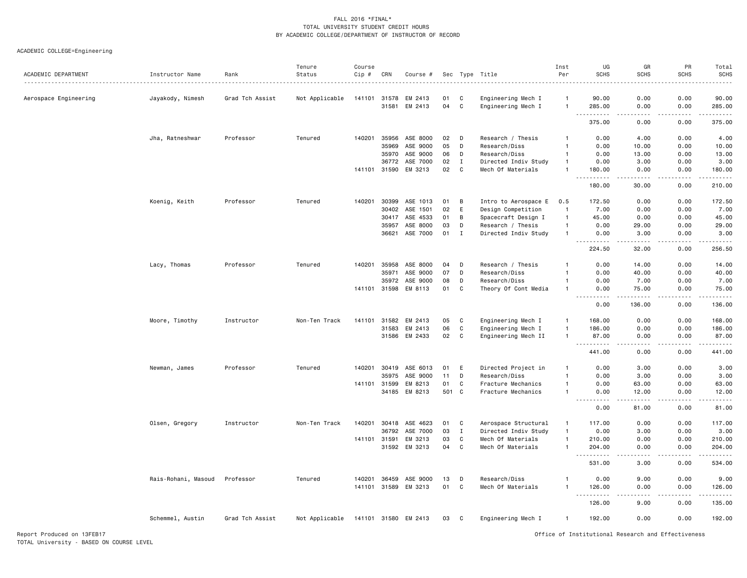FALL 2016 *FINAL*
TOTAL UNIVERSITY STUDENT CREDIT HOURS
BY ACADEMIC COLLEGE/DEPARTMENT OF INSTRUCTOR OF RECORD

ACADEMIC COLLEGE=Engineering

| ACADEMIC DEPARTMENT | Instructor Name | Rank | Tenure Status | Course Cip # | CRN | Course # | Sec | Type | Title | Inst Per | UG SCHS | GR SCHS | PR SCHS | Total SCHS |
|---|---|---|---|---|---|---|---|---|---|---|---|---|---|---|
| Aerospace Engineering | Jayakody, Nimesh | Grad Tch Assist | Not Applicable | 141101 | 31578 | EM 2413 | 01 | C | Engineering Mech I | 1 | 90.00 | 0.00 | 0.00 | 90.00 |
| | | | | | 31581 | EM 2413 | 04 | C | Engineering Mech I | 1 | 285.00 | 0.00 | 0.00 | 285.00 |
| | | | | | | | | | | | 375.00 | 0.00 | 0.00 | 375.00 |
| | Jha, Ratneshwar | Professor | Tenured | 140201 | 35956 | ASE 8000 | 02 | D | Research / Thesis | 1 | 0.00 | 4.00 | 0.00 | 4.00 |
| | | | | | 35969 | ASE 9000 | 05 | D | Research/Diss | 1 | 0.00 | 10.00 | 0.00 | 10.00 |
| | | | | | 35970 | ASE 9000 | 06 | D | Research/Diss | 1 | 0.00 | 13.00 | 0.00 | 13.00 |
| | | | | | 36772 | ASE 7000 | 02 | I | Directed Indiv Study | 1 | 0.00 | 3.00 | 0.00 | 3.00 |
| | | | | 141101 | 31590 | EM 3213 | 02 | C | Mech Of Materials | 1 | 180.00 | 0.00 | 0.00 | 180.00 |
| | | | | | | | | | | | 180.00 | 30.00 | 0.00 | 210.00 |
| | Koenig, Keith | Professor | Tenured | 140201 | 30399 | ASE 1013 | 01 | B | Intro to Aerospace E | 0.5 | 172.50 | 0.00 | 0.00 | 172.50 |
| | | | | | 30402 | ASE 1501 | 02 | E | Design Competition | 1 | 7.00 | 0.00 | 0.00 | 7.00 |
| | | | | | 30417 | ASE 4533 | 01 | B | Spacecraft Design I | 1 | 45.00 | 0.00 | 0.00 | 45.00 |
| | | | | | 35957 | ASE 8000 | 03 | D | Research / Thesis | 1 | 0.00 | 29.00 | 0.00 | 29.00 |
| | | | | | 36621 | ASE 7000 | 01 | I | Directed Indiv Study | 1 | 0.00 | 3.00 | 0.00 | 3.00 |
| | | | | | | | | | | | 224.50 | 32.00 | 0.00 | 256.50 |
| | Lacy, Thomas | Professor | Tenured | 140201 | 35958 | ASE 8000 | 04 | D | Research / Thesis | 1 | 0.00 | 14.00 | 0.00 | 14.00 |
| | | | | | 35971 | ASE 9000 | 07 | D | Research/Diss | 1 | 0.00 | 40.00 | 0.00 | 40.00 |
| | | | | | 35972 | ASE 9000 | 08 | D | Research/Diss | 1 | 0.00 | 7.00 | 0.00 | 7.00 |
| | | | | 141101 | 31598 | EM 8113 | 01 | C | Theory Of Cont Media | 1 | 0.00 | 75.00 | 0.00 | 75.00 |
| | | | | | | | | | | | 0.00 | 136.00 | 0.00 | 136.00 |
| | Moore, Timothy | Instructor | Non-Ten Track | 141101 | 31582 | EM 2413 | 05 | C | Engineering Mech I | 1 | 168.00 | 0.00 | 0.00 | 168.00 |
| | | | | | 31583 | EM 2413 | 06 | C | Engineering Mech I | 1 | 186.00 | 0.00 | 0.00 | 186.00 |
| | | | | | 31586 | EM 2433 | 02 | C | Engineering Mech II | 1 | 87.00 | 0.00 | 0.00 | 87.00 |
| | | | | | | | | | | | 441.00 | 0.00 | 0.00 | 441.00 |
| | Newman, James | Professor | Tenured | 140201 | 30419 | ASE 6013 | 01 | E | Directed Project in | 1 | 0.00 | 3.00 | 0.00 | 3.00 |
| | | | | | 35975 | ASE 9000 | 11 | D | Research/Diss | 1 | 0.00 | 3.00 | 0.00 | 3.00 |
| | | | | 141101 | 31599 | EM 8213 | 01 | C | Fracture Mechanics | 1 | 0.00 | 63.00 | 0.00 | 63.00 |
| | | | | | 34185 | EM 8213 | 501 | C | Fracture Mechanics | 1 | 0.00 | 12.00 | 0.00 | 12.00 |
| | | | | | | | | | | | 0.00 | 81.00 | 0.00 | 81.00 |
| | Olsen, Gregory | Instructor | Non-Ten Track | 140201 | 30418 | ASE 4623 | 01 | C | Aerospace Structural | 1 | 117.00 | 0.00 | 0.00 | 117.00 |
| | | | | | 36792 | ASE 7000 | 03 | I | Directed Indiv Study | 1 | 0.00 | 3.00 | 0.00 | 3.00 |
| | | | | 141101 | 31591 | EM 3213 | 03 | C | Mech Of Materials | 1 | 210.00 | 0.00 | 0.00 | 210.00 |
| | | | | | 31592 | EM 3213 | 04 | C | Mech Of Materials | 1 | 204.00 | 0.00 | 0.00 | 204.00 |
| | | | | | | | | | | | 531.00 | 3.00 | 0.00 | 534.00 |
| | Rais-Rohani, Masoud | Professor | Tenured | 140201 | 36459 | ASE 9000 | 13 | D | Research/Diss | 1 | 0.00 | 9.00 | 0.00 | 9.00 |
| | | | | 141101 | 31589 | EM 3213 | 01 | C | Mech Of Materials | 1 | 126.00 | 0.00 | 0.00 | 126.00 |
| | | | | | | | | | | | 126.00 | 9.00 | 0.00 | 135.00 |
| | Schemmel, Austin | Grad Tch Assist | Not Applicable | 141101 | 31580 | EM 2413 | 03 | C | Engineering Mech I | 1 | 192.00 | 0.00 | 0.00 | 192.00 |

Report Produced on 13FEB17
TOTAL University - BASED ON COURSE LEVEL

Office of Institutional Research and Effectiveness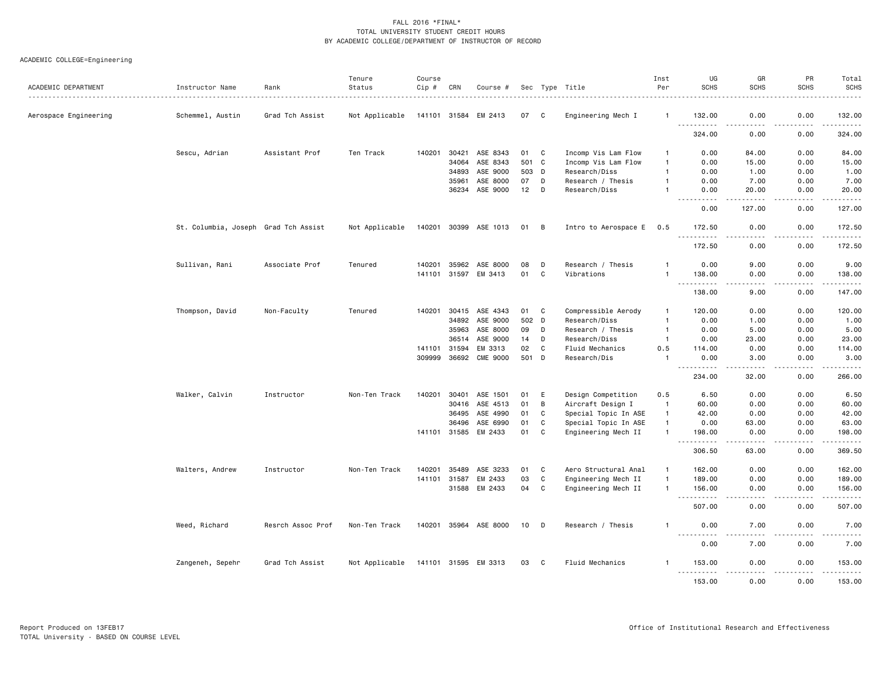FALL 2016 *FINAL*
TOTAL UNIVERSITY STUDENT CREDIT HOURS
BY ACADEMIC COLLEGE/DEPARTMENT OF INSTRUCTOR OF RECORD

ACADEMIC COLLEGE=Engineering

| ACADEMIC DEPARTMENT | Instructor Name | Rank | Tenure Status | Course Cip # | CRN | Course # | Sec | Type | Title | Inst Per | UG SCHS | GR SCHS | PR SCHS | Total SCHS |
|---|---|---|---|---|---|---|---|---|---|---|---|---|---|---|
| Aerospace Engineering | Schemmel, Austin | Grad Tch Assist | Not Applicable | 141101 | 31584 | EM 2413 | 07 | C | Engineering Mech I | 1 | 132.00 | 0.00 | 0.00 | 132.00 |
| | | | | | | | | | | | 324.00 | 0.00 | 0.00 | 324.00 |
| | Sescu, Adrian | Assistant Prof | Ten Track | 140201 | 30421 | ASE 8343 | 01 | C | Incomp Vis Lam Flow | 1 | 0.00 | 84.00 | 0.00 | 84.00 |
| | | | | | 34064 | ASE 8343 | 501 | C | Incomp Vis Lam Flow | 1 | 0.00 | 15.00 | 0.00 | 15.00 |
| | | | | | 34893 | ASE 9000 | 503 | D | Research/Diss | 1 | 0.00 | 1.00 | 0.00 | 1.00 |
| | | | | | 35961 | ASE 8000 | 07 | D | Research / Thesis | 1 | 0.00 | 7.00 | 0.00 | 7.00 |
| | | | | | 36234 | ASE 9000 | 12 | D | Research/Diss | 1 | 0.00 | 20.00 | 0.00 | 20.00 |
| | | | | | | | | | | | 0.00 | 127.00 | 0.00 | 127.00 |
| | St. Columbia, Joseph | Grad Tch Assist | Not Applicable | 140201 | 30399 | ASE 1013 | 01 | B | Intro to Aerospace E | 0.5 | 172.50 | 0.00 | 0.00 | 172.50 |
| | | | | | | | | | | | 172.50 | 0.00 | 0.00 | 172.50 |
| | Sullivan, Rani | Associate Prof | Tenured | 140201 | 35962 | ASE 8000 | 08 | D | Research / Thesis | 1 | 0.00 | 9.00 | 0.00 | 9.00 |
| | | | | 141101 | 31597 | EM 3413 | 01 | C | Vibrations | 1 | 138.00 | 0.00 | 0.00 | 138.00 |
| | | | | | | | | | | | 138.00 | 9.00 | 0.00 | 147.00 |
| | Thompson, David | Non-Faculty | Tenured | 140201 | 30415 | ASE 4343 | 01 | C | Compressible Aerody | 1 | 120.00 | 0.00 | 0.00 | 120.00 |
| | | | | | 34892 | ASE 9000 | 502 | D | Research/Diss | 1 | 0.00 | 1.00 | 0.00 | 1.00 |
| | | | | | 35963 | ASE 8000 | 09 | D | Research / Thesis | 1 | 0.00 | 5.00 | 0.00 | 5.00 |
| | | | | | 36514 | ASE 9000 | 14 | D | Research/Diss | 1 | 0.00 | 23.00 | 0.00 | 23.00 |
| | | | | 141101 | 31594 | EM 3313 | 02 | C | Fluid Mechanics | 0.5 | 114.00 | 0.00 | 0.00 | 114.00 |
| | | | | 309999 | 36692 | CME 9000 | 501 | D | Research/Dis | 1 | 0.00 | 3.00 | 0.00 | 3.00 |
| | | | | | | | | | | | 234.00 | 32.00 | 0.00 | 266.00 |
| | Walker, Calvin | Instructor | Non-Ten Track | 140201 | 30401 | ASE 1501 | 01 | E | Design Competition | 0.5 | 6.50 | 0.00 | 0.00 | 6.50 |
| | | | | | 30416 | ASE 4513 | 01 | B | Aircraft Design I | 1 | 60.00 | 0.00 | 0.00 | 60.00 |
| | | | | | 36495 | ASE 4990 | 01 | C | Special Topic In ASE | 1 | 42.00 | 0.00 | 0.00 | 42.00 |
| | | | | | 36496 | ASE 6990 | 01 | C | Special Topic In ASE | 1 | 0.00 | 63.00 | 0.00 | 63.00 |
| | | | | 141101 | 31585 | EM 2433 | 01 | C | Engineering Mech II | 1 | 198.00 | 0.00 | 0.00 | 198.00 |
| | | | | | | | | | | | 306.50 | 63.00 | 0.00 | 369.50 |
| | Walters, Andrew | Instructor | Non-Ten Track | 140201 | 35489 | ASE 3233 | 01 | C | Aero Structural Anal | 1 | 162.00 | 0.00 | 0.00 | 162.00 |
| | | | | 141101 | 31587 | EM 2433 | 03 | C | Engineering Mech II | 1 | 189.00 | 0.00 | 0.00 | 189.00 |
| | | | | | 31588 | EM 2433 | 04 | C | Engineering Mech II | 1 | 156.00 | 0.00 | 0.00 | 156.00 |
| | | | | | | | | | | | 507.00 | 0.00 | 0.00 | 507.00 |
| | Weed, Richard | Resrch Assoc Prof | Non-Ten Track | 140201 | 35964 | ASE 8000 | 10 | D | Research / Thesis | 1 | 0.00 | 7.00 | 0.00 | 7.00 |
| | | | | | | | | | | | 0.00 | 7.00 | 0.00 | 7.00 |
| | Zangeneh, Sepehr | Grad Tch Assist | Not Applicable | 141101 | 31595 | EM 3313 | 03 | C | Fluid Mechanics | 1 | 153.00 | 0.00 | 0.00 | 153.00 |
| | | | | | | | | | | | 153.00 | 0.00 | 0.00 | 153.00 |

Report Produced on 13FEB17
TOTAL University - BASED ON COURSE LEVEL

Office of Institutional Research and Effectiveness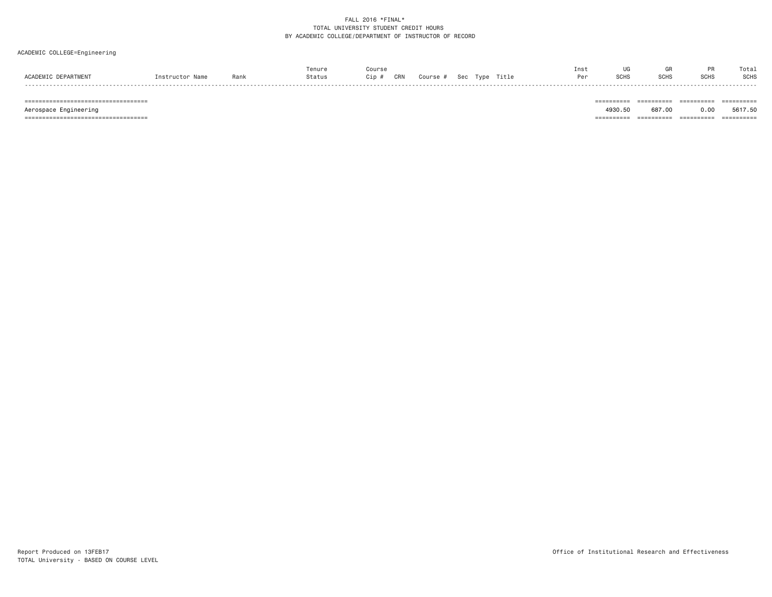FALL 2016 *FINAL*
TOTAL UNIVERSITY STUDENT CREDIT HOURS
BY ACADEMIC COLLEGE/DEPARTMENT OF INSTRUCTOR OF RECORD

ACADEMIC COLLEGE=Engineering

| ACADEMIC DEPARTMENT | Instructor Name | Rank | Tenure Status | Course Cip # | CRN | Course # | Sec | Type | Title | Inst Per | UG SCHS | GR SCHS | PR SCHS | Total SCHS |
|---|---|---|---|---|---|---|---|---|---|---|---|---|---|---|
| Aerospace Engineering | | | | | | | | | | | 4930.50 | 687.00 | 0.00 | 5617.50 |

Report Produced on 13FEB17
TOTAL University - BASED ON COURSE LEVEL

Office of Institutional Research and Effectiveness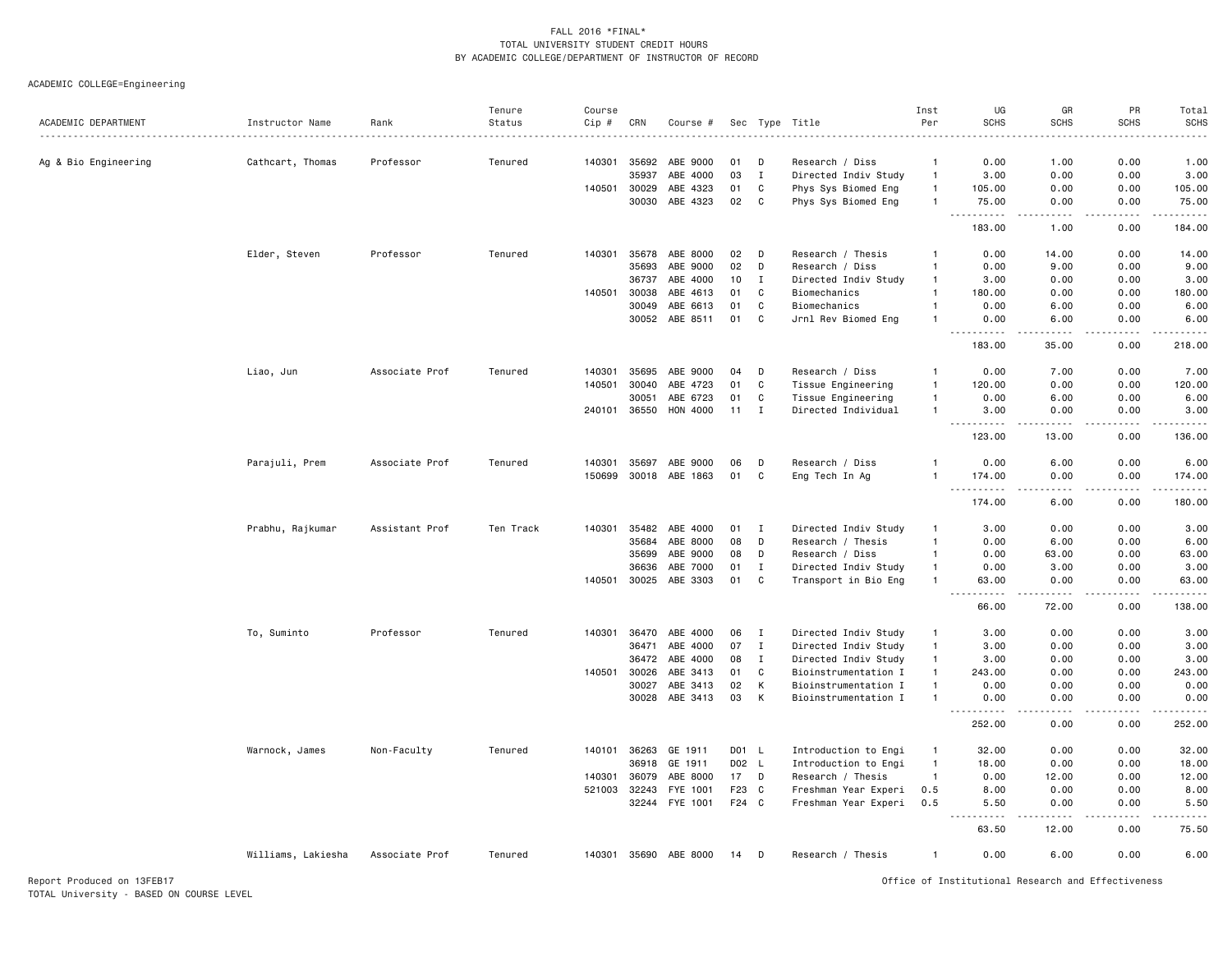FALL 2016 *FINAL*
TOTAL UNIVERSITY STUDENT CREDIT HOURS
BY ACADEMIC COLLEGE/DEPARTMENT OF INSTRUCTOR OF RECORD

ACADEMIC COLLEGE=Engineering

| ACADEMIC DEPARTMENT | Instructor Name | Rank | Tenure Status | Course Cip # | CRN | Course # | Sec | Type | Title | Inst Per | UG SCHS | GR SCHS | PR SCHS | Total SCHS |
|---|---|---|---|---|---|---|---|---|---|---|---|---|---|---|
| Ag & Bio Engineering | Cathcart, Thomas | Professor | Tenured | 140301 | 35692 | ABE 9000 | 01 | D | Research / Diss | 1 | 0.00 | 1.00 | 0.00 | 1.00 |
| | | | | | 35937 | ABE 4000 | 03 | I | Directed Indiv Study | 1 | 3.00 | 0.00 | 0.00 | 3.00 |
| | | | | 140501 | 30029 | ABE 4323 | 01 | C | Phys Sys Biomed Eng | 1 | 105.00 | 0.00 | 0.00 | 105.00 |
| | | | | | 30030 | ABE 4323 | 02 | C | Phys Sys Biomed Eng | 1 | 75.00 | 0.00 | 0.00 | 75.00 |
| | | | | | | | | | | | 183.00 | 1.00 | 0.00 | 184.00 |
| | Elder, Steven | Professor | Tenured | 140301 | 35678 | ABE 8000 | 02 | D | Research / Thesis | 1 | 0.00 | 14.00 | 0.00 | 14.00 |
| | | | | | 35693 | ABE 9000 | 02 | D | Research / Diss | 1 | 0.00 | 9.00 | 0.00 | 9.00 |
| | | | | | 36737 | ABE 4000 | 10 | I | Directed Indiv Study | 1 | 3.00 | 0.00 | 0.00 | 3.00 |
| | | | | 140501 | 30038 | ABE 4613 | 01 | C | Biomechanics | 1 | 180.00 | 0.00 | 0.00 | 180.00 |
| | | | | | 30049 | ABE 6613 | 01 | C | Biomechanics | 1 | 0.00 | 6.00 | 0.00 | 6.00 |
| | | | | | 30052 | ABE 8511 | 01 | C | Jrnl Rev Biomed Eng | 1 | 0.00 | 6.00 | 0.00 | 6.00 |
| | | | | | | | | | | | 183.00 | 35.00 | 0.00 | 218.00 |
| | Liao, Jun | Associate Prof | Tenured | 140301 | 35695 | ABE 9000 | 04 | D | Research / Diss | 1 | 0.00 | 7.00 | 0.00 | 7.00 |
| | | | | 140501 | 30040 | ABE 4723 | 01 | C | Tissue Engineering | 1 | 120.00 | 0.00 | 0.00 | 120.00 |
| | | | | | 30051 | ABE 6723 | 01 | C | Tissue Engineering | 1 | 0.00 | 6.00 | 0.00 | 6.00 |
| | | | | 240101 | 36550 | HON 4000 | 11 | I | Directed Individual | 1 | 3.00 | 0.00 | 0.00 | 3.00 |
| | | | | | | | | | | | 123.00 | 13.00 | 0.00 | 136.00 |
| | Parajuli, Prem | Associate Prof | Tenured | 140301 | 35697 | ABE 9000 | 06 | D | Research / Diss | 1 | 0.00 | 6.00 | 0.00 | 6.00 |
| | | | | 150699 | 30018 | ABE 1863 | 01 | C | Eng Tech In Ag | 1 | 174.00 | 0.00 | 0.00 | 174.00 |
| | | | | | | | | | | | 174.00 | 6.00 | 0.00 | 180.00 |
| | Prabhu, Rajkumar | Assistant Prof | Ten Track | 140301 | 35482 | ABE 4000 | 01 | I | Directed Indiv Study | 1 | 3.00 | 0.00 | 0.00 | 3.00 |
| | | | | | 35684 | ABE 8000 | 08 | D | Research / Thesis | 1 | 0.00 | 6.00 | 0.00 | 6.00 |
| | | | | | 35699 | ABE 9000 | 08 | D | Research / Diss | 1 | 0.00 | 63.00 | 0.00 | 63.00 |
| | | | | | 36636 | ABE 7000 | 01 | I | Directed Indiv Study | 1 | 0.00 | 3.00 | 0.00 | 3.00 |
| | | | | 140501 | 30025 | ABE 3303 | 01 | C | Transport in Bio Eng | 1 | 63.00 | 0.00 | 0.00 | 63.00 |
| | | | | | | | | | | | 66.00 | 72.00 | 0.00 | 138.00 |
| | To, Suminto | Professor | Tenured | 140301 | 36470 | ABE 4000 | 06 | I | Directed Indiv Study | 1 | 3.00 | 0.00 | 0.00 | 3.00 |
| | | | | | 36471 | ABE 4000 | 07 | I | Directed Indiv Study | 1 | 3.00 | 0.00 | 0.00 | 3.00 |
| | | | | | 36472 | ABE 4000 | 08 | I | Directed Indiv Study | 1 | 3.00 | 0.00 | 0.00 | 3.00 |
| | | | | 140501 | 30026 | ABE 3413 | 01 | C | Bioinstrumentation I | 1 | 243.00 | 0.00 | 0.00 | 243.00 |
| | | | | | 30027 | ABE 3413 | 02 | K | Bioinstrumentation I | 1 | 0.00 | 0.00 | 0.00 | 0.00 |
| | | | | | 30028 | ABE 3413 | 03 | K | Bioinstrumentation I | 1 | 0.00 | 0.00 | 0.00 | 0.00 |
| | | | | | | | | | | | 252.00 | 0.00 | 0.00 | 252.00 |
| | Warnock, James | Non-Faculty | Tenured | 140101 | 36263 | GE 1911 | D01 | L | Introduction to Engi | 1 | 32.00 | 0.00 | 0.00 | 32.00 |
| | | | | | 36918 | GE 1911 | D02 | L | Introduction to Engi | 1 | 18.00 | 0.00 | 0.00 | 18.00 |
| | | | | 140301 | 36079 | GE 8000 | 17 | D | Research / Thesis | 1 | 0.00 | 12.00 | 0.00 | 12.00 |
| | | | | 521003 | 32243 | FYE 1001 | F23 | C | Freshman Year Experi | 0.5 | 8.00 | 0.00 | 0.00 | 8.00 |
| | | | | | 32244 | FYE 1001 | F24 | C | Freshman Year Experi | 0.5 | 5.50 | 0.00 | 0.00 | 5.50 |
| | | | | | | | | | | | 63.50 | 12.00 | 0.00 | 75.50 |
| | Williams, Lakiesha | Associate Prof | Tenured | 140301 | 35690 | ABE 8000 | 14 | D | Research / Thesis | 1 | 0.00 | 6.00 | 0.00 | 6.00 |

Report Produced on 13FEB17
TOTAL University - BASED ON COURSE LEVEL

Office of Institutional Research and Effectiveness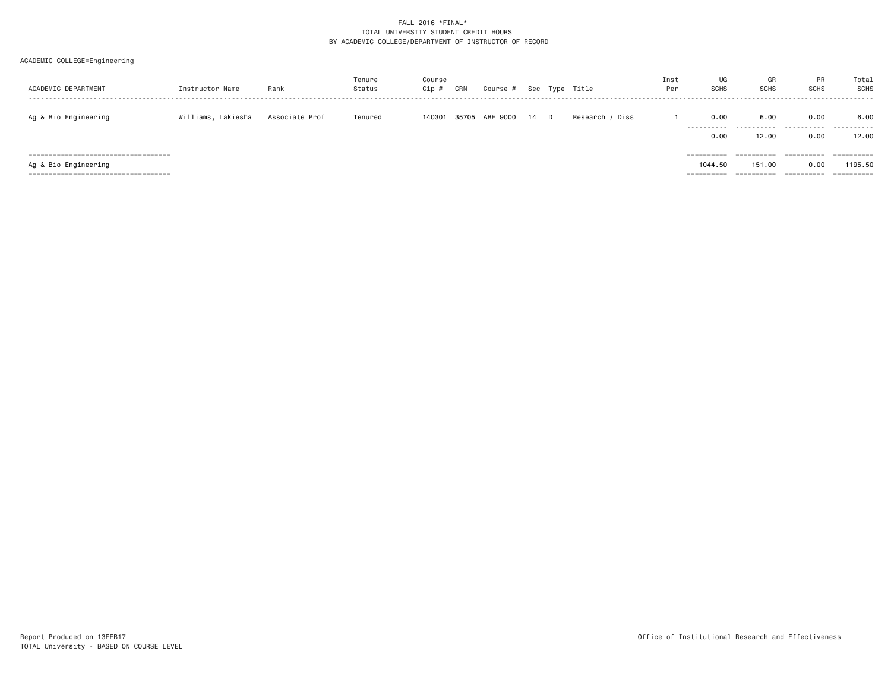FALL 2016 *FINAL*
TOTAL UNIVERSITY STUDENT CREDIT HOURS
BY ACADEMIC COLLEGE/DEPARTMENT OF INSTRUCTOR OF RECORD

ACADEMIC COLLEGE=Engineering

| ACADEMIC DEPARTMENT | Instructor Name | Rank | Tenure Status | Course Cip # | CRN | Course # | Sec | Type | Title | Inst Per | UG SCHS | GR SCHS | PR SCHS | Total SCHS |
|---|---|---|---|---|---|---|---|---|---|---|---|---|---|---|
| Ag & Bio Engineering | Williams, Lakiesha | Associate Prof | Tenured | 140301 | 35705 | ABE 9000 | 14 | D | Research / Diss | 1 | 0.00 | 6.00 | 0.00 | 6.00 |
| | | | | | | | | | | | 0.00 | 12.00 | 0.00 | 12.00 |
| Ag & Bio Engineering | | | | | | | | | | | 1044.50 | 151.00 | 0.00 | 1195.50 |

Report Produced on 13FEB17
TOTAL University - BASED ON COURSE LEVEL

Office of Institutional Research and Effectiveness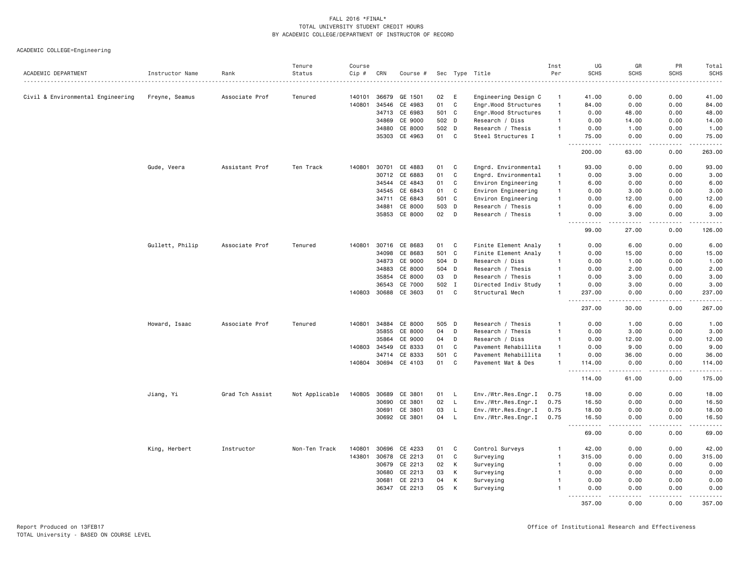FALL 2016 *FINAL*
TOTAL UNIVERSITY STUDENT CREDIT HOURS
BY ACADEMIC COLLEGE/DEPARTMENT OF INSTRUCTOR OF RECORD

ACADEMIC COLLEGE=Engineering

| ACADEMIC DEPARTMENT | Instructor Name | Rank | Tenure Status | Course Cip # | CRN | Course # | Sec | Type | Title | Inst Per | UG SCHS | GR SCHS | PR SCHS | Total SCHS |
|---|---|---|---|---|---|---|---|---|---|---|---|---|---|---|
| Civil & Environmental Engineering | Freyne, Seamus | Associate Prof | Tenured | 140101 | 36679 | GE 1501 | 02 | E | Engineering Design C | 1 | 41.00 | 0.00 | 0.00 | 41.00 |
| | | | | 140801 | 34546 | CE 4983 | 01 | C | Engr.Wood Structures | 1 | 84.00 | 0.00 | 0.00 | 84.00 |
| | | | | | 34713 | CE 6983 | 501 | C | Engr.Wood Structures | 1 | 0.00 | 48.00 | 0.00 | 48.00 |
| | | | | | 34869 | CE 9000 | 502 | D | Research / Diss | 1 | 0.00 | 14.00 | 0.00 | 14.00 |
| | | | | | 34880 | CE 8000 | 502 | D | Research / Thesis | 1 | 0.00 | 1.00 | 0.00 | 1.00 |
| | | | | | 35303 | CE 4963 | 01 | C | Steel Structures I | 1 | 75.00 | 0.00 | 0.00 | 75.00 |
| | | | | | | | | | | | 200.00 | 63.00 | 0.00 | 263.00 |
| | Gude, Veera | Assistant Prof | Ten Track | 140801 | 30701 | CE 4883 | 01 | C | Engrd. Environmental | 1 | 93.00 | 0.00 | 0.00 | 93.00 |
| | | | | | 30712 | CE 6883 | 01 | C | Engrd. Environmental | 1 | 0.00 | 3.00 | 0.00 | 3.00 |
| | | | | | 34544 | CE 4843 | 01 | C | Environ Engineering | 1 | 6.00 | 0.00 | 0.00 | 6.00 |
| | | | | | 34545 | CE 6843 | 01 | C | Environ Engineering | 1 | 0.00 | 3.00 | 0.00 | 3.00 |
| | | | | | 34711 | CE 6843 | 501 | C | Environ Engineering | 1 | 0.00 | 12.00 | 0.00 | 12.00 |
| | | | | | 34881 | CE 8000 | 503 | D | Research / Thesis | 1 | 0.00 | 6.00 | 0.00 | 6.00 |
| | | | | | 35853 | CE 8000 | 02 | D | Research / Thesis | 1 | 0.00 | 3.00 | 0.00 | 3.00 |
| | | | | | | | | | | | 99.00 | 27.00 | 0.00 | 126.00 |
| | Gullett, Philip | Associate Prof | Tenured | 140801 | 30716 | CE 8683 | 01 | C | Finite Element Analy | 1 | 0.00 | 6.00 | 0.00 | 6.00 |
| | | | | | 34098 | CE 8683 | 501 | C | Finite Element Analy | 1 | 0.00 | 15.00 | 0.00 | 15.00 |
| | | | | | 34873 | CE 9000 | 504 | D | Research / Diss | 1 | 0.00 | 1.00 | 0.00 | 1.00 |
| | | | | | 34883 | CE 8000 | 504 | D | Research / Thesis | 1 | 0.00 | 2.00 | 0.00 | 2.00 |
| | | | | | 35854 | CE 8000 | 03 | D | Research / Thesis | 1 | 0.00 | 3.00 | 0.00 | 3.00 |
| | | | | | 36543 | CE 7000 | 502 | I | Directed Indiv Study | 1 | 0.00 | 3.00 | 0.00 | 3.00 |
| | | | | 140803 | 30688 | CE 3603 | 01 | C | Structural Mech | 1 | 237.00 | 0.00 | 0.00 | 237.00 |
| | | | | | | | | | | | 237.00 | 30.00 | 0.00 | 267.00 |
| | Howard, Isaac | Associate Prof | Tenured | 140801 | 34884 | CE 8000 | 505 | D | Research / Thesis | 1 | 0.00 | 1.00 | 0.00 | 1.00 |
| | | | | | 35855 | CE 8000 | 04 | D | Research / Thesis | 1 | 0.00 | 3.00 | 0.00 | 3.00 |
| | | | | | 35864 | CE 9000 | 04 | D | Research / Diss | 1 | 0.00 | 12.00 | 0.00 | 12.00 |
| | | | | 140803 | 34549 | CE 8333 | 01 | C | Pavement Rehabillita | 1 | 0.00 | 9.00 | 0.00 | 9.00 |
| | | | | | 34714 | CE 8333 | 501 | C | Pavement Rehabillita | 1 | 0.00 | 36.00 | 0.00 | 36.00 |
| | | | | 140804 | 30694 | CE 4103 | 01 | C | Pavement Mat & Des | 1 | 114.00 | 0.00 | 0.00 | 114.00 |
| | | | | | | | | | | | 114.00 | 61.00 | 0.00 | 175.00 |
| | Jiang, Yi | Grad Tch Assist | Not Applicable | 140805 | 30689 | CE 3801 | 01 | L | Env./Wtr.Res.Engr.I | 0.75 | 18.00 | 0.00 | 0.00 | 18.00 |
| | | | | | 30690 | CE 3801 | 02 | L | Env./Wtr.Res.Engr.I | 0.75 | 16.50 | 0.00 | 0.00 | 16.50 |
| | | | | | 30691 | CE 3801 | 03 | L | Env./Wtr.Res.Engr.I | 0.75 | 18.00 | 0.00 | 0.00 | 18.00 |
| | | | | | 30692 | CE 3801 | 04 | L | Env./Wtr.Res.Engr.I | 0.75 | 16.50 | 0.00 | 0.00 | 16.50 |
| | | | | | | | | | | | 69.00 | 0.00 | 0.00 | 69.00 |
| | King, Herbert | Instructor | Non-Ten Track | 140801 | 30696 | CE 4233 | 01 | C | Control Surveys | 1 | 42.00 | 0.00 | 0.00 | 42.00 |
| | | | | 143801 | 30678 | CE 2213 | 01 | C | Surveying | 1 | 315.00 | 0.00 | 0.00 | 315.00 |
| | | | | | 30679 | CE 2213 | 02 | K | Surveying | 1 | 0.00 | 0.00 | 0.00 | 0.00 |
| | | | | | 30680 | CE 2213 | 03 | K | Surveying | 1 | 0.00 | 0.00 | 0.00 | 0.00 |
| | | | | | 30681 | CE 2213 | 04 | K | Surveying | 1 | 0.00 | 0.00 | 0.00 | 0.00 |
| | | | | | 36347 | CE 2213 | 05 | K | Surveying | 1 | 0.00 | 0.00 | 0.00 | 0.00 |
| | | | | | | | | | | | 357.00 | 0.00 | 0.00 | 357.00 |

Report Produced on 13FEB17
TOTAL University - BASED ON COURSE LEVEL

Office of Institutional Research and Effectiveness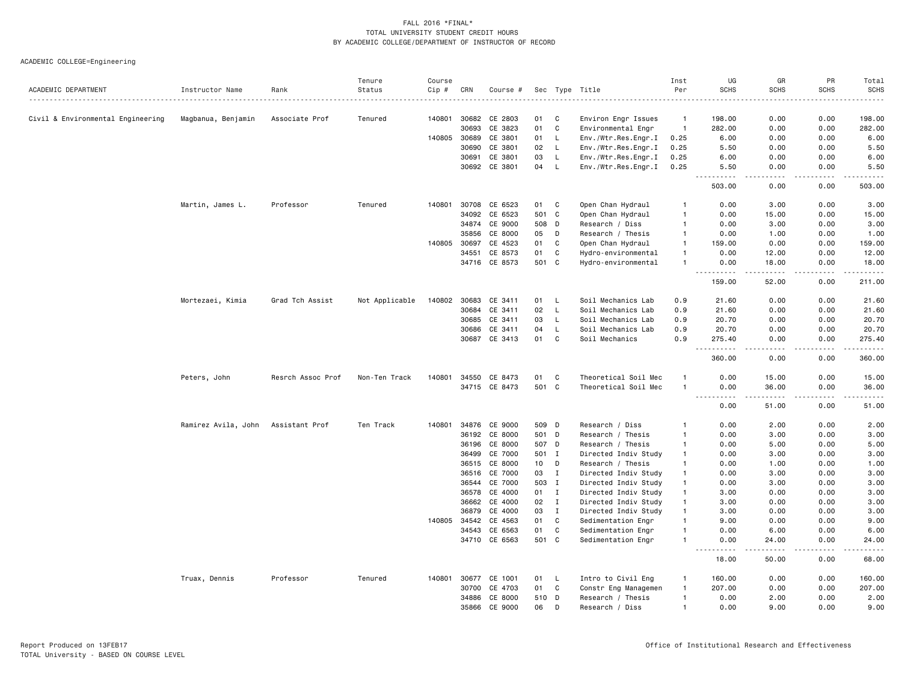FALL 2016 *FINAL*
TOTAL UNIVERSITY STUDENT CREDIT HOURS
BY ACADEMIC COLLEGE/DEPARTMENT OF INSTRUCTOR OF RECORD

ACADEMIC COLLEGE=Engineering

| ACADEMIC DEPARTMENT | Instructor Name | Rank | Tenure Status | Course Cip # | CRN | Course # | Sec | Type | Title | Inst Per | UG SCHS | GR SCHS | PR SCHS | Total SCHS |
|---|---|---|---|---|---|---|---|---|---|---|---|---|---|---|
| Civil & Environmental Engineering | Magbanua, Benjamin | Associate Prof | Tenured | 140801 | 30682 | CE 2803 | 01 | C | Environ Engr Issues | 1 | 198.00 | 0.00 | 0.00 | 198.00 |
| | | | | | 30693 | CE 3823 | 01 | C | Environmental Engr | 1 | 282.00 | 0.00 | 0.00 | 282.00 |
| | | | | 140805 | 30689 | CE 3801 | 01 | L | Env./Wtr.Res.Engr.I | 0.25 | 6.00 | 0.00 | 0.00 | 6.00 |
| | | | | | 30690 | CE 3801 | 02 | L | Env./Wtr.Res.Engr.I | 0.25 | 5.50 | 0.00 | 0.00 | 5.50 |
| | | | | | 30691 | CE 3801 | 03 | L | Env./Wtr.Res.Engr.I | 0.25 | 6.00 | 0.00 | 0.00 | 6.00 |
| | | | | | 30692 | CE 3801 | 04 | L | Env./Wtr.Res.Engr.I | 0.25 | 5.50 | 0.00 | 0.00 | 5.50 |
| | | | | | | | | | | | 503.00 | 0.00 | 0.00 | 503.00 |
| | Martin, James L. | Professor | Tenured | 140801 | 30708 | CE 6523 | 01 | C | Open Chan Hydraul | 1 | 0.00 | 3.00 | 0.00 | 3.00 |
| | | | | | 34092 | CE 6523 | 501 | C | Open Chan Hydraul | 1 | 0.00 | 15.00 | 0.00 | 15.00 |
| | | | | | 34874 | CE 9000 | 508 | D | Research / Diss | 1 | 0.00 | 3.00 | 0.00 | 3.00 |
| | | | | | 35856 | CE 8000 | 05 | D | Research / Thesis | 1 | 0.00 | 1.00 | 0.00 | 1.00 |
| | | | | 140805 | 30697 | CE 4523 | 01 | C | Open Chan Hydraul | 1 | 159.00 | 0.00 | 0.00 | 159.00 |
| | | | | | 34551 | CE 8573 | 01 | C | Hydro-environmental | 1 | 0.00 | 12.00 | 0.00 | 12.00 |
| | | | | | 34716 | CE 8573 | 501 | C | Hydro-environmental | 1 | 0.00 | 18.00 | 0.00 | 18.00 |
| | | | | | | | | | | | 159.00 | 52.00 | 0.00 | 211.00 |
| | Mortezaei, Kimia | Grad Tch Assist | Not Applicable | 140802 | 30683 | CE 3411 | 01 | L | Soil Mechanics Lab | 0.9 | 21.60 | 0.00 | 0.00 | 21.60 |
| | | | | | 30684 | CE 3411 | 02 | L | Soil Mechanics Lab | 0.9 | 21.60 | 0.00 | 0.00 | 21.60 |
| | | | | | 30685 | CE 3411 | 03 | L | Soil Mechanics Lab | 0.9 | 20.70 | 0.00 | 0.00 | 20.70 |
| | | | | | 30686 | CE 3411 | 04 | L | Soil Mechanics Lab | 0.9 | 20.70 | 0.00 | 0.00 | 20.70 |
| | | | | | 30687 | CE 3413 | 01 | C | Soil Mechanics | 0.9 | 275.40 | 0.00 | 0.00 | 275.40 |
| | | | | | | | | | | | 360.00 | 0.00 | 0.00 | 360.00 |
| | Peters, John | Resrch Assoc Prof | Non-Ten Track | 140801 | 34550 | CE 8473 | 01 | C | Theoretical Soil Mec | 1 | 0.00 | 15.00 | 0.00 | 15.00 |
| | | | | | 34715 | CE 8473 | 501 | C | Theoretical Soil Mec | 1 | 0.00 | 36.00 | 0.00 | 36.00 |
| | | | | | | | | | | | 0.00 | 51.00 | 0.00 | 51.00 |
| | Ramirez Avila, John | Assistant Prof | Ten Track | 140801 | 34876 | CE 9000 | 509 | D | Research / Diss | 1 | 0.00 | 2.00 | 0.00 | 2.00 |
| | | | | | 36192 | CE 8000 | 501 | D | Research / Thesis | 1 | 0.00 | 3.00 | 0.00 | 3.00 |
| | | | | | 36196 | CE 8000 | 507 | D | Research / Thesis | 1 | 0.00 | 5.00 | 0.00 | 5.00 |
| | | | | | 36499 | CE 7000 | 501 | I | Directed Indiv Study | 1 | 0.00 | 3.00 | 0.00 | 3.00 |
| | | | | | 36515 | CE 8000 | 10 | D | Research / Thesis | 1 | 0.00 | 1.00 | 0.00 | 1.00 |
| | | | | | 36516 | CE 7000 | 03 | I | Directed Indiv Study | 1 | 0.00 | 3.00 | 0.00 | 3.00 |
| | | | | | 36544 | CE 7000 | 503 | I | Directed Indiv Study | 1 | 0.00 | 3.00 | 0.00 | 3.00 |
| | | | | | 36578 | CE 4000 | 01 | I | Directed Indiv Study | 1 | 3.00 | 0.00 | 0.00 | 3.00 |
| | | | | | 36662 | CE 4000 | 02 | I | Directed Indiv Study | 1 | 3.00 | 0.00 | 0.00 | 3.00 |
| | | | | | 36879 | CE 4000 | 03 | I | Directed Indiv Study | 1 | 3.00 | 0.00 | 0.00 | 3.00 |
| | | | | 140805 | 34542 | CE 4563 | 01 | C | Sedimentation Engr | 1 | 9.00 | 0.00 | 0.00 | 9.00 |
| | | | | | 34543 | CE 6563 | 01 | C | Sedimentation Engr | 1 | 0.00 | 6.00 | 0.00 | 6.00 |
| | | | | | 34710 | CE 6563 | 501 | C | Sedimentation Engr | 1 | 0.00 | 24.00 | 0.00 | 24.00 |
| | | | | | | | | | | | 18.00 | 50.00 | 0.00 | 68.00 |
| | Truax, Dennis | Professor | Tenured | 140801 | 30677 | CE 1001 | 01 | L | Intro to Civil Eng | 1 | 160.00 | 0.00 | 0.00 | 160.00 |
| | | | | | 30700 | CE 4703 | 01 | C | Constr Eng Managemen | 1 | 207.00 | 0.00 | 0.00 | 207.00 |
| | | | | | 34886 | CE 8000 | 510 | D | Research / Thesis | 1 | 0.00 | 2.00 | 0.00 | 2.00 |
| | | | | | 35866 | CE 9000 | 06 | D | Research / Diss | 1 | 0.00 | 9.00 | 0.00 | 9.00 |

Report Produced on 13FEB17
TOTAL University - BASED ON COURSE LEVEL

Office of Institutional Research and Effectiveness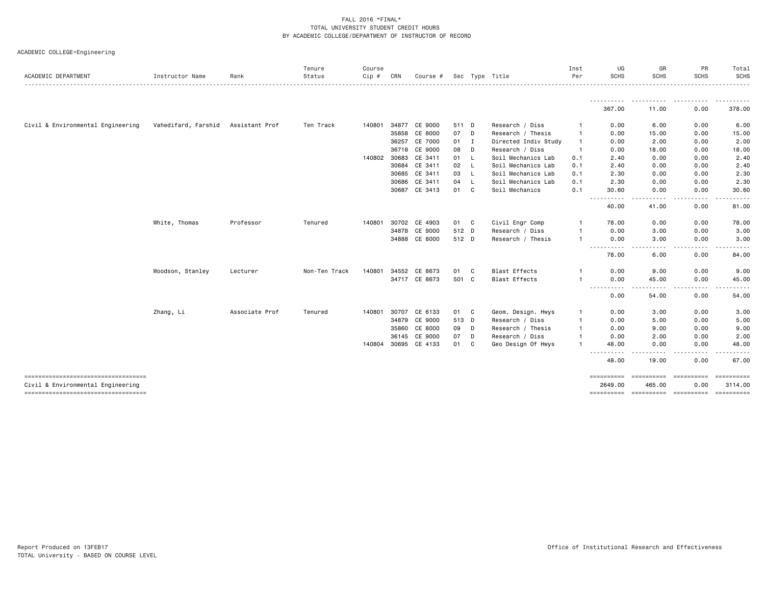FALL 2016 *FINAL*
TOTAL UNIVERSITY STUDENT CREDIT HOURS
BY ACADEMIC COLLEGE/DEPARTMENT OF INSTRUCTOR OF RECORD

ACADEMIC COLLEGE=Engineering

| ACADEMIC DEPARTMENT | Instructor Name | Rank | Tenure Status | Course Cip # | CRN | Course # | Sec | Type | Title | Inst Per | UG SCHS | GR SCHS | PR SCHS | Total SCHS |
|---|---|---|---|---|---|---|---|---|---|---|---|---|---|---|
| | | | | | | | | | | | 367.00 | 11.00 | 0.00 | 378.00 |
| Civil & Environmental Engineering | Vahedifard, Farshid | Assistant Prof | Ten Track | 140801 | 34877 | CE 9000 | 511 | D | Research / Diss | 1 | 0.00 | 6.00 | 0.00 | 6.00 |
| | | | | | 35858 | CE 8000 | 07 | D | Research / Thesis | 1 | 0.00 | 15.00 | 0.00 | 15.00 |
| | | | | | 36257 | CE 7000 | 01 | I | Directed Indiv Study | 1 | 0.00 | 2.00 | 0.00 | 2.00 |
| | | | | | 36718 | CE 9000 | 08 | D | Research / Diss | 1 | 0.00 | 18.00 | 0.00 | 18.00 |
| | | | | 140802 | 30683 | CE 3411 | 01 | L | Soil Mechanics Lab | 0.1 | 2.40 | 0.00 | 0.00 | 2.40 |
| | | | | | 30684 | CE 3411 | 02 | L | Soil Mechanics Lab | 0.1 | 2.40 | 0.00 | 0.00 | 2.40 |
| | | | | | 30685 | CE 3411 | 03 | L | Soil Mechanics Lab | 0.1 | 2.30 | 0.00 | 0.00 | 2.30 |
| | | | | | 30686 | CE 3411 | 04 | L | Soil Mechanics Lab | 0.1 | 2.30 | 0.00 | 0.00 | 2.30 |
| | | | | | 30687 | CE 3413 | 01 | C | Soil Mechanics | 0.1 | 30.60 | 0.00 | 0.00 | 30.60 |
| | | | | | | | | | | | 40.00 | 41.00 | 0.00 | 81.00 |
| | White, Thomas | Professor | Tenured | 140801 | 30702 | CE 4903 | 01 | C | Civil Engr Comp | 1 | 78.00 | 0.00 | 0.00 | 78.00 |
| | | | | | 34878 | CE 9000 | 512 | D | Research / Diss | 1 | 0.00 | 3.00 | 0.00 | 3.00 |
| | | | | | 34888 | CE 8000 | 512 | D | Research / Thesis | 1 | 0.00 | 3.00 | 0.00 | 3.00 |
| | | | | | | | | | | | 78.00 | 6.00 | 0.00 | 84.00 |
| | Woodson, Stanley | Lecturer | Non-Ten Track | 140801 | 34552 | CE 8673 | 01 | C | Blast Effects | 1 | 0.00 | 9.00 | 0.00 | 9.00 |
| | | | | | 34717 | CE 8673 | 501 | C | Blast Effects | 1 | 0.00 | 45.00 | 0.00 | 45.00 |
| | | | | | | | | | | | 0.00 | 54.00 | 0.00 | 54.00 |
| | Zhang, Li | Associate Prof | Tenured | 140801 | 30707 | CE 6133 | 01 | C | Geom. Design. Hwys | 1 | 0.00 | 3.00 | 0.00 | 3.00 |
| | | | | | 34879 | CE 9000 | 513 | D | Research / Diss | 1 | 0.00 | 5.00 | 0.00 | 5.00 |
| | | | | | 35860 | CE 8000 | 09 | D | Research / Thesis | 1 | 0.00 | 9.00 | 0.00 | 9.00 |
| | | | | | 36145 | CE 9000 | 07 | D | Research / Diss | 1 | 0.00 | 2.00 | 0.00 | 2.00 |
| | | | | 140804 | 30695 | CE 4133 | 01 | C | Geo Design Of Hwys | 1 | 48.00 | 0.00 | 0.00 | 48.00 |
| | | | | | | | | | | | 48.00 | 19.00 | 0.00 | 67.00 |
| Civil & Environmental Engineering | | | | | | | | | | | 2649.00 | 465.00 | 0.00 | 3114.00 |

Report Produced on 13FEB17
TOTAL University - BASED ON COURSE LEVEL

Office of Institutional Research and Effectiveness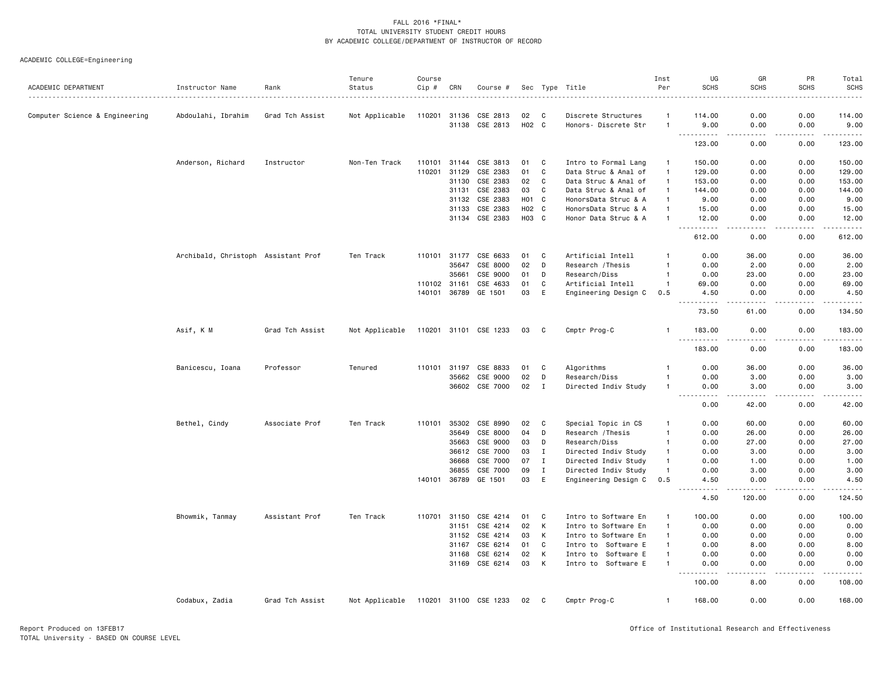FALL 2016 *FINAL*
TOTAL UNIVERSITY STUDENT CREDIT HOURS
BY ACADEMIC COLLEGE/DEPARTMENT OF INSTRUCTOR OF RECORD

ACADEMIC COLLEGE=Engineering

| ACADEMIC DEPARTMENT | Instructor Name | Rank | Tenure Status | Course Cip # | CRN | Course # | Sec | Type | Title | Inst Per | UG SCHS | GR SCHS | PR SCHS | Total SCHS |
|---|---|---|---|---|---|---|---|---|---|---|---|---|---|---|
| Computer Science & Engineering | Abdoulahi, Ibrahim | Grad Tch Assist | Not Applicable | 110201 | 31136 | CSE 2813 | 02 | C | Discrete Structures | 1 | 114.00 | 0.00 | 0.00 | 114.00 |
| | | | | | 31138 | CSE 2813 | H02 | C | Honors- Discrete Str | 1 | 9.00 | 0.00 | 0.00 | 9.00 |
| | | | | | | | | | | | 123.00 | 0.00 | 0.00 | 123.00 |
| | Anderson, Richard | Instructor | Non-Ten Track | 110101 | 31144 | CSE 3813 | 01 | C | Intro to Formal Lang | 1 | 150.00 | 0.00 | 0.00 | 150.00 |
| | | | | 110201 | 31129 | CSE 2383 | 01 | C | Data Struc & Anal of | 1 | 129.00 | 0.00 | 0.00 | 129.00 |
| | | | | | 31130 | CSE 2383 | 02 | C | Data Struc & Anal of | 1 | 153.00 | 0.00 | 0.00 | 153.00 |
| | | | | | 31131 | CSE 2383 | 03 | C | Data Struc & Anal of | 1 | 144.00 | 0.00 | 0.00 | 144.00 |
| | | | | | 31132 | CSE 2383 | H01 | C | HonorsData Struc & A | 1 | 9.00 | 0.00 | 0.00 | 9.00 |
| | | | | | 31133 | CSE 2383 | H02 | C | HonorsData Struc & A | 1 | 15.00 | 0.00 | 0.00 | 15.00 |
| | | | | | 31134 | CSE 2383 | H03 | C | Honor Data Struc & A | 1 | 12.00 | 0.00 | 0.00 | 12.00 |
| | | | | | | | | | | | 612.00 | 0.00 | 0.00 | 612.00 |
| | Archibald, Christoph | Assistant Prof | Ten Track | 110101 | 31177 | CSE 6633 | 01 | C | Artificial Intell | 1 | 0.00 | 36.00 | 0.00 | 36.00 |
| | | | | | 35647 | CSE 8000 | 02 | D | Research /Thesis | 1 | 0.00 | 2.00 | 0.00 | 2.00 |
| | | | | | 35661 | CSE 9000 | 01 | D | Research/Diss | 1 | 0.00 | 23.00 | 0.00 | 23.00 |
| | | | | 110102 | 31161 | CSE 4633 | 01 | C | Artificial Intell | 1 | 69.00 | 0.00 | 0.00 | 69.00 |
| | | | | 140101 | 36789 | GE 1501 | 03 | E | Engineering Design C | 0.5 | 4.50 | 0.00 | 0.00 | 4.50 |
| | | | | | | | | | | | 73.50 | 61.00 | 0.00 | 134.50 |
| | Asif, K M | Grad Tch Assist | Not Applicable | 110201 | 31101 | CSE 1233 | 03 | C | Cmptr Prog-C | 1 | 183.00 | 0.00 | 0.00 | 183.00 |
| | | | | | | | | | | | 183.00 | 0.00 | 0.00 | 183.00 |
| | Banicescu, Ioana | Professor | Tenured | 110101 | 31197 | CSE 8833 | 01 | C | Algorithms | 1 | 0.00 | 36.00 | 0.00 | 36.00 |
| | | | | | 35662 | CSE 9000 | 02 | D | Research/Diss | 1 | 0.00 | 3.00 | 0.00 | 3.00 |
| | | | | | 36602 | CSE 7000 | 02 | I | Directed Indiv Study | 1 | 0.00 | 3.00 | 0.00 | 3.00 |
| | | | | | | | | | | | 0.00 | 42.00 | 0.00 | 42.00 |
| | Bethel, Cindy | Associate Prof | Ten Track | 110101 | 35302 | CSE 8990 | 02 | C | Special Topic in CS | 1 | 0.00 | 60.00 | 0.00 | 60.00 |
| | | | | | 35649 | CSE 8000 | 04 | D | Research /Thesis | 1 | 0.00 | 26.00 | 0.00 | 26.00 |
| | | | | | 35663 | CSE 9000 | 03 | D | Research/Diss | 1 | 0.00 | 27.00 | 0.00 | 27.00 |
| | | | | | 36612 | CSE 7000 | 03 | I | Directed Indiv Study | 1 | 0.00 | 3.00 | 0.00 | 3.00 |
| | | | | | 36668 | CSE 7000 | 07 | I | Directed Indiv Study | 1 | 0.00 | 1.00 | 0.00 | 1.00 |
| | | | | | 36855 | CSE 7000 | 09 | I | Directed Indiv Study | 1 | 0.00 | 3.00 | 0.00 | 3.00 |
| | | | | 140101 | 36789 | GE 1501 | 03 | E | Engineering Design C | 0.5 | 4.50 | 0.00 | 0.00 | 4.50 |
| | | | | | | | | | | | 4.50 | 120.00 | 0.00 | 124.50 |
| | Bhowmik, Tanmay | Assistant Prof | Ten Track | 110701 | 31150 | CSE 4214 | 01 | C | Intro to Software En | 1 | 100.00 | 0.00 | 0.00 | 100.00 |
| | | | | | 31151 | CSE 4214 | 02 | K | Intro to Software En | 1 | 0.00 | 0.00 | 0.00 | 0.00 |
| | | | | | 31152 | CSE 4214 | 03 | K | Intro to Software En | 1 | 0.00 | 0.00 | 0.00 | 0.00 |
| | | | | | 31167 | CSE 6214 | 01 | C | Intro to Software E | 1 | 0.00 | 8.00 | 0.00 | 8.00 |
| | | | | | 31168 | CSE 6214 | 02 | K | Intro to Software E | 1 | 0.00 | 0.00 | 0.00 | 0.00 |
| | | | | | 31169 | CSE 6214 | 03 | K | Intro to Software E | 1 | 0.00 | 0.00 | 0.00 | 0.00 |
| | | | | | | | | | | | 100.00 | 8.00 | 0.00 | 108.00 |
| | Codabux, Zadia | Grad Tch Assist | Not Applicable | 110201 | 31100 | CSE 1233 | 02 | C | Cmptr Prog-C | 1 | 168.00 | 0.00 | 0.00 | 168.00 |

Report Produced on 13FEB17
TOTAL University - BASED ON COURSE LEVEL
Office of Institutional Research and Effectiveness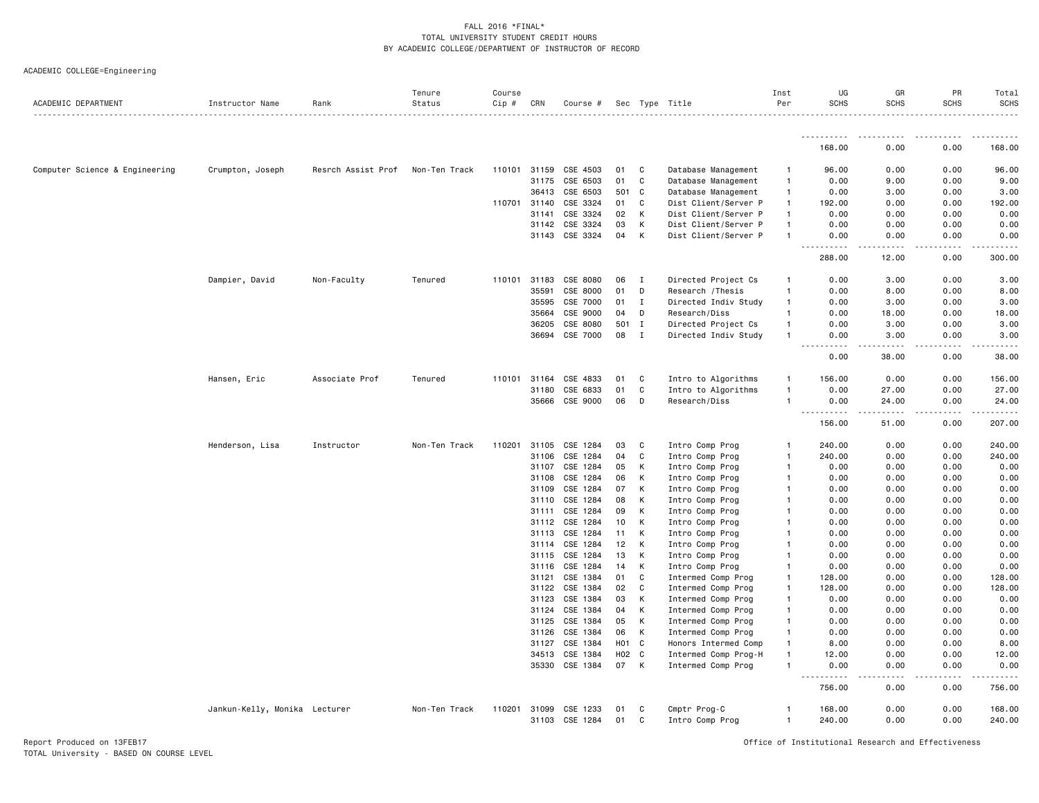FALL 2016 *FINAL*
TOTAL UNIVERSITY STUDENT CREDIT HOURS
BY ACADEMIC COLLEGE/DEPARTMENT OF INSTRUCTOR OF RECORD

ACADEMIC COLLEGE=Engineering

| ACADEMIC DEPARTMENT | Instructor Name | Rank | Tenure Status | Course Cip # | CRN | Course # | Sec | Type | Title | Inst Per | UG SCHS | GR SCHS | PR SCHS | Total SCHS |
|---|---|---|---|---|---|---|---|---|---|---|---|---|---|---|
| | | | | | | | | | | | 168.00 | 0.00 | 0.00 | 168.00 |
| Computer Science & Engineering | Crumpton, Joseph | Resrch Assist Prof | Non-Ten Track | 110101 | 31159 | CSE 4503 | 01 | C | Database Management | 1 | 96.00 | 0.00 | 0.00 | 96.00 |
| | | | | | 31175 | CSE 6503 | 01 | C | Database Management | 1 | 0.00 | 9.00 | 0.00 | 9.00 |
| | | | | | 36413 | CSE 6503 | 501 | C | Database Management | 1 | 0.00 | 3.00 | 0.00 | 3.00 |
| | | | | 110701 | 31140 | CSE 3324 | 01 | C | Dist Client/Server P | 1 | 192.00 | 0.00 | 0.00 | 192.00 |
| | | | | | 31141 | CSE 3324 | 02 | K | Dist Client/Server P | 1 | 0.00 | 0.00 | 0.00 | 0.00 |
| | | | | | 31142 | CSE 3324 | 03 | K | Dist Client/Server P | 1 | 0.00 | 0.00 | 0.00 | 0.00 |
| | | | | | 31143 | CSE 3324 | 04 | K | Dist Client/Server P | 1 | 0.00 | 0.00 | 0.00 | 0.00 |
| | | | | | | | | | | | 288.00 | 12.00 | 0.00 | 300.00 |
| | Dampier, David | Non-Faculty | Tenured | 110101 | 31183 | CSE 8080 | 06 | I | Directed Project Cs | 1 | 0.00 | 3.00 | 0.00 | 3.00 |
| | | | | | 35591 | CSE 8000 | 01 | D | Research /Thesis | 1 | 0.00 | 8.00 | 0.00 | 8.00 |
| | | | | | 35595 | CSE 7000 | 01 | I | Directed Indiv Study | 1 | 0.00 | 3.00 | 0.00 | 3.00 |
| | | | | | 35664 | CSE 9000 | 04 | D | Research/Diss | 1 | 0.00 | 18.00 | 0.00 | 18.00 |
| | | | | | 36205 | CSE 8080 | 501 | I | Directed Project Cs | 1 | 0.00 | 3.00 | 0.00 | 3.00 |
| | | | | | 36694 | CSE 7000 | 08 | I | Directed Indiv Study | 1 | 0.00 | 3.00 | 0.00 | 3.00 |
| | | | | | | | | | | | 0.00 | 38.00 | 0.00 | 38.00 |
| | Hansen, Eric | Associate Prof | Tenured | 110101 | 31164 | CSE 4833 | 01 | C | Intro to Algorithms | 1 | 156.00 | 0.00 | 0.00 | 156.00 |
| | | | | | 31180 | CSE 6833 | 01 | C | Intro to Algorithms | 1 | 0.00 | 27.00 | 0.00 | 27.00 |
| | | | | | 35666 | CSE 9000 | 06 | D | Research/Diss | 1 | 0.00 | 24.00 | 0.00 | 24.00 |
| | | | | | | | | | | | 156.00 | 51.00 | 0.00 | 207.00 |
| | Henderson, Lisa | Instructor | Non-Ten Track | 110201 | 31105 | CSE 1284 | 03 | C | Intro Comp Prog | 1 | 240.00 | 0.00 | 0.00 | 240.00 |
| | | | | | 31106 | CSE 1284 | 04 | C | Intro Comp Prog | 1 | 240.00 | 0.00 | 0.00 | 240.00 |
| | | | | | 31107 | CSE 1284 | 05 | K | Intro Comp Prog | 1 | 0.00 | 0.00 | 0.00 | 0.00 |
| | | | | | 31108 | CSE 1284 | 06 | K | Intro Comp Prog | 1 | 0.00 | 0.00 | 0.00 | 0.00 |
| | | | | | 31109 | CSE 1284 | 07 | K | Intro Comp Prog | 1 | 0.00 | 0.00 | 0.00 | 0.00 |
| | | | | | 31110 | CSE 1284 | 08 | K | Intro Comp Prog | 1 | 0.00 | 0.00 | 0.00 | 0.00 |
| | | | | | 31111 | CSE 1284 | 09 | K | Intro Comp Prog | 1 | 0.00 | 0.00 | 0.00 | 0.00 |
| | | | | | 31112 | CSE 1284 | 10 | K | Intro Comp Prog | 1 | 0.00 | 0.00 | 0.00 | 0.00 |
| | | | | | 31113 | CSE 1284 | 11 | K | Intro Comp Prog | 1 | 0.00 | 0.00 | 0.00 | 0.00 |
| | | | | | 31114 | CSE 1284 | 12 | K | Intro Comp Prog | 1 | 0.00 | 0.00 | 0.00 | 0.00 |
| | | | | | 31115 | CSE 1284 | 13 | K | Intro Comp Prog | 1 | 0.00 | 0.00 | 0.00 | 0.00 |
| | | | | | 31116 | CSE 1284 | 14 | K | Intro Comp Prog | 1 | 0.00 | 0.00 | 0.00 | 0.00 |
| | | | | | 31121 | CSE 1384 | 01 | C | Intermed Comp Prog | 1 | 128.00 | 0.00 | 0.00 | 128.00 |
| | | | | | 31122 | CSE 1384 | 02 | C | Intermed Comp Prog | 1 | 128.00 | 0.00 | 0.00 | 128.00 |
| | | | | | 31123 | CSE 1384 | 03 | K | Intermed Comp Prog | 1 | 0.00 | 0.00 | 0.00 | 0.00 |
| | | | | | 31124 | CSE 1384 | 04 | K | Intermed Comp Prog | 1 | 0.00 | 0.00 | 0.00 | 0.00 |
| | | | | | 31125 | CSE 1384 | 05 | K | Intermed Comp Prog | 1 | 0.00 | 0.00 | 0.00 | 0.00 |
| | | | | | 31126 | CSE 1384 | 06 | K | Intermed Comp Prog | 1 | 0.00 | 0.00 | 0.00 | 0.00 |
| | | | | | 31127 | CSE 1384 | H01 | C | Honors Intermed Comp | 1 | 8.00 | 0.00 | 0.00 | 8.00 |
| | | | | | 34513 | CSE 1384 | H02 | C | Intermed Comp Prog-H | 1 | 12.00 | 0.00 | 0.00 | 12.00 |
| | | | | | 35330 | CSE 1384 | 07 | K | Intermed Comp Prog | 1 | 0.00 | 0.00 | 0.00 | 0.00 |
| | | | | | | | | | | | 756.00 | 0.00 | 0.00 | 756.00 |
| | Jankun-Kelly, Monika | Lecturer | Non-Ten Track | 110201 | 31099 | CSE 1233 | 01 | C | Cmptr Prog-C | 1 | 168.00 | 0.00 | 0.00 | 168.00 |
| | | | | | 31103 | CSE 1284 | 01 | C | Intro Comp Prog | 1 | 240.00 | 0.00 | 0.00 | 240.00 |

Report Produced on 13FEB17
TOTAL University - BASED ON COURSE LEVEL

Office of Institutional Research and Effectiveness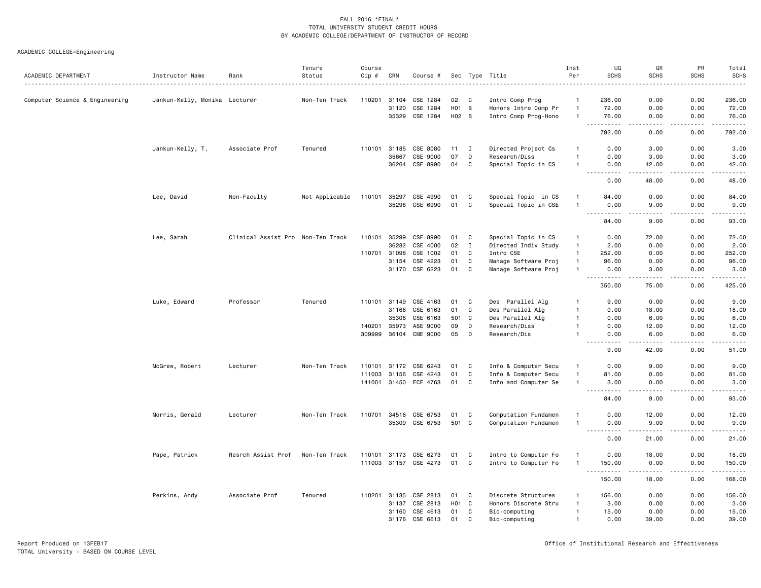FALL 2016 *FINAL*
TOTAL UNIVERSITY STUDENT CREDIT HOURS
BY ACADEMIC COLLEGE/DEPARTMENT OF INSTRUCTOR OF RECORD

ACADEMIC COLLEGE=Engineering

| ACADEMIC DEPARTMENT | Instructor Name | Rank | Tenure Status | Course Cip # | CRN | Course # | Sec | Type | Title | Inst Per | UG SCHS | GR SCHS | PR SCHS | Total SCHS |
|---|---|---|---|---|---|---|---|---|---|---|---|---|---|---|
| Computer Science & Engineering | Jankun-Kelly, Monika | Lecturer | Non-Ten Track | 110201 | 31104 | CSE 1284 | 02 | C | Intro Comp Prog | 1 | 236.00 | 0.00 | 0.00 | 236.00 |
| | | | | | 31120 | CSE 1284 | H01 | B | Honors Intro Comp Pr | 1 | 72.00 | 0.00 | 0.00 | 72.00 |
| | | | | | 35329 | CSE 1284 | H02 | B | Intro Comp Prog-Hono | 1 | 76.00 | 0.00 | 0.00 | 76.00 |
| | | | | | | | | | | | 792.00 | 0.00 | 0.00 | 792.00 |
| | Jankun-Kelly, T. | Associate Prof | Tenured | 110101 | 31185 | CSE 8080 | 11 | I | Directed Project Cs | 1 | 0.00 | 3.00 | 0.00 | 3.00 |
| | | | | | 35667 | CSE 9000 | 07 | D | Research/Diss | 1 | 0.00 | 3.00 | 0.00 | 3.00 |
| | | | | | 36264 | CSE 8990 | 04 | C | Special Topic in CS | 1 | 0.00 | 42.00 | 0.00 | 42.00 |
| | | | | | | | | | | | 0.00 | 48.00 | 0.00 | 48.00 |
| | Lee, David | Non-Faculty | Not Applicable | 110101 | 35297 | CSE 4990 | 01 | C | Special Topic in CS | 1 | 84.00 | 0.00 | 0.00 | 84.00 |
| | | | | | 35298 | CSE 6990 | 01 | C | Special Topic in CSE | 1 | 0.00 | 9.00 | 0.00 | 9.00 |
| | | | | | | | | | | | 84.00 | 9.00 | 0.00 | 93.00 |
| | Lee, Sarah | Clinical Assist Pro | Non-Ten Track | 110101 | 35299 | CSE 8990 | 01 | C | Special Topic in CS | 1 | 0.00 | 72.00 | 0.00 | 72.00 |
| | | | | | 36282 | CSE 4000 | 02 | I | Directed Indiv Study | 1 | 2.00 | 0.00 | 0.00 | 2.00 |
| | | | | 110701 | 31098 | CSE 1002 | 01 | C | Intro CSE | 1 | 252.00 | 0.00 | 0.00 | 252.00 |
| | | | | | 31154 | CSE 4223 | 01 | C | Manage Software Proj | 1 | 96.00 | 0.00 | 0.00 | 96.00 |
| | | | | | 31170 | CSE 6223 | 01 | C | Manage Software Proj | 1 | 0.00 | 3.00 | 0.00 | 3.00 |
| | | | | | | | | | | | 350.00 | 75.00 | 0.00 | 425.00 |
| | Luke, Edward | Professor | Tenured | 110101 | 31149 | CSE 4163 | 01 | C | Des Parallel Alg | 1 | 9.00 | 0.00 | 0.00 | 9.00 |
| | | | | | 31166 | CSE 6163 | 01 | C | Des Parallel Alg | 1 | 0.00 | 18.00 | 0.00 | 18.00 |
| | | | | | 35306 | CSE 6163 | 501 | C | Des Parallel Alg | 1 | 0.00 | 6.00 | 0.00 | 6.00 |
| | | | | 140201 | 35973 | ASE 9000 | 09 | D | Research/Diss | 1 | 0.00 | 12.00 | 0.00 | 12.00 |
| | | | | 309999 | 36104 | CME 9000 | 05 | D | Research/Dis | 1 | 0.00 | 6.00 | 0.00 | 6.00 |
| | | | | | | | | | | | 9.00 | 42.00 | 0.00 | 51.00 |
| | McGrew, Robert | Lecturer | Non-Ten Track | 110101 | 31172 | CSE 6243 | 01 | C | Info & Computer Secu | 1 | 0.00 | 9.00 | 0.00 | 9.00 |
| | | | | 111003 | 31156 | CSE 4243 | 01 | C | Info & Computer Secu | 1 | 81.00 | 0.00 | 0.00 | 81.00 |
| | | | | 141001 | 31450 | ECE 4763 | 01 | C | Info and Computer Se | 1 | 3.00 | 0.00 | 0.00 | 3.00 |
| | | | | | | | | | | | 84.00 | 9.00 | 0.00 | 93.00 |
| | Morris, Gerald | Lecturer | Non-Ten Track | 110701 | 34516 | CSE 6753 | 01 | C | Computation Fundamen | 1 | 0.00 | 12.00 | 0.00 | 12.00 |
| | | | | | 35309 | CSE 6753 | 501 | C | Computation Fundamen | 1 | 0.00 | 9.00 | 0.00 | 9.00 |
| | | | | | | | | | | | 0.00 | 21.00 | 0.00 | 21.00 |
| | Pape, Patrick | Resrch Assist Prof | Non-Ten Track | 110101 | 31173 | CSE 6273 | 01 | C | Intro to Computer Fo | 1 | 0.00 | 18.00 | 0.00 | 18.00 |
| | | | | 111003 | 31157 | CSE 4273 | 01 | C | Intro to Computer Fo | 1 | 150.00 | 0.00 | 0.00 | 150.00 |
| | | | | | | | | | | | 150.00 | 18.00 | 0.00 | 168.00 |
| | Perkins, Andy | Associate Prof | Tenured | 110201 | 31135 | CSE 2813 | 01 | C | Discrete Structures | 1 | 156.00 | 0.00 | 0.00 | 156.00 |
| | | | | | 31137 | CSE 2813 | H01 | C | Honors Discrete Stru | 1 | 3.00 | 0.00 | 0.00 | 3.00 |
| | | | | | 31160 | CSE 4613 | 01 | C | Bio-computing | 1 | 15.00 | 0.00 | 0.00 | 15.00 |
| | | | | | 31176 | CSE 6613 | 01 | C | Bio-computing | 1 | 0.00 | 39.00 | 0.00 | 39.00 |

Report Produced on 13FEB17
TOTAL University - BASED ON COURSE LEVEL

Office of Institutional Research and Effectiveness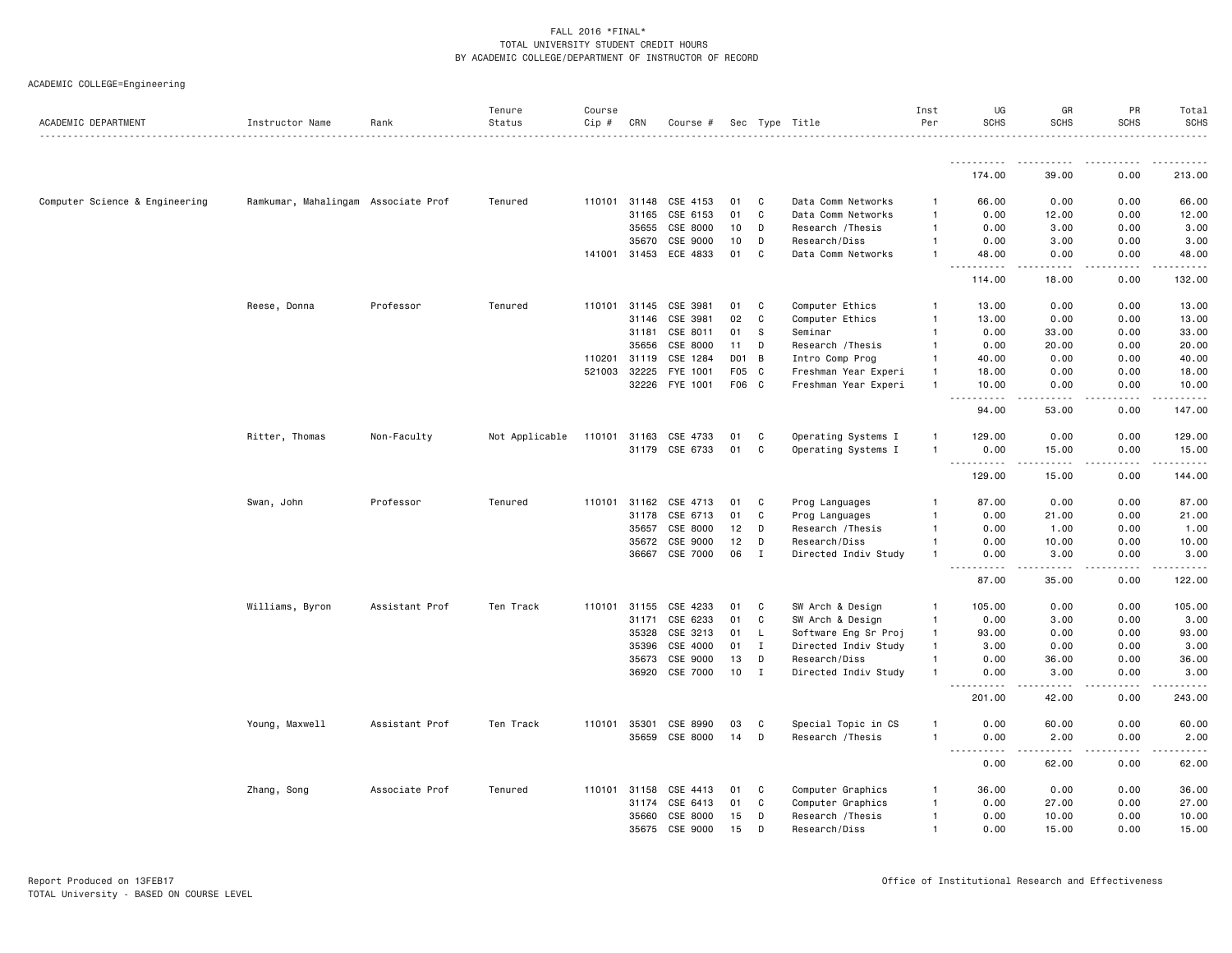FALL 2016 *FINAL*
TOTAL UNIVERSITY STUDENT CREDIT HOURS
BY ACADEMIC COLLEGE/DEPARTMENT OF INSTRUCTOR OF RECORD

ACADEMIC COLLEGE=Engineering

| ACADEMIC DEPARTMENT | Instructor Name | Rank | Tenure Status | Course Cip # | CRN | Course # | Sec | Type | Title | Inst Per | UG SCHS | GR SCHS | PR SCHS | Total SCHS |
|---|---|---|---|---|---|---|---|---|---|---|---|---|---|---|
| | | | | | | | | | | | 174.00 | 39.00 | 0.00 | 213.00 |
| Computer Science & Engineering | Ramkumar, Mahalingam | Associate Prof | Tenured | 110101 | 31148 | CSE 4153 | 01 | C | Data Comm Networks | 1 | 66.00 | 0.00 | 0.00 | 66.00 |
| | | | | | 31165 | CSE 6153 | 01 | C | Data Comm Networks | 1 | 0.00 | 12.00 | 0.00 | 12.00 |
| | | | | | 35655 | CSE 8000 | 10 | D | Research /Thesis | 1 | 0.00 | 3.00 | 0.00 | 3.00 |
| | | | | | 35670 | CSE 9000 | 10 | D | Research/Diss | 1 | 0.00 | 3.00 | 0.00 | 3.00 |
| | | | | 141001 | 31453 | ECE 4833 | 01 | C | Data Comm Networks | 1 | 48.00 | 0.00 | 0.00 | 48.00 |
| | | | | | | | | | | | 114.00 | 18.00 | 0.00 | 132.00 |
| | Reese, Donna | Professor | Tenured | 110101 | 31145 | CSE 3981 | 01 | C | Computer Ethics | 1 | 13.00 | 0.00 | 0.00 | 13.00 |
| | | | | | 31146 | CSE 3981 | 02 | C | Computer Ethics | 1 | 13.00 | 0.00 | 0.00 | 13.00 |
| | | | | | 31181 | CSE 8011 | 01 | S | Seminar | 1 | 0.00 | 33.00 | 0.00 | 33.00 |
| | | | | | 35656 | CSE 8000 | 11 | D | Research /Thesis | 1 | 0.00 | 20.00 | 0.00 | 20.00 |
| | | | | 110201 | 31119 | CSE 1284 | D01 | B | Intro Comp Prog | 1 | 40.00 | 0.00 | 0.00 | 40.00 |
| | | | | 521003 | 32225 | FYE 1001 | F05 | C | Freshman Year Experi | 1 | 18.00 | 0.00 | 0.00 | 18.00 |
| | | | | | 32226 | FYE 1001 | F06 | C | Freshman Year Experi | 1 | 10.00 | 0.00 | 0.00 | 10.00 |
| | | | | | | | | | | | 94.00 | 53.00 | 0.00 | 147.00 |
| | Ritter, Thomas | Non-Faculty | Not Applicable | 110101 | 31163 | CSE 4733 | 01 | C | Operating Systems I | 1 | 129.00 | 0.00 | 0.00 | 129.00 |
| | | | | | 31179 | CSE 6733 | 01 | C | Operating Systems I | 1 | 0.00 | 15.00 | 0.00 | 15.00 |
| | | | | | | | | | | | 129.00 | 15.00 | 0.00 | 144.00 |
| | Swan, John | Professor | Tenured | 110101 | 31162 | CSE 4713 | 01 | C | Prog Languages | 1 | 87.00 | 0.00 | 0.00 | 87.00 |
| | | | | | 31178 | CSE 6713 | 01 | C | Prog Languages | 1 | 0.00 | 21.00 | 0.00 | 21.00 |
| | | | | | 35657 | CSE 8000 | 12 | D | Research /Thesis | 1 | 0.00 | 1.00 | 0.00 | 1.00 |
| | | | | | 35672 | CSE 9000 | 12 | D | Research/Diss | 1 | 0.00 | 10.00 | 0.00 | 10.00 |
| | | | | | 36667 | CSE 7000 | 06 | I | Directed Indiv Study | 1 | 0.00 | 3.00 | 0.00 | 3.00 |
| | | | | | | | | | | | 87.00 | 35.00 | 0.00 | 122.00 |
| | Williams, Byron | Assistant Prof | Ten Track | 110101 | 31155 | CSE 4233 | 01 | C | SW Arch & Design | 1 | 105.00 | 0.00 | 0.00 | 105.00 |
| | | | | | 31171 | CSE 6233 | 01 | C | SW Arch & Design | 1 | 0.00 | 3.00 | 0.00 | 3.00 |
| | | | | | 35328 | CSE 3213 | 01 | L | Software Eng Sr Proj | 1 | 93.00 | 0.00 | 0.00 | 93.00 |
| | | | | | 35396 | CSE 4000 | 01 | I | Directed Indiv Study | 1 | 3.00 | 0.00 | 0.00 | 3.00 |
| | | | | | 35673 | CSE 9000 | 13 | D | Research/Diss | 1 | 0.00 | 36.00 | 0.00 | 36.00 |
| | | | | | 36920 | CSE 7000 | 10 | I | Directed Indiv Study | 1 | 0.00 | 3.00 | 0.00 | 3.00 |
| | | | | | | | | | | | 201.00 | 42.00 | 0.00 | 243.00 |
| | Young, Maxwell | Assistant Prof | Ten Track | 110101 | 35301 | CSE 8990 | 03 | C | Special Topic in CS | 1 | 0.00 | 60.00 | 0.00 | 60.00 |
| | | | | | 35659 | CSE 8000 | 14 | D | Research /Thesis | 1 | 0.00 | 2.00 | 0.00 | 2.00 |
| | | | | | | | | | | | 0.00 | 62.00 | 0.00 | 62.00 |
| | Zhang, Song | Associate Prof | Tenured | 110101 | 31158 | CSE 4413 | 01 | C | Computer Graphics | 1 | 36.00 | 0.00 | 0.00 | 36.00 |
| | | | | | 31174 | CSE 6413 | 01 | C | Computer Graphics | 1 | 0.00 | 27.00 | 0.00 | 27.00 |
| | | | | | 35660 | CSE 8000 | 15 | D | Research /Thesis | 1 | 0.00 | 10.00 | 0.00 | 10.00 |
| | | | | | 35675 | CSE 9000 | 15 | D | Research/Diss | 1 | 0.00 | 15.00 | 0.00 | 15.00 |

Report Produced on 13FEB17
TOTAL University - BASED ON COURSE LEVEL

Office of Institutional Research and Effectiveness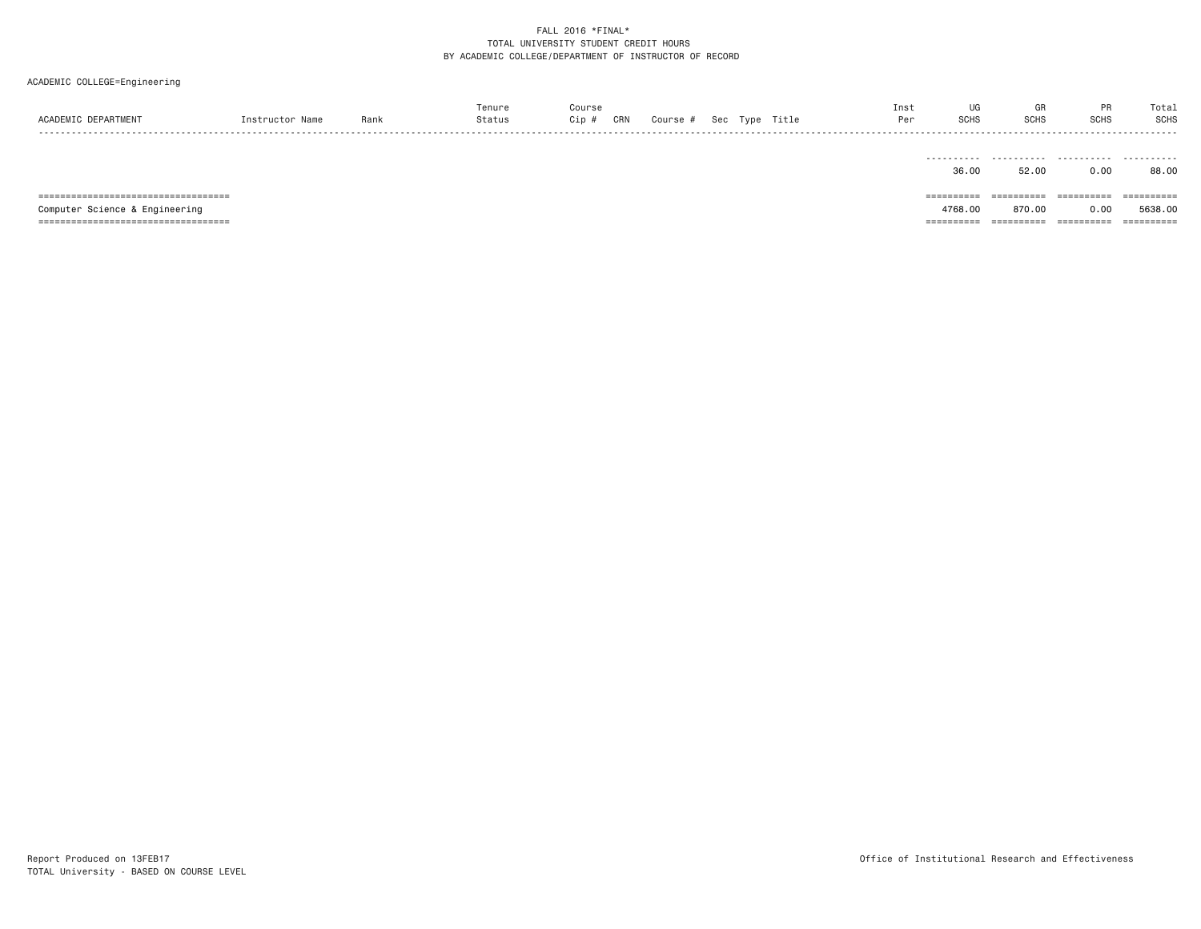FALL 2016 *FINAL*
TOTAL UNIVERSITY STUDENT CREDIT HOURS
BY ACADEMIC COLLEGE/DEPARTMENT OF INSTRUCTOR OF RECORD

ACADEMIC COLLEGE=Engineering

| ACADEMIC DEPARTMENT | Instructor Name | Rank | Tenure Status | Course Cip # | CRN | Course # | Sec | Type | Title | Inst Per | UG SCHS | GR SCHS | PR SCHS | Total SCHS |
|---|---|---|---|---|---|---|---|---|---|---|---|---|---|---|
| | | | | | | | | | | | 36.00 | 52.00 | 0.00 | 88.00 |
| Computer Science & Engineering | | | | | | | | | | | 4768.00 | 870.00 | 0.00 | 5638.00 |

Report Produced on 13FEB17
TOTAL University - BASED ON COURSE LEVEL

Office of Institutional Research and Effectiveness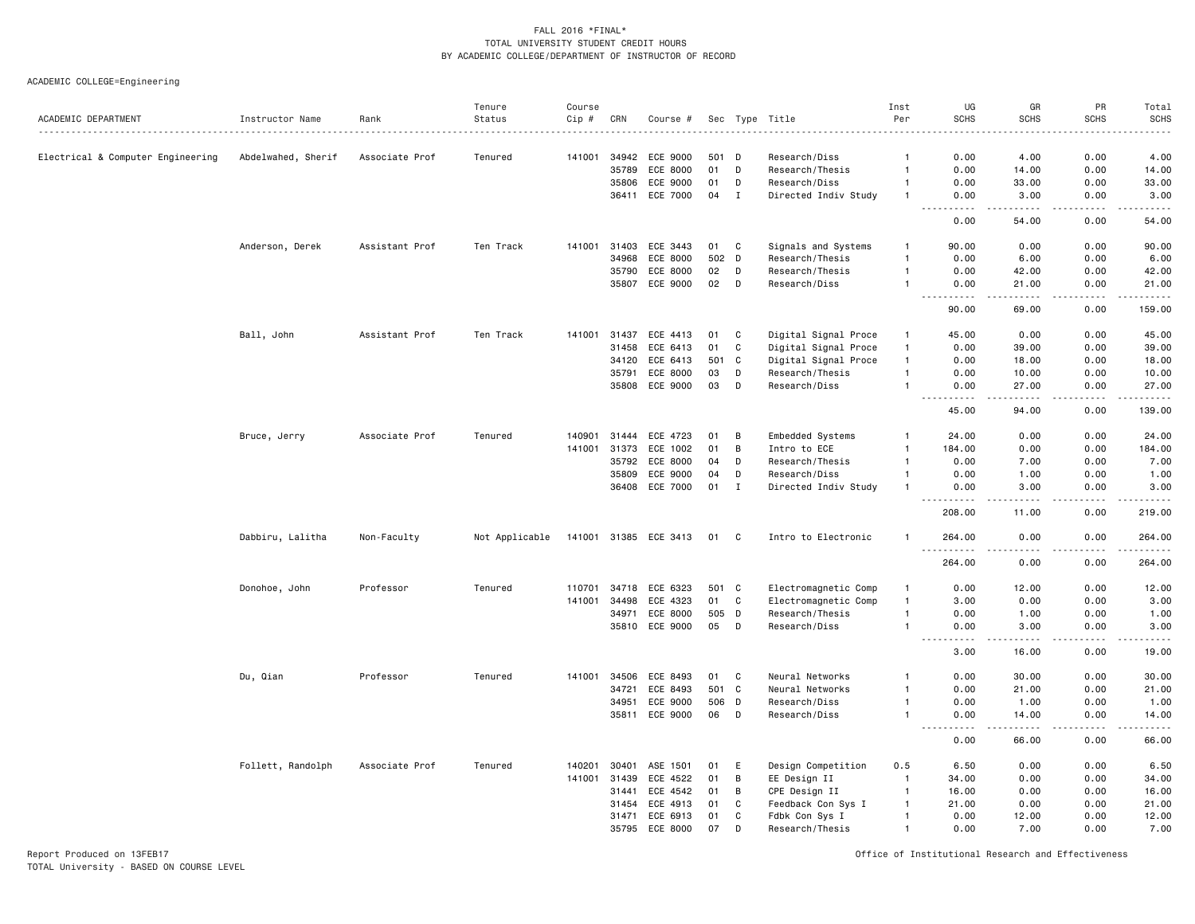FALL 2016 *FINAL*
TOTAL UNIVERSITY STUDENT CREDIT HOURS
BY ACADEMIC COLLEGE/DEPARTMENT OF INSTRUCTOR OF RECORD

ACADEMIC COLLEGE=Engineering

| ACADEMIC DEPARTMENT | Instructor Name | Rank | Tenure Status | Course Cip # | CRN | Course # | Sec | Type | Title | Inst Per | UG SCHS | GR SCHS | PR SCHS | Total SCHS |
|---|---|---|---|---|---|---|---|---|---|---|---|---|---|---|
| Electrical & Computer Engineering | Abdelwahed, Sherif | Associate Prof | Tenured | 141001 | 34942 | ECE 9000 | 501 | D | Research/Diss | 1 | 0.00 | 4.00 | 0.00 | 4.00 |
| | | | | | 35789 | ECE 8000 | 01 | D | Research/Thesis | 1 | 0.00 | 14.00 | 0.00 | 14.00 |
| | | | | | 35806 | ECE 9000 | 01 | D | Research/Diss | 1 | 0.00 | 33.00 | 0.00 | 33.00 |
| | | | | | 36411 | ECE 7000 | 04 | I | Directed Indiv Study | 1 | 0.00 | 3.00 | 0.00 | 3.00 |
| | | | | | | | | | | | 0.00 | 54.00 | 0.00 | 54.00 |
| | Anderson, Derek | Assistant Prof | Ten Track | 141001 | 31403 | ECE 3443 | 01 | C | Signals and Systems | 1 | 90.00 | 0.00 | 0.00 | 90.00 |
| | | | | | 34968 | ECE 8000 | 502 | D | Research/Thesis | 1 | 0.00 | 6.00 | 0.00 | 6.00 |
| | | | | | 35790 | ECE 8000 | 02 | D | Research/Thesis | 1 | 0.00 | 42.00 | 0.00 | 42.00 |
| | | | | | 35807 | ECE 9000 | 02 | D | Research/Diss | 1 | 0.00 | 21.00 | 0.00 | 21.00 |
| | | | | | | | | | | | 90.00 | 69.00 | 0.00 | 159.00 |
| | Ball, John | Assistant Prof | Ten Track | 141001 | 31437 | ECE 4413 | 01 | C | Digital Signal Proce | 1 | 45.00 | 0.00 | 0.00 | 45.00 |
| | | | | | 31458 | ECE 6413 | 01 | C | Digital Signal Proce | 1 | 0.00 | 39.00 | 0.00 | 39.00 |
| | | | | | 34120 | ECE 6413 | 501 | C | Digital Signal Proce | 1 | 0.00 | 18.00 | 0.00 | 18.00 |
| | | | | | 35791 | ECE 8000 | 03 | D | Research/Thesis | 1 | 0.00 | 10.00 | 0.00 | 10.00 |
| | | | | | 35808 | ECE 9000 | 03 | D | Research/Diss | 1 | 0.00 | 27.00 | 0.00 | 27.00 |
| | | | | | | | | | | | 45.00 | 94.00 | 0.00 | 139.00 |
| | Bruce, Jerry | Associate Prof | Tenured | 140901 | 31444 | ECE 4723 | 01 | B | Embedded Systems | 1 | 24.00 | 0.00 | 0.00 | 24.00 |
| | | | | 141001 | 31373 | ECE 1002 | 01 | B | Intro to ECE | 1 | 184.00 | 0.00 | 0.00 | 184.00 |
| | | | | | 35792 | ECE 8000 | 04 | D | Research/Thesis | 1 | 0.00 | 7.00 | 0.00 | 7.00 |
| | | | | | 35809 | ECE 9000 | 04 | D | Research/Diss | 1 | 0.00 | 1.00 | 0.00 | 1.00 |
| | | | | | 36408 | ECE 7000 | 01 | I | Directed Indiv Study | 1 | 0.00 | 3.00 | 0.00 | 3.00 |
| | | | | | | | | | | | 208.00 | 11.00 | 0.00 | 219.00 |
| | Dabbiru, Lalitha | Non-Faculty | Not Applicable | 141001 | 31385 | ECE 3413 | 01 | C | Intro to Electronic | 1 | 264.00 | 0.00 | 0.00 | 264.00 |
| | | | | | | | | | | | 264.00 | 0.00 | 0.00 | 264.00 |
| | Donohoe, John | Professor | Tenured | 110701 | 34718 | ECE 6323 | 501 | C | Electromagnetic Comp | 1 | 0.00 | 12.00 | 0.00 | 12.00 |
| | | | | 141001 | 34498 | ECE 4323 | 01 | C | Electromagnetic Comp | 1 | 3.00 | 0.00 | 0.00 | 3.00 |
| | | | | | 34971 | ECE 8000 | 505 | D | Research/Thesis | 1 | 0.00 | 1.00 | 0.00 | 1.00 |
| | | | | | 35810 | ECE 9000 | 05 | D | Research/Diss | 1 | 0.00 | 3.00 | 0.00 | 3.00 |
| | | | | | | | | | | | 3.00 | 16.00 | 0.00 | 19.00 |
| | Du, Qian | Professor | Tenured | 141001 | 34506 | ECE 8493 | 01 | C | Neural Networks | 1 | 0.00 | 30.00 | 0.00 | 30.00 |
| | | | | | 34721 | ECE 8493 | 501 | C | Neural Networks | 1 | 0.00 | 21.00 | 0.00 | 21.00 |
| | | | | | 34951 | ECE 9000 | 506 | D | Research/Diss | 1 | 0.00 | 1.00 | 0.00 | 1.00 |
| | | | | | 35811 | ECE 9000 | 06 | D | Research/Diss | 1 | 0.00 | 14.00 | 0.00 | 14.00 |
| | | | | | | | | | | | 0.00 | 66.00 | 0.00 | 66.00 |
| | Follett, Randolph | Associate Prof | Tenured | 140201 | 30401 | ASE 1501 | 01 | E | Design Competition | 0.5 | 6.50 | 0.00 | 0.00 | 6.50 |
| | | | | 141001 | 31439 | ECE 4522 | 01 | B | EE Design II | 1 | 34.00 | 0.00 | 0.00 | 34.00 |
| | | | | | 31441 | ECE 4542 | 01 | B | CPE Design II | 1 | 16.00 | 0.00 | 0.00 | 16.00 |
| | | | | | 31454 | ECE 4913 | 01 | C | Feedback Con Sys I | 1 | 21.00 | 0.00 | 0.00 | 21.00 |
| | | | | | 31471 | ECE 6913 | 01 | C | Fdbk Con Sys I | 1 | 0.00 | 12.00 | 0.00 | 12.00 |
| | | | | | 35795 | ECE 8000 | 07 | D | Research/Thesis | 1 | 0.00 | 7.00 | 0.00 | 7.00 |

Report Produced on 13FEB17
TOTAL University - BASED ON COURSE LEVEL

Office of Institutional Research and Effectiveness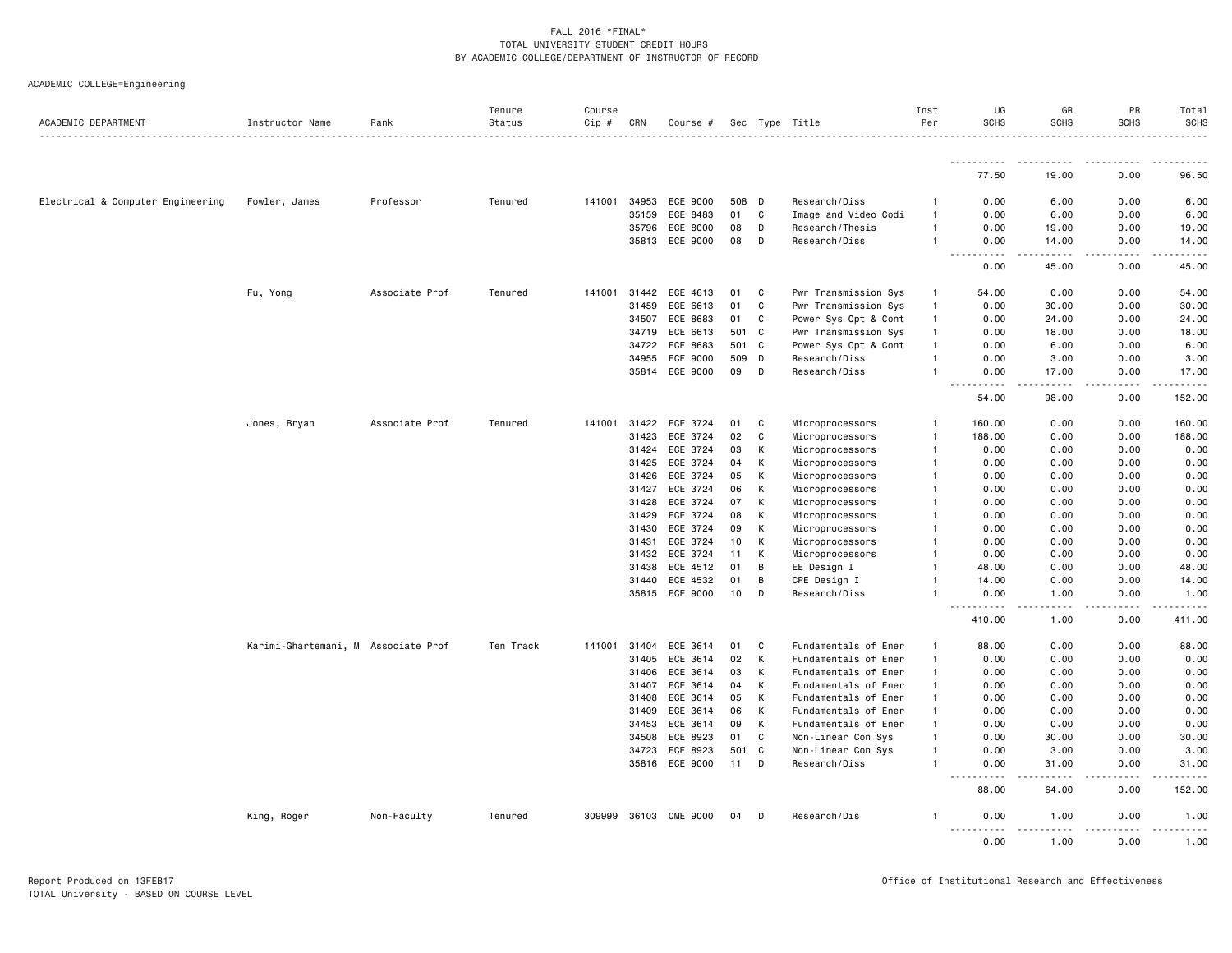FALL 2016 *FINAL*
TOTAL UNIVERSITY STUDENT CREDIT HOURS
BY ACADEMIC COLLEGE/DEPARTMENT OF INSTRUCTOR OF RECORD

ACADEMIC COLLEGE=Engineering

| ACADEMIC DEPARTMENT | Instructor Name | Rank | Tenure Status | Course Cip # | CRN | Course # | Sec | Type | Title | Inst Per | UG SCHS | GR SCHS | PR SCHS | Total SCHS |
|---|---|---|---|---|---|---|---|---|---|---|---|---|---|---|
| | | | | | | | | | | | 77.50 | 19.00 | 0.00 | 96.50 |
| Electrical & Computer Engineering | Fowler, James | Professor | Tenured | 141001 | 34953 | ECE 9000 | 508 | D | Research/Diss | 1 | 0.00 | 6.00 | 0.00 | 6.00 |
| | | | | | 35159 | ECE 8483 | 01 | C | Image and Video Codi | 1 | 0.00 | 6.00 | 0.00 | 6.00 |
| | | | | | 35796 | ECE 8000 | 08 | D | Research/Thesis | 1 | 0.00 | 19.00 | 0.00 | 19.00 |
| | | | | | 35813 | ECE 9000 | 08 | D | Research/Diss | 1 | 0.00 | 14.00 | 0.00 | 14.00 |
| | | | | | | | | | | | 0.00 | 45.00 | 0.00 | 45.00 |
| | Fu, Yong | Associate Prof | Tenured | 141001 | 31442 | ECE 4613 | 01 | C | Pwr Transmission Sys | 1 | 54.00 | 0.00 | 0.00 | 54.00 |
| | | | | | 31459 | ECE 6613 | 01 | C | Pwr Transmission Sys | 1 | 0.00 | 30.00 | 0.00 | 30.00 |
| | | | | | 34507 | ECE 8683 | 01 | C | Power Sys Opt & Cont | 1 | 0.00 | 24.00 | 0.00 | 24.00 |
| | | | | | 34719 | ECE 6613 | 501 | C | Pwr Transmission Sys | 1 | 0.00 | 18.00 | 0.00 | 18.00 |
| | | | | | 34722 | ECE 8683 | 501 | C | Power Sys Opt & Cont | 1 | 0.00 | 6.00 | 0.00 | 6.00 |
| | | | | | 34955 | ECE 9000 | 509 | D | Research/Diss | 1 | 0.00 | 3.00 | 0.00 | 3.00 |
| | | | | | 35814 | ECE 9000 | 09 | D | Research/Diss | 1 | 0.00 | 17.00 | 0.00 | 17.00 |
| | | | | | | | | | | | 54.00 | 98.00 | 0.00 | 152.00 |
| | Jones, Bryan | Associate Prof | Tenured | 141001 | 31422 | ECE 3724 | 01 | C | Microprocessors | 1 | 160.00 | 0.00 | 0.00 | 160.00 |
| | | | | | 31423 | ECE 3724 | 02 | C | Microprocessors | 1 | 188.00 | 0.00 | 0.00 | 188.00 |
| | | | | | 31424 | ECE 3724 | 03 | K | Microprocessors | 1 | 0.00 | 0.00 | 0.00 | 0.00 |
| | | | | | 31425 | ECE 3724 | 04 | K | Microprocessors | 1 | 0.00 | 0.00 | 0.00 | 0.00 |
| | | | | | 31426 | ECE 3724 | 05 | K | Microprocessors | 1 | 0.00 | 0.00 | 0.00 | 0.00 |
| | | | | | 31427 | ECE 3724 | 06 | K | Microprocessors | 1 | 0.00 | 0.00 | 0.00 | 0.00 |
| | | | | | 31428 | ECE 3724 | 07 | K | Microprocessors | 1 | 0.00 | 0.00 | 0.00 | 0.00 |
| | | | | | 31429 | ECE 3724 | 08 | K | Microprocessors | 1 | 0.00 | 0.00 | 0.00 | 0.00 |
| | | | | | 31430 | ECE 3724 | 09 | K | Microprocessors | 1 | 0.00 | 0.00 | 0.00 | 0.00 |
| | | | | | 31431 | ECE 3724 | 10 | K | Microprocessors | 1 | 0.00 | 0.00 | 0.00 | 0.00 |
| | | | | | 31432 | ECE 3724 | 11 | K | Microprocessors | 1 | 0.00 | 0.00 | 0.00 | 0.00 |
| | | | | | 31438 | ECE 4512 | 01 | B | EE Design I | 1 | 48.00 | 0.00 | 0.00 | 48.00 |
| | | | | | 31440 | ECE 4532 | 01 | B | CPE Design I | 1 | 14.00 | 0.00 | 0.00 | 14.00 |
| | | | | | 35815 | ECE 9000 | 10 | D | Research/Diss | 1 | 0.00 | 1.00 | 0.00 | 1.00 |
| | | | | | | | | | | | 410.00 | 1.00 | 0.00 | 411.00 |
| | Karimi-Ghartemani, M | Associate Prof | Ten Track | 141001 | 31404 | ECE 3614 | 01 | C | Fundamentals of Ener | 1 | 88.00 | 0.00 | 0.00 | 88.00 |
| | | | | | 31405 | ECE 3614 | 02 | K | Fundamentals of Ener | 1 | 0.00 | 0.00 | 0.00 | 0.00 |
| | | | | | 31406 | ECE 3614 | 03 | K | Fundamentals of Ener | 1 | 0.00 | 0.00 | 0.00 | 0.00 |
| | | | | | 31407 | ECE 3614 | 04 | K | Fundamentals of Ener | 1 | 0.00 | 0.00 | 0.00 | 0.00 |
| | | | | | 31408 | ECE 3614 | 05 | K | Fundamentals of Ener | 1 | 0.00 | 0.00 | 0.00 | 0.00 |
| | | | | | 31409 | ECE 3614 | 06 | K | Fundamentals of Ener | 1 | 0.00 | 0.00 | 0.00 | 0.00 |
| | | | | | 34453 | ECE 3614 | 09 | K | Fundamentals of Ener | 1 | 0.00 | 0.00 | 0.00 | 0.00 |
| | | | | | 34508 | ECE 8923 | 01 | C | Non-Linear Con Sys | 1 | 0.00 | 30.00 | 0.00 | 30.00 |
| | | | | | 34723 | ECE 8923 | 501 | C | Non-Linear Con Sys | 1 | 0.00 | 3.00 | 0.00 | 3.00 |
| | | | | | 35816 | ECE 9000 | 11 | D | Research/Diss | 1 | 0.00 | 31.00 | 0.00 | 31.00 |
| | | | | | | | | | | | 88.00 | 64.00 | 0.00 | 152.00 |
| | King, Roger | Non-Faculty | Tenured | 309999 | 36103 | CME 9000 | 04 | D | Research/Dis | 1 | 0.00 | 1.00 | 0.00 | 1.00 |
| | | | | | | | | | | | 0.00 | 1.00 | 0.00 | 1.00 |

Report Produced on 13FEB17
TOTAL University - BASED ON COURSE LEVEL

Office of Institutional Research and Effectiveness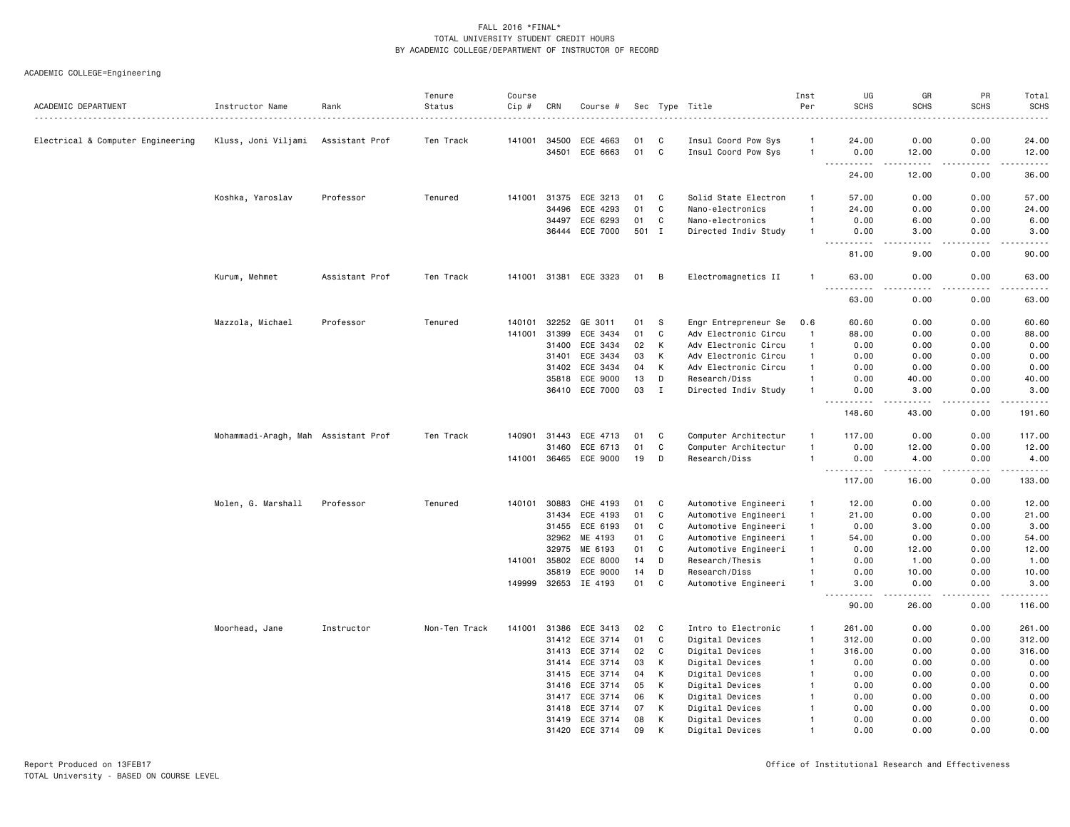FALL 2016 *FINAL*
TOTAL UNIVERSITY STUDENT CREDIT HOURS
BY ACADEMIC COLLEGE/DEPARTMENT OF INSTRUCTOR OF RECORD

ACADEMIC COLLEGE=Engineering

| ACADEMIC DEPARTMENT | Instructor Name | Rank | Tenure Status | Course Cip # | CRN | Course # | Sec | Type | Title | Inst Per | UG SCHS | GR SCHS | PR SCHS | Total SCHS |
|---|---|---|---|---|---|---|---|---|---|---|---|---|---|---|
| Electrical & Computer Engineering | Kluss, Joni Viljami | Assistant Prof | Ten Track | 141001 | 34500 | ECE 4663 | 01 | C | Insul Coord Pow Sys | 1 | 24.00 | 0.00 | 0.00 | 24.00 |
| | | | | | 34501 | ECE 6663 | 01 | C | Insul Coord Pow Sys | 1 | 0.00 | 12.00 | 0.00 | 12.00 |
| | | | | | | | | | | | 24.00 | 12.00 | 0.00 | 36.00 |
| | Koshka, Yaroslav | Professor | Tenured | 141001 | 31375 | ECE 3213 | 01 | C | Solid State Electron | 1 | 57.00 | 0.00 | 0.00 | 57.00 |
| | | | | | 34496 | ECE 4293 | 01 | C | Nano-electronics | 1 | 24.00 | 0.00 | 0.00 | 24.00 |
| | | | | | 34497 | ECE 6293 | 01 | C | Nano-electronics | 1 | 0.00 | 6.00 | 0.00 | 6.00 |
| | | | | | 36444 | ECE 7000 | 501 | I | Directed Indiv Study | 1 | 0.00 | 3.00 | 0.00 | 3.00 |
| | | | | | | | | | | | 81.00 | 9.00 | 0.00 | 90.00 |
| | Kurum, Mehmet | Assistant Prof | Ten Track | 141001 | 31381 | ECE 3323 | 01 | B | Electromagnetics II | 1 | 63.00 | 0.00 | 0.00 | 63.00 |
| | | | | | | | | | | | 63.00 | 0.00 | 0.00 | 63.00 |
| | Mazzola, Michael | Professor | Tenured | 140101 | 32252 | GE 3011 | 01 | S | Engr Entrepreneur Se | 0.6 | 60.60 | 0.00 | 0.00 | 60.60 |
| | | | | 141001 | 31399 | ECE 3434 | 01 | C | Adv Electronic Circu | 1 | 88.00 | 0.00 | 0.00 | 88.00 |
| | | | | | 31400 | ECE 3434 | 02 | K | Adv Electronic Circu | 1 | 0.00 | 0.00 | 0.00 | 0.00 |
| | | | | | 31401 | ECE 3434 | 03 | K | Adv Electronic Circu | 1 | 0.00 | 0.00 | 0.00 | 0.00 |
| | | | | | 31402 | ECE 3434 | 04 | K | Adv Electronic Circu | 1 | 0.00 | 0.00 | 0.00 | 0.00 |
| | | | | | 35818 | ECE 9000 | 13 | D | Research/Diss | 1 | 0.00 | 40.00 | 0.00 | 40.00 |
| | | | | | 36410 | ECE 7000 | 03 | I | Directed Indiv Study | 1 | 0.00 | 3.00 | 0.00 | 3.00 |
| | | | | | | | | | | | 148.60 | 43.00 | 0.00 | 191.60 |
| | Mohammadi-Aragh, Mah | Assistant Prof | Ten Track | 140901 | 31443 | ECE 4713 | 01 | C | Computer Architectur | 1 | 117.00 | 0.00 | 0.00 | 117.00 |
| | | | | | 31460 | ECE 6713 | 01 | C | Computer Architectur | 1 | 0.00 | 12.00 | 0.00 | 12.00 |
| | | | | 141001 | 36465 | ECE 9000 | 19 | D | Research/Diss | 1 | 0.00 | 4.00 | 0.00 | 4.00 |
| | | | | | | | | | | | 117.00 | 16.00 | 0.00 | 133.00 |
| | Molen, G. Marshall | Professor | Tenured | 140101 | 30883 | CHE 4193 | 01 | C | Automotive Engineeri | 1 | 12.00 | 0.00 | 0.00 | 12.00 |
| | | | | | 31434 | ECE 4193 | 01 | C | Automotive Engineeri | 1 | 21.00 | 0.00 | 0.00 | 21.00 |
| | | | | | 31455 | ECE 6193 | 01 | C | Automotive Engineeri | 1 | 0.00 | 3.00 | 0.00 | 3.00 |
| | | | | | 32962 | ME 4193 | 01 | C | Automotive Engineeri | 1 | 54.00 | 0.00 | 0.00 | 54.00 |
| | | | | | 32975 | ME 6193 | 01 | C | Automotive Engineeri | 1 | 0.00 | 12.00 | 0.00 | 12.00 |
| | | | | 141001 | 35802 | ECE 8000 | 14 | D | Research/Thesis | 1 | 0.00 | 1.00 | 0.00 | 1.00 |
| | | | | | 35819 | ECE 9000 | 14 | D | Research/Diss | 1 | 0.00 | 10.00 | 0.00 | 10.00 |
| | | | | 149999 | 32653 | IE 4193 | 01 | C | Automotive Engineeri | 1 | 3.00 | 0.00 | 0.00 | 3.00 |
| | | | | | | | | | | | 90.00 | 26.00 | 0.00 | 116.00 |
| | Moorhead, Jane | Instructor | Non-Ten Track | 141001 | 31386 | ECE 3413 | 02 | C | Intro to Electronic | 1 | 261.00 | 0.00 | 0.00 | 261.00 |
| | | | | | 31412 | ECE 3714 | 01 | C | Digital Devices | 1 | 312.00 | 0.00 | 0.00 | 312.00 |
| | | | | | 31413 | ECE 3714 | 02 | C | Digital Devices | 1 | 316.00 | 0.00 | 0.00 | 316.00 |
| | | | | | 31414 | ECE 3714 | 03 | K | Digital Devices | 1 | 0.00 | 0.00 | 0.00 | 0.00 |
| | | | | | 31415 | ECE 3714 | 04 | K | Digital Devices | 1 | 0.00 | 0.00 | 0.00 | 0.00 |
| | | | | | 31416 | ECE 3714 | 05 | K | Digital Devices | 1 | 0.00 | 0.00 | 0.00 | 0.00 |
| | | | | | 31417 | ECE 3714 | 06 | K | Digital Devices | 1 | 0.00 | 0.00 | 0.00 | 0.00 |
| | | | | | 31418 | ECE 3714 | 07 | K | Digital Devices | 1 | 0.00 | 0.00 | 0.00 | 0.00 |
| | | | | | 31419 | ECE 3714 | 08 | K | Digital Devices | 1 | 0.00 | 0.00 | 0.00 | 0.00 |
| | | | | | 31420 | ECE 3714 | 09 | K | Digital Devices | 1 | 0.00 | 0.00 | 0.00 | 0.00 |

Report Produced on 13FEB17
TOTAL University - BASED ON COURSE LEVEL

Office of Institutional Research and Effectiveness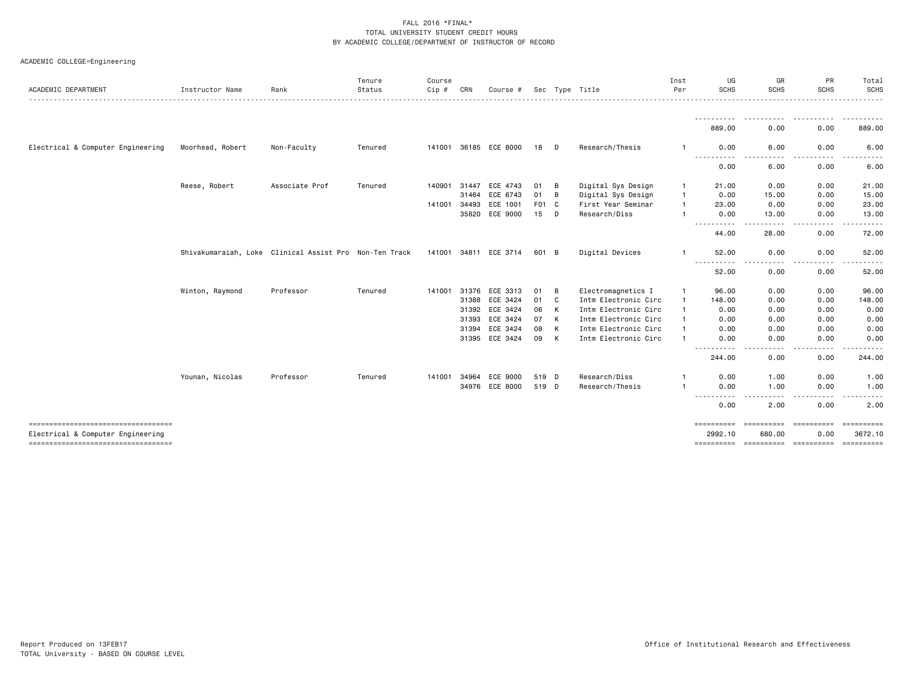# FALL 2016 *FINAL*
## TOTAL UNIVERSITY STUDENT CREDIT HOURS
## BY ACADEMIC COLLEGE/DEPARTMENT OF INSTRUCTOR OF RECORD

ACADEMIC COLLEGE=Engineering

| ACADEMIC DEPARTMENT | Instructor Name | Rank | Tenure Status | Course Cip # | CRN | Course # | Sec | Type | Title | Inst Per | UG SCHS | GR SCHS | PR SCHS | Total SCHS |
|---|---|---|---|---|---|---|---|---|---|---|---|---|---|---|
| | | | | | | | | | | | 889.00 | 0.00 | 0.00 | 889.00 |
| Electrical & Computer Engineering | Moorhead, Robert | Non-Faculty | Tenured | 141001 | 36185 | ECE 8000 | 18 | D | Research/Thesis | 1 | 0.00 | 6.00 | 0.00 | 6.00 |
| | | | | | | | | | | | 0.00 | 6.00 | 0.00 | 6.00 |
| | Reese, Robert | Associate Prof | Tenured | 140901 | 31447 | ECE 4743 | 01 | B | Digital Sys Design | 1 | 21.00 | 0.00 | 0.00 | 21.00 |
| | | | | | 31464 | ECE 6743 | 01 | B | Digital Sys Design | 1 | 0.00 | 15.00 | 0.00 | 15.00 |
| | | | | 141001 | 34493 | ECE 1001 | F01 | C | First Year Seminar | 1 | 23.00 | 0.00 | 0.00 | 23.00 |
| | | | | | 35820 | ECE 9000 | 15 | D | Research/Diss | 1 | 0.00 | 13.00 | 0.00 | 13.00 |
| | | | | | | | | | | | 44.00 | 28.00 | 0.00 | 72.00 |
| | Shivakumaraiah, Loke | Clinical Assist Pro | Non-Ten Track | 141001 | 34811 | ECE 3714 | 601 | B | Digital Devices | 1 | 52.00 | 0.00 | 0.00 | 52.00 |
| | | | | | | | | | | | 52.00 | 0.00 | 0.00 | 52.00 |
| | Winton, Raymond | Professor | Tenured | 141001 | 31376 | ECE 3313 | 01 | B | Electromagnetics I | 1 | 96.00 | 0.00 | 0.00 | 96.00 |
| | | | | | 31388 | ECE 3424 | 01 | C | Intm Electronic Circ | 1 | 148.00 | 0.00 | 0.00 | 148.00 |
| | | | | | 31392 | ECE 3424 | 06 | K | Intm Electronic Circ | 1 | 0.00 | 0.00 | 0.00 | 0.00 |
| | | | | | 31393 | ECE 3424 | 07 | K | Intm Electronic Circ | 1 | 0.00 | 0.00 | 0.00 | 0.00 |
| | | | | | 31394 | ECE 3424 | 08 | K | Intm Electronic Circ | 1 | 0.00 | 0.00 | 0.00 | 0.00 |
| | | | | | 31395 | ECE 3424 | 09 | K | Intm Electronic Circ | 1 | 0.00 | 0.00 | 0.00 | 0.00 |
| | | | | | | | | | | | 244.00 | 0.00 | 0.00 | 244.00 |
| | Younan, Nicolas | Professor | Tenured | 141001 | 34964 | ECE 9000 | 519 | D | Research/Diss | 1 | 0.00 | 1.00 | 0.00 | 1.00 |
| | | | | | 34976 | ECE 8000 | 519 | D | Research/Thesis | 1 | 0.00 | 1.00 | 0.00 | 1.00 |
| | | | | | | | | | | | 0.00 | 2.00 | 0.00 | 2.00 |
| Electrical & Computer Engineering | | | | | | | | | | | 2992.10 | 680.00 | 0.00 | 3672.10 |

Report Produced on 13FEB17
TOTAL University - BASED ON COURSE LEVEL

Office of Institutional Research and Effectiveness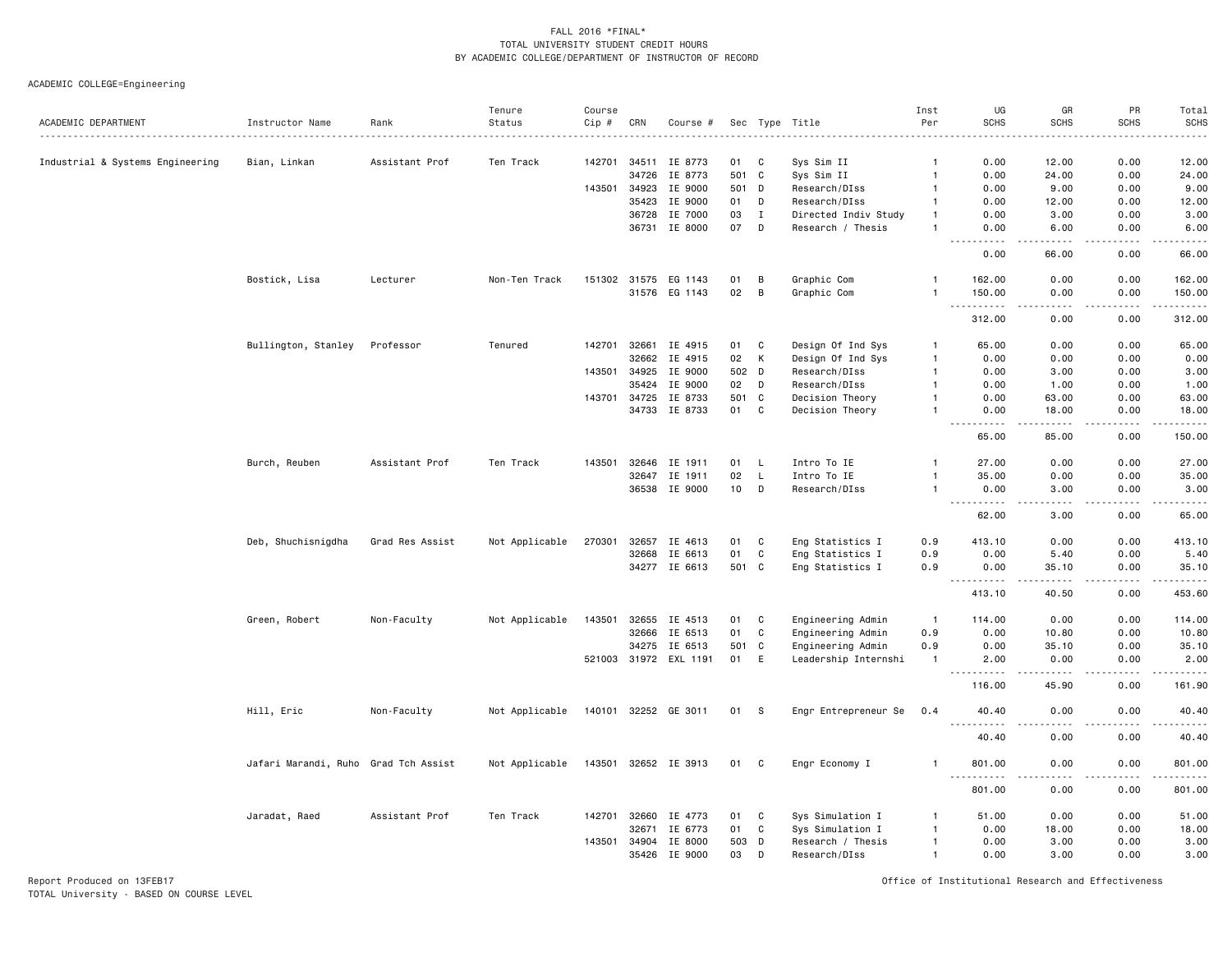FALL 2016 *FINAL*
TOTAL UNIVERSITY STUDENT CREDIT HOURS
BY ACADEMIC COLLEGE/DEPARTMENT OF INSTRUCTOR OF RECORD

ACADEMIC COLLEGE=Engineering

| ACADEMIC DEPARTMENT | Instructor Name | Rank | Tenure Status | Course Cip # | CRN | Course # | Sec | Type | Title | Inst Per | UG SCHS | GR SCHS | PR SCHS | Total SCHS |
|---|---|---|---|---|---|---|---|---|---|---|---|---|---|---|
| Industrial & Systems Engineering | Bian, Linkan | Assistant Prof | Ten Track | 142701 | 34511 | IE 8773 | 01 | C | Sys Sim II | 1 | 0.00 | 12.00 | 0.00 | 12.00 |
| | | | | | 34726 | IE 8773 | 501 | C | Sys Sim II | 1 | 0.00 | 24.00 | 0.00 | 24.00 |
| | | | | 143501 | 34923 | IE 9000 | 501 | D | Research/DIss | 1 | 0.00 | 9.00 | 0.00 | 9.00 |
| | | | | | 35423 | IE 9000 | 01 | D | Research/DIss | 1 | 0.00 | 12.00 | 0.00 | 12.00 |
| | | | | | 36728 | IE 7000 | 03 | I | Directed Indiv Study | 1 | 0.00 | 3.00 | 0.00 | 3.00 |
| | | | | | 36731 | IE 8000 | 07 | D | Research / Thesis | 1 | 0.00 | 6.00 | 0.00 | 6.00 |
| | | | | | | | | | | | 0.00 | 66.00 | 0.00 | 66.00 |
| | Bostick, Lisa | Lecturer | Non-Ten Track | 151302 | 31575 | EG 1143 | 01 | B | Graphic Com | 1 | 162.00 | 0.00 | 0.00 | 162.00 |
| | | | | | 31576 | EG 1143 | 02 | B | Graphic Com | 1 | 150.00 | 0.00 | 0.00 | 150.00 |
| | | | | | | | | | | | 312.00 | 0.00 | 0.00 | 312.00 |
| | Bullington, Stanley | Professor | Tenured | 142701 | 32661 | IE 4915 | 01 | C | Design Of Ind Sys | 1 | 65.00 | 0.00 | 0.00 | 65.00 |
| | | | | | 32662 | IE 4915 | 02 | K | Design Of Ind Sys | 1 | 0.00 | 0.00 | 0.00 | 0.00 |
| | | | | 143501 | 34925 | IE 9000 | 502 | D | Research/DIss | 1 | 0.00 | 3.00 | 0.00 | 3.00 |
| | | | | | 35424 | IE 9000 | 02 | D | Research/DIss | 1 | 0.00 | 1.00 | 0.00 | 1.00 |
| | | | | 143701 | 34725 | IE 8733 | 501 | C | Decision Theory | 1 | 0.00 | 63.00 | 0.00 | 63.00 |
| | | | | | 34733 | IE 8733 | 01 | C | Decision Theory | 1 | 0.00 | 18.00 | 0.00 | 18.00 |
| | | | | | | | | | | | 65.00 | 85.00 | 0.00 | 150.00 |
| | Burch, Reuben | Assistant Prof | Ten Track | 143501 | 32646 | IE 1911 | 01 | L | Intro To IE | 1 | 27.00 | 0.00 | 0.00 | 27.00 |
| | | | | | 32647 | IE 1911 | 02 | L | Intro To IE | 1 | 35.00 | 0.00 | 0.00 | 35.00 |
| | | | | | 36538 | IE 9000 | 10 | D | Research/DIss | 1 | 0.00 | 3.00 | 0.00 | 3.00 |
| | | | | | | | | | | | 62.00 | 3.00 | 0.00 | 65.00 |
| | Deb, Shuchisnigdha | Grad Res Assist | Not Applicable | 270301 | 32657 | IE 4613 | 01 | C | Eng Statistics I | 0.9 | 413.10 | 0.00 | 0.00 | 413.10 |
| | | | | | 32668 | IE 6613 | 01 | C | Eng Statistics I | 0.9 | 0.00 | 5.40 | 0.00 | 5.40 |
| | | | | | 34277 | IE 6613 | 501 | C | Eng Statistics I | 0.9 | 0.00 | 35.10 | 0.00 | 35.10 |
| | | | | | | | | | | | 413.10 | 40.50 | 0.00 | 453.60 |
| | Green, Robert | Non-Faculty | Not Applicable | 143501 | 32655 | IE 4513 | 01 | C | Engineering Admin | 1 | 114.00 | 0.00 | 0.00 | 114.00 |
| | | | | | 32666 | IE 6513 | 01 | C | Engineering Admin | 0.9 | 0.00 | 10.80 | 0.00 | 10.80 |
| | | | | | 34275 | IE 6513 | 501 | C | Engineering Admin | 0.9 | 0.00 | 35.10 | 0.00 | 35.10 |
| | | | | 521003 | 31972 | EXL 1191 | 01 | E | Leadership Internshi | 1 | 2.00 | 0.00 | 0.00 | 2.00 |
| | | | | | | | | | | | 116.00 | 45.90 | 0.00 | 161.90 |
| | Hill, Eric | Non-Faculty | Not Applicable | 140101 | 32252 | GE 3011 | 01 | S | Engr Entrepreneur Se | 0.4 | 40.40 | 0.00 | 0.00 | 40.40 |
| | | | | | | | | | | | 40.40 | 0.00 | 0.00 | 40.40 |
| | Jafari Marandi, Ruho | Grad Tch Assist | Not Applicable | 143501 | 32652 | IE 3913 | 01 | C | Engr Economy I | 1 | 801.00 | 0.00 | 0.00 | 801.00 |
| | | | | | | | | | | | 801.00 | 0.00 | 0.00 | 801.00 |
| | Jaradat, Raed | Assistant Prof | Ten Track | 142701 | 32660 | IE 4773 | 01 | C | Sys Simulation I | 1 | 51.00 | 0.00 | 0.00 | 51.00 |
| | | | | | 32671 | IE 6773 | 01 | C | Sys Simulation I | 1 | 0.00 | 18.00 | 0.00 | 18.00 |
| | | | | 143501 | 34904 | IE 8000 | 503 | D | Research / Thesis | 1 | 0.00 | 3.00 | 0.00 | 3.00 |
| | | | | | 35426 | IE 9000 | 03 | D | Research/DIss | 1 | 0.00 | 3.00 | 0.00 | 3.00 |

Report Produced on 13FEB17
TOTAL University - BASED ON COURSE LEVEL

Office of Institutional Research and Effectiveness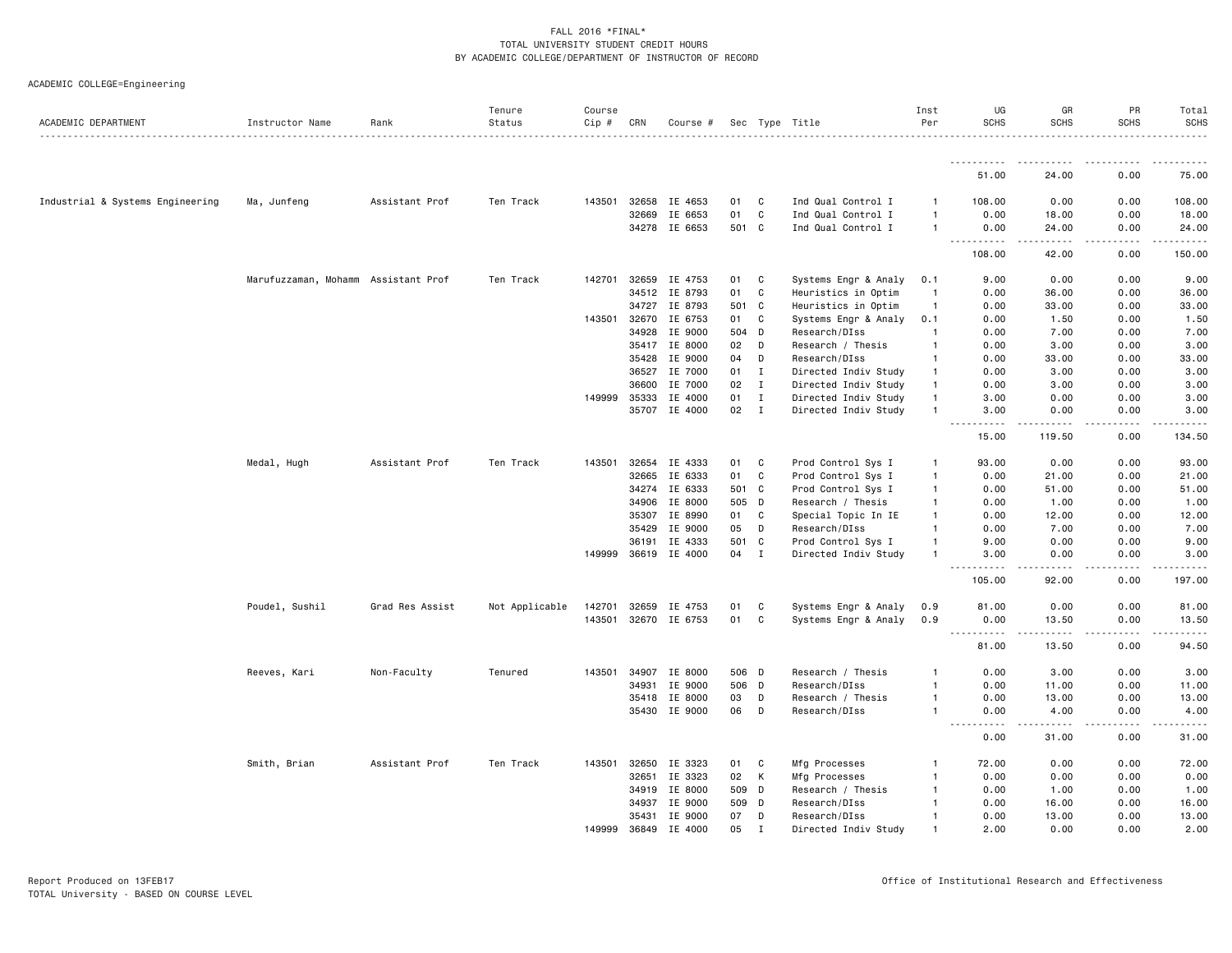FALL 2016 *FINAL*
TOTAL UNIVERSITY STUDENT CREDIT HOURS
BY ACADEMIC COLLEGE/DEPARTMENT OF INSTRUCTOR OF RECORD

ACADEMIC COLLEGE=Engineering

| ACADEMIC DEPARTMENT | Instructor Name | Rank | Tenure Status | Course Cip # | CRN | Course # | Sec | Type | Title | Inst Per | UG SCHS | GR SCHS | PR SCHS | Total SCHS |
|---|---|---|---|---|---|---|---|---|---|---|---|---|---|---|
| | | | | | | | | | | | 51.00 | 24.00 | 0.00 | 75.00 |
| Industrial & Systems Engineering | Ma, Junfeng | Assistant Prof | Ten Track | 143501 | 32658 | IE 4653 | 01 | C | Ind Qual Control I | 1 | 108.00 | 0.00 | 0.00 | 108.00 |
| | | | | | 32669 | IE 6653 | 01 | C | Ind Qual Control I | 1 | 0.00 | 18.00 | 0.00 | 18.00 |
| | | | | | 34278 | IE 6653 | 501 | C | Ind Qual Control I | 1 | 0.00 | 24.00 | 0.00 | 24.00 |
| | | | | | | | | | | | 108.00 | 42.00 | 0.00 | 150.00 |
| | Marufuzzaman, Mohamm | Assistant Prof | Ten Track | 142701 | 32659 | IE 4753 | 01 | C | Systems Engr & Analy | 0.1 | 9.00 | 0.00 | 0.00 | 9.00 |
| | | | | | 34512 | IE 8793 | 01 | C | Heuristics in Optim | 1 | 0.00 | 36.00 | 0.00 | 36.00 |
| | | | | | 34727 | IE 8793 | 501 | C | Heuristics in Optim | 1 | 0.00 | 33.00 | 0.00 | 33.00 |
| | | | | 143501 | 32670 | IE 6753 | 01 | C | Systems Engr & Analy | 0.1 | 0.00 | 1.50 | 0.00 | 1.50 |
| | | | | | 34928 | IE 9000 | 504 | D | Research/DIss | 1 | 0.00 | 7.00 | 0.00 | 7.00 |
| | | | | | 35417 | IE 8000 | 02 | D | Research / Thesis | 1 | 0.00 | 3.00 | 0.00 | 3.00 |
| | | | | | 35428 | IE 9000 | 04 | D | Research/DIss | 1 | 0.00 | 33.00 | 0.00 | 33.00 |
| | | | | | 36527 | IE 7000 | 01 | I | Directed Indiv Study | 1 | 0.00 | 3.00 | 0.00 | 3.00 |
| | | | | | 36600 | IE 7000 | 02 | I | Directed Indiv Study | 1 | 0.00 | 3.00 | 0.00 | 3.00 |
| | | | | 149999 | 35333 | IE 4000 | 01 | I | Directed Indiv Study | 1 | 3.00 | 0.00 | 0.00 | 3.00 |
| | | | | | 35707 | IE 4000 | 02 | I | Directed Indiv Study | 1 | 3.00 | 0.00 | 0.00 | 3.00 |
| | | | | | | | | | | | 15.00 | 119.50 | 0.00 | 134.50 |
| | Medal, Hugh | Assistant Prof | Ten Track | 143501 | 32654 | IE 4333 | 01 | C | Prod Control Sys I | 1 | 93.00 | 0.00 | 0.00 | 93.00 |
| | | | | | 32665 | IE 6333 | 01 | C | Prod Control Sys I | 1 | 0.00 | 21.00 | 0.00 | 21.00 |
| | | | | | 34274 | IE 6333 | 501 | C | Prod Control Sys I | 1 | 0.00 | 51.00 | 0.00 | 51.00 |
| | | | | | 34906 | IE 8000 | 505 | D | Research / Thesis | 1 | 0.00 | 1.00 | 0.00 | 1.00 |
| | | | | | 35307 | IE 8990 | 01 | C | Special Topic In IE | 1 | 0.00 | 12.00 | 0.00 | 12.00 |
| | | | | | 35429 | IE 9000 | 05 | D | Research/DIss | 1 | 0.00 | 7.00 | 0.00 | 7.00 |
| | | | | | 36191 | IE 4333 | 501 | C | Prod Control Sys I | 1 | 9.00 | 0.00 | 0.00 | 9.00 |
| | | | | 149999 | 36619 | IE 4000 | 04 | I | Directed Indiv Study | 1 | 3.00 | 0.00 | 0.00 | 3.00 |
| | | | | | | | | | | | 105.00 | 92.00 | 0.00 | 197.00 |
| | Poudel, Sushil | Grad Res Assist | Not Applicable | 142701 | 32659 | IE 4753 | 01 | C | Systems Engr & Analy | 0.9 | 81.00 | 0.00 | 0.00 | 81.00 |
| | | | | 143501 | 32670 | IE 6753 | 01 | C | Systems Engr & Analy | 0.9 | 0.00 | 13.50 | 0.00 | 13.50 |
| | | | | | | | | | | | 81.00 | 13.50 | 0.00 | 94.50 |
| | Reeves, Kari | Non-Faculty | Tenured | 143501 | 34907 | IE 8000 | 506 | D | Research / Thesis | 1 | 0.00 | 3.00 | 0.00 | 3.00 |
| | | | | | 34931 | IE 9000 | 506 | D | Research/DIss | 1 | 0.00 | 11.00 | 0.00 | 11.00 |
| | | | | | 35418 | IE 8000 | 03 | D | Research / Thesis | 1 | 0.00 | 13.00 | 0.00 | 13.00 |
| | | | | | 35430 | IE 9000 | 06 | D | Research/DIss | 1 | 0.00 | 4.00 | 0.00 | 4.00 |
| | | | | | | | | | | | 0.00 | 31.00 | 0.00 | 31.00 |
| | Smith, Brian | Assistant Prof | Ten Track | 143501 | 32650 | IE 3323 | 01 | C | Mfg Processes | 1 | 72.00 | 0.00 | 0.00 | 72.00 |
| | | | | | 32651 | IE 3323 | 02 | K | Mfg Processes | 1 | 0.00 | 0.00 | 0.00 | 0.00 |
| | | | | | 34919 | IE 8000 | 509 | D | Research / Thesis | 1 | 0.00 | 1.00 | 0.00 | 1.00 |
| | | | | | 34937 | IE 9000 | 509 | D | Research/DIss | 1 | 0.00 | 16.00 | 0.00 | 16.00 |
| | | | | | 35431 | IE 9000 | 07 | D | Research/DIss | 1 | 0.00 | 13.00 | 0.00 | 13.00 |
| | | | | 149999 | 36849 | IE 4000 | 05 | I | Directed Indiv Study | 1 | 2.00 | 0.00 | 0.00 | 2.00 |

Report Produced on 13FEB17
TOTAL University - BASED ON COURSE LEVEL

Office of Institutional Research and Effectiveness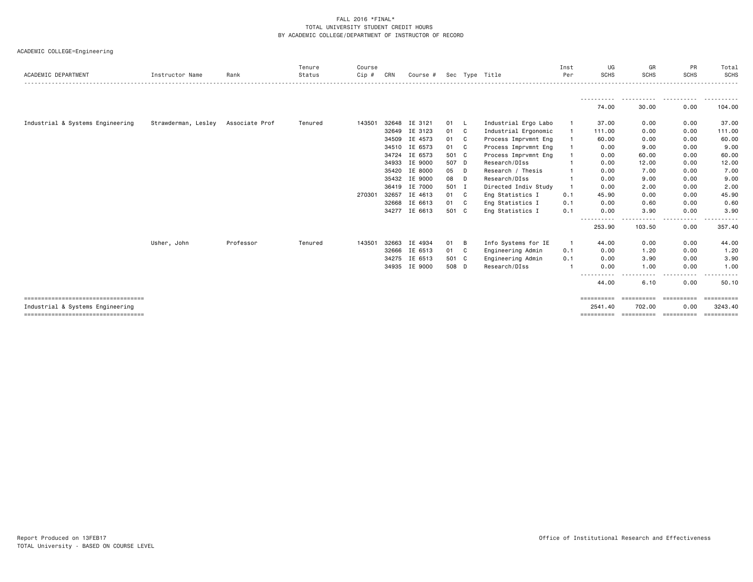FALL 2016 *FINAL*
TOTAL UNIVERSITY STUDENT CREDIT HOURS
BY ACADEMIC COLLEGE/DEPARTMENT OF INSTRUCTOR OF RECORD

ACADEMIC COLLEGE=Engineering

| ACADEMIC DEPARTMENT | Instructor Name | Rank | Tenure Status | Course Cip # | CRN | Course # | Sec | Type | Title | Inst Per | UG SCHS | GR SCHS | PR SCHS | Total SCHS |
|---|---|---|---|---|---|---|---|---|---|---|---|---|---|---|
| | | | | | | | | | | | 74.00 | 30.00 | 0.00 | 104.00 |
| Industrial & Systems Engineering | Strawderman, Lesley | Associate Prof | Tenured | 143501 | 32648 | IE 3121 | 01 | L | Industrial Ergo Labo | 1 | 37.00 | 0.00 | 0.00 | 37.00 |
| | | | | | 32649 | IE 3123 | 01 | C | Industrial Ergonomic | 1 | 111.00 | 0.00 | 0.00 | 111.00 |
| | | | | | 34509 | IE 4573 | 01 | C | Process Imprvmnt Eng | 1 | 60.00 | 0.00 | 0.00 | 60.00 |
| | | | | | 34510 | IE 6573 | 01 | C | Process Imprvmnt Eng | 1 | 0.00 | 9.00 | 0.00 | 9.00 |
| | | | | | 34724 | IE 6573 | 501 | C | Process Imprvmnt Eng | 1 | 0.00 | 60.00 | 0.00 | 60.00 |
| | | | | | 34933 | IE 9000 | 507 | D | Research/DIss | 1 | 0.00 | 12.00 | 0.00 | 12.00 |
| | | | | | 35420 | IE 8000 | 05 | D | Research / Thesis | 1 | 0.00 | 7.00 | 0.00 | 7.00 |
| | | | | | 35432 | IE 9000 | 08 | D | Research/DIss | 1 | 0.00 | 9.00 | 0.00 | 9.00 |
| | | | | | 36419 | IE 7000 | 501 | I | Directed Indiv Study | 1 | 0.00 | 2.00 | 0.00 | 2.00 |
| | | | | 270301 | 32657 | IE 4613 | 01 | C | Eng Statistics I | 0.1 | 45.90 | 0.00 | 0.00 | 45.90 |
| | | | | | 32668 | IE 6613 | 01 | C | Eng Statistics I | 0.1 | 0.00 | 0.60 | 0.00 | 0.60 |
| | | | | | 34277 | IE 6613 | 501 | C | Eng Statistics I | 0.1 | 0.00 | 3.90 | 0.00 | 3.90 |
| | | | | | | | | | | | 253.90 | 103.50 | 0.00 | 357.40 |
| | Usher, John | Professor | Tenured | 143501 | 32663 | IE 4934 | 01 | B | Info Systems for IE | 1 | 44.00 | 0.00 | 0.00 | 44.00 |
| | | | | | 32666 | IE 6513 | 01 | C | Engineering Admin | 0.1 | 0.00 | 1.20 | 0.00 | 1.20 |
| | | | | | 34275 | IE 6513 | 501 | C | Engineering Admin | 0.1 | 0.00 | 3.90 | 0.00 | 3.90 |
| | | | | | 34935 | IE 9000 | 508 | D | Research/DIss | 1 | 0.00 | 1.00 | 0.00 | 1.00 |
| | | | | | | | | | | | 44.00 | 6.10 | 0.00 | 50.10 |
| Industrial & Systems Engineering | | | | | | | | | | | 2541.40 | 702.00 | 0.00 | 3243.40 |

Report Produced on 13FEB17
TOTAL University - BASED ON COURSE LEVEL

Office of Institutional Research and Effectiveness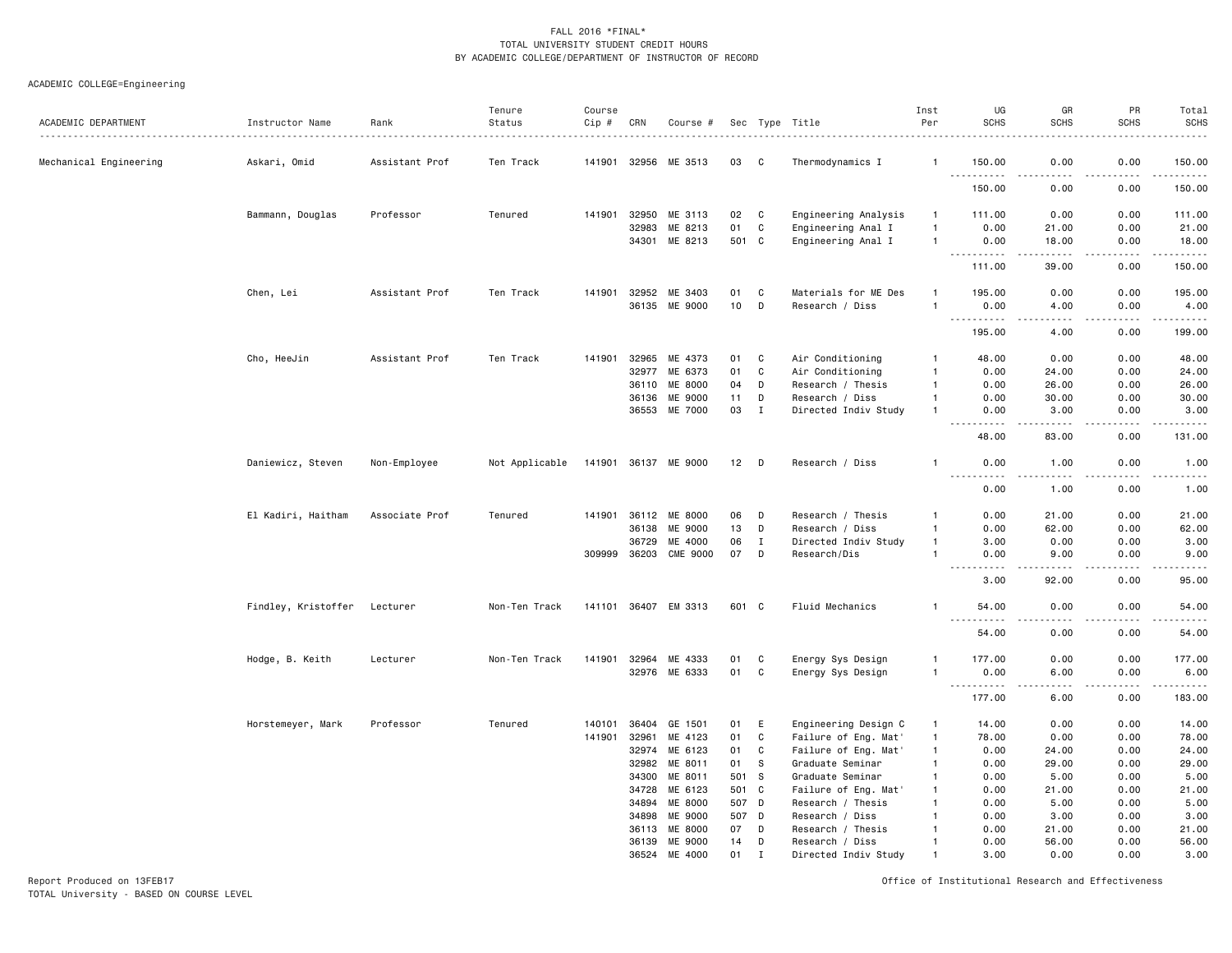FALL 2016 *FINAL*
TOTAL UNIVERSITY STUDENT CREDIT HOURS
BY ACADEMIC COLLEGE/DEPARTMENT OF INSTRUCTOR OF RECORD

ACADEMIC COLLEGE=Engineering

| ACADEMIC DEPARTMENT | Instructor Name | Rank | Tenure Status | Course Cip # | CRN | Course # | Sec | Type | Title | Inst Per | UG SCHS | GR SCHS | PR SCHS | Total SCHS |
|---|---|---|---|---|---|---|---|---|---|---|---|---|---|---|
| Mechanical Engineering | Askari, Omid | Assistant Prof | Ten Track | 141901 | 32956 | ME 3513 | 03 | C | Thermodynamics I | 1 | 150.00 | 0.00 | 0.00 | 150.00 |
| | | | | | | | | | | | 150.00 | 0.00 | 0.00 | 150.00 |
| | Bammann, Douglas | Professor | Tenured | 141901 | 32950 | ME 3113 | 02 | C | Engineering Analysis | 1 | 111.00 | 0.00 | 0.00 | 111.00 |
| | | | | | 32983 | ME 8213 | 01 | C | Engineering Anal I | 1 | 0.00 | 21.00 | 0.00 | 21.00 |
| | | | | | 34301 | ME 8213 | 501 | C | Engineering Anal I | 1 | 0.00 | 18.00 | 0.00 | 18.00 |
| | | | | | | | | | | | 111.00 | 39.00 | 0.00 | 150.00 |
| | Chen, Lei | Assistant Prof | Ten Track | 141901 | 32952 | ME 3403 | 01 | C | Materials for ME Des | 1 | 195.00 | 0.00 | 0.00 | 195.00 |
| | | | | | 36135 | ME 9000 | 10 | D | Research / Diss | 1 | 0.00 | 4.00 | 0.00 | 4.00 |
| | | | | | | | | | | | 195.00 | 4.00 | 0.00 | 199.00 |
| | Cho, HeeJin | Assistant Prof | Ten Track | 141901 | 32965 | ME 4373 | 01 | C | Air Conditioning | 1 | 48.00 | 0.00 | 0.00 | 48.00 |
| | | | | | 32977 | ME 6373 | 01 | C | Air Conditioning | 1 | 0.00 | 24.00 | 0.00 | 24.00 |
| | | | | | 36110 | ME 8000 | 04 | D | Research / Thesis | 1 | 0.00 | 26.00 | 0.00 | 26.00 |
| | | | | | 36136 | ME 9000 | 11 | D | Research / Diss | 1 | 0.00 | 30.00 | 0.00 | 30.00 |
| | | | | | 36553 | ME 7000 | 03 | I | Directed Indiv Study | 1 | 0.00 | 3.00 | 0.00 | 3.00 |
| | | | | | | | | | | | 48.00 | 83.00 | 0.00 | 131.00 |
| | Daniewicz, Steven | Non-Employee | Not Applicable | 141901 | 36137 | ME 9000 | 12 | D | Research / Diss | 1 | 0.00 | 1.00 | 0.00 | 1.00 |
| | | | | | | | | | | | 0.00 | 1.00 | 0.00 | 1.00 |
| | El Kadiri, Haitham | Associate Prof | Tenured | 141901 | 36112 | ME 8000 | 06 | D | Research / Thesis | 1 | 0.00 | 21.00 | 0.00 | 21.00 |
| | | | | | 36138 | ME 9000 | 13 | D | Research / Diss | 1 | 0.00 | 62.00 | 0.00 | 62.00 |
| | | | | | 36729 | ME 4000 | 06 | I | Directed Indiv Study | 1 | 3.00 | 0.00 | 0.00 | 3.00 |
| | | | | 309999 | 36203 | CME 9000 | 07 | D | Research/Dis | 1 | 0.00 | 9.00 | 0.00 | 9.00 |
| | | | | | | | | | | | 3.00 | 92.00 | 0.00 | 95.00 |
| | Findley, Kristoffer | Lecturer | Non-Ten Track | 141101 | 36407 | EM 3313 | 601 | C | Fluid Mechanics | 1 | 54.00 | 0.00 | 0.00 | 54.00 |
| | | | | | | | | | | | 54.00 | 0.00 | 0.00 | 54.00 |
| | Hodge, B. Keith | Lecturer | Non-Ten Track | 141901 | 32964 | ME 4333 | 01 | C | Energy Sys Design | 1 | 177.00 | 0.00 | 0.00 | 177.00 |
| | | | | | 32976 | ME 6333 | 01 | C | Energy Sys Design | 1 | 0.00 | 6.00 | 0.00 | 6.00 |
| | | | | | | | | | | | 177.00 | 6.00 | 0.00 | 183.00 |
| | Horstemeyer, Mark | Professor | Tenured | 140101 | 36404 | GE 1501 | 01 | E | Engineering Design C | 1 | 14.00 | 0.00 | 0.00 | 14.00 |
| | | | | 141901 | 32961 | ME 4123 | 01 | C | Failure of Eng. Mat' | 1 | 78.00 | 0.00 | 0.00 | 78.00 |
| | | | | | 32974 | ME 6123 | 01 | C | Failure of Eng. Mat' | 1 | 0.00 | 24.00 | 0.00 | 24.00 |
| | | | | | 32982 | ME 8011 | 01 | S | Graduate Seminar | 1 | 0.00 | 29.00 | 0.00 | 29.00 |
| | | | | | 34300 | ME 8011 | 501 | S | Graduate Seminar | 1 | 0.00 | 5.00 | 0.00 | 5.00 |
| | | | | | 34728 | ME 6123 | 501 | C | Failure of Eng. Mat' | 1 | 0.00 | 21.00 | 0.00 | 21.00 |
| | | | | | 34894 | ME 8000 | 507 | D | Research / Thesis | 1 | 0.00 | 5.00 | 0.00 | 5.00 |
| | | | | | 34898 | ME 9000 | 507 | D | Research / Diss | 1 | 0.00 | 3.00 | 0.00 | 3.00 |
| | | | | | 36113 | ME 8000 | 07 | D | Research / Thesis | 1 | 0.00 | 21.00 | 0.00 | 21.00 |
| | | | | | 36139 | ME 9000 | 14 | D | Research / Diss | 1 | 0.00 | 56.00 | 0.00 | 56.00 |
| | | | | | 36524 | ME 4000 | 01 | I | Directed Indiv Study | 1 | 3.00 | 0.00 | 0.00 | 3.00 |

Report Produced on 13FEB17
TOTAL University - BASED ON COURSE LEVEL

Office of Institutional Research and Effectiveness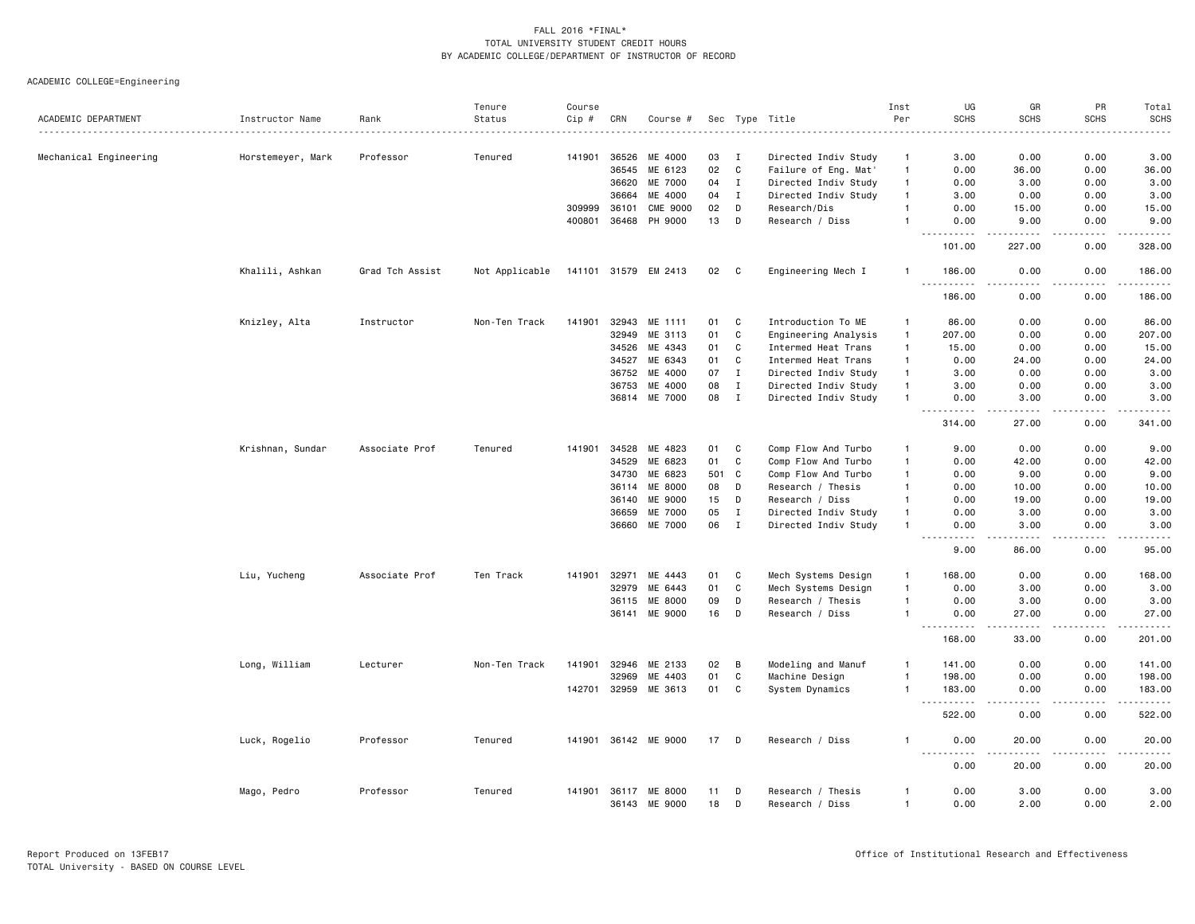FALL 2016 *FINAL*
TOTAL UNIVERSITY STUDENT CREDIT HOURS
BY ACADEMIC COLLEGE/DEPARTMENT OF INSTRUCTOR OF RECORD

ACADEMIC COLLEGE=Engineering

| ACADEMIC DEPARTMENT | Instructor Name | Rank | Tenure Status | Course Cip # | CRN | Course # | Sec | Type | Title | Inst Per | UG SCHS | GR SCHS | PR SCHS | Total SCHS |
|---|---|---|---|---|---|---|---|---|---|---|---|---|---|---|
| Mechanical Engineering | Horstemeyer, Mark | Professor | Tenured | 141901 | 36526 | ME 4000 | 03 | I | Directed Indiv Study | 1 | 3.00 | 0.00 | 0.00 | 3.00 |
| | | | | | 36545 | ME 6123 | 02 | C | Failure of Eng. Mat' | 1 | 0.00 | 36.00 | 0.00 | 36.00 |
| | | | | | 36620 | ME 7000 | 04 | I | Directed Indiv Study | 1 | 0.00 | 3.00 | 0.00 | 3.00 |
| | | | | | 36664 | ME 4000 | 04 | I | Directed Indiv Study | 1 | 3.00 | 0.00 | 0.00 | 3.00 |
| | | | | 309999 | 36101 | CME 9000 | 02 | D | Research/Dis | 1 | 0.00 | 15.00 | 0.00 | 15.00 |
| | | | | 400801 | 36468 | PH 9000 | 13 | D | Research / Diss | 1 | 0.00 | 9.00 | 0.00 | 9.00 |
| | | | | | | | | | | | 101.00 | 227.00 | 0.00 | 328.00 |
| | Khalili, Ashkan | Grad Tch Assist | Not Applicable | 141101 | 31579 | EM 2413 | 02 | C | Engineering Mech I | 1 | 186.00 | 0.00 | 0.00 | 186.00 |
| | | | | | | | | | | | 186.00 | 0.00 | 0.00 | 186.00 |
| | Knizley, Alta | Instructor | Non-Ten Track | 141901 | 32943 | ME 1111 | 01 | C | Introduction To ME | 1 | 86.00 | 0.00 | 0.00 | 86.00 |
| | | | | | 32949 | ME 3113 | 01 | C | Engineering Analysis | 1 | 207.00 | 0.00 | 0.00 | 207.00 |
| | | | | | 34526 | ME 4343 | 01 | C | Intermed Heat Trans | 1 | 15.00 | 0.00 | 0.00 | 15.00 |
| | | | | | 34527 | ME 6343 | 01 | C | Intermed Heat Trans | 1 | 0.00 | 24.00 | 0.00 | 24.00 |
| | | | | | 36752 | ME 4000 | 07 | I | Directed Indiv Study | 1 | 3.00 | 0.00 | 0.00 | 3.00 |
| | | | | | 36753 | ME 4000 | 08 | I | Directed Indiv Study | 1 | 3.00 | 0.00 | 0.00 | 3.00 |
| | | | | | 36814 | ME 7000 | 08 | I | Directed Indiv Study | 1 | 0.00 | 3.00 | 0.00 | 3.00 |
| | | | | | | | | | | | 314.00 | 27.00 | 0.00 | 341.00 |
| | Krishnan, Sundar | Associate Prof | Tenured | 141901 | 34528 | ME 4823 | 01 | C | Comp Flow And Turbo | 1 | 9.00 | 0.00 | 0.00 | 9.00 |
| | | | | | 34529 | ME 6823 | 01 | C | Comp Flow And Turbo | 1 | 0.00 | 42.00 | 0.00 | 42.00 |
| | | | | | 34730 | ME 6823 | 501 | C | Comp Flow And Turbo | 1 | 0.00 | 9.00 | 0.00 | 9.00 |
| | | | | | 36114 | ME 8000 | 08 | D | Research / Thesis | 1 | 0.00 | 10.00 | 0.00 | 10.00 |
| | | | | | 36140 | ME 9000 | 15 | D | Research / Diss | 1 | 0.00 | 19.00 | 0.00 | 19.00 |
| | | | | | 36659 | ME 7000 | 05 | I | Directed Indiv Study | 1 | 0.00 | 3.00 | 0.00 | 3.00 |
| | | | | | 36660 | ME 7000 | 06 | I | Directed Indiv Study | 1 | 0.00 | 3.00 | 0.00 | 3.00 |
| | | | | | | | | | | | 9.00 | 86.00 | 0.00 | 95.00 |
| | Liu, Yucheng | Associate Prof | Ten Track | 141901 | 32971 | ME 4443 | 01 | C | Mech Systems Design | 1 | 168.00 | 0.00 | 0.00 | 168.00 |
| | | | | | 32979 | ME 6443 | 01 | C | Mech Systems Design | 1 | 0.00 | 3.00 | 0.00 | 3.00 |
| | | | | | 36115 | ME 8000 | 09 | D | Research / Thesis | 1 | 0.00 | 3.00 | 0.00 | 3.00 |
| | | | | | 36141 | ME 9000 | 16 | D | Research / Diss | 1 | 0.00 | 27.00 | 0.00 | 27.00 |
| | | | | | | | | | | | 168.00 | 33.00 | 0.00 | 201.00 |
| | Long, William | Lecturer | Non-Ten Track | 141901 | 32946 | ME 2133 | 02 | B | Modeling and Manuf | 1 | 141.00 | 0.00 | 0.00 | 141.00 |
| | | | | | 32969 | ME 4403 | 01 | C | Machine Design | 1 | 198.00 | 0.00 | 0.00 | 198.00 |
| | | | | 142701 | 32959 | ME 3613 | 01 | C | System Dynamics | 1 | 183.00 | 0.00 | 0.00 | 183.00 |
| | | | | | | | | | | | 522.00 | 0.00 | 0.00 | 522.00 |
| | Luck, Rogelio | Professor | Tenured | 141901 | 36142 | ME 9000 | 17 | D | Research / Diss | 1 | 0.00 | 20.00 | 0.00 | 20.00 |
| | | | | | | | | | | | 0.00 | 20.00 | 0.00 | 20.00 |
| | Mago, Pedro | Professor | Tenured | 141901 | 36117 | ME 8000 | 11 | D | Research / Thesis | 1 | 0.00 | 3.00 | 0.00 | 3.00 |
| | | | | | 36143 | ME 9000 | 18 | D | Research / Diss | 1 | 0.00 | 2.00 | 0.00 | 2.00 |

Report Produced on 13FEB17
TOTAL University - BASED ON COURSE LEVEL

Office of Institutional Research and Effectiveness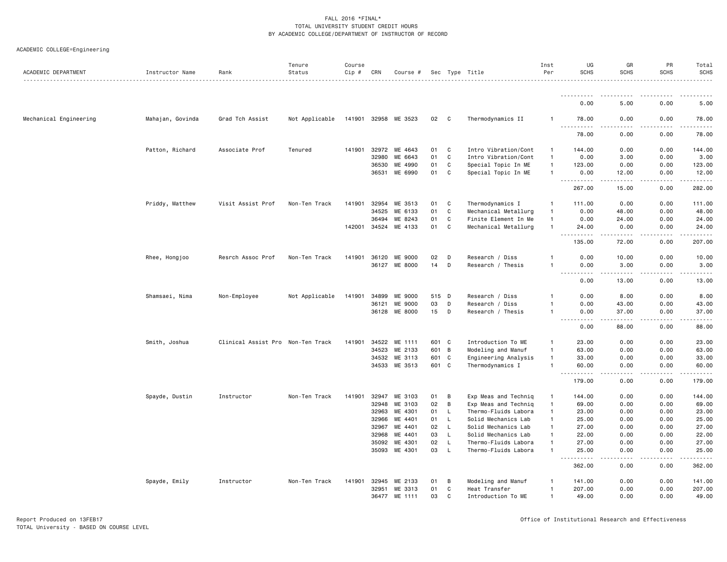FALL 2016 *FINAL*
TOTAL UNIVERSITY STUDENT CREDIT HOURS
BY ACADEMIC COLLEGE/DEPARTMENT OF INSTRUCTOR OF RECORD

ACADEMIC COLLEGE=Engineering

| ACADEMIC DEPARTMENT | Instructor Name | Rank | Tenure Status | Course Cip # | CRN | Course # | Sec | Type | Title | Inst Per | UG SCHS | GR SCHS | PR SCHS | Total SCHS |
|---|---|---|---|---|---|---|---|---|---|---|---|---|---|---|
| | | | | | | | | | | | 0.00 | 5.00 | 0.00 | 5.00 |
| Mechanical Engineering | Mahajan, Govinda | Grad Tch Assist | Not Applicable | 141901 | 32958 | ME 3523 | 02 | C | Thermodynamics II | 1 | 78.00 | 0.00 | 0.00 | 78.00 |
| | | | | | | | | | | | 78.00 | 0.00 | 0.00 | 78.00 |
| | Patton, Richard | Associate Prof | Tenured | 141901 | 32972 | ME 4643 | 01 | C | Intro Vibration/Cont | 1 | 144.00 | 0.00 | 0.00 | 144.00 |
| | | | | | 32980 | ME 6643 | 01 | C | Intro Vibration/Cont | 1 | 0.00 | 3.00 | 0.00 | 3.00 |
| | | | | | 36530 | ME 4990 | 01 | C | Special Topic In ME | 1 | 123.00 | 0.00 | 0.00 | 123.00 |
| | | | | | 36531 | ME 6990 | 01 | C | Special Topic In ME | 1 | 0.00 | 12.00 | 0.00 | 12.00 |
| | | | | | | | | | | | 267.00 | 15.00 | 0.00 | 282.00 |
| | Priddy, Matthew | Visit Assist Prof | Non-Ten Track | 141901 | 32954 | ME 3513 | 01 | C | Thermodynamics I | 1 | 111.00 | 0.00 | 0.00 | 111.00 |
| | | | | | 34525 | ME 6133 | 01 | C | Mechanical Metallurg | 1 | 0.00 | 48.00 | 0.00 | 48.00 |
| | | | | | 36494 | ME 8243 | 01 | C | Finite Element In Me | 1 | 0.00 | 24.00 | 0.00 | 24.00 |
| | | | | 142001 | 34524 | ME 4133 | 01 | C | Mechanical Metallurg | 1 | 24.00 | 0.00 | 0.00 | 24.00 |
| | | | | | | | | | | | 135.00 | 72.00 | 0.00 | 207.00 |
| | Rhee, Hongjoo | Resrch Assoc Prof | Non-Ten Track | 141901 | 36120 | ME 9000 | 02 | D | Research / Diss | 1 | 0.00 | 10.00 | 0.00 | 10.00 |
| | | | | | 36127 | ME 8000 | 14 | D | Research / Thesis | 1 | 0.00 | 3.00 | 0.00 | 3.00 |
| | | | | | | | | | | | 0.00 | 13.00 | 0.00 | 13.00 |
| | Shamsaei, Nima | Non-Employee | Not Applicable | 141901 | 34899 | ME 9000 | 515 | D | Research / Diss | 1 | 0.00 | 8.00 | 0.00 | 8.00 |
| | | | | | 36121 | ME 9000 | 03 | D | Research / Diss | 1 | 0.00 | 43.00 | 0.00 | 43.00 |
| | | | | | 36128 | ME 8000 | 15 | D | Research / Thesis | 1 | 0.00 | 37.00 | 0.00 | 37.00 |
| | | | | | | | | | | | 0.00 | 88.00 | 0.00 | 88.00 |
| | Smith, Joshua | Clinical Assist Pro | Non-Ten Track | 141901 | 34522 | ME 1111 | 601 | C | Introduction To ME | 1 | 23.00 | 0.00 | 0.00 | 23.00 |
| | | | | | 34523 | ME 2133 | 601 | B | Modeling and Manuf | 1 | 63.00 | 0.00 | 0.00 | 63.00 |
| | | | | | 34532 | ME 3113 | 601 | C | Engineering Analysis | 1 | 33.00 | 0.00 | 0.00 | 33.00 |
| | | | | | 34533 | ME 3513 | 601 | C | Thermodynamics I | 1 | 60.00 | 0.00 | 0.00 | 60.00 |
| | | | | | | | | | | | 179.00 | 0.00 | 0.00 | 179.00 |
| | Spayde, Dustin | Instructor | Non-Ten Track | 141901 | 32947 | ME 3103 | 01 | B | Exp Meas and Techniq | 1 | 144.00 | 0.00 | 0.00 | 144.00 |
| | | | | | 32948 | ME 3103 | 02 | B | Exp Meas and Techniq | 1 | 69.00 | 0.00 | 0.00 | 69.00 |
| | | | | | 32963 | ME 4301 | 01 | L | Thermo-Fluids Labora | 1 | 23.00 | 0.00 | 0.00 | 23.00 |
| | | | | | 32966 | ME 4401 | 01 | L | Solid Mechanics Lab | 1 | 25.00 | 0.00 | 0.00 | 25.00 |
| | | | | | 32967 | ME 4401 | 02 | L | Solid Mechanics Lab | 1 | 27.00 | 0.00 | 0.00 | 27.00 |
| | | | | | 32968 | ME 4401 | 03 | L | Solid Mechanics Lab | 1 | 22.00 | 0.00 | 0.00 | 22.00 |
| | | | | | 35092 | ME 4301 | 02 | L | Thermo-Fluids Labora | 1 | 27.00 | 0.00 | 0.00 | 27.00 |
| | | | | | 35093 | ME 4301 | 03 | L | Thermo-Fluids Labora | 1 | 25.00 | 0.00 | 0.00 | 25.00 |
| | | | | | | | | | | | 362.00 | 0.00 | 0.00 | 362.00 |
| | Spayde, Emily | Instructor | Non-Ten Track | 141901 | 32945 | ME 2133 | 01 | B | Modeling and Manuf | 1 | 141.00 | 0.00 | 0.00 | 141.00 |
| | | | | | 32951 | ME 3313 | 01 | C | Heat Transfer | 1 | 207.00 | 0.00 | 0.00 | 207.00 |
| | | | | | 36477 | ME 1111 | 03 | C | Introduction To ME | 1 | 49.00 | 0.00 | 0.00 | 49.00 |

Report Produced on 13FEB17
TOTAL University - BASED ON COURSE LEVEL
Office of Institutional Research and Effectiveness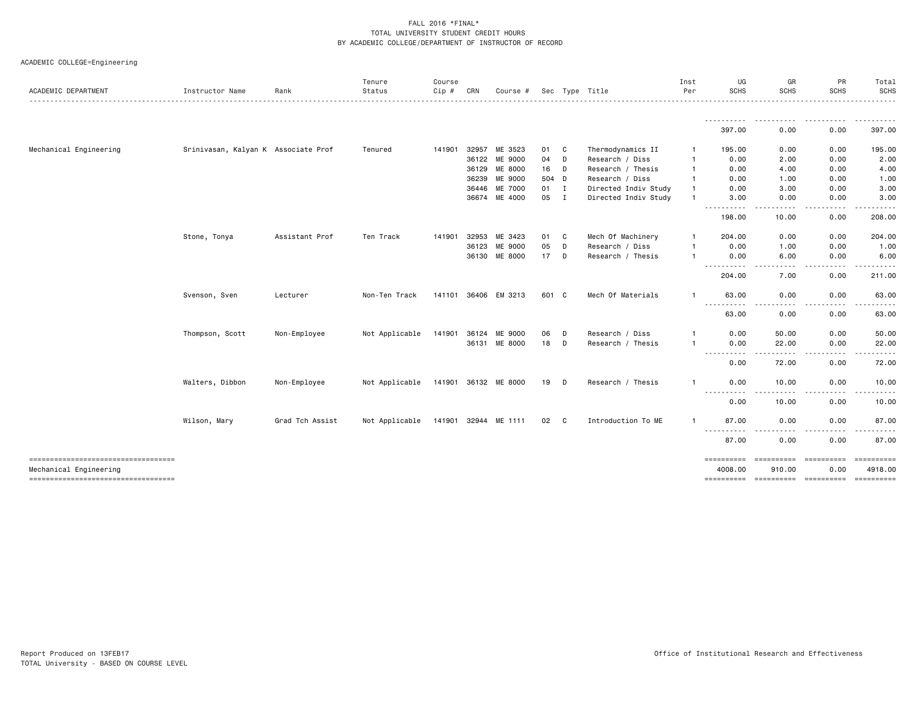FALL 2016 *FINAL*
TOTAL UNIVERSITY STUDENT CREDIT HOURS
BY ACADEMIC COLLEGE/DEPARTMENT OF INSTRUCTOR OF RECORD

ACADEMIC COLLEGE=Engineering

| ACADEMIC DEPARTMENT | Instructor Name | Rank | Tenure Status | Course Cip # | CRN | Course # | Sec | Type | Title | Inst Per | UG SCHS | GR SCHS | PR SCHS | Total SCHS |
|---|---|---|---|---|---|---|---|---|---|---|---|---|---|---|
| | | | | | | | | | | | 397.00 | 0.00 | 0.00 | 397.00 |
| Mechanical Engineering | Srinivasan, Kalyan K | Associate Prof | Tenured | 141901 | 32957 | ME 3523 | 01 | C | Thermodynamics II | 1 | 195.00 | 0.00 | 0.00 | 195.00 |
| | | | | | 36122 | ME 9000 | 04 | D | Research / Diss | 1 | 0.00 | 2.00 | 0.00 | 2.00 |
| | | | | | 36129 | ME 8000 | 16 | D | Research / Thesis | 1 | 0.00 | 4.00 | 0.00 | 4.00 |
| | | | | | 36239 | ME 9000 | 504 | D | Research / Diss | 1 | 0.00 | 1.00 | 0.00 | 1.00 |
| | | | | | 36446 | ME 7000 | 01 | I | Directed Indiv Study | 1 | 0.00 | 3.00 | 0.00 | 3.00 |
| | | | | | 36674 | ME 4000 | 05 | I | Directed Indiv Study | 1 | 3.00 | 0.00 | 0.00 | 3.00 |
| | | | | | | | | | | | 198.00 | 10.00 | 0.00 | 208.00 |
| | Stone, Tonya | Assistant Prof | Ten Track | 141901 | 32953 | ME 3423 | 01 | C | Mech Of Machinery | 1 | 204.00 | 0.00 | 0.00 | 204.00 |
| | | | | | 36123 | ME 9000 | 05 | D | Research / Diss | 1 | 0.00 | 1.00 | 0.00 | 1.00 |
| | | | | | 36130 | ME 8000 | 17 | D | Research / Thesis | 1 | 0.00 | 6.00 | 0.00 | 6.00 |
| | | | | | | | | | | | 204.00 | 7.00 | 0.00 | 211.00 |
| | Svenson, Sven | Lecturer | Non-Ten Track | 141101 | 36406 | EM 3213 | 601 | C | Mech Of Materials | 1 | 63.00 | 0.00 | 0.00 | 63.00 |
| | | | | | | | | | | | 63.00 | 0.00 | 0.00 | 63.00 |
| | Thompson, Scott | Non-Employee | Not Applicable | 141901 | 36124 | ME 9000 | 06 | D | Research / Diss | 1 | 0.00 | 50.00 | 0.00 | 50.00 |
| | | | | | 36131 | ME 8000 | 18 | D | Research / Thesis | 1 | 0.00 | 22.00 | 0.00 | 22.00 |
| | | | | | | | | | | | 0.00 | 72.00 | 0.00 | 72.00 |
| | Walters, Dibbon | Non-Employee | Not Applicable | 141901 | 36132 | ME 8000 | 19 | D | Research / Thesis | 1 | 0.00 | 10.00 | 0.00 | 10.00 |
| | | | | | | | | | | | 0.00 | 10.00 | 0.00 | 10.00 |
| | Wilson, Mary | Grad Tch Assist | Not Applicable | 141901 | 32944 | ME 1111 | 02 | C | Introduction To ME | 1 | 87.00 | 0.00 | 0.00 | 87.00 |
| | | | | | | | | | | | 87.00 | 0.00 | 0.00 | 87.00 |
| Mechanical Engineering | | | | | | | | | | | 4008.00 | 910.00 | 0.00 | 4918.00 |

Report Produced on 13FEB17
TOTAL University - BASED ON COURSE LEVEL

Office of Institutional Research and Effectiveness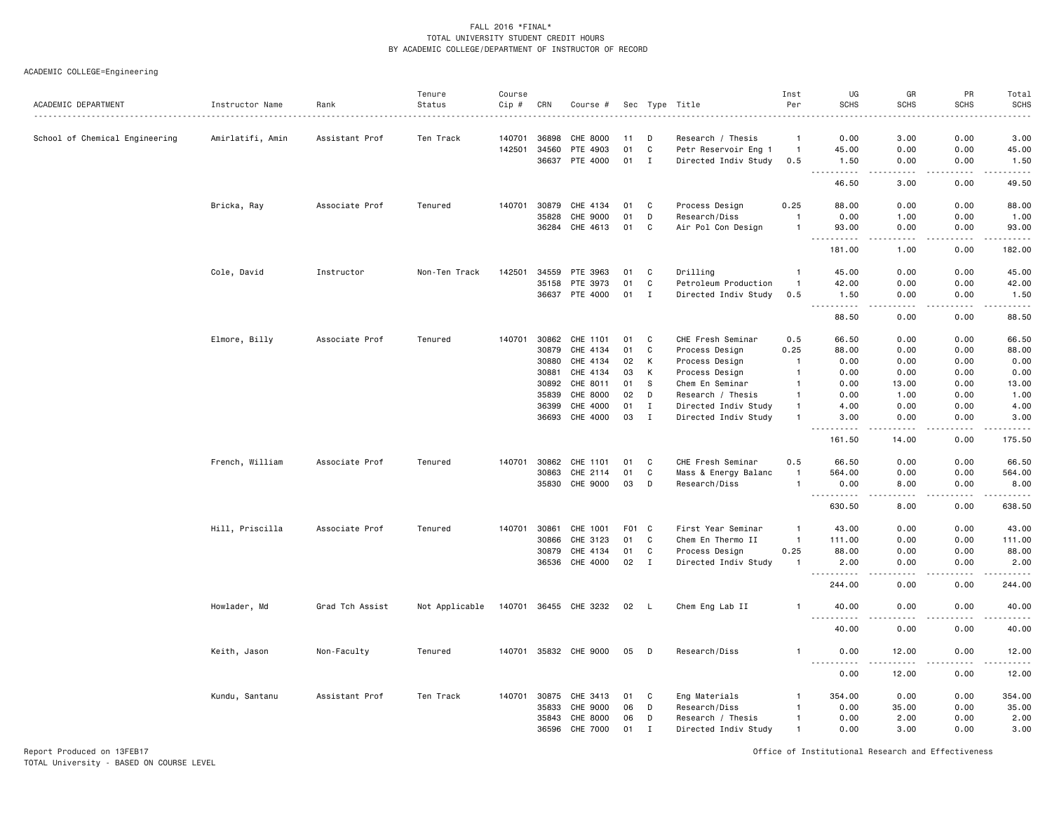FALL 2016 *FINAL*
TOTAL UNIVERSITY STUDENT CREDIT HOURS
BY ACADEMIC COLLEGE/DEPARTMENT OF INSTRUCTOR OF RECORD

ACADEMIC COLLEGE=Engineering

| ACADEMIC DEPARTMENT | Instructor Name | Rank | Tenure Status | Course Cip # | CRN | Course # | Sec | Type | Title | Inst Per | UG SCHS | GR SCHS | PR SCHS | Total SCHS |
|---|---|---|---|---|---|---|---|---|---|---|---|---|---|---|
| School of Chemical Engineering | Amirlatifi, Amin | Assistant Prof | Ten Track | 140701 | 36898 | CHE 8000 | 11 | D | Research / Thesis | 1 | 0.00 | 3.00 | 0.00 | 3.00 |
| | | | | 142501 | 34560 | PTE 4903 | 01 | C | Petr Reservoir Eng 1 | 1 | 45.00 | 0.00 | 0.00 | 45.00 |
| | | | | | 36637 | PTE 4000 | 01 | I | Directed Indiv Study | 0.5 | 1.50 | 0.00 | 0.00 | 1.50 |
| | | | | | | | | | | | 46.50 | 3.00 | 0.00 | 49.50 |
| | Bricka, Ray | Associate Prof | Tenured | 140701 | 30879 | CHE 4134 | 01 | C | Process Design | 0.25 | 88.00 | 0.00 | 0.00 | 88.00 |
| | | | | | 35828 | CHE 9000 | 01 | D | Research/Diss | 1 | 0.00 | 1.00 | 0.00 | 1.00 |
| | | | | | 36284 | CHE 4613 | 01 | C | Air Pol Con Design | 1 | 93.00 | 0.00 | 0.00 | 93.00 |
| | | | | | | | | | | | 181.00 | 1.00 | 0.00 | 182.00 |
| | Cole, David | Instructor | Non-Ten Track | 142501 | 34559 | PTE 3963 | 01 | C | Drilling | 1 | 45.00 | 0.00 | 0.00 | 45.00 |
| | | | | | 35158 | PTE 3973 | 01 | C | Petroleum Production | 1 | 42.00 | 0.00 | 0.00 | 42.00 |
| | | | | | 36637 | PTE 4000 | 01 | I | Directed Indiv Study | 0.5 | 1.50 | 0.00 | 0.00 | 1.50 |
| | | | | | | | | | | | 88.50 | 0.00 | 0.00 | 88.50 |
| | Elmore, Billy | Associate Prof | Tenured | 140701 | 30862 | CHE 1101 | 01 | C | CHE Fresh Seminar | 0.5 | 66.50 | 0.00 | 0.00 | 66.50 |
| | | | | | 30879 | CHE 4134 | 01 | C | Process Design | 0.25 | 88.00 | 0.00 | 0.00 | 88.00 |
| | | | | | 30880 | CHE 4134 | 02 | K | Process Design | 1 | 0.00 | 0.00 | 0.00 | 0.00 |
| | | | | | 30881 | CHE 4134 | 03 | K | Process Design | 1 | 0.00 | 0.00 | 0.00 | 0.00 |
| | | | | | 30892 | CHE 8011 | 01 | S | Chem En Seminar | 1 | 0.00 | 13.00 | 0.00 | 13.00 |
| | | | | | 35839 | CHE 8000 | 02 | D | Research / Thesis | 1 | 0.00 | 1.00 | 0.00 | 1.00 |
| | | | | | 36399 | CHE 4000 | 01 | I | Directed Indiv Study | 1 | 4.00 | 0.00 | 0.00 | 4.00 |
| | | | | | 36693 | CHE 4000 | 03 | I | Directed Indiv Study | 1 | 3.00 | 0.00 | 0.00 | 3.00 |
| | | | | | | | | | | | 161.50 | 14.00 | 0.00 | 175.50 |
| | French, William | Associate Prof | Tenured | 140701 | 30862 | CHE 1101 | 01 | C | CHE Fresh Seminar | 0.5 | 66.50 | 0.00 | 0.00 | 66.50 |
| | | | | | 30863 | CHE 2114 | 01 | C | Mass & Energy Balanc | 1 | 564.00 | 0.00 | 0.00 | 564.00 |
| | | | | | 35830 | CHE 9000 | 03 | D | Research/Diss | 1 | 0.00 | 8.00 | 0.00 | 8.00 |
| | | | | | | | | | | | 630.50 | 8.00 | 0.00 | 638.50 |
| | Hill, Priscilla | Associate Prof | Tenured | 140701 | 30861 | CHE 1001 | F01 | C | First Year Seminar | 1 | 43.00 | 0.00 | 0.00 | 43.00 |
| | | | | | 30866 | CHE 3123 | 01 | C | Chem En Thermo II | 1 | 111.00 | 0.00 | 0.00 | 111.00 |
| | | | | | 30879 | CHE 4134 | 01 | C | Process Design | 0.25 | 88.00 | 0.00 | 0.00 | 88.00 |
| | | | | | 36536 | CHE 4000 | 02 | I | Directed Indiv Study | 1 | 2.00 | 0.00 | 0.00 | 2.00 |
| | | | | | | | | | | | 244.00 | 0.00 | 0.00 | 244.00 |
| | Howlader, Md | Grad Tch Assist | Not Applicable | 140701 | 36455 | CHE 3232 | 02 | L | Chem Eng Lab II | 1 | 40.00 | 0.00 | 0.00 | 40.00 |
| | | | | | | | | | | | 40.00 | 0.00 | 0.00 | 40.00 |
| | Keith, Jason | Non-Faculty | Tenured | 140701 | 35832 | CHE 9000 | 05 | D | Research/Diss | 1 | 0.00 | 12.00 | 0.00 | 12.00 |
| | | | | | | | | | | | 0.00 | 12.00 | 0.00 | 12.00 |
| | Kundu, Santanu | Assistant Prof | Ten Track | 140701 | 30875 | CHE 3413 | 01 | C | Eng Materials | 1 | 354.00 | 0.00 | 0.00 | 354.00 |
| | | | | | 35833 | CHE 9000 | 06 | D | Research/Diss | 1 | 0.00 | 35.00 | 0.00 | 35.00 |
| | | | | | 35843 | CHE 8000 | 06 | D | Research / Thesis | 1 | 0.00 | 2.00 | 0.00 | 2.00 |
| | | | | | 36596 | CHE 7000 | 01 | I | Directed Indiv Study | 1 | 0.00 | 3.00 | 0.00 | 3.00 |

Report Produced on 13FEB17
TOTAL University - BASED ON COURSE LEVEL

Office of Institutional Research and Effectiveness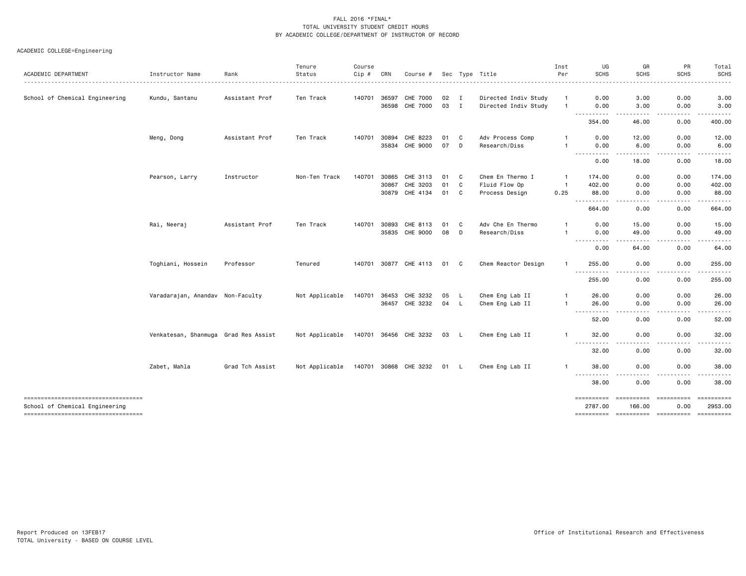FALL 2016 *FINAL*
TOTAL UNIVERSITY STUDENT CREDIT HOURS
BY ACADEMIC COLLEGE/DEPARTMENT OF INSTRUCTOR OF RECORD

ACADEMIC COLLEGE=Engineering

| ACADEMIC DEPARTMENT | Instructor Name | Rank | Tenure Status | Course Cip # | CRN | Course # | Sec | Type | Title | Inst Per | UG SCHS | GR SCHS | PR SCHS | Total SCHS |
|---|---|---|---|---|---|---|---|---|---|---|---|---|---|---|
| School of Chemical Engineering | Kundu, Santanu | Assistant Prof | Ten Track | 140701 | 36597 | CHE 7000 | 02 | I | Directed Indiv Study | 1 | 0.00 | 3.00 | 0.00 | 3.00 |
| | | | | | 36598 | CHE 7000 | 03 | I | Directed Indiv Study | 1 | 0.00 | 3.00 | 0.00 | 3.00 |
| | | | | | | | | | | | 354.00 | 46.00 | 0.00 | 400.00 |
| | Meng, Dong | Assistant Prof | Ten Track | 140701 | 30894 | CHE 8223 | 01 | C | Adv Process Comp | 1 | 0.00 | 12.00 | 0.00 | 12.00 |
| | | | | | 35834 | CHE 9000 | 07 | D | Research/Diss | 1 | 0.00 | 6.00 | 0.00 | 6.00 |
| | | | | | | | | | | | 0.00 | 18.00 | 0.00 | 18.00 |
| | Pearson, Larry | Instructor | Non-Ten Track | 140701 | 30865 | CHE 3113 | 01 | C | Chem En Thermo I | 1 | 174.00 | 0.00 | 0.00 | 174.00 |
| | | | | | 30867 | CHE 3203 | 01 | C | Fluid Flow Op | 1 | 402.00 | 0.00 | 0.00 | 402.00 |
| | | | | | 30879 | CHE 4134 | 01 | C | Process Design | 0.25 | 88.00 | 0.00 | 0.00 | 88.00 |
| | | | | | | | | | | | 664.00 | 0.00 | 0.00 | 664.00 |
| | Rai, Neeraj | Assistant Prof | Ten Track | 140701 | 30893 | CHE 8113 | 01 | C | Adv Che En Thermo | 1 | 0.00 | 15.00 | 0.00 | 15.00 |
| | | | | | 35835 | CHE 9000 | 08 | D | Research/Diss | 1 | 0.00 | 49.00 | 0.00 | 49.00 |
| | | | | | | | | | | | 0.00 | 64.00 | 0.00 | 64.00 |
| | Toghiani, Hossein | Professor | Tenured | 140701 | 30877 | CHE 4113 | 01 | C | Chem Reactor Design | 1 | 255.00 | 0.00 | 0.00 | 255.00 |
| | | | | | | | | | | | 255.00 | 0.00 | 0.00 | 255.00 |
| | Varadarajan, Anandav | Non-Faculty | Not Applicable | 140701 | 36453 | CHE 3232 | 05 | L | Chem Eng Lab II | 1 | 26.00 | 0.00 | 0.00 | 26.00 |
| | | | | | 36457 | CHE 3232 | 04 | L | Chem Eng Lab II | 1 | 26.00 | 0.00 | 0.00 | 26.00 |
| | | | | | | | | | | | 52.00 | 0.00 | 0.00 | 52.00 |
| | Venkatesan, Shanmuga | Grad Res Assist | Not Applicable | 140701 | 36456 | CHE 3232 | 03 | L | Chem Eng Lab II | 1 | 32.00 | 0.00 | 0.00 | 32.00 |
| | | | | | | | | | | | 32.00 | 0.00 | 0.00 | 32.00 |
| | Zabet, Mahla | Grad Tch Assist | Not Applicable | 140701 | 30868 | CHE 3232 | 01 | L | Chem Eng Lab II | 1 | 38.00 | 0.00 | 0.00 | 38.00 |
| | | | | | | | | | | | 38.00 | 0.00 | 0.00 | 38.00 |
| School of Chemical Engineering | | | | | | | | | | | 2787.00 | 166.00 | 0.00 | 2953.00 |

Report Produced on 13FEB17
TOTAL University - BASED ON COURSE LEVEL

Office of Institutional Research and Effectiveness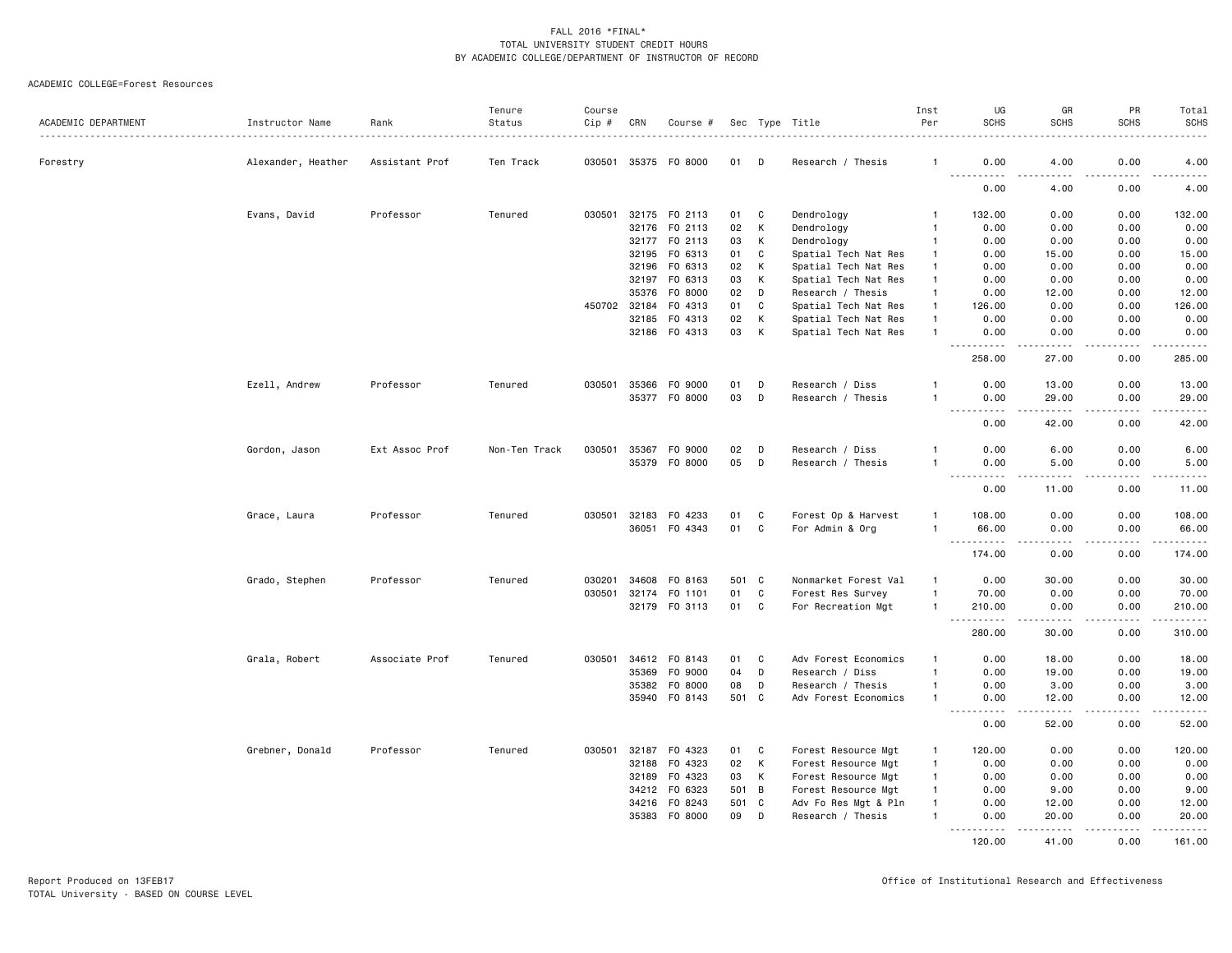FALL 2016 *FINAL*
TOTAL UNIVERSITY STUDENT CREDIT HOURS
BY ACADEMIC COLLEGE/DEPARTMENT OF INSTRUCTOR OF RECORD

ACADEMIC COLLEGE=Forest Resources

| ACADEMIC DEPARTMENT | Instructor Name | Rank | Tenure Status | Course Cip # | CRN | Course # | Sec | Type | Title | Inst Per | UG SCHS | GR SCHS | PR SCHS | Total SCHS |
|---|---|---|---|---|---|---|---|---|---|---|---|---|---|---|
| Forestry | Alexander, Heather | Assistant Prof | Ten Track | 030501 | 35375 | FO 8000 | 01 | D | Research / Thesis | 1 | 0.00 | 4.00 | 0.00 | 4.00 |
| | | | | | | | | | | | 0.00 | 4.00 | 0.00 | 4.00 |
| | Evans, David | Professor | Tenured | 030501 | 32175 | FO 2113 | 01 | C | Dendrology | 1 | 132.00 | 0.00 | 0.00 | 132.00 |
| | | | | | 32176 | FO 2113 | 02 | K | Dendrology | 1 | 0.00 | 0.00 | 0.00 | 0.00 |
| | | | | | 32177 | FO 2113 | 03 | K | Dendrology | 1 | 0.00 | 0.00 | 0.00 | 0.00 |
| | | | | | 32195 | FO 6313 | 01 | C | Spatial Tech Nat Res | 1 | 0.00 | 15.00 | 0.00 | 15.00 |
| | | | | | 32196 | FO 6313 | 02 | K | Spatial Tech Nat Res | 1 | 0.00 | 0.00 | 0.00 | 0.00 |
| | | | | | 32197 | FO 6313 | 03 | K | Spatial Tech Nat Res | 1 | 0.00 | 0.00 | 0.00 | 0.00 |
| | | | | | 35376 | FO 8000 | 02 | D | Research / Thesis | 1 | 0.00 | 12.00 | 0.00 | 12.00 |
| | | | | 450702 | 32184 | FO 4313 | 01 | C | Spatial Tech Nat Res | 1 | 126.00 | 0.00 | 0.00 | 126.00 |
| | | | | | 32185 | FO 4313 | 02 | K | Spatial Tech Nat Res | 1 | 0.00 | 0.00 | 0.00 | 0.00 |
| | | | | | 32186 | FO 4313 | 03 | K | Spatial Tech Nat Res | 1 | 0.00 | 0.00 | 0.00 | 0.00 |
| | | | | | | | | | | | 258.00 | 27.00 | 0.00 | 285.00 |
| | Ezell, Andrew | Professor | Tenured | 030501 | 35366 | FO 9000 | 01 | D | Research / Diss | 1 | 0.00 | 13.00 | 0.00 | 13.00 |
| | | | | | 35377 | FO 8000 | 03 | D | Research / Thesis | 1 | 0.00 | 29.00 | 0.00 | 29.00 |
| | | | | | | | | | | | 0.00 | 42.00 | 0.00 | 42.00 |
| | Gordon, Jason | Ext Assoc Prof | Non-Ten Track | 030501 | 35367 | FO 9000 | 02 | D | Research / Diss | 1 | 0.00 | 6.00 | 0.00 | 6.00 |
| | | | | | 35379 | FO 8000 | 05 | D | Research / Thesis | 1 | 0.00 | 5.00 | 0.00 | 5.00 |
| | | | | | | | | | | | 0.00 | 11.00 | 0.00 | 11.00 |
| | Grace, Laura | Professor | Tenured | 030501 | 32183 | FO 4233 | 01 | C | Forest Op & Harvest | 1 | 108.00 | 0.00 | 0.00 | 108.00 |
| | | | | | 36051 | FO 4343 | 01 | C | For Admin & Org | 1 | 66.00 | 0.00 | 0.00 | 66.00 |
| | | | | | | | | | | | 174.00 | 0.00 | 0.00 | 174.00 |
| | Grado, Stephen | Professor | Tenured | 030201 | 34608 | FO 8163 | 501 | C | Nonmarket Forest Val | 1 | 0.00 | 30.00 | 0.00 | 30.00 |
| | | | | 030501 | 32174 | FO 1101 | 01 | C | Forest Res Survey | 1 | 70.00 | 0.00 | 0.00 | 70.00 |
| | | | | | 32179 | FO 3113 | 01 | C | For Recreation Mgt | 1 | 210.00 | 0.00 | 0.00 | 210.00 |
| | | | | | | | | | | | 280.00 | 30.00 | 0.00 | 310.00 |
| | Grala, Robert | Associate Prof | Tenured | 030501 | 34612 | FO 8143 | 01 | C | Adv Forest Economics | 1 | 0.00 | 18.00 | 0.00 | 18.00 |
| | | | | | 35369 | FO 9000 | 04 | D | Research / Diss | 1 | 0.00 | 19.00 | 0.00 | 19.00 |
| | | | | | 35382 | FO 8000 | 08 | D | Research / Thesis | 1 | 0.00 | 3.00 | 0.00 | 3.00 |
| | | | | | 35940 | FO 8143 | 501 | C | Adv Forest Economics | 1 | 0.00 | 12.00 | 0.00 | 12.00 |
| | | | | | | | | | | | 0.00 | 52.00 | 0.00 | 52.00 |
| | Grebner, Donald | Professor | Tenured | 030501 | 32187 | FO 4323 | 01 | C | Forest Resource Mgt | 1 | 120.00 | 0.00 | 0.00 | 120.00 |
| | | | | | 32188 | FO 4323 | 02 | K | Forest Resource Mgt | 1 | 0.00 | 0.00 | 0.00 | 0.00 |
| | | | | | 32189 | FO 4323 | 03 | K | Forest Resource Mgt | 1 | 0.00 | 0.00 | 0.00 | 0.00 |
| | | | | | 34212 | FO 6323 | 501 | B | Forest Resource Mgt | 1 | 0.00 | 9.00 | 0.00 | 9.00 |
| | | | | | 34216 | FO 8243 | 501 | C | Adv Fo Res Mgt & Pln | 1 | 0.00 | 12.00 | 0.00 | 12.00 |
| | | | | | 35383 | FO 8000 | 09 | D | Research / Thesis | 1 | 0.00 | 20.00 | 0.00 | 20.00 |
| | | | | | | | | | | | 120.00 | 41.00 | 0.00 | 161.00 |

Report Produced on 13FEB17
TOTAL University - BASED ON COURSE LEVEL

Office of Institutional Research and Effectiveness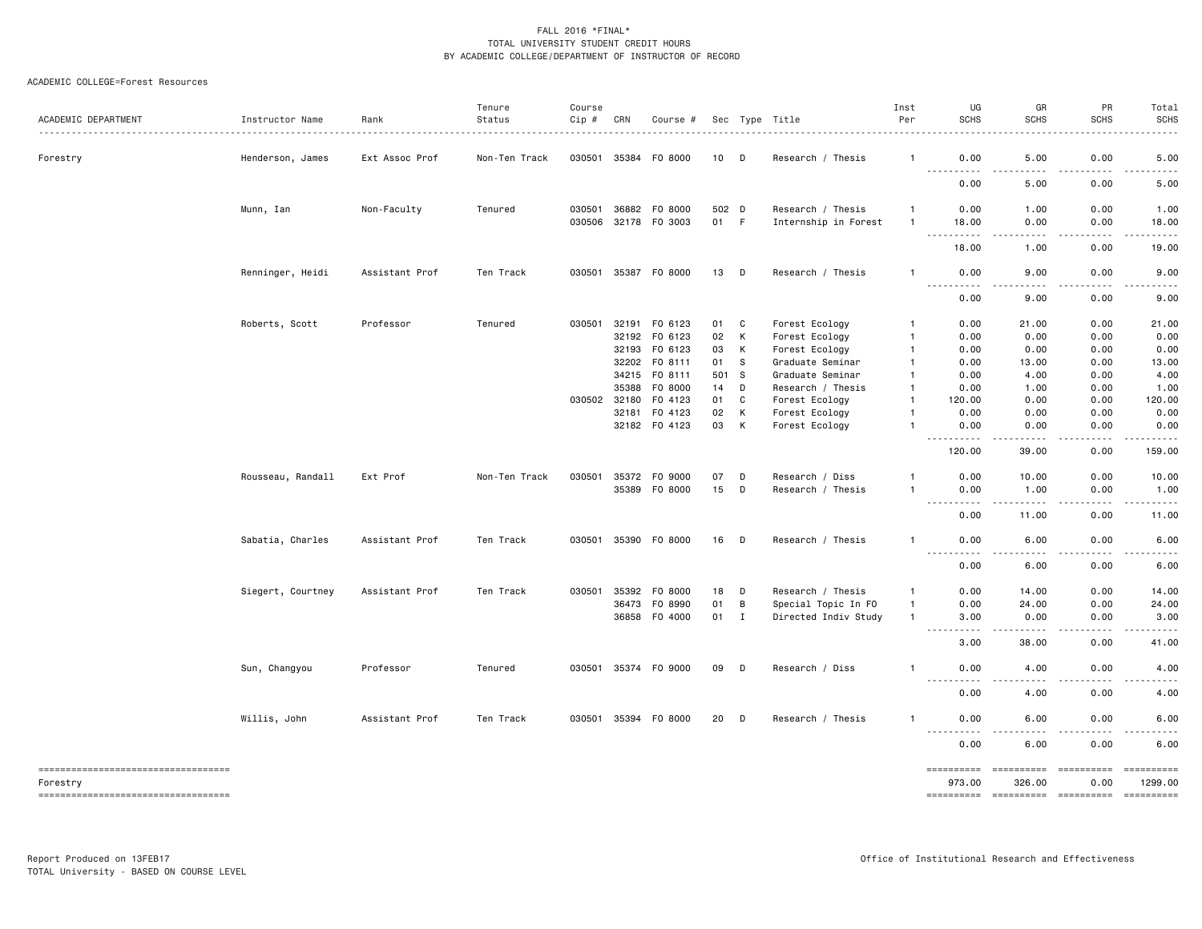FALL 2016 *FINAL*
TOTAL UNIVERSITY STUDENT CREDIT HOURS
BY ACADEMIC COLLEGE/DEPARTMENT OF INSTRUCTOR OF RECORD

ACADEMIC COLLEGE=Forest Resources

| ACADEMIC DEPARTMENT | Instructor Name | Rank | Tenure Status | Course Cip # | CRN | Course # | Sec | Type | Title | Inst Per | UG SCHS | GR SCHS | PR SCHS | Total SCHS |
|---|---|---|---|---|---|---|---|---|---|---|---|---|---|---|
| Forestry | Henderson, James | Ext Assoc Prof | Non-Ten Track | 030501 | 35384 | FO 8000 | 10 | D | Research / Thesis | 1 | 0.00 | 5.00 | 0.00 | 5.00 |
| | | | | | | | | | | | 0.00 | 5.00 | 0.00 | 5.00 |
| | Munn, Ian | Non-Faculty | Tenured | 030501 | 36882 | FO 8000 | 502 | D | Research / Thesis | 1 | 0.00 | 1.00 | 0.00 | 1.00 |
| | | | | 030506 | 32178 | FO 3003 | 01 | F | Internship in Forest | 1 | 18.00 | 0.00 | 0.00 | 18.00 |
| | | | | | | | | | | | 18.00 | 1.00 | 0.00 | 19.00 |
| | Renninger, Heidi | Assistant Prof | Ten Track | 030501 | 35387 | FO 8000 | 13 | D | Research / Thesis | 1 | 0.00 | 9.00 | 0.00 | 9.00 |
| | | | | | | | | | | | 0.00 | 9.00 | 0.00 | 9.00 |
| | Roberts, Scott | Professor | Tenured | 030501 | 32191 | FO 6123 | 01 | C | Forest Ecology | 1 | 0.00 | 21.00 | 0.00 | 21.00 |
| | | | | | 32192 | FO 6123 | 02 | K | Forest Ecology | 1 | 0.00 | 0.00 | 0.00 | 0.00 |
| | | | | | 32193 | FO 6123 | 03 | K | Forest Ecology | 1 | 0.00 | 0.00 | 0.00 | 0.00 |
| | | | | | 32202 | FO 8111 | 01 | S | Graduate Seminar | 1 | 0.00 | 13.00 | 0.00 | 13.00 |
| | | | | | 34215 | FO 8111 | 501 | S | Graduate Seminar | 1 | 0.00 | 4.00 | 0.00 | 4.00 |
| | | | | | 35388 | FO 8000 | 14 | D | Research / Thesis | 1 | 0.00 | 1.00 | 0.00 | 1.00 |
| | | | | 030502 | 32180 | FO 4123 | 01 | C | Forest Ecology | 1 | 120.00 | 0.00 | 0.00 | 120.00 |
| | | | | | 32181 | FO 4123 | 02 | K | Forest Ecology | 1 | 0.00 | 0.00 | 0.00 | 0.00 |
| | | | | | 32182 | FO 4123 | 03 | K | Forest Ecology | 1 | 0.00 | 0.00 | 0.00 | 0.00 |
| | | | | | | | | | | | 120.00 | 39.00 | 0.00 | 159.00 |
| | Rousseau, Randall | Ext Prof | Non-Ten Track | 030501 | 35372 | FO 9000 | 07 | D | Research / Diss | 1 | 0.00 | 10.00 | 0.00 | 10.00 |
| | | | | | 35389 | FO 8000 | 15 | D | Research / Thesis | 1 | 0.00 | 1.00 | 0.00 | 1.00 |
| | | | | | | | | | | | 0.00 | 11.00 | 0.00 | 11.00 |
| | Sabatia, Charles | Assistant Prof | Ten Track | 030501 | 35390 | FO 8000 | 16 | D | Research / Thesis | 1 | 0.00 | 6.00 | 0.00 | 6.00 |
| | | | | | | | | | | | 0.00 | 6.00 | 0.00 | 6.00 |
| | Siegert, Courtney | Assistant Prof | Ten Track | 030501 | 35392 | FO 8000 | 18 | D | Research / Thesis | 1 | 0.00 | 14.00 | 0.00 | 14.00 |
| | | | | | 36473 | FO 8990 | 01 | B | Special Topic In FO | 1 | 0.00 | 24.00 | 0.00 | 24.00 |
| | | | | | 36858 | FO 4000 | 01 | I | Directed Indiv Study | 1 | 3.00 | 0.00 | 0.00 | 3.00 |
| | | | | | | | | | | | 3.00 | 38.00 | 0.00 | 41.00 |
| | Sun, Changyou | Professor | Tenured | 030501 | 35374 | FO 9000 | 09 | D | Research / Diss | 1 | 0.00 | 4.00 | 0.00 | 4.00 |
| | | | | | | | | | | | 0.00 | 4.00 | 0.00 | 4.00 |
| | Willis, John | Assistant Prof | Ten Track | 030501 | 35394 | FO 8000 | 20 | D | Research / Thesis | 1 | 0.00 | 6.00 | 0.00 | 6.00 |
| | | | | | | | | | | | 0.00 | 6.00 | 0.00 | 6.00 |
| Forestry | | | | | | | | | | | 973.00 | 326.00 | 0.00 | 1299.00 |

Report Produced on 13FEB17
TOTAL University - BASED ON COURSE LEVEL

Office of Institutional Research and Effectiveness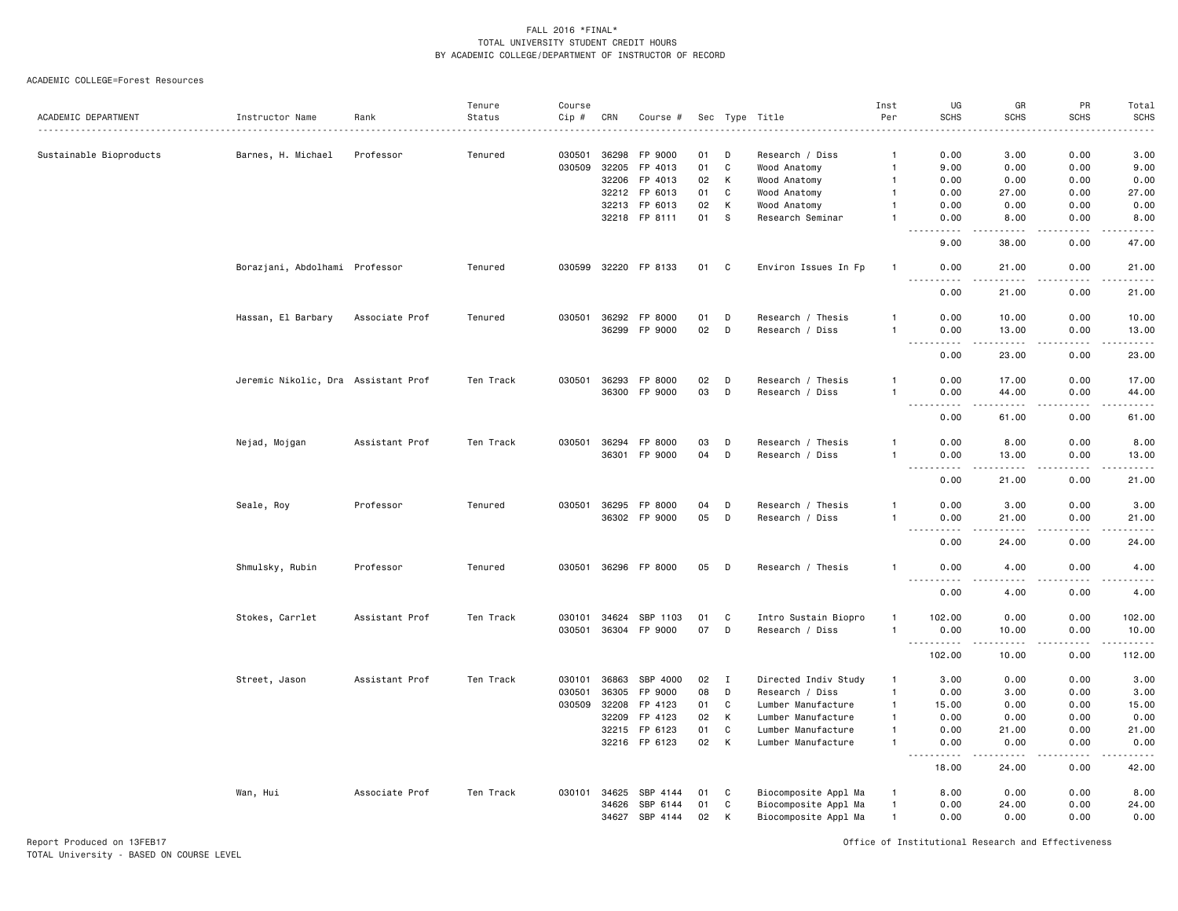FALL 2016 *FINAL*
TOTAL UNIVERSITY STUDENT CREDIT HOURS
BY ACADEMIC COLLEGE/DEPARTMENT OF INSTRUCTOR OF RECORD

ACADEMIC COLLEGE=Forest Resources

| ACADEMIC DEPARTMENT | Instructor Name | Rank | Tenure Status | Course Cip # | CRN | Course # | Sec | Type | Title | Inst Per | UG SCHS | GR SCHS | PR SCHS | Total SCHS |
|---|---|---|---|---|---|---|---|---|---|---|---|---|---|---|
| Sustainable Bioproducts | Barnes, H. Michael | Professor | Tenured | 030501 | 36298 | FP 9000 | 01 | D | Research / Diss | 1 | 0.00 | 3.00 | 0.00 | 3.00 |
| | | | | 030509 | 32205 | FP 4013 | 01 | C | Wood Anatomy | 1 | 9.00 | 0.00 | 0.00 | 9.00 |
| | | | | | 32206 | FP 4013 | 02 | K | Wood Anatomy | 1 | 0.00 | 0.00 | 0.00 | 0.00 |
| | | | | | 32212 | FP 6013 | 01 | C | Wood Anatomy | 1 | 0.00 | 27.00 | 0.00 | 27.00 |
| | | | | | 32213 | FP 6013 | 02 | K | Wood Anatomy | 1 | 0.00 | 0.00 | 0.00 | 0.00 |
| | | | | | 32218 | FP 8111 | 01 | S | Research Seminar | 1 | 0.00 | 8.00 | 0.00 | 8.00 |
| | | | | | | | | | | | 9.00 | 38.00 | 0.00 | 47.00 |
| | Borazjani, Abdolhami | Professor | Tenured | 030599 | 32220 | FP 8133 | 01 | C | Environ Issues In Fp | 1 | 0.00 | 21.00 | 0.00 | 21.00 |
| | | | | | | | | | | | 0.00 | 21.00 | 0.00 | 21.00 |
| | Hassan, El Barbary | Associate Prof | Tenured | 030501 | 36292 | FP 8000 | 01 | D | Research / Thesis | 1 | 0.00 | 10.00 | 0.00 | 10.00 |
| | | | | | 36299 | FP 9000 | 02 | D | Research / Diss | 1 | 0.00 | 13.00 | 0.00 | 13.00 |
| | | | | | | | | | | | 0.00 | 23.00 | 0.00 | 23.00 |
| | Jeremic Nikolic, Dra | Assistant Prof | Ten Track | 030501 | 36293 | FP 8000 | 02 | D | Research / Thesis | 1 | 0.00 | 17.00 | 0.00 | 17.00 |
| | | | | | 36300 | FP 9000 | 03 | D | Research / Diss | 1 | 0.00 | 44.00 | 0.00 | 44.00 |
| | | | | | | | | | | | 0.00 | 61.00 | 0.00 | 61.00 |
| | Nejad, Mojgan | Assistant Prof | Ten Track | 030501 | 36294 | FP 8000 | 03 | D | Research / Thesis | 1 | 0.00 | 8.00 | 0.00 | 8.00 |
| | | | | | 36301 | FP 9000 | 04 | D | Research / Diss | 1 | 0.00 | 13.00 | 0.00 | 13.00 |
| | | | | | | | | | | | 0.00 | 21.00 | 0.00 | 21.00 |
| | Seale, Roy | Professor | Tenured | 030501 | 36295 | FP 8000 | 04 | D | Research / Thesis | 1 | 0.00 | 3.00 | 0.00 | 3.00 |
| | | | | | 36302 | FP 9000 | 05 | D | Research / Diss | 1 | 0.00 | 21.00 | 0.00 | 21.00 |
| | | | | | | | | | | | 0.00 | 24.00 | 0.00 | 24.00 |
| | Shmulsky, Rubin | Professor | Tenured | 030501 | 36296 | FP 8000 | 05 | D | Research / Thesis | 1 | 0.00 | 4.00 | 0.00 | 4.00 |
| | | | | | | | | | | | 0.00 | 4.00 | 0.00 | 4.00 |
| | Stokes, Carrlet | Assistant Prof | Ten Track | 030101 | 34624 | SBP 1103 | 01 | C | Intro Sustain Biopro | 1 | 102.00 | 0.00 | 0.00 | 102.00 |
| | | | | 030501 | 36304 | FP 9000 | 07 | D | Research / Diss | 1 | 0.00 | 10.00 | 0.00 | 10.00 |
| | | | | | | | | | | | 102.00 | 10.00 | 0.00 | 112.00 |
| | Street, Jason | Assistant Prof | Ten Track | 030101 | 36863 | SBP 4000 | 02 | I | Directed Indiv Study | 1 | 3.00 | 0.00 | 0.00 | 3.00 |
| | | | | 030501 | 36305 | FP 9000 | 08 | D | Research / Diss | 1 | 0.00 | 3.00 | 0.00 | 3.00 |
| | | | | 030509 | 32208 | FP 4123 | 01 | C | Lumber Manufacture | 1 | 15.00 | 0.00 | 0.00 | 15.00 |
| | | | | | 32209 | FP 4123 | 02 | K | Lumber Manufacture | 1 | 0.00 | 0.00 | 0.00 | 0.00 |
| | | | | | 32215 | FP 6123 | 01 | C | Lumber Manufacture | 1 | 0.00 | 21.00 | 0.00 | 21.00 |
| | | | | | 32216 | FP 6123 | 02 | K | Lumber Manufacture | 1 | 0.00 | 0.00 | 0.00 | 0.00 |
| | | | | | | | | | | | 18.00 | 24.00 | 0.00 | 42.00 |
| | Wan, Hui | Associate Prof | Ten Track | 030101 | 34625 | SBP 4144 | 01 | C | Biocomposite Appl Ma | 1 | 8.00 | 0.00 | 0.00 | 8.00 |
| | | | | | 34626 | SBP 6144 | 01 | C | Biocomposite Appl Ma | 1 | 0.00 | 24.00 | 0.00 | 24.00 |
| | | | | | 34627 | SBP 4144 | 02 | K | Biocomposite Appl Ma | 1 | 0.00 | 0.00 | 0.00 | 0.00 |

Report Produced on 13FEB17
TOTAL University - BASED ON COURSE LEVEL

Office of Institutional Research and Effectiveness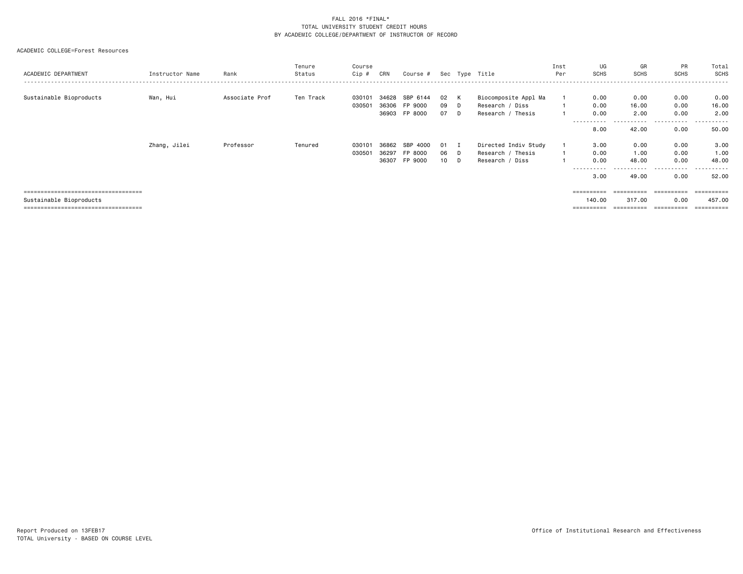FALL 2016 *FINAL*
TOTAL UNIVERSITY STUDENT CREDIT HOURS
BY ACADEMIC COLLEGE/DEPARTMENT OF INSTRUCTOR OF RECORD

ACADEMIC COLLEGE=Forest Resources

| ACADEMIC DEPARTMENT | Instructor Name | Rank | Tenure Status | Course Cip # | CRN | Course # | Sec | Type | Title | Inst Per | UG SCHS | GR SCHS | PR SCHS | Total SCHS |
|---|---|---|---|---|---|---|---|---|---|---|---|---|---|---|
| Sustainable Bioproducts | Wan, Hui | Associate Prof | Ten Track | 030101 | 34628 | SBP 6144 | 02 | K | Biocomposite Appl Ma | 1 | 0.00 | 0.00 | 0.00 | 0.00 |
| | | | | 030501 | 36306 | FP 9000 | 09 | D | Research / Diss | 1 | 0.00 | 16.00 | 0.00 | 16.00 |
| | | | | | 36903 | FP 8000 | 07 | D | Research / Thesis | 1 | 0.00 | 2.00 | 0.00 | 2.00 |
| | | | | | | | | | | | 8.00 | 42.00 | 0.00 | 50.00 |
| | Zhang, Jilei | Professor | Tenured | 030101 | 36862 | SBP 4000 | 01 | I | Directed Indiv Study | 1 | 3.00 | 0.00 | 0.00 | 3.00 |
| | | | | 030501 | 36297 | FP 8000 | 06 | D | Research / Thesis | 1 | 0.00 | 1.00 | 0.00 | 1.00 |
| | | | | | 36307 | FP 9000 | 10 | D | Research / Diss | 1 | 0.00 | 48.00 | 0.00 | 48.00 |
| | | | | | | | | | | | 3.00 | 49.00 | 0.00 | 52.00 |
| Sustainable Bioproducts | | | | | | | | | | | 140.00 | 317.00 | 0.00 | 457.00 |

Report Produced on 13FEB17
TOTAL University - BASED ON COURSE LEVEL

Office of Institutional Research and Effectiveness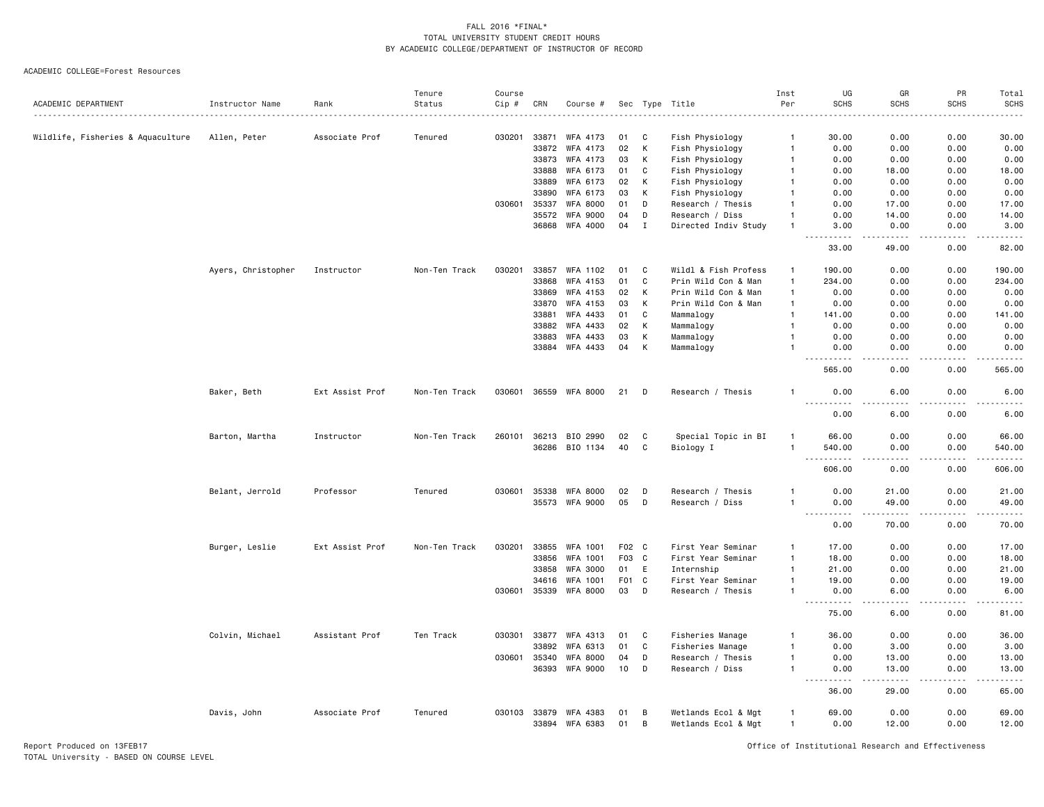FALL 2016 *FINAL*
TOTAL UNIVERSITY STUDENT CREDIT HOURS
BY ACADEMIC COLLEGE/DEPARTMENT OF INSTRUCTOR OF RECORD

ACADEMIC COLLEGE=Forest Resources

| ACADEMIC DEPARTMENT | Instructor Name | Rank | Tenure Status | Course Cip # | CRN | Course # | Sec | Type | Title | Inst Per | UG SCHS | GR SCHS | PR SCHS | Total SCHS |
|---|---|---|---|---|---|---|---|---|---|---|---|---|---|---|
| Wildlife, Fisheries & Aquaculture | Allen, Peter | Associate Prof | Tenured | 030201 | 33871 | WFA 4173 | 01 | C | Fish Physiology | 1 | 30.00 | 0.00 | 0.00 | 30.00 |
| | | | | | 33872 | WFA 4173 | 02 | K | Fish Physiology | 1 | 0.00 | 0.00 | 0.00 | 0.00 |
| | | | | | 33873 | WFA 4173 | 03 | K | Fish Physiology | 1 | 0.00 | 0.00 | 0.00 | 0.00 |
| | | | | | 33888 | WFA 6173 | 01 | C | Fish Physiology | 1 | 0.00 | 18.00 | 0.00 | 18.00 |
| | | | | | 33889 | WFA 6173 | 02 | K | Fish Physiology | 1 | 0.00 | 0.00 | 0.00 | 0.00 |
| | | | | | 33890 | WFA 6173 | 03 | K | Fish Physiology | 1 | 0.00 | 0.00 | 0.00 | 0.00 |
| | | | | 030601 | 35337 | WFA 8000 | 01 | D | Research / Thesis | 1 | 0.00 | 17.00 | 0.00 | 17.00 |
| | | | | | 35572 | WFA 9000 | 04 | D | Research / Diss | 1 | 0.00 | 14.00 | 0.00 | 14.00 |
| | | | | | 36868 | WFA 4000 | 04 | I | Directed Indiv Study | 1 | 3.00 | 0.00 | 0.00 | 3.00 |
| | | | | | | | | | | | 33.00 | 49.00 | 0.00 | 82.00 |
| | Ayers, Christopher | Instructor | Non-Ten Track | 030201 | 33857 | WFA 1102 | 01 | C | Wildl & Fish Profess | 1 | 190.00 | 0.00 | 0.00 | 190.00 |
| | | | | | 33868 | WFA 4153 | 01 | C | Prin Wild Con & Man | 1 | 234.00 | 0.00 | 0.00 | 234.00 |
| | | | | | 33869 | WFA 4153 | 02 | K | Prin Wild Con & Man | 1 | 0.00 | 0.00 | 0.00 | 0.00 |
| | | | | | 33870 | WFA 4153 | 03 | K | Prin Wild Con & Man | 1 | 0.00 | 0.00 | 0.00 | 0.00 |
| | | | | | 33881 | WFA 4433 | 01 | C | Mammalogy | 1 | 141.00 | 0.00 | 0.00 | 141.00 |
| | | | | | 33882 | WFA 4433 | 02 | K | Mammalogy | 1 | 0.00 | 0.00 | 0.00 | 0.00 |
| | | | | | 33883 | WFA 4433 | 03 | K | Mammalogy | 1 | 0.00 | 0.00 | 0.00 | 0.00 |
| | | | | | 33884 | WFA 4433 | 04 | K | Mammalogy | 1 | 0.00 | 0.00 | 0.00 | 0.00 |
| | | | | | | | | | | | 565.00 | 0.00 | 0.00 | 565.00 |
| | Baker, Beth | Ext Assist Prof | Non-Ten Track | 030601 | 36559 | WFA 8000 | 21 | D | Research / Thesis | 1 | 0.00 | 6.00 | 0.00 | 6.00 |
| | | | | | | | | | | | 0.00 | 6.00 | 0.00 | 6.00 |
| | Barton, Martha | Instructor | Non-Ten Track | 260101 | 36213 | BIO 2990 | 02 | C | Special Topic in BI | 1 | 66.00 | 0.00 | 0.00 | 66.00 |
| | | | | | 36286 | BIO 1134 | 40 | C | Biology I | 1 | 540.00 | 0.00 | 0.00 | 540.00 |
| | | | | | | | | | | | 606.00 | 0.00 | 0.00 | 606.00 |
| | Belant, Jerrold | Professor | Tenured | 030601 | 35338 | WFA 8000 | 02 | D | Research / Thesis | 1 | 0.00 | 21.00 | 0.00 | 21.00 |
| | | | | | 35573 | WFA 9000 | 05 | D | Research / Diss | 1 | 0.00 | 49.00 | 0.00 | 49.00 |
| | | | | | | | | | | | 0.00 | 70.00 | 0.00 | 70.00 |
| | Burger, Leslie | Ext Assist Prof | Non-Ten Track | 030201 | 33855 | WFA 1001 | F02 | C | First Year Seminar | 1 | 17.00 | 0.00 | 0.00 | 17.00 |
| | | | | | 33856 | WFA 1001 | F03 | C | First Year Seminar | 1 | 18.00 | 0.00 | 0.00 | 18.00 |
| | | | | | 33858 | WFA 3000 | 01 | E | Internship | 1 | 21.00 | 0.00 | 0.00 | 21.00 |
| | | | | | 34616 | WFA 1001 | F01 | C | First Year Seminar | 1 | 19.00 | 0.00 | 0.00 | 19.00 |
| | | | | 030601 | 35339 | WFA 8000 | 03 | D | Research / Thesis | 1 | 0.00 | 6.00 | 0.00 | 6.00 |
| | | | | | | | | | | | 75.00 | 6.00 | 0.00 | 81.00 |
| | Colvin, Michael | Assistant Prof | Ten Track | 030301 | 33877 | WFA 4313 | 01 | C | Fisheries Manage | 1 | 36.00 | 0.00 | 0.00 | 36.00 |
| | | | | | 33892 | WFA 6313 | 01 | C | Fisheries Manage | 1 | 0.00 | 3.00 | 0.00 | 3.00 |
| | | | | 030601 | 35340 | WFA 8000 | 04 | D | Research / Thesis | 1 | 0.00 | 13.00 | 0.00 | 13.00 |
| | | | | | 36393 | WFA 9000 | 10 | D | Research / Diss | 1 | 0.00 | 13.00 | 0.00 | 13.00 |
| | | | | | | | | | | | 36.00 | 29.00 | 0.00 | 65.00 |
| | Davis, John | Associate Prof | Tenured | 030103 | 33879 | WFA 4383 | 01 | B | Wetlands Ecol & Mgt | 1 | 69.00 | 0.00 | 0.00 | 69.00 |
| | | | | | 33894 | WFA 6383 | 01 | B | Wetlands Ecol & Mgt | 1 | 0.00 | 12.00 | 0.00 | 12.00 |

Report Produced on 13FEB17
TOTAL University - BASED ON COURSE LEVEL

Office of Institutional Research and Effectiveness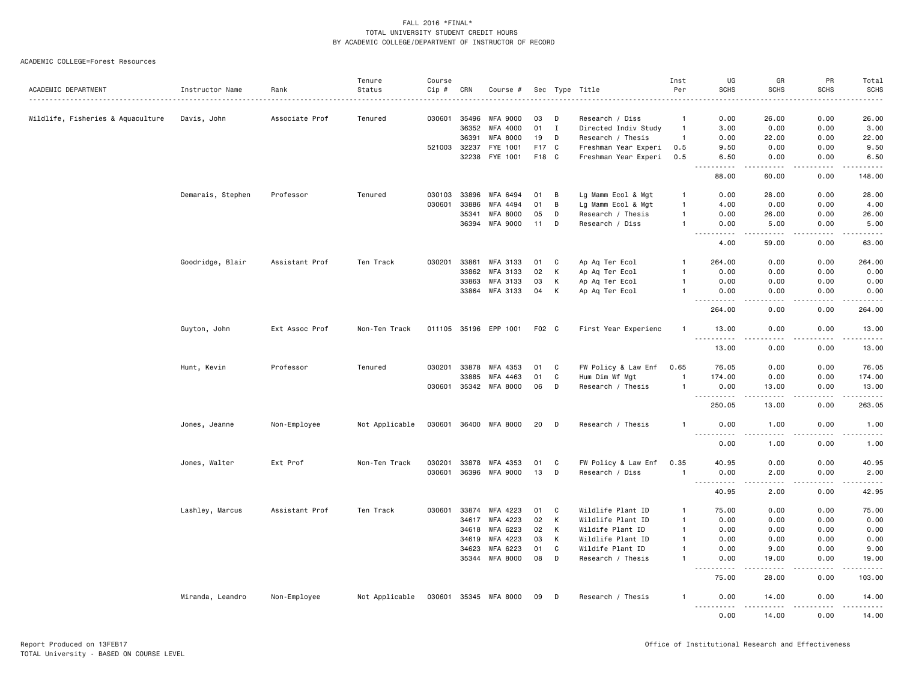FALL 2016 *FINAL*
TOTAL UNIVERSITY STUDENT CREDIT HOURS
BY ACADEMIC COLLEGE/DEPARTMENT OF INSTRUCTOR OF RECORD

ACADEMIC COLLEGE=Forest Resources

| ACADEMIC DEPARTMENT | Instructor Name | Rank | Tenure Status | Course Cip # | CRN | Course # | Sec | Type | Title | Inst Per | UG SCHS | GR SCHS | PR SCHS | Total SCHS |
|---|---|---|---|---|---|---|---|---|---|---|---|---|---|---|
| Wildlife, Fisheries & Aquaculture | Davis, John | Associate Prof | Tenured | 030601 | 35496 | WFA 9000 | 03 | D | Research / Diss | 1 | 0.00 | 26.00 | 0.00 | 26.00 |
| | | | | | 36352 | WFA 4000 | 01 | I | Directed Indiv Study | 1 | 3.00 | 0.00 | 0.00 | 3.00 |
| | | | | | 36391 | WFA 8000 | 19 | D | Research / Thesis | 1 | 0.00 | 22.00 | 0.00 | 22.00 |
| | | | | 521003 | 32237 | FYE 1001 | F17 | C | Freshman Year Experi | 0.5 | 9.50 | 0.00 | 0.00 | 9.50 |
| | | | | | 32238 | FYE 1001 | F18 | C | Freshman Year Experi | 0.5 | 6.50 | 0.00 | 0.00 | 6.50 |
| | | | | | | | | | | | 88.00 | 60.00 | 0.00 | 148.00 |
| | Demarais, Stephen | Professor | Tenured | 030103 | 33896 | WFA 6494 | 01 | B | Lg Mamm Ecol & Mgt | 1 | 0.00 | 28.00 | 0.00 | 28.00 |
| | | | | 030601 | 33886 | WFA 4494 | 01 | B | Lg Mamm Ecol & Mgt | 1 | 4.00 | 0.00 | 0.00 | 4.00 |
| | | | | | 35341 | WFA 8000 | 05 | D | Research / Thesis | 1 | 0.00 | 26.00 | 0.00 | 26.00 |
| | | | | | 36394 | WFA 9000 | 11 | D | Research / Diss | 1 | 0.00 | 5.00 | 0.00 | 5.00 |
| | | | | | | | | | | | 4.00 | 59.00 | 0.00 | 63.00 |
| | Goodridge, Blair | Assistant Prof | Ten Track | 030201 | 33861 | WFA 3133 | 01 | C | Ap Aq Ter Ecol | 1 | 264.00 | 0.00 | 0.00 | 264.00 |
| | | | | | 33862 | WFA 3133 | 02 | K | Ap Aq Ter Ecol | 1 | 0.00 | 0.00 | 0.00 | 0.00 |
| | | | | | 33863 | WFA 3133 | 03 | K | Ap Aq Ter Ecol | 1 | 0.00 | 0.00 | 0.00 | 0.00 |
| | | | | | 33864 | WFA 3133 | 04 | K | Ap Aq Ter Ecol | 1 | 0.00 | 0.00 | 0.00 | 0.00 |
| | | | | | | | | | | | 264.00 | 0.00 | 0.00 | 264.00 |
| | Guyton, John | Ext Assoc Prof | Non-Ten Track | 011105 | 35196 | EPP 1001 | F02 | C | First Year Experienc | 1 | 13.00 | 0.00 | 0.00 | 13.00 |
| | | | | | | | | | | | 13.00 | 0.00 | 0.00 | 13.00 |
| | Hunt, Kevin | Professor | Tenured | 030201 | 33878 | WFA 4353 | 01 | C | FW Policy & Law Enf | 0.65 | 76.05 | 0.00 | 0.00 | 76.05 |
| | | | | | 33885 | WFA 4463 | 01 | C | Hum Dim Wf Mgt | 1 | 174.00 | 0.00 | 0.00 | 174.00 |
| | | | | 030601 | 35342 | WFA 8000 | 06 | D | Research / Thesis | 1 | 0.00 | 13.00 | 0.00 | 13.00 |
| | | | | | | | | | | | 250.05 | 13.00 | 0.00 | 263.05 |
| | Jones, Jeanne | Non-Employee | Not Applicable | 030601 | 36400 | WFA 8000 | 20 | D | Research / Thesis | 1 | 0.00 | 1.00 | 0.00 | 1.00 |
| | | | | | | | | | | | 0.00 | 1.00 | 0.00 | 1.00 |
| | Jones, Walter | Ext Prof | Non-Ten Track | 030201 | 33878 | WFA 4353 | 01 | C | FW Policy & Law Enf | 0.35 | 40.95 | 0.00 | 0.00 | 40.95 |
| | | | | 030601 | 36396 | WFA 9000 | 13 | D | Research / Diss | 1 | 0.00 | 2.00 | 0.00 | 2.00 |
| | | | | | | | | | | | 40.95 | 2.00 | 0.00 | 42.95 |
| | Lashley, Marcus | Assistant Prof | Ten Track | 030601 | 33874 | WFA 4223 | 01 | C | Wildlife Plant ID | 1 | 75.00 | 0.00 | 0.00 | 75.00 |
| | | | | | 34617 | WFA 4223 | 02 | K | Wildlife Plant ID | 1 | 0.00 | 0.00 | 0.00 | 0.00 |
| | | | | | 34618 | WFA 6223 | 02 | K | Wildife Plant ID | 1 | 0.00 | 0.00 | 0.00 | 0.00 |
| | | | | | 34619 | WFA 4223 | 03 | K | Wildlife Plant ID | 1 | 0.00 | 0.00 | 0.00 | 0.00 |
| | | | | | 34623 | WFA 6223 | 01 | C | Wildife Plant ID | 1 | 0.00 | 9.00 | 0.00 | 9.00 |
| | | | | | 35344 | WFA 8000 | 08 | D | Research / Thesis | 1 | 0.00 | 19.00 | 0.00 | 19.00 |
| | | | | | | | | | | | 75.00 | 28.00 | 0.00 | 103.00 |
| | Miranda, Leandro | Non-Employee | Not Applicable | 030601 | 35345 | WFA 8000 | 09 | D | Research / Thesis | 1 | 0.00 | 14.00 | 0.00 | 14.00 |
| | | | | | | | | | | | 0.00 | 14.00 | 0.00 | 14.00 |

Report Produced on 13FEB17
TOTAL University - BASED ON COURSE LEVEL

Office of Institutional Research and Effectiveness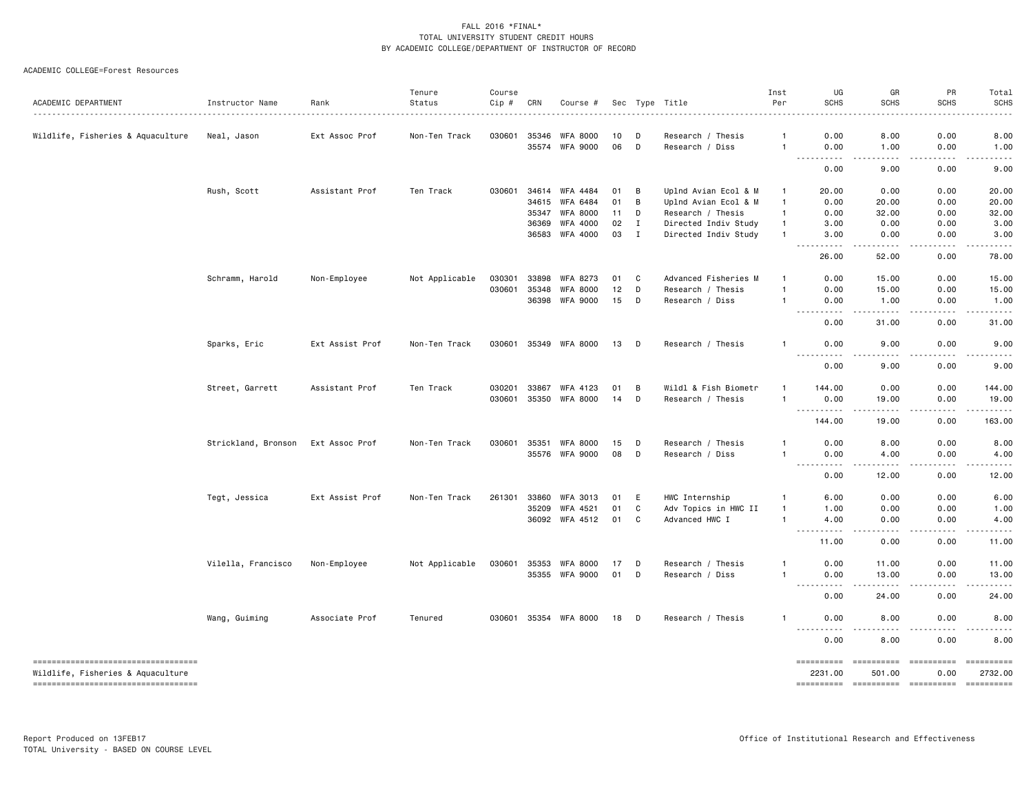FALL 2016 *FINAL*
TOTAL UNIVERSITY STUDENT CREDIT HOURS
BY ACADEMIC COLLEGE/DEPARTMENT OF INSTRUCTOR OF RECORD

ACADEMIC COLLEGE=Forest Resources

| ACADEMIC DEPARTMENT | Instructor Name | Rank | Tenure Status | Course Cip # | CRN | Course # | Sec | Type | Title | Inst Per | UG SCHS | GR SCHS | PR SCHS | Total SCHS |
|---|---|---|---|---|---|---|---|---|---|---|---|---|---|---|
| Wildlife, Fisheries & Aquaculture | Neal, Jason | Ext Assoc Prof | Non-Ten Track | 030601 | 35346 | WFA 8000 | 10 | D | Research / Thesis | 1 | 0.00 | 8.00 | 0.00 | 8.00 |
| | | | | | 35574 | WFA 9000 | 06 | D | Research / Diss | 1 | 0.00 | 1.00 | 0.00 | 1.00 |
| | | | | | | | | | | | 0.00 | 9.00 | 0.00 | 9.00 |
| | Rush, Scott | Assistant Prof | Ten Track | 030601 | 34614 | WFA 4484 | 01 | B | Uplnd Avian Ecol & M | 1 | 20.00 | 0.00 | 0.00 | 20.00 |
| | | | | | 34615 | WFA 6484 | 01 | B | Uplnd Avian Ecol & M | 1 | 0.00 | 20.00 | 0.00 | 20.00 |
| | | | | | 35347 | WFA 8000 | 11 | D | Research / Thesis | 1 | 0.00 | 32.00 | 0.00 | 32.00 |
| | | | | | 36369 | WFA 4000 | 02 | I | Directed Indiv Study | 1 | 3.00 | 0.00 | 0.00 | 3.00 |
| | | | | | 36583 | WFA 4000 | 03 | I | Directed Indiv Study | 1 | 3.00 | 0.00 | 0.00 | 3.00 |
| | | | | | | | | | | | 26.00 | 52.00 | 0.00 | 78.00 |
| | Schramm, Harold | Non-Employee | Not Applicable | 030301 | 33898 | WFA 8273 | 01 | C | Advanced Fisheries M | 1 | 0.00 | 15.00 | 0.00 | 15.00 |
| | | | | 030601 | 35348 | WFA 8000 | 12 | D | Research / Thesis | 1 | 0.00 | 15.00 | 0.00 | 15.00 |
| | | | | | 36398 | WFA 9000 | 15 | D | Research / Diss | 1 | 0.00 | 1.00 | 0.00 | 1.00 |
| | | | | | | | | | | | 0.00 | 31.00 | 0.00 | 31.00 |
| | Sparks, Eric | Ext Assist Prof | Non-Ten Track | 030601 | 35349 | WFA 8000 | 13 | D | Research / Thesis | 1 | 0.00 | 9.00 | 0.00 | 9.00 |
| | | | | | | | | | | | 0.00 | 9.00 | 0.00 | 9.00 |
| | Street, Garrett | Assistant Prof | Ten Track | 030201 | 33867 | WFA 4123 | 01 | B | Wildl & Fish Biometr | 1 | 144.00 | 0.00 | 0.00 | 144.00 |
| | | | | 030601 | 35350 | WFA 8000 | 14 | D | Research / Thesis | 1 | 0.00 | 19.00 | 0.00 | 19.00 |
| | | | | | | | | | | | 144.00 | 19.00 | 0.00 | 163.00 |
| | Strickland, Bronson | Ext Assoc Prof | Non-Ten Track | 030601 | 35351 | WFA 8000 | 15 | D | Research / Thesis | 1 | 0.00 | 8.00 | 0.00 | 8.00 |
| | | | | | 35576 | WFA 9000 | 08 | D | Research / Diss | 1 | 0.00 | 4.00 | 0.00 | 4.00 |
| | | | | | | | | | | | 0.00 | 12.00 | 0.00 | 12.00 |
| | Tegt, Jessica | Ext Assist Prof | Non-Ten Track | 261301 | 33860 | WFA 3013 | 01 | E | HWC Internship | 1 | 6.00 | 0.00 | 0.00 | 6.00 |
| | | | | | 35209 | WFA 4521 | 01 | C | Adv Topics in HWC II | 1 | 1.00 | 0.00 | 0.00 | 1.00 |
| | | | | | 36092 | WFA 4512 | 01 | C | Advanced HWC I | 1 | 4.00 | 0.00 | 0.00 | 4.00 |
| | | | | | | | | | | | 11.00 | 0.00 | 0.00 | 11.00 |
| | Vilella, Francisco | Non-Employee | Not Applicable | 030601 | 35353 | WFA 8000 | 17 | D | Research / Thesis | 1 | 0.00 | 11.00 | 0.00 | 11.00 |
| | | | | | 35355 | WFA 9000 | 01 | D | Research / Diss | 1 | 0.00 | 13.00 | 0.00 | 13.00 |
| | | | | | | | | | | | 0.00 | 24.00 | 0.00 | 24.00 |
| | Wang, Guiming | Associate Prof | Tenured | 030601 | 35354 | WFA 8000 | 18 | D | Research / Thesis | 1 | 0.00 | 8.00 | 0.00 | 8.00 |
| | | | | | | | | | | | 0.00 | 8.00 | 0.00 | 8.00 |
| Wildlife, Fisheries & Aquaculture | | | | | | | | | | | 2231.00 | 501.00 | 0.00 | 2732.00 |

Report Produced on 13FEB17
TOTAL University - BASED ON COURSE LEVEL

Office of Institutional Research and Effectiveness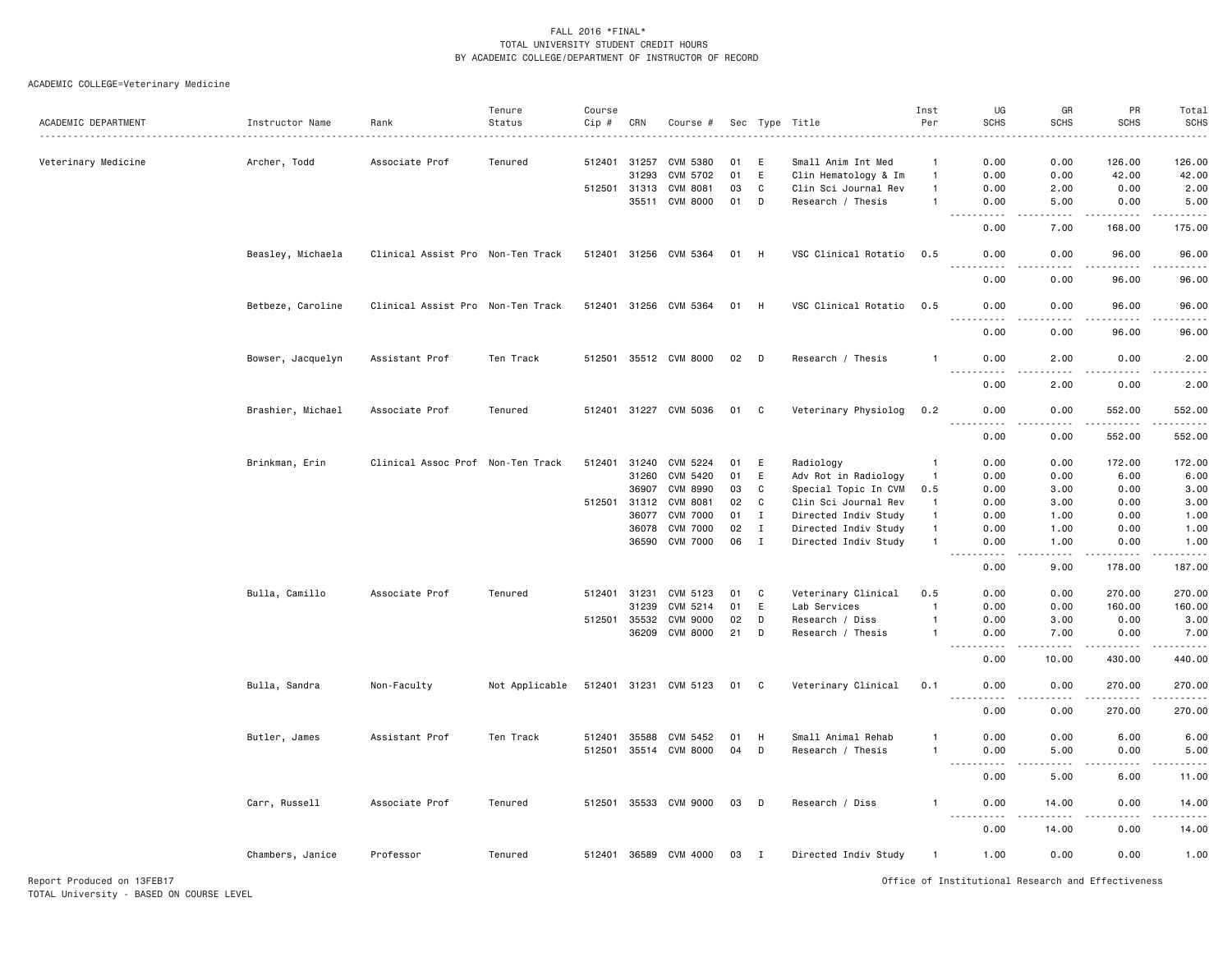FALL 2016 *FINAL*
TOTAL UNIVERSITY STUDENT CREDIT HOURS
BY ACADEMIC COLLEGE/DEPARTMENT OF INSTRUCTOR OF RECORD

ACADEMIC COLLEGE=Veterinary Medicine

| ACADEMIC DEPARTMENT | Instructor Name | Rank | Tenure Status | Course Cip # | CRN | Course # | Sec | Type | Title | Inst Per | UG SCHS | GR SCHS | PR SCHS | Total SCHS |
|---|---|---|---|---|---|---|---|---|---|---|---|---|---|---|
| Veterinary Medicine | Archer, Todd | Associate Prof | Tenured | 512401 | 31257 | CVM 5380 | 01 | E | Small Anim Int Med | 1 | 0.00 | 0.00 | 126.00 | 126.00 |
| | | | | | 31293 | CVM 5702 | 01 | E | Clin Hematology & Im | 1 | 0.00 | 0.00 | 42.00 | 42.00 |
| | | | | 512501 | 31313 | CVM 8081 | 03 | C | Clin Sci Journal Rev | 1 | 0.00 | 2.00 | 0.00 | 2.00 |
| | | | | | 35511 | CVM 8000 | 01 | D | Research / Thesis | 1 | 0.00 | 5.00 | 0.00 | 5.00 |
| | | | | | | | | | | | 0.00 | 7.00 | 168.00 | 175.00 |
| | Beasley, Michaela | Clinical Assist Pro | Non-Ten Track | 512401 | 31256 | CVM 5364 | 01 | H | VSC Clinical Rotatio | 0.5 | 0.00 | 0.00 | 96.00 | 96.00 |
| | | | | | | | | | | | 0.00 | 0.00 | 96.00 | 96.00 |
| | Betbeze, Caroline | Clinical Assist Pro | Non-Ten Track | 512401 | 31256 | CVM 5364 | 01 | H | VSC Clinical Rotatio | 0.5 | 0.00 | 0.00 | 96.00 | 96.00 |
| | | | | | | | | | | | 0.00 | 0.00 | 96.00 | 96.00 |
| | Bowser, Jacquelyn | Assistant Prof | Ten Track | 512501 | 35512 | CVM 8000 | 02 | D | Research / Thesis | 1 | 0.00 | 2.00 | 0.00 | 2.00 |
| | | | | | | | | | | | 0.00 | 2.00 | 0.00 | 2.00 |
| | Brashier, Michael | Associate Prof | Tenured | 512401 | 31227 | CVM 5036 | 01 | C | Veterinary Physiolog | 0.2 | 0.00 | 0.00 | 552.00 | 552.00 |
| | | | | | | | | | | | 0.00 | 0.00 | 552.00 | 552.00 |
| | Brinkman, Erin | Clinical Assoc Prof | Non-Ten Track | 512401 | 31240 | CVM 5224 | 01 | E | Radiology | 1 | 0.00 | 0.00 | 172.00 | 172.00 |
| | | | | | 31260 | CVM 5420 | 01 | E | Adv Rot in Radiology | 1 | 0.00 | 0.00 | 6.00 | 6.00 |
| | | | | | 36907 | CVM 8990 | 03 | C | Special Topic In CVM | 0.5 | 0.00 | 3.00 | 0.00 | 3.00 |
| | | | | 512501 | 31312 | CVM 8081 | 02 | C | Clin Sci Journal Rev | 1 | 0.00 | 3.00 | 0.00 | 3.00 |
| | | | | | 36077 | CVM 7000 | 01 | I | Directed Indiv Study | 1 | 0.00 | 1.00 | 0.00 | 1.00 |
| | | | | | 36078 | CVM 7000 | 02 | I | Directed Indiv Study | 1 | 0.00 | 1.00 | 0.00 | 1.00 |
| | | | | | 36590 | CVM 7000 | 06 | I | Directed Indiv Study | 1 | 0.00 | 1.00 | 0.00 | 1.00 |
| | | | | | | | | | | | 0.00 | 9.00 | 178.00 | 187.00 |
| | Bulla, Camillo | Associate Prof | Tenured | 512401 | 31231 | CVM 5123 | 01 | C | Veterinary Clinical | 0.5 | 0.00 | 0.00 | 270.00 | 270.00 |
| | | | | | 31239 | CVM 5214 | 01 | E | Lab Services | 1 | 0.00 | 0.00 | 160.00 | 160.00 |
| | | | | 512501 | 35532 | CVM 9000 | 02 | D | Research / Diss | 1 | 0.00 | 3.00 | 0.00 | 3.00 |
| | | | | | 36209 | CVM 8000 | 21 | D | Research / Thesis | 1 | 0.00 | 7.00 | 0.00 | 7.00 |
| | | | | | | | | | | | 0.00 | 10.00 | 430.00 | 440.00 |
| | Bulla, Sandra | Non-Faculty | Not Applicable | 512401 | 31231 | CVM 5123 | 01 | C | Veterinary Clinical | 0.1 | 0.00 | 0.00 | 270.00 | 270.00 |
| | | | | | | | | | | | 0.00 | 0.00 | 270.00 | 270.00 |
| | Butler, James | Assistant Prof | Ten Track | 512401 | 35588 | CVM 5452 | 01 | H | Small Animal Rehab | 1 | 0.00 | 0.00 | 6.00 | 6.00 |
| | | | | 512501 | 35514 | CVM 8000 | 04 | D | Research / Thesis | 1 | 0.00 | 5.00 | 0.00 | 5.00 |
| | | | | | | | | | | | 0.00 | 5.00 | 6.00 | 11.00 |
| | Carr, Russell | Associate Prof | Tenured | 512501 | 35533 | CVM 9000 | 03 | D | Research / Diss | 1 | 0.00 | 14.00 | 0.00 | 14.00 |
| | | | | | | | | | | | 0.00 | 14.00 | 0.00 | 14.00 |
| | Chambers, Janice | Professor | Tenured | 512401 | 36589 | CVM 4000 | 03 | I | Directed Indiv Study | 1 | 1.00 | 0.00 | 0.00 | 1.00 |

Report Produced on 13FEB17
TOTAL University - BASED ON COURSE LEVEL

Office of Institutional Research and Effectiveness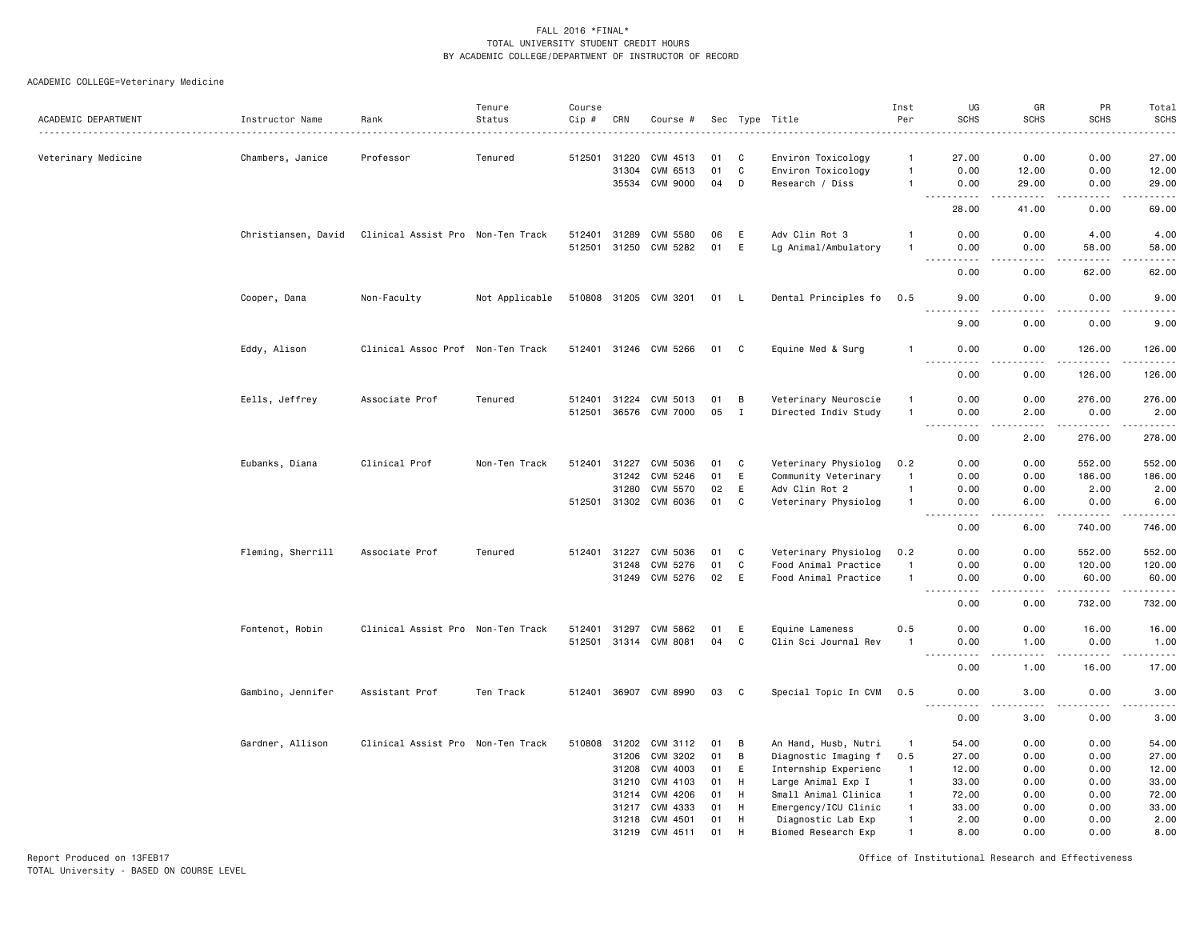FALL 2016 *FINAL*
TOTAL UNIVERSITY STUDENT CREDIT HOURS
BY ACADEMIC COLLEGE/DEPARTMENT OF INSTRUCTOR OF RECORD

ACADEMIC COLLEGE=Veterinary Medicine

| ACADEMIC DEPARTMENT | Instructor Name | Rank | Tenure Status | Course Cip # | CRN | Course # | Sec | Type | Title | Inst Per | UG SCHS | GR SCHS | PR SCHS | Total SCHS |
|---|---|---|---|---|---|---|---|---|---|---|---|---|---|---|
| Veterinary Medicine | Chambers, Janice | Professor | Tenured | 512501 | 31220 | CVM 4513 | 01 | C | Environ Toxicology | 1 | 27.00 | 0.00 | 0.00 | 27.00 |
| | | | | | 31304 | CVM 6513 | 01 | C | Environ Toxicology | 1 | 0.00 | 12.00 | 0.00 | 12.00 |
| | | | | | 35534 | CVM 9000 | 04 | D | Research / Diss | 1 | 0.00 | 29.00 | 0.00 | 29.00 |
| | | | | | | | | | | | 28.00 | 41.00 | 0.00 | 69.00 |
| | Christiansen, David | Clinical Assist Pro | Non-Ten Track | 512401 | 31289 | CVM 5580 | 06 | E | Adv Clin Rot 3 | 1 | 0.00 | 0.00 | 4.00 | 4.00 |
| | | | | 512501 | 31250 | CVM 5282 | 01 | E | Lg Animal/Ambulatory | 1 | 0.00 | 0.00 | 58.00 | 58.00 |
| | | | | | | | | | | | 0.00 | 0.00 | 62.00 | 62.00 |
| | Cooper, Dana | Non-Faculty | Not Applicable | 510808 | 31205 | CVM 3201 | 01 | L | Dental Principles fo | 0.5 | 9.00 | 0.00 | 0.00 | 9.00 |
| | | | | | | | | | | | 9.00 | 0.00 | 0.00 | 9.00 |
| | Eddy, Alison | Clinical Assoc Prof | Non-Ten Track | 512401 | 31246 | CVM 5266 | 01 | C | Equine Med & Surg | 1 | 0.00 | 0.00 | 126.00 | 126.00 |
| | | | | | | | | | | | 0.00 | 0.00 | 126.00 | 126.00 |
| | Eells, Jeffrey | Associate Prof | Tenured | 512401 | 31224 | CVM 5013 | 01 | B | Veterinary Neuroscie | 1 | 0.00 | 0.00 | 276.00 | 276.00 |
| | | | | 512501 | 36576 | CVM 7000 | 05 | I | Directed Indiv Study | 1 | 0.00 | 2.00 | 0.00 | 2.00 |
| | | | | | | | | | | | 0.00 | 2.00 | 276.00 | 278.00 |
| | Eubanks, Diana | Clinical Prof | Non-Ten Track | 512401 | 31227 | CVM 5036 | 01 | C | Veterinary Physiolog | 0.2 | 0.00 | 0.00 | 552.00 | 552.00 |
| | | | | | 31242 | CVM 5246 | 01 | E | Community Veterinary | 1 | 0.00 | 0.00 | 186.00 | 186.00 |
| | | | | | 31280 | CVM 5570 | 02 | E | Adv Clin Rot 2 | 1 | 0.00 | 0.00 | 2.00 | 2.00 |
| | | | | 512501 | 31302 | CVM 6036 | 01 | C | Veterinary Physiolog | 1 | 0.00 | 6.00 | 0.00 | 6.00 |
| | | | | | | | | | | | 0.00 | 6.00 | 740.00 | 746.00 |
| | Fleming, Sherrill | Associate Prof | Tenured | 512401 | 31227 | CVM 5036 | 01 | C | Veterinary Physiolog | 0.2 | 0.00 | 0.00 | 552.00 | 552.00 |
| | | | | | 31248 | CVM 5276 | 01 | C | Food Animal Practice | 1 | 0.00 | 0.00 | 120.00 | 120.00 |
| | | | | | 31249 | CVM 5276 | 02 | E | Food Animal Practice | 1 | 0.00 | 0.00 | 60.00 | 60.00 |
| | | | | | | | | | | | 0.00 | 0.00 | 732.00 | 732.00 |
| | Fontenot, Robin | Clinical Assist Pro | Non-Ten Track | 512401 | 31297 | CVM 5862 | 01 | E | Equine Lameness | 0.5 | 0.00 | 0.00 | 16.00 | 16.00 |
| | | | | 512501 | 31314 | CVM 8081 | 04 | C | Clin Sci Journal Rev | 1 | 0.00 | 1.00 | 0.00 | 1.00 |
| | | | | | | | | | | | 0.00 | 1.00 | 16.00 | 17.00 |
| | Gambino, Jennifer | Assistant Prof | Ten Track | 512401 | 36907 | CVM 8990 | 03 | C | Special Topic In CVM | 0.5 | 0.00 | 3.00 | 0.00 | 3.00 |
| | | | | | | | | | | | 0.00 | 3.00 | 0.00 | 3.00 |
| | Gardner, Allison | Clinical Assist Pro | Non-Ten Track | 510808 | 31202 | CVM 3112 | 01 | B | An Hand, Husb, Nutri | 1 | 54.00 | 0.00 | 0.00 | 54.00 |
| | | | | | 31206 | CVM 3202 | 01 | B | Diagnostic Imaging f | 0.5 | 27.00 | 0.00 | 0.00 | 27.00 |
| | | | | | 31208 | CVM 4003 | 01 | E | Internship Experienc | 1 | 12.00 | 0.00 | 0.00 | 12.00 |
| | | | | | 31210 | CVM 4103 | 01 | H | Large Animal Exp I | 1 | 33.00 | 0.00 | 0.00 | 33.00 |
| | | | | | 31214 | CVM 4206 | 01 | H | Small Animal Clinica | 1 | 72.00 | 0.00 | 0.00 | 72.00 |
| | | | | | 31217 | CVM 4333 | 01 | H | Emergency/ICU Clinic | 1 | 33.00 | 0.00 | 0.00 | 33.00 |
| | | | | | 31218 | CVM 4501 | 01 | H | Diagnostic Lab Exp | 1 | 2.00 | 0.00 | 0.00 | 2.00 |
| | | | | | 31219 | CVM 4511 | 01 | H | Biomed Research Exp | 1 | 8.00 | 0.00 | 0.00 | 8.00 |

Report Produced on 13FEB17
TOTAL University - BASED ON COURSE LEVEL

Office of Institutional Research and Effectiveness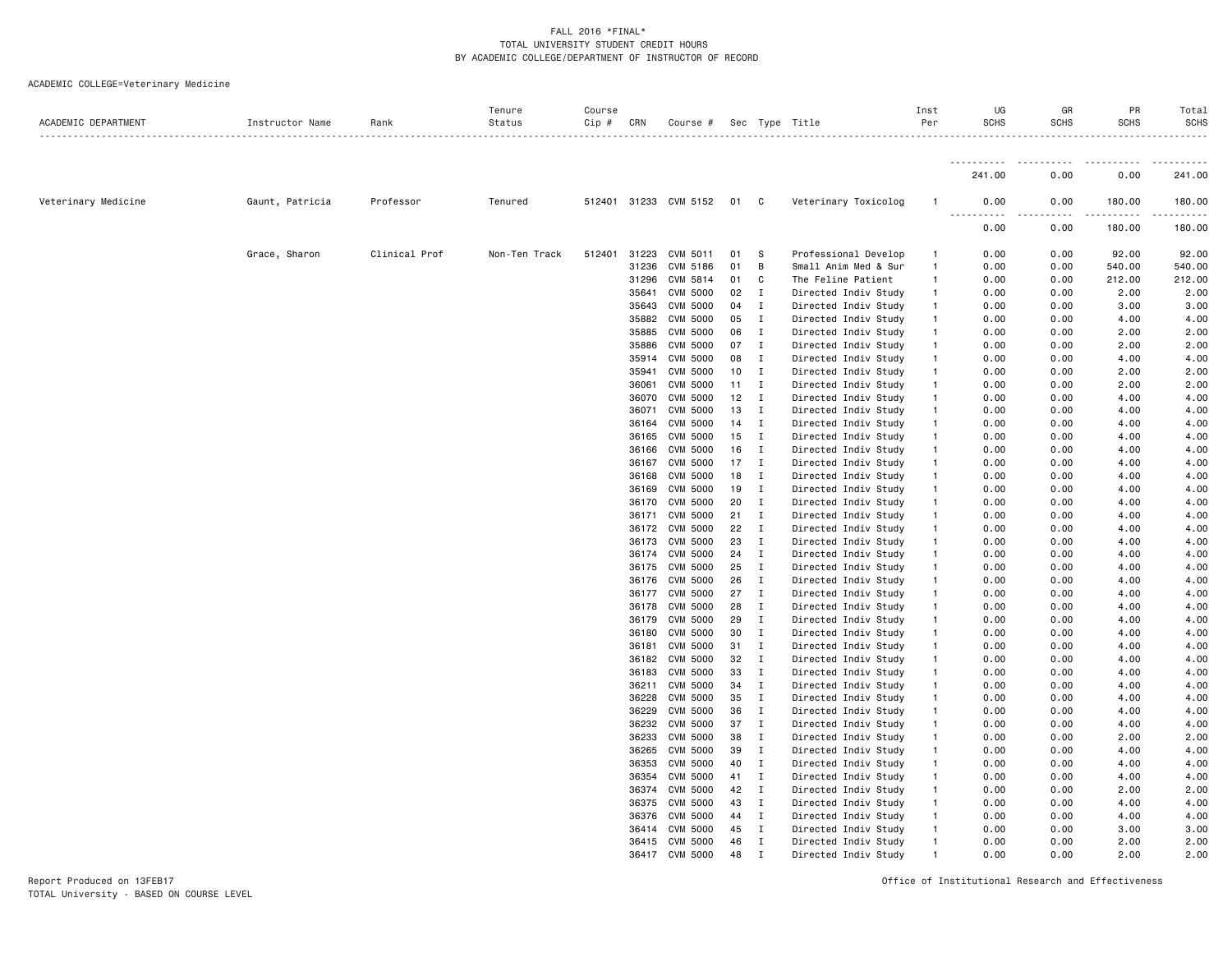FALL 2016 *FINAL*
TOTAL UNIVERSITY STUDENT CREDIT HOURS
BY ACADEMIC COLLEGE/DEPARTMENT OF INSTRUCTOR OF RECORD

ACADEMIC COLLEGE=Veterinary Medicine

| ACADEMIC DEPARTMENT | Instructor Name | Rank | Tenure Status | Course Cip # | CRN | Course # | Sec | Type | Title | Inst Per | UG SCHS | GR SCHS | PR SCHS | Total SCHS |
|---|---|---|---|---|---|---|---|---|---|---|---|---|---|---|
| | | | | | | | | | | | 241.00 | 0.00 | 0.00 | 241.00 |
| Veterinary Medicine | Gaunt, Patricia | Professor | Tenured | 512401 | 31233 | CVM 5152 | 01 | C | Veterinary Toxicolog | 1 | 0.00 | 0.00 | 180.00 | 180.00 |
| | | | | | | | | | | | 0.00 | 0.00 | 180.00 | 180.00 |
| | Grace, Sharon | Clinical Prof | Non-Ten Track | 512401 | 31223 | CVM 5011 | 01 | S | Professional Develop | 1 | 0.00 | 0.00 | 92.00 | 92.00 |
| | | | | | 31236 | CVM 5186 | 01 | B | Small Anim Med & Sur | 1 | 0.00 | 0.00 | 540.00 | 540.00 |
| | | | | | 31296 | CVM 5814 | 01 | C | The Feline Patient | 1 | 0.00 | 0.00 | 212.00 | 212.00 |
| | | | | | 35641 | CVM 5000 | 02 | I | Directed Indiv Study | 1 | 0.00 | 0.00 | 2.00 | 2.00 |
| | | | | | 35643 | CVM 5000 | 04 | I | Directed Indiv Study | 1 | 0.00 | 0.00 | 3.00 | 3.00 |
| | | | | | 35882 | CVM 5000 | 05 | I | Directed Indiv Study | 1 | 0.00 | 0.00 | 4.00 | 4.00 |
| | | | | | 35885 | CVM 5000 | 06 | I | Directed Indiv Study | 1 | 0.00 | 0.00 | 2.00 | 2.00 |
| | | | | | 35886 | CVM 5000 | 07 | I | Directed Indiv Study | 1 | 0.00 | 0.00 | 2.00 | 2.00 |
| | | | | | 35914 | CVM 5000 | 08 | I | Directed Indiv Study | 1 | 0.00 | 0.00 | 4.00 | 4.00 |
| | | | | | 35941 | CVM 5000 | 10 | I | Directed Indiv Study | 1 | 0.00 | 0.00 | 2.00 | 2.00 |
| | | | | | 36061 | CVM 5000 | 11 | I | Directed Indiv Study | 1 | 0.00 | 0.00 | 2.00 | 2.00 |
| | | | | | 36070 | CVM 5000 | 12 | I | Directed Indiv Study | 1 | 0.00 | 0.00 | 4.00 | 4.00 |
| | | | | | 36071 | CVM 5000 | 13 | I | Directed Indiv Study | 1 | 0.00 | 0.00 | 4.00 | 4.00 |
| | | | | | 36164 | CVM 5000 | 14 | I | Directed Indiv Study | 1 | 0.00 | 0.00 | 4.00 | 4.00 |
| | | | | | 36165 | CVM 5000 | 15 | I | Directed Indiv Study | 1 | 0.00 | 0.00 | 4.00 | 4.00 |
| | | | | | 36166 | CVM 5000 | 16 | I | Directed Indiv Study | 1 | 0.00 | 0.00 | 4.00 | 4.00 |
| | | | | | 36167 | CVM 5000 | 17 | I | Directed Indiv Study | 1 | 0.00 | 0.00 | 4.00 | 4.00 |
| | | | | | 36168 | CVM 5000 | 18 | I | Directed Indiv Study | 1 | 0.00 | 0.00 | 4.00 | 4.00 |
| | | | | | 36169 | CVM 5000 | 19 | I | Directed Indiv Study | 1 | 0.00 | 0.00 | 4.00 | 4.00 |
| | | | | | 36170 | CVM 5000 | 20 | I | Directed Indiv Study | 1 | 0.00 | 0.00 | 4.00 | 4.00 |
| | | | | | 36171 | CVM 5000 | 21 | I | Directed Indiv Study | 1 | 0.00 | 0.00 | 4.00 | 4.00 |
| | | | | | 36172 | CVM 5000 | 22 | I | Directed Indiv Study | 1 | 0.00 | 0.00 | 4.00 | 4.00 |
| | | | | | 36173 | CVM 5000 | 23 | I | Directed Indiv Study | 1 | 0.00 | 0.00 | 4.00 | 4.00 |
| | | | | | 36174 | CVM 5000 | 24 | I | Directed Indiv Study | 1 | 0.00 | 0.00 | 4.00 | 4.00 |
| | | | | | 36175 | CVM 5000 | 25 | I | Directed Indiv Study | 1 | 0.00 | 0.00 | 4.00 | 4.00 |
| | | | | | 36176 | CVM 5000 | 26 | I | Directed Indiv Study | 1 | 0.00 | 0.00 | 4.00 | 4.00 |
| | | | | | 36177 | CVM 5000 | 27 | I | Directed Indiv Study | 1 | 0.00 | 0.00 | 4.00 | 4.00 |
| | | | | | 36178 | CVM 5000 | 28 | I | Directed Indiv Study | 1 | 0.00 | 0.00 | 4.00 | 4.00 |
| | | | | | 36179 | CVM 5000 | 29 | I | Directed Indiv Study | 1 | 0.00 | 0.00 | 4.00 | 4.00 |
| | | | | | 36180 | CVM 5000 | 30 | I | Directed Indiv Study | 1 | 0.00 | 0.00 | 4.00 | 4.00 |
| | | | | | 36181 | CVM 5000 | 31 | I | Directed Indiv Study | 1 | 0.00 | 0.00 | 4.00 | 4.00 |
| | | | | | 36182 | CVM 5000 | 32 | I | Directed Indiv Study | 1 | 0.00 | 0.00 | 4.00 | 4.00 |
| | | | | | 36183 | CVM 5000 | 33 | I | Directed Indiv Study | 1 | 0.00 | 0.00 | 4.00 | 4.00 |
| | | | | | 36211 | CVM 5000 | 34 | I | Directed Indiv Study | 1 | 0.00 | 0.00 | 4.00 | 4.00 |
| | | | | | 36228 | CVM 5000 | 35 | I | Directed Indiv Study | 1 | 0.00 | 0.00 | 4.00 | 4.00 |
| | | | | | 36229 | CVM 5000 | 36 | I | Directed Indiv Study | 1 | 0.00 | 0.00 | 4.00 | 4.00 |
| | | | | | 36232 | CVM 5000 | 37 | I | Directed Indiv Study | 1 | 0.00 | 0.00 | 4.00 | 4.00 |
| | | | | | 36233 | CVM 5000 | 38 | I | Directed Indiv Study | 1 | 0.00 | 0.00 | 2.00 | 2.00 |
| | | | | | 36265 | CVM 5000 | 39 | I | Directed Indiv Study | 1 | 0.00 | 0.00 | 4.00 | 4.00 |
| | | | | | 36353 | CVM 5000 | 40 | I | Directed Indiv Study | 1 | 0.00 | 0.00 | 4.00 | 4.00 |
| | | | | | 36354 | CVM 5000 | 41 | I | Directed Indiv Study | 1 | 0.00 | 0.00 | 4.00 | 4.00 |
| | | | | | 36374 | CVM 5000 | 42 | I | Directed Indiv Study | 1 | 0.00 | 0.00 | 2.00 | 2.00 |
| | | | | | 36375 | CVM 5000 | 43 | I | Directed Indiv Study | 1 | 0.00 | 0.00 | 4.00 | 4.00 |
| | | | | | 36376 | CVM 5000 | 44 | I | Directed Indiv Study | 1 | 0.00 | 0.00 | 4.00 | 4.00 |
| | | | | | 36414 | CVM 5000 | 45 | I | Directed Indiv Study | 1 | 0.00 | 0.00 | 3.00 | 3.00 |
| | | | | | 36415 | CVM 5000 | 46 | I | Directed Indiv Study | 1 | 0.00 | 0.00 | 2.00 | 2.00 |
| | | | | | 36417 | CVM 5000 | 48 | I | Directed Indiv Study | 1 | 0.00 | 0.00 | 2.00 | 2.00 |

Report Produced on 13FEB17
TOTAL University - BASED ON COURSE LEVEL

Office of Institutional Research and Effectiveness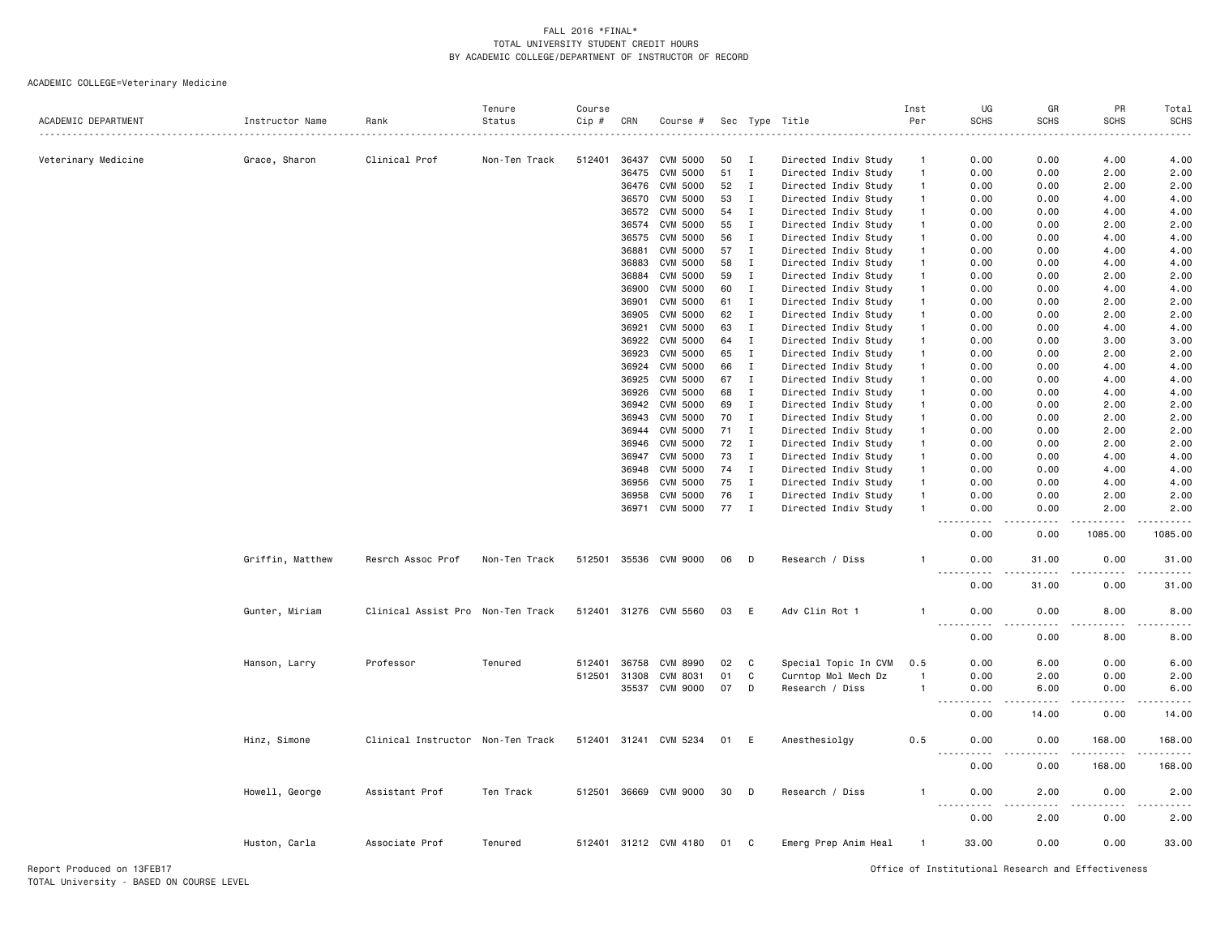FALL 2016 *FINAL*
TOTAL UNIVERSITY STUDENT CREDIT HOURS
BY ACADEMIC COLLEGE/DEPARTMENT OF INSTRUCTOR OF RECORD

ACADEMIC COLLEGE=Veterinary Medicine

| ACADEMIC DEPARTMENT | Instructor Name | Rank | Tenure Status | Course Cip # | CRN | Course # | Sec | Type | Title | Inst Per | UG SCHS | GR SCHS | PR SCHS | Total SCHS |
|---|---|---|---|---|---|---|---|---|---|---|---|---|---|---|
| Veterinary Medicine | Grace, Sharon | Clinical Prof | Non-Ten Track | 512401 | 36437 | CVM 5000 | 50 | I | Directed Indiv Study | 1 | 0.00 | 0.00 | 4.00 | 4.00 |
| | | | | | 36475 | CVM 5000 | 51 | I | Directed Indiv Study | 1 | 0.00 | 0.00 | 2.00 | 2.00 |
| | | | | | 36476 | CVM 5000 | 52 | I | Directed Indiv Study | 1 | 0.00 | 0.00 | 2.00 | 2.00 |
| | | | | | 36570 | CVM 5000 | 53 | I | Directed Indiv Study | 1 | 0.00 | 0.00 | 4.00 | 4.00 |
| | | | | | 36572 | CVM 5000 | 54 | I | Directed Indiv Study | 1 | 0.00 | 0.00 | 4.00 | 4.00 |
| | | | | | 36574 | CVM 5000 | 55 | I | Directed Indiv Study | 1 | 0.00 | 0.00 | 2.00 | 2.00 |
| | | | | | 36575 | CVM 5000 | 56 | I | Directed Indiv Study | 1 | 0.00 | 0.00 | 4.00 | 4.00 |
| | | | | | 36881 | CVM 5000 | 57 | I | Directed Indiv Study | 1 | 0.00 | 0.00 | 4.00 | 4.00 |
| | | | | | 36883 | CVM 5000 | 58 | I | Directed Indiv Study | 1 | 0.00 | 0.00 | 4.00 | 4.00 |
| | | | | | 36884 | CVM 5000 | 59 | I | Directed Indiv Study | 1 | 0.00 | 0.00 | 2.00 | 2.00 |
| | | | | | 36900 | CVM 5000 | 60 | I | Directed Indiv Study | 1 | 0.00 | 0.00 | 4.00 | 4.00 |
| | | | | | 36901 | CVM 5000 | 61 | I | Directed Indiv Study | 1 | 0.00 | 0.00 | 2.00 | 2.00 |
| | | | | | 36905 | CVM 5000 | 62 | I | Directed Indiv Study | 1 | 0.00 | 0.00 | 2.00 | 2.00 |
| | | | | | 36921 | CVM 5000 | 63 | I | Directed Indiv Study | 1 | 0.00 | 0.00 | 4.00 | 4.00 |
| | | | | | 36922 | CVM 5000 | 64 | I | Directed Indiv Study | 1 | 0.00 | 0.00 | 3.00 | 3.00 |
| | | | | | 36923 | CVM 5000 | 65 | I | Directed Indiv Study | 1 | 0.00 | 0.00 | 2.00 | 2.00 |
| | | | | | 36924 | CVM 5000 | 66 | I | Directed Indiv Study | 1 | 0.00 | 0.00 | 4.00 | 4.00 |
| | | | | | 36925 | CVM 5000 | 67 | I | Directed Indiv Study | 1 | 0.00 | 0.00 | 4.00 | 4.00 |
| | | | | | 36926 | CVM 5000 | 68 | I | Directed Indiv Study | 1 | 0.00 | 0.00 | 4.00 | 4.00 |
| | | | | | 36942 | CVM 5000 | 69 | I | Directed Indiv Study | 1 | 0.00 | 0.00 | 2.00 | 2.00 |
| | | | | | 36943 | CVM 5000 | 70 | I | Directed Indiv Study | 1 | 0.00 | 0.00 | 2.00 | 2.00 |
| | | | | | 36944 | CVM 5000 | 71 | I | Directed Indiv Study | 1 | 0.00 | 0.00 | 2.00 | 2.00 |
| | | | | | 36946 | CVM 5000 | 72 | I | Directed Indiv Study | 1 | 0.00 | 0.00 | 2.00 | 2.00 |
| | | | | | 36947 | CVM 5000 | 73 | I | Directed Indiv Study | 1 | 0.00 | 0.00 | 4.00 | 4.00 |
| | | | | | 36948 | CVM 5000 | 74 | I | Directed Indiv Study | 1 | 0.00 | 0.00 | 4.00 | 4.00 |
| | | | | | 36956 | CVM 5000 | 75 | I | Directed Indiv Study | 1 | 0.00 | 0.00 | 4.00 | 4.00 |
| | | | | | 36958 | CVM 5000 | 76 | I | Directed Indiv Study | 1 | 0.00 | 0.00 | 2.00 | 2.00 |
| | | | | | 36971 | CVM 5000 | 77 | I | Directed Indiv Study | 1 | 0.00 | 0.00 | 2.00 | 2.00 |
| | | | | | | | | | | | 0.00 | 0.00 | 1085.00 | 1085.00 |
| | Griffin, Matthew | Resrch Assoc Prof | Non-Ten Track | 512501 | 35536 | CVM 9000 | 06 | D | Research / Diss | 1 | 0.00 | 31.00 | 0.00 | 31.00 |
| | | | | | | | | | | | 0.00 | 31.00 | 0.00 | 31.00 |
| | Gunter, Miriam | Clinical Assist Pro | Non-Ten Track | 512401 | 31276 | CVM 5560 | 03 | E | Adv Clin Rot 1 | 1 | 0.00 | 0.00 | 8.00 | 8.00 |
| | | | | | | | | | | | 0.00 | 0.00 | 8.00 | 8.00 |
| | Hanson, Larry | Professor | Tenured | 512401 | 36758 | CVM 8990 | 02 | C | Special Topic In CVM | 0.5 | 0.00 | 6.00 | 0.00 | 6.00 |
| | | | | 512501 | 31308 | CVM 8031 | 01 | C | Curntop Mol Mech Dz | 1 | 0.00 | 2.00 | 0.00 | 2.00 |
| | | | | | 35537 | CVM 9000 | 07 | D | Research / Diss | 1 | 0.00 | 6.00 | 0.00 | 6.00 |
| | | | | | | | | | | | 0.00 | 14.00 | 0.00 | 14.00 |
| | Hinz, Simone | Clinical Instructor | Non-Ten Track | 512401 | 31241 | CVM 5234 | 01 | E | Anesthesiolgy | 0.5 | 0.00 | 0.00 | 168.00 | 168.00 |
| | | | | | | | | | | | 0.00 | 0.00 | 168.00 | 168.00 |
| | Howell, George | Assistant Prof | Ten Track | 512501 | 36669 | CVM 9000 | 30 | D | Research / Diss | 1 | 0.00 | 2.00 | 0.00 | 2.00 |
| | | | | | | | | | | | 0.00 | 2.00 | 0.00 | 2.00 |
| | Huston, Carla | Associate Prof | Tenured | 512401 | 31212 | CVM 4180 | 01 | C | Emerg Prep Anim Heal | 1 | 33.00 | 0.00 | 0.00 | 33.00 |

Report Produced on 13FEB17
TOTAL University - BASED ON COURSE LEVEL

Office of Institutional Research and Effectiveness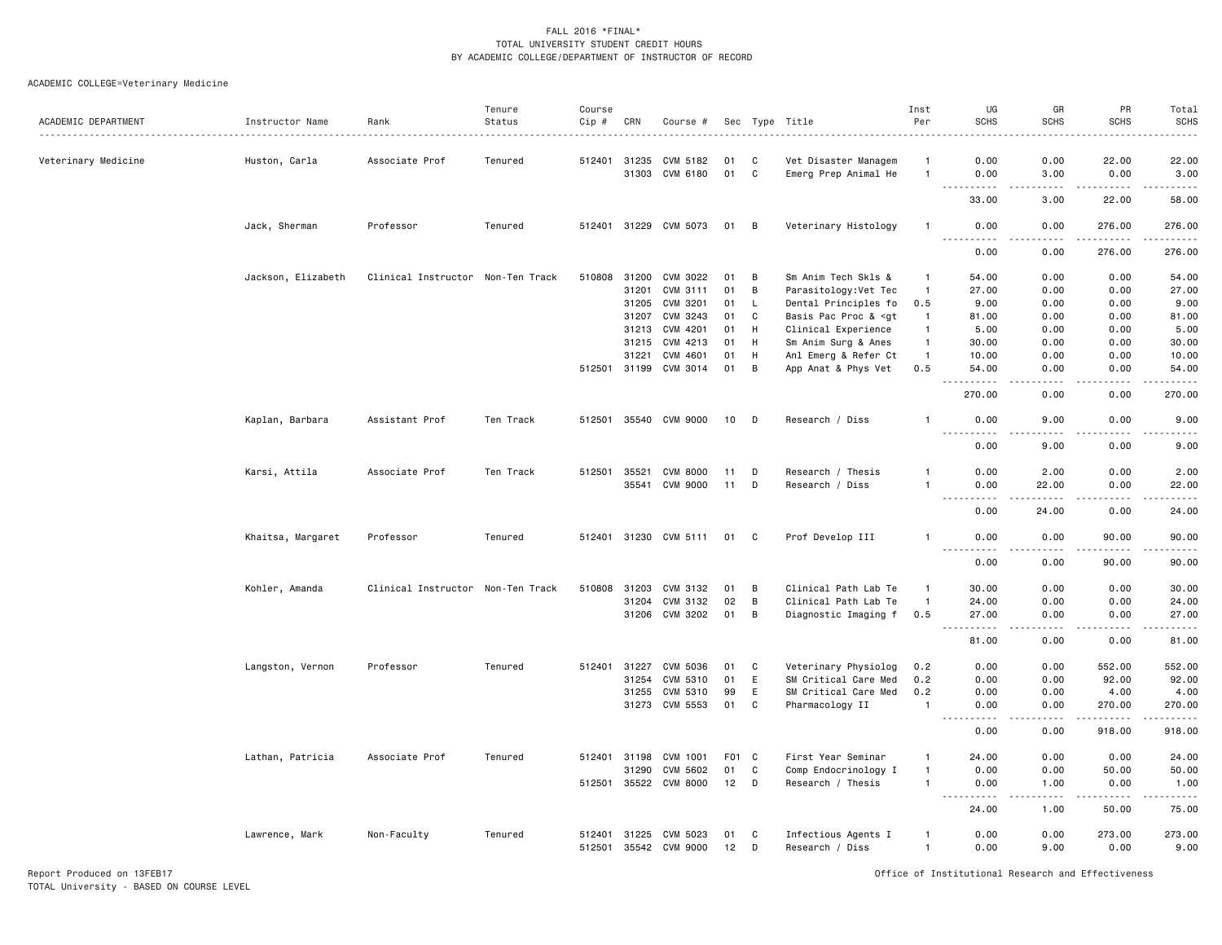FALL 2016 *FINAL*
TOTAL UNIVERSITY STUDENT CREDIT HOURS
BY ACADEMIC COLLEGE/DEPARTMENT OF INSTRUCTOR OF RECORD

ACADEMIC COLLEGE=Veterinary Medicine

| ACADEMIC DEPARTMENT | Instructor Name | Rank | Tenure Status | Course Cip # | CRN | Course # | Sec | Type | Title | Inst Per | UG SCHS | GR SCHS | PR SCHS | Total SCHS |
|---|---|---|---|---|---|---|---|---|---|---|---|---|---|---|
| Veterinary Medicine | Huston, Carla | Associate Prof | Tenured | 512401 | 31235 | CVM 5182 | 01 | C | Vet Disaster Managem | 1 | 0.00 | 0.00 | 22.00 | 22.00 |
| | | | | | 31303 | CVM 6180 | 01 | C | Emerg Prep Animal He | 1 | 0.00 | 3.00 | 0.00 | 3.00 |
| | | | | | | | | | | | 33.00 | 3.00 | 22.00 | 58.00 |
| | Jack, Sherman | Professor | Tenured | 512401 | 31229 | CVM 5073 | 01 | B | Veterinary Histology | 1 | 0.00 | 0.00 | 276.00 | 276.00 |
| | | | | | | | | | | | 0.00 | 0.00 | 276.00 | 276.00 |
| | Jackson, Elizabeth | Clinical Instructor | Non-Ten Track | 510808 | 31200 | CVM 3022 | 01 | B | Sm Anim Tech Skls & | 1 | 54.00 | 0.00 | 0.00 | 54.00 |
| | | | | | 31201 | CVM 3111 | 01 | B | Parasitology:Vet Tec | 1 | 27.00 | 0.00 | 0.00 | 27.00 |
| | | | | | 31205 | CVM 3201 | 01 | L | Dental Principles fo | 0.5 | 9.00 | 0.00 | 0.00 | 9.00 |
| | | | | | 31207 | CVM 3243 | 01 | C | Basis Pac Proc & <gt | 1 | 81.00 | 0.00 | 0.00 | 81.00 |
| | | | | | 31213 | CVM 4201 | 01 | H | Clinical Experience | 1 | 5.00 | 0.00 | 0.00 | 5.00 |
| | | | | | 31215 | CVM 4213 | 01 | H | Sm Anim Surg & Anes | 1 | 30.00 | 0.00 | 0.00 | 30.00 |
| | | | | | 31221 | CVM 4601 | 01 | H | Anl Emerg & Refer Ct | 1 | 10.00 | 0.00 | 0.00 | 10.00 |
| | | | | 512501 | 31199 | CVM 3014 | 01 | B | App Anat & Phys Vet | 0.5 | 54.00 | 0.00 | 0.00 | 54.00 |
| | | | | | | | | | | | 270.00 | 0.00 | 0.00 | 270.00 |
| | Kaplan, Barbara | Assistant Prof | Ten Track | 512501 | 35540 | CVM 9000 | 10 | D | Research / Diss | 1 | 0.00 | 9.00 | 0.00 | 9.00 |
| | | | | | | | | | | | 0.00 | 9.00 | 0.00 | 9.00 |
| | Karsi, Attila | Associate Prof | Ten Track | 512501 | 35521 | CVM 8000 | 11 | D | Research / Thesis | 1 | 0.00 | 2.00 | 0.00 | 2.00 |
| | | | | | 35541 | CVM 9000 | 11 | D | Research / Diss | 1 | 0.00 | 22.00 | 0.00 | 22.00 |
| | | | | | | | | | | | 0.00 | 24.00 | 0.00 | 24.00 |
| | Khaitsa, Margaret | Professor | Tenured | 512401 | 31230 | CVM 5111 | 01 | C | Prof Develop III | 1 | 0.00 | 0.00 | 90.00 | 90.00 |
| | | | | | | | | | | | 0.00 | 0.00 | 90.00 | 90.00 |
| | Kohler, Amanda | Clinical Instructor | Non-Ten Track | 510808 | 31203 | CVM 3132 | 01 | B | Clinical Path Lab Te | 1 | 30.00 | 0.00 | 0.00 | 30.00 |
| | | | | | 31204 | CVM 3132 | 02 | B | Clinical Path Lab Te | 1 | 24.00 | 0.00 | 0.00 | 24.00 |
| | | | | | 31206 | CVM 3202 | 01 | B | Diagnostic Imaging f | 0.5 | 27.00 | 0.00 | 0.00 | 27.00 |
| | | | | | | | | | | | 81.00 | 0.00 | 0.00 | 81.00 |
| | Langston, Vernon | Professor | Tenured | 512401 | 31227 | CVM 5036 | 01 | C | Veterinary Physiolog | 0.2 | 0.00 | 0.00 | 552.00 | 552.00 |
| | | | | | 31254 | CVM 5310 | 01 | E | SM Critical Care Med | 0.2 | 0.00 | 0.00 | 92.00 | 92.00 |
| | | | | | 31255 | CVM 5310 | 99 | E | SM Critical Care Med | 0.2 | 0.00 | 0.00 | 4.00 | 4.00 |
| | | | | | 31273 | CVM 5553 | 01 | C | Pharmacology II | 1 | 0.00 | 0.00 | 270.00 | 270.00 |
| | | | | | | | | | | | 0.00 | 0.00 | 918.00 | 918.00 |
| | Lathan, Patricia | Associate Prof | Tenured | 512401 | 31198 | CVM 1001 | F01 | C | First Year Seminar | 1 | 24.00 | 0.00 | 0.00 | 24.00 |
| | | | | | 31290 | CVM 5602 | 01 | C | Comp Endocrinology I | 1 | 0.00 | 0.00 | 50.00 | 50.00 |
| | | | | 512501 | 35522 | CVM 8000 | 12 | D | Research / Thesis | 1 | 0.00 | 1.00 | 0.00 | 1.00 |
| | | | | | | | | | | | 24.00 | 1.00 | 50.00 | 75.00 |
| | Lawrence, Mark | Non-Faculty | Tenured | 512401 | 31225 | CVM 5023 | 01 | C | Infectious Agents I | 1 | 0.00 | 0.00 | 273.00 | 273.00 |
| | | | | 512501 | 35542 | CVM 9000 | 12 | D | Research / Diss | 1 | 0.00 | 9.00 | 0.00 | 9.00 |

Report Produced on 13FEB17
TOTAL University - BASED ON COURSE LEVEL

Office of Institutional Research and Effectiveness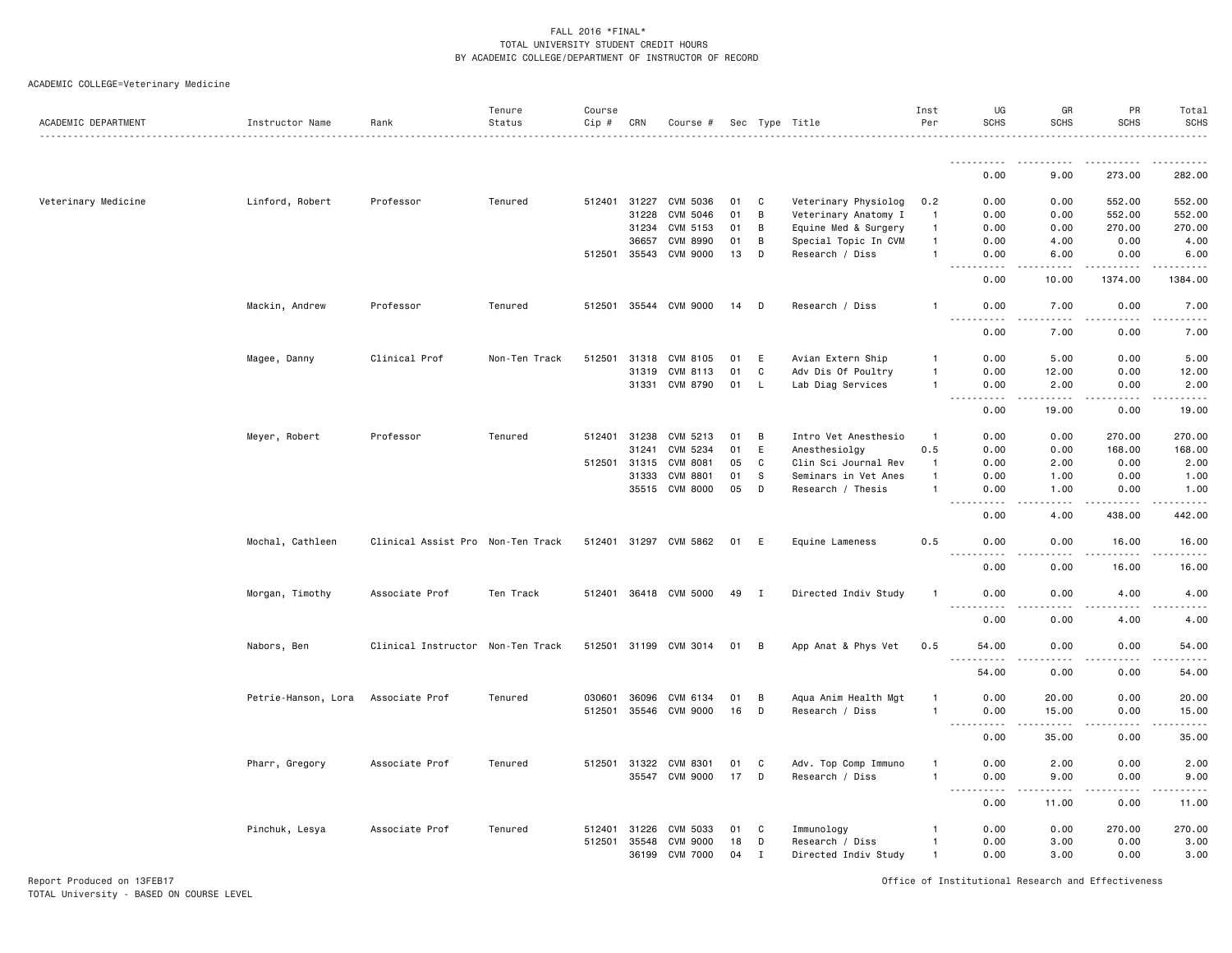FALL 2016 *FINAL*
TOTAL UNIVERSITY STUDENT CREDIT HOURS
BY ACADEMIC COLLEGE/DEPARTMENT OF INSTRUCTOR OF RECORD

ACADEMIC COLLEGE=Veterinary Medicine

| ACADEMIC DEPARTMENT | Instructor Name | Rank | Tenure Status | Course Cip # | CRN | Course # | Sec | Type | Title | Inst Per | UG SCHS | GR SCHS | PR SCHS | Total SCHS |
|---|---|---|---|---|---|---|---|---|---|---|---|---|---|---|
| | | | | | | | | | | | 0.00 | 9.00 | 273.00 | 282.00 |
| Veterinary Medicine | Linford, Robert | Professor | Tenured | 512401 | 31227 | CVM 5036 | 01 | C | Veterinary Physiolog | 0.2 | 0.00 | 0.00 | 552.00 | 552.00 |
| | | | | | 31228 | CVM 5046 | 01 | B | Veterinary Anatomy I | 1 | 0.00 | 0.00 | 552.00 | 552.00 |
| | | | | | 31234 | CVM 5153 | 01 | B | Equine Med & Surgery | 1 | 0.00 | 0.00 | 270.00 | 270.00 |
| | | | | | 36657 | CVM 8990 | 01 | B | Special Topic In CVM | 1 | 0.00 | 4.00 | 0.00 | 4.00 |
| | | | | 512501 | 35543 | CVM 9000 | 13 | D | Research / Diss | 1 | 0.00 | 6.00 | 0.00 | 6.00 |
| | | | | | | | | | | | 0.00 | 10.00 | 1374.00 | 1384.00 |
| | Mackin, Andrew | Professor | Tenured | 512501 | 35544 | CVM 9000 | 14 | D | Research / Diss | 1 | 0.00 | 7.00 | 0.00 | 7.00 |
| | | | | | | | | | | | 0.00 | 7.00 | 0.00 | 7.00 |
| | Magee, Danny | Clinical Prof | Non-Ten Track | 512501 | 31318 | CVM 8105 | 01 | E | Avian Extern Ship | 1 | 0.00 | 5.00 | 0.00 | 5.00 |
| | | | | | 31319 | CVM 8113 | 01 | C | Adv Dis Of Poultry | 1 | 0.00 | 12.00 | 0.00 | 12.00 |
| | | | | | 31331 | CVM 8790 | 01 | L | Lab Diag Services | 1 | 0.00 | 2.00 | 0.00 | 2.00 |
| | | | | | | | | | | | 0.00 | 19.00 | 0.00 | 19.00 |
| | Meyer, Robert | Professor | Tenured | 512401 | 31238 | CVM 5213 | 01 | B | Intro Vet Anesthesio | 1 | 0.00 | 0.00 | 270.00 | 270.00 |
| | | | | | 31241 | CVM 5234 | 01 | E | Anesthesiolgy | 0.5 | 0.00 | 0.00 | 168.00 | 168.00 |
| | | | | 512501 | 31315 | CVM 8081 | 05 | C | Clin Sci Journal Rev | 1 | 0.00 | 2.00 | 0.00 | 2.00 |
| | | | | | 31333 | CVM 8801 | 01 | S | Seminars in Vet Anes | 1 | 0.00 | 1.00 | 0.00 | 1.00 |
| | | | | | 35515 | CVM 8000 | 05 | D | Research / Thesis | 1 | 0.00 | 1.00 | 0.00 | 1.00 |
| | | | | | | | | | | | 0.00 | 4.00 | 438.00 | 442.00 |
| | Mochal, Cathleen | Clinical Assist Pro | Non-Ten Track | 512401 | 31297 | CVM 5862 | 01 | E | Equine Lameness | 0.5 | 0.00 | 0.00 | 16.00 | 16.00 |
| | | | | | | | | | | | 0.00 | 0.00 | 16.00 | 16.00 |
| | Morgan, Timothy | Associate Prof | Ten Track | 512401 | 36418 | CVM 5000 | 49 | I | Directed Indiv Study | 1 | 0.00 | 0.00 | 4.00 | 4.00 |
| | | | | | | | | | | | 0.00 | 0.00 | 4.00 | 4.00 |
| | Nabors, Ben | Clinical Instructor | Non-Ten Track | 512501 | 31199 | CVM 3014 | 01 | B | App Anat & Phys Vet | 0.5 | 54.00 | 0.00 | 0.00 | 54.00 |
| | | | | | | | | | | | 54.00 | 0.00 | 0.00 | 54.00 |
| | Petrie-Hanson, Lora | Associate Prof | Tenured | 030601 | 36096 | CVM 6134 | 01 | B | Aqua Anim Health Mgt | 1 | 0.00 | 20.00 | 0.00 | 20.00 |
| | | | | 512501 | 35546 | CVM 9000 | 16 | D | Research / Diss | 1 | 0.00 | 15.00 | 0.00 | 15.00 |
| | | | | | | | | | | | 0.00 | 35.00 | 0.00 | 35.00 |
| | Pharr, Gregory | Associate Prof | Tenured | 512501 | 31322 | CVM 8301 | 01 | C | Adv. Top Comp Immuno | 1 | 0.00 | 2.00 | 0.00 | 2.00 |
| | | | | | 35547 | CVM 9000 | 17 | D | Research / Diss | 1 | 0.00 | 9.00 | 0.00 | 9.00 |
| | | | | | | | | | | | 0.00 | 11.00 | 0.00 | 11.00 |
| | Pinchuk, Lesya | Associate Prof | Tenured | 512401 | 31226 | CVM 5033 | 01 | C | Immunology | 1 | 0.00 | 0.00 | 270.00 | 270.00 |
| | | | | 512501 | 35548 | CVM 9000 | 18 | D | Research / Diss | 1 | 0.00 | 3.00 | 0.00 | 3.00 |
| | | | | | 36199 | CVM 7000 | 04 | I | Directed Indiv Study | 1 | 0.00 | 3.00 | 0.00 | 3.00 |

Report Produced on 13FEB17
TOTAL University - BASED ON COURSE LEVEL

Office of Institutional Research and Effectiveness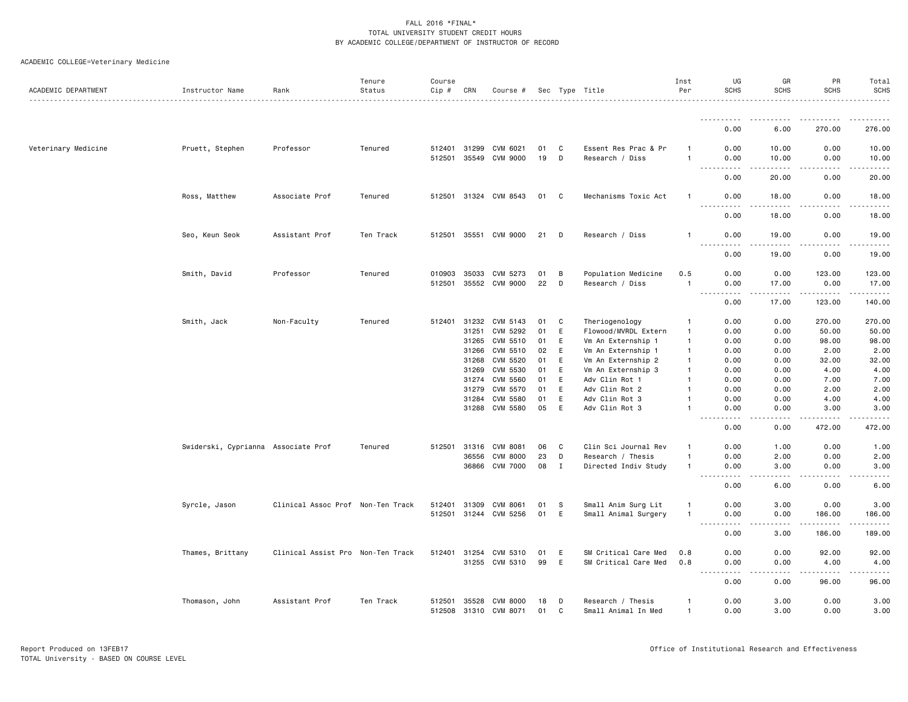FALL 2016 *FINAL*
TOTAL UNIVERSITY STUDENT CREDIT HOURS
BY ACADEMIC COLLEGE/DEPARTMENT OF INSTRUCTOR OF RECORD

ACADEMIC COLLEGE=Veterinary Medicine

| ACADEMIC DEPARTMENT | Instructor Name | Rank | Tenure Status | Course Cip # | CRN | Course # | Sec | Type | Title | Inst Per | UG SCHS | GR SCHS | PR SCHS | Total SCHS |
|---|---|---|---|---|---|---|---|---|---|---|---|---|---|---|
| | | | | | | | | | | | 0.00 | 6.00 | 270.00 | 276.00 |
| Veterinary Medicine | Pruett, Stephen | Professor | Tenured | 512401 | 31299 | CVM 6021 | 01 | C | Essent Res Prac & Pr | 1 | 0.00 | 10.00 | 0.00 | 10.00 |
| | | | | 512501 | 35549 | CVM 9000 | 19 | D | Research / Diss | 1 | 0.00 | 10.00 | 0.00 | 10.00 |
| | | | | | | | | | | | 0.00 | 20.00 | 0.00 | 20.00 |
| | Ross, Matthew | Associate Prof | Tenured | 512501 | 31324 | CVM 8543 | 01 | C | Mechanisms Toxic Act | 1 | 0.00 | 18.00 | 0.00 | 18.00 |
| | | | | | | | | | | | 0.00 | 18.00 | 0.00 | 18.00 |
| | Seo, Keun Seok | Assistant Prof | Ten Track | 512501 | 35551 | CVM 9000 | 21 | D | Research / Diss | 1 | 0.00 | 19.00 | 0.00 | 19.00 |
| | | | | | | | | | | | 0.00 | 19.00 | 0.00 | 19.00 |
| | Smith, David | Professor | Tenured | 010903 | 35033 | CVM 5273 | 01 | B | Population Medicine | 0.5 | 0.00 | 0.00 | 123.00 | 123.00 |
| | | | | 512501 | 35552 | CVM 9000 | 22 | D | Research / Diss | 1 | 0.00 | 17.00 | 0.00 | 17.00 |
| | | | | | | | | | | | 0.00 | 17.00 | 123.00 | 140.00 |
| | Smith, Jack | Non-Faculty | Tenured | 512401 | 31232 | CVM 5143 | 01 | C | Theriogenology | 1 | 0.00 | 0.00 | 270.00 | 270.00 |
| | | | | | 31251 | CVM 5292 | 01 | E | Flowood/MVRDL Extern | 1 | 0.00 | 0.00 | 50.00 | 50.00 |
| | | | | | 31265 | CVM 5510 | 01 | E | Vm An Externship 1 | 1 | 0.00 | 0.00 | 98.00 | 98.00 |
| | | | | | 31266 | CVM 5510 | 02 | E | Vm An Externship 1 | 1 | 0.00 | 0.00 | 2.00 | 2.00 |
| | | | | | 31268 | CVM 5520 | 01 | E | Vm An Externship 2 | 1 | 0.00 | 0.00 | 32.00 | 32.00 |
| | | | | | 31269 | CVM 5530 | 01 | E | Vm An Externship 3 | 1 | 0.00 | 0.00 | 4.00 | 4.00 |
| | | | | | 31274 | CVM 5560 | 01 | E | Adv Clin Rot 1 | 1 | 0.00 | 0.00 | 7.00 | 7.00 |
| | | | | | 31279 | CVM 5570 | 01 | E | Adv Clin Rot 2 | 1 | 0.00 | 0.00 | 2.00 | 2.00 |
| | | | | | 31284 | CVM 5580 | 01 | E | Adv Clin Rot 3 | 1 | 0.00 | 0.00 | 4.00 | 4.00 |
| | | | | | 31288 | CVM 5580 | 05 | E | Adv Clin Rot 3 | 1 | 0.00 | 0.00 | 3.00 | 3.00 |
| | | | | | | | | | | | 0.00 | 0.00 | 472.00 | 472.00 |
| | Swiderski, Cyprianna | Associate Prof | Tenured | 512501 | 31316 | CVM 8081 | 06 | C | Clin Sci Journal Rev | 1 | 0.00 | 1.00 | 0.00 | 1.00 |
| | | | | | 36556 | CVM 8000 | 23 | D | Research / Thesis | 1 | 0.00 | 2.00 | 0.00 | 2.00 |
| | | | | | 36866 | CVM 7000 | 08 | I | Directed Indiv Study | 1 | 0.00 | 3.00 | 0.00 | 3.00 |
| | | | | | | | | | | | 0.00 | 6.00 | 0.00 | 6.00 |
| | Syrcle, Jason | Clinical Assoc Prof | Non-Ten Track | 512401 | 31309 | CVM 8061 | 01 | S | Small Anim Surg Lit | 1 | 0.00 | 3.00 | 0.00 | 3.00 |
| | | | | 512501 | 31244 | CVM 5256 | 01 | E | Small Animal Surgery | 1 | 0.00 | 0.00 | 186.00 | 186.00 |
| | | | | | | | | | | | 0.00 | 3.00 | 186.00 | 189.00 |
| | Thames, Brittany | Clinical Assist Pro | Non-Ten Track | 512401 | 31254 | CVM 5310 | 01 | E | SM Critical Care Med | 0.8 | 0.00 | 0.00 | 92.00 | 92.00 |
| | | | | | 31255 | CVM 5310 | 99 | E | SM Critical Care Med | 0.8 | 0.00 | 0.00 | 4.00 | 4.00 |
| | | | | | | | | | | | 0.00 | 0.00 | 96.00 | 96.00 |
| | Thomason, John | Assistant Prof | Ten Track | 512501 | 35528 | CVM 8000 | 18 | D | Research / Thesis | 1 | 0.00 | 3.00 | 0.00 | 3.00 |
| | | | | 512508 | 31310 | CVM 8071 | 01 | C | Small Animal In Med | 1 | 0.00 | 3.00 | 0.00 | 3.00 |

Report Produced on 13FEB17
TOTAL University - BASED ON COURSE LEVEL

Office of Institutional Research and Effectiveness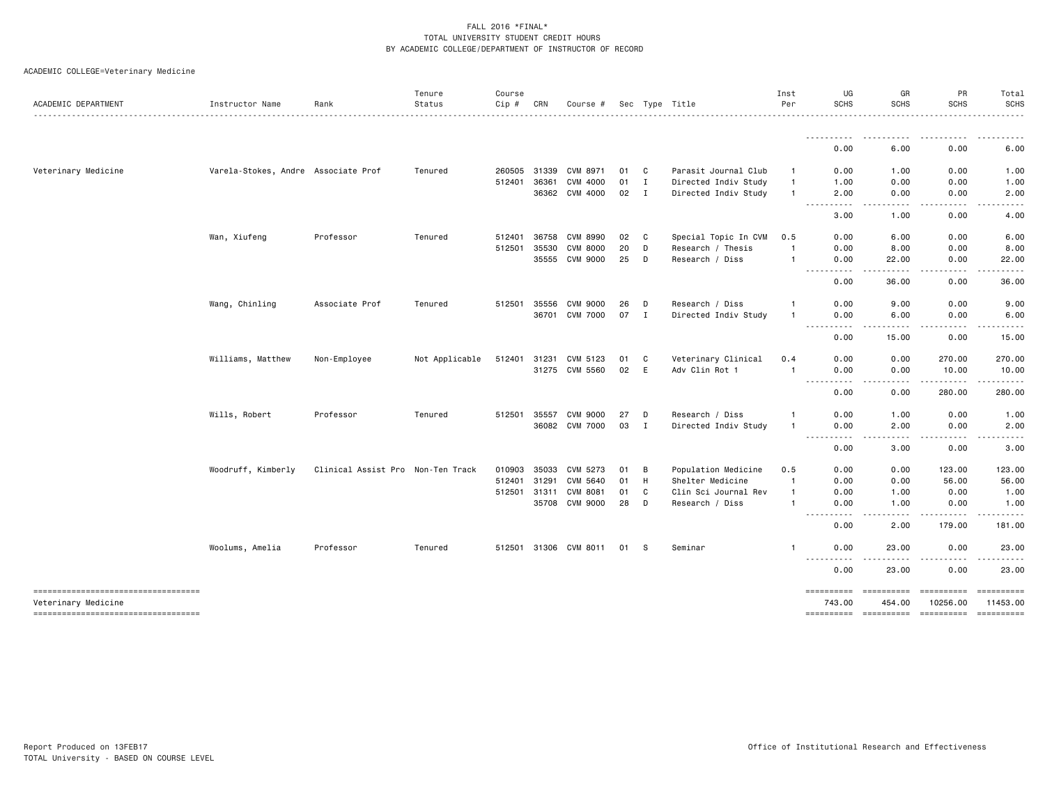FALL 2016 *FINAL*
TOTAL UNIVERSITY STUDENT CREDIT HOURS
BY ACADEMIC COLLEGE/DEPARTMENT OF INSTRUCTOR OF RECORD

ACADEMIC COLLEGE=Veterinary Medicine

| ACADEMIC DEPARTMENT | Instructor Name | Rank | Tenure Status | Course Cip # | CRN | Course # | Sec | Type | Title | Inst Per | UG SCHS | GR SCHS | PR SCHS | Total SCHS |
|---|---|---|---|---|---|---|---|---|---|---|---|---|---|---|
| | | | | | | | | | | | 0.00 | 6.00 | 0.00 | 6.00 |
| Veterinary Medicine | Varela-Stokes, Andre | Associate Prof | Tenured | 260505 | 31339 | CVM 8971 | 01 | C | Parasit Journal Club | 1 | 0.00 | 1.00 | 0.00 | 1.00 |
| | | | | 512401 | 36361 | CVM 4000 | 01 | I | Directed Indiv Study | 1 | 1.00 | 0.00 | 0.00 | 1.00 |
| | | | | | 36362 | CVM 4000 | 02 | I | Directed Indiv Study | 1 | 2.00 | 0.00 | 0.00 | 2.00 |
| | | | | | | | | | | | 3.00 | 1.00 | 0.00 | 4.00 |
| | Wan, Xiufeng | Professor | Tenured | 512401 | 36758 | CVM 8990 | 02 | C | Special Topic In CVM | 0.5 | 0.00 | 6.00 | 0.00 | 6.00 |
| | | | | 512501 | 35530 | CVM 8000 | 20 | D | Research / Thesis | 1 | 0.00 | 8.00 | 0.00 | 8.00 |
| | | | | | 35555 | CVM 9000 | 25 | D | Research / Diss | 1 | 0.00 | 22.00 | 0.00 | 22.00 |
| | | | | | | | | | | | 0.00 | 36.00 | 0.00 | 36.00 |
| | Wang, Chinling | Associate Prof | Tenured | 512501 | 35556 | CVM 9000 | 26 | D | Research / Diss | 1 | 0.00 | 9.00 | 0.00 | 9.00 |
| | | | | | 36701 | CVM 7000 | 07 | I | Directed Indiv Study | 1 | 0.00 | 6.00 | 0.00 | 6.00 |
| | | | | | | | | | | | 0.00 | 15.00 | 0.00 | 15.00 |
| | Williams, Matthew | Non-Employee | Not Applicable | 512401 | 31231 | CVM 5123 | 01 | C | Veterinary Clinical | 0.4 | 0.00 | 0.00 | 270.00 | 270.00 |
| | | | | | 31275 | CVM 5560 | 02 | E | Adv Clin Rot 1 | 1 | 0.00 | 0.00 | 10.00 | 10.00 |
| | | | | | | | | | | | 0.00 | 0.00 | 280.00 | 280.00 |
| | Wills, Robert | Professor | Tenured | 512501 | 35557 | CVM 9000 | 27 | D | Research / Diss | 1 | 0.00 | 1.00 | 0.00 | 1.00 |
| | | | | | 36082 | CVM 7000 | 03 | I | Directed Indiv Study | 1 | 0.00 | 2.00 | 0.00 | 2.00 |
| | | | | | | | | | | | 0.00 | 3.00 | 0.00 | 3.00 |
| | Woodruff, Kimberly | Clinical Assist Pro | Non-Ten Track | 010903 | 35033 | CVM 5273 | 01 | B | Population Medicine | 0.5 | 0.00 | 0.00 | 123.00 | 123.00 |
| | | | | 512401 | 31291 | CVM 5640 | 01 | H | Shelter Medicine | 1 | 0.00 | 0.00 | 56.00 | 56.00 |
| | | | | 512501 | 31311 | CVM 8081 | 01 | C | Clin Sci Journal Rev | 1 | 0.00 | 1.00 | 0.00 | 1.00 |
| | | | | | 35708 | CVM 9000 | 28 | D | Research / Diss | 1 | 0.00 | 1.00 | 0.00 | 1.00 |
| | | | | | | | | | | | 0.00 | 2.00 | 179.00 | 181.00 |
| | Woolums, Amelia | Professor | Tenured | 512501 | 31306 | CVM 8011 | 01 | S | Seminar | 1 | 0.00 | 23.00 | 0.00 | 23.00 |
| | | | | | | | | | | | 0.00 | 23.00 | 0.00 | 23.00 |
| Veterinary Medicine | | | | | | | | | | | 743.00 | 454.00 | 10256.00 | 11453.00 |

Report Produced on 13FEB17
TOTAL University - BASED ON COURSE LEVEL

Office of Institutional Research and Effectiveness